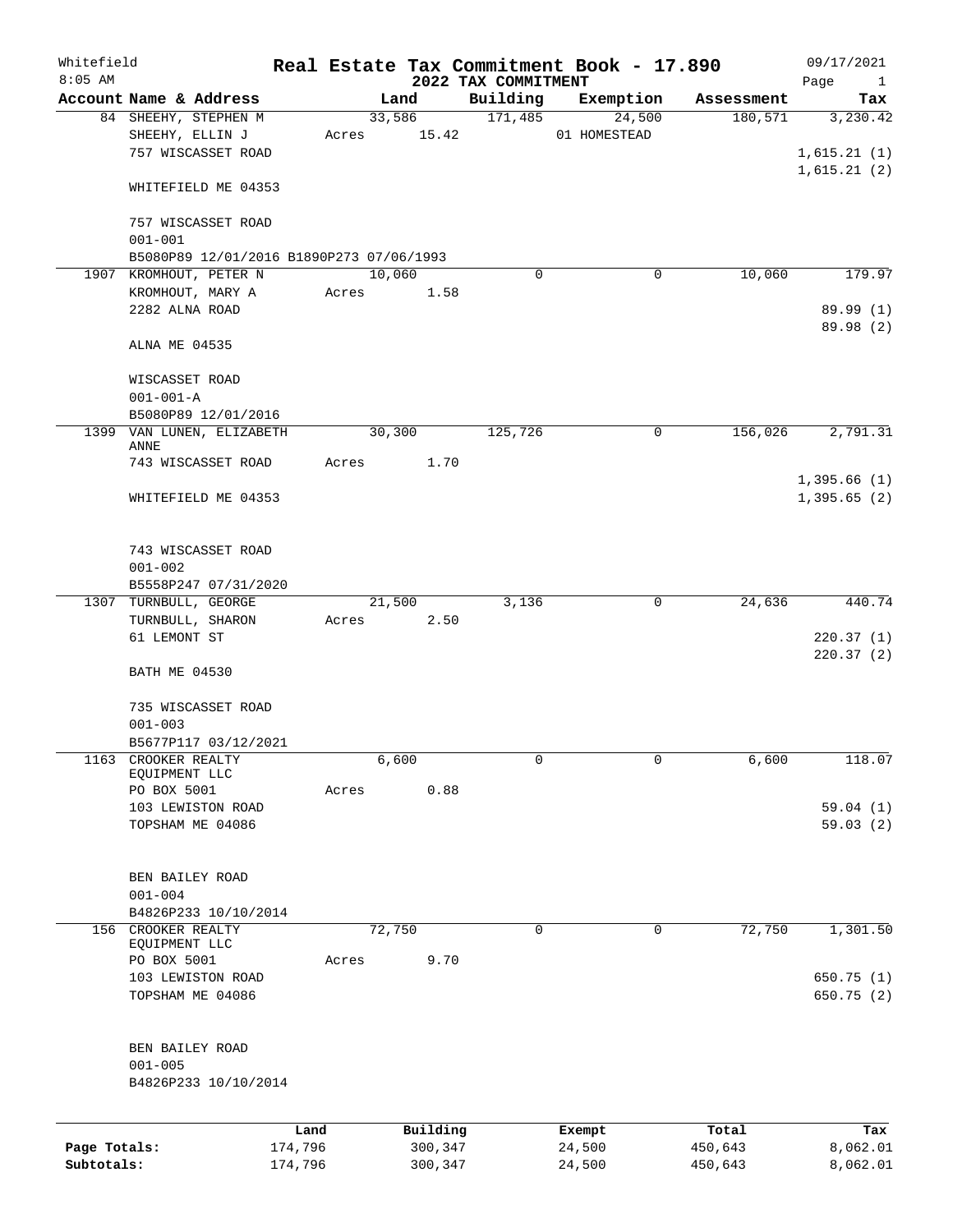Whitefield
8:05 AM

# Real Estate Tax Commitment Book - 17.890

## 2022 TAX COMMITMENT

09/17/2021

| Account Name & Address | Land | Building | Exemption | Assessment | Tax |
|---|---|---|---|---|---|
| 84 SHEEHY, STEPHEN M<br>SHEEHY, ELLIN J<br>757 WISCASSET ROAD<br><br>WHITEFIELD ME 04353<br><br>757 WISCASSET ROAD<br>001-001<br>B5080P89 12/01/2016 B1890P273 07/06/1993 | 33,586<br>Acres 15.42 | 171,485 | 24,500<br>01 HOMESTEAD | 180,571 | 3,230.42<br><br>1,615.21 (1)<br>1,615.21 (2) |
| 1907 KROMHOUT, PETER N<br>KROMHOUT, MARY A<br>2282 ALNA ROAD<br><br>ALNA ME 04535<br><br>WISCASSET ROAD<br>001-001-A<br>B5080P89 12/01/2016 | 10,060<br>Acres 1.58 | 0 | 0 | 10,060 | 179.97<br><br>89.99 (1)<br>89.98 (2) |
| 1399 VAN LUNEN, ELIZABETH ANNE<br>743 WISCASSET ROAD<br><br>WHITEFIELD ME 04353<br><br>743 WISCASSET ROAD<br>001-002<br>B5558P247 07/31/2020 | 30,300<br>Acres 1.70 | 125,726 | 0 | 156,026 | 2,791.31<br><br>1,395.66 (1)<br>1,395.65 (2) |
| 1307 TURNBULL, GEORGE<br>TURNBULL, SHARON<br>61 LEMONT ST<br><br>BATH ME 04530<br><br>735 WISCASSET ROAD<br>001-003<br>B5677P117 03/12/2021 | 21,500<br>Acres 2.50 | 3,136 | 0 | 24,636 | 440.74<br><br>220.37 (1)<br>220.37 (2) |
| 1163 CROOKER REALTY EQUIPMENT LLC<br>PO BOX 5001<br>103 LEWISTON ROAD<br>TOPSHAM ME 04086<br><br>BEN BAILEY ROAD<br>001-004<br>B4826P233 10/10/2014 | 6,600<br>Acres 0.88 | 0 | 0 | 6,600 | 118.07<br><br>59.04 (1)<br>59.03 (2) |
| 156 CROOKER REALTY EQUIPMENT LLC<br>PO BOX 5001<br>103 LEWISTON ROAD<br>TOPSHAM ME 04086<br><br>BEN BAILEY ROAD<br>001-005<br>B4826P233 10/10/2014 | 72,750<br>Acres 9.70 | 0 | 0 | 72,750 | 1,301.50<br><br>650.75 (1)<br>650.75 (2) |

| | Land | Building | Exempt | Total | Tax |
|---|---|---|---|---|---|
| Page Totals: | 174,796 | 300,347 | 24,500 | 450,643 | 8,062.01 |
| Subtotals: | 174,796 | 300,347 | 24,500 | 450,643 | 8,062.01 |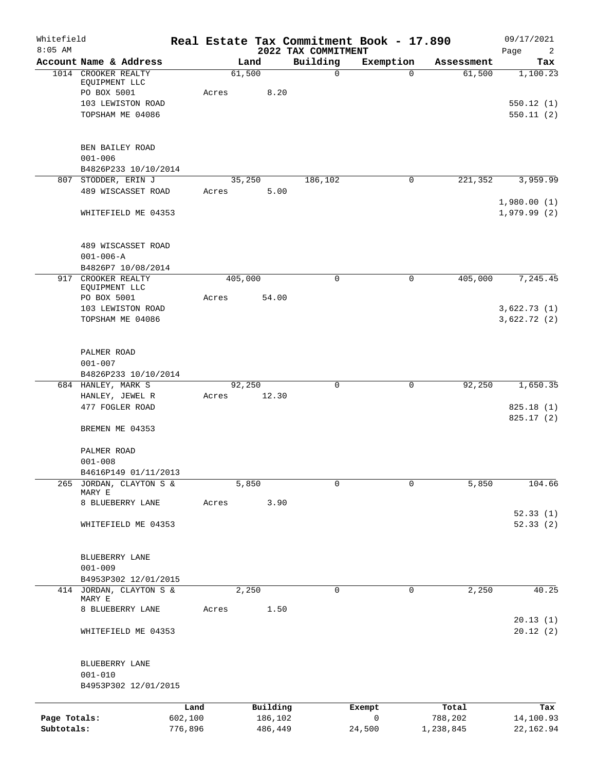# Real Estate Tax Commitment Book - 17.890

Whitefield
8:05 AM

2022 TAX COMMITMENT

09/17/2021

| Account Name & Address | Land | Building | Exemption | Assessment | Tax |
|---|---|---|---|---|---|
| 1014 CROOKER REALTY EQUIPMENT LLC<br>PO BOX 5001<br>103 LEWISTON ROAD<br>TOPSHAM ME 04086<br><br>BEN BAILEY ROAD<br>001-006<br>B4826P233 10/10/2014 | 61,500<br>Acres 8.20 | 0 | 0 | 61,500 | 1,100.23<br><br>550.12 (1)<br>550.11 (2) |
| 807 STODDER, ERIN J<br>489 WISCASSET ROAD<br><br>WHITEFIELD ME 04353<br><br>489 WISCASSET ROAD<br>001-006-A<br>B4826P7 10/08/2014 | 35,250<br>Acres 5.00 | 186,102 | 0 | 221,352 | 3,959.99<br><br>1,980.00 (1)<br>1,979.99 (2) |
| 917 CROOKER REALTY EQUIPMENT LLC<br>PO BOX 5001<br>103 LEWISTON ROAD<br>TOPSHAM ME 04086<br><br>PALMER ROAD<br>001-007<br>B4826P233 10/10/2014 | 405,000<br>Acres 54.00 | 0 | 0 | 405,000 | 7,245.45<br><br>3,622.73 (1)<br>3,622.72 (2) |
| 684 HANLEY, MARK S<br>HANLEY, JEWEL R<br>477 FOGLER ROAD<br><br>BREMEN ME 04353<br><br>PALMER ROAD<br>001-008<br>B4616P149 01/11/2013 | 92,250<br>Acres 12.30 | 0 | 0 | 92,250 | 1,650.35<br><br>825.18 (1)<br>825.17 (2) |
| 265 JORDAN, CLAYTON S & MARY E<br>8 BLUEBERRY LANE<br><br>WHITEFIELD ME 04353<br><br>BLUEBERRY LANE<br>001-009<br>B4953P302 12/01/2015 | 5,850<br>Acres 3.90 | 0 | 0 | 5,850 | 104.66<br><br>52.33 (1)<br>52.33 (2) |
| 414 JORDAN, CLAYTON S & MARY E<br>8 BLUEBERRY LANE<br><br>WHITEFIELD ME 04353<br><br>BLUEBERRY LANE<br>001-010<br>B4953P302 12/01/2015 | 2,250<br>Acres 1.50 | 0 | 0 | 2,250 | 40.25<br><br>20.13 (1)<br>20.12 (2) |

| | Land | Building | Exempt | Total | Tax |
|---|---|---|---|---|---|
| Page Totals: | 602,100 | 186,102 | 0 | 788,202 | 14,100.93 |
| Subtotals: | 776,896 | 486,449 | 24,500 | 1,238,845 | 22,162.94 |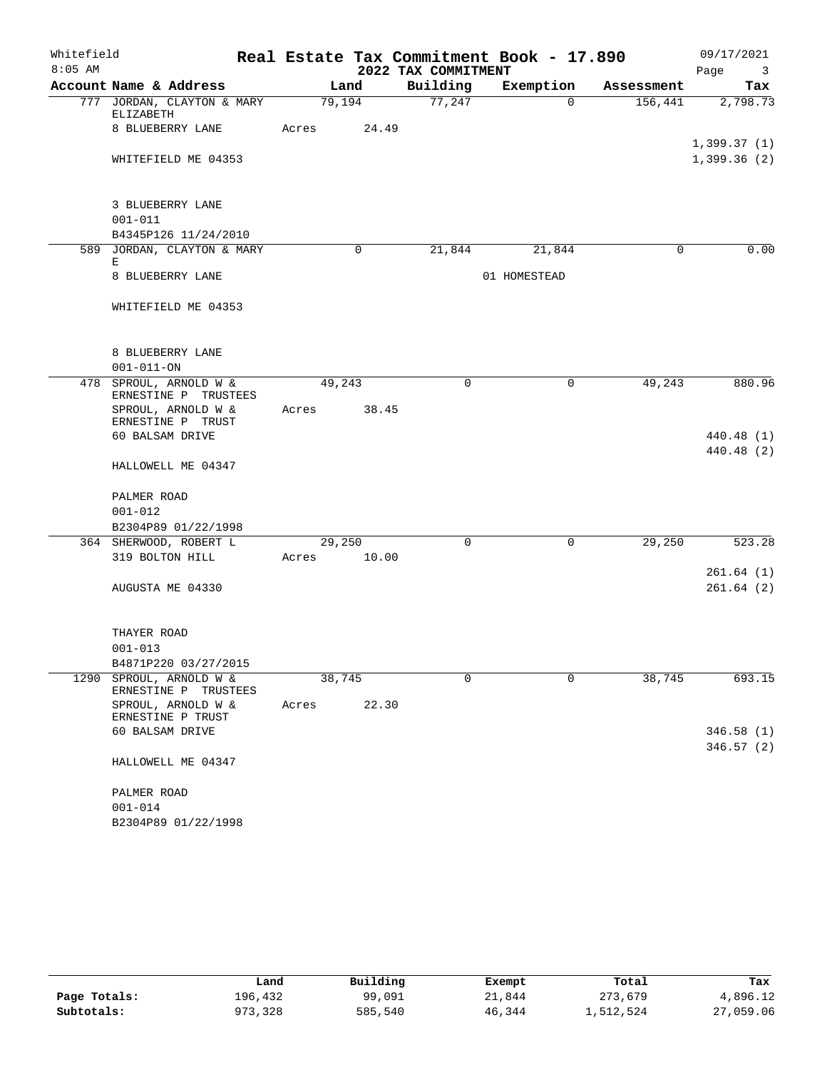Whitefield
8:05 AM

# Real Estate Tax Commitment Book - 17.890
## 2022 TAX COMMITMENT

09/17/2021

| Account Name & Address | Land | Building | Exemption | Assessment | Tax |
|---|---|---|---|---|---|
| 777 JORDAN, CLAYTON & MARY ELIZABETH | 79,194 | 77,247 | 0 | 156,441 | 2,798.73 |
| 8 BLUEBERRY LANE | Acres 24.49 | | | | |
| | | | | | 1,399.37 (1) |
| WHITEFIELD ME 04353 | | | | | 1,399.36 (2) |
| 3 BLUEBERRY LANE | | | | | |
| 001-011 | | | | | |
| B4345P126 11/24/2010 | | | | | |
| 589 JORDAN, CLAYTON & MARY E | 0 | 21,844 | 21,844 | 0 | 0.00 |
| 8 BLUEBERRY LANE | | | 01 HOMESTEAD | | |
| WHITEFIELD ME 04353 | | | | | |
| 8 BLUEBERRY LANE | | | | | |
| 001-011-ON | | | | | |
| 478 SPROUL, ARNOLD W & ERNESTINE P TRUSTEES | 49,243 | 0 | 0 | 49,243 | 880.96 |
| SPROUL, ARNOLD W & ERNESTINE P TRUST | Acres 38.45 | | | | |
| 60 BALSAM DRIVE | | | | | 440.48 (1) |
| | | | | | 440.48 (2) |
| HALLOWELL ME 04347 | | | | | |
| PALMER ROAD | | | | | |
| 001-012 | | | | | |
| B2304P89 01/22/1998 | | | | | |
| 364 SHERWOOD, ROBERT L | 29,250 | 0 | 0 | 29,250 | 523.28 |
| 319 BOLTON HILL | Acres 10.00 | | | | |
| | | | | | 261.64 (1) |
| AUGUSTA ME 04330 | | | | | 261.64 (2) |
| THAYER ROAD | | | | | |
| 001-013 | | | | | |
| B4871P220 03/27/2015 | | | | | |
| 1290 SPROUL, ARNOLD W & ERNESTINE P TRUSTEES | 38,745 | 0 | 0 | 38,745 | 693.15 |
| SPROUL, ARNOLD W & ERNESTINE P TRUST | Acres 22.30 | | | | |
| 60 BALSAM DRIVE | | | | | 346.58 (1) |
| | | | | | 346.57 (2) |
| HALLOWELL ME 04347 | | | | | |
| PALMER ROAD | | | | | |
| 001-014 | | | | | |
| B2304P89 01/22/1998 | | | | | |

| | Land | Building | Exempt | Total | Tax |
|---|---|---|---|---|---|
| Page Totals: | 196,432 | 99,091 | 21,844 | 273,679 | 4,896.12 |
| Subtotals: | 973,328 | 585,540 | 46,344 | 1,512,524 | 27,059.06 |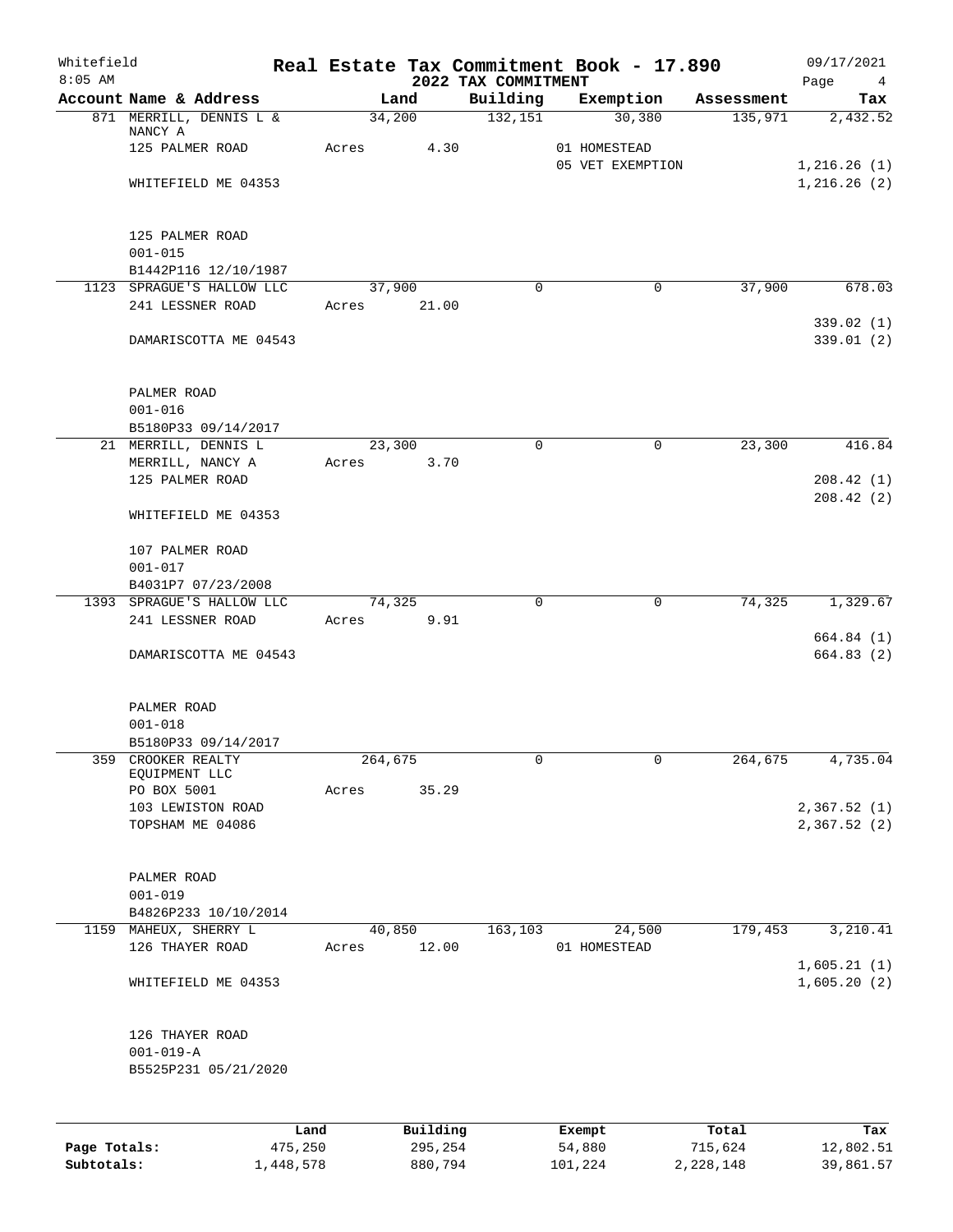Whitefield
8:05 AM

# Real Estate Tax Commitment Book - 17.890

## 2022 TAX COMMITMENT

09/17/2021

| Account Name & Address | Land | Building | Exemption | Assessment | Tax |
|---|---|---|---|---|---|
| 871 MERRILL, DENNIS L & NANCY A | 34,200 | 132,151 | 30,380 | 135,971 | 2,432.52 |
| 125 PALMER ROAD | Acres 4.30 | | 01 HOMESTEAD | | |
| | | | 05 VET EXEMPTION | | 1,216.26 (1) |
| WHITEFIELD ME 04353 | | | | | 1,216.26 (2) |
| 125 PALMER ROAD | | | | | |
| 001-015 | | | | | |
| B1442P116 12/10/1987 | | | | | |
| 1123 SPRAGUE'S HALLOW LLC | 37,900 | 0 | 0 | 37,900 | 678.03 |
| 241 LESSNER ROAD | Acres 21.00 | | | | |
| | | | | | 339.02 (1) |
| DAMARISCOTTA ME 04543 | | | | | 339.01 (2) |
| PALMER ROAD | | | | | |
| 001-016 | | | | | |
| B5180P33 09/14/2017 | | | | | |
| 21 MERRILL, DENNIS L | 23,300 | 0 | 0 | 23,300 | 416.84 |
| MERRILL, NANCY A | Acres 3.70 | | | | |
| 125 PALMER ROAD | | | | | 208.42 (1) |
| | | | | | 208.42 (2) |
| WHITEFIELD ME 04353 | | | | | |
| 107 PALMER ROAD | | | | | |
| 001-017 | | | | | |
| B4031P7 07/23/2008 | | | | | |
| 1393 SPRAGUE'S HALLOW LLC | 74,325 | 0 | 0 | 74,325 | 1,329.67 |
| 241 LESSNER ROAD | Acres 9.91 | | | | |
| | | | | | 664.84 (1) |
| DAMARISCOTTA ME 04543 | | | | | 664.83 (2) |
| PALMER ROAD | | | | | |
| 001-018 | | | | | |
| B5180P33 09/14/2017 | | | | | |
| 359 CROOKER REALTY EQUIPMENT LLC | 264,675 | 0 | 0 | 264,675 | 4,735.04 |
| PO BOX 5001 | Acres 35.29 | | | | |
| 103 LEWISTON ROAD | | | | | 2,367.52 (1) |
| TOPSHAM ME 04086 | | | | | 2,367.52 (2) |
| PALMER ROAD | | | | | |
| 001-019 | | | | | |
| B4826P233 10/10/2014 | | | | | |
| 1159 MAHEUX, SHERRY L | 40,850 | 163,103 | 24,500 | 179,453 | 3,210.41 |
| 126 THAYER ROAD | Acres 12.00 | | 01 HOMESTEAD | | |
| | | | | | 1,605.21 (1) |
| WHITEFIELD ME 04353 | | | | | 1,605.20 (2) |
| 126 THAYER ROAD | | | | | |
| 001-019-A | | | | | |
| B5525P231 05/21/2020 | | | | | |

| | Land | Building | Exempt | Total | Tax |
|---|---|---|---|---|---|
| Page Totals: | 475,250 | 295,254 | 54,880 | 715,624 | 12,802.51 |
| Subtotals: | 1,448,578 | 880,794 | 101,224 | 2,228,148 | 39,861.57 |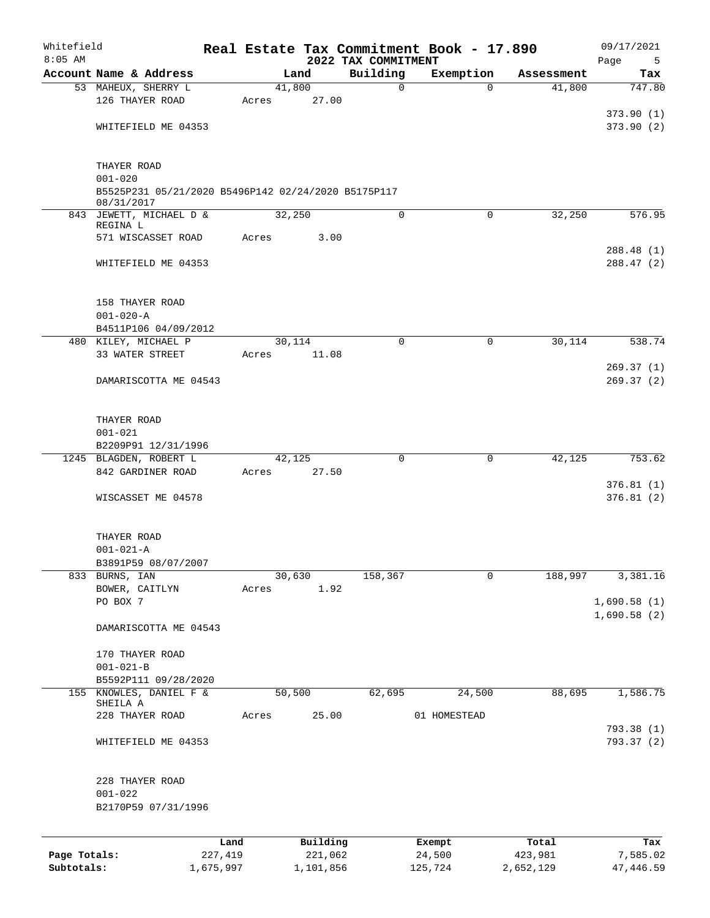Whitefield 8:05 AM

# Real Estate Tax Commitment Book - 17.890

## 2022 TAX COMMITMENT

09/17/2021

| Account Name & Address | Land | Building | Exemption | Assessment | Tax |
|---|---|---|---|---|---|
| 53 MAHEUX, SHERRY L | 41,800 | 0 | 0 | 41,800 | 747.80 |
| 126 THAYER ROAD | Acres 27.00 | | | | |
| | | | | | 373.90 (1) |
| WHITEFIELD ME 04353 | | | | | 373.90 (2) |
| THAYER ROAD | | | | | |
| 001-020 | | | | | |
| B5525P231 05/21/2020 B5496P142 02/24/2020 B5175P117 08/31/2017 | | | | | |
| 843 JEWETT, MICHAEL D & REGINA L | 32,250 | 0 | 0 | 32,250 | 576.95 |
| 571 WISCASSET ROAD | Acres 3.00 | | | | |
| | | | | | 288.48 (1) |
| WHITEFIELD ME 04353 | | | | | 288.47 (2) |
| 158 THAYER ROAD | | | | | |
| 001-020-A | | | | | |
| B4511P106 04/09/2012 | | | | | |
| 480 KILEY, MICHAEL P | 30,114 | 0 | 0 | 30,114 | 538.74 |
| 33 WATER STREET | Acres 11.08 | | | | |
| | | | | | 269.37 (1) |
| DAMARISCOTTA ME 04543 | | | | | 269.37 (2) |
| THAYER ROAD | | | | | |
| 001-021 | | | | | |
| B2209P91 12/31/1996 | | | | | |
| 1245 BLAGDEN, ROBERT L | 42,125 | 0 | 0 | 42,125 | 753.62 |
| 842 GARDINER ROAD | Acres 27.50 | | | | |
| | | | | | 376.81 (1) |
| WISCASSET ME 04578 | | | | | 376.81 (2) |
| THAYER ROAD | | | | | |
| 001-021-A | | | | | |
| B3891P59 08/07/2007 | | | | | |
| 833 BURNS, IAN | 30,630 | 158,367 | 0 | 188,997 | 3,381.16 |
| BOWER, CAITLYN | Acres 1.92 | | | | |
| PO BOX 7 | | | | | 1,690.58 (1) |
| | | | | | 1,690.58 (2) |
| DAMARISCOTTA ME 04543 | | | | | |
| 170 THAYER ROAD | | | | | |
| 001-021-B | | | | | |
| B5592P111 09/28/2020 | | | | | |
| 155 KNOWLES, DANIEL F & SHEILA A | 50,500 | 62,695 | 24,500 | 88,695 | 1,586.75 |
| 228 THAYER ROAD | Acres 25.00 | | 01 HOMESTEAD | | |
| | | | | | 793.38 (1) |
| WHITEFIELD ME 04353 | | | | | 793.37 (2) |
| 228 THAYER ROAD | | | | | |
| 001-022 | | | | | |
| B2170P59 07/31/1996 | | | | | |

| | Land | Building | Exempt | Total | Tax |
|---|---|---|---|---|---|
| Page Totals: | 227,419 | 221,062 | 24,500 | 423,981 | 7,585.02 |
| Subtotals: | 1,675,997 | 1,101,856 | 125,724 | 2,652,129 | 47,446.59 |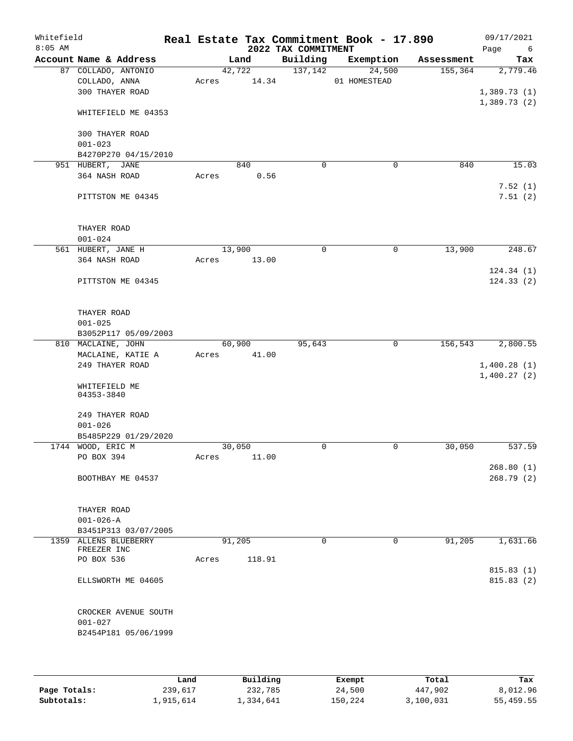Whitefield
8:05 AM

# Real Estate Tax Commitment Book - 17.890

## 2022 TAX COMMITMENT

09/17/2021

| Account Name & Address | Land | Building | Exemption | Assessment | Tax |
|---|---|---|---|---|---|
| 87 COLLADO, ANTONIO<br>COLLADO, ANNA<br>300 THAYER ROAD<br><br>WHITEFIELD ME 04353<br><br>300 THAYER ROAD<br>001-023<br>B4270P270 04/15/2010 | 42,722<br>Acres 14.34 | 137,142 | 24,500<br>01 HOMESTEAD | 155,364 | 2,779.46<br><br>1,389.73 (1)<br>1,389.73 (2) |
| 951 HUBERT, JANE<br>364 NASH ROAD<br><br>PITTSTON ME 04345<br><br>THAYER ROAD<br>001-024 | 840<br>Acres 0.56 | 0 | 0 | 840 | 15.03<br><br>7.52 (1)<br>7.51 (2) |
| 561 HUBERT, JANE H<br>364 NASH ROAD<br><br>PITTSTON ME 04345<br><br>THAYER ROAD<br>001-025<br>B3052P117 05/09/2003 | 13,900<br>Acres 13.00 | 0 | 0 | 13,900 | 248.67<br><br>124.34 (1)<br>124.33 (2) |
| 810 MACLAINE, JOHN<br>MACLAINE, KATIE A<br>249 THAYER ROAD<br><br>WHITEFIELD ME<br>04353-3840<br><br>249 THAYER ROAD<br>001-026<br>B5485P229 01/29/2020 | 60,900<br>Acres 41.00 | 95,643 | 0 | 156,543 | 2,800.55<br><br>1,400.28 (1)<br>1,400.27 (2) |
| 1744 WOOD, ERIC M<br>PO BOX 394<br><br>BOOTHBAY ME 04537<br><br>THAYER ROAD<br>001-026-A<br>B3451P313 03/07/2005 | 30,050<br>Acres 11.00 | 0 | 0 | 30,050 | 537.59<br><br>268.80 (1)<br>268.79 (2) |
| 1359 ALLENS BLUEBERRY FREEZER INC<br>PO BOX 536<br><br>ELLSWORTH ME 04605<br><br>CROCKER AVENUE SOUTH<br>001-027<br>B2454P181 05/06/1999 | 91,205<br>Acres 118.91 | 0 | 0 | 91,205 | 1,631.66<br><br>815.83 (1)<br>815.83 (2) |

| | Land | Building | Exempt | Total | Tax |
|---|---|---|---|---|---|
| **Page Totals:** | 239,617 | 232,785 | 24,500 | 447,902 | 8,012.96 |
| **Subtotals:** | 1,915,614 | 1,334,641 | 150,224 | 3,100,031 | 55,459.55 |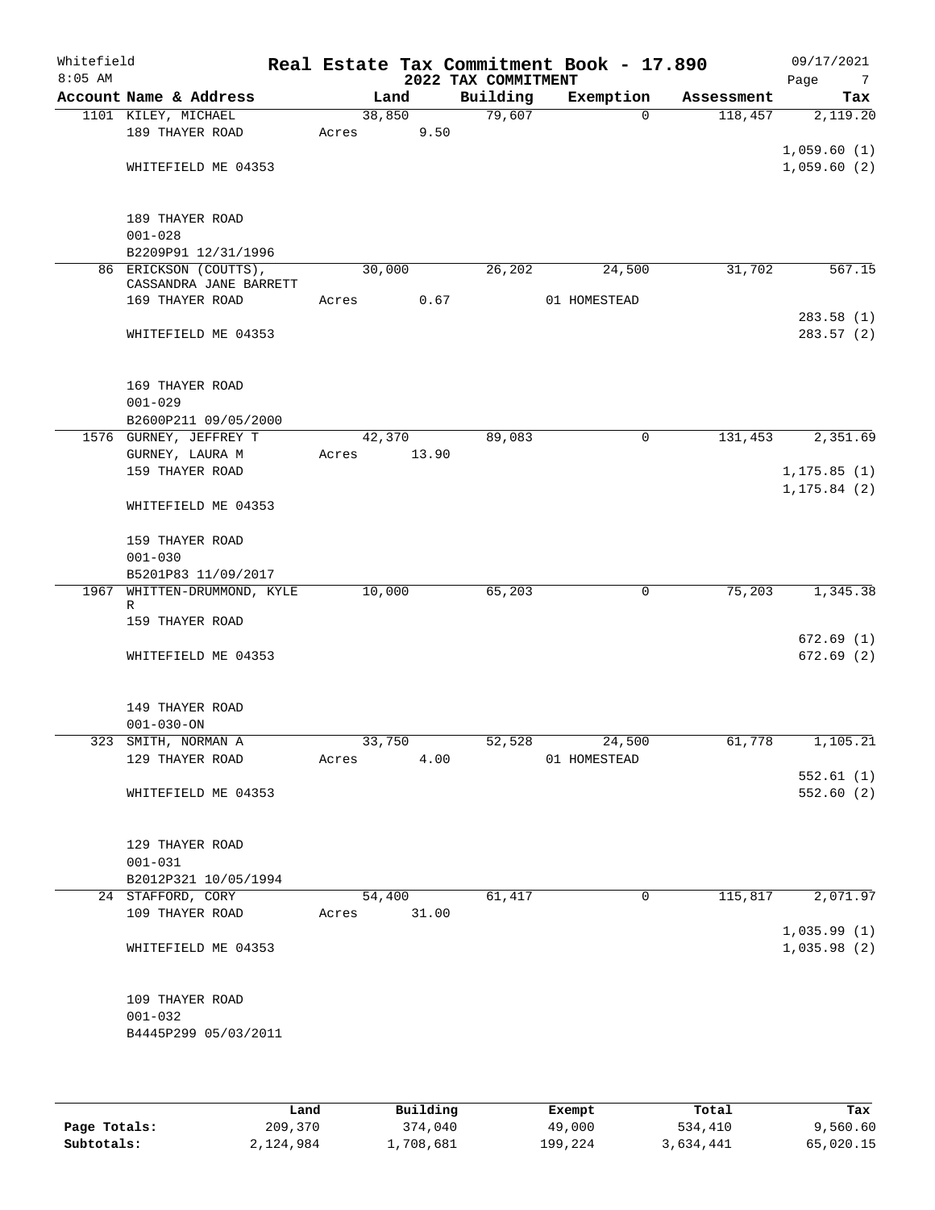# Whitefield — Real Estate Tax Commitment Book - 17.890

2022 TAX COMMITMENT

8:05 AM — 09/17/2021

| Account Name & Address | Land | Building | Exemption | Assessment | Tax |
|---|---|---|---|---|---|
| 1101 KILEY, MICHAEL<br>189 THAYER ROAD<br><br>WHITEFIELD ME 04353<br><br>189 THAYER ROAD<br>001-028<br>B2209P91 12/31/1996 | 38,850<br>Acres 9.50 | 79,607 | 0 | 118,457 | 2,119.20<br><br>1,059.60 (1)<br>1,059.60 (2) |
| 86 ERICKSON (COUTTS), CASSANDRA JANE BARRETT<br>169 THAYER ROAD<br><br>WHITEFIELD ME 04353<br><br>169 THAYER ROAD<br>001-029<br>B2600P211 09/05/2000 | 30,000<br>Acres 0.67 | 26,202 | 24,500<br>01 HOMESTEAD | 31,702 | 567.15<br><br>283.58 (1)<br>283.57 (2) |
| 1576 GURNEY, JEFFREY T<br>GURNEY, LAURA M<br>159 THAYER ROAD<br><br>WHITEFIELD ME 04353<br><br>159 THAYER ROAD<br>001-030<br>B5201P83 11/09/2017 | 42,370<br>Acres 13.90 | 89,083 | 0 | 131,453 | 2,351.69<br><br>1,175.85 (1)<br>1,175.84 (2) |
| 1967 WHITTEN-DRUMMOND, KYLE R<br>159 THAYER ROAD<br><br>WHITEFIELD ME 04353<br><br>149 THAYER ROAD<br>001-030-ON | 10,000 | 65,203 | 0 | 75,203 | 1,345.38<br><br>672.69 (1)<br>672.69 (2) |
| 323 SMITH, NORMAN A<br>129 THAYER ROAD<br><br>WHITEFIELD ME 04353<br><br>129 THAYER ROAD<br>001-031<br>B2012P321 10/05/1994 | 33,750<br>Acres 4.00 | 52,528 | 24,500<br>01 HOMESTEAD | 61,778 | 1,105.21<br><br>552.61 (1)<br>552.60 (2) |
| 24 STAFFORD, CORY<br>109 THAYER ROAD<br><br>WHITEFIELD ME 04353<br><br>109 THAYER ROAD<br>001-032<br>B4445P299 05/03/2011 | 54,400<br>Acres 31.00 | 61,417 | 0 | 115,817 | 2,071.97<br><br>1,035.99 (1)<br>1,035.98 (2) |

| | Land | Building | Exempt | Total | Tax |
|---|---|---|---|---|---|
| **Page Totals:** | 209,370 | 374,040 | 49,000 | 534,410 | 9,560.60 |
| **Subtotals:** | 2,124,984 | 1,708,681 | 199,224 | 3,634,441 | 65,020.15 |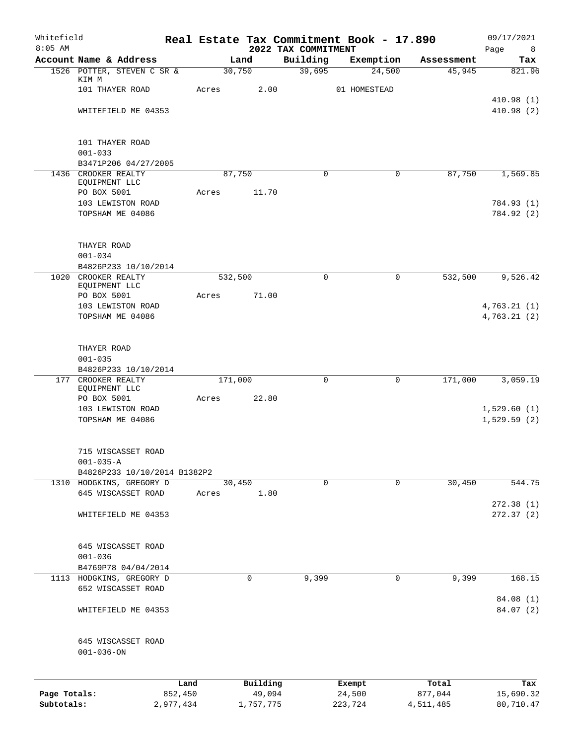Whitefield
8:05 AM

# Real Estate Tax Commitment Book - 17.890

## 2022 TAX COMMITMENT

09/17/2021

| Account Name & Address | Land | Building | Exemption | Assessment | Tax |
|---|---|---|---|---|---|
| 1526 POTTER, STEVEN C SR & KIM M | 30,750 | 39,695 | 24,500 | 45,945 | 821.96 |
| 101 THAYER ROAD | Acres 2.00 | | 01 HOMESTEAD | | |
| | | | | | 410.98 (1) |
| WHITEFIELD ME 04353 | | | | | 410.98 (2) |
| 101 THAYER ROAD | | | | | |
| 001-033 | | | | | |
| B3471P206 04/27/2005 | | | | | |
| 1436 CROOKER REALTY EQUIPMENT LLC | 87,750 | 0 | 0 | 87,750 | 1,569.85 |
| PO BOX 5001 | Acres 11.70 | | | | |
| 103 LEWISTON ROAD | | | | | 784.93 (1) |
| TOPSHAM ME 04086 | | | | | 784.92 (2) |
| THAYER ROAD | | | | | |
| 001-034 | | | | | |
| B4826P233 10/10/2014 | | | | | |
| 1020 CROOKER REALTY EQUIPMENT LLC | 532,500 | 0 | 0 | 532,500 | 9,526.42 |
| PO BOX 5001 | Acres 71.00 | | | | |
| 103 LEWISTON ROAD | | | | | 4,763.21 (1) |
| TOPSHAM ME 04086 | | | | | 4,763.21 (2) |
| THAYER ROAD | | | | | |
| 001-035 | | | | | |
| B4826P233 10/10/2014 | | | | | |
| 177 CROOKER REALTY EQUIPMENT LLC | 171,000 | 0 | 0 | 171,000 | 3,059.19 |
| PO BOX 5001 | Acres 22.80 | | | | |
| 103 LEWISTON ROAD | | | | | 1,529.60 (1) |
| TOPSHAM ME 04086 | | | | | 1,529.59 (2) |
| 715 WISCASSET ROAD | | | | | |
| 001-035-A | | | | | |
| B4826P233 10/10/2014 B1382P2 | | | | | |
| 1310 HODGKINS, GREGORY D | 30,450 | 0 | 0 | 30,450 | 544.75 |
| 645 WISCASSET ROAD | Acres 1.80 | | | | |
| | | | | | 272.38 (1) |
| WHITEFIELD ME 04353 | | | | | 272.37 (2) |
| 645 WISCASSET ROAD | | | | | |
| 001-036 | | | | | |
| B4769P78 04/04/2014 | | | | | |
| 1113 HODGKINS, GREGORY D | 0 | 9,399 | 0 | 9,399 | 168.15 |
| 652 WISCASSET ROAD | | | | | |
| | | | | | 84.08 (1) |
| WHITEFIELD ME 04353 | | | | | 84.07 (2) |
| 645 WISCASSET ROAD | | | | | |
| 001-036-ON | | | | | |

| | Land | Building | Exempt | Total | Tax |
|---|---|---|---|---|---|
| Page Totals: | 852,450 | 49,094 | 24,500 | 877,044 | 15,690.32 |
| Subtotals: | 2,977,434 | 1,757,775 | 223,724 | 4,511,485 | 80,710.47 |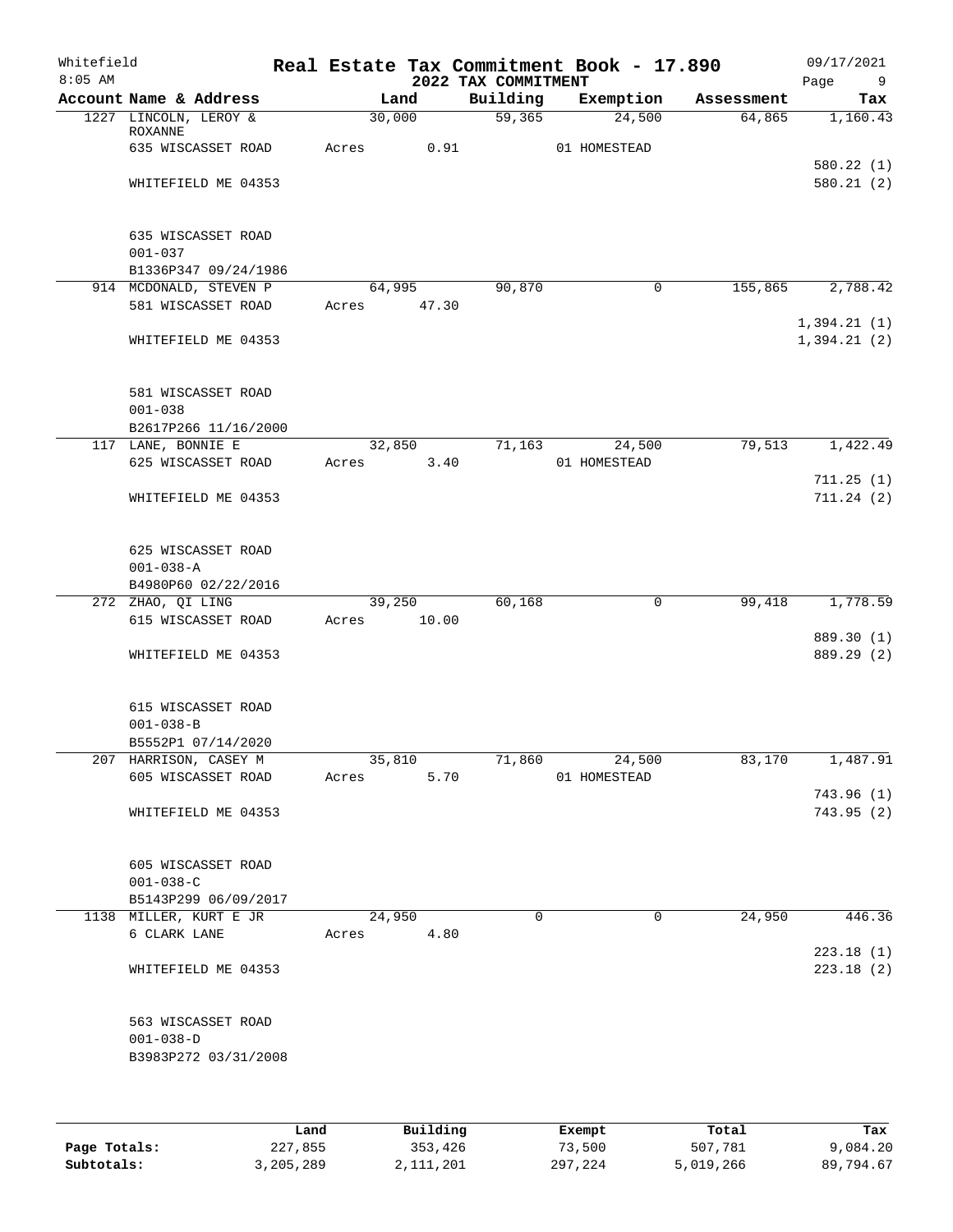# Real Estate Tax Commitment Book - 17.890

Whitefield 8:05 AM — 2022 TAX COMMITMENT — 09/17/2021

| Account Name & Address | Land | Building | Exemption | Assessment | Tax |
|---|---|---|---|---|---|
| 1227 LINCOLN, LEROY & ROXANNE | 30,000 | 59,365 | 24,500 | 64,865 | 1,160.43 |
| 635 WISCASSET ROAD | Acres 0.91 | | 01 HOMESTEAD | | |
| | | | | | 580.22 (1) |
| WHITEFIELD ME 04353 | | | | | 580.21 (2) |
| 635 WISCASSET ROAD | | | | | |
| 001-037 | | | | | |
| B1336P347 09/24/1986 | | | | | |
| 914 MCDONALD, STEVEN P | 64,995 | 90,870 | 0 | 155,865 | 2,788.42 |
| 581 WISCASSET ROAD | Acres 47.30 | | | | |
| | | | | | 1,394.21 (1) |
| WHITEFIELD ME 04353 | | | | | 1,394.21 (2) |
| 581 WISCASSET ROAD | | | | | |
| 001-038 | | | | | |
| B2617P266 11/16/2000 | | | | | |
| 117 LANE, BONNIE E | 32,850 | 71,163 | 24,500 | 79,513 | 1,422.49 |
| 625 WISCASSET ROAD | Acres 3.40 | | 01 HOMESTEAD | | |
| | | | | | 711.25 (1) |
| WHITEFIELD ME 04353 | | | | | 711.24 (2) |
| 625 WISCASSET ROAD | | | | | |
| 001-038-A | | | | | |
| B4980P60 02/22/2016 | | | | | |
| 272 ZHAO, QI LING | 39,250 | 60,168 | 0 | 99,418 | 1,778.59 |
| 615 WISCASSET ROAD | Acres 10.00 | | | | |
| | | | | | 889.30 (1) |
| WHITEFIELD ME 04353 | | | | | 889.29 (2) |
| 615 WISCASSET ROAD | | | | | |
| 001-038-B | | | | | |
| B5552P1 07/14/2020 | | | | | |
| 207 HARRISON, CASEY M | 35,810 | 71,860 | 24,500 | 83,170 | 1,487.91 |
| 605 WISCASSET ROAD | Acres 5.70 | | 01 HOMESTEAD | | |
| | | | | | 743.96 (1) |
| WHITEFIELD ME 04353 | | | | | 743.95 (2) |
| 605 WISCASSET ROAD | | | | | |
| 001-038-C | | | | | |
| B5143P299 06/09/2017 | | | | | |
| 1138 MILLER, KURT E JR | 24,950 | 0 | 0 | 24,950 | 446.36 |
| 6 CLARK LANE | Acres 4.80 | | | | |
| | | | | | 223.18 (1) |
| WHITEFIELD ME 04353 | | | | | 223.18 (2) |
| 563 WISCASSET ROAD | | | | | |
| 001-038-D | | | | | |
| B3983P272 03/31/2008 | | | | | |

| | Land | Building | Exempt | Total | Tax |
|---|---|---|---|---|---|
| Page Totals: | 227,855 | 353,426 | 73,500 | 507,781 | 9,084.20 |
| Subtotals: | 3,205,289 | 2,111,201 | 297,224 | 5,019,266 | 89,794.67 |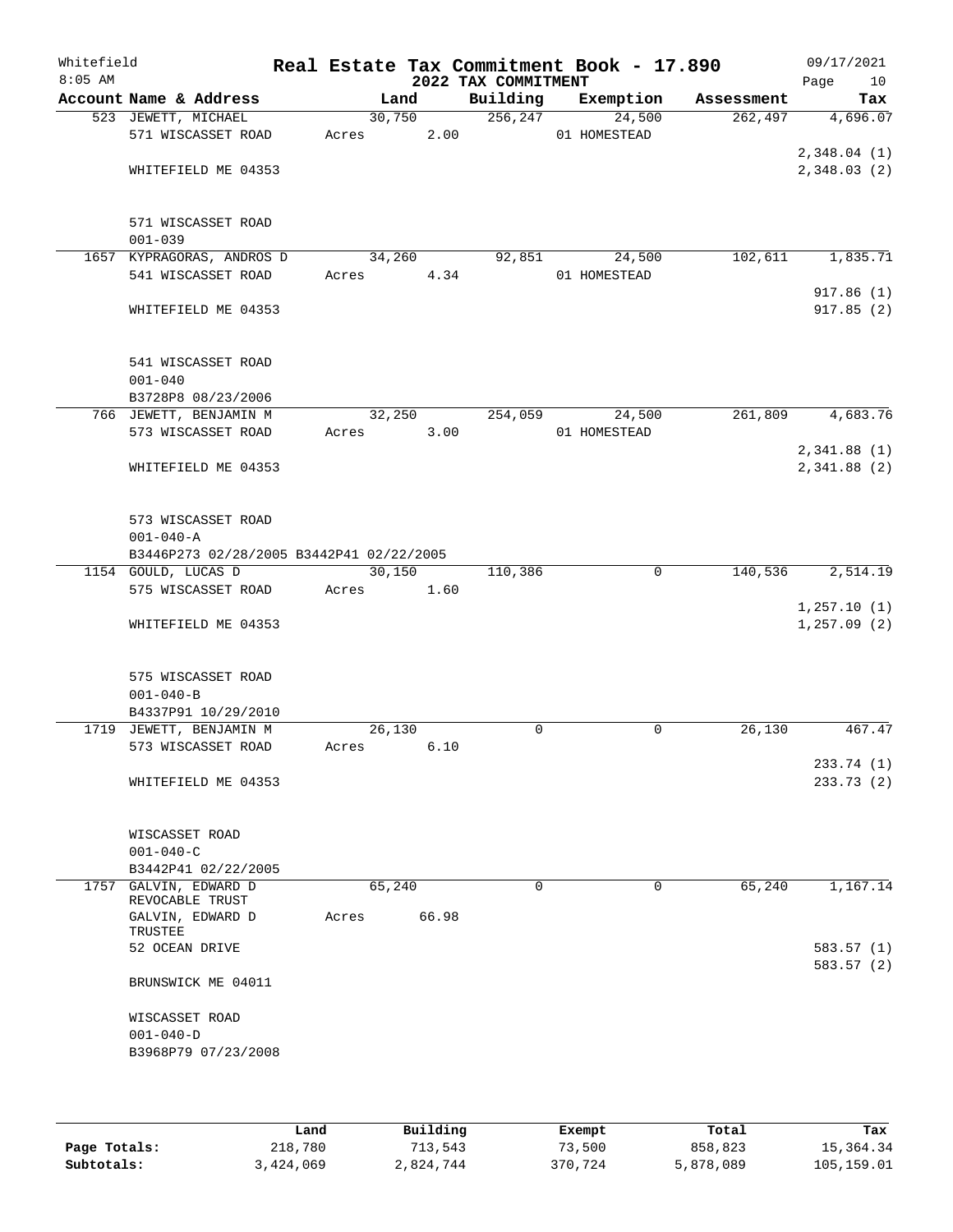# Real Estate Tax Commitment Book - 17.890

## 2022 TAX COMMITMENT

| Account Name & Address | Land | Building | Exemption | Assessment | Tax |
|---|---|---|---|---|---|
| 523 JEWETT, MICHAEL | 30,750 | 256,247 | 24,500 | 262,497 | 4,696.07 |
| 571 WISCASSET ROAD | Acres 2.00 | | 01 HOMESTEAD | | |
| | | | | | 2,348.04 (1) |
| WHITEFIELD ME 04353 | | | | | 2,348.03 (2) |
| 571 WISCASSET ROAD | | | | | |
| 001-039 | | | | | |
| 1657 KYPRAGORAS, ANDROS D | 34,260 | 92,851 | 24,500 | 102,611 | 1,835.71 |
| 541 WISCASSET ROAD | Acres 4.34 | | 01 HOMESTEAD | | |
| | | | | | 917.86 (1) |
| WHITEFIELD ME 04353 | | | | | 917.85 (2) |
| 541 WISCASSET ROAD | | | | | |
| 001-040 | | | | | |
| B3728P8 08/23/2006 | | | | | |
| 766 JEWETT, BENJAMIN M | 32,250 | 254,059 | 24,500 | 261,809 | 4,683.76 |
| 573 WISCASSET ROAD | Acres 3.00 | | 01 HOMESTEAD | | |
| | | | | | 2,341.88 (1) |
| WHITEFIELD ME 04353 | | | | | 2,341.88 (2) |
| 573 WISCASSET ROAD | | | | | |
| 001-040-A | | | | | |
| B3446P273 02/28/2005 B3442P41 02/22/2005 | | | | | |
| 1154 GOULD, LUCAS D | 30,150 | 110,386 | 0 | 140,536 | 2,514.19 |
| 575 WISCASSET ROAD | Acres 1.60 | | | | |
| | | | | | 1,257.10 (1) |
| WHITEFIELD ME 04353 | | | | | 1,257.09 (2) |
| 575 WISCASSET ROAD | | | | | |
| 001-040-B | | | | | |
| B4337P91 10/29/2010 | | | | | |
| 1719 JEWETT, BENJAMIN M | 26,130 | 0 | 0 | 26,130 | 467.47 |
| 573 WISCASSET ROAD | Acres 6.10 | | | | |
| | | | | | 233.74 (1) |
| WHITEFIELD ME 04353 | | | | | 233.73 (2) |
| WISCASSET ROAD | | | | | |
| 001-040-C | | | | | |
| B3442P41 02/22/2005 | | | | | |
| 1757 GALVIN, EDWARD D REVOCABLE TRUST | 65,240 | 0 | 0 | 65,240 | 1,167.14 |
| GALVIN, EDWARD D TRUSTEE | Acres 66.98 | | | | |
| 52 OCEAN DRIVE | | | | | 583.57 (1) |
| | | | | | 583.57 (2) |
| BRUNSWICK ME 04011 | | | | | |
| WISCASSET ROAD | | | | | |
| 001-040-D | | | | | |
| B3968P79 07/23/2008 | | | | | |

| | Land | Building | Exempt | Total | Tax |
|---|---|---|---|---|---|
| Page Totals: | 218,780 | 713,543 | 73,500 | 858,823 | 15,364.34 |
| Subtotals: | 3,424,069 | 2,824,744 | 370,724 | 5,878,089 | 105,159.01 |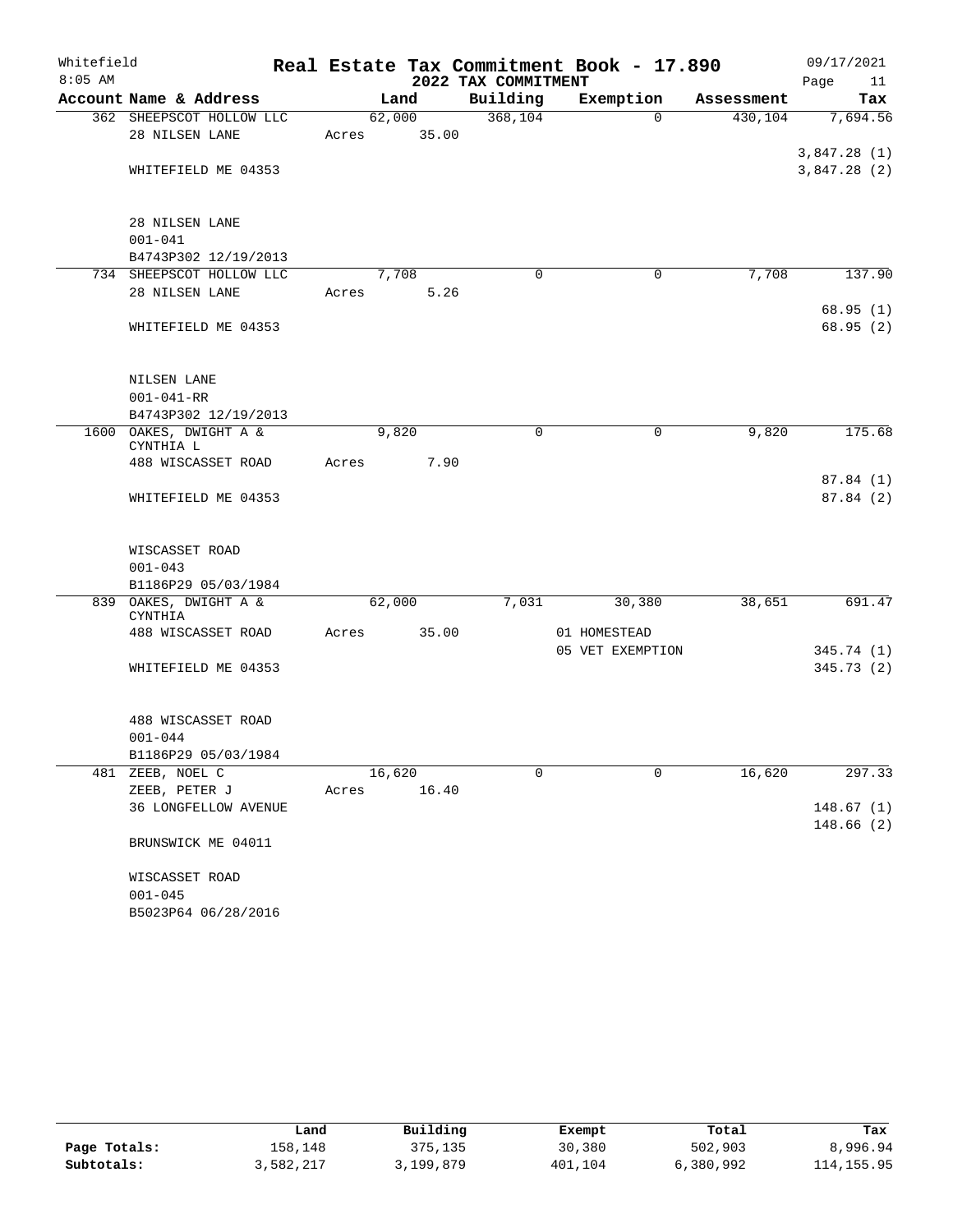Whitefield
8:05 AM

# Real Estate Tax Commitment Book - 17.890
## 2022 TAX COMMITMENT

09/17/2021

| Account Name & Address | Land | Building | Exemption | Assessment | Tax |
|---|---|---|---|---|---|
| 362 SHEEPSCOT HOLLOW LLC<br>28 NILSEN LANE<br><br>WHITEFIELD ME 04353<br><br>28 NILSEN LANE<br>001-041<br>B4743P302 12/19/2013 | 62,000<br>Acres 35.00 | 368,104 | 0 | 430,104 | 7,694.56<br><br>3,847.28 (1)<br>3,847.28 (2) |
| 734 SHEEPSCOT HOLLOW LLC<br>28 NILSEN LANE<br><br>WHITEFIELD ME 04353<br><br>NILSEN LANE<br>001-041-RR<br>B4743P302 12/19/2013 | 7,708<br>Acres 5.26 | 0 | 0 | 7,708 | 137.90<br><br>68.95 (1)<br>68.95 (2) |
| 1600 OAKES, DWIGHT A & CYNTHIA L<br>488 WISCASSET ROAD<br><br>WHITEFIELD ME 04353<br><br>WISCASSET ROAD<br>001-043<br>B1186P29 05/03/1984 | 9,820<br>Acres 7.90 | 0 | 0 | 9,820 | 175.68<br><br>87.84 (1)<br>87.84 (2) |
| 839 OAKES, DWIGHT A & CYNTHIA<br>488 WISCASSET ROAD<br><br>WHITEFIELD ME 04353<br><br>488 WISCASSET ROAD<br>001-044<br>B1186P29 05/03/1984 | 62,000<br>Acres 35.00 | 7,031 | 30,380<br>01 HOMESTEAD<br>05 VET EXEMPTION | 38,651 | 691.47<br><br>345.74 (1)<br>345.73 (2) |
| 481 ZEEB, NOEL C<br>ZEEB, PETER J<br>36 LONGFELLOW AVENUE<br><br>BRUNSWICK ME 04011<br><br>WISCASSET ROAD<br>001-045<br>B5023P64 06/28/2016 | 16,620<br>Acres 16.40 | 0 | 0 | 16,620 | 297.33<br><br>148.67 (1)<br>148.66 (2) |

| | Land | Building | Exempt | Total | Tax |
|---|---|---|---|---|---|
| Page Totals: | 158,148 | 375,135 | 30,380 | 502,903 | 8,996.94 |
| Subtotals: | 3,582,217 | 3,199,879 | 401,104 | 6,380,992 | 114,155.95 |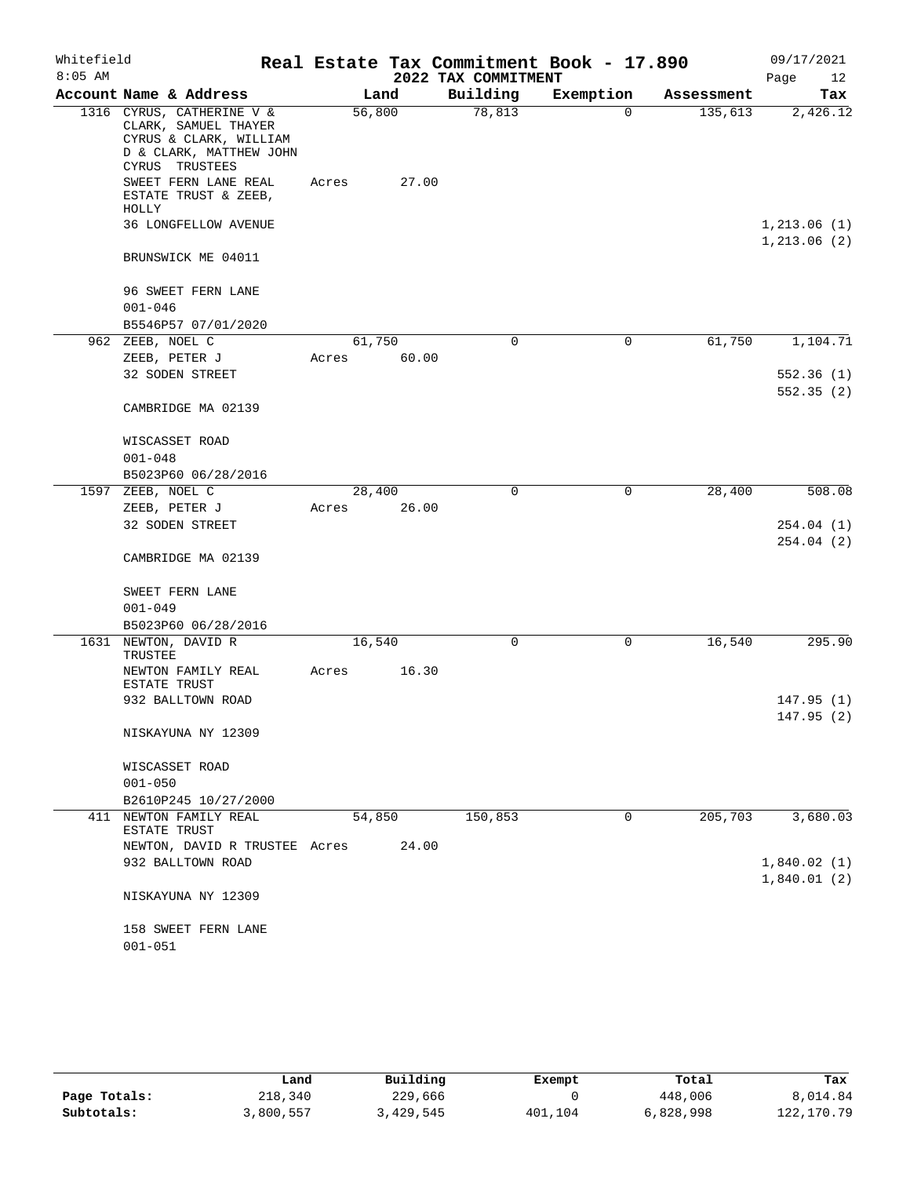Whitefield 8:05 AM

# Real Estate Tax Commitment Book - 17.890

## 2022 TAX COMMITMENT

09/17/2021

| Account Name & Address | Land | Building | Exemption | Assessment | Tax |
|---|---|---|---|---|---|
| 1316 CYRUS, CATHERINE V & CLARK, SAMUEL THAYER CYRUS & CLARK, WILLIAM D & CLARK, MATTHEW JOHN CYRUS TRUSTEES | 56,800 | 78,813 | 0 | 135,613 | 2,426.12 |
| SWEET FERN LANE REAL ESTATE TRUST & ZEEB, HOLLY | Acres 27.00 | | | | |
| 36 LONGFELLOW AVENUE | | | | | 1,213.06 (1) |
| | | | | | 1,213.06 (2) |
| BRUNSWICK ME 04011 | | | | | |
| 96 SWEET FERN LANE | | | | | |
| 001-046 | | | | | |
| B5546P57 07/01/2020 | | | | | |
| 962 ZEEB, NOEL C | 61,750 | 0 | 0 | 61,750 | 1,104.71 |
| ZEEB, PETER J | Acres 60.00 | | | | |
| 32 SODEN STREET | | | | | 552.36 (1) |
| | | | | | 552.35 (2) |
| CAMBRIDGE MA 02139 | | | | | |
| WISCASSET ROAD | | | | | |
| 001-048 | | | | | |
| B5023P60 06/28/2016 | | | | | |
| 1597 ZEEB, NOEL C | 28,400 | 0 | 0 | 28,400 | 508.08 |
| ZEEB, PETER J | Acres 26.00 | | | | |
| 32 SODEN STREET | | | | | 254.04 (1) |
| | | | | | 254.04 (2) |
| CAMBRIDGE MA 02139 | | | | | |
| SWEET FERN LANE | | | | | |
| 001-049 | | | | | |
| B5023P60 06/28/2016 | | | | | |
| 1631 NEWTON, DAVID R TRUSTEE | 16,540 | 0 | 0 | 16,540 | 295.90 |
| NEWTON FAMILY REAL ESTATE TRUST | Acres 16.30 | | | | |
| 932 BALLTOWN ROAD | | | | | 147.95 (1) |
| | | | | | 147.95 (2) |
| NISKAYUNA NY 12309 | | | | | |
| WISCASSET ROAD | | | | | |
| 001-050 | | | | | |
| B2610P245 10/27/2000 | | | | | |
| 411 NEWTON FAMILY REAL ESTATE TRUST | 54,850 | 150,853 | 0 | 205,703 | 3,680.03 |
| NEWTON, DAVID R TRUSTEE | Acres 24.00 | | | | |
| 932 BALLTOWN ROAD | | | | | 1,840.02 (1) |
| | | | | | 1,840.01 (2) |
| NISKAYUNA NY 12309 | | | | | |
| 158 SWEET FERN LANE | | | | | |
| 001-051 | | | | | |

| | Land | Building | Exempt | Total | Tax |
|---|---|---|---|---|---|
| Page Totals: | 218,340 | 229,666 | 0 | 448,006 | 8,014.84 |
| Subtotals: | 3,800,557 | 3,429,545 | 401,104 | 6,828,998 | 122,170.79 |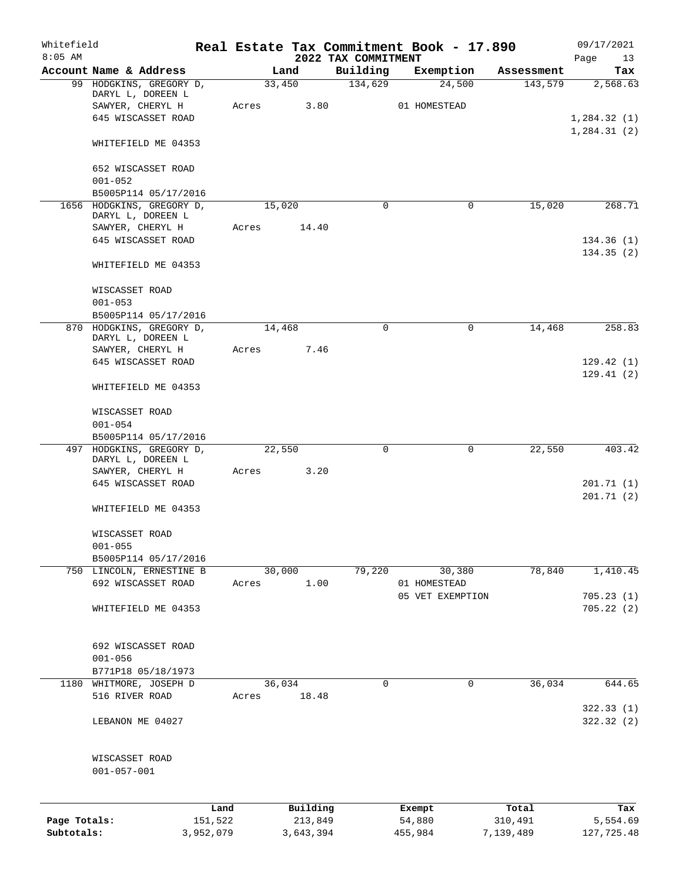Whitefield
8:05 AM

# Real Estate Tax Commitment Book - 17.890

## 2022 TAX COMMITMENT

09/17/2021

| Account Name & Address | Land | Building | Exemption | Assessment | Tax |
|---|---|---|---|---|---|
| 99 HODGKINS, GREGORY D, DARYL L, DOREEN L | 33,450 | 134,629 | 24,500 | 143,579 | 2,568.63 |
| SAWYER, CHERYL H | Acres 3.80 | | 01 HOMESTEAD | | |
| 645 WISCASSET ROAD | | | | | 1,284.32 (1) |
| WHITEFIELD ME 04353 | | | | | 1,284.31 (2) |
| 652 WISCASSET ROAD | | | | | |
| 001-052 | | | | | |
| B5005P114 05/17/2016 | | | | | |
| 1656 HODGKINS, GREGORY D, DARYL L, DOREEN L | 15,020 | 0 | 0 | 15,020 | 268.71 |
| SAWYER, CHERYL H | Acres 14.40 | | | | |
| 645 WISCASSET ROAD | | | | | 134.36 (1) |
| WHITEFIELD ME 04353 | | | | | 134.35 (2) |
| WISCASSET ROAD | | | | | |
| 001-053 | | | | | |
| B5005P114 05/17/2016 | | | | | |
| 870 HODGKINS, GREGORY D, DARYL L, DOREEN L | 14,468 | 0 | 0 | 14,468 | 258.83 |
| SAWYER, CHERYL H | Acres 7.46 | | | | |
| 645 WISCASSET ROAD | | | | | 129.42 (1) |
| WHITEFIELD ME 04353 | | | | | 129.41 (2) |
| WISCASSET ROAD | | | | | |
| 001-054 | | | | | |
| B5005P114 05/17/2016 | | | | | |
| 497 HODGKINS, GREGORY D, DARYL L, DOREEN L | 22,550 | 0 | 0 | 22,550 | 403.42 |
| SAWYER, CHERYL H | Acres 3.20 | | | | |
| 645 WISCASSET ROAD | | | | | 201.71 (1) |
| WHITEFIELD ME 04353 | | | | | 201.71 (2) |
| WISCASSET ROAD | | | | | |
| 001-055 | | | | | |
| B5005P114 05/17/2016 | | | | | |
| 750 LINCOLN, ERNESTINE B | 30,000 | 79,220 | 30,380 | 78,840 | 1,410.45 |
| 692 WISCASSET ROAD | Acres 1.00 | | 01 HOMESTEAD | | |
| | | | 05 VET EXEMPTION | | 705.23 (1) |
| WHITEFIELD ME 04353 | | | | | 705.22 (2) |
| 692 WISCASSET ROAD | | | | | |
| 001-056 | | | | | |
| B771P18 05/18/1973 | | | | | |
| 1180 WHITMORE, JOSEPH D | 36,034 | 0 | 0 | 36,034 | 644.65 |
| 516 RIVER ROAD | Acres 18.48 | | | | |
| | | | | | 322.33 (1) |
| LEBANON ME 04027 | | | | | 322.32 (2) |
| WISCASSET ROAD | | | | | |
| 001-057-001 | | | | | |

| | Land | Building | Exempt | Total | Tax |
|---|---|---|---|---|---|
| Page Totals: | 151,522 | 213,849 | 54,880 | 310,491 | 5,554.69 |
| Subtotals: | 3,952,079 | 3,643,394 | 455,984 | 7,139,489 | 127,725.48 |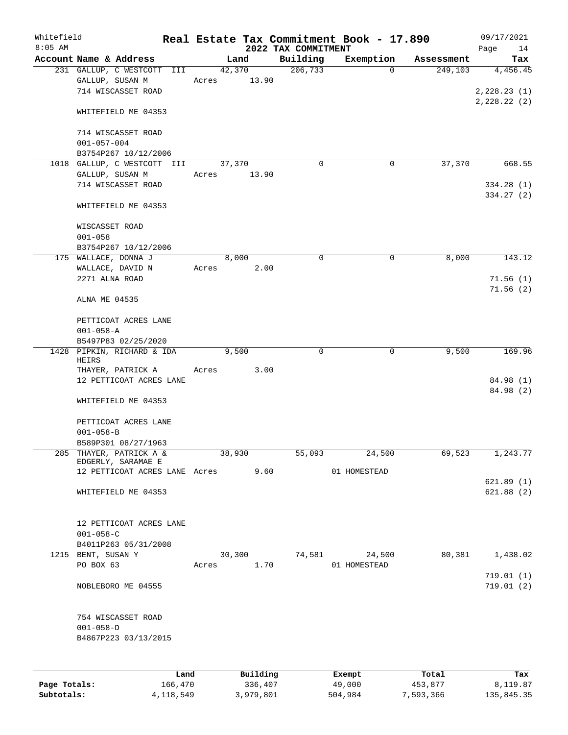# Real Estate Tax Commitment Book - 17.890

Whitefield
8:05 AM

## 2022 TAX COMMITMENT

09/17/2021

| Account Name & Address | Land | Building | Exemption | Assessment | Tax |
|---|---|---|---|---|---|
| 231 GALLUP, C WESTCOTT III | 42,370 | 206,733 | 0 | 249,103 | 4,456.45 |
| GALLUP, SUSAN M | Acres 13.90 | | | | |
| 714 WISCASSET ROAD | | | | | 2,228.23 (1) |
| | | | | | 2,228.22 (2) |
| WHITEFIELD ME 04353 | | | | | |
| 714 WISCASSET ROAD | | | | | |
| 001-057-004 | | | | | |
| B3754P267 10/12/2006 | | | | | |
| 1018 GALLUP, C WESTCOTT III | 37,370 | 0 | 0 | 37,370 | 668.55 |
| GALLUP, SUSAN M | Acres 13.90 | | | | |
| 714 WISCASSET ROAD | | | | | 334.28 (1) |
| | | | | | 334.27 (2) |
| WHITEFIELD ME 04353 | | | | | |
| WISCASSET ROAD | | | | | |
| 001-058 | | | | | |
| B3754P267 10/12/2006 | | | | | |
| 175 WALLACE, DONNA J | 8,000 | 0 | 0 | 8,000 | 143.12 |
| WALLACE, DAVID N | Acres 2.00 | | | | |
| 2271 ALNA ROAD | | | | | 71.56 (1) |
| | | | | | 71.56 (2) |
| ALNA ME 04535 | | | | | |
| PETTICOAT ACRES LANE | | | | | |
| 001-058-A | | | | | |
| B5497P83 02/25/2020 | | | | | |
| 1428 PIPKIN, RICHARD & IDA HEIRS | 9,500 | 0 | 0 | 9,500 | 169.96 |
| THAYER, PATRICK A | Acres 3.00 | | | | |
| 12 PETTICOAT ACRES LANE | | | | | 84.98 (1) |
| | | | | | 84.98 (2) |
| WHITEFIELD ME 04353 | | | | | |
| PETTICOAT ACRES LANE | | | | | |
| 001-058-B | | | | | |
| B589P301 08/27/1963 | | | | | |
| 285 THAYER, PATRICK A & EDGERLY, SARAMAE E | 38,930 | 55,093 | 24,500 | 69,523 | 1,243.77 |
| 12 PETTICOAT ACRES LANE | Acres 9.60 | | 01 HOMESTEAD | | |
| | | | | | 621.89 (1) |
| WHITEFIELD ME 04353 | | | | | 621.88 (2) |
| 12 PETTICOAT ACRES LANE | | | | | |
| 001-058-C | | | | | |
| B4011P263 05/31/2008 | | | | | |
| 1215 BENT, SUSAN Y | 30,300 | 74,581 | 24,500 | 80,381 | 1,438.02 |
| PO BOX 63 | Acres 1.70 | | 01 HOMESTEAD | | |
| | | | | | 719.01 (1) |
| NOBLEBORO ME 04555 | | | | | 719.01 (2) |
| 754 WISCASSET ROAD | | | | | |
| 001-058-D | | | | | |
| B4867P223 03/13/2015 | | | | | |

| | Land | Building | Exempt | Total | Tax |
|---|---|---|---|---|---|
| Page Totals: | 166,470 | 336,407 | 49,000 | 453,877 | 8,119.87 |
| Subtotals: | 4,118,549 | 3,979,801 | 504,984 | 7,593,366 | 135,845.35 |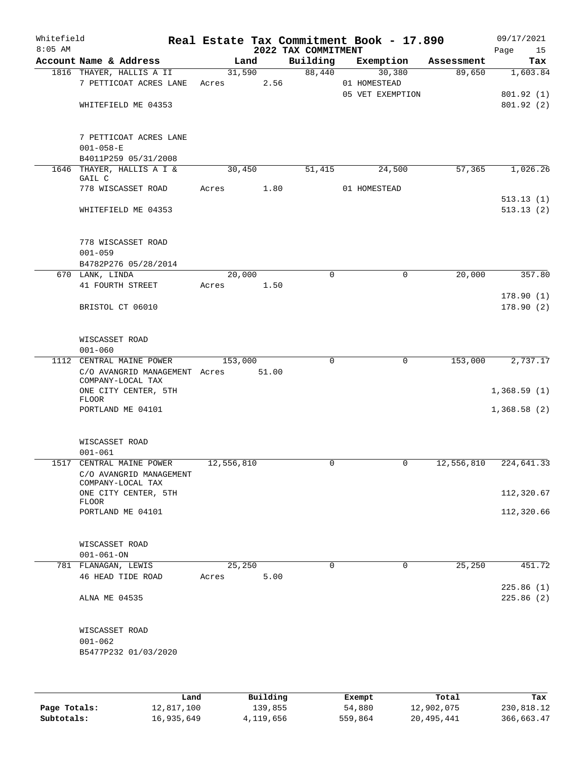Whitefield 8:05 AM

# Real Estate Tax Commitment Book - 17.890

## 2022 TAX COMMITMENT

09/17/2021

| Account Name & Address | Land | Building | Exemption | Assessment | Tax |
|---|---|---|---|---|---|
| 1816 THAYER, HALLIS A II | 31,590 | 88,440 | 30,380 | 89,650 | 1,603.84 |
| 7 PETTICOAT ACRES LANE | Acres 2.56 | | 01 HOMESTEAD | | |
| | | | 05 VET EXEMPTION | | 801.92 (1) |
| WHITEFIELD ME 04353 | | | | | 801.92 (2) |
| 7 PETTICOAT ACRES LANE | | | | | |
| 001-058-E | | | | | |
| B4011P259 05/31/2008 | | | | | |
| 1646 THAYER, HALLIS A I & GAIL C | 30,450 | 51,415 | 24,500 | 57,365 | 1,026.26 |
| 778 WISCASSET ROAD | Acres 1.80 | | 01 HOMESTEAD | | |
| | | | | | 513.13 (1) |
| WHITEFIELD ME 04353 | | | | | 513.13 (2) |
| 778 WISCASSET ROAD | | | | | |
| 001-059 | | | | | |
| B4782P276 05/28/2014 | | | | | |
| 670 LANK, LINDA | 20,000 | 0 | 0 | 20,000 | 357.80 |
| 41 FOURTH STREET | Acres 1.50 | | | | |
| | | | | | 178.90 (1) |
| BRISTOL CT 06010 | | | | | 178.90 (2) |
| WISCASSET ROAD | | | | | |
| 001-060 | | | | | |
| 1112 CENTRAL MAINE POWER | 153,000 | 0 | 0 | 153,000 | 2,737.17 |
| C/O AVANGRID MANAGEMENT COMPANY-LOCAL TAX | Acres 51.00 | | | | |
| ONE CITY CENTER, 5TH FLOOR | | | | | 1,368.59 (1) |
| PORTLAND ME 04101 | | | | | 1,368.58 (2) |
| WISCASSET ROAD | | | | | |
| 001-061 | | | | | |
| 1517 CENTRAL MAINE POWER | 12,556,810 | 0 | 0 | 12,556,810 | 224,641.33 |
| C/O AVANGRID MANAGEMENT COMPANY-LOCAL TAX | | | | | |
| ONE CITY CENTER, 5TH FLOOR | | | | | 112,320.67 |
| PORTLAND ME 04101 | | | | | 112,320.66 |
| WISCASSET ROAD | | | | | |
| 001-061-ON | | | | | |
| 781 FLANAGAN, LEWIS | 25,250 | 0 | 0 | 25,250 | 451.72 |
| 46 HEAD TIDE ROAD | Acres 5.00 | | | | |
| | | | | | 225.86 (1) |
| ALNA ME 04535 | | | | | 225.86 (2) |
| WISCASSET ROAD | | | | | |
| 001-062 | | | | | |
| B5477P232 01/03/2020 | | | | | |

| | Land | Building | Exempt | Total | Tax |
|---|---|---|---|---|---|
| Page Totals: | 12,817,100 | 139,855 | 54,880 | 12,902,075 | 230,818.12 |
| Subtotals: | 16,935,649 | 4,119,656 | 559,864 | 20,495,441 | 366,663.47 |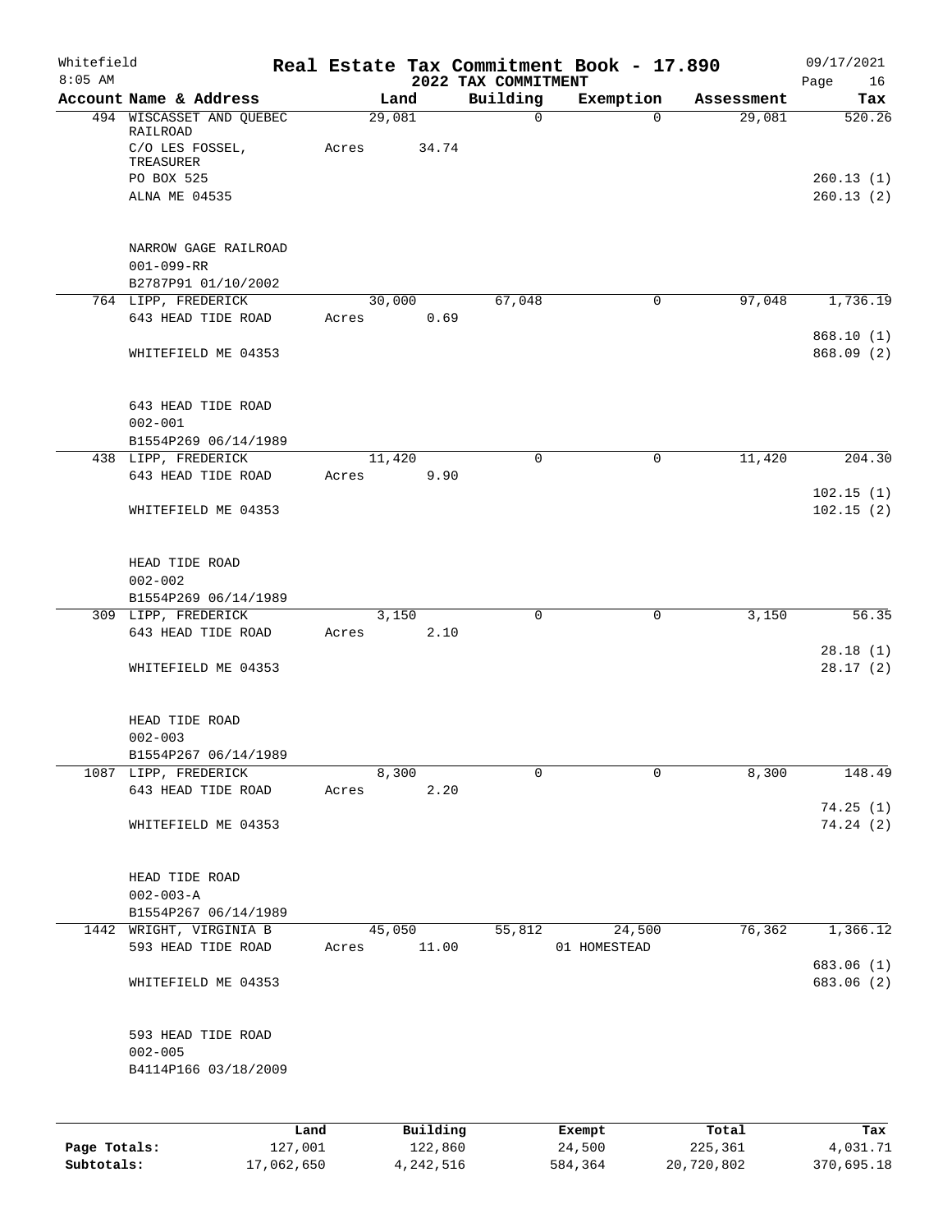Whitefield
8:05 AM

# Real Estate Tax Commitment Book - 17.890

## 2022 TAX COMMITMENT

09/17/2021

| Account Name & Address | Land | Building | Exemption | Assessment | Tax |
|---|---|---|---|---|---|
| 494 WISCASSET AND QUEBEC RAILROAD | 29,081 | 0 | 0 | 29,081 | 520.26 |
| C/O LES FOSSEL, TREASURER | Acres 34.74 | | | | |
| PO BOX 525 | | | | | 260.13 (1) |
| ALNA ME 04535 | | | | | 260.13 (2) |
| NARROW GAGE RAILROAD | | | | | |
| 001-099-RR | | | | | |
| B2787P91 01/10/2002 | | | | | |
| 764 LIPP, FREDERICK | 30,000 | 67,048 | 0 | 97,048 | 1,736.19 |
| 643 HEAD TIDE ROAD | Acres 0.69 | | | | |
| | | | | | 868.10 (1) |
| WHITEFIELD ME 04353 | | | | | 868.09 (2) |
| 643 HEAD TIDE ROAD | | | | | |
| 002-001 | | | | | |
| B1554P269 06/14/1989 | | | | | |
| 438 LIPP, FREDERICK | 11,420 | 0 | 0 | 11,420 | 204.30 |
| 643 HEAD TIDE ROAD | Acres 9.90 | | | | |
| | | | | | 102.15 (1) |
| WHITEFIELD ME 04353 | | | | | 102.15 (2) |
| HEAD TIDE ROAD | | | | | |
| 002-002 | | | | | |
| B1554P269 06/14/1989 | | | | | |
| 309 LIPP, FREDERICK | 3,150 | 0 | 0 | 3,150 | 56.35 |
| 643 HEAD TIDE ROAD | Acres 2.10 | | | | |
| | | | | | 28.18 (1) |
| WHITEFIELD ME 04353 | | | | | 28.17 (2) |
| HEAD TIDE ROAD | | | | | |
| 002-003 | | | | | |
| B1554P267 06/14/1989 | | | | | |
| 1087 LIPP, FREDERICK | 8,300 | 0 | 0 | 8,300 | 148.49 |
| 643 HEAD TIDE ROAD | Acres 2.20 | | | | |
| | | | | | 74.25 (1) |
| WHITEFIELD ME 04353 | | | | | 74.24 (2) |
| HEAD TIDE ROAD | | | | | |
| 002-003-A | | | | | |
| B1554P267 06/14/1989 | | | | | |
| 1442 WRIGHT, VIRGINIA B | 45,050 | 55,812 | 24,500 | 76,362 | 1,366.12 |
| 593 HEAD TIDE ROAD | Acres 11.00 | | 01 HOMESTEAD | | |
| | | | | | 683.06 (1) |
| WHITEFIELD ME 04353 | | | | | 683.06 (2) |
| 593 HEAD TIDE ROAD | | | | | |
| 002-005 | | | | | |
| B4114P166 03/18/2009 | | | | | |

| | Land | Building | Exempt | Total | Tax |
|---|---|---|---|---|---|
| Page Totals: | 127,001 | 122,860 | 24,500 | 225,361 | 4,031.71 |
| Subtotals: | 17,062,650 | 4,242,516 | 584,364 | 20,720,802 | 370,695.18 |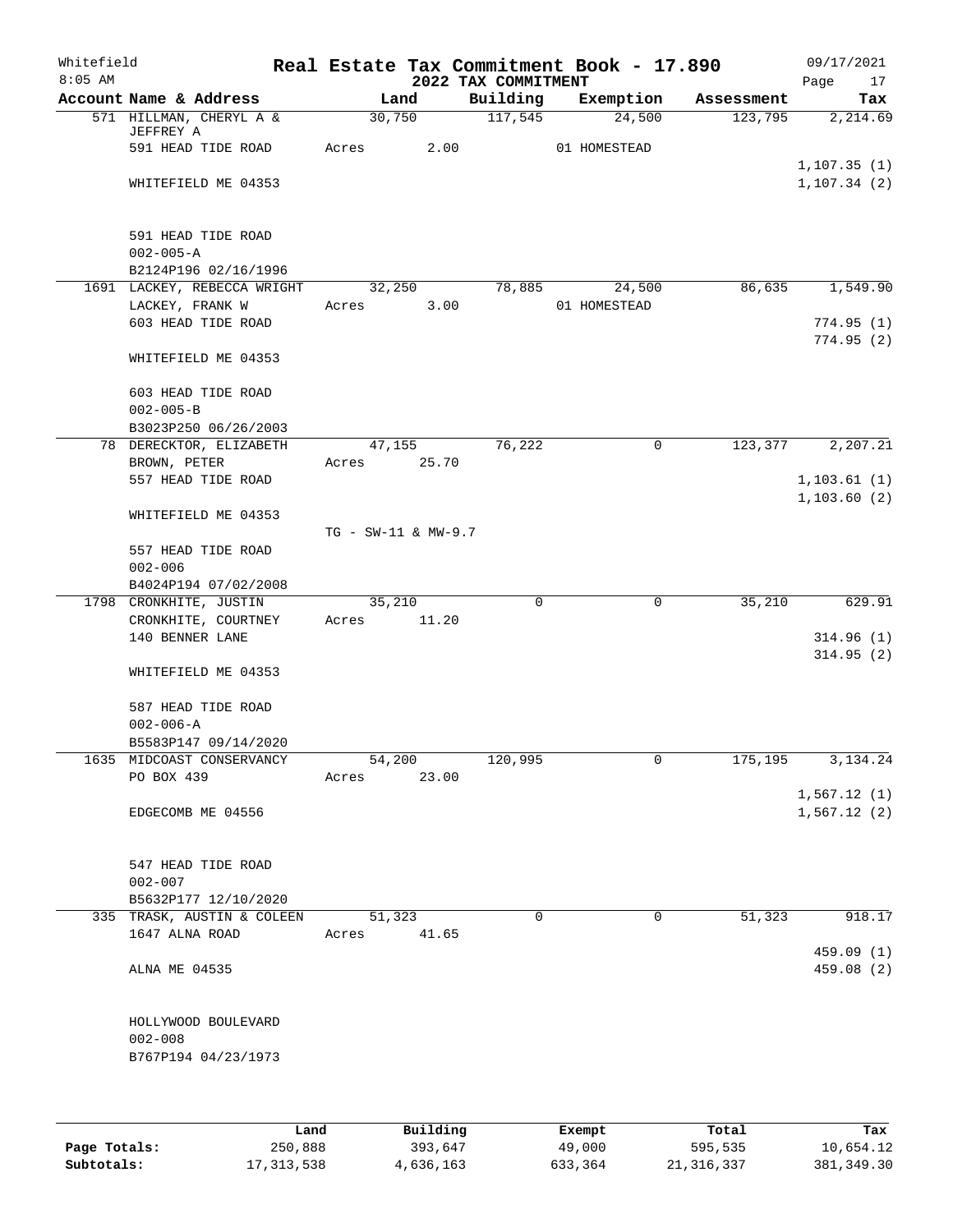Whitefield
8:05 AM

# Real Estate Tax Commitment Book - 17.890

## 2022 TAX COMMITMENT

09/17/2021

| Account Name & Address | Land | Building | Exemption | Assessment | Tax |
|---|---|---|---|---|---|
| 571 HILLMAN, CHERYL A & JEFFREY A | 30,750 | 117,545 | 24,500 | 123,795 | 2,214.69 |
| 591 HEAD TIDE ROAD | Acres 2.00 | | 01 HOMESTEAD | | |
| | | | | | 1,107.35 (1) |
| WHITEFIELD ME 04353 | | | | | 1,107.34 (2) |
| 591 HEAD TIDE ROAD | | | | | |
| 002-005-A | | | | | |
| B2124P196 02/16/1996 | | | | | |
| 1691 LACKEY, REBECCA WRIGHT | 32,250 | 78,885 | 24,500 | 86,635 | 1,549.90 |
| LACKEY, FRANK W | Acres 3.00 | | 01 HOMESTEAD | | |
| 603 HEAD TIDE ROAD | | | | | 774.95 (1) |
| | | | | | 774.95 (2) |
| WHITEFIELD ME 04353 | | | | | |
| 603 HEAD TIDE ROAD | | | | | |
| 002-005-B | | | | | |
| B3023P250 06/26/2003 | | | | | |
| 78 DERECKTOR, ELIZABETH | 47,155 | 76,222 | 0 | 123,377 | 2,207.21 |
| BROWN, PETER | Acres 25.70 | | | | |
| 557 HEAD TIDE ROAD | | | | | 1,103.61 (1) |
| | | | | | 1,103.60 (2) |
| WHITEFIELD ME 04353 | | | | | |
| | TG - SW-11 & MW-9.7 | | | | |
| 557 HEAD TIDE ROAD | | | | | |
| 002-006 | | | | | |
| B4024P194 07/02/2008 | | | | | |
| 1798 CRONKHITE, JUSTIN | 35,210 | 0 | 0 | 35,210 | 629.91 |
| CRONKHITE, COURTNEY | Acres 11.20 | | | | |
| 140 BENNER LANE | | | | | 314.96 (1) |
| | | | | | 314.95 (2) |
| WHITEFIELD ME 04353 | | | | | |
| 587 HEAD TIDE ROAD | | | | | |
| 002-006-A | | | | | |
| B5583P147 09/14/2020 | | | | | |
| 1635 MIDCOAST CONSERVANCY | 54,200 | 120,995 | 0 | 175,195 | 3,134.24 |
| PO BOX 439 | Acres 23.00 | | | | |
| | | | | | 1,567.12 (1) |
| EDGECOMB ME 04556 | | | | | 1,567.12 (2) |
| 547 HEAD TIDE ROAD | | | | | |
| 002-007 | | | | | |
| B5632P177 12/10/2020 | | | | | |
| 335 TRASK, AUSTIN & COLEEN | 51,323 | 0 | 0 | 51,323 | 918.17 |
| 1647 ALNA ROAD | Acres 41.65 | | | | |
| | | | | | 459.09 (1) |
| ALNA ME 04535 | | | | | 459.08 (2) |
| HOLLYWOOD BOULEVARD | | | | | |
| 002-008 | | | | | |
| B767P194 04/23/1973 | | | | | |

| | Land | Building | Exempt | Total | Tax |
|---|---|---|---|---|---|
| Page Totals: | 250,888 | 393,647 | 49,000 | 595,535 | 10,654.12 |
| Subtotals: | 17,313,538 | 4,636,163 | 633,364 | 21,316,337 | 381,349.30 |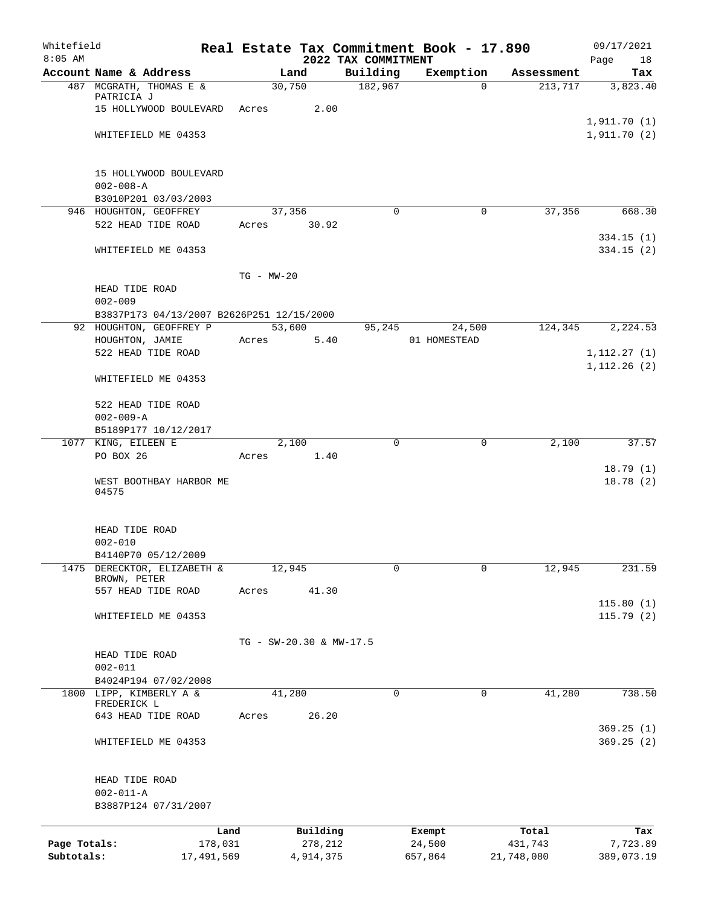Whitefield
8:05 AM

# Real Estate Tax Commitment Book - 17.890
## 2022 TAX COMMITMENT

09/17/2021

| Account Name & Address | Land | Building | Exemption | Assessment | Tax |
|---|---|---|---|---|---|
| 487 MCGRATH, THOMAS E & PATRICIA J | 30,750 | 182,967 | 0 | 213,717 | 3,823.40 |
| 15 HOLLYWOOD BOULEVARD | Acres 2.00 | | | | |
| | | | | | 1,911.70 (1) |
| WHITEFIELD ME 04353 | | | | | 1,911.70 (2) |
| 15 HOLLYWOOD BOULEVARD | | | | | |
| 002-008-A | | | | | |
| B3010P201 03/03/2003 | | | | | |
| 946 HOUGHTON, GEOFFREY | 37,356 | 0 | 0 | 37,356 | 668.30 |
| 522 HEAD TIDE ROAD | Acres 30.92 | | | | |
| | | | | | 334.15 (1) |
| WHITEFIELD ME 04353 | | | | | 334.15 (2) |
| | TG - MW-20 | | | | |
| HEAD TIDE ROAD | | | | | |
| 002-009 | | | | | |
| B3837P173 04/13/2007 B2626P251 12/15/2000 | | | | | |
| 92 HOUGHTON, GEOFFREY P | 53,600 | 95,245 | 24,500 | 124,345 | 2,224.53 |
| HOUGHTON, JAMIE | Acres 5.40 | | 01 HOMESTEAD | | |
| 522 HEAD TIDE ROAD | | | | | 1,112.27 (1) |
| | | | | | 1,112.26 (2) |
| WHITEFIELD ME 04353 | | | | | |
| 522 HEAD TIDE ROAD | | | | | |
| 002-009-A | | | | | |
| B5189P177 10/12/2017 | | | | | |
| 1077 KING, EILEEN E | 2,100 | 0 | 0 | 2,100 | 37.57 |
| PO BOX 26 | Acres 1.40 | | | | |
| | | | | | 18.79 (1) |
| WEST BOOTHBAY HARBOR ME 04575 | | | | | 18.78 (2) |
| HEAD TIDE ROAD | | | | | |
| 002-010 | | | | | |
| B4140P70 05/12/2009 | | | | | |
| 1475 DERECKTOR, ELIZABETH & BROWN, PETER | 12,945 | 0 | 0 | 12,945 | 231.59 |
| 557 HEAD TIDE ROAD | Acres 41.30 | | | | |
| | | | | | 115.80 (1) |
| WHITEFIELD ME 04353 | | | | | 115.79 (2) |
| | TG - SW-20.30 & MW-17.5 | | | | |
| HEAD TIDE ROAD | | | | | |
| 002-011 | | | | | |
| B4024P194 07/02/2008 | | | | | |
| 1800 LIPP, KIMBERLY A & FREDERICK L | 41,280 | 0 | 0 | 41,280 | 738.50 |
| 643 HEAD TIDE ROAD | Acres 26.20 | | | | |
| | | | | | 369.25 (1) |
| WHITEFIELD ME 04353 | | | | | 369.25 (2) |
| HEAD TIDE ROAD | | | | | |
| 002-011-A | | | | | |
| B3887P124 07/31/2007 | | | | | |

| | Land | Building | Exempt | Total | Tax |
|---|---|---|---|---|---|
| Page Totals: | 178,031 | 278,212 | 24,500 | 431,743 | 7,723.89 |
| Subtotals: | 17,491,569 | 4,914,375 | 657,864 | 21,748,080 | 389,073.19 |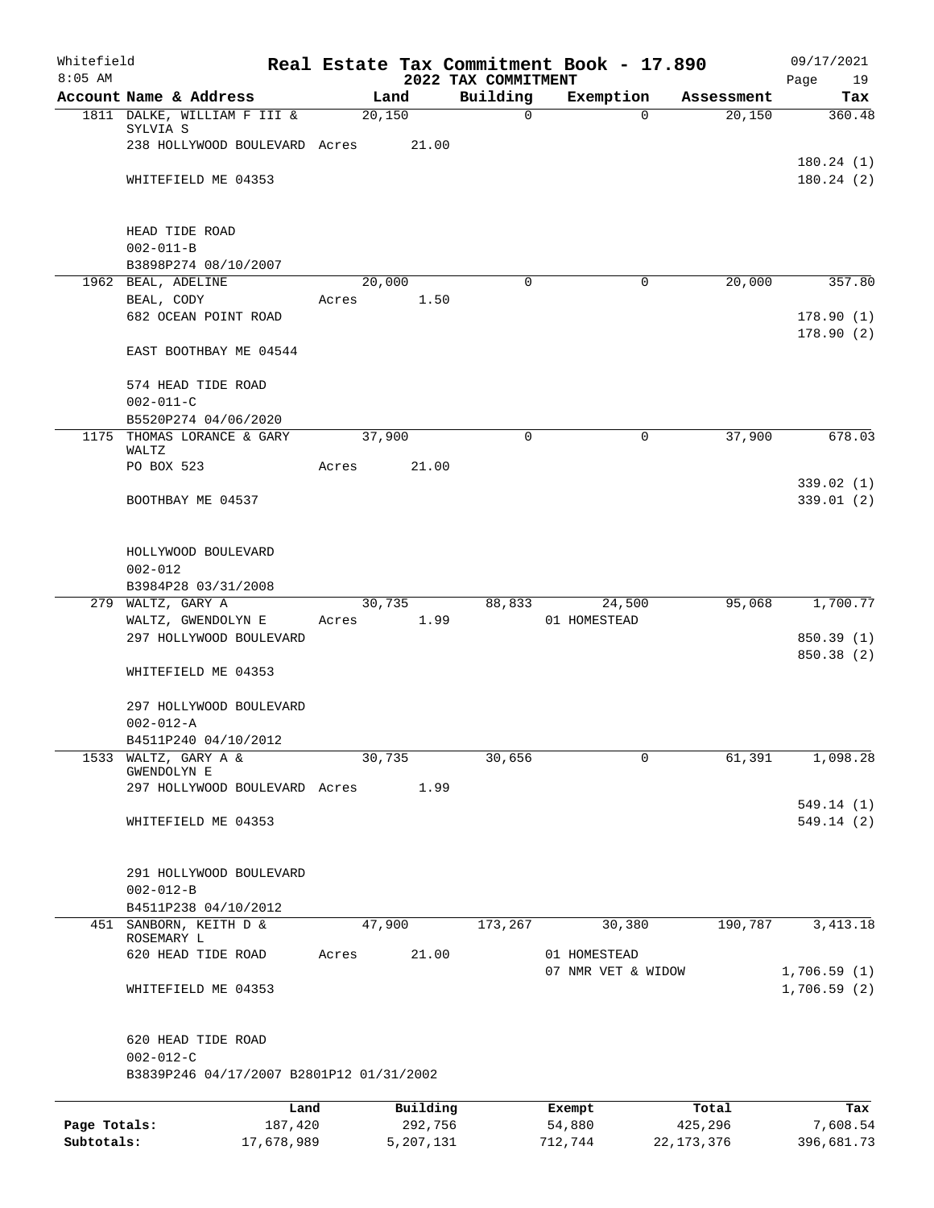Whitefield
8:05 AM

# Real Estate Tax Commitment Book - 17.890

## 2022 TAX COMMITMENT

09/17/2021

| Account Name & Address | Land | Building | Exemption | Assessment | Tax |
|---|---|---|---|---|---|
| 1811 DALKE, WILLIAM F III & SYLVIA S | 20,150 | 0 | 0 | 20,150 | 360.48 |
| 238 HOLLYWOOD BOULEVARD | Acres 21.00 | | | | |
| | | | | | 180.24 (1) |
| WHITEFIELD ME 04353 | | | | | 180.24 (2) |
| HEAD TIDE ROAD | | | | | |
| 002-011-B | | | | | |
| B3898P274 08/10/2007 | | | | | |
| 1962 BEAL, ADELINE | 20,000 | 0 | 0 | 20,000 | 357.80 |
| BEAL, CODY | Acres 1.50 | | | | |
| 682 OCEAN POINT ROAD | | | | | 178.90 (1) |
| | | | | | 178.90 (2) |
| EAST BOOTHBAY ME 04544 | | | | | |
| 574 HEAD TIDE ROAD | | | | | |
| 002-011-C | | | | | |
| B5520P274 04/06/2020 | | | | | |
| 1175 THOMAS LORANCE & GARY WALTZ | 37,900 | 0 | 0 | 37,900 | 678.03 |
| PO BOX 523 | Acres 21.00 | | | | |
| | | | | | 339.02 (1) |
| BOOTHBAY ME 04537 | | | | | 339.01 (2) |
| HOLLYWOOD BOULEVARD | | | | | |
| 002-012 | | | | | |
| B3984P28 03/31/2008 | | | | | |
| 279 WALTZ, GARY A | 30,735 | 88,833 | 24,500 | 95,068 | 1,700.77 |
| WALTZ, GWENDOLYN E | Acres 1.99 | | 01 HOMESTEAD | | |
| 297 HOLLYWOOD BOULEVARD | | | | | 850.39 (1) |
| | | | | | 850.38 (2) |
| WHITEFIELD ME 04353 | | | | | |
| 297 HOLLYWOOD BOULEVARD | | | | | |
| 002-012-A | | | | | |
| B4511P240 04/10/2012 | | | | | |
| 1533 WALTZ, GARY A & GWENDOLYN E | 30,735 | 30,656 | 0 | 61,391 | 1,098.28 |
| 297 HOLLYWOOD BOULEVARD | Acres 1.99 | | | | |
| | | | | | 549.14 (1) |
| WHITEFIELD ME 04353 | | | | | 549.14 (2) |
| 291 HOLLYWOOD BOULEVARD | | | | | |
| 002-012-B | | | | | |
| B4511P238 04/10/2012 | | | | | |
| 451 SANBORN, KEITH D & ROSEMARY L | 47,900 | 173,267 | 30,380 | 190,787 | 3,413.18 |
| 620 HEAD TIDE ROAD | Acres 21.00 | | 01 HOMESTEAD | | |
| | | | 07 NMR VET & WIDOW | | 1,706.59 (1) |
| WHITEFIELD ME 04353 | | | | | 1,706.59 (2) |
| 620 HEAD TIDE ROAD | | | | | |
| 002-012-C | | | | | |
| B3839P246 04/17/2007 B2801P12 01/31/2002 | | | | | |

| | Land | Building | Exempt | Total | Tax |
|---|---|---|---|---|---|
| Page Totals: | 187,420 | 292,756 | 54,880 | 425,296 | 7,608.54 |
| Subtotals: | 17,678,989 | 5,207,131 | 712,744 | 22,173,376 | 396,681.73 |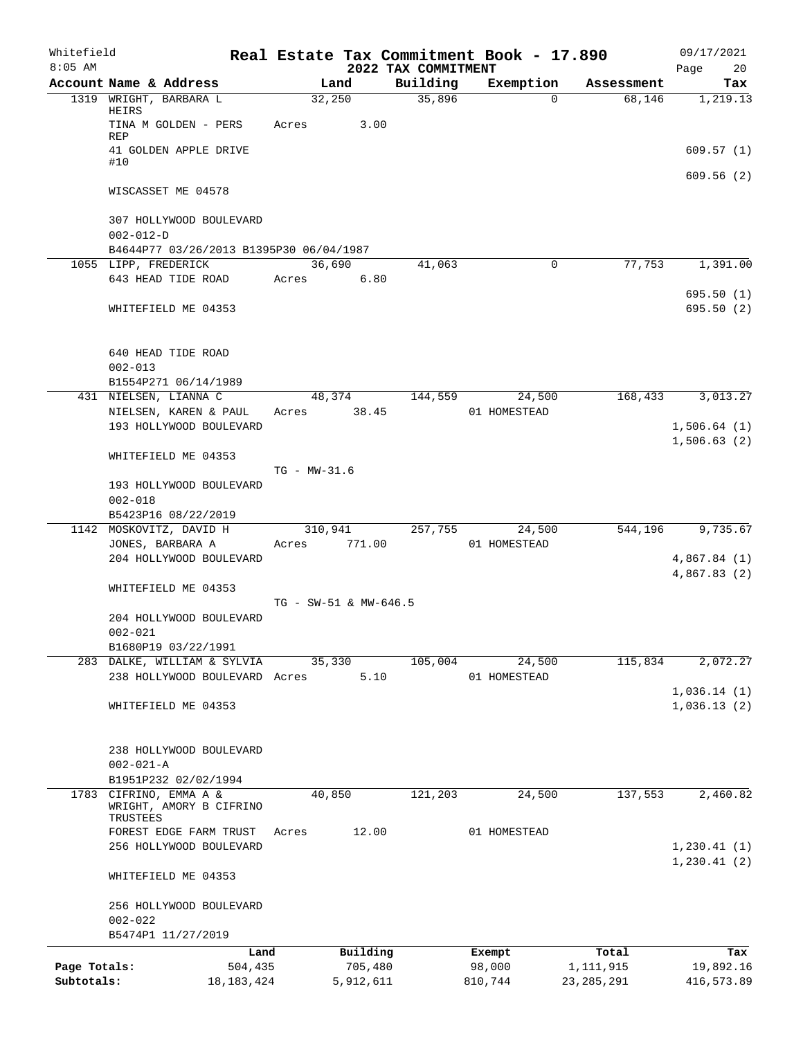# Real Estate Tax Commitment Book - 17.890

Whitefield
8:05 AM

## 2022 TAX COMMITMENT

09/17/2021

| Account Name & Address | Land | Building | Exemption | Assessment | Tax |
|---|---|---|---|---|---|
| 1319 WRIGHT, BARBARA L HEIRS | 32,250 | 35,896 | 0 | 68,146 | 1,219.13 |
| TINA M GOLDEN - PERS REP | Acres 3.00 | | | | |
| 41 GOLDEN APPLE DRIVE #10 | | | | | 609.57 (1) |
| | | | | | 609.56 (2) |
| WISCASSET ME 04578 | | | | | |
| 307 HOLLYWOOD BOULEVARD | | | | | |
| 002-012-D | | | | | |
| B4644P77 03/26/2013 B1395P30 06/04/1987 | | | | | |
| 1055 LIPP, FREDERICK | 36,690 | 41,063 | 0 | 77,753 | 1,391.00 |
| 643 HEAD TIDE ROAD | Acres 6.80 | | | | |
| | | | | | 695.50 (1) |
| WHITEFIELD ME 04353 | | | | | 695.50 (2) |
| 640 HEAD TIDE ROAD | | | | | |
| 002-013 | | | | | |
| B1554P271 06/14/1989 | | | | | |
| 431 NIELSEN, LIANNA C | 48,374 | 144,559 | 24,500 | 168,433 | 3,013.27 |
| NIELSEN, KAREN & PAUL | Acres 38.45 | | 01 HOMESTEAD | | |
| 193 HOLLYWOOD BOULEVARD | | | | | 1,506.64 (1) |
| | | | | | 1,506.63 (2) |
| WHITEFIELD ME 04353 | | | | | |
| | TG - MW-31.6 | | | | |
| 193 HOLLYWOOD BOULEVARD | | | | | |
| 002-018 | | | | | |
| B5423P16 08/22/2019 | | | | | |
| 1142 MOSKOVITZ, DAVID H | 310,941 | 257,755 | 24,500 | 544,196 | 9,735.67 |
| JONES, BARBARA A | Acres 771.00 | | 01 HOMESTEAD | | |
| 204 HOLLYWOOD BOULEVARD | | | | | 4,867.84 (1) |
| | | | | | 4,867.83 (2) |
| WHITEFIELD ME 04353 | | | | | |
| | TG - SW-51 & MW-646.5 | | | | |
| 204 HOLLYWOOD BOULEVARD | | | | | |
| 002-021 | | | | | |
| B1680P19 03/22/1991 | | | | | |
| 283 DALKE, WILLIAM & SYLVIA | 35,330 | 105,004 | 24,500 | 115,834 | 2,072.27 |
| 238 HOLLYWOOD BOULEVARD | Acres 5.10 | | 01 HOMESTEAD | | |
| | | | | | 1,036.14 (1) |
| WHITEFIELD ME 04353 | | | | | 1,036.13 (2) |
| 238 HOLLYWOOD BOULEVARD | | | | | |
| 002-021-A | | | | | |
| B1951P232 02/02/1994 | | | | | |
| 1783 CIFRINO, EMMA A & WRIGHT, AMORY B CIFRINO TRUSTEES | 40,850 | 121,203 | 24,500 | 137,553 | 2,460.82 |
| FOREST EDGE FARM TRUST | Acres 12.00 | | 01 HOMESTEAD | | |
| 256 HOLLYWOOD BOULEVARD | | | | | 1,230.41 (1) |
| | | | | | 1,230.41 (2) |
| WHITEFIELD ME 04353 | | | | | |
| 256 HOLLYWOOD BOULEVARD | | | | | |
| 002-022 | | | | | |
| B5474P1 11/27/2019 | | | | | |

| | Land | Building | Exempt | Total | Tax |
|---|---|---|---|---|---|
| Page Totals: | 504,435 | 705,480 | 98,000 | 1,111,915 | 19,892.16 |
| Subtotals: | 18,183,424 | 5,912,611 | 810,744 | 23,285,291 | 416,573.89 |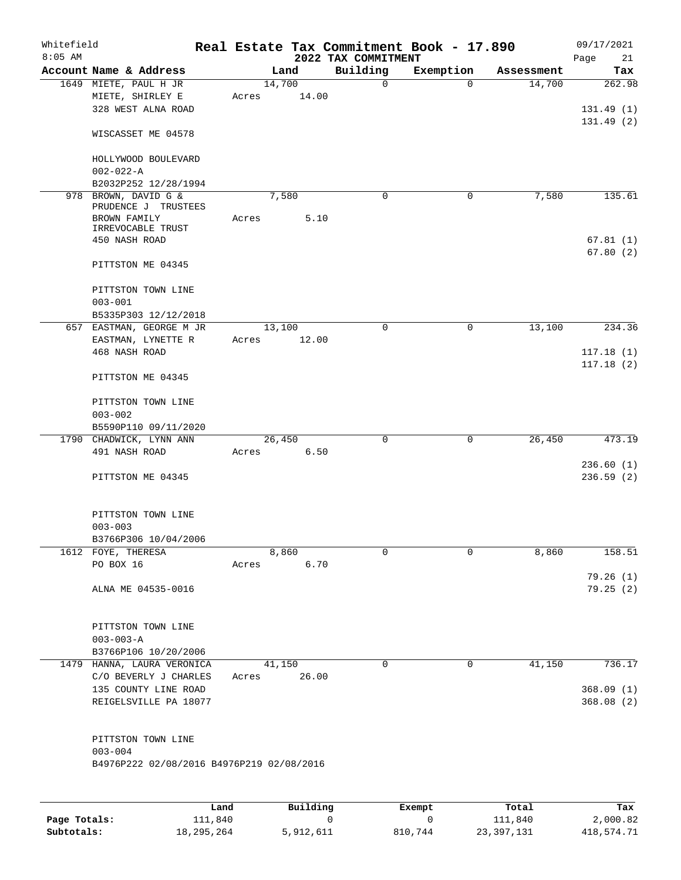Whitefield 8:05 AM

# Real Estate Tax Commitment Book - 17.890

## 2022 TAX COMMITMENT

09/17/2021

| Account Name & Address | Land | Building | Exemption | Assessment | Tax |
|---|---|---|---|---|---|
| 1649 MIETE, PAUL H JR<br>MIETE, SHIRLEY E<br>328 WEST ALNA ROAD<br><br>WISCASSET ME 04578<br><br>HOLLYWOOD BOULEVARD<br>002-022-A<br>B2032P252 12/28/1994 | 14,700<br>Acres 14.00 | 0 | 0 | 14,700 | 262.98<br><br>131.49 (1)<br>131.49 (2) |
| 978 BROWN, DAVID G &<br>PRUDENCE J TRUSTEES<br>BROWN FAMILY<br>IRREVOCABLE TRUST<br>450 NASH ROAD<br><br>PITTSTON ME 04345<br><br>PITTSTON TOWN LINE<br>003-001<br>B5335P303 12/12/2018 | 7,580<br>Acres 5.10 | 0 | 0 | 7,580 | 135.61<br><br>67.81 (1)<br>67.80 (2) |
| 657 EASTMAN, GEORGE M JR<br>EASTMAN, LYNETTE R<br>468 NASH ROAD<br><br>PITTSTON ME 04345<br><br>PITTSTON TOWN LINE<br>003-002<br>B5590P110 09/11/2020 | 13,100<br>Acres 12.00 | 0 | 0 | 13,100 | 234.36<br><br>117.18 (1)<br>117.18 (2) |
| 1790 CHADWICK, LYNN ANN<br>491 NASH ROAD<br><br>PITTSTON ME 04345<br><br>PITTSTON TOWN LINE<br>003-003<br>B3766P306 10/04/2006 | 26,450<br>Acres 6.50 | 0 | 0 | 26,450 | 473.19<br><br>236.60 (1)<br>236.59 (2) |
| 1612 FOYE, THERESA<br>PO BOX 16<br><br>ALNA ME 04535-0016<br><br>PITTSTON TOWN LINE<br>003-003-A<br>B3766P106 10/20/2006 | 8,860<br>Acres 6.70 | 0 | 0 | 8,860 | 158.51<br><br>79.26 (1)<br>79.25 (2) |
| 1479 HANNA, LAURA VERONICA<br>C/O BEVERLY J CHARLES<br>135 COUNTY LINE ROAD<br>REIGELSVILLE PA 18077<br><br>PITTSTON TOWN LINE<br>003-004<br>B4976P222 02/08/2016 B4976P219 02/08/2016 | 41,150<br>Acres 26.00 | 0 | 0 | 41,150 | 736.17<br><br>368.09 (1)<br>368.08 (2) |

| | Land | Building | Exempt | Total | Tax |
|---|---|---|---|---|---|
| Page Totals: | 111,840 | 0 | 0 | 111,840 | 2,000.82 |
| Subtotals: | 18,295,264 | 5,912,611 | 810,744 | 23,397,131 | 418,574.71 |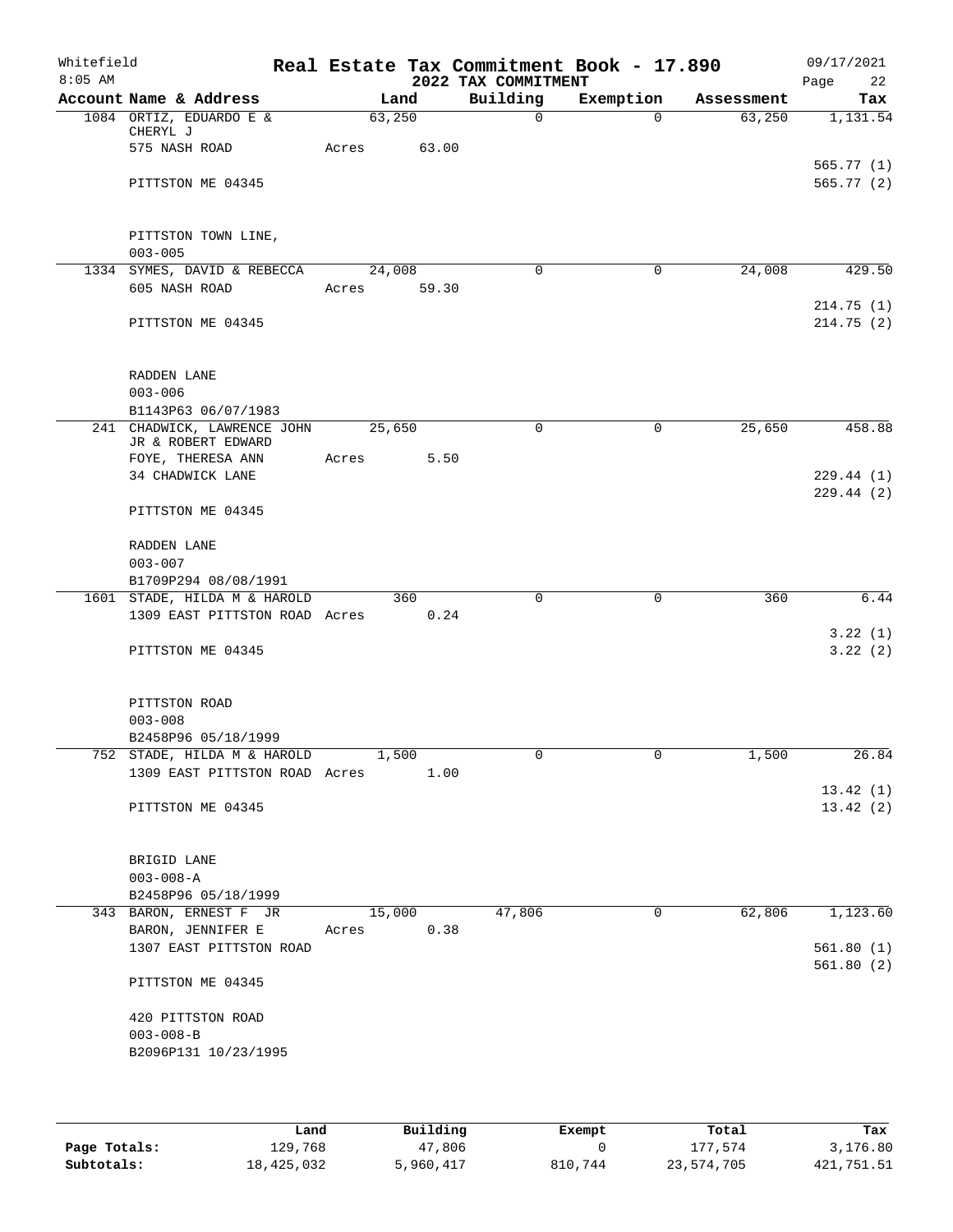Whitefield
8:05 AM

# Real Estate Tax Commitment Book - 17.890

## 2022 TAX COMMITMENT

09/17/2021
Page 22

| Account Name & Address | Land | Building | Exemption | Assessment | Tax |
|---|---|---|---|---|---|
| 1084 ORTIZ, EDUARDO E & CHERYL J | 63,250 | 0 | 0 | 63,250 | 1,131.54 |
| 575 NASH ROAD | Acres 63.00 | | | | |
| | | | | | 565.77 (1) |
| PITTSTON ME 04345 | | | | | 565.77 (2) |
| PITTSTON TOWN LINE, | | | | | |
| 003-005 | | | | | |
| 1334 SYMES, DAVID & REBECCA | 24,008 | 0 | 0 | 24,008 | 429.50 |
| 605 NASH ROAD | Acres 59.30 | | | | |
| | | | | | 214.75 (1) |
| PITTSTON ME 04345 | | | | | 214.75 (2) |
| RADDEN LANE | | | | | |
| 003-006 | | | | | |
| B1143P63 06/07/1983 | | | | | |
| 241 CHADWICK, LAWRENCE JOHN JR & ROBERT EDWARD | 25,650 | 0 | 0 | 25,650 | 458.88 |
| FOYE, THERESA ANN | Acres 5.50 | | | | |
| 34 CHADWICK LANE | | | | | 229.44 (1) |
| | | | | | 229.44 (2) |
| PITTSTON ME 04345 | | | | | |
| RADDEN LANE | | | | | |
| 003-007 | | | | | |
| B1709P294 08/08/1991 | | | | | |
| 1601 STADE, HILDA M & HAROLD | 360 | 0 | 0 | 360 | 6.44 |
| 1309 EAST PITTSTON ROAD | Acres 0.24 | | | | |
| | | | | | 3.22 (1) |
| PITTSTON ME 04345 | | | | | 3.22 (2) |
| PITTSTON ROAD | | | | | |
| 003-008 | | | | | |
| B2458P96 05/18/1999 | | | | | |
| 752 STADE, HILDA M & HAROLD | 1,500 | 0 | 0 | 1,500 | 26.84 |
| 1309 EAST PITTSTON ROAD | Acres 1.00 | | | | |
| | | | | | 13.42 (1) |
| PITTSTON ME 04345 | | | | | 13.42 (2) |
| BRIGID LANE | | | | | |
| 003-008-A | | | | | |
| B2458P96 05/18/1999 | | | | | |
| 343 BARON, ERNEST F JR | 15,000 | 47,806 | 0 | 62,806 | 1,123.60 |
| BARON, JENNIFER E | Acres 0.38 | | | | |
| 1307 EAST PITTSTON ROAD | | | | | 561.80 (1) |
| | | | | | 561.80 (2) |
| PITTSTON ME 04345 | | | | | |
| 420 PITTSTON ROAD | | | | | |
| 003-008-B | | | | | |
| B2096P131 10/23/1995 | | | | | |

| | Land | Building | Exempt | Total | Tax |
|---|---|---|---|---|---|
| **Page Totals:** | 129,768 | 47,806 | 0 | 177,574 | 3,176.80 |
| **Subtotals:** | 18,425,032 | 5,960,417 | 810,744 | 23,574,705 | 421,751.51 |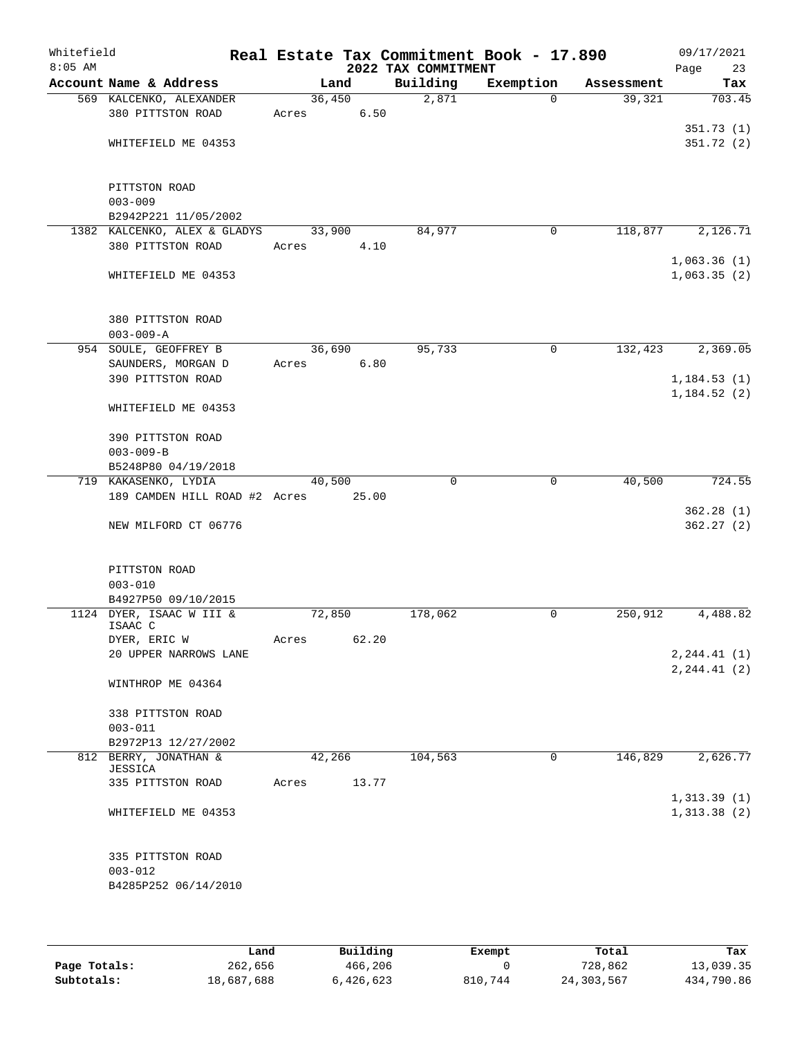Whitefield
8:05 AM

# Real Estate Tax Commitment Book - 17.890
## 2022 TAX COMMITMENT

09/17/2021

| Account | Name & Address | Land | Building | Exemption | Assessment | Tax |
|---|---|---|---|---|---|---|
| 569 | KALCENKO, ALEXANDER<br>380 PITTSTON ROAD<br><br>WHITEFIELD ME 04353<br><br>PITTSTON ROAD<br>003-009<br>B2942P221 11/05/2002 | 36,450<br>Acres 6.50 | 2,871 | 0 | 39,321 | 703.45<br>351.73 (1)<br>351.72 (2) |
| 1382 | KALCENKO, ALEX & GLADYS<br>380 PITTSTON ROAD<br><br>WHITEFIELD ME 04353<br><br>380 PITTSTON ROAD<br>003-009-A | 33,900<br>Acres 4.10 | 84,977 | 0 | 118,877 | 2,126.71<br>1,063.36 (1)<br>1,063.35 (2) |
| 954 | SOULE, GEOFFREY B<br>SAUNDERS, MORGAN D<br>390 PITTSTON ROAD<br><br>WHITEFIELD ME 04353<br><br>390 PITTSTON ROAD<br>003-009-B<br>B5248P80 04/19/2018 | 36,690<br>Acres 6.80 | 95,733 | 0 | 132,423 | 2,369.05<br>1,184.53 (1)<br>1,184.52 (2) |
| 719 | KAKASENKO, LYDIA<br>189 CAMDEN HILL ROAD #2<br><br>NEW MILFORD CT 06776<br><br>PITTSTON ROAD<br>003-010<br>B4927P50 09/10/2015 | 40,500<br>Acres 25.00 | 0 | 0 | 40,500 | 724.55<br>362.28 (1)<br>362.27 (2) |
| 1124 | DYER, ISAAC W III & ISAAC C<br>DYER, ERIC W<br>20 UPPER NARROWS LANE<br><br>WINTHROP ME 04364<br><br>338 PITTSTON ROAD<br>003-011<br>B2972P13 12/27/2002 | 72,850<br>Acres 62.20 | 178,062 | 0 | 250,912 | 4,488.82<br>2,244.41 (1)<br>2,244.41 (2) |
| 812 | BERRY, JONATHAN & JESSICA<br>335 PITTSTON ROAD<br><br>WHITEFIELD ME 04353<br><br>335 PITTSTON ROAD<br>003-012<br>B4285P252 06/14/2010 | 42,266<br>Acres 13.77 | 104,563 | 0 | 146,829 | 2,626.77<br>1,313.39 (1)<br>1,313.38 (2) |

| | Land | Building | Exempt | Total | Tax |
|---|---|---|---|---|---|
| Page Totals: | 262,656 | 466,206 | 0 | 728,862 | 13,039.35 |
| Subtotals: | 18,687,688 | 6,426,623 | 810,744 | 24,303,567 | 434,790.86 |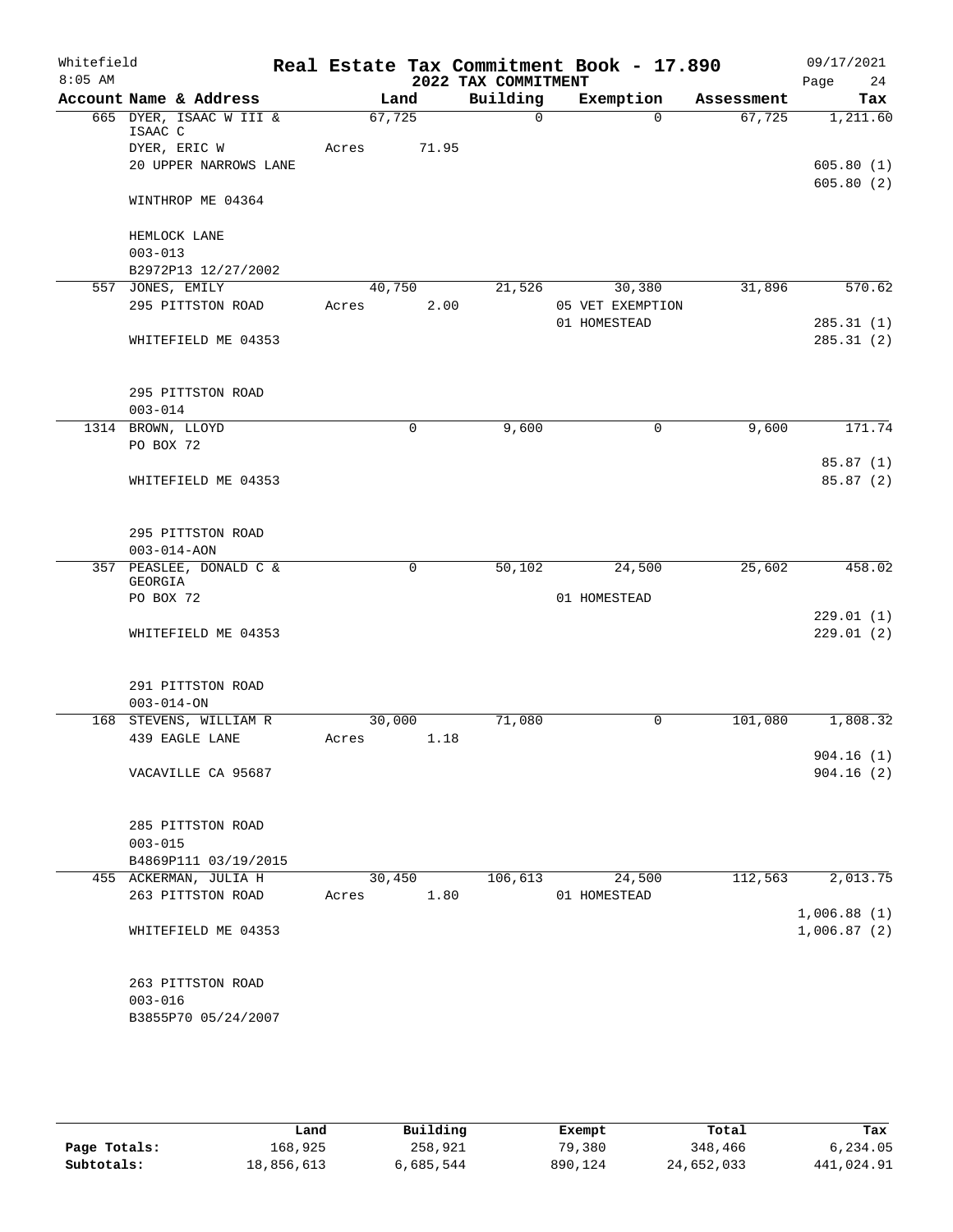Whitefield
8:05 AM

**Real Estate Tax Commitment Book - 17.890**
**2022 TAX COMMITMENT**

09/17/2021

| Account Name & Address | Land | Building | Exemption | Assessment | Tax |
|---|---|---|---|---|---|
| 665 DYER, ISAAC W III & ISAAC C | 67,725 | 0 | 0 | 67,725 | 1,211.60 |
| DYER, ERIC W | Acres 71.95 | | | | |
| 20 UPPER NARROWS LANE | | | | | 605.80 (1) |
| | | | | | 605.80 (2) |
| WINTHROP ME 04364 | | | | | |
| HEMLOCK LANE | | | | | |
| 003-013 | | | | | |
| B2972P13 12/27/2002 | | | | | |
| 557 JONES, EMILY | 40,750 | 21,526 | 30,380 | 31,896 | 570.62 |
| 295 PITTSTON ROAD | Acres 2.00 | | 05 VET EXEMPTION | | |
| | | | 01 HOMESTEAD | | 285.31 (1) |
| WHITEFIELD ME 04353 | | | | | 285.31 (2) |
| 295 PITTSTON ROAD | | | | | |
| 003-014 | | | | | |
| 1314 BROWN, LLOYD | 0 | 9,600 | 0 | 9,600 | 171.74 |
| PO BOX 72 | | | | | |
| | | | | | 85.87 (1) |
| WHITEFIELD ME 04353 | | | | | 85.87 (2) |
| 295 PITTSTON ROAD | | | | | |
| 003-014-AON | | | | | |
| 357 PEASLEE, DONALD C & GEORGIA | 0 | 50,102 | 24,500 | 25,602 | 458.02 |
| PO BOX 72 | | | 01 HOMESTEAD | | |
| | | | | | 229.01 (1) |
| WHITEFIELD ME 04353 | | | | | 229.01 (2) |
| 291 PITTSTON ROAD | | | | | |
| 003-014-ON | | | | | |
| 168 STEVENS, WILLIAM R | 30,000 | 71,080 | 0 | 101,080 | 1,808.32 |
| 439 EAGLE LANE | Acres 1.18 | | | | |
| | | | | | 904.16 (1) |
| VACAVILLE CA 95687 | | | | | 904.16 (2) |
| 285 PITTSTON ROAD | | | | | |
| 003-015 | | | | | |
| B4869P111 03/19/2015 | | | | | |
| 455 ACKERMAN, JULIA H | 30,450 | 106,613 | 24,500 | 112,563 | 2,013.75 |
| 263 PITTSTON ROAD | Acres 1.80 | | 01 HOMESTEAD | | |
| | | | | | 1,006.88 (1) |
| WHITEFIELD ME 04353 | | | | | 1,006.87 (2) |
| 263 PITTSTON ROAD | | | | | |
| 003-016 | | | | | |
| B3855P70 05/24/2007 | | | | | |

| | Land | Building | Exempt | Total | Tax |
|---|---|---|---|---|---|
| Page Totals: | 168,925 | 258,921 | 79,380 | 348,466 | 6,234.05 |
| Subtotals: | 18,856,613 | 6,685,544 | 890,124 | 24,652,033 | 441,024.91 |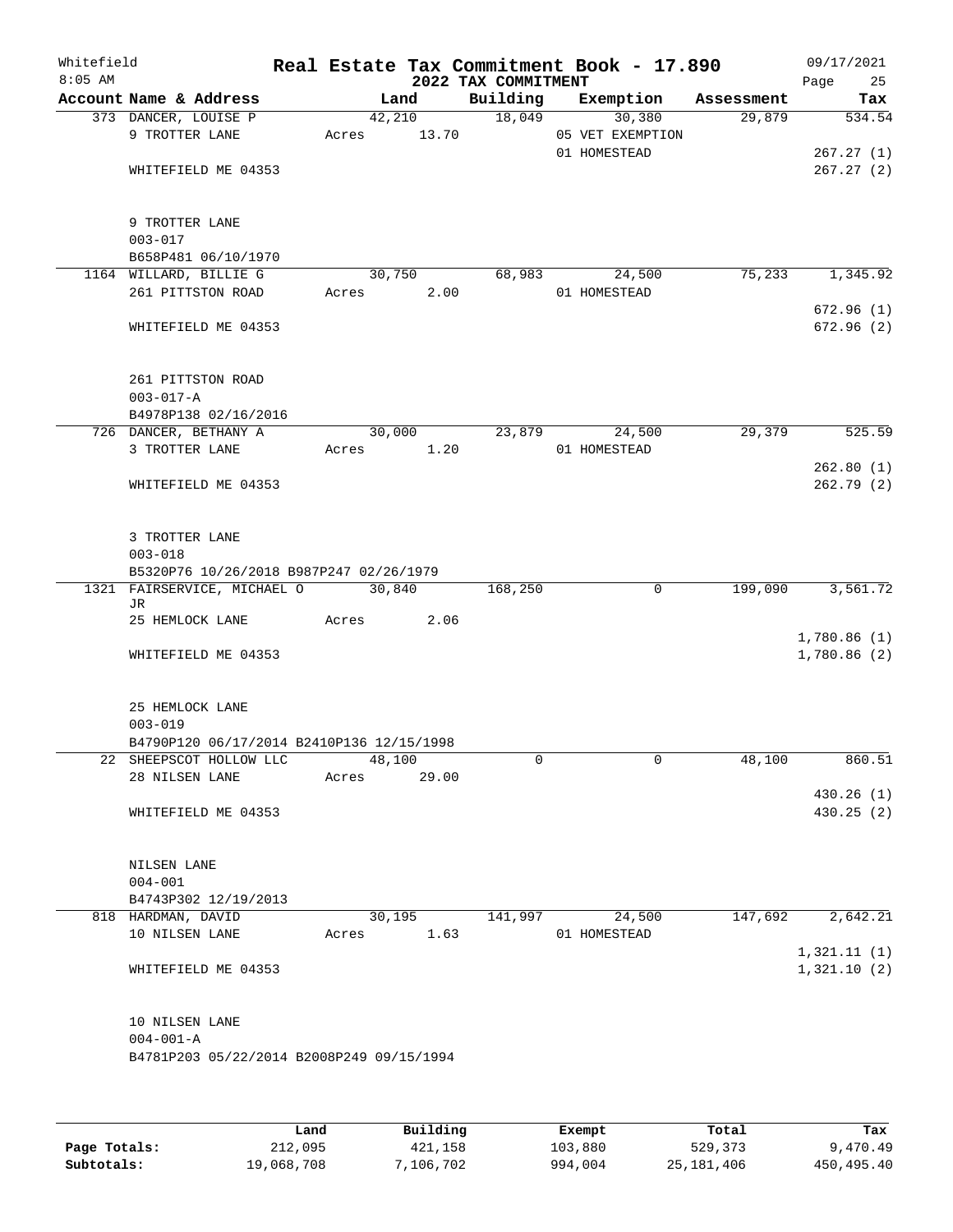# Real Estate Tax Commitment Book - 17.890

Whitefield
8:05 AM

2022 TAX COMMITMENT

09/17/2021

| Account Name & Address | Land | Building | Exemption | Assessment | Tax |
|---|---|---|---|---|---|
| 373 DANCER, LOUISE P | 42,210 | 18,049 | 30,380 | 29,879 | 534.54 |
| 9 TROTTER LANE | Acres 13.70 | | 05 VET EXEMPTION | | |
| | | | 01 HOMESTEAD | | 267.27 (1) |
| WHITEFIELD ME 04353 | | | | | 267.27 (2) |
| 9 TROTTER LANE | | | | | |
| 003-017 | | | | | |
| B658P481 06/10/1970 | | | | | |
| 1164 WILLARD, BILLIE G | 30,750 | 68,983 | 24,500 | 75,233 | 1,345.92 |
| 261 PITTSTON ROAD | Acres 2.00 | | 01 HOMESTEAD | | |
| | | | | | 672.96 (1) |
| WHITEFIELD ME 04353 | | | | | 672.96 (2) |
| 261 PITTSTON ROAD | | | | | |
| 003-017-A | | | | | |
| B4978P138 02/16/2016 | | | | | |
| 726 DANCER, BETHANY A | 30,000 | 23,879 | 24,500 | 29,379 | 525.59 |
| 3 TROTTER LANE | Acres 1.20 | | 01 HOMESTEAD | | |
| | | | | | 262.80 (1) |
| WHITEFIELD ME 04353 | | | | | 262.79 (2) |
| 3 TROTTER LANE | | | | | |
| 003-018 | | | | | |
| B5320P76 10/26/2018 B987P247 02/26/1979 | | | | | |
| 1321 FAIRSERVICE, MICHAEL O JR | 30,840 | 168,250 | 0 | 199,090 | 3,561.72 |
| 25 HEMLOCK LANE | Acres 2.06 | | | | |
| | | | | | 1,780.86 (1) |
| WHITEFIELD ME 04353 | | | | | 1,780.86 (2) |
| 25 HEMLOCK LANE | | | | | |
| 003-019 | | | | | |
| B4790P120 06/17/2014 B2410P136 12/15/1998 | | | | | |
| 22 SHEEPSCOT HOLLOW LLC | 48,100 | 0 | 0 | 48,100 | 860.51 |
| 28 NILSEN LANE | Acres 29.00 | | | | |
| | | | | | 430.26 (1) |
| WHITEFIELD ME 04353 | | | | | 430.25 (2) |
| NILSEN LANE | | | | | |
| 004-001 | | | | | |
| B4743P302 12/19/2013 | | | | | |
| 818 HARDMAN, DAVID | 30,195 | 141,997 | 24,500 | 147,692 | 2,642.21 |
| 10 NILSEN LANE | Acres 1.63 | | 01 HOMESTEAD | | |
| | | | | | 1,321.11 (1) |
| WHITEFIELD ME 04353 | | | | | 1,321.10 (2) |
| 10 NILSEN LANE | | | | | |
| 004-001-A | | | | | |
| B4781P203 05/22/2014 B2008P249 09/15/1994 | | | | | |

| | Land | Building | Exempt | Total | Tax |
|---|---|---|---|---|---|
| Page Totals: | 212,095 | 421,158 | 103,880 | 529,373 | 9,470.49 |
| Subtotals: | 19,068,708 | 7,106,702 | 994,004 | 25,181,406 | 450,495.40 |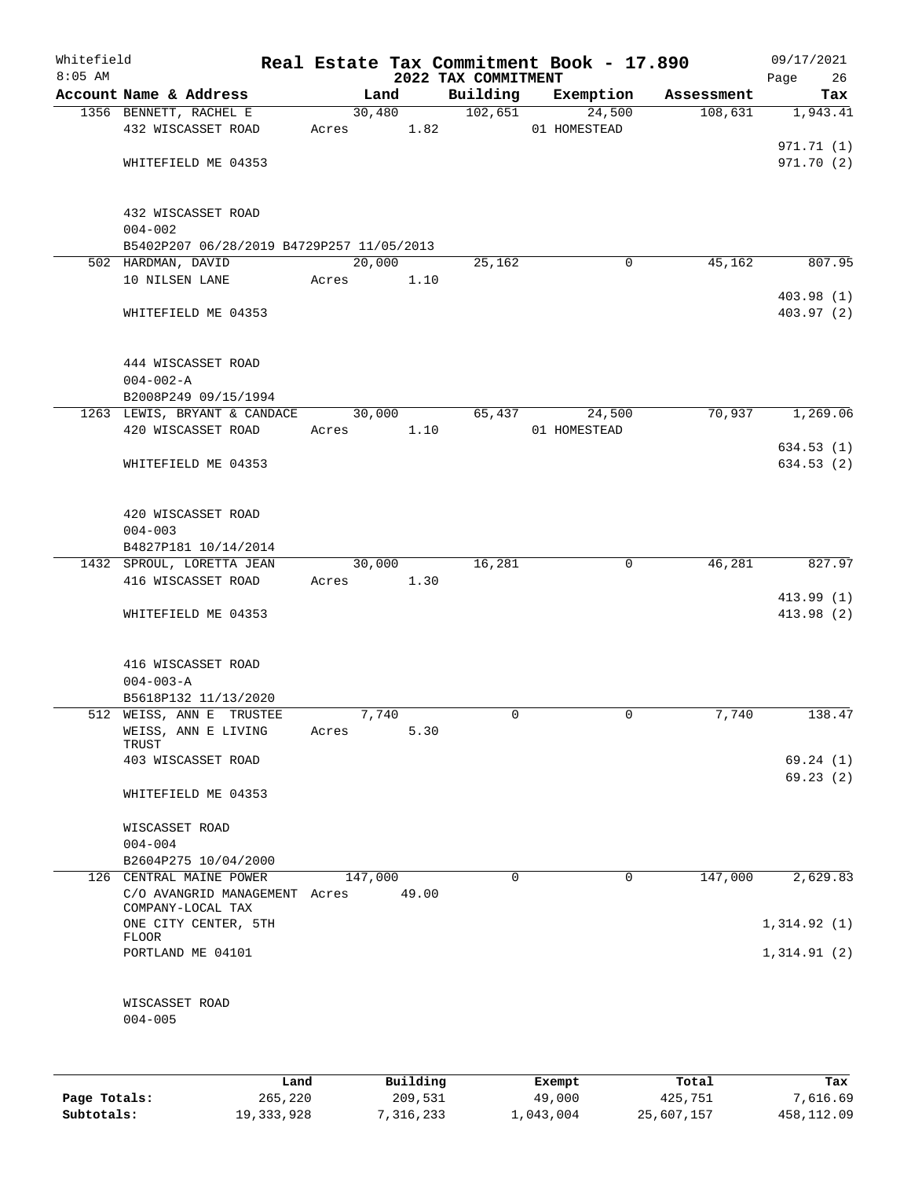# Whitefield — Real Estate Tax Commitment Book - 17.890

2022 TAX COMMITMENT

| Account | Name & Address | Land | Building | Exemption | Assessment | Tax |
|---|---|---|---|---|---|---|
| 1356 | BENNETT, RACHEL E<br>432 WISCASSET ROAD<br><br>WHITEFIELD ME 04353<br><br>432 WISCASSET ROAD<br>004-002<br>B5402P207 06/28/2019 B4729P257 11/05/2013 | 30,480<br>Acres 1.82 | 102,651 | 24,500<br>01 HOMESTEAD | 108,631 | 1,943.41<br><br>971.71 (1)<br>971.70 (2) |
| 502 | HARDMAN, DAVID<br>10 NILSEN LANE<br><br>WHITEFIELD ME 04353<br><br>444 WISCASSET ROAD<br>004-002-A<br>B2008P249 09/15/1994 | 20,000<br>Acres 1.10 | 25,162 | 0 | 45,162 | 807.95<br><br>403.98 (1)<br>403.97 (2) |
| 1263 | LEWIS, BRYANT & CANDACE<br>420 WISCASSET ROAD<br><br>WHITEFIELD ME 04353<br><br>420 WISCASSET ROAD<br>004-003<br>B4827P181 10/14/2014 | 30,000<br>Acres 1.10 | 65,437 | 24,500<br>01 HOMESTEAD | 70,937 | 1,269.06<br><br>634.53 (1)<br>634.53 (2) |
| 1432 | SPROUL, LORETTA JEAN<br>416 WISCASSET ROAD<br><br>WHITEFIELD ME 04353<br><br>416 WISCASSET ROAD<br>004-003-A<br>B5618P132 11/13/2020 | 30,000<br>Acres 1.30 | 16,281 | 0 | 46,281 | 827.97<br><br>413.99 (1)<br>413.98 (2) |
| 512 | WEISS, ANN E TRUSTEE<br>WEISS, ANN E LIVING TRUST<br>403 WISCASSET ROAD<br><br>WHITEFIELD ME 04353<br><br>WISCASSET ROAD<br>004-004<br>B2604P275 10/04/2000 | 7,740<br>Acres 5.30 | 0 | 0 | 7,740 | 138.47<br><br>69.24 (1)<br>69.23 (2) |
| 126 | CENTRAL MAINE POWER<br>C/O AVANGRID MANAGEMENT COMPANY-LOCAL TAX<br>ONE CITY CENTER, 5TH FLOOR<br>PORTLAND ME 04101<br><br>WISCASSET ROAD<br>004-005 | 147,000<br>Acres 49.00 | 0 | 0 | 147,000 | 2,629.83<br><br>1,314.92 (1)<br>1,314.91 (2) |

| | Land | Building | Exempt | Total | Tax |
|---|---|---|---|---|---|
| Page Totals: | 265,220 | 209,531 | 49,000 | 425,751 | 7,616.69 |
| Subtotals: | 19,333,928 | 7,316,233 | 1,043,004 | 25,607,157 | 458,112.09 |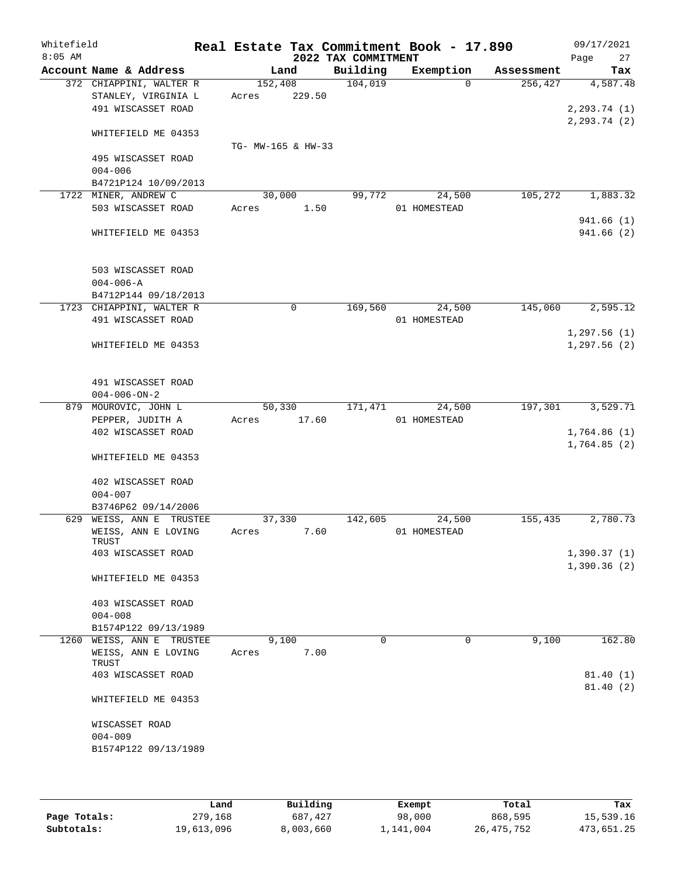Whitefield
8:05 AM

# Real Estate Tax Commitment Book - 17.890
## 2022 TAX COMMITMENT

09/17/2021

| Account Name & Address | Land | Building | Exemption | Assessment | Tax |
|---|---|---|---|---|---|
| 372 CHIAPPINI, WALTER R | 152,408 | 104,019 | 0 | 256,427 | 4,587.48 |
| STANLEY, VIRGINIA L | Acres 229.50 | | | | |
| 491 WISCASSET ROAD | | | | | 2,293.74 (1) |
| | | | | | 2,293.74 (2) |
| WHITEFIELD ME 04353 | | | | | |
| | TG- MW-165 & HW-33 | | | | |
| 495 WISCASSET ROAD | | | | | |
| 004-006 | | | | | |
| B4721P124 10/09/2013 | | | | | |
| 1722 MINER, ANDREW C | 30,000 | 99,772 | 24,500 | 105,272 | 1,883.32 |
| 503 WISCASSET ROAD | Acres 1.50 | | 01 HOMESTEAD | | |
| | | | | | 941.66 (1) |
| WHITEFIELD ME 04353 | | | | | 941.66 (2) |
| 503 WISCASSET ROAD | | | | | |
| 004-006-A | | | | | |
| B4712P144 09/18/2013 | | | | | |
| 1723 CHIAPPINI, WALTER R | 0 | 169,560 | 24,500 | 145,060 | 2,595.12 |
| 491 WISCASSET ROAD | | | 01 HOMESTEAD | | |
| | | | | | 1,297.56 (1) |
| WHITEFIELD ME 04353 | | | | | 1,297.56 (2) |
| 491 WISCASSET ROAD | | | | | |
| 004-006-ON-2 | | | | | |
| 879 MOUROVIC, JOHN L | 50,330 | 171,471 | 24,500 | 197,301 | 3,529.71 |
| PEPPER, JUDITH A | Acres 17.60 | | 01 HOMESTEAD | | |
| 402 WISCASSET ROAD | | | | | 1,764.86 (1) |
| | | | | | 1,764.85 (2) |
| WHITEFIELD ME 04353 | | | | | |
| 402 WISCASSET ROAD | | | | | |
| 004-007 | | | | | |
| B3746P62 09/14/2006 | | | | | |
| 629 WEISS, ANN E TRUSTEE | 37,330 | 142,605 | 24,500 | 155,435 | 2,780.73 |
| WEISS, ANN E LOVING TRUST | Acres 7.60 | | 01 HOMESTEAD | | |
| 403 WISCASSET ROAD | | | | | 1,390.37 (1) |
| | | | | | 1,390.36 (2) |
| WHITEFIELD ME 04353 | | | | | |
| 403 WISCASSET ROAD | | | | | |
| 004-008 | | | | | |
| B1574P122 09/13/1989 | | | | | |
| 1260 WEISS, ANN E TRUSTEE | 9,100 | 0 | 0 | 9,100 | 162.80 |
| WEISS, ANN E LOVING TRUST | Acres 7.00 | | | | |
| 403 WISCASSET ROAD | | | | | 81.40 (1) |
| | | | | | 81.40 (2) |
| WHITEFIELD ME 04353 | | | | | |
| WISCASSET ROAD | | | | | |
| 004-009 | | | | | |
| B1574P122 09/13/1989 | | | | | |

| | Land | Building | Exempt | Total | Tax |
|---|---|---|---|---|---|
| Page Totals: | 279,168 | 687,427 | 98,000 | 868,595 | 15,539.16 |
| Subtotals: | 19,613,096 | 8,003,660 | 1,141,004 | 26,475,752 | 473,651.25 |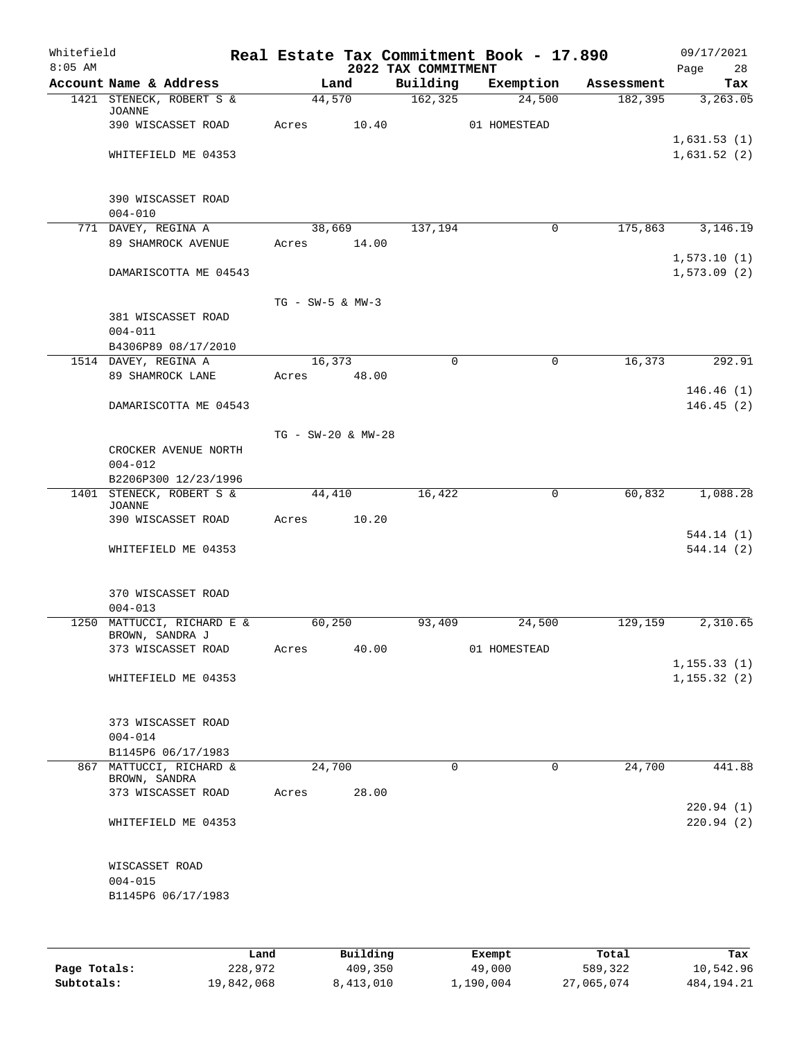# Whitefield — Real Estate Tax Commitment Book - 17.890

2022 TAX COMMITMENT

8:05 AM — 09/17/2021

| Account Name & Address | Land | Building | Exemption | Assessment | Tax |
|---|---|---|---|---|---|
| 1421 STENECK, ROBERT S & JOANNE | 44,570 | 162,325 | 24,500 | 182,395 | 3,263.05 |
| 390 WISCASSET ROAD | Acres 10.40 | | 01 HOMESTEAD | | |
| | | | | | 1,631.53 (1) |
| WHITEFIELD ME 04353 | | | | | 1,631.52 (2) |
| 390 WISCASSET ROAD | | | | | |
| 004-010 | | | | | |
| 771 DAVEY, REGINA A | 38,669 | 137,194 | 0 | 175,863 | 3,146.19 |
| 89 SHAMROCK AVENUE | Acres 14.00 | | | | |
| | | | | | 1,573.10 (1) |
| DAMARISCOTTA ME 04543 | | | | | 1,573.09 (2) |
| | TG - SW-5 & MW-3 | | | | |
| 381 WISCASSET ROAD | | | | | |
| 004-011 | | | | | |
| B4306P89 08/17/2010 | | | | | |
| 1514 DAVEY, REGINA A | 16,373 | 0 | 0 | 16,373 | 292.91 |
| 89 SHAMROCK LANE | Acres 48.00 | | | | |
| | | | | | 146.46 (1) |
| DAMARISCOTTA ME 04543 | | | | | 146.45 (2) |
| | TG - SW-20 & MW-28 | | | | |
| CROCKER AVENUE NORTH | | | | | |
| 004-012 | | | | | |
| B2206P300 12/23/1996 | | | | | |
| 1401 STENECK, ROBERT S & JOANNE | 44,410 | 16,422 | 0 | 60,832 | 1,088.28 |
| 390 WISCASSET ROAD | Acres 10.20 | | | | |
| | | | | | 544.14 (1) |
| WHITEFIELD ME 04353 | | | | | 544.14 (2) |
| 370 WISCASSET ROAD | | | | | |
| 004-013 | | | | | |
| 1250 MATTUCCI, RICHARD E & BROWN, SANDRA J | 60,250 | 93,409 | 24,500 | 129,159 | 2,310.65 |
| 373 WISCASSET ROAD | Acres 40.00 | | 01 HOMESTEAD | | |
| | | | | | 1,155.33 (1) |
| WHITEFIELD ME 04353 | | | | | 1,155.32 (2) |
| 373 WISCASSET ROAD | | | | | |
| 004-014 | | | | | |
| B1145P6 06/17/1983 | | | | | |
| 867 MATTUCCI, RICHARD & BROWN, SANDRA | 24,700 | 0 | 0 | 24,700 | 441.88 |
| 373 WISCASSET ROAD | Acres 28.00 | | | | |
| | | | | | 220.94 (1) |
| WHITEFIELD ME 04353 | | | | | 220.94 (2) |
| WISCASSET ROAD | | | | | |
| 004-015 | | | | | |
| B1145P6 06/17/1983 | | | | | |

| | Land | Building | Exempt | Total | Tax |
|---|---|---|---|---|---|
| Page Totals: | 228,972 | 409,350 | 49,000 | 589,322 | 10,542.96 |
| Subtotals: | 19,842,068 | 8,413,010 | 1,190,004 | 27,065,074 | 484,194.21 |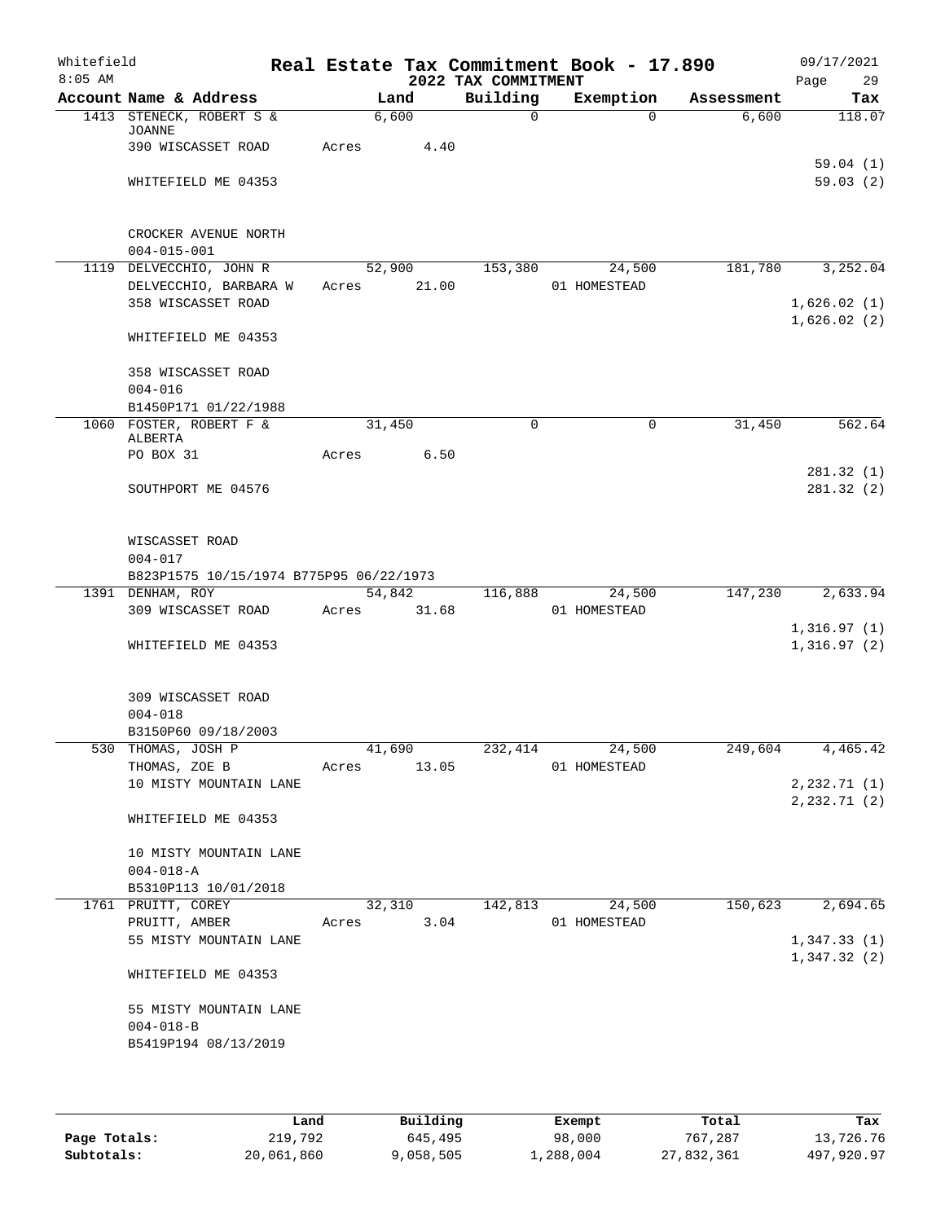Whitefield
8:05 AM

# Real Estate Tax Commitment Book - 17.890

## 2022 TAX COMMITMENT

09/17/2021

| Account Name & Address | Land | Building | Exemption | Assessment | Tax |
|---|---|---|---|---|---|
| 1413 STENECK, ROBERT S & JOANNE | 6,600 | 0 | 0 | 6,600 | 118.07 |
| 390 WISCASSET ROAD | Acres 4.40 | | | | |
| | | | | | 59.04 (1) |
| WHITEFIELD ME 04353 | | | | | 59.03 (2) |
| CROCKER AVENUE NORTH | | | | | |
| 004-015-001 | | | | | |
| 1119 DELVECCHIO, JOHN R | 52,900 | 153,380 | 24,500 | 181,780 | 3,252.04 |
| DELVECCHIO, BARBARA W | Acres 21.00 | | 01 HOMESTEAD | | |
| 358 WISCASSET ROAD | | | | | 1,626.02 (1) |
| | | | | | 1,626.02 (2) |
| WHITEFIELD ME 04353 | | | | | |
| 358 WISCASSET ROAD | | | | | |
| 004-016 | | | | | |
| B1450P171 01/22/1988 | | | | | |
| 1060 FOSTER, ROBERT F & ALBERTA | 31,450 | 0 | 0 | 31,450 | 562.64 |
| PO BOX 31 | Acres 6.50 | | | | |
| | | | | | 281.32 (1) |
| SOUTHPORT ME 04576 | | | | | 281.32 (2) |
| WISCASSET ROAD | | | | | |
| 004-017 | | | | | |
| B823P1575 10/15/1974 B775P95 06/22/1973 | | | | | |
| 1391 DENHAM, ROY | 54,842 | 116,888 | 24,500 | 147,230 | 2,633.94 |
| 309 WISCASSET ROAD | Acres 31.68 | | 01 HOMESTEAD | | |
| | | | | | 1,316.97 (1) |
| WHITEFIELD ME 04353 | | | | | 1,316.97 (2) |
| 309 WISCASSET ROAD | | | | | |
| 004-018 | | | | | |
| B3150P60 09/18/2003 | | | | | |
| 530 THOMAS, JOSH P | 41,690 | 232,414 | 24,500 | 249,604 | 4,465.42 |
| THOMAS, ZOE B | Acres 13.05 | | 01 HOMESTEAD | | |
| 10 MISTY MOUNTAIN LANE | | | | | 2,232.71 (1) |
| | | | | | 2,232.71 (2) |
| WHITEFIELD ME 04353 | | | | | |
| 10 MISTY MOUNTAIN LANE | | | | | |
| 004-018-A | | | | | |
| B5310P113 10/01/2018 | | | | | |
| 1761 PRUITT, COREY | 32,310 | 142,813 | 24,500 | 150,623 | 2,694.65 |
| PRUITT, AMBER | Acres 3.04 | | 01 HOMESTEAD | | |
| 55 MISTY MOUNTAIN LANE | | | | | 1,347.33 (1) |
| | | | | | 1,347.32 (2) |
| WHITEFIELD ME 04353 | | | | | |
| 55 MISTY MOUNTAIN LANE | | | | | |
| 004-018-B | | | | | |
| B5419P194 08/13/2019 | | | | | |

| | Land | Building | Exempt | Total | Tax |
|---|---|---|---|---|---|
| Page Totals: | 219,792 | 645,495 | 98,000 | 767,287 | 13,726.76 |
| Subtotals: | 20,061,860 | 9,058,505 | 1,288,004 | 27,832,361 | 497,920.97 |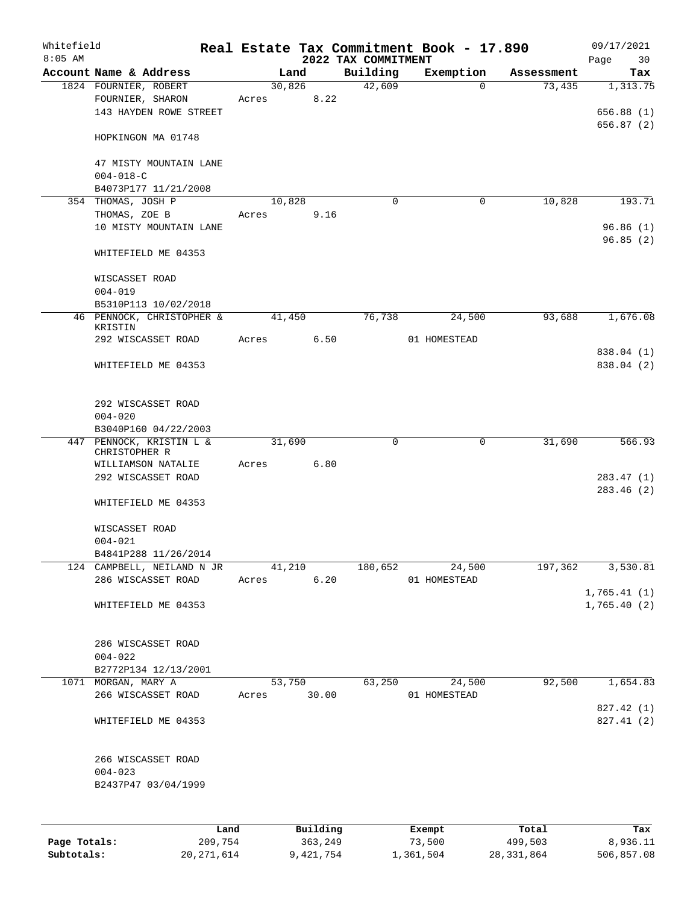# Real Estate Tax Commitment Book - 17.890

## 2022 TAX COMMITMENT

Whitefield 8:05 AM — 09/17/2021

| Account Name & Address | Land | Building | Exemption | Assessment | Tax |
|---|---|---|---|---|---|
| 1824 FOURNIER, ROBERT<br>FOURNIER, SHARON<br>143 HAYDEN ROWE STREET<br><br>HOPKINGON MA 01748<br><br>47 MISTY MOUNTAIN LANE<br>004-018-C<br>B4073P177 11/21/2008 | 30,826<br>Acres 8.22 | 42,609 | 0 | 73,435 | 1,313.75<br><br>656.88 (1)<br>656.87 (2) |
| 354 THOMAS, JOSH P<br>THOMAS, ZOE B<br>10 MISTY MOUNTAIN LANE<br><br>WHITEFIELD ME 04353<br><br>WISCASSET ROAD<br>004-019<br>B5310P113 10/02/2018 | 10,828<br>Acres 9.16 | 0 | 0 | 10,828 | 193.71<br><br>96.86 (1)<br>96.85 (2) |
| 46 PENNOCK, CHRISTOPHER & KRISTIN<br>292 WISCASSET ROAD<br><br>WHITEFIELD ME 04353<br><br>292 WISCASSET ROAD<br>004-020<br>B3040P160 04/22/2003 | 41,450<br>Acres 6.50 | 76,738 | 24,500<br>01 HOMESTEAD | 93,688 | 1,676.08<br><br>838.04 (1)<br>838.04 (2) |
| 447 PENNOCK, KRISTIN L & CHRISTOPHER R<br>WILLIAMSON NATALIE<br>292 WISCASSET ROAD<br><br>WHITEFIELD ME 04353<br><br>WISCASSET ROAD<br>004-021<br>B4841P288 11/26/2014 | 31,690<br>Acres 6.80 | 0 | 0 | 31,690 | 566.93<br><br>283.47 (1)<br>283.46 (2) |
| 124 CAMPBELL, NEILAND N JR<br>286 WISCASSET ROAD<br><br>WHITEFIELD ME 04353<br><br>286 WISCASSET ROAD<br>004-022<br>B2772P134 12/13/2001 | 41,210<br>Acres 6.20 | 180,652 | 24,500<br>01 HOMESTEAD | 197,362 | 3,530.81<br><br>1,765.41 (1)<br>1,765.40 (2) |
| 1071 MORGAN, MARY A<br>266 WISCASSET ROAD<br><br>WHITEFIELD ME 04353<br><br>266 WISCASSET ROAD<br>004-023<br>B2437P47 03/04/1999 | 53,750<br>Acres 30.00 | 63,250 | 24,500<br>01 HOMESTEAD | 92,500 | 1,654.83<br><br>827.42 (1)<br>827.41 (2) |

| | Land | Building | Exempt | Total | Tax |
|---|---|---|---|---|---|
| Page Totals: | 209,754 | 363,249 | 73,500 | 499,503 | 8,936.11 |
| Subtotals: | 20,271,614 | 9,421,754 | 1,361,504 | 28,331,864 | 506,857.08 |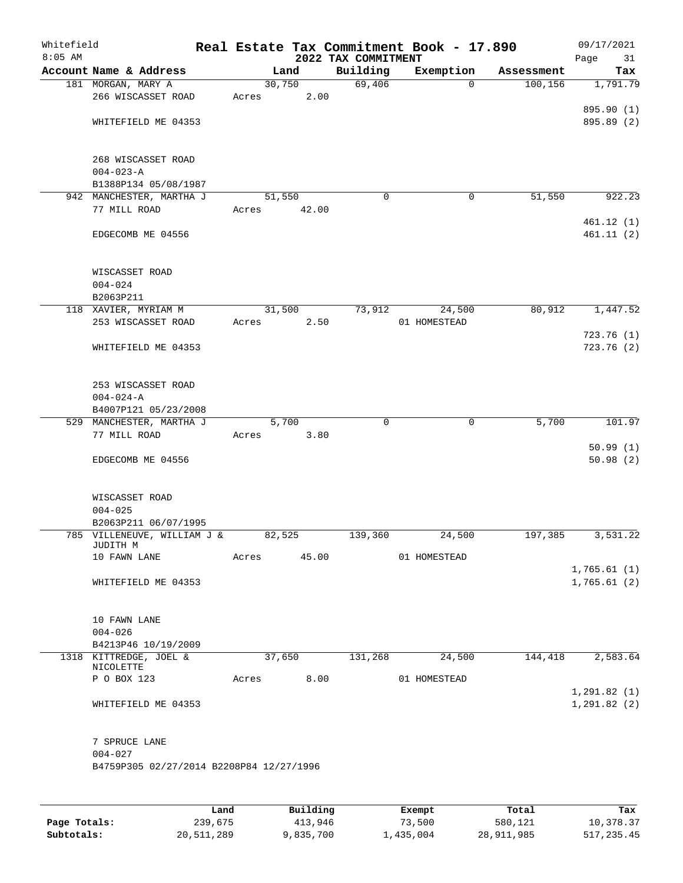# Real Estate Tax Commitment Book - 17.890

Whitefield 8:05 AM — 2022 TAX COMMITMENT — 09/17/2021

| Account Name & Address | Land | Building | Exemption | Assessment | Tax |
|---|---|---|---|---|---|
| 181 MORGAN, MARY A | 30,750 | 69,406 | 0 | 100,156 | 1,791.79 |
| 266 WISCASSET ROAD | Acres 2.00 | | | | |
| | | | | | 895.90 (1) |
| WHITEFIELD ME 04353 | | | | | 895.89 (2) |
| 268 WISCASSET ROAD | | | | | |
| 004-023-A | | | | | |
| B1388P134 05/08/1987 | | | | | |
| 942 MANCHESTER, MARTHA J | 51,550 | 0 | 0 | 51,550 | 922.23 |
| 77 MILL ROAD | Acres 42.00 | | | | |
| | | | | | 461.12 (1) |
| EDGECOMB ME 04556 | | | | | 461.11 (2) |
| WISCASSET ROAD | | | | | |
| 004-024 | | | | | |
| B2063P211 | | | | | |
| 118 XAVIER, MYRIAM M | 31,500 | 73,912 | 24,500 | 80,912 | 1,447.52 |
| 253 WISCASSET ROAD | Acres 2.50 | | 01 HOMESTEAD | | |
| | | | | | 723.76 (1) |
| WHITEFIELD ME 04353 | | | | | 723.76 (2) |
| 253 WISCASSET ROAD | | | | | |
| 004-024-A | | | | | |
| B4007P121 05/23/2008 | | | | | |
| 529 MANCHESTER, MARTHA J | 5,700 | 0 | 0 | 5,700 | 101.97 |
| 77 MILL ROAD | Acres 3.80 | | | | |
| | | | | | 50.99 (1) |
| EDGECOMB ME 04556 | | | | | 50.98 (2) |
| WISCASSET ROAD | | | | | |
| 004-025 | | | | | |
| B2063P211 06/07/1995 | | | | | |
| 785 VILLENEUVE, WILLIAM J & JUDITH M | 82,525 | 139,360 | 24,500 | 197,385 | 3,531.22 |
| 10 FAWN LANE | Acres 45.00 | | 01 HOMESTEAD | | |
| | | | | | 1,765.61 (1) |
| WHITEFIELD ME 04353 | | | | | 1,765.61 (2) |
| 10 FAWN LANE | | | | | |
| 004-026 | | | | | |
| B4213P46 10/19/2009 | | | | | |
| 1318 KITTREDGE, JOEL & NICOLETTE | 37,650 | 131,268 | 24,500 | 144,418 | 2,583.64 |
| P O BOX 123 | Acres 8.00 | | 01 HOMESTEAD | | |
| | | | | | 1,291.82 (1) |
| WHITEFIELD ME 04353 | | | | | 1,291.82 (2) |
| 7 SPRUCE LANE | | | | | |
| 004-027 | | | | | |
| B4759P305 02/27/2014 B2208P84 12/27/1996 | | | | | |

| | Land | Building | Exempt | Total | Tax |
|---|---|---|---|---|---|
| Page Totals: | 239,675 | 413,946 | 73,500 | 580,121 | 10,378.37 |
| Subtotals: | 20,511,289 | 9,835,700 | 1,435,004 | 28,911,985 | 517,235.45 |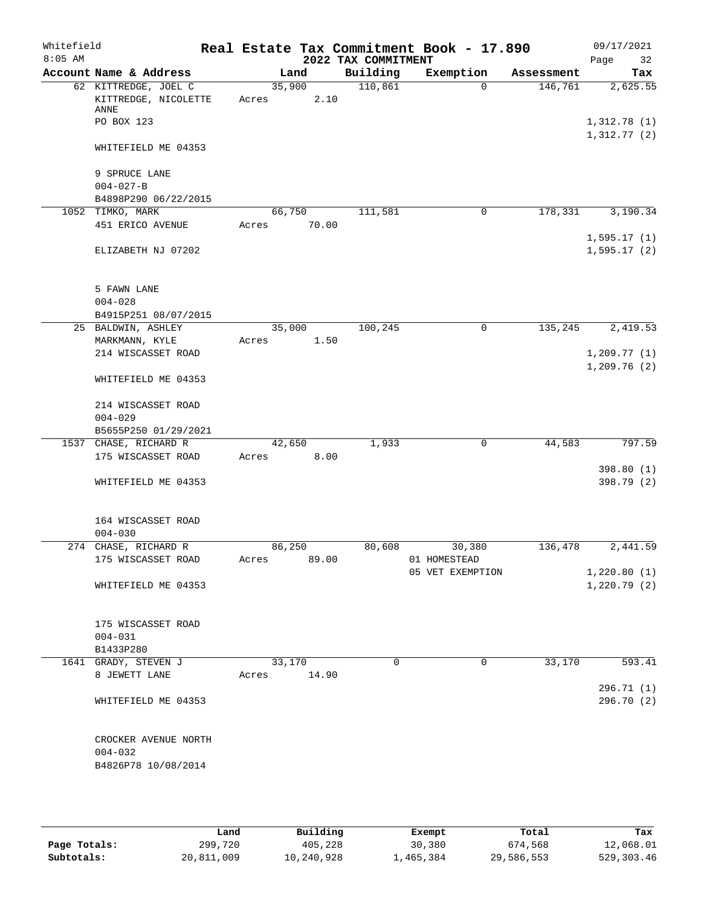Whitefield 8:05 AM

# Real Estate Tax Commitment Book - 17.890

## 2022 TAX COMMITMENT

09/17/2021

| Account Name & Address | Land | Building | Exemption | Assessment | Tax |
|---|---|---|---|---|---|
| 62 KITTREDGE, JOEL C<br>KITTREDGE, NICOLETTE ANNE<br>PO BOX 123<br><br>WHITEFIELD ME 04353<br><br>9 SPRUCE LANE<br>004-027-B<br>B4898P290 06/22/2015 | 35,900<br>Acres 2.10 | 110,861 | 0 | 146,761 | 2,625.55<br><br>1,312.78 (1)<br>1,312.77 (2) |
| 1052 TIMKO, MARK<br>451 ERICO AVENUE<br><br>ELIZABETH NJ 07202<br><br>5 FAWN LANE<br>004-028<br>B4915P251 08/07/2015 | 66,750<br>Acres 70.00 | 111,581 | 0 | 178,331 | 3,190.34<br><br>1,595.17 (1)<br>1,595.17 (2) |
| 25 BALDWIN, ASHLEY<br>MARKMANN, KYLE<br>214 WISCASSET ROAD<br><br>WHITEFIELD ME 04353<br><br>214 WISCASSET ROAD<br>004-029<br>B5655P250 01/29/2021 | 35,000<br>Acres 1.50 | 100,245 | 0 | 135,245 | 2,419.53<br><br>1,209.77 (1)<br>1,209.76 (2) |
| 1537 CHASE, RICHARD R<br>175 WISCASSET ROAD<br><br>WHITEFIELD ME 04353<br><br>164 WISCASSET ROAD<br>004-030 | 42,650<br>Acres 8.00 | 1,933 | 0 | 44,583 | 797.59<br><br>398.80 (1)<br>398.79 (2) |
| 274 CHASE, RICHARD R<br>175 WISCASSET ROAD<br><br>WHITEFIELD ME 04353<br><br>175 WISCASSET ROAD<br>004-031<br>B1433P280 | 86,250<br>Acres 89.00 | 80,608 | 30,380<br>01 HOMESTEAD<br>05 VET EXEMPTION | 136,478 | 2,441.59<br><br>1,220.80 (1)<br>1,220.79 (2) |
| 1641 GRADY, STEVEN J<br>8 JEWETT LANE<br><br>WHITEFIELD ME 04353<br><br>CROCKER AVENUE NORTH<br>004-032<br>B4826P78 10/08/2014 | 33,170<br>Acres 14.90 | 0 | 0 | 33,170 | 593.41<br><br>296.71 (1)<br>296.70 (2) |

| | Land | Building | Exempt | Total | Tax |
|---|---|---|---|---|---|
| Page Totals: | 299,720 | 405,228 | 30,380 | 674,568 | 12,068.01 |
| Subtotals: | 20,811,009 | 10,240,928 | 1,465,384 | 29,586,553 | 529,303.46 |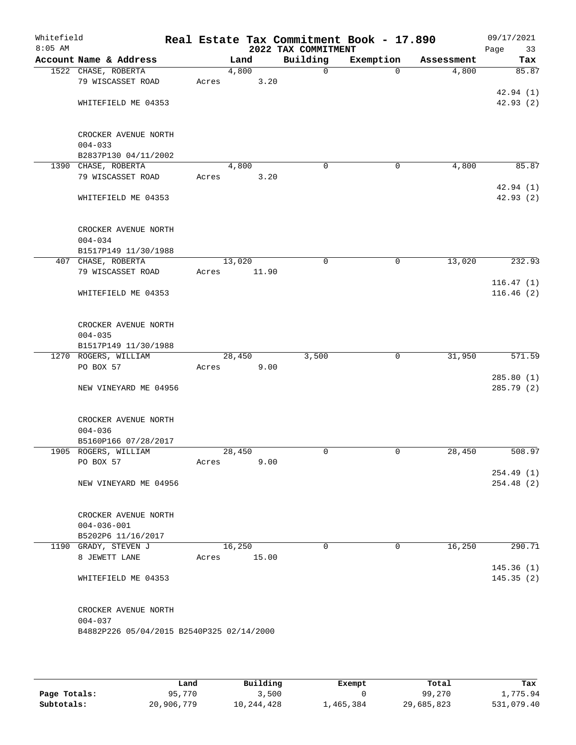Whitefield
8:05 AM

# Real Estate Tax Commitment Book - 17.890

## 2022 TAX COMMITMENT

09/17/2021

| Account Name & Address | Land | Building | Exemption | Assessment | Tax |
|---|---|---|---|---|---|
| 1522 CHASE, ROBERTA | 4,800 | 0 | 0 | 4,800 | 85.87 |
| 79 WISCASSET ROAD | Acres 3.20 | | | | |
| | | | | | 42.94 (1) |
| WHITEFIELD ME 04353 | | | | | 42.93 (2) |
| CROCKER AVENUE NORTH | | | | | |
| 004-033 | | | | | |
| B2837P130 04/11/2002 | | | | | |
| 1390 CHASE, ROBERTA | 4,800 | 0 | 0 | 4,800 | 85.87 |
| 79 WISCASSET ROAD | Acres 3.20 | | | | |
| | | | | | 42.94 (1) |
| WHITEFIELD ME 04353 | | | | | 42.93 (2) |
| CROCKER AVENUE NORTH | | | | | |
| 004-034 | | | | | |
| B1517P149 11/30/1988 | | | | | |
| 407 CHASE, ROBERTA | 13,020 | 0 | 0 | 13,020 | 232.93 |
| 79 WISCASSET ROAD | Acres 11.90 | | | | |
| | | | | | 116.47 (1) |
| WHITEFIELD ME 04353 | | | | | 116.46 (2) |
| CROCKER AVENUE NORTH | | | | | |
| 004-035 | | | | | |
| B1517P149 11/30/1988 | | | | | |
| 1270 ROGERS, WILLIAM | 28,450 | 3,500 | 0 | 31,950 | 571.59 |
| PO BOX 57 | Acres 9.00 | | | | |
| | | | | | 285.80 (1) |
| NEW VINEYARD ME 04956 | | | | | 285.79 (2) |
| CROCKER AVENUE NORTH | | | | | |
| 004-036 | | | | | |
| B5160P166 07/28/2017 | | | | | |
| 1905 ROGERS, WILLIAM | 28,450 | 0 | 0 | 28,450 | 508.97 |
| PO BOX 57 | Acres 9.00 | | | | |
| | | | | | 254.49 (1) |
| NEW VINEYARD ME 04956 | | | | | 254.48 (2) |
| CROCKER AVENUE NORTH | | | | | |
| 004-036-001 | | | | | |
| B5202P6 11/16/2017 | | | | | |
| 1190 GRADY, STEVEN J | 16,250 | 0 | 0 | 16,250 | 290.71 |
| 8 JEWETT LANE | Acres 15.00 | | | | |
| | | | | | 145.36 (1) |
| WHITEFIELD ME 04353 | | | | | 145.35 (2) |
| CROCKER AVENUE NORTH | | | | | |
| 004-037 | | | | | |
| B4882P226 05/04/2015 B2540P325 02/14/2000 | | | | | |

| | Land | Building | Exempt | Total | Tax |
|---|---|---|---|---|---|
| Page Totals: | 95,770 | 3,500 | 0 | 99,270 | 1,775.94 |
| Subtotals: | 20,906,779 | 10,244,428 | 1,465,384 | 29,685,823 | 531,079.40 |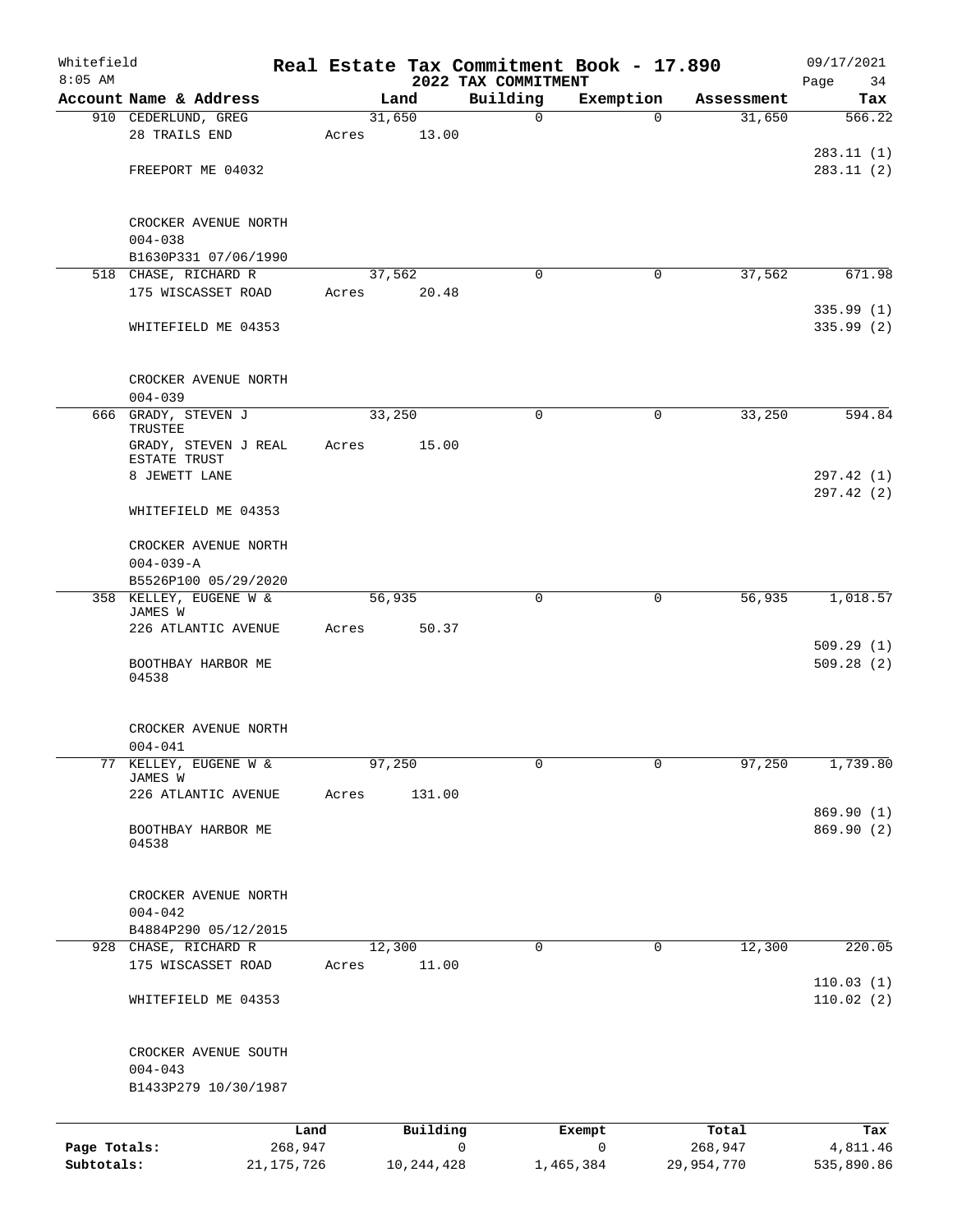Whitefield    Real Estate Tax Commitment Book - 17.890    09/17/2021
8:05 AM    2022 TAX COMMITMENT

| Account | Name & Address | Land | Building | Exemption | Assessment | Tax |
|---|---|---|---|---|---|---|
| 910 | CEDERLUND, GREG<br>28 TRAILS END<br>FREEPORT ME 04032<br><br>CROCKER AVENUE NORTH<br>004-038<br>B1630P331 07/06/1990 | 31,650<br>Acres 13.00 | 0 | 0 | 31,650 | 566.22<br>283.11 (1)<br>283.11 (2) |
| 518 | CHASE, RICHARD R<br>175 WISCASSET ROAD<br>WHITEFIELD ME 04353<br><br>CROCKER AVENUE NORTH<br>004-039 | 37,562<br>Acres 20.48 | 0 | 0 | 37,562 | 671.98<br>335.99 (1)<br>335.99 (2) |
| 666 | GRADY, STEVEN J TRUSTEE<br>GRADY, STEVEN J REAL ESTATE TRUST<br>8 JEWETT LANE<br>WHITEFIELD ME 04353<br><br>CROCKER AVENUE NORTH<br>004-039-A<br>B5526P100 05/29/2020 | 33,250<br>Acres 15.00 | 0 | 0 | 33,250 | 594.84<br>297.42 (1)<br>297.42 (2) |
| 358 | KELLEY, EUGENE W & JAMES W<br>226 ATLANTIC AVENUE<br>BOOTHBAY HARBOR ME 04538<br><br>CROCKER AVENUE NORTH<br>004-041 | 56,935<br>Acres 50.37 | 0 | 0 | 56,935 | 1,018.57<br>509.29 (1)<br>509.28 (2) |
| 77 | KELLEY, EUGENE W & JAMES W<br>226 ATLANTIC AVENUE<br>BOOTHBAY HARBOR ME 04538<br><br>CROCKER AVENUE NORTH<br>004-042<br>B4884P290 05/12/2015 | 97,250<br>Acres 131.00 | 0 | 0 | 97,250 | 1,739.80<br>869.90 (1)<br>869.90 (2) |
| 928 | CHASE, RICHARD R<br>175 WISCASSET ROAD<br>WHITEFIELD ME 04353<br><br>CROCKER AVENUE SOUTH<br>004-043<br>B1433P279 10/30/1987 | 12,300<br>Acres 11.00 | 0 | 0 | 12,300 | 220.05<br>110.03 (1)<br>110.02 (2) |

| | Land | Building | Exempt | Total | Tax |
|---|---|---|---|---|---|
| Page Totals: | 268,947 | 0 | 0 | 268,947 | 4,811.46 |
| Subtotals: | 21,175,726 | 10,244,428 | 1,465,384 | 29,954,770 | 535,890.86 |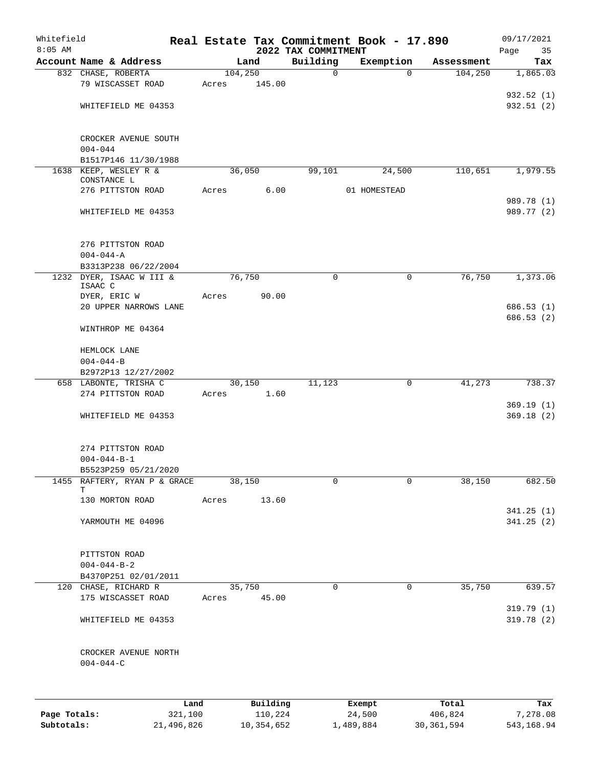Whitefield 8:05 AM

# Real Estate Tax Commitment Book - 17.890

## 2022 TAX COMMITMENT

09/17/2021

| Account Name & Address | Land | Building | Exemption | Assessment | Tax |
|---|---|---|---|---|---|
| 832 CHASE, ROBERTA | 104,250 | 0 | 0 | 104,250 | 1,865.03 |
| 79 WISCASSET ROAD | Acres 145.00 | | | | |
| | | | | | 932.52 (1) |
| WHITEFIELD ME 04353 | | | | | 932.51 (2) |
| CROCKER AVENUE SOUTH | | | | | |
| 004-044 | | | | | |
| B1517P146 11/30/1988 | | | | | |
| 1638 KEEP, WESLEY R & CONSTANCE L | 36,050 | 99,101 | 24,500 | 110,651 | 1,979.55 |
| 276 PITTSTON ROAD | Acres 6.00 | | 01 HOMESTEAD | | |
| | | | | | 989.78 (1) |
| WHITEFIELD ME 04353 | | | | | 989.77 (2) |
| 276 PITTSTON ROAD | | | | | |
| 004-044-A | | | | | |
| B3313P238 06/22/2004 | | | | | |
| 1232 DYER, ISAAC W III & ISAAC C | 76,750 | 0 | 0 | 76,750 | 1,373.06 |
| DYER, ERIC W | Acres 90.00 | | | | |
| 20 UPPER NARROWS LANE | | | | | 686.53 (1) |
| | | | | | 686.53 (2) |
| WINTHROP ME 04364 | | | | | |
| HEMLOCK LANE | | | | | |
| 004-044-B | | | | | |
| B2972P13 12/27/2002 | | | | | |
| 658 LABONTE, TRISHA C | 30,150 | 11,123 | 0 | 41,273 | 738.37 |
| 274 PITTSTON ROAD | Acres 1.60 | | | | |
| | | | | | 369.19 (1) |
| WHITEFIELD ME 04353 | | | | | 369.18 (2) |
| 274 PITTSTON ROAD | | | | | |
| 004-044-B-1 | | | | | |
| B5523P259 05/21/2020 | | | | | |
| 1455 RAFTERY, RYAN P & GRACE T | 38,150 | 0 | 0 | 38,150 | 682.50 |
| 130 MORTON ROAD | Acres 13.60 | | | | |
| | | | | | 341.25 (1) |
| YARMOUTH ME 04096 | | | | | 341.25 (2) |
| PITTSTON ROAD | | | | | |
| 004-044-B-2 | | | | | |
| B4370P251 02/01/2011 | | | | | |
| 120 CHASE, RICHARD R | 35,750 | 0 | 0 | 35,750 | 639.57 |
| 175 WISCASSET ROAD | Acres 45.00 | | | | |
| | | | | | 319.79 (1) |
| WHITEFIELD ME 04353 | | | | | 319.78 (2) |
| CROCKER AVENUE NORTH | | | | | |
| 004-044-C | | | | | |

| | Land | Building | Exempt | Total | Tax |
|---|---|---|---|---|---|
| Page Totals: | 321,100 | 110,224 | 24,500 | 406,824 | 7,278.08 |
| Subtotals: | 21,496,826 | 10,354,652 | 1,489,884 | 30,361,594 | 543,168.94 |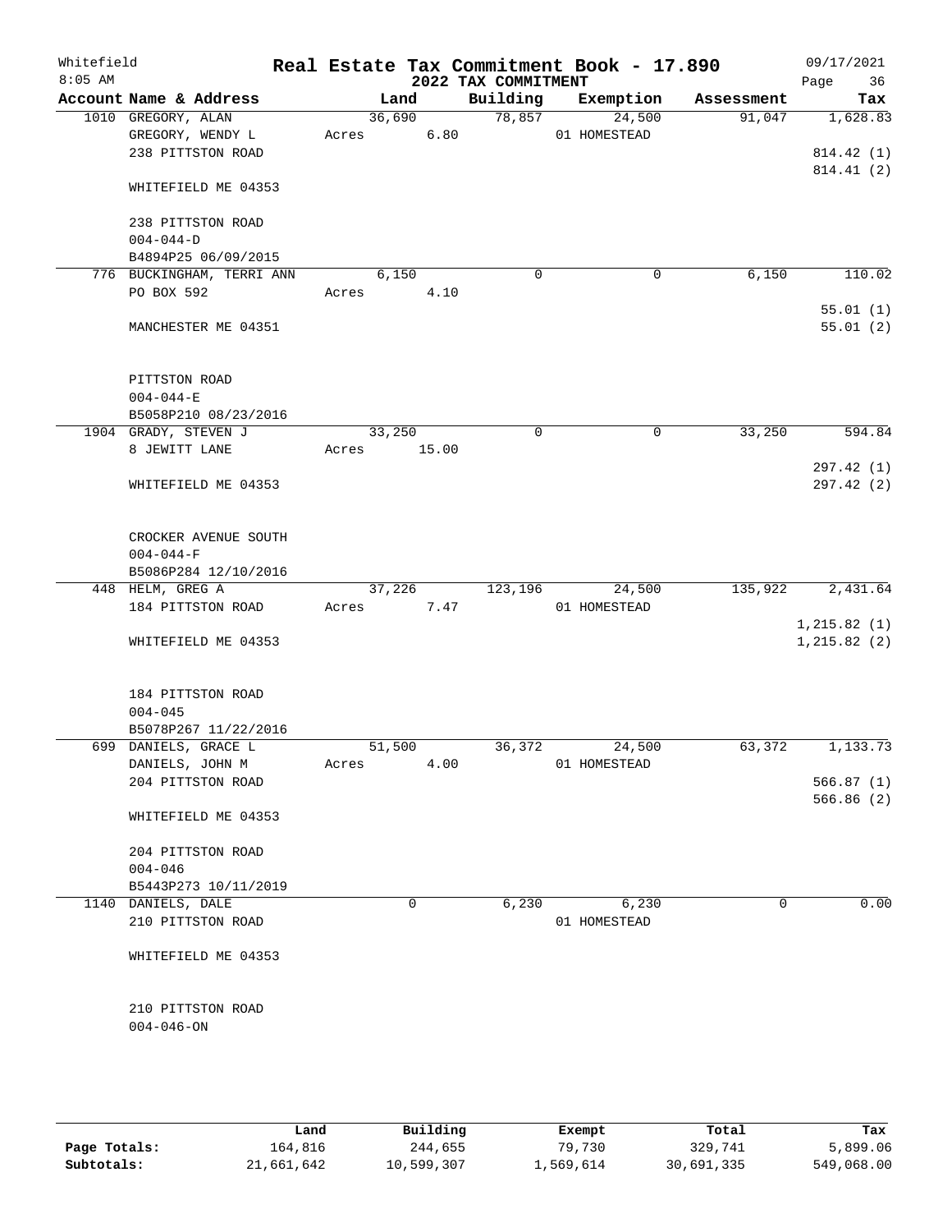# Real Estate Tax Commitment Book - 17.890

Whitefield 8:05 AM — 2022 TAX COMMITMENT — 09/17/2021

| Account Name & Address | Land | Building | Exemption | Assessment | Tax |
|---|---|---|---|---|---|
| 1010 GREGORY, ALAN | 36,690 | 78,857 | 24,500 | 91,047 | 1,628.83 |
| GREGORY, WENDY L | Acres 6.80 | | 01 HOMESTEAD | | |
| 238 PITTSTON ROAD | | | | | 814.42 (1) |
| | | | | | 814.41 (2) |
| WHITEFIELD ME 04353 | | | | | |
| 238 PITTSTON ROAD | | | | | |
| 004-044-D | | | | | |
| B4894P25 06/09/2015 | | | | | |
| 776 BUCKINGHAM, TERRI ANN | 6,150 | 0 | 0 | 6,150 | 110.02 |
| PO BOX 592 | Acres 4.10 | | | | |
| | | | | | 55.01 (1) |
| MANCHESTER ME 04351 | | | | | 55.01 (2) |
| PITTSTON ROAD | | | | | |
| 004-044-E | | | | | |
| B5058P210 08/23/2016 | | | | | |
| 1904 GRADY, STEVEN J | 33,250 | 0 | 0 | 33,250 | 594.84 |
| 8 JEWITT LANE | Acres 15.00 | | | | |
| | | | | | 297.42 (1) |
| WHITEFIELD ME 04353 | | | | | 297.42 (2) |
| CROCKER AVENUE SOUTH | | | | | |
| 004-044-F | | | | | |
| B5086P284 12/10/2016 | | | | | |
| 448 HELM, GREG A | 37,226 | 123,196 | 24,500 | 135,922 | 2,431.64 |
| 184 PITTSTON ROAD | Acres 7.47 | | 01 HOMESTEAD | | |
| | | | | | 1,215.82 (1) |
| WHITEFIELD ME 04353 | | | | | 1,215.82 (2) |
| 184 PITTSTON ROAD | | | | | |
| 004-045 | | | | | |
| B5078P267 11/22/2016 | | | | | |
| 699 DANIELS, GRACE L | 51,500 | 36,372 | 24,500 | 63,372 | 1,133.73 |
| DANIELS, JOHN M | Acres 4.00 | | 01 HOMESTEAD | | |
| 204 PITTSTON ROAD | | | | | 566.87 (1) |
| | | | | | 566.86 (2) |
| WHITEFIELD ME 04353 | | | | | |
| 204 PITTSTON ROAD | | | | | |
| 004-046 | | | | | |
| B5443P273 10/11/2019 | | | | | |
| 1140 DANIELS, DALE | 0 | 6,230 | 6,230 | 0 | 0.00 |
| 210 PITTSTON ROAD | | | 01 HOMESTEAD | | |
| WHITEFIELD ME 04353 | | | | | |
| 210 PITTSTON ROAD | | | | | |
| 004-046-ON | | | | | |

| | Land | Building | Exempt | Total | Tax |
|---|---|---|---|---|---|
| Page Totals: | 164,816 | 244,655 | 79,730 | 329,741 | 5,899.06 |
| Subtotals: | 21,661,642 | 10,599,307 | 1,569,614 | 30,691,335 | 549,068.00 |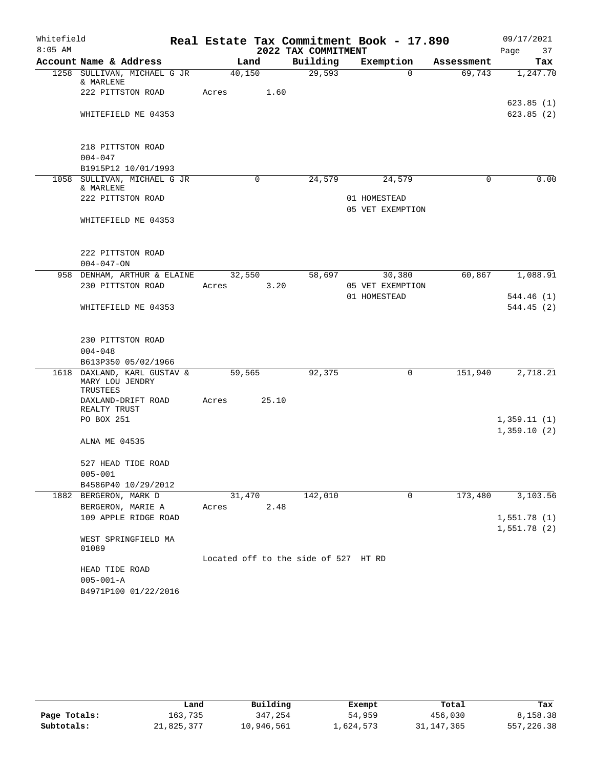Whitefield
8:05 AM

# Real Estate Tax Commitment Book - 17.890

## 2022 TAX COMMITMENT

09/17/2021

| Account Name & Address | Land | Building | Exemption | Assessment | Tax |
|---|---|---|---|---|---|
| 1258 SULLIVAN, MICHAEL G JR & MARLENE | 40,150 | 29,593 | 0 | 69,743 | 1,247.70 |
| 222 PITTSTON ROAD | Acres 1.60 | | | | |
| | | | | | 623.85 (1) |
| WHITEFIELD ME 04353 | | | | | 623.85 (2) |
| 218 PITTSTON ROAD | | | | | |
| 004-047 | | | | | |
| B1915P12 10/01/1993 | | | | | |
| 1058 SULLIVAN, MICHAEL G JR & MARLENE | 0 | 24,579 | 24,579 | 0 | 0.00 |
| 222 PITTSTON ROAD | | | 01 HOMESTEAD | | |
| | | | 05 VET EXEMPTION | | |
| WHITEFIELD ME 04353 | | | | | |
| 222 PITTSTON ROAD | | | | | |
| 004-047-ON | | | | | |
| 958 DENHAM, ARTHUR & ELAINE | 32,550 | 58,697 | 30,380 | 60,867 | 1,088.91 |
| 230 PITTSTON ROAD | Acres 3.20 | | 05 VET EXEMPTION | | |
| | | | 01 HOMESTEAD | | 544.46 (1) |
| WHITEFIELD ME 04353 | | | | | 544.45 (2) |
| 230 PITTSTON ROAD | | | | | |
| 004-048 | | | | | |
| B613P350 05/02/1966 | | | | | |
| 1618 DAXLAND, KARL GUSTAV & MARY LOU JENDRY TRUSTEES | 59,565 | 92,375 | 0 | 151,940 | 2,718.21 |
| DAXLAND-DRIFT ROAD REALTY TRUST | Acres 25.10 | | | | |
| PO BOX 251 | | | | | 1,359.11 (1) |
| | | | | | 1,359.10 (2) |
| ALNA ME 04535 | | | | | |
| 527 HEAD TIDE ROAD | | | | | |
| 005-001 | | | | | |
| B4586P40 10/29/2012 | | | | | |
| 1882 BERGERON, MARK D | 31,470 | 142,010 | 0 | 173,480 | 3,103.56 |
| BERGERON, MARIE A | Acres 2.48 | | | | |
| 109 APPLE RIDGE ROAD | | | | | 1,551.78 (1) |
| | | | | | 1,551.78 (2) |
| WEST SPRINGFIELD MA 01089 | | | | | |
| | Located off to the side of 527 HT RD | | | | |
| HEAD TIDE ROAD | | | | | |
| 005-001-A | | | | | |
| B4971P100 01/22/2016 | | | | | |

| | Land | Building | Exempt | Total | Tax |
|---|---|---|---|---|---|
| Page Totals: | 163,735 | 347,254 | 54,959 | 456,030 | 8,158.38 |
| Subtotals: | 21,825,377 | 10,946,561 | 1,624,573 | 31,147,365 | 557,226.38 |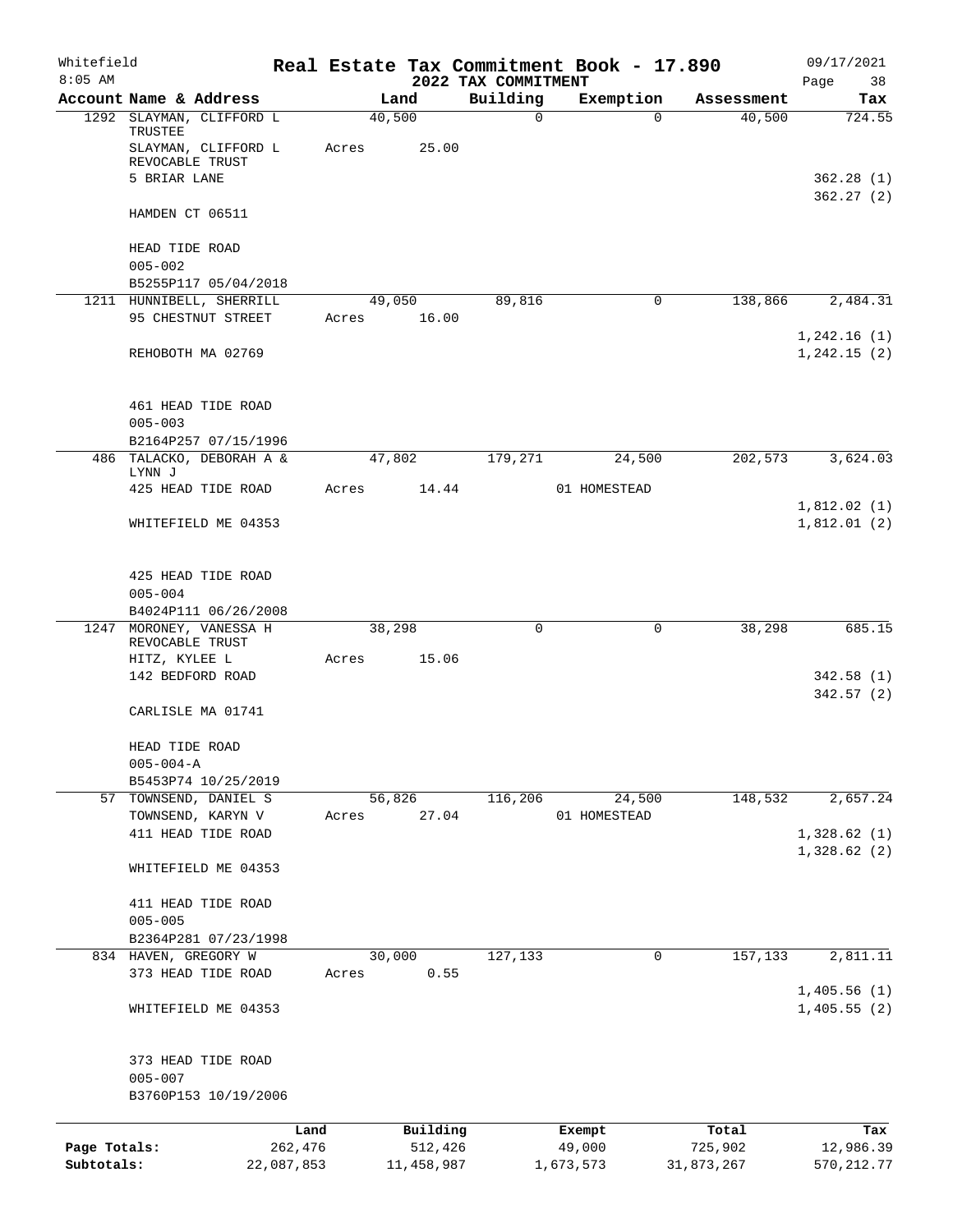Whitefield 8:05 AM

# Real Estate Tax Commitment Book - 17.890

## 2022 TAX COMMITMENT

09/17/2021 Page 38

| Account Name & Address | Land | Building | Exemption | Assessment | Tax |
|---|---|---|---|---|---|
| 1292 SLAYMAN, CLIFFORD L TRUSTEE | 40,500 | 0 | 0 | 40,500 | 724.55 |
| SLAYMAN, CLIFFORD L REVOCABLE TRUST | Acres 25.00 | | | | |
| 5 BRIAR LANE | | | | | 362.28 (1) |
| | | | | | 362.27 (2) |
| HAMDEN CT 06511 | | | | | |
| HEAD TIDE ROAD | | | | | |
| 005-002 | | | | | |
| B5255P117 05/04/2018 | | | | | |
| 1211 HUNNIBELL, SHERRILL | 49,050 | 89,816 | 0 | 138,866 | 2,484.31 |
| 95 CHESTNUT STREET | Acres 16.00 | | | | |
| | | | | | 1,242.16 (1) |
| REHOBOTH MA 02769 | | | | | 1,242.15 (2) |
| 461 HEAD TIDE ROAD | | | | | |
| 005-003 | | | | | |
| B2164P257 07/15/1996 | | | | | |
| 486 TALACKO, DEBORAH A & LYNN J | 47,802 | 179,271 | 24,500 | 202,573 | 3,624.03 |
| 425 HEAD TIDE ROAD | Acres 14.44 | | 01 HOMESTEAD | | |
| | | | | | 1,812.02 (1) |
| WHITEFIELD ME 04353 | | | | | 1,812.01 (2) |
| 425 HEAD TIDE ROAD | | | | | |
| 005-004 | | | | | |
| B4024P111 06/26/2008 | | | | | |
| 1247 MORONEY, VANESSA H REVOCABLE TRUST | 38,298 | 0 | 0 | 38,298 | 685.15 |
| HITZ, KYLEE L | Acres 15.06 | | | | |
| 142 BEDFORD ROAD | | | | | 342.58 (1) |
| | | | | | 342.57 (2) |
| CARLISLE MA 01741 | | | | | |
| HEAD TIDE ROAD | | | | | |
| 005-004-A | | | | | |
| B5453P74 10/25/2019 | | | | | |
| 57 TOWNSEND, DANIEL S | 56,826 | 116,206 | 24,500 | 148,532 | 2,657.24 |
| TOWNSEND, KARYN V | Acres 27.04 | | 01 HOMESTEAD | | |
| 411 HEAD TIDE ROAD | | | | | 1,328.62 (1) |
| | | | | | 1,328.62 (2) |
| WHITEFIELD ME 04353 | | | | | |
| 411 HEAD TIDE ROAD | | | | | |
| 005-005 | | | | | |
| B2364P281 07/23/1998 | | | | | |
| 834 HAVEN, GREGORY W | 30,000 | 127,133 | 0 | 157,133 | 2,811.11 |
| 373 HEAD TIDE ROAD | Acres 0.55 | | | | |
| | | | | | 1,405.56 (1) |
| WHITEFIELD ME 04353 | | | | | 1,405.55 (2) |
| 373 HEAD TIDE ROAD | | | | | |
| 005-007 | | | | | |
| B3760P153 10/19/2006 | | | | | |

| | Land | Building | Exempt | Total | Tax |
|---|---|---|---|---|---|
| Page Totals: | 262,476 | 512,426 | 49,000 | 725,902 | 12,986.39 |
| Subtotals: | 22,087,853 | 11,458,987 | 1,673,573 | 31,873,267 | 570,212.77 |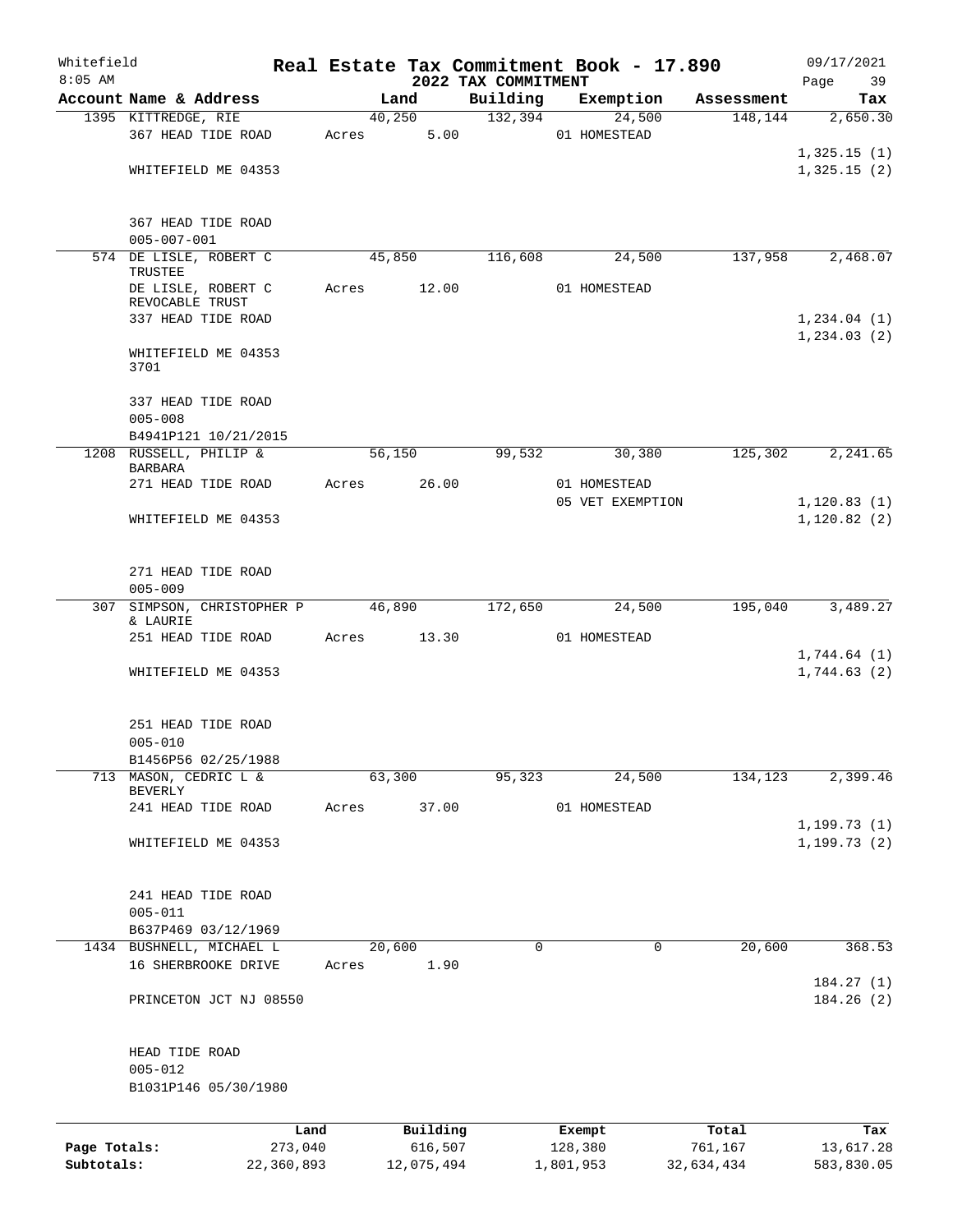Whitefield 8:05 AM

# Real Estate Tax Commitment Book - 17.890

## 2022 TAX COMMITMENT

09/17/2021

| Account Name & Address | Land | Building | Exemption | Assessment | Tax |
|---|---|---|---|---|---|
| 1395 KITTREDGE, RIE | 40,250 | 132,394 | 24,500 | 148,144 | 2,650.30 |
| 367 HEAD TIDE ROAD | Acres 5.00 | | 01 HOMESTEAD | | |
| | | | | | 1,325.15 (1) |
| WHITEFIELD ME 04353 | | | | | 1,325.15 (2) |
| 367 HEAD TIDE ROAD | | | | | |
| 005-007-001 | | | | | |
| 574 DE LISLE, ROBERT C TRUSTEE | 45,850 | 116,608 | 24,500 | 137,958 | 2,468.07 |
| DE LISLE, ROBERT C REVOCABLE TRUST | Acres 12.00 | | 01 HOMESTEAD | | |
| 337 HEAD TIDE ROAD | | | | | 1,234.04 (1) |
| | | | | | 1,234.03 (2) |
| WHITEFIELD ME 04353 3701 | | | | | |
| 337 HEAD TIDE ROAD | | | | | |
| 005-008 | | | | | |
| B4941P121 10/21/2015 | | | | | |
| 1208 RUSSELL, PHILIP & BARBARA | 56,150 | 99,532 | 30,380 | 125,302 | 2,241.65 |
| 271 HEAD TIDE ROAD | Acres 26.00 | | 01 HOMESTEAD | | |
| | | | 05 VET EXEMPTION | | 1,120.83 (1) |
| WHITEFIELD ME 04353 | | | | | 1,120.82 (2) |
| 271 HEAD TIDE ROAD | | | | | |
| 005-009 | | | | | |
| 307 SIMPSON, CHRISTOPHER P & LAURIE | 46,890 | 172,650 | 24,500 | 195,040 | 3,489.27 |
| 251 HEAD TIDE ROAD | Acres 13.30 | | 01 HOMESTEAD | | |
| | | | | | 1,744.64 (1) |
| WHITEFIELD ME 04353 | | | | | 1,744.63 (2) |
| 251 HEAD TIDE ROAD | | | | | |
| 005-010 | | | | | |
| B1456P56 02/25/1988 | | | | | |
| 713 MASON, CEDRIC L & BEVERLY | 63,300 | 95,323 | 24,500 | 134,123 | 2,399.46 |
| 241 HEAD TIDE ROAD | Acres 37.00 | | 01 HOMESTEAD | | |
| | | | | | 1,199.73 (1) |
| WHITEFIELD ME 04353 | | | | | 1,199.73 (2) |
| 241 HEAD TIDE ROAD | | | | | |
| 005-011 | | | | | |
| B637P469 03/12/1969 | | | | | |
| 1434 BUSHNELL, MICHAEL L | 20,600 | 0 | 0 | 20,600 | 368.53 |
| 16 SHERBROOKE DRIVE | Acres 1.90 | | | | |
| | | | | | 184.27 (1) |
| PRINCETON JCT NJ 08550 | | | | | 184.26 (2) |
| HEAD TIDE ROAD | | | | | |
| 005-012 | | | | | |
| B1031P146 05/30/1980 | | | | | |

| | Land | Building | Exempt | Total | Tax |
|---|---|---|---|---|---|
| Page Totals: | 273,040 | 616,507 | 128,380 | 761,167 | 13,617.28 |
| Subtotals: | 22,360,893 | 12,075,494 | 1,801,953 | 32,634,434 | 583,830.05 |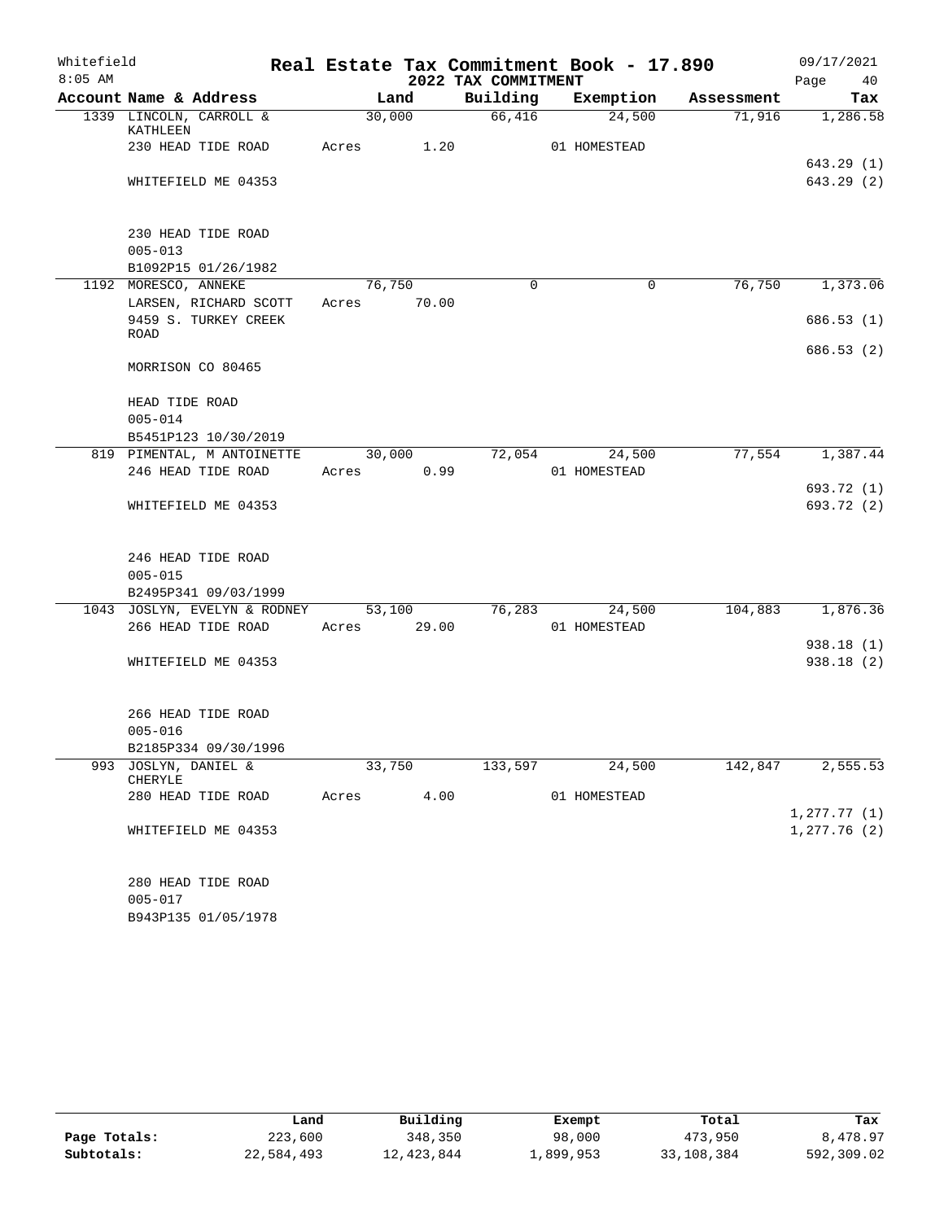Whitefield 8:05 AM

# Real Estate Tax Commitment Book - 17.890

## 2022 TAX COMMITMENT

09/17/2021 Page 40

| Account Name & Address | Land | Building | Exemption | Assessment | Tax |
|---|---|---|---|---|---|
| 1339 LINCOLN, CARROLL & KATHLEEN | 30,000 | 66,416 | 24,500 | 71,916 | 1,286.58 |
| 230 HEAD TIDE ROAD | Acres 1.20 | | 01 HOMESTEAD | | |
| | | | | | 643.29 (1) |
| WHITEFIELD ME 04353 | | | | | 643.29 (2) |
| 230 HEAD TIDE ROAD | | | | | |
| 005-013 | | | | | |
| B1092P15 01/26/1982 | | | | | |
| 1192 MORESCO, ANNEKE | 76,750 | 0 | 0 | 76,750 | 1,373.06 |
| LARSEN, RICHARD SCOTT | Acres 70.00 | | | | |
| 9459 S. TURKEY CREEK ROAD | | | | | 686.53 (1) |
| | | | | | 686.53 (2) |
| MORRISON CO 80465 | | | | | |
| HEAD TIDE ROAD | | | | | |
| 005-014 | | | | | |
| B5451P123 10/30/2019 | | | | | |
| 819 PIMENTAL, M ANTOINETTE | 30,000 | 72,054 | 24,500 | 77,554 | 1,387.44 |
| 246 HEAD TIDE ROAD | Acres 0.99 | | 01 HOMESTEAD | | |
| | | | | | 693.72 (1) |
| WHITEFIELD ME 04353 | | | | | 693.72 (2) |
| 246 HEAD TIDE ROAD | | | | | |
| 005-015 | | | | | |
| B2495P341 09/03/1999 | | | | | |
| 1043 JOSLYN, EVELYN & RODNEY | 53,100 | 76,283 | 24,500 | 104,883 | 1,876.36 |
| 266 HEAD TIDE ROAD | Acres 29.00 | | 01 HOMESTEAD | | |
| | | | | | 938.18 (1) |
| WHITEFIELD ME 04353 | | | | | 938.18 (2) |
| 266 HEAD TIDE ROAD | | | | | |
| 005-016 | | | | | |
| B2185P334 09/30/1996 | | | | | |
| 993 JOSLYN, DANIEL & CHERYLE | 33,750 | 133,597 | 24,500 | 142,847 | 2,555.53 |
| 280 HEAD TIDE ROAD | Acres 4.00 | | 01 HOMESTEAD | | |
| | | | | | 1,277.77 (1) |
| WHITEFIELD ME 04353 | | | | | 1,277.76 (2) |
| 280 HEAD TIDE ROAD | | | | | |
| 005-017 | | | | | |
| B943P135 01/05/1978 | | | | | |

| | Land | Building | Exempt | Total | Tax |
|---|---|---|---|---|---|
| Page Totals: | 223,600 | 348,350 | 98,000 | 473,950 | 8,478.97 |
| Subtotals: | 22,584,493 | 12,423,844 | 1,899,953 | 33,108,384 | 592,309.02 |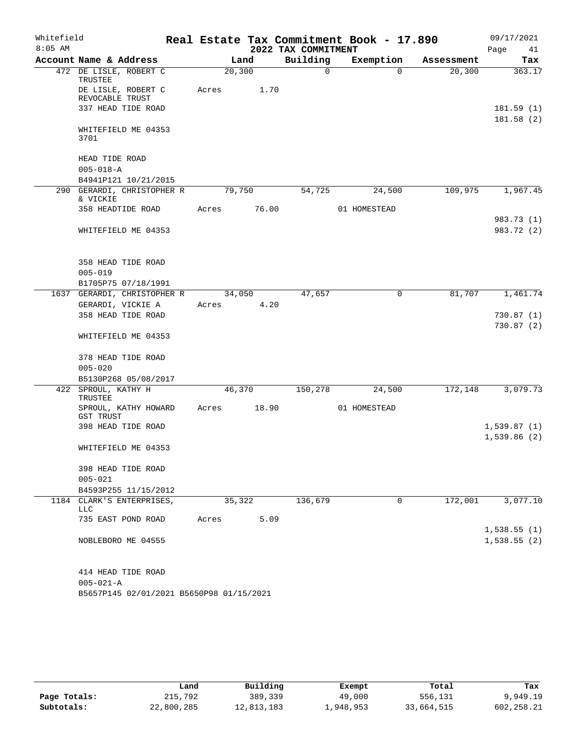Whitefield
8:05 AM

# Real Estate Tax Commitment Book - 17.890

## 2022 TAX COMMITMENT

09/17/2021

| Account Name & Address | Land | Building | Exemption | Assessment | Tax |
|---|---|---|---|---|---|
| 472 DE LISLE, ROBERT C TRUSTEE | 20,300 | 0 | 0 | 20,300 | 363.17 |
| DE LISLE, ROBERT C REVOCABLE TRUST | Acres 1.70 | | | | |
| 337 HEAD TIDE ROAD | | | | | 181.59 (1) |
| | | | | | 181.58 (2) |
| WHITEFIELD ME 04353 3701 | | | | | |
| HEAD TIDE ROAD | | | | | |
| 005-018-A | | | | | |
| B4941P121 10/21/2015 | | | | | |
| 290 GERARDI, CHRISTOPHER R & VICKIE | 79,750 | 54,725 | 24,500 | 109,975 | 1,967.45 |
| 358 HEADTIDE ROAD | Acres 76.00 | | 01 HOMESTEAD | | |
| | | | | | 983.73 (1) |
| WHITEFIELD ME 04353 | | | | | 983.72 (2) |
| 358 HEAD TIDE ROAD | | | | | |
| 005-019 | | | | | |
| B1705P75 07/18/1991 | | | | | |
| 1637 GERARDI, CHRISTOPHER R | 34,050 | 47,657 | 0 | 81,707 | 1,461.74 |
| GERARDI, VICKIE A | Acres 4.20 | | | | |
| 358 HEAD TIDE ROAD | | | | | 730.87 (1) |
| | | | | | 730.87 (2) |
| WHITEFIELD ME 04353 | | | | | |
| 378 HEAD TIDE ROAD | | | | | |
| 005-020 | | | | | |
| B5130P268 05/08/2017 | | | | | |
| 422 SPROUL, KATHY H TRUSTEE | 46,370 | 150,278 | 24,500 | 172,148 | 3,079.73 |
| SPROUL, KATHY HOWARD GST TRUST | Acres 18.90 | | 01 HOMESTEAD | | |
| 398 HEAD TIDE ROAD | | | | | 1,539.87 (1) |
| | | | | | 1,539.86 (2) |
| WHITEFIELD ME 04353 | | | | | |
| 398 HEAD TIDE ROAD | | | | | |
| 005-021 | | | | | |
| B4593P255 11/15/2012 | | | | | |
| 1184 CLARK'S ENTERPRISES, LLC | 35,322 | 136,679 | 0 | 172,001 | 3,077.10 |
| 735 EAST POND ROAD | Acres 5.09 | | | | |
| | | | | | 1,538.55 (1) |
| NOBLEBORO ME 04555 | | | | | 1,538.55 (2) |
| 414 HEAD TIDE ROAD | | | | | |
| 005-021-A | | | | | |
| B5657P145 02/01/2021 B5650P98 01/15/2021 | | | | | |

| | Land | Building | Exempt | Total | Tax |
|---|---|---|---|---|---|
| Page Totals: | 215,792 | 389,339 | 49,000 | 556,131 | 9,949.19 |
| Subtotals: | 22,800,285 | 12,813,183 | 1,948,953 | 33,664,515 | 602,258.21 |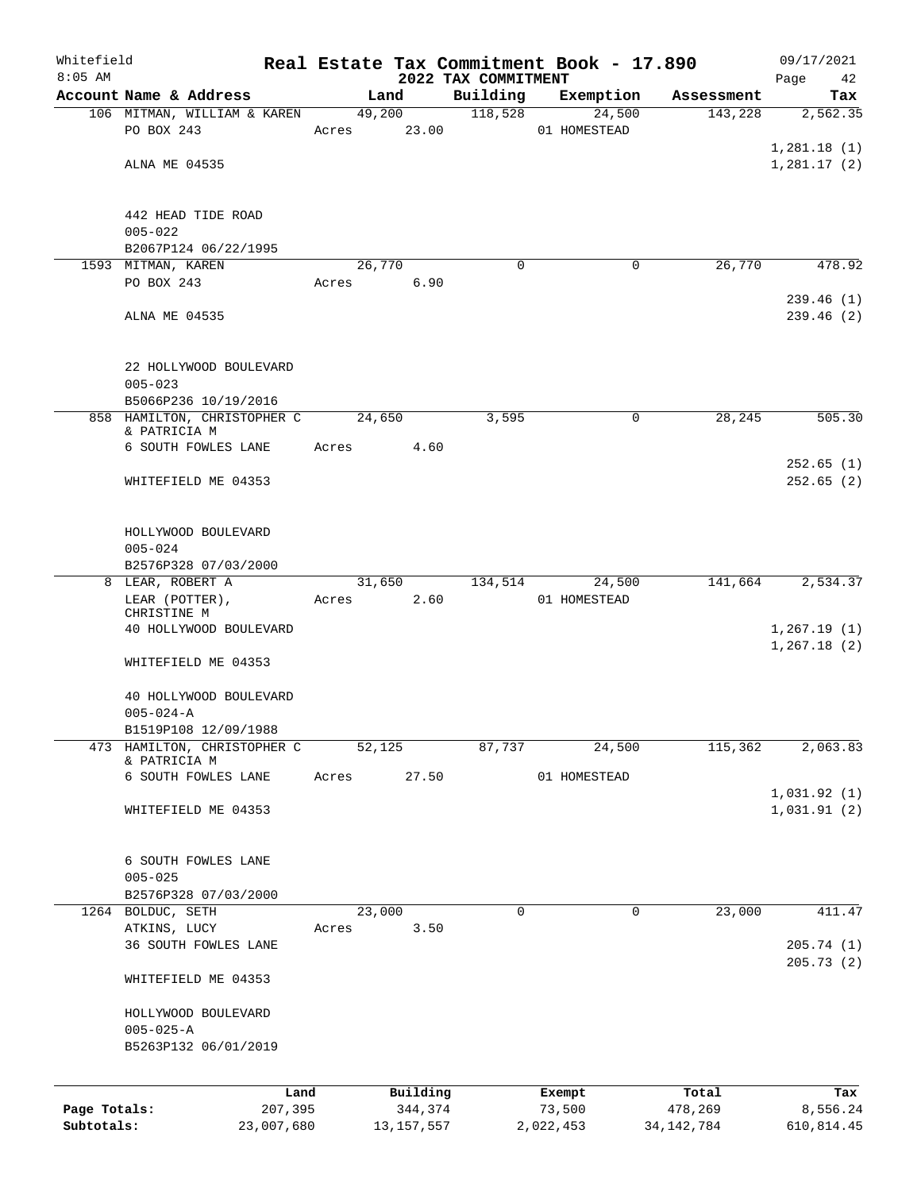# Real Estate Tax Commitment Book - 17.890

## 2022 TAX COMMITMENT

Whitefield
8:05 AM

09/17/2021

| Account | Name & Address | Land | Building | Exemption | Assessment | Tax |
|---|---|---|---|---|---|---|
| 106 | MITMAN, WILLIAM & KAREN<br>PO BOX 243<br><br>ALNA ME 04535<br><br>442 HEAD TIDE ROAD<br>005-022<br>B2067P124 06/22/1995 | 49,200<br>Acres 23.00 | 118,528 | 24,500<br>01 HOMESTEAD | 143,228 | 2,562.35<br><br>1,281.18 (1)<br>1,281.17 (2) |
| 1593 | MITMAN, KAREN<br>PO BOX 243<br><br>ALNA ME 04535<br><br>22 HOLLYWOOD BOULEVARD<br>005-023<br>B5066P236 10/19/2016 | 26,770<br>Acres 6.90 | 0 | 0 | 26,770 | 478.92<br><br>239.46 (1)<br>239.46 (2) |
| 858 | HAMILTON, CHRISTOPHER C<br>& PATRICIA M<br>6 SOUTH FOWLES LANE<br><br>WHITEFIELD ME 04353<br><br>HOLLYWOOD BOULEVARD<br>005-024<br>B2576P328 07/03/2000 | 24,650<br>Acres 4.60 | 3,595 | 0 | 28,245 | 505.30<br><br>252.65 (1)<br>252.65 (2) |
| 8 | LEAR, ROBERT A<br>LEAR (POTTER), CHRISTINE M<br>40 HOLLYWOOD BOULEVARD<br><br>WHITEFIELD ME 04353<br><br>40 HOLLYWOOD BOULEVARD<br>005-024-A<br>B1519P108 12/09/1988 | 31,650<br>Acres 2.60 | 134,514 | 24,500<br>01 HOMESTEAD | 141,664 | 2,534.37<br><br>1,267.19 (1)<br>1,267.18 (2) |
| 473 | HAMILTON, CHRISTOPHER C<br>& PATRICIA M<br>6 SOUTH FOWLES LANE<br><br>WHITEFIELD ME 04353<br><br>6 SOUTH FOWLES LANE<br>005-025<br>B2576P328 07/03/2000 | 52,125<br>Acres 27.50 | 87,737 | 24,500<br>01 HOMESTEAD | 115,362 | 2,063.83<br><br>1,031.92 (1)<br>1,031.91 (2) |
| 1264 | BOLDUC, SETH<br>ATKINS, LUCY<br>36 SOUTH FOWLES LANE<br><br>WHITEFIELD ME 04353<br><br>HOLLYWOOD BOULEVARD<br>005-025-A<br>B5263P132 06/01/2019 | 23,000<br>Acres 3.50 | 0 | 0 | 23,000 | 411.47<br><br>205.74 (1)<br>205.73 (2) |

| | Land | Building | Exempt | Total | Tax |
|---|---|---|---|---|---|
| Page Totals: | 207,395 | 344,374 | 73,500 | 478,269 | 8,556.24 |
| Subtotals: | 23,007,680 | 13,157,557 | 2,022,453 | 34,142,784 | 610,814.45 |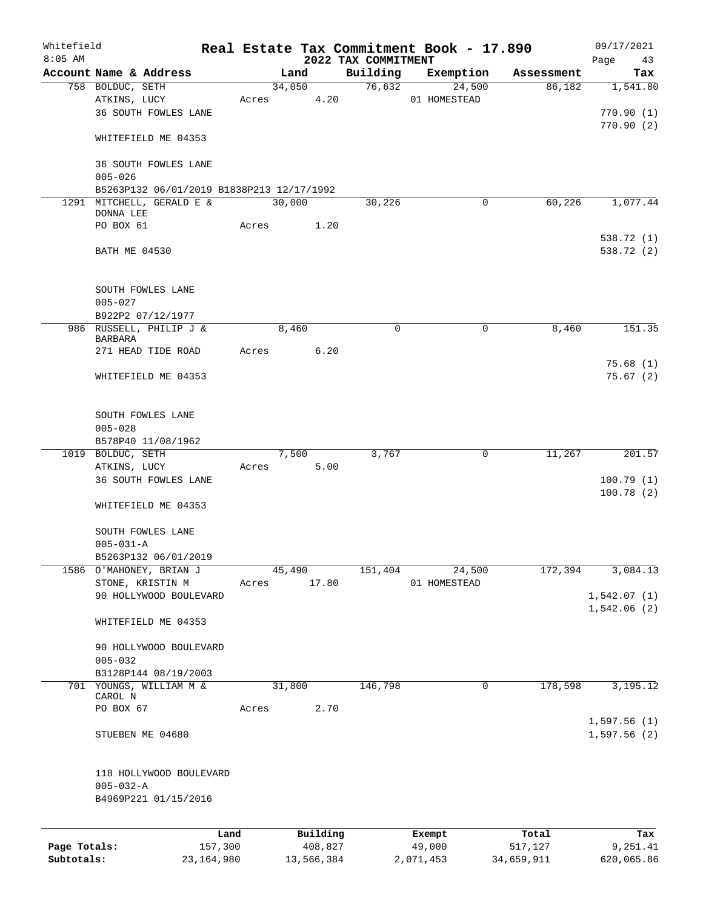Whitefield
8:05 AM

# Real Estate Tax Commitment Book - 17.890

## 2022 TAX COMMITMENT

09/17/2021

| Account Name & Address | Land | Building | Exemption | Assessment | Tax |
|---|---|---|---|---|---|
| 758 BOLDUC, SETH | 34,050 | 76,632 | 24,500 | 86,182 | 1,541.80 |
| ATKINS, LUCY | Acres 4.20 | | 01 HOMESTEAD | | |
| 36 SOUTH FOWLES LANE | | | | | 770.90 (1) |
| | | | | | 770.90 (2) |
| WHITEFIELD ME 04353 | | | | | |
| 36 SOUTH FOWLES LANE | | | | | |
| 005-026 | | | | | |
| B5263P132 06/01/2019 B1838P213 12/17/1992 | | | | | |
| 1291 MITCHELL, GERALD E & DONNA LEE | 30,000 | 30,226 | 0 | 60,226 | 1,077.44 |
| PO BOX 61 | Acres 1.20 | | | | |
| | | | | | 538.72 (1) |
| BATH ME 04530 | | | | | 538.72 (2) |
| SOUTH FOWLES LANE | | | | | |
| 005-027 | | | | | |
| B922P2 07/12/1977 | | | | | |
| 986 RUSSELL, PHILIP J & BARBARA | 8,460 | 0 | 0 | 8,460 | 151.35 |
| 271 HEAD TIDE ROAD | Acres 6.20 | | | | |
| | | | | | 75.68 (1) |
| WHITEFIELD ME 04353 | | | | | 75.67 (2) |
| SOUTH FOWLES LANE | | | | | |
| 005-028 | | | | | |
| B578P40 11/08/1962 | | | | | |
| 1019 BOLDUC, SETH | 7,500 | 3,767 | 0 | 11,267 | 201.57 |
| ATKINS, LUCY | Acres 5.00 | | | | |
| 36 SOUTH FOWLES LANE | | | | | 100.79 (1) |
| | | | | | 100.78 (2) |
| WHITEFIELD ME 04353 | | | | | |
| SOUTH FOWLES LANE | | | | | |
| 005-031-A | | | | | |
| B5263P132 06/01/2019 | | | | | |
| 1586 O'MAHONEY, BRIAN J | 45,490 | 151,404 | 24,500 | 172,394 | 3,084.13 |
| STONE, KRISTIN M | Acres 17.80 | | 01 HOMESTEAD | | |
| 90 HOLLYWOOD BOULEVARD | | | | | 1,542.07 (1) |
| | | | | | 1,542.06 (2) |
| WHITEFIELD ME 04353 | | | | | |
| 90 HOLLYWOOD BOULEVARD | | | | | |
| 005-032 | | | | | |
| B3128P144 08/19/2003 | | | | | |
| 701 YOUNGS, WILLIAM M & CAROL N | 31,800 | 146,798 | 0 | 178,598 | 3,195.12 |
| PO BOX 67 | Acres 2.70 | | | | |
| | | | | | 1,597.56 (1) |
| STUEBEN ME 04680 | | | | | 1,597.56 (2) |
| 118 HOLLYWOOD BOULEVARD | | | | | |
| 005-032-A | | | | | |
| B4969P221 01/15/2016 | | | | | |

| | Land | Building | Exempt | Total | Tax |
|---|---|---|---|---|---|
| Page Totals: | 157,300 | 408,827 | 49,000 | 517,127 | 9,251.41 |
| Subtotals: | 23,164,980 | 13,566,384 | 2,071,453 | 34,659,911 | 620,065.86 |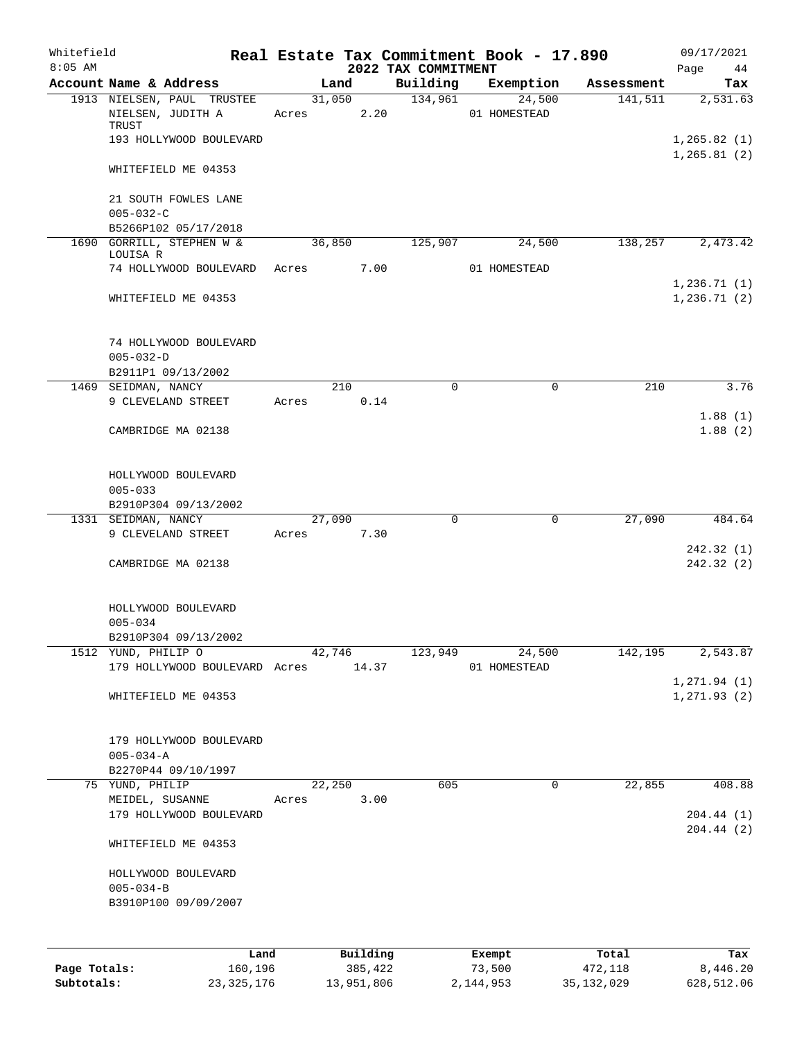# Real Estate Tax Commitment Book - 17.890

Whitefield
8:05 AM

## 2022 TAX COMMITMENT

09/17/2021

| Account Name & Address | Land | Building | Exemption | Assessment | Tax |
|---|---|---|---|---|---|
| 1913 NIELSEN, PAUL TRUSTEE<br>NIELSEN, JUDITH A TRUST<br>193 HOLLYWOOD BOULEVARD<br><br>WHITEFIELD ME 04353<br><br>21 SOUTH FOWLES LANE<br>005-032-C<br>B5266P102 05/17/2018 | 31,050<br>Acres 2.20 | 134,961 | 24,500<br>01 HOMESTEAD | 141,511 | 2,531.63<br><br>1,265.82 (1)<br>1,265.81 (2) |
| 1690 GORRILL, STEPHEN W & LOUISA R<br>74 HOLLYWOOD BOULEVARD<br><br>WHITEFIELD ME 04353<br><br>74 HOLLYWOOD BOULEVARD<br>005-032-D<br>B2911P1 09/13/2002 | 36,850<br>Acres 7.00 | 125,907 | 24,500<br>01 HOMESTEAD | 138,257 | 2,473.42<br><br>1,236.71 (1)<br>1,236.71 (2) |
| 1469 SEIDMAN, NANCY<br>9 CLEVELAND STREET<br><br>CAMBRIDGE MA 02138<br><br>HOLLYWOOD BOULEVARD<br>005-033<br>B2910P304 09/13/2002 | 210<br>Acres 0.14 | 0 | 0 | 210 | 3.76<br><br>1.88 (1)<br>1.88 (2) |
| 1331 SEIDMAN, NANCY<br>9 CLEVELAND STREET<br><br>CAMBRIDGE MA 02138<br><br>HOLLYWOOD BOULEVARD<br>005-034<br>B2910P304 09/13/2002 | 27,090<br>Acres 7.30 | 0 | 0 | 27,090 | 484.64<br><br>242.32 (1)<br>242.32 (2) |
| 1512 YUND, PHILIP O<br>179 HOLLYWOOD BOULEVARD<br><br>WHITEFIELD ME 04353<br><br>179 HOLLYWOOD BOULEVARD<br>005-034-A<br>B2270P44 09/10/1997 | 42,746<br>Acres 14.37 | 123,949 | 24,500<br>01 HOMESTEAD | 142,195 | 2,543.87<br><br>1,271.94 (1)<br>1,271.93 (2) |
| 75 YUND, PHILIP<br>MEIDEL, SUSANNE<br>179 HOLLYWOOD BOULEVARD<br><br>WHITEFIELD ME 04353<br><br>HOLLYWOOD BOULEVARD<br>005-034-B<br>B3910P100 09/09/2007 | 22,250<br>Acres 3.00 | 605 | 0 | 22,855 | 408.88<br><br>204.44 (1)<br>204.44 (2) |

| | Land | Building | Exempt | Total | Tax |
|---|---|---|---|---|---|
| Page Totals: | 160,196 | 385,422 | 73,500 | 472,118 | 8,446.20 |
| Subtotals: | 23,325,176 | 13,951,806 | 2,144,953 | 35,132,029 | 628,512.06 |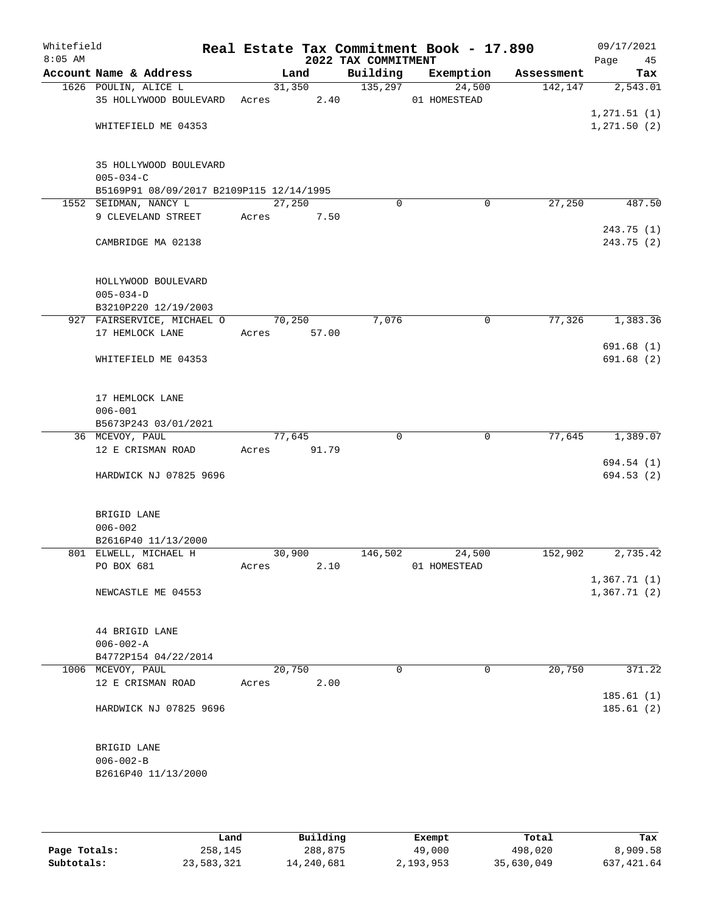# Real Estate Tax Commitment Book - 17.890

Whitefield
8:05 AM

2022 TAX COMMITMENT

09/17/2021

| Account Name & Address | Land | Building | Exemption | Assessment | Tax |
|---|---|---|---|---|---|
| 1626 POULIN, ALICE L<br>35 HOLLYWOOD BOULEVARD<br><br>WHITEFIELD ME 04353<br><br>35 HOLLYWOOD BOULEVARD<br>005-034-C<br>B5169P91 08/09/2017 B2109P115 12/14/1995 | 31,350<br>Acres 2.40 | 135,297 | 24,500<br>01 HOMESTEAD | 142,147 | 2,543.01<br><br>1,271.51 (1)<br>1,271.50 (2) |
| 1552 SEIDMAN, NANCY L<br>9 CLEVELAND STREET<br><br>CAMBRIDGE MA 02138<br><br>HOLLYWOOD BOULEVARD<br>005-034-D<br>B3210P220 12/19/2003 | 27,250<br>Acres 7.50 | 0 | 0 | 27,250 | 487.50<br><br>243.75 (1)<br>243.75 (2) |
| 927 FAIRSERVICE, MICHAEL O<br>17 HEMLOCK LANE<br><br>WHITEFIELD ME 04353<br><br>17 HEMLOCK LANE<br>006-001<br>B5673P243 03/01/2021 | 70,250<br>Acres 57.00 | 7,076 | 0 | 77,326 | 1,383.36<br><br>691.68 (1)<br>691.68 (2) |
| 36 MCEVOY, PAUL<br>12 E CRISMAN ROAD<br><br>HARDWICK NJ 07825 9696<br><br>BRIGID LANE<br>006-002<br>B2616P40 11/13/2000 | 77,645<br>Acres 91.79 | 0 | 0 | 77,645 | 1,389.07<br><br>694.54 (1)<br>694.53 (2) |
| 801 ELWELL, MICHAEL H<br>PO BOX 681<br><br>NEWCASTLE ME 04553<br><br>44 BRIGID LANE<br>006-002-A<br>B4772P154 04/22/2014 | 30,900<br>Acres 2.10 | 146,502 | 24,500<br>01 HOMESTEAD | 152,902 | 2,735.42<br><br>1,367.71 (1)<br>1,367.71 (2) |
| 1006 MCEVOY, PAUL<br>12 E CRISMAN ROAD<br><br>HARDWICK NJ 07825 9696<br><br>BRIGID LANE<br>006-002-B<br>B2616P40 11/13/2000 | 20,750<br>Acres 2.00 | 0 | 0 | 20,750 | 371.22<br><br>185.61 (1)<br>185.61 (2) |

| | Land | Building | Exempt | Total | Tax |
|---|---|---|---|---|---|
| Page Totals: | 258,145 | 288,875 | 49,000 | 498,020 | 8,909.58 |
| Subtotals: | 23,583,321 | 14,240,681 | 2,193,953 | 35,630,049 | 637,421.64 |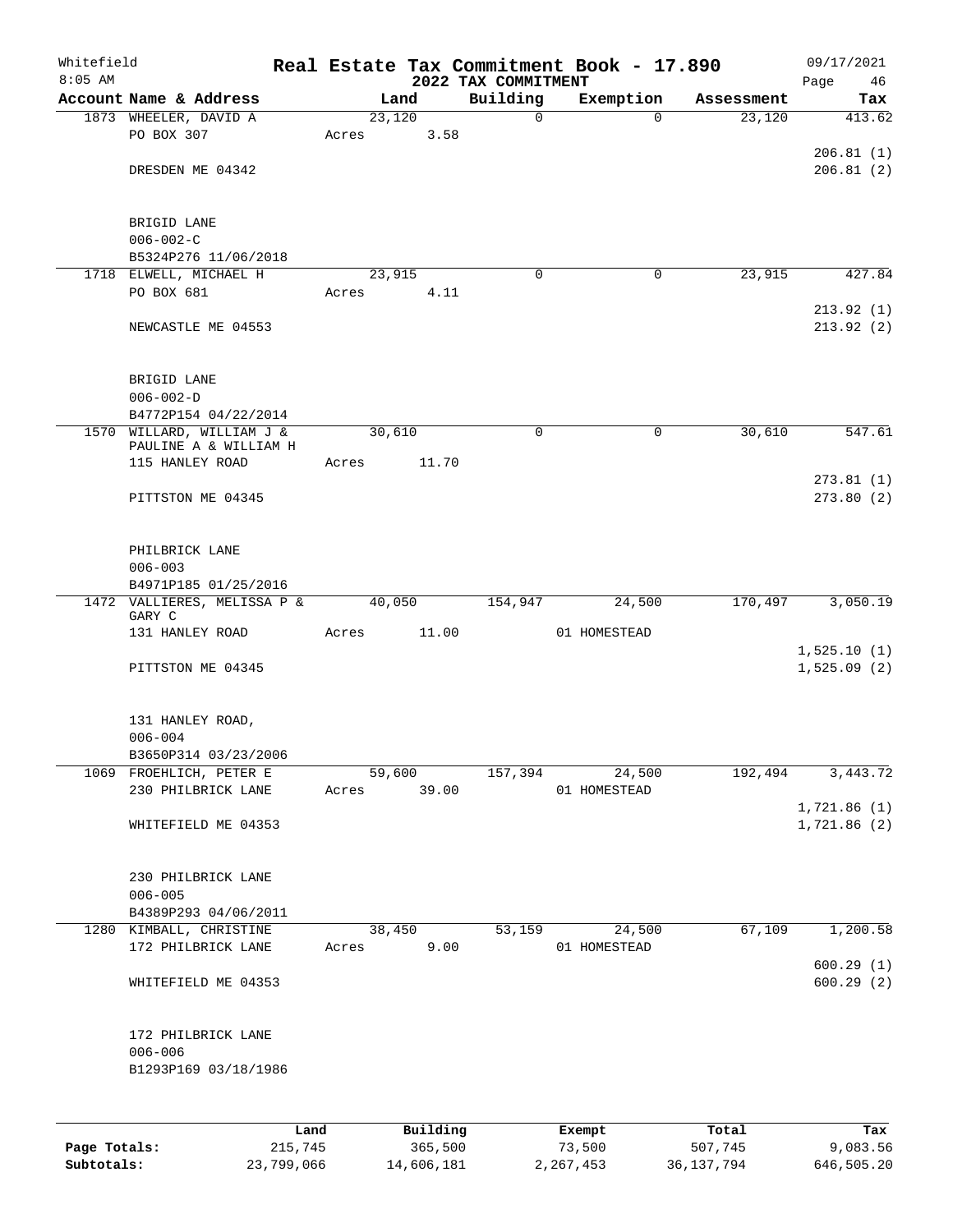Whitefield
8:05 AM

# Real Estate Tax Commitment Book - 17.890
## 2022 TAX COMMITMENT

09/17/2021
Page 46

| Account | Name & Address | Land | Building | Exemption | Assessment | Tax |
|---|---|---|---|---|---|---|
| 1873 | WHEELER, DAVID A<br>PO BOX 307<br><br>DRESDEN ME 04342<br><br>BRIGID LANE<br>006-002-C<br>B5324P276 11/06/2018 | 23,120<br>Acres 3.58 | 0 | 0 | 23,120 | 413.62<br><br>206.81 (1)<br>206.81 (2) |
| 1718 | ELWELL, MICHAEL H<br>PO BOX 681<br><br>NEWCASTLE ME 04553<br><br>BRIGID LANE<br>006-002-D<br>B4772P154 04/22/2014 | 23,915<br>Acres 4.11 | 0 | 0 | 23,915 | 427.84<br><br>213.92 (1)<br>213.92 (2) |
| 1570 | WILLARD, WILLIAM J &<br>PAULINE A & WILLIAM H<br>115 HANLEY ROAD<br><br>PITTSTON ME 04345<br><br>PHILBRICK LANE<br>006-003<br>B4971P185 01/25/2016 | 30,610<br>Acres 11.70 | 0 | 0 | 30,610 | 547.61<br><br>273.81 (1)<br>273.80 (2) |
| 1472 | VALLIERES, MELISSA P &<br>GARY C<br>131 HANLEY ROAD<br><br>PITTSTON ME 04345<br><br>131 HANLEY ROAD,<br>006-004<br>B3650P314 03/23/2006 | 40,050<br>Acres 11.00 | 154,947 | 24,500<br>01 HOMESTEAD | 170,497 | 3,050.19<br><br>1,525.10 (1)<br>1,525.09 (2) |
| 1069 | FROEHLICH, PETER E<br>230 PHILBRICK LANE<br><br>WHITEFIELD ME 04353<br><br>230 PHILBRICK LANE<br>006-005<br>B4389P293 04/06/2011 | 59,600<br>Acres 39.00 | 157,394 | 24,500<br>01 HOMESTEAD | 192,494 | 3,443.72<br><br>1,721.86 (1)<br>1,721.86 (2) |
| 1280 | KIMBALL, CHRISTINE<br>172 PHILBRICK LANE<br><br>WHITEFIELD ME 04353<br><br>172 PHILBRICK LANE<br>006-006<br>B1293P169 03/18/1986 | 38,450<br>Acres 9.00 | 53,159 | 24,500<br>01 HOMESTEAD | 67,109 | 1,200.58<br><br>600.29 (1)<br>600.29 (2) |

| | Land | Building | Exempt | Total | Tax |
|---|---|---|---|---|---|
| Page Totals: | 215,745 | 365,500 | 73,500 | 507,745 | 9,083.56 |
| Subtotals: | 23,799,066 | 14,606,181 | 2,267,453 | 36,137,794 | 646,505.20 |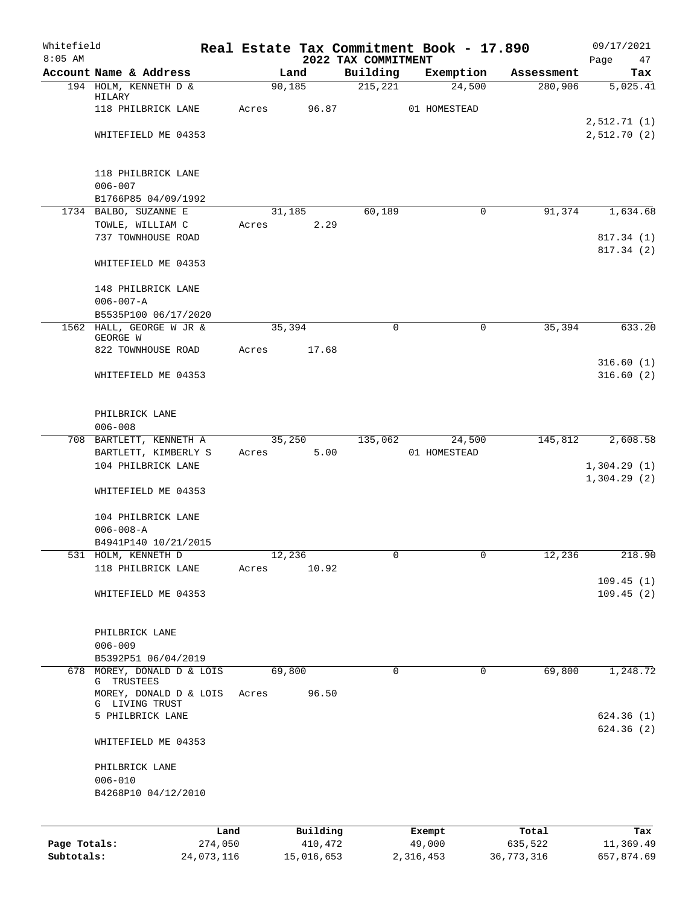Whitefield
8:05 AM

# Real Estate Tax Commitment Book - 17.890
## 2022 TAX COMMITMENT

09/17/2021

| Account Name & Address | Land | Building | Exemption | Assessment | Tax |
|---|---|---|---|---|---|
| 194 HOLM, KENNETH D & HILARY | 90,185 | 215,221 | 24,500 | 280,906 | 5,025.41 |
| 118 PHILBRICK LANE | Acres 96.87 | | 01 HOMESTEAD | | |
| | | | | | 2,512.71 (1) |
| WHITEFIELD ME 04353 | | | | | 2,512.70 (2) |
| 118 PHILBRICK LANE | | | | | |
| 006-007 | | | | | |
| B1766P85 04/09/1992 | | | | | |
| 1734 BALBO, SUZANNE E | 31,185 | 60,189 | 0 | 91,374 | 1,634.68 |
| TOWLE, WILLIAM C | Acres 2.29 | | | | |
| 737 TOWNHOUSE ROAD | | | | | 817.34 (1) |
| | | | | | 817.34 (2) |
| WHITEFIELD ME 04353 | | | | | |
| 148 PHILBRICK LANE | | | | | |
| 006-007-A | | | | | |
| B5535P100 06/17/2020 | | | | | |
| 1562 HALL, GEORGE W JR & GEORGE W | 35,394 | 0 | 0 | 35,394 | 633.20 |
| 822 TOWNHOUSE ROAD | Acres 17.68 | | | | |
| | | | | | 316.60 (1) |
| WHITEFIELD ME 04353 | | | | | 316.60 (2) |
| PHILBRICK LANE | | | | | |
| 006-008 | | | | | |
| 708 BARTLETT, KENNETH A | 35,250 | 135,062 | 24,500 | 145,812 | 2,608.58 |
| BARTLETT, KIMBERLY S | Acres 5.00 | | 01 HOMESTEAD | | |
| 104 PHILBRICK LANE | | | | | 1,304.29 (1) |
| | | | | | 1,304.29 (2) |
| WHITEFIELD ME 04353 | | | | | |
| 104 PHILBRICK LANE | | | | | |
| 006-008-A | | | | | |
| B4941P140 10/21/2015 | | | | | |
| 531 HOLM, KENNETH D | 12,236 | 0 | 0 | 12,236 | 218.90 |
| 118 PHILBRICK LANE | Acres 10.92 | | | | |
| | | | | | 109.45 (1) |
| WHITEFIELD ME 04353 | | | | | 109.45 (2) |
| PHILBRICK LANE | | | | | |
| 006-009 | | | | | |
| B5392P51 06/04/2019 | | | | | |
| 678 MOREY, DONALD D & LOIS G TRUSTEES | 69,800 | 0 | 0 | 69,800 | 1,248.72 |
| MOREY, DONALD D & LOIS G LIVING TRUST | Acres 96.50 | | | | |
| 5 PHILBRICK LANE | | | | | 624.36 (1) |
| | | | | | 624.36 (2) |
| WHITEFIELD ME 04353 | | | | | |
| PHILBRICK LANE | | | | | |
| 006-010 | | | | | |
| B4268P10 04/12/2010 | | | | | |

| | Land | Building | Exempt | Total | Tax |
|---|---|---|---|---|---|
| Page Totals: | 274,050 | 410,472 | 49,000 | 635,522 | 11,369.49 |
| Subtotals: | 24,073,116 | 15,016,653 | 2,316,453 | 36,773,316 | 657,874.69 |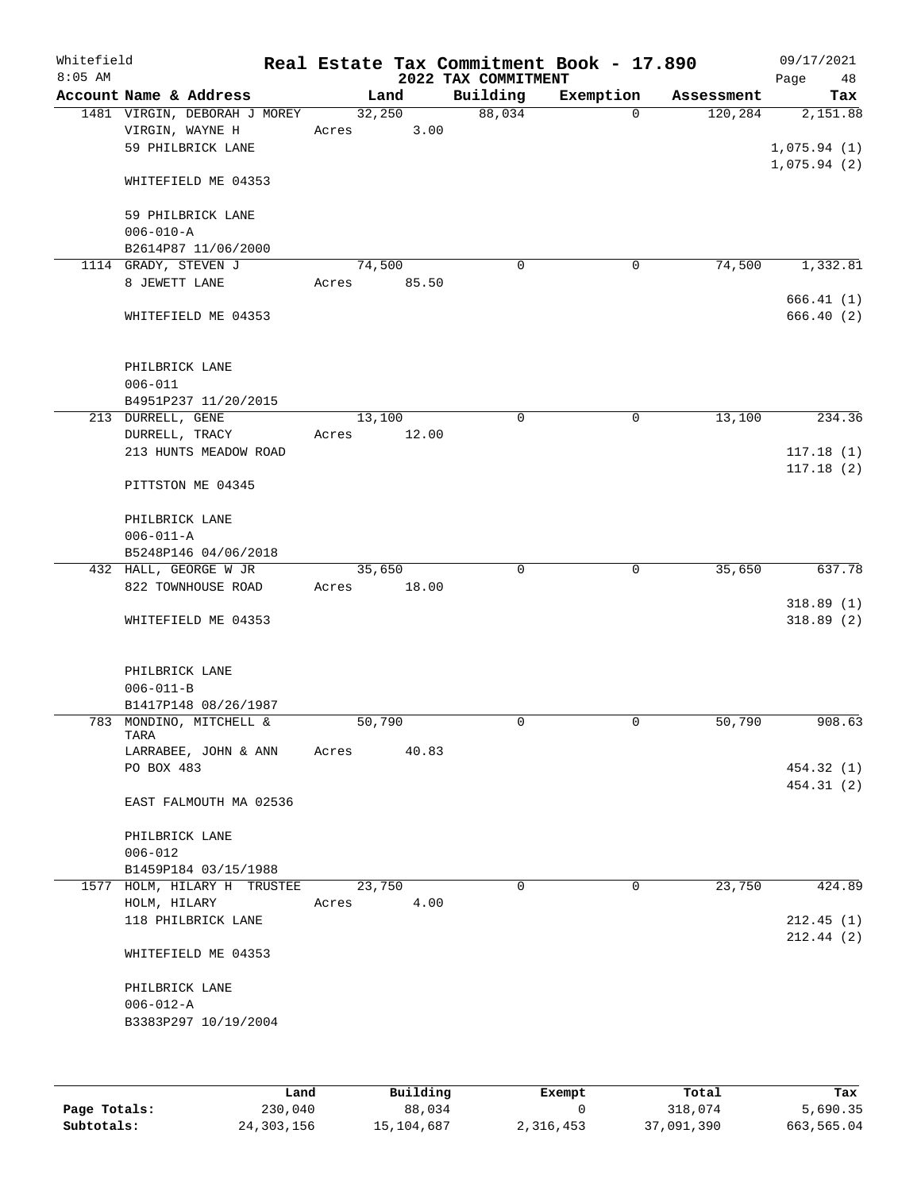Whitefield 8:05 AM

# Real Estate Tax Commitment Book - 17.890

## 2022 TAX COMMITMENT

09/17/2021 Page 48

| Account | Name & Address | Land | Building | Exemption | Assessment | Tax |
|---|---|---|---|---|---|---|
| 1481 | VIRGIN, DEBORAH J MOREY<br>VIRGIN, WAYNE H<br>59 PHILBRICK LANE<br><br>WHITEFIELD ME 04353<br><br>59 PHILBRICK LANE<br>006-010-A<br>B2614P87 11/06/2000 | 32,250<br>Acres 3.00 | 88,034 | 0 | 120,284 | 2,151.88<br><br>1,075.94 (1)<br>1,075.94 (2) |
| 1114 | GRADY, STEVEN J<br>8 JEWETT LANE<br><br>WHITEFIELD ME 04353<br><br>PHILBRICK LANE<br>006-011<br>B4951P237 11/20/2015 | 74,500<br>Acres 85.50 | 0 | 0 | 74,500 | 1,332.81<br><br>666.41 (1)<br>666.40 (2) |
| 213 | DURRELL, GENE<br>DURRELL, TRACY<br>213 HUNTS MEADOW ROAD<br><br>PITTSTON ME 04345<br><br>PHILBRICK LANE<br>006-011-A<br>B5248P146 04/06/2018 | 13,100<br>Acres 12.00 | 0 | 0 | 13,100 | 234.36<br><br>117.18 (1)<br>117.18 (2) |
| 432 | HALL, GEORGE W JR<br>822 TOWNHOUSE ROAD<br><br>WHITEFIELD ME 04353<br><br>PHILBRICK LANE<br>006-011-B<br>B1417P148 08/26/1987 | 35,650<br>Acres 18.00 | 0 | 0 | 35,650 | 637.78<br><br>318.89 (1)<br>318.89 (2) |
| 783 | MONDINO, MITCHELL & TARA<br>LARRABEE, JOHN & ANN<br>PO BOX 483<br><br>EAST FALMOUTH MA 02536<br><br>PHILBRICK LANE<br>006-012<br>B1459P184 03/15/1988 | 50,790<br>Acres 40.83 | 0 | 0 | 50,790 | 908.63<br><br>454.32 (1)<br>454.31 (2) |
| 1577 | HOLM, HILARY H TRUSTEE<br>HOLM, HILARY<br>118 PHILBRICK LANE<br><br>WHITEFIELD ME 04353<br><br>PHILBRICK LANE<br>006-012-A<br>B3383P297 10/19/2004 | 23,750<br>Acres 4.00 | 0 | 0 | 23,750 | 424.89<br><br>212.45 (1)<br>212.44 (2) |

| | Land | Building | Exempt | Total | Tax |
|---|---|---|---|---|---|
| **Page Totals:** | 230,040 | 88,034 | 0 | 318,074 | 5,690.35 |
| **Subtotals:** | 24,303,156 | 15,104,687 | 2,316,453 | 37,091,390 | 663,565.04 |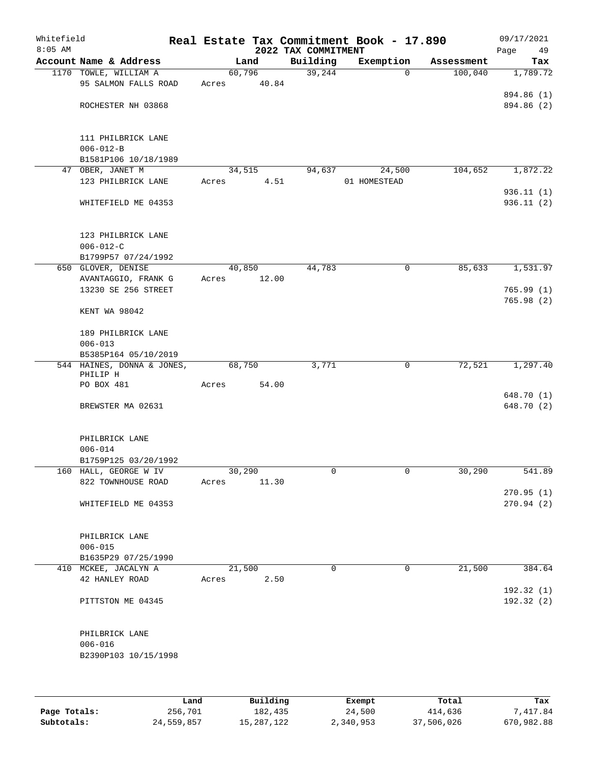Whitefield 8:05 AM

# Real Estate Tax Commitment Book - 17.890

## 2022 TAX COMMITMENT

09/17/2021

| Account Name & Address | Land | Building | Exemption | Assessment | Tax |
|---|---|---|---|---|---|
| 1170 TOWLE, WILLIAM A | 60,796 | 39,244 | 0 | 100,040 | 1,789.72 |
| 95 SALMON FALLS ROAD | Acres 40.84 | | | | |
| | | | | | 894.86 (1) |
| ROCHESTER NH 03868 | | | | | 894.86 (2) |
| 111 PHILBRICK LANE | | | | | |
| 006-012-B | | | | | |
| B1581P106 10/18/1989 | | | | | |
| 47 OBER, JANET M | 34,515 | 94,637 | 24,500 | 104,652 | 1,872.22 |
| 123 PHILBRICK LANE | Acres 4.51 | | 01 HOMESTEAD | | |
| | | | | | 936.11 (1) |
| WHITEFIELD ME 04353 | | | | | 936.11 (2) |
| 123 PHILBRICK LANE | | | | | |
| 006-012-C | | | | | |
| B1799P57 07/24/1992 | | | | | |
| 650 GLOVER, DENISE | 40,850 | 44,783 | 0 | 85,633 | 1,531.97 |
| AVANTAGGIO, FRANK G | Acres 12.00 | | | | |
| 13230 SE 256 STREET | | | | | 765.99 (1) |
| | | | | | 765.98 (2) |
| KENT WA 98042 | | | | | |
| 189 PHILBRICK LANE | | | | | |
| 006-013 | | | | | |
| B5385P164 05/10/2019 | | | | | |
| 544 HAINES, DONNA & JONES, PHILIP H | 68,750 | 3,771 | 0 | 72,521 | 1,297.40 |
| PO BOX 481 | Acres 54.00 | | | | |
| | | | | | 648.70 (1) |
| BREWSTER MA 02631 | | | | | 648.70 (2) |
| PHILBRICK LANE | | | | | |
| 006-014 | | | | | |
| B1759P125 03/20/1992 | | | | | |
| 160 HALL, GEORGE W IV | 30,290 | 0 | 0 | 30,290 | 541.89 |
| 822 TOWNHOUSE ROAD | Acres 11.30 | | | | |
| | | | | | 270.95 (1) |
| WHITEFIELD ME 04353 | | | | | 270.94 (2) |
| PHILBRICK LANE | | | | | |
| 006-015 | | | | | |
| B1635P29 07/25/1990 | | | | | |
| 410 MCKEE, JACALYN A | 21,500 | 0 | 0 | 21,500 | 384.64 |
| 42 HANLEY ROAD | Acres 2.50 | | | | |
| | | | | | 192.32 (1) |
| PITTSTON ME 04345 | | | | | 192.32 (2) |
| PHILBRICK LANE | | | | | |
| 006-016 | | | | | |
| B2390P103 10/15/1998 | | | | | |

| | Land | Building | Exempt | Total | Tax |
|---|---|---|---|---|---|
| Page Totals: | 256,701 | 182,435 | 24,500 | 414,636 | 7,417.84 |
| Subtotals: | 24,559,857 | 15,287,122 | 2,340,953 | 37,506,026 | 670,982.88 |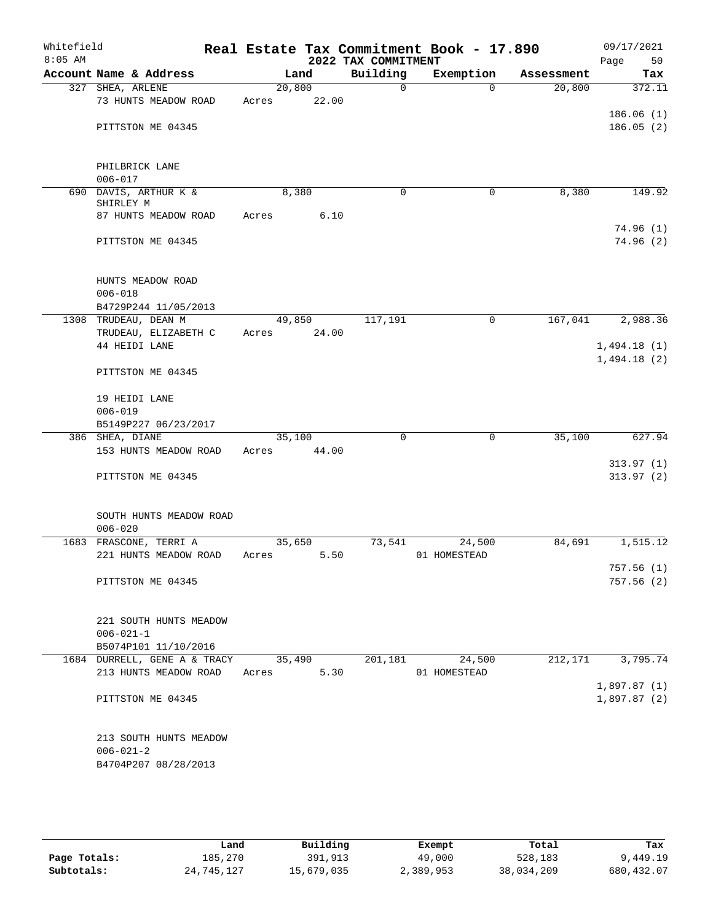Whitefield — Real Estate Tax Commitment Book - 17.890 — 09/17/2021
8:05 AM — 2022 TAX COMMITMENT

| Account Name & Address | Land | Building | Exemption | Assessment | Tax |
|---|---|---|---|---|---|
| 327 SHEA, ARLENE | 20,800 | 0 | 0 | 20,800 | 372.11 |
| 73 HUNTS MEADOW ROAD | Acres 22.00 | | | | |
| | | | | | 186.06 (1) |
| PITTSTON ME 04345 | | | | | 186.05 (2) |
| PHILBRICK LANE | | | | | |
| 006-017 | | | | | |
| 690 DAVIS, ARTHUR K & SHIRLEY M | 8,380 | 0 | 0 | 8,380 | 149.92 |
| 87 HUNTS MEADOW ROAD | Acres 6.10 | | | | |
| | | | | | 74.96 (1) |
| PITTSTON ME 04345 | | | | | 74.96 (2) |
| HUNTS MEADOW ROAD | | | | | |
| 006-018 | | | | | |
| B4729P244 11/05/2013 | | | | | |
| 1308 TRUDEAU, DEAN M | 49,850 | 117,191 | 0 | 167,041 | 2,988.36 |
| TRUDEAU, ELIZABETH C | Acres 24.00 | | | | |
| 44 HEIDI LANE | | | | | 1,494.18 (1) |
| | | | | | 1,494.18 (2) |
| PITTSTON ME 04345 | | | | | |
| 19 HEIDI LANE | | | | | |
| 006-019 | | | | | |
| B5149P227 06/23/2017 | | | | | |
| 386 SHEA, DIANE | 35,100 | 0 | 0 | 35,100 | 627.94 |
| 153 HUNTS MEADOW ROAD | Acres 44.00 | | | | |
| | | | | | 313.97 (1) |
| PITTSTON ME 04345 | | | | | 313.97 (2) |
| SOUTH HUNTS MEADOW ROAD | | | | | |
| 006-020 | | | | | |
| 1683 FRASCONE, TERRI A | 35,650 | 73,541 | 24,500 | 84,691 | 1,515.12 |
| 221 HUNTS MEADOW ROAD | Acres 5.50 | | 01 HOMESTEAD | | |
| | | | | | 757.56 (1) |
| PITTSTON ME 04345 | | | | | 757.56 (2) |
| 221 SOUTH HUNTS MEADOW | | | | | |
| 006-021-1 | | | | | |
| B5074P101 11/10/2016 | | | | | |
| 1684 DURRELL, GENE A & TRACY | 35,490 | 201,181 | 24,500 | 212,171 | 3,795.74 |
| 213 HUNTS MEADOW ROAD | Acres 5.30 | | 01 HOMESTEAD | | |
| | | | | | 1,897.87 (1) |
| PITTSTON ME 04345 | | | | | 1,897.87 (2) |
| 213 SOUTH HUNTS MEADOW | | | | | |
| 006-021-2 | | | | | |
| B4704P207 08/28/2013 | | | | | |

| | Land | Building | Exempt | Total | Tax |
|---|---|---|---|---|---|
| Page Totals: | 185,270 | 391,913 | 49,000 | 528,183 | 9,449.19 |
| Subtotals: | 24,745,127 | 15,679,035 | 2,389,953 | 38,034,209 | 680,432.07 |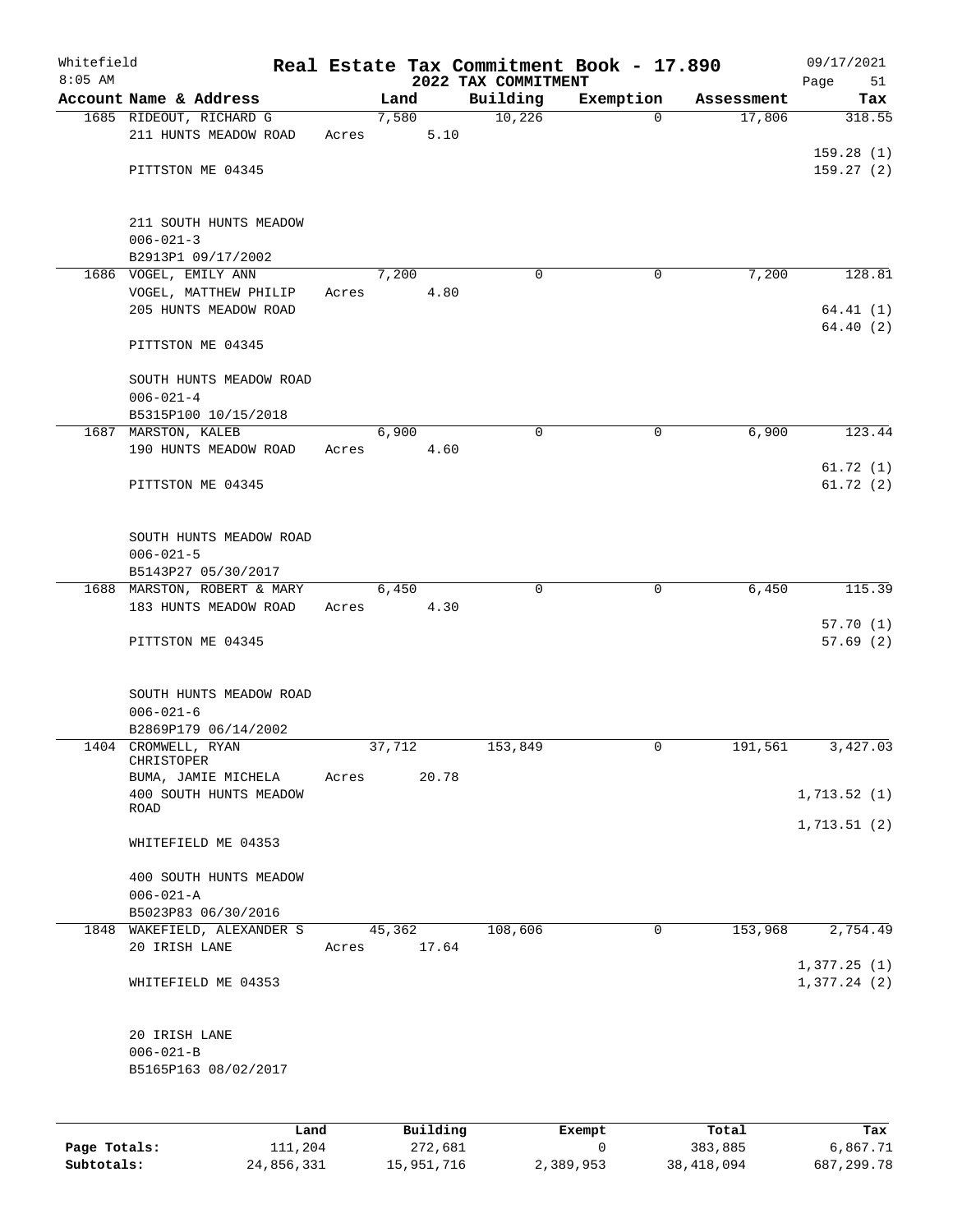Whitefield 8:05 AM

# Real Estate Tax Commitment Book - 17.890

## 2022 TAX COMMITMENT

09/17/2021

| Account Name & Address | Land | Building | Exemption | Assessment | Tax |
|---|---|---|---|---|---|
| 1685 RIDEOUT, RICHARD G<br>211 HUNTS MEADOW ROAD<br><br>PITTSTON ME 04345<br><br>211 SOUTH HUNTS MEADOW<br>006-021-3<br>B2913P1 09/17/2002 | 7,580<br>Acres 5.10 | 10,226 | 0 | 17,806 | 318.55<br><br>159.28 (1)<br>159.27 (2) |
| 1686 VOGEL, EMILY ANN<br>VOGEL, MATTHEW PHILIP<br>205 HUNTS MEADOW ROAD<br><br>PITTSTON ME 04345<br><br>SOUTH HUNTS MEADOW ROAD<br>006-021-4<br>B5315P100 10/15/2018 | 7,200<br>Acres 4.80 | 0 | 0 | 7,200 | 128.81<br><br>64.41 (1)<br>64.40 (2) |
| 1687 MARSTON, KALEB<br>190 HUNTS MEADOW ROAD<br><br>PITTSTON ME 04345<br><br>SOUTH HUNTS MEADOW ROAD<br>006-021-5<br>B5143P27 05/30/2017 | 6,900<br>Acres 4.60 | 0 | 0 | 6,900 | 123.44<br><br>61.72 (1)<br>61.72 (2) |
| 1688 MARSTON, ROBERT & MARY<br>183 HUNTS MEADOW ROAD<br><br>PITTSTON ME 04345<br><br>SOUTH HUNTS MEADOW ROAD<br>006-021-6<br>B2869P179 06/14/2002 | 6,450<br>Acres 4.30 | 0 | 0 | 6,450 | 115.39<br><br>57.70 (1)<br>57.69 (2) |
| 1404 CROMWELL, RYAN CHRISTOPHER<br>BUMA, JAMIE MICHELA<br>400 SOUTH HUNTS MEADOW ROAD<br><br>WHITEFIELD ME 04353<br><br>400 SOUTH HUNTS MEADOW<br>006-021-A<br>B5023P83 06/30/2016 | 37,712<br>Acres 20.78 | 153,849 | 0 | 191,561 | 3,427.03<br><br>1,713.52 (1)<br>1,713.51 (2) |
| 1848 WAKEFIELD, ALEXANDER S<br>20 IRISH LANE<br><br>WHITEFIELD ME 04353<br><br>20 IRISH LANE<br>006-021-B<br>B5165P163 08/02/2017 | 45,362<br>Acres 17.64 | 108,606 | 0 | 153,968 | 2,754.49<br><br>1,377.25 (1)<br>1,377.24 (2) |

| | Land | Building | Exempt | Total | Tax |
|---|---|---|---|---|---|
| Page Totals: | 111,204 | 272,681 | 0 | 383,885 | 6,867.71 |
| Subtotals: | 24,856,331 | 15,951,716 | 2,389,953 | 38,418,094 | 687,299.78 |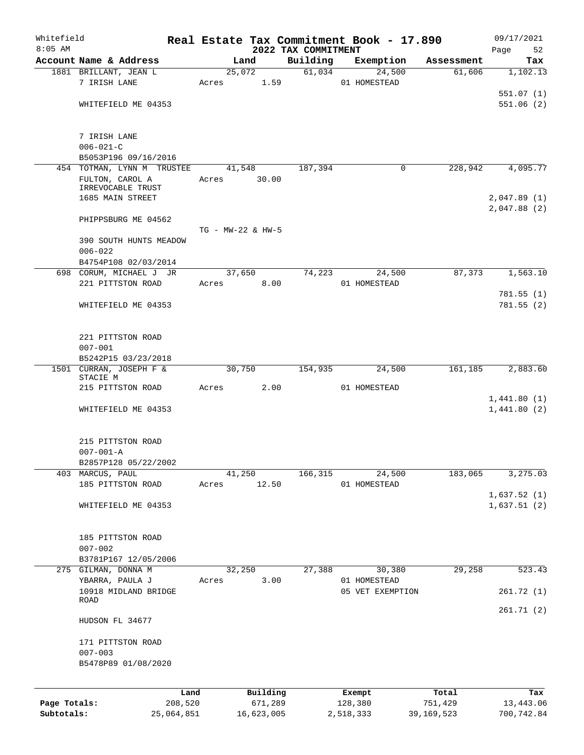Whitefield 8:05 AM

# Real Estate Tax Commitment Book - 17.890

## 2022 TAX COMMITMENT

09/17/2021

| Account Name & Address | Land | Building | Exemption | Assessment | Tax |
|---|---|---|---|---|---|
| 1881 BRILLANT, JEAN L | 25,072 | 61,034 | 24,500 | 61,606 | 1,102.13 |
| 7 IRISH LANE | Acres 1.59 | | 01 HOMESTEAD | | |
| | | | | | 551.07 (1) |
| WHITEFIELD ME 04353 | | | | | 551.06 (2) |
| 7 IRISH LANE | | | | | |
| 006-021-C | | | | | |
| B5053P196 09/16/2016 | | | | | |
| 454 TOTMAN, LYNN M TRUSTEE | 41,548 | 187,394 | 0 | 228,942 | 4,095.77 |
| FULTON, CAROL A IRREVOCABLE TRUST | Acres 30.00 | | | | |
| 1685 MAIN STREET | | | | | 2,047.89 (1) |
| | | | | | 2,047.88 (2) |
| PHIPPSBURG ME 04562 | | | | | |
| | TG - MW-22 & HW-5 | | | | |
| 390 SOUTH HUNTS MEADOW | | | | | |
| 006-022 | | | | | |
| B4754P108 02/03/2014 | | | | | |
| 698 CORUM, MICHAEL J JR | 37,650 | 74,223 | 24,500 | 87,373 | 1,563.10 |
| 221 PITTSTON ROAD | Acres 8.00 | | 01 HOMESTEAD | | |
| | | | | | 781.55 (1) |
| WHITEFIELD ME 04353 | | | | | 781.55 (2) |
| 221 PITTSTON ROAD | | | | | |
| 007-001 | | | | | |
| B5242P15 03/23/2018 | | | | | |
| 1501 CURRAN, JOSEPH F & STACIE M | 30,750 | 154,935 | 24,500 | 161,185 | 2,883.60 |
| 215 PITTSTON ROAD | Acres 2.00 | | 01 HOMESTEAD | | |
| | | | | | 1,441.80 (1) |
| WHITEFIELD ME 04353 | | | | | 1,441.80 (2) |
| 215 PITTSTON ROAD | | | | | |
| 007-001-A | | | | | |
| B2857P128 05/22/2002 | | | | | |
| 403 MARCUS, PAUL | 41,250 | 166,315 | 24,500 | 183,065 | 3,275.03 |
| 185 PITTSTON ROAD | Acres 12.50 | | 01 HOMESTEAD | | |
| | | | | | 1,637.52 (1) |
| WHITEFIELD ME 04353 | | | | | 1,637.51 (2) |
| 185 PITTSTON ROAD | | | | | |
| 007-002 | | | | | |
| B3781P167 12/05/2006 | | | | | |
| 275 GILMAN, DONNA M | 32,250 | 27,388 | 30,380 | 29,258 | 523.43 |
| YBARRA, PAULA J | Acres 3.00 | | 01 HOMESTEAD | | |
| 10918 MIDLAND BRIDGE ROAD | | | 05 VET EXEMPTION | | 261.72 (1) |
| | | | | | 261.71 (2) |
| HUDSON FL 34677 | | | | | |
| 171 PITTSTON ROAD | | | | | |
| 007-003 | | | | | |
| B5478P89 01/08/2020 | | | | | |

| | Land | Building | Exempt | Total | Tax |
|---|---|---|---|---|---|
| Page Totals: | 208,520 | 671,289 | 128,380 | 751,429 | 13,443.06 |
| Subtotals: | 25,064,851 | 16,623,005 | 2,518,333 | 39,169,523 | 700,742.84 |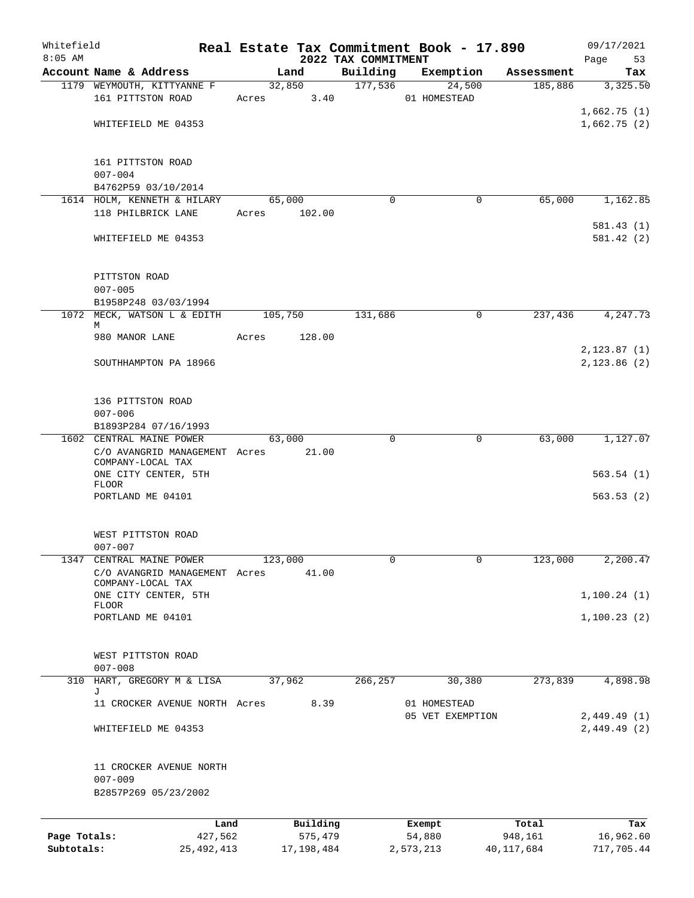Whitefield — Real Estate Tax Commitment Book - 17.890 — 09/17/2021
8:05 AM — 2022 TAX COMMITMENT

| Account Name & Address | Land | Building | Exemption | Assessment | Tax |
|---|---|---|---|---|---|
| 1179 WEYMOUTH, KITTYANNE F | 32,850 | 177,536 | 24,500 | 185,886 | 3,325.50 |
| 161 PITTSTON ROAD | Acres 3.40 | | 01 HOMESTEAD | | |
| | | | | | 1,662.75 (1) |
| WHITEFIELD ME 04353 | | | | | 1,662.75 (2) |
| 161 PITTSTON ROAD | | | | | |
| 007-004 | | | | | |
| B4762P59 03/10/2014 | | | | | |
| 1614 HOLM, KENNETH & HILARY | 65,000 | 0 | 0 | 65,000 | 1,162.85 |
| 118 PHILBRICK LANE | Acres 102.00 | | | | |
| | | | | | 581.43 (1) |
| WHITEFIELD ME 04353 | | | | | 581.42 (2) |
| PITTSTON ROAD | | | | | |
| 007-005 | | | | | |
| B1958P248 03/03/1994 | | | | | |
| 1072 MECK, WATSON L & EDITH M | 105,750 | 131,686 | 0 | 237,436 | 4,247.73 |
| 980 MANOR LANE | Acres 128.00 | | | | |
| | | | | | 2,123.87 (1) |
| SOUTHHAMPTON PA 18966 | | | | | 2,123.86 (2) |
| 136 PITTSTON ROAD | | | | | |
| 007-006 | | | | | |
| B1893P284 07/16/1993 | | | | | |
| 1602 CENTRAL MAINE POWER | 63,000 | 0 | 0 | 63,000 | 1,127.07 |
| C/O AVANGRID MANAGEMENT COMPANY-LOCAL TAX | Acres 21.00 | | | | |
| ONE CITY CENTER, 5TH FLOOR | | | | | 563.54 (1) |
| PORTLAND ME 04101 | | | | | 563.53 (2) |
| WEST PITTSTON ROAD | | | | | |
| 007-007 | | | | | |
| 1347 CENTRAL MAINE POWER | 123,000 | 0 | 0 | 123,000 | 2,200.47 |
| C/O AVANGRID MANAGEMENT COMPANY-LOCAL TAX | Acres 41.00 | | | | |
| ONE CITY CENTER, 5TH FLOOR | | | | | 1,100.24 (1) |
| PORTLAND ME 04101 | | | | | 1,100.23 (2) |
| WEST PITTSTON ROAD | | | | | |
| 007-008 | | | | | |
| 310 HART, GREGORY M & LISA J | 37,962 | 266,257 | 30,380 | 273,839 | 4,898.98 |
| 11 CROCKER AVENUE NORTH | Acres 8.39 | | 01 HOMESTEAD | | |
| | | | 05 VET EXEMPTION | | 2,449.49 (1) |
| WHITEFIELD ME 04353 | | | | | 2,449.49 (2) |
| 11 CROCKER AVENUE NORTH | | | | | |
| 007-009 | | | | | |
| B2857P269 05/23/2002 | | | | | |

| | Land | Building | Exempt | Total | Tax |
|---|---|---|---|---|---|
| Page Totals: | 427,562 | 575,479 | 54,880 | 948,161 | 16,962.60 |
| Subtotals: | 25,492,413 | 17,198,484 | 2,573,213 | 40,117,684 | 717,705.44 |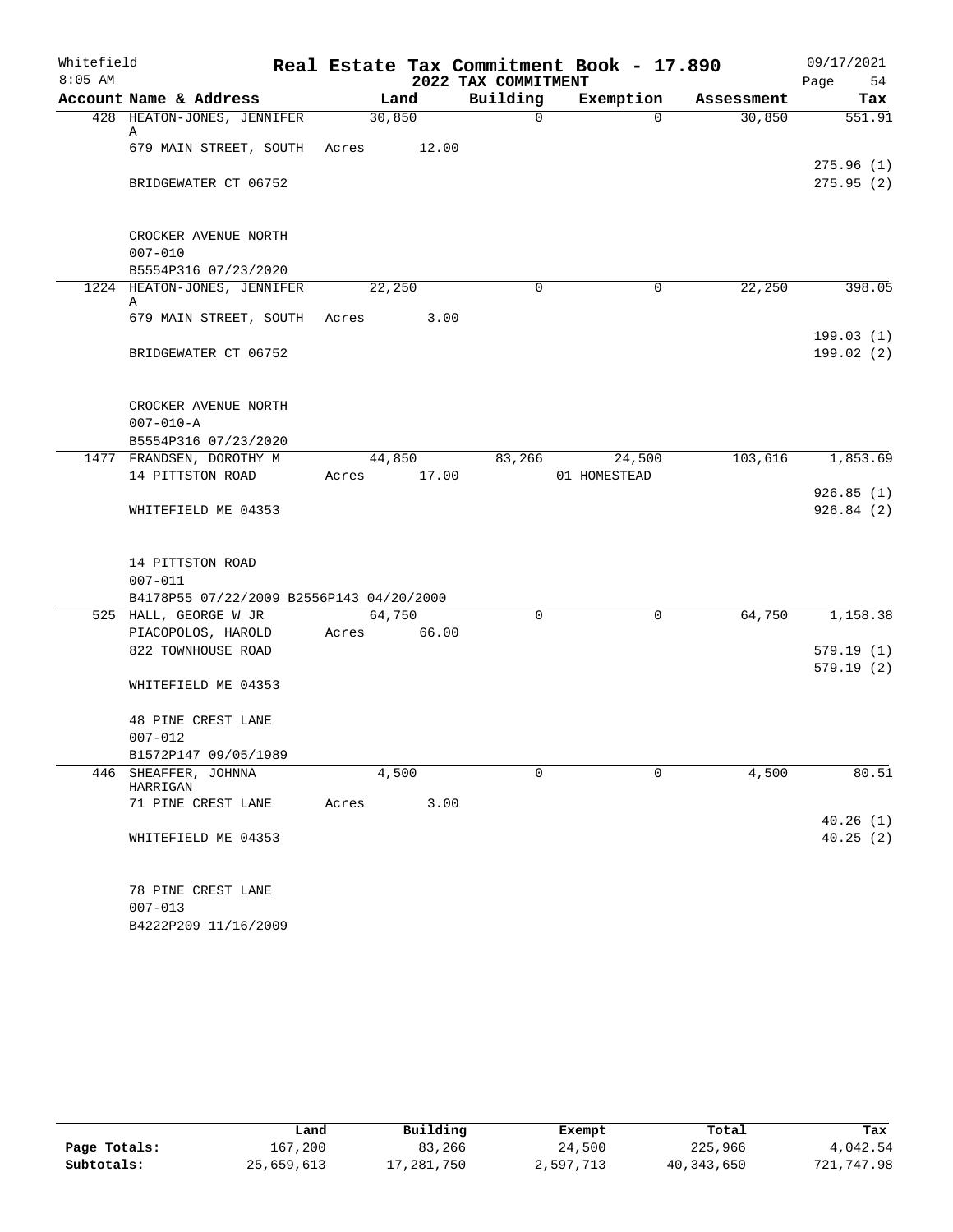Whitefield
8:05 AM

# Real Estate Tax Commitment Book - 17.890

## 2022 TAX COMMITMENT

09/17/2021

| Account Name & Address | Land | Building | Exemption | Assessment | Tax |
|---|---|---|---|---|---|
| 428 HEATON-JONES, JENNIFER A | 30,850 | 0 | 0 | 30,850 | 551.91 |
| 679 MAIN STREET, SOUTH | Acres 12.00 | | | | |
| | | | | | 275.96 (1) |
| BRIDGEWATER CT 06752 | | | | | 275.95 (2) |
| CROCKER AVENUE NORTH | | | | | |
| 007-010 | | | | | |
| B5554P316 07/23/2020 | | | | | |
| 1224 HEATON-JONES, JENNIFER A | 22,250 | 0 | 0 | 22,250 | 398.05 |
| 679 MAIN STREET, SOUTH | Acres 3.00 | | | | |
| | | | | | 199.03 (1) |
| BRIDGEWATER CT 06752 | | | | | 199.02 (2) |
| CROCKER AVENUE NORTH | | | | | |
| 007-010-A | | | | | |
| B5554P316 07/23/2020 | | | | | |
| 1477 FRANDSEN, DOROTHY M | 44,850 | 83,266 | 24,500 | 103,616 | 1,853.69 |
| 14 PITTSTON ROAD | Acres 17.00 | | 01 HOMESTEAD | | |
| | | | | | 926.85 (1) |
| WHITEFIELD ME 04353 | | | | | 926.84 (2) |
| 14 PITTSTON ROAD | | | | | |
| 007-011 | | | | | |
| B4178P55 07/22/2009 B2556P143 04/20/2000 | | | | | |
| 525 HALL, GEORGE W JR | 64,750 | 0 | 0 | 64,750 | 1,158.38 |
| PIACOPOLOS, HAROLD | Acres 66.00 | | | | |
| 822 TOWNHOUSE ROAD | | | | | 579.19 (1) |
| | | | | | 579.19 (2) |
| WHITEFIELD ME 04353 | | | | | |
| 48 PINE CREST LANE | | | | | |
| 007-012 | | | | | |
| B1572P147 09/05/1989 | | | | | |
| 446 SHEAFFER, JOHNNA HARRIGAN | 4,500 | 0 | 0 | 4,500 | 80.51 |
| 71 PINE CREST LANE | Acres 3.00 | | | | |
| | | | | | 40.26 (1) |
| WHITEFIELD ME 04353 | | | | | 40.25 (2) |
| 78 PINE CREST LANE | | | | | |
| 007-013 | | | | | |
| B4222P209 11/16/2009 | | | | | |

| | Land | Building | Exempt | Total | Tax |
|---|---|---|---|---|---|
| Page Totals: | 167,200 | 83,266 | 24,500 | 225,966 | 4,042.54 |
| Subtotals: | 25,659,613 | 17,281,750 | 2,597,713 | 40,343,650 | 721,747.98 |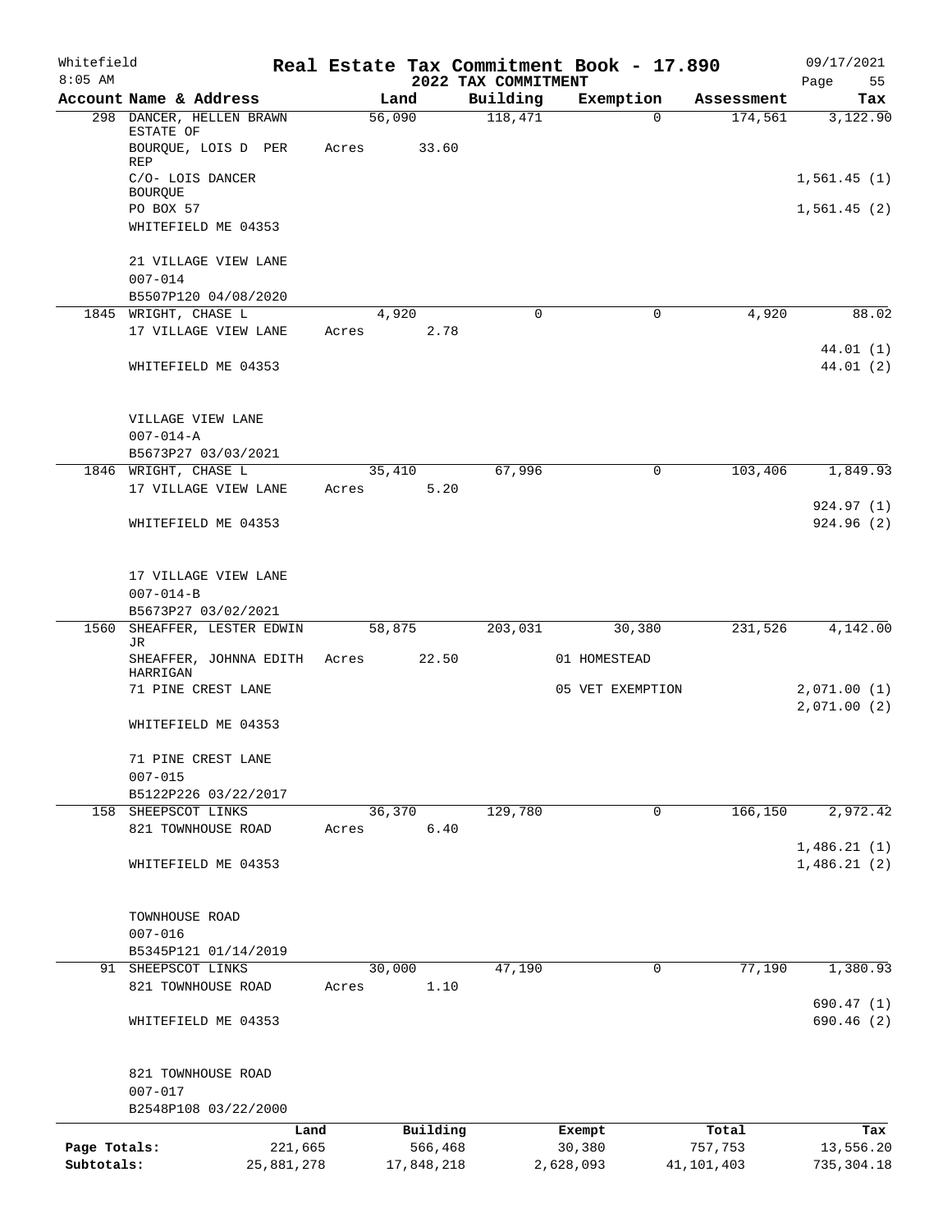Whitefield 8:05 AM

# Real Estate Tax Commitment Book - 17.890
## 2022 TAX COMMITMENT

09/17/2021 Page 55

| Account Name & Address | Land | Building | Exemption | Assessment | Tax |
|---|---|---|---|---|---|
| 298 DANCER, HELLEN BRAWN ESTATE OF | 56,090 | 118,471 | 0 | 174,561 | 3,122.90 |
| BOURQUE, LOIS D PER REP | Acres 33.60 | | | | |
| C/O- LOIS DANCER BOURQUE | | | | | 1,561.45 (1) |
| PO BOX 57 | | | | | 1,561.45 (2) |
| WHITEFIELD ME 04353 | | | | | |
| 21 VILLAGE VIEW LANE | | | | | |
| 007-014 | | | | | |
| B5507P120 04/08/2020 | | | | | |
| 1845 WRIGHT, CHASE L | 4,920 | 0 | 0 | 4,920 | 88.02 |
| 17 VILLAGE VIEW LANE | Acres 2.78 | | | | |
| | | | | | 44.01 (1) |
| WHITEFIELD ME 04353 | | | | | 44.01 (2) |
| VILLAGE VIEW LANE | | | | | |
| 007-014-A | | | | | |
| B5673P27 03/03/2021 | | | | | |
| 1846 WRIGHT, CHASE L | 35,410 | 67,996 | 0 | 103,406 | 1,849.93 |
| 17 VILLAGE VIEW LANE | Acres 5.20 | | | | |
| | | | | | 924.97 (1) |
| WHITEFIELD ME 04353 | | | | | 924.96 (2) |
| 17 VILLAGE VIEW LANE | | | | | |
| 007-014-B | | | | | |
| B5673P27 03/02/2021 | | | | | |
| 1560 SHEAFFER, LESTER EDWIN JR | 58,875 | 203,031 | 30,380 | 231,526 | 4,142.00 |
| SHEAFFER, JOHNNA EDITH HARRIGAN | Acres 22.50 | | 01 HOMESTEAD | | |
| 71 PINE CREST LANE | | | 05 VET EXEMPTION | | 2,071.00 (1) |
| | | | | | 2,071.00 (2) |
| WHITEFIELD ME 04353 | | | | | |
| 71 PINE CREST LANE | | | | | |
| 007-015 | | | | | |
| B5122P226 03/22/2017 | | | | | |
| 158 SHEEPSCOT LINKS | 36,370 | 129,780 | 0 | 166,150 | 2,972.42 |
| 821 TOWNHOUSE ROAD | Acres 6.40 | | | | |
| | | | | | 1,486.21 (1) |
| WHITEFIELD ME 04353 | | | | | 1,486.21 (2) |
| TOWNHOUSE ROAD | | | | | |
| 007-016 | | | | | |
| B5345P121 01/14/2019 | | | | | |
| 91 SHEEPSCOT LINKS | 30,000 | 47,190 | 0 | 77,190 | 1,380.93 |
| 821 TOWNHOUSE ROAD | Acres 1.10 | | | | |
| | | | | | 690.47 (1) |
| WHITEFIELD ME 04353 | | | | | 690.46 (2) |
| 821 TOWNHOUSE ROAD | | | | | |
| 007-017 | | | | | |
| B2548P108 03/22/2000 | | | | | |

| | Land | Building | Exempt | Total | Tax |
|---|---|---|---|---|---|
| Page Totals: | 221,665 | 566,468 | 30,380 | 757,753 | 13,556.20 |
| Subtotals: | 25,881,278 | 17,848,218 | 2,628,093 | 41,101,403 | 735,304.18 |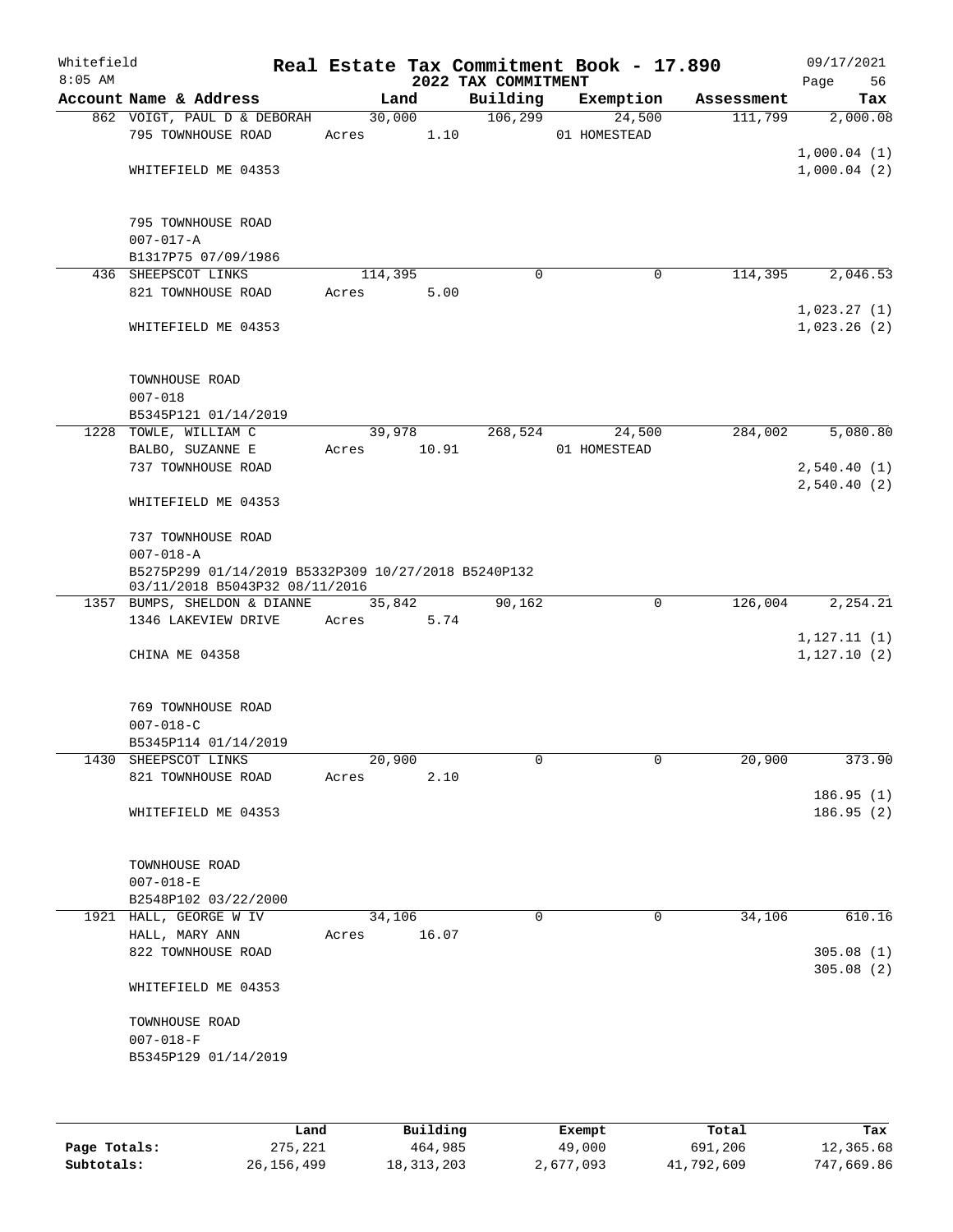# Real Estate Tax Commitment Book - 17.890

## 2022 TAX COMMITMENT

Whitefield
8:05 AM

09/17/2021

| Account | Name & Address | Land | Building | Exemption | Assessment | Tax |
|---|---|---|---|---|---|---|
| 862 | VOIGT, PAUL D & DEBORAH | 30,000 | 106,299 | 24,500 | 111,799 | 2,000.08 |
| | 795 TOWNHOUSE ROAD | Acres 1.10 | | 01 HOMESTEAD | | |
| | | | | | | 1,000.04 (1) |
| | WHITEFIELD ME 04353 | | | | | 1,000.04 (2) |
| | 795 TOWNHOUSE ROAD | | | | | |
| | 007-017-A | | | | | |
| | B1317P75 07/09/1986 | | | | | |
| 436 | SHEEPSCOT LINKS | 114,395 | 0 | 0 | 114,395 | 2,046.53 |
| | 821 TOWNHOUSE ROAD | Acres 5.00 | | | | |
| | | | | | | 1,023.27 (1) |
| | WHITEFIELD ME 04353 | | | | | 1,023.26 (2) |
| | TOWNHOUSE ROAD | | | | | |
| | 007-018 | | | | | |
| | B5345P121 01/14/2019 | | | | | |
| 1228 | TOWLE, WILLIAM C | 39,978 | 268,524 | 24,500 | 284,002 | 5,080.80 |
| | BALBO, SUZANNE E | Acres 10.91 | | 01 HOMESTEAD | | |
| | 737 TOWNHOUSE ROAD | | | | | 2,540.40 (1) |
| | | | | | | 2,540.40 (2) |
| | WHITEFIELD ME 04353 | | | | | |
| | 737 TOWNHOUSE ROAD | | | | | |
| | 007-018-A | | | | | |
| | B5275P299 01/14/2019 B5332P309 10/27/2018 B5240P132 03/11/2018 B5043P32 08/11/2016 | | | | | |
| 1357 | BUMPS, SHELDON & DIANNE | 35,842 | 90,162 | 0 | 126,004 | 2,254.21 |
| | 1346 LAKEVIEW DRIVE | Acres 5.74 | | | | |
| | | | | | | 1,127.11 (1) |
| | CHINA ME 04358 | | | | | 1,127.10 (2) |
| | 769 TOWNHOUSE ROAD | | | | | |
| | 007-018-C | | | | | |
| | B5345P114 01/14/2019 | | | | | |
| 1430 | SHEEPSCOT LINKS | 20,900 | 0 | 0 | 20,900 | 373.90 |
| | 821 TOWNHOUSE ROAD | Acres 2.10 | | | | |
| | | | | | | 186.95 (1) |
| | WHITEFIELD ME 04353 | | | | | 186.95 (2) |
| | TOWNHOUSE ROAD | | | | | |
| | 007-018-E | | | | | |
| | B2548P102 03/22/2000 | | | | | |
| 1921 | HALL, GEORGE W IV | 34,106 | 0 | 0 | 34,106 | 610.16 |
| | HALL, MARY ANN | Acres 16.07 | | | | |
| | 822 TOWNHOUSE ROAD | | | | | 305.08 (1) |
| | | | | | | 305.08 (2) |
| | WHITEFIELD ME 04353 | | | | | |
| | TOWNHOUSE ROAD | | | | | |
| | 007-018-F | | | | | |
| | B5345P129 01/14/2019 | | | | | |

| | Land | Building | Exempt | Total | Tax |
|---|---|---|---|---|---|
| Page Totals: | 275,221 | 464,985 | 49,000 | 691,206 | 12,365.68 |
| Subtotals: | 26,156,499 | 18,313,203 | 2,677,093 | 41,792,609 | 747,669.86 |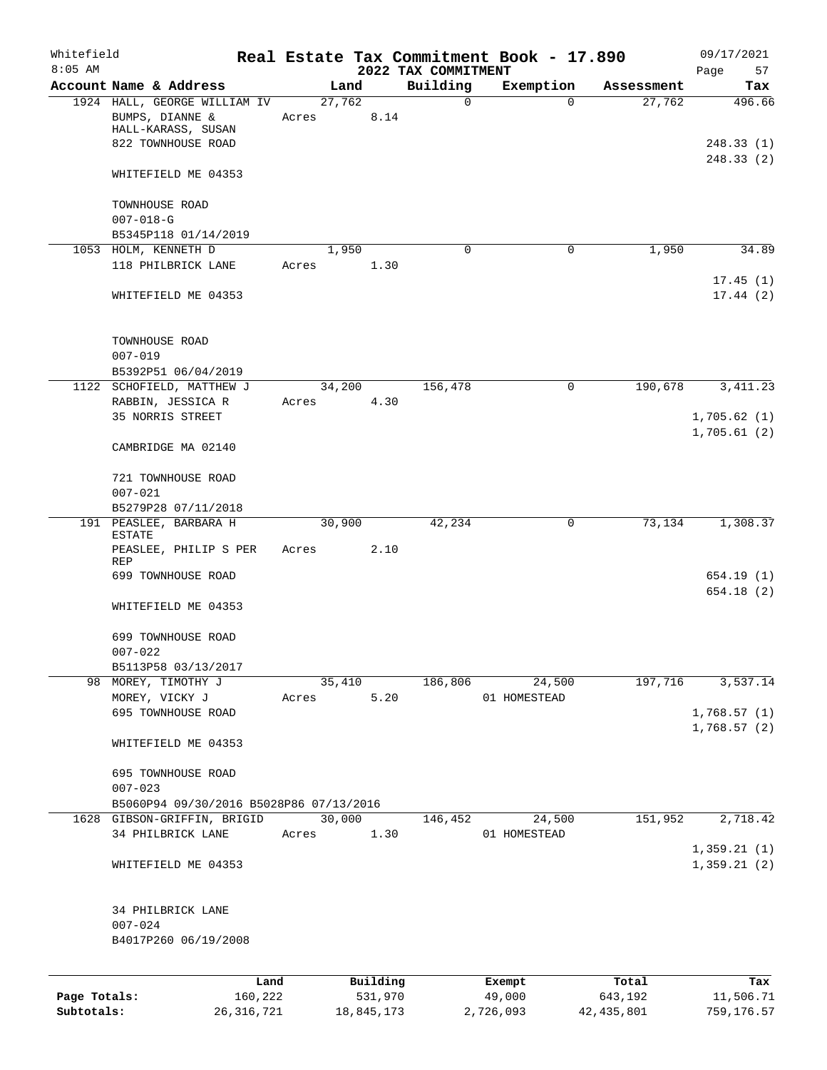# Real Estate Tax Commitment Book - 17.890

Whitefield 8:05 AM — 2022 TAX COMMITMENT — 09/17/2021

| Account Name & Address | Land | Building | Exemption | Assessment | Tax |
|---|---|---|---|---|---|
| 1924 HALL, GEORGE WILLIAM IV<br>BUMPS, DIANNE &<br>HALL-KARASS, SUSAN<br>822 TOWNHOUSE ROAD<br><br>WHITEFIELD ME 04353<br><br>TOWNHOUSE ROAD<br>007-018-G<br>B5345P118 01/14/2019 | 27,762<br>Acres 8.14 | 0 | 0 | 27,762 | 496.66<br><br>248.33 (1)<br>248.33 (2) |
| 1053 HOLM, KENNETH D<br>118 PHILBRICK LANE<br><br>WHITEFIELD ME 04353<br><br>TOWNHOUSE ROAD<br>007-019<br>B5392P51 06/04/2019 | 1,950<br>Acres 1.30 | 0 | 0 | 1,950 | 34.89<br><br>17.45 (1)<br>17.44 (2) |
| 1122 SCHOFIELD, MATTHEW J<br>RABBIN, JESSICA R<br>35 NORRIS STREET<br><br>CAMBRIDGE MA 02140<br><br>721 TOWNHOUSE ROAD<br>007-021<br>B5279P28 07/11/2018 | 34,200<br>Acres 4.30 | 156,478 | 0 | 190,678 | 3,411.23<br><br>1,705.62 (1)<br>1,705.61 (2) |
| 191 PEASLEE, BARBARA H ESTATE<br>PEASLEE, PHILIP S PER REP<br>699 TOWNHOUSE ROAD<br><br>WHITEFIELD ME 04353<br><br>699 TOWNHOUSE ROAD<br>007-022<br>B5113P58 03/13/2017 | 30,900<br>Acres 2.10 | 42,234 | 0 | 73,134 | 1,308.37<br><br>654.19 (1)<br>654.18 (2) |
| 98 MOREY, TIMOTHY J<br>MOREY, VICKY J<br>695 TOWNHOUSE ROAD<br><br>WHITEFIELD ME 04353<br><br>695 TOWNHOUSE ROAD<br>007-023<br>B5060P94 09/30/2016 B5028P86 07/13/2016 | 35,410<br>Acres 5.20 | 186,806 | 24,500<br>01 HOMESTEAD | 197,716 | 3,537.14<br><br>1,768.57 (1)<br>1,768.57 (2) |
| 1628 GIBSON-GRIFFIN, BRIGID<br>34 PHILBRICK LANE<br><br>WHITEFIELD ME 04353<br><br>34 PHILBRICK LANE<br>007-024<br>B4017P260 06/19/2008 | 30,000<br>Acres 1.30 | 146,452 | 24,500<br>01 HOMESTEAD | 151,952 | 2,718.42<br><br>1,359.21 (1)<br>1,359.21 (2) |

| | Land | Building | Exempt | Total | Tax |
|---|---|---|---|---|---|
| Page Totals: | 160,222 | 531,970 | 49,000 | 643,192 | 11,506.71 |
| Subtotals: | 26,316,721 | 18,845,173 | 2,726,093 | 42,435,801 | 759,176.57 |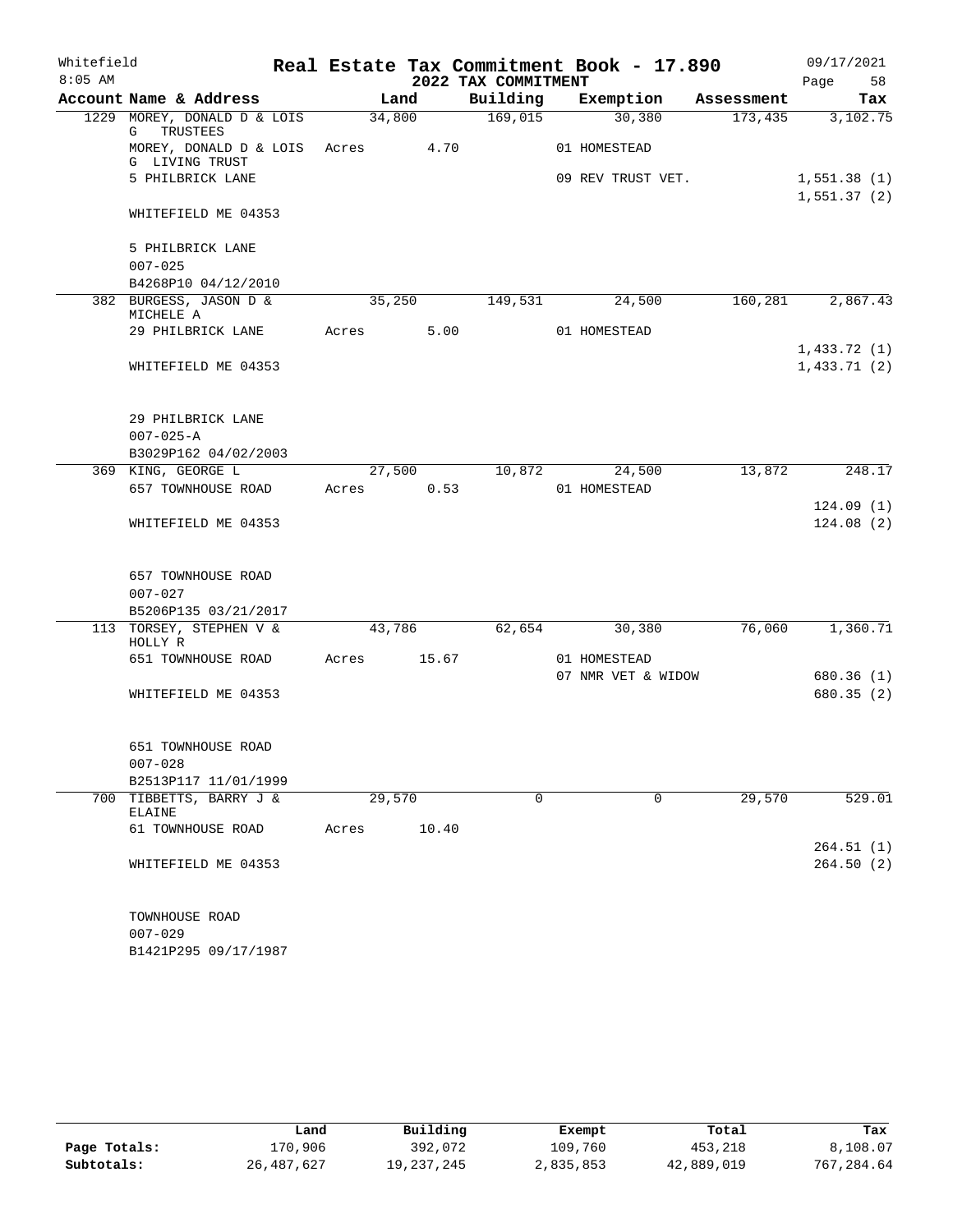Whitefield 8:05 AM

# Real Estate Tax Commitment Book - 17.890

## 2022 TAX COMMITMENT

09/17/2021 Page 58

| Account Name & Address | Land | Building | Exemption | Assessment | Tax |
|---|---|---|---|---|---|
| 1229 MOREY, DONALD D & LOIS G TRUSTEES | 34,800 | 169,015 | 30,380 | 173,435 | 3,102.75 |
| MOREY, DONALD D & LOIS G LIVING TRUST | Acres 4.70 | | 01 HOMESTEAD | | |
| 5 PHILBRICK LANE | | | 09 REV TRUST VET. | | 1,551.38 (1) |
| | | | | | 1,551.37 (2) |
| WHITEFIELD ME 04353 | | | | | |
| 5 PHILBRICK LANE | | | | | |
| 007-025 | | | | | |
| B4268P10 04/12/2010 | | | | | |
| 382 BURGESS, JASON D & MICHELE A | 35,250 | 149,531 | 24,500 | 160,281 | 2,867.43 |
| 29 PHILBRICK LANE | Acres 5.00 | | 01 HOMESTEAD | | |
| | | | | | 1,433.72 (1) |
| WHITEFIELD ME 04353 | | | | | 1,433.71 (2) |
| 29 PHILBRICK LANE | | | | | |
| 007-025-A | | | | | |
| B3029P162 04/02/2003 | | | | | |
| 369 KING, GEORGE L | 27,500 | 10,872 | 24,500 | 13,872 | 248.17 |
| 657 TOWNHOUSE ROAD | Acres 0.53 | | 01 HOMESTEAD | | |
| | | | | | 124.09 (1) |
| WHITEFIELD ME 04353 | | | | | 124.08 (2) |
| 657 TOWNHOUSE ROAD | | | | | |
| 007-027 | | | | | |
| B5206P135 03/21/2017 | | | | | |
| 113 TORSEY, STEPHEN V & HOLLY R | 43,786 | 62,654 | 30,380 | 76,060 | 1,360.71 |
| 651 TOWNHOUSE ROAD | Acres 15.67 | | 01 HOMESTEAD | | |
| | | | 07 NMR VET & WIDOW | | 680.36 (1) |
| WHITEFIELD ME 04353 | | | | | 680.35 (2) |
| 651 TOWNHOUSE ROAD | | | | | |
| 007-028 | | | | | |
| B2513P117 11/01/1999 | | | | | |
| 700 TIBBETTS, BARRY J & ELAINE | 29,570 | 0 | 0 | 29,570 | 529.01 |
| 61 TOWNHOUSE ROAD | Acres 10.40 | | | | |
| | | | | | 264.51 (1) |
| WHITEFIELD ME 04353 | | | | | 264.50 (2) |
| TOWNHOUSE ROAD | | | | | |
| 007-029 | | | | | |
| B1421P295 09/17/1987 | | | | | |

| | Land | Building | Exempt | Total | Tax |
|---|---|---|---|---|---|
| Page Totals: | 170,906 | 392,072 | 109,760 | 453,218 | 8,108.07 |
| Subtotals: | 26,487,627 | 19,237,245 | 2,835,853 | 42,889,019 | 767,284.64 |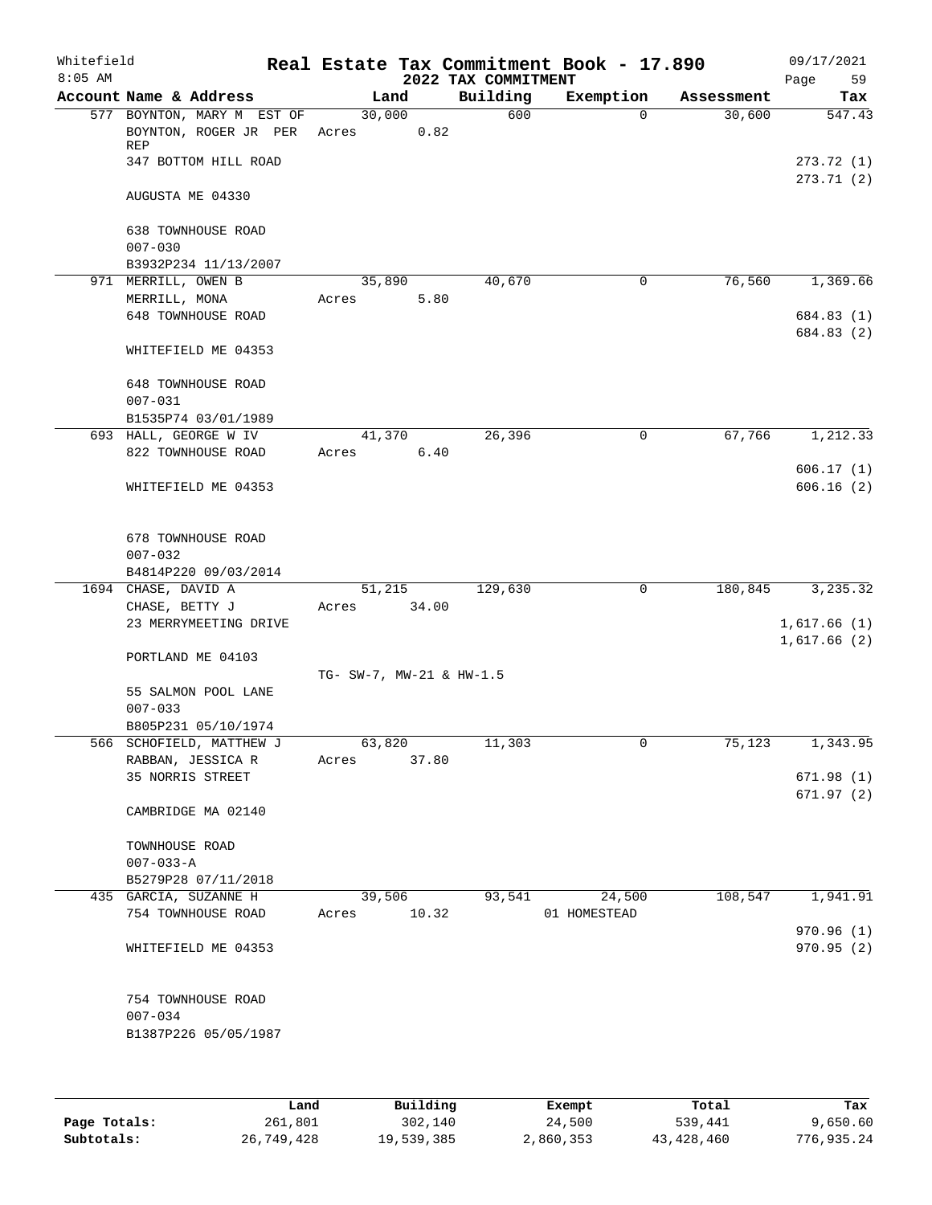Whitefield 8:05 AM

# Real Estate Tax Commitment Book - 17.890

## 2022 TAX COMMITMENT

09/17/2021 Page 59

| Account Name & Address | Land | Building | Exemption | Assessment | Tax |
|---|---|---|---|---|---|
| 577 BOYNTON, MARY M EST OF | 30,000 | 600 | 0 | 30,600 | 547.43 |
| BOYNTON, ROGER JR PER REP | Acres 0.82 | | | | |
| 347 BOTTOM HILL ROAD | | | | | 273.72 (1) |
| | | | | | 273.71 (2) |
| AUGUSTA ME 04330 | | | | | |
| 638 TOWNHOUSE ROAD | | | | | |
| 007-030 | | | | | |
| B3932P234 11/13/2007 | | | | | |
| 971 MERRILL, OWEN B | 35,890 | 40,670 | 0 | 76,560 | 1,369.66 |
| MERRILL, MONA | Acres 5.80 | | | | |
| 648 TOWNHOUSE ROAD | | | | | 684.83 (1) |
| | | | | | 684.83 (2) |
| WHITEFIELD ME 04353 | | | | | |
| 648 TOWNHOUSE ROAD | | | | | |
| 007-031 | | | | | |
| B1535P74 03/01/1989 | | | | | |
| 693 HALL, GEORGE W IV | 41,370 | 26,396 | 0 | 67,766 | 1,212.33 |
| 822 TOWNHOUSE ROAD | Acres 6.40 | | | | |
| | | | | | 606.17 (1) |
| WHITEFIELD ME 04353 | | | | | 606.16 (2) |
| 678 TOWNHOUSE ROAD | | | | | |
| 007-032 | | | | | |
| B4814P220 09/03/2014 | | | | | |
| 1694 CHASE, DAVID A | 51,215 | 129,630 | 0 | 180,845 | 3,235.32 |
| CHASE, BETTY J | Acres 34.00 | | | | |
| 23 MERRYMEETING DRIVE | | | | | 1,617.66 (1) |
| | | | | | 1,617.66 (2) |
| PORTLAND ME 04103 | | | | | |
| | TG- SW-7, MW-21 & HW-1.5 | | | | |
| 55 SALMON POOL LANE | | | | | |
| 007-033 | | | | | |
| B805P231 05/10/1974 | | | | | |
| 566 SCHOFIELD, MATTHEW J | 63,820 | 11,303 | 0 | 75,123 | 1,343.95 |
| RABBAN, JESSICA R | Acres 37.80 | | | | |
| 35 NORRIS STREET | | | | | 671.98 (1) |
| | | | | | 671.97 (2) |
| CAMBRIDGE MA 02140 | | | | | |
| TOWNHOUSE ROAD | | | | | |
| 007-033-A | | | | | |
| B5279P28 07/11/2018 | | | | | |
| 435 GARCIA, SUZANNE H | 39,506 | 93,541 | 24,500 | 108,547 | 1,941.91 |
| 754 TOWNHOUSE ROAD | Acres 10.32 | | 01 HOMESTEAD | | |
| | | | | | 970.96 (1) |
| WHITEFIELD ME 04353 | | | | | 970.95 (2) |
| 754 TOWNHOUSE ROAD | | | | | |
| 007-034 | | | | | |
| B1387P226 05/05/1987 | | | | | |

| | Land | Building | Exempt | Total | Tax |
|---|---|---|---|---|---|
| Page Totals: | 261,801 | 302,140 | 24,500 | 539,441 | 9,650.60 |
| Subtotals: | 26,749,428 | 19,539,385 | 2,860,353 | 43,428,460 | 776,935.24 |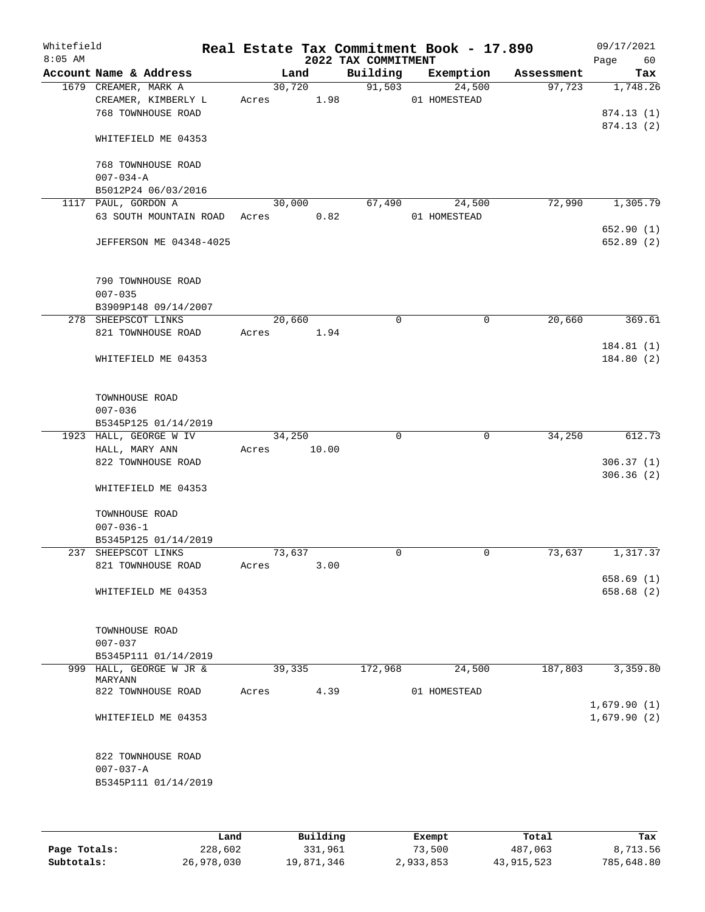Whitefield 8:05 AM

# Real Estate Tax Commitment Book - 17.890

## 2022 TAX COMMITMENT

09/17/2021

| Account Name & Address | Land | Building | Exemption | Assessment | Tax |
|---|---|---|---|---|---|
| 1679 CREAMER, MARK A<br>CREAMER, KIMBERLY L<br>768 TOWNHOUSE ROAD<br><br>WHITEFIELD ME 04353<br><br>768 TOWNHOUSE ROAD<br>007-034-A<br>B5012P24 06/03/2016 | 30,720<br>Acres 1.98 | 91,503 | 24,500<br>01 HOMESTEAD | 97,723 | 1,748.26<br><br>874.13 (1)<br>874.13 (2) |
| 1117 PAUL, GORDON A<br>63 SOUTH MOUNTAIN ROAD<br><br>JEFFERSON ME 04348-4025<br><br>790 TOWNHOUSE ROAD<br>007-035<br>B3909P148 09/14/2007 | 30,000<br>Acres 0.82 | 67,490 | 24,500<br>01 HOMESTEAD | 72,990 | 1,305.79<br><br>652.90 (1)<br>652.89 (2) |
| 278 SHEEPSCOT LINKS<br>821 TOWNHOUSE ROAD<br><br>WHITEFIELD ME 04353<br><br>TOWNHOUSE ROAD<br>007-036<br>B5345P125 01/14/2019 | 20,660<br>Acres 1.94 | 0 | 0 | 20,660 | 369.61<br><br>184.81 (1)<br>184.80 (2) |
| 1923 HALL, GEORGE W IV<br>HALL, MARY ANN<br>822 TOWNHOUSE ROAD<br><br>WHITEFIELD ME 04353<br><br>TOWNHOUSE ROAD<br>007-036-1<br>B5345P125 01/14/2019 | 34,250<br>Acres 10.00 | 0 | 0 | 34,250 | 612.73<br><br>306.37 (1)<br>306.36 (2) |
| 237 SHEEPSCOT LINKS<br>821 TOWNHOUSE ROAD<br><br>WHITEFIELD ME 04353<br><br>TOWNHOUSE ROAD<br>007-037<br>B5345P111 01/14/2019 | 73,637<br>Acres 3.00 | 0 | 0 | 73,637 | 1,317.37<br><br>658.69 (1)<br>658.68 (2) |
| 999 HALL, GEORGE W JR & MARYANN<br>822 TOWNHOUSE ROAD<br><br>WHITEFIELD ME 04353<br><br>822 TOWNHOUSE ROAD<br>007-037-A<br>B5345P111 01/14/2019 | 39,335<br>Acres 4.39 | 172,968 | 24,500<br>01 HOMESTEAD | 187,803 | 3,359.80<br><br>1,679.90 (1)<br>1,679.90 (2) |

| | Land | Building | Exempt | Total | Tax |
|---|---|---|---|---|---|
| Page Totals: | 228,602 | 331,961 | 73,500 | 487,063 | 8,713.56 |
| Subtotals: | 26,978,030 | 19,871,346 | 2,933,853 | 43,915,523 | 785,648.80 |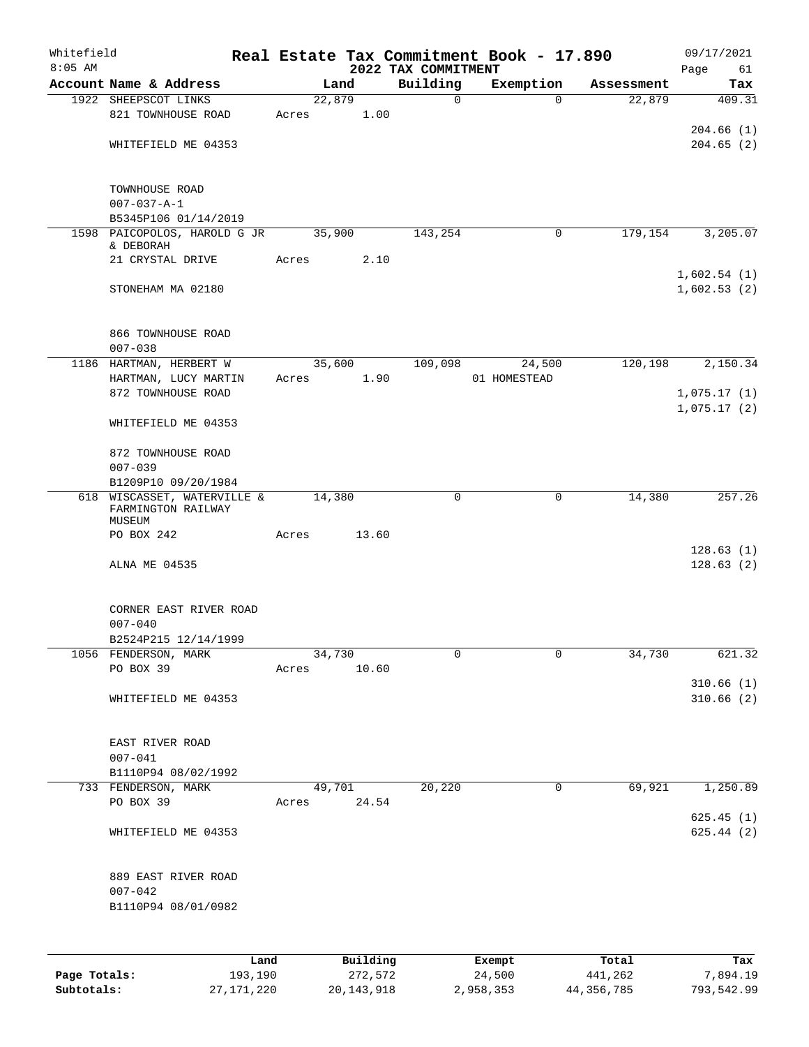Whitefield
8:05 AM

# Real Estate Tax Commitment Book - 17.890
## 2022 TAX COMMITMENT

09/17/2021

| Account | Name & Address | Land | Building | Exemption | Assessment | Tax |
|---|---|---|---|---|---|---|
| 1922 | SHEEPSCOT LINKS<br>821 TOWNHOUSE ROAD<br><br>WHITEFIELD ME 04353<br><br>TOWNHOUSE ROAD<br>007-037-A-1<br>B5345P106 01/14/2019 | 22,879<br>Acres 1.00 | 0 | 0 | 22,879 | 409.31<br><br>204.66 (1)<br>204.65 (2) |
| 1598 | PAICOPOLOS, HAROLD G JR & DEBORAH<br>21 CRYSTAL DRIVE<br><br>STONEHAM MA 02180<br><br>866 TOWNHOUSE ROAD<br>007-038 | 35,900<br>Acres 2.10 | 143,254 | 0 | 179,154 | 3,205.07<br><br>1,602.54 (1)<br>1,602.53 (2) |
| 1186 | HARTMAN, HERBERT W<br>HARTMAN, LUCY MARTIN<br>872 TOWNHOUSE ROAD<br><br>WHITEFIELD ME 04353<br><br>872 TOWNHOUSE ROAD<br>007-039<br>B1209P10 09/20/1984 | 35,600<br>Acres 1.90 | 109,098 | 24,500<br>01 HOMESTEAD | 120,198 | 2,150.34<br><br>1,075.17 (1)<br>1,075.17 (2) |
| 618 | WISCASSET, WATERVILLE & FARMINGTON RAILWAY MUSEUM<br>PO BOX 242<br><br>ALNA ME 04535<br><br>CORNER EAST RIVER ROAD<br>007-040<br>B2524P215 12/14/1999 | 14,380<br>Acres 13.60 | 0 | 0 | 14,380 | 257.26<br><br>128.63 (1)<br>128.63 (2) |
| 1056 | FENDERSON, MARK<br>PO BOX 39<br><br>WHITEFIELD ME 04353<br><br>EAST RIVER ROAD<br>007-041<br>B1110P94 08/02/1992 | 34,730<br>Acres 10.60 | 0 | 0 | 34,730 | 621.32<br><br>310.66 (1)<br>310.66 (2) |
| 733 | FENDERSON, MARK<br>PO BOX 39<br><br>WHITEFIELD ME 04353<br><br>889 EAST RIVER ROAD<br>007-042<br>B1110P94 08/01/0982 | 49,701<br>Acres 24.54 | 20,220 | 0 | 69,921 | 1,250.89<br><br>625.45 (1)<br>625.44 (2) |

| | Land | Building | Exempt | Total | Tax |
|---|---|---|---|---|---|
| Page Totals: | 193,190 | 272,572 | 24,500 | 441,262 | 7,894.19 |
| Subtotals: | 27,171,220 | 20,143,918 | 2,958,353 | 44,356,785 | 793,542.99 |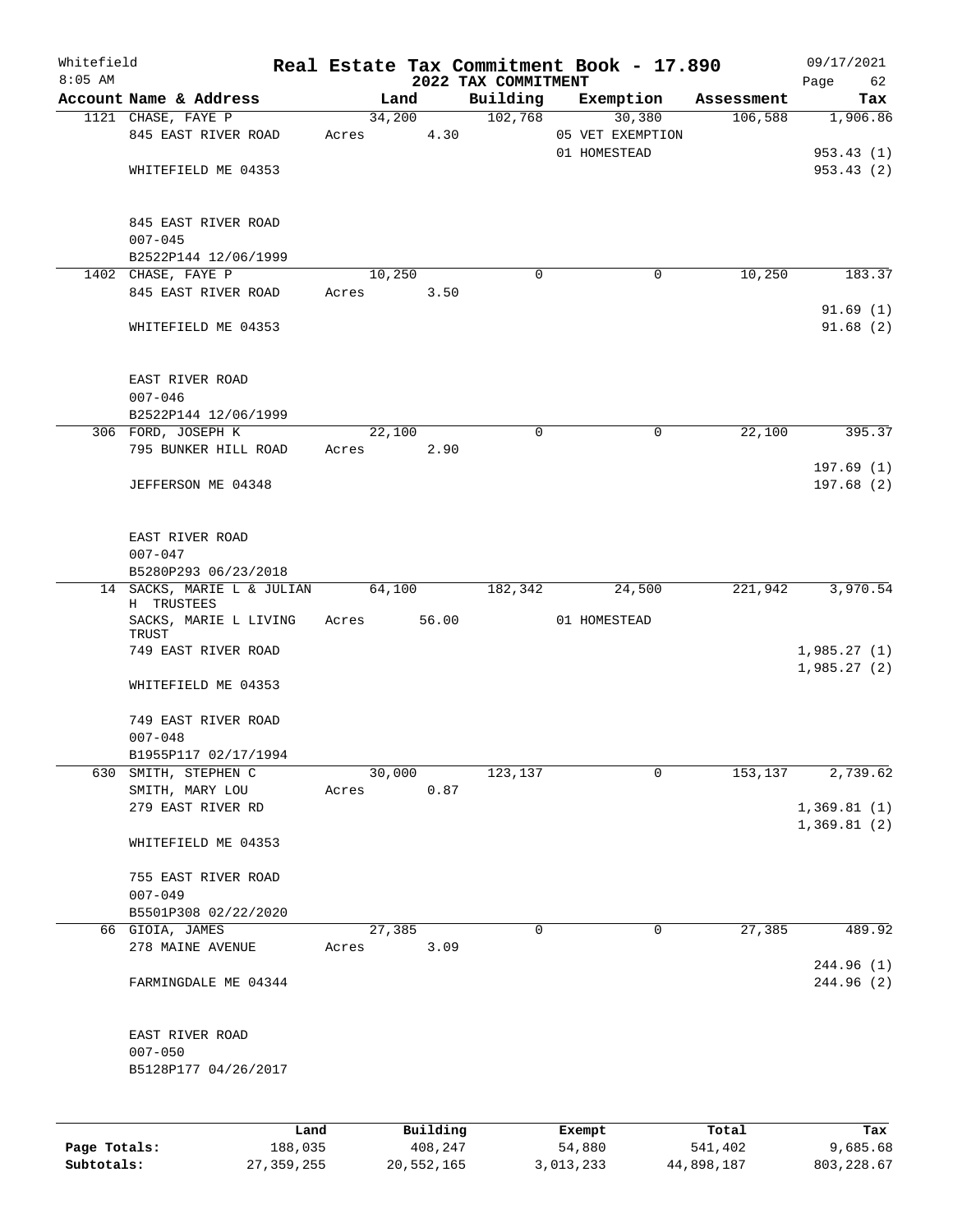Whitefield 8:05 AM

# Real Estate Tax Commitment Book - 17.890

## 2022 TAX COMMITMENT

09/17/2021

| Account Name & Address | Land | Building | Exemption | Assessment | Tax |
|---|---|---|---|---|---|
| 1121 CHASE, FAYE P | 34,200 | 102,768 | 30,380 | 106,588 | 1,906.86 |
| 845 EAST RIVER ROAD | Acres 4.30 | | 05 VET EXEMPTION | | |
| | | | 01 HOMESTEAD | | 953.43 (1) |
| WHITEFIELD ME 04353 | | | | | 953.43 (2) |
| 845 EAST RIVER ROAD | | | | | |
| 007-045 | | | | | |
| B2522P144 12/06/1999 | | | | | |
| 1402 CHASE, FAYE P | 10,250 | 0 | 0 | 10,250 | 183.37 |
| 845 EAST RIVER ROAD | Acres 3.50 | | | | |
| | | | | | 91.69 (1) |
| WHITEFIELD ME 04353 | | | | | 91.68 (2) |
| EAST RIVER ROAD | | | | | |
| 007-046 | | | | | |
| B2522P144 12/06/1999 | | | | | |
| 306 FORD, JOSEPH K | 22,100 | 0 | 0 | 22,100 | 395.37 |
| 795 BUNKER HILL ROAD | Acres 2.90 | | | | |
| | | | | | 197.69 (1) |
| JEFFERSON ME 04348 | | | | | 197.68 (2) |
| EAST RIVER ROAD | | | | | |
| 007-047 | | | | | |
| B5280P293 06/23/2018 | | | | | |
| 14 SACKS, MARIE L & JULIAN H TRUSTEES | 64,100 | 182,342 | 24,500 | 221,942 | 3,970.54 |
| SACKS, MARIE L LIVING TRUST | Acres 56.00 | | 01 HOMESTEAD | | |
| 749 EAST RIVER ROAD | | | | | 1,985.27 (1) |
| | | | | | 1,985.27 (2) |
| WHITEFIELD ME 04353 | | | | | |
| 749 EAST RIVER ROAD | | | | | |
| 007-048 | | | | | |
| B1955P117 02/17/1994 | | | | | |
| 630 SMITH, STEPHEN C | 30,000 | 123,137 | 0 | 153,137 | 2,739.62 |
| SMITH, MARY LOU | Acres 0.87 | | | | |
| 279 EAST RIVER RD | | | | | 1,369.81 (1) |
| | | | | | 1,369.81 (2) |
| WHITEFIELD ME 04353 | | | | | |
| 755 EAST RIVER ROAD | | | | | |
| 007-049 | | | | | |
| B5501P308 02/22/2020 | | | | | |
| 66 GIOIA, JAMES | 27,385 | 0 | 0 | 27,385 | 489.92 |
| 278 MAINE AVENUE | Acres 3.09 | | | | |
| | | | | | 244.96 (1) |
| FARMINGDALE ME 04344 | | | | | 244.96 (2) |
| EAST RIVER ROAD | | | | | |
| 007-050 | | | | | |
| B5128P177 04/26/2017 | | | | | |

| | Land | Building | Exempt | Total | Tax |
|---|---|---|---|---|---|
| Page Totals: | 188,035 | 408,247 | 54,880 | 541,402 | 9,685.68 |
| Subtotals: | 27,359,255 | 20,552,165 | 3,013,233 | 44,898,187 | 803,228.67 |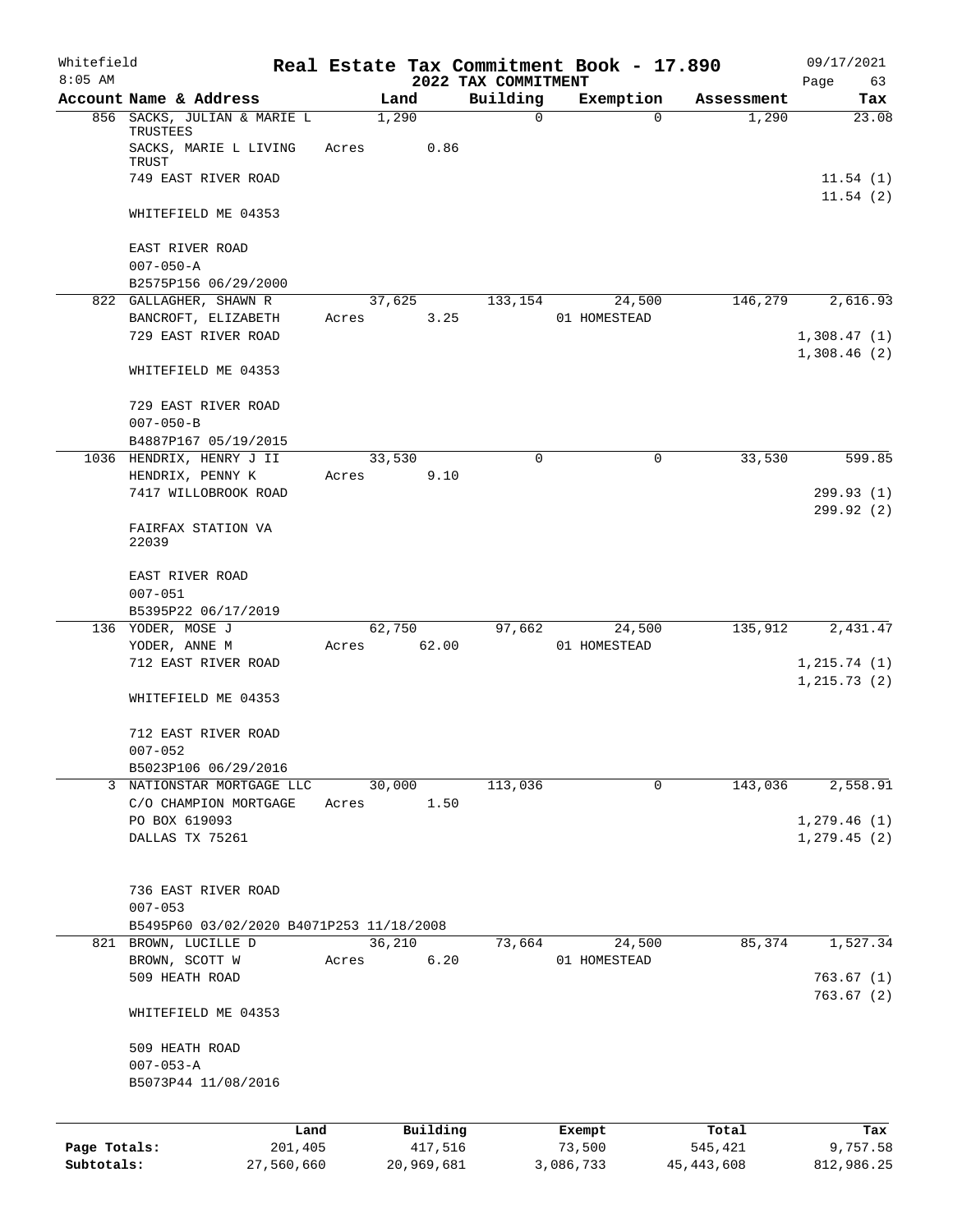# Real Estate Tax Commitment Book - 17.890

Whitefield
8:05 AM

2022 TAX COMMITMENT

09/17/2021

| Account Name & Address | Land | Building | Exemption | Assessment | Tax |
|---|---|---|---|---|---|
| 856 SACKS, JULIAN & MARIE L TRUSTEES | 1,290 | 0 | 0 | 1,290 | 23.08 |
| SACKS, MARIE L LIVING TRUST | Acres 0.86 | | | | |
| 749 EAST RIVER ROAD | | | | | 11.54 (1) |
| | | | | | 11.54 (2) |
| WHITEFIELD ME 04353 | | | | | |
| EAST RIVER ROAD | | | | | |
| 007-050-A | | | | | |
| B2575P156 06/29/2000 | | | | | |
| 822 GALLAGHER, SHAWN R | 37,625 | 133,154 | 24,500 | 146,279 | 2,616.93 |
| BANCROFT, ELIZABETH | Acres 3.25 | | 01 HOMESTEAD | | |
| 729 EAST RIVER ROAD | | | | | 1,308.47 (1) |
| | | | | | 1,308.46 (2) |
| WHITEFIELD ME 04353 | | | | | |
| 729 EAST RIVER ROAD | | | | | |
| 007-050-B | | | | | |
| B4887P167 05/19/2015 | | | | | |
| 1036 HENDRIX, HENRY J II | 33,530 | 0 | 0 | 33,530 | 599.85 |
| HENDRIX, PENNY K | Acres 9.10 | | | | |
| 7417 WILLOBROOK ROAD | | | | | 299.93 (1) |
| | | | | | 299.92 (2) |
| FAIRFAX STATION VA 22039 | | | | | |
| EAST RIVER ROAD | | | | | |
| 007-051 | | | | | |
| B5395P22 06/17/2019 | | | | | |
| 136 YODER, MOSE J | 62,750 | 97,662 | 24,500 | 135,912 | 2,431.47 |
| YODER, ANNE M | Acres 62.00 | | 01 HOMESTEAD | | |
| 712 EAST RIVER ROAD | | | | | 1,215.74 (1) |
| | | | | | 1,215.73 (2) |
| WHITEFIELD ME 04353 | | | | | |
| 712 EAST RIVER ROAD | | | | | |
| 007-052 | | | | | |
| B5023P106 06/29/2016 | | | | | |
| 3 NATIONSTAR MORTGAGE LLC | 30,000 | 113,036 | 0 | 143,036 | 2,558.91 |
| C/O CHAMPION MORTGAGE | Acres 1.50 | | | | |
| PO BOX 619093 | | | | | 1,279.46 (1) |
| DALLAS TX 75261 | | | | | 1,279.45 (2) |
| 736 EAST RIVER ROAD | | | | | |
| 007-053 | | | | | |
| B5495P60 03/02/2020 B4071P253 11/18/2008 | | | | | |
| 821 BROWN, LUCILLE D | 36,210 | 73,664 | 24,500 | 85,374 | 1,527.34 |
| BROWN, SCOTT W | Acres 6.20 | | 01 HOMESTEAD | | |
| 509 HEATH ROAD | | | | | 763.67 (1) |
| | | | | | 763.67 (2) |
| WHITEFIELD ME 04353 | | | | | |
| 509 HEATH ROAD | | | | | |
| 007-053-A | | | | | |
| B5073P44 11/08/2016 | | | | | |

| | Land | Building | Exempt | Total | Tax |
|---|---|---|---|---|---|
| Page Totals: | 201,405 | 417,516 | 73,500 | 545,421 | 9,757.58 |
| Subtotals: | 27,560,660 | 20,969,681 | 3,086,733 | 45,443,608 | 812,986.25 |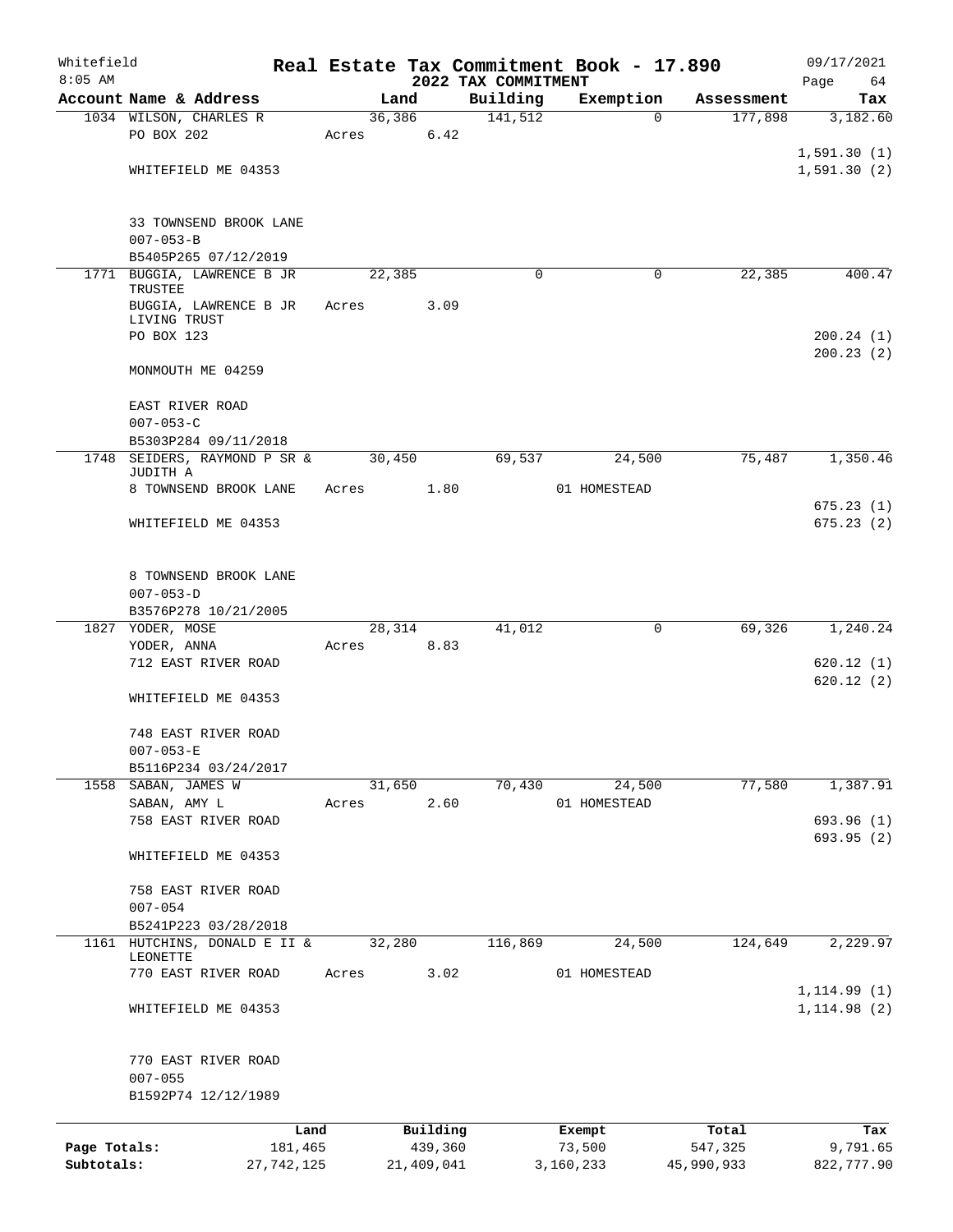Whitefield 8:05 AM

# Real Estate Tax Commitment Book - 17.890

## 2022 TAX COMMITMENT

09/17/2021 Page 64

| Account Name & Address | Land | Building | Exemption | Assessment | Tax |
|---|---|---|---|---|---|
| 1034 WILSON, CHARLES R | 36,386 | 141,512 | 0 | 177,898 | 3,182.60 |
| PO BOX 202 | Acres 6.42 | | | | |
| | | | | | 1,591.30 (1) |
| WHITEFIELD ME 04353 | | | | | 1,591.30 (2) |
| 33 TOWNSEND BROOK LANE | | | | | |
| 007-053-B | | | | | |
| B5405P265 07/12/2019 | | | | | |
| 1771 BUGGIA, LAWRENCE B JR TRUSTEE | 22,385 | 0 | 0 | 22,385 | 400.47 |
| BUGGIA, LAWRENCE B JR LIVING TRUST | Acres 3.09 | | | | |
| PO BOX 123 | | | | | 200.24 (1) |
| | | | | | 200.23 (2) |
| MONMOUTH ME 04259 | | | | | |
| EAST RIVER ROAD | | | | | |
| 007-053-C | | | | | |
| B5303P284 09/11/2018 | | | | | |
| 1748 SEIDERS, RAYMOND P SR & JUDITH A | 30,450 | 69,537 | 24,500 | 75,487 | 1,350.46 |
| 8 TOWNSEND BROOK LANE | Acres 1.80 | | 01 HOMESTEAD | | |
| | | | | | 675.23 (1) |
| WHITEFIELD ME 04353 | | | | | 675.23 (2) |
| 8 TOWNSEND BROOK LANE | | | | | |
| 007-053-D | | | | | |
| B3576P278 10/21/2005 | | | | | |
| 1827 YODER, MOSE | 28,314 | 41,012 | 0 | 69,326 | 1,240.24 |
| YODER, ANNA | Acres 8.83 | | | | |
| 712 EAST RIVER ROAD | | | | | 620.12 (1) |
| | | | | | 620.12 (2) |
| WHITEFIELD ME 04353 | | | | | |
| 748 EAST RIVER ROAD | | | | | |
| 007-053-E | | | | | |
| B5116P234 03/24/2017 | | | | | |
| 1558 SABAN, JAMES W | 31,650 | 70,430 | 24,500 | 77,580 | 1,387.91 |
| SABAN, AMY L | Acres 2.60 | | 01 HOMESTEAD | | |
| 758 EAST RIVER ROAD | | | | | 693.96 (1) |
| | | | | | 693.95 (2) |
| WHITEFIELD ME 04353 | | | | | |
| 758 EAST RIVER ROAD | | | | | |
| 007-054 | | | | | |
| B5241P223 03/28/2018 | | | | | |
| 1161 HUTCHINS, DONALD E II & LEONETTE | 32,280 | 116,869 | 24,500 | 124,649 | 2,229.97 |
| 770 EAST RIVER ROAD | Acres 3.02 | | 01 HOMESTEAD | | |
| | | | | | 1,114.99 (1) |
| WHITEFIELD ME 04353 | | | | | 1,114.98 (2) |
| 770 EAST RIVER ROAD | | | | | |
| 007-055 | | | | | |
| B1592P74 12/12/1989 | | | | | |

| | Land | Building | Exempt | Total | Tax |
|---|---|---|---|---|---|
| Page Totals: | 181,465 | 439,360 | 73,500 | 547,325 | 9,791.65 |
| Subtotals: | 27,742,125 | 21,409,041 | 3,160,233 | 45,990,933 | 822,777.90 |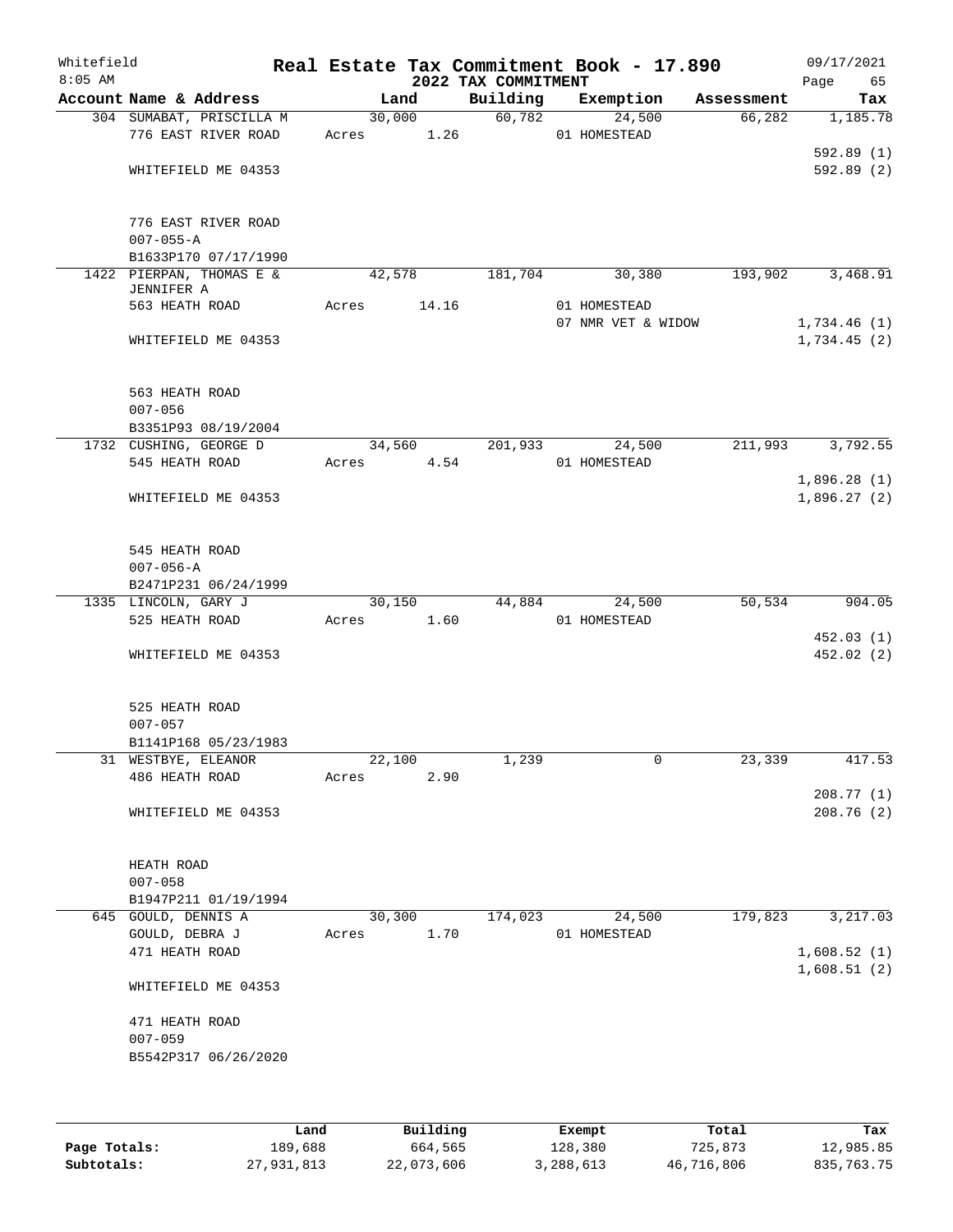# Real Estate Tax Commitment Book - 17.890
## 2022 TAX COMMITMENT

Whitefield 8:05 AM — 09/17/2021 Page 65

| Account Name & Address | Land | Building | Exemption | Assessment | Tax |
|---|---|---|---|---|---|
| 304 SUMABAT, PRISCILLA M | 30,000 | 60,782 | 24,500 | 66,282 | 1,185.78 |
| 776 EAST RIVER ROAD | Acres 1.26 | | 01 HOMESTEAD | | |
| | | | | | 592.89 (1) |
| WHITEFIELD ME 04353 | | | | | 592.89 (2) |
| 776 EAST RIVER ROAD | | | | | |
| 007-055-A | | | | | |
| B1633P170 07/17/1990 | | | | | |
| 1422 PIERPAN, THOMAS E & JENNIFER A | 42,578 | 181,704 | 30,380 | 193,902 | 3,468.91 |
| 563 HEATH ROAD | Acres 14.16 | | 01 HOMESTEAD | | |
| | | | 07 NMR VET & WIDOW | | 1,734.46 (1) |
| WHITEFIELD ME 04353 | | | | | 1,734.45 (2) |
| 563 HEATH ROAD | | | | | |
| 007-056 | | | | | |
| B3351P93 08/19/2004 | | | | | |
| 1732 CUSHING, GEORGE D | 34,560 | 201,933 | 24,500 | 211,993 | 3,792.55 |
| 545 HEATH ROAD | Acres 4.54 | | 01 HOMESTEAD | | |
| | | | | | 1,896.28 (1) |
| WHITEFIELD ME 04353 | | | | | 1,896.27 (2) |
| 545 HEATH ROAD | | | | | |
| 007-056-A | | | | | |
| B2471P231 06/24/1999 | | | | | |
| 1335 LINCOLN, GARY J | 30,150 | 44,884 | 24,500 | 50,534 | 904.05 |
| 525 HEATH ROAD | Acres 1.60 | | 01 HOMESTEAD | | |
| | | | | | 452.03 (1) |
| WHITEFIELD ME 04353 | | | | | 452.02 (2) |
| 525 HEATH ROAD | | | | | |
| 007-057 | | | | | |
| B1141P168 05/23/1983 | | | | | |
| 31 WESTBYE, ELEANOR | 22,100 | 1,239 | 0 | 23,339 | 417.53 |
| 486 HEATH ROAD | Acres 2.90 | | | | |
| | | | | | 208.77 (1) |
| WHITEFIELD ME 04353 | | | | | 208.76 (2) |
| HEATH ROAD | | | | | |
| 007-058 | | | | | |
| B1947P211 01/19/1994 | | | | | |
| 645 GOULD, DENNIS A | 30,300 | 174,023 | 24,500 | 179,823 | 3,217.03 |
| GOULD, DEBRA J | Acres 1.70 | | 01 HOMESTEAD | | |
| 471 HEATH ROAD | | | | | 1,608.52 (1) |
| | | | | | 1,608.51 (2) |
| WHITEFIELD ME 04353 | | | | | |
| 471 HEATH ROAD | | | | | |
| 007-059 | | | | | |
| B5542P317 06/26/2020 | | | | | |

| | Land | Building | Exempt | Total | Tax |
|---|---|---|---|---|---|
| Page Totals: | 189,688 | 664,565 | 128,380 | 725,873 | 12,985.85 |
| Subtotals: | 27,931,813 | 22,073,606 | 3,288,613 | 46,716,806 | 835,763.75 |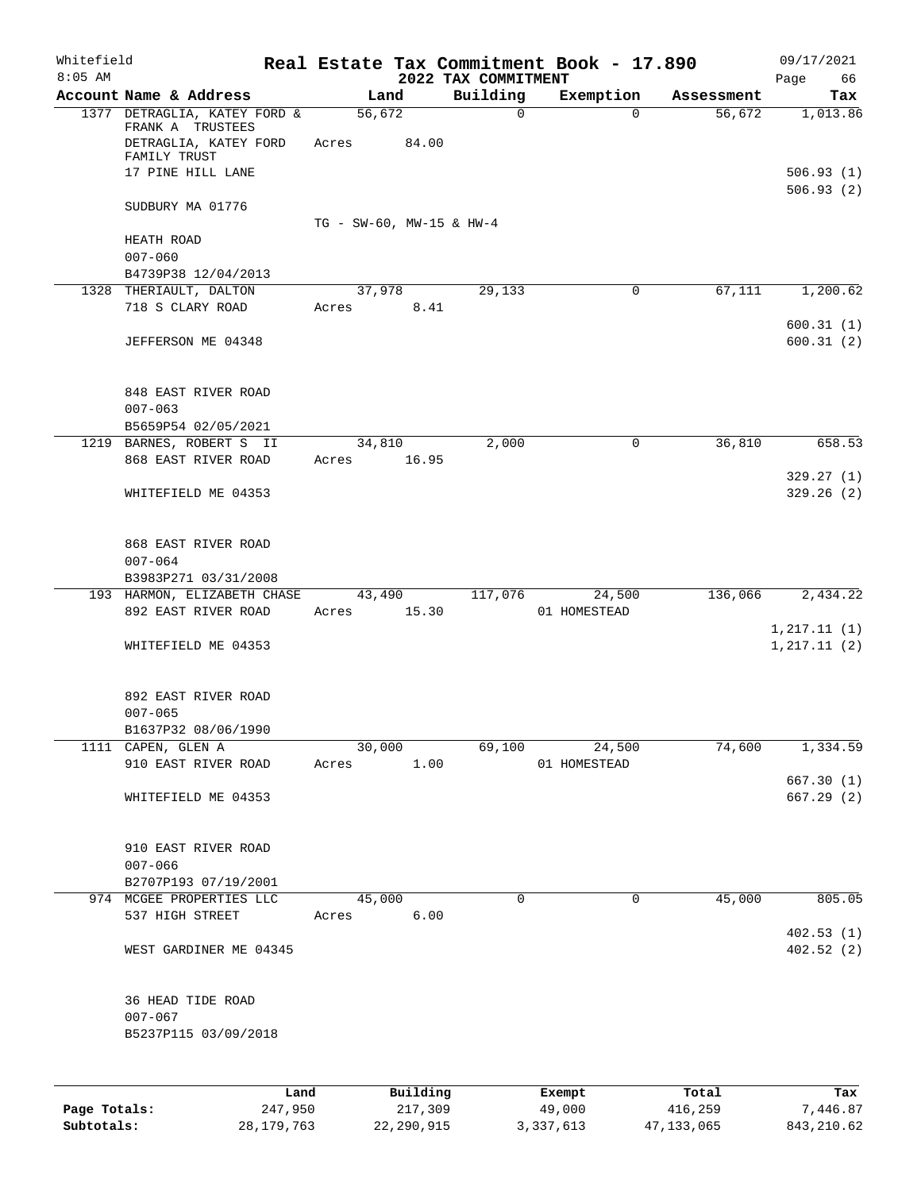Whitefield 8:05 AM

# Real Estate Tax Commitment Book - 17.890

## 2022 TAX COMMITMENT

09/17/2021

| Account Name & Address | Land | Building | Exemption | Assessment | Tax |
|---|---|---|---|---|---|
| 1377 DETRAGLIA, KATEY FORD & FRANK A TRUSTEES<br>DETRAGLIA, KATEY FORD FAMILY TRUST<br>17 PINE HILL LANE<br>SUDBURY MA 01776<br>HEATH ROAD<br>007-060<br>B4739P38 12/04/2013 | 56,672<br>Acres 84.00<br>TG - SW-60, MW-15 & HW-4 | 0 | 0 | 56,672 | 1,013.86<br>506.93 (1)<br>506.93 (2) |
| 1328 THERIAULT, DALTON<br>718 S CLARY ROAD<br>JEFFERSON ME 04348<br>848 EAST RIVER ROAD<br>007-063<br>B5659P54 02/05/2021 | 37,978<br>Acres 8.41 | 29,133 | 0 | 67,111 | 1,200.62<br>600.31 (1)<br>600.31 (2) |
| 1219 BARNES, ROBERT S II<br>868 EAST RIVER ROAD<br>WHITEFIELD ME 04353<br>868 EAST RIVER ROAD<br>007-064<br>B3983P271 03/31/2008 | 34,810<br>Acres 16.95 | 2,000 | 0 | 36,810 | 658.53<br>329.27 (1)<br>329.26 (2) |
| 193 HARMON, ELIZABETH CHASE<br>892 EAST RIVER ROAD<br>WHITEFIELD ME 04353<br>892 EAST RIVER ROAD<br>007-065<br>B1637P32 08/06/1990 | 43,490<br>Acres 15.30 | 117,076 | 24,500<br>01 HOMESTEAD | 136,066 | 2,434.22<br>1,217.11 (1)<br>1,217.11 (2) |
| 1111 CAPEN, GLEN A<br>910 EAST RIVER ROAD<br>WHITEFIELD ME 04353<br>910 EAST RIVER ROAD<br>007-066<br>B2707P193 07/19/2001 | 30,000<br>Acres 1.00 | 69,100 | 24,500<br>01 HOMESTEAD | 74,600 | 1,334.59<br>667.30 (1)<br>667.29 (2) |
| 974 MCGEE PROPERTIES LLC<br>537 HIGH STREET<br>WEST GARDINER ME 04345<br>36 HEAD TIDE ROAD<br>007-067<br>B5237P115 03/09/2018 | 45,000<br>Acres 6.00 | 0 | 0 | 45,000 | 805.05<br>402.53 (1)<br>402.52 (2) |

| | Land | Building | Exempt | Total | Tax |
|---|---|---|---|---|---|
| **Page Totals:** | 247,950 | 217,309 | 49,000 | 416,259 | 7,446.87 |
| **Subtotals:** | 28,179,763 | 22,290,915 | 3,337,613 | 47,133,065 | 843,210.62 |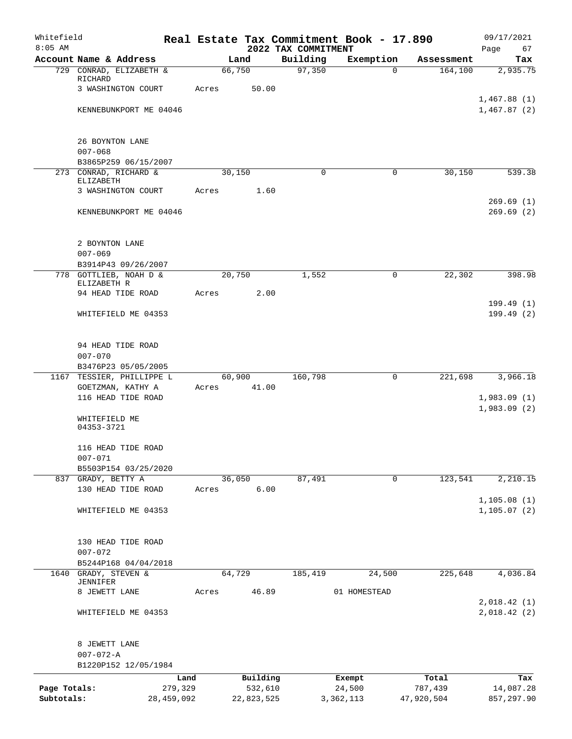Whitefield 8:05 AM

# Real Estate Tax Commitment Book - 17.890

## 2022 TAX COMMITMENT

09/17/2021

| Account Name & Address | Land | Building | Exemption | Assessment | Tax |
|---|---|---|---|---|---|
| 729 CONRAD, ELIZABETH & RICHARD | 66,750 | 97,350 | 0 | 164,100 | 2,935.75 |
| 3 WASHINGTON COURT | Acres 50.00 | | | | |
| | | | | | 1,467.88 (1) |
| KENNEBUNKPORT ME 04046 | | | | | 1,467.87 (2) |
| 26 BOYNTON LANE | | | | | |
| 007-068 | | | | | |
| B3865P259 06/15/2007 | | | | | |
| 273 CONRAD, RICHARD & ELIZABETH | 30,150 | 0 | 0 | 30,150 | 539.38 |
| 3 WASHINGTON COURT | Acres 1.60 | | | | |
| | | | | | 269.69 (1) |
| KENNEBUNKPORT ME 04046 | | | | | 269.69 (2) |
| 2 BOYNTON LANE | | | | | |
| 007-069 | | | | | |
| B3914P43 09/26/2007 | | | | | |
| 778 GOTTLIEB, NOAH D & ELIZABETH R | 20,750 | 1,552 | 0 | 22,302 | 398.98 |
| 94 HEAD TIDE ROAD | Acres 2.00 | | | | |
| | | | | | 199.49 (1) |
| WHITEFIELD ME 04353 | | | | | 199.49 (2) |
| 94 HEAD TIDE ROAD | | | | | |
| 007-070 | | | | | |
| B3476P23 05/05/2005 | | | | | |
| 1167 TESSIER, PHILLIPPE L | 60,900 | 160,798 | 0 | 221,698 | 3,966.18 |
| GOETZMAN, KATHY A | Acres 41.00 | | | | |
| 116 HEAD TIDE ROAD | | | | | 1,983.09 (1) |
| | | | | | 1,983.09 (2) |
| WHITEFIELD ME 04353-3721 | | | | | |
| 116 HEAD TIDE ROAD | | | | | |
| 007-071 | | | | | |
| B5503P154 03/25/2020 | | | | | |
| 837 GRADY, BETTY A | 36,050 | 87,491 | 0 | 123,541 | 2,210.15 |
| 130 HEAD TIDE ROAD | Acres 6.00 | | | | |
| | | | | | 1,105.08 (1) |
| WHITEFIELD ME 04353 | | | | | 1,105.07 (2) |
| 130 HEAD TIDE ROAD | | | | | |
| 007-072 | | | | | |
| B5244P168 04/04/2018 | | | | | |
| 1640 GRADY, STEVEN & JENNIFER | 64,729 | 185,419 | 24,500 | 225,648 | 4,036.84 |
| 8 JEWETT LANE | Acres 46.89 | | 01 HOMESTEAD | | |
| | | | | | 2,018.42 (1) |
| WHITEFIELD ME 04353 | | | | | 2,018.42 (2) |
| 8 JEWETT LANE | | | | | |
| 007-072-A | | | | | |
| B1220P152 12/05/1984 | | | | | |

| | Land | Building | Exempt | Total | Tax |
|---|---|---|---|---|---|
| Page Totals: | 279,329 | 532,610 | 24,500 | 787,439 | 14,087.28 |
| Subtotals: | 28,459,092 | 22,823,525 | 3,362,113 | 47,920,504 | 857,297.90 |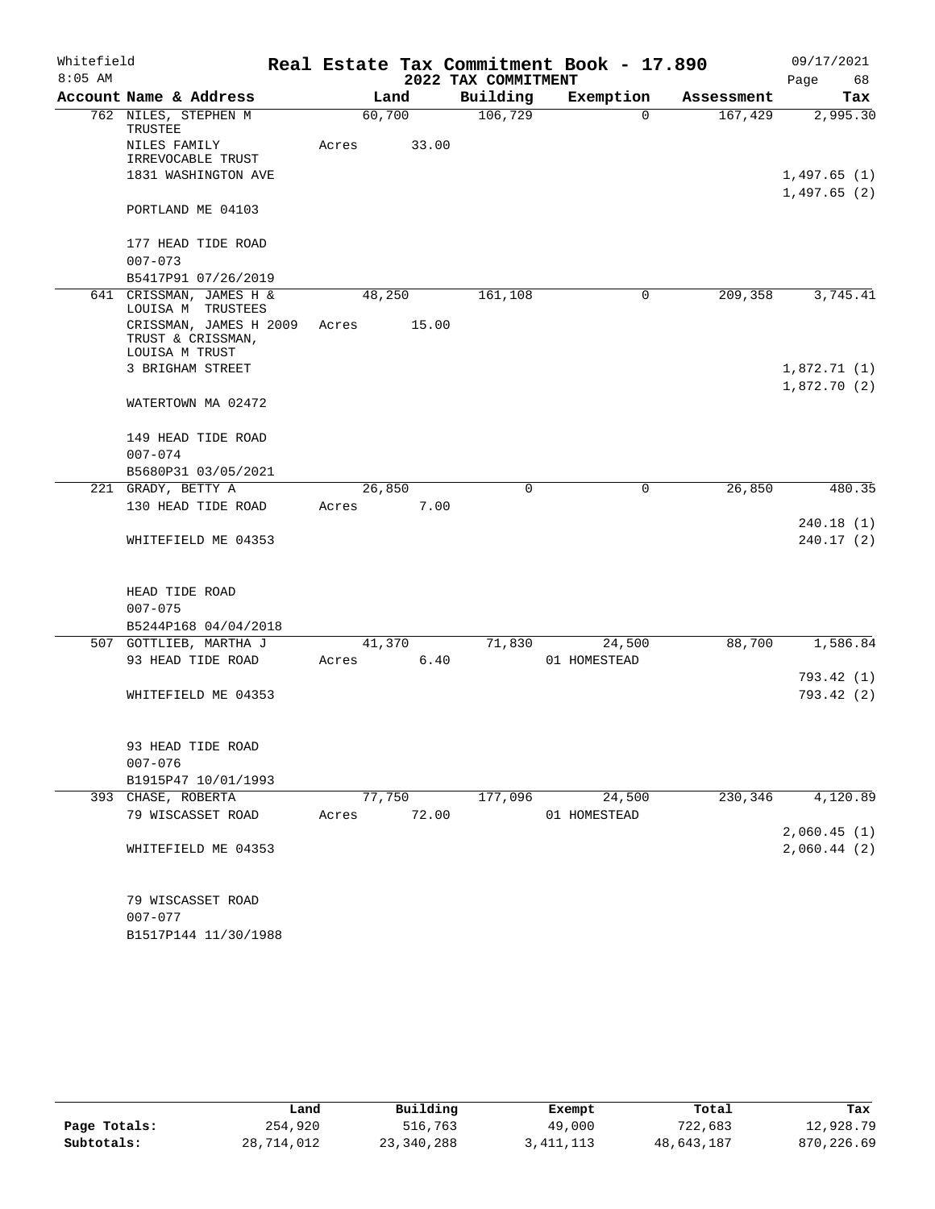Whitefield 8:05 AM

# Real Estate Tax Commitment Book - 17.890

## 2022 TAX COMMITMENT

09/17/2021 Page 68

| Account Name & Address | Land | Building | Exemption | Assessment | Tax |
|---|---|---|---|---|---|
| 762 NILES, STEPHEN M TRUSTEE | 60,700 | 106,729 | 0 | 167,429 | 2,995.30 |
| NILES FAMILY IRREVOCABLE TRUST | Acres 33.00 | | | | |
| 1831 WASHINGTON AVE | | | | | 1,497.65 (1) |
| | | | | | 1,497.65 (2) |
| PORTLAND ME 04103 | | | | | |
| 177 HEAD TIDE ROAD | | | | | |
| 007-073 | | | | | |
| B5417P91 07/26/2019 | | | | | |
| 641 CRISSMAN, JAMES H & LOUISA M TRUSTEES | 48,250 | 161,108 | 0 | 209,358 | 3,745.41 |
| CRISSMAN, JAMES H 2009 TRUST & CRISSMAN, LOUISA M TRUST | Acres 15.00 | | | | |
| 3 BRIGHAM STREET | | | | | 1,872.71 (1) |
| | | | | | 1,872.70 (2) |
| WATERTOWN MA 02472 | | | | | |
| 149 HEAD TIDE ROAD | | | | | |
| 007-074 | | | | | |
| B5680P31 03/05/2021 | | | | | |
| 221 GRADY, BETTY A | 26,850 | 0 | 0 | 26,850 | 480.35 |
| 130 HEAD TIDE ROAD | Acres 7.00 | | | | |
| | | | | | 240.18 (1) |
| WHITEFIELD ME 04353 | | | | | 240.17 (2) |
| HEAD TIDE ROAD | | | | | |
| 007-075 | | | | | |
| B5244P168 04/04/2018 | | | | | |
| 507 GOTTLIEB, MARTHA J | 41,370 | 71,830 | 24,500 | 88,700 | 1,586.84 |
| 93 HEAD TIDE ROAD | Acres 6.40 | | 01 HOMESTEAD | | |
| | | | | | 793.42 (1) |
| WHITEFIELD ME 04353 | | | | | 793.42 (2) |
| 93 HEAD TIDE ROAD | | | | | |
| 007-076 | | | | | |
| B1915P47 10/01/1993 | | | | | |
| 393 CHASE, ROBERTA | 77,750 | 177,096 | 24,500 | 230,346 | 4,120.89 |
| 79 WISCASSET ROAD | Acres 72.00 | | 01 HOMESTEAD | | |
| | | | | | 2,060.45 (1) |
| WHITEFIELD ME 04353 | | | | | 2,060.44 (2) |
| 79 WISCASSET ROAD | | | | | |
| 007-077 | | | | | |
| B1517P144 11/30/1988 | | | | | |

| | Land | Building | Exempt | Total | Tax |
|---|---|---|---|---|---|
| Page Totals: | 254,920 | 516,763 | 49,000 | 722,683 | 12,928.79 |
| Subtotals: | 28,714,012 | 23,340,288 | 3,411,113 | 48,643,187 | 870,226.69 |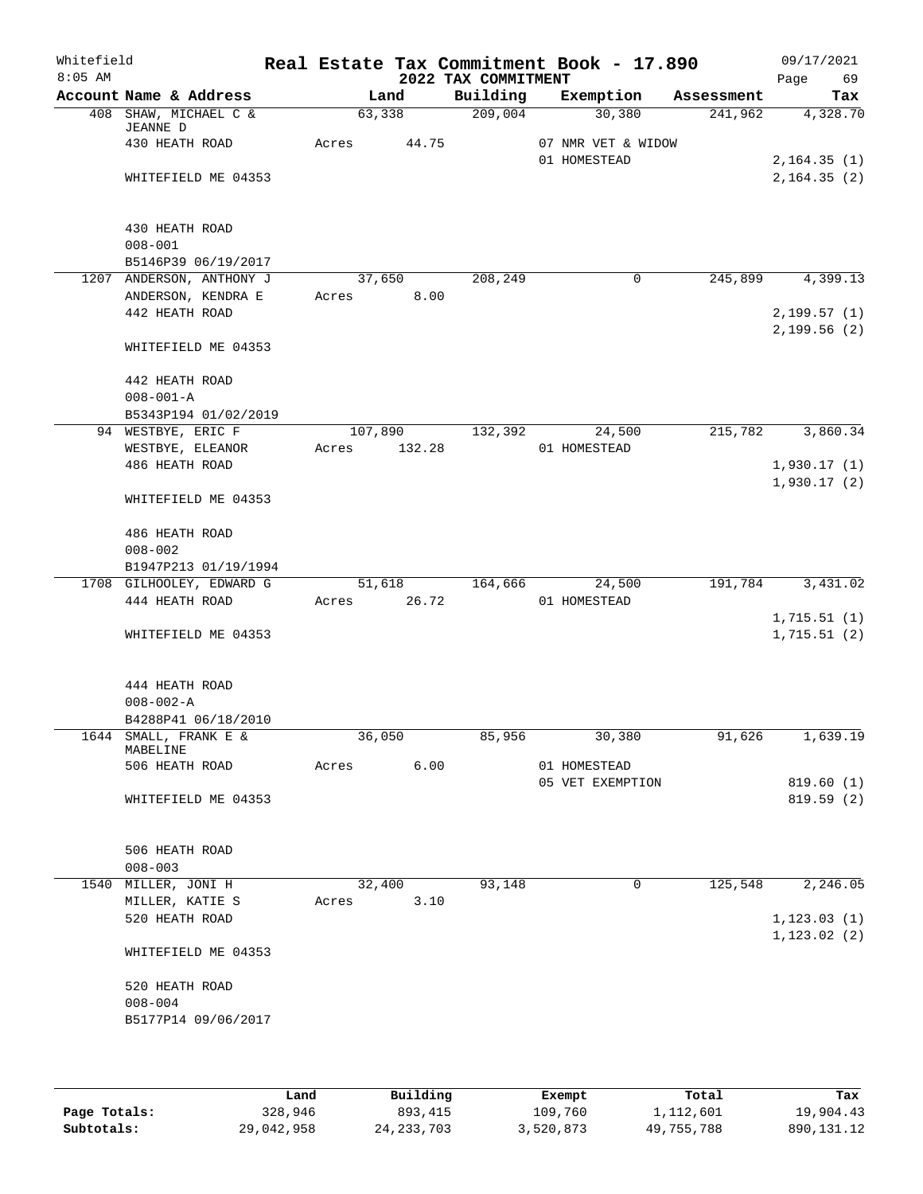# Real Estate Tax Commitment Book - 17.890

Whitefield
8:05 AM

## 2022 TAX COMMITMENT

09/17/2021

| Account Name & Address | Land | Building | Exemption | Assessment | Tax |
|---|---|---|---|---|---|
| 408 SHAW, MICHAEL C & JEANNE D | 63,338 | 209,004 | 30,380 | 241,962 | 4,328.70 |
| 430 HEATH ROAD | Acres 44.75 | | 07 NMR VET & WIDOW | | |
| | | | 01 HOMESTEAD | | 2,164.35 (1) |
| WHITEFIELD ME 04353 | | | | | 2,164.35 (2) |
| 430 HEATH ROAD | | | | | |
| 008-001 | | | | | |
| B5146P39 06/19/2017 | | | | | |
| 1207 ANDERSON, ANTHONY J | 37,650 | 208,249 | 0 | 245,899 | 4,399.13 |
| ANDERSON, KENDRA E | Acres 8.00 | | | | |
| 442 HEATH ROAD | | | | | 2,199.57 (1) |
| | | | | | 2,199.56 (2) |
| WHITEFIELD ME 04353 | | | | | |
| 442 HEATH ROAD | | | | | |
| 008-001-A | | | | | |
| B5343P194 01/02/2019 | | | | | |
| 94 WESTBYE, ERIC F | 107,890 | 132,392 | 24,500 | 215,782 | 3,860.34 |
| WESTBYE, ELEANOR | Acres 132.28 | | 01 HOMESTEAD | | |
| 486 HEATH ROAD | | | | | 1,930.17 (1) |
| | | | | | 1,930.17 (2) |
| WHITEFIELD ME 04353 | | | | | |
| 486 HEATH ROAD | | | | | |
| 008-002 | | | | | |
| B1947P213 01/19/1994 | | | | | |
| 1708 GILHOOLEY, EDWARD G | 51,618 | 164,666 | 24,500 | 191,784 | 3,431.02 |
| 444 HEATH ROAD | Acres 26.72 | | 01 HOMESTEAD | | |
| | | | | | 1,715.51 (1) |
| WHITEFIELD ME 04353 | | | | | 1,715.51 (2) |
| 444 HEATH ROAD | | | | | |
| 008-002-A | | | | | |
| B4288P41 06/18/2010 | | | | | |
| 1644 SMALL, FRANK E & MABELINE | 36,050 | 85,956 | 30,380 | 91,626 | 1,639.19 |
| 506 HEATH ROAD | Acres 6.00 | | 01 HOMESTEAD | | |
| | | | 05 VET EXEMPTION | | 819.60 (1) |
| WHITEFIELD ME 04353 | | | | | 819.59 (2) |
| 506 HEATH ROAD | | | | | |
| 008-003 | | | | | |
| 1540 MILLER, JONI H | 32,400 | 93,148 | 0 | 125,548 | 2,246.05 |
| MILLER, KATIE S | Acres 3.10 | | | | |
| 520 HEATH ROAD | | | | | 1,123.03 (1) |
| | | | | | 1,123.02 (2) |
| WHITEFIELD ME 04353 | | | | | |
| 520 HEATH ROAD | | | | | |
| 008-004 | | | | | |
| B5177P14 09/06/2017 | | | | | |

| | Land | Building | Exempt | Total | Tax |
|---|---|---|---|---|---|
| Page Totals: | 328,946 | 893,415 | 109,760 | 1,112,601 | 19,904.43 |
| Subtotals: | 29,042,958 | 24,233,703 | 3,520,873 | 49,755,788 | 890,131.12 |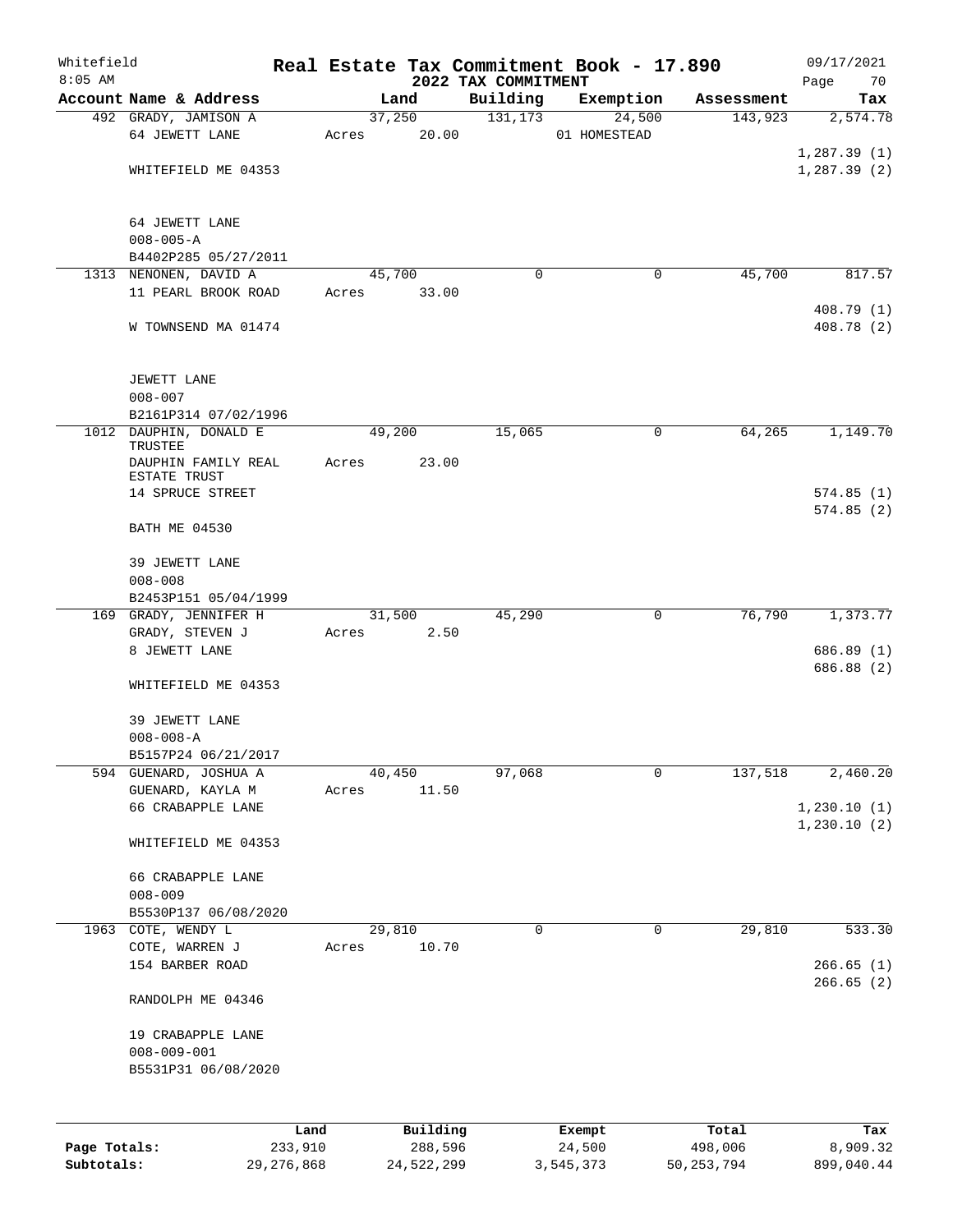Whitefield 8:05 AM

# Real Estate Tax Commitment Book - 17.890

## 2022 TAX COMMITMENT

09/17/2021

| Account Name & Address | Land | Building | Exemption | Assessment | Tax |
|---|---|---|---|---|---|
| 492 GRADY, JAMISON A<br>64 JEWETT LANE<br><br>WHITEFIELD ME 04353<br><br>64 JEWETT LANE<br>008-005-A<br>B4402P285 05/27/2011 | 37,250<br>Acres 20.00 | 131,173 | 24,500<br>01 HOMESTEAD | 143,923 | 2,574.78<br><br>1,287.39 (1)<br>1,287.39 (2) |
| 1313 NENONEN, DAVID A<br>11 PEARL BROOK ROAD<br><br>W TOWNSEND MA 01474<br><br>JEWETT LANE<br>008-007<br>B2161P314 07/02/1996 | 45,700<br>Acres 33.00 | 0 | 0 | 45,700 | 817.57<br><br>408.79 (1)<br>408.78 (2) |
| 1012 DAUPHIN, DONALD E TRUSTEE<br>DAUPHIN FAMILY REAL ESTATE TRUST<br>14 SPRUCE STREET<br><br>BATH ME 04530<br><br>39 JEWETT LANE<br>008-008<br>B2453P151 05/04/1999 | 49,200<br>Acres 23.00 | 15,065 | 0 | 64,265 | 1,149.70<br><br>574.85 (1)<br>574.85 (2) |
| 169 GRADY, JENNIFER H<br>GRADY, STEVEN J<br>8 JEWETT LANE<br><br>WHITEFIELD ME 04353<br><br>39 JEWETT LANE<br>008-008-A<br>B5157P24 06/21/2017 | 31,500<br>Acres 2.50 | 45,290 | 0 | 76,790 | 1,373.77<br><br>686.89 (1)<br>686.88 (2) |
| 594 GUENARD, JOSHUA A<br>GUENARD, KAYLA M<br>66 CRABAPPLE LANE<br><br>WHITEFIELD ME 04353<br><br>66 CRABAPPLE LANE<br>008-009<br>B5530P137 06/08/2020 | 40,450<br>Acres 11.50 | 97,068 | 0 | 137,518 | 2,460.20<br><br>1,230.10 (1)<br>1,230.10 (2) |
| 1963 COTE, WENDY L<br>COTE, WARREN J<br>154 BARBER ROAD<br><br>RANDOLPH ME 04346<br><br>19 CRABAPPLE LANE<br>008-009-001<br>B5531P31 06/08/2020 | 29,810<br>Acres 10.70 | 0 | 0 | 29,810 | 533.30<br><br>266.65 (1)<br>266.65 (2) |

| | Land | Building | Exempt | Total | Tax |
|---|---|---|---|---|---|
| Page Totals: | 233,910 | 288,596 | 24,500 | 498,006 | 8,909.32 |
| Subtotals: | 29,276,868 | 24,522,299 | 3,545,373 | 50,253,794 | 899,040.44 |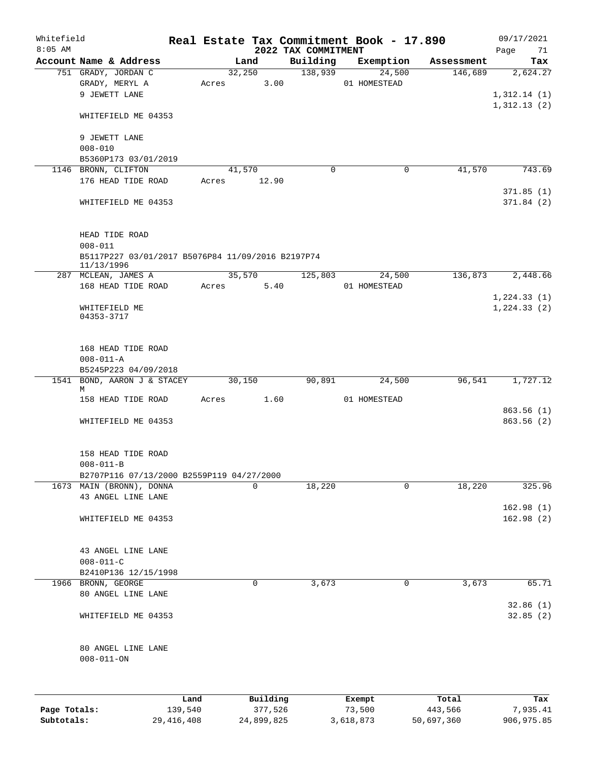# Real Estate Tax Commitment Book - 17.890

Whitefield
8:05 AM

2022 TAX COMMITMENT

09/17/2021

| Account | Name & Address | Land | Building | Exemption | Assessment | Tax |
|---|---|---|---|---|---|---|
| 751 | GRADY, JORDAN C<br>GRADY, MERYL A<br>9 JEWETT LANE<br><br>WHITEFIELD ME 04353<br><br>9 JEWETT LANE<br>008-010<br>B5360P173 03/01/2019 | 32,250<br>Acres 3.00 | 138,939 | 24,500<br>01 HOMESTEAD | 146,689 | 2,624.27<br><br>1,312.14 (1)<br>1,312.13 (2) |
| 1146 | BRONN, CLIFTON<br>176 HEAD TIDE ROAD<br><br>WHITEFIELD ME 04353<br><br>HEAD TIDE ROAD<br>008-011<br>B5117P227 03/01/2017 B5076P84 11/09/2016 B2197P74 11/13/1996 | 41,570<br>Acres 12.90 | 0 | 0 | 41,570 | 743.69<br><br>371.85 (1)<br>371.84 (2) |
| 287 | MCLEAN, JAMES A<br>168 HEAD TIDE ROAD<br><br>WHITEFIELD ME 04353-3717<br><br>168 HEAD TIDE ROAD<br>008-011-A<br>B5245P223 04/09/2018 | 35,570<br>Acres 5.40 | 125,803 | 24,500<br>01 HOMESTEAD | 136,873 | 2,448.66<br><br>1,224.33 (1)<br>1,224.33 (2) |
| 1541 | BOND, AARON J & STACEY M<br>158 HEAD TIDE ROAD<br><br>WHITEFIELD ME 04353<br><br>158 HEAD TIDE ROAD<br>008-011-B<br>B2707P116 07/13/2000 B2559P119 04/27/2000 | 30,150<br>Acres 1.60 | 90,891 | 24,500<br>01 HOMESTEAD | 96,541 | 1,727.12<br><br>863.56 (1)<br>863.56 (2) |
| 1673 | MAIN (BRONN), DONNA<br>43 ANGEL LINE LANE<br><br>WHITEFIELD ME 04353<br><br>43 ANGEL LINE LANE<br>008-011-C<br>B2410P136 12/15/1998 | 0 | 18,220 | 0 | 18,220 | 325.96<br><br>162.98 (1)<br>162.98 (2) |
| 1966 | BRONN, GEORGE<br>80 ANGEL LINE LANE<br><br>WHITEFIELD ME 04353<br><br>80 ANGEL LINE LANE<br>008-011-ON | 0 | 3,673 | 0 | 3,673 | 65.71<br><br>32.86 (1)<br>32.85 (2) |

| | Land | Building | Exempt | Total | Tax |
|---|---|---|---|---|---|
| Page Totals: | 139,540 | 377,526 | 73,500 | 443,566 | 7,935.41 |
| Subtotals: | 29,416,408 | 24,899,825 | 3,618,873 | 50,697,360 | 906,975.85 |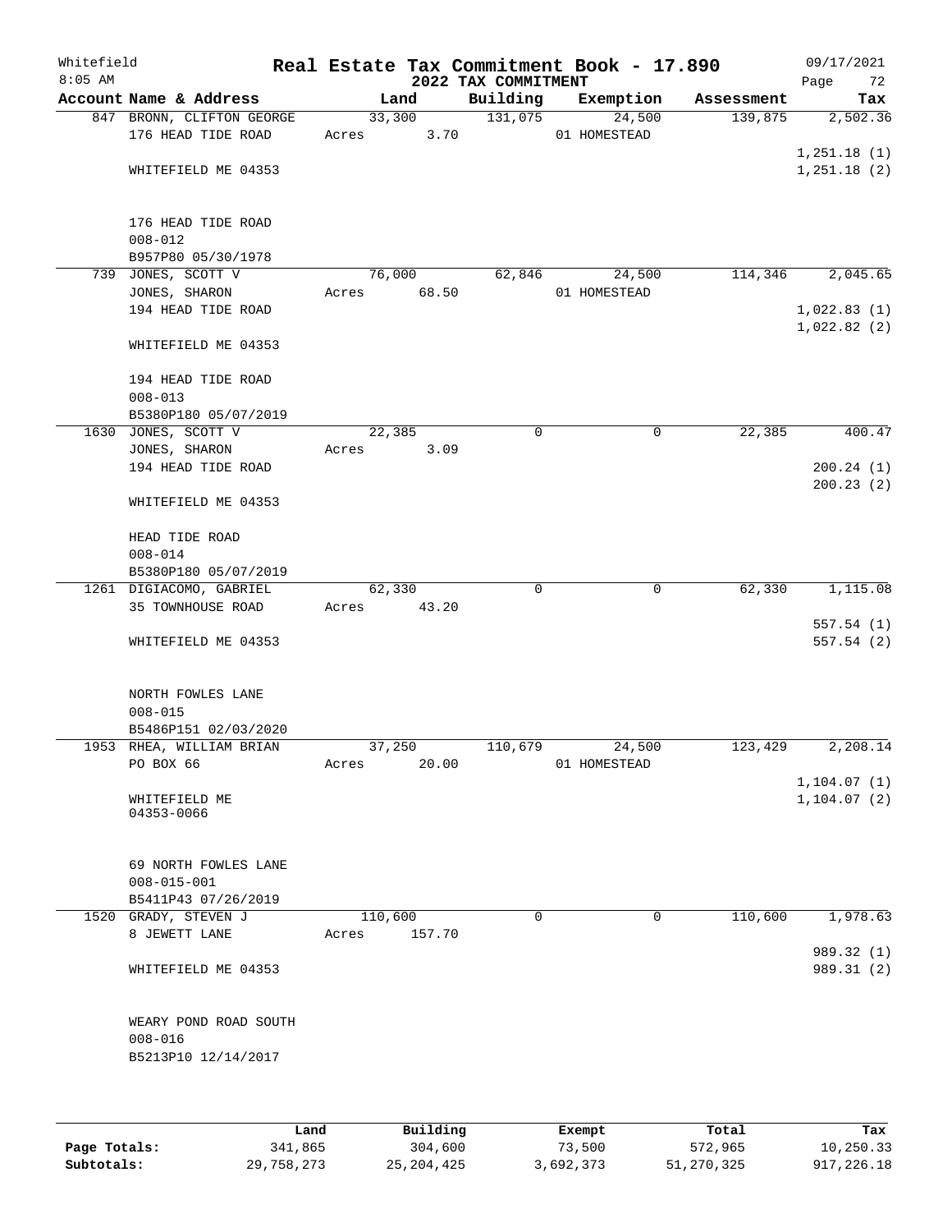# Real Estate Tax Commitment Book - 17.890

## 2022 TAX COMMITMENT

Whitefield
8:05 AM

09/17/2021

| Account Name & Address | Land | Building | Exemption | Assessment | Tax |
|---|---|---|---|---|---|
| 847 BRONN, CLIFTON GEORGE<br>176 HEAD TIDE ROAD<br><br>WHITEFIELD ME 04353<br><br>176 HEAD TIDE ROAD<br>008-012<br>B957P80 05/30/1978 | 33,300<br>Acres 3.70 | 131,075 | 24,500<br>01 HOMESTEAD | 139,875 | 2,502.36<br><br>1,251.18 (1)<br>1,251.18 (2) |
| 739 JONES, SCOTT V<br>JONES, SHARON<br>194 HEAD TIDE ROAD<br><br>WHITEFIELD ME 04353<br><br>194 HEAD TIDE ROAD<br>008-013<br>B5380P180 05/07/2019 | 76,000<br>Acres 68.50 | 62,846 | 24,500<br>01 HOMESTEAD | 114,346 | 2,045.65<br><br>1,022.83 (1)<br>1,022.82 (2) |
| 1630 JONES, SCOTT V<br>JONES, SHARON<br>194 HEAD TIDE ROAD<br><br>WHITEFIELD ME 04353<br><br>HEAD TIDE ROAD<br>008-014<br>B5380P180 05/07/2019 | 22,385<br>Acres 3.09 | 0 | 0 | 22,385 | 400.47<br><br>200.24 (1)<br>200.23 (2) |
| 1261 DIGIACOMO, GABRIEL<br>35 TOWNHOUSE ROAD<br><br>WHITEFIELD ME 04353<br><br>NORTH FOWLES LANE<br>008-015<br>B5486P151 02/03/2020 | 62,330<br>Acres 43.20 | 0 | 0 | 62,330 | 1,115.08<br><br>557.54 (1)<br>557.54 (2) |
| 1953 RHEA, WILLIAM BRIAN<br>PO BOX 66<br><br>WHITEFIELD ME<br>04353-0066<br><br>69 NORTH FOWLES LANE<br>008-015-001<br>B5411P43 07/26/2019 | 37,250<br>Acres 20.00 | 110,679 | 24,500<br>01 HOMESTEAD | 123,429 | 2,208.14<br><br>1,104.07 (1)<br>1,104.07 (2) |
| 1520 GRADY, STEVEN J<br>8 JEWETT LANE<br><br>WHITEFIELD ME 04353<br><br>WEARY POND ROAD SOUTH<br>008-016<br>B5213P10 12/14/2017 | 110,600<br>Acres 157.70 | 0 | 0 | 110,600 | 1,978.63<br><br>989.32 (1)<br>989.31 (2) |

| | Land | Building | Exempt | Total | Tax |
|---|---|---|---|---|---|
| Page Totals: | 341,865 | 304,600 | 73,500 | 572,965 | 10,250.33 |
| Subtotals: | 29,758,273 | 25,204,425 | 3,692,373 | 51,270,325 | 917,226.18 |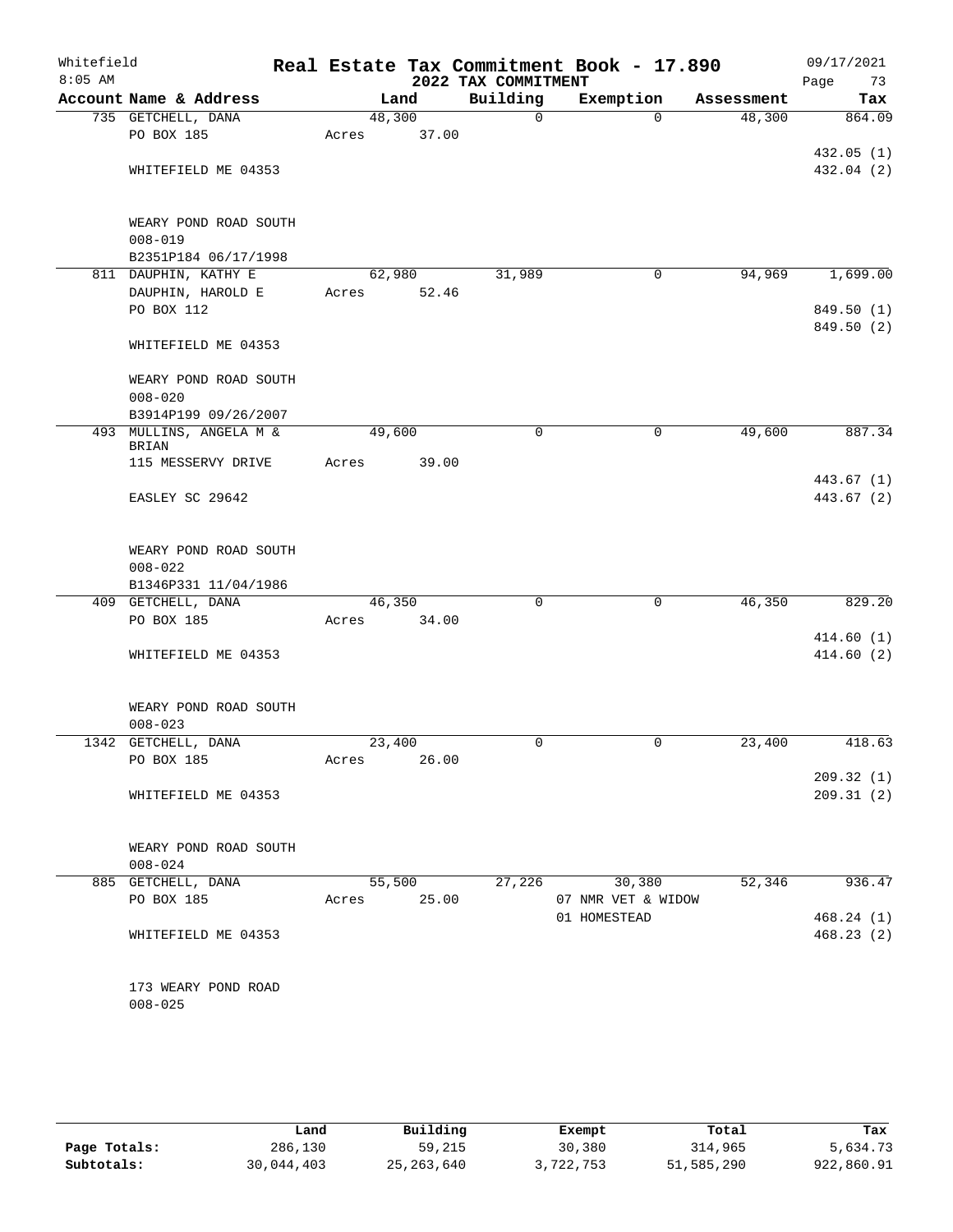Whitefield
8:05 AM

# Real Estate Tax Commitment Book - 17.890

## 2022 TAX COMMITMENT

09/17/2021

| Account Name & Address | Land | Building | Exemption | Assessment | Tax |
|---|---|---|---|---|---|
| 735 GETCHELL, DANA | 48,300 | 0 | 0 | 48,300 | 864.09 |
| PO BOX 185 | Acres 37.00 | | | | |
| | | | | | 432.05 (1) |
| WHITEFIELD ME 04353 | | | | | 432.04 (2) |
| WEARY POND ROAD SOUTH | | | | | |
| 008-019 | | | | | |
| B2351P184 06/17/1998 | | | | | |
| 811 DAUPHIN, KATHY E | 62,980 | 31,989 | 0 | 94,969 | 1,699.00 |
| DAUPHIN, HAROLD E | Acres 52.46 | | | | |
| PO BOX 112 | | | | | 849.50 (1) |
| | | | | | 849.50 (2) |
| WHITEFIELD ME 04353 | | | | | |
| WEARY POND ROAD SOUTH | | | | | |
| 008-020 | | | | | |
| B3914P199 09/26/2007 | | | | | |
| 493 MULLINS, ANGELA M & BRIAN | 49,600 | 0 | 0 | 49,600 | 887.34 |
| 115 MESSERVY DRIVE | Acres 39.00 | | | | |
| | | | | | 443.67 (1) |
| EASLEY SC 29642 | | | | | 443.67 (2) |
| WEARY POND ROAD SOUTH | | | | | |
| 008-022 | | | | | |
| B1346P331 11/04/1986 | | | | | |
| 409 GETCHELL, DANA | 46,350 | 0 | 0 | 46,350 | 829.20 |
| PO BOX 185 | Acres 34.00 | | | | |
| | | | | | 414.60 (1) |
| WHITEFIELD ME 04353 | | | | | 414.60 (2) |
| WEARY POND ROAD SOUTH | | | | | |
| 008-023 | | | | | |
| 1342 GETCHELL, DANA | 23,400 | 0 | 0 | 23,400 | 418.63 |
| PO BOX 185 | Acres 26.00 | | | | |
| | | | | | 209.32 (1) |
| WHITEFIELD ME 04353 | | | | | 209.31 (2) |
| WEARY POND ROAD SOUTH | | | | | |
| 008-024 | | | | | |
| 885 GETCHELL, DANA | 55,500 | 27,226 | 30,380 | 52,346 | 936.47 |
| PO BOX 185 | Acres 25.00 | | 07 NMR VET & WIDOW | | |
| | | | 01 HOMESTEAD | | 468.24 (1) |
| WHITEFIELD ME 04353 | | | | | 468.23 (2) |
| 173 WEARY POND ROAD | | | | | |
| 008-025 | | | | | |

| | Land | Building | Exempt | Total | Tax |
|---|---|---|---|---|---|
| Page Totals: | 286,130 | 59,215 | 30,380 | 314,965 | 5,634.73 |
| Subtotals: | 30,044,403 | 25,263,640 | 3,722,753 | 51,585,290 | 922,860.91 |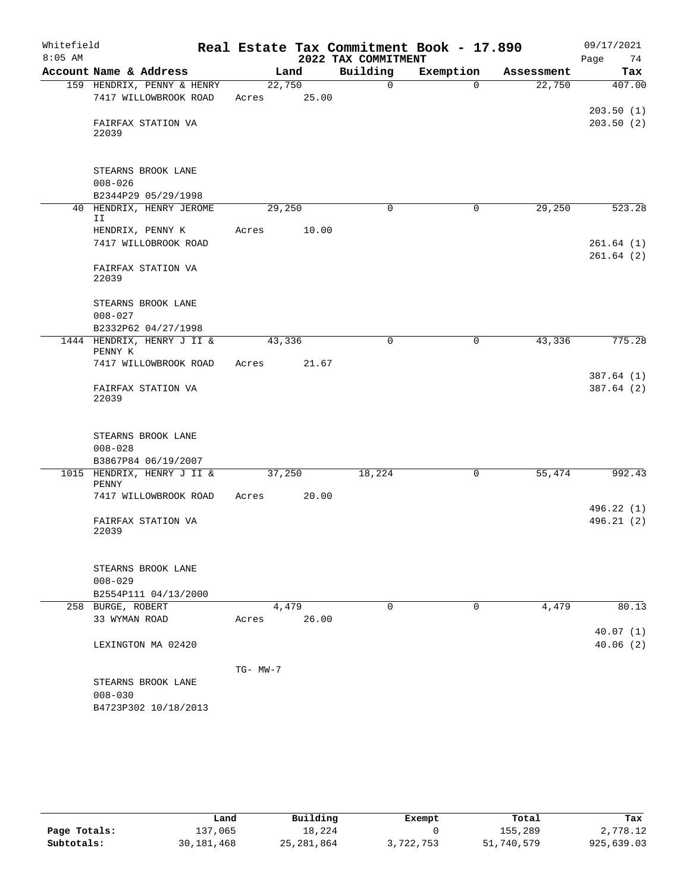Whitefield — Real Estate Tax Commitment Book - 17.890 — 09/17/2021

8:05 AM — 2022 TAX COMMITMENT

| Account Name & Address | Land | Building | Exemption | Assessment | Tax |
|---|---|---|---|---|---|
| 159 HENDRIX, PENNY & HENRY | 22,750 | 0 | 0 | 22,750 | 407.00 |
| 7417 WILLOWBROOK ROAD | Acres 25.00 | | | | |
| | | | | | 203.50 (1) |
| FAIRFAX STATION VA 22039 | | | | | 203.50 (2) |
| STEARNS BROOK LANE | | | | | |
| 008-026 | | | | | |
| B2344P29 05/29/1998 | | | | | |
| 40 HENDRIX, HENRY JEROME II | 29,250 | 0 | 0 | 29,250 | 523.28 |
| HENDRIX, PENNY K | Acres 10.00 | | | | |
| 7417 WILLOBROOK ROAD | | | | | 261.64 (1) |
| | | | | | 261.64 (2) |
| FAIRFAX STATION VA 22039 | | | | | |
| STEARNS BROOK LANE | | | | | |
| 008-027 | | | | | |
| B2332P62 04/27/1998 | | | | | |
| 1444 HENDRIX, HENRY J II & PENNY K | 43,336 | 0 | 0 | 43,336 | 775.28 |
| 7417 WILLOWBROOK ROAD | Acres 21.67 | | | | |
| | | | | | 387.64 (1) |
| FAIRFAX STATION VA 22039 | | | | | 387.64 (2) |
| STEARNS BROOK LANE | | | | | |
| 008-028 | | | | | |
| B3867P84 06/19/2007 | | | | | |
| 1015 HENDRIX, HENRY J II & PENNY | 37,250 | 18,224 | 0 | 55,474 | 992.43 |
| 7417 WILLOWBROOK ROAD | Acres 20.00 | | | | |
| | | | | | 496.22 (1) |
| FAIRFAX STATION VA 22039 | | | | | 496.21 (2) |
| STEARNS BROOK LANE | | | | | |
| 008-029 | | | | | |
| B2554P111 04/13/2000 | | | | | |
| 258 BURGE, ROBERT | 4,479 | 0 | 0 | 4,479 | 80.13 |
| 33 WYMAN ROAD | Acres 26.00 | | | | |
| | | | | | 40.07 (1) |
| LEXINGTON MA 02420 | | | | | 40.06 (2) |
| | TG- MW-7 | | | | |
| STEARNS BROOK LANE | | | | | |
| 008-030 | | | | | |
| B4723P302 10/18/2013 | | | | | |

| | Land | Building | Exempt | Total | Tax |
|---|---|---|---|---|---|
| Page Totals: | 137,065 | 18,224 | 0 | 155,289 | 2,778.12 |
| Subtotals: | 30,181,468 | 25,281,864 | 3,722,753 | 51,740,579 | 925,639.03 |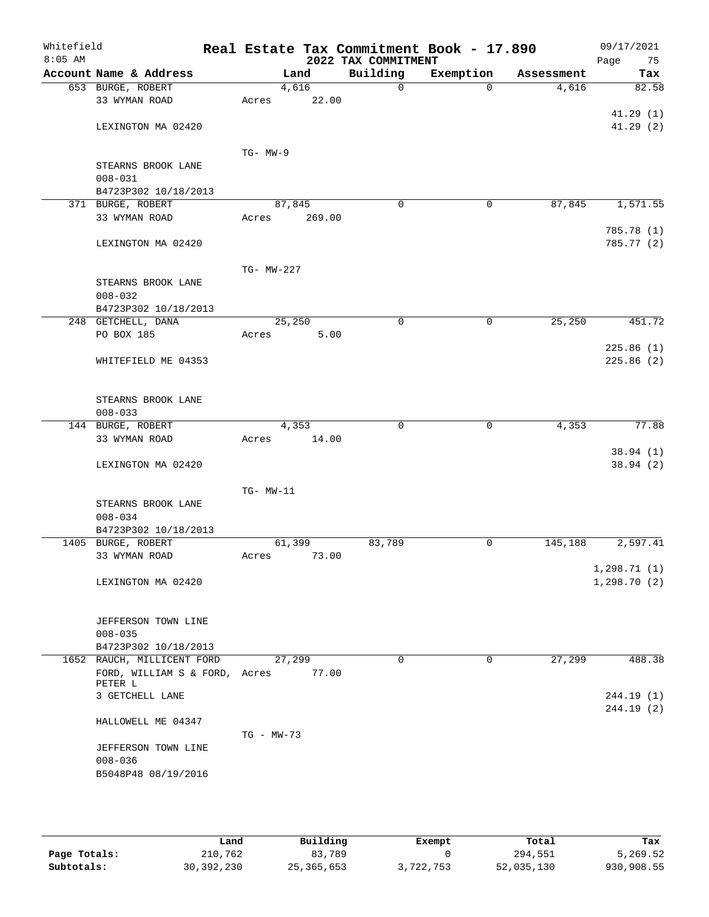Whitefield 8:05 AM

# Real Estate Tax Commitment Book - 17.890

## 2022 TAX COMMITMENT

09/17/2021

| Account Name & Address | Land | Building | Exemption | Assessment | Tax |
|---|---|---|---|---|---|
| 653 BURGE, ROBERT | 4,616 | 0 | 0 | 4,616 | 82.58 |
| 33 WYMAN ROAD | Acres 22.00 | | | | |
| | | | | | 41.29 (1) |
| LEXINGTON MA 02420 | | | | | 41.29 (2) |
| | TG- MW-9 | | | | |
| STEARNS BROOK LANE | | | | | |
| 008-031 | | | | | |
| B4723P302 10/18/2013 | | | | | |
| 371 BURGE, ROBERT | 87,845 | 0 | 0 | 87,845 | 1,571.55 |
| 33 WYMAN ROAD | Acres 269.00 | | | | |
| | | | | | 785.78 (1) |
| LEXINGTON MA 02420 | | | | | 785.77 (2) |
| | TG- MW-227 | | | | |
| STEARNS BROOK LANE | | | | | |
| 008-032 | | | | | |
| B4723P302 10/18/2013 | | | | | |
| 248 GETCHELL, DANA | 25,250 | 0 | 0 | 25,250 | 451.72 |
| PO BOX 185 | Acres 5.00 | | | | |
| | | | | | 225.86 (1) |
| WHITEFIELD ME 04353 | | | | | 225.86 (2) |
| STEARNS BROOK LANE | | | | | |
| 008-033 | | | | | |
| 144 BURGE, ROBERT | 4,353 | 0 | 0 | 4,353 | 77.88 |
| 33 WYMAN ROAD | Acres 14.00 | | | | |
| | | | | | 38.94 (1) |
| LEXINGTON MA 02420 | | | | | 38.94 (2) |
| | TG- MW-11 | | | | |
| STEARNS BROOK LANE | | | | | |
| 008-034 | | | | | |
| B4723P302 10/18/2013 | | | | | |
| 1405 BURGE, ROBERT | 61,399 | 83,789 | 0 | 145,188 | 2,597.41 |
| 33 WYMAN ROAD | Acres 73.00 | | | | |
| | | | | | 1,298.71 (1) |
| LEXINGTON MA 02420 | | | | | 1,298.70 (2) |
| JEFFERSON TOWN LINE | | | | | |
| 008-035 | | | | | |
| B4723P302 10/18/2013 | | | | | |
| 1652 RAUCH, MILLICENT FORD | 27,299 | 0 | 0 | 27,299 | 488.38 |
| FORD, WILLIAM S & FORD, PETER L | Acres 77.00 | | | | |
| 3 GETCHELL LANE | | | | | 244.19 (1) |
| | | | | | 244.19 (2) |
| HALLOWELL ME 04347 | | | | | |
| | TG - MW-73 | | | | |
| JEFFERSON TOWN LINE | | | | | |
| 008-036 | | | | | |
| B5048P48 08/19/2016 | | | | | |

| | Land | Building | Exempt | Total | Tax |
|---|---|---|---|---|---|
| Page Totals: | 210,762 | 83,789 | 0 | 294,551 | 5,269.52 |
| Subtotals: | 30,392,230 | 25,365,653 | 3,722,753 | 52,035,130 | 930,908.55 |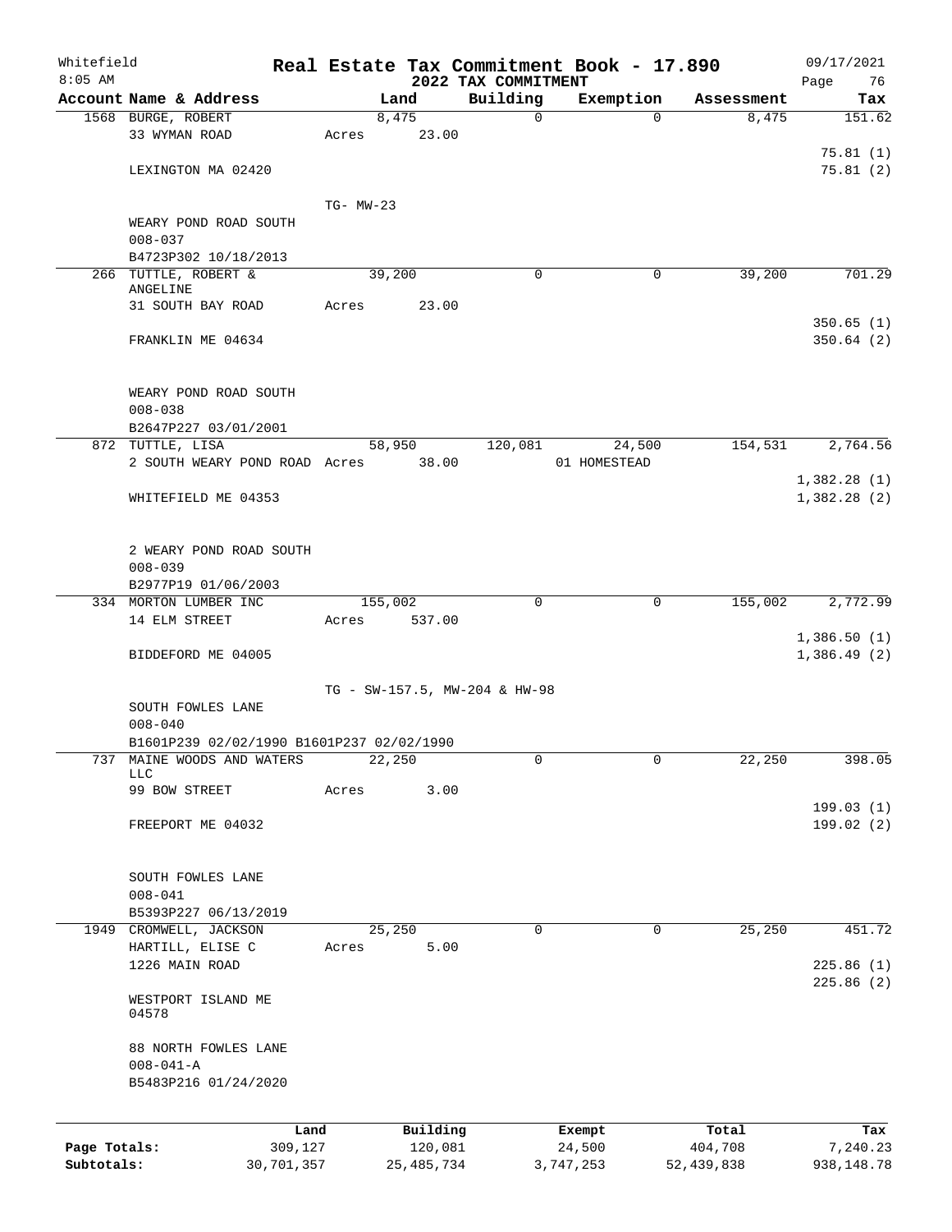# Real Estate Tax Commitment Book - 17.890

Whitefield
8:05 AM

2022 TAX COMMITMENT

09/17/2021

| Account Name & Address | Land | Building | Exemption | Assessment | Tax |
|---|---|---|---|---|---|
| 1568 BURGE, ROBERT | 8,475 | 0 | 0 | 8,475 | 151.62 |
| 33 WYMAN ROAD | Acres 23.00 | | | | |
| | | | | | 75.81 (1) |
| LEXINGTON MA 02420 | | | | | 75.81 (2) |
| | TG- MW-23 | | | | |
| WEARY POND ROAD SOUTH | | | | | |
| 008-037 | | | | | |
| B4723P302 10/18/2013 | | | | | |
| 266 TUTTLE, ROBERT & ANGELINE | 39,200 | 0 | 0 | 39,200 | 701.29 |
| 31 SOUTH BAY ROAD | Acres 23.00 | | | | |
| | | | | | 350.65 (1) |
| FRANKLIN ME 04634 | | | | | 350.64 (2) |
| WEARY POND ROAD SOUTH | | | | | |
| 008-038 | | | | | |
| B2647P227 03/01/2001 | | | | | |
| 872 TUTTLE, LISA | 58,950 | 120,081 | 24,500 | 154,531 | 2,764.56 |
| 2 SOUTH WEARY POND ROAD | Acres 38.00 | | 01 HOMESTEAD | | |
| | | | | | 1,382.28 (1) |
| WHITEFIELD ME 04353 | | | | | 1,382.28 (2) |
| 2 WEARY POND ROAD SOUTH | | | | | |
| 008-039 | | | | | |
| B2977P19 01/06/2003 | | | | | |
| 334 MORTON LUMBER INC | 155,002 | 0 | 0 | 155,002 | 2,772.99 |
| 14 ELM STREET | Acres 537.00 | | | | |
| | | | | | 1,386.50 (1) |
| BIDDEFORD ME 04005 | | | | | 1,386.49 (2) |
| | TG - SW-157.5, MW-204 & HW-98 | | | | |
| SOUTH FOWLES LANE | | | | | |
| 008-040 | | | | | |
| B1601P239 02/02/1990 B1601P237 02/02/1990 | | | | | |
| 737 MAINE WOODS AND WATERS LLC | 22,250 | 0 | 0 | 22,250 | 398.05 |
| 99 BOW STREET | Acres 3.00 | | | | |
| | | | | | 199.03 (1) |
| FREEPORT ME 04032 | | | | | 199.02 (2) |
| SOUTH FOWLES LANE | | | | | |
| 008-041 | | | | | |
| B5393P227 06/13/2019 | | | | | |
| 1949 CROMWELL, JACKSON | 25,250 | 0 | 0 | 25,250 | 451.72 |
| HARTILL, ELISE C | Acres 5.00 | | | | |
| 1226 MAIN ROAD | | | | | 225.86 (1) |
| | | | | | 225.86 (2) |
| WESTPORT ISLAND ME 04578 | | | | | |
| 88 NORTH FOWLES LANE | | | | | |
| 008-041-A | | | | | |
| B5483P216 01/24/2020 | | | | | |

| | Land | Building | Exempt | Total | Tax |
|---|---|---|---|---|---|
| Page Totals: | 309,127 | 120,081 | 24,500 | 404,708 | 7,240.23 |
| Subtotals: | 30,701,357 | 25,485,734 | 3,747,253 | 52,439,838 | 938,148.78 |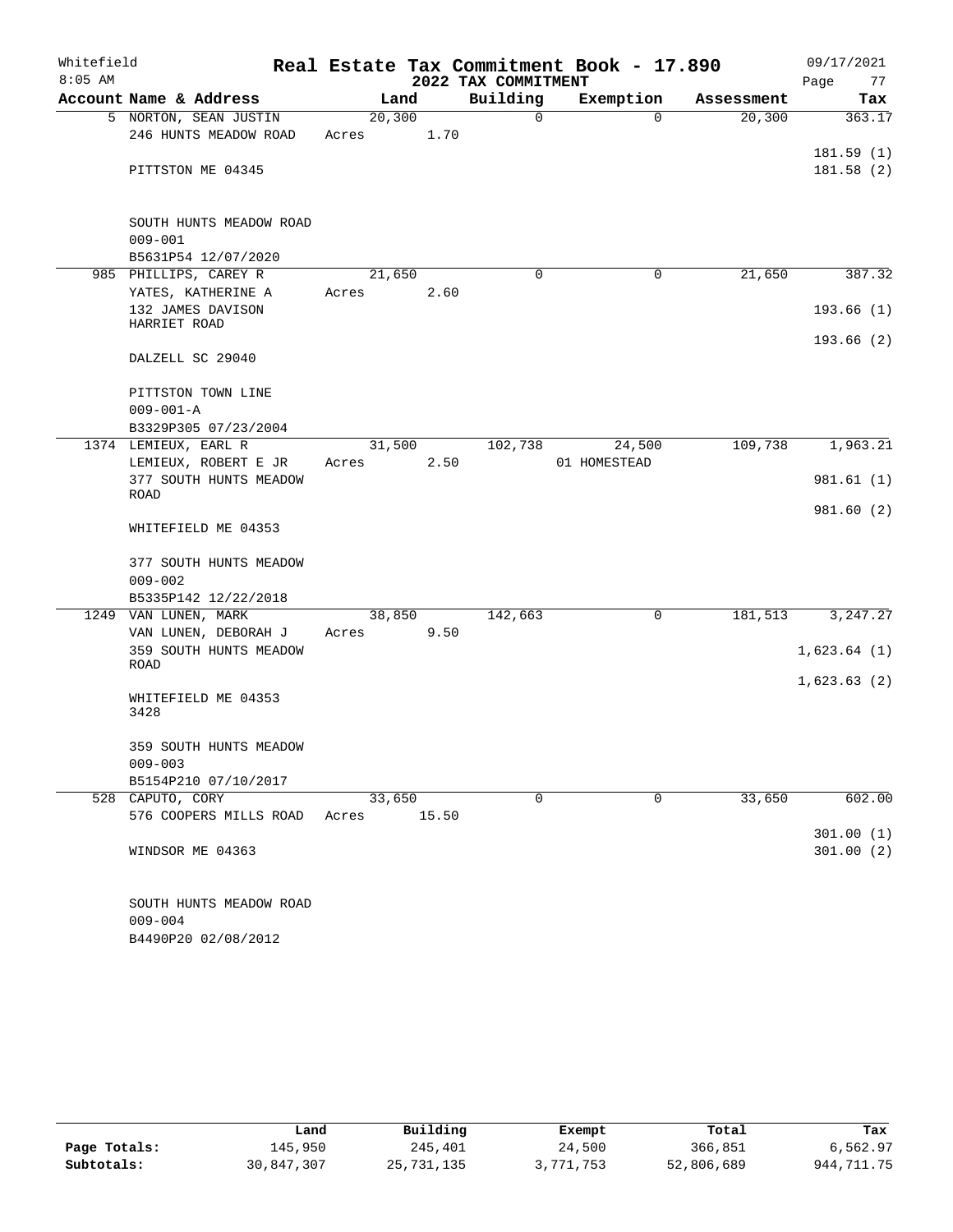Whitefield 8:05 AM

# Real Estate Tax Commitment Book - 17.890

## 2022 TAX COMMITMENT

09/17/2021

| Account Name & Address | Land | Building | Exemption | Assessment | Tax |
|---|---|---|---|---|---|
| 5 NORTON, SEAN JUSTIN | 20,300 | 0 | 0 | 20,300 | 363.17 |
| 246 HUNTS MEADOW ROAD | Acres 1.70 | | | | |
| | | | | | 181.59 (1) |
| PITTSTON ME 04345 | | | | | 181.58 (2) |
| SOUTH HUNTS MEADOW ROAD | | | | | |
| 009-001 | | | | | |
| B5631P54 12/07/2020 | | | | | |
| 985 PHILLIPS, CAREY R | 21,650 | 0 | 0 | 21,650 | 387.32 |
| YATES, KATHERINE A | Acres 2.60 | | | | |
| 132 JAMES DAVISON HARRIET ROAD | | | | | 193.66 (1) |
| | | | | | 193.66 (2) |
| DALZELL SC 29040 | | | | | |
| PITTSTON TOWN LINE | | | | | |
| 009-001-A | | | | | |
| B3329P305 07/23/2004 | | | | | |
| 1374 LEMIEUX, EARL R | 31,500 | 102,738 | 24,500 | 109,738 | 1,963.21 |
| LEMIEUX, ROBERT E JR | Acres 2.50 | | 01 HOMESTEAD | | |
| 377 SOUTH HUNTS MEADOW ROAD | | | | | 981.61 (1) |
| | | | | | 981.60 (2) |
| WHITEFIELD ME 04353 | | | | | |
| 377 SOUTH HUNTS MEADOW | | | | | |
| 009-002 | | | | | |
| B5335P142 12/22/2018 | | | | | |
| 1249 VAN LUNEN, MARK | 38,850 | 142,663 | 0 | 181,513 | 3,247.27 |
| VAN LUNEN, DEBORAH J | Acres 9.50 | | | | |
| 359 SOUTH HUNTS MEADOW ROAD | | | | | 1,623.64 (1) |
| | | | | | 1,623.63 (2) |
| WHITEFIELD ME 04353 3428 | | | | | |
| 359 SOUTH HUNTS MEADOW | | | | | |
| 009-003 | | | | | |
| B5154P210 07/10/2017 | | | | | |
| 528 CAPUTO, CORY | 33,650 | 0 | 0 | 33,650 | 602.00 |
| 576 COOPERS MILLS ROAD | Acres 15.50 | | | | |
| | | | | | 301.00 (1) |
| WINDSOR ME 04363 | | | | | 301.00 (2) |
| SOUTH HUNTS MEADOW ROAD | | | | | |
| 009-004 | | | | | |
| B4490P20 02/08/2012 | | | | | |

| | Land | Building | Exempt | Total | Tax |
|---|---|---|---|---|---|
| Page Totals: | 145,950 | 245,401 | 24,500 | 366,851 | 6,562.97 |
| Subtotals: | 30,847,307 | 25,731,135 | 3,771,753 | 52,806,689 | 944,711.75 |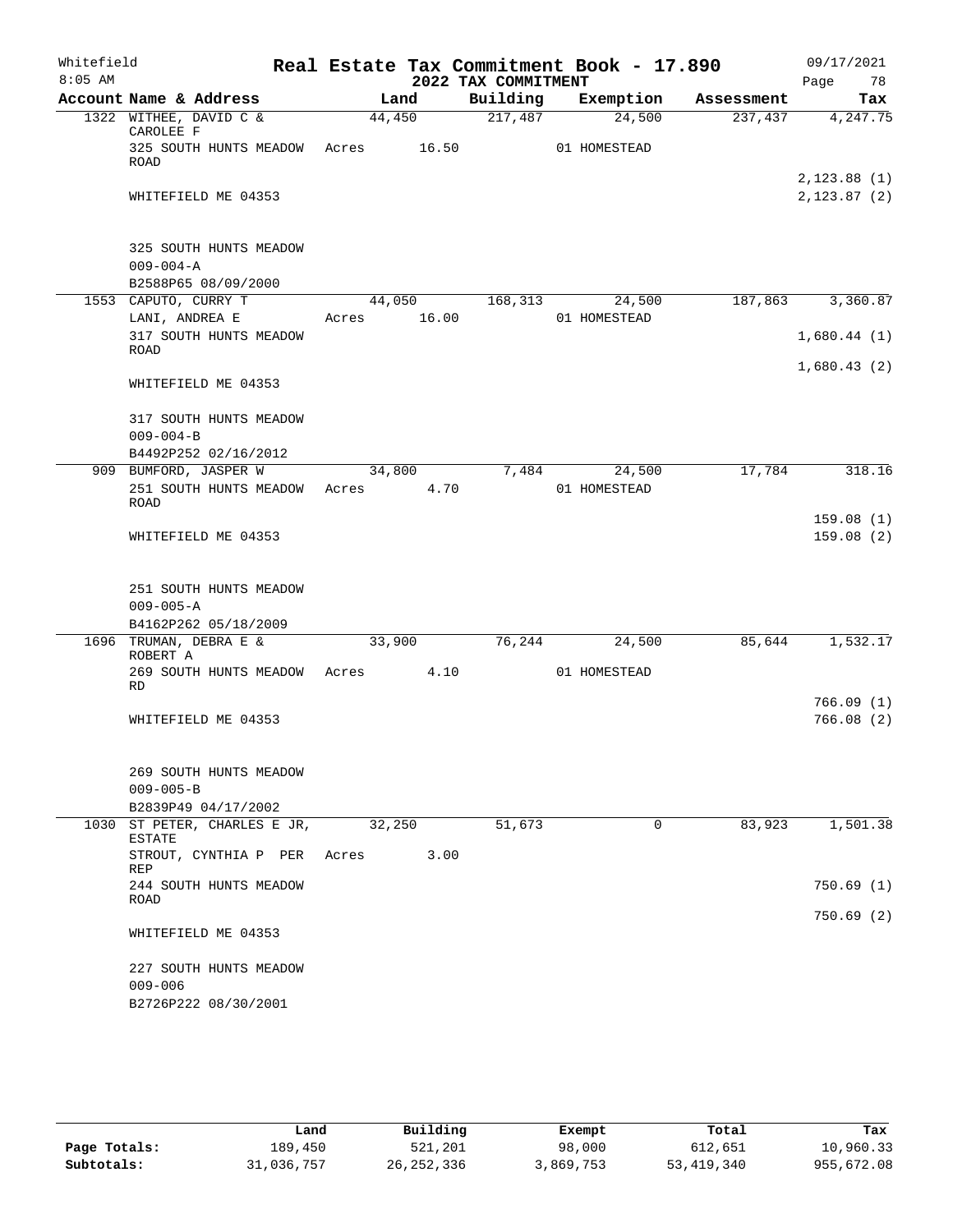Whitefield 8:05 AM

# Real Estate Tax Commitment Book - 17.890

## 2022 TAX COMMITMENT

09/17/2021

| Account Name & Address | Land | Building | Exemption | Assessment | Tax |
|---|---|---|---|---|---|
| 1322 WITHEE, DAVID C & CAROLEE F | 44,450 | 217,487 | 24,500 | 237,437 | 4,247.75 |
| 325 SOUTH HUNTS MEADOW ROAD | Acres 16.50 | | 01 HOMESTEAD | | |
| WHITEFIELD ME 04353 | | | | | 2,123.88 (1) |
| | | | | | 2,123.87 (2) |
| 325 SOUTH HUNTS MEADOW | | | | | |
| 009-004-A | | | | | |
| B2588P65 08/09/2000 | | | | | |
| 1553 CAPUTO, CURRY T | 44,050 | 168,313 | 24,500 | 187,863 | 3,360.87 |
| LANI, ANDREA E | Acres 16.00 | | 01 HOMESTEAD | | |
| 317 SOUTH HUNTS MEADOW ROAD | | | | | 1,680.44 (1) |
| | | | | | 1,680.43 (2) |
| WHITEFIELD ME 04353 | | | | | |
| 317 SOUTH HUNTS MEADOW | | | | | |
| 009-004-B | | | | | |
| B4492P252 02/16/2012 | | | | | |
| 909 BUMFORD, JASPER W | 34,800 | 7,484 | 24,500 | 17,784 | 318.16 |
| 251 SOUTH HUNTS MEADOW ROAD | Acres 4.70 | | 01 HOMESTEAD | | |
| | | | | | 159.08 (1) |
| WHITEFIELD ME 04353 | | | | | 159.08 (2) |
| 251 SOUTH HUNTS MEADOW | | | | | |
| 009-005-A | | | | | |
| B4162P262 05/18/2009 | | | | | |
| 1696 TRUMAN, DEBRA E & ROBERT A | 33,900 | 76,244 | 24,500 | 85,644 | 1,532.17 |
| 269 SOUTH HUNTS MEADOW RD | Acres 4.10 | | 01 HOMESTEAD | | |
| | | | | | 766.09 (1) |
| WHITEFIELD ME 04353 | | | | | 766.08 (2) |
| 269 SOUTH HUNTS MEADOW | | | | | |
| 009-005-B | | | | | |
| B2839P49 04/17/2002 | | | | | |
| 1030 ST PETER, CHARLES E JR, ESTATE | 32,250 | 51,673 | 0 | 83,923 | 1,501.38 |
| STROUT, CYNTHIA P PER REP | Acres 3.00 | | | | |
| 244 SOUTH HUNTS MEADOW ROAD | | | | | 750.69 (1) |
| | | | | | 750.69 (2) |
| WHITEFIELD ME 04353 | | | | | |
| 227 SOUTH HUNTS MEADOW | | | | | |
| 009-006 | | | | | |
| B2726P222 08/30/2001 | | | | | |

| | Land | Building | Exempt | Total | Tax |
|---|---|---|---|---|---|
| Page Totals: | 189,450 | 521,201 | 98,000 | 612,651 | 10,960.33 |
| Subtotals: | 31,036,757 | 26,252,336 | 3,869,753 | 53,419,340 | 955,672.08 |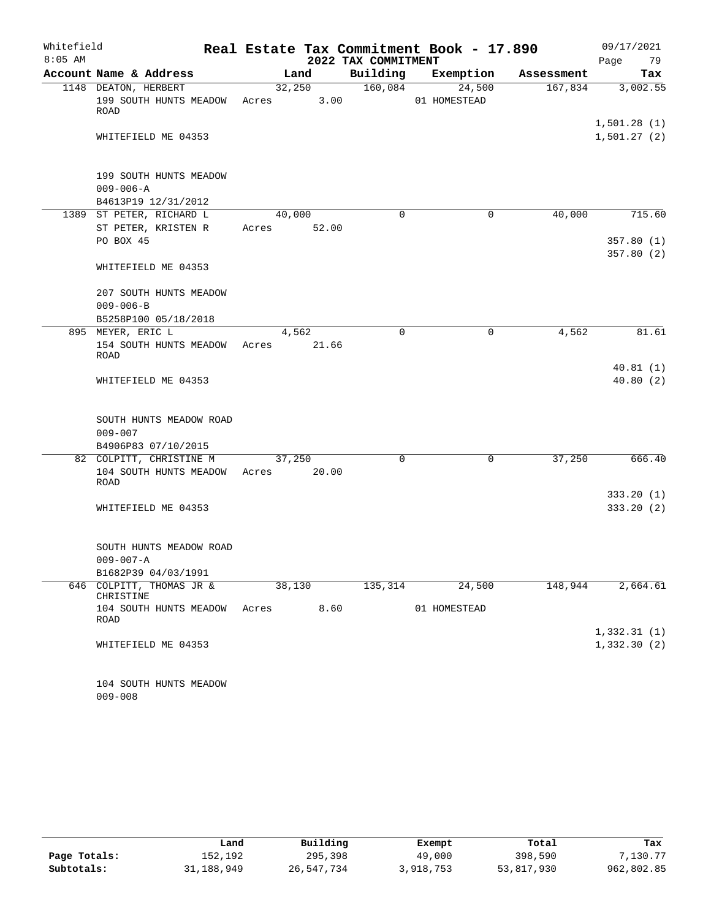Whitefield 8:05 AM

# Real Estate Tax Commitment Book - 17.890

## 2022 TAX COMMITMENT

09/17/2021

| Account Name & Address | Land | Building | Exemption | Assessment | Tax |
|---|---|---|---|---|---|
| 1148 DEATON, HERBERT | 32,250 | 160,084 | 24,500 | 167,834 | 3,002.55 |
| 199 SOUTH HUNTS MEADOW ROAD | Acres 3.00 | | 01 HOMESTEAD | | |
| | | | | | 1,501.28 (1) |
| WHITEFIELD ME 04353 | | | | | 1,501.27 (2) |
| 199 SOUTH HUNTS MEADOW | | | | | |
| 009-006-A | | | | | |
| B4613P19 12/31/2012 | | | | | |
| 1389 ST PETER, RICHARD L | 40,000 | 0 | 0 | 40,000 | 715.60 |
| ST PETER, KRISTEN R | Acres 52.00 | | | | |
| PO BOX 45 | | | | | 357.80 (1) |
| | | | | | 357.80 (2) |
| WHITEFIELD ME 04353 | | | | | |
| 207 SOUTH HUNTS MEADOW | | | | | |
| 009-006-B | | | | | |
| B5258P100 05/18/2018 | | | | | |
| 895 MEYER, ERIC L | 4,562 | 0 | 0 | 4,562 | 81.61 |
| 154 SOUTH HUNTS MEADOW ROAD | Acres 21.66 | | | | |
| | | | | | 40.81 (1) |
| WHITEFIELD ME 04353 | | | | | 40.80 (2) |
| SOUTH HUNTS MEADOW ROAD | | | | | |
| 009-007 | | | | | |
| B4906P83 07/10/2015 | | | | | |
| 82 COLPITT, CHRISTINE M | 37,250 | 0 | 0 | 37,250 | 666.40 |
| 104 SOUTH HUNTS MEADOW ROAD | Acres 20.00 | | | | |
| | | | | | 333.20 (1) |
| WHITEFIELD ME 04353 | | | | | 333.20 (2) |
| SOUTH HUNTS MEADOW ROAD | | | | | |
| 009-007-A | | | | | |
| B1682P39 04/03/1991 | | | | | |
| 646 COLPITT, THOMAS JR & CHRISTINE | 38,130 | 135,314 | 24,500 | 148,944 | 2,664.61 |
| 104 SOUTH HUNTS MEADOW ROAD | Acres 8.60 | | 01 HOMESTEAD | | |
| | | | | | 1,332.31 (1) |
| WHITEFIELD ME 04353 | | | | | 1,332.30 (2) |
| 104 SOUTH HUNTS MEADOW | | | | | |
| 009-008 | | | | | |

| | Land | Building | Exempt | Total | Tax |
|---|---|---|---|---|---|
| Page Totals: | 152,192 | 295,398 | 49,000 | 398,590 | 7,130.77 |
| Subtotals: | 31,188,949 | 26,547,734 | 3,918,753 | 53,817,930 | 962,802.85 |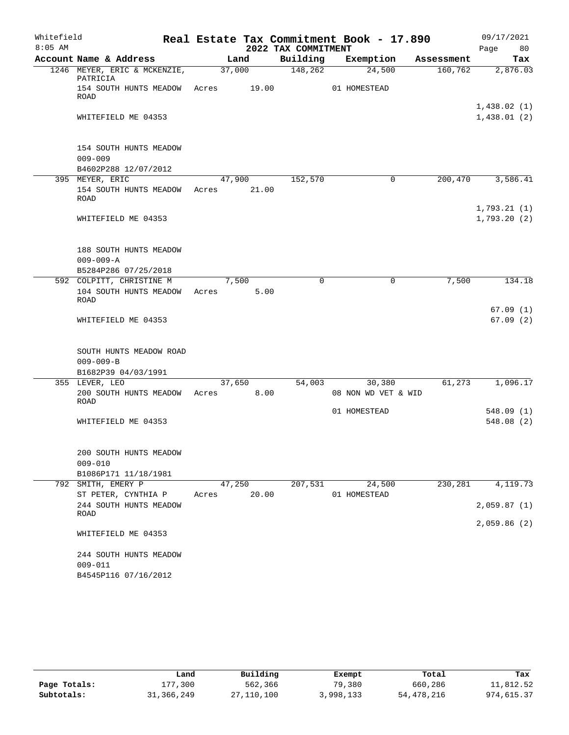# Real Estate Tax Commitment Book - 17.890

Whitefield
8:05 AM

2022 TAX COMMITMENT

09/17/2021

| Account Name & Address | Land | Building | Exemption | Assessment | Tax |
|---|---|---|---|---|---|
| 1246 MEYER, ERIC & MCKENZIE, PATRICIA | 37,000 | 148,262 | 24,500 | 160,762 | 2,876.03 |
| 154 SOUTH HUNTS MEADOW ROAD | Acres 19.00 | | 01 HOMESTEAD | | |
| | | | | | 1,438.02 (1) |
| WHITEFIELD ME 04353 | | | | | 1,438.01 (2) |
| 154 SOUTH HUNTS MEADOW | | | | | |
| 009-009 | | | | | |
| B4602P288 12/07/2012 | | | | | |
| 395 MEYER, ERIC | 47,900 | 152,570 | 0 | 200,470 | 3,586.41 |
| 154 SOUTH HUNTS MEADOW ROAD | Acres 21.00 | | | | |
| | | | | | 1,793.21 (1) |
| WHITEFIELD ME 04353 | | | | | 1,793.20 (2) |
| 188 SOUTH HUNTS MEADOW | | | | | |
| 009-009-A | | | | | |
| B5284P286 07/25/2018 | | | | | |
| 592 COLPITT, CHRISTINE M | 7,500 | 0 | 0 | 7,500 | 134.18 |
| 104 SOUTH HUNTS MEADOW ROAD | Acres 5.00 | | | | |
| | | | | | 67.09 (1) |
| WHITEFIELD ME 04353 | | | | | 67.09 (2) |
| SOUTH HUNTS MEADOW ROAD | | | | | |
| 009-009-B | | | | | |
| B1682P39 04/03/1991 | | | | | |
| 355 LEVER, LEO | 37,650 | 54,003 | 30,380 | 61,273 | 1,096.17 |
| 200 SOUTH HUNTS MEADOW ROAD | Acres 8.00 | | 08 NON WD VET & WID | | |
| | | | 01 HOMESTEAD | | 548.09 (1) |
| WHITEFIELD ME 04353 | | | | | 548.08 (2) |
| 200 SOUTH HUNTS MEADOW | | | | | |
| 009-010 | | | | | |
| B1086P171 11/18/1981 | | | | | |
| 792 SMITH, EMERY P | 47,250 | 207,531 | 24,500 | 230,281 | 4,119.73 |
| ST PETER, CYNTHIA P | Acres 20.00 | | 01 HOMESTEAD | | |
| 244 SOUTH HUNTS MEADOW ROAD | | | | | 2,059.87 (1) |
| | | | | | 2,059.86 (2) |
| WHITEFIELD ME 04353 | | | | | |
| 244 SOUTH HUNTS MEADOW | | | | | |
| 009-011 | | | | | |
| B4545P116 07/16/2012 | | | | | |

| | Land | Building | Exempt | Total | Tax |
|---|---|---|---|---|---|
| Page Totals: | 177,300 | 562,366 | 79,380 | 660,286 | 11,812.52 |
| Subtotals: | 31,366,249 | 27,110,100 | 3,998,133 | 54,478,216 | 974,615.37 |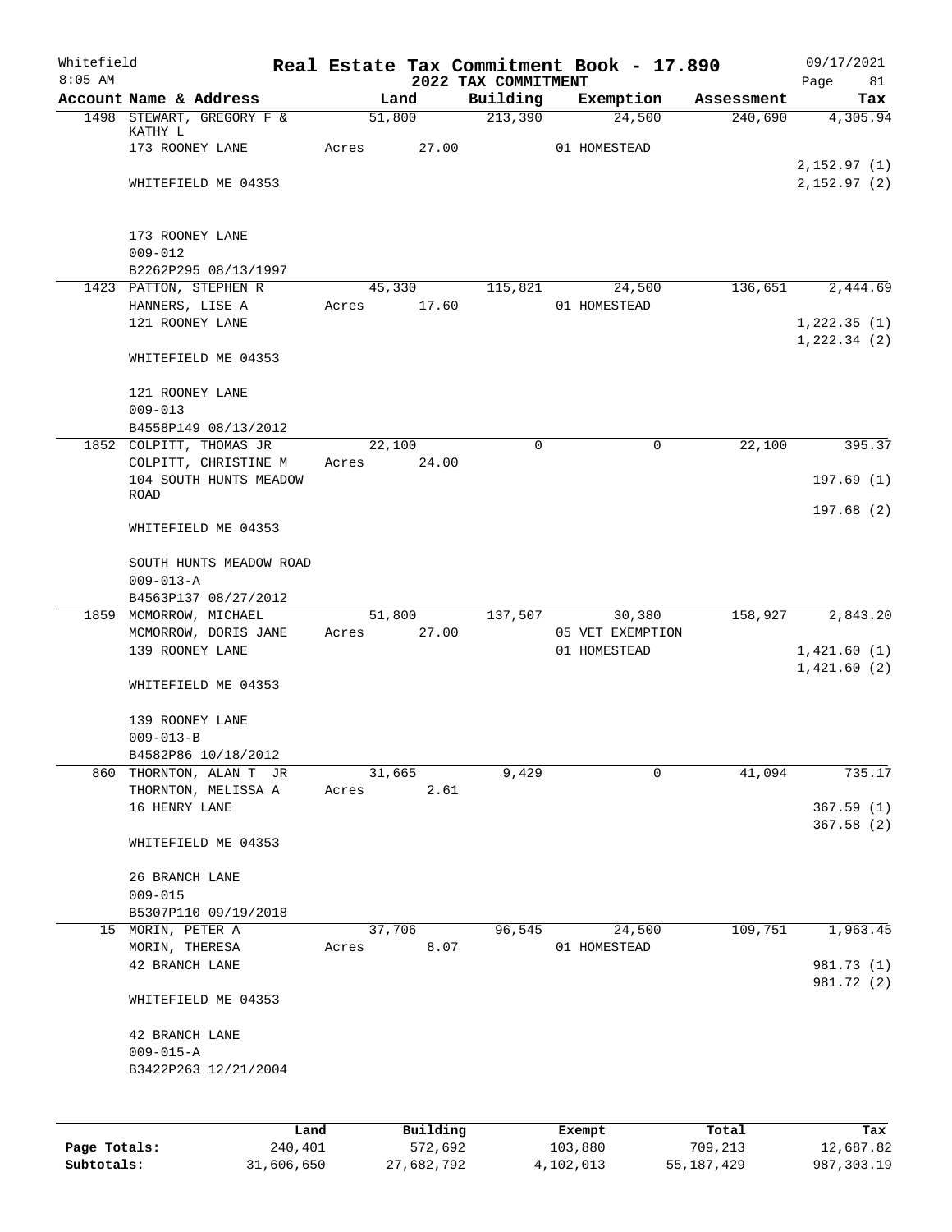# Real Estate Tax Commitment Book - 17.890

Whitefield
8:05 AM

## 2022 TAX COMMITMENT

09/17/2021

| Account Name & Address | Land | Building | Exemption | Assessment | Tax |
|---|---|---|---|---|---|
| 1498 STEWART, GREGORY F & KATHY L | 51,800 | 213,390 | 24,500 | 240,690 | 4,305.94 |
| 173 ROONEY LANE | Acres 27.00 | | 01 HOMESTEAD | | |
| | | | | | 2,152.97 (1) |
| WHITEFIELD ME 04353 | | | | | 2,152.97 (2) |
| 173 ROONEY LANE | | | | | |
| 009-012 | | | | | |
| B2262P295 08/13/1997 | | | | | |
| 1423 PATTON, STEPHEN R | 45,330 | 115,821 | 24,500 | 136,651 | 2,444.69 |
| HANNERS, LISE A | Acres 17.60 | | 01 HOMESTEAD | | |
| 121 ROONEY LANE | | | | | 1,222.35 (1) |
| | | | | | 1,222.34 (2) |
| WHITEFIELD ME 04353 | | | | | |
| 121 ROONEY LANE | | | | | |
| 009-013 | | | | | |
| B4558P149 08/13/2012 | | | | | |
| 1852 COLPITT, THOMAS JR | 22,100 | 0 | 0 | 22,100 | 395.37 |
| COLPITT, CHRISTINE M | Acres 24.00 | | | | |
| 104 SOUTH HUNTS MEADOW ROAD | | | | | 197.69 (1) |
| | | | | | 197.68 (2) |
| WHITEFIELD ME 04353 | | | | | |
| SOUTH HUNTS MEADOW ROAD | | | | | |
| 009-013-A | | | | | |
| B4563P137 08/27/2012 | | | | | |
| 1859 MCMORROW, MICHAEL | 51,800 | 137,507 | 30,380 | 158,927 | 2,843.20 |
| MCMORROW, DORIS JANE | Acres 27.00 | | 05 VET EXEMPTION | | |
| 139 ROONEY LANE | | | 01 HOMESTEAD | | 1,421.60 (1) |
| | | | | | 1,421.60 (2) |
| WHITEFIELD ME 04353 | | | | | |
| 139 ROONEY LANE | | | | | |
| 009-013-B | | | | | |
| B4582P86 10/18/2012 | | | | | |
| 860 THORNTON, ALAN T JR | 31,665 | 9,429 | 0 | 41,094 | 735.17 |
| THORNTON, MELISSA A | Acres 2.61 | | | | |
| 16 HENRY LANE | | | | | 367.59 (1) |
| | | | | | 367.58 (2) |
| WHITEFIELD ME 04353 | | | | | |
| 26 BRANCH LANE | | | | | |
| 009-015 | | | | | |
| B5307P110 09/19/2018 | | | | | |
| 15 MORIN, PETER A | 37,706 | 96,545 | 24,500 | 109,751 | 1,963.45 |
| MORIN, THERESA | Acres 8.07 | | 01 HOMESTEAD | | |
| 42 BRANCH LANE | | | | | 981.73 (1) |
| | | | | | 981.72 (2) |
| WHITEFIELD ME 04353 | | | | | |
| 42 BRANCH LANE | | | | | |
| 009-015-A | | | | | |
| B3422P263 12/21/2004 | | | | | |

| | Land | Building | Exempt | Total | Tax |
|---|---|---|---|---|---|
| Page Totals: | 240,401 | 572,692 | 103,880 | 709,213 | 12,687.82 |
| Subtotals: | 31,606,650 | 27,682,792 | 4,102,013 | 55,187,429 | 987,303.19 |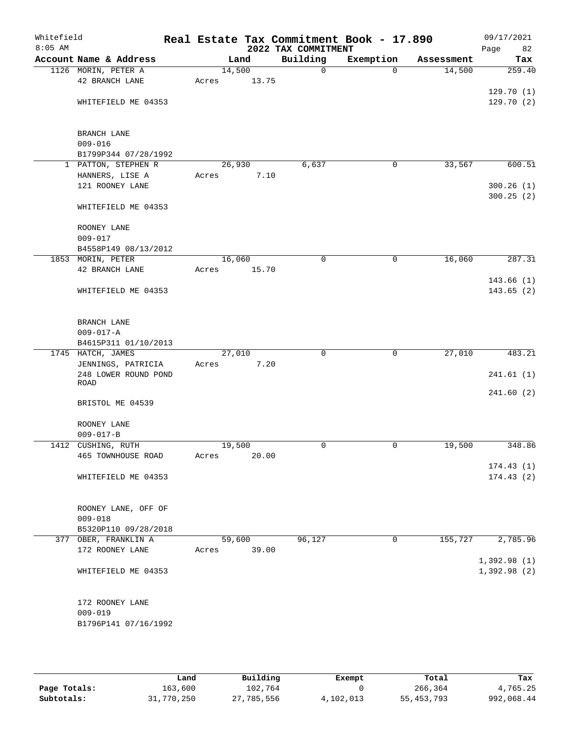# Real Estate Tax Commitment Book - 17.890

Whitefield
8:05 AM

## 2022 TAX COMMITMENT

09/17/2021
Page 82

| Account Name & Address | Land | Building | Exemption | Assessment | Tax |
|---|---|---|---|---|---|
| 1126 MORIN, PETER A<br>42 BRANCH LANE<br><br>WHITEFIELD ME 04353<br><br>BRANCH LANE<br>009-016<br>B1799P344 07/28/1992 | 14,500<br>Acres 13.75 | 0 | 0 | 14,500 | 259.40<br><br>129.70 (1)<br>129.70 (2) |
| 1 PATTON, STEPHEN R<br>HANNERS, LISE A<br>121 ROONEY LANE<br><br>WHITEFIELD ME 04353<br><br>ROONEY LANE<br>009-017<br>B4558P149 08/13/2012 | 26,930<br>Acres 7.10 | 6,637 | 0 | 33,567 | 600.51<br><br>300.26 (1)<br>300.25 (2) |
| 1853 MORIN, PETER<br>42 BRANCH LANE<br><br>WHITEFIELD ME 04353<br><br>BRANCH LANE<br>009-017-A<br>B4615P311 01/10/2013 | 16,060<br>Acres 15.70 | 0 | 0 | 16,060 | 287.31<br><br>143.66 (1)<br>143.65 (2) |
| 1745 HATCH, JAMES<br>JENNINGS, PATRICIA<br>248 LOWER ROUND POND ROAD<br><br>BRISTOL ME 04539<br><br>ROONEY LANE<br>009-017-B | 27,010<br>Acres 7.20 | 0 | 0 | 27,010 | 483.21<br><br>241.61 (1)<br>241.60 (2) |
| 1412 CUSHING, RUTH<br>465 TOWNHOUSE ROAD<br><br>WHITEFIELD ME 04353<br><br>ROONEY LANE, OFF OF<br>009-018<br>B5320P110 09/28/2018 | 19,500<br>Acres 20.00 | 0 | 0 | 19,500 | 348.86<br><br>174.43 (1)<br>174.43 (2) |
| 377 OBER, FRANKLIN A<br>172 ROONEY LANE<br><br>WHITEFIELD ME 04353<br><br>172 ROONEY LANE<br>009-019<br>B1796P141 07/16/1992 | 59,600<br>Acres 39.00 | 96,127 | 0 | 155,727 | 2,785.96<br><br>1,392.98 (1)<br>1,392.98 (2) |

| | Land | Building | Exempt | Total | Tax |
|---|---|---|---|---|---|
| Page Totals: | 163,600 | 102,764 | 0 | 266,364 | 4,765.25 |
| Subtotals: | 31,770,250 | 27,785,556 | 4,102,013 | 55,453,793 | 992,068.44 |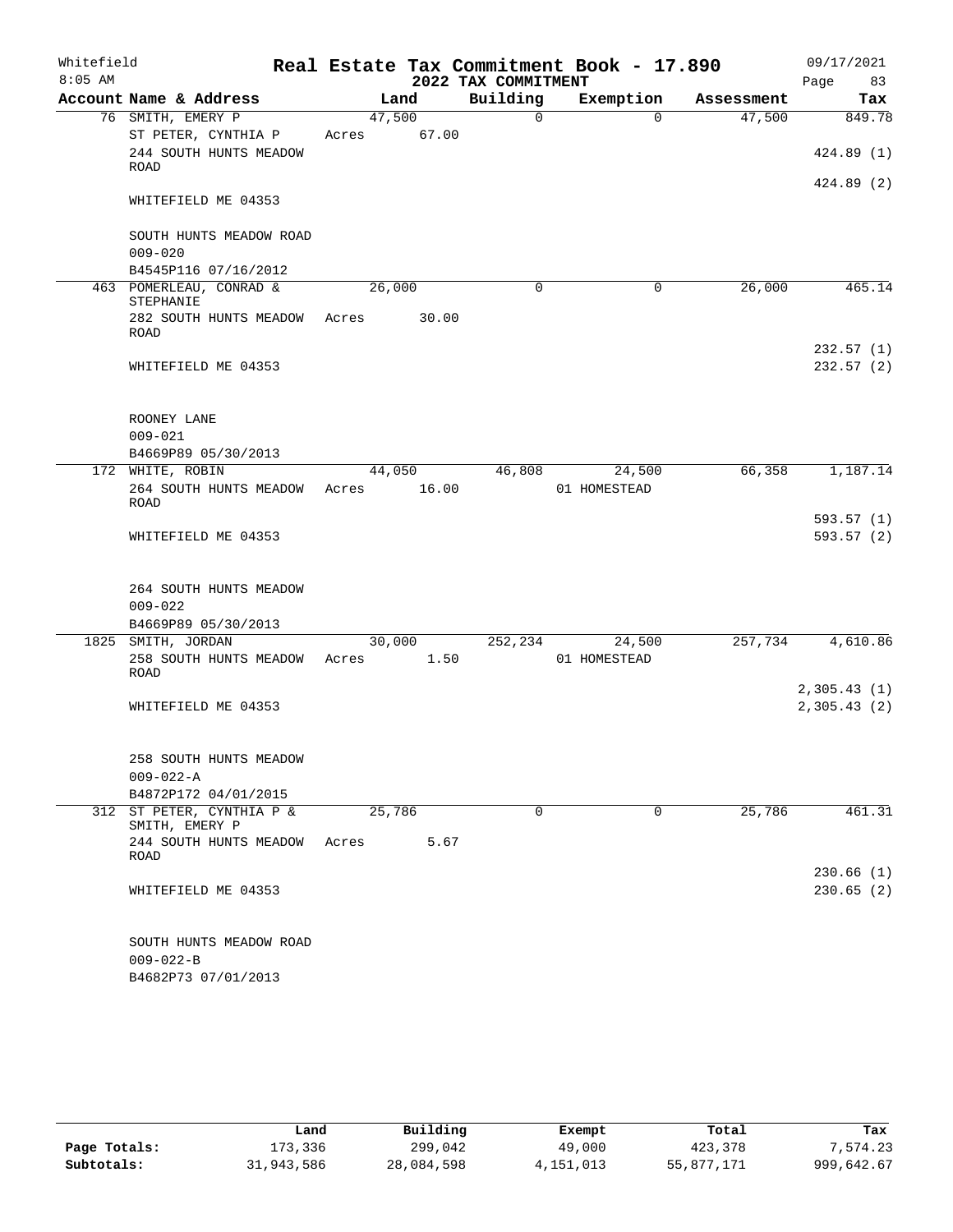Whitefield
8:05 AM

# Real Estate Tax Commitment Book - 17.890
## 2022 TAX COMMITMENT

09/17/2021

| Account | Name & Address | Land | Building | Exemption | Assessment | Tax |
|---|---|---|---|---|---|---|
| 76 | SMITH, EMERY P<br>ST PETER, CYNTHIA P<br>244 SOUTH HUNTS MEADOW ROAD<br>WHITEFIELD ME 04353<br><br>SOUTH HUNTS MEADOW ROAD<br>009-020<br>B4545P116 07/16/2012 | 47,500<br>Acres 67.00 | 0 | 0 | 47,500 | 849.78<br><br>424.89 (1)<br>424.89 (2) |
| 463 | POMERLEAU, CONRAD & STEPHANIE<br>282 SOUTH HUNTS MEADOW ROAD<br>WHITEFIELD ME 04353<br><br>ROONEY LANE<br>009-021<br>B4669P89 05/30/2013 | 26,000<br>Acres 30.00 | 0 | 0 | 26,000 | 465.14<br><br>232.57 (1)<br>232.57 (2) |
| 172 | WHITE, ROBIN<br>264 SOUTH HUNTS MEADOW ROAD<br>WHITEFIELD ME 04353<br><br>264 SOUTH HUNTS MEADOW<br>009-022<br>B4669P89 05/30/2013 | 44,050<br>Acres 16.00 | 46,808 | 24,500<br>01 HOMESTEAD | 66,358 | 1,187.14<br><br>593.57 (1)<br>593.57 (2) |
| 1825 | SMITH, JORDAN<br>258 SOUTH HUNTS MEADOW ROAD<br>WHITEFIELD ME 04353<br><br>258 SOUTH HUNTS MEADOW<br>009-022-A<br>B4872P172 04/01/2015 | 30,000<br>Acres 1.50 | 252,234 | 24,500<br>01 HOMESTEAD | 257,734 | 4,610.86<br><br>2,305.43 (1)<br>2,305.43 (2) |
| 312 | ST PETER, CYNTHIA P & SMITH, EMERY P<br>244 SOUTH HUNTS MEADOW ROAD<br>WHITEFIELD ME 04353<br><br>SOUTH HUNTS MEADOW ROAD<br>009-022-B<br>B4682P73 07/01/2013 | 25,786<br>Acres 5.67 | 0 | 0 | 25,786 | 461.31<br><br>230.66 (1)<br>230.65 (2) |

| | Land | Building | Exempt | Total | Tax |
|---|---|---|---|---|---|
| Page Totals: | 173,336 | 299,042 | 49,000 | 423,378 | 7,574.23 |
| Subtotals: | 31,943,586 | 28,084,598 | 4,151,013 | 55,877,171 | 999,642.67 |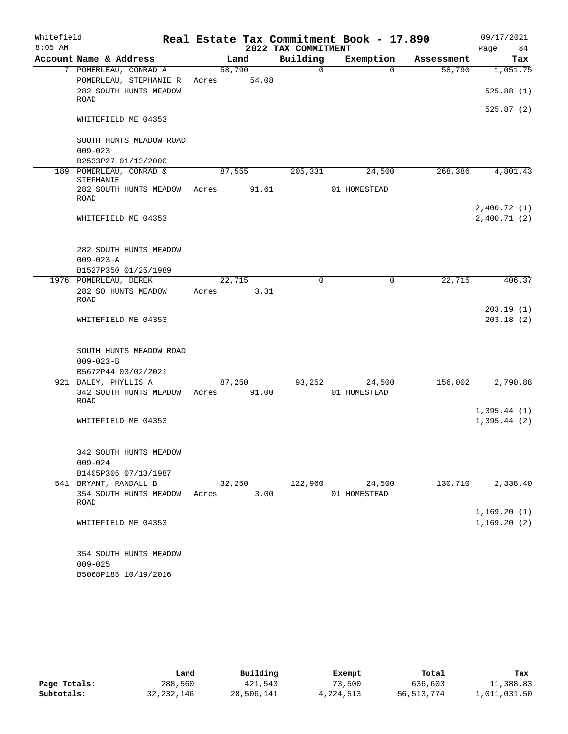# Real Estate Tax Commitment Book - 17.890

Whitefield
8:05 AM

2022 TAX COMMITMENT

09/17/2021
Page 84

| Account Name & Address | Land | Building | Exemption | Assessment | Tax |
|---|---|---|---|---|---|
| 7 POMERLEAU, CONRAD A | 58,790 | 0 | 0 | 58,790 | 1,051.75 |
| POMERLEAU, STEPHANIE R | Acres 54.08 | | | | |
| 282 SOUTH HUNTS MEADOW ROAD | | | | | 525.88 (1) |
| | | | | | 525.87 (2) |
| WHITEFIELD ME 04353 | | | | | |
| SOUTH HUNTS MEADOW ROAD | | | | | |
| 009-023 | | | | | |
| B2533P27 01/13/2000 | | | | | |
| 189 POMERLEAU, CONRAD & STEPHANIE | 87,555 | 205,331 | 24,500 | 268,386 | 4,801.43 |
| 282 SOUTH HUNTS MEADOW ROAD | Acres 91.61 | | 01 HOMESTEAD | | |
| | | | | | 2,400.72 (1) |
| WHITEFIELD ME 04353 | | | | | 2,400.71 (2) |
| 282 SOUTH HUNTS MEADOW | | | | | |
| 009-023-A | | | | | |
| B1527P350 01/25/1989 | | | | | |
| 1976 POMERLEAU, DEREK | 22,715 | 0 | 0 | 22,715 | 406.37 |
| 282 SO HUNTS MEADOW ROAD | Acres 3.31 | | | | |
| | | | | | 203.19 (1) |
| WHITEFIELD ME 04353 | | | | | 203.18 (2) |
| SOUTH HUNTS MEADOW ROAD | | | | | |
| 009-023-B | | | | | |
| B5672P44 03/02/2021 | | | | | |
| 921 DALEY, PHYLLIS A | 87,250 | 93,252 | 24,500 | 156,002 | 2,790.88 |
| 342 SOUTH HUNTS MEADOW ROAD | Acres 91.00 | | 01 HOMESTEAD | | |
| | | | | | 1,395.44 (1) |
| WHITEFIELD ME 04353 | | | | | 1,395.44 (2) |
| 342 SOUTH HUNTS MEADOW | | | | | |
| 009-024 | | | | | |
| B1405P305 07/13/1987 | | | | | |
| 541 BRYANT, RANDALL B | 32,250 | 122,960 | 24,500 | 130,710 | 2,338.40 |
| 354 SOUTH HUNTS MEADOW ROAD | Acres 3.00 | | 01 HOMESTEAD | | |
| | | | | | 1,169.20 (1) |
| WHITEFIELD ME 04353 | | | | | 1,169.20 (2) |
| 354 SOUTH HUNTS MEADOW | | | | | |
| 009-025 | | | | | |
| B5068P185 10/19/2016 | | | | | |

| | Land | Building | Exempt | Total | Tax |
|---|---|---|---|---|---|
| Page Totals: | 288,560 | 421,543 | 73,500 | 636,603 | 11,388.83 |
| Subtotals: | 32,232,146 | 28,506,141 | 4,224,513 | 56,513,774 | 1,011,031.50 |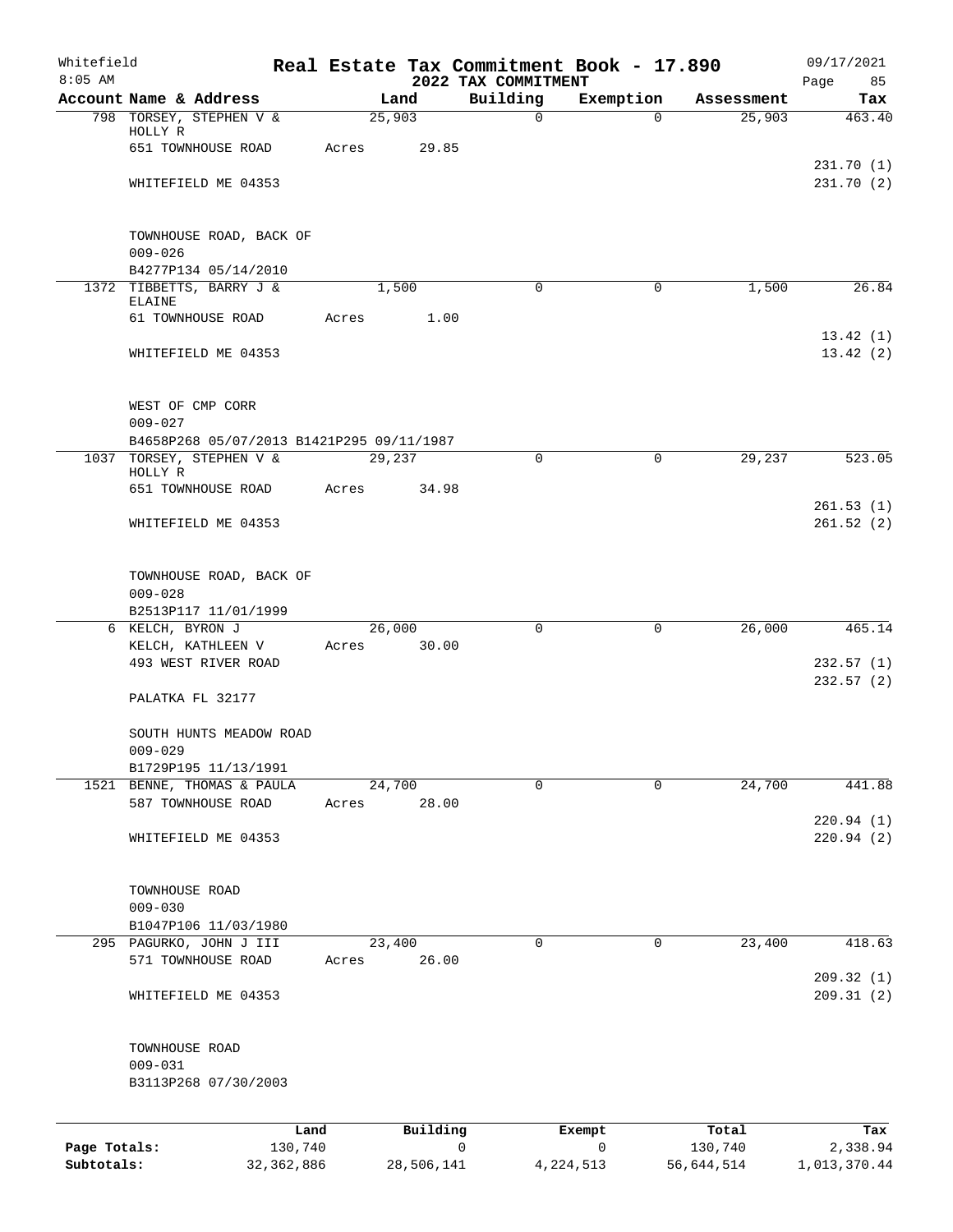Whitefield
8:05 AM

# Real Estate Tax Commitment Book - 17.890

## 2022 TAX COMMITMENT

09/17/2021
Page 85

| Account Name & Address | Land | Building | Exemption | Assessment | Tax |
|---|---|---|---|---|---|
| 798 TORSEY, STEPHEN V & HOLLY R | 25,903 | 0 | 0 | 25,903 | 463.40 |
| 651 TOWNHOUSE ROAD | Acres 29.85 | | | | |
| | | | | | 231.70 (1) |
| WHITEFIELD ME 04353 | | | | | 231.70 (2) |
| TOWNHOUSE ROAD, BACK OF | | | | | |
| 009-026 | | | | | |
| B4277P134 05/14/2010 | | | | | |
| 1372 TIBBETTS, BARRY J & ELAINE | 1,500 | 0 | 0 | 1,500 | 26.84 |
| 61 TOWNHOUSE ROAD | Acres 1.00 | | | | |
| | | | | | 13.42 (1) |
| WHITEFIELD ME 04353 | | | | | 13.42 (2) |
| WEST OF CMP CORR | | | | | |
| 009-027 | | | | | |
| B4658P268 05/07/2013 B1421P295 09/11/1987 | | | | | |
| 1037 TORSEY, STEPHEN V & HOLLY R | 29,237 | 0 | 0 | 29,237 | 523.05 |
| 651 TOWNHOUSE ROAD | Acres 34.98 | | | | |
| | | | | | 261.53 (1) |
| WHITEFIELD ME 04353 | | | | | 261.52 (2) |
| TOWNHOUSE ROAD, BACK OF | | | | | |
| 009-028 | | | | | |
| B2513P117 11/01/1999 | | | | | |
| 6 KELCH, BYRON J | 26,000 | 0 | 0 | 26,000 | 465.14 |
| KELCH, KATHLEEN V | Acres 30.00 | | | | |
| 493 WEST RIVER ROAD | | | | | 232.57 (1) |
| | | | | | 232.57 (2) |
| PALATKA FL 32177 | | | | | |
| SOUTH HUNTS MEADOW ROAD | | | | | |
| 009-029 | | | | | |
| B1729P195 11/13/1991 | | | | | |
| 1521 BENNE, THOMAS & PAULA | 24,700 | 0 | 0 | 24,700 | 441.88 |
| 587 TOWNHOUSE ROAD | Acres 28.00 | | | | |
| | | | | | 220.94 (1) |
| WHITEFIELD ME 04353 | | | | | 220.94 (2) |
| TOWNHOUSE ROAD | | | | | |
| 009-030 | | | | | |
| B1047P106 11/03/1980 | | | | | |
| 295 PAGURKO, JOHN J III | 23,400 | 0 | 0 | 23,400 | 418.63 |
| 571 TOWNHOUSE ROAD | Acres 26.00 | | | | |
| | | | | | 209.32 (1) |
| WHITEFIELD ME 04353 | | | | | 209.31 (2) |
| TOWNHOUSE ROAD | | | | | |
| 009-031 | | | | | |
| B3113P268 07/30/2003 | | | | | |

| | Land | Building | Exempt | Total | Tax |
|---|---|---|---|---|---|
| Page Totals: | 130,740 | 0 | 0 | 130,740 | 2,338.94 |
| Subtotals: | 32,362,886 | 28,506,141 | 4,224,513 | 56,644,514 | 1,013,370.44 |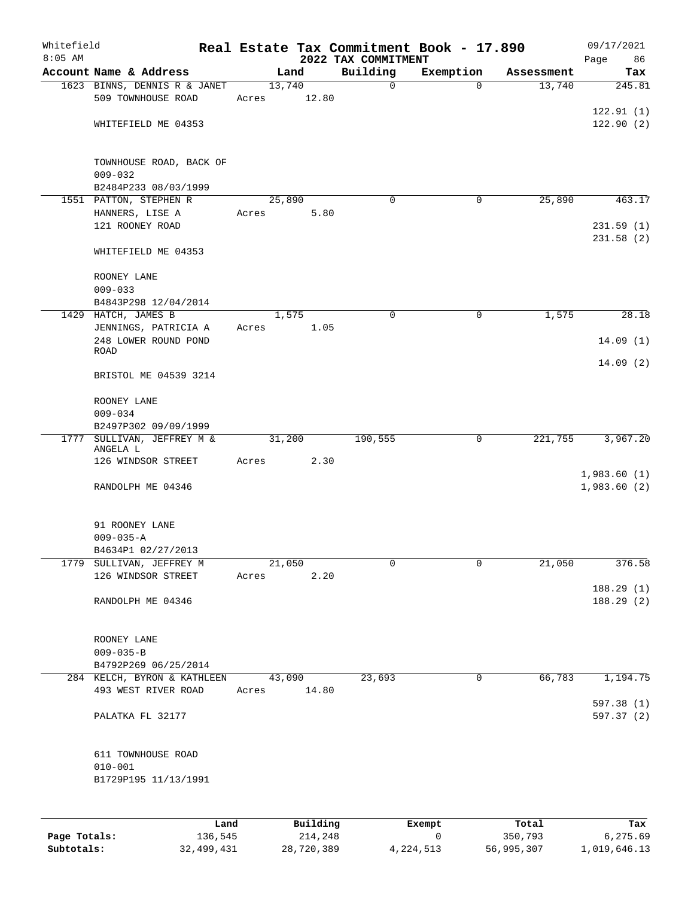Whitefield
8:05 AM

# Real Estate Tax Commitment Book - 17.890

## 2022 TAX COMMITMENT

09/17/2021
Page 86

| Account Name & Address | Land | Building | Exemption | Assessment | Tax |
|---|---|---|---|---|---|
| 1623 BINNS, DENNIS R & JANET | 13,740 | 0 | 0 | 13,740 | 245.81 |
| 509 TOWNHOUSE ROAD | Acres 12.80 | | | | |
| | | | | | 122.91 (1) |
| WHITEFIELD ME 04353 | | | | | 122.90 (2) |
| TOWNHOUSE ROAD, BACK OF | | | | | |
| 009-032 | | | | | |
| B2484P233 08/03/1999 | | | | | |
| 1551 PATTON, STEPHEN R | 25,890 | 0 | 0 | 25,890 | 463.17 |
| HANNERS, LISE A | Acres 5.80 | | | | |
| 121 ROONEY ROAD | | | | | 231.59 (1) |
| | | | | | 231.58 (2) |
| WHITEFIELD ME 04353 | | | | | |
| ROONEY LANE | | | | | |
| 009-033 | | | | | |
| B4843P298 12/04/2014 | | | | | |
| 1429 HATCH, JAMES B | 1,575 | 0 | 0 | 1,575 | 28.18 |
| JENNINGS, PATRICIA A | Acres 1.05 | | | | |
| 248 LOWER ROUND POND ROAD | | | | | 14.09 (1) |
| | | | | | 14.09 (2) |
| BRISTOL ME 04539 3214 | | | | | |
| ROONEY LANE | | | | | |
| 009-034 | | | | | |
| B2497P302 09/09/1999 | | | | | |
| 1777 SULLIVAN, JEFFREY M & ANGELA L | 31,200 | 190,555 | 0 | 221,755 | 3,967.20 |
| 126 WINDSOR STREET | Acres 2.30 | | | | |
| | | | | | 1,983.60 (1) |
| RANDOLPH ME 04346 | | | | | 1,983.60 (2) |
| 91 ROONEY LANE | | | | | |
| 009-035-A | | | | | |
| B4634P1 02/27/2013 | | | | | |
| 1779 SULLIVAN, JEFFREY M | 21,050 | 0 | 0 | 21,050 | 376.58 |
| 126 WINDSOR STREET | Acres 2.20 | | | | |
| | | | | | 188.29 (1) |
| RANDOLPH ME 04346 | | | | | 188.29 (2) |
| ROONEY LANE | | | | | |
| 009-035-B | | | | | |
| B4792P269 06/25/2014 | | | | | |
| 284 KELCH, BYRON & KATHLEEN | 43,090 | 23,693 | 0 | 66,783 | 1,194.75 |
| 493 WEST RIVER ROAD | Acres 14.80 | | | | |
| | | | | | 597.38 (1) |
| PALATKA FL 32177 | | | | | 597.37 (2) |
| 611 TOWNHOUSE ROAD | | | | | |
| 010-001 | | | | | |
| B1729P195 11/13/1991 | | | | | |

| | Land | Building | Exempt | Total | Tax |
|---|---|---|---|---|---|
| Page Totals: | 136,545 | 214,248 | 0 | 350,793 | 6,275.69 |
| Subtotals: | 32,499,431 | 28,720,389 | 4,224,513 | 56,995,307 | 1,019,646.13 |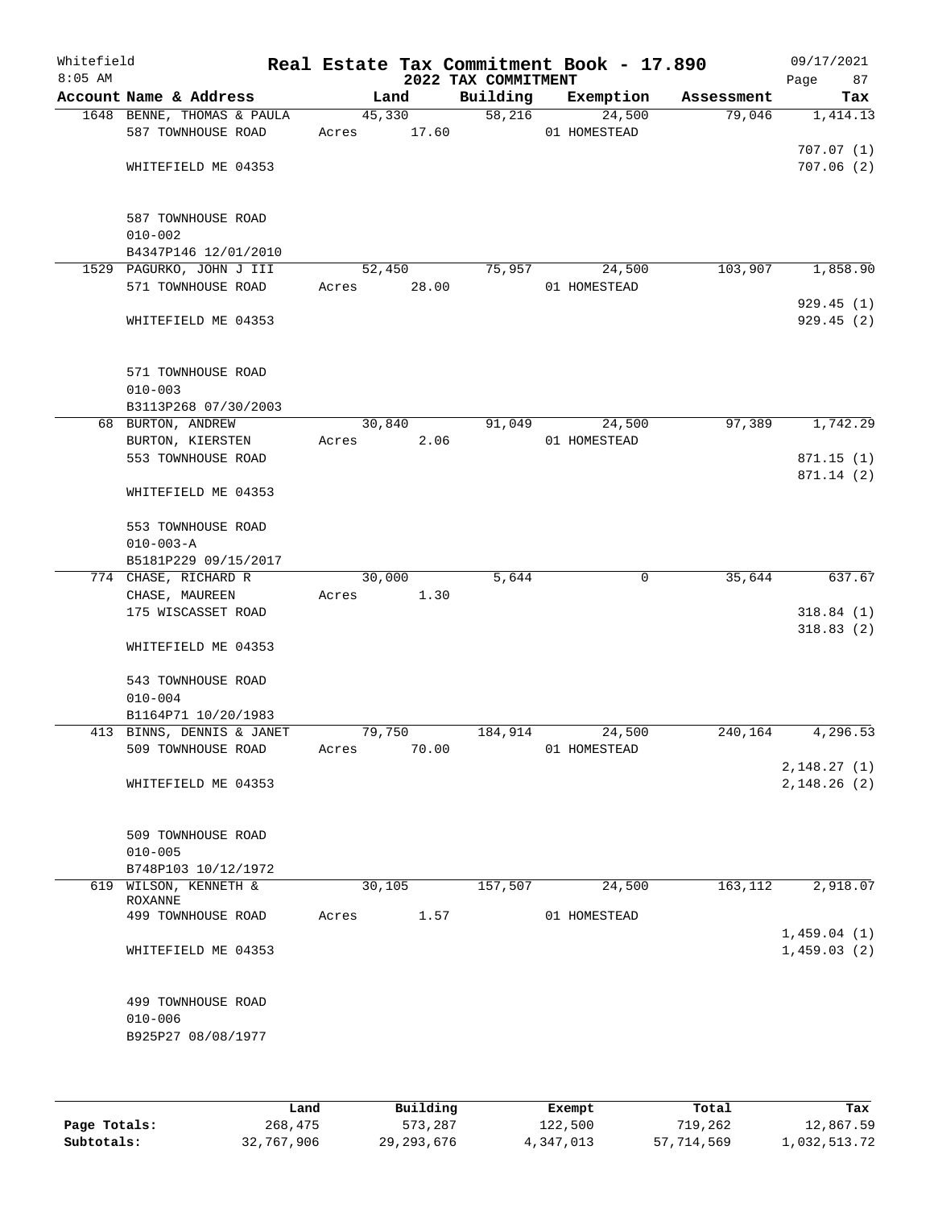Whitefield 8:05 AM

# Real Estate Tax Commitment Book - 17.890

## 2022 TAX COMMITMENT

09/17/2021

| Account Name & Address | Land | Building | Exemption | Assessment | Tax |
|---|---|---|---|---|---|
| 1648 BENNE, THOMAS & PAULA | 45,330 | 58,216 | 24,500 | 79,046 | 1,414.13 |
| 587 TOWNHOUSE ROAD | Acres 17.60 | | 01 HOMESTEAD | | |
| | | | | | 707.07 (1) |
| WHITEFIELD ME 04353 | | | | | 707.06 (2) |
| 587 TOWNHOUSE ROAD | | | | | |
| 010-002 | | | | | |
| B4347P146 12/01/2010 | | | | | |
| 1529 PAGURKO, JOHN J III | 52,450 | 75,957 | 24,500 | 103,907 | 1,858.90 |
| 571 TOWNHOUSE ROAD | Acres 28.00 | | 01 HOMESTEAD | | |
| | | | | | 929.45 (1) |
| WHITEFIELD ME 04353 | | | | | 929.45 (2) |
| 571 TOWNHOUSE ROAD | | | | | |
| 010-003 | | | | | |
| B3113P268 07/30/2003 | | | | | |
| 68 BURTON, ANDREW | 30,840 | 91,049 | 24,500 | 97,389 | 1,742.29 |
| BURTON, KIERSTEN | Acres 2.06 | | 01 HOMESTEAD | | |
| 553 TOWNHOUSE ROAD | | | | | 871.15 (1) |
| | | | | | 871.14 (2) |
| WHITEFIELD ME 04353 | | | | | |
| 553 TOWNHOUSE ROAD | | | | | |
| 010-003-A | | | | | |
| B5181P229 09/15/2017 | | | | | |
| 774 CHASE, RICHARD R | 30,000 | 5,644 | 0 | 35,644 | 637.67 |
| CHASE, MAUREEN | Acres 1.30 | | | | |
| 175 WISCASSET ROAD | | | | | 318.84 (1) |
| | | | | | 318.83 (2) |
| WHITEFIELD ME 04353 | | | | | |
| 543 TOWNHOUSE ROAD | | | | | |
| 010-004 | | | | | |
| B1164P71 10/20/1983 | | | | | |
| 413 BINNS, DENNIS & JANET | 79,750 | 184,914 | 24,500 | 240,164 | 4,296.53 |
| 509 TOWNHOUSE ROAD | Acres 70.00 | | 01 HOMESTEAD | | |
| | | | | | 2,148.27 (1) |
| WHITEFIELD ME 04353 | | | | | 2,148.26 (2) |
| 509 TOWNHOUSE ROAD | | | | | |
| 010-005 | | | | | |
| B748P103 10/12/1972 | | | | | |
| 619 WILSON, KENNETH & ROXANNE | 30,105 | 157,507 | 24,500 | 163,112 | 2,918.07 |
| 499 TOWNHOUSE ROAD | Acres 1.57 | | 01 HOMESTEAD | | |
| | | | | | 1,459.04 (1) |
| WHITEFIELD ME 04353 | | | | | 1,459.03 (2) |
| 499 TOWNHOUSE ROAD | | | | | |
| 010-006 | | | | | |
| B925P27 08/08/1977 | | | | | |

| | Land | Building | Exempt | Total | Tax |
|---|---|---|---|---|---|
| Page Totals: | 268,475 | 573,287 | 122,500 | 719,262 | 12,867.59 |
| Subtotals: | 32,767,906 | 29,293,676 | 4,347,013 | 57,714,569 | 1,032,513.72 |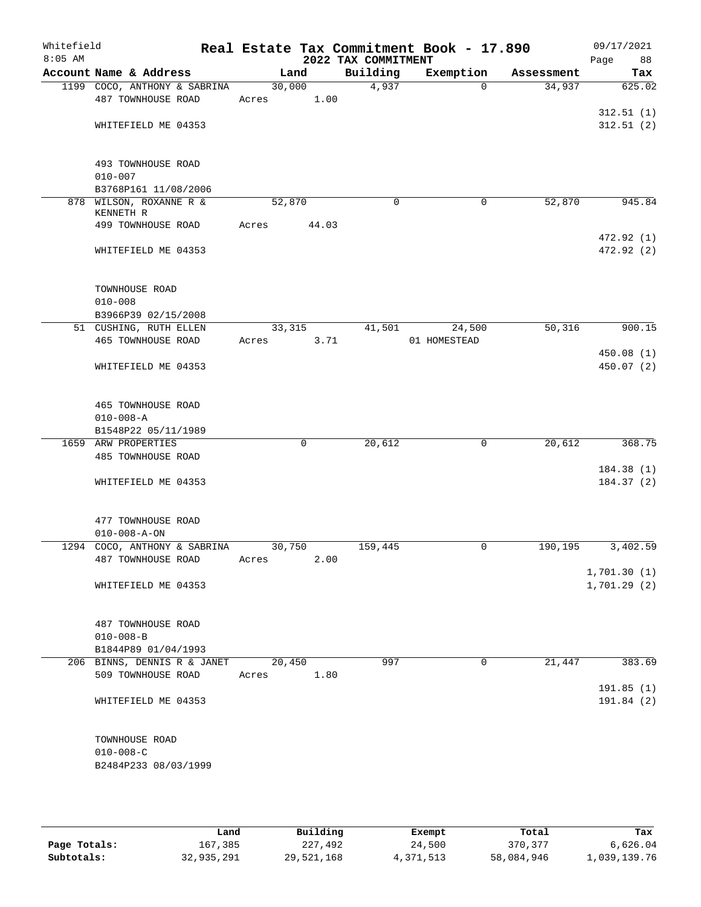# Real Estate Tax Commitment Book - 17.890

Whitefield
8:05 AM

## 2022 TAX COMMITMENT

09/17/2021

| Account | Name & Address | Land | Building | Exemption | Assessment | Tax |
|---|---|---|---|---|---|---|
| 1199 | COCO, ANTHONY & SABRINA<br>487 TOWNHOUSE ROAD<br><br>WHITEFIELD ME 04353<br><br>493 TOWNHOUSE ROAD<br>010-007<br>B3768P161 11/08/2006 | 30,000<br>Acres 1.00 | 4,937 | 0 | 34,937 | 625.02<br><br>312.51 (1)<br>312.51 (2) |
| 878 | WILSON, ROXANNE R &<br>KENNETH R<br>499 TOWNHOUSE ROAD<br><br>WHITEFIELD ME 04353<br><br>TOWNHOUSE ROAD<br>010-008<br>B3966P39 02/15/2008 | 52,870<br>Acres 44.03 | 0 | 0 | 52,870 | 945.84<br><br>472.92 (1)<br>472.92 (2) |
| 51 | CUSHING, RUTH ELLEN<br>465 TOWNHOUSE ROAD<br><br>WHITEFIELD ME 04353<br><br>465 TOWNHOUSE ROAD<br>010-008-A<br>B1548P22 05/11/1989 | 33,315<br>Acres 3.71 | 41,501 | 24,500<br>01 HOMESTEAD | 50,316 | 900.15<br><br>450.08 (1)<br>450.07 (2) |
| 1659 | ARW PROPERTIES<br>485 TOWNHOUSE ROAD<br><br>WHITEFIELD ME 04353<br><br>477 TOWNHOUSE ROAD<br>010-008-A-ON | 0 | 20,612 | 0 | 20,612 | 368.75<br><br>184.38 (1)<br>184.37 (2) |
| 1294 | COCO, ANTHONY & SABRINA<br>487 TOWNHOUSE ROAD<br><br>WHITEFIELD ME 04353<br><br>487 TOWNHOUSE ROAD<br>010-008-B<br>B1844P89 01/04/1993 | 30,750<br>Acres 2.00 | 159,445 | 0 | 190,195 | 3,402.59<br><br>1,701.30 (1)<br>1,701.29 (2) |
| 206 | BINNS, DENNIS R & JANET<br>509 TOWNHOUSE ROAD<br><br>WHITEFIELD ME 04353<br><br>TOWNHOUSE ROAD<br>010-008-C<br>B2484P233 08/03/1999 | 20,450<br>Acres 1.80 | 997 | 0 | 21,447 | 383.69<br><br>191.85 (1)<br>191.84 (2) |

| | Land | Building | Exempt | Total | Tax |
|---|---|---|---|---|---|
| **Page Totals:** | 167,385 | 227,492 | 24,500 | 370,377 | 6,626.04 |
| **Subtotals:** | 32,935,291 | 29,521,168 | 4,371,513 | 58,084,946 | 1,039,139.76 |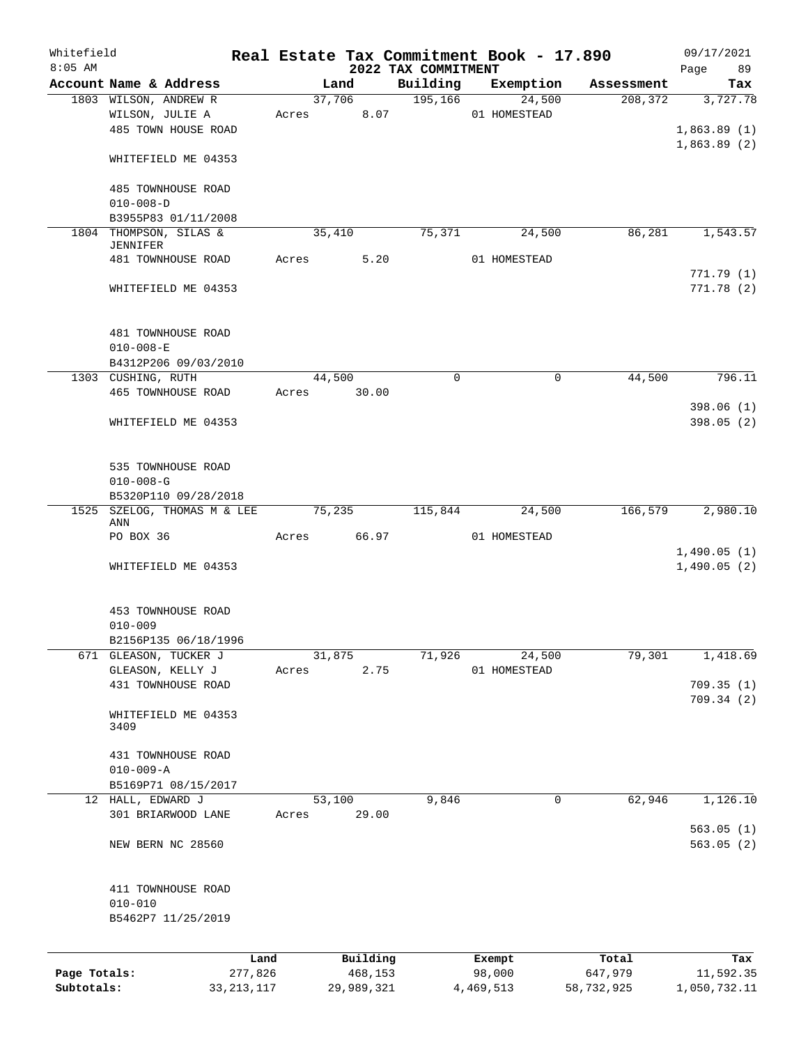Whitefield 8:05 AM

# Real Estate Tax Commitment Book - 17.890

## 2022 TAX COMMITMENT

09/17/2021

| Account | Name & Address | Land | Building | Exemption | Assessment | Tax |
|---|---|---|---|---|---|---|
| 1803 | WILSON, ANDREW R<br>WILSON, JULIE A<br>485 TOWN HOUSE ROAD<br><br>WHITEFIELD ME 04353<br><br>485 TOWNHOUSE ROAD<br>010-008-D<br>B3955P83 01/11/2008 | 37,706<br>Acres 8.07 | 195,166 | 24,500<br>01 HOMESTEAD | 208,372 | 3,727.78<br><br>1,863.89 (1)<br>1,863.89 (2) |
| 1804 | THOMPSON, SILAS & JENNIFER<br>481 TOWNHOUSE ROAD<br><br>WHITEFIELD ME 04353<br><br>481 TOWNHOUSE ROAD<br>010-008-E<br>B4312P206 09/03/2010 | 35,410<br>Acres 5.20 | 75,371 | 24,500<br>01 HOMESTEAD | 86,281 | 1,543.57<br><br>771.79 (1)<br>771.78 (2) |
| 1303 | CUSHING, RUTH<br>465 TOWNHOUSE ROAD<br><br>WHITEFIELD ME 04353<br><br>535 TOWNHOUSE ROAD<br>010-008-G<br>B5320P110 09/28/2018 | 44,500<br>Acres 30.00 | 0 | 0 | 44,500 | 796.11<br><br>398.06 (1)<br>398.05 (2) |
| 1525 | SZELOG, THOMAS M & LEE ANN<br>PO BOX 36<br><br>WHITEFIELD ME 04353<br><br>453 TOWNHOUSE ROAD<br>010-009<br>B2156P135 06/18/1996 | 75,235<br>Acres 66.97 | 115,844 | 24,500<br>01 HOMESTEAD | 166,579 | 2,980.10<br><br>1,490.05 (1)<br>1,490.05 (2) |
| 671 | GLEASON, TUCKER J<br>GLEASON, KELLY J<br>431 TOWNHOUSE ROAD<br><br>WHITEFIELD ME 04353 3409<br><br>431 TOWNHOUSE ROAD<br>010-009-A<br>B5169P71 08/15/2017 | 31,875<br>Acres 2.75 | 71,926 | 24,500<br>01 HOMESTEAD | 79,301 | 1,418.69<br><br>709.35 (1)<br>709.34 (2) |
| 12 | HALL, EDWARD J<br>301 BRIARWOOD LANE<br><br>NEW BERN NC 28560<br><br>411 TOWNHOUSE ROAD<br>010-010<br>B5462P7 11/25/2019 | 53,100<br>Acres 29.00 | 9,846 | 0 | 62,946 | 1,126.10<br><br>563.05 (1)<br>563.05 (2) |

| | Land | Building | Exempt | Total | Tax |
|---|---|---|---|---|---|
| Page Totals: | 277,826 | 468,153 | 98,000 | 647,979 | 11,592.35 |
| Subtotals: | 33,213,117 | 29,989,321 | 4,469,513 | 58,732,925 | 1,050,732.11 |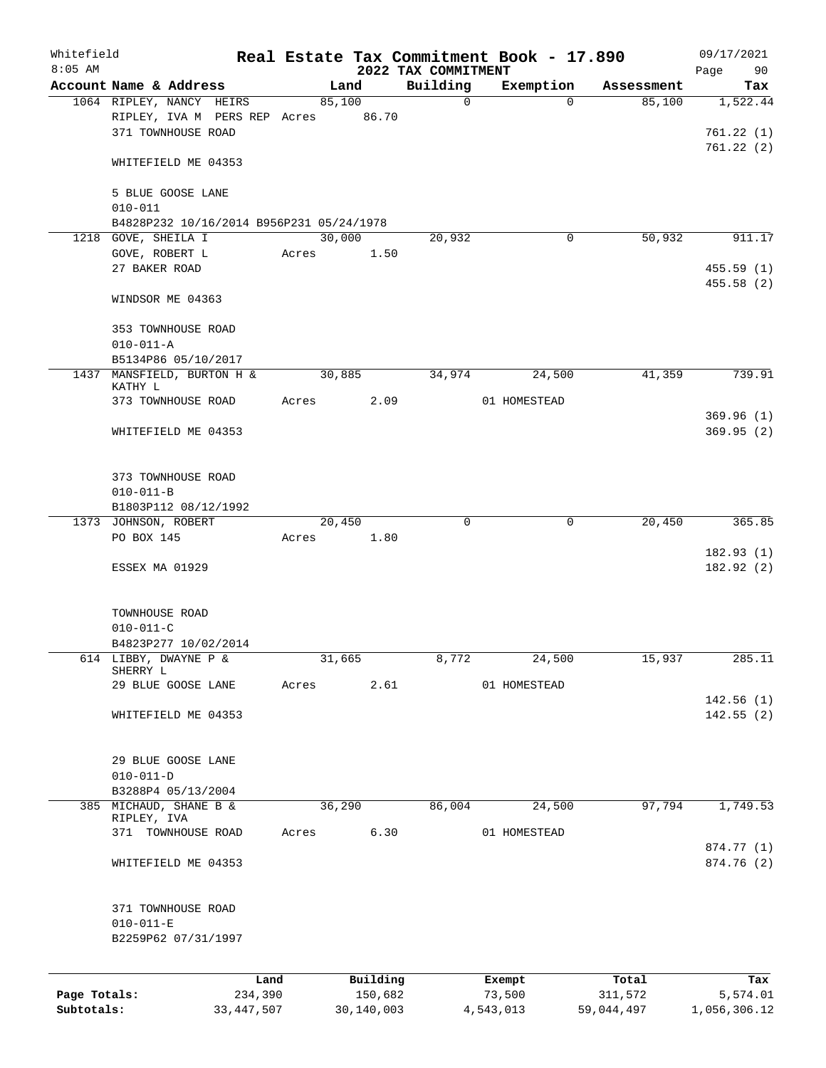Whitefield
8:05 AM

# Real Estate Tax Commitment Book - 17.890
## 2022 TAX COMMITMENT

09/17/2021

| Account Name & Address | Land | Building | Exemption | Assessment | Tax |
|---|---|---|---|---|---|
| 1064 RIPLEY, NANCY HEIRS | 85,100 | 0 | 0 | 85,100 | 1,522.44 |
| RIPLEY, IVA M PERS REP | Acres 86.70 | | | | |
| 371 TOWNHOUSE ROAD | | | | | 761.22 (1) |
| | | | | | 761.22 (2) |
| WHITEFIELD ME 04353 | | | | | |
| 5 BLUE GOOSE LANE | | | | | |
| 010-011 | | | | | |
| B4828P232 10/16/2014 B956P231 05/24/1978 | | | | | |
| 1218 GOVE, SHEILA I | 30,000 | 20,932 | 0 | 50,932 | 911.17 |
| GOVE, ROBERT L | Acres 1.50 | | | | |
| 27 BAKER ROAD | | | | | 455.59 (1) |
| | | | | | 455.58 (2) |
| WINDSOR ME 04363 | | | | | |
| 353 TOWNHOUSE ROAD | | | | | |
| 010-011-A | | | | | |
| B5134P86 05/10/2017 | | | | | |
| 1437 MANSFIELD, BURTON H & KATHY L | 30,885 | 34,974 | 24,500 | 41,359 | 739.91 |
| 373 TOWNHOUSE ROAD | Acres 2.09 | | 01 HOMESTEAD | | |
| | | | | | 369.96 (1) |
| WHITEFIELD ME 04353 | | | | | 369.95 (2) |
| 373 TOWNHOUSE ROAD | | | | | |
| 010-011-B | | | | | |
| B1803P112 08/12/1992 | | | | | |
| 1373 JOHNSON, ROBERT | 20,450 | 0 | 0 | 20,450 | 365.85 |
| PO BOX 145 | Acres 1.80 | | | | |
| | | | | | 182.93 (1) |
| ESSEX MA 01929 | | | | | 182.92 (2) |
| TOWNHOUSE ROAD | | | | | |
| 010-011-C | | | | | |
| B4823P277 10/02/2014 | | | | | |
| 614 LIBBY, DWAYNE P & SHERRY L | 31,665 | 8,772 | 24,500 | 15,937 | 285.11 |
| 29 BLUE GOOSE LANE | Acres 2.61 | | 01 HOMESTEAD | | |
| | | | | | 142.56 (1) |
| WHITEFIELD ME 04353 | | | | | 142.55 (2) |
| 29 BLUE GOOSE LANE | | | | | |
| 010-011-D | | | | | |
| B3288P4 05/13/2004 | | | | | |
| 385 MICHAUD, SHANE B & RIPLEY, IVA | 36,290 | 86,004 | 24,500 | 97,794 | 1,749.53 |
| 371 TOWNHOUSE ROAD | Acres 6.30 | | 01 HOMESTEAD | | |
| | | | | | 874.77 (1) |
| WHITEFIELD ME 04353 | | | | | 874.76 (2) |
| 371 TOWNHOUSE ROAD | | | | | |
| 010-011-E | | | | | |
| B2259P62 07/31/1997 | | | | | |

| | Land | Building | Exempt | Total | Tax |
|---|---|---|---|---|---|
| Page Totals: | 234,390 | 150,682 | 73,500 | 311,572 | 5,574.01 |
| Subtotals: | 33,447,507 | 30,140,003 | 4,543,013 | 59,044,497 | 1,056,306.12 |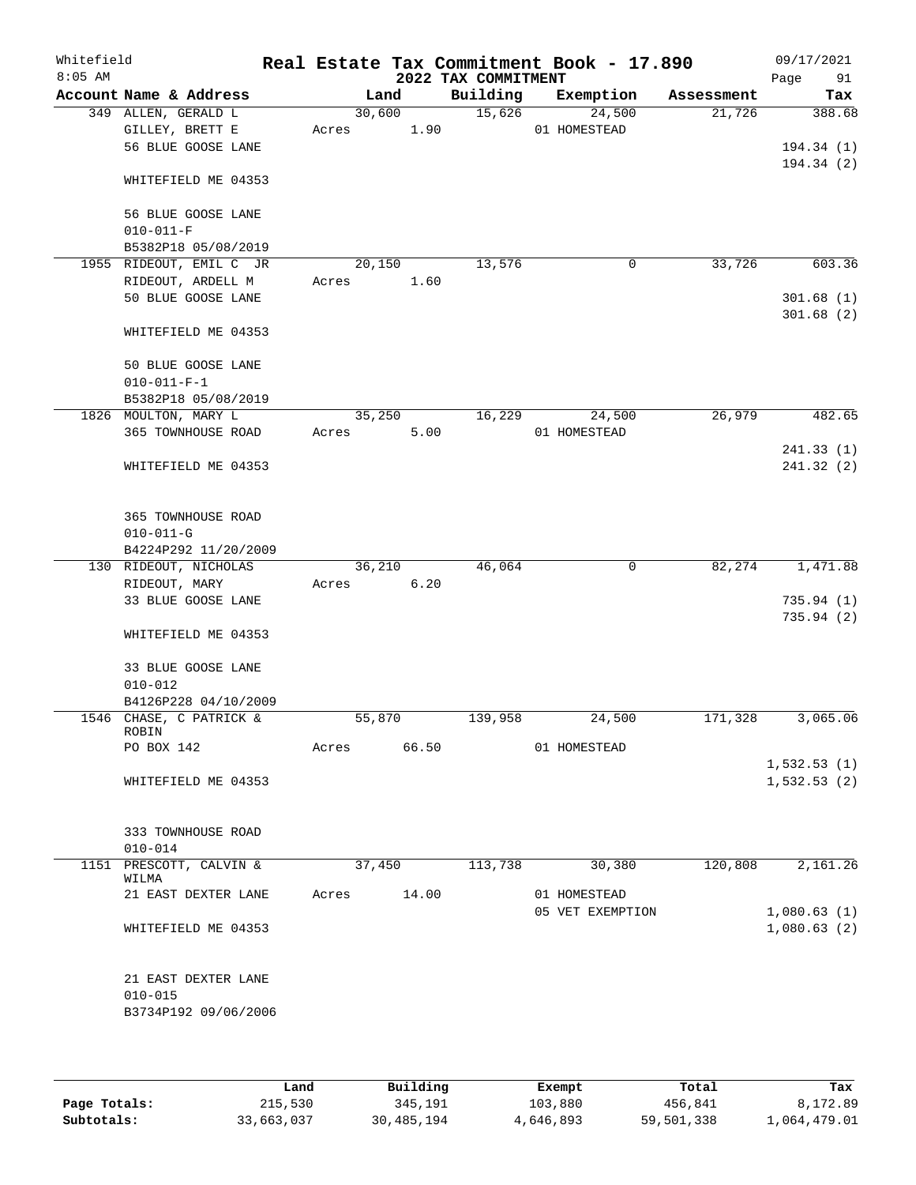Whitefield 8:05 AM

# Real Estate Tax Commitment Book - 17.890

## 2022 TAX COMMITMENT

09/17/2021

| Account | Name & Address | Land | Building | Exemption | Assessment | Tax |
|---|---|---|---|---|---|---|
| 349 | ALLEN, GERALD L<br>GILLEY, BRETT E<br>56 BLUE GOOSE LANE<br><br>WHITEFIELD ME 04353<br><br>56 BLUE GOOSE LANE<br>010-011-F<br>B5382P18 05/08/2019 | 30,600<br>Acres 1.90 | 15,626 | 24,500<br>01 HOMESTEAD | 21,726 | 388.68<br><br>194.34 (1)<br>194.34 (2) |
| 1955 | RIDEOUT, EMIL C JR<br>RIDEOUT, ARDELL M<br>50 BLUE GOOSE LANE<br><br>WHITEFIELD ME 04353<br><br>50 BLUE GOOSE LANE<br>010-011-F-1<br>B5382P18 05/08/2019 | 20,150<br>Acres 1.60 | 13,576 | 0 | 33,726 | 603.36<br><br>301.68 (1)<br>301.68 (2) |
| 1826 | MOULTON, MARY L<br>365 TOWNHOUSE ROAD<br><br>WHITEFIELD ME 04353<br><br>365 TOWNHOUSE ROAD<br>010-011-G<br>B4224P292 11/20/2009 | 35,250<br>Acres 5.00 | 16,229 | 24,500<br>01 HOMESTEAD | 26,979 | 482.65<br><br>241.33 (1)<br>241.32 (2) |
| 130 | RIDEOUT, NICHOLAS<br>RIDEOUT, MARY<br>33 BLUE GOOSE LANE<br><br>WHITEFIELD ME 04353<br><br>33 BLUE GOOSE LANE<br>010-012<br>B4126P228 04/10/2009 | 36,210<br>Acres 6.20 | 46,064 | 0 | 82,274 | 1,471.88<br><br>735.94 (1)<br>735.94 (2) |
| 1546 | CHASE, C PATRICK & ROBIN<br>PO BOX 142<br><br>WHITEFIELD ME 04353<br><br>333 TOWNHOUSE ROAD<br>010-014 | 55,870<br>Acres 66.50 | 139,958 | 24,500<br>01 HOMESTEAD | 171,328 | 3,065.06<br><br>1,532.53 (1)<br>1,532.53 (2) |
| 1151 | PRESCOTT, CALVIN & WILMA<br>21 EAST DEXTER LANE<br><br>WHITEFIELD ME 04353<br><br>21 EAST DEXTER LANE<br>010-015<br>B3734P192 09/06/2006 | 37,450<br>Acres 14.00 | 113,738 | 30,380<br>01 HOMESTEAD<br>05 VET EXEMPTION | 120,808 | 2,161.26<br><br>1,080.63 (1)<br>1,080.63 (2) |

| | Land | Building | Exempt | Total | Tax |
|---|---|---|---|---|---|
| Page Totals: | 215,530 | 345,191 | 103,880 | 456,841 | 8,172.89 |
| Subtotals: | 33,663,037 | 30,485,194 | 4,646,893 | 59,501,338 | 1,064,479.01 |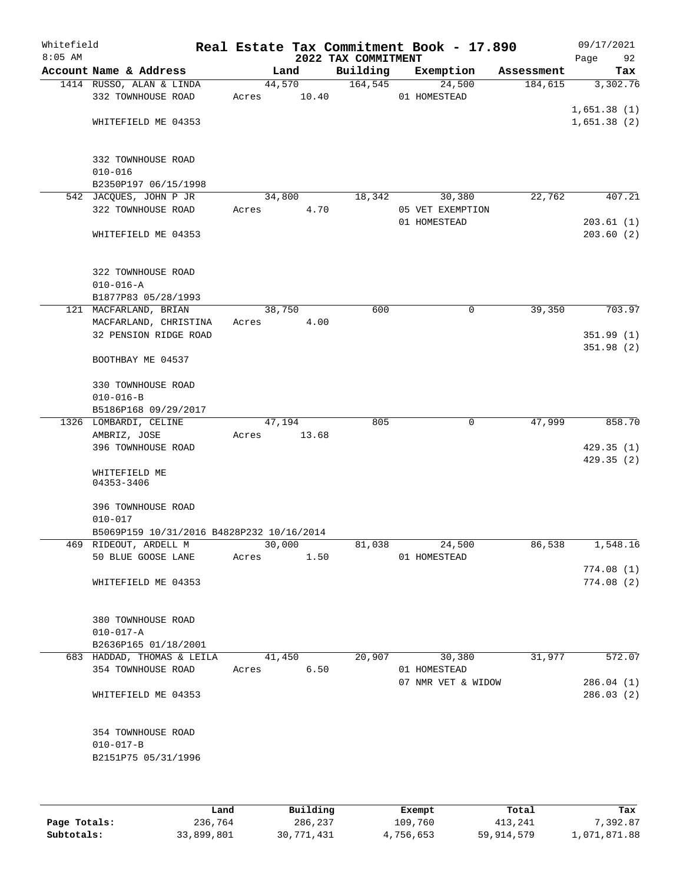# Real Estate Tax Commitment Book - 17.890

Whitefield
8:05 AM

2022 TAX COMMITMENT

09/17/2021

| Account Name & Address | Land | Building | Exemption | Assessment | Tax |
|---|---|---|---|---|---|
| 1414 RUSSO, ALAN & LINDA<br>332 TOWNHOUSE ROAD<br><br>WHITEFIELD ME 04353<br><br>332 TOWNHOUSE ROAD<br>010-016<br>B2350P197 06/15/1998 | 44,570<br>Acres 10.40 | 164,545 | 24,500<br>01 HOMESTEAD | 184,615 | 3,302.76<br><br>1,651.38 (1)<br>1,651.38 (2) |
| 542 JACQUES, JOHN P JR<br>322 TOWNHOUSE ROAD<br><br>WHITEFIELD ME 04353<br><br>322 TOWNHOUSE ROAD<br>010-016-A<br>B1877P83 05/28/1993 | 34,800<br>Acres 4.70 | 18,342 | 30,380<br>05 VET EXEMPTION<br>01 HOMESTEAD | 22,762 | 407.21<br><br>203.61 (1)<br>203.60 (2) |
| 121 MACFARLAND, BRIAN<br>MACFARLAND, CHRISTINA<br>32 PENSION RIDGE ROAD<br><br>BOOTHBAY ME 04537<br><br>330 TOWNHOUSE ROAD<br>010-016-B<br>B5186P168 09/29/2017 | 38,750<br>Acres 4.00 | 600 | 0 | 39,350 | 703.97<br><br>351.99 (1)<br>351.98 (2) |
| 1326 LOMBARDI, CELINE<br>AMBRIZ, JOSE<br>396 TOWNHOUSE ROAD<br><br>WHITEFIELD ME<br>04353-3406<br><br>396 TOWNHOUSE ROAD<br>010-017<br>B5069P159 10/31/2016 B4828P232 10/16/2014 | 47,194<br>Acres 13.68 | 805 | 0 | 47,999 | 858.70<br><br>429.35 (1)<br>429.35 (2) |
| 469 RIDEOUT, ARDELL M<br>50 BLUE GOOSE LANE<br><br>WHITEFIELD ME 04353<br><br>380 TOWNHOUSE ROAD<br>010-017-A<br>B2636P165 01/18/2001 | 30,000<br>Acres 1.50 | 81,038 | 24,500<br>01 HOMESTEAD | 86,538 | 1,548.16<br><br>774.08 (1)<br>774.08 (2) |
| 683 HADDAD, THOMAS & LEILA<br>354 TOWNHOUSE ROAD<br><br>WHITEFIELD ME 04353<br><br>354 TOWNHOUSE ROAD<br>010-017-B<br>B2151P75 05/31/1996 | 41,450<br>Acres 6.50 | 20,907 | 30,380<br>01 HOMESTEAD<br>07 NMR VET & WIDOW | 31,977 | 572.07<br><br>286.04 (1)<br>286.03 (2) |

| | Land | Building | Exempt | Total | Tax |
|---|---|---|---|---|---|
| Page Totals: | 236,764 | 286,237 | 109,760 | 413,241 | 7,392.87 |
| Subtotals: | 33,899,801 | 30,771,431 | 4,756,653 | 59,914,579 | 1,071,871.88 |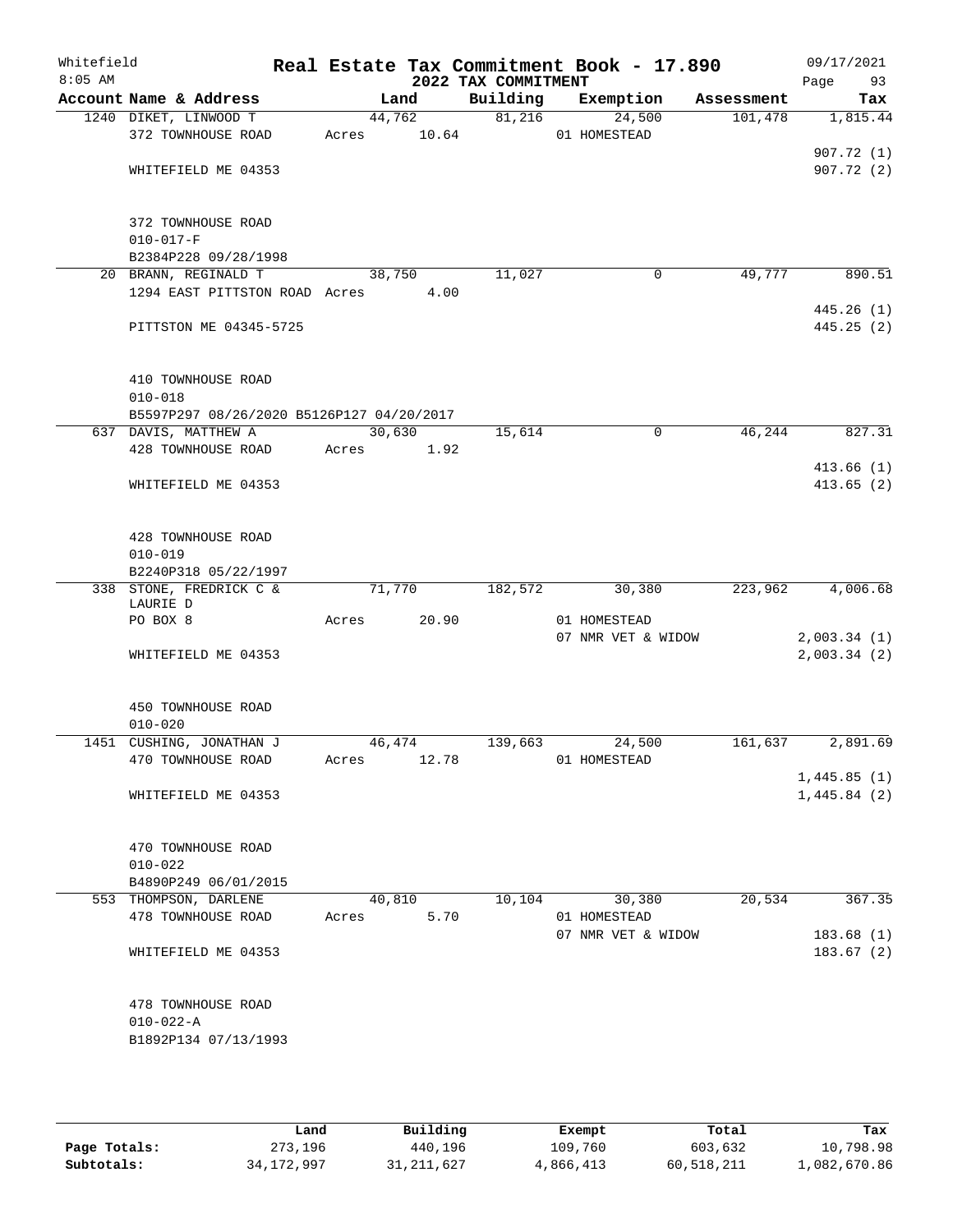# Whitefield — Real Estate Tax Commitment Book - 17.890

8:05 AM — 2022 TAX COMMITMENT — 09/17/2021 — Page 93

| Account | Name & Address | Land | Building | Exemption | Assessment | Tax |
|---|---|---|---|---|---|---|
| 1240 | DIKET, LINWOOD T<br>372 TOWNHOUSE ROAD<br>WHITEFIELD ME 04353<br><br>372 TOWNHOUSE ROAD<br>010-017-F<br>B2384P228 09/28/1998 | 44,762<br>Acres 10.64 | 81,216 | 24,500<br>01 HOMESTEAD | 101,478 | 1,815.44<br>907.72 (1)<br>907.72 (2) |
| 20 | BRANN, REGINALD T<br>1294 EAST PITTSTON ROAD<br>PITTSTON ME 04345-5725<br><br>410 TOWNHOUSE ROAD<br>010-018<br>B5597P297 08/26/2020 B5126P127 04/20/2017 | 38,750<br>Acres 4.00 | 11,027 | 0 | 49,777 | 890.51<br>445.26 (1)<br>445.25 (2) |
| 637 | DAVIS, MATTHEW A<br>428 TOWNHOUSE ROAD<br>WHITEFIELD ME 04353<br><br>428 TOWNHOUSE ROAD<br>010-019<br>B2240P318 05/22/1997 | 30,630<br>Acres 1.92 | 15,614 | 0 | 46,244 | 827.31<br>413.66 (1)<br>413.65 (2) |
| 338 | STONE, FREDRICK C &<br>LAURIE D<br>PO BOX 8<br>WHITEFIELD ME 04353<br><br>450 TOWNHOUSE ROAD<br>010-020 | 71,770<br>Acres 20.90 | 182,572 | 30,380<br>01 HOMESTEAD<br>07 NMR VET & WIDOW | 223,962 | 4,006.68<br>2,003.34 (1)<br>2,003.34 (2) |
| 1451 | CUSHING, JONATHAN J<br>470 TOWNHOUSE ROAD<br>WHITEFIELD ME 04353<br><br>470 TOWNHOUSE ROAD<br>010-022<br>B4890P249 06/01/2015 | 46,474<br>Acres 12.78 | 139,663 | 24,500<br>01 HOMESTEAD | 161,637 | 2,891.69<br>1,445.85 (1)<br>1,445.84 (2) |
| 553 | THOMPSON, DARLENE<br>478 TOWNHOUSE ROAD<br>WHITEFIELD ME 04353<br><br>478 TOWNHOUSE ROAD<br>010-022-A<br>B1892P134 07/13/1993 | 40,810<br>Acres 5.70 | 10,104 | 30,380<br>01 HOMESTEAD<br>07 NMR VET & WIDOW | 20,534 | 367.35<br>183.68 (1)<br>183.67 (2) |

| | Land | Building | Exempt | Total | Tax |
|---|---|---|---|---|---|
| Page Totals: | 273,196 | 440,196 | 109,760 | 603,632 | 10,798.98 |
| Subtotals: | 34,172,997 | 31,211,627 | 4,866,413 | 60,518,211 | 1,082,670.86 |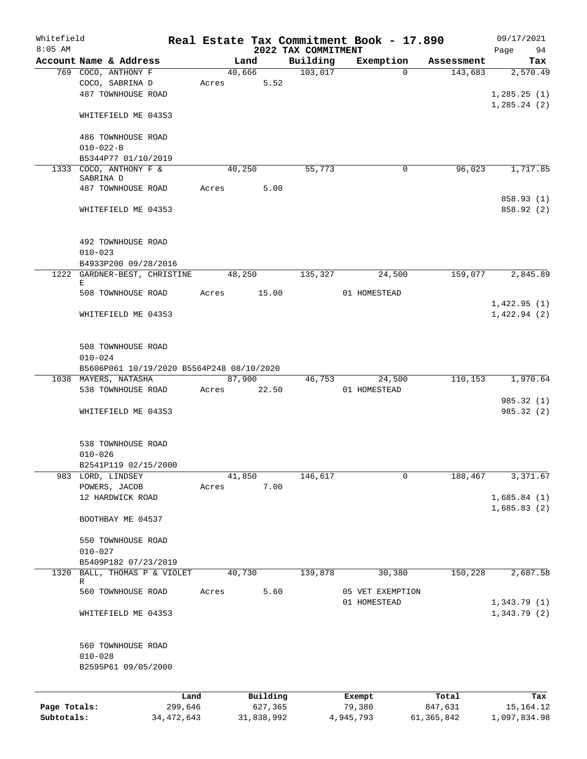Whitefield 8:05 AM

# Real Estate Tax Commitment Book - 17.890

## 2022 TAX COMMITMENT

09/17/2021

| Account | Name & Address | Land | Building | Exemption | Assessment | Tax |
|---|---|---|---|---|---|---|
| 769 | COCO, ANTHONY F<br>COCO, SABRINA D<br>487 TOWNHOUSE ROAD<br><br>WHITEFIELD ME 04353<br><br>486 TOWNHOUSE ROAD<br>010-022-B<br>B5344P77 01/10/2019 | 40,666<br>Acres 5.52 | 103,017 | 0 | 143,683 | 2,570.49<br><br>1,285.25 (1)<br>1,285.24 (2) |
| 1333 | COCO, ANTHONY F & SABRINA D<br>487 TOWNHOUSE ROAD<br><br>WHITEFIELD ME 04353<br><br>492 TOWNHOUSE ROAD<br>010-023<br>B4933P200 09/28/2016 | 40,250<br>Acres 5.00 | 55,773 | 0 | 96,023 | 1,717.85<br><br>858.93 (1)<br>858.92 (2) |
| 1222 | GARDNER-BEST, CHRISTINE E<br>508 TOWNHOUSE ROAD<br><br>WHITEFIELD ME 04353<br><br>508 TOWNHOUSE ROAD<br>010-024<br>B5606P061 10/19/2020 B5564P248 08/10/2020 | 48,250<br>Acres 15.00 | 135,327 | 24,500<br>01 HOMESTEAD | 159,077 | 2,845.89<br><br>1,422.95 (1)<br>1,422.94 (2) |
| 1038 | MAYERS, NATASHA<br>538 TOWNHOUSE ROAD<br><br>WHITEFIELD ME 04353<br><br>538 TOWNHOUSE ROAD<br>010-026<br>B2541P119 02/15/2000 | 87,900<br>Acres 22.50 | 46,753 | 24,500<br>01 HOMESTEAD | 110,153 | 1,970.64<br><br>985.32 (1)<br>985.32 (2) |
| 983 | LORD, LINDSEY<br>POWERS, JACOB<br>12 HARDWICK ROAD<br><br>BOOTHBAY ME 04537<br><br>550 TOWNHOUSE ROAD<br>010-027<br>B5409P182 07/23/2019 | 41,850<br>Acres 7.00 | 146,617 | 0 | 188,467 | 3,371.67<br><br>1,685.84 (1)<br>1,685.83 (2) |
| 1320 | BALL, THOMAS P & VIOLET R<br>560 TOWNHOUSE ROAD<br><br>WHITEFIELD ME 04353<br><br>560 TOWNHOUSE ROAD<br>010-028<br>B2595P61 09/05/2000 | 40,730<br>Acres 5.60 | 139,878 | 30,380<br>05 VET EXEMPTION<br>01 HOMESTEAD | 150,228 | 2,687.58<br><br>1,343.79 (1)<br>1,343.79 (2) |

| | Land | Building | Exempt | Total | Tax |
|---|---|---|---|---|---|
| Page Totals: | 299,646 | 627,365 | 79,380 | 847,631 | 15,164.12 |
| Subtotals: | 34,472,643 | 31,838,992 | 4,945,793 | 61,365,842 | 1,097,834.98 |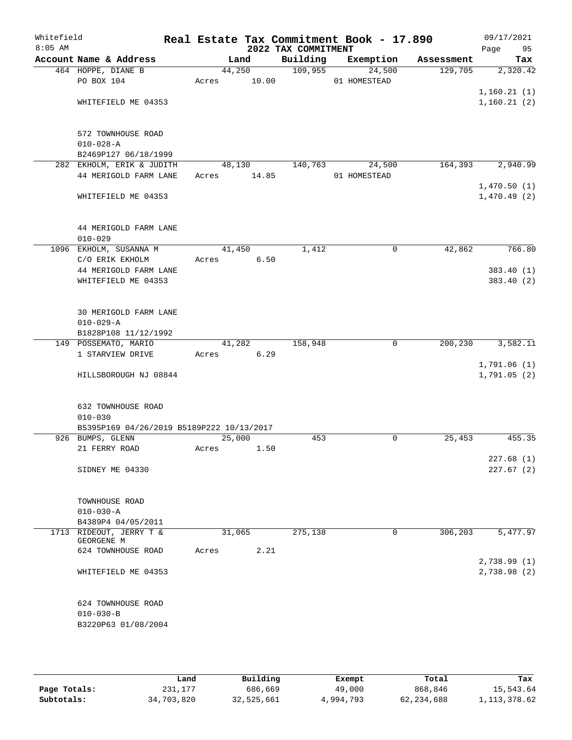Whitefield
8:05 AM

# Real Estate Tax Commitment Book - 17.890

## 2022 TAX COMMITMENT

09/17/2021

| Account Name & Address | Land | Building | Exemption | Assessment | Tax |
|---|---|---|---|---|---|
| 464 HOPPE, DIANE B | 44,250 | 109,955 | 24,500 | 129,705 | 2,320.42 |
| PO BOX 104 | Acres 10.00 | | 01 HOMESTEAD | | |
| | | | | | 1,160.21 (1) |
| WHITEFIELD ME 04353 | | | | | 1,160.21 (2) |
| 572 TOWNHOUSE ROAD | | | | | |
| 010-028-A | | | | | |
| B2469P127 06/18/1999 | | | | | |
| 282 EKHOLM, ERIK & JUDITH | 48,130 | 140,763 | 24,500 | 164,393 | 2,940.99 |
| 44 MERIGOLD FARM LANE | Acres 14.85 | | 01 HOMESTEAD | | |
| | | | | | 1,470.50 (1) |
| WHITEFIELD ME 04353 | | | | | 1,470.49 (2) |
| 44 MERIGOLD FARM LANE | | | | | |
| 010-029 | | | | | |
| 1096 EKHOLM, SUSANNA M | 41,450 | 1,412 | 0 | 42,862 | 766.80 |
| C/O ERIK EKHOLM | Acres 6.50 | | | | |
| 44 MERIGOLD FARM LANE | | | | | 383.40 (1) |
| WHITEFIELD ME 04353 | | | | | 383.40 (2) |
| 30 MERIGOLD FARM LANE | | | | | |
| 010-029-A | | | | | |
| B1828P108 11/12/1992 | | | | | |
| 149 POSSEMATO, MARIO | 41,282 | 158,948 | 0 | 200,230 | 3,582.11 |
| 1 STARVIEW DRIVE | Acres 6.29 | | | | |
| | | | | | 1,791.06 (1) |
| HILLSBOROUGH NJ 08844 | | | | | 1,791.05 (2) |
| 632 TOWNHOUSE ROAD | | | | | |
| 010-030 | | | | | |
| B5395P169 04/26/2019 B5189P222 10/13/2017 | | | | | |
| 926 BUMPS, GLENN | 25,000 | 453 | 0 | 25,453 | 455.35 |
| 21 FERRY ROAD | Acres 1.50 | | | | |
| | | | | | 227.68 (1) |
| SIDNEY ME 04330 | | | | | 227.67 (2) |
| TOWNHOUSE ROAD | | | | | |
| 010-030-A | | | | | |
| B4389P4 04/05/2011 | | | | | |
| 1713 RIDEOUT, JERRY T & GEORGENE M | 31,065 | 275,138 | 0 | 306,203 | 5,477.97 |
| 624 TOWNHOUSE ROAD | Acres 2.21 | | | | |
| | | | | | 2,738.99 (1) |
| WHITEFIELD ME 04353 | | | | | 2,738.98 (2) |
| 624 TOWNHOUSE ROAD | | | | | |
| 010-030-B | | | | | |
| B3220P63 01/08/2004 | | | | | |

| | Land | Building | Exempt | Total | Tax |
|---|---|---|---|---|---|
| Page Totals: | 231,177 | 686,669 | 49,000 | 868,846 | 15,543.64 |
| Subtotals: | 34,703,820 | 32,525,661 | 4,994,793 | 62,234,688 | 1,113,378.62 |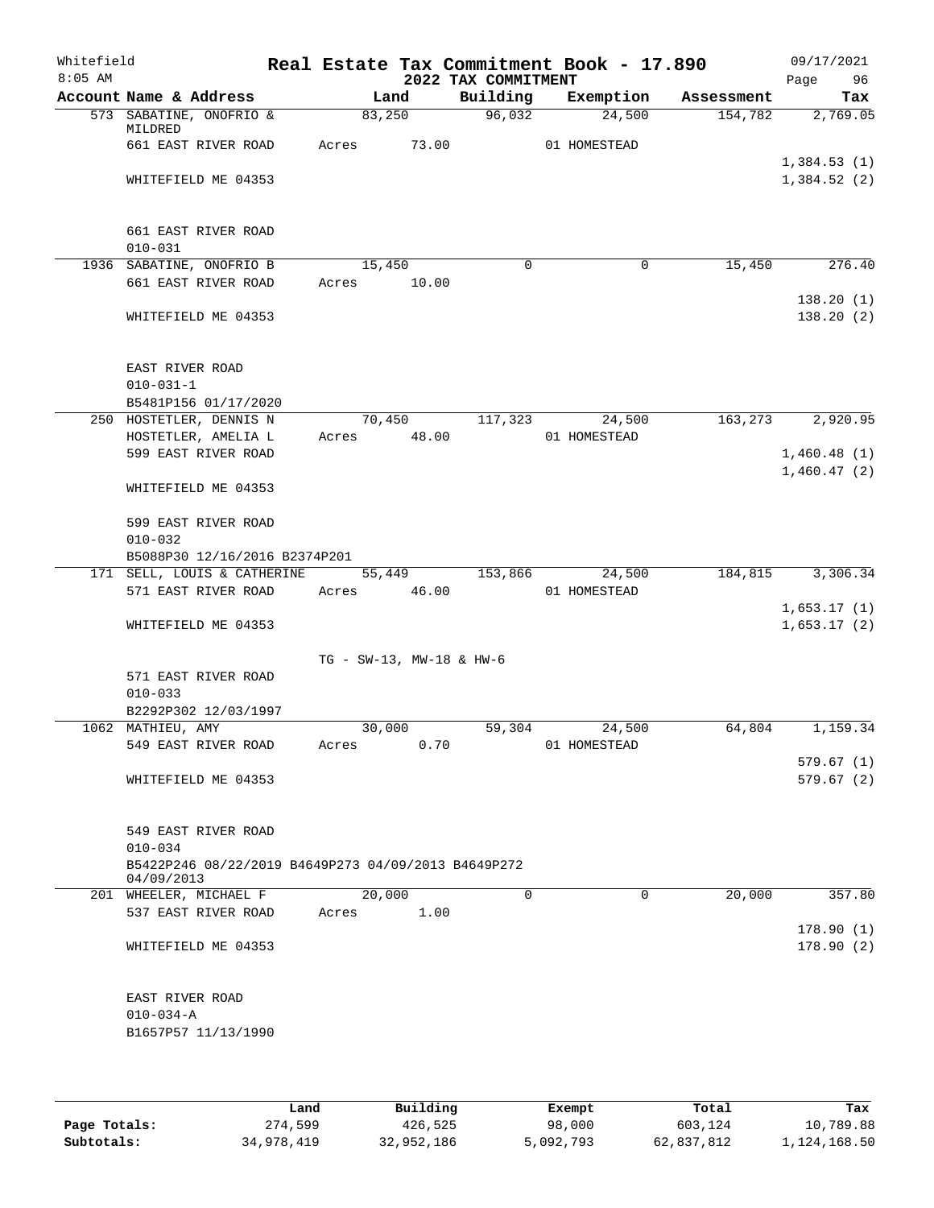Whitefield 8:05 AM

# Real Estate Tax Commitment Book - 17.890
## 2022 TAX COMMITMENT

09/17/2021

| Account Name & Address | Land | Building | Exemption | Assessment | Tax |
|---|---|---|---|---|---|
| 573 SABATINE, ONOFRIO & MILDRED | 83,250 | 96,032 | 24,500 | 154,782 | 2,769.05 |
| 661 EAST RIVER ROAD | Acres 73.00 | | 01 HOMESTEAD | | |
| | | | | | 1,384.53 (1) |
| WHITEFIELD ME 04353 | | | | | 1,384.52 (2) |
| 661 EAST RIVER ROAD | | | | | |
| 010-031 | | | | | |
| 1936 SABATINE, ONOFRIO B | 15,450 | 0 | 0 | 15,450 | 276.40 |
| 661 EAST RIVER ROAD | Acres 10.00 | | | | |
| | | | | | 138.20 (1) |
| WHITEFIELD ME 04353 | | | | | 138.20 (2) |
| EAST RIVER ROAD | | | | | |
| 010-031-1 | | | | | |
| B5481P156 01/17/2020 | | | | | |
| 250 HOSTETLER, DENNIS N | 70,450 | 117,323 | 24,500 | 163,273 | 2,920.95 |
| HOSTETLER, AMELIA L | Acres 48.00 | | 01 HOMESTEAD | | |
| 599 EAST RIVER ROAD | | | | | 1,460.48 (1) |
| | | | | | 1,460.47 (2) |
| WHITEFIELD ME 04353 | | | | | |
| 599 EAST RIVER ROAD | | | | | |
| 010-032 | | | | | |
| B5088P30 12/16/2016 B2374P201 | | | | | |
| 171 SELL, LOUIS & CATHERINE | 55,449 | 153,866 | 24,500 | 184,815 | 3,306.34 |
| 571 EAST RIVER ROAD | Acres 46.00 | | 01 HOMESTEAD | | |
| | | | | | 1,653.17 (1) |
| WHITEFIELD ME 04353 | | | | | 1,653.17 (2) |
| | TG - SW-13, MW-18 & HW-6 | | | | |
| 571 EAST RIVER ROAD | | | | | |
| 010-033 | | | | | |
| B2292P302 12/03/1997 | | | | | |
| 1062 MATHIEU, AMY | 30,000 | 59,304 | 24,500 | 64,804 | 1,159.34 |
| 549 EAST RIVER ROAD | Acres 0.70 | | 01 HOMESTEAD | | |
| | | | | | 579.67 (1) |
| WHITEFIELD ME 04353 | | | | | 579.67 (2) |
| 549 EAST RIVER ROAD | | | | | |
| 010-034 | | | | | |
| B5422P246 08/22/2019 B4649P273 04/09/2013 B4649P272 04/09/2013 | | | | | |
| 201 WHEELER, MICHAEL F | 20,000 | 0 | 0 | 20,000 | 357.80 |
| 537 EAST RIVER ROAD | Acres 1.00 | | | | |
| | | | | | 178.90 (1) |
| WHITEFIELD ME 04353 | | | | | 178.90 (2) |
| EAST RIVER ROAD | | | | | |
| 010-034-A | | | | | |
| B1657P57 11/13/1990 | | | | | |

| | Land | Building | Exempt | Total | Tax |
|---|---|---|---|---|---|
| Page Totals: | 274,599 | 426,525 | 98,000 | 603,124 | 10,789.88 |
| Subtotals: | 34,978,419 | 32,952,186 | 5,092,793 | 62,837,812 | 1,124,168.50 |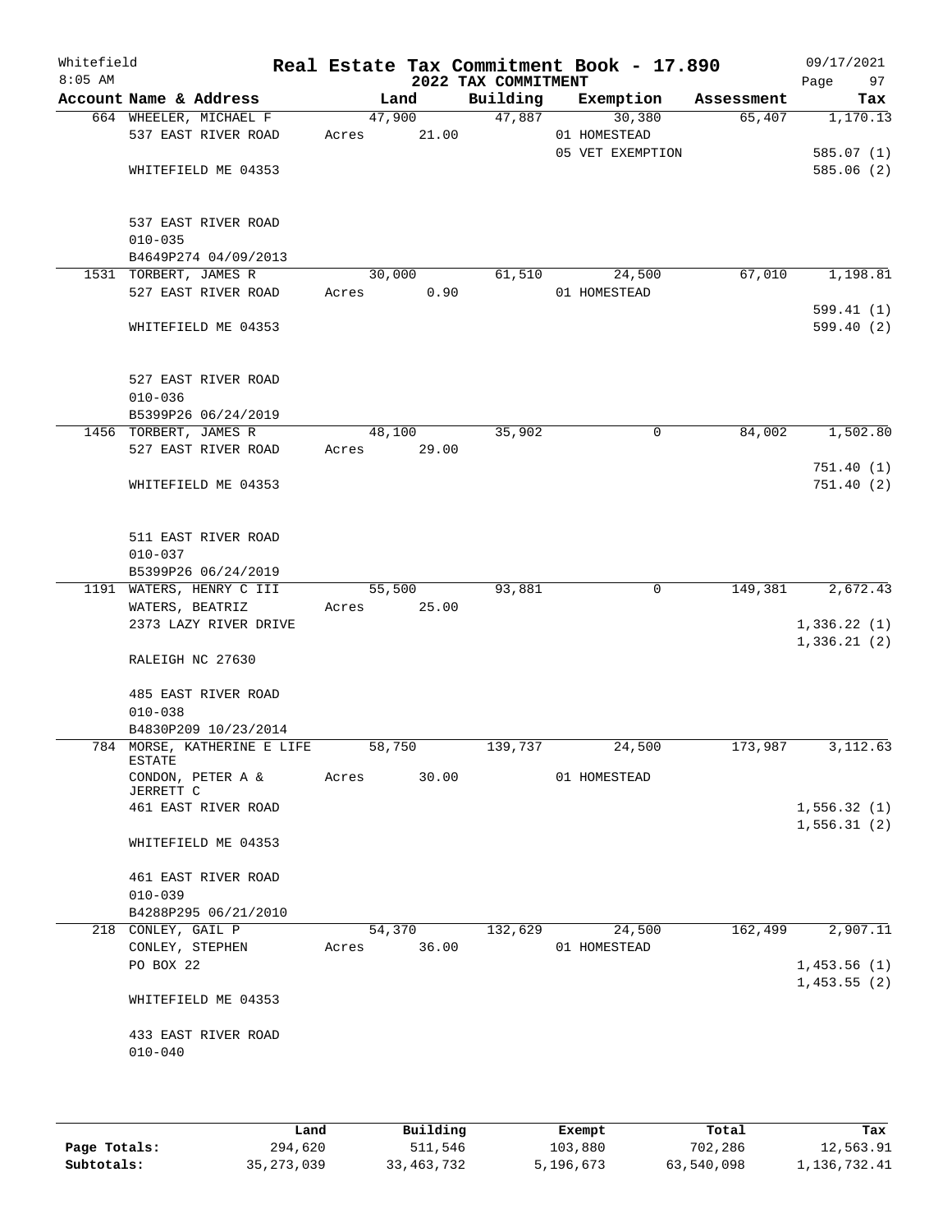Whitefield
8:05 AM

# Real Estate Tax Commitment Book - 17.890

## 2022 TAX COMMITMENT

09/17/2021
Page 97

| Account Name & Address | Land | Building | Exemption | Assessment | Tax |
|---|---|---|---|---|---|
| 664 WHEELER, MICHAEL F | 47,900 | 47,887 | 30,380 | 65,407 | 1,170.13 |
| 537 EAST RIVER ROAD | Acres 21.00 | | 01 HOMESTEAD | | |
| | | | 05 VET EXEMPTION | | 585.07 (1) |
| WHITEFIELD ME 04353 | | | | | 585.06 (2) |
| 537 EAST RIVER ROAD | | | | | |
| 010-035 | | | | | |
| B4649P274 04/09/2013 | | | | | |
| 1531 TORBERT, JAMES R | 30,000 | 61,510 | 24,500 | 67,010 | 1,198.81 |
| 527 EAST RIVER ROAD | Acres 0.90 | | 01 HOMESTEAD | | |
| | | | | | 599.41 (1) |
| WHITEFIELD ME 04353 | | | | | 599.40 (2) |
| 527 EAST RIVER ROAD | | | | | |
| 010-036 | | | | | |
| B5399P26 06/24/2019 | | | | | |
| 1456 TORBERT, JAMES R | 48,100 | 35,902 | 0 | 84,002 | 1,502.80 |
| 527 EAST RIVER ROAD | Acres 29.00 | | | | |
| | | | | | 751.40 (1) |
| WHITEFIELD ME 04353 | | | | | 751.40 (2) |
| 511 EAST RIVER ROAD | | | | | |
| 010-037 | | | | | |
| B5399P26 06/24/2019 | | | | | |
| 1191 WATERS, HENRY C III | 55,500 | 93,881 | 0 | 149,381 | 2,672.43 |
| WATERS, BEATRIZ | Acres 25.00 | | | | |
| 2373 LAZY RIVER DRIVE | | | | | 1,336.22 (1) |
| | | | | | 1,336.21 (2) |
| RALEIGH NC 27630 | | | | | |
| 485 EAST RIVER ROAD | | | | | |
| 010-038 | | | | | |
| B4830P209 10/23/2014 | | | | | |
| 784 MORSE, KATHERINE E LIFE ESTATE | 58,750 | 139,737 | 24,500 | 173,987 | 3,112.63 |
| CONDON, PETER A & JERRETT C | Acres 30.00 | | 01 HOMESTEAD | | |
| 461 EAST RIVER ROAD | | | | | 1,556.32 (1) |
| | | | | | 1,556.31 (2) |
| WHITEFIELD ME 04353 | | | | | |
| 461 EAST RIVER ROAD | | | | | |
| 010-039 | | | | | |
| B4288P295 06/21/2010 | | | | | |
| 218 CONLEY, GAIL P | 54,370 | 132,629 | 24,500 | 162,499 | 2,907.11 |
| CONLEY, STEPHEN | Acres 36.00 | | 01 HOMESTEAD | | |
| PO BOX 22 | | | | | 1,453.56 (1) |
| | | | | | 1,453.55 (2) |
| WHITEFIELD ME 04353 | | | | | |
| 433 EAST RIVER ROAD | | | | | |
| 010-040 | | | | | |

| | Land | Building | Exempt | Total | Tax |
|---|---|---|---|---|---|
| Page Totals: | 294,620 | 511,546 | 103,880 | 702,286 | 12,563.91 |
| Subtotals: | 35,273,039 | 33,463,732 | 5,196,673 | 63,540,098 | 1,136,732.41 |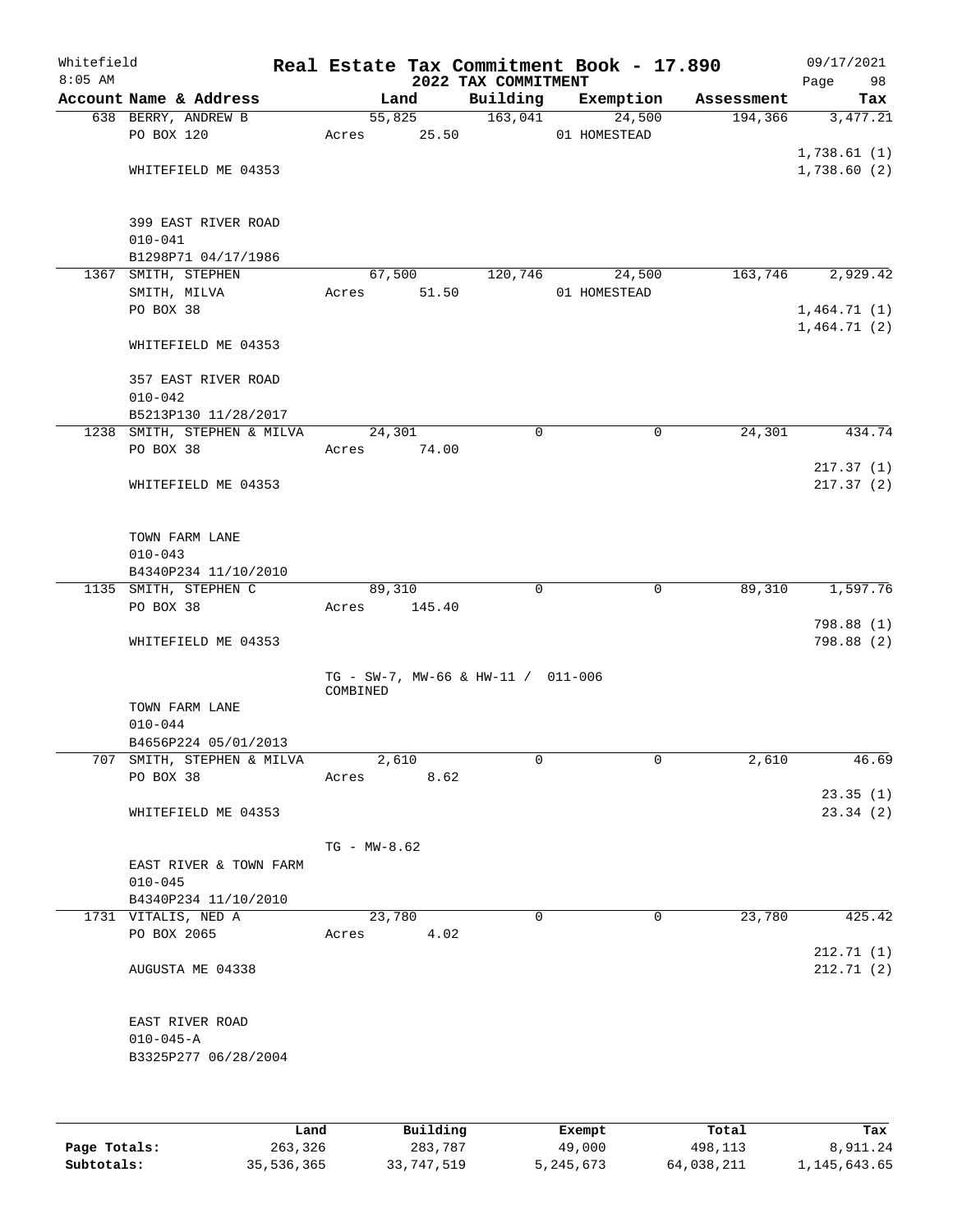Whitefield 8:05 AM

# Real Estate Tax Commitment Book - 17.890

## 2022 TAX COMMITMENT

09/17/2021 Page 98

| Account Name & Address | Land | Building | Exemption | Assessment | Tax |
|---|---|---|---|---|---|
| 638 BERRY, ANDREW B<br>PO BOX 120<br><br>WHITEFIELD ME 04353<br><br>399 EAST RIVER ROAD<br>010-041<br>B1298P71 04/17/1986 | 55,825<br>Acres 25.50 | 163,041 | 24,500<br>01 HOMESTEAD | 194,366 | 3,477.21<br><br>1,738.61 (1)<br>1,738.60 (2) |
| 1367 SMITH, STEPHEN<br>SMITH, MILVA<br>PO BOX 38<br><br>WHITEFIELD ME 04353<br><br>357 EAST RIVER ROAD<br>010-042<br>B5213P130 11/28/2017 | 67,500<br>Acres 51.50 | 120,746 | 24,500<br>01 HOMESTEAD | 163,746 | 2,929.42<br><br>1,464.71 (1)<br>1,464.71 (2) |
| 1238 SMITH, STEPHEN & MILVA<br>PO BOX 38<br><br>WHITEFIELD ME 04353<br><br>TOWN FARM LANE<br>010-043<br>B4340P234 11/10/2010 | 24,301<br>Acres 74.00 | 0 | 0 | 24,301 | 434.74<br><br>217.37 (1)<br>217.37 (2) |
| 1135 SMITH, STEPHEN C<br>PO BOX 38<br><br>WHITEFIELD ME 04353<br><br>TOWN FARM LANE<br>010-044<br>B4656P224 05/01/2013 | 89,310<br>Acres 145.40<br><br>TG - SW-7, MW-66 & HW-11 / 011-006 COMBINED | 0 | 0 | 89,310 | 1,597.76<br><br>798.88 (1)<br>798.88 (2) |
| 707 SMITH, STEPHEN & MILVA<br>PO BOX 38<br><br>WHITEFIELD ME 04353<br><br>EAST RIVER & TOWN FARM<br>010-045<br>B4340P234 11/10/2010 | 2,610<br>Acres 8.62<br><br>TG - MW-8.62 | 0 | 0 | 2,610 | 46.69<br><br>23.35 (1)<br>23.34 (2) |
| 1731 VITALIS, NED A<br>PO BOX 2065<br><br>AUGUSTA ME 04338<br><br>EAST RIVER ROAD<br>010-045-A<br>B3325P277 06/28/2004 | 23,780<br>Acres 4.02 | 0 | 0 | 23,780 | 425.42<br><br>212.71 (1)<br>212.71 (2) |

| | Land | Building | Exempt | Total | Tax |
|---|---|---|---|---|---|
| Page Totals: | 263,326 | 283,787 | 49,000 | 498,113 | 8,911.24 |
| Subtotals: | 35,536,365 | 33,747,519 | 5,245,673 | 64,038,211 | 1,145,643.65 |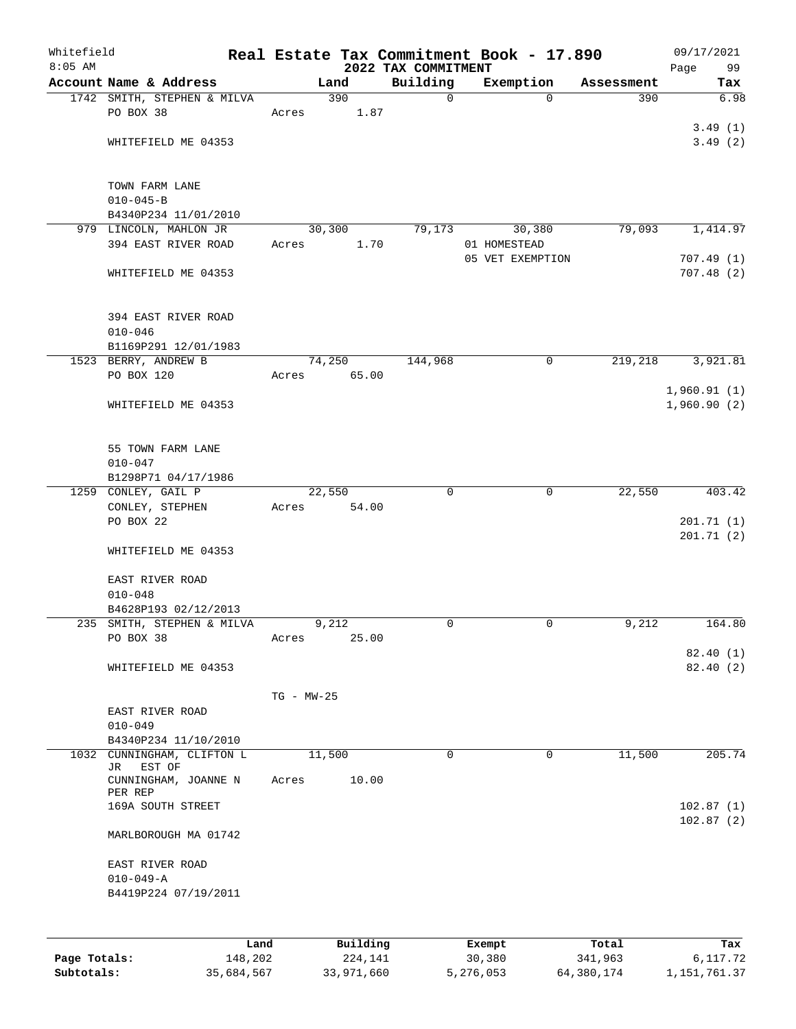Whitefield 8:05 AM

# Real Estate Tax Commitment Book - 17.890

## 2022 TAX COMMITMENT

09/17/2021

| Account Name & Address | Land | Building | Exemption | Assessment | Tax |
|---|---|---|---|---|---|
| 1742 SMITH, STEPHEN & MILVA | 390 | 0 | 0 | 390 | 6.98 |
| PO BOX 38 | Acres 1.87 | | | | |
| | | | | | 3.49 (1) |
| WHITEFIELD ME 04353 | | | | | 3.49 (2) |
| TOWN FARM LANE | | | | | |
| 010-045-B | | | | | |
| B4340P234 11/01/2010 | | | | | |
| 979 LINCOLN, MAHLON JR | 30,300 | 79,173 | 30,380 | 79,093 | 1,414.97 |
| 394 EAST RIVER ROAD | Acres 1.70 | | 01 HOMESTEAD | | |
| | | | 05 VET EXEMPTION | | 707.49 (1) |
| WHITEFIELD ME 04353 | | | | | 707.48 (2) |
| 394 EAST RIVER ROAD | | | | | |
| 010-046 | | | | | |
| B1169P291 12/01/1983 | | | | | |
| 1523 BERRY, ANDREW B | 74,250 | 144,968 | 0 | 219,218 | 3,921.81 |
| PO BOX 120 | Acres 65.00 | | | | |
| | | | | | 1,960.91 (1) |
| WHITEFIELD ME 04353 | | | | | 1,960.90 (2) |
| 55 TOWN FARM LANE | | | | | |
| 010-047 | | | | | |
| B1298P71 04/17/1986 | | | | | |
| 1259 CONLEY, GAIL P | 22,550 | 0 | 0 | 22,550 | 403.42 |
| CONLEY, STEPHEN | Acres 54.00 | | | | |
| PO BOX 22 | | | | | 201.71 (1) |
| | | | | | 201.71 (2) |
| WHITEFIELD ME 04353 | | | | | |
| EAST RIVER ROAD | | | | | |
| 010-048 | | | | | |
| B4628P193 02/12/2013 | | | | | |
| 235 SMITH, STEPHEN & MILVA | 9,212 | 0 | 0 | 9,212 | 164.80 |
| PO BOX 38 | Acres 25.00 | | | | |
| | | | | | 82.40 (1) |
| WHITEFIELD ME 04353 | | | | | 82.40 (2) |
| | TG - MW-25 | | | | |
| EAST RIVER ROAD | | | | | |
| 010-049 | | | | | |
| B4340P234 11/10/2010 | | | | | |
| 1032 CUNNINGHAM, CLIFTON L JR EST OF | 11,500 | 0 | 0 | 11,500 | 205.74 |
| CUNNINGHAM, JOANNE N PER REP | Acres 10.00 | | | | |
| 169A SOUTH STREET | | | | | 102.87 (1) |
| | | | | | 102.87 (2) |
| MARLBOROUGH MA 01742 | | | | | |
| EAST RIVER ROAD | | | | | |
| 010-049-A | | | | | |
| B4419P224 07/19/2011 | | | | | |

| | Land | Building | Exempt | Total | Tax |
|---|---|---|---|---|---|
| Page Totals: | 148,202 | 224,141 | 30,380 | 341,963 | 6,117.72 |
| Subtotals: | 35,684,567 | 33,971,660 | 5,276,053 | 64,380,174 | 1,151,761.37 |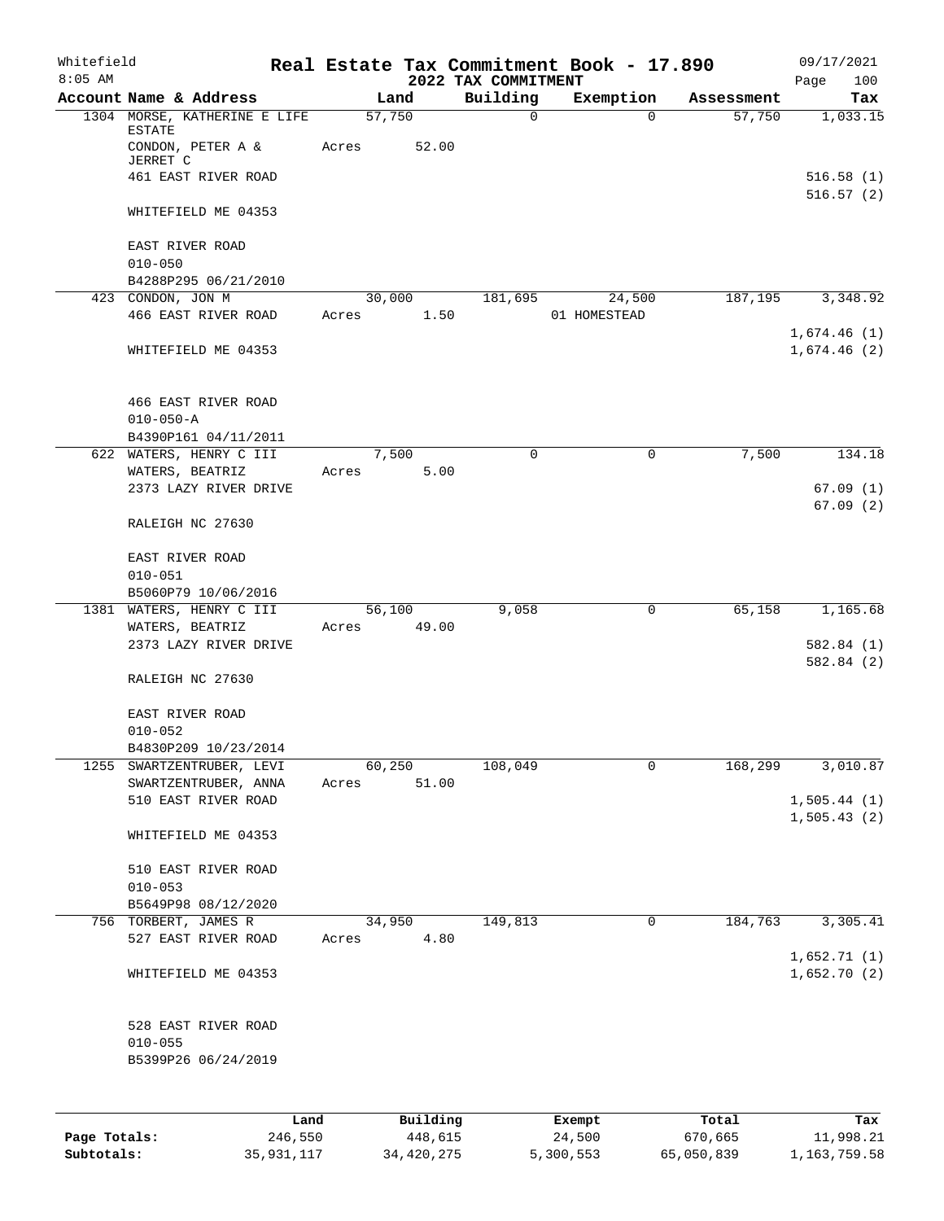# Real Estate Tax Commitment Book - 17.890

Whitefield
8:05 AM

2022 TAX COMMITMENT

09/17/2021

| Account Name & Address | Land | Building | Exemption | Assessment | Tax |
|---|---|---|---|---|---|
| 1304 MORSE, KATHERINE E LIFE ESTATE<br>CONDON, PETER A & JERRET C<br>461 EAST RIVER ROAD<br><br>WHITEFIELD ME 04353<br><br>EAST RIVER ROAD<br>010-050<br>B4288P295 06/21/2010 | 57,750<br>Acres 52.00 | 0 | 0 | 57,750 | 1,033.15<br><br>516.58 (1)<br>516.57 (2) |
| 423 CONDON, JON M<br>466 EAST RIVER ROAD<br><br>WHITEFIELD ME 04353<br><br>466 EAST RIVER ROAD<br>010-050-A<br>B4390P161 04/11/2011 | 30,000<br>Acres 1.50 | 181,695 | 24,500<br>01 HOMESTEAD | 187,195 | 3,348.92<br><br>1,674.46 (1)<br>1,674.46 (2) |
| 622 WATERS, HENRY C III<br>WATERS, BEATRIZ<br>2373 LAZY RIVER DRIVE<br><br>RALEIGH NC 27630<br><br>EAST RIVER ROAD<br>010-051<br>B5060P79 10/06/2016 | 7,500<br>Acres 5.00 | 0 | 0 | 7,500 | 134.18<br><br>67.09 (1)<br>67.09 (2) |
| 1381 WATERS, HENRY C III<br>WATERS, BEATRIZ<br>2373 LAZY RIVER DRIVE<br><br>RALEIGH NC 27630<br><br>EAST RIVER ROAD<br>010-052<br>B4830P209 10/23/2014 | 56,100<br>Acres 49.00 | 9,058 | 0 | 65,158 | 1,165.68<br><br>582.84 (1)<br>582.84 (2) |
| 1255 SWARTZENTRUBER, LEVI<br>SWARTZENTRUBER, ANNA<br>510 EAST RIVER ROAD<br><br>WHITEFIELD ME 04353<br><br>510 EAST RIVER ROAD<br>010-053<br>B5649P98 08/12/2020 | 60,250<br>Acres 51.00 | 108,049 | 0 | 168,299 | 3,010.87<br><br>1,505.44 (1)<br>1,505.43 (2) |
| 756 TORBERT, JAMES R<br>527 EAST RIVER ROAD<br><br>WHITEFIELD ME 04353<br><br>528 EAST RIVER ROAD<br>010-055<br>B5399P26 06/24/2019 | 34,950<br>Acres 4.80 | 149,813 | 0 | 184,763 | 3,305.41<br><br>1,652.71 (1)<br>1,652.70 (2) |

| | Land | Building | Exempt | Total | Tax |
|---|---|---|---|---|---|
| Page Totals: | 246,550 | 448,615 | 24,500 | 670,665 | 11,998.21 |
| Subtotals: | 35,931,117 | 34,420,275 | 5,300,553 | 65,050,839 | 1,163,759.58 |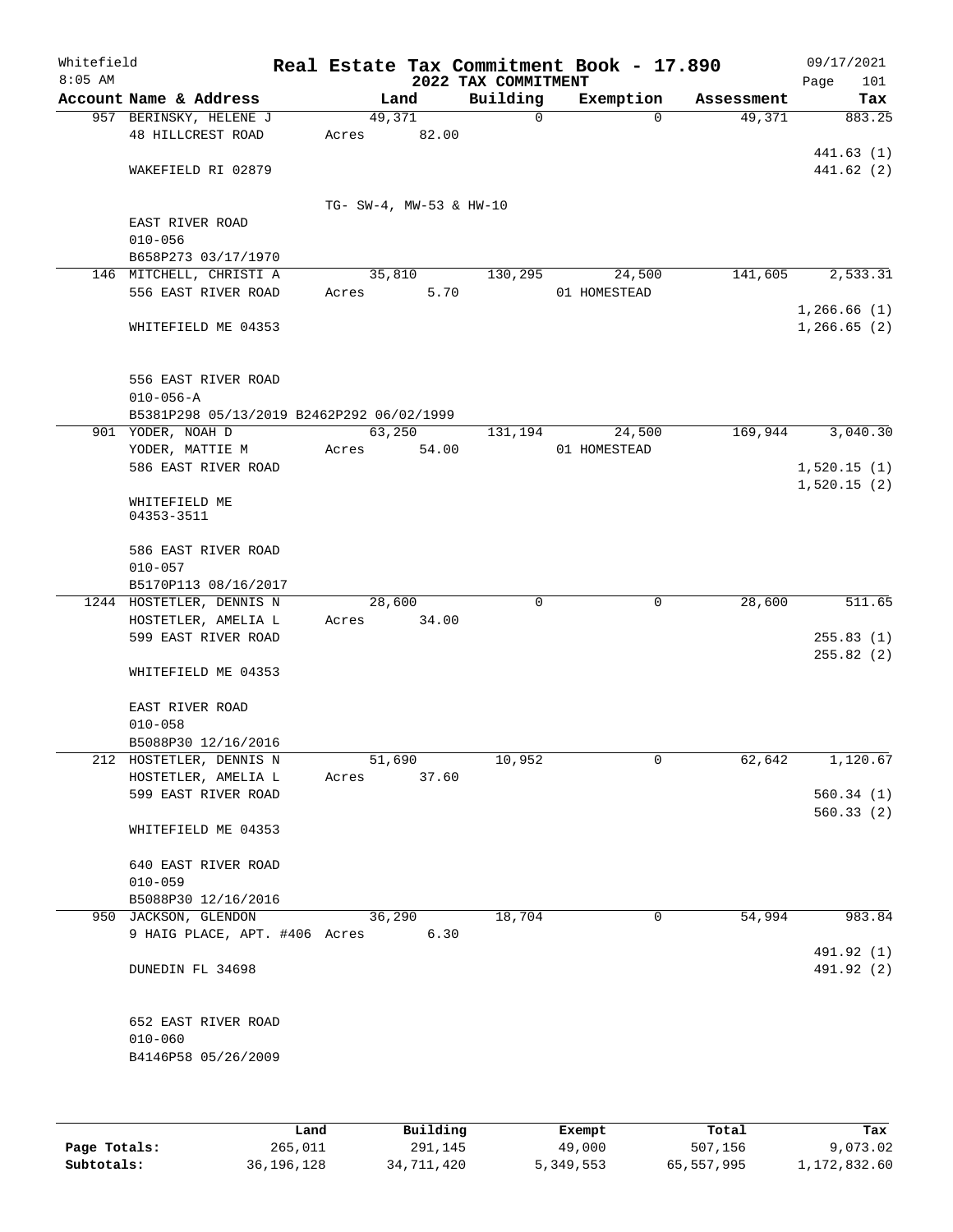Whitefield 8:05 AM

# Real Estate Tax Commitment Book - 17.890

## 2022 TAX COMMITMENT

09/17/2021

| Account Name & Address | Land | Building | Exemption | Assessment | Tax |
|---|---|---|---|---|---|
| 957 BERINSKY, HELENE J | 49,371 | 0 | 0 | 49,371 | 883.25 |
| 48 HILLCREST ROAD | Acres 82.00 | | | | |
| | | | | | 441.63 (1) |
| WAKEFIELD RI 02879 | | | | | 441.62 (2) |
| | TG- SW-4, MW-53 & HW-10 | | | | |
| EAST RIVER ROAD | | | | | |
| 010-056 | | | | | |
| B658P273 03/17/1970 | | | | | |
| 146 MITCHELL, CHRISTI A | 35,810 | 130,295 | 24,500 | 141,605 | 2,533.31 |
| 556 EAST RIVER ROAD | Acres 5.70 | | 01 HOMESTEAD | | |
| | | | | | 1,266.66 (1) |
| WHITEFIELD ME 04353 | | | | | 1,266.65 (2) |
| 556 EAST RIVER ROAD | | | | | |
| 010-056-A | | | | | |
| B5381P298 05/13/2019 B2462P292 06/02/1999 | | | | | |
| 901 YODER, NOAH D | 63,250 | 131,194 | 24,500 | 169,944 | 3,040.30 |
| YODER, MATTIE M | Acres 54.00 | | 01 HOMESTEAD | | |
| 586 EAST RIVER ROAD | | | | | 1,520.15 (1) |
| | | | | | 1,520.15 (2) |
| WHITEFIELD ME 04353-3511 | | | | | |
| 586 EAST RIVER ROAD | | | | | |
| 010-057 | | | | | |
| B5170P113 08/16/2017 | | | | | |
| 1244 HOSTETLER, DENNIS N | 28,600 | 0 | 0 | 28,600 | 511.65 |
| HOSTETLER, AMELIA L | Acres 34.00 | | | | |
| 599 EAST RIVER ROAD | | | | | 255.83 (1) |
| | | | | | 255.82 (2) |
| WHITEFIELD ME 04353 | | | | | |
| EAST RIVER ROAD | | | | | |
| 010-058 | | | | | |
| B5088P30 12/16/2016 | | | | | |
| 212 HOSTETLER, DENNIS N | 51,690 | 10,952 | 0 | 62,642 | 1,120.67 |
| HOSTETLER, AMELIA L | Acres 37.60 | | | | |
| 599 EAST RIVER ROAD | | | | | 560.34 (1) |
| | | | | | 560.33 (2) |
| WHITEFIELD ME 04353 | | | | | |
| 640 EAST RIVER ROAD | | | | | |
| 010-059 | | | | | |
| B5088P30 12/16/2016 | | | | | |
| 950 JACKSON, GLENDON | 36,290 | 18,704 | 0 | 54,994 | 983.84 |
| 9 HAIG PLACE, APT. #406 | Acres 6.30 | | | | |
| | | | | | 491.92 (1) |
| DUNEDIN FL 34698 | | | | | 491.92 (2) |
| 652 EAST RIVER ROAD | | | | | |
| 010-060 | | | | | |
| B4146P58 05/26/2009 | | | | | |

| | Land | Building | Exempt | Total | Tax |
|---|---|---|---|---|---|
| Page Totals: | 265,011 | 291,145 | 49,000 | 507,156 | 9,073.02 |
| Subtotals: | 36,196,128 | 34,711,420 | 5,349,553 | 65,557,995 | 1,172,832.60 |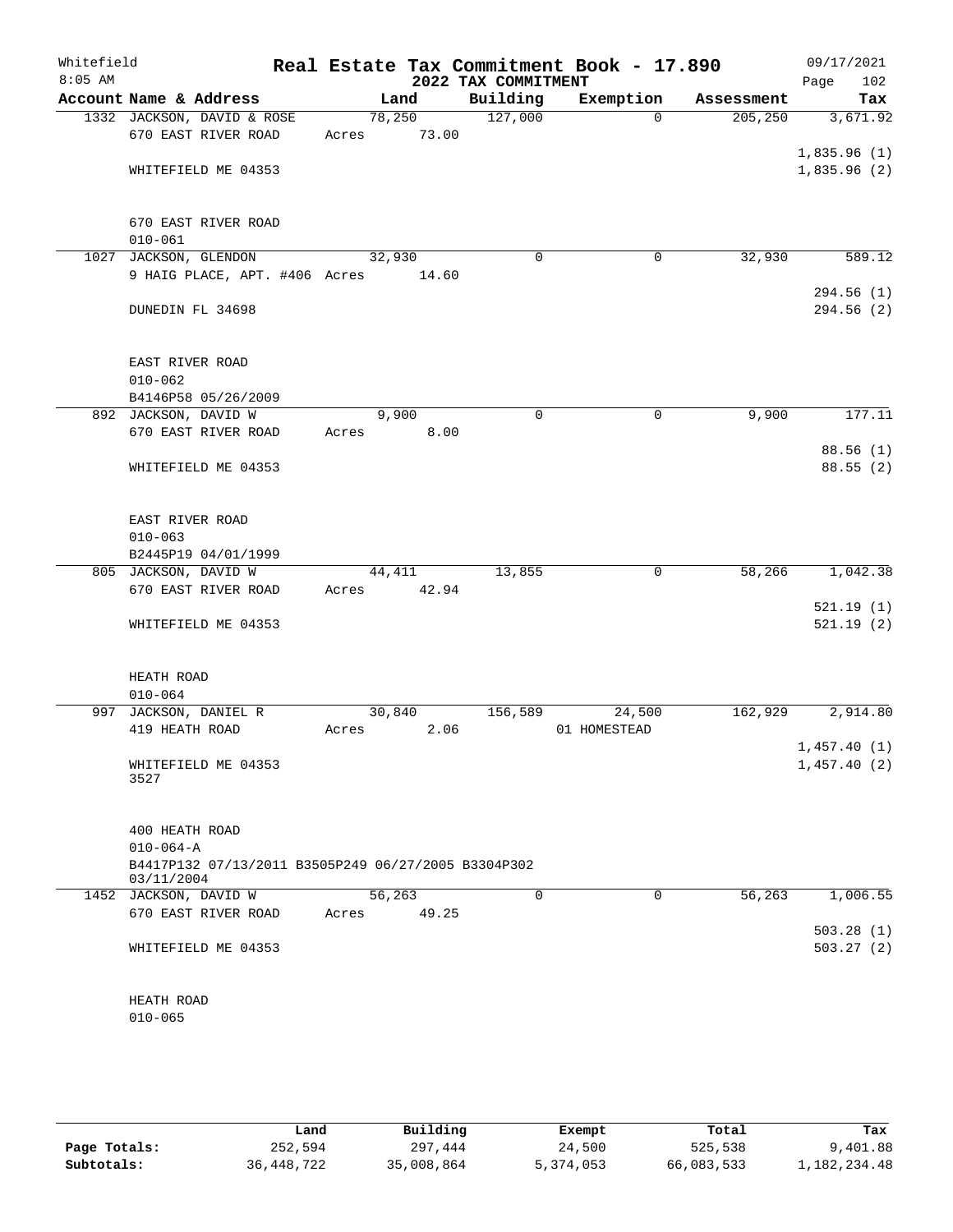# Real Estate Tax Commitment Book - 17.890

Whitefield
8:05 AM

## 2022 TAX COMMITMENT

09/17/2021

| Account Name & Address | Land | Building | Exemption | Assessment | Tax |
|---|---|---|---|---|---|
| 1332 JACKSON, DAVID & ROSE<br>670 EAST RIVER ROAD<br><br>WHITEFIELD ME 04353<br><br>670 EAST RIVER ROAD<br>010-061 | 78,250<br>Acres 73.00 | 127,000 | 0 | 205,250 | 3,671.92<br><br>1,835.96 (1)<br>1,835.96 (2) |
| 1027 JACKSON, GLENDON<br>9 HAIG PLACE, APT. #406<br><br>DUNEDIN FL 34698<br><br>EAST RIVER ROAD<br>010-062<br>B4146P58 05/26/2009 | 32,930<br>Acres 14.60 | 0 | 0 | 32,930 | 589.12<br><br>294.56 (1)<br>294.56 (2) |
| 892 JACKSON, DAVID W<br>670 EAST RIVER ROAD<br><br>WHITEFIELD ME 04353<br><br>EAST RIVER ROAD<br>010-063<br>B2445P19 04/01/1999 | 9,900<br>Acres 8.00 | 0 | 0 | 9,900 | 177.11<br><br>88.56 (1)<br>88.55 (2) |
| 805 JACKSON, DAVID W<br>670 EAST RIVER ROAD<br><br>WHITEFIELD ME 04353<br><br>HEATH ROAD<br>010-064 | 44,411<br>Acres 42.94 | 13,855 | 0 | 58,266 | 1,042.38<br><br>521.19 (1)<br>521.19 (2) |
| 997 JACKSON, DANIEL R<br>419 HEATH ROAD<br><br>WHITEFIELD ME 04353<br>3527<br><br>400 HEATH ROAD<br>010-064-A<br>B4417P132 07/13/2011 B3505P249 06/27/2005 B3304P302 03/11/2004 | 30,840<br>Acres 2.06 | 156,589 | 24,500<br>01 HOMESTEAD | 162,929 | 2,914.80<br><br>1,457.40 (1)<br>1,457.40 (2) |
| 1452 JACKSON, DAVID W<br>670 EAST RIVER ROAD<br><br>WHITEFIELD ME 04353<br><br>HEATH ROAD<br>010-065 | 56,263<br>Acres 49.25 | 0 | 0 | 56,263 | 1,006.55<br><br>503.28 (1)<br>503.27 (2) |

| | Land | Building | Exempt | Total | Tax |
|---|---|---|---|---|---|
| **Page Totals:** | 252,594 | 297,444 | 24,500 | 525,538 | 9,401.88 |
| **Subtotals:** | 36,448,722 | 35,008,864 | 5,374,053 | 66,083,533 | 1,182,234.48 |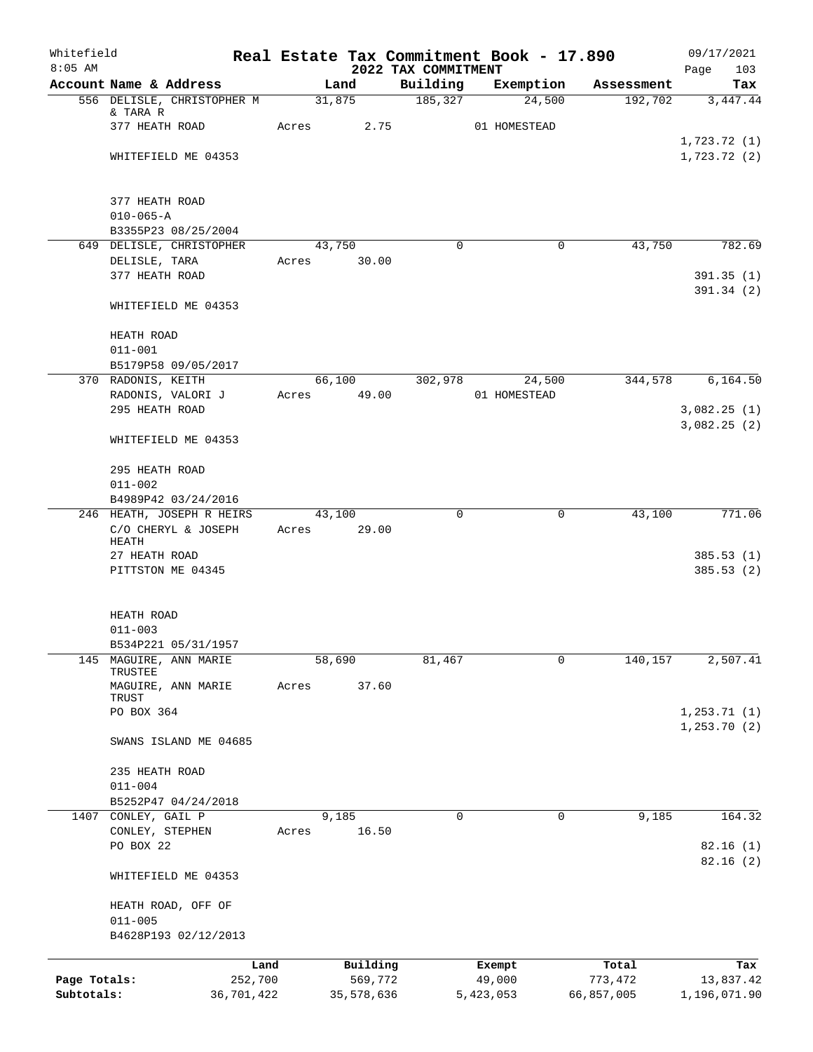Whitefield 8:05 AM

# Real Estate Tax Commitment Book - 17.890

## 2022 TAX COMMITMENT

09/17/2021

| Account Name & Address | Land | Building | Exemption | Assessment | Tax |
|---|---|---|---|---|---|
| 556 DELISLE, CHRISTOPHER M & TARA R | 31,875 | 185,327 | 24,500 | 192,702 | 3,447.44 |
| 377 HEATH ROAD | Acres 2.75 | | 01 HOMESTEAD | | |
| | | | | | 1,723.72 (1) |
| WHITEFIELD ME 04353 | | | | | 1,723.72 (2) |
| 377 HEATH ROAD | | | | | |
| 010-065-A | | | | | |
| B3355P23 08/25/2004 | | | | | |
| 649 DELISLE, CHRISTOPHER | 43,750 | 0 | 0 | 43,750 | 782.69 |
| DELISLE, TARA | Acres 30.00 | | | | |
| 377 HEATH ROAD | | | | | 391.35 (1) |
| | | | | | 391.34 (2) |
| WHITEFIELD ME 04353 | | | | | |
| HEATH ROAD | | | | | |
| 011-001 | | | | | |
| B5179P58 09/05/2017 | | | | | |
| 370 RADONIS, KEITH | 66,100 | 302,978 | 24,500 | 344,578 | 6,164.50 |
| RADONIS, VALORI J | Acres 49.00 | | 01 HOMESTEAD | | |
| 295 HEATH ROAD | | | | | 3,082.25 (1) |
| | | | | | 3,082.25 (2) |
| WHITEFIELD ME 04353 | | | | | |
| 295 HEATH ROAD | | | | | |
| 011-002 | | | | | |
| B4989P42 03/24/2016 | | | | | |
| 246 HEATH, JOSEPH R HEIRS | 43,100 | 0 | 0 | 43,100 | 771.06 |
| C/O CHERYL & JOSEPH HEATH | Acres 29.00 | | | | |
| 27 HEATH ROAD | | | | | 385.53 (1) |
| PITTSTON ME 04345 | | | | | 385.53 (2) |
| HEATH ROAD | | | | | |
| 011-003 | | | | | |
| B534P221 05/31/1957 | | | | | |
| 145 MAGUIRE, ANN MARIE TRUSTEE | 58,690 | 81,467 | 0 | 140,157 | 2,507.41 |
| MAGUIRE, ANN MARIE TRUST | Acres 37.60 | | | | |
| PO BOX 364 | | | | | 1,253.71 (1) |
| | | | | | 1,253.70 (2) |
| SWANS ISLAND ME 04685 | | | | | |
| 235 HEATH ROAD | | | | | |
| 011-004 | | | | | |
| B5252P47 04/24/2018 | | | | | |
| 1407 CONLEY, GAIL P | 9,185 | 0 | 0 | 9,185 | 164.32 |
| CONLEY, STEPHEN | Acres 16.50 | | | | |
| PO BOX 22 | | | | | 82.16 (1) |
| | | | | | 82.16 (2) |
| WHITEFIELD ME 04353 | | | | | |
| HEATH ROAD, OFF OF | | | | | |
| 011-005 | | | | | |
| B4628P193 02/12/2013 | | | | | |

| | Land | Building | Exempt | Total | Tax |
|---|---|---|---|---|---|
| Page Totals: | 252,700 | 569,772 | 49,000 | 773,472 | 13,837.42 |
| Subtotals: | 36,701,422 | 35,578,636 | 5,423,053 | 66,857,005 | 1,196,071.90 |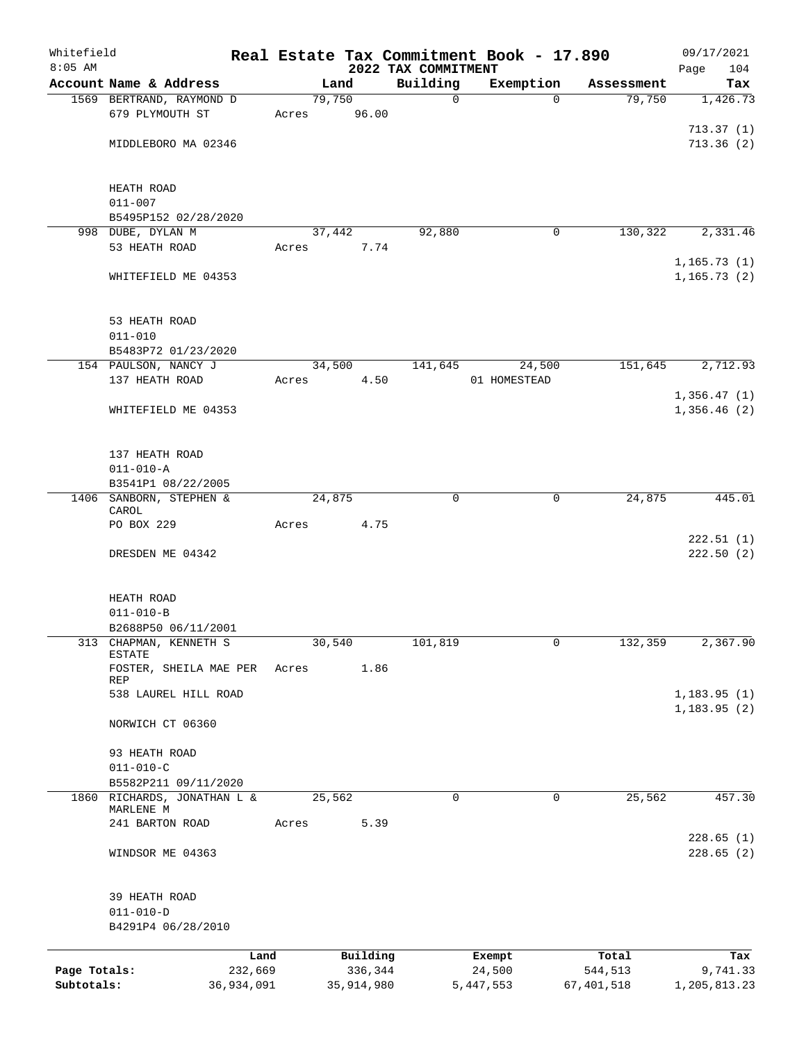Whitefield 8:05 AM

# Real Estate Tax Commitment Book - 17.890

## 2022 TAX COMMITMENT

09/17/2021

| Account | Name & Address | Land | Building | Exemption | Assessment | Tax |
|---|---|---|---|---|---|---|
| 1569 | BERTRAND, RAYMOND D<br>679 PLYMOUTH ST<br>MIDDLEBORO MA 02346<br>HEATH ROAD<br>011-007<br>B5495P152 02/28/2020 | 79,750<br>Acres 96.00 | 0 | 0 | 79,750 | 1,426.73<br>713.37 (1)<br>713.36 (2) |
| 998 | DUBE, DYLAN M<br>53 HEATH ROAD<br>WHITEFIELD ME 04353<br>53 HEATH ROAD<br>011-010<br>B5483P72 01/23/2020 | 37,442<br>Acres 7.74 | 92,880 | 0 | 130,322 | 2,331.46<br>1,165.73 (1)<br>1,165.73 (2) |
| 154 | PAULSON, NANCY J<br>137 HEATH ROAD<br>WHITEFIELD ME 04353<br>137 HEATH ROAD<br>011-010-A<br>B3541P1 08/22/2005 | 34,500<br>Acres 4.50 | 141,645 | 24,500<br>01 HOMESTEAD | 151,645 | 2,712.93<br>1,356.47 (1)<br>1,356.46 (2) |
| 1406 | SANBORN, STEPHEN & CAROL<br>PO BOX 229<br>DRESDEN ME 04342<br>HEATH ROAD<br>011-010-B<br>B2688P50 06/11/2001 | 24,875<br>Acres 4.75 | 0 | 0 | 24,875 | 445.01<br>222.51 (1)<br>222.50 (2) |
| 313 | CHAPMAN, KENNETH S ESTATE<br>FOSTER, SHEILA MAE PER REP<br>538 LAUREL HILL ROAD<br>NORWICH CT 06360<br>93 HEATH ROAD<br>011-010-C<br>B5582P211 09/11/2020 | 30,540<br>Acres 1.86 | 101,819 | 0 | 132,359 | 2,367.90<br>1,183.95 (1)<br>1,183.95 (2) |
| 1860 | RICHARDS, JONATHAN L & MARLENE M<br>241 BARTON ROAD<br>WINDSOR ME 04363<br>39 HEATH ROAD<br>011-010-D<br>B4291P4 06/28/2010 | 25,562<br>Acres 5.39 | 0 | 0 | 25,562 | 457.30<br>228.65 (1)<br>228.65 (2) |

| | Land | Building | Exempt | Total | Tax |
|---|---|---|---|---|---|
| Page Totals: | 232,669 | 336,344 | 24,500 | 544,513 | 9,741.33 |
| Subtotals: | 36,934,091 | 35,914,980 | 5,447,553 | 67,401,518 | 1,205,813.23 |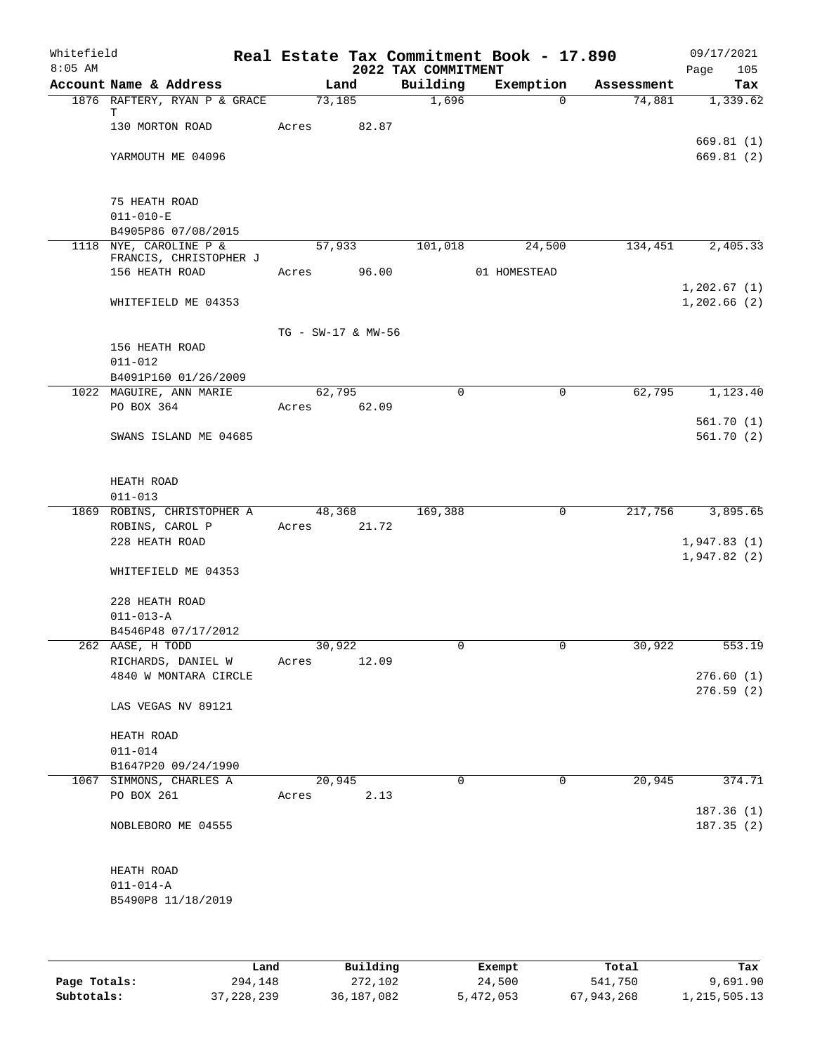Whitefield 8:05 AM

# Real Estate Tax Commitment Book - 17.890

## 2022 TAX COMMITMENT

09/17/2021

| Account Name & Address | Land | Building | Exemption | Assessment | Tax |
|---|---|---|---|---|---|
| 1876 RAFTERY, RYAN P & GRACE T | 73,185 | 1,696 | 0 | 74,881 | 1,339.62 |
| 130 MORTON ROAD | Acres 82.87 | | | | |
| | | | | | 669.81 (1) |
| YARMOUTH ME 04096 | | | | | 669.81 (2) |
| 75 HEATH ROAD | | | | | |
| 011-010-E | | | | | |
| B4905P86 07/08/2015 | | | | | |
| 1118 NYE, CAROLINE P & FRANCIS, CHRISTOPHER J | 57,933 | 101,018 | 24,500 | 134,451 | 2,405.33 |
| 156 HEATH ROAD | Acres 96.00 | | 01 HOMESTEAD | | |
| | | | | | 1,202.67 (1) |
| WHITEFIELD ME 04353 | | | | | 1,202.66 (2) |
| | TG - SW-17 & MW-56 | | | | |
| 156 HEATH ROAD | | | | | |
| 011-012 | | | | | |
| B4091P160 01/26/2009 | | | | | |
| 1022 MAGUIRE, ANN MARIE | 62,795 | 0 | 0 | 62,795 | 1,123.40 |
| PO BOX 364 | Acres 62.09 | | | | |
| | | | | | 561.70 (1) |
| SWANS ISLAND ME 04685 | | | | | 561.70 (2) |
| HEATH ROAD | | | | | |
| 011-013 | | | | | |
| 1869 ROBINS, CHRISTOPHER A | 48,368 | 169,388 | 0 | 217,756 | 3,895.65 |
| ROBINS, CAROL P | Acres 21.72 | | | | |
| 228 HEATH ROAD | | | | | 1,947.83 (1) |
| | | | | | 1,947.82 (2) |
| WHITEFIELD ME 04353 | | | | | |
| 228 HEATH ROAD | | | | | |
| 011-013-A | | | | | |
| B4546P48 07/17/2012 | | | | | |
| 262 AASE, H TODD | 30,922 | 0 | 0 | 30,922 | 553.19 |
| RICHARDS, DANIEL W | Acres 12.09 | | | | |
| 4840 W MONTARA CIRCLE | | | | | 276.60 (1) |
| | | | | | 276.59 (2) |
| LAS VEGAS NV 89121 | | | | | |
| HEATH ROAD | | | | | |
| 011-014 | | | | | |
| B1647P20 09/24/1990 | | | | | |
| 1067 SIMMONS, CHARLES A | 20,945 | 0 | 0 | 20,945 | 374.71 |
| PO BOX 261 | Acres 2.13 | | | | |
| | | | | | 187.36 (1) |
| NOBLEBORO ME 04555 | | | | | 187.35 (2) |
| HEATH ROAD | | | | | |
| 011-014-A | | | | | |
| B5490P8 11/18/2019 | | | | | |

| | Land | Building | Exempt | Total | Tax |
|---|---|---|---|---|---|
| Page Totals: | 294,148 | 272,102 | 24,500 | 541,750 | 9,691.90 |
| Subtotals: | 37,228,239 | 36,187,082 | 5,472,053 | 67,943,268 | 1,215,505.13 |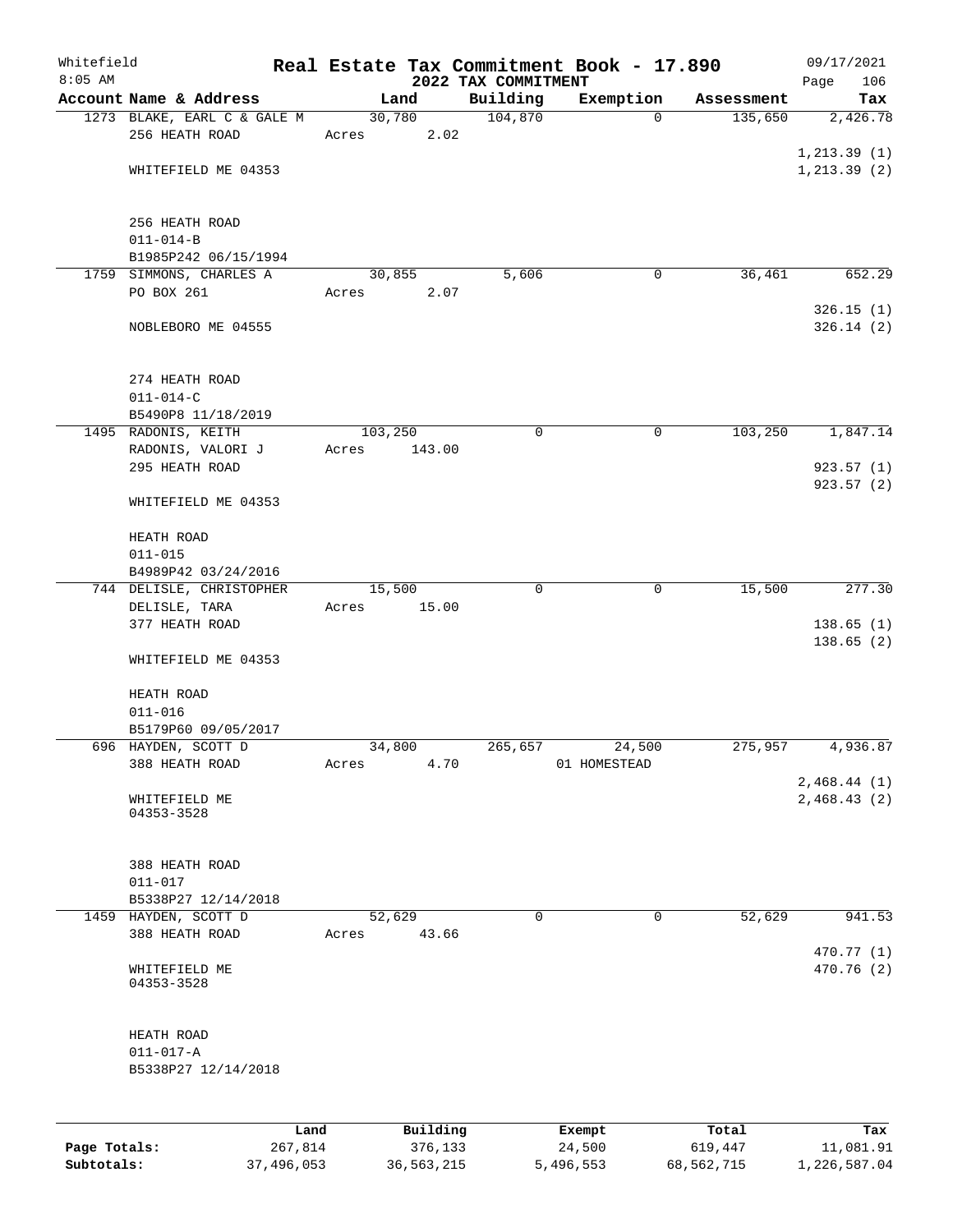Whitefield
8:05 AM

# Real Estate Tax Commitment Book - 17.890

## 2022 TAX COMMITMENT

09/17/2021

| Account Name & Address | Land | Building | Exemption | Assessment | Tax |
|---|---|---|---|---|---|
| 1273 BLAKE, EARL C & GALE M<br>256 HEATH ROAD<br><br>WHITEFIELD ME 04353<br><br>256 HEATH ROAD<br>011-014-B<br>B1985P242 06/15/1994 | 30,780<br>Acres 2.02 | 104,870 | 0 | 135,650 | 2,426.78<br><br>1,213.39 (1)<br>1,213.39 (2) |
| 1759 SIMMONS, CHARLES A<br>PO BOX 261<br><br>NOBLEBORO ME 04555<br><br>274 HEATH ROAD<br>011-014-C<br>B5490P8 11/18/2019 | 30,855<br>Acres 2.07 | 5,606 | 0 | 36,461 | 652.29<br><br>326.15 (1)<br>326.14 (2) |
| 1495 RADONIS, KEITH<br>RADONIS, VALORI J<br>295 HEATH ROAD<br><br>WHITEFIELD ME 04353<br><br>HEATH ROAD<br>011-015<br>B4989P42 03/24/2016 | 103,250<br>Acres 143.00 | 0 | 0 | 103,250 | 1,847.14<br><br>923.57 (1)<br>923.57 (2) |
| 744 DELISLE, CHRISTOPHER<br>DELISLE, TARA<br>377 HEATH ROAD<br><br>WHITEFIELD ME 04353<br><br>HEATH ROAD<br>011-016<br>B5179P60 09/05/2017 | 15,500<br>Acres 15.00 | 0 | 0 | 15,500 | 277.30<br><br>138.65 (1)<br>138.65 (2) |
| 696 HAYDEN, SCOTT D<br>388 HEATH ROAD<br><br>WHITEFIELD ME<br>04353-3528<br><br>388 HEATH ROAD<br>011-017<br>B5338P27 12/14/2018 | 34,800<br>Acres 4.70 | 265,657 | 24,500<br>01 HOMESTEAD | 275,957 | 4,936.87<br><br>2,468.44 (1)<br>2,468.43 (2) |
| 1459 HAYDEN, SCOTT D<br>388 HEATH ROAD<br><br>WHITEFIELD ME<br>04353-3528<br><br>HEATH ROAD<br>011-017-A<br>B5338P27 12/14/2018 | 52,629<br>Acres 43.66 | 0 | 0 | 52,629 | 941.53<br><br>470.77 (1)<br>470.76 (2) |

| | Land | Building | Exempt | Total | Tax |
|---|---|---|---|---|---|
| Page Totals: | 267,814 | 376,133 | 24,500 | 619,447 | 11,081.91 |
| Subtotals: | 37,496,053 | 36,563,215 | 5,496,553 | 68,562,715 | 1,226,587.04 |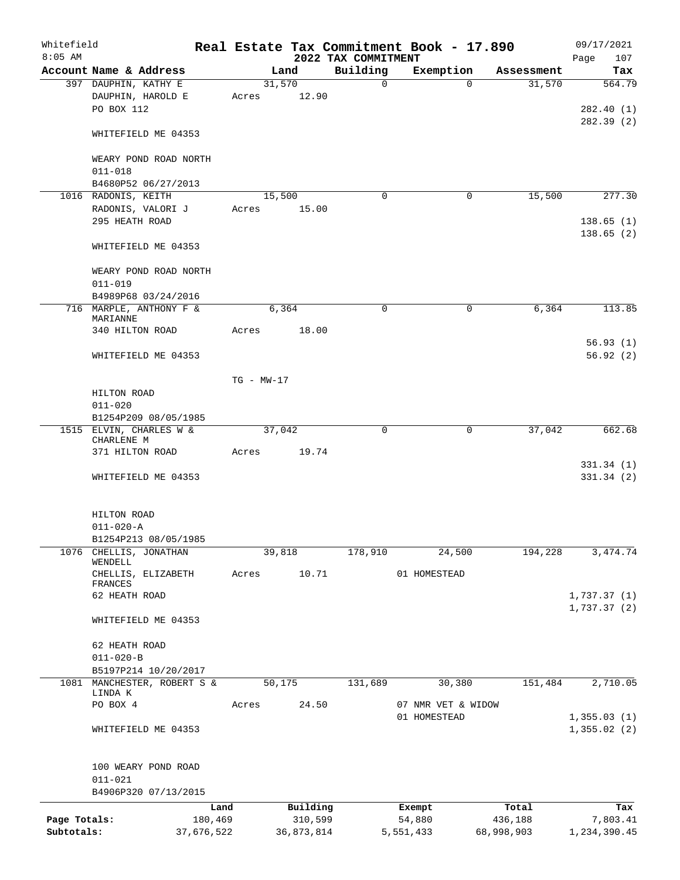Whitefield
8:05 AM

# Real Estate Tax Commitment Book - 17.890

## 2022 TAX COMMITMENT

09/17/2021

| Account Name & Address | Land | Building | Exemption | Assessment | Tax |
|---|---|---|---|---|---|
| 397 DAUPHIN, KATHY E | 31,570 | 0 | 0 | 31,570 | 564.79 |
| DAUPHIN, HAROLD E | Acres 12.90 | | | | |
| PO BOX 112 | | | | | 282.40 (1) |
| | | | | | 282.39 (2) |
| WHITEFIELD ME 04353 | | | | | |
| WEARY POND ROAD NORTH | | | | | |
| 011-018 | | | | | |
| B4680P52 06/27/2013 | | | | | |
| 1016 RADONIS, KEITH | 15,500 | 0 | 0 | 15,500 | 277.30 |
| RADONIS, VALORI J | Acres 15.00 | | | | |
| 295 HEATH ROAD | | | | | 138.65 (1) |
| | | | | | 138.65 (2) |
| WHITEFIELD ME 04353 | | | | | |
| WEARY POND ROAD NORTH | | | | | |
| 011-019 | | | | | |
| B4989P68 03/24/2016 | | | | | |
| 716 MARPLE, ANTHONY F & MARIANNE | 6,364 | 0 | 0 | 6,364 | 113.85 |
| 340 HILTON ROAD | Acres 18.00 | | | | |
| | | | | | 56.93 (1) |
| WHITEFIELD ME 04353 | | | | | 56.92 (2) |
| | TG - MW-17 | | | | |
| HILTON ROAD | | | | | |
| 011-020 | | | | | |
| B1254P209 08/05/1985 | | | | | |
| 1515 ELVIN, CHARLES W & CHARLENE M | 37,042 | 0 | 0 | 37,042 | 662.68 |
| 371 HILTON ROAD | Acres 19.74 | | | | |
| | | | | | 331.34 (1) |
| WHITEFIELD ME 04353 | | | | | 331.34 (2) |
| HILTON ROAD | | | | | |
| 011-020-A | | | | | |
| B1254P213 08/05/1985 | | | | | |
| 1076 CHELLIS, JONATHAN WENDELL | 39,818 | 178,910 | 24,500 | 194,228 | 3,474.74 |
| CHELLIS, ELIZABETH FRANCES | Acres 10.71 | | 01 HOMESTEAD | | |
| 62 HEATH ROAD | | | | | 1,737.37 (1) |
| | | | | | 1,737.37 (2) |
| WHITEFIELD ME 04353 | | | | | |
| 62 HEATH ROAD | | | | | |
| 011-020-B | | | | | |
| B5197P214 10/20/2017 | | | | | |
| 1081 MANCHESTER, ROBERT S & LINDA K | 50,175 | 131,689 | 30,380 | 151,484 | 2,710.05 |
| PO BOX 4 | Acres 24.50 | | 07 NMR VET & WIDOW | | |
| | | | 01 HOMESTEAD | | 1,355.03 (1) |
| WHITEFIELD ME 04353 | | | | | 1,355.02 (2) |
| 100 WEARY POND ROAD | | | | | |
| 011-021 | | | | | |
| B4906P320 07/13/2015 | | | | | |

| | Land | Building | Exempt | Total | Tax |
|---|---|---|---|---|---|
| Page Totals: | 180,469 | 310,599 | 54,880 | 436,188 | 7,803.41 |
| Subtotals: | 37,676,522 | 36,873,814 | 5,551,433 | 68,998,903 | 1,234,390.45 |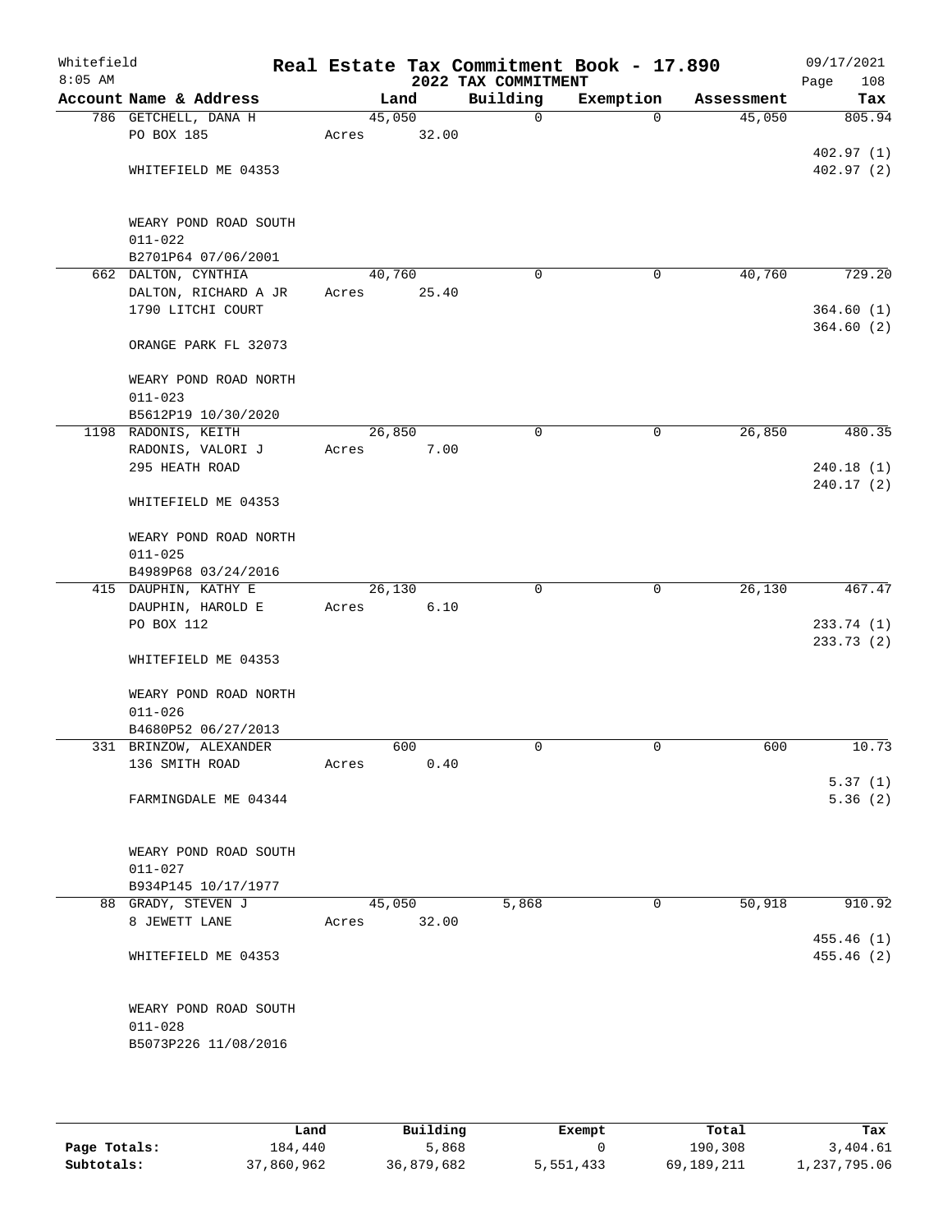# Real Estate Tax Commitment Book - 17.890

Whitefield
8:05 AM

2022 TAX COMMITMENT

09/17/2021

| Account Name & Address | Land | Building | Exemption | Assessment | Tax |
|---|---|---|---|---|---|
| 786 GETCHELL, DANA H<br>PO BOX 185<br><br>WHITEFIELD ME 04353<br><br>WEARY POND ROAD SOUTH<br>011-022<br>B2701P64 07/06/2001 | 45,050<br>Acres 32.00 | 0 | 0 | 45,050 | 805.94<br><br>402.97 (1)<br>402.97 (2) |
| 662 DALTON, CYNTHIA<br>DALTON, RICHARD A JR<br>1790 LITCHI COURT<br><br>ORANGE PARK FL 32073<br><br>WEARY POND ROAD NORTH<br>011-023<br>B5612P19 10/30/2020 | 40,760<br>Acres 25.40 | 0 | 0 | 40,760 | 729.20<br><br>364.60 (1)<br>364.60 (2) |
| 1198 RADONIS, KEITH<br>RADONIS, VALORI J<br>295 HEATH ROAD<br><br>WHITEFIELD ME 04353<br><br>WEARY POND ROAD NORTH<br>011-025<br>B4989P68 03/24/2016 | 26,850<br>Acres 7.00 | 0 | 0 | 26,850 | 480.35<br><br>240.18 (1)<br>240.17 (2) |
| 415 DAUPHIN, KATHY E<br>DAUPHIN, HAROLD E<br>PO BOX 112<br><br>WHITEFIELD ME 04353<br><br>WEARY POND ROAD NORTH<br>011-026<br>B4680P52 06/27/2013 | 26,130<br>Acres 6.10 | 0 | 0 | 26,130 | 467.47<br><br>233.74 (1)<br>233.73 (2) |
| 331 BRINZOW, ALEXANDER<br>136 SMITH ROAD<br><br>FARMINGDALE ME 04344<br><br>WEARY POND ROAD SOUTH<br>011-027<br>B934P145 10/17/1977 | 600<br>Acres 0.40 | 0 | 0 | 600 | 10.73<br><br>5.37 (1)<br>5.36 (2) |
| 88 GRADY, STEVEN J<br>8 JEWETT LANE<br><br>WHITEFIELD ME 04353<br><br>WEARY POND ROAD SOUTH<br>011-028<br>B5073P226 11/08/2016 | 45,050<br>Acres 32.00 | 5,868 | 0 | 50,918 | 910.92<br><br>455.46 (1)<br>455.46 (2) |

|  | Land | Building | Exempt | Total | Tax |
|---|---|---|---|---|---|
| Page Totals: | 184,440 | 5,868 | 0 | 190,308 | 3,404.61 |
| Subtotals: | 37,860,962 | 36,879,682 | 5,551,433 | 69,189,211 | 1,237,795.06 |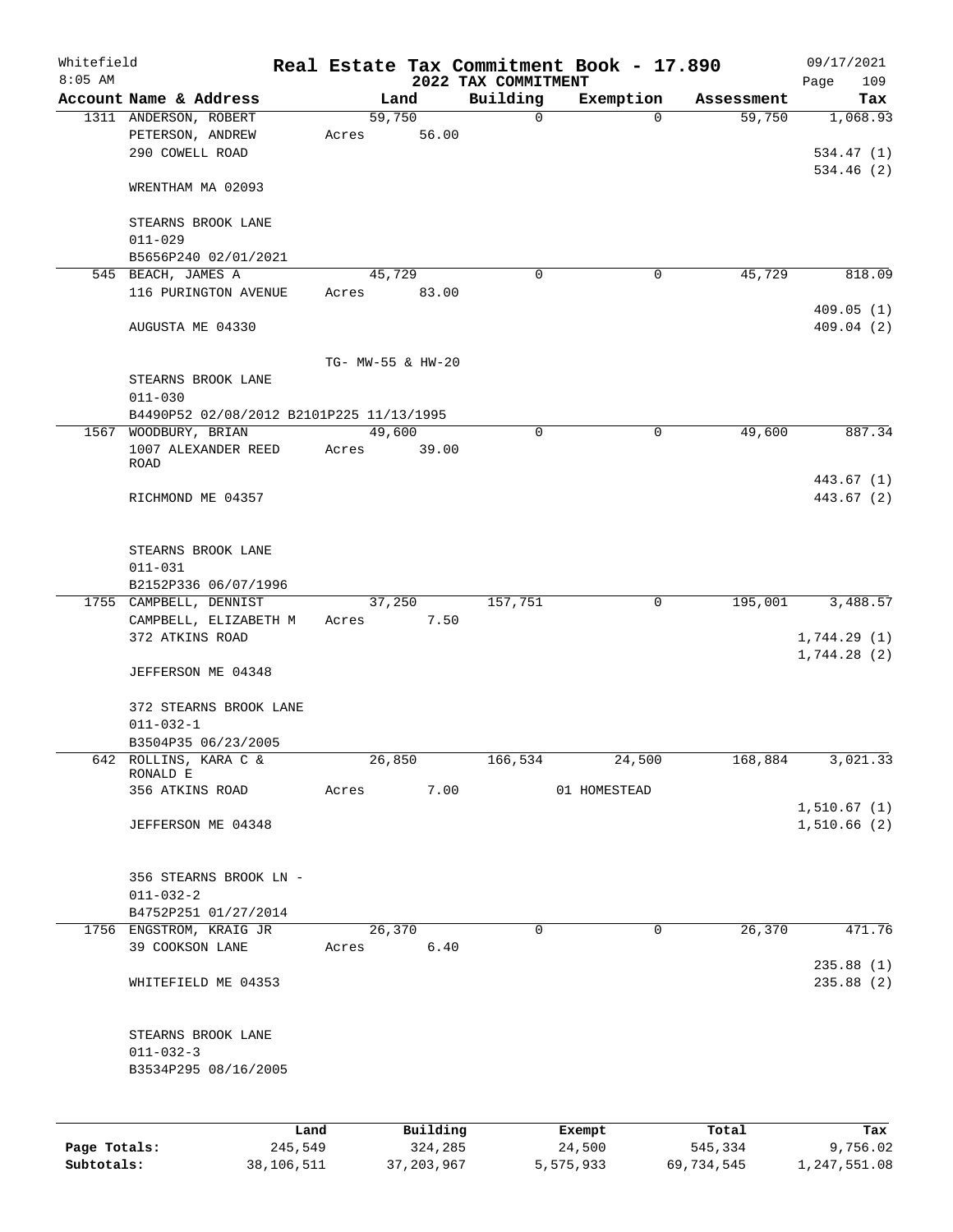Whitefield
8:05 AM

# Real Estate Tax Commitment Book - 17.890
## 2022 TAX COMMITMENT

09/17/2021

| Account Name & Address | Land | Building | Exemption | Assessment | Tax |
|---|---|---|---|---|---|
| 1311 ANDERSON, ROBERT<br>PETERSON, ANDREW<br>290 COWELL ROAD<br><br>WRENTHAM MA 02093<br><br>STEARNS BROOK LANE<br>011-029<br>B5656P240 02/01/2021 | 59,750<br>Acres 56.00 | 0 | 0 | 59,750 | 1,068.93<br><br>534.47 (1)<br>534.46 (2) |
| 545 BEACH, JAMES A<br>116 PURINGTON AVENUE<br><br>AUGUSTA ME 04330<br><br>STEARNS BROOK LANE<br>011-030<br>B4490P52 02/08/2012 B2101P225 11/13/1995 | 45,729<br>Acres 83.00<br><br>TG- MW-55 & HW-20 | 0 | 0 | 45,729 | 818.09<br><br>409.05 (1)<br>409.04 (2) |
| 1567 WOODBURY, BRIAN<br>1007 ALEXANDER REED ROAD<br><br>RICHMOND ME 04357<br><br>STEARNS BROOK LANE<br>011-031<br>B2152P336 06/07/1996 | 49,600<br>Acres 39.00 | 0 | 0 | 49,600 | 887.34<br><br>443.67 (1)<br>443.67 (2) |
| 1755 CAMPBELL, DENNIST<br>CAMPBELL, ELIZABETH M<br>372 ATKINS ROAD<br><br>JEFFERSON ME 04348<br><br>372 STEARNS BROOK LANE<br>011-032-1<br>B3504P35 06/23/2005 | 37,250<br>Acres 7.50 | 157,751 | 0 | 195,001 | 3,488.57<br><br>1,744.29 (1)<br>1,744.28 (2) |
| 642 ROLLINS, KARA C & RONALD E<br>356 ATKINS ROAD<br><br>JEFFERSON ME 04348<br><br>356 STEARNS BROOK LN -<br>011-032-2<br>B4752P251 01/27/2014 | 26,850<br>Acres 7.00 | 166,534 | 24,500<br>01 HOMESTEAD | 168,884 | 3,021.33<br><br>1,510.67 (1)<br>1,510.66 (2) |
| 1756 ENGSTROM, KRAIG JR<br>39 COOKSON LANE<br><br>WHITEFIELD ME 04353<br><br>STEARNS BROOK LANE<br>011-032-3<br>B3534P295 08/16/2005 | 26,370<br>Acres 6.40 | 0 | 0 | 26,370 | 471.76<br><br>235.88 (1)<br>235.88 (2) |

| | Land | Building | Exempt | Total | Tax |
|---|---|---|---|---|---|
| Page Totals: | 245,549 | 324,285 | 24,500 | 545,334 | 9,756.02 |
| Subtotals: | 38,106,511 | 37,203,967 | 5,575,933 | 69,734,545 | 1,247,551.08 |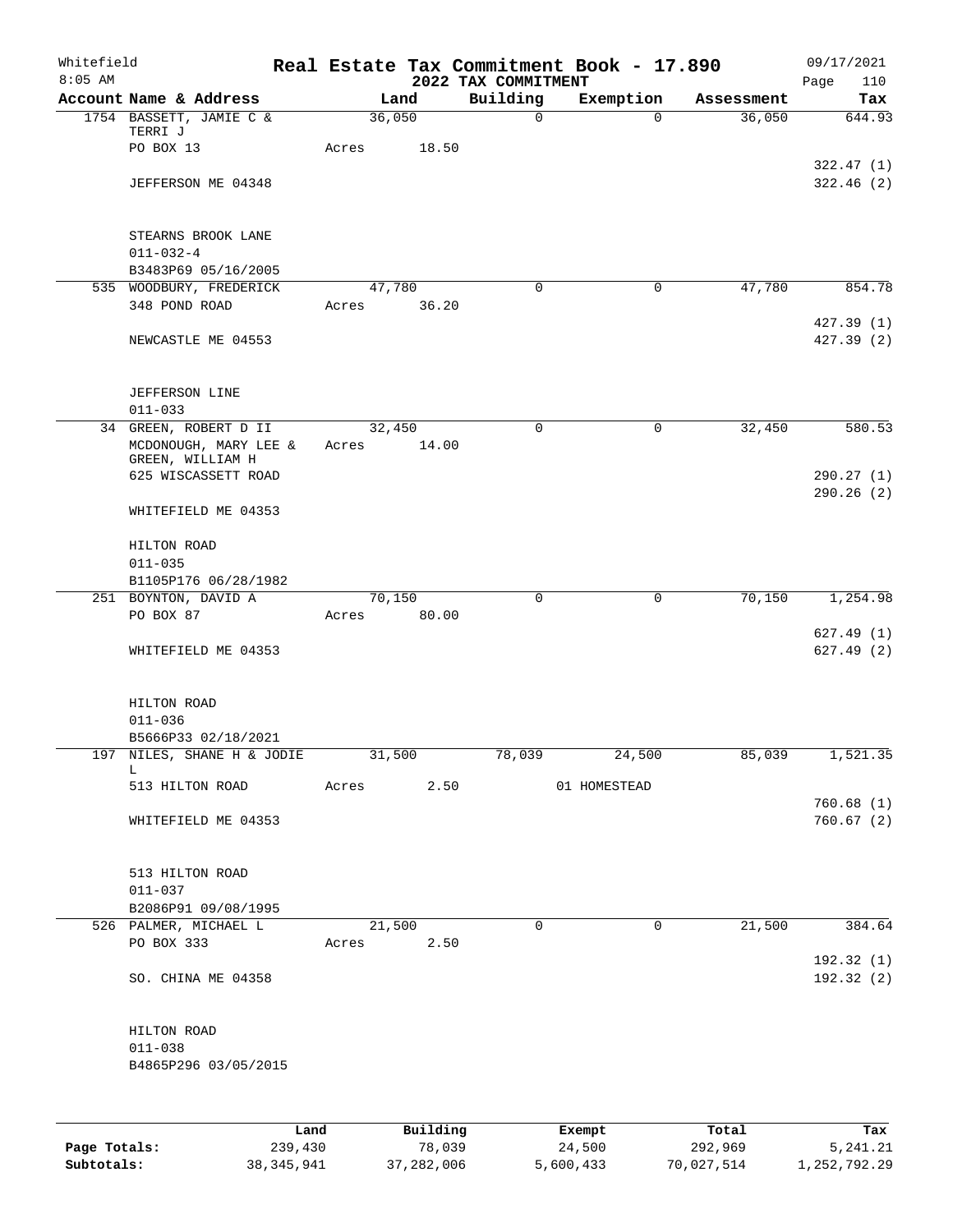Whitefield 8:05 AM

# Real Estate Tax Commitment Book - 17.890

## 2022 TAX COMMITMENT

09/17/2021 Page 110

| Account Name & Address | Land | Building | Exemption | Assessment | Tax |
|---|---|---|---|---|---|
| 1754 BASSETT, JAMIE C & TERRI J | 36,050 | 0 | 0 | 36,050 | 644.93 |
| PO BOX 13 | Acres 18.50 | | | | |
| | | | | | 322.47 (1) |
| JEFFERSON ME 04348 | | | | | 322.46 (2) |
| STEARNS BROOK LANE | | | | | |
| 011-032-4 | | | | | |
| B3483P69 05/16/2005 | | | | | |
| 535 WOODBURY, FREDERICK | 47,780 | 0 | 0 | 47,780 | 854.78 |
| 348 POND ROAD | Acres 36.20 | | | | |
| | | | | | 427.39 (1) |
| NEWCASTLE ME 04553 | | | | | 427.39 (2) |
| JEFFERSON LINE | | | | | |
| 011-033 | | | | | |
| 34 GREEN, ROBERT D II | 32,450 | 0 | 0 | 32,450 | 580.53 |
| MCDONOUGH, MARY LEE & GREEN, WILLIAM H | Acres 14.00 | | | | |
| 625 WISCASSETT ROAD | | | | | 290.27 (1) |
| | | | | | 290.26 (2) |
| WHITEFIELD ME 04353 | | | | | |
| HILTON ROAD | | | | | |
| 011-035 | | | | | |
| B1105P176 06/28/1982 | | | | | |
| 251 BOYNTON, DAVID A | 70,150 | 0 | 0 | 70,150 | 1,254.98 |
| PO BOX 87 | Acres 80.00 | | | | |
| | | | | | 627.49 (1) |
| WHITEFIELD ME 04353 | | | | | 627.49 (2) |
| HILTON ROAD | | | | | |
| 011-036 | | | | | |
| B5666P33 02/18/2021 | | | | | |
| 197 NILES, SHANE H & JODIE L | 31,500 | 78,039 | 24,500 | 85,039 | 1,521.35 |
| 513 HILTON ROAD | Acres 2.50 | | 01 HOMESTEAD | | |
| | | | | | 760.68 (1) |
| WHITEFIELD ME 04353 | | | | | 760.67 (2) |
| 513 HILTON ROAD | | | | | |
| 011-037 | | | | | |
| B2086P91 09/08/1995 | | | | | |
| 526 PALMER, MICHAEL L | 21,500 | 0 | 0 | 21,500 | 384.64 |
| PO BOX 333 | Acres 2.50 | | | | |
| | | | | | 192.32 (1) |
| SO. CHINA ME 04358 | | | | | 192.32 (2) |
| HILTON ROAD | | | | | |
| 011-038 | | | | | |
| B4865P296 03/05/2015 | | | | | |

| | Land | Building | Exempt | Total | Tax |
|---|---|---|---|---|---|
| Page Totals: | 239,430 | 78,039 | 24,500 | 292,969 | 5,241.21 |
| Subtotals: | 38,345,941 | 37,282,006 | 5,600,433 | 70,027,514 | 1,252,792.29 |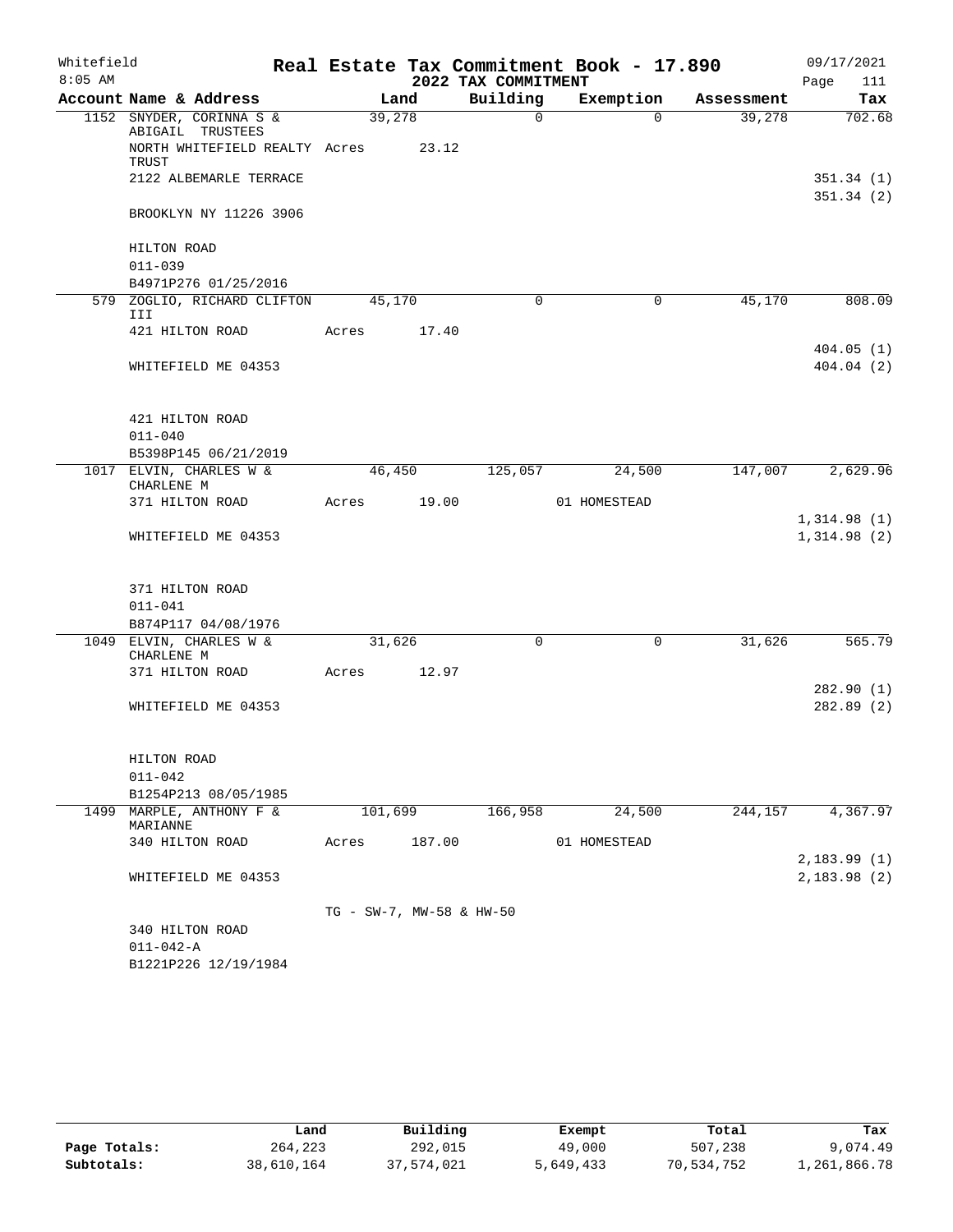# Whitefield — Real Estate Tax Commitment Book - 17.890 — 2022 TAX COMMITMENT

8:05 AM — 09/17/2021

| Account Name & Address | Land | Building | Exemption | Assessment | Tax |
|---|---|---|---|---|---|
| 1152 SNYDER, CORINNA S & ABIGAIL TRUSTEES | 39,278 | 0 | 0 | 39,278 | 702.68 |
| NORTH WHITEFIELD REALTY TRUST | Acres 23.12 | | | | |
| 2122 ALBEMARLE TERRACE | | | | | 351.34 (1) |
| BROOKLYN NY 11226 3906 | | | | | 351.34 (2) |
| HILTON ROAD | | | | | |
| 011-039 | | | | | |
| B4971P276 01/25/2016 | | | | | |
| 579 ZOGLIO, RICHARD CLIFTON III | 45,170 | 0 | 0 | 45,170 | 808.09 |
| 421 HILTON ROAD | Acres 17.40 | | | | 404.05 (1) |
| WHITEFIELD ME 04353 | | | | | 404.04 (2) |
| 421 HILTON ROAD | | | | | |
| 011-040 | | | | | |
| B5398P145 06/21/2019 | | | | | |
| 1017 ELVIN, CHARLES W & CHARLENE M | 46,450 | 125,057 | 24,500 | 147,007 | 2,629.96 |
| 371 HILTON ROAD | Acres 19.00 | | 01 HOMESTEAD | | 1,314.98 (1) |
| WHITEFIELD ME 04353 | | | | | 1,314.98 (2) |
| 371 HILTON ROAD | | | | | |
| 011-041 | | | | | |
| B874P117 04/08/1976 | | | | | |
| 1049 ELVIN, CHARLES W & CHARLENE M | 31,626 | 0 | 0 | 31,626 | 565.79 |
| 371 HILTON ROAD | Acres 12.97 | | | | 282.90 (1) |
| WHITEFIELD ME 04353 | | | | | 282.89 (2) |
| HILTON ROAD | | | | | |
| 011-042 | | | | | |
| B1254P213 08/05/1985 | | | | | |
| 1499 MARPLE, ANTHONY F & MARIANNE | 101,699 | 166,958 | 24,500 | 244,157 | 4,367.97 |
| 340 HILTON ROAD | Acres 187.00 | | 01 HOMESTEAD | | 2,183.99 (1) |
| WHITEFIELD ME 04353 | | | | | 2,183.98 (2) |
| | TG - SW-7, MW-58 & HW-50 | | | | |
| 340 HILTON ROAD | | | | | |
| 011-042-A | | | | | |
| B1221P226 12/19/1984 | | | | | |

| | Land | Building | Exempt | Total | Tax |
|---|---|---|---|---|---|
| Page Totals: | 264,223 | 292,015 | 49,000 | 507,238 | 9,074.49 |
| Subtotals: | 38,610,164 | 37,574,021 | 5,649,433 | 70,534,752 | 1,261,866.78 |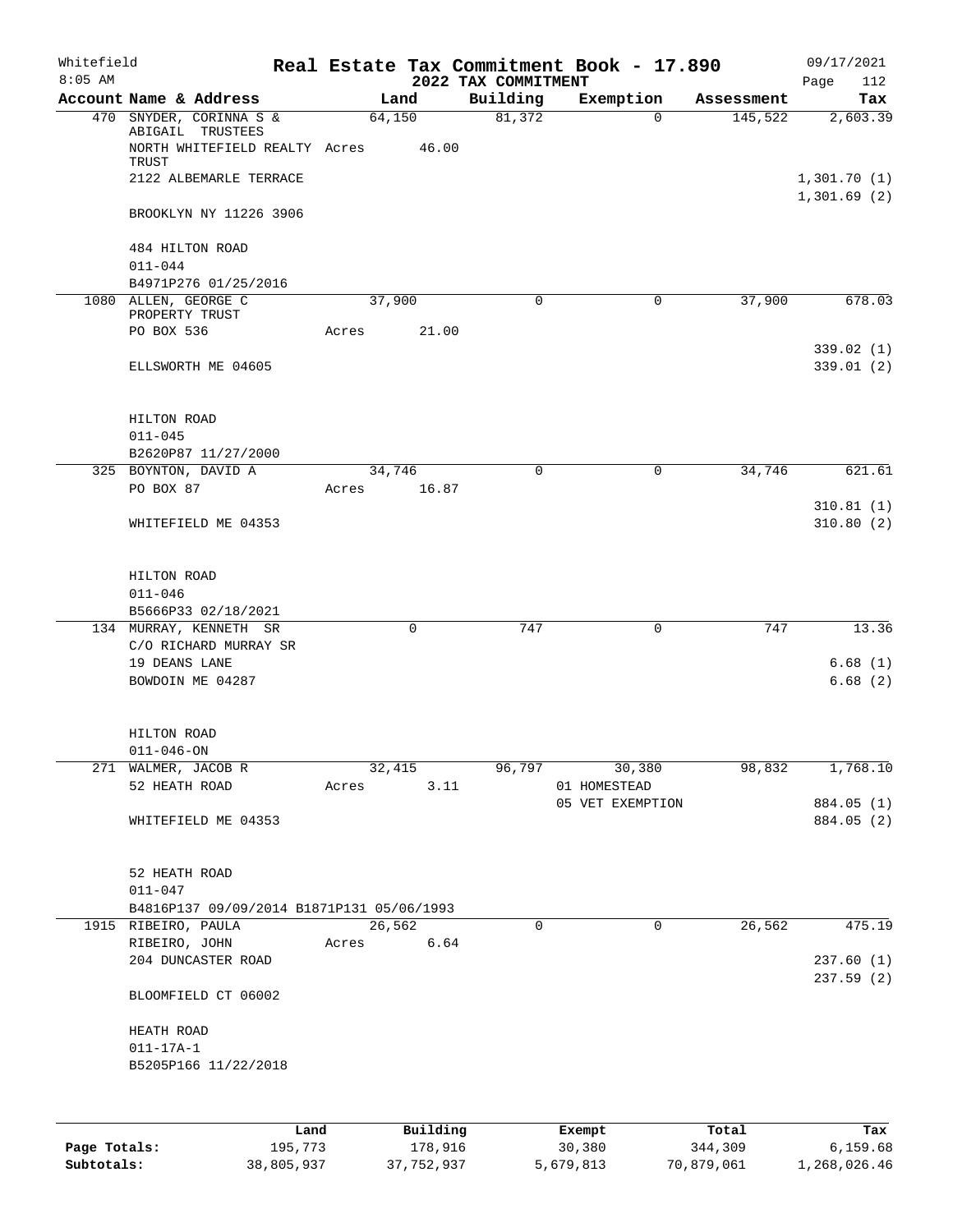Whitefield 8:05 AM

# Real Estate Tax Commitment Book - 17.890
## 2022 TAX COMMITMENT

09/17/2021

| Account | Name & Address | Land | Building | Exemption | Assessment | Tax |
|---|---|---|---|---|---|---|
| 470 | SNYDER, CORINNA S & ABIGAIL TRUSTEES<br>NORTH WHITEFIELD REALTY TRUST<br>2122 ALBEMARLE TERRACE<br>BROOKLYN NY 11226 3906<br>484 HILTON ROAD<br>011-044<br>B4971P276 01/25/2016 | 64,150<br>Acres 46.00 | 81,372 | 0 | 145,522 | 2,603.39<br>1,301.70 (1)<br>1,301.69 (2) |
| 1080 | ALLEN, GEORGE C PROPERTY TRUST<br>PO BOX 536<br>ELLSWORTH ME 04605<br>HILTON ROAD<br>011-045<br>B2620P87 11/27/2000 | 37,900<br>Acres 21.00 | 0 | 0 | 37,900 | 678.03<br>339.02 (1)<br>339.01 (2) |
| 325 | BOYNTON, DAVID A<br>PO BOX 87<br>WHITEFIELD ME 04353<br>HILTON ROAD<br>011-046<br>B5666P33 02/18/2021 | 34,746<br>Acres 16.87 | 0 | 0 | 34,746 | 621.61<br>310.81 (1)<br>310.80 (2) |
| 134 | MURRAY, KENNETH SR<br>C/O RICHARD MURRAY SR<br>19 DEANS LANE<br>BOWDOIN ME 04287<br>HILTON ROAD<br>011-046-ON | 0 | 747 | 0 | 747 | 13.36<br>6.68 (1)<br>6.68 (2) |
| 271 | WALMER, JACOB R<br>52 HEATH ROAD<br>WHITEFIELD ME 04353<br>52 HEATH ROAD<br>011-047<br>B4816P137 09/09/2014 B1871P131 05/06/1993 | 32,415<br>Acres 3.11 | 96,797 | 30,380<br>01 HOMESTEAD<br>05 VET EXEMPTION | 98,832 | 1,768.10<br>884.05 (1)<br>884.05 (2) |
| 1915 | RIBEIRO, PAULA<br>RIBEIRO, JOHN<br>204 DUNCASTER ROAD<br>BLOOMFIELD CT 06002<br>HEATH ROAD<br>011-17A-1<br>B5205P166 11/22/2018 | 26,562<br>Acres 6.64 | 0 | 0 | 26,562 | 475.19<br>237.60 (1)<br>237.59 (2) |

| | Land | Building | Exempt | Total | Tax |
|---|---|---|---|---|---|
| Page Totals: | 195,773 | 178,916 | 30,380 | 344,309 | 6,159.68 |
| Subtotals: | 38,805,937 | 37,752,937 | 5,679,813 | 70,879,061 | 1,268,026.46 |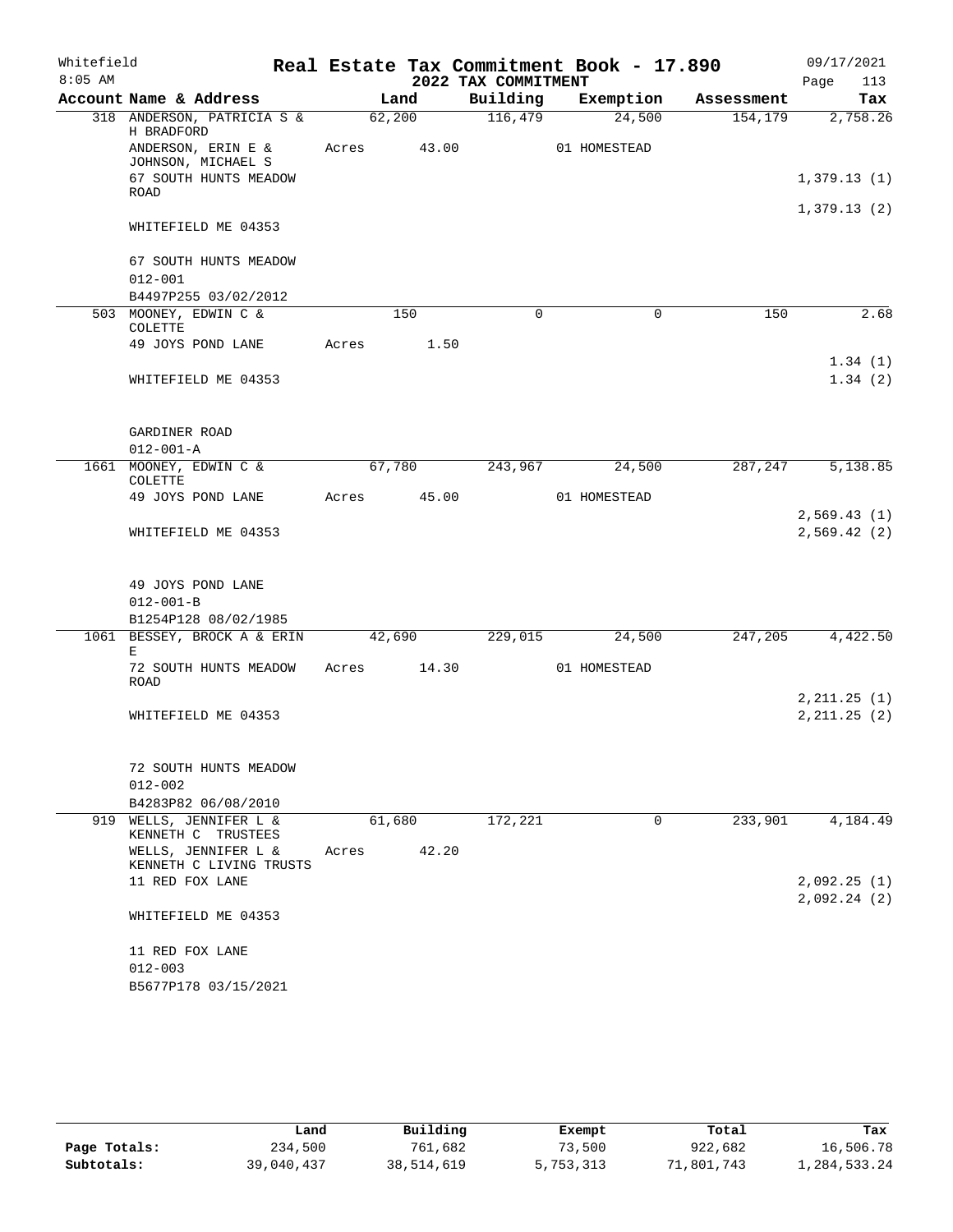Whitefield 8:05 AM

# Real Estate Tax Commitment Book - 17.890

## 2022 TAX COMMITMENT

09/17/2021 Page 113

| Account Name & Address | Land | Building | Exemption | Assessment | Tax |
|---|---|---|---|---|---|
| 318 ANDERSON, PATRICIA S & H BRADFORD | 62,200 | 116,479 | 24,500 | 154,179 | 2,758.26 |
| ANDERSON, ERIN E & JOHNSON, MICHAEL S | Acres 43.00 | | 01 HOMESTEAD | | |
| 67 SOUTH HUNTS MEADOW ROAD | | | | | 1,379.13 (1) |
| | | | | | 1,379.13 (2) |
| WHITEFIELD ME 04353 | | | | | |
| 67 SOUTH HUNTS MEADOW | | | | | |
| 012-001 | | | | | |
| B4497P255 03/02/2012 | | | | | |
| 503 MOONEY, EDWIN C & COLETTE | 150 | 0 | 0 | 150 | 2.68 |
| 49 JOYS POND LANE | Acres 1.50 | | | | |
| | | | | | 1.34 (1) |
| WHITEFIELD ME 04353 | | | | | 1.34 (2) |
| GARDINER ROAD | | | | | |
| 012-001-A | | | | | |
| 1661 MOONEY, EDWIN C & COLETTE | 67,780 | 243,967 | 24,500 | 287,247 | 5,138.85 |
| 49 JOYS POND LANE | Acres 45.00 | | 01 HOMESTEAD | | |
| | | | | | 2,569.43 (1) |
| WHITEFIELD ME 04353 | | | | | 2,569.42 (2) |
| 49 JOYS POND LANE | | | | | |
| 012-001-B | | | | | |
| B1254P128 08/02/1985 | | | | | |
| 1061 BESSEY, BROCK A & ERIN E | 42,690 | 229,015 | 24,500 | 247,205 | 4,422.50 |
| 72 SOUTH HUNTS MEADOW ROAD | Acres 14.30 | | 01 HOMESTEAD | | |
| | | | | | 2,211.25 (1) |
| WHITEFIELD ME 04353 | | | | | 2,211.25 (2) |
| 72 SOUTH HUNTS MEADOW | | | | | |
| 012-002 | | | | | |
| B4283P82 06/08/2010 | | | | | |
| 919 WELLS, JENNIFER L & KENNETH C TRUSTEES | 61,680 | 172,221 | 0 | 233,901 | 4,184.49 |
| WELLS, JENNIFER L & KENNETH C LIVING TRUSTS | Acres 42.20 | | | | |
| 11 RED FOX LANE | | | | | 2,092.25 (1) |
| | | | | | 2,092.24 (2) |
| WHITEFIELD ME 04353 | | | | | |
| 11 RED FOX LANE | | | | | |
| 012-003 | | | | | |
| B5677P178 03/15/2021 | | | | | |

| | Land | Building | Exempt | Total | Tax |
|---|---|---|---|---|---|
| Page Totals: | 234,500 | 761,682 | 73,500 | 922,682 | 16,506.78 |
| Subtotals: | 39,040,437 | 38,514,619 | 5,753,313 | 71,801,743 | 1,284,533.24 |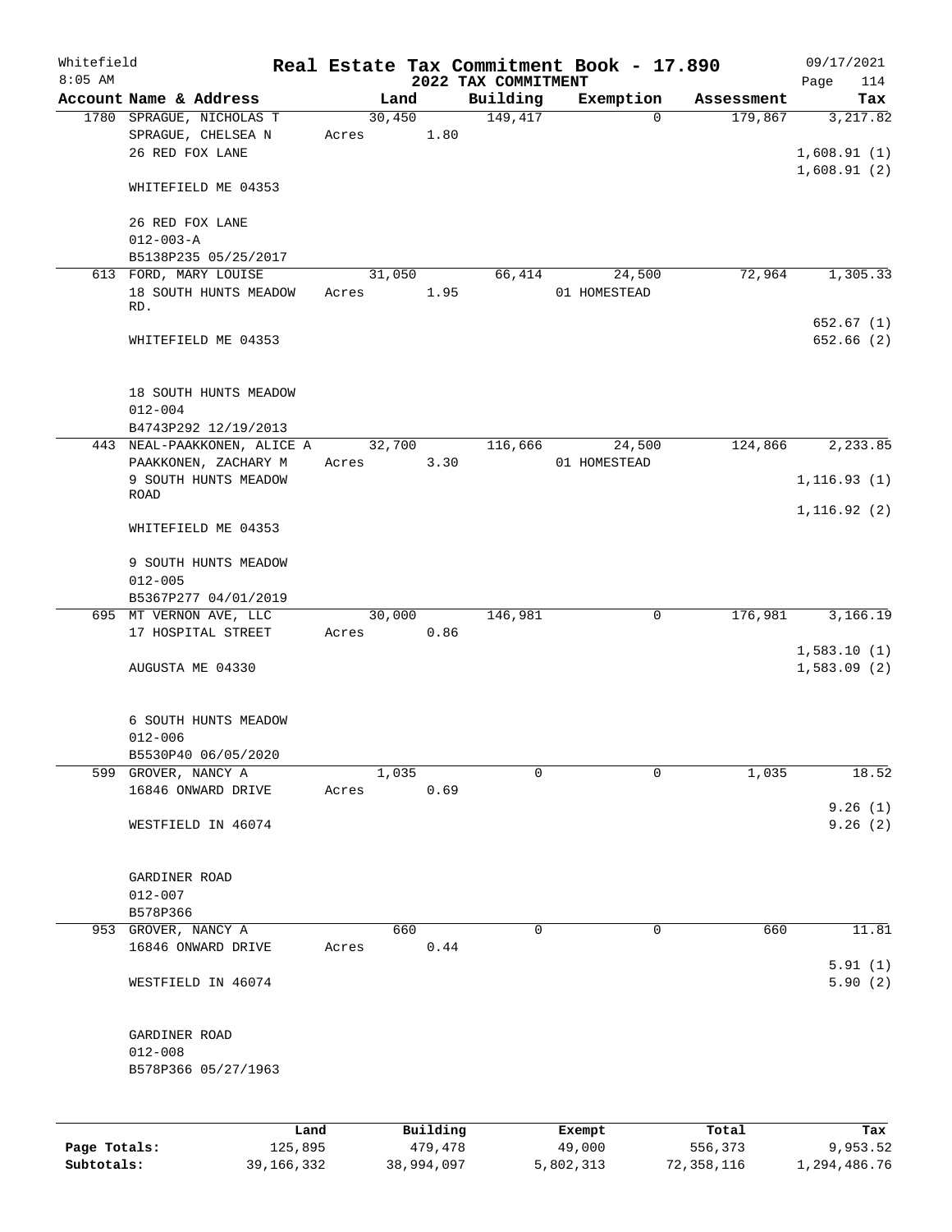Whitefield 8:05 AM

# Real Estate Tax Commitment Book - 17.890

## 2022 TAX COMMITMENT

09/17/2021 Page 114

| Account Name & Address | Land | Building | Exemption | Assessment | Tax |
|---|---|---|---|---|---|
| 1780 SPRAGUE, NICHOLAS T<br>SPRAGUE, CHELSEA N<br>26 RED FOX LANE<br><br>WHITEFIELD ME 04353<br><br>26 RED FOX LANE<br>012-003-A<br>B5138P235 05/25/2017 | 30,450<br>Acres 1.80 | 149,417 | 0 | 179,867 | 3,217.82<br><br>1,608.91 (1)<br>1,608.91 (2) |
| 613 FORD, MARY LOUISE<br>18 SOUTH HUNTS MEADOW RD.<br><br>WHITEFIELD ME 04353<br><br>18 SOUTH HUNTS MEADOW<br>012-004<br>B4743P292 12/19/2013 | 31,050<br>Acres 1.95 | 66,414 | 24,500<br>01 HOMESTEAD | 72,964 | 1,305.33<br><br>652.67 (1)<br>652.66 (2) |
| 443 NEAL-PAAKKONEN, ALICE A<br>PAAKKONEN, ZACHARY M<br>9 SOUTH HUNTS MEADOW ROAD<br><br>WHITEFIELD ME 04353<br><br>9 SOUTH HUNTS MEADOW<br>012-005<br>B5367P277 04/01/2019 | 32,700<br>Acres 3.30 | 116,666 | 24,500<br>01 HOMESTEAD | 124,866 | 2,233.85<br><br>1,116.93 (1)<br>1,116.92 (2) |
| 695 MT VERNON AVE, LLC<br>17 HOSPITAL STREET<br><br>AUGUSTA ME 04330<br><br>6 SOUTH HUNTS MEADOW<br>012-006<br>B5530P40 06/05/2020 | 30,000<br>Acres 0.86 | 146,981 | 0 | 176,981 | 3,166.19<br><br>1,583.10 (1)<br>1,583.09 (2) |
| 599 GROVER, NANCY A<br>16846 ONWARD DRIVE<br><br>WESTFIELD IN 46074<br><br>GARDINER ROAD<br>012-007<br>B578P366 | 1,035<br>Acres 0.69 | 0 | 0 | 1,035 | 18.52<br><br>9.26 (1)<br>9.26 (2) |
| 953 GROVER, NANCY A<br>16846 ONWARD DRIVE<br><br>WESTFIELD IN 46074<br><br>GARDINER ROAD<br>012-008<br>B578P366 05/27/1963 | 660<br>Acres 0.44 | 0 | 0 | 660 | 11.81<br><br>5.91 (1)<br>5.90 (2) |

| | Land | Building | Exempt | Total | Tax |
|---|---|---|---|---|---|
| **Page Totals:** | 125,895 | 479,478 | 49,000 | 556,373 | 9,953.52 |
| **Subtotals:** | 39,166,332 | 38,994,097 | 5,802,313 | 72,358,116 | 1,294,486.76 |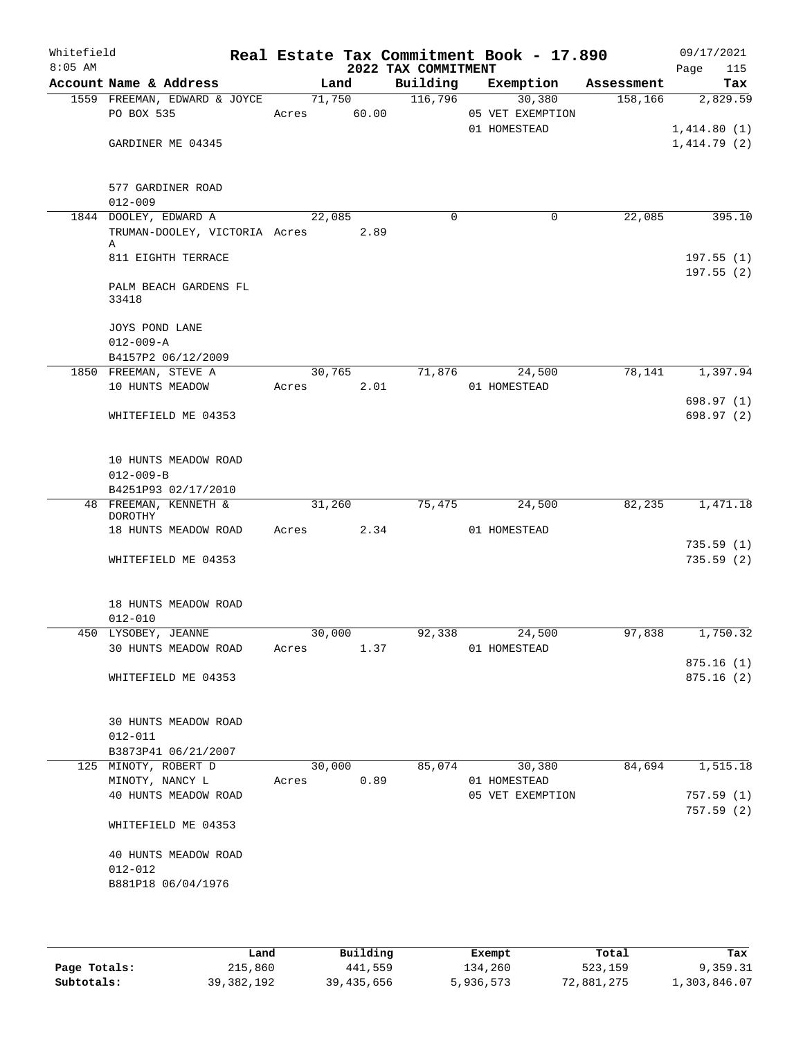Whitefield 8:05 AM

# Real Estate Tax Commitment Book - 17.890

## 2022 TAX COMMITMENT

09/17/2021 Page 115

| Account Name & Address | Land | Building | Exemption | Assessment | Tax |
|---|---|---|---|---|---|
| 1559 FREEMAN, EDWARD & JOYCE | 71,750 | 116,796 | 30,380 | 158,166 | 2,829.59 |
| PO BOX 535 | Acres 60.00 | | 05 VET EXEMPTION | | |
| | | | 01 HOMESTEAD | | 1,414.80 (1) |
| GARDINER ME 04345 | | | | | 1,414.79 (2) |
| 577 GARDINER ROAD | | | | | |
| 012-009 | | | | | |
| 1844 DOOLEY, EDWARD A | 22,085 | 0 | 0 | 22,085 | 395.10 |
| TRUMAN-DOOLEY, VICTORIA A | Acres 2.89 | | | | |
| 811 EIGHTH TERRACE | | | | | 197.55 (1) |
| | | | | | 197.55 (2) |
| PALM BEACH GARDENS FL 33418 | | | | | |
| JOYS POND LANE | | | | | |
| 012-009-A | | | | | |
| B4157P2 06/12/2009 | | | | | |
| 1850 FREEMAN, STEVE A | 30,765 | 71,876 | 24,500 | 78,141 | 1,397.94 |
| 10 HUNTS MEADOW | Acres 2.01 | | 01 HOMESTEAD | | |
| | | | | | 698.97 (1) |
| WHITEFIELD ME 04353 | | | | | 698.97 (2) |
| 10 HUNTS MEADOW ROAD | | | | | |
| 012-009-B | | | | | |
| B4251P93 02/17/2010 | | | | | |
| 48 FREEMAN, KENNETH & DOROTHY | 31,260 | 75,475 | 24,500 | 82,235 | 1,471.18 |
| 18 HUNTS MEADOW ROAD | Acres 2.34 | | 01 HOMESTEAD | | |
| | | | | | 735.59 (1) |
| WHITEFIELD ME 04353 | | | | | 735.59 (2) |
| 18 HUNTS MEADOW ROAD | | | | | |
| 012-010 | | | | | |
| 450 LYSOBEY, JEANNE | 30,000 | 92,338 | 24,500 | 97,838 | 1,750.32 |
| 30 HUNTS MEADOW ROAD | Acres 1.37 | | 01 HOMESTEAD | | |
| | | | | | 875.16 (1) |
| WHITEFIELD ME 04353 | | | | | 875.16 (2) |
| 30 HUNTS MEADOW ROAD | | | | | |
| 012-011 | | | | | |
| B3873P41 06/21/2007 | | | | | |
| 125 MINOTY, ROBERT D | 30,000 | 85,074 | 30,380 | 84,694 | 1,515.18 |
| MINOTY, NANCY L | Acres 0.89 | | 01 HOMESTEAD | | |
| 40 HUNTS MEADOW ROAD | | | 05 VET EXEMPTION | | 757.59 (1) |
| | | | | | 757.59 (2) |
| WHITEFIELD ME 04353 | | | | | |
| 40 HUNTS MEADOW ROAD | | | | | |
| 012-012 | | | | | |
| B881P18 06/04/1976 | | | | | |

| | Land | Building | Exempt | Total | Tax |
|---|---|---|---|---|---|
| Page Totals: | 215,860 | 441,559 | 134,260 | 523,159 | 9,359.31 |
| Subtotals: | 39,382,192 | 39,435,656 | 5,936,573 | 72,881,275 | 1,303,846.07 |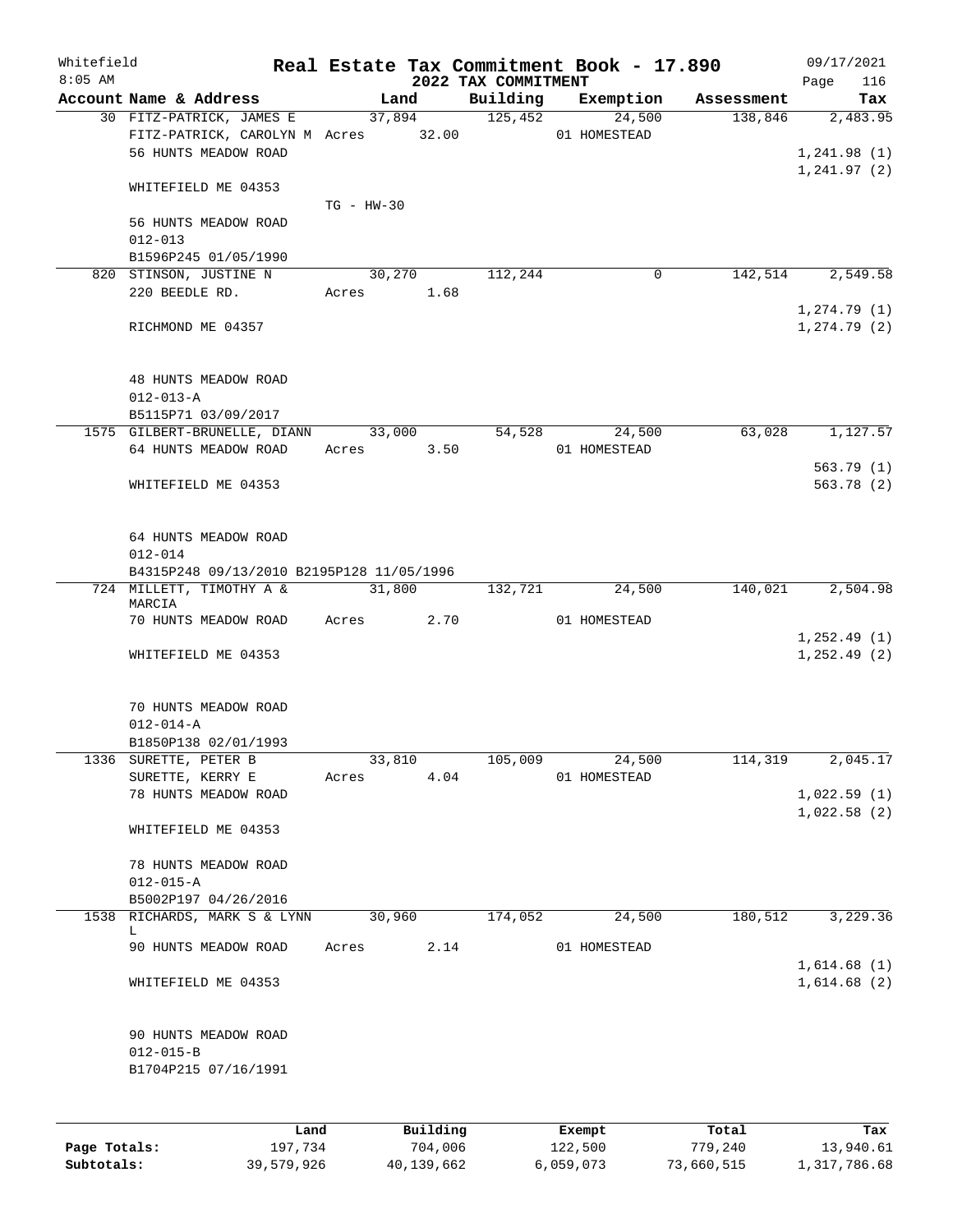# Real Estate Tax Commitment Book - 17.890

## 2022 TAX COMMITMENT

Whitefield 8:05 AM — 09/17/2021

| Account | Name & Address | Land | Building | Exemption | Assessment | Tax |
|---|---|---|---|---|---|---|
| 30 | FITZ-PATRICK, JAMES E<br>FITZ-PATRICK, CAROLYN M<br>56 HUNTS MEADOW ROAD<br>WHITEFIELD ME 04353<br>56 HUNTS MEADOW ROAD<br>012-013<br>B1596P245 01/05/1990 | 37,894<br>Acres 32.00<br>TG - HW-30 | 125,452 | 24,500<br>01 HOMESTEAD | 138,846 | 2,483.95<br>1,241.98 (1)<br>1,241.97 (2) |
| 820 | STINSON, JUSTINE N<br>220 BEEDLE RD.<br>RICHMOND ME 04357<br>48 HUNTS MEADOW ROAD<br>012-013-A<br>B5115P71 03/09/2017 | 30,270<br>Acres 1.68 | 112,244 | 0 | 142,514 | 2,549.58<br>1,274.79 (1)<br>1,274.79 (2) |
| 1575 | GILBERT-BRUNELLE, DIANN<br>64 HUNTS MEADOW ROAD<br>WHITEFIELD ME 04353<br>64 HUNTS MEADOW ROAD<br>012-014<br>B4315P248 09/13/2010 B2195P128 11/05/1996 | 33,000<br>Acres 3.50 | 54,528 | 24,500<br>01 HOMESTEAD | 63,028 | 1,127.57<br>563.79 (1)<br>563.78 (2) |
| 724 | MILLETT, TIMOTHY A & MARCIA<br>70 HUNTS MEADOW ROAD<br>WHITEFIELD ME 04353<br>70 HUNTS MEADOW ROAD<br>012-014-A<br>B1850P138 02/01/1993 | 31,800<br>Acres 2.70 | 132,721 | 24,500<br>01 HOMESTEAD | 140,021 | 2,504.98<br>1,252.49 (1)<br>1,252.49 (2) |
| 1336 | SURETTE, PETER B<br>SURETTE, KERRY E<br>78 HUNTS MEADOW ROAD<br>WHITEFIELD ME 04353<br>78 HUNTS MEADOW ROAD<br>012-015-A<br>B5002P197 04/26/2016 | 33,810<br>Acres 4.04 | 105,009 | 24,500<br>01 HOMESTEAD | 114,319 | 2,045.17<br>1,022.59 (1)<br>1,022.58 (2) |
| 1538 | RICHARDS, MARK S & LYNN L<br>90 HUNTS MEADOW ROAD<br>WHITEFIELD ME 04353<br>90 HUNTS MEADOW ROAD<br>012-015-B<br>B1704P215 07/16/1991 | 30,960<br>Acres 2.14 | 174,052 | 24,500<br>01 HOMESTEAD | 180,512 | 3,229.36<br>1,614.68 (1)<br>1,614.68 (2) |

| | Land | Building | Exempt | Total | Tax |
|---|---|---|---|---|---|
| **Page Totals:** | 197,734 | 704,006 | 122,500 | 779,240 | 13,940.61 |
| **Subtotals:** | 39,579,926 | 40,139,662 | 6,059,073 | 73,660,515 | 1,317,786.68 |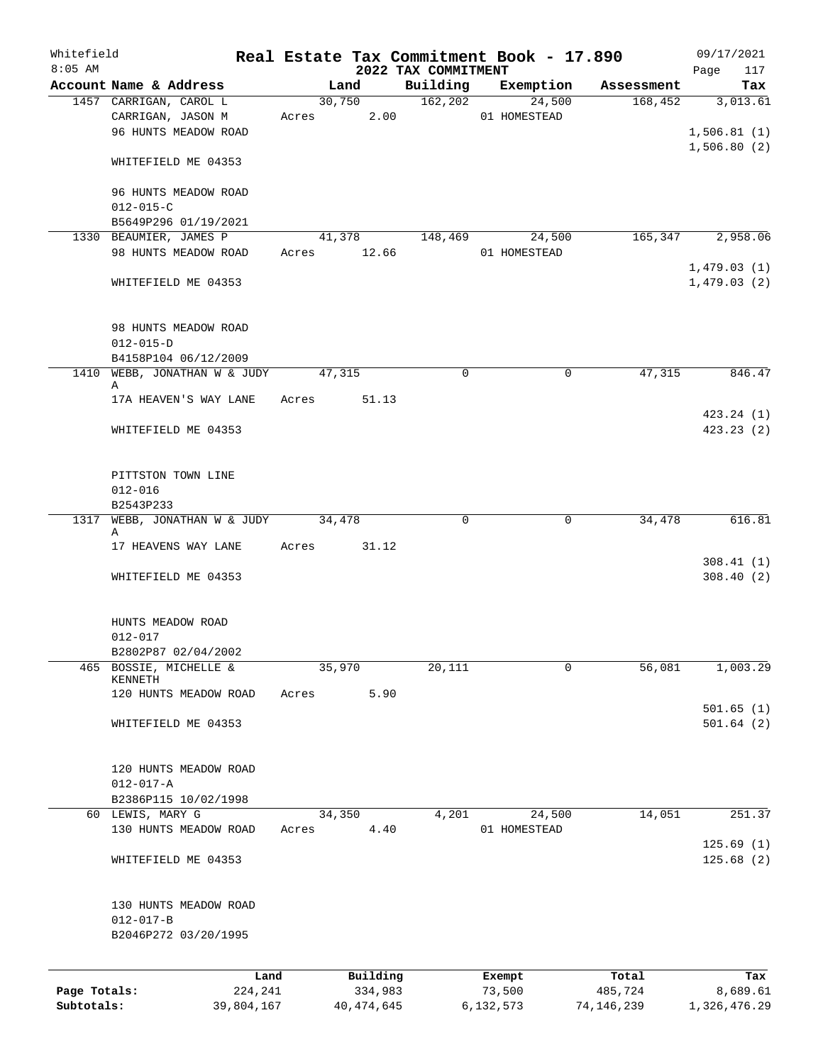# Whitefield — Real Estate Tax Commitment Book - 17.890

8:05 AM — 2022 TAX COMMITMENT — 09/17/2021

| Account | Name & Address | Land | Building | Exemption | Assessment | Tax |
|---|---|---|---|---|---|---|
| 1457 | CARRIGAN, CAROL L<br>CARRIGAN, JASON M<br>96 HUNTS MEADOW ROAD<br><br>WHITEFIELD ME 04353<br><br>96 HUNTS MEADOW ROAD<br>012-015-C<br>B5649P296 01/19/2021 | 30,750<br>Acres 2.00 | 162,202 | 24,500<br>01 HOMESTEAD | 168,452 | 3,013.61<br><br>1,506.81 (1)<br>1,506.80 (2) |
| 1330 | BEAUMIER, JAMES P<br>98 HUNTS MEADOW ROAD<br><br>WHITEFIELD ME 04353<br><br>98 HUNTS MEADOW ROAD<br>012-015-D<br>B4158P104 06/12/2009 | 41,378<br>Acres 12.66 | 148,469 | 24,500<br>01 HOMESTEAD | 165,347 | 2,958.06<br><br>1,479.03 (1)<br>1,479.03 (2) |
| 1410 | WEBB, JONATHAN W & JUDY A<br>17A HEAVEN'S WAY LANE<br><br>WHITEFIELD ME 04353<br><br>PITTSTON TOWN LINE<br>012-016<br>B2543P233 | 47,315<br>Acres 51.13 | 0 | 0 | 47,315 | 846.47<br><br>423.24 (1)<br>423.23 (2) |
| 1317 | WEBB, JONATHAN W & JUDY A<br>17 HEAVENS WAY LANE<br><br>WHITEFIELD ME 04353<br><br>HUNTS MEADOW ROAD<br>012-017<br>B2802P87 02/04/2002 | 34,478<br>Acres 31.12 | 0 | 0 | 34,478 | 616.81<br><br>308.41 (1)<br>308.40 (2) |
| 465 | BOSSIE, MICHELLE & KENNETH<br>120 HUNTS MEADOW ROAD<br><br>WHITEFIELD ME 04353<br><br>120 HUNTS MEADOW ROAD<br>012-017-A<br>B2386P115 10/02/1998 | 35,970<br>Acres 5.90 | 20,111 | 0 | 56,081 | 1,003.29<br><br>501.65 (1)<br>501.64 (2) |
| 60 | LEWIS, MARY G<br>130 HUNTS MEADOW ROAD<br><br>WHITEFIELD ME 04353<br><br>130 HUNTS MEADOW ROAD<br>012-017-B<br>B2046P272 03/20/1995 | 34,350<br>Acres 4.40 | 4,201 | 24,500<br>01 HOMESTEAD | 14,051 | 251.37<br><br>125.69 (1)<br>125.68 (2) |

| | Land | Building | Exempt | Total | Tax |
|---|---|---|---|---|---|
| Page Totals: | 224,241 | 334,983 | 73,500 | 485,724 | 8,689.61 |
| Subtotals: | 39,804,167 | 40,474,645 | 6,132,573 | 74,146,239 | 1,326,476.29 |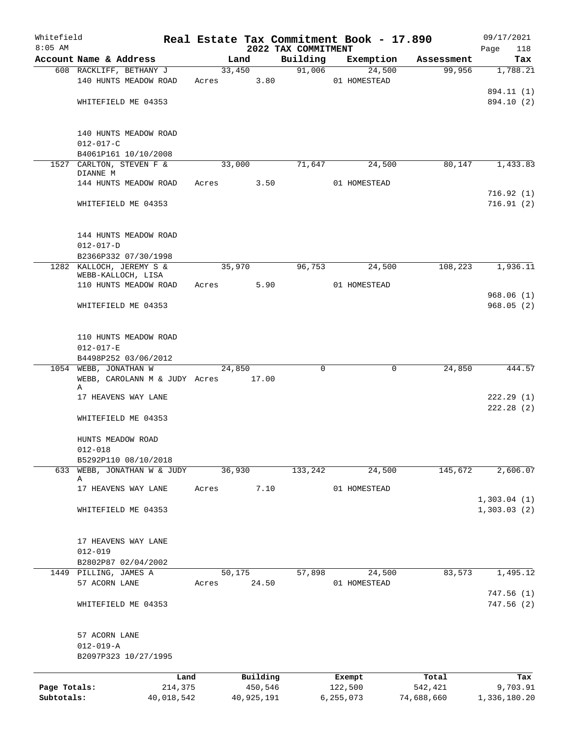Whitefield 8:05 AM

# Real Estate Tax Commitment Book - 17.890

## 2022 TAX COMMITMENT

09/17/2021 Page 118

| Account Name & Address | Land | Building | Exemption | Assessment | Tax |
|---|---|---|---|---|---|
| 608 RACKLIFF, BETHANY J | 33,450 | 91,006 | 24,500 | 99,956 | 1,788.21 |
| 140 HUNTS MEADOW ROAD | Acres 3.80 | | 01 HOMESTEAD | | |
| | | | | | 894.11 (1) |
| WHITEFIELD ME 04353 | | | | | 894.10 (2) |
| 140 HUNTS MEADOW ROAD | | | | | |
| 012-017-C | | | | | |
| B4061P161 10/10/2008 | | | | | |
| 1527 CARLTON, STEVEN F & DIANNE M | 33,000 | 71,647 | 24,500 | 80,147 | 1,433.83 |
| 144 HUNTS MEADOW ROAD | Acres 3.50 | | 01 HOMESTEAD | | |
| | | | | | 716.92 (1) |
| WHITEFIELD ME 04353 | | | | | 716.91 (2) |
| 144 HUNTS MEADOW ROAD | | | | | |
| 012-017-D | | | | | |
| B2366P332 07/30/1998 | | | | | |
| 1282 KALLOCH, JEREMY S & WEBB-KALLOCH, LISA | 35,970 | 96,753 | 24,500 | 108,223 | 1,936.11 |
| 110 HUNTS MEADOW ROAD | Acres 5.90 | | 01 HOMESTEAD | | |
| | | | | | 968.06 (1) |
| WHITEFIELD ME 04353 | | | | | 968.05 (2) |
| 110 HUNTS MEADOW ROAD | | | | | |
| 012-017-E | | | | | |
| B4498P252 03/06/2012 | | | | | |
| 1054 WEBB, JONATHAN W | 24,850 | 0 | 0 | 24,850 | 444.57 |
| WEBB, CAROLANN M & JUDY A | Acres 17.00 | | | | |
| 17 HEAVENS WAY LANE | | | | | 222.29 (1) |
| | | | | | 222.28 (2) |
| WHITEFIELD ME 04353 | | | | | |
| HUNTS MEADOW ROAD | | | | | |
| 012-018 | | | | | |
| B5292P110 08/10/2018 | | | | | |
| 633 WEBB, JONATHAN W & JUDY A | 36,930 | 133,242 | 24,500 | 145,672 | 2,606.07 |
| 17 HEAVENS WAY LANE | Acres 7.10 | | 01 HOMESTEAD | | |
| | | | | | 1,303.04 (1) |
| WHITEFIELD ME 04353 | | | | | 1,303.03 (2) |
| 17 HEAVENS WAY LANE | | | | | |
| 012-019 | | | | | |
| B2802P87 02/04/2002 | | | | | |
| 1449 PILLING, JAMES A | 50,175 | 57,898 | 24,500 | 83,573 | 1,495.12 |
| 57 ACORN LANE | Acres 24.50 | | 01 HOMESTEAD | | |
| | | | | | 747.56 (1) |
| WHITEFIELD ME 04353 | | | | | 747.56 (2) |
| 57 ACORN LANE | | | | | |
| 012-019-A | | | | | |
| B2097P323 10/27/1995 | | | | | |

| | Land | Building | Exempt | Total | Tax |
|---|---|---|---|---|---|
| Page Totals: | 214,375 | 450,546 | 122,500 | 542,421 | 9,703.91 |
| Subtotals: | 40,018,542 | 40,925,191 | 6,255,073 | 74,688,660 | 1,336,180.20 |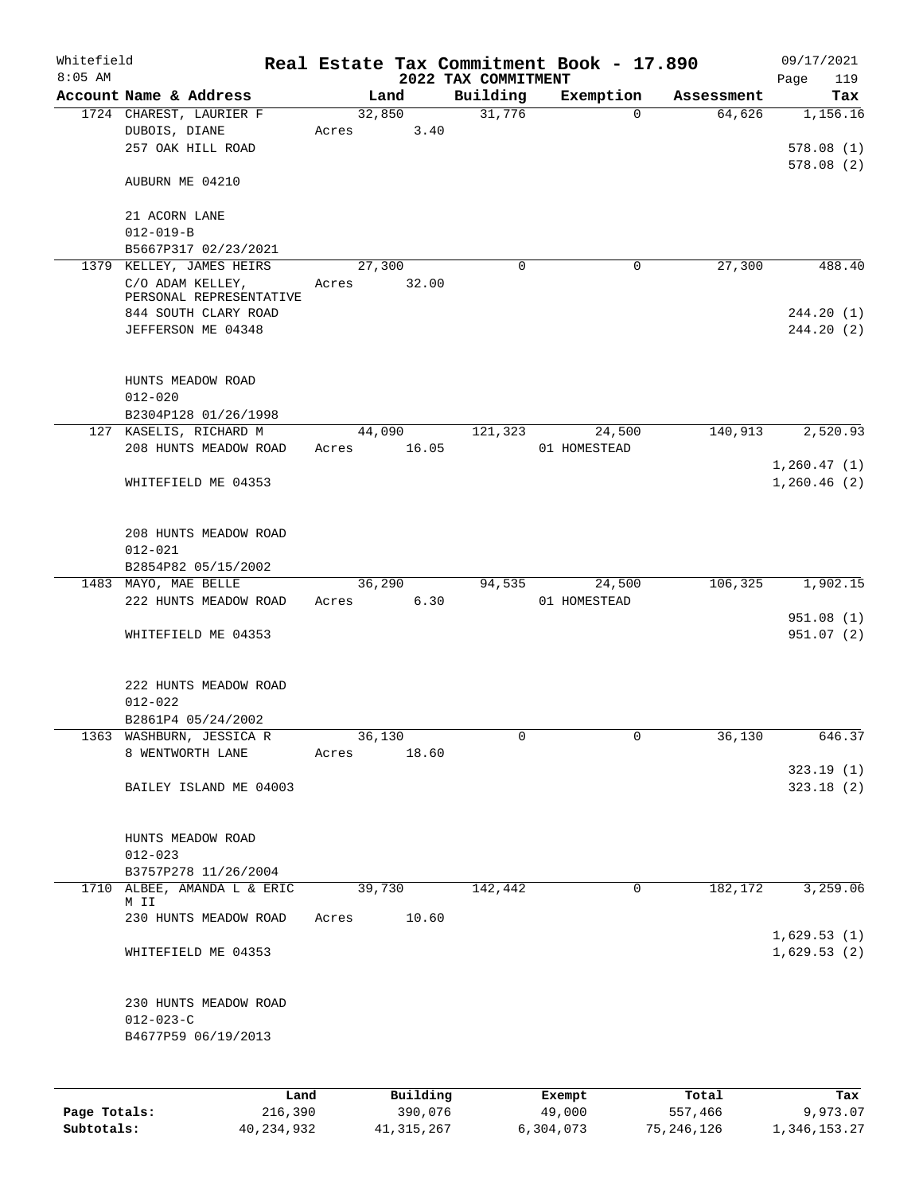# Real Estate Tax Commitment Book - 17.890

Whitefield
8:05 AM

2022 TAX COMMITMENT

09/17/2021

| Account Name & Address | Land | Building | Exemption | Assessment | Tax |
|---|---|---|---|---|---|
| 1724 CHAREST, LAURIER F | 32,850 | 31,776 | 0 | 64,626 | 1,156.16 |
| DUBOIS, DIANE | Acres 3.40 | | | | |
| 257 OAK HILL ROAD | | | | | 578.08 (1) |
| | | | | | 578.08 (2) |
| AUBURN ME 04210 | | | | | |
| 21 ACORN LANE | | | | | |
| 012-019-B | | | | | |
| B5667P317 02/23/2021 | | | | | |
| 1379 KELLEY, JAMES HEIRS | 27,300 | 0 | 0 | 27,300 | 488.40 |
| C/O ADAM KELLEY, PERSONAL REPRESENTATIVE | Acres 32.00 | | | | |
| 844 SOUTH CLARY ROAD | | | | | 244.20 (1) |
| JEFFERSON ME 04348 | | | | | 244.20 (2) |
| HUNTS MEADOW ROAD | | | | | |
| 012-020 | | | | | |
| B2304P128 01/26/1998 | | | | | |
| 127 KASELIS, RICHARD M | 44,090 | 121,323 | 24,500 | 140,913 | 2,520.93 |
| 208 HUNTS MEADOW ROAD | Acres 16.05 | | 01 HOMESTEAD | | |
| | | | | | 1,260.47 (1) |
| WHITEFIELD ME 04353 | | | | | 1,260.46 (2) |
| 208 HUNTS MEADOW ROAD | | | | | |
| 012-021 | | | | | |
| B2854P82 05/15/2002 | | | | | |
| 1483 MAYO, MAE BELLE | 36,290 | 94,535 | 24,500 | 106,325 | 1,902.15 |
| 222 HUNTS MEADOW ROAD | Acres 6.30 | | 01 HOMESTEAD | | |
| | | | | | 951.08 (1) |
| WHITEFIELD ME 04353 | | | | | 951.07 (2) |
| 222 HUNTS MEADOW ROAD | | | | | |
| 012-022 | | | | | |
| B2861P4 05/24/2002 | | | | | |
| 1363 WASHBURN, JESSICA R | 36,130 | 0 | 0 | 36,130 | 646.37 |
| 8 WENTWORTH LANE | Acres 18.60 | | | | |
| | | | | | 323.19 (1) |
| BAILEY ISLAND ME 04003 | | | | | 323.18 (2) |
| HUNTS MEADOW ROAD | | | | | |
| 012-023 | | | | | |
| B3757P278 11/26/2004 | | | | | |
| 1710 ALBEE, AMANDA L & ERIC M II | 39,730 | 142,442 | 0 | 182,172 | 3,259.06 |
| 230 HUNTS MEADOW ROAD | Acres 10.60 | | | | |
| | | | | | 1,629.53 (1) |
| WHITEFIELD ME 04353 | | | | | 1,629.53 (2) |
| 230 HUNTS MEADOW ROAD | | | | | |
| 012-023-C | | | | | |
| B4677P59 06/19/2013 | | | | | |

| | Land | Building | Exempt | Total | Tax |
|---|---|---|---|---|---|
| Page Totals: | 216,390 | 390,076 | 49,000 | 557,466 | 9,973.07 |
| Subtotals: | 40,234,932 | 41,315,267 | 6,304,073 | 75,246,126 | 1,346,153.27 |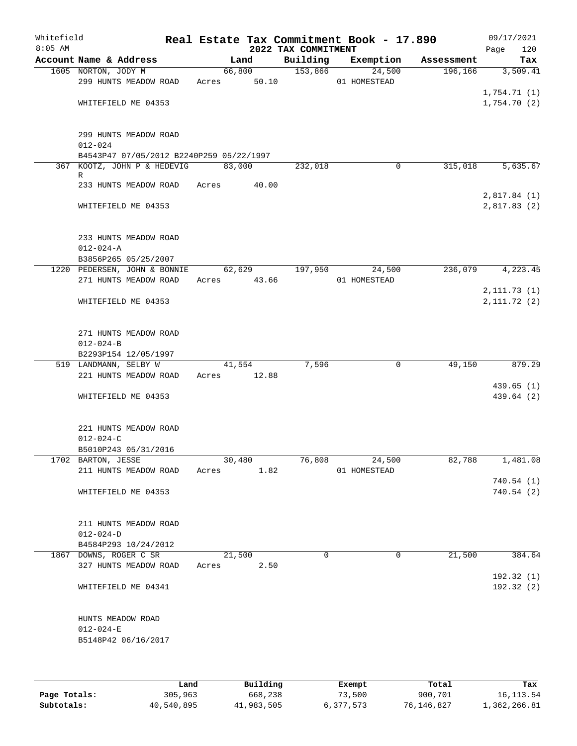Whitefield 8:05 AM

# Real Estate Tax Commitment Book - 17.890

## 2022 TAX COMMITMENT

09/17/2021 Page 120

| Account Name & Address | Land | Building | Exemption | Assessment | Tax |
|---|---|---|---|---|---|
| 1605 NORTON, JODY M | 66,800 | 153,866 | 24,500 | 196,166 | 3,509.41 |
| 299 HUNTS MEADOW ROAD | Acres 50.10 | | 01 HOMESTEAD | | |
| | | | | | 1,754.71 (1) |
| WHITEFIELD ME 04353 | | | | | 1,754.70 (2) |
| 299 HUNTS MEADOW ROAD | | | | | |
| 012-024 | | | | | |
| B4543P47 07/05/2012 B2240P259 05/22/1997 | | | | | |
| 367 KOOTZ, JOHN P & HEDEVIG R | 83,000 | 232,018 | 0 | 315,018 | 5,635.67 |
| 233 HUNTS MEADOW ROAD | Acres 40.00 | | | | |
| | | | | | 2,817.84 (1) |
| WHITEFIELD ME 04353 | | | | | 2,817.83 (2) |
| 233 HUNTS MEADOW ROAD | | | | | |
| 012-024-A | | | | | |
| B3856P265 05/25/2007 | | | | | |
| 1220 PEDERSEN, JOHN & BONNIE | 62,629 | 197,950 | 24,500 | 236,079 | 4,223.45 |
| 271 HUNTS MEADOW ROAD | Acres 43.66 | | 01 HOMESTEAD | | |
| | | | | | 2,111.73 (1) |
| WHITEFIELD ME 04353 | | | | | 2,111.72 (2) |
| 271 HUNTS MEADOW ROAD | | | | | |
| 012-024-B | | | | | |
| B2293P154 12/05/1997 | | | | | |
| 519 LANDMANN, SELBY W | 41,554 | 7,596 | 0 | 49,150 | 879.29 |
| 221 HUNTS MEADOW ROAD | Acres 12.88 | | | | |
| | | | | | 439.65 (1) |
| WHITEFIELD ME 04353 | | | | | 439.64 (2) |
| 221 HUNTS MEADOW ROAD | | | | | |
| 012-024-C | | | | | |
| B5010P243 05/31/2016 | | | | | |
| 1702 BARTON, JESSE | 30,480 | 76,808 | 24,500 | 82,788 | 1,481.08 |
| 211 HUNTS MEADOW ROAD | Acres 1.82 | | 01 HOMESTEAD | | |
| | | | | | 740.54 (1) |
| WHITEFIELD ME 04353 | | | | | 740.54 (2) |
| 211 HUNTS MEADOW ROAD | | | | | |
| 012-024-D | | | | | |
| B4584P293 10/24/2012 | | | | | |
| 1867 DOWNS, ROGER C SR | 21,500 | 0 | 0 | 21,500 | 384.64 |
| 327 HUNTS MEADOW ROAD | Acres 2.50 | | | | |
| | | | | | 192.32 (1) |
| WHITEFIELD ME 04341 | | | | | 192.32 (2) |
| HUNTS MEADOW ROAD | | | | | |
| 012-024-E | | | | | |
| B5148P42 06/16/2017 | | | | | |

| | Land | Building | Exempt | Total | Tax |
|---|---|---|---|---|---|
| Page Totals: | 305,963 | 668,238 | 73,500 | 900,701 | 16,113.54 |
| Subtotals: | 40,540,895 | 41,983,505 | 6,377,573 | 76,146,827 | 1,362,266.81 |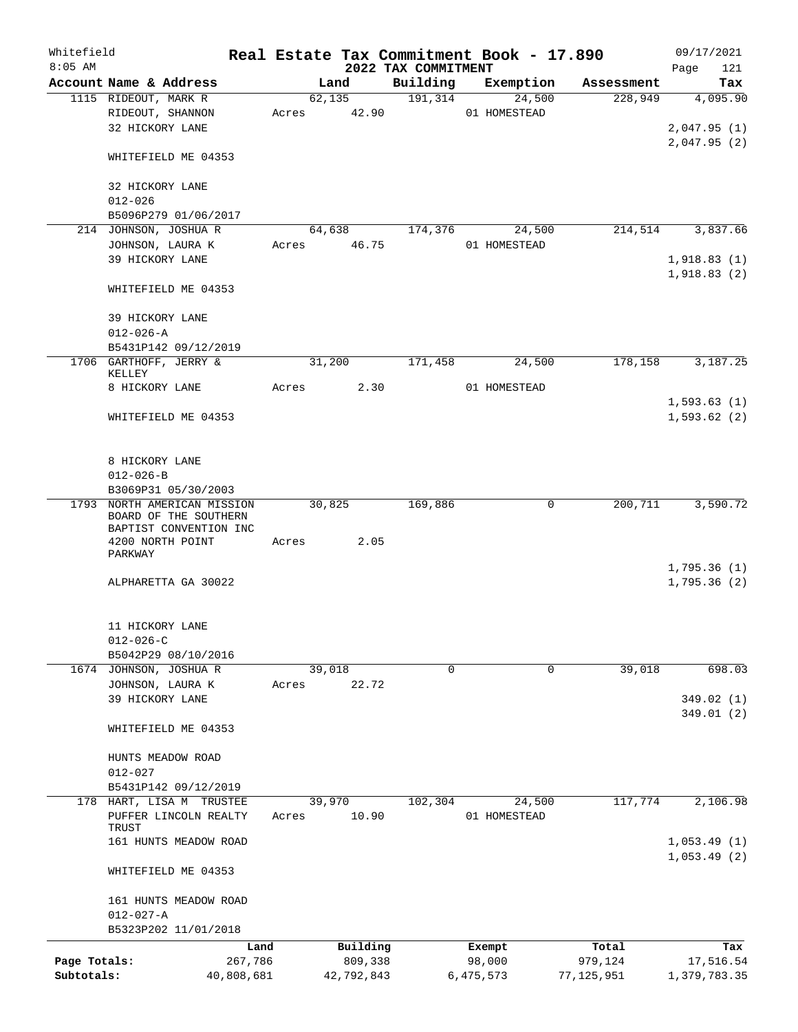Whitefield 8:05 AM

# Real Estate Tax Commitment Book - 17.890

## 2022 TAX COMMITMENT

09/17/2021

| Account Name & Address | Land | Building | Exemption | Assessment | Tax |
|---|---|---|---|---|---|
| 1115 RIDEOUT, MARK R | 62,135 | 191,314 | 24,500 | 228,949 | 4,095.90 |
| RIDEOUT, SHANNON | Acres 42.90 | | 01 HOMESTEAD | | |
| 32 HICKORY LANE | | | | | 2,047.95 (1) |
| | | | | | 2,047.95 (2) |
| WHITEFIELD ME 04353 | | | | | |
| 32 HICKORY LANE | | | | | |
| 012-026 | | | | | |
| B5096P279 01/06/2017 | | | | | |
| 214 JOHNSON, JOSHUA R | 64,638 | 174,376 | 24,500 | 214,514 | 3,837.66 |
| JOHNSON, LAURA K | Acres 46.75 | | 01 HOMESTEAD | | |
| 39 HICKORY LANE | | | | | 1,918.83 (1) |
| | | | | | 1,918.83 (2) |
| WHITEFIELD ME 04353 | | | | | |
| 39 HICKORY LANE | | | | | |
| 012-026-A | | | | | |
| B5431P142 09/12/2019 | | | | | |
| 1706 GARTHOFF, JERRY & KELLEY | 31,200 | 171,458 | 24,500 | 178,158 | 3,187.25 |
| 8 HICKORY LANE | Acres 2.30 | | 01 HOMESTEAD | | |
| | | | | | 1,593.63 (1) |
| WHITEFIELD ME 04353 | | | | | 1,593.62 (2) |
| 8 HICKORY LANE | | | | | |
| 012-026-B | | | | | |
| B3069P31 05/30/2003 | | | | | |
| 1793 NORTH AMERICAN MISSION BOARD OF THE SOUTHERN BAPTIST CONVENTION INC | 30,825 | 169,886 | 0 | 200,711 | 3,590.72 |
| 4200 NORTH POINT PARKWAY | Acres 2.05 | | | | |
| | | | | | 1,795.36 (1) |
| ALPHARETTA GA 30022 | | | | | 1,795.36 (2) |
| 11 HICKORY LANE | | | | | |
| 012-026-C | | | | | |
| B5042P29 08/10/2016 | | | | | |
| 1674 JOHNSON, JOSHUA R | 39,018 | 0 | 0 | 39,018 | 698.03 |
| JOHNSON, LAURA K | Acres 22.72 | | | | |
| 39 HICKORY LANE | | | | | 349.02 (1) |
| | | | | | 349.01 (2) |
| WHITEFIELD ME 04353 | | | | | |
| HUNTS MEADOW ROAD | | | | | |
| 012-027 | | | | | |
| B5431P142 09/12/2019 | | | | | |
| 178 HART, LISA M TRUSTEE | 39,970 | 102,304 | 24,500 | 117,774 | 2,106.98 |
| PUFFER LINCOLN REALTY TRUST | Acres 10.90 | | 01 HOMESTEAD | | |
| 161 HUNTS MEADOW ROAD | | | | | 1,053.49 (1) |
| | | | | | 1,053.49 (2) |
| WHITEFIELD ME 04353 | | | | | |
| 161 HUNTS MEADOW ROAD | | | | | |
| 012-027-A | | | | | |
| B5323P202 11/01/2018 | | | | | |

| | Land | Building | Exempt | Total | Tax |
|---|---|---|---|---|---|
| Page Totals: | 267,786 | 809,338 | 98,000 | 979,124 | 17,516.54 |
| Subtotals: | 40,808,681 | 42,792,843 | 6,475,573 | 77,125,951 | 1,379,783.35 |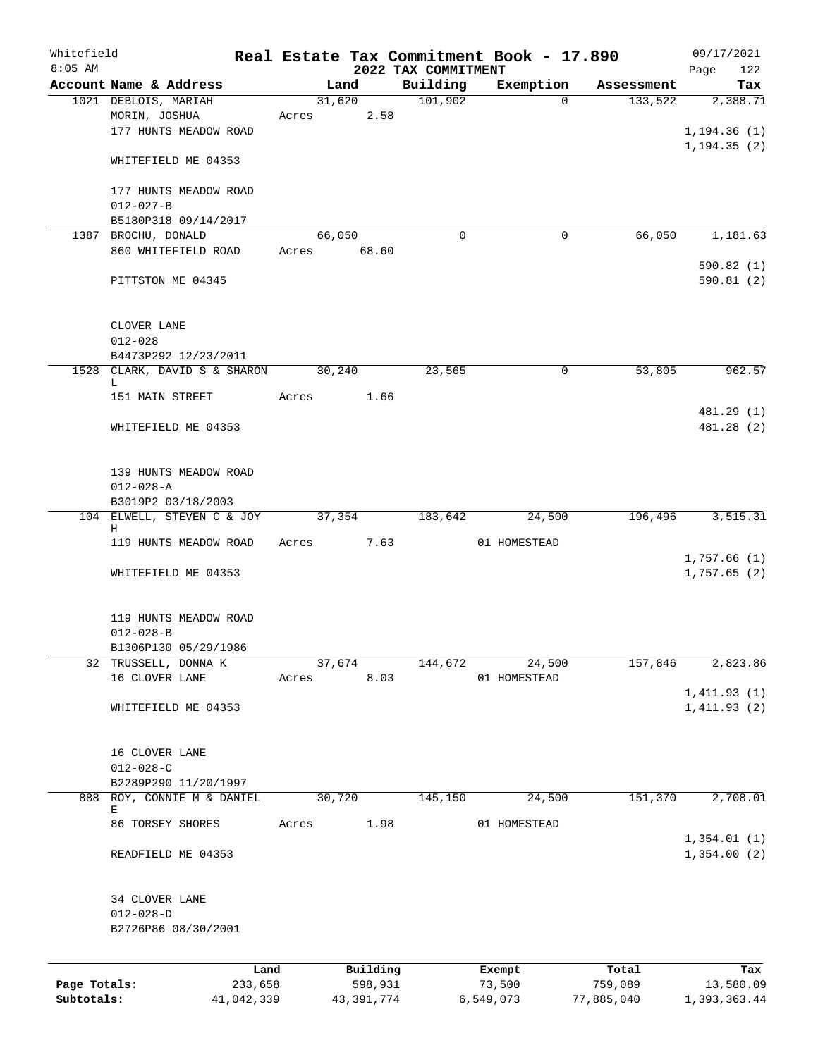# Real Estate Tax Commitment Book - 17.890

Whitefield
8:05 AM

## 2022 TAX COMMITMENT

09/17/2021

| Account | Name & Address | Land | Building | Exemption | Assessment | Tax |
|---|---|---|---|---|---|---|
| 1021 | DEBLOIS, MARIAH<br>MORIN, JOSHUA<br>177 HUNTS MEADOW ROAD<br>WHITEFIELD ME 04353<br><br>177 HUNTS MEADOW ROAD<br>012-027-B<br>B5180P318 09/14/2017 | 31,620<br>Acres 2.58 | 101,902 | 0 | 133,522 | 2,388.71<br>1,194.36 (1)<br>1,194.35 (2) |
| 1387 | BROCHU, DONALD<br>860 WHITEFIELD ROAD<br>PITTSTON ME 04345<br><br>CLOVER LANE<br>012-028<br>B4473P292 12/23/2011 | 66,050<br>Acres 68.60 | 0 | 0 | 66,050 | 1,181.63<br>590.82 (1)<br>590.81 (2) |
| 1528 | CLARK, DAVID S & SHARON L<br>151 MAIN STREET<br>WHITEFIELD ME 04353<br><br>139 HUNTS MEADOW ROAD<br>012-028-A<br>B3019P2 03/18/2003 | 30,240<br>Acres 1.66 | 23,565 | 0 | 53,805 | 962.57<br>481.29 (1)<br>481.28 (2) |
| 104 | ELWELL, STEVEN C & JOY H<br>119 HUNTS MEADOW ROAD<br>WHITEFIELD ME 04353<br><br>119 HUNTS MEADOW ROAD<br>012-028-B<br>B1306P130 05/29/1986 | 37,354<br>Acres 7.63 | 183,642 | 24,500<br>01 HOMESTEAD | 196,496 | 3,515.31<br>1,757.66 (1)<br>1,757.65 (2) |
| 32 | TRUSSELL, DONNA K<br>16 CLOVER LANE<br>WHITEFIELD ME 04353<br><br>16 CLOVER LANE<br>012-028-C<br>B2289P290 11/20/1997 | 37,674<br>Acres 8.03 | 144,672 | 24,500<br>01 HOMESTEAD | 157,846 | 2,823.86<br>1,411.93 (1)<br>1,411.93 (2) |
| 888 | ROY, CONNIE M & DANIEL E<br>86 TORSEY SHORES<br>READFIELD ME 04353<br><br>34 CLOVER LANE<br>012-028-D<br>B2726P86 08/30/2001 | 30,720<br>Acres 1.98 | 145,150 | 24,500<br>01 HOMESTEAD | 151,370 | 2,708.01<br>1,354.01 (1)<br>1,354.00 (2) |

| | Land | Building | Exempt | Total | Tax |
|---|---|---|---|---|---|
| Page Totals: | 233,658 | 598,931 | 73,500 | 759,089 | 13,580.09 |
| Subtotals: | 41,042,339 | 43,391,774 | 6,549,073 | 77,885,040 | 1,393,363.44 |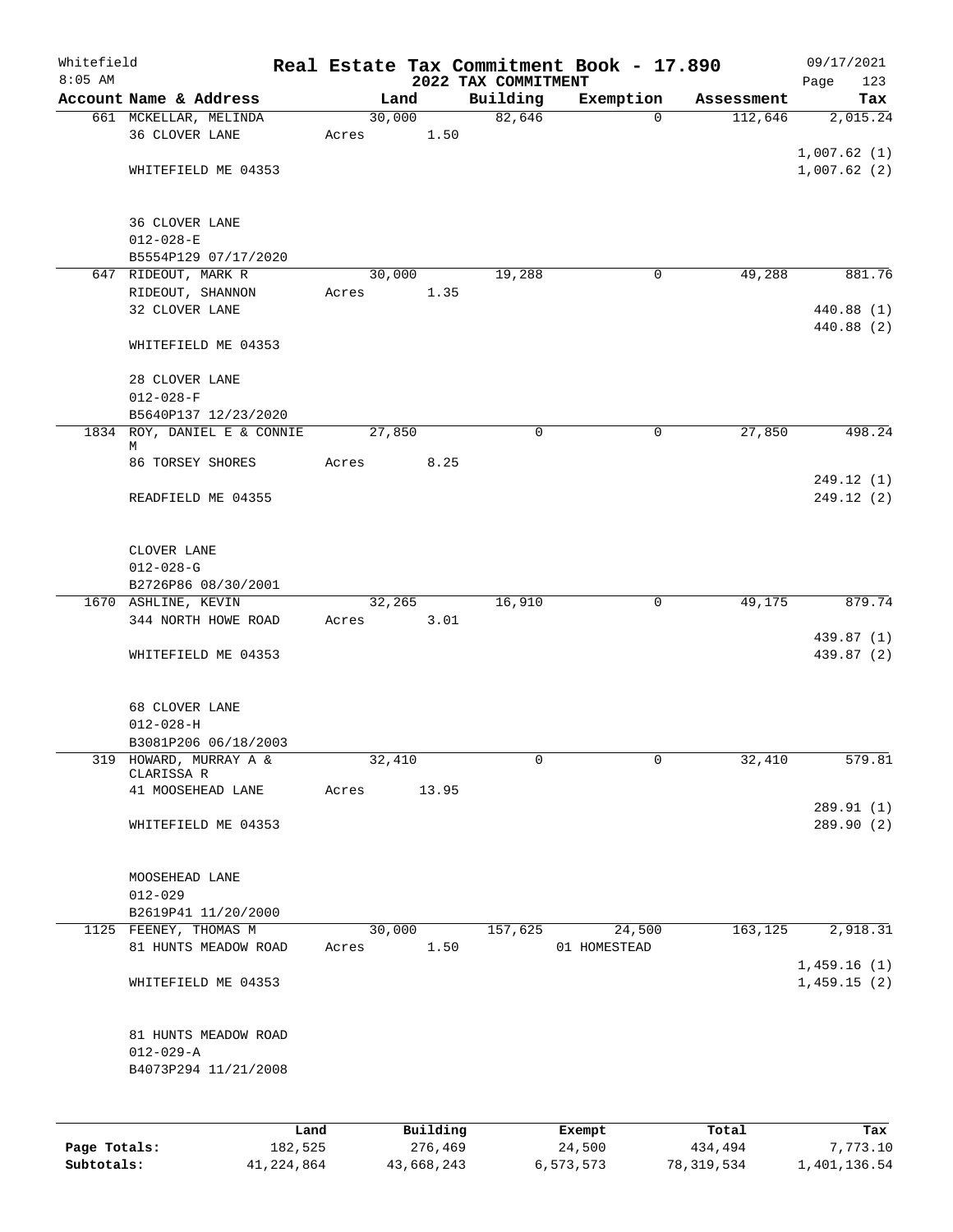Whitefield 8:05 AM

# Real Estate Tax Commitment Book - 17.890

## 2022 TAX COMMITMENT

09/17/2021 Page 123

| Account Name & Address | Land | Building | Exemption | Assessment | Tax |
|---|---|---|---|---|---|
| 661 MCKELLAR, MELINDA<br>36 CLOVER LANE<br><br>WHITEFIELD ME 04353<br><br>36 CLOVER LANE<br>012-028-E<br>B5554P129 07/17/2020 | 30,000<br>Acres 1.50 | 82,646 | 0 | 112,646 | 2,015.24<br><br>1,007.62 (1)<br>1,007.62 (2) |
| 647 RIDEOUT, MARK R<br>RIDEOUT, SHANNON<br>32 CLOVER LANE<br><br>WHITEFIELD ME 04353<br><br>28 CLOVER LANE<br>012-028-F<br>B5640P137 12/23/2020 | 30,000<br>Acres 1.35 | 19,288 | 0 | 49,288 | 881.76<br><br>440.88 (1)<br>440.88 (2) |
| 1834 ROY, DANIEL E & CONNIE M<br>86 TORSEY SHORES<br><br>READFIELD ME 04355<br><br>CLOVER LANE<br>012-028-G<br>B2726P86 08/30/2001 | 27,850<br>Acres 8.25 | 0 | 0 | 27,850 | 498.24<br><br>249.12 (1)<br>249.12 (2) |
| 1670 ASHLINE, KEVIN<br>344 NORTH HOWE ROAD<br><br>WHITEFIELD ME 04353<br><br>68 CLOVER LANE<br>012-028-H<br>B3081P206 06/18/2003 | 32,265<br>Acres 3.01 | 16,910 | 0 | 49,175 | 879.74<br><br>439.87 (1)<br>439.87 (2) |
| 319 HOWARD, MURRAY A & CLARISSA R<br>41 MOOSEHEAD LANE<br><br>WHITEFIELD ME 04353<br><br>MOOSEHEAD LANE<br>012-029<br>B2619P41 11/20/2000 | 32,410<br>Acres 13.95 | 0 | 0 | 32,410 | 579.81<br><br>289.91 (1)<br>289.90 (2) |
| 1125 FEENEY, THOMAS M<br>81 HUNTS MEADOW ROAD<br><br>WHITEFIELD ME 04353<br><br>81 HUNTS MEADOW ROAD<br>012-029-A<br>B4073P294 11/21/2008 | 30,000<br>Acres 1.50 | 157,625 | 24,500<br>01 HOMESTEAD | 163,125 | 2,918.31<br><br>1,459.16 (1)<br>1,459.15 (2) |

| | Land | Building | Exempt | Total | Tax |
|---|---|---|---|---|---|
| Page Totals: | 182,525 | 276,469 | 24,500 | 434,494 | 7,773.10 |
| Subtotals: | 41,224,864 | 43,668,243 | 6,573,573 | 78,319,534 | 1,401,136.54 |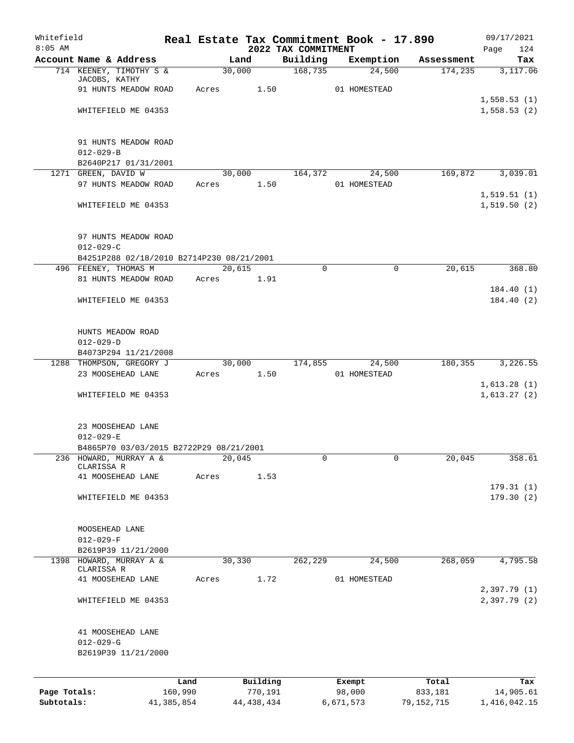Whitefield
8:05 AM

# Real Estate Tax Commitment Book - 17.890

## 2022 TAX COMMITMENT

09/17/2021
Page 124

| Account Name & Address | Land | Building | Exemption | Assessment | Tax |
|---|---|---|---|---|---|
| 714 KEENEY, TIMOTHY S & JACOBS, KATHY | 30,000 | 168,735 | 24,500 | 174,235 | 3,117.06 |
| 91 HUNTS MEADOW ROAD | Acres 1.50 | | 01 HOMESTEAD | | |
| | | | | | 1,558.53 (1) |
| WHITEFIELD ME 04353 | | | | | 1,558.53 (2) |
| 91 HUNTS MEADOW ROAD | | | | | |
| 012-029-B | | | | | |
| B2640P217 01/31/2001 | | | | | |
| 1271 GREEN, DAVID W | 30,000 | 164,372 | 24,500 | 169,872 | 3,039.01 |
| 97 HUNTS MEADOW ROAD | Acres 1.50 | | 01 HOMESTEAD | | |
| | | | | | 1,519.51 (1) |
| WHITEFIELD ME 04353 | | | | | 1,519.50 (2) |
| 97 HUNTS MEADOW ROAD | | | | | |
| 012-029-C | | | | | |
| B4251P288 02/18/2010 B2714P230 08/21/2001 | | | | | |
| 496 FEENEY, THOMAS M | 20,615 | 0 | 0 | 20,615 | 368.80 |
| 81 HUNTS MEADOW ROAD | Acres 1.91 | | | | |
| | | | | | 184.40 (1) |
| WHITEFIELD ME 04353 | | | | | 184.40 (2) |
| HUNTS MEADOW ROAD | | | | | |
| 012-029-D | | | | | |
| B4073P294 11/21/2008 | | | | | |
| 1288 THOMPSON, GREGORY J | 30,000 | 174,855 | 24,500 | 180,355 | 3,226.55 |
| 23 MOOSEHEAD LANE | Acres 1.50 | | 01 HOMESTEAD | | |
| | | | | | 1,613.28 (1) |
| WHITEFIELD ME 04353 | | | | | 1,613.27 (2) |
| 23 MOOSEHEAD LANE | | | | | |
| 012-029-E | | | | | |
| B4865P70 03/03/2015 B2722P29 08/21/2001 | | | | | |
| 236 HOWARD, MURRAY A & CLARISSA R | 20,045 | 0 | 0 | 20,045 | 358.61 |
| 41 MOOSEHEAD LANE | Acres 1.53 | | | | |
| | | | | | 179.31 (1) |
| WHITEFIELD ME 04353 | | | | | 179.30 (2) |
| MOOSEHEAD LANE | | | | | |
| 012-029-F | | | | | |
| B2619P39 11/21/2000 | | | | | |
| 1398 HOWARD, MURRAY A & CLARISSA R | 30,330 | 262,229 | 24,500 | 268,059 | 4,795.58 |
| 41 MOOSEHEAD LANE | Acres 1.72 | | 01 HOMESTEAD | | |
| | | | | | 2,397.79 (1) |
| WHITEFIELD ME 04353 | | | | | 2,397.79 (2) |
| 41 MOOSEHEAD LANE | | | | | |
| 012-029-G | | | | | |
| B2619P39 11/21/2000 | | | | | |

| | Land | Building | Exempt | Total | Tax |
|---|---|---|---|---|---|
| Page Totals: | 160,990 | 770,191 | 98,000 | 833,181 | 14,905.61 |
| Subtotals: | 41,385,854 | 44,438,434 | 6,671,573 | 79,152,715 | 1,416,042.15 |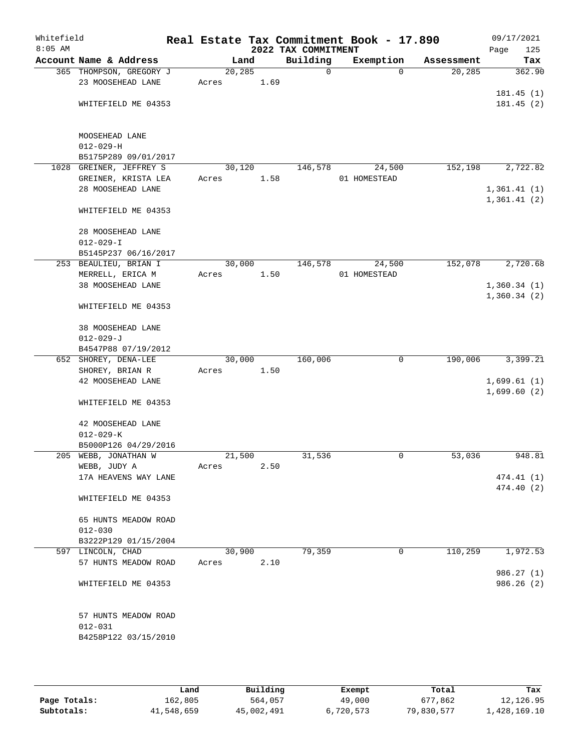Whitefield 8:05 AM

# Real Estate Tax Commitment Book - 17.890

## 2022 TAX COMMITMENT

09/17/2021 Page 125

| Account Name & Address | Land | Building | Exemption | Assessment | Tax |
|---|---|---|---|---|---|
| 365 THOMPSON, GREGORY J<br>23 MOOSEHEAD LANE<br><br>WHITEFIELD ME 04353<br><br>MOOSEHEAD LANE<br>012-029-H<br>B5175P289 09/01/2017 | 20,285<br>Acres 1.69 | 0 | 0 | 20,285 | 362.90<br><br>181.45 (1)<br>181.45 (2) |
| 1028 GREINER, JEFFREY S<br>GREINER, KRISTA LEA<br>28 MOOSEHEAD LANE<br><br>WHITEFIELD ME 04353<br><br>28 MOOSEHEAD LANE<br>012-029-I<br>B5145P237 06/16/2017 | 30,120<br>Acres 1.58 | 146,578 | 24,500<br>01 HOMESTEAD | 152,198 | 2,722.82<br><br>1,361.41 (1)<br>1,361.41 (2) |
| 253 BEAULIEU, BRIAN I<br>MERRELL, ERICA M<br>38 MOOSEHEAD LANE<br><br>WHITEFIELD ME 04353<br><br>38 MOOSEHEAD LANE<br>012-029-J<br>B4547P88 07/19/2012 | 30,000<br>Acres 1.50 | 146,578 | 24,500<br>01 HOMESTEAD | 152,078 | 2,720.68<br><br>1,360.34 (1)<br>1,360.34 (2) |
| 652 SHOREY, DENA-LEE<br>SHOREY, BRIAN R<br>42 MOOSEHEAD LANE<br><br>WHITEFIELD ME 04353<br><br>42 MOOSEHEAD LANE<br>012-029-K<br>B5000P126 04/29/2016 | 30,000<br>Acres 1.50 | 160,006 | 0 | 190,006 | 3,399.21<br><br>1,699.61 (1)<br>1,699.60 (2) |
| 205 WEBB, JONATHAN W<br>WEBB, JUDY A<br>17A HEAVENS WAY LANE<br><br>WHITEFIELD ME 04353<br><br>65 HUNTS MEADOW ROAD<br>012-030<br>B3222P129 01/15/2004 | 21,500<br>Acres 2.50 | 31,536 | 0 | 53,036 | 948.81<br><br>474.41 (1)<br>474.40 (2) |
| 597 LINCOLN, CHAD<br>57 HUNTS MEADOW ROAD<br><br>WHITEFIELD ME 04353<br><br>57 HUNTS MEADOW ROAD<br>012-031<br>B4258P122 03/15/2010 | 30,900<br>Acres 2.10 | 79,359 | 0 | 110,259 | 1,972.53<br><br>986.27 (1)<br>986.26 (2) |

| | Land | Building | Exempt | Total | Tax |
|---|---|---|---|---|---|
| Page Totals: | 162,805 | 564,057 | 49,000 | 677,862 | 12,126.95 |
| Subtotals: | 41,548,659 | 45,002,491 | 6,720,573 | 79,830,577 | 1,428,169.10 |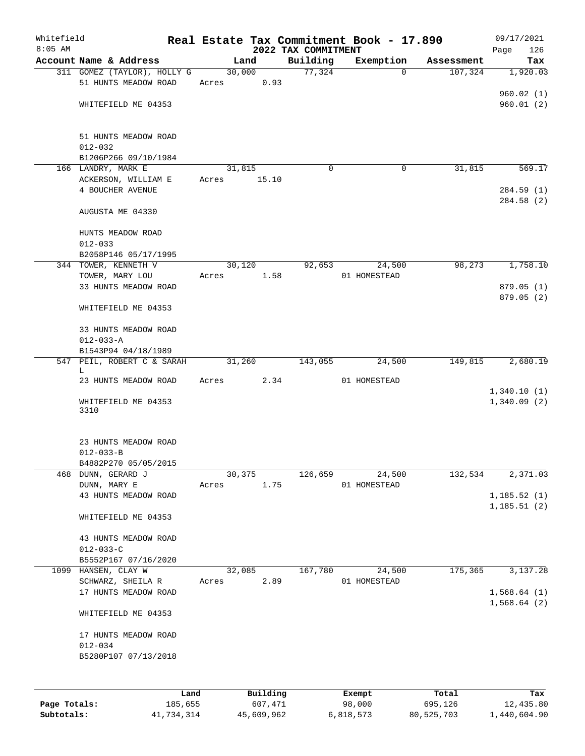# Real Estate Tax Commitment Book - 17.890

Whitefield 8:05 AM — 2022 TAX COMMITMENT — 09/17/2021

| Account Name & Address | Land | Building | Exemption | Assessment | Tax |
|---|---|---|---|---|---|
| 311 GOMEZ (TAYLOR), HOLLY G<br>51 HUNTS MEADOW ROAD<br><br>WHITEFIELD ME 04353<br><br>51 HUNTS MEADOW ROAD<br>012-032<br>B1206P266 09/10/1984 | 30,000<br>Acres 0.93 | 77,324 | 0 | 107,324 | 1,920.03<br><br>960.02 (1)<br>960.01 (2) |
| 166 LANDRY, MARK E<br>ACKERSON, WILLIAM E<br>4 BOUCHER AVENUE<br><br>AUGUSTA ME 04330<br><br>HUNTS MEADOW ROAD<br>012-033<br>B2058P146 05/17/1995 | 31,815<br>Acres 15.10 | 0 | 0 | 31,815 | 569.17<br><br>284.59 (1)<br>284.58 (2) |
| 344 TOWER, KENNETH V<br>TOWER, MARY LOU<br>33 HUNTS MEADOW ROAD<br><br>WHITEFIELD ME 04353<br><br>33 HUNTS MEADOW ROAD<br>012-033-A<br>B1543P94 04/18/1989 | 30,120<br>Acres 1.58 | 92,653 | 24,500<br>01 HOMESTEAD | 98,273 | 1,758.10<br><br>879.05 (1)<br>879.05 (2) |
| 547 PEIL, ROBERT C & SARAH L<br>23 HUNTS MEADOW ROAD<br><br>WHITEFIELD ME 04353 3310<br><br>23 HUNTS MEADOW ROAD<br>012-033-B<br>B4882P270 05/05/2015 | 31,260<br>Acres 2.34 | 143,055 | 24,500<br>01 HOMESTEAD | 149,815 | 2,680.19<br><br>1,340.10 (1)<br>1,340.09 (2) |
| 468 DUNN, GERARD J<br>DUNN, MARY E<br>43 HUNTS MEADOW ROAD<br><br>WHITEFIELD ME 04353<br><br>43 HUNTS MEADOW ROAD<br>012-033-C<br>B5552P167 07/16/2020 | 30,375<br>Acres 1.75 | 126,659 | 24,500<br>01 HOMESTEAD | 132,534 | 2,371.03<br><br>1,185.52 (1)<br>1,185.51 (2) |
| 1099 HANSEN, CLAY W<br>SCHWARZ, SHEILA R<br>17 HUNTS MEADOW ROAD<br><br>WHITEFIELD ME 04353<br><br>17 HUNTS MEADOW ROAD<br>012-034<br>B5280P107 07/13/2018 | 32,085<br>Acres 2.89 | 167,780 | 24,500<br>01 HOMESTEAD | 175,365 | 3,137.28<br><br>1,568.64 (1)<br>1,568.64 (2) |

| | Land | Building | Exempt | Total | Tax |
|---|---|---|---|---|---|
| Page Totals: | 185,655 | 607,471 | 98,000 | 695,126 | 12,435.80 |
| Subtotals: | 41,734,314 | 45,609,962 | 6,818,573 | 80,525,703 | 1,440,604.90 |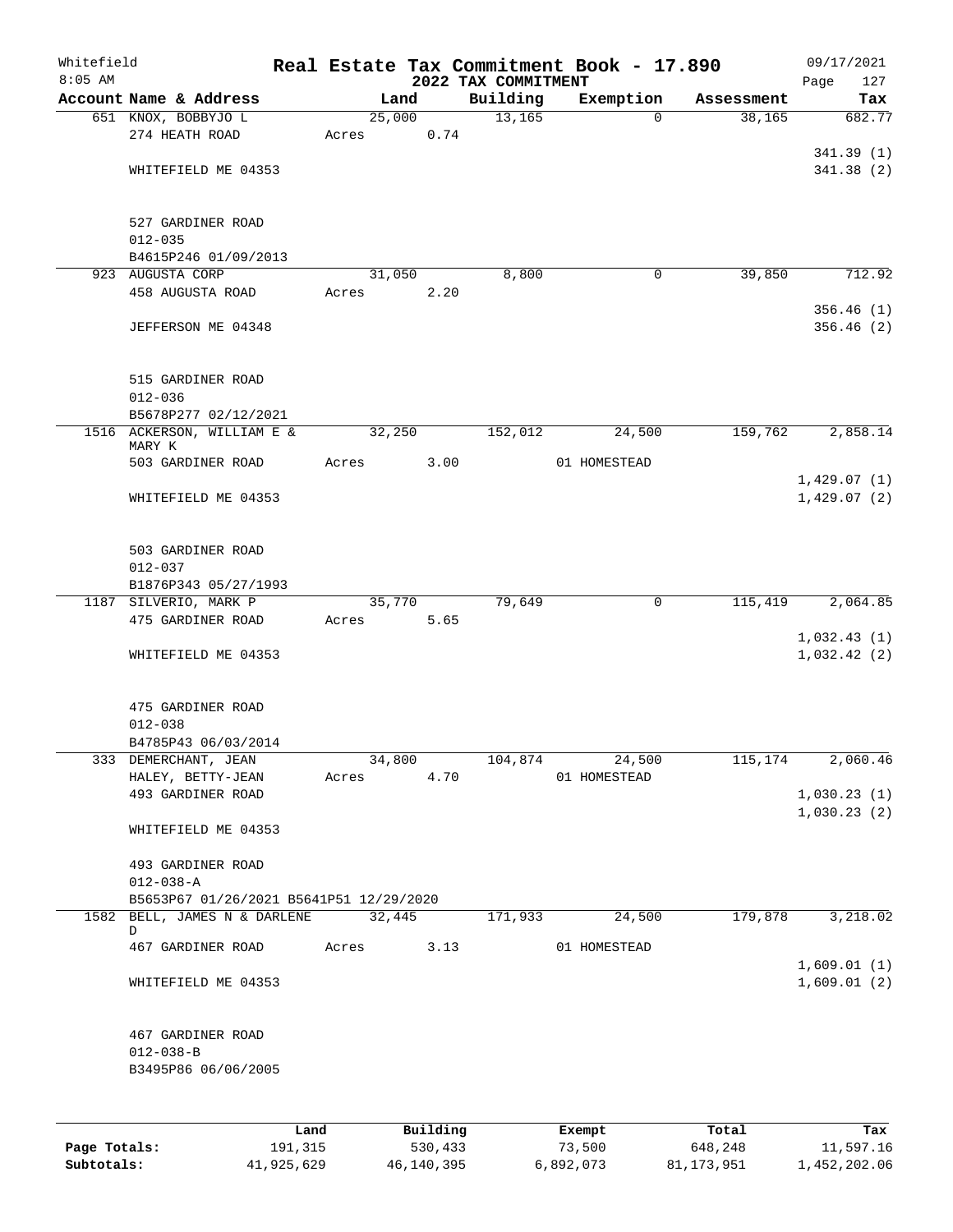Whitefield
8:05 AM

**Real Estate Tax Commitment Book - 17.890**
**2022 TAX COMMITMENT**

09/17/2021

| Account Name & Address | Land | Building | Exemption | Assessment | Tax |
|---|---|---|---|---|---|
| 651 KNOX, BOBBYJO L | 25,000 | 13,165 | 0 | 38,165 | 682.77 |
| 274 HEATH ROAD | Acres 0.74 | | | | |
| | | | | | 341.39 (1) |
| WHITEFIELD ME 04353 | | | | | 341.38 (2) |
| 527 GARDINER ROAD | | | | | |
| 012-035 | | | | | |
| B4615P246 01/09/2013 | | | | | |
| 923 AUGUSTA CORP | 31,050 | 8,800 | 0 | 39,850 | 712.92 |
| 458 AUGUSTA ROAD | Acres 2.20 | | | | |
| | | | | | 356.46 (1) |
| JEFFERSON ME 04348 | | | | | 356.46 (2) |
| 515 GARDINER ROAD | | | | | |
| 012-036 | | | | | |
| B5678P277 02/12/2021 | | | | | |
| 1516 ACKERSON, WILLIAM E & MARY K | 32,250 | 152,012 | 24,500 | 159,762 | 2,858.14 |
| 503 GARDINER ROAD | Acres 3.00 | | 01 HOMESTEAD | | |
| | | | | | 1,429.07 (1) |
| WHITEFIELD ME 04353 | | | | | 1,429.07 (2) |
| 503 GARDINER ROAD | | | | | |
| 012-037 | | | | | |
| B1876P343 05/27/1993 | | | | | |
| 1187 SILVERIO, MARK P | 35,770 | 79,649 | 0 | 115,419 | 2,064.85 |
| 475 GARDINER ROAD | Acres 5.65 | | | | |
| | | | | | 1,032.43 (1) |
| WHITEFIELD ME 04353 | | | | | 1,032.42 (2) |
| 475 GARDINER ROAD | | | | | |
| 012-038 | | | | | |
| B4785P43 06/03/2014 | | | | | |
| 333 DEMERCHANT, JEAN | 34,800 | 104,874 | 24,500 | 115,174 | 2,060.46 |
| HALEY, BETTY-JEAN | Acres 4.70 | | 01 HOMESTEAD | | |
| 493 GARDINER ROAD | | | | | 1,030.23 (1) |
| | | | | | 1,030.23 (2) |
| WHITEFIELD ME 04353 | | | | | |
| 493 GARDINER ROAD | | | | | |
| 012-038-A | | | | | |
| B5653P67 01/26/2021 B5641P51 12/29/2020 | | | | | |
| 1582 BELL, JAMES N & DARLENE D | 32,445 | 171,933 | 24,500 | 179,878 | 3,218.02 |
| 467 GARDINER ROAD | Acres 3.13 | | 01 HOMESTEAD | | |
| | | | | | 1,609.01 (1) |
| WHITEFIELD ME 04353 | | | | | 1,609.01 (2) |
| 467 GARDINER ROAD | | | | | |
| 012-038-B | | | | | |
| B3495P86 06/06/2005 | | | | | |

| | Land | Building | Exempt | Total | Tax |
|---|---|---|---|---|---|
| **Page Totals:** | 191,315 | 530,433 | 73,500 | 648,248 | 11,597.16 |
| **Subtotals:** | 41,925,629 | 46,140,395 | 6,892,073 | 81,173,951 | 1,452,202.06 |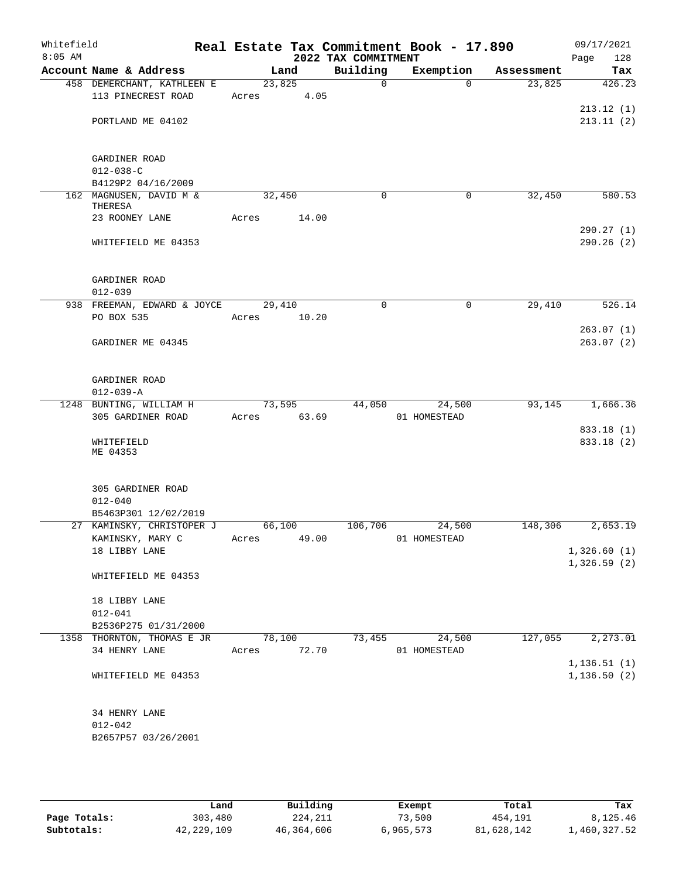# Real Estate Tax Commitment Book - 17.890

Whitefield
8:05 AM

## 2022 TAX COMMITMENT

09/17/2021
Page 128

| Account Name & Address | Land | Building | Exemption | Assessment | Tax |
|---|---|---|---|---|---|
| 458 DEMERCHANT, KATHLEEN E | 23,825 | 0 | 0 | 23,825 | 426.23 |
| 113 PINECREST ROAD | Acres 4.05 | | | | |
| | | | | | 213.12 (1) |
| PORTLAND ME 04102 | | | | | 213.11 (2) |
| GARDINER ROAD | | | | | |
| 012-038-C | | | | | |
| B4129P2 04/16/2009 | | | | | |
| 162 MAGNUSEN, DAVID M & THERESA | 32,450 | 0 | 0 | 32,450 | 580.53 |
| 23 ROONEY LANE | Acres 14.00 | | | | |
| | | | | | 290.27 (1) |
| WHITEFIELD ME 04353 | | | | | 290.26 (2) |
| GARDINER ROAD | | | | | |
| 012-039 | | | | | |
| 938 FREEMAN, EDWARD & JOYCE | 29,410 | 0 | 0 | 29,410 | 526.14 |
| PO BOX 535 | Acres 10.20 | | | | |
| | | | | | 263.07 (1) |
| GARDINER ME 04345 | | | | | 263.07 (2) |
| GARDINER ROAD | | | | | |
| 012-039-A | | | | | |
| 1248 BUNTING, WILLIAM H | 73,595 | 44,050 | 24,500 | 93,145 | 1,666.36 |
| 305 GARDINER ROAD | Acres 63.69 | | 01 HOMESTEAD | | |
| | | | | | 833.18 (1) |
| WHITEFIELD ME 04353 | | | | | 833.18 (2) |
| 305 GARDINER ROAD | | | | | |
| 012-040 | | | | | |
| B5463P301 12/02/2019 | | | | | |
| 27 KAMINSKY, CHRISTOPER J | 66,100 | 106,706 | 24,500 | 148,306 | 2,653.19 |
| KAMINSKY, MARY C | Acres 49.00 | | 01 HOMESTEAD | | |
| 18 LIBBY LANE | | | | | 1,326.60 (1) |
| | | | | | 1,326.59 (2) |
| WHITEFIELD ME 04353 | | | | | |
| 18 LIBBY LANE | | | | | |
| 012-041 | | | | | |
| B2536P275 01/31/2000 | | | | | |
| 1358 THORNTON, THOMAS E JR | 78,100 | 73,455 | 24,500 | 127,055 | 2,273.01 |
| 34 HENRY LANE | Acres 72.70 | | 01 HOMESTEAD | | |
| | | | | | 1,136.51 (1) |
| WHITEFIELD ME 04353 | | | | | 1,136.50 (2) |
| 34 HENRY LANE | | | | | |
| 012-042 | | | | | |
| B2657P57 03/26/2001 | | | | | |

| | Land | Building | Exempt | Total | Tax |
|---|---|---|---|---|---|
| Page Totals: | 303,480 | 224,211 | 73,500 | 454,191 | 8,125.46 |
| Subtotals: | 42,229,109 | 46,364,606 | 6,965,573 | 81,628,142 | 1,460,327.52 |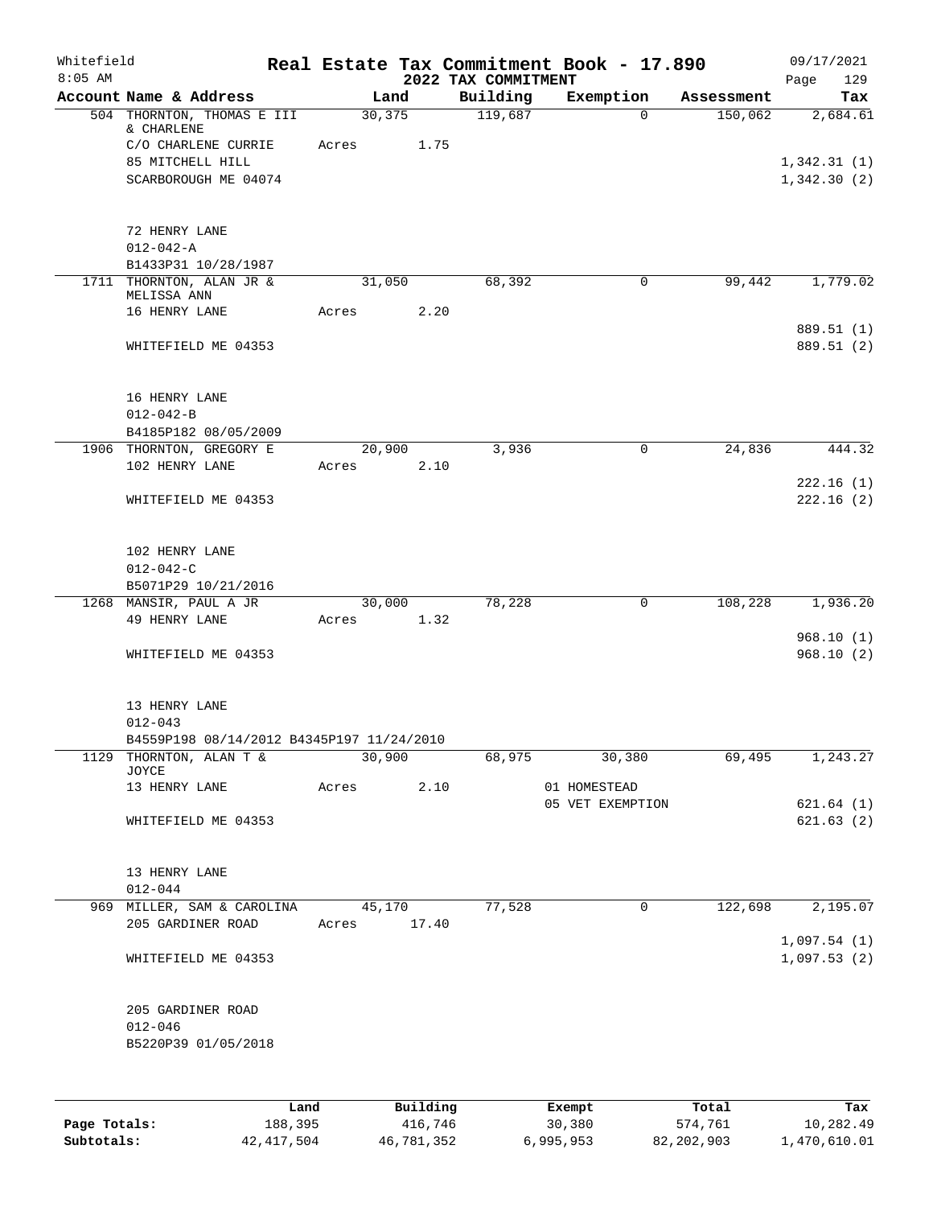Whitefield 8:05 AM

# Real Estate Tax Commitment Book - 17.890

## 2022 TAX COMMITMENT

09/17/2021

| Account | Name & Address | Land | Building | Exemption | Assessment | Tax |
|---|---|---|---|---|---|---|
| 504 | THORNTON, THOMAS E III & CHARLENE<br>C/O CHARLENE CURRIE<br>85 MITCHELL HILL<br>SCARBOROUGH ME 04074<br><br>72 HENRY LANE<br>012-042-A<br>B1433P31 10/28/1987 | 30,375<br>Acres 1.75 | 119,687 | 0 | 150,062 | 2,684.61<br><br>1,342.31 (1)<br>1,342.30 (2) |
| 1711 | THORNTON, ALAN JR & MELISSA ANN<br>16 HENRY LANE<br><br>WHITEFIELD ME 04353<br><br>16 HENRY LANE<br>012-042-B<br>B4185P182 08/05/2009 | 31,050<br>Acres 2.20 | 68,392 | 0 | 99,442 | 1,779.02<br><br>889.51 (1)<br>889.51 (2) |
| 1906 | THORNTON, GREGORY E<br>102 HENRY LANE<br><br>WHITEFIELD ME 04353<br><br>102 HENRY LANE<br>012-042-C<br>B5071P29 10/21/2016 | 20,900<br>Acres 2.10 | 3,936 | 0 | 24,836 | 444.32<br><br>222.16 (1)<br>222.16 (2) |
| 1268 | MANSIR, PAUL A JR<br>49 HENRY LANE<br><br>WHITEFIELD ME 04353<br><br>13 HENRY LANE<br>012-043<br>B4559P198 08/14/2012 B4345P197 11/24/2010 | 30,000<br>Acres 1.32 | 78,228 | 0 | 108,228 | 1,936.20<br><br>968.10 (1)<br>968.10 (2) |
| 1129 | THORNTON, ALAN T & JOYCE<br>13 HENRY LANE<br><br>WHITEFIELD ME 04353<br><br>13 HENRY LANE<br>012-044 | 30,900<br>Acres 2.10 | 68,975 | 30,380<br>01 HOMESTEAD<br>05 VET EXEMPTION | 69,495 | 1,243.27<br><br>621.64 (1)<br>621.63 (2) |
| 969 | MILLER, SAM & CAROLINA<br>205 GARDINER ROAD<br><br>WHITEFIELD ME 04353<br><br>205 GARDINER ROAD<br>012-046<br>B5220P39 01/05/2018 | 45,170<br>Acres 17.40 | 77,528 | 0 | 122,698 | 2,195.07<br><br>1,097.54 (1)<br>1,097.53 (2) |

| | Land | Building | Exempt | Total | Tax |
|---|---|---|---|---|---|
| Page Totals: | 188,395 | 416,746 | 30,380 | 574,761 | 10,282.49 |
| Subtotals: | 42,417,504 | 46,781,352 | 6,995,953 | 82,202,903 | 1,470,610.01 |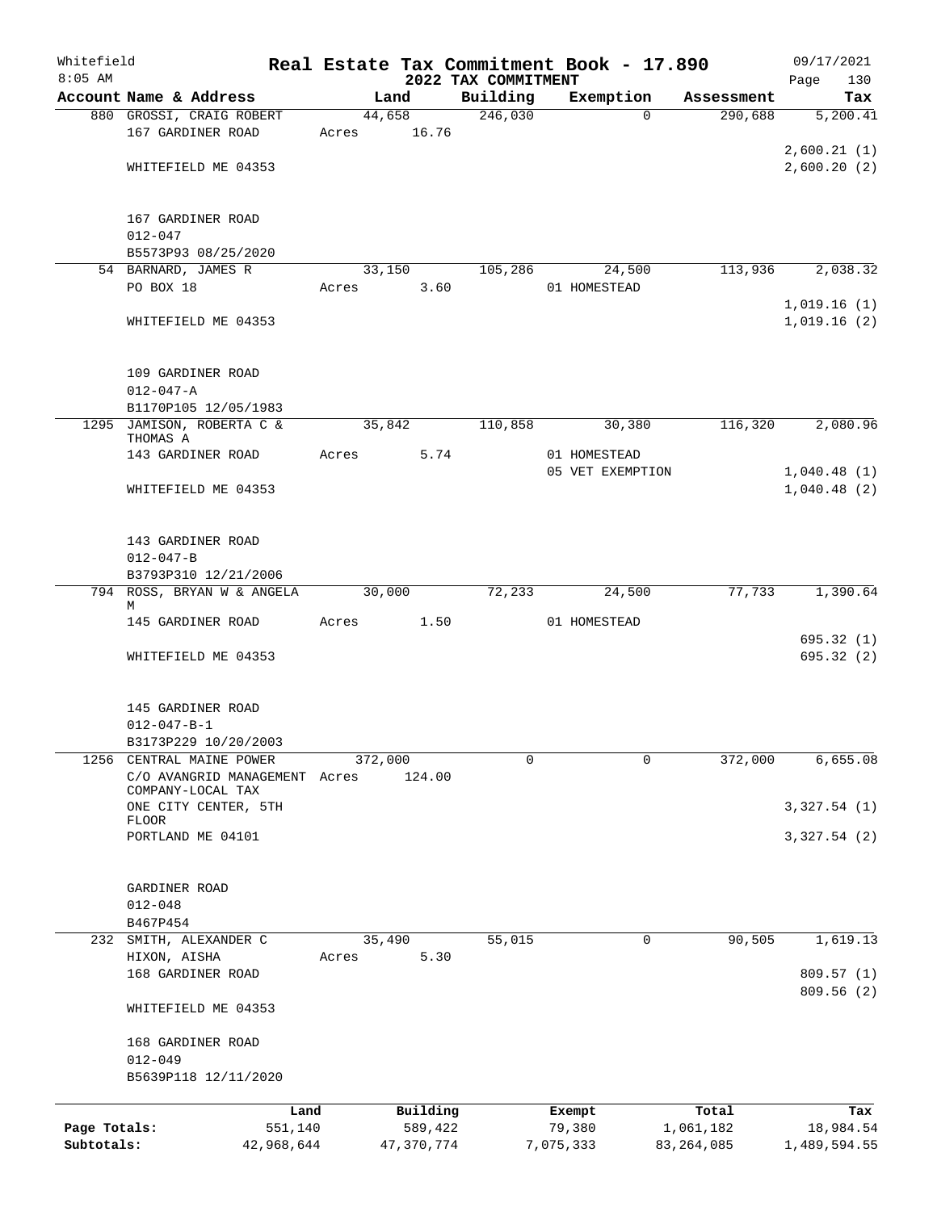Whitefield 8:05 AM

# Real Estate Tax Commitment Book - 17.890

## 2022 TAX COMMITMENT

09/17/2021

| Account Name & Address | Land | Building | Exemption | Assessment | Tax |
|---|---|---|---|---|---|
| 880 GROSSI, CRAIG ROBERT | 44,658 | 246,030 | 0 | 290,688 | 5,200.41 |
| 167 GARDINER ROAD | Acres 16.76 | | | | |
| | | | | | 2,600.21 (1) |
| WHITEFIELD ME 04353 | | | | | 2,600.20 (2) |
| 167 GARDINER ROAD | | | | | |
| 012-047 | | | | | |
| B5573P93 08/25/2020 | | | | | |
| 54 BARNARD, JAMES R | 33,150 | 105,286 | 24,500 | 113,936 | 2,038.32 |
| PO BOX 18 | Acres 3.60 | | 01 HOMESTEAD | | |
| | | | | | 1,019.16 (1) |
| WHITEFIELD ME 04353 | | | | | 1,019.16 (2) |
| 109 GARDINER ROAD | | | | | |
| 012-047-A | | | | | |
| B1170P105 12/05/1983 | | | | | |
| 1295 JAMISON, ROBERTA C & THOMAS A | 35,842 | 110,858 | 30,380 | 116,320 | 2,080.96 |
| 143 GARDINER ROAD | Acres 5.74 | | 01 HOMESTEAD | | |
| | | | 05 VET EXEMPTION | | 1,040.48 (1) |
| WHITEFIELD ME 04353 | | | | | 1,040.48 (2) |
| 143 GARDINER ROAD | | | | | |
| 012-047-B | | | | | |
| B3793P310 12/21/2006 | | | | | |
| 794 ROSS, BRYAN W & ANGELA M | 30,000 | 72,233 | 24,500 | 77,733 | 1,390.64 |
| 145 GARDINER ROAD | Acres 1.50 | | 01 HOMESTEAD | | |
| | | | | | 695.32 (1) |
| WHITEFIELD ME 04353 | | | | | 695.32 (2) |
| 145 GARDINER ROAD | | | | | |
| 012-047-B-1 | | | | | |
| B3173P229 10/20/2003 | | | | | |
| 1256 CENTRAL MAINE POWER | 372,000 | 0 | 0 | 372,000 | 6,655.08 |
| C/O AVANGRID MANAGEMENT COMPANY-LOCAL TAX | Acres 124.00 | | | | |
| ONE CITY CENTER, 5TH FLOOR | | | | | 3,327.54 (1) |
| PORTLAND ME 04101 | | | | | 3,327.54 (2) |
| GARDINER ROAD | | | | | |
| 012-048 | | | | | |
| B467P454 | | | | | |
| 232 SMITH, ALEXANDER C | 35,490 | 55,015 | 0 | 90,505 | 1,619.13 |
| HIXON, AISHA | Acres 5.30 | | | | |
| 168 GARDINER ROAD | | | | | 809.57 (1) |
| | | | | | 809.56 (2) |
| WHITEFIELD ME 04353 | | | | | |
| 168 GARDINER ROAD | | | | | |
| 012-049 | | | | | |
| B5639P118 12/11/2020 | | | | | |

| | Land | Building | Exempt | Total | Tax |
|---|---|---|---|---|---|
| Page Totals: | 551,140 | 589,422 | 79,380 | 1,061,182 | 18,984.54 |
| Subtotals: | 42,968,644 | 47,370,774 | 7,075,333 | 83,264,085 | 1,489,594.55 |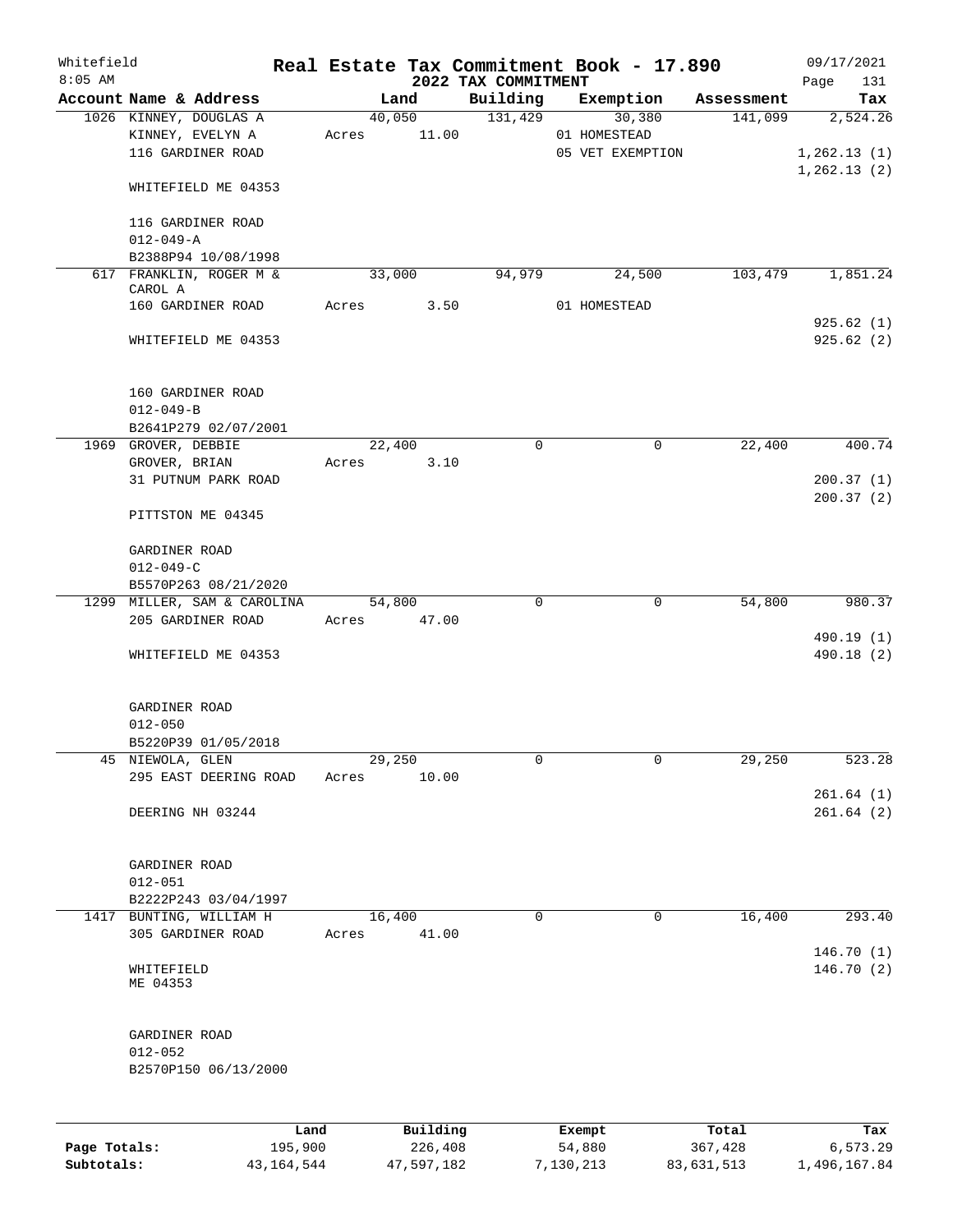Whitefield 8:05 AM

# Real Estate Tax Commitment Book - 17.890

## 2022 TAX COMMITMENT

09/17/2021 Page 131

| Account Name & Address | Land | Building | Exemption | Assessment | Tax |
|---|---|---|---|---|---|
| 1026 KINNEY, DOUGLAS A | 40,050 | 131,429 | 30,380 | 141,099 | 2,524.26 |
| KINNEY, EVELYN A | Acres 11.00 | | 01 HOMESTEAD | | |
| 116 GARDINER ROAD | | | 05 VET EXEMPTION | | 1,262.13 (1) |
| | | | | | 1,262.13 (2) |
| WHITEFIELD ME 04353 | | | | | |
| 116 GARDINER ROAD | | | | | |
| 012-049-A | | | | | |
| B2388P94 10/08/1998 | | | | | |
| 617 FRANKLIN, ROGER M & CAROL A | 33,000 | 94,979 | 24,500 | 103,479 | 1,851.24 |
| 160 GARDINER ROAD | Acres 3.50 | | 01 HOMESTEAD | | |
| | | | | | 925.62 (1) |
| WHITEFIELD ME 04353 | | | | | 925.62 (2) |
| 160 GARDINER ROAD | | | | | |
| 012-049-B | | | | | |
| B2641P279 02/07/2001 | | | | | |
| 1969 GROVER, DEBBIE | 22,400 | 0 | 0 | 22,400 | 400.74 |
| GROVER, BRIAN | Acres 3.10 | | | | |
| 31 PUTNUM PARK ROAD | | | | | 200.37 (1) |
| | | | | | 200.37 (2) |
| PITTSTON ME 04345 | | | | | |
| GARDINER ROAD | | | | | |
| 012-049-C | | | | | |
| B5570P263 08/21/2020 | | | | | |
| 1299 MILLER, SAM & CAROLINA | 54,800 | 0 | 0 | 54,800 | 980.37 |
| 205 GARDINER ROAD | Acres 47.00 | | | | |
| | | | | | 490.19 (1) |
| WHITEFIELD ME 04353 | | | | | 490.18 (2) |
| GARDINER ROAD | | | | | |
| 012-050 | | | | | |
| B5220P39 01/05/2018 | | | | | |
| 45 NIEWOLA, GLEN | 29,250 | 0 | 0 | 29,250 | 523.28 |
| 295 EAST DEERING ROAD | Acres 10.00 | | | | |
| | | | | | 261.64 (1) |
| DEERING NH 03244 | | | | | 261.64 (2) |
| GARDINER ROAD | | | | | |
| 012-051 | | | | | |
| B2222P243 03/04/1997 | | | | | |
| 1417 BUNTING, WILLIAM H | 16,400 | 0 | 0 | 16,400 | 293.40 |
| 305 GARDINER ROAD | Acres 41.00 | | | | |
| | | | | | 146.70 (1) |
| WHITEFIELD ME 04353 | | | | | 146.70 (2) |
| GARDINER ROAD | | | | | |
| 012-052 | | | | | |
| B2570P150 06/13/2000 | | | | | |

| | Land | Building | Exempt | Total | Tax |
|---|---|---|---|---|---|
| Page Totals: | 195,900 | 226,408 | 54,880 | 367,428 | 6,573.29 |
| Subtotals: | 43,164,544 | 47,597,182 | 7,130,213 | 83,631,513 | 1,496,167.84 |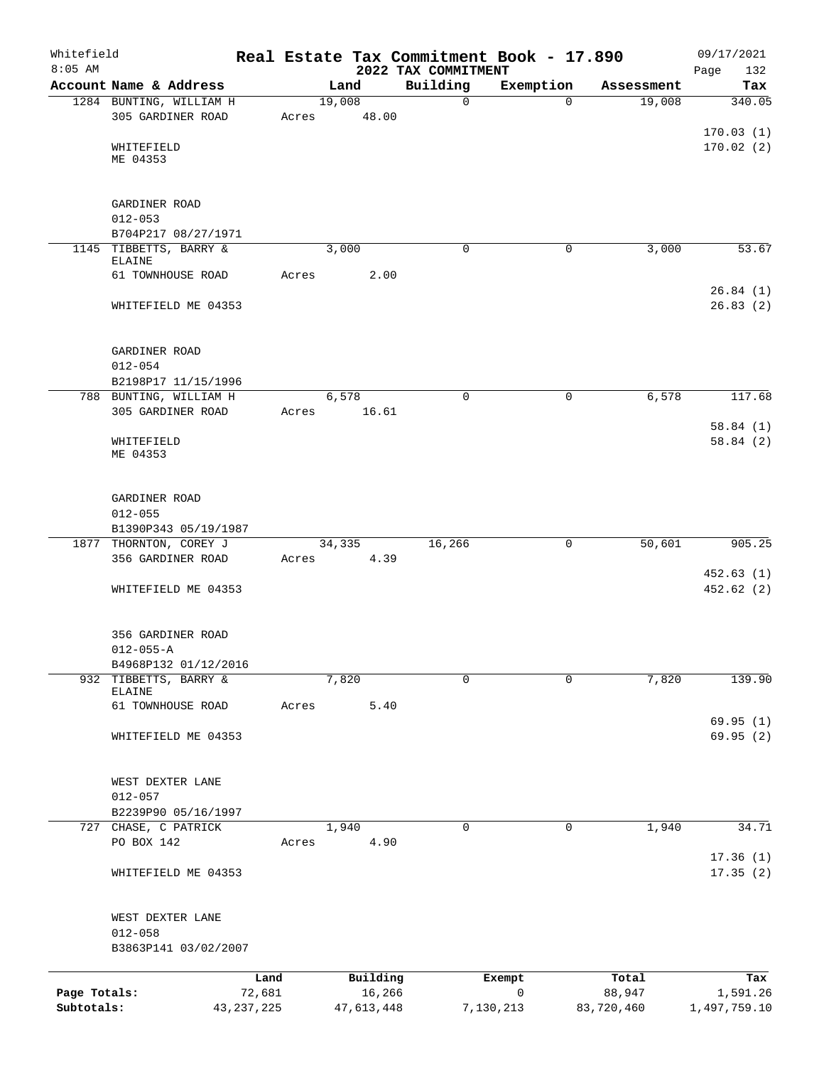# Real Estate Tax Commitment Book - 17.890

Whitefield
8:05 AM

2022 TAX COMMITMENT

09/17/2021
Page 132

| Account Name & Address | Land | Building | Exemption | Assessment | Tax |
|---|---|---|---|---|---|
| 1284 BUNTING, WILLIAM H<br>305 GARDINER ROAD<br><br>WHITEFIELD<br>ME 04353<br><br>GARDINER ROAD<br>012-053<br>B704P217 08/27/1971 | 19,008<br>Acres 48.00 | 0 | 0 | 19,008 | 340.05<br><br>170.03 (1)<br>170.02 (2) |
| 1145 TIBBETTS, BARRY & ELAINE<br>61 TOWNHOUSE ROAD<br><br>WHITEFIELD ME 04353<br><br>GARDINER ROAD<br>012-054<br>B2198P17 11/15/1996 | 3,000<br>Acres 2.00 | 0 | 0 | 3,000 | 53.67<br><br>26.84 (1)<br>26.83 (2) |
| 788 BUNTING, WILLIAM H<br>305 GARDINER ROAD<br><br>WHITEFIELD<br>ME 04353<br><br>GARDINER ROAD<br>012-055<br>B1390P343 05/19/1987 | 6,578<br>Acres 16.61 | 0 | 0 | 6,578 | 117.68<br><br>58.84 (1)<br>58.84 (2) |
| 1877 THORNTON, COREY J<br>356 GARDINER ROAD<br><br>WHITEFIELD ME 04353<br><br>356 GARDINER ROAD<br>012-055-A<br>B4968P132 01/12/2016 | 34,335<br>Acres 4.39 | 16,266 | 0 | 50,601 | 905.25<br><br>452.63 (1)<br>452.62 (2) |
| 932 TIBBETTS, BARRY & ELAINE<br>61 TOWNHOUSE ROAD<br><br>WHITEFIELD ME 04353<br><br>WEST DEXTER LANE<br>012-057<br>B2239P90 05/16/1997 | 7,820<br>Acres 5.40 | 0 | 0 | 7,820 | 139.90<br><br>69.95 (1)<br>69.95 (2) |
| 727 CHASE, C PATRICK<br>PO BOX 142<br><br>WHITEFIELD ME 04353<br><br>WEST DEXTER LANE<br>012-058<br>B3863P141 03/02/2007 | 1,940<br>Acres 4.90 | 0 | 0 | 1,940 | 34.71<br><br>17.36 (1)<br>17.35 (2) |

| | Land | Building | Exempt | Total | Tax |
|---|---|---|---|---|---|
| Page Totals: | 72,681 | 16,266 | 0 | 88,947 | 1,591.26 |
| Subtotals: | 43,237,225 | 47,613,448 | 7,130,213 | 83,720,460 | 1,497,759.10 |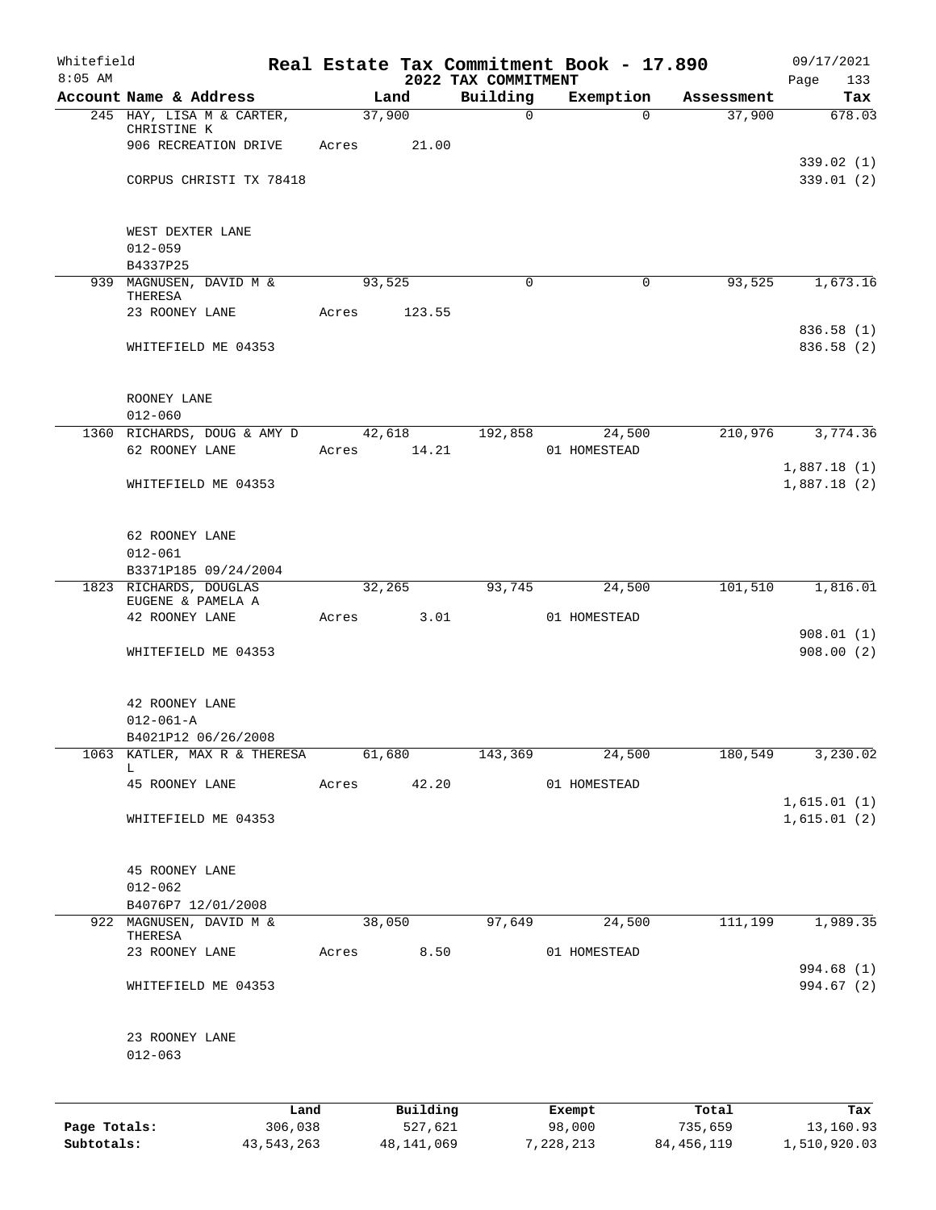Whitefield
8:05 AM

# Real Estate Tax Commitment Book - 17.890
## 2022 TAX COMMITMENT

09/17/2021
Page 133

| Account Name & Address | Land | Building | Exemption | Assessment | Tax |
|---|---|---|---|---|---|
| 245 HAY, LISA M & CARTER, CHRISTINE K | 37,900 | 0 | 0 | 37,900 | 678.03 |
| 906 RECREATION DRIVE | Acres 21.00 | | | | |
| | | | | | 339.02 (1) |
| CORPUS CHRISTI TX 78418 | | | | | 339.01 (2) |
| WEST DEXTER LANE | | | | | |
| 012-059 | | | | | |
| B4337P25 | | | | | |
| 939 MAGNUSEN, DAVID M & THERESA | 93,525 | 0 | 0 | 93,525 | 1,673.16 |
| 23 ROONEY LANE | Acres 123.55 | | | | |
| | | | | | 836.58 (1) |
| WHITEFIELD ME 04353 | | | | | 836.58 (2) |
| ROONEY LANE | | | | | |
| 012-060 | | | | | |
| 1360 RICHARDS, DOUG & AMY D | 42,618 | 192,858 | 24,500 | 210,976 | 3,774.36 |
| 62 ROONEY LANE | Acres 14.21 | | 01 HOMESTEAD | | |
| | | | | | 1,887.18 (1) |
| WHITEFIELD ME 04353 | | | | | 1,887.18 (2) |
| 62 ROONEY LANE | | | | | |
| 012-061 | | | | | |
| B3371P185 09/24/2004 | | | | | |
| 1823 RICHARDS, DOUGLAS EUGENE & PAMELA A | 32,265 | 93,745 | 24,500 | 101,510 | 1,816.01 |
| 42 ROONEY LANE | Acres 3.01 | | 01 HOMESTEAD | | |
| | | | | | 908.01 (1) |
| WHITEFIELD ME 04353 | | | | | 908.00 (2) |
| 42 ROONEY LANE | | | | | |
| 012-061-A | | | | | |
| B4021P12 06/26/2008 | | | | | |
| 1063 KATLER, MAX R & THERESA L | 61,680 | 143,369 | 24,500 | 180,549 | 3,230.02 |
| 45 ROONEY LANE | Acres 42.20 | | 01 HOMESTEAD | | |
| | | | | | 1,615.01 (1) |
| WHITEFIELD ME 04353 | | | | | 1,615.01 (2) |
| 45 ROONEY LANE | | | | | |
| 012-062 | | | | | |
| B4076P7 12/01/2008 | | | | | |
| 922 MAGNUSEN, DAVID M & THERESA | 38,050 | 97,649 | 24,500 | 111,199 | 1,989.35 |
| 23 ROONEY LANE | Acres 8.50 | | 01 HOMESTEAD | | |
| | | | | | 994.68 (1) |
| WHITEFIELD ME 04353 | | | | | 994.67 (2) |
| 23 ROONEY LANE | | | | | |
| 012-063 | | | | | |

| | Land | Building | Exempt | Total | Tax |
|---|---|---|---|---|---|
| Page Totals: | 306,038 | 527,621 | 98,000 | 735,659 | 13,160.93 |
| Subtotals: | 43,543,263 | 48,141,069 | 7,228,213 | 84,456,119 | 1,510,920.03 |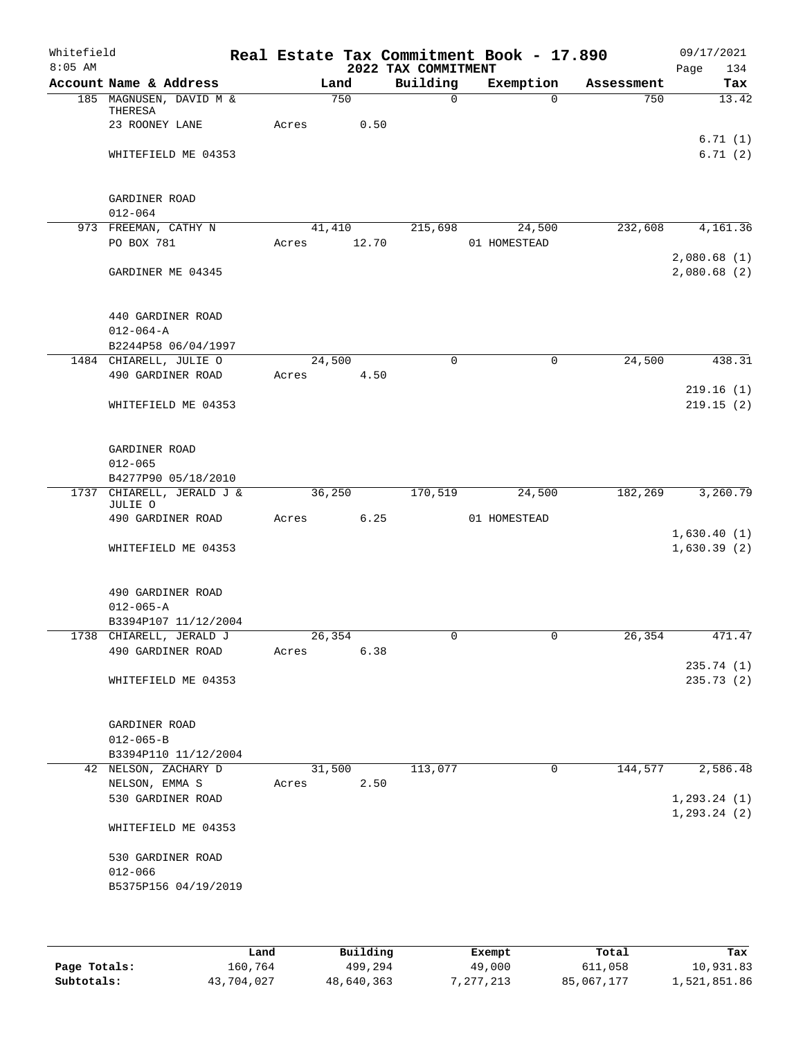Whitefield
8:05 AM

# Real Estate Tax Commitment Book - 17.890

## 2022 TAX COMMITMENT

09/17/2021
Page 134

| Account Name & Address | Land | Building | Exemption | Assessment | Tax |
|---|---|---|---|---|---|
| 185 MAGNUSEN, DAVID M & THERESA | 750 | 0 | 0 | 750 | 13.42 |
| 23 ROONEY LANE | Acres 0.50 | | | | |
| | | | | | 6.71 (1) |
| WHITEFIELD ME 04353 | | | | | 6.71 (2) |
| GARDINER ROAD | | | | | |
| 012-064 | | | | | |
| 973 FREEMAN, CATHY N | 41,410 | 215,698 | 24,500 | 232,608 | 4,161.36 |
| PO BOX 781 | Acres 12.70 | | 01 HOMESTEAD | | |
| | | | | | 2,080.68 (1) |
| GARDINER ME 04345 | | | | | 2,080.68 (2) |
| 440 GARDINER ROAD | | | | | |
| 012-064-A | | | | | |
| B2244P58 06/04/1997 | | | | | |
| 1484 CHIARELL, JULIE O | 24,500 | 0 | 0 | 24,500 | 438.31 |
| 490 GARDINER ROAD | Acres 4.50 | | | | |
| | | | | | 219.16 (1) |
| WHITEFIELD ME 04353 | | | | | 219.15 (2) |
| GARDINER ROAD | | | | | |
| 012-065 | | | | | |
| B4277P90 05/18/2010 | | | | | |
| 1737 CHIARELL, JERALD J & JULIE O | 36,250 | 170,519 | 24,500 | 182,269 | 3,260.79 |
| 490 GARDINER ROAD | Acres 6.25 | | 01 HOMESTEAD | | |
| | | | | | 1,630.40 (1) |
| WHITEFIELD ME 04353 | | | | | 1,630.39 (2) |
| 490 GARDINER ROAD | | | | | |
| 012-065-A | | | | | |
| B3394P107 11/12/2004 | | | | | |
| 1738 CHIARELL, JERALD J | 26,354 | 0 | 0 | 26,354 | 471.47 |
| 490 GARDINER ROAD | Acres 6.38 | | | | |
| | | | | | 235.74 (1) |
| WHITEFIELD ME 04353 | | | | | 235.73 (2) |
| GARDINER ROAD | | | | | |
| 012-065-B | | | | | |
| B3394P110 11/12/2004 | | | | | |
| 42 NELSON, ZACHARY D | 31,500 | 113,077 | 0 | 144,577 | 2,586.48 |
| NELSON, EMMA S | Acres 2.50 | | | | |
| 530 GARDINER ROAD | | | | | 1,293.24 (1) |
| | | | | | 1,293.24 (2) |
| WHITEFIELD ME 04353 | | | | | |
| 530 GARDINER ROAD | | | | | |
| 012-066 | | | | | |
| B5375P156 04/19/2019 | | | | | |

| | Land | Building | Exempt | Total | Tax |
|---|---|---|---|---|---|
| Page Totals: | 160,764 | 499,294 | 49,000 | 611,058 | 10,931.83 |
| Subtotals: | 43,704,027 | 48,640,363 | 7,277,213 | 85,067,177 | 1,521,851.86 |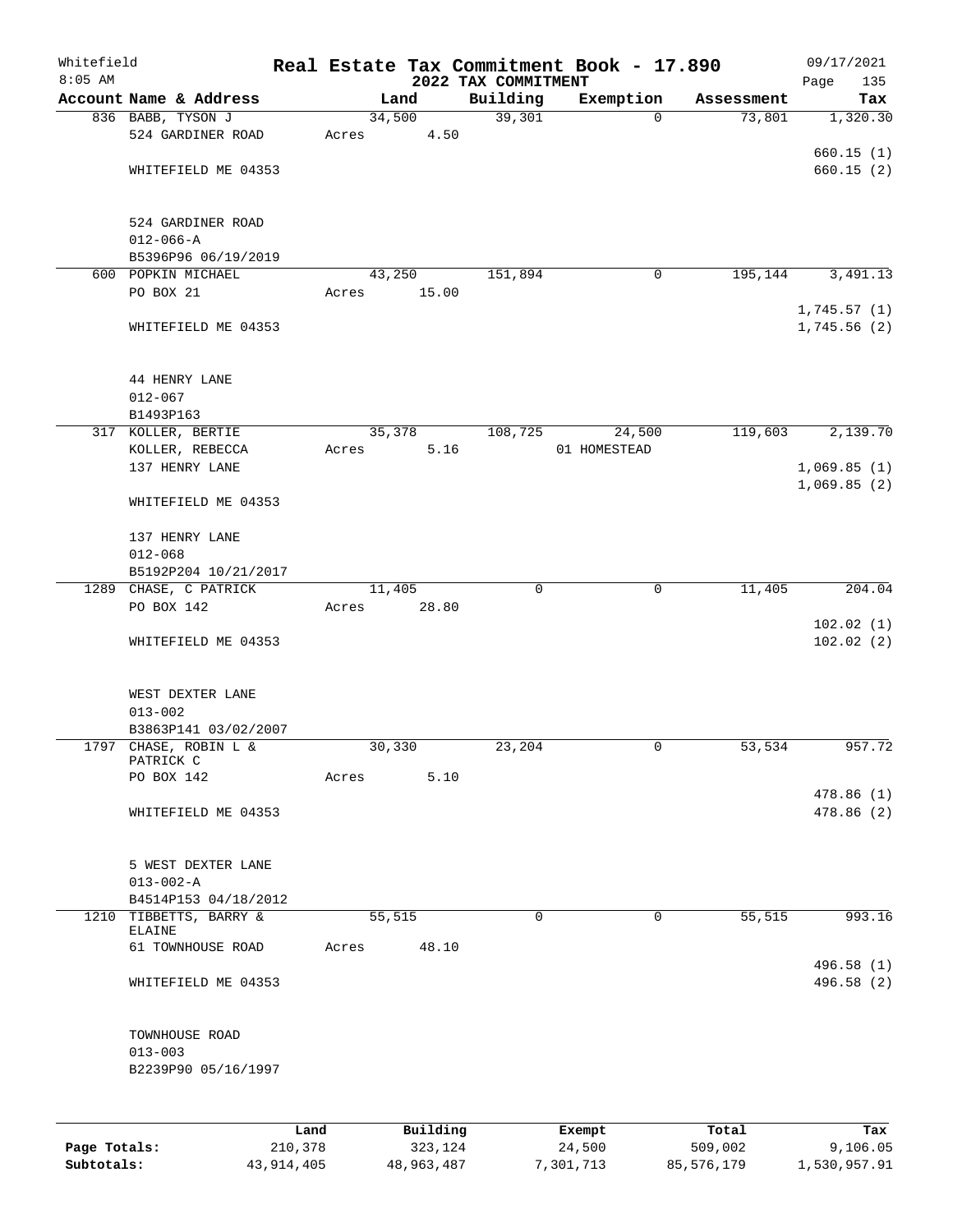Whitefield 8:05 AM

# Real Estate Tax Commitment Book - 17.890

## 2022 TAX COMMITMENT

09/17/2021

| Account Name & Address | Land | Building | Exemption | Assessment | Tax |
|---|---|---|---|---|---|
| 836 BABB, TYSON J | 34,500 | 39,301 | 0 | 73,801 | 1,320.30 |
| 524 GARDINER ROAD | Acres 4.50 | | | | |
| | | | | | 660.15 (1) |
| WHITEFIELD ME 04353 | | | | | 660.15 (2) |
| 524 GARDINER ROAD | | | | | |
| 012-066-A | | | | | |
| B5396P96 06/19/2019 | | | | | |
| 600 POPKIN MICHAEL | 43,250 | 151,894 | 0 | 195,144 | 3,491.13 |
| PO BOX 21 | Acres 15.00 | | | | |
| | | | | | 1,745.57 (1) |
| WHITEFIELD ME 04353 | | | | | 1,745.56 (2) |
| 44 HENRY LANE | | | | | |
| 012-067 | | | | | |
| B1493P163 | | | | | |
| 317 KOLLER, BERTIE | 35,378 | 108,725 | 24,500 | 119,603 | 2,139.70 |
| KOLLER, REBECCA | Acres 5.16 | | 01 HOMESTEAD | | |
| 137 HENRY LANE | | | | | 1,069.85 (1) |
| | | | | | 1,069.85 (2) |
| WHITEFIELD ME 04353 | | | | | |
| 137 HENRY LANE | | | | | |
| 012-068 | | | | | |
| B5192P204 10/21/2017 | | | | | |
| 1289 CHASE, C PATRICK | 11,405 | 0 | 0 | 11,405 | 204.04 |
| PO BOX 142 | Acres 28.80 | | | | |
| | | | | | 102.02 (1) |
| WHITEFIELD ME 04353 | | | | | 102.02 (2) |
| WEST DEXTER LANE | | | | | |
| 013-002 | | | | | |
| B3863P141 03/02/2007 | | | | | |
| 1797 CHASE, ROBIN L & PATRICK C | 30,330 | 23,204 | 0 | 53,534 | 957.72 |
| PO BOX 142 | Acres 5.10 | | | | |
| | | | | | 478.86 (1) |
| WHITEFIELD ME 04353 | | | | | 478.86 (2) |
| 5 WEST DEXTER LANE | | | | | |
| 013-002-A | | | | | |
| B4514P153 04/18/2012 | | | | | |
| 1210 TIBBETTS, BARRY & ELAINE | 55,515 | 0 | 0 | 55,515 | 993.16 |
| 61 TOWNHOUSE ROAD | Acres 48.10 | | | | |
| | | | | | 496.58 (1) |
| WHITEFIELD ME 04353 | | | | | 496.58 (2) |
| TOWNHOUSE ROAD | | | | | |
| 013-003 | | | | | |
| B2239P90 05/16/1997 | | | | | |

| | Land | Building | Exempt | Total | Tax |
|---|---|---|---|---|---|
| Page Totals: | 210,378 | 323,124 | 24,500 | 509,002 | 9,106.05 |
| Subtotals: | 43,914,405 | 48,963,487 | 7,301,713 | 85,576,179 | 1,530,957.91 |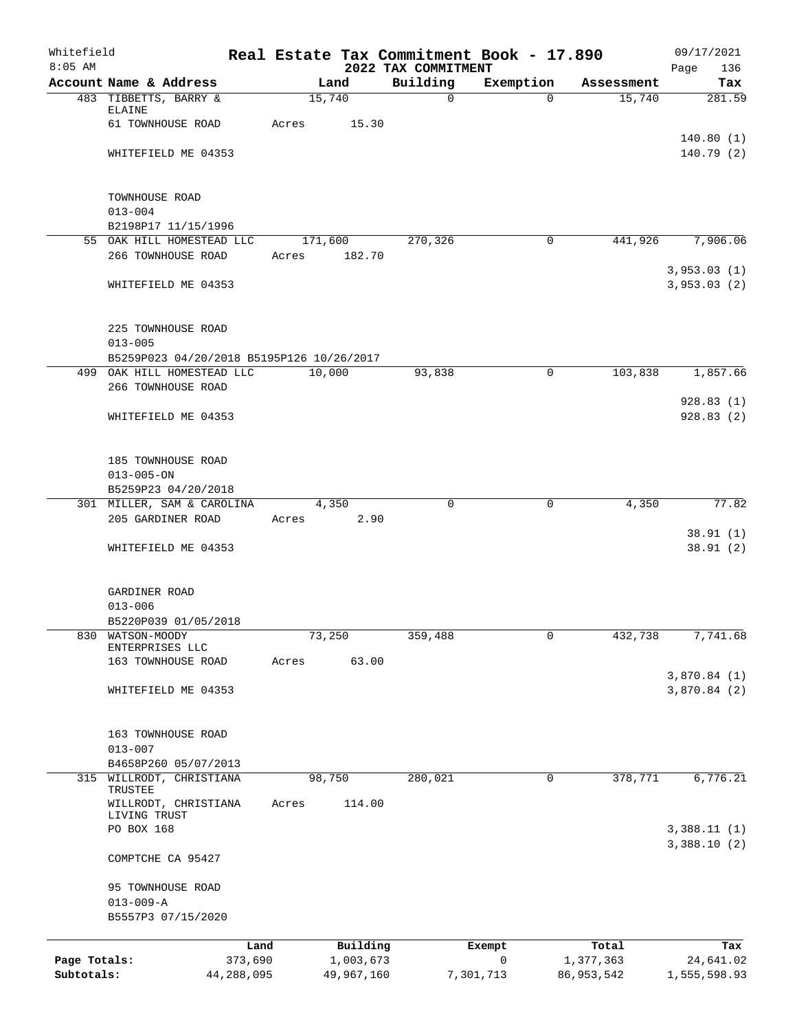Whitefield 8:05 AM

# Real Estate Tax Commitment Book - 17.890

## 2022 TAX COMMITMENT

09/17/2021

| Account Name & Address | Land | Building | Exemption | Assessment | Tax |
|---|---|---|---|---|---|
| 483 TIBBETTS, BARRY & ELAINE | 15,740 | 0 | 0 | 15,740 | 281.59 |
| 61 TOWNHOUSE ROAD | Acres 15.30 | | | | |
| | | | | | 140.80 (1) |
| WHITEFIELD ME 04353 | | | | | 140.79 (2) |
| TOWNHOUSE ROAD | | | | | |
| 013-004 | | | | | |
| B2198P17 11/15/1996 | | | | | |
| 55 OAK HILL HOMESTEAD LLC | 171,600 | 270,326 | 0 | 441,926 | 7,906.06 |
| 266 TOWNHOUSE ROAD | Acres 182.70 | | | | |
| | | | | | 3,953.03 (1) |
| WHITEFIELD ME 04353 | | | | | 3,953.03 (2) |
| 225 TOWNHOUSE ROAD | | | | | |
| 013-005 | | | | | |
| B5259P023 04/20/2018 B5195P126 10/26/2017 | | | | | |
| 499 OAK HILL HOMESTEAD LLC | 10,000 | 93,838 | 0 | 103,838 | 1,857.66 |
| 266 TOWNHOUSE ROAD | | | | | |
| | | | | | 928.83 (1) |
| WHITEFIELD ME 04353 | | | | | 928.83 (2) |
| 185 TOWNHOUSE ROAD | | | | | |
| 013-005-ON | | | | | |
| B5259P23 04/20/2018 | | | | | |
| 301 MILLER, SAM & CAROLINA | 4,350 | 0 | 0 | 4,350 | 77.82 |
| 205 GARDINER ROAD | Acres 2.90 | | | | |
| | | | | | 38.91 (1) |
| WHITEFIELD ME 04353 | | | | | 38.91 (2) |
| GARDINER ROAD | | | | | |
| 013-006 | | | | | |
| B5220P039 01/05/2018 | | | | | |
| 830 WATSON-MOODY ENTERPRISES LLC | 73,250 | 359,488 | 0 | 432,738 | 7,741.68 |
| 163 TOWNHOUSE ROAD | Acres 63.00 | | | | |
| | | | | | 3,870.84 (1) |
| WHITEFIELD ME 04353 | | | | | 3,870.84 (2) |
| 163 TOWNHOUSE ROAD | | | | | |
| 013-007 | | | | | |
| B4658P260 05/07/2013 | | | | | |
| 315 WILLRODT, CHRISTIANA TRUSTEE | 98,750 | 280,021 | 0 | 378,771 | 6,776.21 |
| WILLRODT, CHRISTIANA LIVING TRUST | Acres 114.00 | | | | |
| PO BOX 168 | | | | | 3,388.11 (1) |
| | | | | | 3,388.10 (2) |
| COMPTCHE CA 95427 | | | | | |
| 95 TOWNHOUSE ROAD | | | | | |
| 013-009-A | | | | | |
| B5557P3 07/15/2020 | | | | | |

| | Land | Building | Exempt | Total | Tax |
|---|---|---|---|---|---|
| Page Totals: | 373,690 | 1,003,673 | 0 | 1,377,363 | 24,641.02 |
| Subtotals: | 44,288,095 | 49,967,160 | 7,301,713 | 86,953,542 | 1,555,598.93 |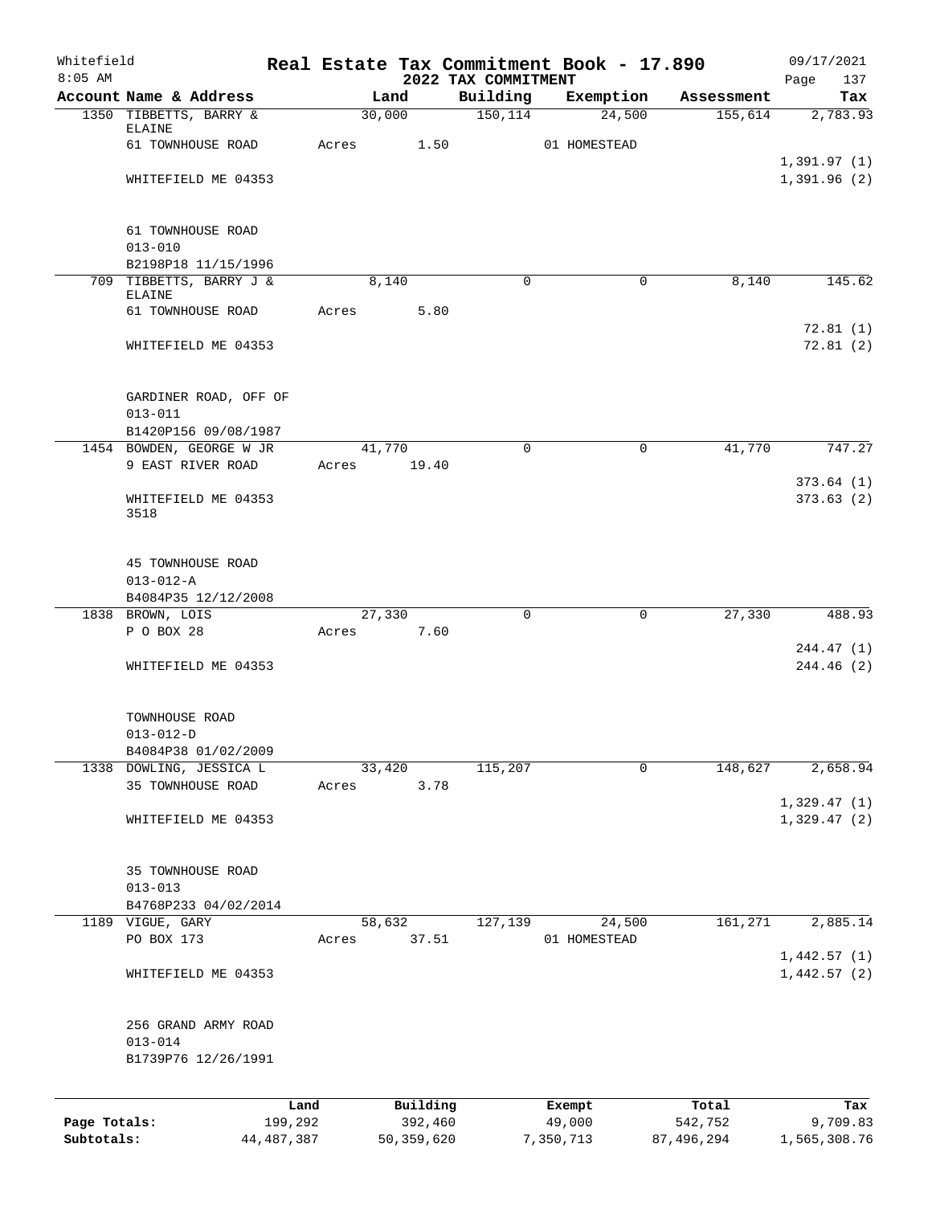Whitefield 8:05 AM

# Real Estate Tax Commitment Book - 17.890

## 2022 TAX COMMITMENT

09/17/2021

| Account Name & Address | Land | Building | Exemption | Assessment | Tax |
|---|---|---|---|---|---|
| 1350 TIBBETTS, BARRY & ELAINE | 30,000 | 150,114 | 24,500 | 155,614 | 2,783.93 |
| 61 TOWNHOUSE ROAD | Acres 1.50 | | 01 HOMESTEAD | | |
| | | | | | 1,391.97 (1) |
| WHITEFIELD ME 04353 | | | | | 1,391.96 (2) |
| 61 TOWNHOUSE ROAD | | | | | |
| 013-010 | | | | | |
| B2198P18 11/15/1996 | | | | | |
| 709 TIBBETTS, BARRY J & ELAINE | 8,140 | 0 | 0 | 8,140 | 145.62 |
| 61 TOWNHOUSE ROAD | Acres 5.80 | | | | |
| | | | | | 72.81 (1) |
| WHITEFIELD ME 04353 | | | | | 72.81 (2) |
| GARDINER ROAD, OFF OF | | | | | |
| 013-011 | | | | | |
| B1420P156 09/08/1987 | | | | | |
| 1454 BOWDEN, GEORGE W JR | 41,770 | 0 | 0 | 41,770 | 747.27 |
| 9 EAST RIVER ROAD | Acres 19.40 | | | | |
| | | | | | 373.64 (1) |
| WHITEFIELD ME 04353 3518 | | | | | 373.63 (2) |
| 45 TOWNHOUSE ROAD | | | | | |
| 013-012-A | | | | | |
| B4084P35 12/12/2008 | | | | | |
| 1838 BROWN, LOIS | 27,330 | 0 | 0 | 27,330 | 488.93 |
| P O BOX 28 | Acres 7.60 | | | | |
| | | | | | 244.47 (1) |
| WHITEFIELD ME 04353 | | | | | 244.46 (2) |
| TOWNHOUSE ROAD | | | | | |
| 013-012-D | | | | | |
| B4084P38 01/02/2009 | | | | | |
| 1338 DOWLING, JESSICA L | 33,420 | 115,207 | 0 | 148,627 | 2,658.94 |
| 35 TOWNHOUSE ROAD | Acres 3.78 | | | | |
| | | | | | 1,329.47 (1) |
| WHITEFIELD ME 04353 | | | | | 1,329.47 (2) |
| 35 TOWNHOUSE ROAD | | | | | |
| 013-013 | | | | | |
| B4768P233 04/02/2014 | | | | | |
| 1189 VIGUE, GARY | 58,632 | 127,139 | 24,500 | 161,271 | 2,885.14 |
| PO BOX 173 | Acres 37.51 | | 01 HOMESTEAD | | |
| | | | | | 1,442.57 (1) |
| WHITEFIELD ME 04353 | | | | | 1,442.57 (2) |
| 256 GRAND ARMY ROAD | | | | | |
| 013-014 | | | | | |
| B1739P76 12/26/1991 | | | | | |

| | Land | Building | Exempt | Total | Tax |
|---|---|---|---|---|---|
| Page Totals: | 199,292 | 392,460 | 49,000 | 542,752 | 9,709.83 |
| Subtotals: | 44,487,387 | 50,359,620 | 7,350,713 | 87,496,294 | 1,565,308.76 |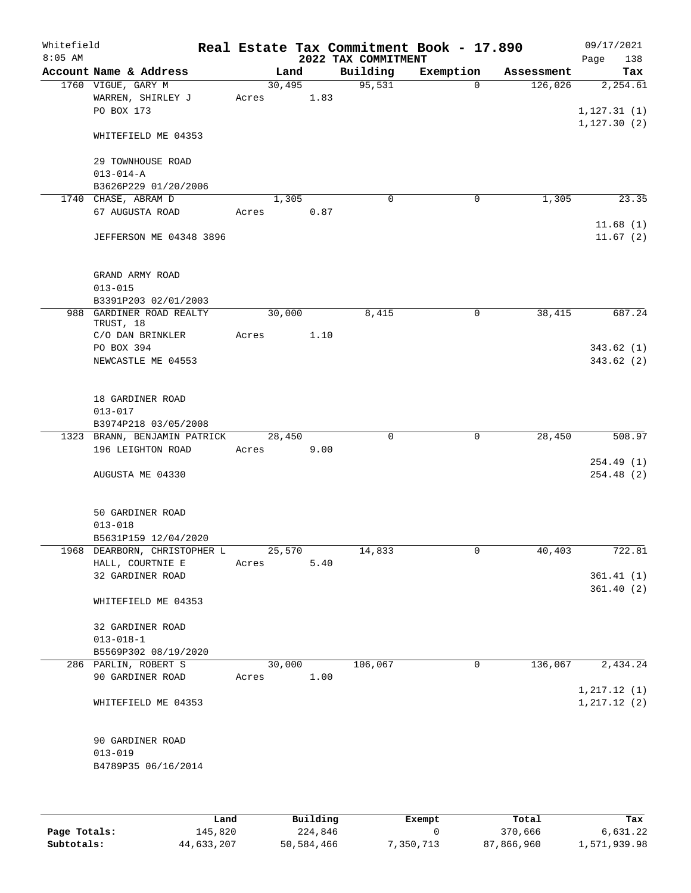Whitefield 8:05 AM

# Real Estate Tax Commitment Book - 17.890

## 2022 TAX COMMITMENT

09/17/2021

| Account Name & Address | Land | Building | Exemption | Assessment | Tax |
|---|---|---|---|---|---|
| 1760 VIGUE, GARY M | 30,495 | 95,531 | 0 | 126,026 | 2,254.61 |
| WARREN, SHIRLEY J | Acres 1.83 | | | | |
| PO BOX 173 | | | | | 1,127.31 (1) |
| | | | | | 1,127.30 (2) |
| WHITEFIELD ME 04353 | | | | | |
| 29 TOWNHOUSE ROAD | | | | | |
| 013-014-A | | | | | |
| B3626P229 01/20/2006 | | | | | |
| 1740 CHASE, ABRAM D | 1,305 | 0 | 0 | 1,305 | 23.35 |
| 67 AUGUSTA ROAD | Acres 0.87 | | | | |
| | | | | | 11.68 (1) |
| JEFFERSON ME 04348 3896 | | | | | 11.67 (2) |
| GRAND ARMY ROAD | | | | | |
| 013-015 | | | | | |
| B3391P203 02/01/2003 | | | | | |
| 988 GARDINER ROAD REALTY TRUST, 18 | 30,000 | 8,415 | 0 | 38,415 | 687.24 |
| C/O DAN BRINKLER | Acres 1.10 | | | | |
| PO BOX 394 | | | | | 343.62 (1) |
| NEWCASTLE ME 04553 | | | | | 343.62 (2) |
| 18 GARDINER ROAD | | | | | |
| 013-017 | | | | | |
| B3974P218 03/05/2008 | | | | | |
| 1323 BRANN, BENJAMIN PATRICK | 28,450 | 0 | 0 | 28,450 | 508.97 |
| 196 LEIGHTON ROAD | Acres 9.00 | | | | |
| | | | | | 254.49 (1) |
| AUGUSTA ME 04330 | | | | | 254.48 (2) |
| 50 GARDINER ROAD | | | | | |
| 013-018 | | | | | |
| B5631P159 12/04/2020 | | | | | |
| 1968 DEARBORN, CHRISTOPHER L | 25,570 | 14,833 | 0 | 40,403 | 722.81 |
| HALL, COURTNIE E | Acres 5.40 | | | | |
| 32 GARDINER ROAD | | | | | 361.41 (1) |
| | | | | | 361.40 (2) |
| WHITEFIELD ME 04353 | | | | | |
| 32 GARDINER ROAD | | | | | |
| 013-018-1 | | | | | |
| B5569P302 08/19/2020 | | | | | |
| 286 PARLIN, ROBERT S | 30,000 | 106,067 | 0 | 136,067 | 2,434.24 |
| 90 GARDINER ROAD | Acres 1.00 | | | | |
| | | | | | 1,217.12 (1) |
| WHITEFIELD ME 04353 | | | | | 1,217.12 (2) |
| 90 GARDINER ROAD | | | | | |
| 013-019 | | | | | |
| B4789P35 06/16/2014 | | | | | |

| | Land | Building | Exempt | Total | Tax |
|---|---|---|---|---|---|
| Page Totals: | 145,820 | 224,846 | 0 | 370,666 | 6,631.22 |
| Subtotals: | 44,633,207 | 50,584,466 | 7,350,713 | 87,866,960 | 1,571,939.98 |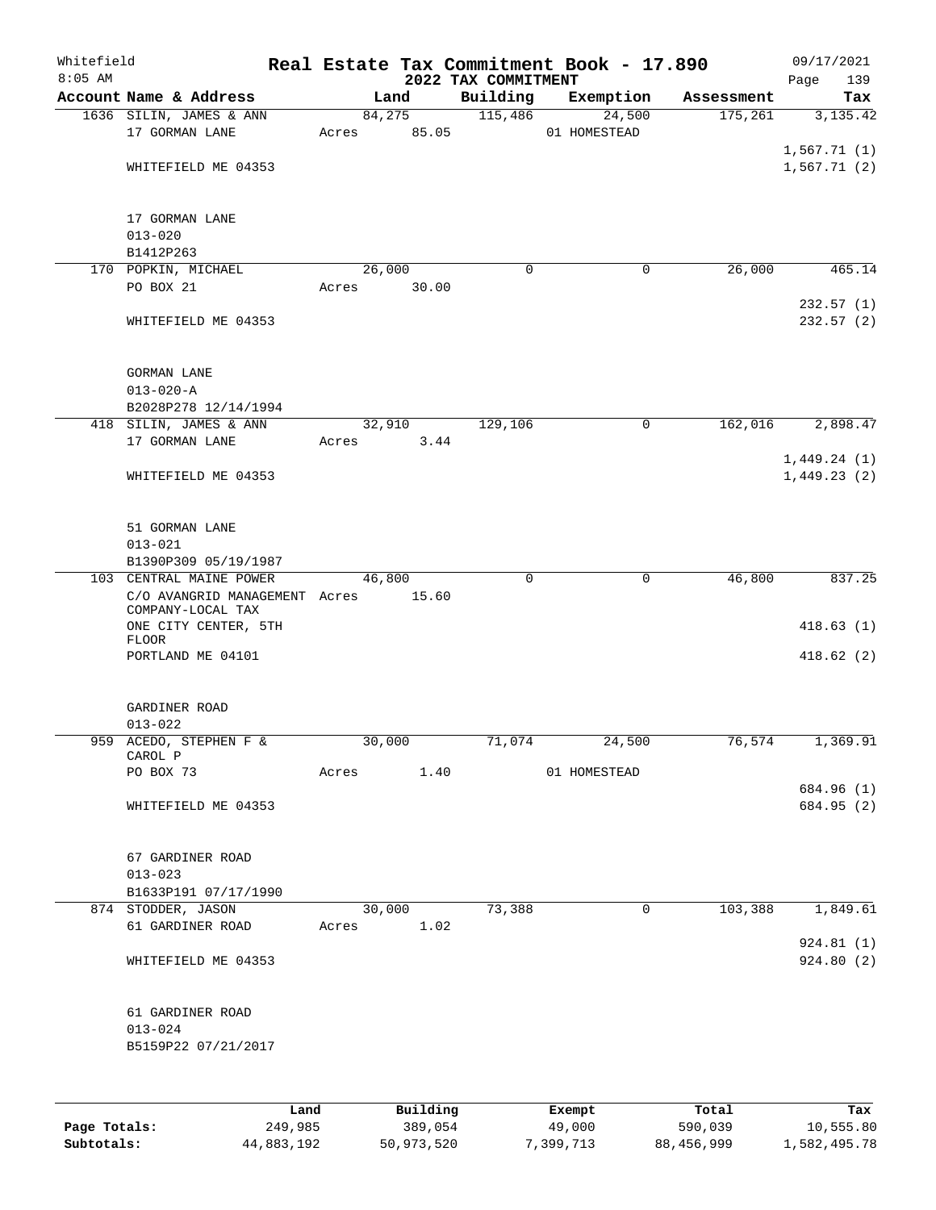# Real Estate Tax Commitment Book - 17.890

## 2022 TAX COMMITMENT

Whitefield
8:05 AM

09/17/2021

| Account Name & Address | Land | Building | Exemption | Assessment | Tax |
|---|---|---|---|---|---|
| 1636 SILIN, JAMES & ANN | 84,275 | 115,486 | 24,500 | 175,261 | 3,135.42 |
| 17 GORMAN LANE | Acres 85.05 | | 01 HOMESTEAD | | |
| | | | | | 1,567.71 (1) |
| WHITEFIELD ME 04353 | | | | | 1,567.71 (2) |
| 17 GORMAN LANE | | | | | |
| 013-020 | | | | | |
| B1412P263 | | | | | |
| 170 POPKIN, MICHAEL | 26,000 | 0 | 0 | 26,000 | 465.14 |
| PO BOX 21 | Acres 30.00 | | | | |
| | | | | | 232.57 (1) |
| WHITEFIELD ME 04353 | | | | | 232.57 (2) |
| GORMAN LANE | | | | | |
| 013-020-A | | | | | |
| B2028P278 12/14/1994 | | | | | |
| 418 SILIN, JAMES & ANN | 32,910 | 129,106 | 0 | 162,016 | 2,898.47 |
| 17 GORMAN LANE | Acres 3.44 | | | | |
| | | | | | 1,449.24 (1) |
| WHITEFIELD ME 04353 | | | | | 1,449.23 (2) |
| 51 GORMAN LANE | | | | | |
| 013-021 | | | | | |
| B1390P309 05/19/1987 | | | | | |
| 103 CENTRAL MAINE POWER | 46,800 | 0 | 0 | 46,800 | 837.25 |
| C/O AVANGRID MANAGEMENT COMPANY-LOCAL TAX | Acres 15.60 | | | | |
| ONE CITY CENTER, 5TH FLOOR | | | | | 418.63 (1) |
| PORTLAND ME 04101 | | | | | 418.62 (2) |
| GARDINER ROAD | | | | | |
| 013-022 | | | | | |
| 959 ACEDO, STEPHEN F & CAROL P | 30,000 | 71,074 | 24,500 | 76,574 | 1,369.91 |
| PO BOX 73 | Acres 1.40 | | 01 HOMESTEAD | | |
| | | | | | 684.96 (1) |
| WHITEFIELD ME 04353 | | | | | 684.95 (2) |
| 67 GARDINER ROAD | | | | | |
| 013-023 | | | | | |
| B1633P191 07/17/1990 | | | | | |
| 874 STODDER, JASON | 30,000 | 73,388 | 0 | 103,388 | 1,849.61 |
| 61 GARDINER ROAD | Acres 1.02 | | | | |
| | | | | | 924.81 (1) |
| WHITEFIELD ME 04353 | | | | | 924.80 (2) |
| 61 GARDINER ROAD | | | | | |
| 013-024 | | | | | |
| B5159P22 07/21/2017 | | | | | |

| | Land | Building | Exempt | Total | Tax |
|---|---|---|---|---|---|
| Page Totals: | 249,985 | 389,054 | 49,000 | 590,039 | 10,555.80 |
| Subtotals: | 44,883,192 | 50,973,520 | 7,399,713 | 88,456,999 | 1,582,495.78 |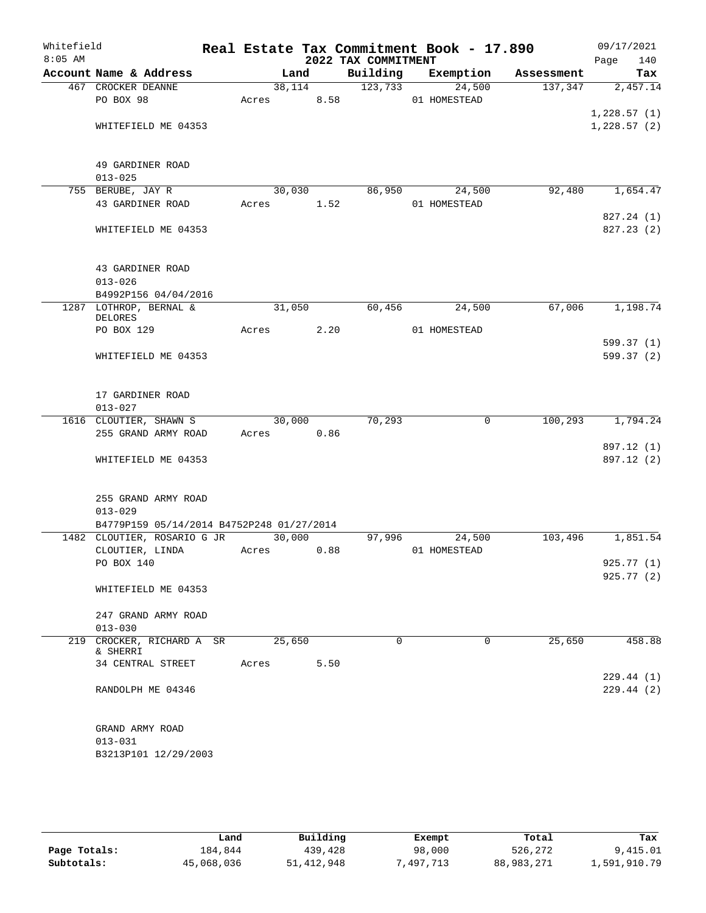# Real Estate Tax Commitment Book - 17.890

Whitefield 8:05 AM — 2022 TAX COMMITMENT — 09/17/2021

| Account Name & Address | Land | Building | Exemption | Assessment | Tax |
|---|---|---|---|---|---|
| 467 CROCKER DEANNE | 38,114 | 123,733 | 24,500 | 137,347 | 2,457.14 |
| PO BOX 98 | Acres 8.58 | | 01 HOMESTEAD | | |
| | | | | | 1,228.57 (1) |
| WHITEFIELD ME 04353 | | | | | 1,228.57 (2) |
| 49 GARDINER ROAD | | | | | |
| 013-025 | | | | | |
| 755 BERUBE, JAY R | 30,030 | 86,950 | 24,500 | 92,480 | 1,654.47 |
| 43 GARDINER ROAD | Acres 1.52 | | 01 HOMESTEAD | | |
| | | | | | 827.24 (1) |
| WHITEFIELD ME 04353 | | | | | 827.23 (2) |
| 43 GARDINER ROAD | | | | | |
| 013-026 | | | | | |
| B4992P156 04/04/2016 | | | | | |
| 1287 LOTHROP, BERNAL & DELORES | 31,050 | 60,456 | 24,500 | 67,006 | 1,198.74 |
| PO BOX 129 | Acres 2.20 | | 01 HOMESTEAD | | |
| | | | | | 599.37 (1) |
| WHITEFIELD ME 04353 | | | | | 599.37 (2) |
| 17 GARDINER ROAD | | | | | |
| 013-027 | | | | | |
| 1616 CLOUTIER, SHAWN S | 30,000 | 70,293 | 0 | 100,293 | 1,794.24 |
| 255 GRAND ARMY ROAD | Acres 0.86 | | | | |
| | | | | | 897.12 (1) |
| WHITEFIELD ME 04353 | | | | | 897.12 (2) |
| 255 GRAND ARMY ROAD | | | | | |
| 013-029 | | | | | |
| B4779P159 05/14/2014 B4752P248 01/27/2014 | | | | | |
| 1482 CLOUTIER, ROSARIO G JR | 30,000 | 97,996 | 24,500 | 103,496 | 1,851.54 |
| CLOUTIER, LINDA | Acres 0.88 | | 01 HOMESTEAD | | |
| PO BOX 140 | | | | | 925.77 (1) |
| | | | | | 925.77 (2) |
| WHITEFIELD ME 04353 | | | | | |
| 247 GRAND ARMY ROAD | | | | | |
| 013-030 | | | | | |
| 219 CROCKER, RICHARD A SR & SHERRI | 25,650 | 0 | 0 | 25,650 | 458.88 |
| 34 CENTRAL STREET | Acres 5.50 | | | | |
| | | | | | 229.44 (1) |
| RANDOLPH ME 04346 | | | | | 229.44 (2) |
| GRAND ARMY ROAD | | | | | |
| 013-031 | | | | | |
| B3213P101 12/29/2003 | | | | | |

| | Land | Building | Exempt | Total | Tax |
|---|---|---|---|---|---|
| Page Totals: | 184,844 | 439,428 | 98,000 | 526,272 | 9,415.01 |
| Subtotals: | 45,068,036 | 51,412,948 | 7,497,713 | 88,983,271 | 1,591,910.79 |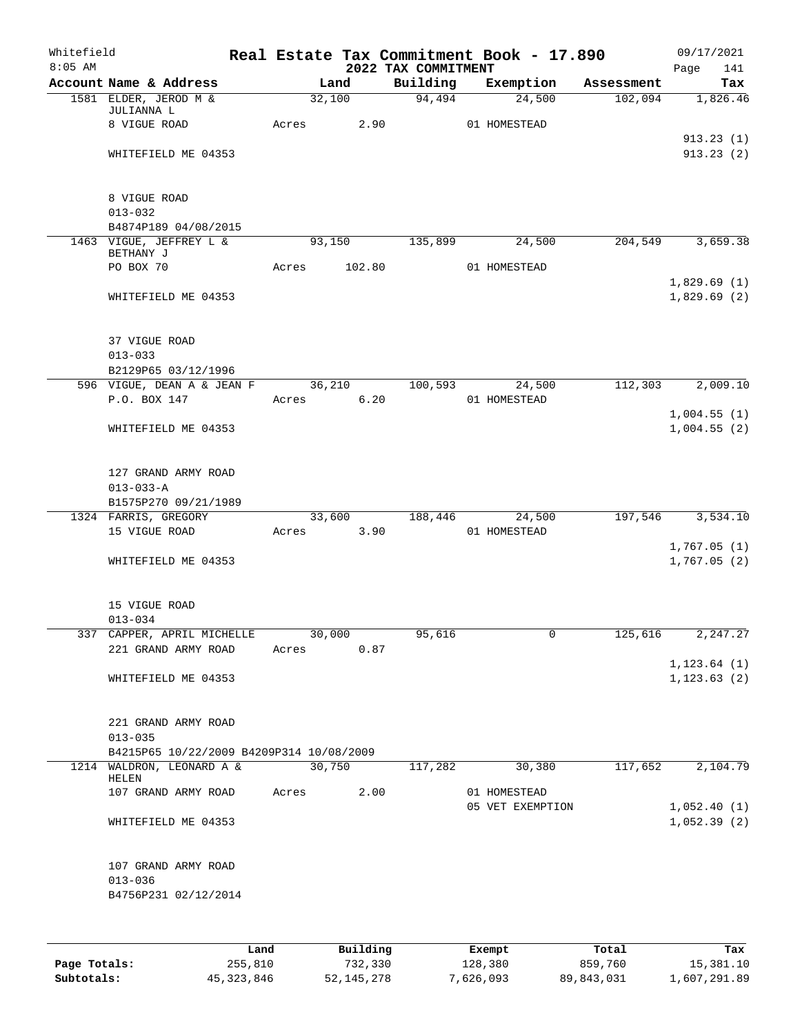Whitefield
8:05 AM

# Real Estate Tax Commitment Book - 17.890
## 2022 TAX COMMITMENT

09/17/2021
Page 141

| Account Name & Address | Land | Building | Exemption | Assessment | Tax |
|---|---|---|---|---|---|
| 1581 ELDER, JEROD M & JULIANNA L | 32,100 | 94,494 | 24,500 | 102,094 | 1,826.46 |
| 8 VIGUE ROAD | Acres 2.90 | | 01 HOMESTEAD | | |
| | | | | | 913.23 (1) |
| WHITEFIELD ME 04353 | | | | | 913.23 (2) |
| 8 VIGUE ROAD | | | | | |
| 013-032 | | | | | |
| B4874P189 04/08/2015 | | | | | |
| 1463 VIGUE, JEFFREY L & BETHANY J | 93,150 | 135,899 | 24,500 | 204,549 | 3,659.38 |
| PO BOX 70 | Acres 102.80 | | 01 HOMESTEAD | | |
| | | | | | 1,829.69 (1) |
| WHITEFIELD ME 04353 | | | | | 1,829.69 (2) |
| 37 VIGUE ROAD | | | | | |
| 013-033 | | | | | |
| B2129P65 03/12/1996 | | | | | |
| 596 VIGUE, DEAN A & JEAN F | 36,210 | 100,593 | 24,500 | 112,303 | 2,009.10 |
| P.O. BOX 147 | Acres 6.20 | | 01 HOMESTEAD | | |
| | | | | | 1,004.55 (1) |
| WHITEFIELD ME 04353 | | | | | 1,004.55 (2) |
| 127 GRAND ARMY ROAD | | | | | |
| 013-033-A | | | | | |
| B1575P270 09/21/1989 | | | | | |
| 1324 FARRIS, GREGORY | 33,600 | 188,446 | 24,500 | 197,546 | 3,534.10 |
| 15 VIGUE ROAD | Acres 3.90 | | 01 HOMESTEAD | | |
| | | | | | 1,767.05 (1) |
| WHITEFIELD ME 04353 | | | | | 1,767.05 (2) |
| 15 VIGUE ROAD | | | | | |
| 013-034 | | | | | |
| 337 CAPPER, APRIL MICHELLE | 30,000 | 95,616 | 0 | 125,616 | 2,247.27 |
| 221 GRAND ARMY ROAD | Acres 0.87 | | | | |
| | | | | | 1,123.64 (1) |
| WHITEFIELD ME 04353 | | | | | 1,123.63 (2) |
| 221 GRAND ARMY ROAD | | | | | |
| 013-035 | | | | | |
| B4215P65 10/22/2009 B4209P314 10/08/2009 | | | | | |
| 1214 WALDRON, LEONARD A & HELEN | 30,750 | 117,282 | 30,380 | 117,652 | 2,104.79 |
| 107 GRAND ARMY ROAD | Acres 2.00 | | 01 HOMESTEAD | | |
| | | | 05 VET EXEMPTION | | 1,052.40 (1) |
| WHITEFIELD ME 04353 | | | | | 1,052.39 (2) |
| 107 GRAND ARMY ROAD | | | | | |
| 013-036 | | | | | |
| B4756P231 02/12/2014 | | | | | |

| | Land | Building | Exempt | Total | Tax |
|---|---|---|---|---|---|
| Page Totals: | 255,810 | 732,330 | 128,380 | 859,760 | 15,381.10 |
| Subtotals: | 45,323,846 | 52,145,278 | 7,626,093 | 89,843,031 | 1,607,291.89 |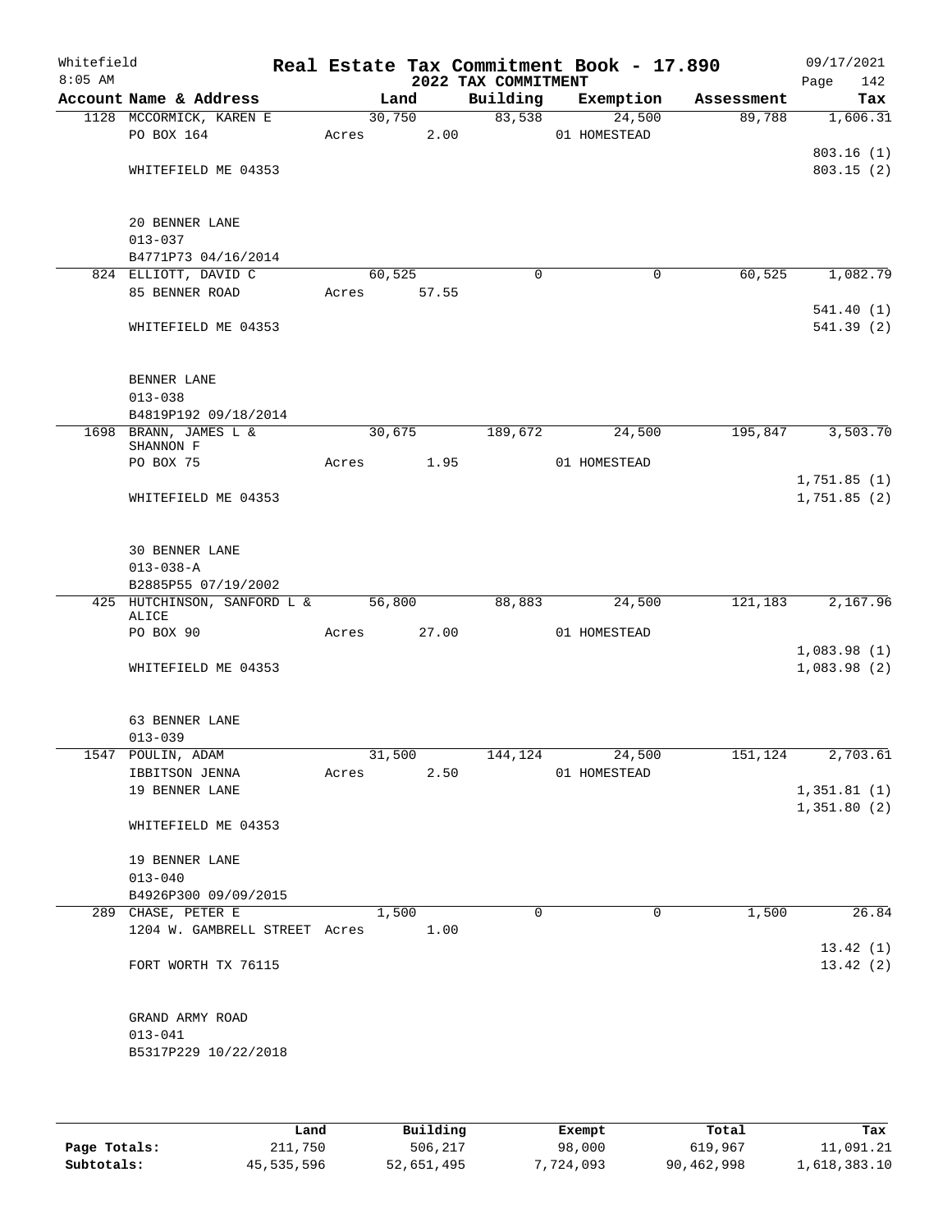Whitefield 8:05 AM

# Real Estate Tax Commitment Book - 17.890

## 2022 TAX COMMITMENT

09/17/2021

| Account Name & Address | Land | Building | Exemption | Assessment | Tax |
|---|---|---|---|---|---|
| 1128 MCCORMICK, KAREN E | 30,750 | 83,538 | 24,500 | 89,788 | 1,606.31 |
| PO BOX 164 | Acres 2.00 | | 01 HOMESTEAD | | |
| | | | | | 803.16 (1) |
| WHITEFIELD ME 04353 | | | | | 803.15 (2) |
| 20 BENNER LANE | | | | | |
| 013-037 | | | | | |
| B4771P73 04/16/2014 | | | | | |
| 824 ELLIOTT, DAVID C | 60,525 | 0 | 0 | 60,525 | 1,082.79 |
| 85 BENNER ROAD | Acres 57.55 | | | | |
| | | | | | 541.40 (1) |
| WHITEFIELD ME 04353 | | | | | 541.39 (2) |
| BENNER LANE | | | | | |
| 013-038 | | | | | |
| B4819P192 09/18/2014 | | | | | |
| 1698 BRANN, JAMES L & SHANNON F | 30,675 | 189,672 | 24,500 | 195,847 | 3,503.70 |
| PO BOX 75 | Acres 1.95 | | 01 HOMESTEAD | | |
| | | | | | 1,751.85 (1) |
| WHITEFIELD ME 04353 | | | | | 1,751.85 (2) |
| 30 BENNER LANE | | | | | |
| 013-038-A | | | | | |
| B2885P55 07/19/2002 | | | | | |
| 425 HUTCHINSON, SANFORD L & ALICE | 56,800 | 88,883 | 24,500 | 121,183 | 2,167.96 |
| PO BOX 90 | Acres 27.00 | | 01 HOMESTEAD | | |
| | | | | | 1,083.98 (1) |
| WHITEFIELD ME 04353 | | | | | 1,083.98 (2) |
| 63 BENNER LANE | | | | | |
| 013-039 | | | | | |
| 1547 POULIN, ADAM | 31,500 | 144,124 | 24,500 | 151,124 | 2,703.61 |
| IBBITSON JENNA | Acres 2.50 | | 01 HOMESTEAD | | |
| 19 BENNER LANE | | | | | 1,351.81 (1) |
| | | | | | 1,351.80 (2) |
| WHITEFIELD ME 04353 | | | | | |
| 19 BENNER LANE | | | | | |
| 013-040 | | | | | |
| B4926P300 09/09/2015 | | | | | |
| 289 CHASE, PETER E | 1,500 | 0 | 0 | 1,500 | 26.84 |
| 1204 W. GAMBRELL STREET | Acres 1.00 | | | | |
| | | | | | 13.42 (1) |
| FORT WORTH TX 76115 | | | | | 13.42 (2) |
| GRAND ARMY ROAD | | | | | |
| 013-041 | | | | | |
| B5317P229 10/22/2018 | | | | | |

| | Land | Building | Exempt | Total | Tax |
|---|---|---|---|---|---|
| Page Totals: | 211,750 | 506,217 | 98,000 | 619,967 | 11,091.21 |
| Subtotals: | 45,535,596 | 52,651,495 | 7,724,093 | 90,462,998 | 1,618,383.10 |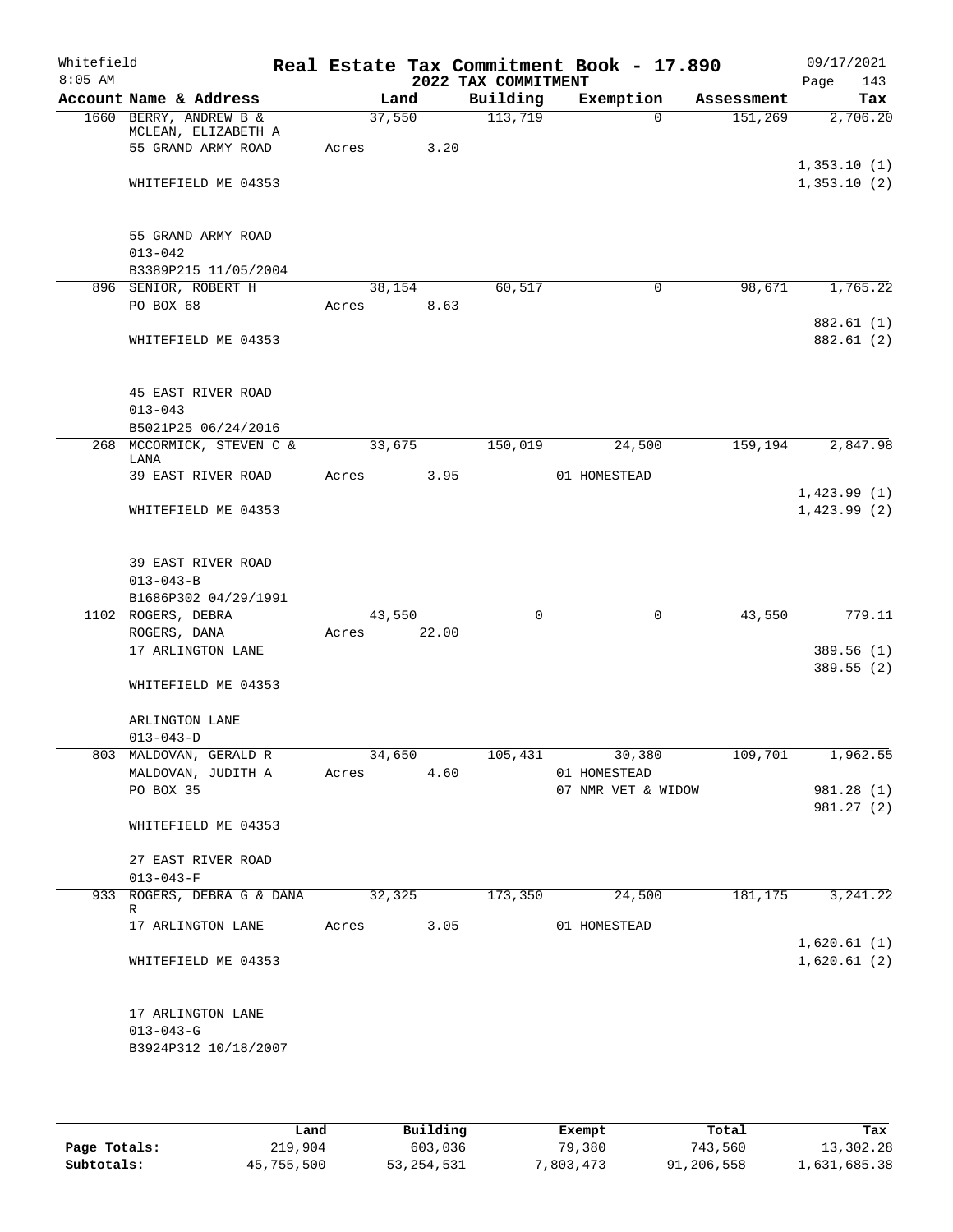Whitefield
8:05 AM

# Real Estate Tax Commitment Book - 17.890

## 2022 TAX COMMITMENT

09/17/2021

| Account Name & Address | Land | Building | Exemption | Assessment | Tax |
|---|---|---|---|---|---|
| 1660 BERRY, ANDREW B & MCLEAN, ELIZABETH A | 37,550 | 113,719 | 0 | 151,269 | 2,706.20 |
| 55 GRAND ARMY ROAD | Acres 3.20 | | | | |
| | | | | | 1,353.10 (1) |
| WHITEFIELD ME 04353 | | | | | 1,353.10 (2) |
| 55 GRAND ARMY ROAD | | | | | |
| 013-042 | | | | | |
| B3389P215 11/05/2004 | | | | | |
| 896 SENIOR, ROBERT H | 38,154 | 60,517 | 0 | 98,671 | 1,765.22 |
| PO BOX 68 | Acres 8.63 | | | | |
| | | | | | 882.61 (1) |
| WHITEFIELD ME 04353 | | | | | 882.61 (2) |
| 45 EAST RIVER ROAD | | | | | |
| 013-043 | | | | | |
| B5021P25 06/24/2016 | | | | | |
| 268 MCCORMICK, STEVEN C & LANA | 33,675 | 150,019 | 24,500 | 159,194 | 2,847.98 |
| 39 EAST RIVER ROAD | Acres 3.95 | | 01 HOMESTEAD | | |
| | | | | | 1,423.99 (1) |
| WHITEFIELD ME 04353 | | | | | 1,423.99 (2) |
| 39 EAST RIVER ROAD | | | | | |
| 013-043-B | | | | | |
| B1686P302 04/29/1991 | | | | | |
| 1102 ROGERS, DEBRA | 43,550 | 0 | 0 | 43,550 | 779.11 |
| ROGERS, DANA | Acres 22.00 | | | | |
| 17 ARLINGTON LANE | | | | | 389.56 (1) |
| | | | | | 389.55 (2) |
| WHITEFIELD ME 04353 | | | | | |
| ARLINGTON LANE | | | | | |
| 013-043-D | | | | | |
| 803 MALDOVAN, GERALD R | 34,650 | 105,431 | 30,380 | 109,701 | 1,962.55 |
| MALDOVAN, JUDITH A | Acres 4.60 | | 01 HOMESTEAD | | |
| PO BOX 35 | | | 07 NMR VET & WIDOW | | 981.28 (1) |
| | | | | | 981.27 (2) |
| WHITEFIELD ME 04353 | | | | | |
| 27 EAST RIVER ROAD | | | | | |
| 013-043-F | | | | | |
| 933 ROGERS, DEBRA G & DANA R | 32,325 | 173,350 | 24,500 | 181,175 | 3,241.22 |
| 17 ARLINGTON LANE | Acres 3.05 | | 01 HOMESTEAD | | |
| | | | | | 1,620.61 (1) |
| WHITEFIELD ME 04353 | | | | | 1,620.61 (2) |
| 17 ARLINGTON LANE | | | | | |
| 013-043-G | | | | | |
| B3924P312 10/18/2007 | | | | | |

| | Land | Building | Exempt | Total | Tax |
|---|---|---|---|---|---|
| Page Totals: | 219,904 | 603,036 | 79,380 | 743,560 | 13,302.28 |
| Subtotals: | 45,755,500 | 53,254,531 | 7,803,473 | 91,206,558 | 1,631,685.38 |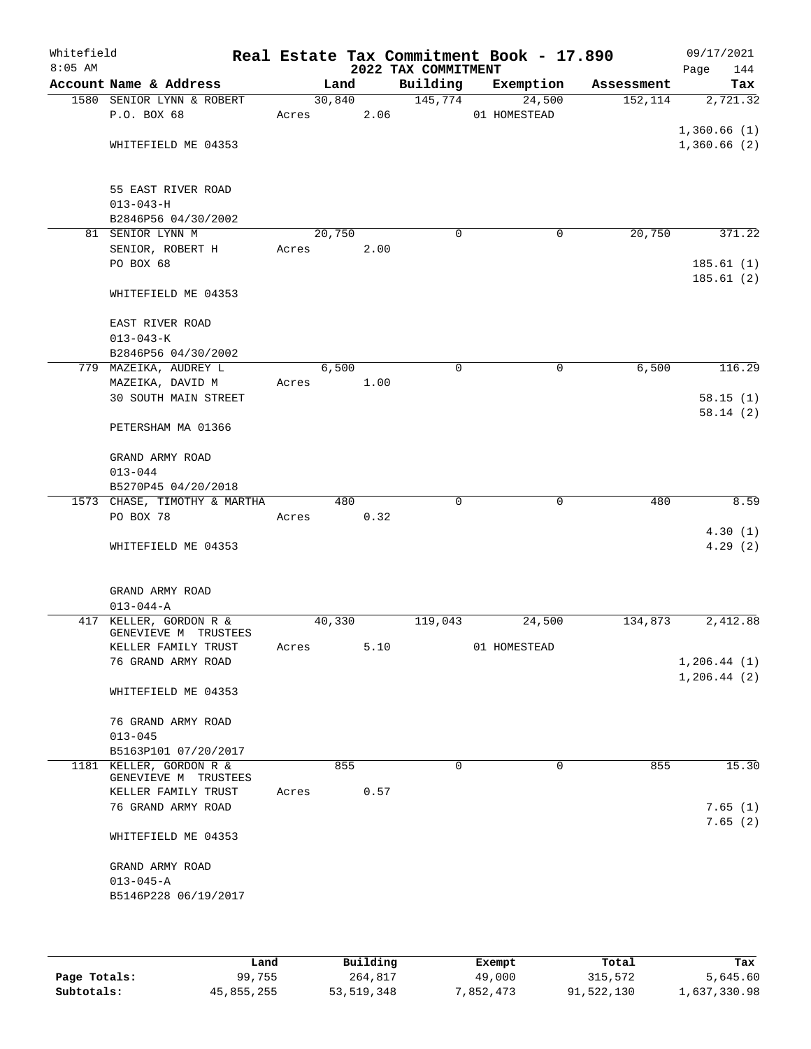# Real Estate Tax Commitment Book - 17.890

Whitefield
8:05 AM

2022 TAX COMMITMENT

09/17/2021
Page 144

| Account Name & Address | Land | Building | Exemption | Assessment | Tax |
|---|---|---|---|---|---|
| 1580 SENIOR LYNN & ROBERT | 30,840 | 145,774 | 24,500 | 152,114 | 2,721.32 |
| P.O. BOX 68 | Acres 2.06 | | 01 HOMESTEAD | | |
| | | | | | 1,360.66 (1) |
| WHITEFIELD ME 04353 | | | | | 1,360.66 (2) |
| 55 EAST RIVER ROAD | | | | | |
| 013-043-H | | | | | |
| B2846P56 04/30/2002 | | | | | |
| 81 SENIOR LYNN M | 20,750 | 0 | 0 | 20,750 | 371.22 |
| SENIOR, ROBERT H | Acres 2.00 | | | | |
| PO BOX 68 | | | | | 185.61 (1) |
| | | | | | 185.61 (2) |
| WHITEFIELD ME 04353 | | | | | |
| EAST RIVER ROAD | | | | | |
| 013-043-K | | | | | |
| B2846P56 04/30/2002 | | | | | |
| 779 MAZEIKA, AUDREY L | 6,500 | 0 | 0 | 6,500 | 116.29 |
| MAZEIKA, DAVID M | Acres 1.00 | | | | |
| 30 SOUTH MAIN STREET | | | | | 58.15 (1) |
| | | | | | 58.14 (2) |
| PETERSHAM MA 01366 | | | | | |
| GRAND ARMY ROAD | | | | | |
| 013-044 | | | | | |
| B5270P45 04/20/2018 | | | | | |
| 1573 CHASE, TIMOTHY & MARTHA | 480 | 0 | 0 | 480 | 8.59 |
| PO BOX 78 | Acres 0.32 | | | | |
| | | | | | 4.30 (1) |
| WHITEFIELD ME 04353 | | | | | 4.29 (2) |
| GRAND ARMY ROAD | | | | | |
| 013-044-A | | | | | |
| 417 KELLER, GORDON R & GENEVIEVE M TRUSTEES | 40,330 | 119,043 | 24,500 | 134,873 | 2,412.88 |
| KELLER FAMILY TRUST | Acres 5.10 | | 01 HOMESTEAD | | |
| 76 GRAND ARMY ROAD | | | | | 1,206.44 (1) |
| | | | | | 1,206.44 (2) |
| WHITEFIELD ME 04353 | | | | | |
| 76 GRAND ARMY ROAD | | | | | |
| 013-045 | | | | | |
| B5163P101 07/20/2017 | | | | | |
| 1181 KELLER, GORDON R & GENEVIEVE M TRUSTEES | 855 | 0 | 0 | 855 | 15.30 |
| KELLER FAMILY TRUST | Acres 0.57 | | | | |
| 76 GRAND ARMY ROAD | | | | | 7.65 (1) |
| | | | | | 7.65 (2) |
| WHITEFIELD ME 04353 | | | | | |
| GRAND ARMY ROAD | | | | | |
| 013-045-A | | | | | |
| B5146P228 06/19/2017 | | | | | |

| | Land | Building | Exempt | Total | Tax |
|---|---|---|---|---|---|
| Page Totals: | 99,755 | 264,817 | 49,000 | 315,572 | 5,645.60 |
| Subtotals: | 45,855,255 | 53,519,348 | 7,852,473 | 91,522,130 | 1,637,330.98 |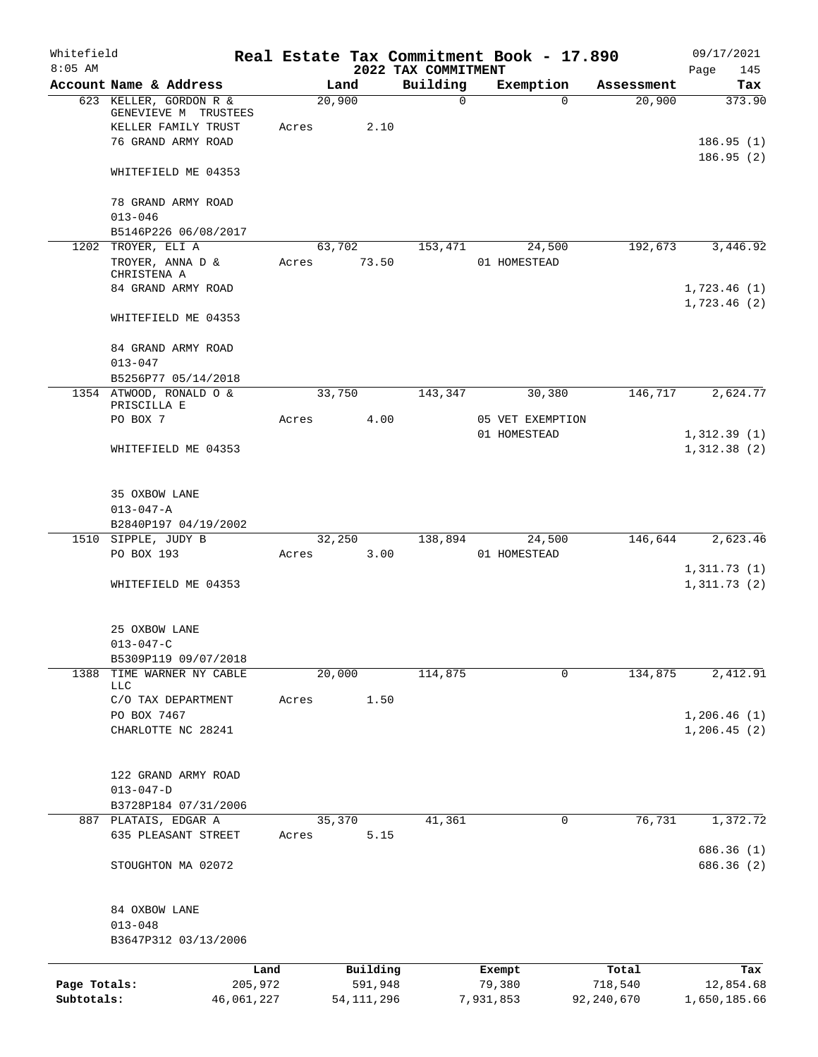Whitefield 8:05 AM

# Real Estate Tax Commitment Book - 17.890

## 2022 TAX COMMITMENT

09/17/2021 Page 145

| Account Name & Address | Land | Building | Exemption | Assessment | Tax |
|---|---|---|---|---|---|
| 623 KELLER, GORDON R & GENEVIEVE M TRUSTEES | 20,900 | 0 | 0 | 20,900 | 373.90 |
| KELLER FAMILY TRUST | Acres 2.10 | | | | |
| 76 GRAND ARMY ROAD | | | | | 186.95 (1) |
| | | | | | 186.95 (2) |
| WHITEFIELD ME 04353 | | | | | |
| 78 GRAND ARMY ROAD | | | | | |
| 013-046 | | | | | |
| B5146P226 06/08/2017 | | | | | |
| 1202 TROYER, ELI A | 63,702 | 153,471 | 24,500 | 192,673 | 3,446.92 |
| TROYER, ANNA D & CHRISTENA A | Acres 73.50 | | 01 HOMESTEAD | | |
| 84 GRAND ARMY ROAD | | | | | 1,723.46 (1) |
| | | | | | 1,723.46 (2) |
| WHITEFIELD ME 04353 | | | | | |
| 84 GRAND ARMY ROAD | | | | | |
| 013-047 | | | | | |
| B5256P77 05/14/2018 | | | | | |
| 1354 ATWOOD, RONALD O & PRISCILLA E | 33,750 | 143,347 | 30,380 | 146,717 | 2,624.77 |
| PO BOX 7 | Acres 4.00 | | 05 VET EXEMPTION | | |
| | | | 01 HOMESTEAD | | 1,312.39 (1) |
| WHITEFIELD ME 04353 | | | | | 1,312.38 (2) |
| 35 OXBOW LANE | | | | | |
| 013-047-A | | | | | |
| B2840P197 04/19/2002 | | | | | |
| 1510 SIPPLE, JUDY B | 32,250 | 138,894 | 24,500 | 146,644 | 2,623.46 |
| PO BOX 193 | Acres 3.00 | | 01 HOMESTEAD | | |
| | | | | | 1,311.73 (1) |
| WHITEFIELD ME 04353 | | | | | 1,311.73 (2) |
| 25 OXBOW LANE | | | | | |
| 013-047-C | | | | | |
| B5309P119 09/07/2018 | | | | | |
| 1388 TIME WARNER NY CABLE LLC | 20,000 | 114,875 | 0 | 134,875 | 2,412.91 |
| C/O TAX DEPARTMENT | Acres 1.50 | | | | |
| PO BOX 7467 | | | | | 1,206.46 (1) |
| CHARLOTTE NC 28241 | | | | | 1,206.45 (2) |
| 122 GRAND ARMY ROAD | | | | | |
| 013-047-D | | | | | |
| B3728P184 07/31/2006 | | | | | |
| 887 PLATAIS, EDGAR A | 35,370 | 41,361 | 0 | 76,731 | 1,372.72 |
| 635 PLEASANT STREET | Acres 5.15 | | | | |
| | | | | | 686.36 (1) |
| STOUGHTON MA 02072 | | | | | 686.36 (2) |
| 84 OXBOW LANE | | | | | |
| 013-048 | | | | | |
| B3647P312 03/13/2006 | | | | | |

| | Land | Building | Exempt | Total | Tax |
|---|---|---|---|---|---|
| Page Totals: | 205,972 | 591,948 | 79,380 | 718,540 | 12,854.68 |
| Subtotals: | 46,061,227 | 54,111,296 | 7,931,853 | 92,240,670 | 1,650,185.66 |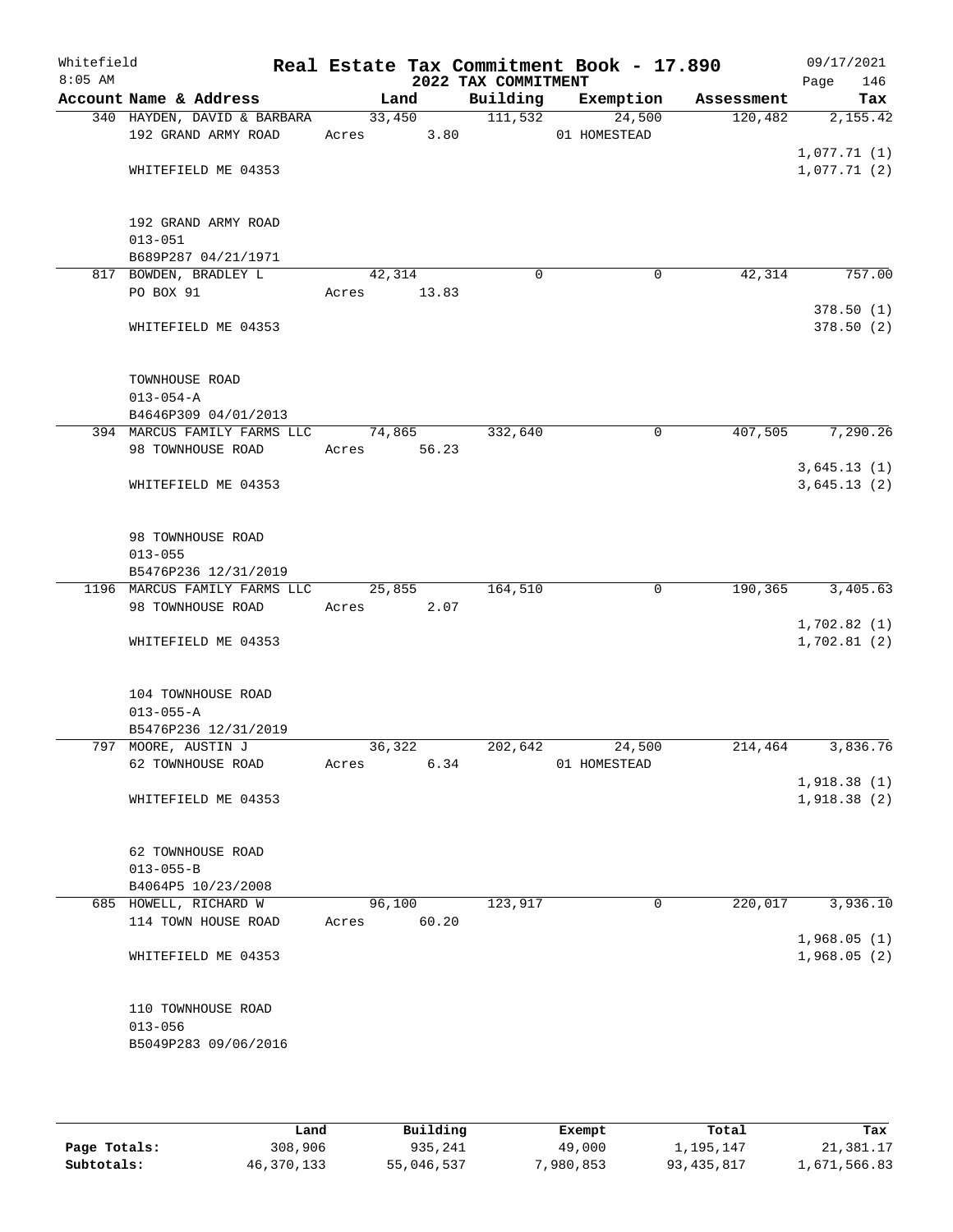Whitefield 8:05 AM

# Real Estate Tax Commitment Book - 17.890

## 2022 TAX COMMITMENT

09/17/2021 Page 146

| Account Name & Address | Land | Building | Exemption | Assessment | Tax |
|---|---|---|---|---|---|
| 340 HAYDEN, DAVID & BARBARA<br>192 GRAND ARMY ROAD<br><br>WHITEFIELD ME 04353<br><br>192 GRAND ARMY ROAD<br>013-051<br>B689P287 04/21/1971 | 33,450<br>Acres 3.80 | 111,532 | 24,500<br>01 HOMESTEAD | 120,482 | 2,155.42<br><br>1,077.71 (1)<br>1,077.71 (2) |
| 817 BOWDEN, BRADLEY L<br>PO BOX 91<br><br>WHITEFIELD ME 04353<br><br>TOWNHOUSE ROAD<br>013-054-A<br>B4646P309 04/01/2013 | 42,314<br>Acres 13.83 | 0 | 0 | 42,314 | 757.00<br><br>378.50 (1)<br>378.50 (2) |
| 394 MARCUS FAMILY FARMS LLC<br>98 TOWNHOUSE ROAD<br><br>WHITEFIELD ME 04353<br><br>98 TOWNHOUSE ROAD<br>013-055<br>B5476P236 12/31/2019 | 74,865<br>Acres 56.23 | 332,640 | 0 | 407,505 | 7,290.26<br><br>3,645.13 (1)<br>3,645.13 (2) |
| 1196 MARCUS FAMILY FARMS LLC<br>98 TOWNHOUSE ROAD<br><br>WHITEFIELD ME 04353<br><br>104 TOWNHOUSE ROAD<br>013-055-A<br>B5476P236 12/31/2019 | 25,855<br>Acres 2.07 | 164,510 | 0 | 190,365 | 3,405.63<br><br>1,702.82 (1)<br>1,702.81 (2) |
| 797 MOORE, AUSTIN J<br>62 TOWNHOUSE ROAD<br><br>WHITEFIELD ME 04353<br><br>62 TOWNHOUSE ROAD<br>013-055-B<br>B4064P5 10/23/2008 | 36,322<br>Acres 6.34 | 202,642 | 24,500<br>01 HOMESTEAD | 214,464 | 3,836.76<br><br>1,918.38 (1)<br>1,918.38 (2) |
| 685 HOWELL, RICHARD W<br>114 TOWN HOUSE ROAD<br><br>WHITEFIELD ME 04353<br><br>110 TOWNHOUSE ROAD<br>013-056<br>B5049P283 09/06/2016 | 96,100<br>Acres 60.20 | 123,917 | 0 | 220,017 | 3,936.10<br><br>1,968.05 (1)<br>1,968.05 (2) |

| | Land | Building | Exempt | Total | Tax |
|---|---|---|---|---|---|
| Page Totals: | 308,906 | 935,241 | 49,000 | 1,195,147 | 21,381.17 |
| Subtotals: | 46,370,133 | 55,046,537 | 7,980,853 | 93,435,817 | 1,671,566.83 |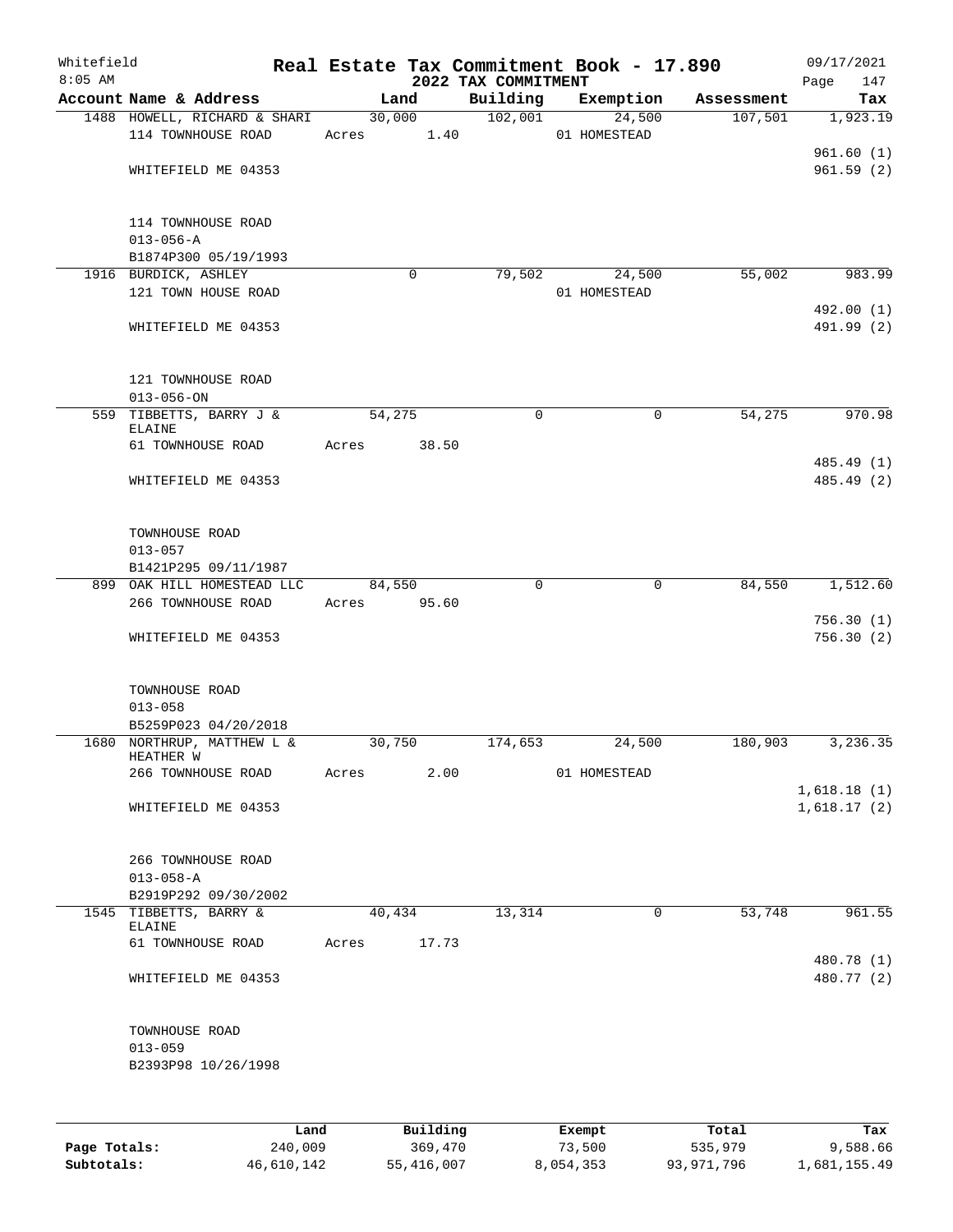Whitefield
8:05 AM

# Real Estate Tax Commitment Book - 17.890

## 2022 TAX COMMITMENT

09/17/2021

| Account Name & Address | Land | Building | Exemption | Assessment | Tax |
|---|---|---|---|---|---|
| 1488 HOWELL, RICHARD & SHARI | 30,000 | 102,001 | 24,500 | 107,501 | 1,923.19 |
| 114 TOWNHOUSE ROAD | Acres 1.40 | | 01 HOMESTEAD | | |
| | | | | | 961.60 (1) |
| WHITEFIELD ME 04353 | | | | | 961.59 (2) |
| 114 TOWNHOUSE ROAD | | | | | |
| 013-056-A | | | | | |
| B1874P300 05/19/1993 | | | | | |
| 1916 BURDICK, ASHLEY | 0 | 79,502 | 24,500 | 55,002 | 983.99 |
| 121 TOWN HOUSE ROAD | | | 01 HOMESTEAD | | |
| | | | | | 492.00 (1) |
| WHITEFIELD ME 04353 | | | | | 491.99 (2) |
| 121 TOWNHOUSE ROAD | | | | | |
| 013-056-ON | | | | | |
| 559 TIBBETTS, BARRY J & ELAINE | 54,275 | 0 | 0 | 54,275 | 970.98 |
| 61 TOWNHOUSE ROAD | Acres 38.50 | | | | |
| | | | | | 485.49 (1) |
| WHITEFIELD ME 04353 | | | | | 485.49 (2) |
| TOWNHOUSE ROAD | | | | | |
| 013-057 | | | | | |
| B1421P295 09/11/1987 | | | | | |
| 899 OAK HILL HOMESTEAD LLC | 84,550 | 0 | 0 | 84,550 | 1,512.60 |
| 266 TOWNHOUSE ROAD | Acres 95.60 | | | | |
| | | | | | 756.30 (1) |
| WHITEFIELD ME 04353 | | | | | 756.30 (2) |
| TOWNHOUSE ROAD | | | | | |
| 013-058 | | | | | |
| B5259P023 04/20/2018 | | | | | |
| 1680 NORTHRUP, MATTHEW L & HEATHER W | 30,750 | 174,653 | 24,500 | 180,903 | 3,236.35 |
| 266 TOWNHOUSE ROAD | Acres 2.00 | | 01 HOMESTEAD | | |
| | | | | | 1,618.18 (1) |
| WHITEFIELD ME 04353 | | | | | 1,618.17 (2) |
| 266 TOWNHOUSE ROAD | | | | | |
| 013-058-A | | | | | |
| B2919P292 09/30/2002 | | | | | |
| 1545 TIBBETTS, BARRY & ELAINE | 40,434 | 13,314 | 0 | 53,748 | 961.55 |
| 61 TOWNHOUSE ROAD | Acres 17.73 | | | | |
| | | | | | 480.78 (1) |
| WHITEFIELD ME 04353 | | | | | 480.77 (2) |
| TOWNHOUSE ROAD | | | | | |
| 013-059 | | | | | |
| B2393P98 10/26/1998 | | | | | |

| | Land | Building | Exempt | Total | Tax |
|---|---|---|---|---|---|
| Page Totals: | 240,009 | 369,470 | 73,500 | 535,979 | 9,588.66 |
| Subtotals: | 46,610,142 | 55,416,007 | 8,054,353 | 93,971,796 | 1,681,155.49 |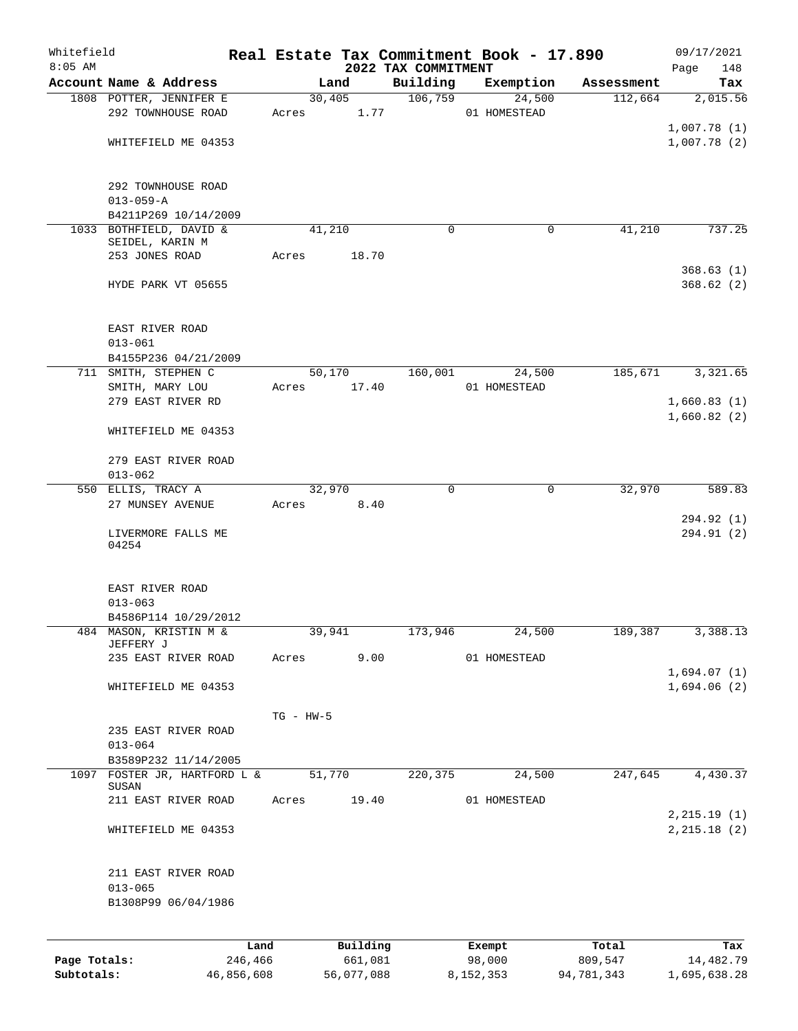Whitefield
8:05 AM

# Real Estate Tax Commitment Book - 17.890

## 2022 TAX COMMITMENT

09/17/2021

| Account Name & Address | Land | Building | Exemption | Assessment | Tax |
|---|---|---|---|---|---|
| 1808 POTTER, JENNIFER E<br>292 TOWNHOUSE ROAD<br><br>WHITEFIELD ME 04353<br><br>292 TOWNHOUSE ROAD<br>013-059-A<br>B4211P269 10/14/2009 | 30,405<br>Acres 1.77 | 106,759 | 24,500<br>01 HOMESTEAD | 112,664 | 2,015.56<br><br>1,007.78 (1)<br>1,007.78 (2) |
| 1033 BOTHFIELD, DAVID &<br>SEIDEL, KARIN M<br>253 JONES ROAD<br><br>HYDE PARK VT 05655<br><br>EAST RIVER ROAD<br>013-061<br>B4155P236 04/21/2009 | 41,210<br>Acres 18.70 | 0 | 0 | 41,210 | 737.25<br><br>368.63 (1)<br>368.62 (2) |
| 711 SMITH, STEPHEN C<br>SMITH, MARY LOU<br>279 EAST RIVER RD<br><br>WHITEFIELD ME 04353<br><br>279 EAST RIVER ROAD<br>013-062 | 50,170<br>Acres 17.40 | 160,001 | 24,500<br>01 HOMESTEAD | 185,671 | 3,321.65<br><br>1,660.83 (1)<br>1,660.82 (2) |
| 550 ELLIS, TRACY A<br>27 MUNSEY AVENUE<br><br>LIVERMORE FALLS ME<br>04254<br><br>EAST RIVER ROAD<br>013-063<br>B4586P114 10/29/2012 | 32,970<br>Acres 8.40 | 0 | 0 | 32,970 | 589.83<br><br>294.92 (1)<br>294.91 (2) |
| 484 MASON, KRISTIN M &<br>JEFFERY J<br>235 EAST RIVER ROAD<br><br>WHITEFIELD ME 04353<br><br>235 EAST RIVER ROAD<br>013-064<br>B3589P232 11/14/2005 | 39,941<br>Acres 9.00<br><br>TG - HW-5 | 173,946 | 24,500<br>01 HOMESTEAD | 189,387 | 3,388.13<br><br>1,694.07 (1)<br>1,694.06 (2) |
| 1097 FOSTER JR, HARTFORD L &<br>SUSAN<br>211 EAST RIVER ROAD<br><br>WHITEFIELD ME 04353<br><br>211 EAST RIVER ROAD<br>013-065<br>B1308P99 06/04/1986 | 51,770<br>Acres 19.40 | 220,375 | 24,500<br>01 HOMESTEAD | 247,645 | 4,430.37<br><br>2,215.19 (1)<br>2,215.18 (2) |

| | Land | Building | Exempt | Total | Tax |
|---|---|---|---|---|---|
| **Page Totals:** | 246,466 | 661,081 | 98,000 | 809,547 | 14,482.79 |
| **Subtotals:** | 46,856,608 | 56,077,088 | 8,152,353 | 94,781,343 | 1,695,638.28 |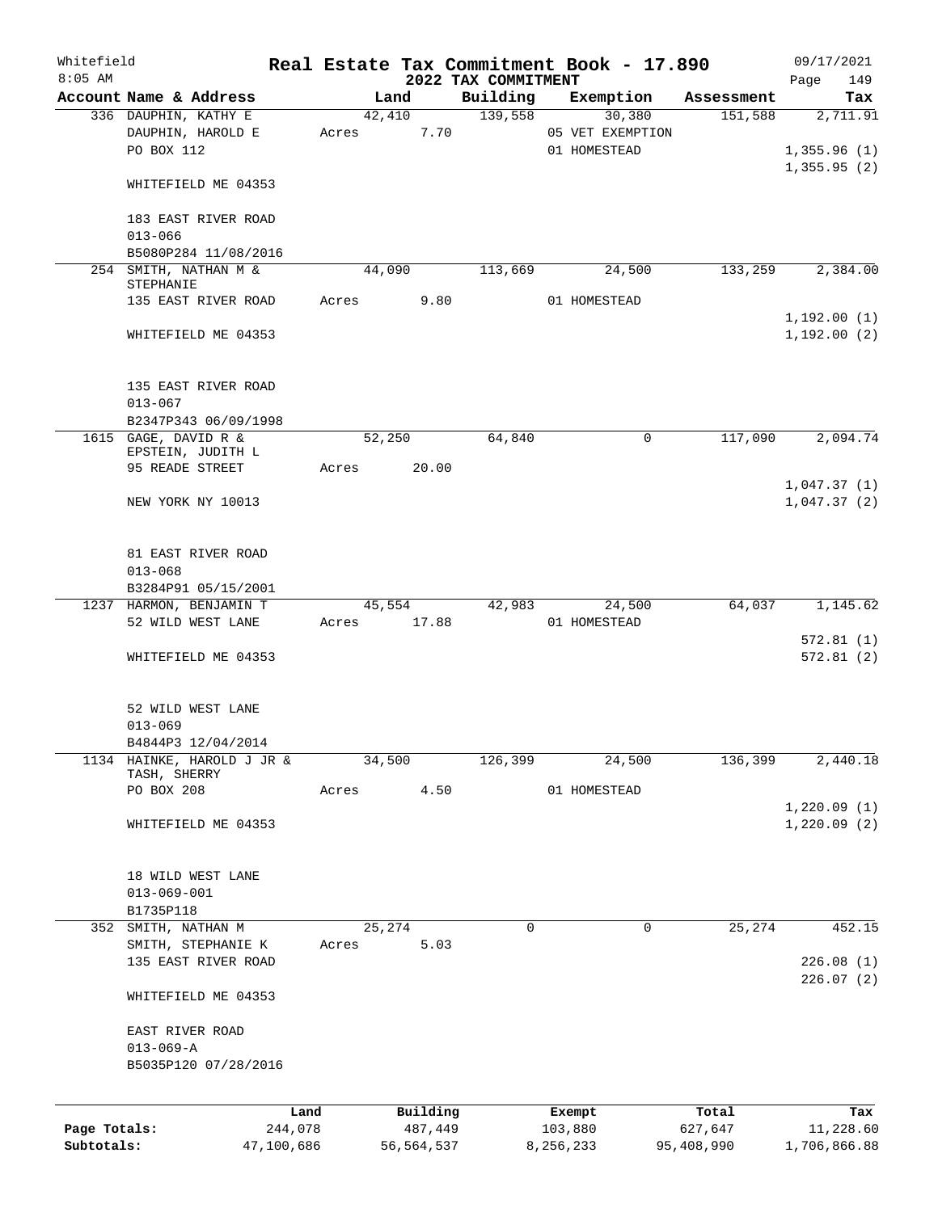# Whitefield — Real Estate Tax Commitment Book - 17.890

8:05 AM — 2022 TAX COMMITMENT — 09/17/2021 — Page 149

| Account Name & Address | Land | Building | Exemption | Assessment | Tax |
|---|---|---|---|---|---|
| 336 DAUPHIN, KATHY E | 42,410 | 139,558 | 30,380 | 151,588 | 2,711.91 |
| DAUPHIN, HAROLD E | Acres 7.70 | | 05 VET EXEMPTION | | |
| PO BOX 112 | | | 01 HOMESTEAD | | 1,355.96 (1) |
| | | | | | 1,355.95 (2) |
| WHITEFIELD ME 04353 | | | | | |
| 183 EAST RIVER ROAD | | | | | |
| 013-066 | | | | | |
| B5080P284 11/08/2016 | | | | | |
| 254 SMITH, NATHAN M & STEPHANIE | 44,090 | 113,669 | 24,500 | 133,259 | 2,384.00 |
| 135 EAST RIVER ROAD | Acres 9.80 | | 01 HOMESTEAD | | |
| | | | | | 1,192.00 (1) |
| WHITEFIELD ME 04353 | | | | | 1,192.00 (2) |
| 135 EAST RIVER ROAD | | | | | |
| 013-067 | | | | | |
| B2347P343 06/09/1998 | | | | | |
| 1615 GAGE, DAVID R & EPSTEIN, JUDITH L | 52,250 | 64,840 | 0 | 117,090 | 2,094.74 |
| 95 READE STREET | Acres 20.00 | | | | |
| | | | | | 1,047.37 (1) |
| NEW YORK NY 10013 | | | | | 1,047.37 (2) |
| 81 EAST RIVER ROAD | | | | | |
| 013-068 | | | | | |
| B3284P91 05/15/2001 | | | | | |
| 1237 HARMON, BENJAMIN T | 45,554 | 42,983 | 24,500 | 64,037 | 1,145.62 |
| 52 WILD WEST LANE | Acres 17.88 | | 01 HOMESTEAD | | |
| | | | | | 572.81 (1) |
| WHITEFIELD ME 04353 | | | | | 572.81 (2) |
| 52 WILD WEST LANE | | | | | |
| 013-069 | | | | | |
| B4844P3 12/04/2014 | | | | | |
| 1134 HAINKE, HAROLD J JR & TASH, SHERRY | 34,500 | 126,399 | 24,500 | 136,399 | 2,440.18 |
| PO BOX 208 | Acres 4.50 | | 01 HOMESTEAD | | |
| | | | | | 1,220.09 (1) |
| WHITEFIELD ME 04353 | | | | | 1,220.09 (2) |
| 18 WILD WEST LANE | | | | | |
| 013-069-001 | | | | | |
| B1735P118 | | | | | |
| 352 SMITH, NATHAN M | 25,274 | 0 | 0 | 25,274 | 452.15 |
| SMITH, STEPHANIE K | Acres 5.03 | | | | |
| 135 EAST RIVER ROAD | | | | | 226.08 (1) |
| | | | | | 226.07 (2) |
| WHITEFIELD ME 04353 | | | | | |
| EAST RIVER ROAD | | | | | |
| 013-069-A | | | | | |
| B5035P120 07/28/2016 | | | | | |

| | Land | Building | Exempt | Total | Tax |
|---|---|---|---|---|---|
| Page Totals: | 244,078 | 487,449 | 103,880 | 627,647 | 11,228.60 |
| Subtotals: | 47,100,686 | 56,564,537 | 8,256,233 | 95,408,990 | 1,706,866.88 |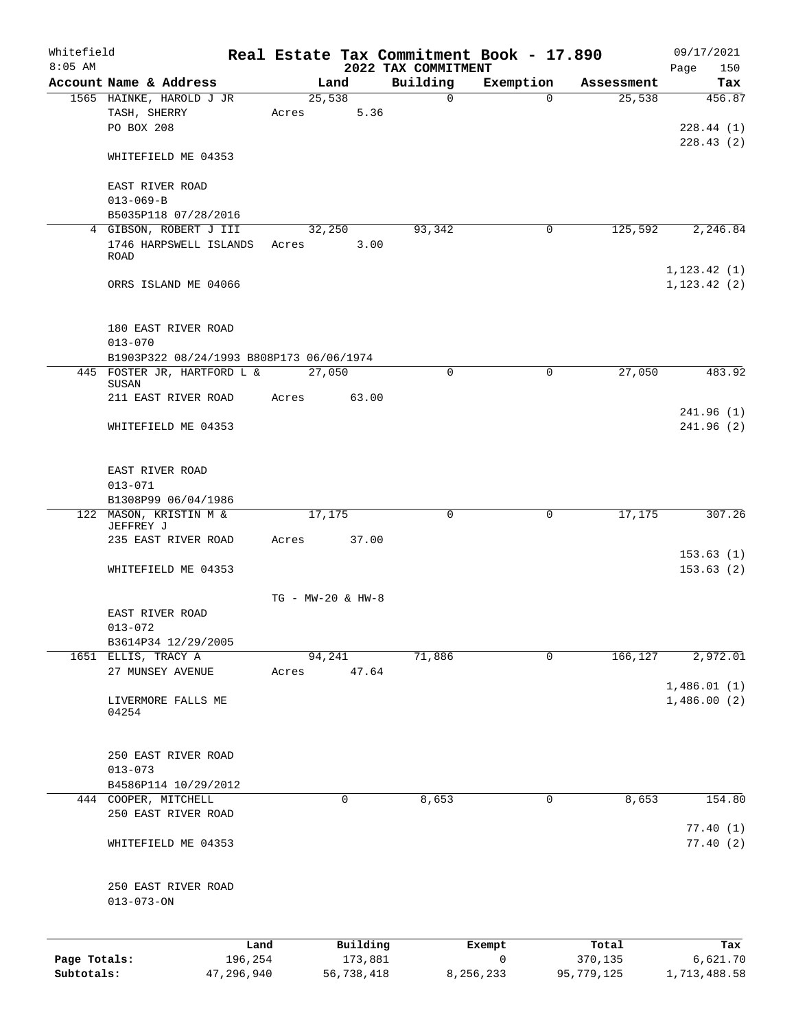Whitefield 8:05 AM

# Real Estate Tax Commitment Book - 17.890

## 2022 TAX COMMITMENT

09/17/2021

| Account Name & Address | Land | Building | Exemption | Assessment | Tax |
|---|---|---|---|---|---|
| 1565 HAINKE, HAROLD J JR<br>TASH, SHERRY<br>PO BOX 208<br><br>WHITEFIELD ME 04353<br><br>EAST RIVER ROAD<br>013-069-B<br>B5035P118 07/28/2016 | 25,538<br>Acres 5.36 | 0 | 0 | 25,538 | 456.87<br><br>228.44 (1)<br>228.43 (2) |
| 4 GIBSON, ROBERT J III<br>1746 HARPSWELL ISLANDS ROAD<br><br>ORRS ISLAND ME 04066<br><br>180 EAST RIVER ROAD<br>013-070<br>B1903P322 08/24/1993 B808P173 06/06/1974 | 32,250<br>Acres 3.00 | 93,342 | 0 | 125,592 | 2,246.84<br><br>1,123.42 (1)<br>1,123.42 (2) |
| 445 FOSTER JR, HARTFORD L & SUSAN<br>211 EAST RIVER ROAD<br><br>WHITEFIELD ME 04353<br><br>EAST RIVER ROAD<br>013-071<br>B1308P99 06/04/1986 | 27,050<br>Acres 63.00 | 0 | 0 | 27,050 | 483.92<br><br>241.96 (1)<br>241.96 (2) |
| 122 MASON, KRISTIN M & JEFFREY J<br>235 EAST RIVER ROAD<br><br>WHITEFIELD ME 04353<br><br>EAST RIVER ROAD<br>013-072<br>B3614P34 12/29/2005 | 17,175<br>Acres 37.00<br><br>TG - MW-20 & HW-8 | 0 | 0 | 17,175 | 307.26<br><br>153.63 (1)<br>153.63 (2) |
| 1651 ELLIS, TRACY A<br>27 MUNSEY AVENUE<br><br>LIVERMORE FALLS ME 04254<br><br>250 EAST RIVER ROAD<br>013-073<br>B4586P114 10/29/2012 | 94,241<br>Acres 47.64 | 71,886 | 0 | 166,127 | 2,972.01<br><br>1,486.01 (1)<br>1,486.00 (2) |
| 444 COOPER, MITCHELL<br>250 EAST RIVER ROAD<br><br>WHITEFIELD ME 04353<br><br>250 EAST RIVER ROAD<br>013-073-ON | 0 | 8,653 | 0 | 8,653 | 154.80<br><br>77.40 (1)<br>77.40 (2) |

| | Land | Building | Exempt | Total | Tax |
|---|---|---|---|---|---|
| Page Totals: | 196,254 | 173,881 | 0 | 370,135 | 6,621.70 |
| Subtotals: | 47,296,940 | 56,738,418 | 8,256,233 | 95,779,125 | 1,713,488.58 |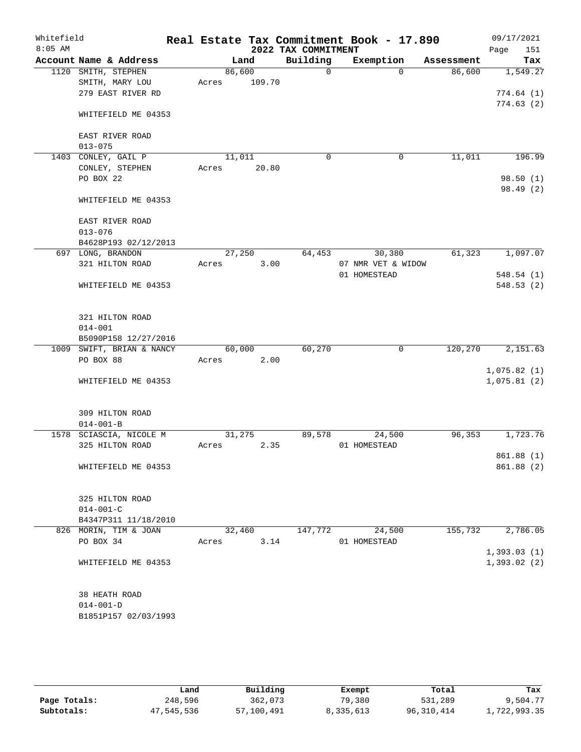Whitefield
8:05 AM

# Real Estate Tax Commitment Book - 17.890

## 2022 TAX COMMITMENT

09/17/2021

| Account Name & Address | Land | Building | Exemption | Assessment | Tax |
|---|---|---|---|---|---|
| 1120 SMITH, STEPHEN | 86,600 | 0 | 0 | 86,600 | 1,549.27 |
| SMITH, MARY LOU | Acres 109.70 | | | | |
| 279 EAST RIVER RD | | | | | 774.64 (1) |
| | | | | | 774.63 (2) |
| WHITEFIELD ME 04353 | | | | | |
| EAST RIVER ROAD | | | | | |
| 013-075 | | | | | |
| 1403 CONLEY, GAIL P | 11,011 | 0 | 0 | 11,011 | 196.99 |
| CONLEY, STEPHEN | Acres 20.80 | | | | |
| PO BOX 22 | | | | | 98.50 (1) |
| | | | | | 98.49 (2) |
| WHITEFIELD ME 04353 | | | | | |
| EAST RIVER ROAD | | | | | |
| 013-076 | | | | | |
| B4628P193 02/12/2013 | | | | | |
| 697 LONG, BRANDON | 27,250 | 64,453 | 30,380 | 61,323 | 1,097.07 |
| 321 HILTON ROAD | Acres 3.00 | | 07 NMR VET & WIDOW | | |
| | | | 01 HOMESTEAD | | 548.54 (1) |
| WHITEFIELD ME 04353 | | | | | 548.53 (2) |
| 321 HILTON ROAD | | | | | |
| 014-001 | | | | | |
| B5090P158 12/27/2016 | | | | | |
| 1009 SWIFT, BRIAN & NANCY | 60,000 | 60,270 | 0 | 120,270 | 2,151.63 |
| PO BOX 88 | Acres 2.00 | | | | |
| | | | | | 1,075.82 (1) |
| WHITEFIELD ME 04353 | | | | | 1,075.81 (2) |
| 309 HILTON ROAD | | | | | |
| 014-001-B | | | | | |
| 1578 SCIASCIA, NICOLE M | 31,275 | 89,578 | 24,500 | 96,353 | 1,723.76 |
| 325 HILTON ROAD | Acres 2.35 | | 01 HOMESTEAD | | |
| | | | | | 861.88 (1) |
| WHITEFIELD ME 04353 | | | | | 861.88 (2) |
| 325 HILTON ROAD | | | | | |
| 014-001-C | | | | | |
| B4347P311 11/18/2010 | | | | | |
| 826 MORIN, TIM & JOAN | 32,460 | 147,772 | 24,500 | 155,732 | 2,786.05 |
| PO BOX 34 | Acres 3.14 | | 01 HOMESTEAD | | |
| | | | | | 1,393.03 (1) |
| WHITEFIELD ME 04353 | | | | | 1,393.02 (2) |
| 38 HEATH ROAD | | | | | |
| 014-001-D | | | | | |
| B1851P157 02/03/1993 | | | | | |

| | Land | Building | Exempt | Total | Tax |
|---|---|---|---|---|---|
| Page Totals: | 248,596 | 362,073 | 79,380 | 531,289 | 9,504.77 |
| Subtotals: | 47,545,536 | 57,100,491 | 8,335,613 | 96,310,414 | 1,722,993.35 |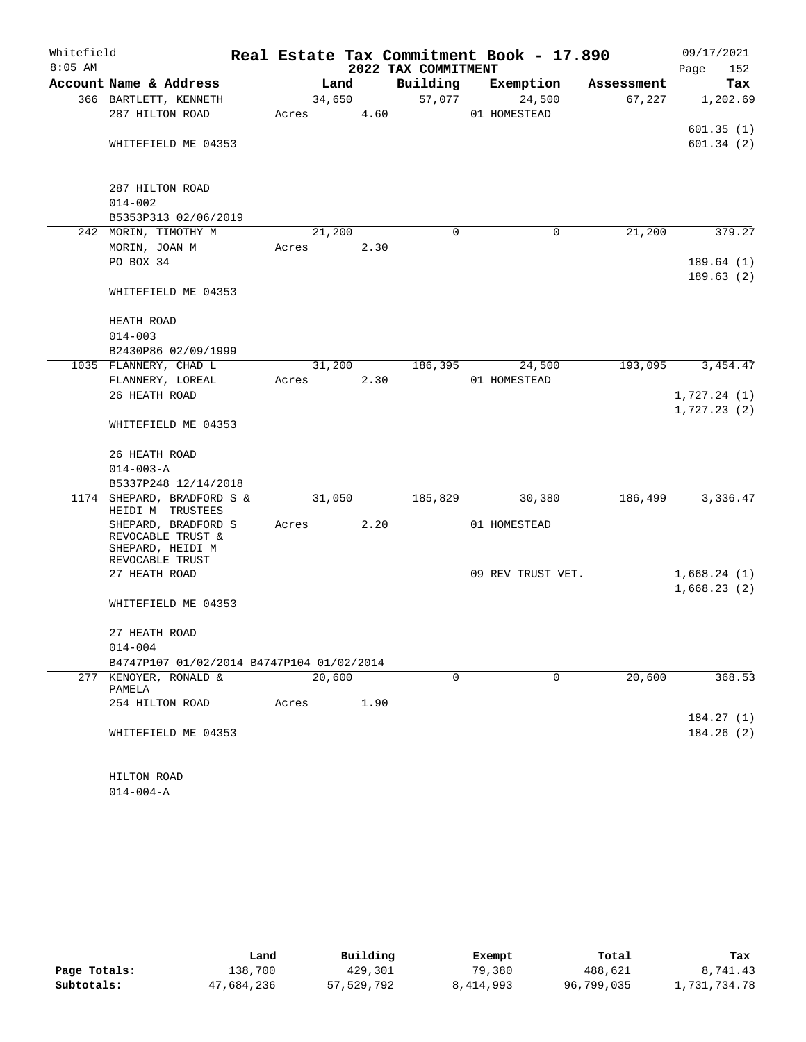# Whitefield — Real Estate Tax Commitment Book - 17.890

## 2022 TAX COMMITMENT

8:05 AM — 09/17/2021

| Account Name & Address | Land | Building | Exemption | Assessment | Tax |
|---|---|---|---|---|---|
| 366 BARTLETT, KENNETH | 34,650 | 57,077 | 24,500 | 67,227 | 1,202.69 |
| 287 HILTON ROAD | Acres 4.60 | | 01 HOMESTEAD | | |
| | | | | | 601.35 (1) |
| WHITEFIELD ME 04353 | | | | | 601.34 (2) |
| 287 HILTON ROAD | | | | | |
| 014-002 | | | | | |
| B5353P313 02/06/2019 | | | | | |
| 242 MORIN, TIMOTHY M | 21,200 | 0 | 0 | 21,200 | 379.27 |
| MORIN, JOAN M | Acres 2.30 | | | | |
| PO BOX 34 | | | | | 189.64 (1) |
| | | | | | 189.63 (2) |
| WHITEFIELD ME 04353 | | | | | |
| HEATH ROAD | | | | | |
| 014-003 | | | | | |
| B2430P86 02/09/1999 | | | | | |
| 1035 FLANNERY, CHAD L | 31,200 | 186,395 | 24,500 | 193,095 | 3,454.47 |
| FLANNERY, LOREAL | Acres 2.30 | | 01 HOMESTEAD | | |
| 26 HEATH ROAD | | | | | 1,727.24 (1) |
| | | | | | 1,727.23 (2) |
| WHITEFIELD ME 04353 | | | | | |
| 26 HEATH ROAD | | | | | |
| 014-003-A | | | | | |
| B5337P248 12/14/2018 | | | | | |
| 1174 SHEPARD, BRADFORD S & HEIDI M TRUSTEES | 31,050 | 185,829 | 30,380 | 186,499 | 3,336.47 |
| SHEPARD, BRADFORD S REVOCABLE TRUST & SHEPARD, HEIDI M REVOCABLE TRUST | Acres 2.20 | | 01 HOMESTEAD | | |
| 27 HEATH ROAD | | | 09 REV TRUST VET. | | 1,668.24 (1) |
| | | | | | 1,668.23 (2) |
| WHITEFIELD ME 04353 | | | | | |
| 27 HEATH ROAD | | | | | |
| 014-004 | | | | | |
| B4747P107 01/02/2014 B4747P104 01/02/2014 | | | | | |
| 277 KENOYER, RONALD & PAMELA | 20,600 | 0 | 0 | 20,600 | 368.53 |
| 254 HILTON ROAD | Acres 1.90 | | | | |
| | | | | | 184.27 (1) |
| WHITEFIELD ME 04353 | | | | | 184.26 (2) |
| HILTON ROAD | | | | | |
| 014-004-A | | | | | |

| | Land | Building | Exempt | Total | Tax |
|---|---|---|---|---|---|
| Page Totals: | 138,700 | 429,301 | 79,380 | 488,621 | 8,741.43 |
| Subtotals: | 47,684,236 | 57,529,792 | 8,414,993 | 96,799,035 | 1,731,734.78 |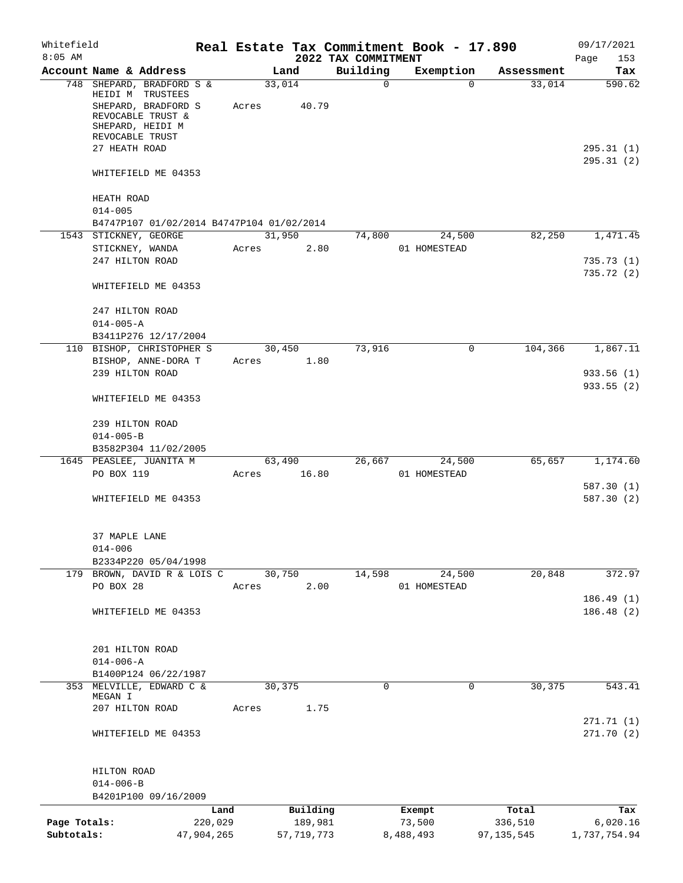Whitefield — Real Estate Tax Commitment Book - 17.890 — 09/17/2021
8:05 AM — 2022 TAX COMMITMENT

| Account Name & Address | Land | Building | Exemption | Assessment | Tax |
|---|---|---|---|---|---|
| 748 SHEPARD, BRADFORD S & HEIDI M TRUSTEES | 33,014 | 0 | 0 | 33,014 | 590.62 |
| SHEPARD, BRADFORD S REVOCABLE TRUST & SHEPARD, HEIDI M REVOCABLE TRUST | Acres 40.79 | | | | |
| 27 HEATH ROAD | | | | | 295.31 (1) |
| | | | | | 295.31 (2) |
| WHITEFIELD ME 04353 | | | | | |
| HEATH ROAD | | | | | |
| 014-005 | | | | | |
| B4747P107 01/02/2014 B4747P104 01/02/2014 | | | | | |
| 1543 STICKNEY, GEORGE | 31,950 | 74,800 | 24,500 | 82,250 | 1,471.45 |
| STICKNEY, WANDA | Acres 2.80 | | 01 HOMESTEAD | | |
| 247 HILTON ROAD | | | | | 735.73 (1) |
| | | | | | 735.72 (2) |
| WHITEFIELD ME 04353 | | | | | |
| 247 HILTON ROAD | | | | | |
| 014-005-A | | | | | |
| B3411P276 12/17/2004 | | | | | |
| 110 BISHOP, CHRISTOPHER S | 30,450 | 73,916 | 0 | 104,366 | 1,867.11 |
| BISHOP, ANNE-DORA T | Acres 1.80 | | | | |
| 239 HILTON ROAD | | | | | 933.56 (1) |
| | | | | | 933.55 (2) |
| WHITEFIELD ME 04353 | | | | | |
| 239 HILTON ROAD | | | | | |
| 014-005-B | | | | | |
| B3582P304 11/02/2005 | | | | | |
| 1645 PEASLEE, JUANITA M | 63,490 | 26,667 | 24,500 | 65,657 | 1,174.60 |
| PO BOX 119 | Acres 16.80 | | 01 HOMESTEAD | | |
| | | | | | 587.30 (1) |
| WHITEFIELD ME 04353 | | | | | 587.30 (2) |
| 37 MAPLE LANE | | | | | |
| 014-006 | | | | | |
| B2334P220 05/04/1998 | | | | | |
| 179 BROWN, DAVID R & LOIS C | 30,750 | 14,598 | 24,500 | 20,848 | 372.97 |
| PO BOX 28 | Acres 2.00 | | 01 HOMESTEAD | | |
| | | | | | 186.49 (1) |
| WHITEFIELD ME 04353 | | | | | 186.48 (2) |
| 201 HILTON ROAD | | | | | |
| 014-006-A | | | | | |
| B1400P124 06/22/1987 | | | | | |
| 353 MELVILLE, EDWARD C & MEGAN I | 30,375 | 0 | 0 | 30,375 | 543.41 |
| 207 HILTON ROAD | Acres 1.75 | | | | |
| | | | | | 271.71 (1) |
| WHITEFIELD ME 04353 | | | | | 271.70 (2) |
| HILTON ROAD | | | | | |
| 014-006-B | | | | | |
| B4201P100 09/16/2009 | | | | | |

| | Land | Building | Exempt | Total | Tax |
|---|---|---|---|---|---|
| Page Totals: | 220,029 | 189,981 | 73,500 | 336,510 | 6,020.16 |
| Subtotals: | 47,904,265 | 57,719,773 | 8,488,493 | 97,135,545 | 1,737,754.94 |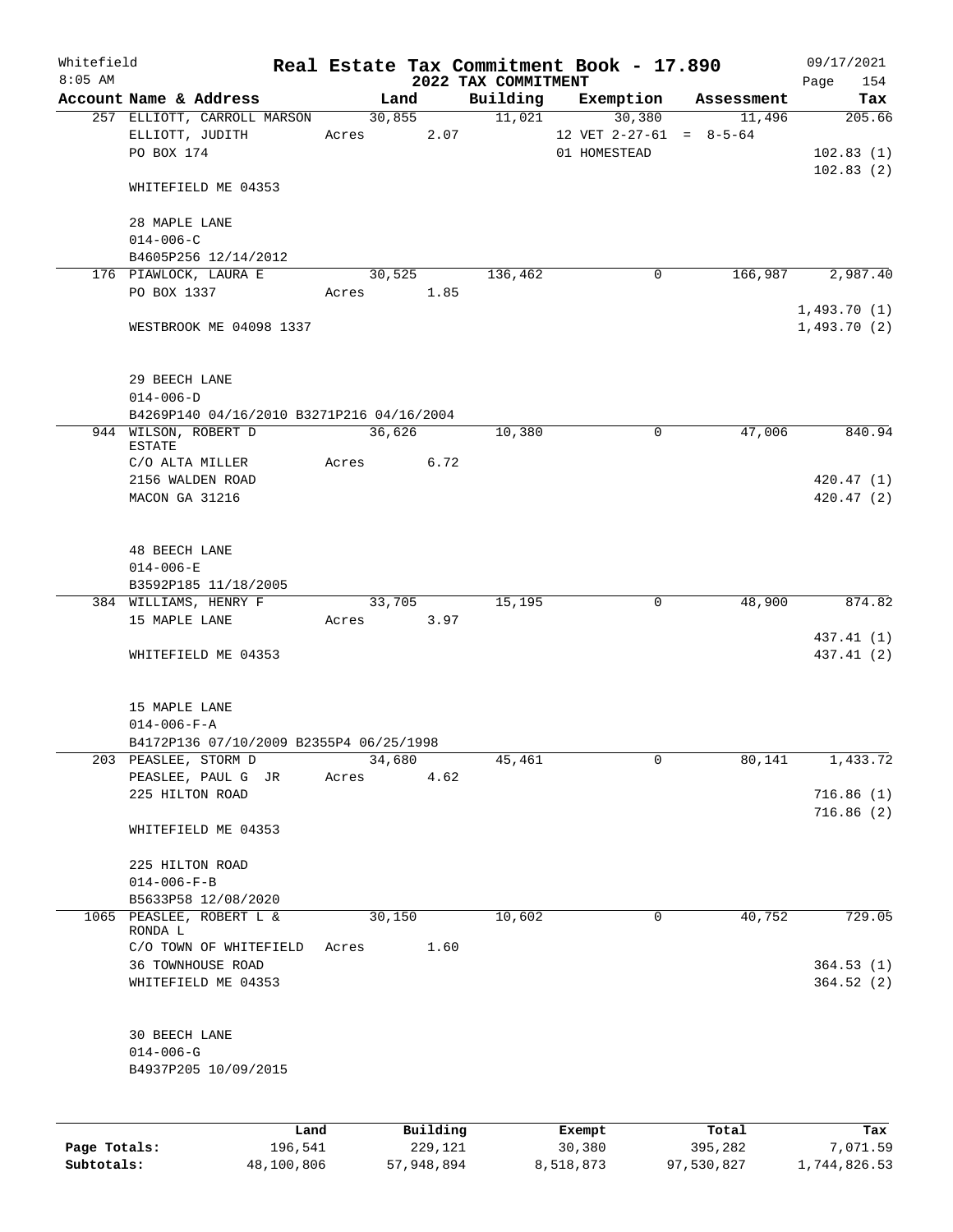Whitefield 8:05 AM

# Real Estate Tax Commitment Book - 17.890

## 2022 TAX COMMITMENT

09/17/2021 Page 154

| Account Name & Address | Land | Building | Exemption | Assessment | Tax |
|---|---|---|---|---|---|
| 257 ELLIOTT, CARROLL MARSON | 30,855 | 11,021 | 30,380 | 11,496 | 205.66 |
| ELLIOTT, JUDITH | Acres 2.07 | | 12 VET 2-27-61 = 8-5-64 | | |
| PO BOX 174 | | | 01 HOMESTEAD | | 102.83 (1) |
| | | | | | 102.83 (2) |
| WHITEFIELD ME 04353 | | | | | |
| 28 MAPLE LANE | | | | | |
| 014-006-C | | | | | |
| B4605P256 12/14/2012 | | | | | |
| 176 PIAWLOCK, LAURA E | 30,525 | 136,462 | 0 | 166,987 | 2,987.40 |
| PO BOX 1337 | Acres 1.85 | | | | |
| | | | | | 1,493.70 (1) |
| WESTBROOK ME 04098 1337 | | | | | 1,493.70 (2) |
| 29 BEECH LANE | | | | | |
| 014-006-D | | | | | |
| B4269P140 04/16/2010 B3271P216 04/16/2004 | | | | | |
| 944 WILSON, ROBERT D ESTATE | 36,626 | 10,380 | 0 | 47,006 | 840.94 |
| C/O ALTA MILLER | Acres 6.72 | | | | |
| 2156 WALDEN ROAD | | | | | 420.47 (1) |
| MACON GA 31216 | | | | | 420.47 (2) |
| 48 BEECH LANE | | | | | |
| 014-006-E | | | | | |
| B3592P185 11/18/2005 | | | | | |
| 384 WILLIAMS, HENRY F | 33,705 | 15,195 | 0 | 48,900 | 874.82 |
| 15 MAPLE LANE | Acres 3.97 | | | | |
| | | | | | 437.41 (1) |
| WHITEFIELD ME 04353 | | | | | 437.41 (2) |
| 15 MAPLE LANE | | | | | |
| 014-006-F-A | | | | | |
| B4172P136 07/10/2009 B2355P4 06/25/1998 | | | | | |
| 203 PEASLEE, STORM D | 34,680 | 45,461 | 0 | 80,141 | 1,433.72 |
| PEASLEE, PAUL G JR | Acres 4.62 | | | | |
| 225 HILTON ROAD | | | | | 716.86 (1) |
| | | | | | 716.86 (2) |
| WHITEFIELD ME 04353 | | | | | |
| 225 HILTON ROAD | | | | | |
| 014-006-F-B | | | | | |
| B5633P58 12/08/2020 | | | | | |
| 1065 PEASLEE, ROBERT L & RONDA L | 30,150 | 10,602 | 0 | 40,752 | 729.05 |
| C/O TOWN OF WHITEFIELD | Acres 1.60 | | | | |
| 36 TOWNHOUSE ROAD | | | | | 364.53 (1) |
| WHITEFIELD ME 04353 | | | | | 364.52 (2) |
| 30 BEECH LANE | | | | | |
| 014-006-G | | | | | |
| B4937P205 10/09/2015 | | | | | |

| | Land | Building | Exempt | Total | Tax |
|---|---|---|---|---|---|
| Page Totals: | 196,541 | 229,121 | 30,380 | 395,282 | 7,071.59 |
| Subtotals: | 48,100,806 | 57,948,894 | 8,518,873 | 97,530,827 | 1,744,826.53 |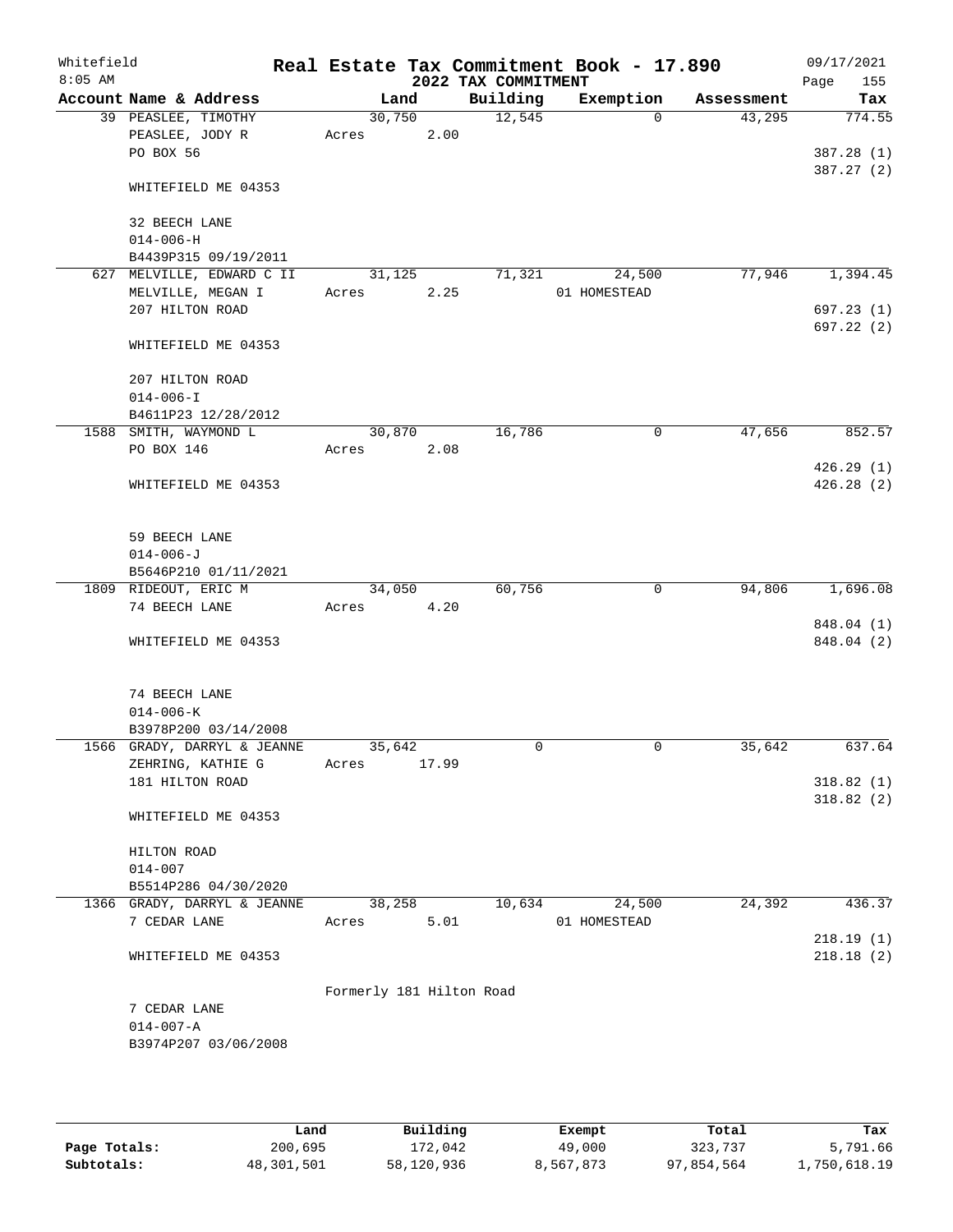# Real Estate Tax Commitment Book - 17.890

Whitefield 8:05 AM — 2022 TAX COMMITMENT — 09/17/2021

| Account Name & Address | Land | Building | Exemption | Assessment | Tax |
|---|---|---|---|---|---|
| 39 PEASLEE, TIMOTHY<br>PEASLEE, JODY R<br>PO BOX 56<br><br>WHITEFIELD ME 04353<br><br>32 BEECH LANE<br>014-006-H<br>B4439P315 09/19/2011 | 30,750<br>Acres 2.00 | 12,545 | 0 | 43,295 | 774.55<br><br>387.28 (1)<br>387.27 (2) |
| 627 MELVILLE, EDWARD C II<br>MELVILLE, MEGAN I<br>207 HILTON ROAD<br><br>WHITEFIELD ME 04353<br><br>207 HILTON ROAD<br>014-006-I<br>B4611P23 12/28/2012 | 31,125<br>Acres 2.25 | 71,321 | 24,500<br>01 HOMESTEAD | 77,946 | 1,394.45<br><br>697.23 (1)<br>697.22 (2) |
| 1588 SMITH, WAYMOND L<br>PO BOX 146<br><br>WHITEFIELD ME 04353<br><br>59 BEECH LANE<br>014-006-J<br>B5646P210 01/11/2021 | 30,870<br>Acres 2.08 | 16,786 | 0 | 47,656 | 852.57<br><br>426.29 (1)<br>426.28 (2) |
| 1809 RIDEOUT, ERIC M<br>74 BEECH LANE<br><br>WHITEFIELD ME 04353<br><br>74 BEECH LANE<br>014-006-K<br>B3978P200 03/14/2008 | 34,050<br>Acres 4.20 | 60,756 | 0 | 94,806 | 1,696.08<br><br>848.04 (1)<br>848.04 (2) |
| 1566 GRADY, DARRYL & JEANNE<br>ZEHRING, KATHIE G<br>181 HILTON ROAD<br><br>WHITEFIELD ME 04353<br><br>HILTON ROAD<br>014-007<br>B5514P286 04/30/2020 | 35,642<br>Acres 17.99 | 0 | 0 | 35,642 | 637.64<br><br>318.82 (1)<br>318.82 (2) |
| 1366 GRADY, DARRYL & JEANNE<br>7 CEDAR LANE<br><br>WHITEFIELD ME 04353<br><br>Formerly 181 Hilton Road<br>7 CEDAR LANE<br>014-007-A<br>B3974P207 03/06/2008 | 38,258<br>Acres 5.01 | 10,634 | 24,500<br>01 HOMESTEAD | 24,392 | 436.37<br><br>218.19 (1)<br>218.18 (2) |

| | Land | Building | Exempt | Total | Tax |
|---|---|---|---|---|---|
| Page Totals: | 200,695 | 172,042 | 49,000 | 323,737 | 5,791.66 |
| Subtotals: | 48,301,501 | 58,120,936 | 8,567,873 | 97,854,564 | 1,750,618.19 |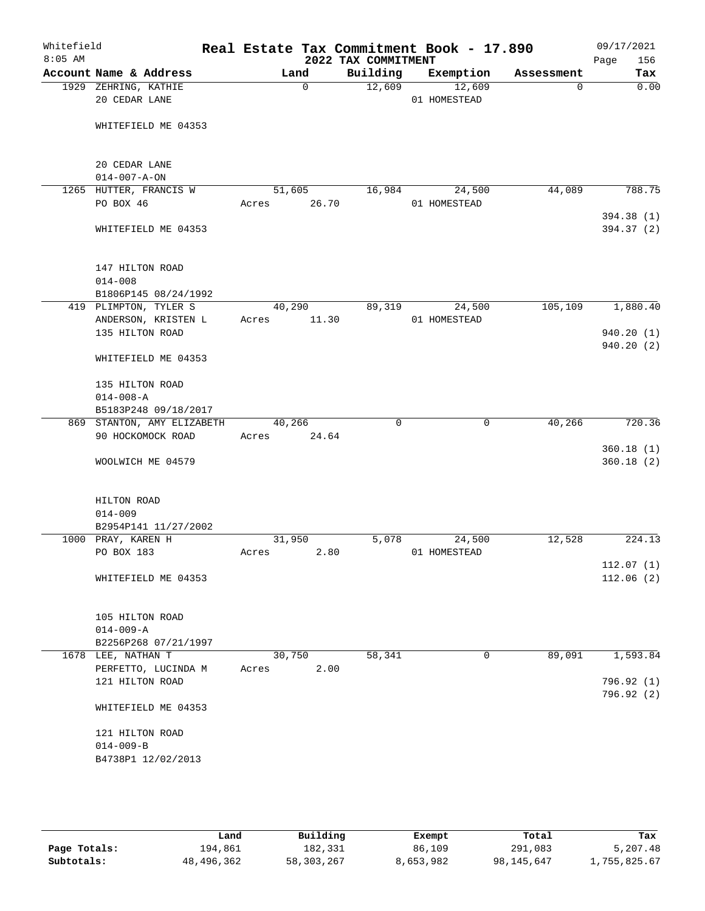Whitefield 8:05 AM

# Real Estate Tax Commitment Book - 17.890

## 2022 TAX COMMITMENT

09/17/2021 Page 156

| Account Name & Address | Land | Building | Exemption | Assessment | Tax |
|---|---|---|---|---|---|
| 1929 ZEHRING, KATHIE<br>20 CEDAR LANE<br><br>WHITEFIELD ME 04353<br><br>20 CEDAR LANE<br>014-007-A-ON | 0 | 12,609 | 12,609<br>01 HOMESTEAD | 0 | 0.00 |
| 1265 HUTTER, FRANCIS W<br>PO BOX 46<br><br>WHITEFIELD ME 04353<br><br>147 HILTON ROAD<br>014-008<br>B1806P145 08/24/1992 | 51,605<br>Acres 26.70 | 16,984 | 24,500<br>01 HOMESTEAD | 44,089 | 788.75<br><br>394.38 (1)<br>394.37 (2) |
| 419 PLIMPTON, TYLER S<br>ANDERSON, KRISTEN L<br>135 HILTON ROAD<br><br>WHITEFIELD ME 04353<br><br>135 HILTON ROAD<br>014-008-A<br>B5183P248 09/18/2017 | 40,290<br>Acres 11.30 | 89,319 | 24,500<br>01 HOMESTEAD | 105,109 | 1,880.40<br><br>940.20 (1)<br>940.20 (2) |
| 869 STANTON, AMY ELIZABETH<br>90 HOCKOMOCK ROAD<br><br>WOOLWICH ME 04579<br><br>HILTON ROAD<br>014-009<br>B2954P141 11/27/2002 | 40,266<br>Acres 24.64 | 0 | 0 | 40,266 | 720.36<br><br>360.18 (1)<br>360.18 (2) |
| 1000 PRAY, KAREN H<br>PO BOX 183<br><br>WHITEFIELD ME 04353<br><br>105 HILTON ROAD<br>014-009-A<br>B2256P268 07/21/1997 | 31,950<br>Acres 2.80 | 5,078 | 24,500<br>01 HOMESTEAD | 12,528 | 224.13<br><br>112.07 (1)<br>112.06 (2) |
| 1678 LEE, NATHAN T<br>PERFETTO, LUCINDA M<br>121 HILTON ROAD<br><br>WHITEFIELD ME 04353<br><br>121 HILTON ROAD<br>014-009-B<br>B4738P1 12/02/2013 | 30,750<br>Acres 2.00 | 58,341 | 0 | 89,091 | 1,593.84<br><br>796.92 (1)<br>796.92 (2) |

| | Land | Building | Exempt | Total | Tax |
|---|---|---|---|---|---|
| Page Totals: | 194,861 | 182,331 | 86,109 | 291,083 | 5,207.48 |
| Subtotals: | 48,496,362 | 58,303,267 | 8,653,982 | 98,145,647 | 1,755,825.67 |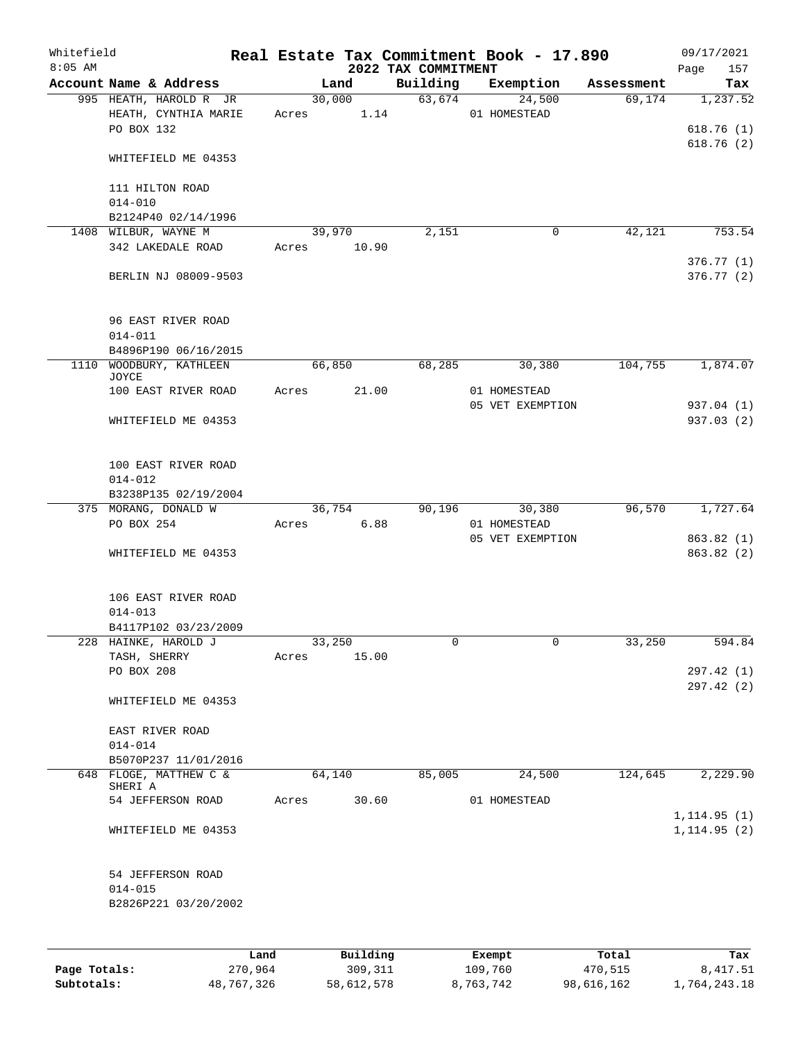Whitefield 8:05 AM

# Real Estate Tax Commitment Book - 17.890

## 2022 TAX COMMITMENT

09/17/2021

| Account Name & Address | Land | Building | Exemption | Assessment | Tax |
|---|---|---|---|---|---|
| 995 HEATH, HAROLD R JR | 30,000 | 63,674 | 24,500 | 69,174 | 1,237.52 |
| HEATH, CYNTHIA MARIE | Acres 1.14 | | 01 HOMESTEAD | | |
| PO BOX 132 | | | | | 618.76 (1) |
| | | | | | 618.76 (2) |
| WHITEFIELD ME 04353 | | | | | |
| 111 HILTON ROAD | | | | | |
| 014-010 | | | | | |
| B2124P40 02/14/1996 | | | | | |
| 1408 WILBUR, WAYNE M | 39,970 | 2,151 | 0 | 42,121 | 753.54 |
| 342 LAKEDALE ROAD | Acres 10.90 | | | | |
| | | | | | 376.77 (1) |
| BERLIN NJ 08009-9503 | | | | | 376.77 (2) |
| 96 EAST RIVER ROAD | | | | | |
| 014-011 | | | | | |
| B4896P190 06/16/2015 | | | | | |
| 1110 WOODBURY, KATHLEEN JOYCE | 66,850 | 68,285 | 30,380 | 104,755 | 1,874.07 |
| 100 EAST RIVER ROAD | Acres 21.00 | | 01 HOMESTEAD | | |
| | | | 05 VET EXEMPTION | | 937.04 (1) |
| WHITEFIELD ME 04353 | | | | | 937.03 (2) |
| 100 EAST RIVER ROAD | | | | | |
| 014-012 | | | | | |
| B3238P135 02/19/2004 | | | | | |
| 375 MORANG, DONALD W | 36,754 | 90,196 | 30,380 | 96,570 | 1,727.64 |
| PO BOX 254 | Acres 6.88 | | 01 HOMESTEAD | | |
| | | | 05 VET EXEMPTION | | 863.82 (1) |
| WHITEFIELD ME 04353 | | | | | 863.82 (2) |
| 106 EAST RIVER ROAD | | | | | |
| 014-013 | | | | | |
| B4117P102 03/23/2009 | | | | | |
| 228 HAINKE, HAROLD J | 33,250 | 0 | 0 | 33,250 | 594.84 |
| TASH, SHERRY | Acres 15.00 | | | | |
| PO BOX 208 | | | | | 297.42 (1) |
| | | | | | 297.42 (2) |
| WHITEFIELD ME 04353 | | | | | |
| EAST RIVER ROAD | | | | | |
| 014-014 | | | | | |
| B5070P237 11/01/2016 | | | | | |
| 648 FLOGE, MATTHEW C & SHERI A | 64,140 | 85,005 | 24,500 | 124,645 | 2,229.90 |
| 54 JEFFERSON ROAD | Acres 30.60 | | 01 HOMESTEAD | | |
| | | | | | 1,114.95 (1) |
| WHITEFIELD ME 04353 | | | | | 1,114.95 (2) |
| 54 JEFFERSON ROAD | | | | | |
| 014-015 | | | | | |
| B2826P221 03/20/2002 | | | | | |

| | Land | Building | Exempt | Total | Tax |
|---|---|---|---|---|---|
| Page Totals: | 270,964 | 309,311 | 109,760 | 470,515 | 8,417.51 |
| Subtotals: | 48,767,326 | 58,612,578 | 8,763,742 | 98,616,162 | 1,764,243.18 |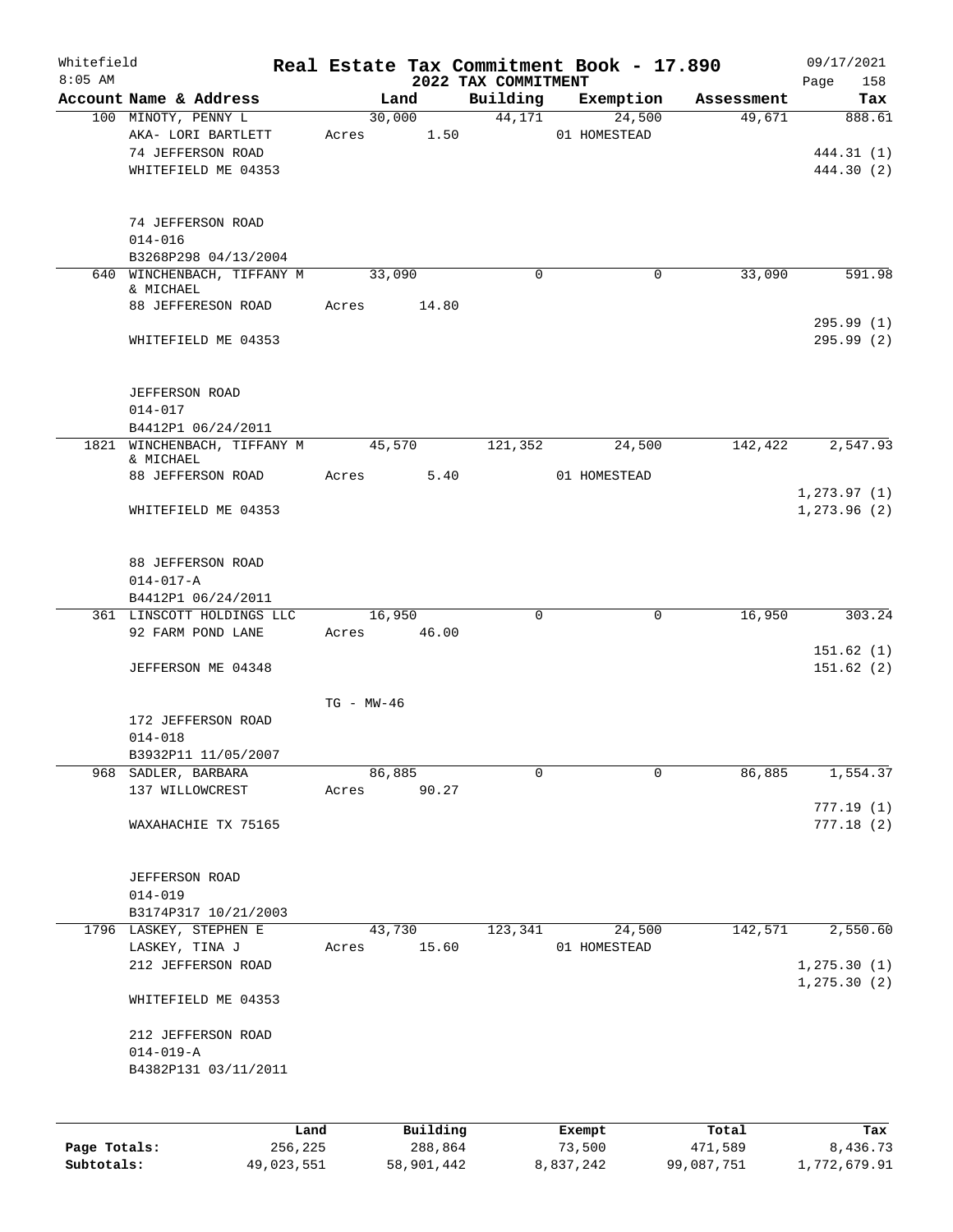# Real Estate Tax Commitment Book - 17.890

Whitefield
8:05 AM

2022 TAX COMMITMENT

09/17/2021

| Account Name & Address | Land | Building | Exemption | Assessment | Tax |
|---|---|---|---|---|---|
| 100 MINOTY, PENNY L | 30,000 | 44,171 | 24,500 | 49,671 | 888.61 |
| AKA- LORI BARTLETT | Acres 1.50 | | 01 HOMESTEAD | | |
| 74 JEFFERSON ROAD | | | | | 444.31 (1) |
| WHITEFIELD ME 04353 | | | | | 444.30 (2) |
| 74 JEFFERSON ROAD | | | | | |
| 014-016 | | | | | |
| B3268P298 04/13/2004 | | | | | |
| 640 WINCHENBACH, TIFFANY M & MICHAEL | 33,090 | 0 | 0 | 33,090 | 591.98 |
| 88 JEFFERESON ROAD | Acres 14.80 | | | | |
| | | | | | 295.99 (1) |
| WHITEFIELD ME 04353 | | | | | 295.99 (2) |
| JEFFERSON ROAD | | | | | |
| 014-017 | | | | | |
| B4412P1 06/24/2011 | | | | | |
| 1821 WINCHENBACH, TIFFANY M & MICHAEL | 45,570 | 121,352 | 24,500 | 142,422 | 2,547.93 |
| 88 JEFFERSON ROAD | Acres 5.40 | | 01 HOMESTEAD | | |
| | | | | | 1,273.97 (1) |
| WHITEFIELD ME 04353 | | | | | 1,273.96 (2) |
| 88 JEFFERSON ROAD | | | | | |
| 014-017-A | | | | | |
| B4412P1 06/24/2011 | | | | | |
| 361 LINSCOTT HOLDINGS LLC | 16,950 | 0 | 0 | 16,950 | 303.24 |
| 92 FARM POND LANE | Acres 46.00 | | | | |
| | | | | | 151.62 (1) |
| JEFFERSON ME 04348 | | | | | 151.62 (2) |
| | TG - MW-46 | | | | |
| 172 JEFFERSON ROAD | | | | | |
| 014-018 | | | | | |
| B3932P11 11/05/2007 | | | | | |
| 968 SADLER, BARBARA | 86,885 | 0 | 0 | 86,885 | 1,554.37 |
| 137 WILLOWCREST | Acres 90.27 | | | | |
| | | | | | 777.19 (1) |
| WAXAHACHIE TX 75165 | | | | | 777.18 (2) |
| JEFFERSON ROAD | | | | | |
| 014-019 | | | | | |
| B3174P317 10/21/2003 | | | | | |
| 1796 LASKEY, STEPHEN E | 43,730 | 123,341 | 24,500 | 142,571 | 2,550.60 |
| LASKEY, TINA J | Acres 15.60 | | 01 HOMESTEAD | | |
| 212 JEFFERSON ROAD | | | | | 1,275.30 (1) |
| | | | | | 1,275.30 (2) |
| WHITEFIELD ME 04353 | | | | | |
| 212 JEFFERSON ROAD | | | | | |
| 014-019-A | | | | | |
| B4382P131 03/11/2011 | | | | | |

| | Land | Building | Exempt | Total | Tax |
|---|---|---|---|---|---|
| Page Totals: | 256,225 | 288,864 | 73,500 | 471,589 | 8,436.73 |
| Subtotals: | 49,023,551 | 58,901,442 | 8,837,242 | 99,087,751 | 1,772,679.91 |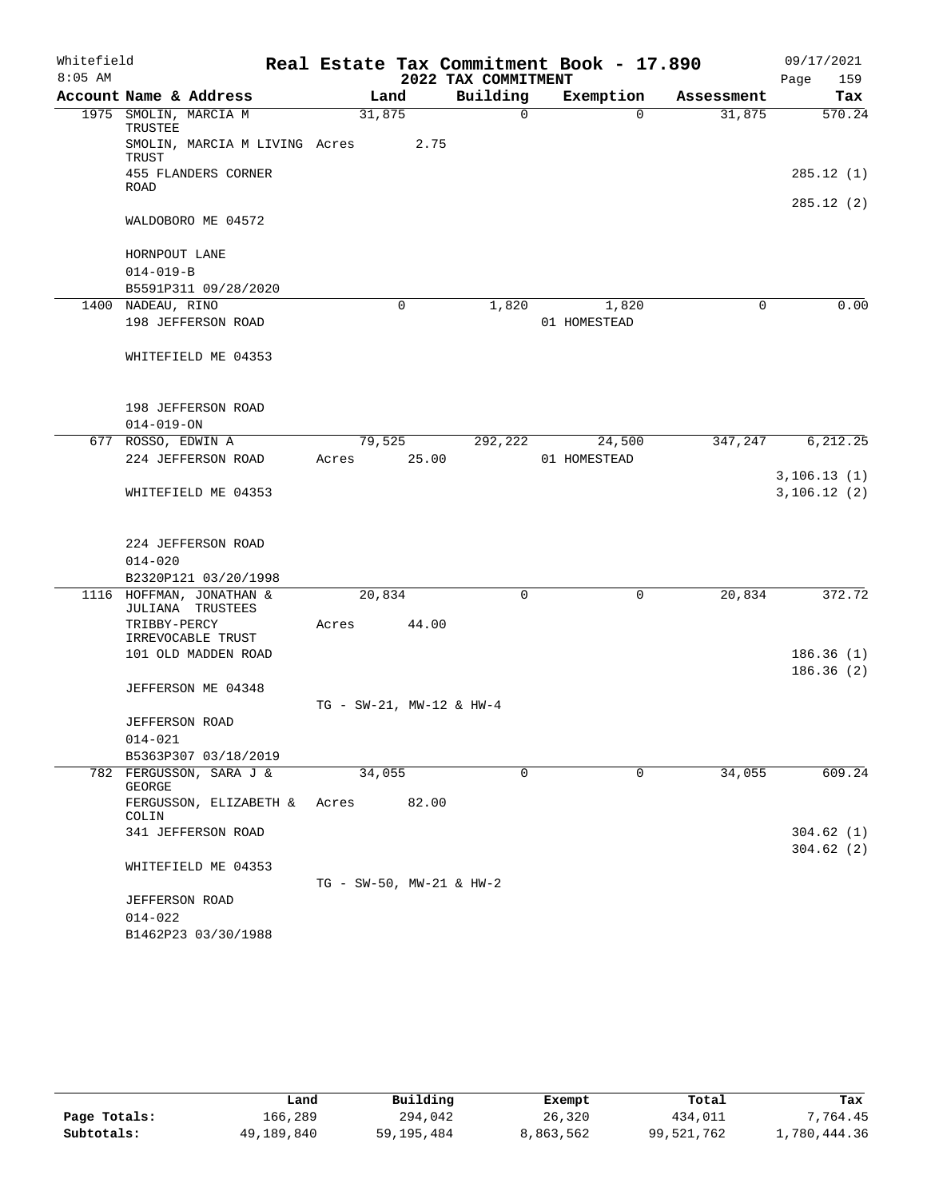Whitefield 8:05 AM

# Real Estate Tax Commitment Book - 17.890

## 2022 TAX COMMITMENT

09/17/2021 Page 159

| Account | Name & Address | Land | Building | Exemption | Assessment | Tax |
|---|---|---|---|---|---|---|
| 1975 | SMOLIN, MARCIA M TRUSTEE | 31,875 | 0 | 0 | 31,875 | 570.24 |
| | SMOLIN, MARCIA M LIVING TRUST | Acres 2.75 | | | | |
| | 455 FLANDERS CORNER ROAD | | | | | 285.12 (1) |
| | | | | | | 285.12 (2) |
| | WALDOBORO ME 04572 | | | | | |
| | HORNPOUT LANE | | | | | |
| | 014-019-B | | | | | |
| | B5591P311 09/28/2020 | | | | | |
| 1400 | NADEAU, RINO | 0 | 1,820 | 1,820 | 0 | 0.00 |
| | 198 JEFFERSON ROAD | | | 01 HOMESTEAD | | |
| | WHITEFIELD ME 04353 | | | | | |
| | 198 JEFFERSON ROAD | | | | | |
| | 014-019-ON | | | | | |
| 677 | ROSSO, EDWIN A | 79,525 | 292,222 | 24,500 | 347,247 | 6,212.25 |
| | 224 JEFFERSON ROAD | Acres 25.00 | | 01 HOMESTEAD | | |
| | | | | | | 3,106.13 (1) |
| | WHITEFIELD ME 04353 | | | | | 3,106.12 (2) |
| | 224 JEFFERSON ROAD | | | | | |
| | 014-020 | | | | | |
| | B2320P121 03/20/1998 | | | | | |
| 1116 | HOFFMAN, JONATHAN & JULIANA TRUSTEES | 20,834 | 0 | 0 | 20,834 | 372.72 |
| | TRIBBY-PERCY IRREVOCABLE TRUST | Acres 44.00 | | | | |
| | 101 OLD MADDEN ROAD | | | | | 186.36 (1) |
| | | | | | | 186.36 (2) |
| | JEFFERSON ME 04348 | | | | | |
| | | TG - SW-21, MW-12 & HW-4 | | | | |
| | JEFFERSON ROAD | | | | | |
| | 014-021 | | | | | |
| | B5363P307 03/18/2019 | | | | | |
| 782 | FERGUSSON, SARA J & GEORGE | 34,055 | 0 | 0 | 34,055 | 609.24 |
| | FERGUSSON, ELIZABETH & COLIN | Acres 82.00 | | | | |
| | 341 JEFFERSON ROAD | | | | | 304.62 (1) |
| | | | | | | 304.62 (2) |
| | WHITEFIELD ME 04353 | | | | | |
| | | TG - SW-50, MW-21 & HW-2 | | | | |
| | JEFFERSON ROAD | | | | | |
| | 014-022 | | | | | |
| | B1462P23 03/30/1988 | | | | | |

| | Land | Building | Exempt | Total | Tax |
|---|---|---|---|---|---|
| Page Totals: | 166,289 | 294,042 | 26,320 | 434,011 | 7,764.45 |
| Subtotals: | 49,189,840 | 59,195,484 | 8,863,562 | 99,521,762 | 1,780,444.36 |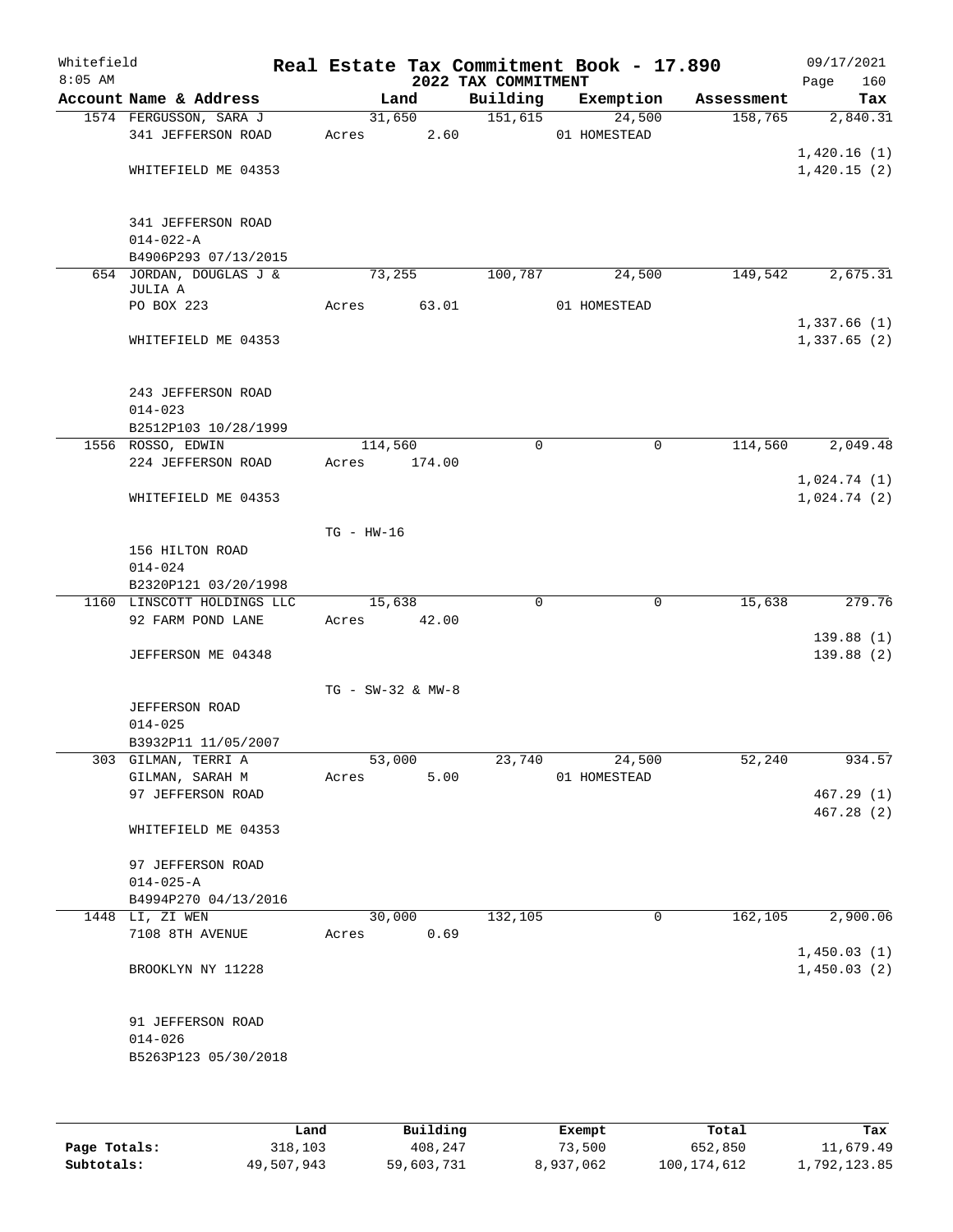Whitefield 8:05 AM

# Real Estate Tax Commitment Book - 17.890

## 2022 TAX COMMITMENT

09/17/2021

| Account Name & Address | Land | Building | Exemption | Assessment | Tax |
|---|---|---|---|---|---|
| 1574 FERGUSSON, SARA J | 31,650 | 151,615 | 24,500 | 158,765 | 2,840.31 |
| 341 JEFFERSON ROAD | Acres 2.60 | | 01 HOMESTEAD | | |
| | | | | | 1,420.16 (1) |
| WHITEFIELD ME 04353 | | | | | 1,420.15 (2) |
| 341 JEFFERSON ROAD | | | | | |
| 014-022-A | | | | | |
| B4906P293 07/13/2015 | | | | | |
| 654 JORDAN, DOUGLAS J & JULIA A | 73,255 | 100,787 | 24,500 | 149,542 | 2,675.31 |
| PO BOX 223 | Acres 63.01 | | 01 HOMESTEAD | | |
| | | | | | 1,337.66 (1) |
| WHITEFIELD ME 04353 | | | | | 1,337.65 (2) |
| 243 JEFFERSON ROAD | | | | | |
| 014-023 | | | | | |
| B2512P103 10/28/1999 | | | | | |
| 1556 ROSSO, EDWIN | 114,560 | 0 | 0 | 114,560 | 2,049.48 |
| 224 JEFFERSON ROAD | Acres 174.00 | | | | |
| | | | | | 1,024.74 (1) |
| WHITEFIELD ME 04353 | | | | | 1,024.74 (2) |
| | TG - HW-16 | | | | |
| 156 HILTON ROAD | | | | | |
| 014-024 | | | | | |
| B2320P121 03/20/1998 | | | | | |
| 1160 LINSCOTT HOLDINGS LLC | 15,638 | 0 | 0 | 15,638 | 279.76 |
| 92 FARM POND LANE | Acres 42.00 | | | | |
| | | | | | 139.88 (1) |
| JEFFERSON ME 04348 | | | | | 139.88 (2) |
| | TG - SW-32 & MW-8 | | | | |
| JEFFERSON ROAD | | | | | |
| 014-025 | | | | | |
| B3932P11 11/05/2007 | | | | | |
| 303 GILMAN, TERRI A | 53,000 | 23,740 | 24,500 | 52,240 | 934.57 |
| GILMAN, SARAH M | Acres 5.00 | | 01 HOMESTEAD | | |
| 97 JEFFERSON ROAD | | | | | 467.29 (1) |
| | | | | | 467.28 (2) |
| WHITEFIELD ME 04353 | | | | | |
| 97 JEFFERSON ROAD | | | | | |
| 014-025-A | | | | | |
| B4994P270 04/13/2016 | | | | | |
| 1448 LI, ZI WEN | 30,000 | 132,105 | 0 | 162,105 | 2,900.06 |
| 7108 8TH AVENUE | Acres 0.69 | | | | |
| | | | | | 1,450.03 (1) |
| BROOKLYN NY 11228 | | | | | 1,450.03 (2) |
| 91 JEFFERSON ROAD | | | | | |
| 014-026 | | | | | |
| B5263P123 05/30/2018 | | | | | |

| | Land | Building | Exempt | Total | Tax |
|---|---|---|---|---|---|
| Page Totals: | 318,103 | 408,247 | 73,500 | 652,850 | 11,679.49 |
| Subtotals: | 49,507,943 | 59,603,731 | 8,937,062 | 100,174,612 | 1,792,123.85 |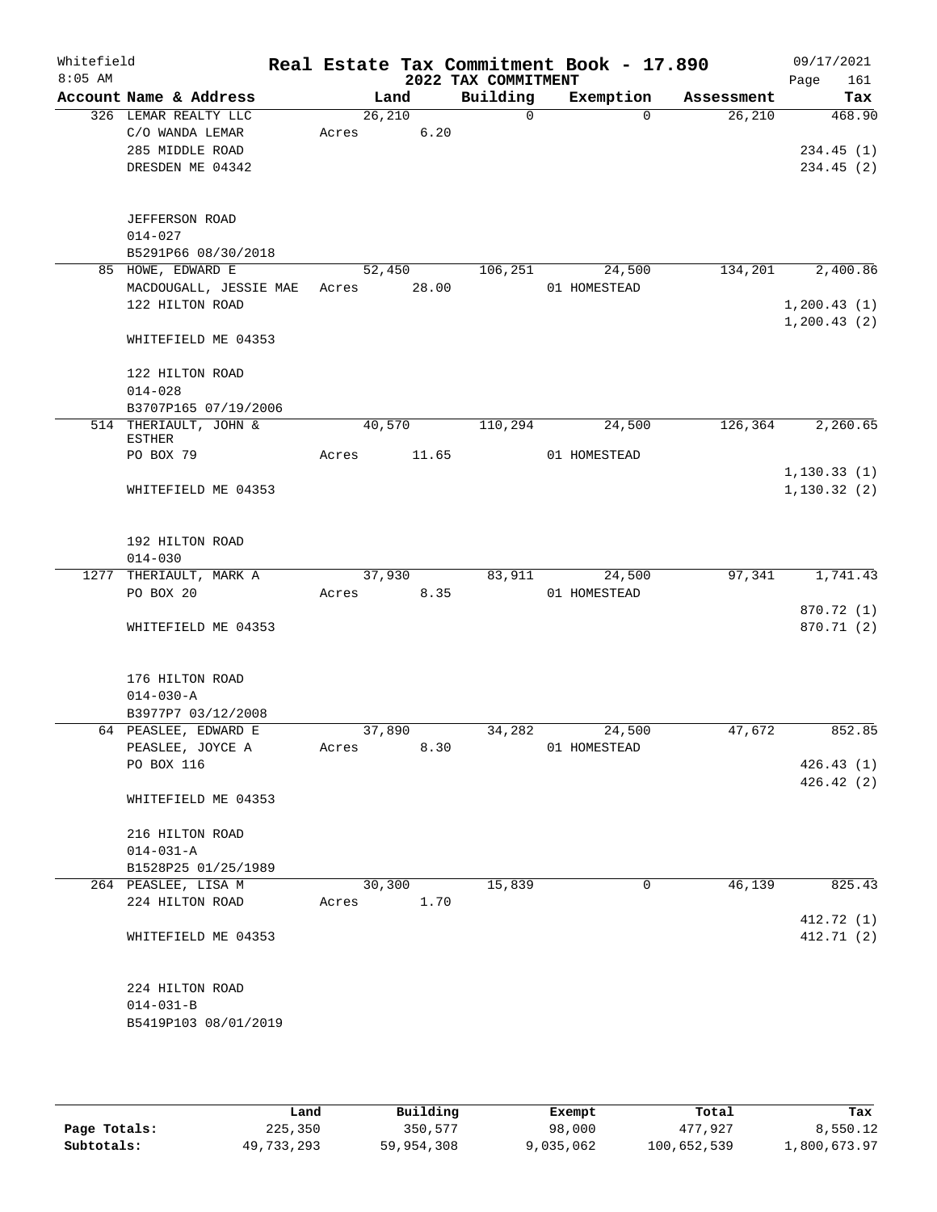Whitefield 8:05 AM

# Real Estate Tax Commitment Book - 17.890

## 2022 TAX COMMITMENT

09/17/2021

| Account Name & Address | Land | Building | Exemption | Assessment | Tax |
|---|---|---|---|---|---|
| 326 LEMAR REALTY LLC<br>C/O WANDA LEMAR<br>285 MIDDLE ROAD<br>DRESDEN ME 04342<br><br>JEFFERSON ROAD<br>014-027<br>B5291P66 08/30/2018 | 26,210<br>Acres 6.20 | 0 | 0 | 26,210 | 468.90<br><br>234.45 (1)<br>234.45 (2) |
| 85 HOWE, EDWARD E<br>MACDOUGALL, JESSIE MAE<br>122 HILTON ROAD<br><br>WHITEFIELD ME 04353<br><br>122 HILTON ROAD<br>014-028<br>B3707P165 07/19/2006 | 52,450<br>Acres 28.00 | 106,251 | 24,500<br>01 HOMESTEAD | 134,201 | 2,400.86<br><br>1,200.43 (1)<br>1,200.43 (2) |
| 514 THERIAULT, JOHN & ESTHER<br>PO BOX 79<br><br>WHITEFIELD ME 04353<br><br>192 HILTON ROAD<br>014-030 | 40,570<br>Acres 11.65 | 110,294 | 24,500<br>01 HOMESTEAD | 126,364 | 2,260.65<br><br>1,130.33 (1)<br>1,130.32 (2) |
| 1277 THERIAULT, MARK A<br>PO BOX 20<br><br>WHITEFIELD ME 04353<br><br>176 HILTON ROAD<br>014-030-A<br>B3977P7 03/12/2008 | 37,930<br>Acres 8.35 | 83,911 | 24,500<br>01 HOMESTEAD | 97,341 | 1,741.43<br><br>870.72 (1)<br>870.71 (2) |
| 64 PEASLEE, EDWARD E<br>PEASLEE, JOYCE A<br>PO BOX 116<br><br>WHITEFIELD ME 04353<br><br>216 HILTON ROAD<br>014-031-A<br>B1528P25 01/25/1989 | 37,890<br>Acres 8.30 | 34,282 | 24,500<br>01 HOMESTEAD | 47,672 | 852.85<br><br>426.43 (1)<br>426.42 (2) |
| 264 PEASLEE, LISA M<br>224 HILTON ROAD<br><br>WHITEFIELD ME 04353<br><br>224 HILTON ROAD<br>014-031-B<br>B5419P103 08/01/2019 | 30,300<br>Acres 1.70 | 15,839 | 0 | 46,139 | 825.43<br><br>412.72 (1)<br>412.71 (2) |

| | Land | Building | Exempt | Total | Tax |
|---|---|---|---|---|---|
| Page Totals: | 225,350 | 350,577 | 98,000 | 477,927 | 8,550.12 |
| Subtotals: | 49,733,293 | 59,954,308 | 9,035,062 | 100,652,539 | 1,800,673.97 |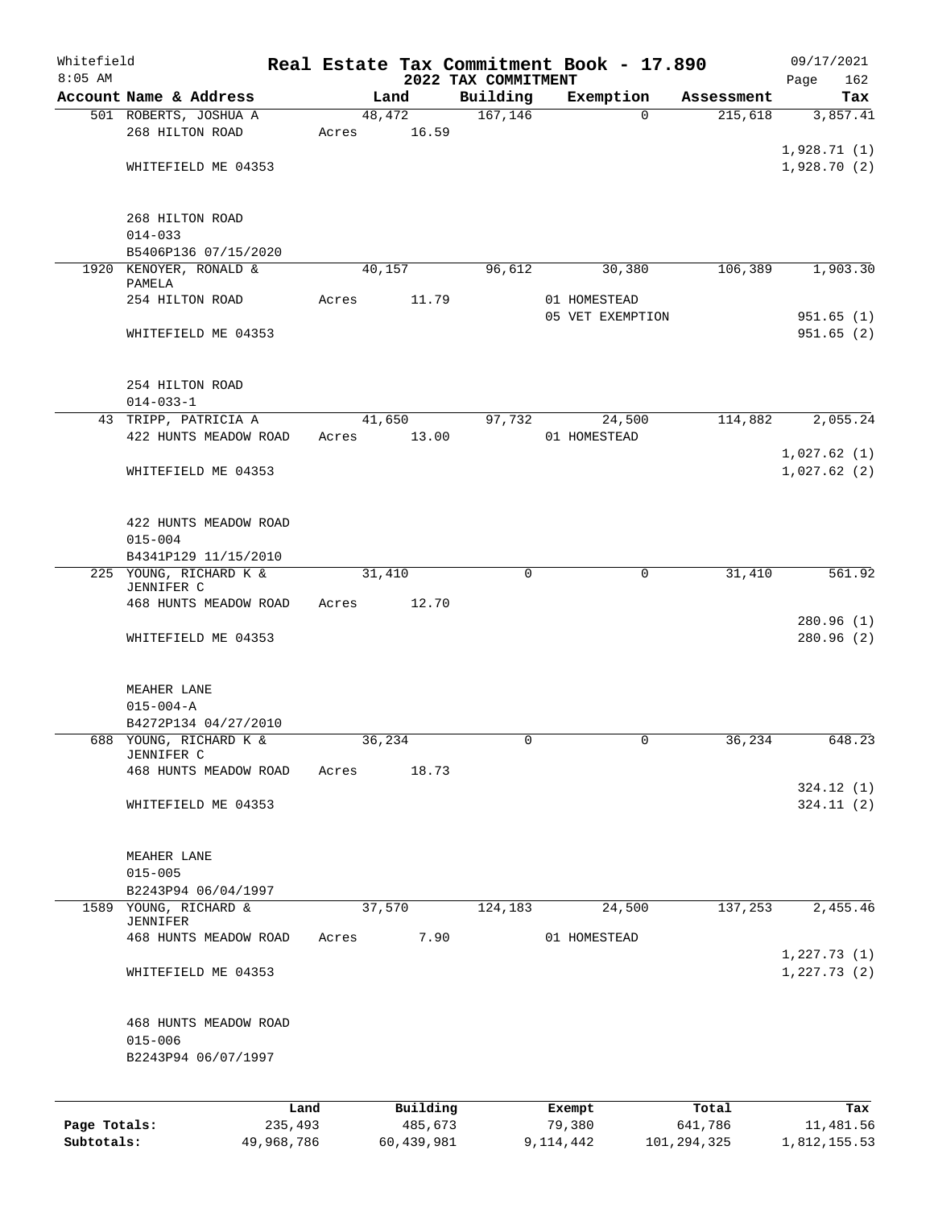Whitefield 8:05 AM

# Real Estate Tax Commitment Book - 17.890

## 2022 TAX COMMITMENT

09/17/2021

| Account Name & Address | Land | Building | Exemption | Assessment | Tax |
|---|---|---|---|---|---|
| 501 ROBERTS, JOSHUA A | 48,472 | 167,146 | 0 | 215,618 | 3,857.41 |
| 268 HILTON ROAD | Acres 16.59 | | | | |
| | | | | | 1,928.71 (1) |
| WHITEFIELD ME 04353 | | | | | 1,928.70 (2) |
| 268 HILTON ROAD | | | | | |
| 014-033 | | | | | |
| B5406P136 07/15/2020 | | | | | |
| 1920 KENOYER, RONALD & PAMELA | 40,157 | 96,612 | 30,380 | 106,389 | 1,903.30 |
| 254 HILTON ROAD | Acres 11.79 | | 01 HOMESTEAD | | |
| | | | 05 VET EXEMPTION | | 951.65 (1) |
| WHITEFIELD ME 04353 | | | | | 951.65 (2) |
| 254 HILTON ROAD | | | | | |
| 014-033-1 | | | | | |
| 43 TRIPP, PATRICIA A | 41,650 | 97,732 | 24,500 | 114,882 | 2,055.24 |
| 422 HUNTS MEADOW ROAD | Acres 13.00 | | 01 HOMESTEAD | | |
| | | | | | 1,027.62 (1) |
| WHITEFIELD ME 04353 | | | | | 1,027.62 (2) |
| 422 HUNTS MEADOW ROAD | | | | | |
| 015-004 | | | | | |
| B4341P129 11/15/2010 | | | | | |
| 225 YOUNG, RICHARD K & JENNIFER C | 31,410 | 0 | 0 | 31,410 | 561.92 |
| 468 HUNTS MEADOW ROAD | Acres 12.70 | | | | |
| | | | | | 280.96 (1) |
| WHITEFIELD ME 04353 | | | | | 280.96 (2) |
| MEAHER LANE | | | | | |
| 015-004-A | | | | | |
| B4272P134 04/27/2010 | | | | | |
| 688 YOUNG, RICHARD K & JENNIFER C | 36,234 | 0 | 0 | 36,234 | 648.23 |
| 468 HUNTS MEADOW ROAD | Acres 18.73 | | | | |
| | | | | | 324.12 (1) |
| WHITEFIELD ME 04353 | | | | | 324.11 (2) |
| MEAHER LANE | | | | | |
| 015-005 | | | | | |
| B2243P94 06/04/1997 | | | | | |
| 1589 YOUNG, RICHARD & JENNIFER | 37,570 | 124,183 | 24,500 | 137,253 | 2,455.46 |
| 468 HUNTS MEADOW ROAD | Acres 7.90 | | 01 HOMESTEAD | | |
| | | | | | 1,227.73 (1) |
| WHITEFIELD ME 04353 | | | | | 1,227.73 (2) |
| 468 HUNTS MEADOW ROAD | | | | | |
| 015-006 | | | | | |
| B2243P94 06/07/1997 | | | | | |

| | Land | Building | Exempt | Total | Tax |
|---|---|---|---|---|---|
| Page Totals: | 235,493 | 485,673 | 79,380 | 641,786 | 11,481.56 |
| Subtotals: | 49,968,786 | 60,439,981 | 9,114,442 | 101,294,325 | 1,812,155.53 |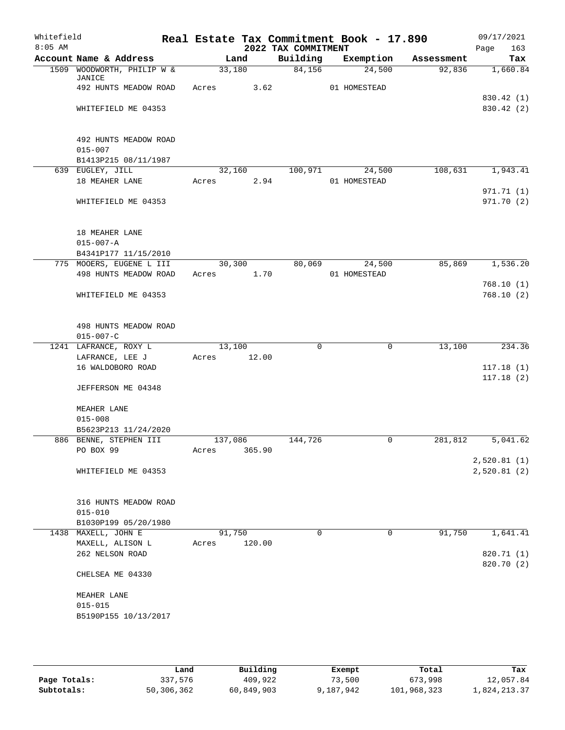Whitefield
8:05 AM

# Real Estate Tax Commitment Book - 17.890

## 2022 TAX COMMITMENT

09/17/2021
Page 163

| Account Name & Address | Land | Building | Exemption | Assessment | Tax |
|---|---|---|---|---|---|
| 1509 WOODWORTH, PHILIP W & JANICE | 33,180 | 84,156 | 24,500 | 92,836 | 1,660.84 |
| 492 HUNTS MEADOW ROAD | Acres 3.62 | | 01 HOMESTEAD | | |
| | | | | | 830.42 (1) |
| WHITEFIELD ME 04353 | | | | | 830.42 (2) |
| 492 HUNTS MEADOW ROAD | | | | | |
| 015-007 | | | | | |
| B1413P215 08/11/1987 | | | | | |
| 639 EUGLEY, JILL | 32,160 | 100,971 | 24,500 | 108,631 | 1,943.41 |
| 18 MEAHER LANE | Acres 2.94 | | 01 HOMESTEAD | | |
| | | | | | 971.71 (1) |
| WHITEFIELD ME 04353 | | | | | 971.70 (2) |
| 18 MEAHER LANE | | | | | |
| 015-007-A | | | | | |
| B4341P177 11/15/2010 | | | | | |
| 775 MOOERS, EUGENE L III | 30,300 | 80,069 | 24,500 | 85,869 | 1,536.20 |
| 498 HUNTS MEADOW ROAD | Acres 1.70 | | 01 HOMESTEAD | | |
| | | | | | 768.10 (1) |
| WHITEFIELD ME 04353 | | | | | 768.10 (2) |
| 498 HUNTS MEADOW ROAD | | | | | |
| 015-007-C | | | | | |
| 1241 LAFRANCE, ROXY L | 13,100 | 0 | 0 | 13,100 | 234.36 |
| LAFRANCE, LEE J | Acres 12.00 | | | | |
| 16 WALDOBORO ROAD | | | | | 117.18 (1) |
| | | | | | 117.18 (2) |
| JEFFERSON ME 04348 | | | | | |
| MEAHER LANE | | | | | |
| 015-008 | | | | | |
| B5623P213 11/24/2020 | | | | | |
| 886 BENNE, STEPHEN III | 137,086 | 144,726 | 0 | 281,812 | 5,041.62 |
| PO BOX 99 | Acres 365.90 | | | | |
| | | | | | 2,520.81 (1) |
| WHITEFIELD ME 04353 | | | | | 2,520.81 (2) |
| 316 HUNTS MEADOW ROAD | | | | | |
| 015-010 | | | | | |
| B1030P199 05/20/1980 | | | | | |
| 1438 MAXELL, JOHN E | 91,750 | 0 | 0 | 91,750 | 1,641.41 |
| MAXELL, ALISON L | Acres 120.00 | | | | |
| 262 NELSON ROAD | | | | | 820.71 (1) |
| | | | | | 820.70 (2) |
| CHELSEA ME 04330 | | | | | |
| MEAHER LANE | | | | | |
| 015-015 | | | | | |
| B5190P155 10/13/2017 | | | | | |

| | Land | Building | Exempt | Total | Tax |
|---|---|---|---|---|---|
| Page Totals: | 337,576 | 409,922 | 73,500 | 673,998 | 12,057.84 |
| Subtotals: | 50,306,362 | 60,849,903 | 9,187,942 | 101,968,323 | 1,824,213.37 |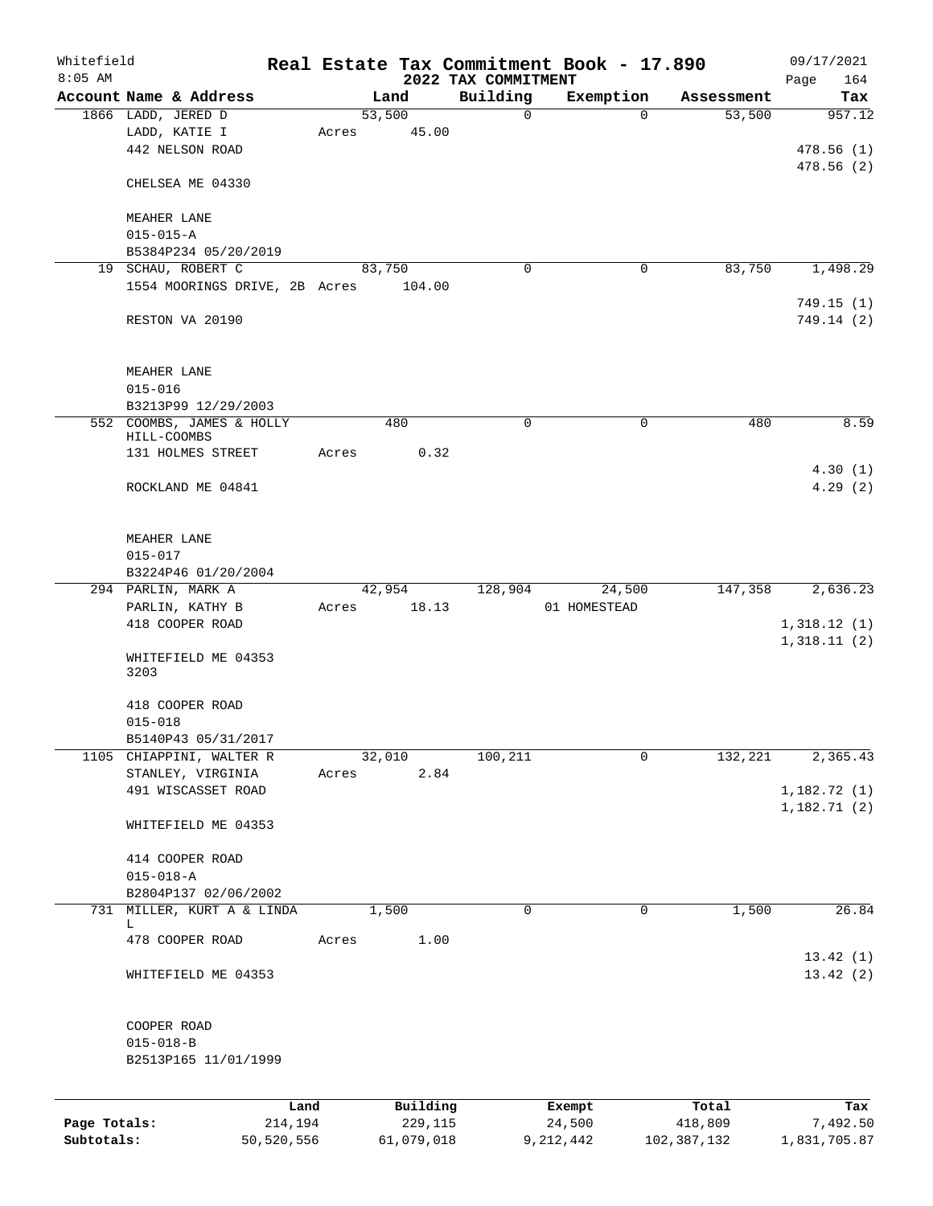Whitefield — Real Estate Tax Commitment Book - 17.890 — 09/17/2021
8:05 AM — 2022 TAX COMMITMENT

| Account Name & Address | Land | Building | Exemption | Assessment | Tax |
|---|---|---|---|---|---|
| 1866 LADD, JERED D | 53,500 | 0 | 0 | 53,500 | 957.12 |
| LADD, KATIE I | Acres 45.00 | | | | |
| 442 NELSON ROAD | | | | | 478.56 (1) |
| | | | | | 478.56 (2) |
| CHELSEA ME 04330 | | | | | |
| MEAHER LANE | | | | | |
| 015-015-A | | | | | |
| B5384P234 05/20/2019 | | | | | |
| 19 SCHAU, ROBERT C | 83,750 | 0 | 0 | 83,750 | 1,498.29 |
| 1554 MOORINGS DRIVE, 2B | Acres 104.00 | | | | |
| | | | | | 749.15 (1) |
| RESTON VA 20190 | | | | | 749.14 (2) |
| MEAHER LANE | | | | | |
| 015-016 | | | | | |
| B3213P99 12/29/2003 | | | | | |
| 552 COOMBS, JAMES & HOLLY HILL-COOMBS | 480 | 0 | 0 | 480 | 8.59 |
| 131 HOLMES STREET | Acres 0.32 | | | | |
| | | | | | 4.30 (1) |
| ROCKLAND ME 04841 | | | | | 4.29 (2) |
| MEAHER LANE | | | | | |
| 015-017 | | | | | |
| B3224P46 01/20/2004 | | | | | |
| 294 PARLIN, MARK A | 42,954 | 128,904 | 24,500 | 147,358 | 2,636.23 |
| PARLIN, KATHY B | Acres 18.13 | | 01 HOMESTEAD | | |
| 418 COOPER ROAD | | | | | 1,318.12 (1) |
| | | | | | 1,318.11 (2) |
| WHITEFIELD ME 04353 3203 | | | | | |
| 418 COOPER ROAD | | | | | |
| 015-018 | | | | | |
| B5140P43 05/31/2017 | | | | | |
| 1105 CHIAPPINI, WALTER R | 32,010 | 100,211 | 0 | 132,221 | 2,365.43 |
| STANLEY, VIRGINIA | Acres 2.84 | | | | |
| 491 WISCASSET ROAD | | | | | 1,182.72 (1) |
| | | | | | 1,182.71 (2) |
| WHITEFIELD ME 04353 | | | | | |
| 414 COOPER ROAD | | | | | |
| 015-018-A | | | | | |
| B2804P137 02/06/2002 | | | | | |
| 731 MILLER, KURT A & LINDA L | 1,500 | 0 | 0 | 1,500 | 26.84 |
| 478 COOPER ROAD | Acres 1.00 | | | | |
| | | | | | 13.42 (1) |
| WHITEFIELD ME 04353 | | | | | 13.42 (2) |
| COOPER ROAD | | | | | |
| 015-018-B | | | | | |
| B2513P165 11/01/1999 | | | | | |

| | Land | Building | Exempt | Total | Tax |
|---|---|---|---|---|---|
| Page Totals: | 214,194 | 229,115 | 24,500 | 418,809 | 7,492.50 |
| Subtotals: | 50,520,556 | 61,079,018 | 9,212,442 | 102,387,132 | 1,831,705.87 |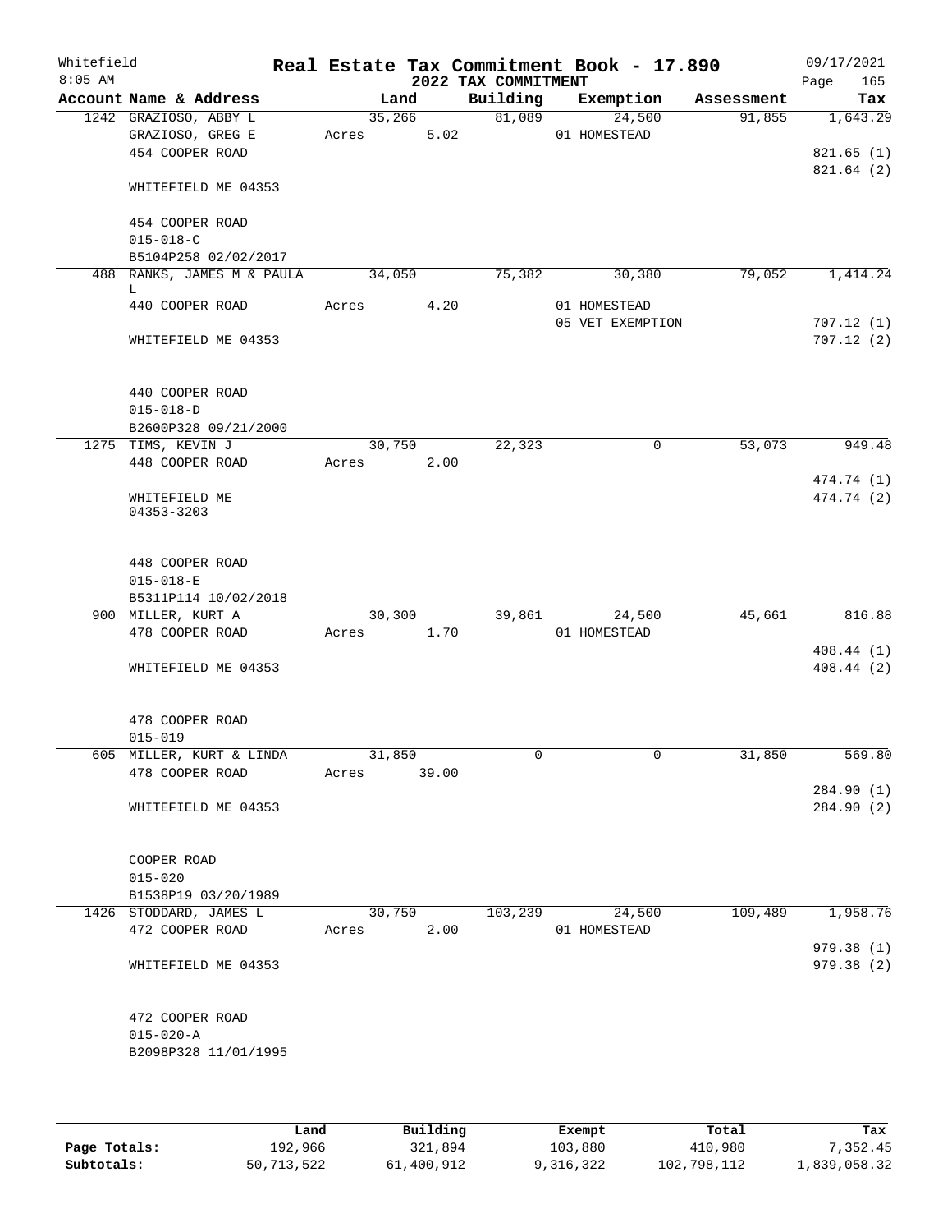Whitefield
8:05 AM

# Real Estate Tax Commitment Book - 17.890

## 2022 TAX COMMITMENT

09/17/2021

| Account Name & Address | Land | Building | Exemption | Assessment | Tax |
|---|---|---|---|---|---|
| 1242 GRAZIOSO, ABBY L<br>GRAZIOSO, GREG E<br>454 COOPER ROAD<br><br>WHITEFIELD ME 04353<br><br>454 COOPER ROAD<br>015-018-C<br>B5104P258 02/02/2017 | 35,266<br>Acres 5.02 | 81,089 | 24,500<br>01 HOMESTEAD | 91,855 | 1,643.29<br><br>821.65 (1)<br>821.64 (2) |
| 488 RANKS, JAMES M & PAULA L<br>440 COOPER ROAD<br><br>WHITEFIELD ME 04353<br><br>440 COOPER ROAD<br>015-018-D<br>B2600P328 09/21/2000 | 34,050<br>Acres 4.20 | 75,382 | 30,380<br>01 HOMESTEAD<br>05 VET EXEMPTION | 79,052 | 1,414.24<br><br>707.12 (1)<br>707.12 (2) |
| 1275 TIMS, KEVIN J<br>448 COOPER ROAD<br><br>WHITEFIELD ME 04353-3203<br><br>448 COOPER ROAD<br>015-018-E<br>B5311P114 10/02/2018 | 30,750<br>Acres 2.00 | 22,323 | 0 | 53,073 | 949.48<br><br>474.74 (1)<br>474.74 (2) |
| 900 MILLER, KURT A<br>478 COOPER ROAD<br><br>WHITEFIELD ME 04353<br><br>478 COOPER ROAD<br>015-019 | 30,300<br>Acres 1.70 | 39,861 | 24,500<br>01 HOMESTEAD | 45,661 | 816.88<br><br>408.44 (1)<br>408.44 (2) |
| 605 MILLER, KURT & LINDA<br>478 COOPER ROAD<br><br>WHITEFIELD ME 04353<br><br>COOPER ROAD<br>015-020<br>B1538P19 03/20/1989 | 31,850<br>Acres 39.00 | 0 | 0 | 31,850 | 569.80<br><br>284.90 (1)<br>284.90 (2) |
| 1426 STODDARD, JAMES L<br>472 COOPER ROAD<br><br>WHITEFIELD ME 04353<br><br>472 COOPER ROAD<br>015-020-A<br>B2098P328 11/01/1995 | 30,750<br>Acres 2.00 | 103,239 | 24,500<br>01 HOMESTEAD | 109,489 | 1,958.76<br><br>979.38 (1)<br>979.38 (2) |

| | Land | Building | Exempt | Total | Tax |
|---|---|---|---|---|---|
| Page Totals: | 192,966 | 321,894 | 103,880 | 410,980 | 7,352.45 |
| Subtotals: | 50,713,522 | 61,400,912 | 9,316,322 | 102,798,112 | 1,839,058.32 |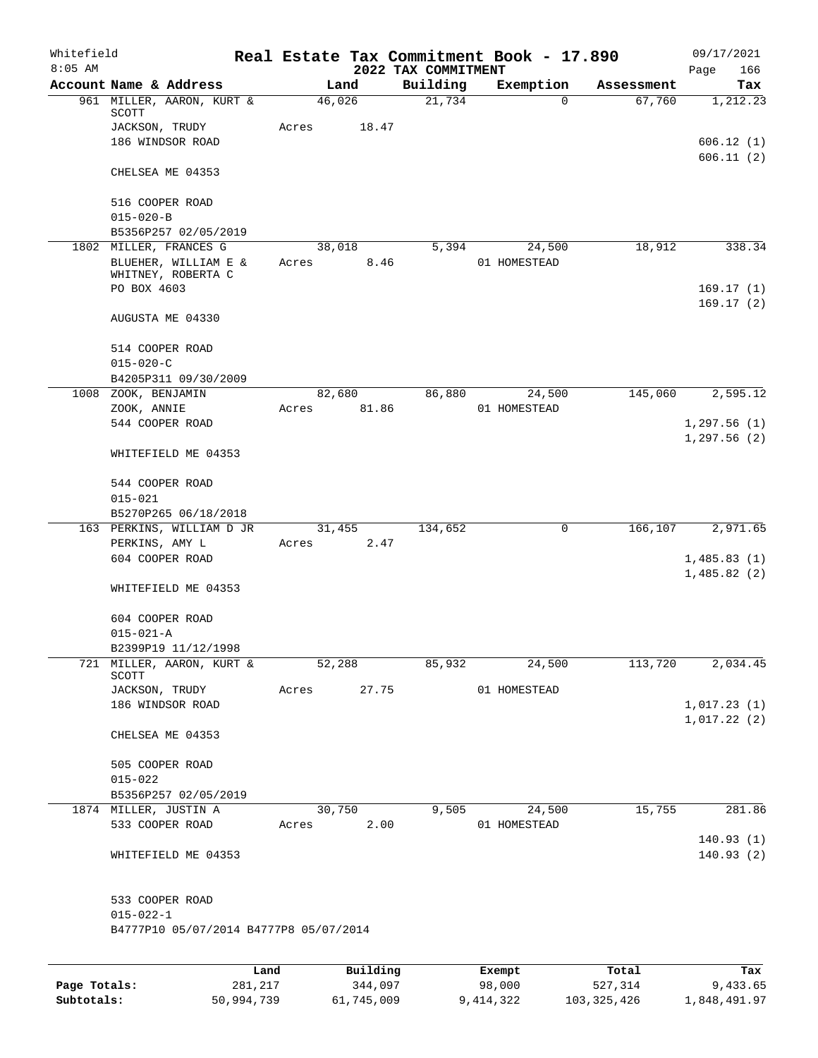Whitefield 8:05 AM

# Real Estate Tax Commitment Book - 17.890

## 2022 TAX COMMITMENT

09/17/2021 Page 166

| Account Name & Address | Land | Building | Exemption | Assessment | Tax |
|---|---|---|---|---|---|
| 961 MILLER, AARON, KURT & SCOTT | 46,026 | 21,734 | 0 | 67,760 | 1,212.23 |
| JACKSON, TRUDY | Acres 18.47 | | | | |
| 186 WINDSOR ROAD | | | | | 606.12 (1) |
| | | | | | 606.11 (2) |
| CHELSEA ME 04353 | | | | | |
| 516 COOPER ROAD | | | | | |
| 015-020-B | | | | | |
| B5356P257 02/05/2019 | | | | | |
| 1802 MILLER, FRANCES G | 38,018 | 5,394 | 24,500 | 18,912 | 338.34 |
| BLUEHER, WILLIAM E & WHITNEY, ROBERTA C | Acres 8.46 | | 01 HOMESTEAD | | |
| PO BOX 4603 | | | | | 169.17 (1) |
| | | | | | 169.17 (2) |
| AUGUSTA ME 04330 | | | | | |
| 514 COOPER ROAD | | | | | |
| 015-020-C | | | | | |
| B4205P311 09/30/2009 | | | | | |
| 1008 ZOOK, BENJAMIN | 82,680 | 86,880 | 24,500 | 145,060 | 2,595.12 |
| ZOOK, ANNIE | Acres 81.86 | | 01 HOMESTEAD | | |
| 544 COOPER ROAD | | | | | 1,297.56 (1) |
| | | | | | 1,297.56 (2) |
| WHITEFIELD ME 04353 | | | | | |
| 544 COOPER ROAD | | | | | |
| 015-021 | | | | | |
| B5270P265 06/18/2018 | | | | | |
| 163 PERKINS, WILLIAM D JR | 31,455 | 134,652 | 0 | 166,107 | 2,971.65 |
| PERKINS, AMY L | Acres 2.47 | | | | |
| 604 COOPER ROAD | | | | | 1,485.83 (1) |
| | | | | | 1,485.82 (2) |
| WHITEFIELD ME 04353 | | | | | |
| 604 COOPER ROAD | | | | | |
| 015-021-A | | | | | |
| B2399P19 11/12/1998 | | | | | |
| 721 MILLER, AARON, KURT & SCOTT | 52,288 | 85,932 | 24,500 | 113,720 | 2,034.45 |
| JACKSON, TRUDY | Acres 27.75 | | 01 HOMESTEAD | | |
| 186 WINDSOR ROAD | | | | | 1,017.23 (1) |
| | | | | | 1,017.22 (2) |
| CHELSEA ME 04353 | | | | | |
| 505 COOPER ROAD | | | | | |
| 015-022 | | | | | |
| B5356P257 02/05/2019 | | | | | |
| 1874 MILLER, JUSTIN A | 30,750 | 9,505 | 24,500 | 15,755 | 281.86 |
| 533 COOPER ROAD | Acres 2.00 | | 01 HOMESTEAD | | |
| | | | | | 140.93 (1) |
| WHITEFIELD ME 04353 | | | | | 140.93 (2) |
| 533 COOPER ROAD | | | | | |
| 015-022-1 | | | | | |
| B4777P10 05/07/2014 B4777P8 05/07/2014 | | | | | |

| | Land | Building | Exempt | Total | Tax |
|---|---|---|---|---|---|
| Page Totals: | 281,217 | 344,097 | 98,000 | 527,314 | 9,433.65 |
| Subtotals: | 50,994,739 | 61,745,009 | 9,414,322 | 103,325,426 | 1,848,491.97 |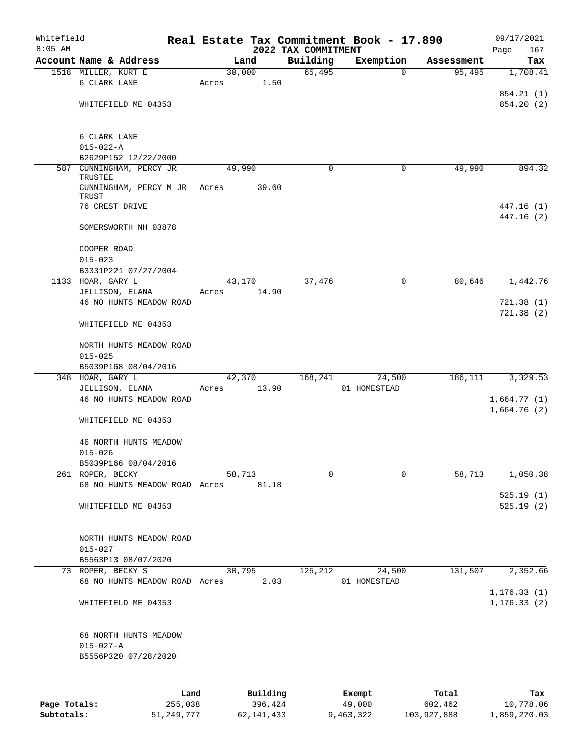Whitefield 8:05 AM

# Real Estate Tax Commitment Book - 17.890

## 2022 TAX COMMITMENT

09/17/2021

| Account Name & Address | Land | Building | Exemption | Assessment | Tax |
|---|---|---|---|---|---|
| 1518 MILLER, KURT E | 30,000 | 65,495 | 0 | 95,495 | 1,708.41 |
| 6 CLARK LANE | Acres 1.50 | | | | |
| | | | | | 854.21 (1) |
| WHITEFIELD ME 04353 | | | | | 854.20 (2) |
| 6 CLARK LANE | | | | | |
| 015-022-A | | | | | |
| B2629P152 12/22/2000 | | | | | |
| 587 CUNNINGHAM, PERCY JR TRUSTEE | 49,990 | 0 | 0 | 49,990 | 894.32 |
| CUNNINGHAM, PERCY M JR TRUST | Acres 39.60 | | | | |
| 76 CREST DRIVE | | | | | 447.16 (1) |
| | | | | | 447.16 (2) |
| SOMERSWORTH NH 03878 | | | | | |
| COOPER ROAD | | | | | |
| 015-023 | | | | | |
| B3331P221 07/27/2004 | | | | | |
| 1133 HOAR, GARY L | 43,170 | 37,476 | 0 | 80,646 | 1,442.76 |
| JELLISON, ELANA | Acres 14.90 | | | | |
| 46 NO HUNTS MEADOW ROAD | | | | | 721.38 (1) |
| | | | | | 721.38 (2) |
| WHITEFIELD ME 04353 | | | | | |
| NORTH HUNTS MEADOW ROAD | | | | | |
| 015-025 | | | | | |
| B5039P168 08/04/2016 | | | | | |
| 348 HOAR, GARY L | 42,370 | 168,241 | 24,500 | 186,111 | 3,329.53 |
| JELLISON, ELANA | Acres 13.90 | | 01 HOMESTEAD | | |
| 46 NO HUNTS MEADOW ROAD | | | | | 1,664.77 (1) |
| | | | | | 1,664.76 (2) |
| WHITEFIELD ME 04353 | | | | | |
| 46 NORTH HUNTS MEADOW | | | | | |
| 015-026 | | | | | |
| B5039P166 08/04/2016 | | | | | |
| 261 ROPER, BECKY | 58,713 | 0 | 0 | 58,713 | 1,050.38 |
| 68 NO HUNTS MEADOW ROAD | Acres 81.18 | | | | |
| | | | | | 525.19 (1) |
| WHITEFIELD ME 04353 | | | | | 525.19 (2) |
| NORTH HUNTS MEADOW ROAD | | | | | |
| 015-027 | | | | | |
| B5563P13 08/07/2020 | | | | | |
| 73 ROPER, BECKY S | 30,795 | 125,212 | 24,500 | 131,507 | 2,352.66 |
| 68 NO HUNTS MEADOW ROAD | Acres 2.03 | | 01 HOMESTEAD | | |
| | | | | | 1,176.33 (1) |
| WHITEFIELD ME 04353 | | | | | 1,176.33 (2) |
| 68 NORTH HUNTS MEADOW | | | | | |
| 015-027-A | | | | | |
| B5556P320 07/28/2020 | | | | | |

| | Land | Building | Exempt | Total | Tax |
|---|---|---|---|---|---|
| Page Totals: | 255,038 | 396,424 | 49,000 | 602,462 | 10,778.06 |
| Subtotals: | 51,249,777 | 62,141,433 | 9,463,322 | 103,927,888 | 1,859,270.03 |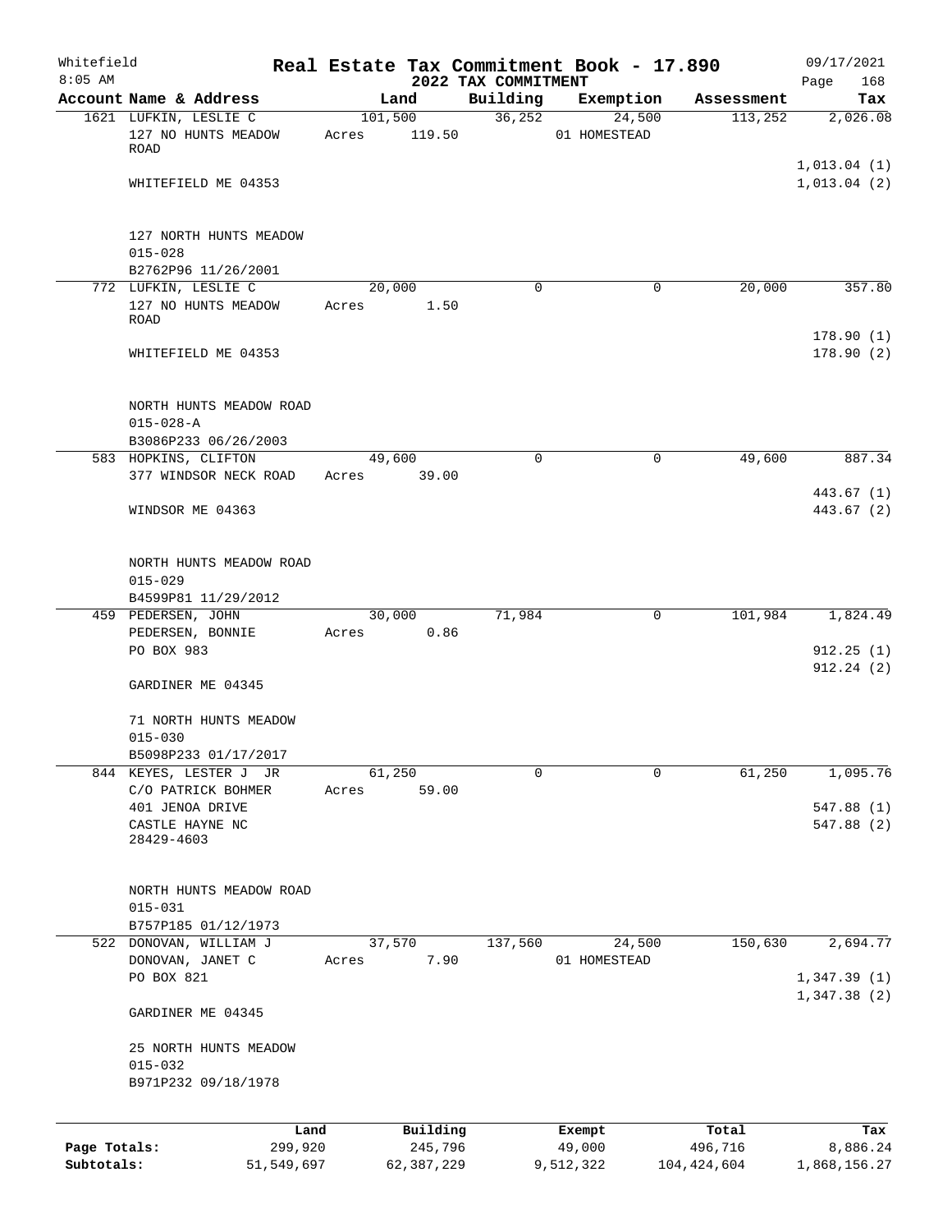Whitefield
8:05 AM

# Real Estate Tax Commitment Book - 17.890
## 2022 TAX COMMITMENT

09/17/2021

| Account Name & Address | Land | Building | Exemption | Assessment | Tax |
|---|---|---|---|---|---|
| 1621 LUFKIN, LESLIE C<br>127 NO HUNTS MEADOW ROAD<br><br>WHITEFIELD ME 04353<br><br>127 NORTH HUNTS MEADOW<br>015-028<br>B2762P96 11/26/2001 | 101,500<br>Acres 119.50 | 36,252 | 24,500<br>01 HOMESTEAD | 113,252 | 2,026.08<br><br>1,013.04 (1)<br>1,013.04 (2) |
| 772 LUFKIN, LESLIE C<br>127 NO HUNTS MEADOW ROAD<br><br>WHITEFIELD ME 04353<br><br>NORTH HUNTS MEADOW ROAD<br>015-028-A<br>B3086P233 06/26/2003 | 20,000<br>Acres 1.50 | 0 | 0 | 20,000 | 357.80<br><br>178.90 (1)<br>178.90 (2) |
| 583 HOPKINS, CLIFTON<br>377 WINDSOR NECK ROAD<br><br>WINDSOR ME 04363<br><br>NORTH HUNTS MEADOW ROAD<br>015-029<br>B4599P81 11/29/2012 | 49,600<br>Acres 39.00 | 0 | 0 | 49,600 | 887.34<br><br>443.67 (1)<br>443.67 (2) |
| 459 PEDERSEN, JOHN<br>PEDERSEN, BONNIE<br>PO BOX 983<br><br>GARDINER ME 04345<br><br>71 NORTH HUNTS MEADOW<br>015-030<br>B5098P233 01/17/2017 | 30,000<br>Acres 0.86 | 71,984 | 0 | 101,984 | 1,824.49<br><br>912.25 (1)<br>912.24 (2) |
| 844 KEYES, LESTER J JR<br>C/O PATRICK BOHMER<br>401 JENOA DRIVE<br>CASTLE HAYNE NC 28429-4603<br><br>NORTH HUNTS MEADOW ROAD<br>015-031<br>B757P185 01/12/1973 | 61,250<br>Acres 59.00 | 0 | 0 | 61,250 | 1,095.76<br><br>547.88 (1)<br>547.88 (2) |
| 522 DONOVAN, WILLIAM J<br>DONOVAN, JANET C<br>PO BOX 821<br><br>GARDINER ME 04345<br><br>25 NORTH HUNTS MEADOW<br>015-032<br>B971P232 09/18/1978 | 37,570<br>Acres 7.90 | 137,560 | 24,500<br>01 HOMESTEAD | 150,630 | 2,694.77<br><br>1,347.39 (1)<br>1,347.38 (2) |

| | Land | Building | Exempt | Total | Tax |
|---|---|---|---|---|---|
| Page Totals: | 299,920 | 245,796 | 49,000 | 496,716 | 8,886.24 |
| Subtotals: | 51,549,697 | 62,387,229 | 9,512,322 | 104,424,604 | 1,868,156.27 |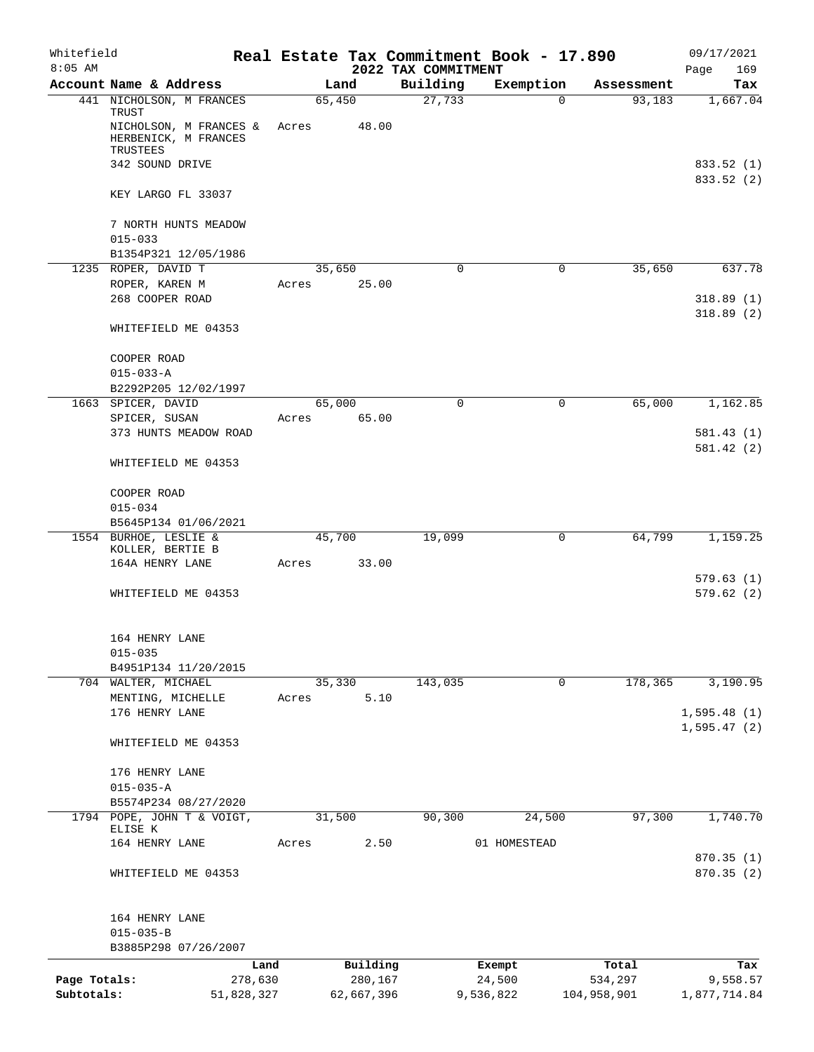# Real Estate Tax Commitment Book - 17.890

Whitefield
8:05 AM

2022 TAX COMMITMENT

09/17/2021

| Account Name & Address | Land | Building | Exemption | Assessment | Tax |
|---|---|---|---|---|---|
| 441 NICHOLSON, M FRANCES TRUST | 65,450 | 27,733 | 0 | 93,183 | 1,667.04 |
| NICHOLSON, M FRANCES & HERBENICK, M FRANCES TRUSTEES | Acres 48.00 | | | | |
| 342 SOUND DRIVE | | | | | 833.52 (1) |
| | | | | | 833.52 (2) |
| KEY LARGO FL 33037 | | | | | |
| 7 NORTH HUNTS MEADOW | | | | | |
| 015-033 | | | | | |
| B1354P321 12/05/1986 | | | | | |
| 1235 ROPER, DAVID T | 35,650 | 0 | 0 | 35,650 | 637.78 |
| ROPER, KAREN M | Acres 25.00 | | | | |
| 268 COOPER ROAD | | | | | 318.89 (1) |
| | | | | | 318.89 (2) |
| WHITEFIELD ME 04353 | | | | | |
| COOPER ROAD | | | | | |
| 015-033-A | | | | | |
| B2292P205 12/02/1997 | | | | | |
| 1663 SPICER, DAVID | 65,000 | 0 | 0 | 65,000 | 1,162.85 |
| SPICER, SUSAN | Acres 65.00 | | | | |
| 373 HUNTS MEADOW ROAD | | | | | 581.43 (1) |
| | | | | | 581.42 (2) |
| WHITEFIELD ME 04353 | | | | | |
| COOPER ROAD | | | | | |
| 015-034 | | | | | |
| B5645P134 01/06/2021 | | | | | |
| 1554 BURHOE, LESLIE & KOLLER, BERTIE B | 45,700 | 19,099 | 0 | 64,799 | 1,159.25 |
| 164A HENRY LANE | Acres 33.00 | | | | |
| | | | | | 579.63 (1) |
| WHITEFIELD ME 04353 | | | | | 579.62 (2) |
| 164 HENRY LANE | | | | | |
| 015-035 | | | | | |
| B4951P134 11/20/2015 | | | | | |
| 704 WALTER, MICHAEL | 35,330 | 143,035 | 0 | 178,365 | 3,190.95 |
| MENTING, MICHELLE | Acres 5.10 | | | | |
| 176 HENRY LANE | | | | | 1,595.48 (1) |
| | | | | | 1,595.47 (2) |
| WHITEFIELD ME 04353 | | | | | |
| 176 HENRY LANE | | | | | |
| 015-035-A | | | | | |
| B5574P234 08/27/2020 | | | | | |
| 1794 POPE, JOHN T & VOIGT, ELISE K | 31,500 | 90,300 | 24,500 | 97,300 | 1,740.70 |
| 164 HENRY LANE | Acres 2.50 | | 01 HOMESTEAD | | |
| | | | | | 870.35 (1) |
| WHITEFIELD ME 04353 | | | | | 870.35 (2) |
| 164 HENRY LANE | | | | | |
| 015-035-B | | | | | |
| B3885P298 07/26/2007 | | | | | |

| | Land | Building | Exempt | Total | Tax |
|---|---|---|---|---|---|
| Page Totals: | 278,630 | 280,167 | 24,500 | 534,297 | 9,558.57 |
| Subtotals: | 51,828,327 | 62,667,396 | 9,536,822 | 104,958,901 | 1,877,714.84 |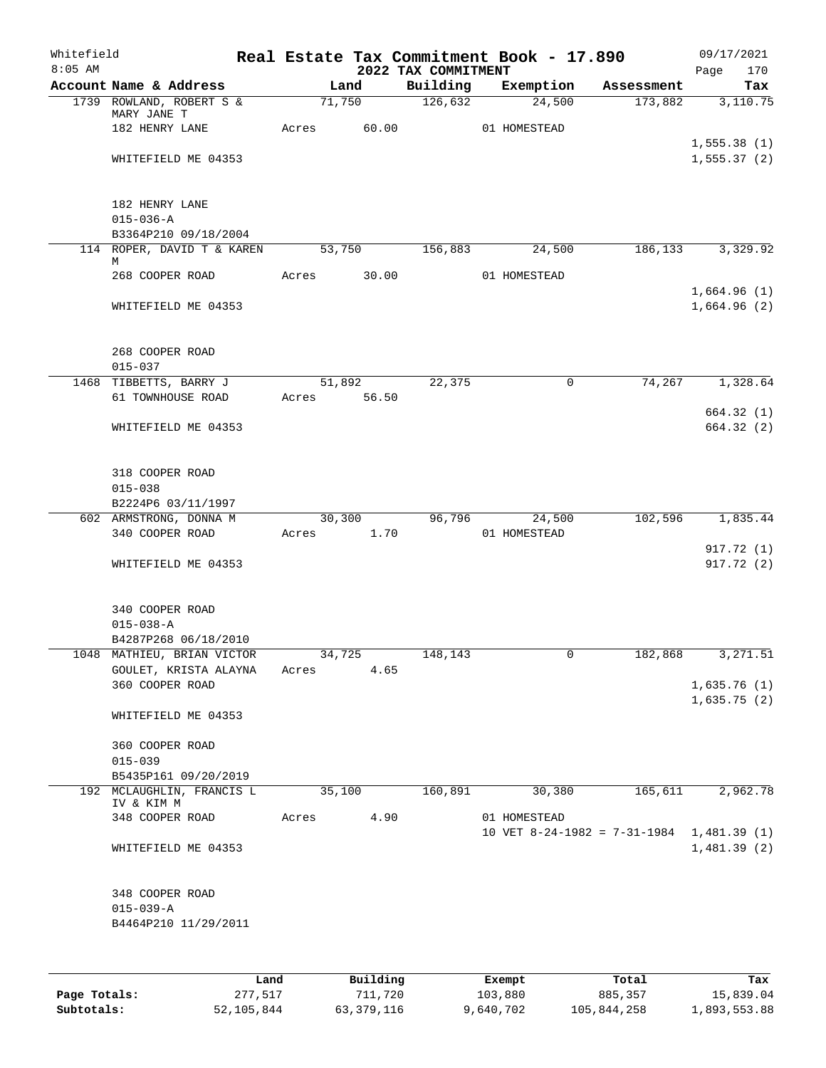# Real Estate Tax Commitment Book - 17.890

Whitefield 8:05 AM — 2022 TAX COMMITMENT — 09/17/2021

| Account Name & Address | Land | Building | Exemption | Assessment | Tax |
|---|---|---|---|---|---|
| 1739 ROWLAND, ROBERT S & MARY JANE T | 71,750 | 126,632 | 24,500 | 173,882 | 3,110.75 |
| 182 HENRY LANE | Acres 60.00 | | 01 HOMESTEAD | | |
| | | | | | 1,555.38 (1) |
| WHITEFIELD ME 04353 | | | | | 1,555.37 (2) |
| 182 HENRY LANE | | | | | |
| 015-036-A | | | | | |
| B3364P210 09/18/2004 | | | | | |
| 114 ROPER, DAVID T & KAREN M | 53,750 | 156,883 | 24,500 | 186,133 | 3,329.92 |
| 268 COOPER ROAD | Acres 30.00 | | 01 HOMESTEAD | | |
| | | | | | 1,664.96 (1) |
| WHITEFIELD ME 04353 | | | | | 1,664.96 (2) |
| 268 COOPER ROAD | | | | | |
| 015-037 | | | | | |
| 1468 TIBBETTS, BARRY J | 51,892 | 22,375 | 0 | 74,267 | 1,328.64 |
| 61 TOWNHOUSE ROAD | Acres 56.50 | | | | |
| | | | | | 664.32 (1) |
| WHITEFIELD ME 04353 | | | | | 664.32 (2) |
| 318 COOPER ROAD | | | | | |
| 015-038 | | | | | |
| B2224P6 03/11/1997 | | | | | |
| 602 ARMSTRONG, DONNA M | 30,300 | 96,796 | 24,500 | 102,596 | 1,835.44 |
| 340 COOPER ROAD | Acres 1.70 | | 01 HOMESTEAD | | |
| | | | | | 917.72 (1) |
| WHITEFIELD ME 04353 | | | | | 917.72 (2) |
| 340 COOPER ROAD | | | | | |
| 015-038-A | | | | | |
| B4287P268 06/18/2010 | | | | | |
| 1048 MATHIEU, BRIAN VICTOR | 34,725 | 148,143 | 0 | 182,868 | 3,271.51 |
| GOULET, KRISTA ALAYNA | Acres 4.65 | | | | |
| 360 COOPER ROAD | | | | | 1,635.76 (1) |
| | | | | | 1,635.75 (2) |
| WHITEFIELD ME 04353 | | | | | |
| 360 COOPER ROAD | | | | | |
| 015-039 | | | | | |
| B5435P161 09/20/2019 | | | | | |
| 192 MCLAUGHLIN, FRANCIS L IV & KIM M | 35,100 | 160,891 | 30,380 | 165,611 | 2,962.78 |
| 348 COOPER ROAD | Acres 4.90 | | 01 HOMESTEAD | | |
| | | | 10 VET 8-24-1982 = 7-31-1984 | | 1,481.39 (1) |
| WHITEFIELD ME 04353 | | | | | 1,481.39 (2) |
| 348 COOPER ROAD | | | | | |
| 015-039-A | | | | | |
| B4464P210 11/29/2011 | | | | | |

| | Land | Building | Exempt | Total | Tax |
|---|---|---|---|---|---|
| Page Totals: | 277,517 | 711,720 | 103,880 | 885,357 | 15,839.04 |
| Subtotals: | 52,105,844 | 63,379,116 | 9,640,702 | 105,844,258 | 1,893,553.88 |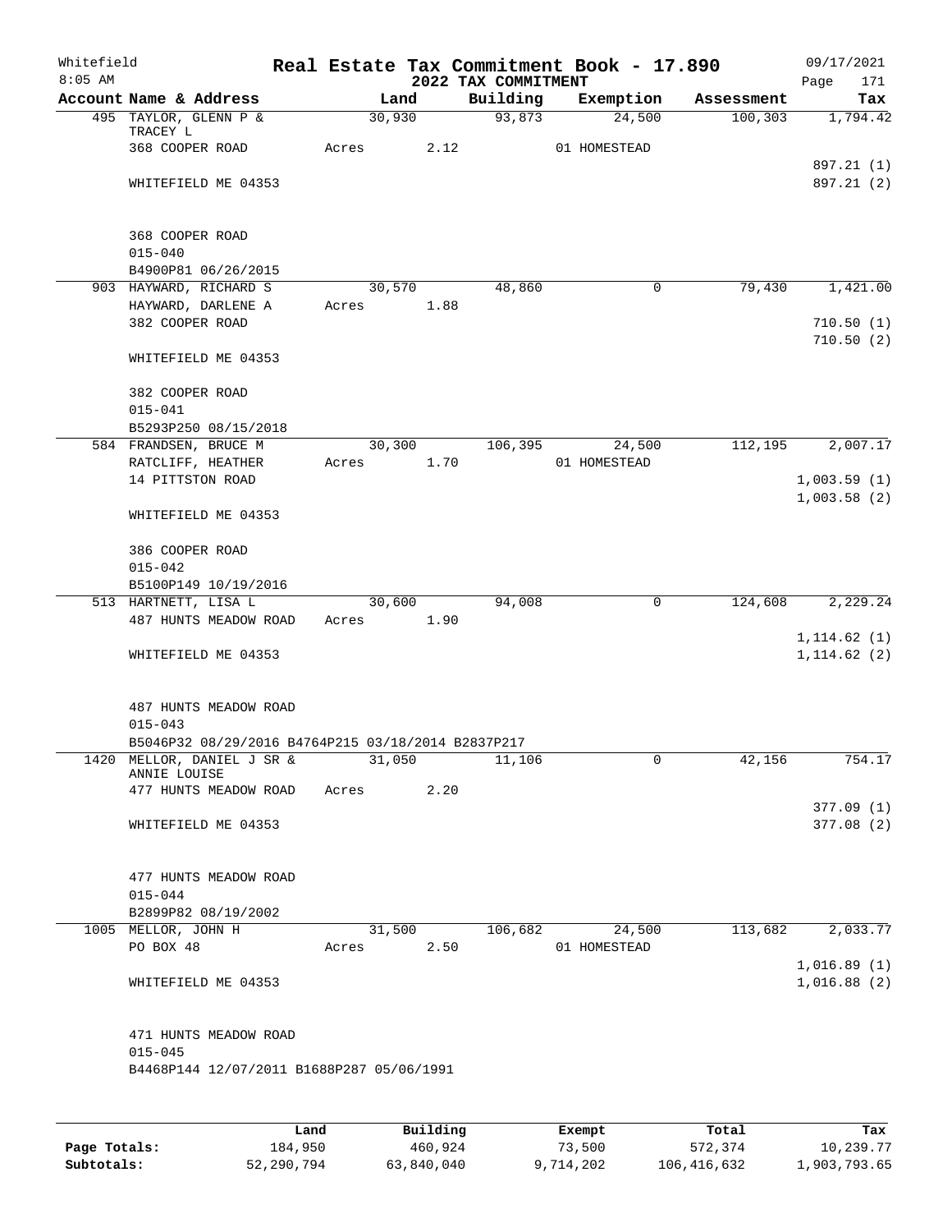Whitefield  
8:05 AM

# Real Estate Tax Commitment Book - 17.890
## 2022 TAX COMMITMENT

09/17/2021  
Page 171

| Account Name & Address | Land | Building | Exemption | Assessment | Tax |
|---|---|---|---|---|---|
| 495 TAYLOR, GLENN P & TRACEY L | 30,930 | 93,873 | 24,500 | 100,303 | 1,794.42 |
| 368 COOPER ROAD | Acres 2.12 | | 01 HOMESTEAD | | |
| | | | | | 897.21 (1) |
| WHITEFIELD ME 04353 | | | | | 897.21 (2) |
| 368 COOPER ROAD | | | | | |
| 015-040 | | | | | |
| B4900P81 06/26/2015 | | | | | |
| 903 HAYWARD, RICHARD S | 30,570 | 48,860 | 0 | 79,430 | 1,421.00 |
| HAYWARD, DARLENE A | Acres 1.88 | | | | |
| 382 COOPER ROAD | | | | | 710.50 (1) |
| | | | | | 710.50 (2) |
| WHITEFIELD ME 04353 | | | | | |
| 382 COOPER ROAD | | | | | |
| 015-041 | | | | | |
| B5293P250 08/15/2018 | | | | | |
| 584 FRANDSEN, BRUCE M | 30,300 | 106,395 | 24,500 | 112,195 | 2,007.17 |
| RATCLIFF, HEATHER | Acres 1.70 | | 01 HOMESTEAD | | |
| 14 PITTSTON ROAD | | | | | 1,003.59 (1) |
| | | | | | 1,003.58 (2) |
| WHITEFIELD ME 04353 | | | | | |
| 386 COOPER ROAD | | | | | |
| 015-042 | | | | | |
| B5100P149 10/19/2016 | | | | | |
| 513 HARTNETT, LISA L | 30,600 | 94,008 | 0 | 124,608 | 2,229.24 |
| 487 HUNTS MEADOW ROAD | Acres 1.90 | | | | |
| | | | | | 1,114.62 (1) |
| WHITEFIELD ME 04353 | | | | | 1,114.62 (2) |
| 487 HUNTS MEADOW ROAD | | | | | |
| 015-043 | | | | | |
| B5046P32 08/29/2016 B4764P215 03/18/2014 B2837P217 | | | | | |
| 1420 MELLOR, DANIEL J SR & ANNIE LOUISE | 31,050 | 11,106 | 0 | 42,156 | 754.17 |
| 477 HUNTS MEADOW ROAD | Acres 2.20 | | | | |
| | | | | | 377.09 (1) |
| WHITEFIELD ME 04353 | | | | | 377.08 (2) |
| 477 HUNTS MEADOW ROAD | | | | | |
| 015-044 | | | | | |
| B2899P82 08/19/2002 | | | | | |
| 1005 MELLOR, JOHN H | 31,500 | 106,682 | 24,500 | 113,682 | 2,033.77 |
| PO BOX 48 | Acres 2.50 | | 01 HOMESTEAD | | |
| | | | | | 1,016.89 (1) |
| WHITEFIELD ME 04353 | | | | | 1,016.88 (2) |
| 471 HUNTS MEADOW ROAD | | | | | |
| 015-045 | | | | | |
| B4468P144 12/07/2011 B1688P287 05/06/1991 | | | | | |

| | Land | Building | Exempt | Total | Tax |
|---|---|---|---|---|---|
| Page Totals: | 184,950 | 460,924 | 73,500 | 572,374 | 10,239.77 |
| Subtotals: | 52,290,794 | 63,840,040 | 9,714,202 | 106,416,632 | 1,903,793.65 |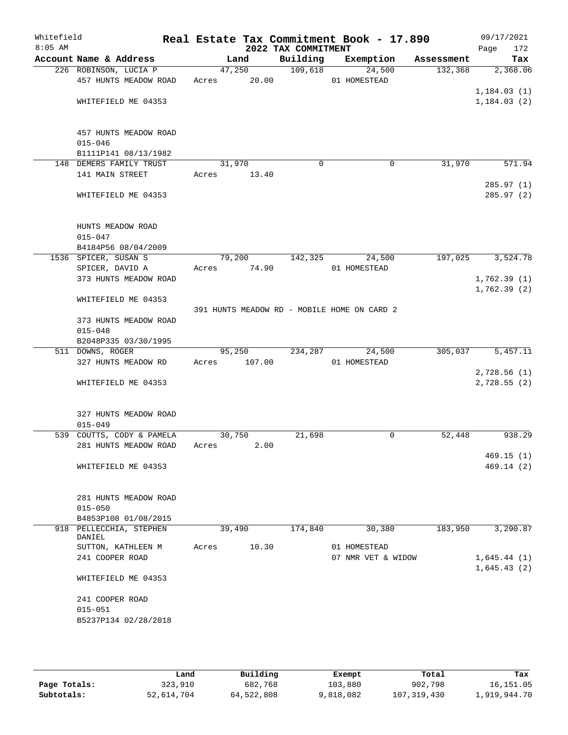Whitefield 8:05 AM

# Real Estate Tax Commitment Book - 17.890

## 2022 TAX COMMITMENT

09/17/2021

| Account Name & Address | Land | Building | Exemption | Assessment | Tax |
|---|---|---|---|---|---|
| 226 ROBINSON, LUCIA P | 47,250 | 109,618 | 24,500 | 132,368 | 2,368.06 |
| 457 HUNTS MEADOW ROAD | Acres 20.00 | | 01 HOMESTEAD | | |
| | | | | | 1,184.03 (1) |
| WHITEFIELD ME 04353 | | | | | 1,184.03 (2) |
| 457 HUNTS MEADOW ROAD | | | | | |
| 015-046 | | | | | |
| B1111P141 08/13/1982 | | | | | |
| 148 DEMERS FAMILY TRUST | 31,970 | 0 | 0 | 31,970 | 571.94 |
| 141 MAIN STREET | Acres 13.40 | | | | |
| | | | | | 285.97 (1) |
| WHITEFIELD ME 04353 | | | | | 285.97 (2) |
| HUNTS MEADOW ROAD | | | | | |
| 015-047 | | | | | |
| B4184P56 08/04/2009 | | | | | |
| 1536 SPICER, SUSAN S | 79,200 | 142,325 | 24,500 | 197,025 | 3,524.78 |
| SPICER, DAVID A | Acres 74.90 | | 01 HOMESTEAD | | |
| 373 HUNTS MEADOW ROAD | | | | | 1,762.39 (1) |
| | | | | | 1,762.39 (2) |
| WHITEFIELD ME 04353 | | | | | |
| | 391 HUNTS MEADOW RD - MOBILE HOME ON CARD 2 | | | | |
| 373 HUNTS MEADOW ROAD | | | | | |
| 015-048 | | | | | |
| B2048P335 03/30/1995 | | | | | |
| 511 DOWNS, ROGER | 95,250 | 234,287 | 24,500 | 305,037 | 5,457.11 |
| 327 HUNTS MEADOW RD | Acres 107.00 | | 01 HOMESTEAD | | |
| | | | | | 2,728.56 (1) |
| WHITEFIELD ME 04353 | | | | | 2,728.55 (2) |
| 327 HUNTS MEADOW ROAD | | | | | |
| 015-049 | | | | | |
| 539 COUTTS, CODY & PAMELA | 30,750 | 21,698 | 0 | 52,448 | 938.29 |
| 281 HUNTS MEADOW ROAD | Acres 2.00 | | | | |
| | | | | | 469.15 (1) |
| WHITEFIELD ME 04353 | | | | | 469.14 (2) |
| 281 HUNTS MEADOW ROAD | | | | | |
| 015-050 | | | | | |
| B4853P108 01/08/2015 | | | | | |
| 918 PELLECCHIA, STEPHEN DANIEL | 39,490 | 174,840 | 30,380 | 183,950 | 3,290.87 |
| SUTTON, KATHLEEN M | Acres 10.30 | | 01 HOMESTEAD | | |
| 241 COOPER ROAD | | | 07 NMR VET & WIDOW | | 1,645.44 (1) |
| | | | | | 1,645.43 (2) |
| WHITEFIELD ME 04353 | | | | | |
| 241 COOPER ROAD | | | | | |
| 015-051 | | | | | |
| B5237P134 02/28/2018 | | | | | |

| | Land | Building | Exempt | Total | Tax |
|---|---|---|---|---|---|
| Page Totals: | 323,910 | 682,768 | 103,880 | 902,798 | 16,151.05 |
| Subtotals: | 52,614,704 | 64,522,808 | 9,818,082 | 107,319,430 | 1,919,944.70 |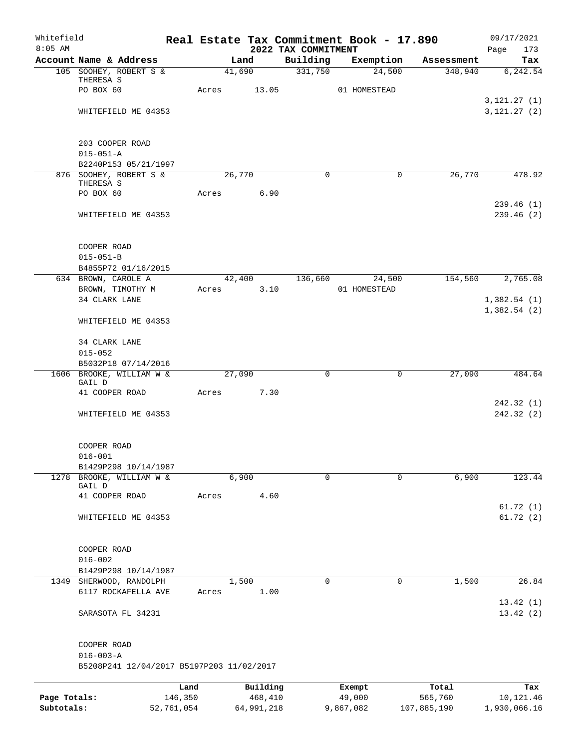Whitefield
8:05 AM

# Real Estate Tax Commitment Book - 17.890
## 2022 TAX COMMITMENT

09/17/2021

| Account Name & Address | Land | Building | Exemption | Assessment | Tax |
|---|---|---|---|---|---|
| 105 SOOHEY, ROBERT S & THERESA S | 41,690 | 331,750 | 24,500 | 348,940 | 6,242.54 |
| PO BOX 60 | Acres 13.05 | | 01 HOMESTEAD | | |
| | | | | | 3,121.27 (1) |
| WHITEFIELD ME 04353 | | | | | 3,121.27 (2) |
| 203 COOPER ROAD | | | | | |
| 015-051-A | | | | | |
| B2240P153 05/21/1997 | | | | | |
| 876 SOOHEY, ROBERT S & THERESA S | 26,770 | 0 | 0 | 26,770 | 478.92 |
| PO BOX 60 | Acres 6.90 | | | | |
| | | | | | 239.46 (1) |
| WHITEFIELD ME 04353 | | | | | 239.46 (2) |
| COOPER ROAD | | | | | |
| 015-051-B | | | | | |
| B4855P72 01/16/2015 | | | | | |
| 634 BROWN, CAROLE A | 42,400 | 136,660 | 24,500 | 154,560 | 2,765.08 |
| BROWN, TIMOTHY M | Acres 3.10 | | 01 HOMESTEAD | | |
| 34 CLARK LANE | | | | | 1,382.54 (1) |
| | | | | | 1,382.54 (2) |
| WHITEFIELD ME 04353 | | | | | |
| 34 CLARK LANE | | | | | |
| 015-052 | | | | | |
| B5032P18 07/14/2016 | | | | | |
| 1606 BROOKE, WILLIAM W & GAIL D | 27,090 | 0 | 0 | 27,090 | 484.64 |
| 41 COOPER ROAD | Acres 7.30 | | | | |
| | | | | | 242.32 (1) |
| WHITEFIELD ME 04353 | | | | | 242.32 (2) |
| COOPER ROAD | | | | | |
| 016-001 | | | | | |
| B1429P298 10/14/1987 | | | | | |
| 1278 BROOKE, WILLIAM W & GAIL D | 6,900 | 0 | 0 | 6,900 | 123.44 |
| 41 COOPER ROAD | Acres 4.60 | | | | |
| | | | | | 61.72 (1) |
| WHITEFIELD ME 04353 | | | | | 61.72 (2) |
| COOPER ROAD | | | | | |
| 016-002 | | | | | |
| B1429P298 10/14/1987 | | | | | |
| 1349 SHERWOOD, RANDOLPH | 1,500 | 0 | 0 | 1,500 | 26.84 |
| 6117 ROCKAFELLA AVE | Acres 1.00 | | | | |
| | | | | | 13.42 (1) |
| SARASOTA FL 34231 | | | | | 13.42 (2) |
| COOPER ROAD | | | | | |
| 016-003-A | | | | | |
| B5208P241 12/04/2017 B5197P203 11/02/2017 | | | | | |

| | Land | Building | Exempt | Total | Tax |
|---|---|---|---|---|---|
| Page Totals: | 146,350 | 468,410 | 49,000 | 565,760 | 10,121.46 |
| Subtotals: | 52,761,054 | 64,991,218 | 9,867,082 | 107,885,190 | 1,930,066.16 |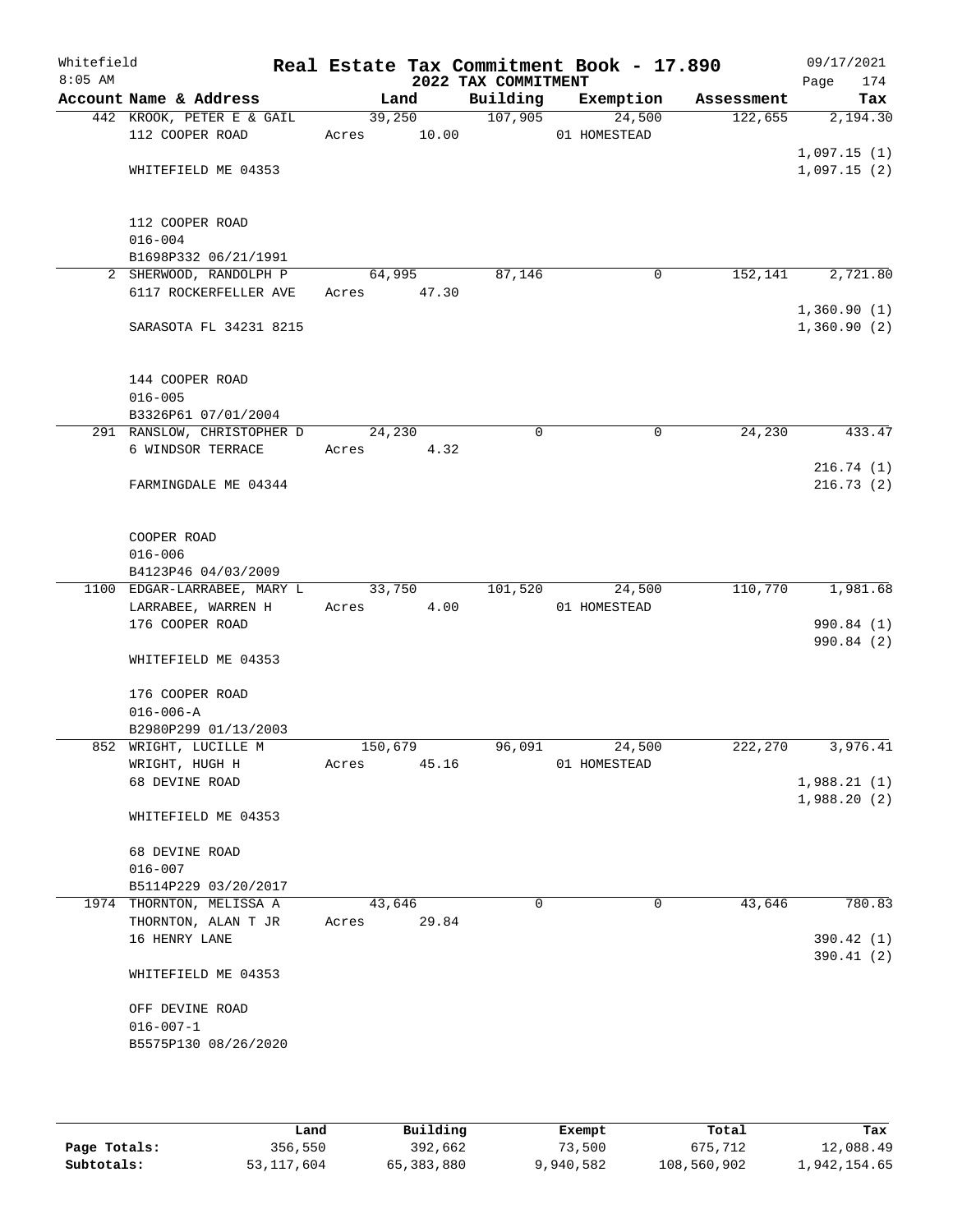Whitefield 8:05 AM

# Real Estate Tax Commitment Book - 17.890

## 2022 TAX COMMITMENT

09/17/2021 Page 174

| Account Name & Address | Land | Building | Exemption | Assessment | Tax |
|---|---|---|---|---|---|
| 442 KROOK, PETER E & GAIL | 39,250 | 107,905 | 24,500 | 122,655 | 2,194.30 |
| 112 COOPER ROAD | Acres 10.00 | | 01 HOMESTEAD | | |
| | | | | | 1,097.15 (1) |
| WHITEFIELD ME 04353 | | | | | 1,097.15 (2) |
| 112 COOPER ROAD | | | | | |
| 016-004 | | | | | |
| B1698P332 06/21/1991 | | | | | |
| 2 SHERWOOD, RANDOLPH P | 64,995 | 87,146 | 0 | 152,141 | 2,721.80 |
| 6117 ROCKERFELLER AVE | Acres 47.30 | | | | |
| | | | | | 1,360.90 (1) |
| SARASOTA FL 34231 8215 | | | | | 1,360.90 (2) |
| 144 COOPER ROAD | | | | | |
| 016-005 | | | | | |
| B3326P61 07/01/2004 | | | | | |
| 291 RANSLOW, CHRISTOPHER D | 24,230 | 0 | 0 | 24,230 | 433.47 |
| 6 WINDSOR TERRACE | Acres 4.32 | | | | |
| | | | | | 216.74 (1) |
| FARMINGDALE ME 04344 | | | | | 216.73 (2) |
| COOPER ROAD | | | | | |
| 016-006 | | | | | |
| B4123P46 04/03/2009 | | | | | |
| 1100 EDGAR-LARRABEE, MARY L | 33,750 | 101,520 | 24,500 | 110,770 | 1,981.68 |
| LARRABEE, WARREN H | Acres 4.00 | | 01 HOMESTEAD | | |
| 176 COOPER ROAD | | | | | 990.84 (1) |
| | | | | | 990.84 (2) |
| WHITEFIELD ME 04353 | | | | | |
| 176 COOPER ROAD | | | | | |
| 016-006-A | | | | | |
| B2980P299 01/13/2003 | | | | | |
| 852 WRIGHT, LUCILLE M | 150,679 | 96,091 | 24,500 | 222,270 | 3,976.41 |
| WRIGHT, HUGH H | Acres 45.16 | | 01 HOMESTEAD | | |
| 68 DEVINE ROAD | | | | | 1,988.21 (1) |
| | | | | | 1,988.20 (2) |
| WHITEFIELD ME 04353 | | | | | |
| 68 DEVINE ROAD | | | | | |
| 016-007 | | | | | |
| B5114P229 03/20/2017 | | | | | |
| 1974 THORNTON, MELISSA A | 43,646 | 0 | 0 | 43,646 | 780.83 |
| THORNTON, ALAN T JR | Acres 29.84 | | | | |
| 16 HENRY LANE | | | | | 390.42 (1) |
| | | | | | 390.41 (2) |
| WHITEFIELD ME 04353 | | | | | |
| OFF DEVINE ROAD | | | | | |
| 016-007-1 | | | | | |
| B5575P130 08/26/2020 | | | | | |

| | Land | Building | Exempt | Total | Tax |
|---|---|---|---|---|---|
| Page Totals: | 356,550 | 392,662 | 73,500 | 675,712 | 12,088.49 |
| Subtotals: | 53,117,604 | 65,383,880 | 9,940,582 | 108,560,902 | 1,942,154.65 |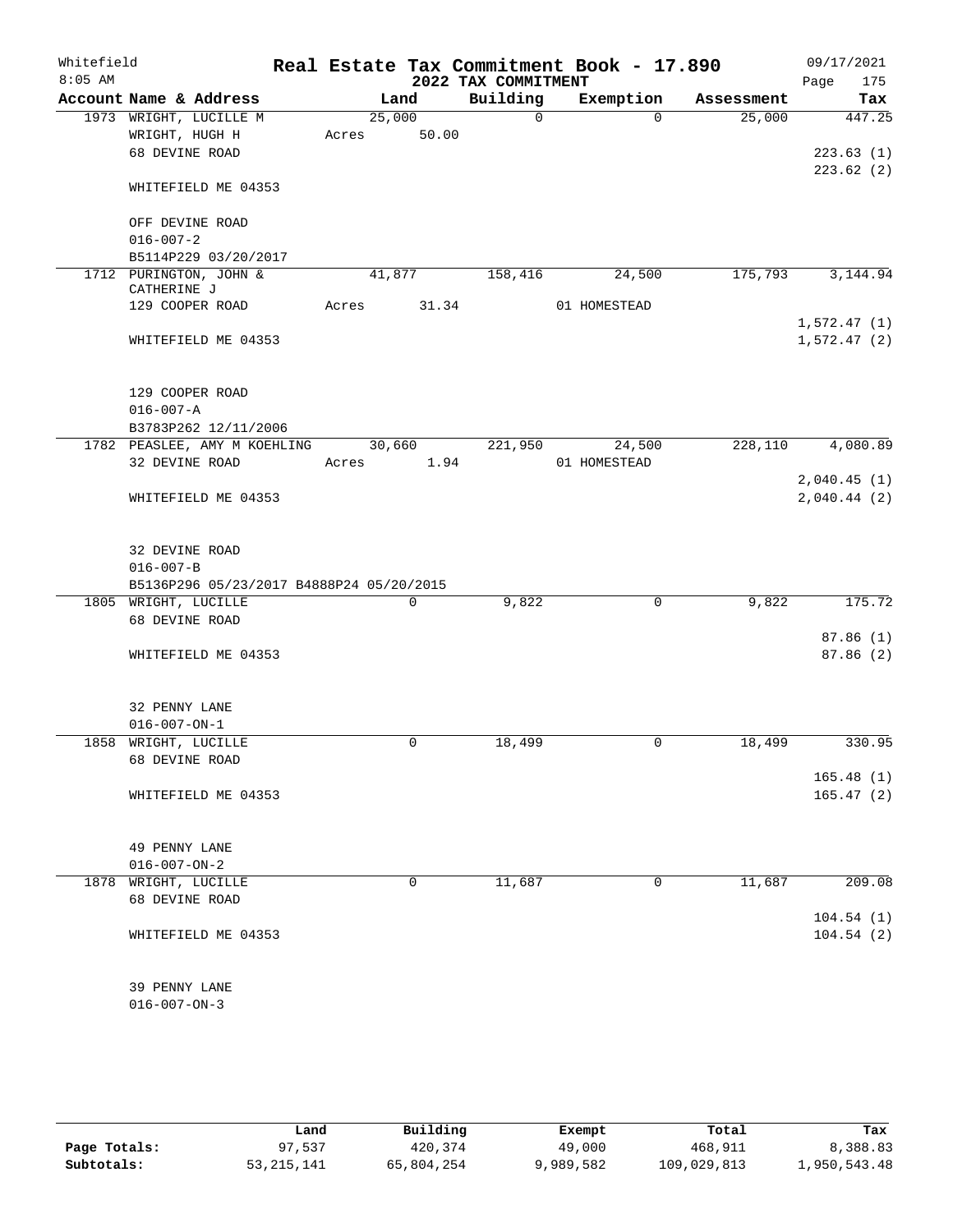# Real Estate Tax Commitment Book - 17.890

Whitefield
8:05 AM

2022 TAX COMMITMENT

09/17/2021

| Account | Name & Address | Land | Building | Exemption | Assessment | Tax |
|---|---|---|---|---|---|---|
| 1973 | WRIGHT, LUCILLE M | 25,000 | 0 | 0 | 25,000 | 447.25 |
| | WRIGHT, HUGH H | Acres 50.00 | | | | |
| | 68 DEVINE ROAD | | | | | 223.63 (1) |
| | | | | | | 223.62 (2) |
| | WHITEFIELD ME 04353 | | | | | |
| | OFF DEVINE ROAD | | | | | |
| | 016-007-2 | | | | | |
| | B5114P229 03/20/2017 | | | | | |
| 1712 | PURINGTON, JOHN & CATHERINE J | 41,877 | 158,416 | 24,500 | 175,793 | 3,144.94 |
| | 129 COOPER ROAD | Acres 31.34 | | 01 HOMESTEAD | | |
| | | | | | | 1,572.47 (1) |
| | WHITEFIELD ME 04353 | | | | | 1,572.47 (2) |
| | 129 COOPER ROAD | | | | | |
| | 016-007-A | | | | | |
| | B3783P262 12/11/2006 | | | | | |
| 1782 | PEASLEE, AMY M KOEHLING | 30,660 | 221,950 | 24,500 | 228,110 | 4,080.89 |
| | 32 DEVINE ROAD | Acres 1.94 | | 01 HOMESTEAD | | |
| | | | | | | 2,040.45 (1) |
| | WHITEFIELD ME 04353 | | | | | 2,040.44 (2) |
| | 32 DEVINE ROAD | | | | | |
| | 016-007-B | | | | | |
| | B5136P296 05/23/2017 B4888P24 05/20/2015 | | | | | |
| 1805 | WRIGHT, LUCILLE | 0 | 9,822 | 0 | 9,822 | 175.72 |
| | 68 DEVINE ROAD | | | | | |
| | | | | | | 87.86 (1) |
| | WHITEFIELD ME 04353 | | | | | 87.86 (2) |
| | 32 PENNY LANE | | | | | |
| | 016-007-ON-1 | | | | | |
| 1858 | WRIGHT, LUCILLE | 0 | 18,499 | 0 | 18,499 | 330.95 |
| | 68 DEVINE ROAD | | | | | |
| | | | | | | 165.48 (1) |
| | WHITEFIELD ME 04353 | | | | | 165.47 (2) |
| | 49 PENNY LANE | | | | | |
| | 016-007-ON-2 | | | | | |
| 1878 | WRIGHT, LUCILLE | 0 | 11,687 | 0 | 11,687 | 209.08 |
| | 68 DEVINE ROAD | | | | | |
| | | | | | | 104.54 (1) |
| | WHITEFIELD ME 04353 | | | | | 104.54 (2) |
| | 39 PENNY LANE | | | | | |
| | 016-007-ON-3 | | | | | |

| | Land | Building | Exempt | Total | Tax |
|---|---|---|---|---|---|
| Page Totals: | 97,537 | 420,374 | 49,000 | 468,911 | 8,388.83 |
| Subtotals: | 53,215,141 | 65,804,254 | 9,989,582 | 109,029,813 | 1,950,543.48 |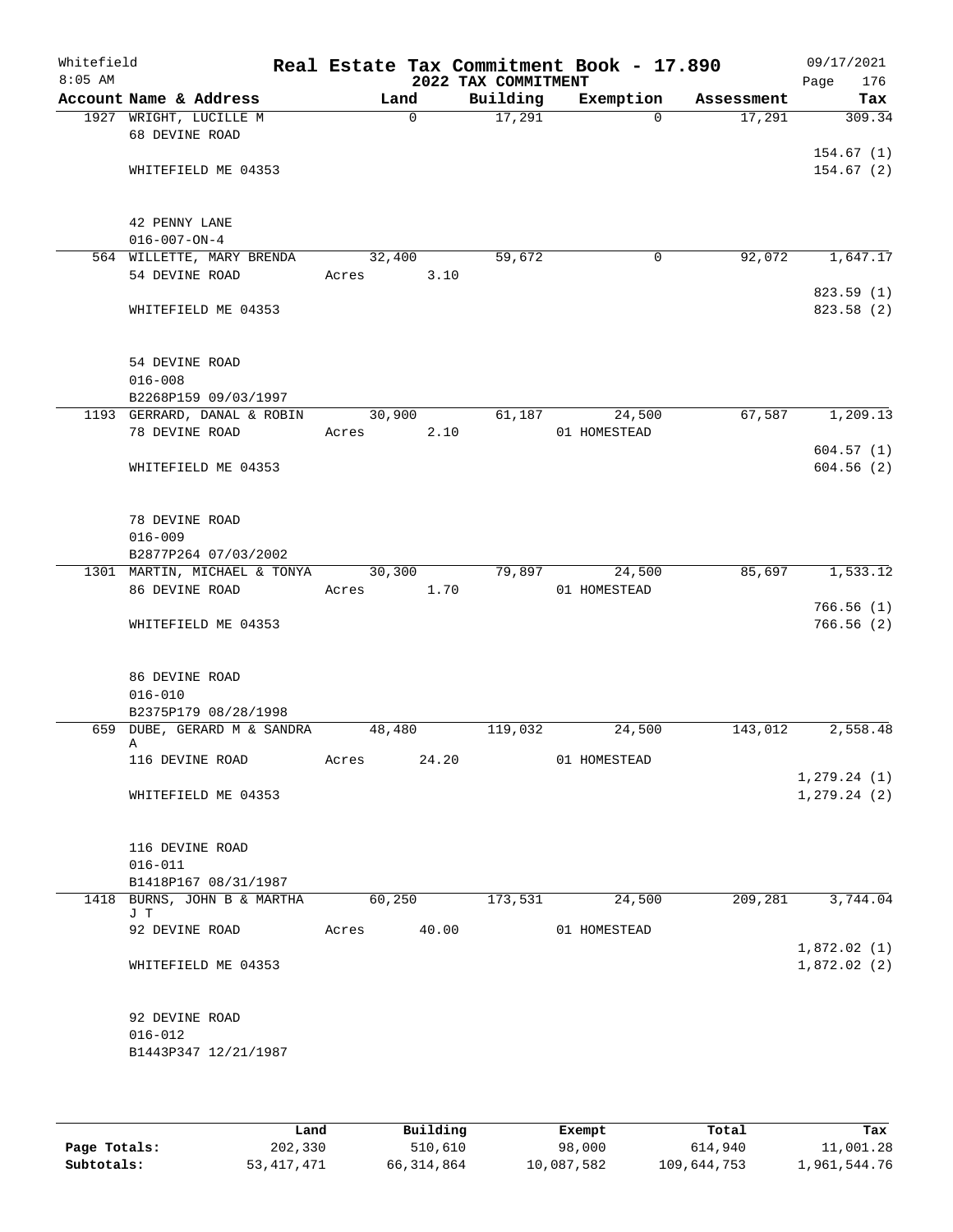Whitefield 8:05 AM

# Real Estate Tax Commitment Book - 17.890
## 2022 TAX COMMITMENT

09/17/2021 Page 176

| Account Name & Address | Land | Building | Exemption | Assessment | Tax |
|---|---|---|---|---|---|
| 1927 WRIGHT, LUCILLE M | 0 | 17,291 | 0 | 17,291 | 309.34 |
| 68 DEVINE ROAD | | | | | |
| | | | | | 154.67 (1) |
| WHITEFIELD ME 04353 | | | | | 154.67 (2) |
| 42 PENNY LANE | | | | | |
| 016-007-ON-4 | | | | | |
| 564 WILLETTE, MARY BRENDA | 32,400 | 59,672 | 0 | 92,072 | 1,647.17 |
| 54 DEVINE ROAD | Acres 3.10 | | | | |
| | | | | | 823.59 (1) |
| WHITEFIELD ME 04353 | | | | | 823.58 (2) |
| 54 DEVINE ROAD | | | | | |
| 016-008 | | | | | |
| B2268P159 09/03/1997 | | | | | |
| 1193 GERRARD, DANAL & ROBIN | 30,900 | 61,187 | 24,500 | 67,587 | 1,209.13 |
| 78 DEVINE ROAD | Acres 2.10 | | 01 HOMESTEAD | | |
| | | | | | 604.57 (1) |
| WHITEFIELD ME 04353 | | | | | 604.56 (2) |
| 78 DEVINE ROAD | | | | | |
| 016-009 | | | | | |
| B2877P264 07/03/2002 | | | | | |
| 1301 MARTIN, MICHAEL & TONYA | 30,300 | 79,897 | 24,500 | 85,697 | 1,533.12 |
| 86 DEVINE ROAD | Acres 1.70 | | 01 HOMESTEAD | | |
| | | | | | 766.56 (1) |
| WHITEFIELD ME 04353 | | | | | 766.56 (2) |
| 86 DEVINE ROAD | | | | | |
| 016-010 | | | | | |
| B2375P179 08/28/1998 | | | | | |
| 659 DUBE, GERARD M & SANDRA A | 48,480 | 119,032 | 24,500 | 143,012 | 2,558.48 |
| 116 DEVINE ROAD | Acres 24.20 | | 01 HOMESTEAD | | |
| | | | | | 1,279.24 (1) |
| WHITEFIELD ME 04353 | | | | | 1,279.24 (2) |
| 116 DEVINE ROAD | | | | | |
| 016-011 | | | | | |
| B1418P167 08/31/1987 | | | | | |
| 1418 BURNS, JOHN B & MARTHA J T | 60,250 | 173,531 | 24,500 | 209,281 | 3,744.04 |
| 92 DEVINE ROAD | Acres 40.00 | | 01 HOMESTEAD | | |
| | | | | | 1,872.02 (1) |
| WHITEFIELD ME 04353 | | | | | 1,872.02 (2) |
| 92 DEVINE ROAD | | | | | |
| 016-012 | | | | | |
| B1443P347 12/21/1987 | | | | | |

| | Land | Building | Exempt | Total | Tax |
|---|---|---|---|---|---|
| Page Totals: | 202,330 | 510,610 | 98,000 | 614,940 | 11,001.28 |
| Subtotals: | 53,417,471 | 66,314,864 | 10,087,582 | 109,644,753 | 1,961,544.76 |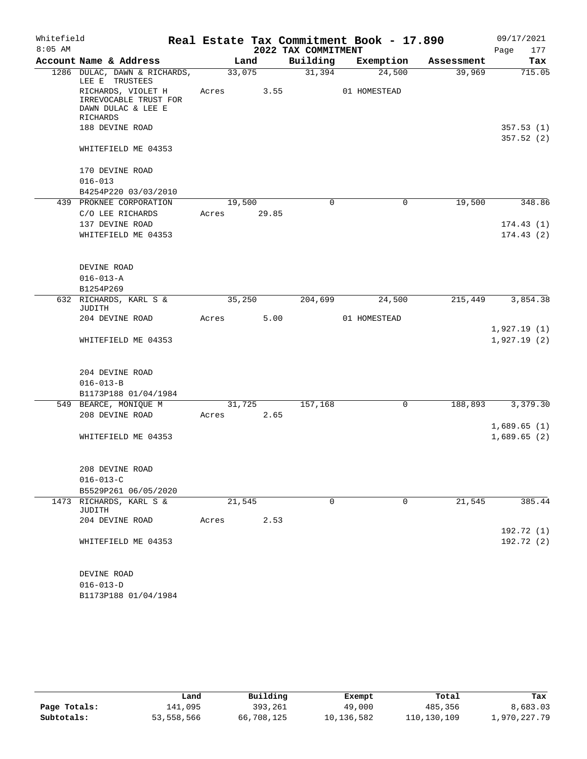Whitefield
8:05 AM

# Real Estate Tax Commitment Book - 17.890

## 2022 TAX COMMITMENT

09/17/2021
Page 177

| Account Name & Address | Land | Building | Exemption | Assessment | Tax |
|---|---|---|---|---|---|
| 1286 DULAC, DAWN & RICHARDS, LEE E TRUSTEES | 33,075 | 31,394 | 24,500 | 39,969 | 715.05 |
| RICHARDS, VIOLET H IRREVOCABLE TRUST FOR DAWN DULAC & LEE E RICHARDS | Acres 3.55 | | 01 HOMESTEAD | | |
| 188 DEVINE ROAD | | | | | 357.53 (1) |
| | | | | | 357.52 (2) |
| WHITEFIELD ME 04353 | | | | | |
| 170 DEVINE ROAD | | | | | |
| 016-013 | | | | | |
| B4254P220 03/03/2010 | | | | | |
| 439 PROKNEE CORPORATION | 19,500 | 0 | 0 | 19,500 | 348.86 |
| C/O LEE RICHARDS | Acres 29.85 | | | | |
| 137 DEVINE ROAD | | | | | 174.43 (1) |
| WHITEFIELD ME 04353 | | | | | 174.43 (2) |
| DEVINE ROAD | | | | | |
| 016-013-A | | | | | |
| B1254P269 | | | | | |
| 632 RICHARDS, KARL S & JUDITH | 35,250 | 204,699 | 24,500 | 215,449 | 3,854.38 |
| 204 DEVINE ROAD | Acres 5.00 | | 01 HOMESTEAD | | |
| | | | | | 1,927.19 (1) |
| WHITEFIELD ME 04353 | | | | | 1,927.19 (2) |
| 204 DEVINE ROAD | | | | | |
| 016-013-B | | | | | |
| B1173P188 01/04/1984 | | | | | |
| 549 BEARCE, MONIQUE M | 31,725 | 157,168 | 0 | 188,893 | 3,379.30 |
| 208 DEVINE ROAD | Acres 2.65 | | | | |
| | | | | | 1,689.65 (1) |
| WHITEFIELD ME 04353 | | | | | 1,689.65 (2) |
| 208 DEVINE ROAD | | | | | |
| 016-013-C | | | | | |
| B5529P261 06/05/2020 | | | | | |
| 1473 RICHARDS, KARL S & JUDITH | 21,545 | 0 | 0 | 21,545 | 385.44 |
| 204 DEVINE ROAD | Acres 2.53 | | | | |
| | | | | | 192.72 (1) |
| WHITEFIELD ME 04353 | | | | | 192.72 (2) |
| DEVINE ROAD | | | | | |
| 016-013-D | | | | | |
| B1173P188 01/04/1984 | | | | | |

| | Land | Building | Exempt | Total | Tax |
|---|---|---|---|---|---|
| Page Totals: | 141,095 | 393,261 | 49,000 | 485,356 | 8,683.03 |
| Subtotals: | 53,558,566 | 66,708,125 | 10,136,582 | 110,130,109 | 1,970,227.79 |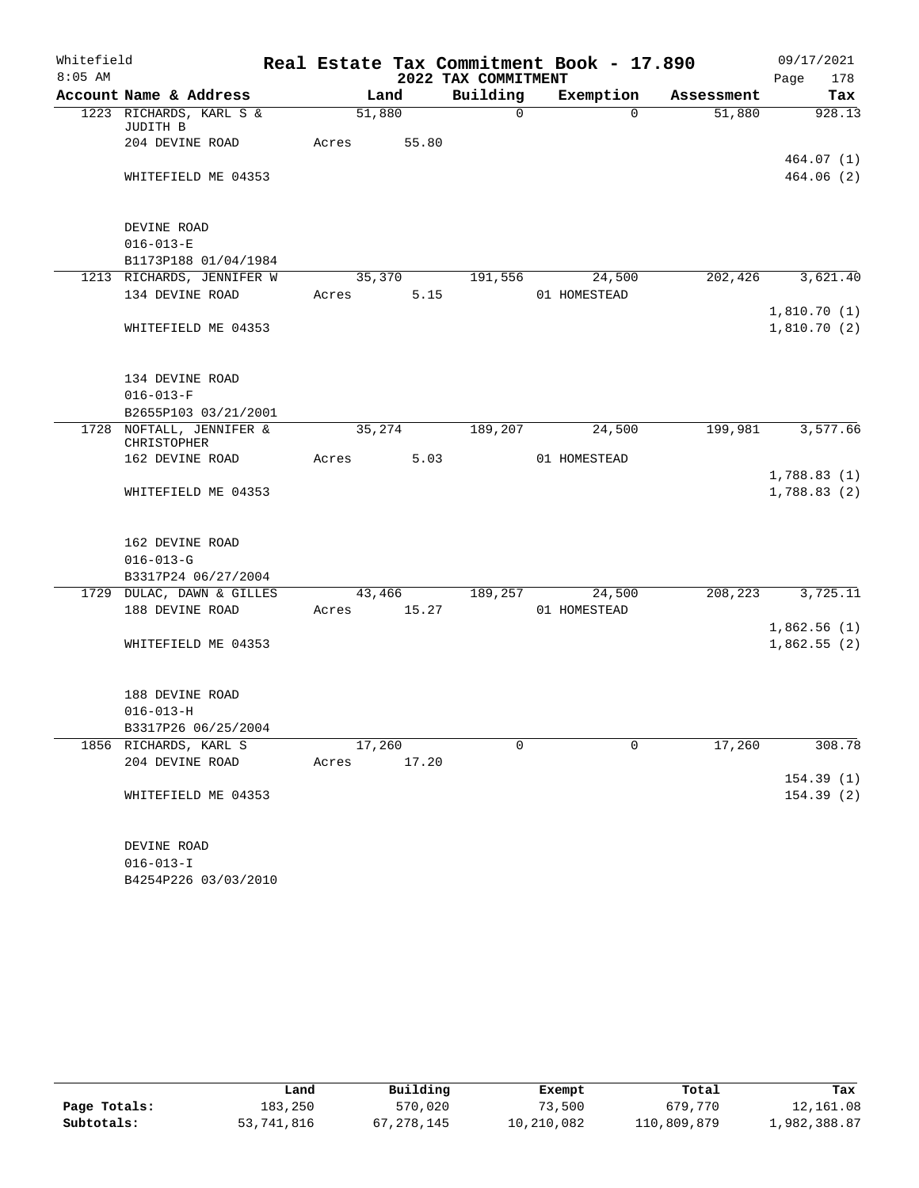Whitefield
8:05 AM

# Real Estate Tax Commitment Book - 17.890
## 2022 TAX COMMITMENT

09/17/2021
Page 178

| Account Name & Address | Land | Building | Exemption | Assessment | Tax |
|---|---|---|---|---|---|
| 1223 RICHARDS, KARL S & JUDITH B | 51,880 | 0 | 0 | 51,880 | 928.13 |
| 204 DEVINE ROAD | Acres 55.80 | | | | |
| | | | | | 464.07 (1) |
| WHITEFIELD ME 04353 | | | | | 464.06 (2) |
| DEVINE ROAD | | | | | |
| 016-013-E | | | | | |
| B1173P188 01/04/1984 | | | | | |
| 1213 RICHARDS, JENNIFER W | 35,370 | 191,556 | 24,500 | 202,426 | 3,621.40 |
| 134 DEVINE ROAD | Acres 5.15 | | 01 HOMESTEAD | | |
| | | | | | 1,810.70 (1) |
| WHITEFIELD ME 04353 | | | | | 1,810.70 (2) |
| 134 DEVINE ROAD | | | | | |
| 016-013-F | | | | | |
| B2655P103 03/21/2001 | | | | | |
| 1728 NOFTALL, JENNIFER & CHRISTOPHER | 35,274 | 189,207 | 24,500 | 199,981 | 3,577.66 |
| 162 DEVINE ROAD | Acres 5.03 | | 01 HOMESTEAD | | |
| | | | | | 1,788.83 (1) |
| WHITEFIELD ME 04353 | | | | | 1,788.83 (2) |
| 162 DEVINE ROAD | | | | | |
| 016-013-G | | | | | |
| B3317P24 06/27/2004 | | | | | |
| 1729 DULAC, DAWN & GILLES | 43,466 | 189,257 | 24,500 | 208,223 | 3,725.11 |
| 188 DEVINE ROAD | Acres 15.27 | | 01 HOMESTEAD | | |
| | | | | | 1,862.56 (1) |
| WHITEFIELD ME 04353 | | | | | 1,862.55 (2) |
| 188 DEVINE ROAD | | | | | |
| 016-013-H | | | | | |
| B3317P26 06/25/2004 | | | | | |
| 1856 RICHARDS, KARL S | 17,260 | 0 | 0 | 17,260 | 308.78 |
| 204 DEVINE ROAD | Acres 17.20 | | | | |
| | | | | | 154.39 (1) |
| WHITEFIELD ME 04353 | | | | | 154.39 (2) |
| DEVINE ROAD | | | | | |
| 016-013-I | | | | | |
| B4254P226 03/03/2010 | | | | | |

| | Land | Building | Exempt | Total | Tax |
|---|---|---|---|---|---|
| Page Totals: | 183,250 | 570,020 | 73,500 | 679,770 | 12,161.08 |
| Subtotals: | 53,741,816 | 67,278,145 | 10,210,082 | 110,809,879 | 1,982,388.87 |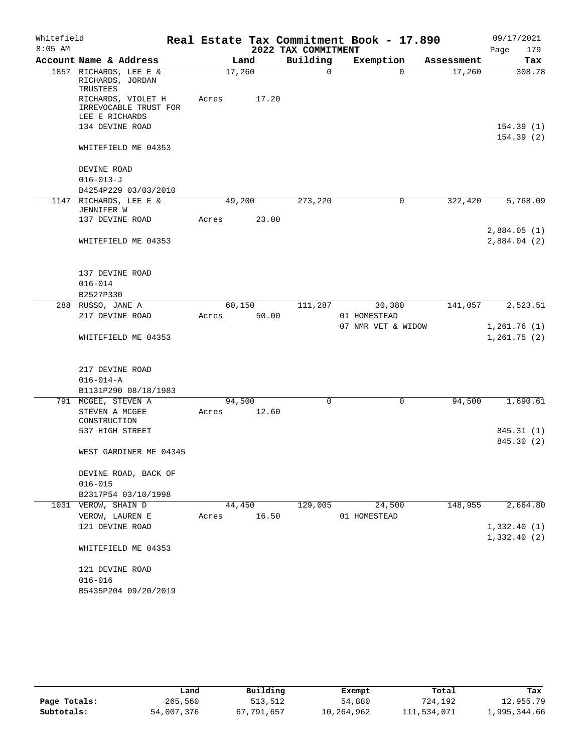# Real Estate Tax Commitment Book - 17.890

## 2022 TAX COMMITMENT

Whitefield
8:05 AM
09/17/2021

| Account Name & Address | Land | Building | Exemption | Assessment | Tax |
|---|---|---|---|---|---|
| 1857 RICHARDS, LEE E & RICHARDS, JORDAN TRUSTEES<br>RICHARDS, VIOLET H IRREVOCABLE TRUST FOR LEE E RICHARDS<br>134 DEVINE ROAD<br>WHITEFIELD ME 04353<br><br>DEVINE ROAD<br>016-013-J<br>B4254P229 03/03/2010 | 17,260<br>Acres 17.20 | 0 | 0 | 17,260 | 308.78<br><br>154.39 (1)<br>154.39 (2) |
| 1147 RICHARDS, LEE E & JENNIFER W<br>137 DEVINE ROAD<br>WHITEFIELD ME 04353<br><br>137 DEVINE ROAD<br>016-014<br>B2527P330 | 49,200<br>Acres 23.00 | 273,220 | 0 | 322,420 | 5,768.09<br><br>2,884.05 (1)<br>2,884.04 (2) |
| 288 RUSSO, JANE A<br>217 DEVINE ROAD<br>WHITEFIELD ME 04353<br><br>217 DEVINE ROAD<br>016-014-A<br>B1131P290 08/18/1983 | 60,150<br>Acres 50.00 | 111,287 | 30,380<br>01 HOMESTEAD<br>07 NMR VET & WIDOW | 141,057 | 2,523.51<br><br>1,261.76 (1)<br>1,261.75 (2) |
| 791 MCGEE, STEVEN A<br>STEVEN A MCGEE CONSTRUCTION<br>537 HIGH STREET<br>WEST GARDINER ME 04345<br><br>DEVINE ROAD, BACK OF<br>016-015<br>B2317P54 03/10/1998 | 94,500<br>Acres 12.60 | 0 | 0 | 94,500 | 1,690.61<br><br>845.31 (1)<br>845.30 (2) |
| 1031 VEROW, SHAIN D<br>VEROW, LAUREN E<br>121 DEVINE ROAD<br>WHITEFIELD ME 04353<br><br>121 DEVINE ROAD<br>016-016<br>B5435P204 09/20/2019 | 44,450<br>Acres 16.50 | 129,005 | 24,500<br>01 HOMESTEAD | 148,955 | 2,664.80<br><br>1,332.40 (1)<br>1,332.40 (2) |

| | Land | Building | Exempt | Total | Tax |
|---|---|---|---|---|---|
| Page Totals: | 265,560 | 513,512 | 54,880 | 724,192 | 12,955.79 |
| Subtotals: | 54,007,376 | 67,791,657 | 10,264,962 | 111,534,071 | 1,995,344.66 |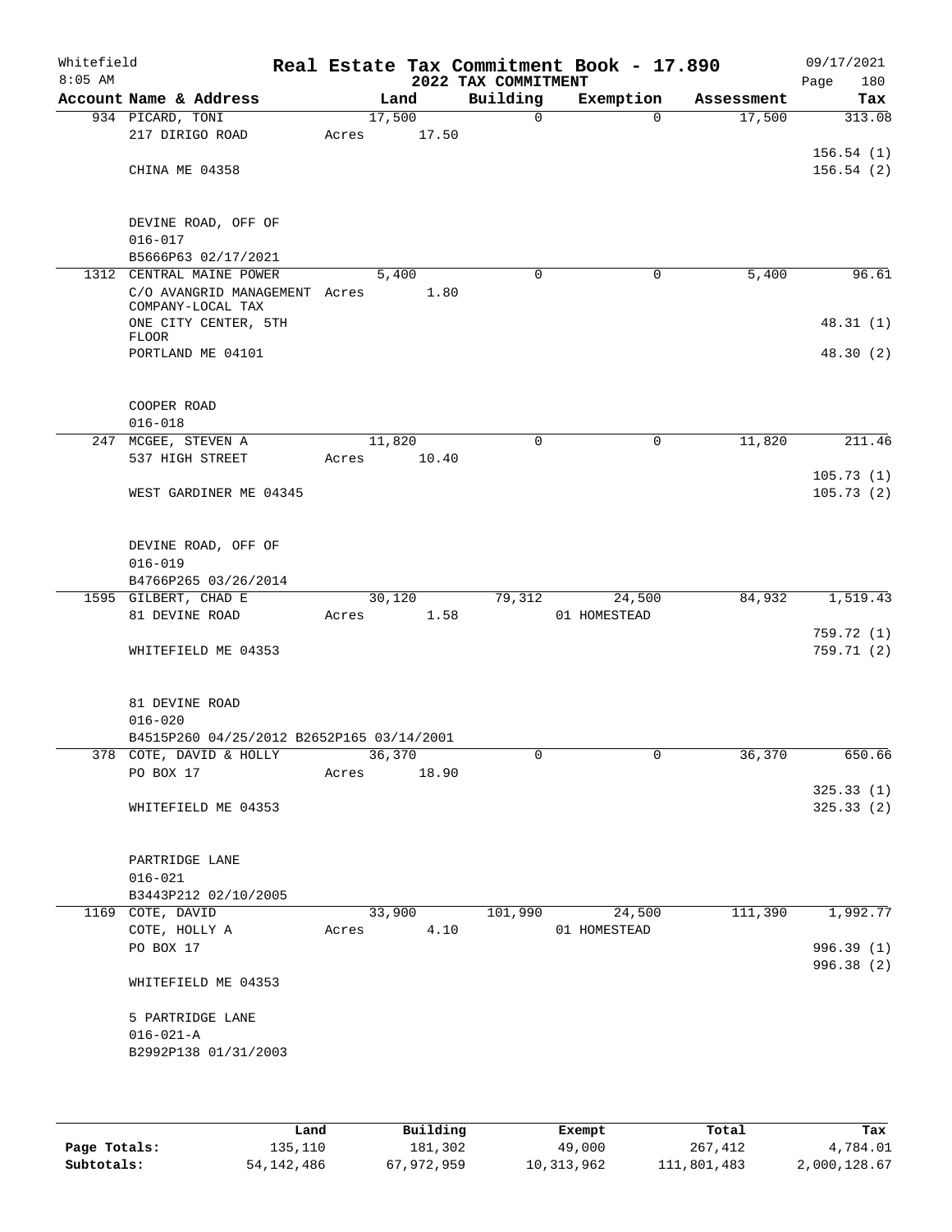Whitefield 8:05 AM

# Real Estate Tax Commitment Book - 17.890

## 2022 TAX COMMITMENT

09/17/2021 Page 180

| Account Name & Address | Land | Building | Exemption | Assessment | Tax |
|---|---|---|---|---|---|
| 934 PICARD, TONI | 17,500 | 0 | 0 | 17,500 | 313.08 |
| 217 DIRIGO ROAD | Acres 17.50 | | | | |
| | | | | | 156.54 (1) |
| CHINA ME 04358 | | | | | 156.54 (2) |
| DEVINE ROAD, OFF OF | | | | | |
| 016-017 | | | | | |
| B5666P63 02/17/2021 | | | | | |
| 1312 CENTRAL MAINE POWER | 5,400 | 0 | 0 | 5,400 | 96.61 |
| C/O AVANGRID MANAGEMENT COMPANY-LOCAL TAX | Acres 1.80 | | | | |
| ONE CITY CENTER, 5TH FLOOR | | | | | 48.31 (1) |
| PORTLAND ME 04101 | | | | | 48.30 (2) |
| COOPER ROAD | | | | | |
| 016-018 | | | | | |
| 247 MCGEE, STEVEN A | 11,820 | 0 | 0 | 11,820 | 211.46 |
| 537 HIGH STREET | Acres 10.40 | | | | |
| | | | | | 105.73 (1) |
| WEST GARDINER ME 04345 | | | | | 105.73 (2) |
| DEVINE ROAD, OFF OF | | | | | |
| 016-019 | | | | | |
| B4766P265 03/26/2014 | | | | | |
| 1595 GILBERT, CHAD E | 30,120 | 79,312 | 24,500 | 84,932 | 1,519.43 |
| 81 DEVINE ROAD | Acres 1.58 | | 01 HOMESTEAD | | |
| | | | | | 759.72 (1) |
| WHITEFIELD ME 04353 | | | | | 759.71 (2) |
| 81 DEVINE ROAD | | | | | |
| 016-020 | | | | | |
| B4515P260 04/25/2012 B2652P165 03/14/2001 | | | | | |
| 378 COTE, DAVID & HOLLY | 36,370 | 0 | 0 | 36,370 | 650.66 |
| PO BOX 17 | Acres 18.90 | | | | |
| | | | | | 325.33 (1) |
| WHITEFIELD ME 04353 | | | | | 325.33 (2) |
| PARTRIDGE LANE | | | | | |
| 016-021 | | | | | |
| B3443P212 02/10/2005 | | | | | |
| 1169 COTE, DAVID | 33,900 | 101,990 | 24,500 | 111,390 | 1,992.77 |
| COTE, HOLLY A | Acres 4.10 | | 01 HOMESTEAD | | |
| PO BOX 17 | | | | | 996.39 (1) |
| | | | | | 996.38 (2) |
| WHITEFIELD ME 04353 | | | | | |
| 5 PARTRIDGE LANE | | | | | |
| 016-021-A | | | | | |
| B2992P138 01/31/2003 | | | | | |

| | Land | Building | Exempt | Total | Tax |
|---|---|---|---|---|---|
| Page Totals: | 135,110 | 181,302 | 49,000 | 267,412 | 4,784.01 |
| Subtotals: | 54,142,486 | 67,972,959 | 10,313,962 | 111,801,483 | 2,000,128.67 |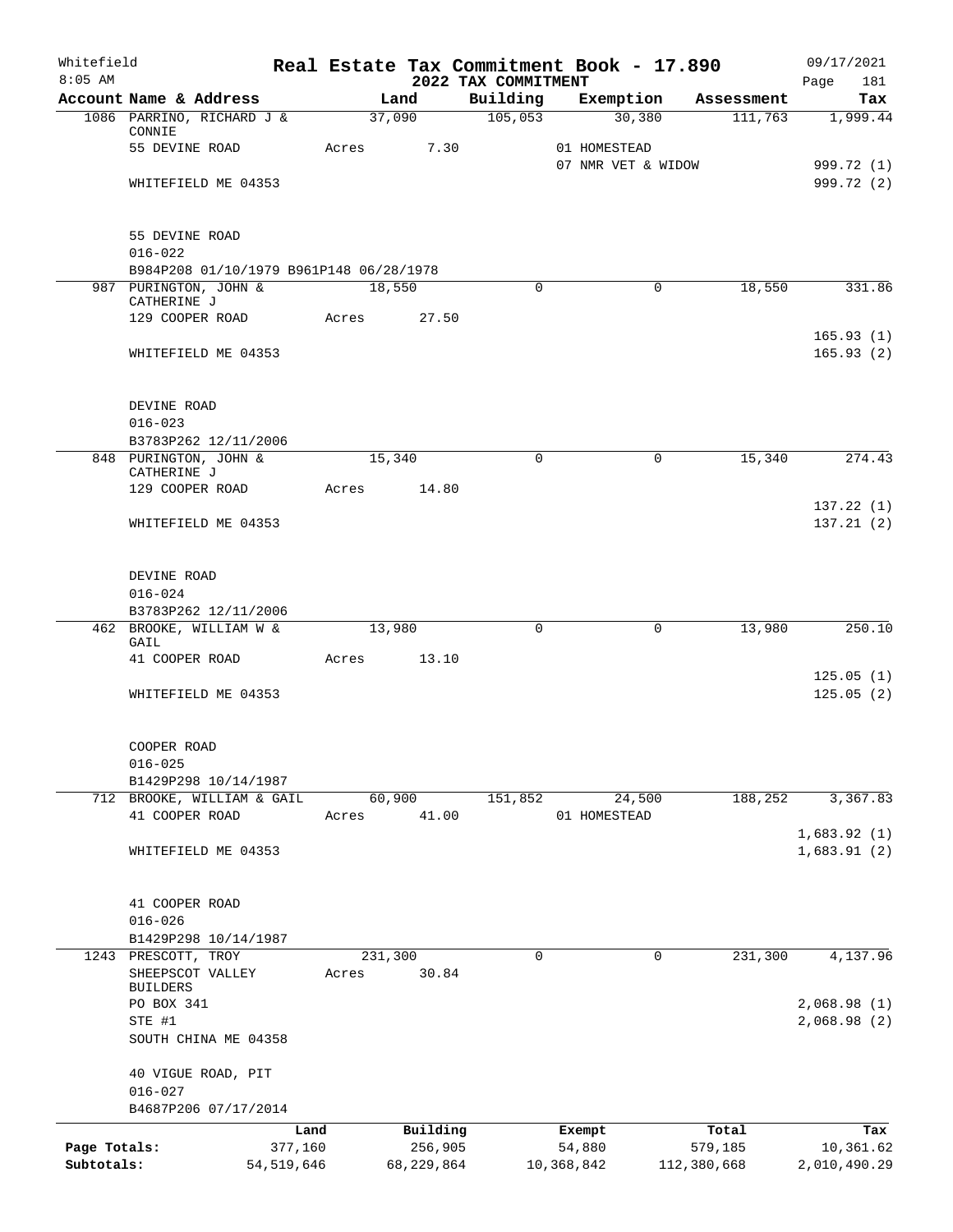Whitefield | Real Estate Tax Commitment Book - 17.890 | 09/17/2021
8:05 AM | 2022 TAX COMMITMENT | Page 181

| Account Name & Address | Land | Building | Exemption | Assessment | Tax |
|---|---|---|---|---|---|
| 1086 PARRINO, RICHARD J & CONNIE | 37,090 | 105,053 | 30,380 | 111,763 | 1,999.44 |
| 55 DEVINE ROAD | Acres 7.30 | | 01 HOMESTEAD | | |
| | | | 07 NMR VET & WIDOW | | 999.72 (1) |
| WHITEFIELD ME 04353 | | | | | 999.72 (2) |
| 55 DEVINE ROAD | | | | | |
| 016-022 | | | | | |
| B984P208 01/10/1979 B961P148 06/28/1978 | | | | | |
| 987 PURINGTON, JOHN & CATHERINE J | 18,550 | 0 | 0 | 18,550 | 331.86 |
| 129 COOPER ROAD | Acres 27.50 | | | | |
| | | | | | 165.93 (1) |
| WHITEFIELD ME 04353 | | | | | 165.93 (2) |
| DEVINE ROAD | | | | | |
| 016-023 | | | | | |
| B3783P262 12/11/2006 | | | | | |
| 848 PURINGTON, JOHN & CATHERINE J | 15,340 | 0 | 0 | 15,340 | 274.43 |
| 129 COOPER ROAD | Acres 14.80 | | | | |
| | | | | | 137.22 (1) |
| WHITEFIELD ME 04353 | | | | | 137.21 (2) |
| DEVINE ROAD | | | | | |
| 016-024 | | | | | |
| B3783P262 12/11/2006 | | | | | |
| 462 BROOKE, WILLIAM W & GAIL | 13,980 | 0 | 0 | 13,980 | 250.10 |
| 41 COOPER ROAD | Acres 13.10 | | | | |
| | | | | | 125.05 (1) |
| WHITEFIELD ME 04353 | | | | | 125.05 (2) |
| COOPER ROAD | | | | | |
| 016-025 | | | | | |
| B1429P298 10/14/1987 | | | | | |
| 712 BROOKE, WILLIAM & GAIL | 60,900 | 151,852 | 24,500 | 188,252 | 3,367.83 |
| 41 COOPER ROAD | Acres 41.00 | | 01 HOMESTEAD | | |
| | | | | | 1,683.92 (1) |
| WHITEFIELD ME 04353 | | | | | 1,683.91 (2) |
| 41 COOPER ROAD | | | | | |
| 016-026 | | | | | |
| B1429P298 10/14/1987 | | | | | |
| 1243 PRESCOTT, TROY | 231,300 | 0 | 0 | 231,300 | 4,137.96 |
| SHEEPSCOT VALLEY BUILDERS | Acres 30.84 | | | | |
| PO BOX 341 | | | | | 2,068.98 (1) |
| STE #1 | | | | | 2,068.98 (2) |
| SOUTH CHINA ME 04358 | | | | | |
| 40 VIGUE ROAD, PIT | | | | | |
| 016-027 | | | | | |
| B4687P206 07/17/2014 | | | | | |

| | Land | Building | Exempt | Total | Tax |
|---|---|---|---|---|---|
| Page Totals: | 377,160 | 256,905 | 54,880 | 579,185 | 10,361.62 |
| Subtotals: | 54,519,646 | 68,229,864 | 10,368,842 | 112,380,668 | 2,010,490.29 |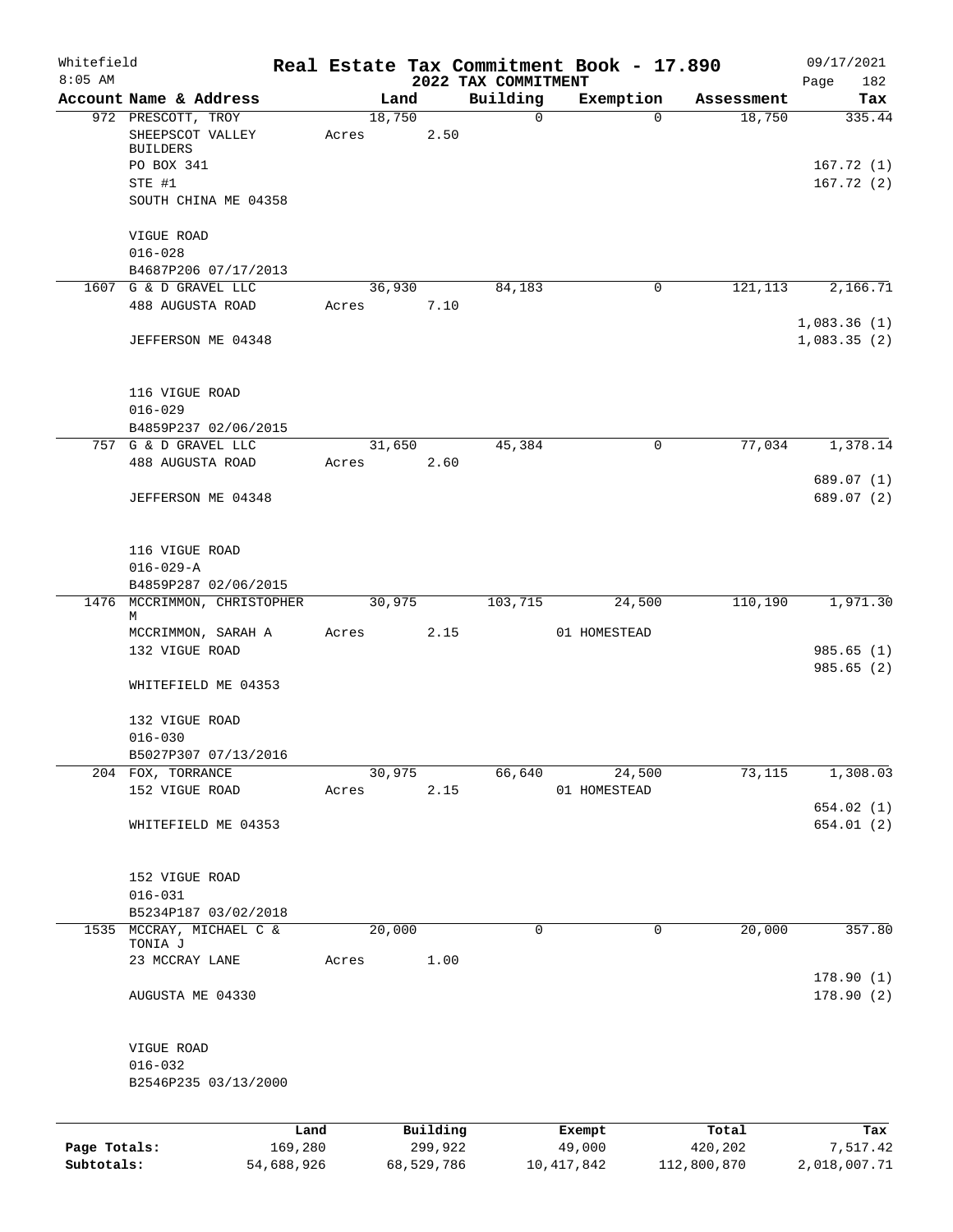Whitefield 8:05 AM

# Real Estate Tax Commitment Book - 17.890

## 2022 TAX COMMITMENT

09/17/2021

| Account Name & Address | Land | Building | Exemption | Assessment | Tax |
|---|---|---|---|---|---|
| 972 PRESCOTT, TROY<br>SHEEPSCOT VALLEY BUILDERS<br>PO BOX 341<br>STE #1<br>SOUTH CHINA ME 04358<br><br>VIGUE ROAD<br>016-028<br>B4687P206 07/17/2013 | 18,750<br>Acres 2.50 | 0 | 0 | 18,750 | 335.44<br><br>167.72 (1)<br>167.72 (2) |
| 1607 G & D GRAVEL LLC<br>488 AUGUSTA ROAD<br><br>JEFFERSON ME 04348<br><br>116 VIGUE ROAD<br>016-029<br>B4859P237 02/06/2015 | 36,930<br>Acres 7.10 | 84,183 | 0 | 121,113 | 2,166.71<br><br>1,083.36 (1)<br>1,083.35 (2) |
| 757 G & D GRAVEL LLC<br>488 AUGUSTA ROAD<br><br>JEFFERSON ME 04348<br><br>116 VIGUE ROAD<br>016-029-A<br>B4859P287 02/06/2015 | 31,650<br>Acres 2.60 | 45,384 | 0 | 77,034 | 1,378.14<br><br>689.07 (1)<br>689.07 (2) |
| 1476 MCCRIMMON, CHRISTOPHER M<br>MCCRIMMON, SARAH A<br>132 VIGUE ROAD<br><br>WHITEFIELD ME 04353<br><br>132 VIGUE ROAD<br>016-030<br>B5027P307 07/13/2016 | 30,975<br>Acres 2.15 | 103,715 | 24,500<br>01 HOMESTEAD | 110,190 | 1,971.30<br><br>985.65 (1)<br>985.65 (2) |
| 204 FOX, TORRANCE<br>152 VIGUE ROAD<br><br>WHITEFIELD ME 04353<br><br>152 VIGUE ROAD<br>016-031<br>B5234P187 03/02/2018 | 30,975<br>Acres 2.15 | 66,640 | 24,500<br>01 HOMESTEAD | 73,115 | 1,308.03<br><br>654.02 (1)<br>654.01 (2) |
| 1535 MCCRAY, MICHAEL C & TONIA J<br>23 MCCRAY LANE<br><br>AUGUSTA ME 04330<br><br>VIGUE ROAD<br>016-032<br>B2546P235 03/13/2000 | 20,000<br>Acres 1.00 | 0 | 0 | 20,000 | 357.80<br><br>178.90 (1)<br>178.90 (2) |

| | Land | Building | Exempt | Total | Tax |
|---|---|---|---|---|---|
| Page Totals: | 169,280 | 299,922 | 49,000 | 420,202 | 7,517.42 |
| Subtotals: | 54,688,926 | 68,529,786 | 10,417,842 | 112,800,870 | 2,018,007.71 |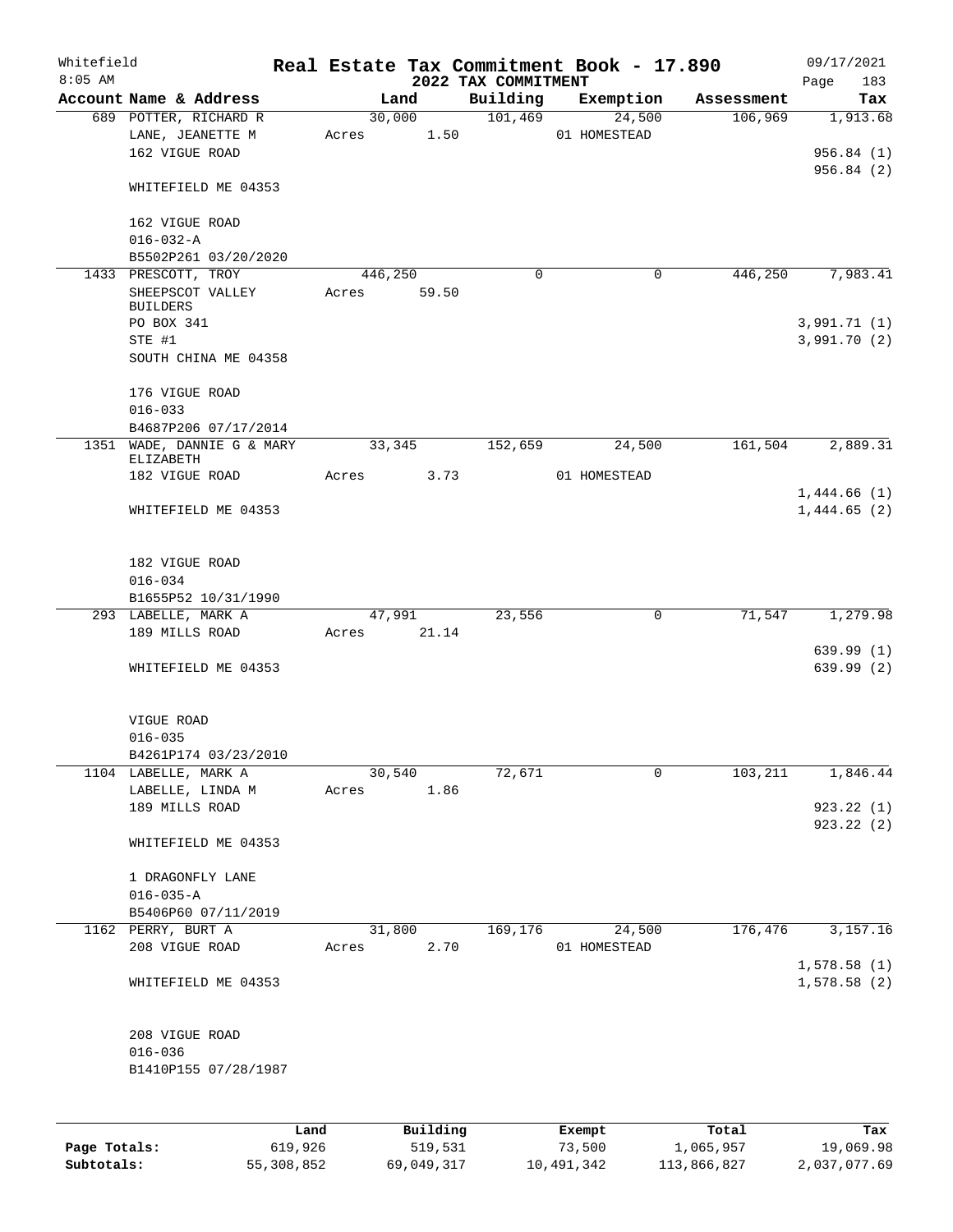Whitefield 8:05 AM

# Real Estate Tax Commitment Book - 17.890

## 2022 TAX COMMITMENT

09/17/2021

| Account Name & Address | Land | Building | Exemption | Assessment | Tax |
|---|---|---|---|---|---|
| 689 POTTER, RICHARD R<br>LANE, JEANETTE M<br>162 VIGUE ROAD<br><br>WHITEFIELD ME 04353<br><br>162 VIGUE ROAD<br>016-032-A<br>B5502P261 03/20/2020 | 30,000<br>Acres 1.50 | 101,469 | 24,500<br>01 HOMESTEAD | 106,969 | 1,913.68<br><br>956.84 (1)<br>956.84 (2) |
| 1433 PRESCOTT, TROY<br>SHEEPSCOT VALLEY BUILDERS<br>PO BOX 341<br>STE #1<br>SOUTH CHINA ME 04358<br><br>176 VIGUE ROAD<br>016-033<br>B4687P206 07/17/2014 | 446,250<br>Acres 59.50 | 0 | 0 | 446,250 | 7,983.41<br><br>3,991.71 (1)<br>3,991.70 (2) |
| 1351 WADE, DANNIE G & MARY ELIZABETH<br>182 VIGUE ROAD<br><br>WHITEFIELD ME 04353<br><br>182 VIGUE ROAD<br>016-034<br>B1655P52 10/31/1990 | 33,345<br>Acres 3.73 | 152,659 | 24,500<br>01 HOMESTEAD | 161,504 | 2,889.31<br><br>1,444.66 (1)<br>1,444.65 (2) |
| 293 LABELLE, MARK A<br>189 MILLS ROAD<br><br>WHITEFIELD ME 04353<br><br>VIGUE ROAD<br>016-035<br>B4261P174 03/23/2010 | 47,991<br>Acres 21.14 | 23,556 | 0 | 71,547 | 1,279.98<br><br>639.99 (1)<br>639.99 (2) |
| 1104 LABELLE, MARK A<br>LABELLE, LINDA M<br>189 MILLS ROAD<br><br>WHITEFIELD ME 04353<br><br>1 DRAGONFLY LANE<br>016-035-A<br>B5406P60 07/11/2019 | 30,540<br>Acres 1.86 | 72,671 | 0 | 103,211 | 1,846.44<br><br>923.22 (1)<br>923.22 (2) |
| 1162 PERRY, BURT A<br>208 VIGUE ROAD<br><br>WHITEFIELD ME 04353<br><br>208 VIGUE ROAD<br>016-036<br>B1410P155 07/28/1987 | 31,800<br>Acres 2.70 | 169,176 | 24,500<br>01 HOMESTEAD | 176,476 | 3,157.16<br><br>1,578.58 (1)<br>1,578.58 (2) |

| | Land | Building | Exempt | Total | Tax |
|---|---|---|---|---|---|
| Page Totals: | 619,926 | 519,531 | 73,500 | 1,065,957 | 19,069.98 |
| Subtotals: | 55,308,852 | 69,049,317 | 10,491,342 | 113,866,827 | 2,037,077.69 |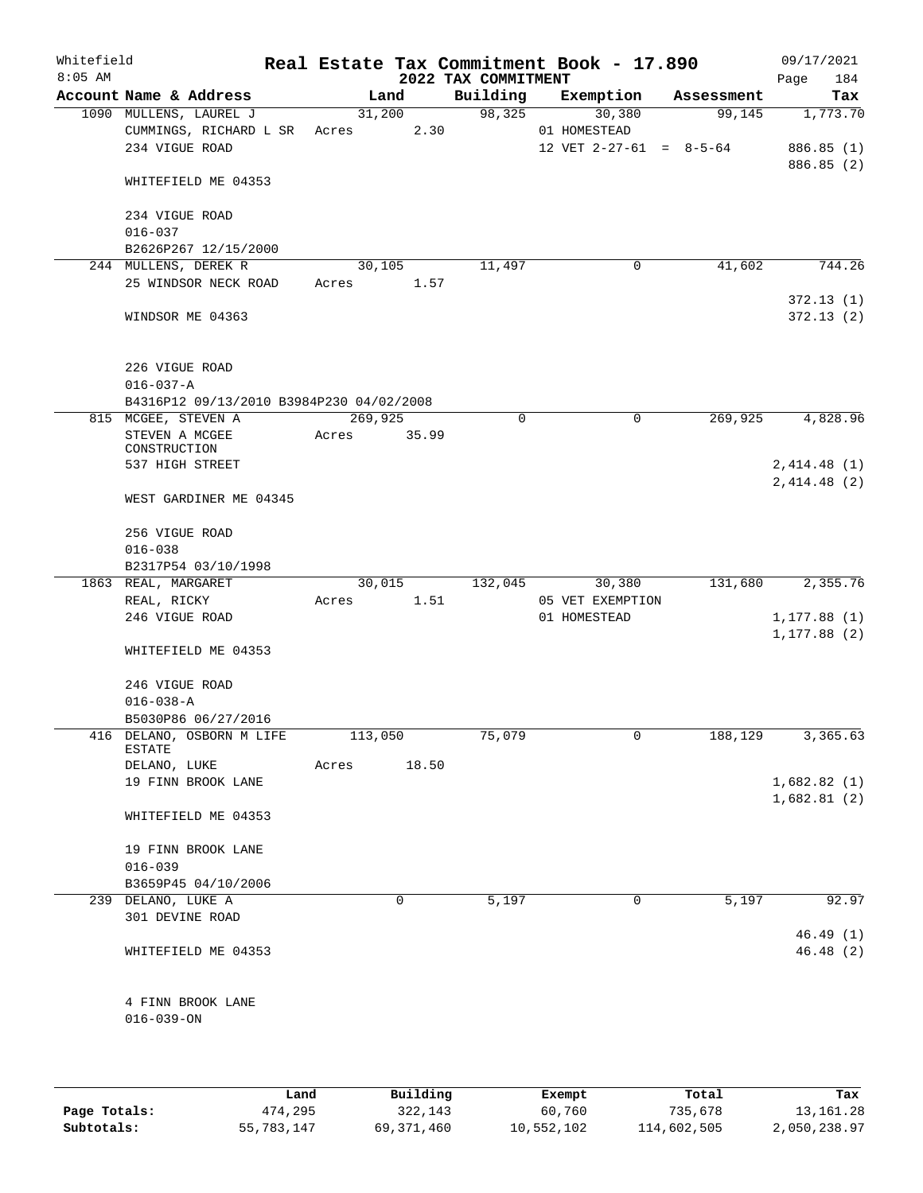# Real Estate Tax Commitment Book - 17.890

Whitefield 8:05 AM — 2022 TAX COMMITMENT — 09/17/2021 Page 184

| Account Name & Address | Land | Building | Exemption | Assessment | Tax |
|---|---|---|---|---|---|
| 1090 MULLENS, LAUREL J | 31,200 | 98,325 | 30,380 | 99,145 | 1,773.70 |
| CUMMINGS, RICHARD L SR | Acres 2.30 | | 01 HOMESTEAD | | |
| 234 VIGUE ROAD | | | 12 VET 2-27-61 = 8-5-64 | | 886.85 (1) |
| | | | | | 886.85 (2) |
| WHITEFIELD ME 04353 | | | | | |
| 234 VIGUE ROAD | | | | | |
| 016-037 | | | | | |
| B2626P267 12/15/2000 | | | | | |
| 244 MULLENS, DEREK R | 30,105 | 11,497 | 0 | 41,602 | 744.26 |
| 25 WINDSOR NECK ROAD | Acres 1.57 | | | | |
| | | | | | 372.13 (1) |
| WINDSOR ME 04363 | | | | | 372.13 (2) |
| 226 VIGUE ROAD | | | | | |
| 016-037-A | | | | | |
| B4316P12 09/13/2010 B3984P230 04/02/2008 | | | | | |
| 815 MCGEE, STEVEN A | 269,925 | 0 | 0 | 269,925 | 4,828.96 |
| STEVEN A MCGEE CONSTRUCTION | Acres 35.99 | | | | |
| 537 HIGH STREET | | | | | 2,414.48 (1) |
| | | | | | 2,414.48 (2) |
| WEST GARDINER ME 04345 | | | | | |
| 256 VIGUE ROAD | | | | | |
| 016-038 | | | | | |
| B2317P54 03/10/1998 | | | | | |
| 1863 REAL, MARGARET | 30,015 | 132,045 | 30,380 | 131,680 | 2,355.76 |
| REAL, RICKY | Acres 1.51 | | 05 VET EXEMPTION | | |
| 246 VIGUE ROAD | | | 01 HOMESTEAD | | 1,177.88 (1) |
| | | | | | 1,177.88 (2) |
| WHITEFIELD ME 04353 | | | | | |
| 246 VIGUE ROAD | | | | | |
| 016-038-A | | | | | |
| B5030P86 06/27/2016 | | | | | |
| 416 DELANO, OSBORN M LIFE ESTATE | 113,050 | 75,079 | 0 | 188,129 | 3,365.63 |
| DELANO, LUKE | Acres 18.50 | | | | |
| 19 FINN BROOK LANE | | | | | 1,682.82 (1) |
| | | | | | 1,682.81 (2) |
| WHITEFIELD ME 04353 | | | | | |
| 19 FINN BROOK LANE | | | | | |
| 016-039 | | | | | |
| B3659P45 04/10/2006 | | | | | |
| 239 DELANO, LUKE A | 0 | 5,197 | 0 | 5,197 | 92.97 |
| 301 DEVINE ROAD | | | | | |
| | | | | | 46.49 (1) |
| WHITEFIELD ME 04353 | | | | | 46.48 (2) |
| 4 FINN BROOK LANE | | | | | |
| 016-039-ON | | | | | |

| | Land | Building | Exempt | Total | Tax |
|---|---|---|---|---|---|
| Page Totals: | 474,295 | 322,143 | 60,760 | 735,678 | 13,161.28 |
| Subtotals: | 55,783,147 | 69,371,460 | 10,552,102 | 114,602,505 | 2,050,238.97 |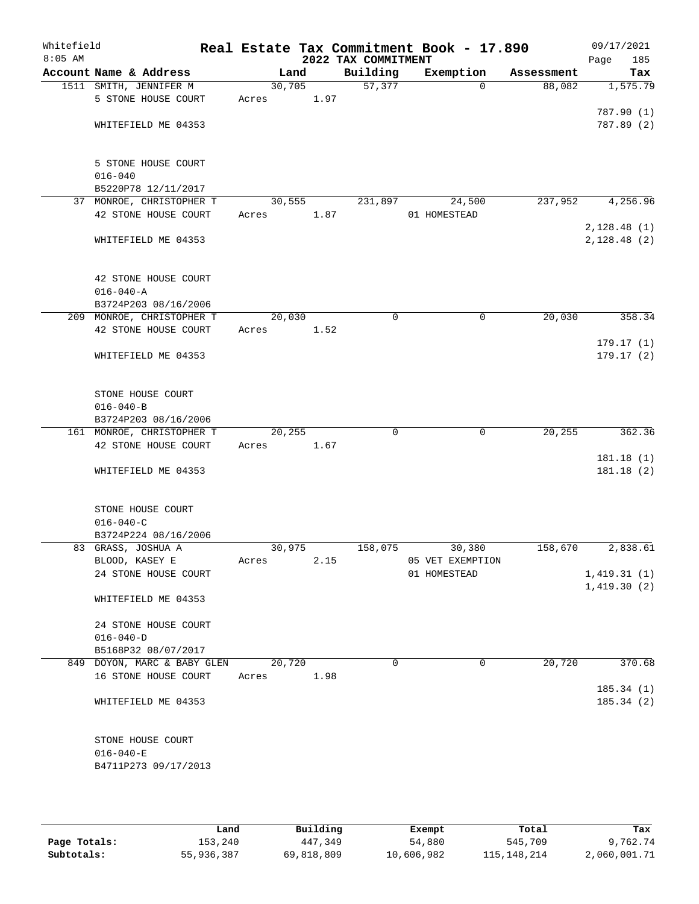# Real Estate Tax Commitment Book - 17.890

Whitefield
8:05 AM

2022 TAX COMMITMENT

09/17/2021

| Account Name & Address | Land | Building | Exemption | Assessment | Tax |
|---|---|---|---|---|---|
| 1511 SMITH, JENNIFER M<br>5 STONE HOUSE COURT<br><br>WHITEFIELD ME 04353<br><br>5 STONE HOUSE COURT<br>016-040<br>B5220P78 12/11/2017 | 30,705<br>Acres 1.97 | 57,377 | 0 | 88,082 | 1,575.79<br><br>787.90 (1)<br>787.89 (2) |
| 37 MONROE, CHRISTOPHER T<br>42 STONE HOUSE COURT<br><br>WHITEFIELD ME 04353<br><br>42 STONE HOUSE COURT<br>016-040-A<br>B3724P203 08/16/2006 | 30,555<br>Acres 1.87 | 231,897 | 24,500<br>01 HOMESTEAD | 237,952 | 4,256.96<br><br>2,128.48 (1)<br>2,128.48 (2) |
| 209 MONROE, CHRISTOPHER T<br>42 STONE HOUSE COURT<br><br>WHITEFIELD ME 04353<br><br>STONE HOUSE COURT<br>016-040-B<br>B3724P203 08/16/2006 | 20,030<br>Acres 1.52 | 0 | 0 | 20,030 | 358.34<br><br>179.17 (1)<br>179.17 (2) |
| 161 MONROE, CHRISTOPHER T<br>42 STONE HOUSE COURT<br><br>WHITEFIELD ME 04353<br><br>STONE HOUSE COURT<br>016-040-C<br>B3724P224 08/16/2006 | 20,255<br>Acres 1.67 | 0 | 0 | 20,255 | 362.36<br><br>181.18 (1)<br>181.18 (2) |
| 83 GRASS, JOSHUA A<br>BLOOD, KASEY E<br>24 STONE HOUSE COURT<br><br>WHITEFIELD ME 04353<br><br>24 STONE HOUSE COURT<br>016-040-D<br>B5168P32 08/07/2017 | 30,975<br>Acres 2.15 | 158,075 | 30,380<br>05 VET EXEMPTION<br>01 HOMESTEAD | 158,670 | 2,838.61<br><br>1,419.31 (1)<br>1,419.30 (2) |
| 849 DOYON, MARC & BABY GLEN<br>16 STONE HOUSE COURT<br><br>WHITEFIELD ME 04353<br><br>STONE HOUSE COURT<br>016-040-E<br>B4711P273 09/17/2013 | 20,720<br>Acres 1.98 | 0 | 0 | 20,720 | 370.68<br><br>185.34 (1)<br>185.34 (2) |

| | Land | Building | Exempt | Total | Tax |
|---|---|---|---|---|---|
| Page Totals: | 153,240 | 447,349 | 54,880 | 545,709 | 9,762.74 |
| Subtotals: | 55,936,387 | 69,818,809 | 10,606,982 | 115,148,214 | 2,060,001.71 |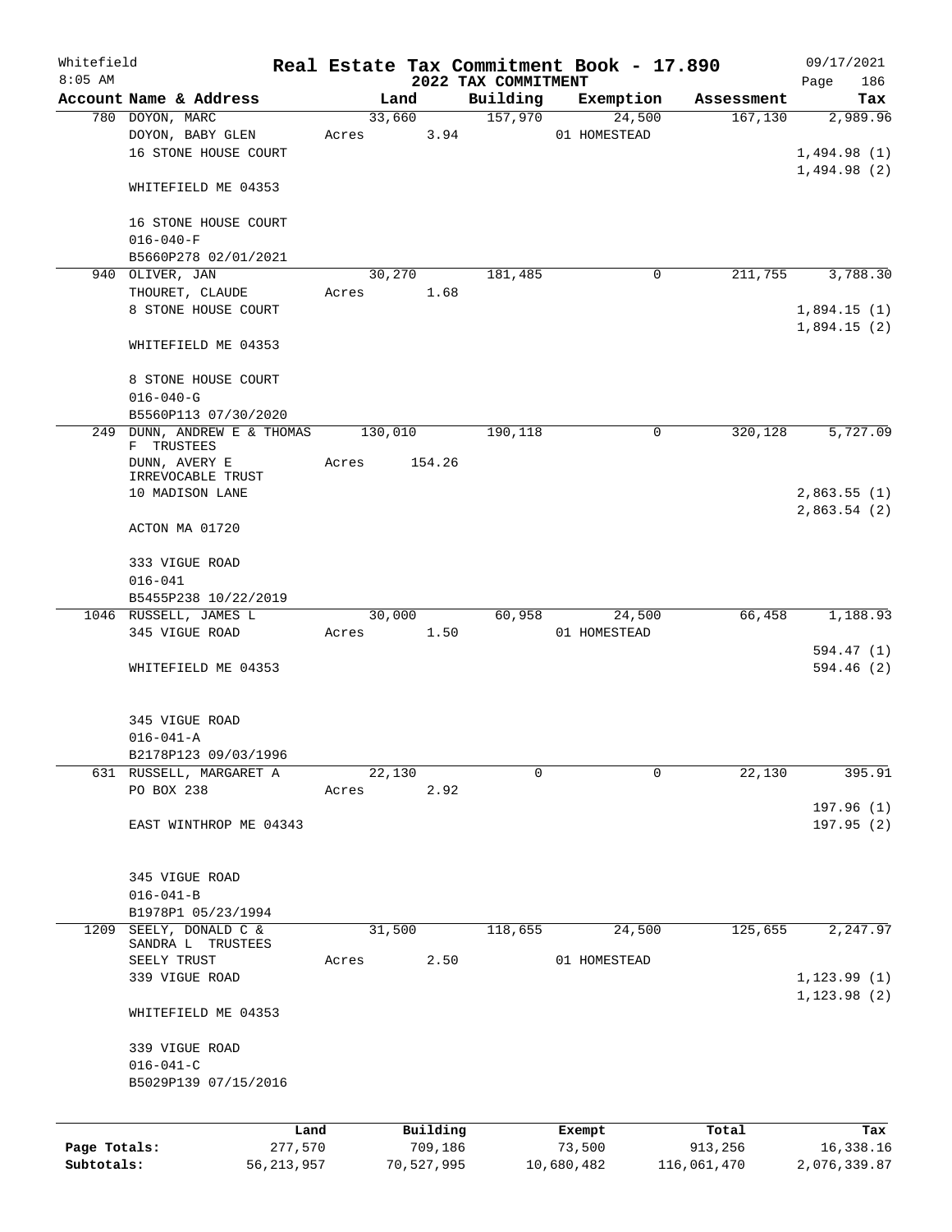Whitefield 8:05 AM

# Real Estate Tax Commitment Book - 17.890

## 2022 TAX COMMITMENT

09/17/2021

| Account Name & Address | Land | Building | Exemption | Assessment | Tax |
|---|---|---|---|---|---|
| 780 DOYON, MARC<br>DOYON, BABY GLEN<br>16 STONE HOUSE COURT<br><br>WHITEFIELD ME 04353<br><br>16 STONE HOUSE COURT<br>016-040-F<br>B5660P278 02/01/2021 | 33,660<br>Acres 3.94 | 157,970 | 24,500<br>01 HOMESTEAD | 167,130 | 2,989.96<br><br>1,494.98 (1)<br>1,494.98 (2) |
| 940 OLIVER, JAN<br>THOURET, CLAUDE<br>8 STONE HOUSE COURT<br><br>WHITEFIELD ME 04353<br><br>8 STONE HOUSE COURT<br>016-040-G<br>B5560P113 07/30/2020 | 30,270<br>Acres 1.68 | 181,485 | 0 | 211,755 | 3,788.30<br><br>1,894.15 (1)<br>1,894.15 (2) |
| 249 DUNN, ANDREW E & THOMAS F TRUSTEES<br>DUNN, AVERY E IRREVOCABLE TRUST<br>10 MADISON LANE<br><br>ACTON MA 01720<br><br>333 VIGUE ROAD<br>016-041<br>B5455P238 10/22/2019 | 130,010<br>Acres 154.26 | 190,118 | 0 | 320,128 | 5,727.09<br><br>2,863.55 (1)<br>2,863.54 (2) |
| 1046 RUSSELL, JAMES L<br>345 VIGUE ROAD<br><br>WHITEFIELD ME 04353<br><br>345 VIGUE ROAD<br>016-041-A<br>B2178P123 09/03/1996 | 30,000<br>Acres 1.50 | 60,958 | 24,500<br>01 HOMESTEAD | 66,458 | 1,188.93<br><br>594.47 (1)<br>594.46 (2) |
| 631 RUSSELL, MARGARET A<br>PO BOX 238<br><br>EAST WINTHROP ME 04343<br><br>345 VIGUE ROAD<br>016-041-B<br>B1978P1 05/23/1994 | 22,130<br>Acres 2.92 | 0 | 0 | 22,130 | 395.91<br><br>197.96 (1)<br>197.95 (2) |
| 1209 SEELY, DONALD C & SANDRA L TRUSTEES<br>SEELY TRUST<br>339 VIGUE ROAD<br><br>WHITEFIELD ME 04353<br><br>339 VIGUE ROAD<br>016-041-C<br>B5029P139 07/15/2016 | 31,500<br>Acres 2.50 | 118,655 | 24,500<br>01 HOMESTEAD | 125,655 | 2,247.97<br><br>1,123.99 (1)<br>1,123.98 (2) |

| | Land | Building | Exempt | Total | Tax |
|---|---|---|---|---|---|
| Page Totals: | 277,570 | 709,186 | 73,500 | 913,256 | 16,338.16 |
| Subtotals: | 56,213,957 | 70,527,995 | 10,680,482 | 116,061,470 | 2,076,339.87 |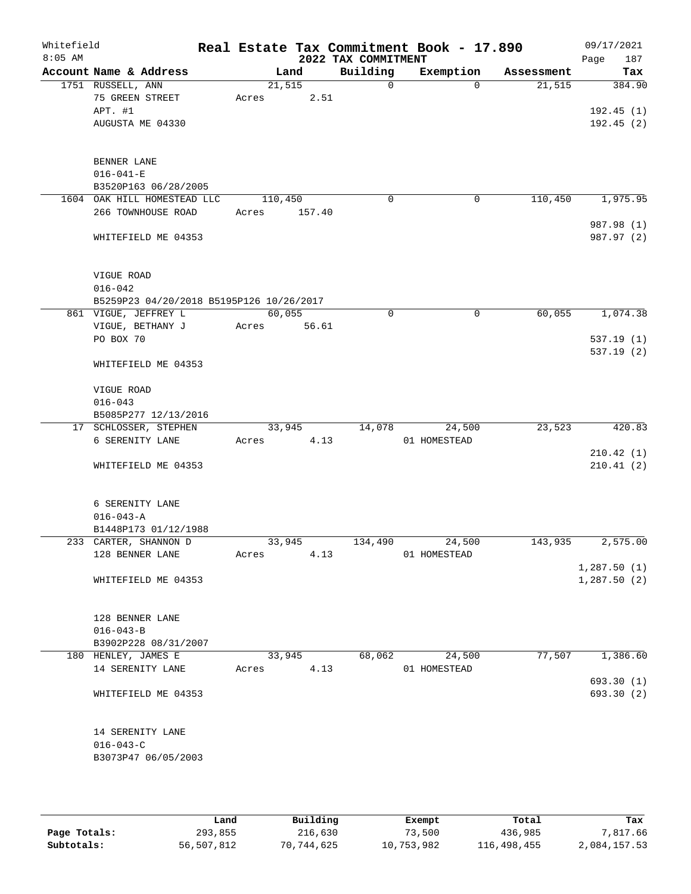Whitefield 8:05 AM

# Real Estate Tax Commitment Book - 17.890

## 2022 TAX COMMITMENT

09/17/2021 Page 187

| Account Name & Address | Land | Building | Exemption | Assessment | Tax |
|---|---|---|---|---|---|
| 1751 RUSSELL, ANN | 21,515 | 0 | 0 | 21,515 | 384.90 |
| 75 GREEN STREET | Acres 2.51 | | | | |
| APT. #1 | | | | | 192.45 (1) |
| AUGUSTA ME 04330 | | | | | 192.45 (2) |
| BENNER LANE | | | | | |
| 016-041-E | | | | | |
| B3520P163 06/28/2005 | | | | | |
| 1604 OAK HILL HOMESTEAD LLC | 110,450 | 0 | 0 | 110,450 | 1,975.95 |
| 266 TOWNHOUSE ROAD | Acres 157.40 | | | | |
| | | | | | 987.98 (1) |
| WHITEFIELD ME 04353 | | | | | 987.97 (2) |
| VIGUE ROAD | | | | | |
| 016-042 | | | | | |
| B5259P23 04/20/2018 B5195P126 10/26/2017 | | | | | |
| 861 VIGUE, JEFFREY L | 60,055 | 0 | 0 | 60,055 | 1,074.38 |
| VIGUE, BETHANY J | Acres 56.61 | | | | |
| PO BOX 70 | | | | | 537.19 (1) |
| | | | | | 537.19 (2) |
| WHITEFIELD ME 04353 | | | | | |
| VIGUE ROAD | | | | | |
| 016-043 | | | | | |
| B5085P277 12/13/2016 | | | | | |
| 17 SCHLOSSER, STEPHEN | 33,945 | 14,078 | 24,500 | 23,523 | 420.83 |
| 6 SERENITY LANE | Acres 4.13 | | 01 HOMESTEAD | | |
| | | | | | 210.42 (1) |
| WHITEFIELD ME 04353 | | | | | 210.41 (2) |
| 6 SERENITY LANE | | | | | |
| 016-043-A | | | | | |
| B1448P173 01/12/1988 | | | | | |
| 233 CARTER, SHANNON D | 33,945 | 134,490 | 24,500 | 143,935 | 2,575.00 |
| 128 BENNER LANE | Acres 4.13 | | 01 HOMESTEAD | | |
| | | | | | 1,287.50 (1) |
| WHITEFIELD ME 04353 | | | | | 1,287.50 (2) |
| 128 BENNER LANE | | | | | |
| 016-043-B | | | | | |
| B3902P228 08/31/2007 | | | | | |
| 180 HENLEY, JAMES E | 33,945 | 68,062 | 24,500 | 77,507 | 1,386.60 |
| 14 SERENITY LANE | Acres 4.13 | | 01 HOMESTEAD | | |
| | | | | | 693.30 (1) |
| WHITEFIELD ME 04353 | | | | | 693.30 (2) |
| 14 SERENITY LANE | | | | | |
| 016-043-C | | | | | |
| B3073P47 06/05/2003 | | | | | |

| | Land | Building | Exempt | Total | Tax |
|---|---|---|---|---|---|
| Page Totals: | 293,855 | 216,630 | 73,500 | 436,985 | 7,817.66 |
| Subtotals: | 56,507,812 | 70,744,625 | 10,753,982 | 116,498,455 | 2,084,157.53 |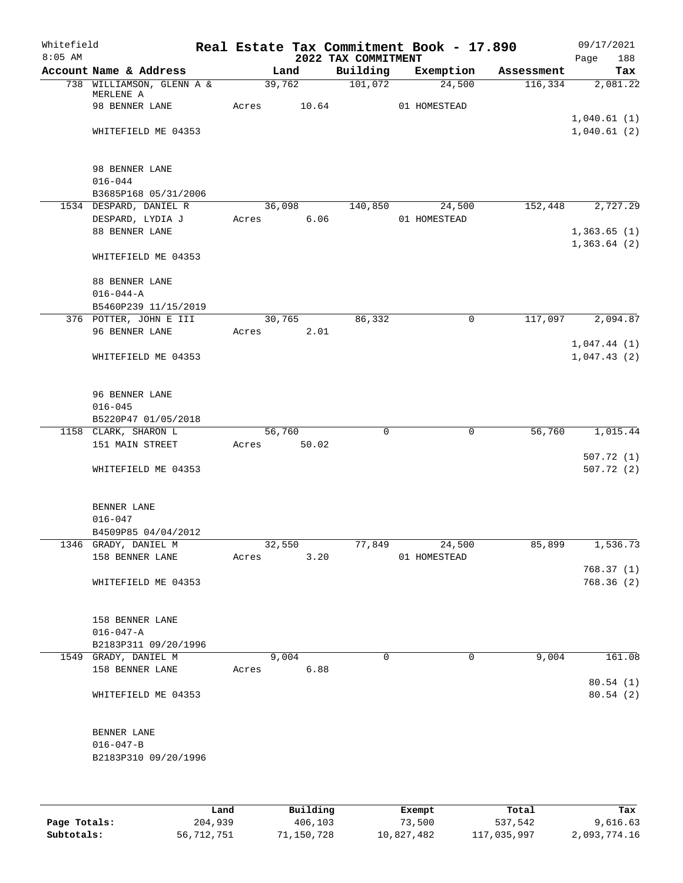Whitefield

8:05 AM

# Real Estate Tax Commitment Book - 17.890

## 2022 TAX COMMITMENT

09/17/2021

| Account Name & Address | Land | Building | Exemption | Assessment | Tax |
|---|---|---|---|---|---|
| 738 WILLIAMSON, GLENN A & MERLENE A | 39,762 | 101,072 | 24,500 | 116,334 | 2,081.22 |
| 98 BENNER LANE | Acres 10.64 | | 01 HOMESTEAD | | |
| | | | | | 1,040.61 (1) |
| WHITEFIELD ME 04353 | | | | | 1,040.61 (2) |
| 98 BENNER LANE | | | | | |
| 016-044 | | | | | |
| B3685P168 05/31/2006 | | | | | |
| 1534 DESPARD, DANIEL R | 36,098 | 140,850 | 24,500 | 152,448 | 2,727.29 |
| DESPARD, LYDIA J | Acres 6.06 | | 01 HOMESTEAD | | |
| 88 BENNER LANE | | | | | 1,363.65 (1) |
| | | | | | 1,363.64 (2) |
| WHITEFIELD ME 04353 | | | | | |
| 88 BENNER LANE | | | | | |
| 016-044-A | | | | | |
| B5460P239 11/15/2019 | | | | | |
| 376 POTTER, JOHN E III | 30,765 | 86,332 | 0 | 117,097 | 2,094.87 |
| 96 BENNER LANE | Acres 2.01 | | | | |
| | | | | | 1,047.44 (1) |
| WHITEFIELD ME 04353 | | | | | 1,047.43 (2) |
| 96 BENNER LANE | | | | | |
| 016-045 | | | | | |
| B5220P47 01/05/2018 | | | | | |
| 1158 CLARK, SHARON L | 56,760 | 0 | 0 | 56,760 | 1,015.44 |
| 151 MAIN STREET | Acres 50.02 | | | | |
| | | | | | 507.72 (1) |
| WHITEFIELD ME 04353 | | | | | 507.72 (2) |
| BENNER LANE | | | | | |
| 016-047 | | | | | |
| B4509P85 04/04/2012 | | | | | |
| 1346 GRADY, DANIEL M | 32,550 | 77,849 | 24,500 | 85,899 | 1,536.73 |
| 158 BENNER LANE | Acres 3.20 | | 01 HOMESTEAD | | |
| | | | | | 768.37 (1) |
| WHITEFIELD ME 04353 | | | | | 768.36 (2) |
| 158 BENNER LANE | | | | | |
| 016-047-A | | | | | |
| B2183P311 09/20/1996 | | | | | |
| 1549 GRADY, DANIEL M | 9,004 | 0 | 0 | 9,004 | 161.08 |
| 158 BENNER LANE | Acres 6.88 | | | | |
| | | | | | 80.54 (1) |
| WHITEFIELD ME 04353 | | | | | 80.54 (2) |
| BENNER LANE | | | | | |
| 016-047-B | | | | | |
| B2183P310 09/20/1996 | | | | | |

| | Land | Building | Exempt | Total | Tax |
|---|---|---|---|---|---|
| Page Totals: | 204,939 | 406,103 | 73,500 | 537,542 | 9,616.63 |
| Subtotals: | 56,712,751 | 71,150,728 | 10,827,482 | 117,035,997 | 2,093,774.16 |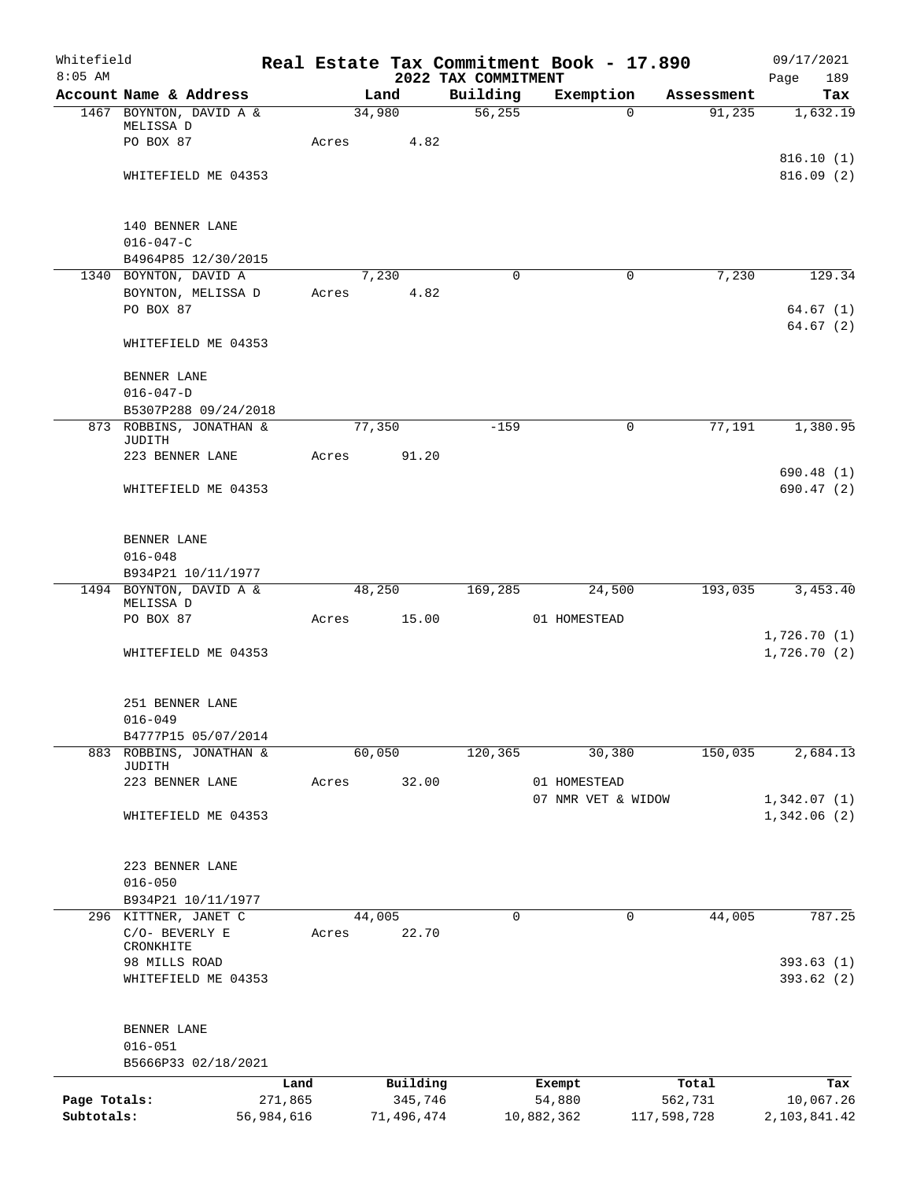Whitefield
8:05 AM

# Real Estate Tax Commitment Book - 17.890

## 2022 TAX COMMITMENT

09/17/2021
Page 189

| Account Name & Address | Land | Building | Exemption | Assessment | Tax |
|---|---|---|---|---|---|
| 1467 BOYNTON, DAVID A & MELISSA D | 34,980 | 56,255 | 0 | 91,235 | 1,632.19 |
| PO BOX 87 | Acres 4.82 | | | | |
| | | | | | 816.10 (1) |
| WHITEFIELD ME 04353 | | | | | 816.09 (2) |
| 140 BENNER LANE | | | | | |
| 016-047-C | | | | | |
| B4964P85 12/30/2015 | | | | | |
| 1340 BOYNTON, DAVID A | 7,230 | 0 | 0 | 7,230 | 129.34 |
| BOYNTON, MELISSA D | Acres 4.82 | | | | |
| PO BOX 87 | | | | | 64.67 (1) |
| | | | | | 64.67 (2) |
| WHITEFIELD ME 04353 | | | | | |
| BENNER LANE | | | | | |
| 016-047-D | | | | | |
| B5307P288 09/24/2018 | | | | | |
| 873 ROBBINS, JONATHAN & JUDITH | 77,350 | -159 | 0 | 77,191 | 1,380.95 |
| 223 BENNER LANE | Acres 91.20 | | | | |
| | | | | | 690.48 (1) |
| WHITEFIELD ME 04353 | | | | | 690.47 (2) |
| BENNER LANE | | | | | |
| 016-048 | | | | | |
| B934P21 10/11/1977 | | | | | |
| 1494 BOYNTON, DAVID A & MELISSA D | 48,250 | 169,285 | 24,500 | 193,035 | 3,453.40 |
| PO BOX 87 | Acres 15.00 | | 01 HOMESTEAD | | |
| | | | | | 1,726.70 (1) |
| WHITEFIELD ME 04353 | | | | | 1,726.70 (2) |
| 251 BENNER LANE | | | | | |
| 016-049 | | | | | |
| B4777P15 05/07/2014 | | | | | |
| 883 ROBBINS, JONATHAN & JUDITH | 60,050 | 120,365 | 30,380 | 150,035 | 2,684.13 |
| 223 BENNER LANE | Acres 32.00 | | 01 HOMESTEAD | | |
| | | | 07 NMR VET & WIDOW | | 1,342.07 (1) |
| WHITEFIELD ME 04353 | | | | | 1,342.06 (2) |
| 223 BENNER LANE | | | | | |
| 016-050 | | | | | |
| B934P21 10/11/1977 | | | | | |
| 296 KITTNER, JANET C | 44,005 | 0 | 0 | 44,005 | 787.25 |
| C/O- BEVERLY E CRONKHITE | Acres 22.70 | | | | |
| 98 MILLS ROAD | | | | | 393.63 (1) |
| WHITEFIELD ME 04353 | | | | | 393.62 (2) |
| BENNER LANE | | | | | |
| 016-051 | | | | | |
| B5666P33 02/18/2021 | | | | | |

| | Land | Building | Exempt | Total | Tax |
|---|---|---|---|---|---|
| Page Totals: | 271,865 | 345,746 | 54,880 | 562,731 | 10,067.26 |
| Subtotals: | 56,984,616 | 71,496,474 | 10,882,362 | 117,598,728 | 2,103,841.42 |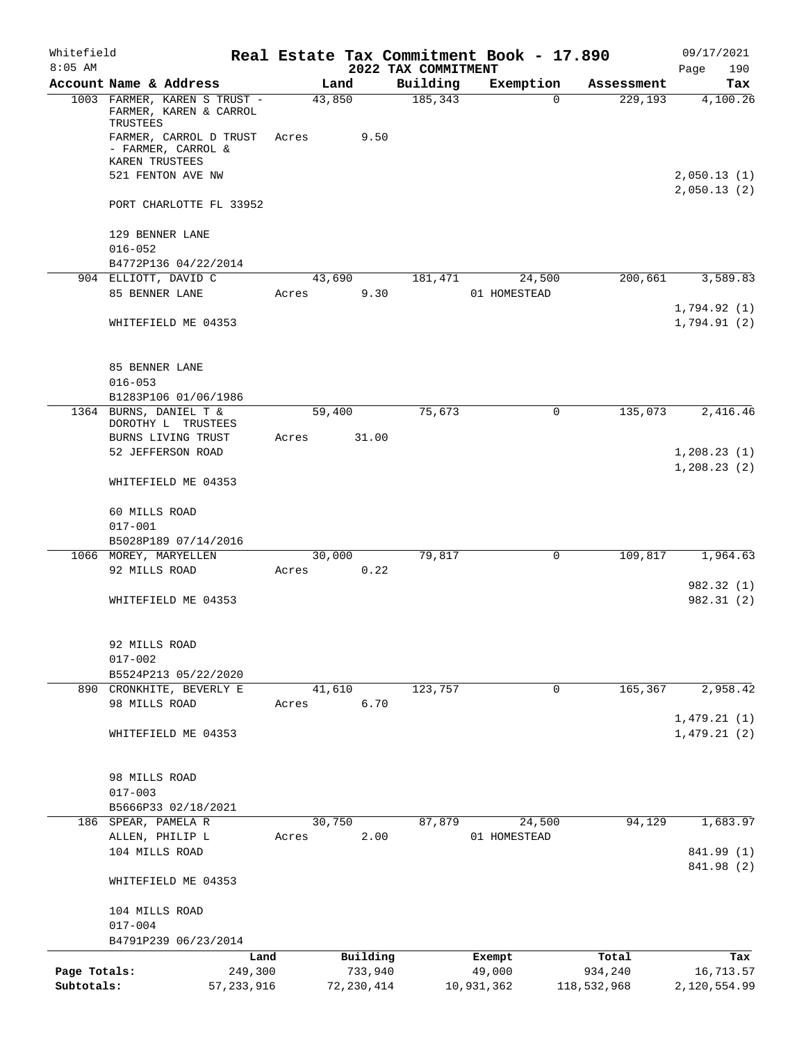Whitefield 8:05 AM

# Real Estate Tax Commitment Book - 17.890

## 2022 TAX COMMITMENT

09/17/2021

| Account Name & Address | Land | Building | Exemption | Assessment | Tax |
|---|---|---|---|---|---|
| 1003 FARMER, KAREN S TRUST - FARMER, KAREN & CARROL TRUSTEES | 43,850 | 185,343 | 0 | 229,193 | 4,100.26 |
| FARMER, CARROL D TRUST - FARMER, CARROL & KAREN TRUSTEES | Acres 9.50 | | | | |
| 521 FENTON AVE NW | | | | | 2,050.13 (1) |
| | | | | | 2,050.13 (2) |
| PORT CHARLOTTE FL 33952 | | | | | |
| 129 BENNER LANE | | | | | |
| 016-052 | | | | | |
| B4772P136 04/22/2014 | | | | | |
| 904 ELLIOTT, DAVID C | 43,690 | 181,471 | 24,500 | 200,661 | 3,589.83 |
| 85 BENNER LANE | Acres 9.30 | | 01 HOMESTEAD | | |
| | | | | | 1,794.92 (1) |
| WHITEFIELD ME 04353 | | | | | 1,794.91 (2) |
| 85 BENNER LANE | | | | | |
| 016-053 | | | | | |
| B1283P106 01/06/1986 | | | | | |
| 1364 BURNS, DANIEL T & DOROTHY L TRUSTEES | 59,400 | 75,673 | 0 | 135,073 | 2,416.46 |
| BURNS LIVING TRUST | Acres 31.00 | | | | |
| 52 JEFFERSON ROAD | | | | | 1,208.23 (1) |
| | | | | | 1,208.23 (2) |
| WHITEFIELD ME 04353 | | | | | |
| 60 MILLS ROAD | | | | | |
| 017-001 | | | | | |
| B5028P189 07/14/2016 | | | | | |
| 1066 MOREY, MARYELLEN | 30,000 | 79,817 | 0 | 109,817 | 1,964.63 |
| 92 MILLS ROAD | Acres 0.22 | | | | |
| | | | | | 982.32 (1) |
| WHITEFIELD ME 04353 | | | | | 982.31 (2) |
| 92 MILLS ROAD | | | | | |
| 017-002 | | | | | |
| B5524P213 05/22/2020 | | | | | |
| 890 CRONKHITE, BEVERLY E | 41,610 | 123,757 | 0 | 165,367 | 2,958.42 |
| 98 MILLS ROAD | Acres 6.70 | | | | |
| | | | | | 1,479.21 (1) |
| WHITEFIELD ME 04353 | | | | | 1,479.21 (2) |
| 98 MILLS ROAD | | | | | |
| 017-003 | | | | | |
| B5666P33 02/18/2021 | | | | | |
| 186 SPEAR, PAMELA R | 30,750 | 87,879 | 24,500 | 94,129 | 1,683.97 |
| ALLEN, PHILIP L | Acres 2.00 | | 01 HOMESTEAD | | |
| 104 MILLS ROAD | | | | | 841.99 (1) |
| | | | | | 841.98 (2) |
| WHITEFIELD ME 04353 | | | | | |
| 104 MILLS ROAD | | | | | |
| 017-004 | | | | | |
| B4791P239 06/23/2014 | | | | | |

| | Land | Building | Exempt | Total | Tax |
|---|---|---|---|---|---|
| Page Totals: | 249,300 | 733,940 | 49,000 | 934,240 | 16,713.57 |
| Subtotals: | 57,233,916 | 72,230,414 | 10,931,362 | 118,532,968 | 2,120,554.99 |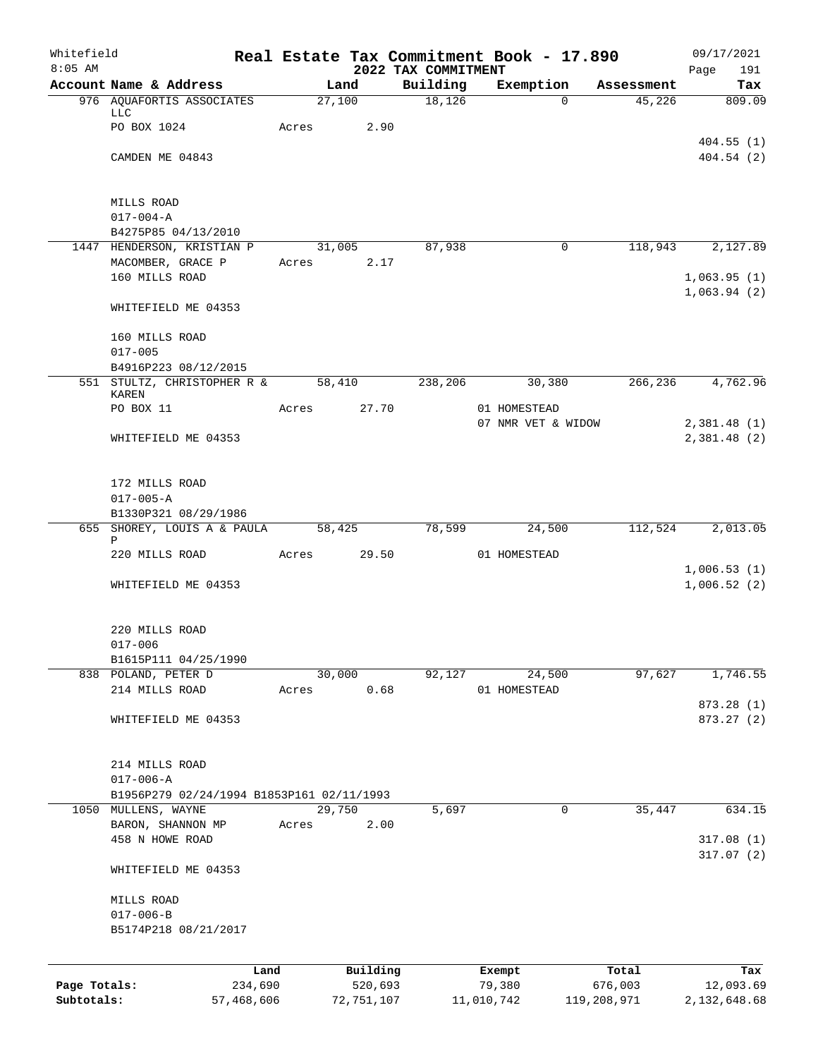Whitefield
8:05 AM

# Real Estate Tax Commitment Book - 17.890
## 2022 TAX COMMITMENT

09/17/2021

| Account Name & Address | Land | Building | Exemption | Assessment | Tax |
|---|---|---|---|---|---|
| 976 AQUAFORTIS ASSOCIATES LLC | 27,100 | 18,126 | 0 | 45,226 | 809.09 |
| PO BOX 1024 | Acres 2.90 | | | | |
| | | | | | 404.55 (1) |
| CAMDEN ME 04843 | | | | | 404.54 (2) |
| MILLS ROAD | | | | | |
| 017-004-A | | | | | |
| B4275P85 04/13/2010 | | | | | |
| 1447 HENDERSON, KRISTIAN P | 31,005 | 87,938 | 0 | 118,943 | 2,127.89 |
| MACOMBER, GRACE P | Acres 2.17 | | | | |
| 160 MILLS ROAD | | | | | 1,063.95 (1) |
| | | | | | 1,063.94 (2) |
| WHITEFIELD ME 04353 | | | | | |
| 160 MILLS ROAD | | | | | |
| 017-005 | | | | | |
| B4916P223 08/12/2015 | | | | | |
| 551 STULTZ, CHRISTOPHER R & KAREN | 58,410 | 238,206 | 30,380 | 266,236 | 4,762.96 |
| PO BOX 11 | Acres 27.70 | | 01 HOMESTEAD | | |
| | | | 07 NMR VET & WIDOW | | 2,381.48 (1) |
| WHITEFIELD ME 04353 | | | | | 2,381.48 (2) |
| 172 MILLS ROAD | | | | | |
| 017-005-A | | | | | |
| B1330P321 08/29/1986 | | | | | |
| 655 SHOREY, LOUIS A & PAULA P | 58,425 | 78,599 | 24,500 | 112,524 | 2,013.05 |
| 220 MILLS ROAD | Acres 29.50 | | 01 HOMESTEAD | | |
| | | | | | 1,006.53 (1) |
| WHITEFIELD ME 04353 | | | | | 1,006.52 (2) |
| 220 MILLS ROAD | | | | | |
| 017-006 | | | | | |
| B1615P111 04/25/1990 | | | | | |
| 838 POLAND, PETER D | 30,000 | 92,127 | 24,500 | 97,627 | 1,746.55 |
| 214 MILLS ROAD | Acres 0.68 | | 01 HOMESTEAD | | |
| | | | | | 873.28 (1) |
| WHITEFIELD ME 04353 | | | | | 873.27 (2) |
| 214 MILLS ROAD | | | | | |
| 017-006-A | | | | | |
| B1956P279 02/24/1994 B1853P161 02/11/1993 | | | | | |
| 1050 MULLENS, WAYNE | 29,750 | 5,697 | 0 | 35,447 | 634.15 |
| BARON, SHANNON MP | Acres 2.00 | | | | |
| 458 N HOWE ROAD | | | | | 317.08 (1) |
| | | | | | 317.07 (2) |
| WHITEFIELD ME 04353 | | | | | |
| MILLS ROAD | | | | | |
| 017-006-B | | | | | |
| B5174P218 08/21/2017 | | | | | |

| | Land | Building | Exempt | Total | Tax |
|---|---|---|---|---|---|
| Page Totals: | 234,690 | 520,693 | 79,380 | 676,003 | 12,093.69 |
| Subtotals: | 57,468,606 | 72,751,107 | 11,010,742 | 119,208,971 | 2,132,648.68 |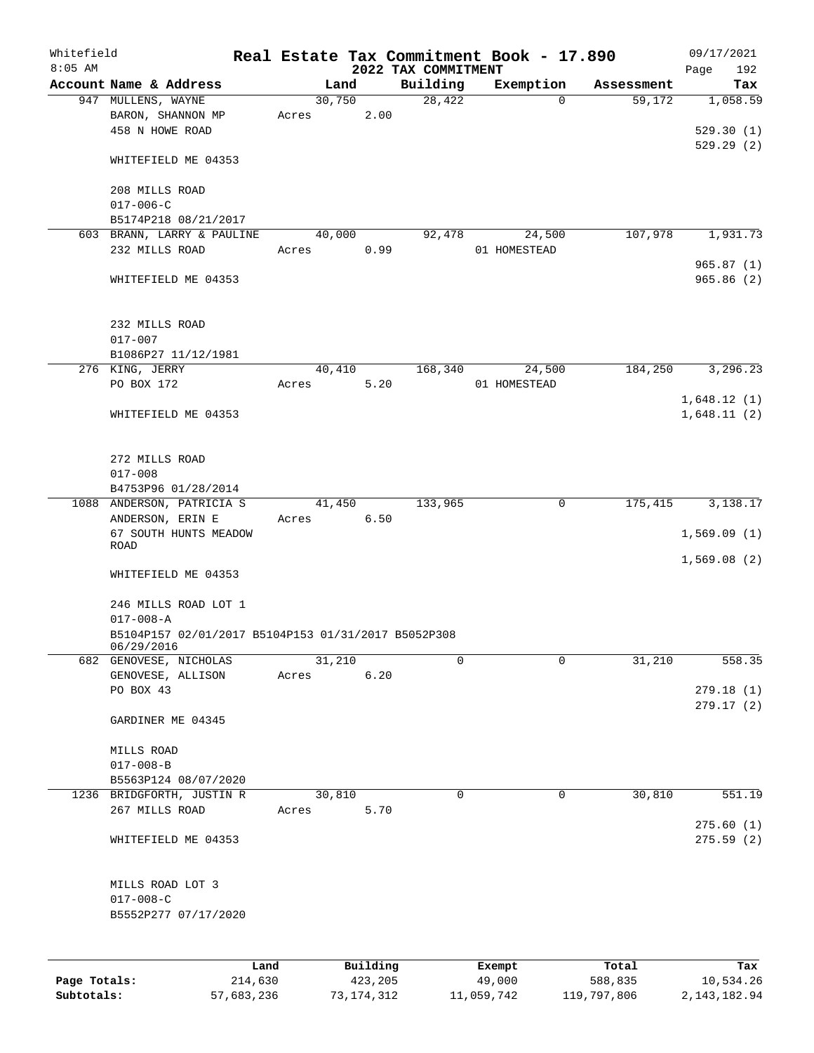Whitefield 8:05 AM

# Real Estate Tax Commitment Book - 17.890

## 2022 TAX COMMITMENT

09/17/2021 Page 192

| Account Name & Address | Land | Building | Exemption | Assessment | Tax |
|---|---|---|---|---|---|
| 947 MULLENS, WAYNE | 30,750 | 28,422 | 0 | 59,172 | 1,058.59 |
| BARON, SHANNON MP | Acres 2.00 | | | | |
| 458 N HOWE ROAD | | | | | 529.30 (1) |
| | | | | | 529.29 (2) |
| WHITEFIELD ME 04353 | | | | | |
| 208 MILLS ROAD | | | | | |
| 017-006-C | | | | | |
| B5174P218 08/21/2017 | | | | | |
| 603 BRANN, LARRY & PAULINE | 40,000 | 92,478 | 24,500 | 107,978 | 1,931.73 |
| 232 MILLS ROAD | Acres 0.99 | | 01 HOMESTEAD | | |
| | | | | | 965.87 (1) |
| WHITEFIELD ME 04353 | | | | | 965.86 (2) |
| 232 MILLS ROAD | | | | | |
| 017-007 | | | | | |
| B1086P27 11/12/1981 | | | | | |
| 276 KING, JERRY | 40,410 | 168,340 | 24,500 | 184,250 | 3,296.23 |
| PO BOX 172 | Acres 5.20 | | 01 HOMESTEAD | | |
| | | | | | 1,648.12 (1) |
| WHITEFIELD ME 04353 | | | | | 1,648.11 (2) |
| 272 MILLS ROAD | | | | | |
| 017-008 | | | | | |
| B4753P96 01/28/2014 | | | | | |
| 1088 ANDERSON, PATRICIA S | 41,450 | 133,965 | 0 | 175,415 | 3,138.17 |
| ANDERSON, ERIN E | Acres 6.50 | | | | |
| 67 SOUTH HUNTS MEADOW ROAD | | | | | 1,569.09 (1) |
| | | | | | 1,569.08 (2) |
| WHITEFIELD ME 04353 | | | | | |
| 246 MILLS ROAD LOT 1 | | | | | |
| 017-008-A | | | | | |
| B5104P157 02/01/2017 B5104P153 01/31/2017 B5052P308 06/29/2016 | | | | | |
| 682 GENOVESE, NICHOLAS | 31,210 | 0 | 0 | 31,210 | 558.35 |
| GENOVESE, ALLISON | Acres 6.20 | | | | |
| PO BOX 43 | | | | | 279.18 (1) |
| | | | | | 279.17 (2) |
| GARDINER ME 04345 | | | | | |
| MILLS ROAD | | | | | |
| 017-008-B | | | | | |
| B5563P124 08/07/2020 | | | | | |
| 1236 BRIDGFORTH, JUSTIN R | 30,810 | 0 | 0 | 30,810 | 551.19 |
| 267 MILLS ROAD | Acres 5.70 | | | | |
| | | | | | 275.60 (1) |
| WHITEFIELD ME 04353 | | | | | 275.59 (2) |
| MILLS ROAD LOT 3 | | | | | |
| 017-008-C | | | | | |
| B5552P277 07/17/2020 | | | | | |

| | Land | Building | Exempt | Total | Tax |
|---|---|---|---|---|---|
| Page Totals: | 214,630 | 423,205 | 49,000 | 588,835 | 10,534.26 |
| Subtotals: | 57,683,236 | 73,174,312 | 11,059,742 | 119,797,806 | 2,143,182.94 |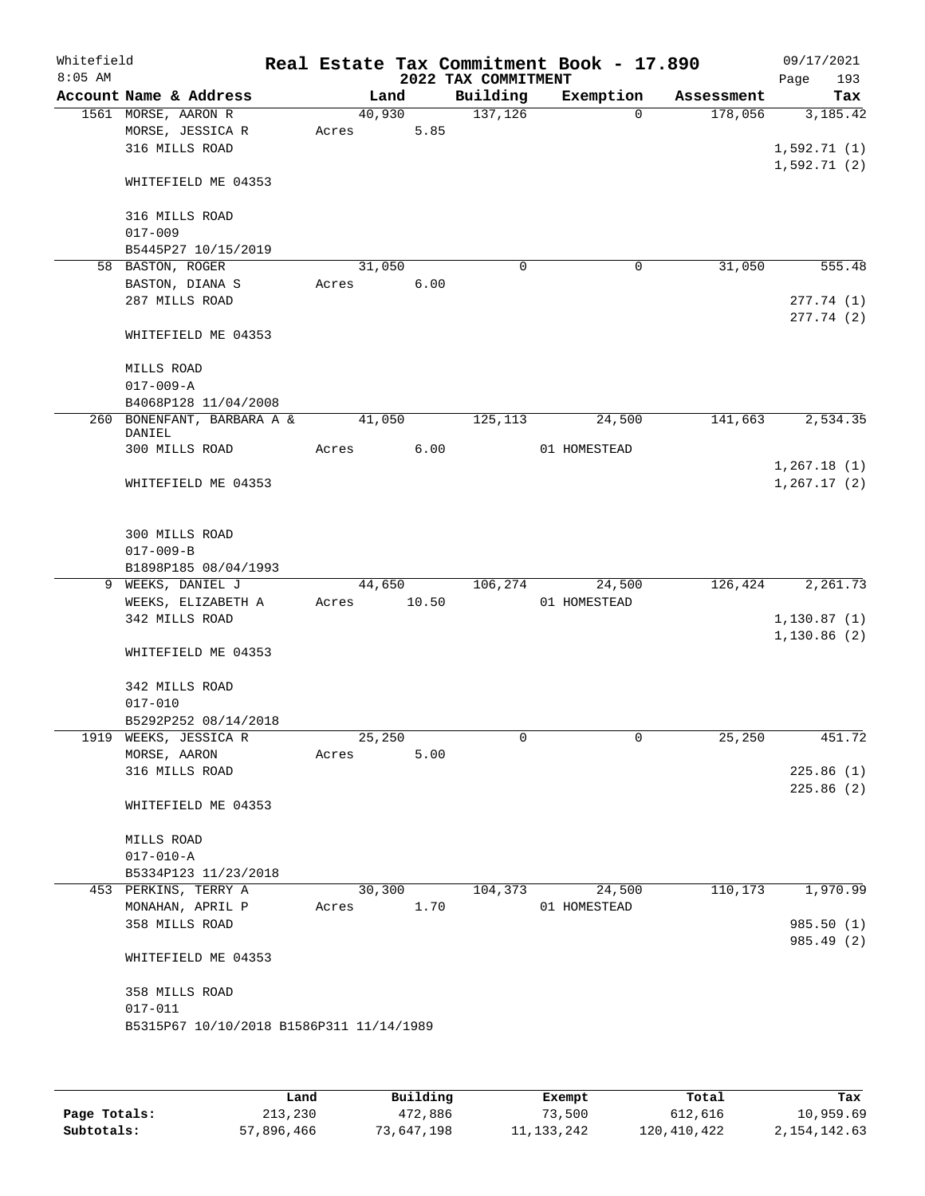Whitefield 8:05 AM

# Real Estate Tax Commitment Book - 17.890

## 2022 TAX COMMITMENT

09/17/2021

| Account Name & Address | Land | Building | Exemption | Assessment | Tax |
|---|---|---|---|---|---|
| 1561 MORSE, AARON R<br>MORSE, JESSICA R<br>316 MILLS ROAD<br><br>WHITEFIELD ME 04353<br><br>316 MILLS ROAD<br>017-009<br>B5445P27 10/15/2019 | 40,930<br>Acres 5.85 | 137,126 | 0 | 178,056 | 3,185.42<br><br>1,592.71 (1)<br>1,592.71 (2) |
| 58 BASTON, ROGER<br>BASTON, DIANA S<br>287 MILLS ROAD<br><br>WHITEFIELD ME 04353<br><br>MILLS ROAD<br>017-009-A<br>B4068P128 11/04/2008 | 31,050<br>Acres 6.00 | 0 | 0 | 31,050 | 555.48<br><br>277.74 (1)<br>277.74 (2) |
| 260 BONENFANT, BARBARA A & DANIEL<br>300 MILLS ROAD<br><br>WHITEFIELD ME 04353<br><br>300 MILLS ROAD<br>017-009-B<br>B1898P185 08/04/1993 | 41,050<br>Acres 6.00 | 125,113 | 24,500<br>01 HOMESTEAD | 141,663 | 2,534.35<br><br>1,267.18 (1)<br>1,267.17 (2) |
| 9 WEEKS, DANIEL J<br>WEEKS, ELIZABETH A<br>342 MILLS ROAD<br><br>WHITEFIELD ME 04353<br><br>342 MILLS ROAD<br>017-010<br>B5292P252 08/14/2018 | 44,650<br>Acres 10.50 | 106,274 | 24,500<br>01 HOMESTEAD | 126,424 | 2,261.73<br><br>1,130.87 (1)<br>1,130.86 (2) |
| 1919 WEEKS, JESSICA R<br>MORSE, AARON<br>316 MILLS ROAD<br><br>WHITEFIELD ME 04353<br><br>MILLS ROAD<br>017-010-A<br>B5334P123 11/23/2018 | 25,250<br>Acres 5.00 | 0 | 0 | 25,250 | 451.72<br><br>225.86 (1)<br>225.86 (2) |
| 453 PERKINS, TERRY A<br>MONAHAN, APRIL P<br>358 MILLS ROAD<br><br>WHITEFIELD ME 04353<br><br>358 MILLS ROAD<br>017-011<br>B5315P67 10/10/2018 B1586P311 11/14/1989 | 30,300<br>Acres 1.70 | 104,373 | 24,500<br>01 HOMESTEAD | 110,173 | 1,970.99<br><br>985.50 (1)<br>985.49 (2) |

| | Land | Building | Exempt | Total | Tax |
|---|---|---|---|---|---|
| Page Totals: | 213,230 | 472,886 | 73,500 | 612,616 | 10,959.69 |
| Subtotals: | 57,896,466 | 73,647,198 | 11,133,242 | 120,410,422 | 2,154,142.63 |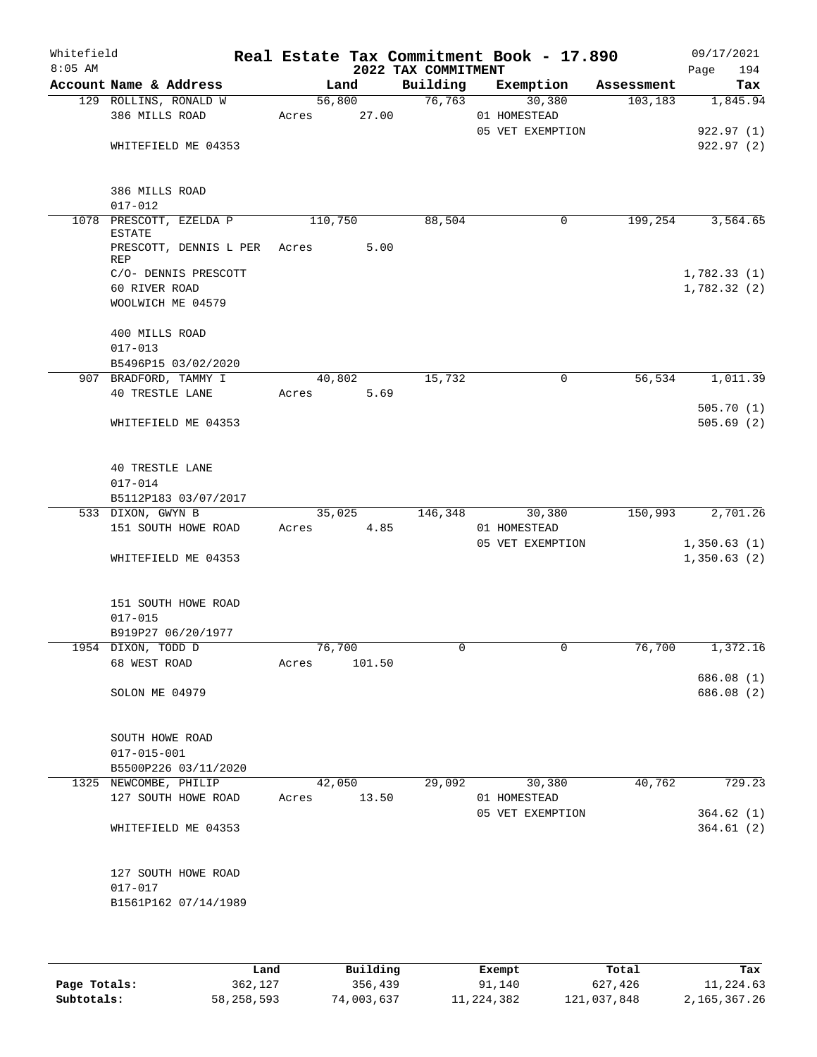# Real Estate Tax Commitment Book - 17.890

Whitefield
8:05 AM

09/17/2021

## 2022 TAX COMMITMENT

| Account Name & Address | Land | Building | Exemption | Assessment | Tax |
|---|---|---|---|---|---|
| 129 ROLLINS, RONALD W | 56,800 | 76,763 | 30,380 | 103,183 | 1,845.94 |
| 386 MILLS ROAD | Acres 27.00 | | 01 HOMESTEAD | | |
| | | | 05 VET EXEMPTION | | 922.97 (1) |
| WHITEFIELD ME 04353 | | | | | 922.97 (2) |
| 386 MILLS ROAD | | | | | |
| 017-012 | | | | | |
| 1078 PRESCOTT, EZELDA P ESTATE | 110,750 | 88,504 | 0 | 199,254 | 3,564.65 |
| PRESCOTT, DENNIS L PER REP | Acres 5.00 | | | | |
| C/O- DENNIS PRESCOTT | | | | | 1,782.33 (1) |
| 60 RIVER ROAD | | | | | 1,782.32 (2) |
| WOOLWICH ME 04579 | | | | | |
| 400 MILLS ROAD | | | | | |
| 017-013 | | | | | |
| B5496P15 03/02/2020 | | | | | |
| 907 BRADFORD, TAMMY I | 40,802 | 15,732 | 0 | 56,534 | 1,011.39 |
| 40 TRESTLE LANE | Acres 5.69 | | | | |
| | | | | | 505.70 (1) |
| WHITEFIELD ME 04353 | | | | | 505.69 (2) |
| 40 TRESTLE LANE | | | | | |
| 017-014 | | | | | |
| B5112P183 03/07/2017 | | | | | |
| 533 DIXON, GWYN B | 35,025 | 146,348 | 30,380 | 150,993 | 2,701.26 |
| 151 SOUTH HOWE ROAD | Acres 4.85 | | 01 HOMESTEAD | | |
| | | | 05 VET EXEMPTION | | 1,350.63 (1) |
| WHITEFIELD ME 04353 | | | | | 1,350.63 (2) |
| 151 SOUTH HOWE ROAD | | | | | |
| 017-015 | | | | | |
| B919P27 06/20/1977 | | | | | |
| 1954 DIXON, TODD D | 76,700 | 0 | 0 | 76,700 | 1,372.16 |
| 68 WEST ROAD | Acres 101.50 | | | | |
| | | | | | 686.08 (1) |
| SOLON ME 04979 | | | | | 686.08 (2) |
| SOUTH HOWE ROAD | | | | | |
| 017-015-001 | | | | | |
| B5500P226 03/11/2020 | | | | | |
| 1325 NEWCOMBE, PHILIP | 42,050 | 29,092 | 30,380 | 40,762 | 729.23 |
| 127 SOUTH HOWE ROAD | Acres 13.50 | | 01 HOMESTEAD | | |
| | | | 05 VET EXEMPTION | | 364.62 (1) |
| WHITEFIELD ME 04353 | | | | | 364.61 (2) |
| 127 SOUTH HOWE ROAD | | | | | |
| 017-017 | | | | | |
| B1561P162 07/14/1989 | | | | | |

| | Land | Building | Exempt | Total | Tax |
|---|---|---|---|---|---|
| Page Totals: | 362,127 | 356,439 | 91,140 | 627,426 | 11,224.63 |
| Subtotals: | 58,258,593 | 74,003,637 | 11,224,382 | 121,037,848 | 2,165,367.26 |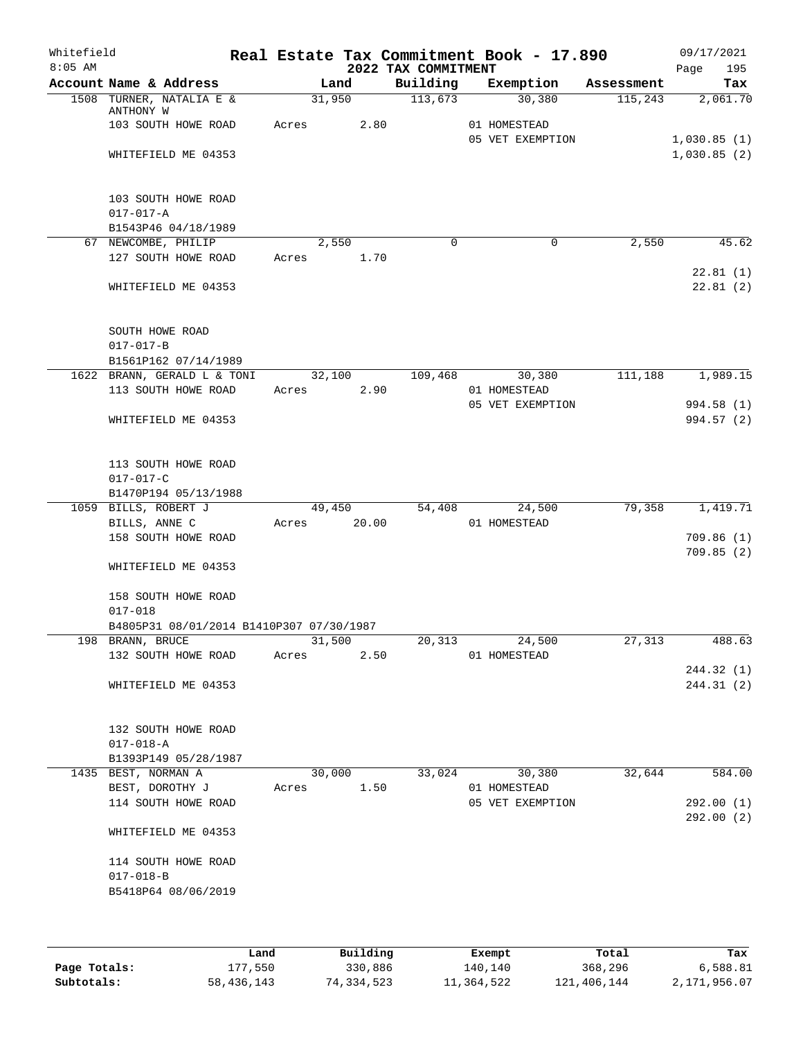Whitefield
8:05 AM

# Real Estate Tax Commitment Book - 17.890

## 2022 TAX COMMITMENT

09/17/2021

| Account Name & Address | Land | Building | Exemption | Assessment | Tax |
|---|---|---|---|---|---|
| 1508 TURNER, NATALIA E & ANTHONY W | 31,950 | 113,673 | 30,380 | 115,243 | 2,061.70 |
| 103 SOUTH HOWE ROAD | Acres 2.80 | | 01 HOMESTEAD | | |
| | | | 05 VET EXEMPTION | | 1,030.85 (1) |
| WHITEFIELD ME 04353 | | | | | 1,030.85 (2) |
| 103 SOUTH HOWE ROAD | | | | | |
| 017-017-A | | | | | |
| B1543P46 04/18/1989 | | | | | |
| 67 NEWCOMBE, PHILIP | 2,550 | 0 | 0 | 2,550 | 45.62 |
| 127 SOUTH HOWE ROAD | Acres 1.70 | | | | |
| | | | | | 22.81 (1) |
| WHITEFIELD ME 04353 | | | | | 22.81 (2) |
| SOUTH HOWE ROAD | | | | | |
| 017-017-B | | | | | |
| B1561P162 07/14/1989 | | | | | |
| 1622 BRANN, GERALD L & TONI | 32,100 | 109,468 | 30,380 | 111,188 | 1,989.15 |
| 113 SOUTH HOWE ROAD | Acres 2.90 | | 01 HOMESTEAD | | |
| | | | 05 VET EXEMPTION | | 994.58 (1) |
| WHITEFIELD ME 04353 | | | | | 994.57 (2) |
| 113 SOUTH HOWE ROAD | | | | | |
| 017-017-C | | | | | |
| B1470P194 05/13/1988 | | | | | |
| 1059 BILLS, ROBERT J | 49,450 | 54,408 | 24,500 | 79,358 | 1,419.71 |
| BILLS, ANNE C | Acres 20.00 | | 01 HOMESTEAD | | |
| 158 SOUTH HOWE ROAD | | | | | 709.86 (1) |
| | | | | | 709.85 (2) |
| WHITEFIELD ME 04353 | | | | | |
| 158 SOUTH HOWE ROAD | | | | | |
| 017-018 | | | | | |
| B4805P31 08/01/2014 B1410P307 07/30/1987 | | | | | |
| 198 BRANN, BRUCE | 31,500 | 20,313 | 24,500 | 27,313 | 488.63 |
| 132 SOUTH HOWE ROAD | Acres 2.50 | | 01 HOMESTEAD | | |
| | | | | | 244.32 (1) |
| WHITEFIELD ME 04353 | | | | | 244.31 (2) |
| 132 SOUTH HOWE ROAD | | | | | |
| 017-018-A | | | | | |
| B1393P149 05/28/1987 | | | | | |
| 1435 BEST, NORMAN A | 30,000 | 33,024 | 30,380 | 32,644 | 584.00 |
| BEST, DOROTHY J | Acres 1.50 | | 01 HOMESTEAD | | |
| 114 SOUTH HOWE ROAD | | | 05 VET EXEMPTION | | 292.00 (1) |
| | | | | | 292.00 (2) |
| WHITEFIELD ME 04353 | | | | | |
| 114 SOUTH HOWE ROAD | | | | | |
| 017-018-B | | | | | |
| B5418P64 08/06/2019 | | | | | |

| | Land | Building | Exempt | Total | Tax |
|---|---|---|---|---|---|
| Page Totals: | 177,550 | 330,886 | 140,140 | 368,296 | 6,588.81 |
| Subtotals: | 58,436,143 | 74,334,523 | 11,364,522 | 121,406,144 | 2,171,956.07 |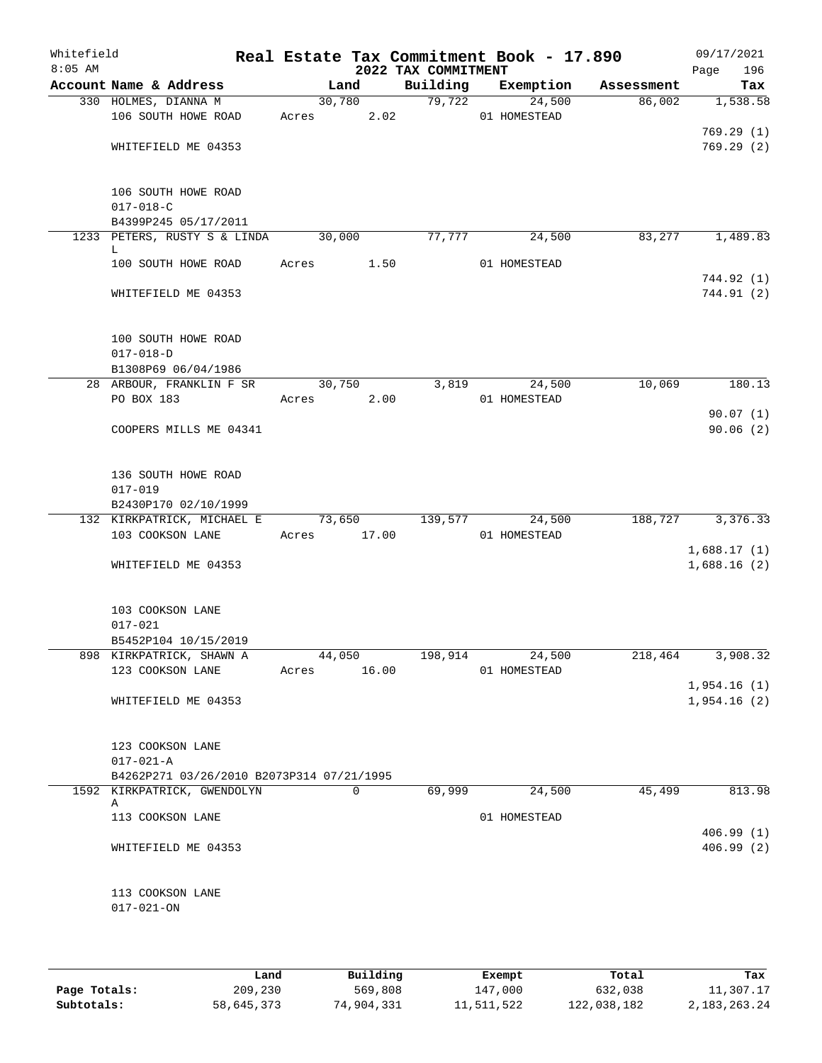# Real Estate Tax Commitment Book - 17.890

Whitefield
8:05 AM

## 2022 TAX COMMITMENT

09/17/2021

| Account Name & Address | Land | Building | Exemption | Assessment | Tax |
|---|---|---|---|---|---|
| 330 HOLMES, DIANNA M | 30,780 | 79,722 | 24,500 | 86,002 | 1,538.58 |
| 106 SOUTH HOWE ROAD | Acres 2.02 | | 01 HOMESTEAD | | |
| | | | | | 769.29 (1) |
| WHITEFIELD ME 04353 | | | | | 769.29 (2) |
| 106 SOUTH HOWE ROAD | | | | | |
| 017-018-C | | | | | |
| B4399P245 05/17/2011 | | | | | |
| 1233 PETERS, RUSTY S & LINDA L | 30,000 | 77,777 | 24,500 | 83,277 | 1,489.83 |
| 100 SOUTH HOWE ROAD | Acres 1.50 | | 01 HOMESTEAD | | |
| | | | | | 744.92 (1) |
| WHITEFIELD ME 04353 | | | | | 744.91 (2) |
| 100 SOUTH HOWE ROAD | | | | | |
| 017-018-D | | | | | |
| B1308P69 06/04/1986 | | | | | |
| 28 ARBOUR, FRANKLIN F SR | 30,750 | 3,819 | 24,500 | 10,069 | 180.13 |
| PO BOX 183 | Acres 2.00 | | 01 HOMESTEAD | | |
| | | | | | 90.07 (1) |
| COOPERS MILLS ME 04341 | | | | | 90.06 (2) |
| 136 SOUTH HOWE ROAD | | | | | |
| 017-019 | | | | | |
| B2430P170 02/10/1999 | | | | | |
| 132 KIRKPATRICK, MICHAEL E | 73,650 | 139,577 | 24,500 | 188,727 | 3,376.33 |
| 103 COOKSON LANE | Acres 17.00 | | 01 HOMESTEAD | | |
| | | | | | 1,688.17 (1) |
| WHITEFIELD ME 04353 | | | | | 1,688.16 (2) |
| 103 COOKSON LANE | | | | | |
| 017-021 | | | | | |
| B5452P104 10/15/2019 | | | | | |
| 898 KIRKPATRICK, SHAWN A | 44,050 | 198,914 | 24,500 | 218,464 | 3,908.32 |
| 123 COOKSON LANE | Acres 16.00 | | 01 HOMESTEAD | | |
| | | | | | 1,954.16 (1) |
| WHITEFIELD ME 04353 | | | | | 1,954.16 (2) |
| 123 COOKSON LANE | | | | | |
| 017-021-A | | | | | |
| B4262P271 03/26/2010 B2073P314 07/21/1995 | | | | | |
| 1592 KIRKPATRICK, GWENDOLYN A | 0 | 69,999 | 24,500 | 45,499 | 813.98 |
| 113 COOKSON LANE | | | 01 HOMESTEAD | | |
| | | | | | 406.99 (1) |
| WHITEFIELD ME 04353 | | | | | 406.99 (2) |
| 113 COOKSON LANE | | | | | |
| 017-021-ON | | | | | |

| | Land | Building | Exempt | Total | Tax |
|---|---|---|---|---|---|
| Page Totals: | 209,230 | 569,808 | 147,000 | 632,038 | 11,307.17 |
| Subtotals: | 58,645,373 | 74,904,331 | 11,511,522 | 122,038,182 | 2,183,263.24 |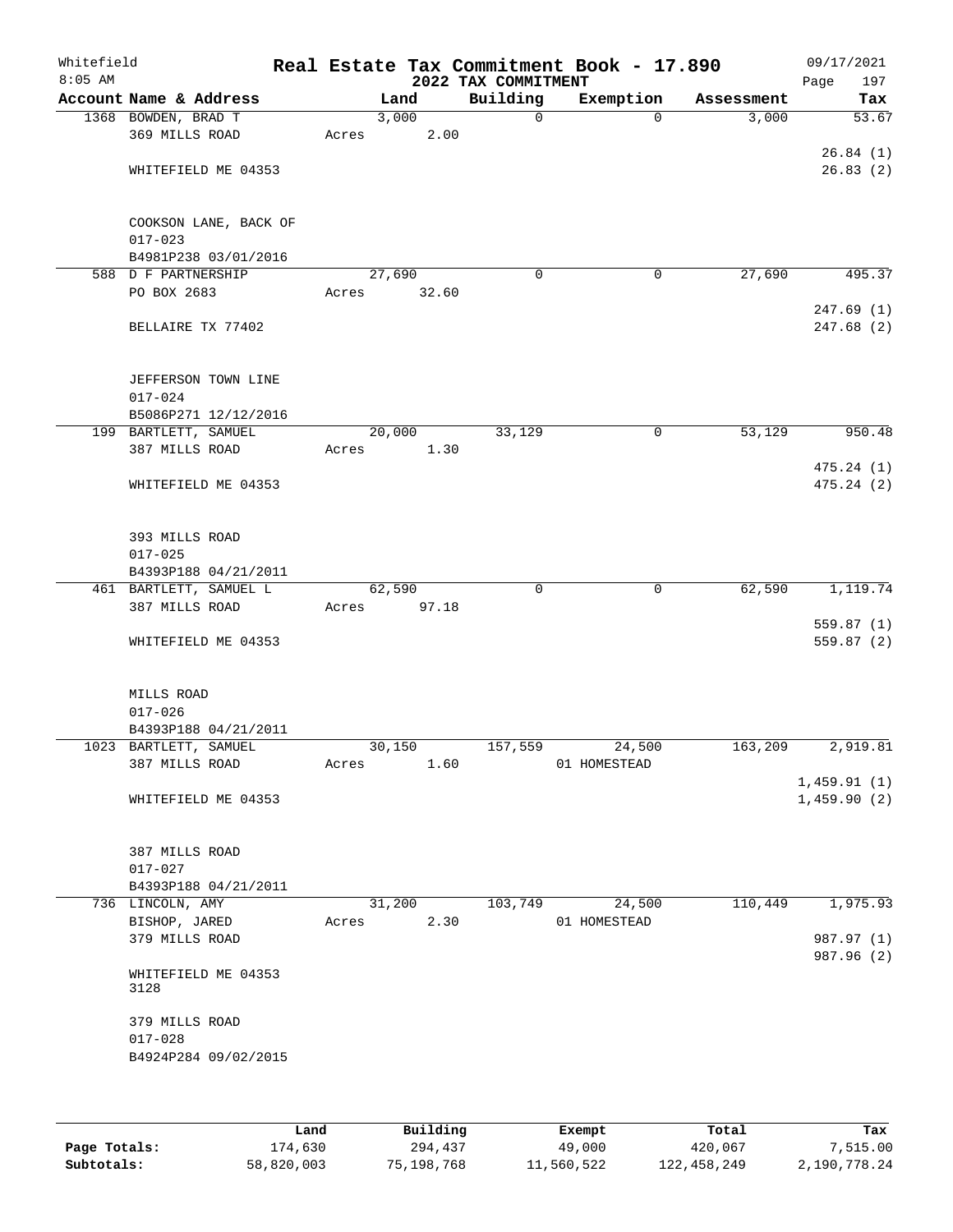Whitefield
8:05 AM

# Real Estate Tax Commitment Book - 17.890
## 2022 TAX COMMITMENT

09/17/2021

| Account Name & Address | Land | Building | Exemption | Assessment | Tax |
|---|---|---|---|---|---|
| 1368 BOWDEN, BRAD T | 3,000 | 0 | 0 | 3,000 | 53.67 |
| 369 MILLS ROAD | Acres 2.00 | | | | |
| | | | | | 26.84 (1) |
| WHITEFIELD ME 04353 | | | | | 26.83 (2) |
| COOKSON LANE, BACK OF | | | | | |
| 017-023 | | | | | |
| B4981P238 03/01/2016 | | | | | |
| 588 D F PARTNERSHIP | 27,690 | 0 | 0 | 27,690 | 495.37 |
| PO BOX 2683 | Acres 32.60 | | | | |
| | | | | | 247.69 (1) |
| BELLAIRE TX 77402 | | | | | 247.68 (2) |
| JEFFERSON TOWN LINE | | | | | |
| 017-024 | | | | | |
| B5086P271 12/12/2016 | | | | | |
| 199 BARTLETT, SAMUEL | 20,000 | 33,129 | 0 | 53,129 | 950.48 |
| 387 MILLS ROAD | Acres 1.30 | | | | |
| | | | | | 475.24 (1) |
| WHITEFIELD ME 04353 | | | | | 475.24 (2) |
| 393 MILLS ROAD | | | | | |
| 017-025 | | | | | |
| B4393P188 04/21/2011 | | | | | |
| 461 BARTLETT, SAMUEL L | 62,590 | 0 | 0 | 62,590 | 1,119.74 |
| 387 MILLS ROAD | Acres 97.18 | | | | |
| | | | | | 559.87 (1) |
| WHITEFIELD ME 04353 | | | | | 559.87 (2) |
| MILLS ROAD | | | | | |
| 017-026 | | | | | |
| B4393P188 04/21/2011 | | | | | |
| 1023 BARTLETT, SAMUEL | 30,150 | 157,559 | 24,500 | 163,209 | 2,919.81 |
| 387 MILLS ROAD | Acres 1.60 | | 01 HOMESTEAD | | |
| | | | | | 1,459.91 (1) |
| WHITEFIELD ME 04353 | | | | | 1,459.90 (2) |
| 387 MILLS ROAD | | | | | |
| 017-027 | | | | | |
| B4393P188 04/21/2011 | | | | | |
| 736 LINCOLN, AMY | 31,200 | 103,749 | 24,500 | 110,449 | 1,975.93 |
| BISHOP, JARED | Acres 2.30 | | 01 HOMESTEAD | | |
| 379 MILLS ROAD | | | | | 987.97 (1) |
| | | | | | 987.96 (2) |
| WHITEFIELD ME 04353 3128 | | | | | |
| 379 MILLS ROAD | | | | | |
| 017-028 | | | | | |
| B4924P284 09/02/2015 | | | | | |

| | Land | Building | Exempt | Total | Tax |
|---|---|---|---|---|---|
| Page Totals: | 174,630 | 294,437 | 49,000 | 420,067 | 7,515.00 |
| Subtotals: | 58,820,003 | 75,198,768 | 11,560,522 | 122,458,249 | 2,190,778.24 |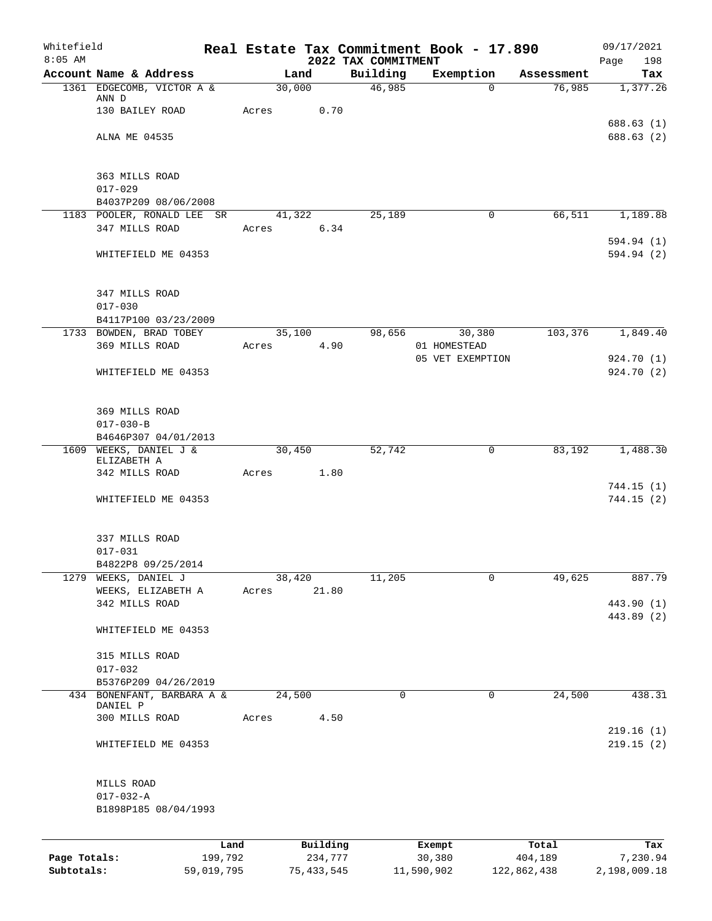Whitefield | Real Estate Tax Commitment Book - 17.890 | 09/17/2021
8:05 AM | 2022 TAX COMMITMENT | Page 198

| Account Name & Address | Land | Building | Exemption | Assessment | Tax |
|---|---|---|---|---|---|
| 1361 EDGECOMB, VICTOR A & ANN D | 30,000 | 46,985 | 0 | 76,985 | 1,377.26 |
| 130 BAILEY ROAD | Acres 0.70 | | | | |
| | | | | | 688.63 (1) |
| ALNA ME 04535 | | | | | 688.63 (2) |
| 363 MILLS ROAD | | | | | |
| 017-029 | | | | | |
| B4037P209 08/06/2008 | | | | | |
| 1183 POOLER, RONALD LEE SR | 41,322 | 25,189 | 0 | 66,511 | 1,189.88 |
| 347 MILLS ROAD | Acres 6.34 | | | | |
| | | | | | 594.94 (1) |
| WHITEFIELD ME 04353 | | | | | 594.94 (2) |
| 347 MILLS ROAD | | | | | |
| 017-030 | | | | | |
| B4117P100 03/23/2009 | | | | | |
| 1733 BOWDEN, BRAD TOBEY | 35,100 | 98,656 | 30,380 | 103,376 | 1,849.40 |
| 369 MILLS ROAD | Acres 4.90 | | 01 HOMESTEAD | | |
| | | | 05 VET EXEMPTION | | 924.70 (1) |
| WHITEFIELD ME 04353 | | | | | 924.70 (2) |
| 369 MILLS ROAD | | | | | |
| 017-030-B | | | | | |
| B4646P307 04/01/2013 | | | | | |
| 1609 WEEKS, DANIEL J & ELIZABETH A | 30,450 | 52,742 | 0 | 83,192 | 1,488.30 |
| 342 MILLS ROAD | Acres 1.80 | | | | |
| | | | | | 744.15 (1) |
| WHITEFIELD ME 04353 | | | | | 744.15 (2) |
| 337 MILLS ROAD | | | | | |
| 017-031 | | | | | |
| B4822P8 09/25/2014 | | | | | |
| 1279 WEEKS, DANIEL J | 38,420 | 11,205 | 0 | 49,625 | 887.79 |
| WEEKS, ELIZABETH A | Acres 21.80 | | | | |
| 342 MILLS ROAD | | | | | 443.90 (1) |
| | | | | | 443.89 (2) |
| WHITEFIELD ME 04353 | | | | | |
| 315 MILLS ROAD | | | | | |
| 017-032 | | | | | |
| B5376P209 04/26/2019 | | | | | |
| 434 BONENFANT, BARBARA A & DANIEL P | 24,500 | 0 | 0 | 24,500 | 438.31 |
| 300 MILLS ROAD | Acres 4.50 | | | | |
| | | | | | 219.16 (1) |
| WHITEFIELD ME 04353 | | | | | 219.15 (2) |
| MILLS ROAD | | | | | |
| 017-032-A | | | | | |
| B1898P185 08/04/1993 | | | | | |

| | Land | Building | Exempt | Total | Tax |
|---|---|---|---|---|---|
| Page Totals: | 199,792 | 234,777 | 30,380 | 404,189 | 7,230.94 |
| Subtotals: | 59,019,795 | 75,433,545 | 11,590,902 | 122,862,438 | 2,198,009.18 |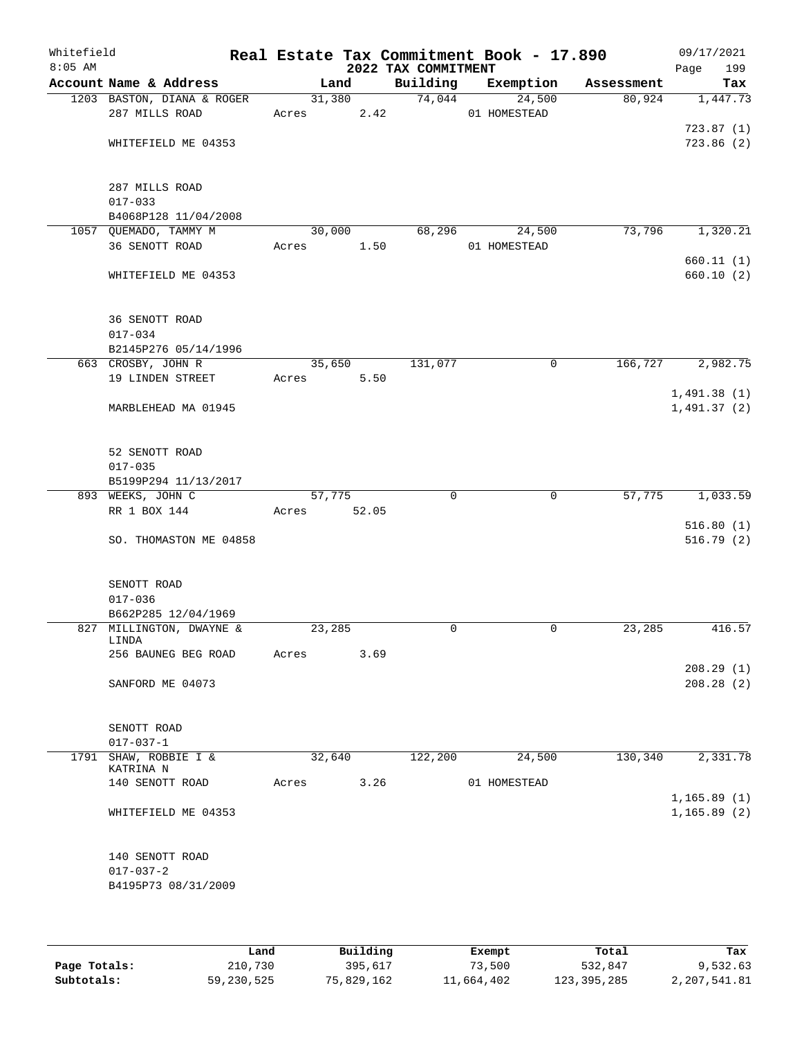Whitefield 8:05 AM

# Real Estate Tax Commitment Book - 17.890

## 2022 TAX COMMITMENT

09/17/2021

| Account Name & Address | Land | Building | Exemption | Assessment | Tax |
|---|---|---|---|---|---|
| 1203 BASTON, DIANA & ROGER | 31,380 | 74,044 | 24,500 | 80,924 | 1,447.73 |
| 287 MILLS ROAD | Acres 2.42 | | 01 HOMESTEAD | | |
| | | | | | 723.87 (1) |
| WHITEFIELD ME 04353 | | | | | 723.86 (2) |
| 287 MILLS ROAD | | | | | |
| 017-033 | | | | | |
| B4068P128 11/04/2008 | | | | | |
| 1057 QUEMADO, TAMMY M | 30,000 | 68,296 | 24,500 | 73,796 | 1,320.21 |
| 36 SENOTT ROAD | Acres 1.50 | | 01 HOMESTEAD | | |
| | | | | | 660.11 (1) |
| WHITEFIELD ME 04353 | | | | | 660.10 (2) |
| 36 SENOTT ROAD | | | | | |
| 017-034 | | | | | |
| B2145P276 05/14/1996 | | | | | |
| 663 CROSBY, JOHN R | 35,650 | 131,077 | 0 | 166,727 | 2,982.75 |
| 19 LINDEN STREET | Acres 5.50 | | | | |
| | | | | | 1,491.38 (1) |
| MARBLEHEAD MA 01945 | | | | | 1,491.37 (2) |
| 52 SENOTT ROAD | | | | | |
| 017-035 | | | | | |
| B5199P294 11/13/2017 | | | | | |
| 893 WEEKS, JOHN C | 57,775 | 0 | 0 | 57,775 | 1,033.59 |
| RR 1 BOX 144 | Acres 52.05 | | | | |
| | | | | | 516.80 (1) |
| SO. THOMASTON ME 04858 | | | | | 516.79 (2) |
| SENOTT ROAD | | | | | |
| 017-036 | | | | | |
| B662P285 12/04/1969 | | | | | |
| 827 MILLINGTON, DWAYNE & LINDA | 23,285 | 0 | 0 | 23,285 | 416.57 |
| 256 BAUNEG BEG ROAD | Acres 3.69 | | | | |
| | | | | | 208.29 (1) |
| SANFORD ME 04073 | | | | | 208.28 (2) |
| SENOTT ROAD | | | | | |
| 017-037-1 | | | | | |
| 1791 SHAW, ROBBIE I & KATRINA N | 32,640 | 122,200 | 24,500 | 130,340 | 2,331.78 |
| 140 SENOTT ROAD | Acres 3.26 | | 01 HOMESTEAD | | |
| | | | | | 1,165.89 (1) |
| WHITEFIELD ME 04353 | | | | | 1,165.89 (2) |
| 140 SENOTT ROAD | | | | | |
| 017-037-2 | | | | | |
| B4195P73 08/31/2009 | | | | | |

| | Land | Building | Exempt | Total | Tax |
|---|---|---|---|---|---|
| Page Totals: | 210,730 | 395,617 | 73,500 | 532,847 | 9,532.63 |
| Subtotals: | 59,230,525 | 75,829,162 | 11,664,402 | 123,395,285 | 2,207,541.81 |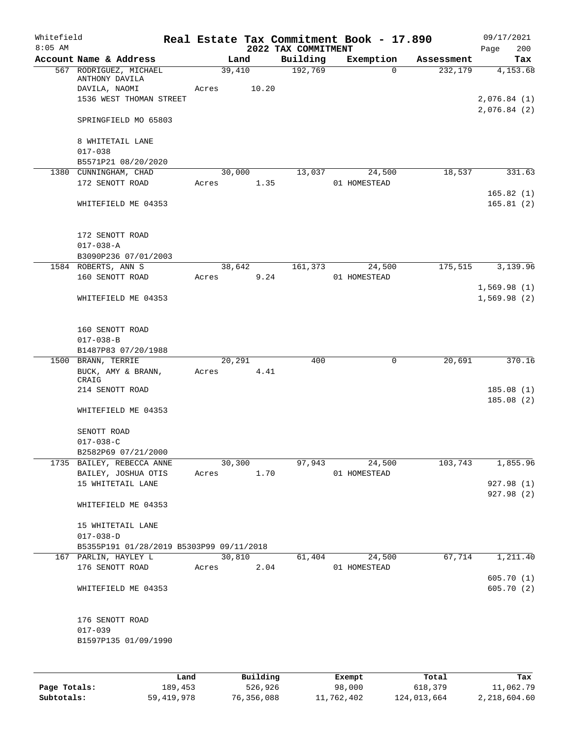Whitefield 8:05 AM

# Real Estate Tax Commitment Book - 17.890

## 2022 TAX COMMITMENT

09/17/2021

| Account | Name & Address | Land | Building | Exemption | Assessment | Tax |
|---|---|---|---|---|---|---|
| 567 | RODRIGUEZ, MICHAEL ANTHONY DAVILA<br>DAVILA, NAOMI<br>1536 WEST THOMAN STREET<br><br>SPRINGFIELD MO 65803<br><br>8 WHITETAIL LANE<br>017-038<br>B5571P21 08/20/2020 | 39,410<br>Acres 10.20 | 192,769 | 0 | 232,179 | 4,153.68<br><br>2,076.84 (1)<br>2,076.84 (2) |
| 1380 | CUNNINGHAM, CHAD<br>172 SENOTT ROAD<br><br>WHITEFIELD ME 04353<br><br>172 SENOTT ROAD<br>017-038-A<br>B3090P236 07/01/2003 | 30,000<br>Acres 1.35 | 13,037 | 24,500<br>01 HOMESTEAD | 18,537 | 331.63<br><br>165.82 (1)<br>165.81 (2) |
| 1584 | ROBERTS, ANN S<br>160 SENOTT ROAD<br><br>WHITEFIELD ME 04353<br><br>160 SENOTT ROAD<br>017-038-B<br>B1487P83 07/20/1988 | 38,642<br>Acres 9.24 | 161,373 | 24,500<br>01 HOMESTEAD | 175,515 | 3,139.96<br><br>1,569.98 (1)<br>1,569.98 (2) |
| 1500 | BRANN, TERRIE<br>BUCK, AMY & BRANN, CRAIG<br>214 SENOTT ROAD<br><br>WHITEFIELD ME 04353<br><br>SENOTT ROAD<br>017-038-C<br>B2582P69 07/21/2000 | 20,291<br>Acres 4.41 | 400 | 0 | 20,691 | 370.16<br><br>185.08 (1)<br>185.08 (2) |
| 1735 | BAILEY, REBECCA ANNE<br>BAILEY, JOSHUA OTIS<br>15 WHITETAIL LANE<br><br>WHITEFIELD ME 04353<br><br>15 WHITETAIL LANE<br>017-038-D<br>B5355P191 01/28/2019 B5303P99 09/11/2018 | 30,300<br>Acres 1.70 | 97,943 | 24,500<br>01 HOMESTEAD | 103,743 | 1,855.96<br><br>927.98 (1)<br>927.98 (2) |
| 167 | PARLIN, HAYLEY L<br>176 SENOTT ROAD<br><br>WHITEFIELD ME 04353<br><br>176 SENOTT ROAD<br>017-039<br>B1597P135 01/09/1990 | 30,810<br>Acres 2.04 | 61,404 | 24,500<br>01 HOMESTEAD | 67,714 | 1,211.40<br><br>605.70 (1)<br>605.70 (2) |

| | Land | Building | Exempt | Total | Tax |
|---|---|---|---|---|---|
| Page Totals: | 189,453 | 526,926 | 98,000 | 618,379 | 11,062.79 |
| Subtotals: | 59,419,978 | 76,356,088 | 11,762,402 | 124,013,664 | 2,218,604.60 |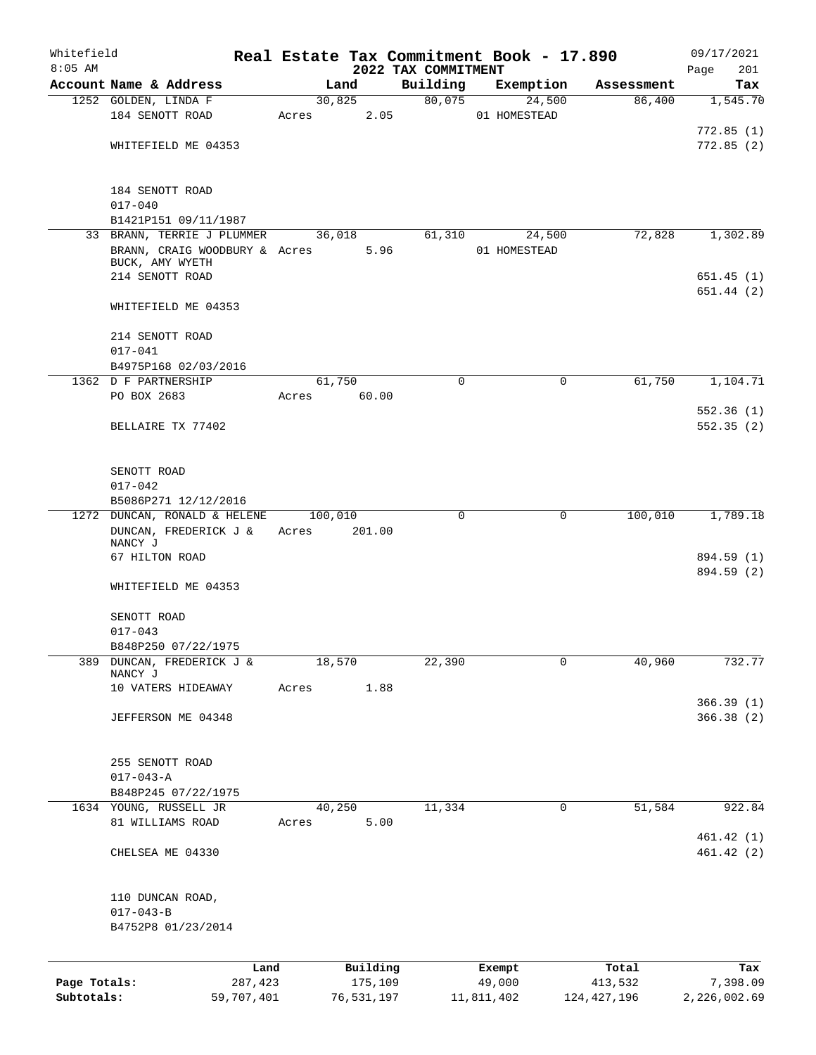Whitefield 8:05 AM

# Real Estate Tax Commitment Book - 17.890

## 2022 TAX COMMITMENT

09/17/2021 Page 201

| Account Name & Address | Land | Building | Exemption | Assessment | Tax |
|---|---|---|---|---|---|
| 1252 GOLDEN, LINDA F<br>184 SENOTT ROAD<br><br>WHITEFIELD ME 04353<br><br>184 SENOTT ROAD<br>017-040<br>B1421P151 09/11/1987 | 30,825<br>Acres 2.05 | 80,075 | 24,500<br>01 HOMESTEAD | 86,400 | 1,545.70<br><br>772.85 (1)<br>772.85 (2) |
| 33 BRANN, TERRIE J PLUMMER<br>BRANN, CRAIG WOODBURY & BUCK, AMY WYETH<br>214 SENOTT ROAD<br><br>WHITEFIELD ME 04353<br><br>214 SENOTT ROAD<br>017-041<br>B4975P168 02/03/2016 | 36,018<br>Acres 5.96 | 61,310 | 24,500<br>01 HOMESTEAD | 72,828 | 1,302.89<br><br>651.45 (1)<br>651.44 (2) |
| 1362 D F PARTNERSHIP<br>PO BOX 2683<br><br>BELLAIRE TX 77402<br><br>SENOTT ROAD<br>017-042<br>B5086P271 12/12/2016 | 61,750<br>Acres 60.00 | 0 | 0 | 61,750 | 1,104.71<br><br>552.36 (1)<br>552.35 (2) |
| 1272 DUNCAN, RONALD & HELENE<br>DUNCAN, FREDERICK J & NANCY J<br>67 HILTON ROAD<br><br>WHITEFIELD ME 04353<br><br>SENOTT ROAD<br>017-043<br>B848P250 07/22/1975 | 100,010<br>Acres 201.00 | 0 | 0 | 100,010 | 1,789.18<br><br>894.59 (1)<br>894.59 (2) |
| 389 DUNCAN, FREDERICK J & NANCY J<br>10 VATERS HIDEAWAY<br><br>JEFFERSON ME 04348<br><br>255 SENOTT ROAD<br>017-043-A<br>B848P245 07/22/1975 | 18,570<br>Acres 1.88 | 22,390 | 0 | 40,960 | 732.77<br><br>366.39 (1)<br>366.38 (2) |
| 1634 YOUNG, RUSSELL JR<br>81 WILLIAMS ROAD<br><br>CHELSEA ME 04330<br><br>110 DUNCAN ROAD,<br>017-043-B<br>B4752P8 01/23/2014 | 40,250<br>Acres 5.00 | 11,334 | 0 | 51,584 | 922.84<br><br>461.42 (1)<br>461.42 (2) |

| | Land | Building | Exempt | Total | Tax |
|---|---|---|---|---|---|
| Page Totals: | 287,423 | 175,109 | 49,000 | 413,532 | 7,398.09 |
| Subtotals: | 59,707,401 | 76,531,197 | 11,811,402 | 124,427,196 | 2,226,002.69 |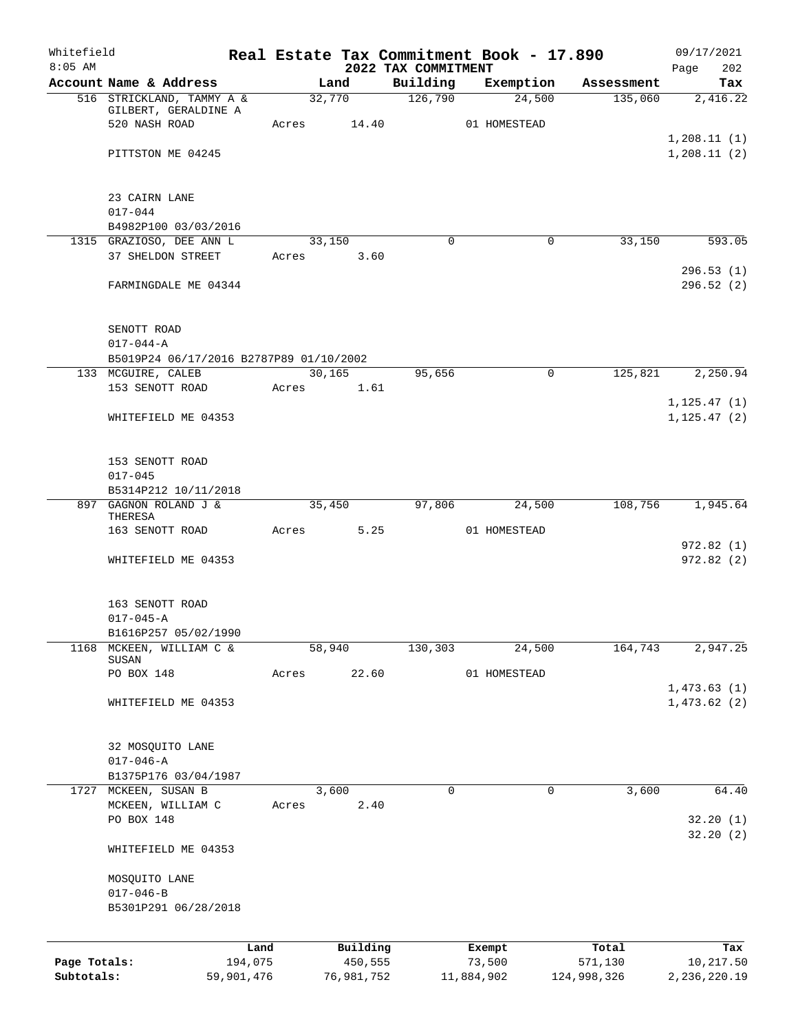Whitefield
8:05 AM

# Real Estate Tax Commitment Book - 17.890
## 2022 TAX COMMITMENT

09/17/2021
Page 202

| Account Name & Address | Land | Building | Exemption | Assessment | Tax |
|---|---|---|---|---|---|
| 516 STRICKLAND, TAMMY A & GILBERT, GERALDINE A | 32,770 | 126,790 | 24,500 | 135,060 | 2,416.22 |
| 520 NASH ROAD | Acres 14.40 | | 01 HOMESTEAD | | |
| | | | | | 1,208.11 (1) |
| PITTSTON ME 04245 | | | | | 1,208.11 (2) |
| 23 CAIRN LANE | | | | | |
| 017-044 | | | | | |
| B4982P100 03/03/2016 | | | | | |
| 1315 GRAZIOSO, DEE ANN L | 33,150 | 0 | 0 | 33,150 | 593.05 |
| 37 SHELDON STREET | Acres 3.60 | | | | |
| | | | | | 296.53 (1) |
| FARMINGDALE ME 04344 | | | | | 296.52 (2) |
| SENOTT ROAD | | | | | |
| 017-044-A | | | | | |
| B5019P24 06/17/2016 B2787P89 01/10/2002 | | | | | |
| 133 MCGUIRE, CALEB | 30,165 | 95,656 | 0 | 125,821 | 2,250.94 |
| 153 SENOTT ROAD | Acres 1.61 | | | | |
| | | | | | 1,125.47 (1) |
| WHITEFIELD ME 04353 | | | | | 1,125.47 (2) |
| 153 SENOTT ROAD | | | | | |
| 017-045 | | | | | |
| B5314P212 10/11/2018 | | | | | |
| 897 GAGNON ROLAND J & THERESA | 35,450 | 97,806 | 24,500 | 108,756 | 1,945.64 |
| 163 SENOTT ROAD | Acres 5.25 | | 01 HOMESTEAD | | |
| | | | | | 972.82 (1) |
| WHITEFIELD ME 04353 | | | | | 972.82 (2) |
| 163 SENOTT ROAD | | | | | |
| 017-045-A | | | | | |
| B1616P257 05/02/1990 | | | | | |
| 1168 MCKEEN, WILLIAM C & SUSAN | 58,940 | 130,303 | 24,500 | 164,743 | 2,947.25 |
| PO BOX 148 | Acres 22.60 | | 01 HOMESTEAD | | |
| | | | | | 1,473.63 (1) |
| WHITEFIELD ME 04353 | | | | | 1,473.62 (2) |
| 32 MOSQUITO LANE | | | | | |
| 017-046-A | | | | | |
| B1375P176 03/04/1987 | | | | | |
| 1727 MCKEEN, SUSAN B | 3,600 | 0 | 0 | 3,600 | 64.40 |
| MCKEEN, WILLIAM C | Acres 2.40 | | | | |
| PO BOX 148 | | | | | 32.20 (1) |
| | | | | | 32.20 (2) |
| WHITEFIELD ME 04353 | | | | | |
| MOSQUITO LANE | | | | | |
| 017-046-B | | | | | |
| B5301P291 06/28/2018 | | | | | |

| | Land | Building | Exempt | Total | Tax |
|---|---|---|---|---|---|
| Page Totals: | 194,075 | 450,555 | 73,500 | 571,130 | 10,217.50 |
| Subtotals: | 59,901,476 | 76,981,752 | 11,884,902 | 124,998,326 | 2,236,220.19 |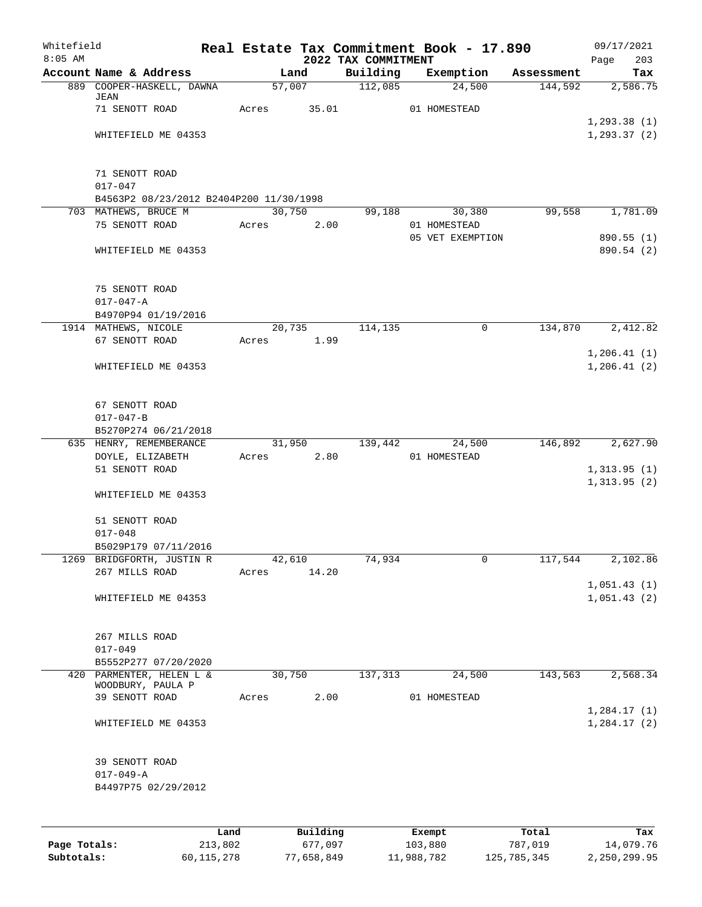Whitefield                Real Estate Tax Commitment Book - 17.890                09/17/2021
8:05 AM                           2022 TAX COMMITMENT

| Account Name & Address | Land | Building | Exemption | Assessment | Tax |
|---|---|---|---|---|---|
| 889 COOPER-HASKELL, DAWNA JEAN | 57,007 | 112,085 | 24,500 | 144,592 | 2,586.75 |
| 71 SENOTT ROAD | Acres 35.01 | | 01 HOMESTEAD | | |
| | | | | | 1,293.38 (1) |
| WHITEFIELD ME 04353 | | | | | 1,293.37 (2) |
| 71 SENOTT ROAD | | | | | |
| 017-047 | | | | | |
| B4563P2 08/23/2012 B2404P200 11/30/1998 | | | | | |
| 703 MATHEWS, BRUCE M | 30,750 | 99,188 | 30,380 | 99,558 | 1,781.09 |
| 75 SENOTT ROAD | Acres 2.00 | | 01 HOMESTEAD | | |
| | | | 05 VET EXEMPTION | | 890.55 (1) |
| WHITEFIELD ME 04353 | | | | | 890.54 (2) |
| 75 SENOTT ROAD | | | | | |
| 017-047-A | | | | | |
| B4970P94 01/19/2016 | | | | | |
| 1914 MATHEWS, NICOLE | 20,735 | 114,135 | 0 | 134,870 | 2,412.82 |
| 67 SENOTT ROAD | Acres 1.99 | | | | |
| | | | | | 1,206.41 (1) |
| WHITEFIELD ME 04353 | | | | | 1,206.41 (2) |
| 67 SENOTT ROAD | | | | | |
| 017-047-B | | | | | |
| B5270P274 06/21/2018 | | | | | |
| 635 HENRY, REMEMBERANCE | 31,950 | 139,442 | 24,500 | 146,892 | 2,627.90 |
| DOYLE, ELIZABETH | Acres 2.80 | | 01 HOMESTEAD | | |
| 51 SENOTT ROAD | | | | | 1,313.95 (1) |
| | | | | | 1,313.95 (2) |
| WHITEFIELD ME 04353 | | | | | |
| 51 SENOTT ROAD | | | | | |
| 017-048 | | | | | |
| B5029P179 07/11/2016 | | | | | |
| 1269 BRIDGFORTH, JUSTIN R | 42,610 | 74,934 | 0 | 117,544 | 2,102.86 |
| 267 MILLS ROAD | Acres 14.20 | | | | |
| | | | | | 1,051.43 (1) |
| WHITEFIELD ME 04353 | | | | | 1,051.43 (2) |
| 267 MILLS ROAD | | | | | |
| 017-049 | | | | | |
| B5552P277 07/20/2020 | | | | | |
| 420 PARMENTER, HELEN L & WOODBURY, PAULA P | 30,750 | 137,313 | 24,500 | 143,563 | 2,568.34 |
| 39 SENOTT ROAD | Acres 2.00 | | 01 HOMESTEAD | | |
| | | | | | 1,284.17 (1) |
| WHITEFIELD ME 04353 | | | | | 1,284.17 (2) |
| 39 SENOTT ROAD | | | | | |
| 017-049-A | | | | | |
| B4497P75 02/29/2012 | | | | | |

| | Land | Building | Exempt | Total | Tax |
|---|---|---|---|---|---|
| Page Totals: | 213,802 | 677,097 | 103,880 | 787,019 | 14,079.76 |
| Subtotals: | 60,115,278 | 77,658,849 | 11,988,782 | 125,785,345 | 2,250,299.95 |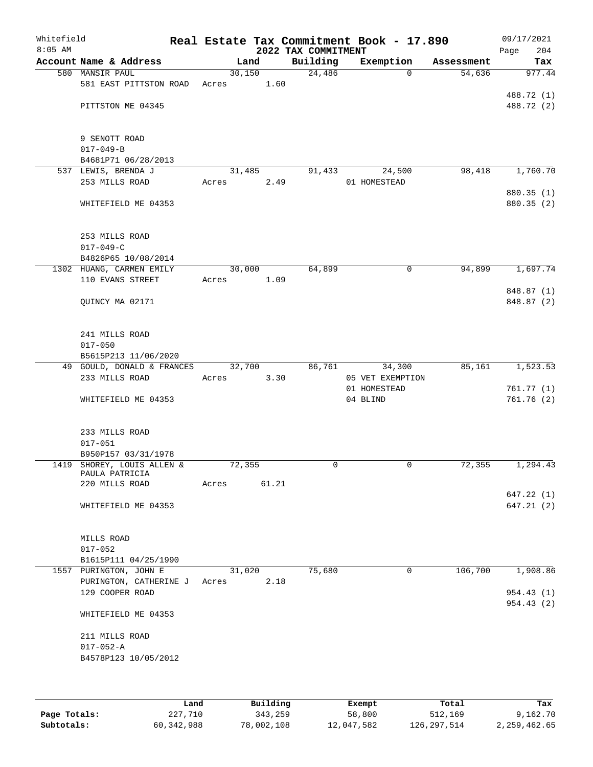Whitefield 8:05 AM

# Real Estate Tax Commitment Book - 17.890

## 2022 TAX COMMITMENT

09/17/2021 Page 204

| Account Name & Address | Land | Building | Exemption | Assessment | Tax |
|---|---|---|---|---|---|
| 580 MANSIR PAUL<br>581 EAST PITTSTON ROAD<br>PITTSTON ME 04345<br><br>9 SENOTT ROAD<br>017-049-B<br>B4681P71 06/28/2013 | 30,150<br>Acres 1.60 | 24,486 | 0 | 54,636 | 977.44<br>488.72 (1)<br>488.72 (2) |
| 537 LEWIS, BRENDA J<br>253 MILLS ROAD<br>WHITEFIELD ME 04353<br><br>253 MILLS ROAD<br>017-049-C<br>B4826P65 10/08/2014 | 31,485<br>Acres 2.49 | 91,433 | 24,500<br>01 HOMESTEAD | 98,418 | 1,760.70<br>880.35 (1)<br>880.35 (2) |
| 1302 HUANG, CARMEN EMILY<br>110 EVANS STREET<br>QUINCY MA 02171<br><br>241 MILLS ROAD<br>017-050<br>B5615P213 11/06/2020 | 30,000<br>Acres 1.09 | 64,899 | 0 | 94,899 | 1,697.74<br>848.87 (1)<br>848.87 (2) |
| 49 GOULD, DONALD & FRANCES<br>233 MILLS ROAD<br>WHITEFIELD ME 04353<br><br>233 MILLS ROAD<br>017-051<br>B950P157 03/31/1978 | 32,700<br>Acres 3.30 | 86,761 | 34,300<br>05 VET EXEMPTION<br>01 HOMESTEAD<br>04 BLIND | 85,161 | 1,523.53<br>761.77 (1)<br>761.76 (2) |
| 1419 SHOREY, LOUIS ALLEN & PAULA PATRICIA<br>220 MILLS ROAD<br>WHITEFIELD ME 04353<br><br>MILLS ROAD<br>017-052<br>B1615P111 04/25/1990 | 72,355<br>Acres 61.21 | 0 | 0 | 72,355 | 1,294.43<br>647.22 (1)<br>647.21 (2) |
| 1557 PURINGTON, JOHN E<br>PURINGTON, CATHERINE J<br>129 COOPER ROAD<br>WHITEFIELD ME 04353<br><br>211 MILLS ROAD<br>017-052-A<br>B4578P123 10/05/2012 | 31,020<br>Acres 2.18 | 75,680 | 0 | 106,700 | 1,908.86<br>954.43 (1)<br>954.43 (2) |

| | Land | Building | Exempt | Total | Tax |
|---|---|---|---|---|---|
| Page Totals: | 227,710 | 343,259 | 58,800 | 512,169 | 9,162.70 |
| Subtotals: | 60,342,988 | 78,002,108 | 12,047,582 | 126,297,514 | 2,259,462.65 |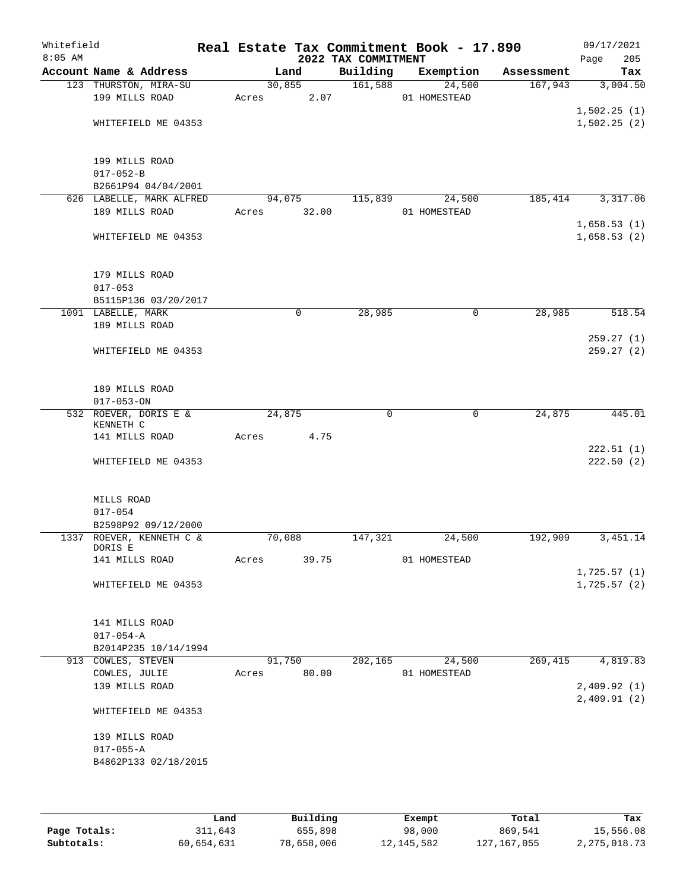Whitefield
8:05 AM

# Real Estate Tax Commitment Book - 17.890

## 2022 TAX COMMITMENT

09/17/2021

| Account Name & Address | Land | Building | Exemption | Assessment | Tax |
|---|---|---|---|---|---|
| 123 THURSTON, MIRA-SU | 30,855 | 161,588 | 24,500 | 167,943 | 3,004.50 |
| 199 MILLS ROAD | Acres 2.07 | | 01 HOMESTEAD | | |
| | | | | | 1,502.25 (1) |
| WHITEFIELD ME 04353 | | | | | 1,502.25 (2) |
| 199 MILLS ROAD | | | | | |
| 017-052-B | | | | | |
| B2661P94 04/04/2001 | | | | | |
| 626 LABELLE, MARK ALFRED | 94,075 | 115,839 | 24,500 | 185,414 | 3,317.06 |
| 189 MILLS ROAD | Acres 32.00 | | 01 HOMESTEAD | | |
| | | | | | 1,658.53 (1) |
| WHITEFIELD ME 04353 | | | | | 1,658.53 (2) |
| 179 MILLS ROAD | | | | | |
| 017-053 | | | | | |
| B5115P136 03/20/2017 | | | | | |
| 1091 LABELLE, MARK | 0 | 28,985 | 0 | 28,985 | 518.54 |
| 189 MILLS ROAD | | | | | |
| | | | | | 259.27 (1) |
| WHITEFIELD ME 04353 | | | | | 259.27 (2) |
| 189 MILLS ROAD | | | | | |
| 017-053-ON | | | | | |
| 532 ROEVER, DORIS E & KENNETH C | 24,875 | 0 | 0 | 24,875 | 445.01 |
| 141 MILLS ROAD | Acres 4.75 | | | | |
| | | | | | 222.51 (1) |
| WHITEFIELD ME 04353 | | | | | 222.50 (2) |
| MILLS ROAD | | | | | |
| 017-054 | | | | | |
| B2598P92 09/12/2000 | | | | | |
| 1337 ROEVER, KENNETH C & DORIS E | 70,088 | 147,321 | 24,500 | 192,909 | 3,451.14 |
| 141 MILLS ROAD | Acres 39.75 | | 01 HOMESTEAD | | |
| | | | | | 1,725.57 (1) |
| WHITEFIELD ME 04353 | | | | | 1,725.57 (2) |
| 141 MILLS ROAD | | | | | |
| 017-054-A | | | | | |
| B2014P235 10/14/1994 | | | | | |
| 913 COWLES, STEVEN | 91,750 | 202,165 | 24,500 | 269,415 | 4,819.83 |
| COWLES, JULIE | Acres 80.00 | | 01 HOMESTEAD | | |
| 139 MILLS ROAD | | | | | 2,409.92 (1) |
| | | | | | 2,409.91 (2) |
| WHITEFIELD ME 04353 | | | | | |
| 139 MILLS ROAD | | | | | |
| 017-055-A | | | | | |
| B4862P133 02/18/2015 | | | | | |

| | Land | Building | Exempt | Total | Tax |
|---|---|---|---|---|---|
| Page Totals: | 311,643 | 655,898 | 98,000 | 869,541 | 15,556.08 |
| Subtotals: | 60,654,631 | 78,658,006 | 12,145,582 | 127,167,055 | 2,275,018.73 |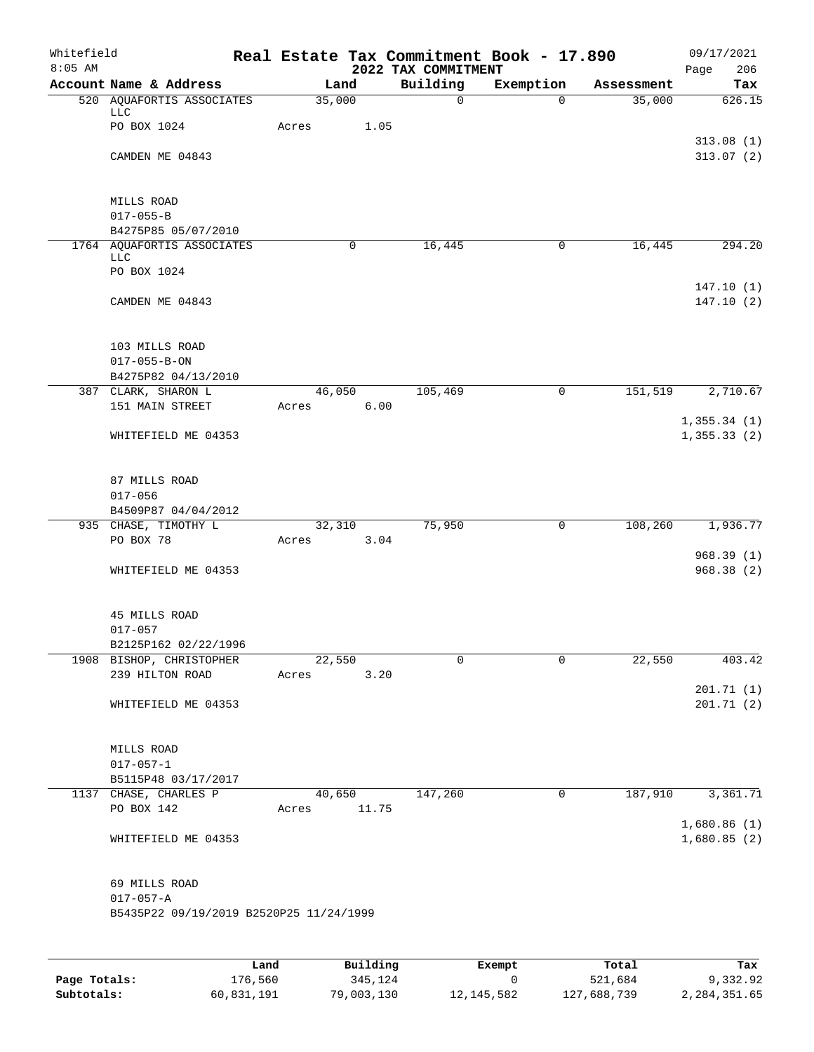Whitefield
8:05 AM

# Real Estate Tax Commitment Book - 17.890
## 2022 TAX COMMITMENT

09/17/2021
Page 206

| Account Name & Address | Land | Building | Exemption | Assessment | Tax |
|---|---|---|---|---|---|
| 520 AQUAFORTIS ASSOCIATES LLC | 35,000 | 0 | 0 | 35,000 | 626.15 |
| PO BOX 1024 | Acres 1.05 | | | | |
| | | | | | 313.08 (1) |
| CAMDEN ME 04843 | | | | | 313.07 (2) |
| MILLS ROAD | | | | | |
| 017-055-B | | | | | |
| B4275P85 05/07/2010 | | | | | |
| 1764 AQUAFORTIS ASSOCIATES LLC | 0 | 16,445 | 0 | 16,445 | 294.20 |
| PO BOX 1024 | | | | | |
| | | | | | 147.10 (1) |
| CAMDEN ME 04843 | | | | | 147.10 (2) |
| 103 MILLS ROAD | | | | | |
| 017-055-B-ON | | | | | |
| B4275P82 04/13/2010 | | | | | |
| 387 CLARK, SHARON L | 46,050 | 105,469 | 0 | 151,519 | 2,710.67 |
| 151 MAIN STREET | Acres 6.00 | | | | |
| | | | | | 1,355.34 (1) |
| WHITEFIELD ME 04353 | | | | | 1,355.33 (2) |
| 87 MILLS ROAD | | | | | |
| 017-056 | | | | | |
| B4509P87 04/04/2012 | | | | | |
| 935 CHASE, TIMOTHY L | 32,310 | 75,950 | 0 | 108,260 | 1,936.77 |
| PO BOX 78 | Acres 3.04 | | | | |
| | | | | | 968.39 (1) |
| WHITEFIELD ME 04353 | | | | | 968.38 (2) |
| 45 MILLS ROAD | | | | | |
| 017-057 | | | | | |
| B2125P162 02/22/1996 | | | | | |
| 1908 BISHOP, CHRISTOPHER | 22,550 | 0 | 0 | 22,550 | 403.42 |
| 239 HILTON ROAD | Acres 3.20 | | | | |
| | | | | | 201.71 (1) |
| WHITEFIELD ME 04353 | | | | | 201.71 (2) |
| MILLS ROAD | | | | | |
| 017-057-1 | | | | | |
| B5115P48 03/17/2017 | | | | | |
| 1137 CHASE, CHARLES P | 40,650 | 147,260 | 0 | 187,910 | 3,361.71 |
| PO BOX 142 | Acres 11.75 | | | | |
| | | | | | 1,680.86 (1) |
| WHITEFIELD ME 04353 | | | | | 1,680.85 (2) |
| 69 MILLS ROAD | | | | | |
| 017-057-A | | | | | |
| B5435P22 09/19/2019 B2520P25 11/24/1999 | | | | | |

| | Land | Building | Exempt | Total | Tax |
|---|---|---|---|---|---|
| Page Totals: | 176,560 | 345,124 | 0 | 521,684 | 9,332.92 |
| Subtotals: | 60,831,191 | 79,003,130 | 12,145,582 | 127,688,739 | 2,284,351.65 |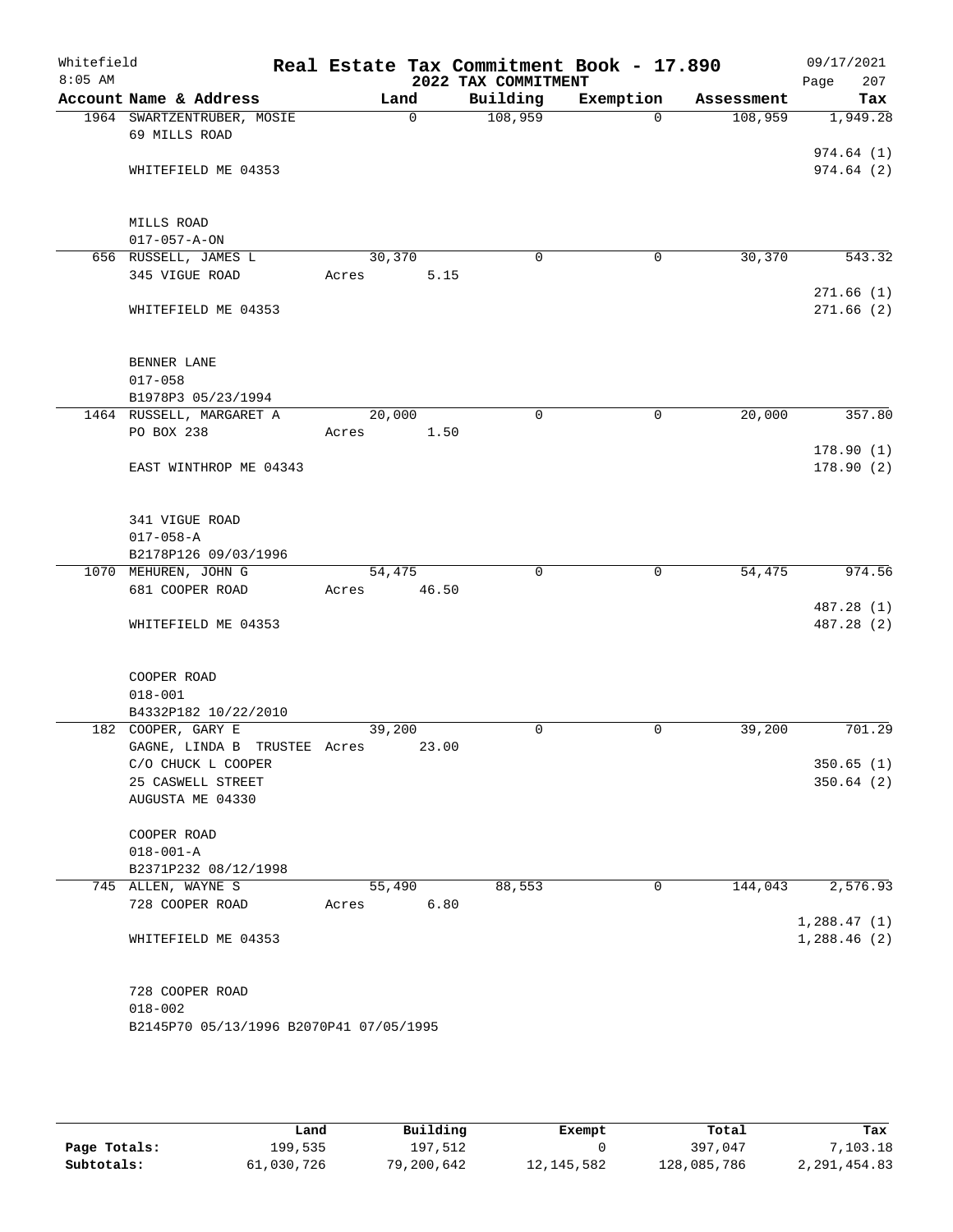Whitefield 8:05 AM

# Real Estate Tax Commitment Book - 17.890

## 2022 TAX COMMITMENT

09/17/2021 Page 207

| Account Name & Address | Land | Building | Exemption | Assessment | Tax |
|---|---|---|---|---|---|
| 1964 SWARTZENTRUBER, MOSIE<br>69 MILLS ROAD<br><br>WHITEFIELD ME 04353<br><br>MILLS ROAD<br>017-057-A-ON | 0 | 108,959 | 0 | 108,959 | 1,949.28<br><br>974.64 (1)<br>974.64 (2) |
| 656 RUSSELL, JAMES L<br>345 VIGUE ROAD<br><br>WHITEFIELD ME 04353<br><br>BENNER LANE<br>017-058<br>B1978P3 05/23/1994 | 30,370<br>Acres 5.15 | 0 | 0 | 30,370 | 543.32<br><br>271.66 (1)<br>271.66 (2) |
| 1464 RUSSELL, MARGARET A<br>PO BOX 238<br><br>EAST WINTHROP ME 04343<br><br>341 VIGUE ROAD<br>017-058-A<br>B2178P126 09/03/1996 | 20,000<br>Acres 1.50 | 0 | 0 | 20,000 | 357.80<br><br>178.90 (1)<br>178.90 (2) |
| 1070 MEHUREN, JOHN G<br>681 COOPER ROAD<br><br>WHITEFIELD ME 04353<br><br>COOPER ROAD<br>018-001<br>B4332P182 10/22/2010 | 54,475<br>Acres 46.50 | 0 | 0 | 54,475 | 974.56<br><br>487.28 (1)<br>487.28 (2) |
| 182 COOPER, GARY E<br>GAGNE, LINDA B TRUSTEE<br>C/O CHUCK L COOPER<br>25 CASWELL STREET<br>AUGUSTA ME 04330<br><br>COOPER ROAD<br>018-001-A<br>B2371P232 08/12/1998 | 39,200<br>Acres 23.00 | 0 | 0 | 39,200 | 701.29<br><br>350.65 (1)<br>350.64 (2) |
| 745 ALLEN, WAYNE S<br>728 COOPER ROAD<br><br>WHITEFIELD ME 04353<br><br>728 COOPER ROAD<br>018-002<br>B2145P70 05/13/1996 B2070P41 07/05/1995 | 55,490<br>Acres 6.80 | 88,553 | 0 | 144,043 | 2,576.93<br><br>1,288.47 (1)<br>1,288.46 (2) |

| | Land | Building | Exempt | Total | Tax |
|---|---|---|---|---|---|
| Page Totals: | 199,535 | 197,512 | 0 | 397,047 | 7,103.18 |
| Subtotals: | 61,030,726 | 79,200,642 | 12,145,582 | 128,085,786 | 2,291,454.83 |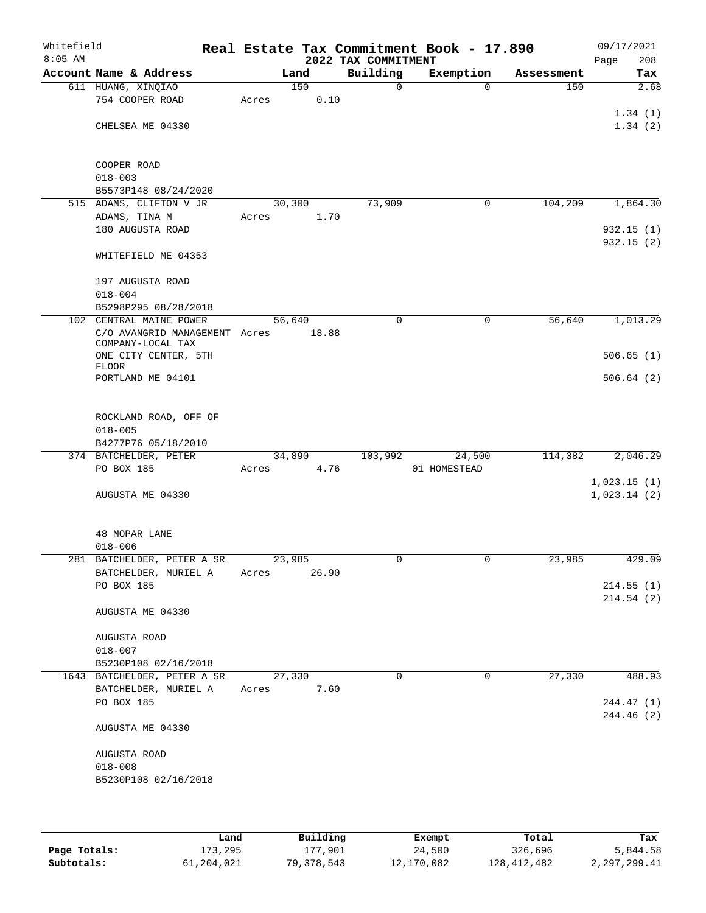# Real Estate Tax Commitment Book - 17.890

Whitefield 8:05 AM — 2022 TAX COMMITMENT — 09/17/2021

| Account Name & Address | Land | Building | Exemption | Assessment | Tax |
|---|---|---|---|---|---|
| 611 HUANG, XINQIAO<br>754 COOPER ROAD<br><br>CHELSEA ME 04330<br><br>COOPER ROAD<br>018-003<br>B5573P148 08/24/2020 | 150<br>Acres 0.10 | 0 | 0 | 150 | 2.68<br><br>1.34 (1)<br>1.34 (2) |
| 515 ADAMS, CLIFTON V JR<br>ADAMS, TINA M<br>180 AUGUSTA ROAD<br><br>WHITEFIELD ME 04353<br><br>197 AUGUSTA ROAD<br>018-004<br>B5298P295 08/28/2018 | 30,300<br>Acres 1.70 | 73,909 | 0 | 104,209 | 1,864.30<br><br>932.15 (1)<br>932.15 (2) |
| 102 CENTRAL MAINE POWER<br>C/O AVANGRID MANAGEMENT COMPANY-LOCAL TAX<br>ONE CITY CENTER, 5TH FLOOR<br>PORTLAND ME 04101<br><br>ROCKLAND ROAD, OFF OF<br>018-005<br>B4277P76 05/18/2010 | 56,640<br>Acres 18.88 | 0 | 0 | 56,640 | 1,013.29<br><br>506.65 (1)<br>506.64 (2) |
| 374 BATCHELDER, PETER<br>PO BOX 185<br><br>AUGUSTA ME 04330<br><br>48 MOPAR LANE<br>018-006 | 34,890<br>Acres 4.76 | 103,992 | 24,500<br>01 HOMESTEAD | 114,382 | 2,046.29<br><br>1,023.15 (1)<br>1,023.14 (2) |
| 281 BATCHELDER, PETER A SR<br>BATCHELDER, MURIEL A<br>PO BOX 185<br><br>AUGUSTA ME 04330<br><br>AUGUSTA ROAD<br>018-007<br>B5230P108 02/16/2018 | 23,985<br>Acres 26.90 | 0 | 0 | 23,985 | 429.09<br><br>214.55 (1)<br>214.54 (2) |
| 1643 BATCHELDER, PETER A SR<br>BATCHELDER, MURIEL A<br>PO BOX 185<br><br>AUGUSTA ME 04330<br><br>AUGUSTA ROAD<br>018-008<br>B5230P108 02/16/2018 | 27,330<br>Acres 7.60 | 0 | 0 | 27,330 | 488.93<br><br>244.47 (1)<br>244.46 (2) |

| | Land | Building | Exempt | Total | Tax |
|---|---|---|---|---|---|
| Page Totals: | 173,295 | 177,901 | 24,500 | 326,696 | 5,844.58 |
| Subtotals: | 61,204,021 | 79,378,543 | 12,170,082 | 128,412,482 | 2,297,299.41 |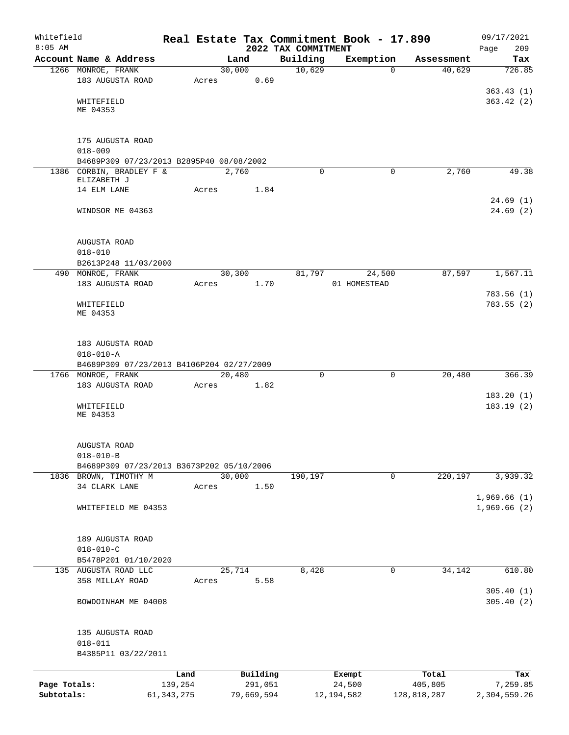# Whitefield — Real Estate Tax Commitment Book - 17.890 — 2022 TAX COMMITMENT

09/17/2021 8:05 AM

| Account Name & Address | Land | Building | Exemption | Assessment | Tax |
|---|---|---|---|---|---|
| 1266 MONROE, FRANK<br>183 AUGUSTA ROAD<br><br>WHITEFIELD<br>ME 04353<br><br>175 AUGUSTA ROAD<br>018-009<br>B4689P309 07/23/2013 B2895P40 08/08/2002 | 30,000<br>Acres 0.69 | 10,629 | 0 | 40,629 | 726.85<br><br>363.43 (1)<br>363.42 (2) |
| 1386 CORBIN, BRADLEY F & ELIZABETH J<br>14 ELM LANE<br><br>WINDSOR ME 04363<br><br>AUGUSTA ROAD<br>018-010<br>B2613P248 11/03/2000 | 2,760<br>Acres 1.84 | 0 | 0 | 2,760 | 49.38<br><br>24.69 (1)<br>24.69 (2) |
| 490 MONROE, FRANK<br>183 AUGUSTA ROAD<br><br>WHITEFIELD<br>ME 04353<br><br>183 AUGUSTA ROAD<br>018-010-A<br>B4689P309 07/23/2013 B4106P204 02/27/2009 | 30,300<br>Acres 1.70 | 81,797 | 24,500<br>01 HOMESTEAD | 87,597 | 1,567.11<br><br>783.56 (1)<br>783.55 (2) |
| 1766 MONROE, FRANK<br>183 AUGUSTA ROAD<br><br>WHITEFIELD<br>ME 04353<br><br>AUGUSTA ROAD<br>018-010-B<br>B4689P309 07/23/2013 B3673P202 05/10/2006 | 20,480<br>Acres 1.82 | 0 | 0 | 20,480 | 366.39<br><br>183.20 (1)<br>183.19 (2) |
| 1836 BROWN, TIMOTHY M<br>34 CLARK LANE<br><br>WHITEFIELD ME 04353<br><br>189 AUGUSTA ROAD<br>018-010-C<br>B5478P201 01/10/2020 | 30,000<br>Acres 1.50 | 190,197 | 0 | 220,197 | 3,939.32<br><br>1,969.66 (1)<br>1,969.66 (2) |
| 135 AUGUSTA ROAD LLC<br>358 MILLAY ROAD<br><br>BOWDOINHAM ME 04008<br><br>135 AUGUSTA ROAD<br>018-011<br>B4385P11 03/22/2011 | 25,714<br>Acres 5.58 | 8,428 | 0 | 34,142 | 610.80<br><br>305.40 (1)<br>305.40 (2) |

| | Land | Building | Exempt | Total | Tax |
|---|---|---|---|---|---|
| Page Totals: | 139,254 | 291,051 | 24,500 | 405,805 | 7,259.85 |
| Subtotals: | 61,343,275 | 79,669,594 | 12,194,582 | 128,818,287 | 2,304,559.26 |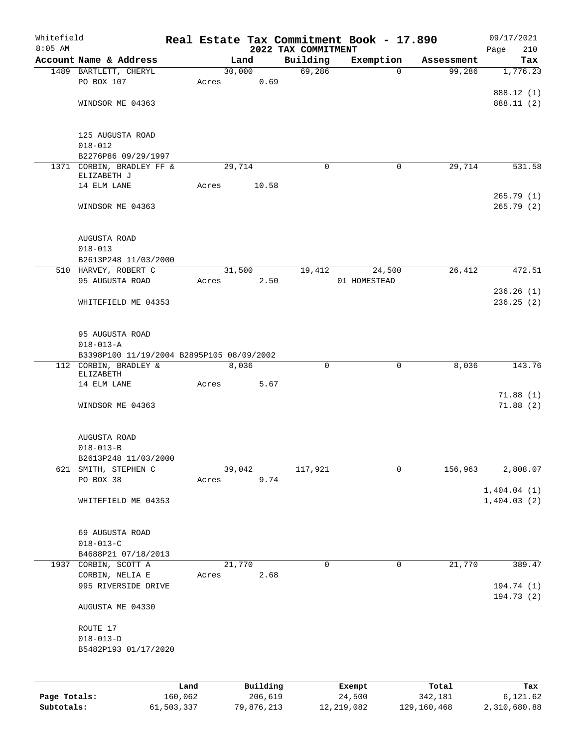Whitefield
8:05 AM

# Real Estate Tax Commitment Book - 17.890
## 2022 TAX COMMITMENT

09/17/2021
Page 210

| Account Name & Address | Land | Building | Exemption | Assessment | Tax |
|---|---|---|---|---|---|
| 1489 BARTLETT, CHERYL<br>PO BOX 107<br><br>WINDSOR ME 04363<br><br>125 AUGUSTA ROAD<br>018-012<br>B2276P86 09/29/1997 | 30,000<br>Acres 0.69 | 69,286 | 0 | 99,286 | 1,776.23<br><br>888.12 (1)<br>888.11 (2) |
| 1371 CORBIN, BRADLEY FF &<br>ELIZABETH J<br>14 ELM LANE<br><br>WINDSOR ME 04363<br><br>AUGUSTA ROAD<br>018-013<br>B2613P248 11/03/2000 | 29,714<br>Acres 10.58 | 0 | 0 | 29,714 | 531.58<br><br>265.79 (1)<br>265.79 (2) |
| 510 HARVEY, ROBERT C<br>95 AUGUSTA ROAD<br><br>WHITEFIELD ME 04353<br><br>95 AUGUSTA ROAD<br>018-013-A<br>B3398P100 11/19/2004 B2895P105 08/09/2002 | 31,500<br>Acres 2.50 | 19,412 | 24,500<br>01 HOMESTEAD | 26,412 | 472.51<br><br>236.26 (1)<br>236.25 (2) |
| 112 CORBIN, BRADLEY &<br>ELIZABETH<br>14 ELM LANE<br><br>WINDSOR ME 04363<br><br>AUGUSTA ROAD<br>018-013-B<br>B2613P248 11/03/2000 | 8,036<br>Acres 5.67 | 0 | 0 | 8,036 | 143.76<br><br>71.88 (1)<br>71.88 (2) |
| 621 SMITH, STEPHEN C<br>PO BOX 38<br><br>WHITEFIELD ME 04353<br><br>69 AUGUSTA ROAD<br>018-013-C<br>B4688P21 07/18/2013 | 39,042<br>Acres 9.74 | 117,921 | 0 | 156,963 | 2,808.07<br><br>1,404.04 (1)<br>1,404.03 (2) |
| 1937 CORBIN, SCOTT A<br>CORBIN, NELIA E<br>995 RIVERSIDE DRIVE<br><br>AUGUSTA ME 04330<br><br>ROUTE 17<br>018-013-D<br>B5482P193 01/17/2020 | 21,770<br>Acres 2.68 | 0 | 0 | 21,770 | 389.47<br><br>194.74 (1)<br>194.73 (2) |

| | Land | Building | Exempt | Total | Tax |
|---|---|---|---|---|---|
| Page Totals: | 160,062 | 206,619 | 24,500 | 342,181 | 6,121.62 |
| Subtotals: | 61,503,337 | 79,876,213 | 12,219,082 | 129,160,468 | 2,310,680.88 |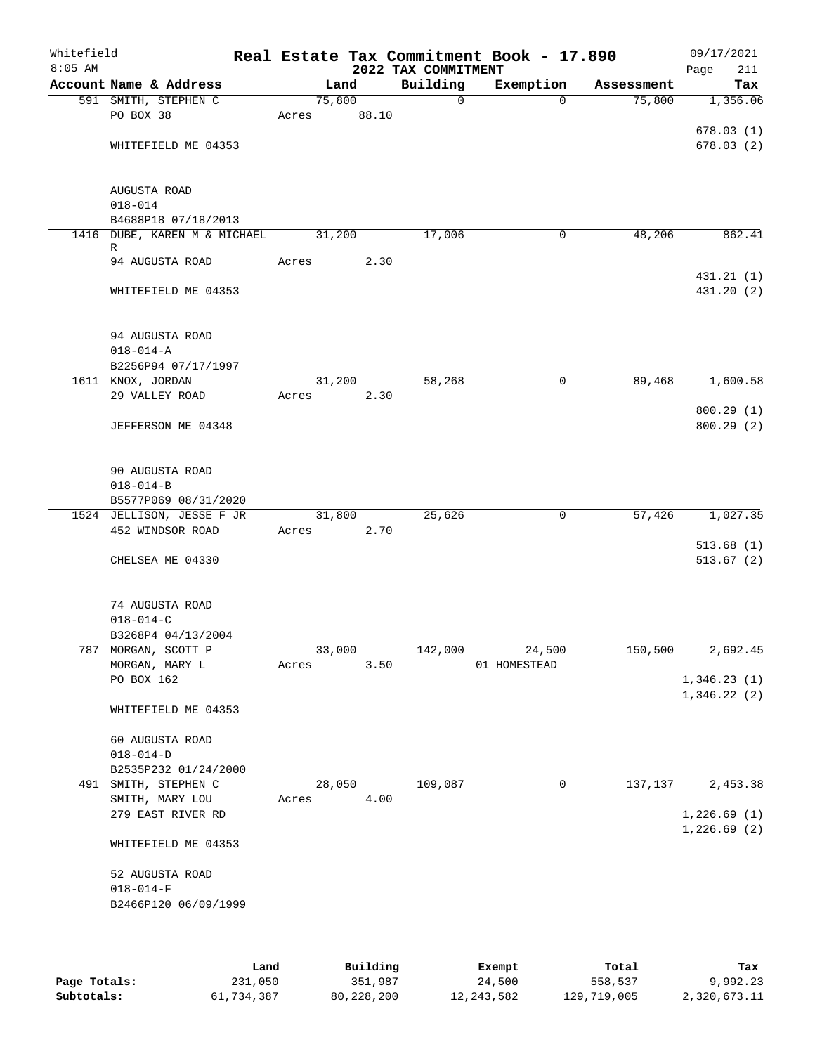Whitefield — Real Estate Tax Commitment Book - 17.890 — 09/17/2021
8:05 AM — 2022 TAX COMMITMENT

| Account Name & Address | Land | Building | Exemption | Assessment | Tax |
|---|---|---|---|---|---|
| 591 SMITH, STEPHEN C<br>PO BOX 38<br><br>WHITEFIELD ME 04353<br><br>AUGUSTA ROAD<br>018-014<br>B4688P18 07/18/2013 | 75,800<br>Acres 88.10 | 0 | 0 | 75,800 | 1,356.06<br><br>678.03 (1)<br>678.03 (2) |
| 1416 DUBE, KAREN M & MICHAEL R<br>94 AUGUSTA ROAD<br><br>WHITEFIELD ME 04353<br><br>94 AUGUSTA ROAD<br>018-014-A<br>B2256P94 07/17/1997 | 31,200<br>Acres 2.30 | 17,006 | 0 | 48,206 | 862.41<br><br>431.21 (1)<br>431.20 (2) |
| 1611 KNOX, JORDAN<br>29 VALLEY ROAD<br><br>JEFFERSON ME 04348<br><br>90 AUGUSTA ROAD<br>018-014-B<br>B5577P069 08/31/2020 | 31,200<br>Acres 2.30 | 58,268 | 0 | 89,468 | 1,600.58<br><br>800.29 (1)<br>800.29 (2) |
| 1524 JELLISON, JESSE F JR<br>452 WINDSOR ROAD<br><br>CHELSEA ME 04330<br><br>74 AUGUSTA ROAD<br>018-014-C<br>B3268P4 04/13/2004 | 31,800<br>Acres 2.70 | 25,626 | 0 | 57,426 | 1,027.35<br><br>513.68 (1)<br>513.67 (2) |
| 787 MORGAN, SCOTT P<br>MORGAN, MARY L<br>PO BOX 162<br><br>WHITEFIELD ME 04353<br><br>60 AUGUSTA ROAD<br>018-014-D<br>B2535P232 01/24/2000 | 33,000<br>Acres 3.50 | 142,000 | 24,500<br>01 HOMESTEAD | 150,500 | 2,692.45<br><br>1,346.23 (1)<br>1,346.22 (2) |
| 491 SMITH, STEPHEN C<br>SMITH, MARY LOU<br>279 EAST RIVER RD<br><br>WHITEFIELD ME 04353<br><br>52 AUGUSTA ROAD<br>018-014-F<br>B2466P120 06/09/1999 | 28,050<br>Acres 4.00 | 109,087 | 0 | 137,137 | 2,453.38<br><br>1,226.69 (1)<br>1,226.69 (2) |

| | Land | Building | Exempt | Total | Tax |
|---|---|---|---|---|---|
| Page Totals: | 231,050 | 351,987 | 24,500 | 558,537 | 9,992.23 |
| Subtotals: | 61,734,387 | 80,228,200 | 12,243,582 | 129,719,005 | 2,320,673.11 |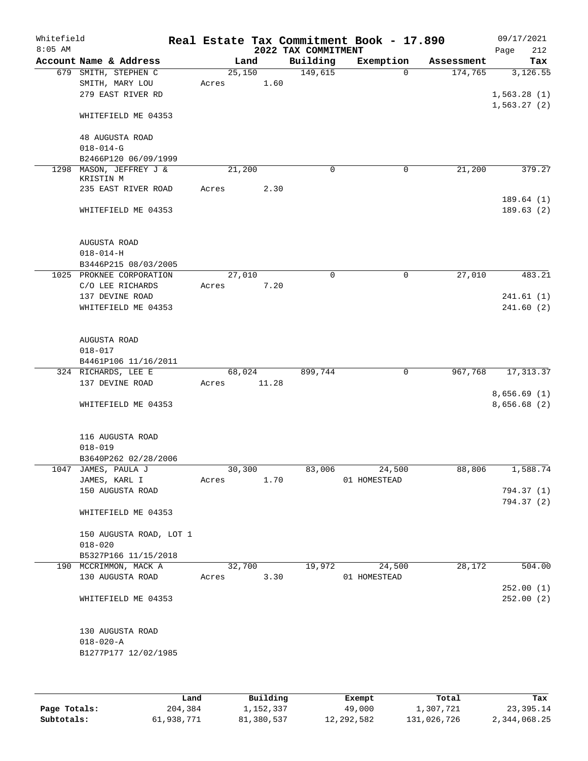Whitefield 8:05 AM

# Real Estate Tax Commitment Book - 17.890

## 2022 TAX COMMITMENT

09/17/2021 Page 212

| Account Name & Address | Land | Building | Exemption | Assessment | Tax |
|---|---|---|---|---|---|
| 679 SMITH, STEPHEN C<br>SMITH, MARY LOU<br>279 EAST RIVER RD<br><br>WHITEFIELD ME 04353<br><br>48 AUGUSTA ROAD<br>018-014-G<br>B2466P120 06/09/1999 | 25,150<br>Acres 1.60 | 149,615 | 0 | 174,765 | 3,126.55<br><br>1,563.28 (1)<br>1,563.27 (2) |
| 1298 MASON, JEFFREY J & KRISTIN M<br>235 EAST RIVER ROAD<br><br>WHITEFIELD ME 04353<br><br>AUGUSTA ROAD<br>018-014-H<br>B3446P215 08/03/2005 | 21,200<br>Acres 2.30 | 0 | 0 | 21,200 | 379.27<br><br>189.64 (1)<br>189.63 (2) |
| 1025 PROKNEE CORPORATION<br>C/O LEE RICHARDS<br>137 DEVINE ROAD<br>WHITEFIELD ME 04353<br><br>AUGUSTA ROAD<br>018-017<br>B4461P106 11/16/2011 | 27,010<br>Acres 7.20 | 0 | 0 | 27,010 | 483.21<br><br>241.61 (1)<br>241.60 (2) |
| 324 RICHARDS, LEE E<br>137 DEVINE ROAD<br><br>WHITEFIELD ME 04353<br><br>116 AUGUSTA ROAD<br>018-019<br>B3640P262 02/28/2006 | 68,024<br>Acres 11.28 | 899,744 | 0 | 967,768 | 17,313.37<br><br>8,656.69 (1)<br>8,656.68 (2) |
| 1047 JAMES, PAULA J<br>JAMES, KARL I<br>150 AUGUSTA ROAD<br><br>WHITEFIELD ME 04353<br><br>150 AUGUSTA ROAD, LOT 1<br>018-020<br>B5327P166 11/15/2018 | 30,300<br>Acres 1.70 | 83,006 | 24,500<br>01 HOMESTEAD | 88,806 | 1,588.74<br><br>794.37 (1)<br>794.37 (2) |
| 190 MCCRIMMON, MACK A<br>130 AUGUSTA ROAD<br><br>WHITEFIELD ME 04353<br><br>130 AUGUSTA ROAD<br>018-020-A<br>B1277P177 12/02/1985 | 32,700<br>Acres 3.30 | 19,972 | 24,500<br>01 HOMESTEAD | 28,172 | 504.00<br><br>252.00 (1)<br>252.00 (2) |

| | Land | Building | Exempt | Total | Tax |
|---|---|---|---|---|---|
| Page Totals: | 204,384 | 1,152,337 | 49,000 | 1,307,721 | 23,395.14 |
| Subtotals: | 61,938,771 | 81,380,537 | 12,292,582 | 131,026,726 | 2,344,068.25 |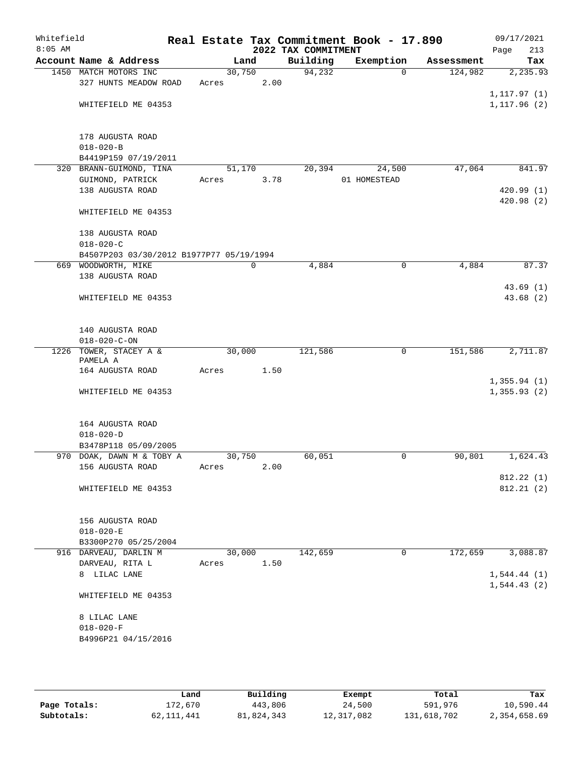Whitefield
8:05 AM

**Real Estate Tax Commitment Book - 17.890**
**2022 TAX COMMITMENT**

09/17/2021
Page 213

| Account Name & Address | Land | Building | Exemption | Assessment | Tax |
|---|---|---|---|---|---|
| 1450 MATCH MOTORS INC | 30,750 | 94,232 | 0 | 124,982 | 2,235.93 |
| 327 HUNTS MEADOW ROAD | Acres 2.00 | | | | |
| | | | | | 1,117.97 (1) |
| WHITEFIELD ME 04353 | | | | | 1,117.96 (2) |
| 178 AUGUSTA ROAD | | | | | |
| 018-020-B | | | | | |
| B4419P159 07/19/2011 | | | | | |
| 320 BRANN-GUIMOND, TINA | 51,170 | 20,394 | 24,500 | 47,064 | 841.97 |
| GUIMOND, PATRICK | Acres 3.78 | | 01 HOMESTEAD | | |
| 138 AUGUSTA ROAD | | | | | 420.99 (1) |
| | | | | | 420.98 (2) |
| WHITEFIELD ME 04353 | | | | | |
| 138 AUGUSTA ROAD | | | | | |
| 018-020-C | | | | | |
| B4507P203 03/30/2012 B1977P77 05/19/1994 | | | | | |
| 669 WOODWORTH, MIKE | 0 | 4,884 | 0 | 4,884 | 87.37 |
| 138 AUGUSTA ROAD | | | | | |
| | | | | | 43.69 (1) |
| WHITEFIELD ME 04353 | | | | | 43.68 (2) |
| 140 AUGUSTA ROAD | | | | | |
| 018-020-C-ON | | | | | |
| 1226 TOWER, STACEY A & PAMELA A | 30,000 | 121,586 | 0 | 151,586 | 2,711.87 |
| 164 AUGUSTA ROAD | Acres 1.50 | | | | |
| | | | | | 1,355.94 (1) |
| WHITEFIELD ME 04353 | | | | | 1,355.93 (2) |
| 164 AUGUSTA ROAD | | | | | |
| 018-020-D | | | | | |
| B3478P118 05/09/2005 | | | | | |
| 970 DOAK, DAWN M & TOBY A | 30,750 | 60,051 | 0 | 90,801 | 1,624.43 |
| 156 AUGUSTA ROAD | Acres 2.00 | | | | |
| | | | | | 812.22 (1) |
| WHITEFIELD ME 04353 | | | | | 812.21 (2) |
| 156 AUGUSTA ROAD | | | | | |
| 018-020-E | | | | | |
| B3300P270 05/25/2004 | | | | | |
| 916 DARVEAU, DARLIN M | 30,000 | 142,659 | 0 | 172,659 | 3,088.87 |
| DARVEAU, RITA L | Acres 1.50 | | | | |
| 8 LILAC LANE | | | | | 1,544.44 (1) |
| | | | | | 1,544.43 (2) |
| WHITEFIELD ME 04353 | | | | | |
| 8 LILAC LANE | | | | | |
| 018-020-F | | | | | |
| B4996P21 04/15/2016 | | | | | |

| | Land | Building | Exempt | Total | Tax |
|---|---|---|---|---|---|
| Page Totals: | 172,670 | 443,806 | 24,500 | 591,976 | 10,590.44 |
| Subtotals: | 62,111,441 | 81,824,343 | 12,317,082 | 131,618,702 | 2,354,658.69 |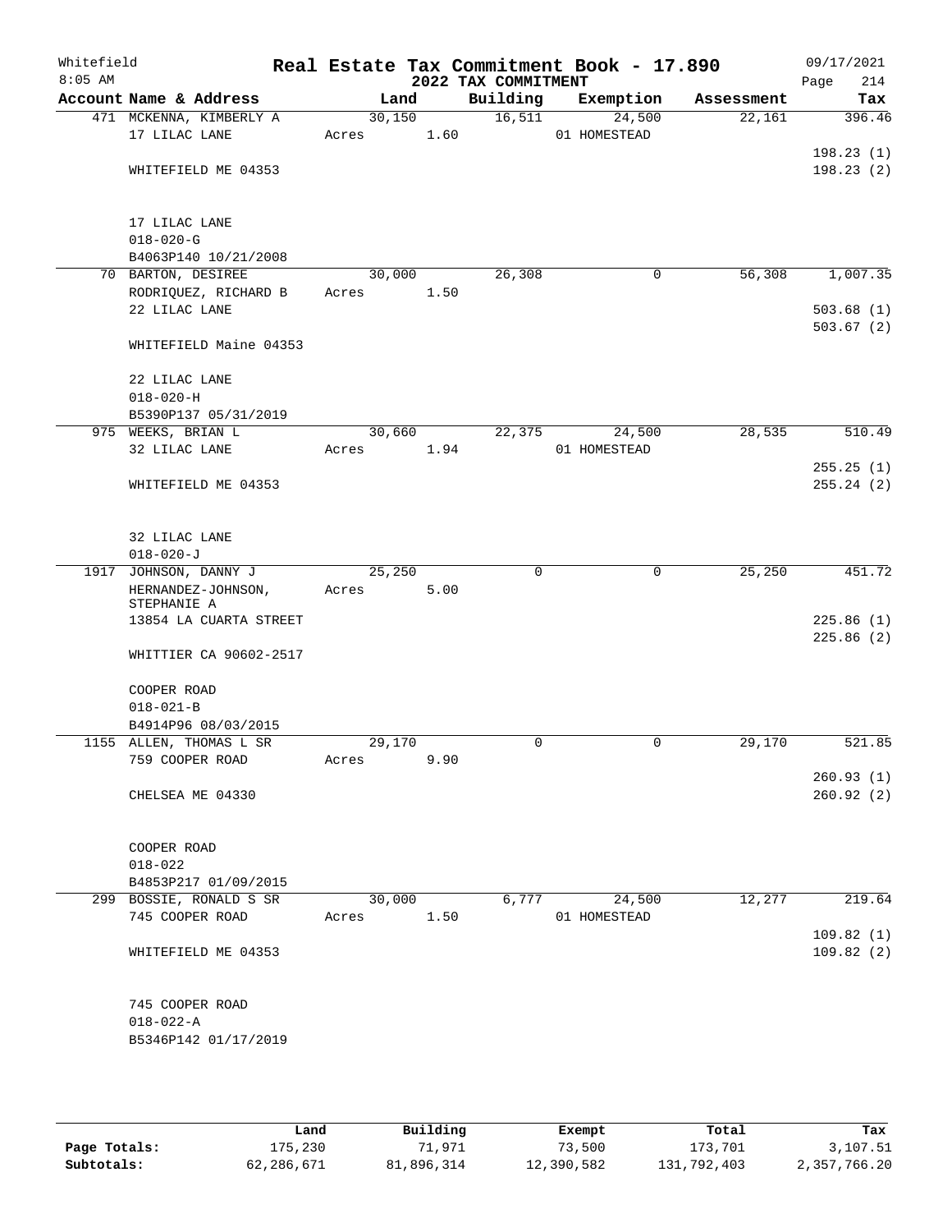Whitefield 8:05 AM

# Real Estate Tax Commitment Book - 17.890

## 2022 TAX COMMITMENT

09/17/2021 Page 214

| Account Name & Address | Land | Building | Exemption | Assessment | Tax |
|---|---|---|---|---|---|
| 471 MCKENNA, KIMBERLY A | 30,150 | 16,511 | 24,500 | 22,161 | 396.46 |
| 17 LILAC LANE | Acres 1.60 | | 01 HOMESTEAD | | |
| | | | | | 198.23 (1) |
| WHITEFIELD ME 04353 | | | | | 198.23 (2) |
| 17 LILAC LANE | | | | | |
| 018-020-G | | | | | |
| B4063P140 10/21/2008 | | | | | |
| 70 BARTON, DESIREE | 30,000 | 26,308 | 0 | 56,308 | 1,007.35 |
| RODRIQUEZ, RICHARD B | Acres 1.50 | | | | |
| 22 LILAC LANE | | | | | 503.68 (1) |
| | | | | | 503.67 (2) |
| WHITEFIELD Maine 04353 | | | | | |
| 22 LILAC LANE | | | | | |
| 018-020-H | | | | | |
| B5390P137 05/31/2019 | | | | | |
| 975 WEEKS, BRIAN L | 30,660 | 22,375 | 24,500 | 28,535 | 510.49 |
| 32 LILAC LANE | Acres 1.94 | | 01 HOMESTEAD | | |
| | | | | | 255.25 (1) |
| WHITEFIELD ME 04353 | | | | | 255.24 (2) |
| 32 LILAC LANE | | | | | |
| 018-020-J | | | | | |
| 1917 JOHNSON, DANNY J | 25,250 | 0 | 0 | 25,250 | 451.72 |
| HERNANDEZ-JOHNSON, STEPHANIE A | Acres 5.00 | | | | |
| 13854 LA CUARTA STREET | | | | | 225.86 (1) |
| | | | | | 225.86 (2) |
| WHITTIER CA 90602-2517 | | | | | |
| COOPER ROAD | | | | | |
| 018-021-B | | | | | |
| B4914P96 08/03/2015 | | | | | |
| 1155 ALLEN, THOMAS L SR | 29,170 | 0 | 0 | 29,170 | 521.85 |
| 759 COOPER ROAD | Acres 9.90 | | | | |
| | | | | | 260.93 (1) |
| CHELSEA ME 04330 | | | | | 260.92 (2) |
| COOPER ROAD | | | | | |
| 018-022 | | | | | |
| B4853P217 01/09/2015 | | | | | |
| 299 BOSSIE, RONALD S SR | 30,000 | 6,777 | 24,500 | 12,277 | 219.64 |
| 745 COOPER ROAD | Acres 1.50 | | 01 HOMESTEAD | | |
| | | | | | 109.82 (1) |
| WHITEFIELD ME 04353 | | | | | 109.82 (2) |
| 745 COOPER ROAD | | | | | |
| 018-022-A | | | | | |
| B5346P142 01/17/2019 | | | | | |

| | Land | Building | Exempt | Total | Tax |
|---|---|---|---|---|---|
| Page Totals: | 175,230 | 71,971 | 73,500 | 173,701 | 3,107.51 |
| Subtotals: | 62,286,671 | 81,896,314 | 12,390,582 | 131,792,403 | 2,357,766.20 |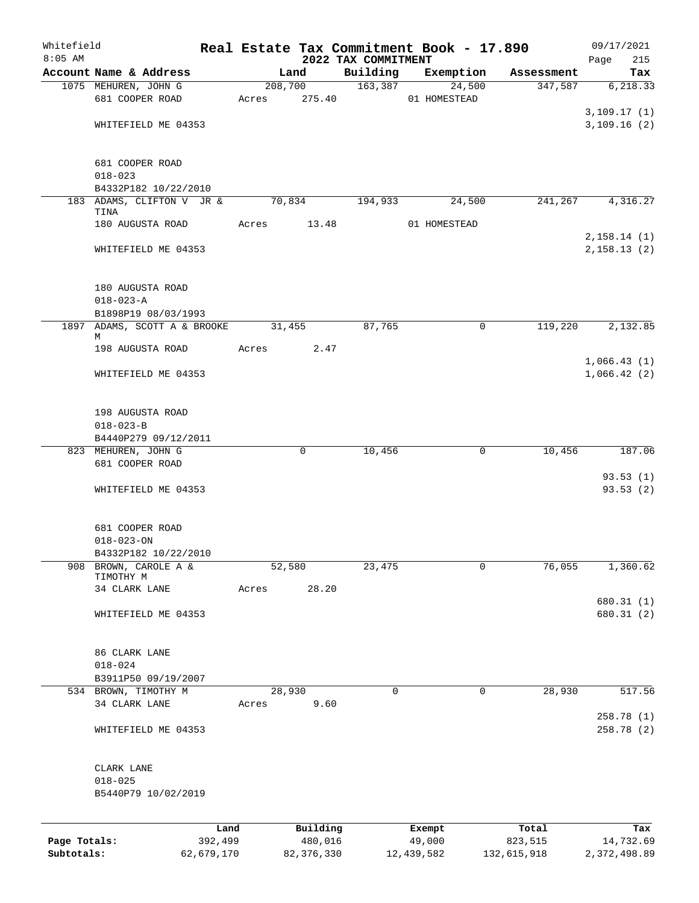Whitefield 8:05 AM

# Real Estate Tax Commitment Book - 17.890

## 2022 TAX COMMITMENT

09/17/2021

| Account Name & Address | Land | Building | Exemption | Assessment | Tax |
|---|---|---|---|---|---|
| 1075 MEHUREN, JOHN G<br>681 COOPER ROAD<br><br>WHITEFIELD ME 04353<br><br>681 COOPER ROAD<br>018-023<br>B4332P182 10/22/2010 | 208,700<br>Acres 275.40 | 163,387 | 24,500<br>01 HOMESTEAD | 347,587 | 6,218.33<br><br>3,109.17 (1)<br>3,109.16 (2) |
| 183 ADAMS, CLIFTON V JR & TINA<br>180 AUGUSTA ROAD<br><br>WHITEFIELD ME 04353<br><br>180 AUGUSTA ROAD<br>018-023-A<br>B1898P19 08/03/1993 | 70,834<br>Acres 13.48 | 194,933 | 24,500<br>01 HOMESTEAD | 241,267 | 4,316.27<br><br>2,158.14 (1)<br>2,158.13 (2) |
| 1897 ADAMS, SCOTT A & BROOKE M<br>198 AUGUSTA ROAD<br><br>WHITEFIELD ME 04353<br><br>198 AUGUSTA ROAD<br>018-023-B<br>B4440P279 09/12/2011 | 31,455<br>Acres 2.47 | 87,765 | 0 | 119,220 | 2,132.85<br><br>1,066.43 (1)<br>1,066.42 (2) |
| 823 MEHUREN, JOHN G<br>681 COOPER ROAD<br><br>WHITEFIELD ME 04353<br><br>681 COOPER ROAD<br>018-023-ON<br>B4332P182 10/22/2010 | 0 | 10,456 | 0 | 10,456 | 187.06<br><br>93.53 (1)<br>93.53 (2) |
| 908 BROWN, CAROLE A & TIMOTHY M<br>34 CLARK LANE<br><br>WHITEFIELD ME 04353<br><br>86 CLARK LANE<br>018-024<br>B3911P50 09/19/2007 | 52,580<br>Acres 28.20 | 23,475 | 0 | 76,055 | 1,360.62<br><br>680.31 (1)<br>680.31 (2) |
| 534 BROWN, TIMOTHY M<br>34 CLARK LANE<br><br>WHITEFIELD ME 04353<br><br>CLARK LANE<br>018-025<br>B5440P79 10/02/2019 | 28,930<br>Acres 9.60 | 0 | 0 | 28,930 | 517.56<br><br>258.78 (1)<br>258.78 (2) |

| | Land | Building | Exempt | Total | Tax |
|---|---|---|---|---|---|
| Page Totals: | 392,499 | 480,016 | 49,000 | 823,515 | 14,732.69 |
| Subtotals: | 62,679,170 | 82,376,330 | 12,439,582 | 132,615,918 | 2,372,498.89 |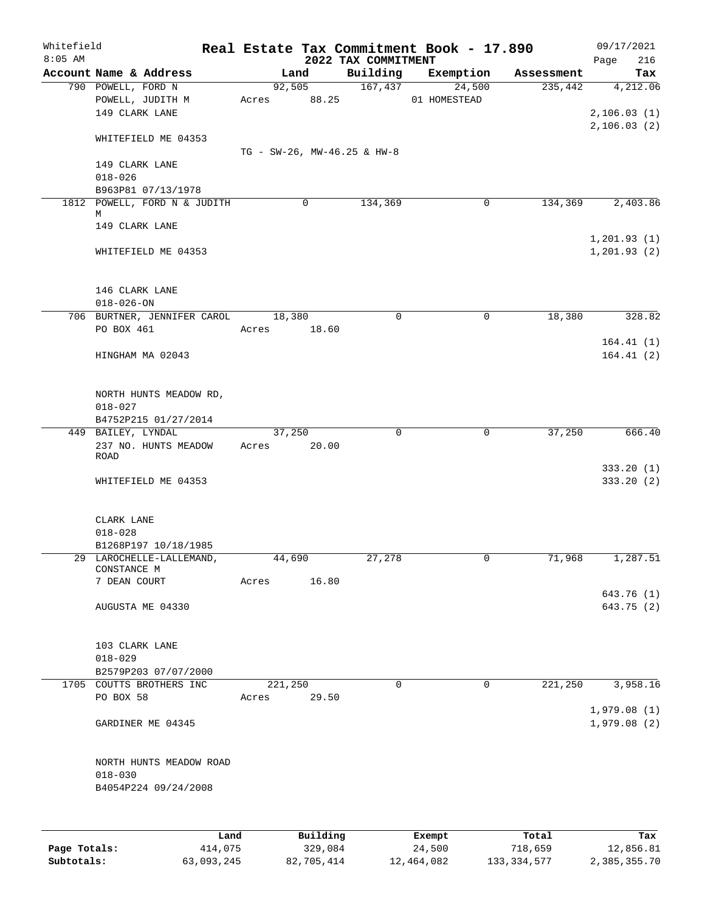Whitefield · 8:05 AM

# Real Estate Tax Commitment Book - 17.890

## 2022 TAX COMMITMENT

09/17/2021 · Page 216

| Account Name & Address | Land | Building | Exemption | Assessment | Tax |
|---|---|---|---|---|---|
| 790 POWELL, FORD N<br>POWELL, JUDITH M<br>149 CLARK LANE<br><br>WHITEFIELD ME 04353<br><br>149 CLARK LANE<br>018-026<br>B963P81 07/13/1978 | 92,505<br>Acres 88.25<br>TG - SW-26, MW-46.25 & HW-8 | 167,437 | 24,500<br>01 HOMESTEAD | 235,442 | 4,212.06<br><br>2,106.03 (1)<br>2,106.03 (2) |
| 1812 POWELL, FORD N & JUDITH M<br>149 CLARK LANE<br><br>WHITEFIELD ME 04353<br><br>146 CLARK LANE<br>018-026-ON | 0 | 134,369 | 0 | 134,369 | 2,403.86<br><br>1,201.93 (1)<br>1,201.93 (2) |
| 706 BURTNER, JENNIFER CAROL<br>PO BOX 461<br><br>HINGHAM MA 02043<br><br>NORTH HUNTS MEADOW RD,<br>018-027<br>B4752P215 01/27/2014 | 18,380<br>Acres 18.60 | 0 | 0 | 18,380 | 328.82<br><br>164.41 (1)<br>164.41 (2) |
| 449 BAILEY, LYNDAL<br>237 NO. HUNTS MEADOW ROAD<br><br>WHITEFIELD ME 04353<br><br>CLARK LANE<br>018-028<br>B1268P197 10/18/1985 | 37,250<br>Acres 20.00 | 0 | 0 | 37,250 | 666.40<br><br>333.20 (1)<br>333.20 (2) |
| 29 LAROCHELLE-LALLEMAND, CONSTANCE M<br>7 DEAN COURT<br><br>AUGUSTA ME 04330<br><br>103 CLARK LANE<br>018-029<br>B2579P203 07/07/2000 | 44,690<br>Acres 16.80 | 27,278 | 0 | 71,968 | 1,287.51<br><br>643.76 (1)<br>643.75 (2) |
| 1705 COUTTS BROTHERS INC<br>PO BOX 58<br><br>GARDINER ME 04345<br><br>NORTH HUNTS MEADOW ROAD<br>018-030<br>B4054P224 09/24/2008 | 221,250<br>Acres 29.50 | 0 | 0 | 221,250 | 3,958.16<br><br>1,979.08 (1)<br>1,979.08 (2) |

| | Land | Building | Exempt | Total | Tax |
|---|---|---|---|---|---|
| **Page Totals:** | 414,075 | 329,084 | 24,500 | 718,659 | 12,856.81 |
| **Subtotals:** | 63,093,245 | 82,705,414 | 12,464,082 | 133,334,577 | 2,385,355.70 |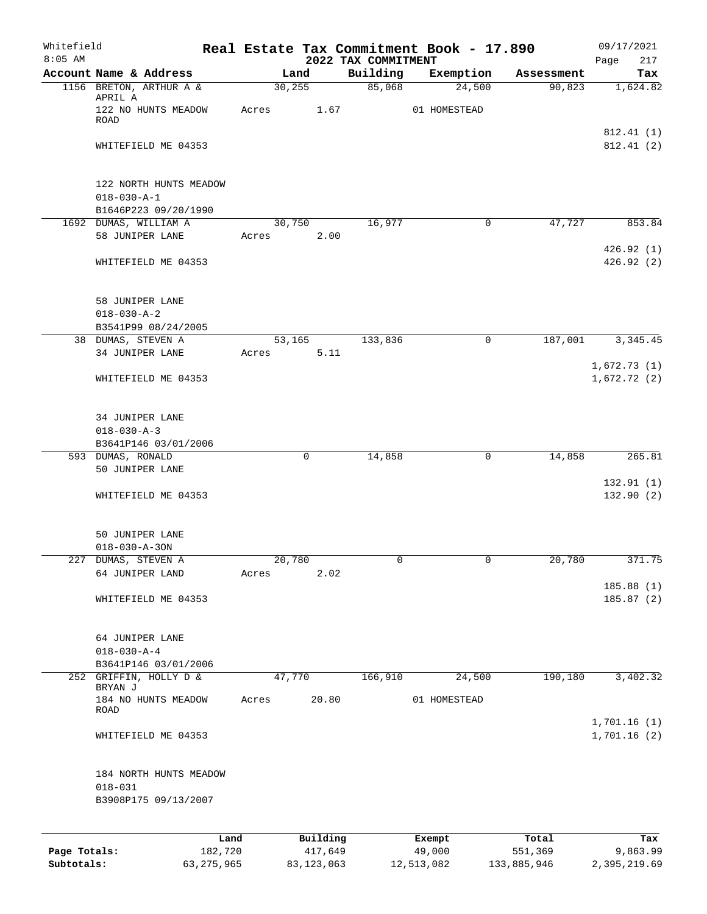Whitefield 8:05 AM

# Real Estate Tax Commitment Book - 17.890

## 2022 TAX COMMITMENT

09/17/2021

| Account Name & Address | Land | Building | Exemption | Assessment | Tax |
|---|---|---|---|---|---|
| 1156 BRETON, ARTHUR A & APRIL A | 30,255 | 85,068 | 24,500 | 90,823 | 1,624.82 |
| 122 NO HUNTS MEADOW ROAD | Acres 1.67 | | 01 HOMESTEAD | | |
| | | | | | 812.41 (1) |
| WHITEFIELD ME 04353 | | | | | 812.41 (2) |
| 122 NORTH HUNTS MEADOW | | | | | |
| 018-030-A-1 | | | | | |
| B1646P223 09/20/1990 | | | | | |
| 1692 DUMAS, WILLIAM A | 30,750 | 16,977 | 0 | 47,727 | 853.84 |
| 58 JUNIPER LANE | Acres 2.00 | | | | |
| | | | | | 426.92 (1) |
| WHITEFIELD ME 04353 | | | | | 426.92 (2) |
| 58 JUNIPER LANE | | | | | |
| 018-030-A-2 | | | | | |
| B3541P99 08/24/2005 | | | | | |
| 38 DUMAS, STEVEN A | 53,165 | 133,836 | 0 | 187,001 | 3,345.45 |
| 34 JUNIPER LANE | Acres 5.11 | | | | |
| | | | | | 1,672.73 (1) |
| WHITEFIELD ME 04353 | | | | | 1,672.72 (2) |
| 34 JUNIPER LANE | | | | | |
| 018-030-A-3 | | | | | |
| B3641P146 03/01/2006 | | | | | |
| 593 DUMAS, RONALD | 0 | 14,858 | 0 | 14,858 | 265.81 |
| 50 JUNIPER LANE | | | | | |
| | | | | | 132.91 (1) |
| WHITEFIELD ME 04353 | | | | | 132.90 (2) |
| 50 JUNIPER LANE | | | | | |
| 018-030-A-3ON | | | | | |
| 227 DUMAS, STEVEN A | 20,780 | 0 | 0 | 20,780 | 371.75 |
| 64 JUNIPER LAND | Acres 2.02 | | | | |
| | | | | | 185.88 (1) |
| WHITEFIELD ME 04353 | | | | | 185.87 (2) |
| 64 JUNIPER LANE | | | | | |
| 018-030-A-4 | | | | | |
| B3641P146 03/01/2006 | | | | | |
| 252 GRIFFIN, HOLLY D & BRYAN J | 47,770 | 166,910 | 24,500 | 190,180 | 3,402.32 |
| 184 NO HUNTS MEADOW ROAD | Acres 20.80 | | 01 HOMESTEAD | | |
| | | | | | 1,701.16 (1) |
| WHITEFIELD ME 04353 | | | | | 1,701.16 (2) |
| 184 NORTH HUNTS MEADOW | | | | | |
| 018-031 | | | | | |
| B3908P175 09/13/2007 | | | | | |

| | Land | Building | Exempt | Total | Tax |
|---|---|---|---|---|---|
| Page Totals: | 182,720 | 417,649 | 49,000 | 551,369 | 9,863.99 |
| Subtotals: | 63,275,965 | 83,123,063 | 12,513,082 | 133,885,946 | 2,395,219.69 |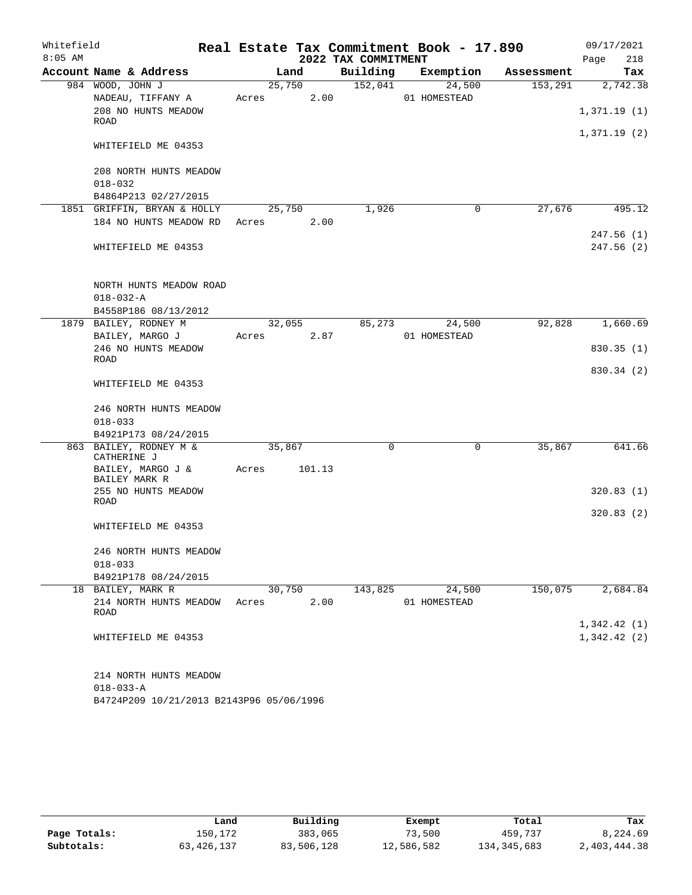Whitefield 8:05 AM

# Real Estate Tax Commitment Book - 17.890

## 2022 TAX COMMITMENT

09/17/2021

| Account Name & Address | Land | Building | Exemption | Assessment | Tax |
|---|---|---|---|---|---|
| 984 WOOD, JOHN J | 25,750 | 152,041 | 24,500 | 153,291 | 2,742.38 |
| NADEAU, TIFFANY A | Acres 2.00 | | 01 HOMESTEAD | | |
| 208 NO HUNTS MEADOW ROAD | | | | | 1,371.19 (1) |
| | | | | | 1,371.19 (2) |
| WHITEFIELD ME 04353 | | | | | |
| 208 NORTH HUNTS MEADOW | | | | | |
| 018-032 | | | | | |
| B4864P213 02/27/2015 | | | | | |
| 1851 GRIFFIN, BRYAN & HOLLY | 25,750 | 1,926 | 0 | 27,676 | 495.12 |
| 184 NO HUNTS MEADOW RD | Acres 2.00 | | | | |
| | | | | | 247.56 (1) |
| WHITEFIELD ME 04353 | | | | | 247.56 (2) |
| NORTH HUNTS MEADOW ROAD | | | | | |
| 018-032-A | | | | | |
| B4558P186 08/13/2012 | | | | | |
| 1879 BAILEY, RODNEY M | 32,055 | 85,273 | 24,500 | 92,828 | 1,660.69 |
| BAILEY, MARGO J | Acres 2.87 | | 01 HOMESTEAD | | |
| 246 NO HUNTS MEADOW ROAD | | | | | 830.35 (1) |
| | | | | | 830.34 (2) |
| WHITEFIELD ME 04353 | | | | | |
| 246 NORTH HUNTS MEADOW | | | | | |
| 018-033 | | | | | |
| B4921P173 08/24/2015 | | | | | |
| 863 BAILEY, RODNEY M & CATHERINE J | 35,867 | 0 | 0 | 35,867 | 641.66 |
| BAILEY, MARGO J & BAILEY MARK R | Acres 101.13 | | | | |
| 255 NO HUNTS MEADOW ROAD | | | | | 320.83 (1) |
| | | | | | 320.83 (2) |
| WHITEFIELD ME 04353 | | | | | |
| 246 NORTH HUNTS MEADOW | | | | | |
| 018-033 | | | | | |
| B4921P178 08/24/2015 | | | | | |
| 18 BAILEY, MARK R | 30,750 | 143,825 | 24,500 | 150,075 | 2,684.84 |
| 214 NORTH HUNTS MEADOW ROAD | Acres 2.00 | | 01 HOMESTEAD | | |
| | | | | | 1,342.42 (1) |
| WHITEFIELD ME 04353 | | | | | 1,342.42 (2) |
| 214 NORTH HUNTS MEADOW | | | | | |
| 018-033-A | | | | | |
| B4724P209 10/21/2013 B2143P96 05/06/1996 | | | | | |

| | Land | Building | Exempt | Total | Tax |
|---|---|---|---|---|---|
| Page Totals: | 150,172 | 383,065 | 73,500 | 459,737 | 8,224.69 |
| Subtotals: | 63,426,137 | 83,506,128 | 12,586,582 | 134,345,683 | 2,403,444.38 |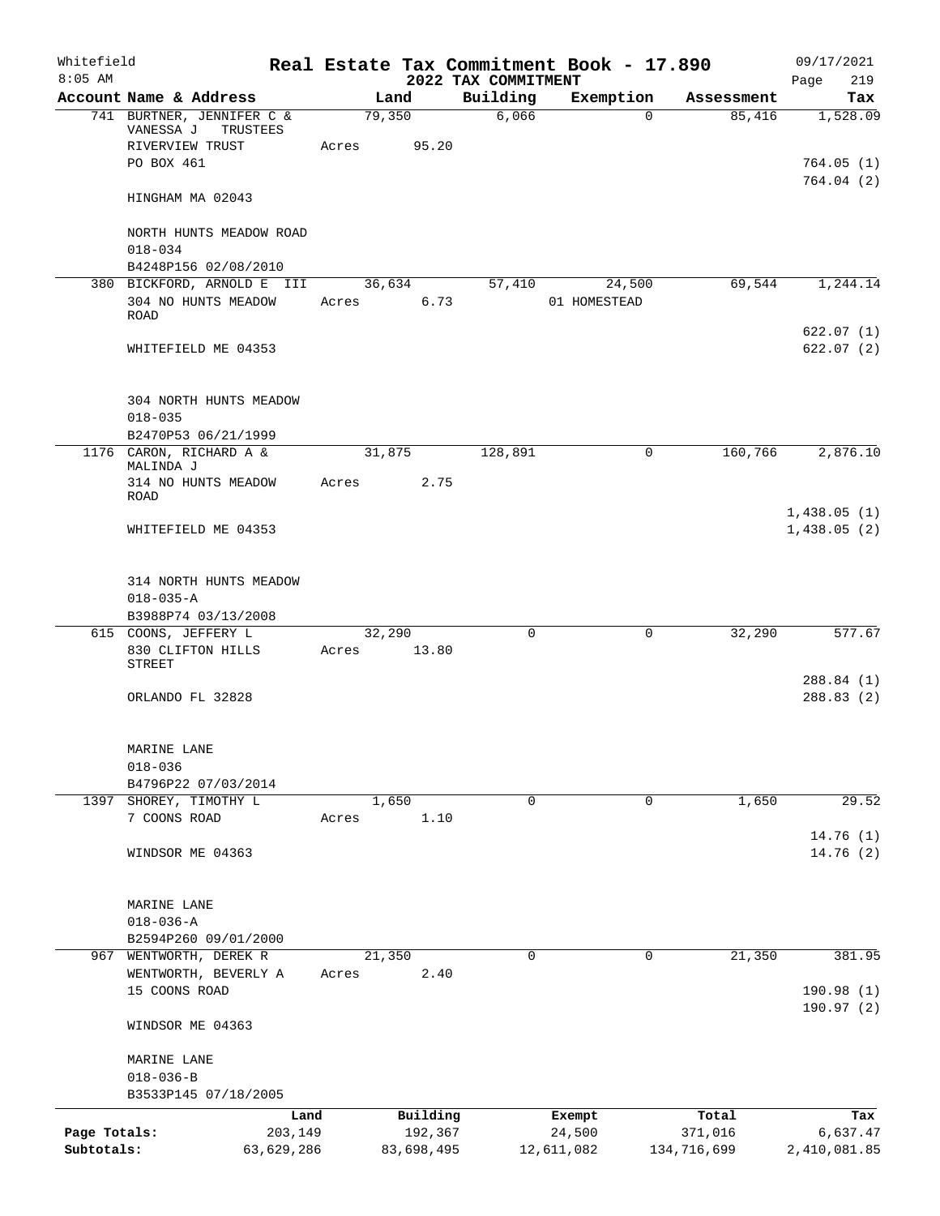Whitefield 8:05 AM

# Real Estate Tax Commitment Book - 17.890

## 2022 TAX COMMITMENT

09/17/2021 Page 219

| Account Name & Address | Land | Building | Exemption | Assessment | Tax |
|---|---|---|---|---|---|
| 741 BURTNER, JENNIFER C & VANESSA J TRUSTEES | 79,350 | 6,066 | 0 | 85,416 | 1,528.09 |
| RIVERVIEW TRUST | Acres 95.20 | | | | |
| PO BOX 461 | | | | | 764.05 (1) |
| HINGHAM MA 02043 | | | | | 764.04 (2) |
| NORTH HUNTS MEADOW ROAD | | | | | |
| 018-034 | | | | | |
| B4248P156 02/08/2010 | | | | | |
| 380 BICKFORD, ARNOLD E III | 36,634 | 57,410 | 24,500 | 69,544 | 1,244.14 |
| 304 NO HUNTS MEADOW ROAD | Acres 6.73 | | 01 HOMESTEAD | | |
| WHITEFIELD ME 04353 | | | | | 622.07 (1) |
| | | | | | 622.07 (2) |
| 304 NORTH HUNTS MEADOW | | | | | |
| 018-035 | | | | | |
| B2470P53 06/21/1999 | | | | | |
| 1176 CARON, RICHARD A & MALINDA J | 31,875 | 128,891 | 0 | 160,766 | 2,876.10 |
| 314 NO HUNTS MEADOW ROAD | Acres 2.75 | | | | |
| WHITEFIELD ME 04353 | | | | | 1,438.05 (1) |
| | | | | | 1,438.05 (2) |
| 314 NORTH HUNTS MEADOW | | | | | |
| 018-035-A | | | | | |
| B3988P74 03/13/2008 | | | | | |
| 615 COONS, JEFFERY L | 32,290 | 0 | 0 | 32,290 | 577.67 |
| 830 CLIFTON HILLS STREET | Acres 13.80 | | | | |
| ORLANDO FL 32828 | | | | | 288.84 (1) |
| | | | | | 288.83 (2) |
| MARINE LANE | | | | | |
| 018-036 | | | | | |
| B4796P22 07/03/2014 | | | | | |
| 1397 SHOREY, TIMOTHY L | 1,650 | 0 | 0 | 1,650 | 29.52 |
| 7 COONS ROAD | Acres 1.10 | | | | |
| WINDSOR ME 04363 | | | | | 14.76 (1) |
| | | | | | 14.76 (2) |
| MARINE LANE | | | | | |
| 018-036-A | | | | | |
| B2594P260 09/01/2000 | | | | | |
| 967 WENTWORTH, DEREK R | 21,350 | 0 | 0 | 21,350 | 381.95 |
| WENTWORTH, BEVERLY A | Acres 2.40 | | | | |
| 15 COONS ROAD | | | | | 190.98 (1) |
| WINDSOR ME 04363 | | | | | 190.97 (2) |
| MARINE LANE | | | | | |
| 018-036-B | | | | | |
| B3533P145 07/18/2005 | | | | | |

| | Land | Building | Exempt | Total | Tax |
|---|---|---|---|---|---|
| Page Totals: | 203,149 | 192,367 | 24,500 | 371,016 | 6,637.47 |
| Subtotals: | 63,629,286 | 83,698,495 | 12,611,082 | 134,716,699 | 2,410,081.85 |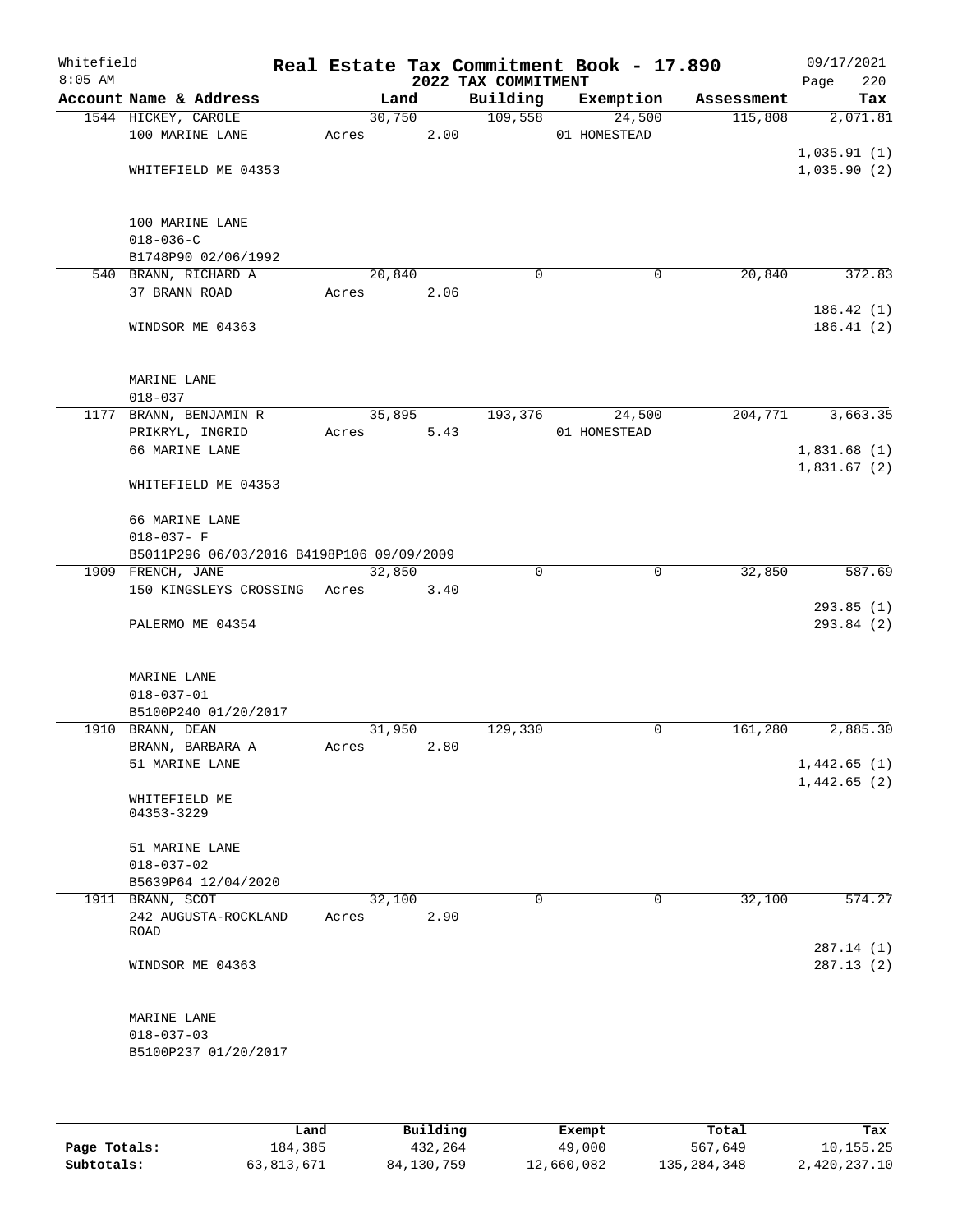Whitefield 8:05 AM

# Real Estate Tax Commitment Book - 17.890

## 2022 TAX COMMITMENT

09/17/2021

| Account Name & Address | Land | Building | Exemption | Assessment | Tax |
|---|---|---|---|---|---|
| 1544 HICKEY, CAROLE<br>100 MARINE LANE<br><br>WHITEFIELD ME 04353<br><br>100 MARINE LANE<br>018-036-C<br>B1748P90 02/06/1992 | 30,750<br>Acres 2.00 | 109,558 | 24,500<br>01 HOMESTEAD | 115,808 | 2,071.81<br><br>1,035.91 (1)<br>1,035.90 (2) |
| 540 BRANN, RICHARD A<br>37 BRANN ROAD<br><br>WINDSOR ME 04363<br><br>MARINE LANE<br>018-037 | 20,840<br>Acres 2.06 | 0 | 0 | 20,840 | 372.83<br><br>186.42 (1)<br>186.41 (2) |
| 1177 BRANN, BENJAMIN R<br>PRIKRYL, INGRID<br>66 MARINE LANE<br><br>WHITEFIELD ME 04353<br><br>66 MARINE LANE<br>018-037- F<br>B5011P296 06/03/2016 B4198P106 09/09/2009 | 35,895<br>Acres 5.43 | 193,376 | 24,500<br>01 HOMESTEAD | 204,771 | 3,663.35<br><br>1,831.68 (1)<br>1,831.67 (2) |
| 1909 FRENCH, JANE<br>150 KINGSLEYS CROSSING<br><br>PALERMO ME 04354<br><br>MARINE LANE<br>018-037-01<br>B5100P240 01/20/2017 | 32,850<br>Acres 3.40 | 0 | 0 | 32,850 | 587.69<br><br>293.85 (1)<br>293.84 (2) |
| 1910 BRANN, DEAN<br>BRANN, BARBARA A<br>51 MARINE LANE<br><br>WHITEFIELD ME<br>04353-3229<br><br>51 MARINE LANE<br>018-037-02<br>B5639P64 12/04/2020 | 31,950<br>Acres 2.80 | 129,330 | 0 | 161,280 | 2,885.30<br><br>1,442.65 (1)<br>1,442.65 (2) |
| 1911 BRANN, SCOT<br>242 AUGUSTA-ROCKLAND ROAD<br><br>WINDSOR ME 04363<br><br>MARINE LANE<br>018-037-03<br>B5100P237 01/20/2017 | 32,100<br>Acres 2.90 | 0 | 0 | 32,100 | 574.27<br><br>287.14 (1)<br>287.13 (2) |

| | Land | Building | Exempt | Total | Tax |
|---|---|---|---|---|---|
| **Page Totals:** | 184,385 | 432,264 | 49,000 | 567,649 | 10,155.25 |
| **Subtotals:** | 63,813,671 | 84,130,759 | 12,660,082 | 135,284,348 | 2,420,237.10 |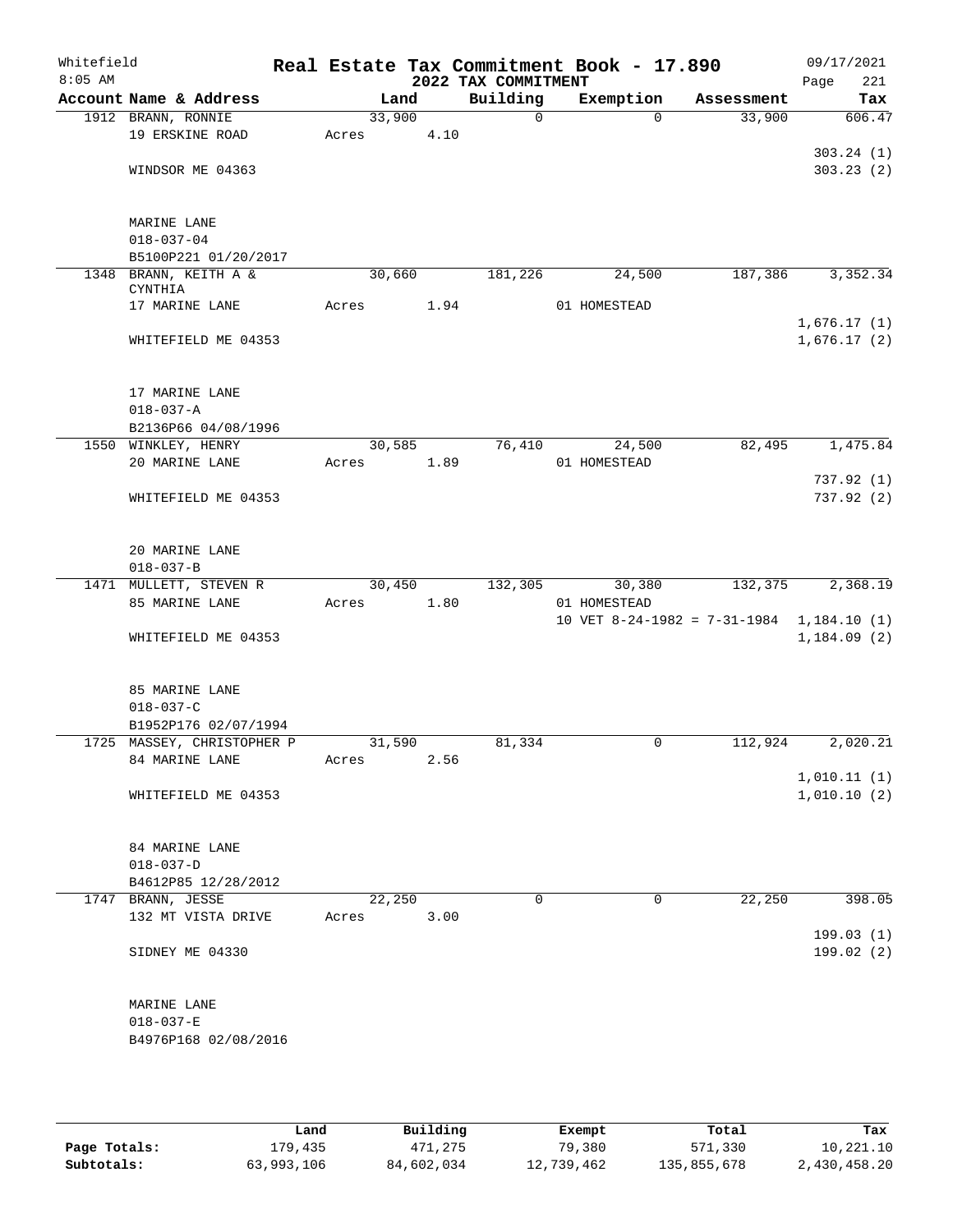# Real Estate Tax Commitment Book - 17.890

Whitefield
8:05 AM

2022 TAX COMMITMENT

09/17/2021

| Account Name & Address | Land | Building | Exemption | Assessment | Tax |
|---|---|---|---|---|---|
| 1912 BRANN, RONNIE<br>19 ERSKINE ROAD<br><br>WINDSOR ME 04363<br><br>MARINE LANE<br>018-037-04<br>B5100P221 01/20/2017 | 33,900<br>Acres 4.10 | 0 | 0 | 33,900 | 606.47<br><br>303.24 (1)<br>303.23 (2) |
| 1348 BRANN, KEITH A & CYNTHIA<br>17 MARINE LANE<br><br>WHITEFIELD ME 04353<br><br>17 MARINE LANE<br>018-037-A<br>B2136P66 04/08/1996 | 30,660<br>Acres 1.94 | 181,226 | 24,500<br>01 HOMESTEAD | 187,386 | 3,352.34<br><br>1,676.17 (1)<br>1,676.17 (2) |
| 1550 WINKLEY, HENRY<br>20 MARINE LANE<br><br>WHITEFIELD ME 04353<br><br>20 MARINE LANE<br>018-037-B | 30,585<br>Acres 1.89 | 76,410 | 24,500<br>01 HOMESTEAD | 82,495 | 1,475.84<br><br>737.92 (1)<br>737.92 (2) |
| 1471 MULLETT, STEVEN R<br>85 MARINE LANE<br><br>WHITEFIELD ME 04353<br><br>85 MARINE LANE<br>018-037-C<br>B1952P176 02/07/1994 | 30,450<br>Acres 1.80 | 132,305 | 30,380<br>01 HOMESTEAD<br>10 VET 8-24-1982 = 7-31-1984 | 132,375 | 2,368.19<br><br>1,184.10 (1)<br>1,184.09 (2) |
| 1725 MASSEY, CHRISTOPHER P<br>84 MARINE LANE<br><br>WHITEFIELD ME 04353<br><br>84 MARINE LANE<br>018-037-D<br>B4612P85 12/28/2012 | 31,590<br>Acres 2.56 | 81,334 | 0 | 112,924 | 2,020.21<br><br>1,010.11 (1)<br>1,010.10 (2) |
| 1747 BRANN, JESSE<br>132 MT VISTA DRIVE<br><br>SIDNEY ME 04330<br><br>MARINE LANE<br>018-037-E<br>B4976P168 02/08/2016 | 22,250<br>Acres 3.00 | 0 | 0 | 22,250 | 398.05<br><br>199.03 (1)<br>199.02 (2) |

| | Land | Building | Exempt | Total | Tax |
|---|---|---|---|---|---|
| Page Totals: | 179,435 | 471,275 | 79,380 | 571,330 | 10,221.10 |
| Subtotals: | 63,993,106 | 84,602,034 | 12,739,462 | 135,855,678 | 2,430,458.20 |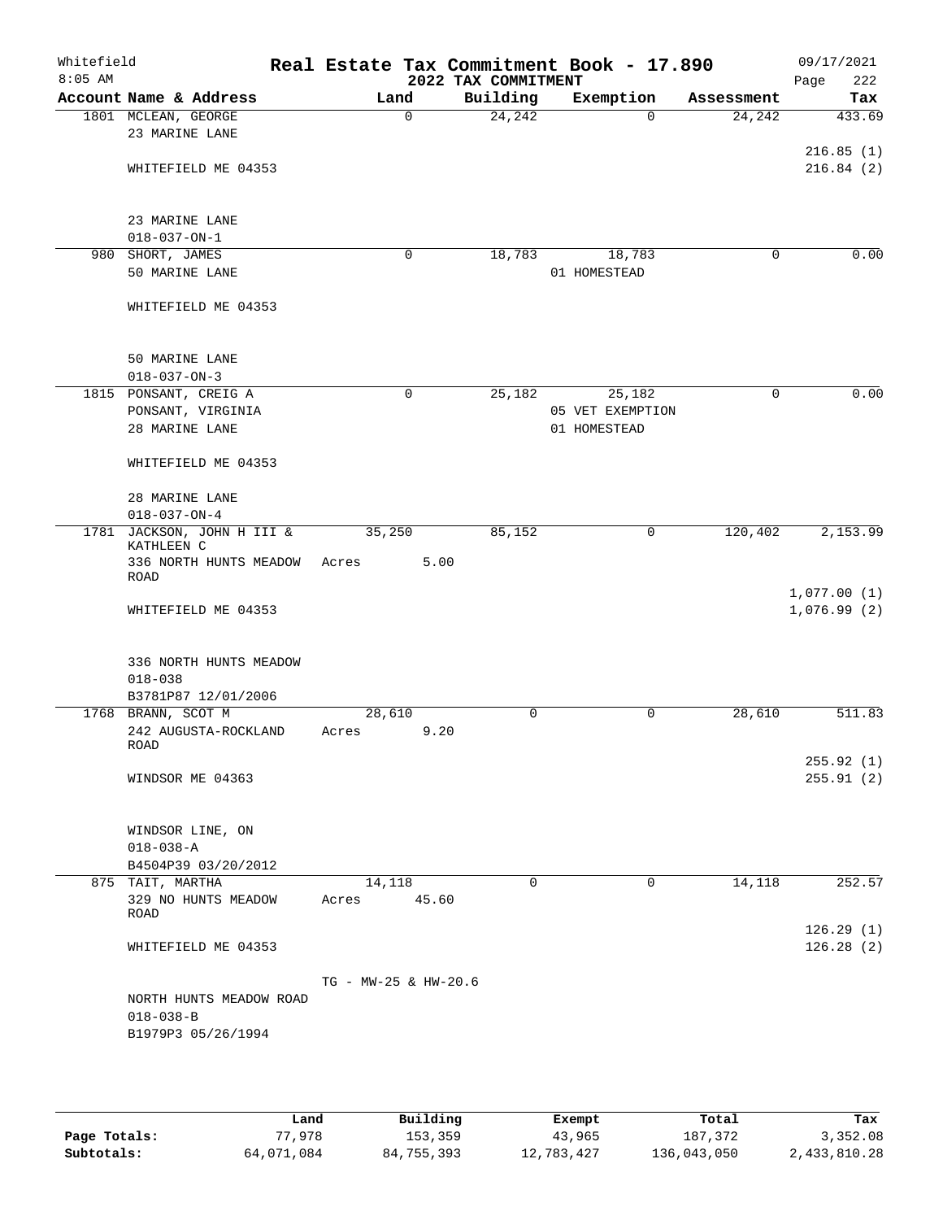Whitefield 8:05 AM

# Real Estate Tax Commitment Book - 17.890

## 2022 TAX COMMITMENT

09/17/2021

| Account | Name & Address | Land | Building | Exemption | Assessment | Tax |
|---|---|---|---|---|---|---|
| 1801 | MCLEAN, GEORGE<br>23 MARINE LANE<br><br>WHITEFIELD ME 04353<br><br>23 MARINE LANE<br>018-037-ON-1 | 0 | 24,242 | 0 | 24,242 | 433.69<br><br>216.85 (1)<br>216.84 (2) |
| 980 | SHORT, JAMES<br>50 MARINE LANE<br><br>WHITEFIELD ME 04353<br><br>50 MARINE LANE<br>018-037-ON-3 | 0 | 18,783 | 18,783<br>01 HOMESTEAD | 0 | 0.00 |
| 1815 | PONSANT, CREIG A<br>PONSANT, VIRGINIA<br>28 MARINE LANE<br><br>WHITEFIELD ME 04353<br><br>28 MARINE LANE<br>018-037-ON-4 | 0 | 25,182 | 25,182<br>05 VET EXEMPTION<br>01 HOMESTEAD | 0 | 0.00 |
| 1781 | JACKSON, JOHN H III & KATHLEEN C<br>336 NORTH HUNTS MEADOW ROAD<br><br>WHITEFIELD ME 04353<br><br>336 NORTH HUNTS MEADOW<br>018-038<br>B3781P87 12/01/2006 | 35,250<br>Acres 5.00 | 85,152 | 0 | 120,402 | 2,153.99<br><br>1,077.00 (1)<br>1,076.99 (2) |
| 1768 | BRANN, SCOT M<br>242 AUGUSTA-ROCKLAND ROAD<br><br>WINDSOR ME 04363<br><br>WINDSOR LINE, ON<br>018-038-A<br>B4504P39 03/20/2012 | 28,610<br>Acres 9.20 | 0 | 0 | 28,610 | 511.83<br><br>255.92 (1)<br>255.91 (2) |
| 875 | TAIT, MARTHA<br>329 NO HUNTS MEADOW ROAD<br><br>WHITEFIELD ME 04353<br><br>NORTH HUNTS MEADOW ROAD<br>018-038-B<br>B1979P3 05/26/1994 | 14,118<br>Acres 45.60<br><br>TG - MW-25 & HW-20.6 | 0 | 0 | 14,118 | 252.57<br><br>126.29 (1)<br>126.28 (2) |

| | Land | Building | Exempt | Total | Tax |
|---|---|---|---|---|---|
| **Page Totals:** | 77,978 | 153,359 | 43,965 | 187,372 | 3,352.08 |
| **Subtotals:** | 64,071,084 | 84,755,393 | 12,783,427 | 136,043,050 | 2,433,810.28 |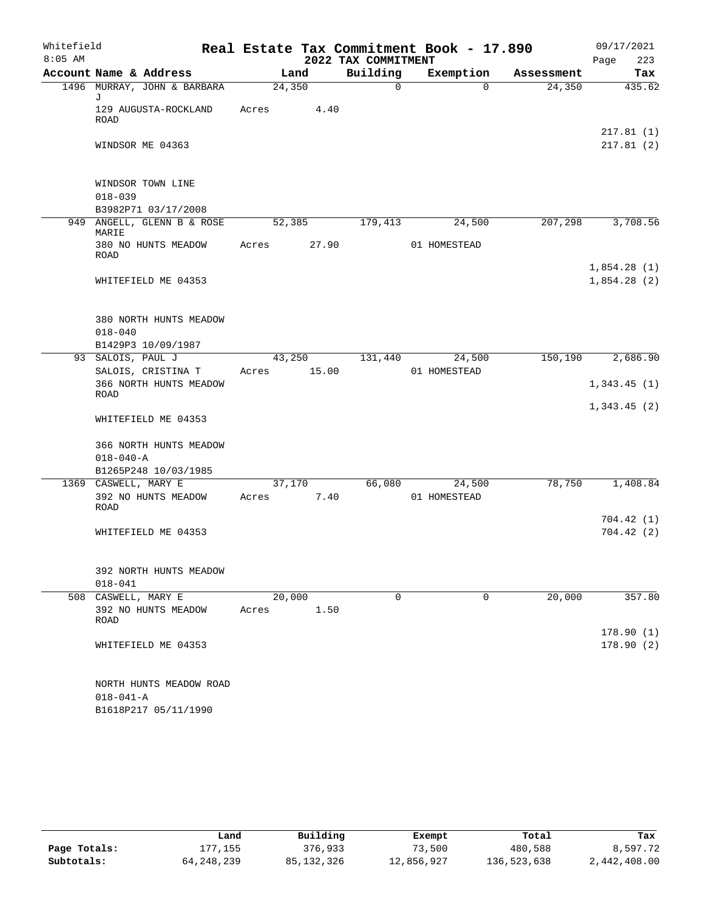Whitefield 8:05 AM

# Real Estate Tax Commitment Book - 17.890

## 2022 TAX COMMITMENT

09/17/2021 Page 223

| Account Name & Address | Land | Building | Exemption | Assessment | Tax |
|---|---|---|---|---|---|
| 1496 MURRAY, JOHN & BARBARA J | 24,350 | 0 | 0 | 24,350 | 435.62 |
| 129 AUGUSTA-ROCKLAND ROAD | Acres 4.40 | | | | |
| | | | | | 217.81 (1) |
| WINDSOR ME 04363 | | | | | 217.81 (2) |
| WINDSOR TOWN LINE | | | | | |
| 018-039 | | | | | |
| B3982P71 03/17/2008 | | | | | |
| 949 ANGELL, GLENN B & ROSE MARIE | 52,385 | 179,413 | 24,500 | 207,298 | 3,708.56 |
| 380 NO HUNTS MEADOW ROAD | Acres 27.90 | | 01 HOMESTEAD | | |
| | | | | | 1,854.28 (1) |
| WHITEFIELD ME 04353 | | | | | 1,854.28 (2) |
| 380 NORTH HUNTS MEADOW | | | | | |
| 018-040 | | | | | |
| B1429P3 10/09/1987 | | | | | |
| 93 SALOIS, PAUL J | 43,250 | 131,440 | 24,500 | 150,190 | 2,686.90 |
| SALOIS, CRISTINA T | Acres 15.00 | | 01 HOMESTEAD | | |
| 366 NORTH HUNTS MEADOW ROAD | | | | | 1,343.45 (1) |
| | | | | | 1,343.45 (2) |
| WHITEFIELD ME 04353 | | | | | |
| 366 NORTH HUNTS MEADOW | | | | | |
| 018-040-A | | | | | |
| B1265P248 10/03/1985 | | | | | |
| 1369 CASWELL, MARY E | 37,170 | 66,080 | 24,500 | 78,750 | 1,408.84 |
| 392 NO HUNTS MEADOW ROAD | Acres 7.40 | | 01 HOMESTEAD | | |
| | | | | | 704.42 (1) |
| WHITEFIELD ME 04353 | | | | | 704.42 (2) |
| 392 NORTH HUNTS MEADOW | | | | | |
| 018-041 | | | | | |
| 508 CASWELL, MARY E | 20,000 | 0 | 0 | 20,000 | 357.80 |
| 392 NO HUNTS MEADOW ROAD | Acres 1.50 | | | | |
| | | | | | 178.90 (1) |
| WHITEFIELD ME 04353 | | | | | 178.90 (2) |
| NORTH HUNTS MEADOW ROAD | | | | | |
| 018-041-A | | | | | |
| B1618P217 05/11/1990 | | | | | |

| | Land | Building | Exempt | Total | Tax |
|---|---|---|---|---|---|
| Page Totals: | 177,155 | 376,933 | 73,500 | 480,588 | 8,597.72 |
| Subtotals: | 64,248,239 | 85,132,326 | 12,856,927 | 136,523,638 | 2,442,408.00 |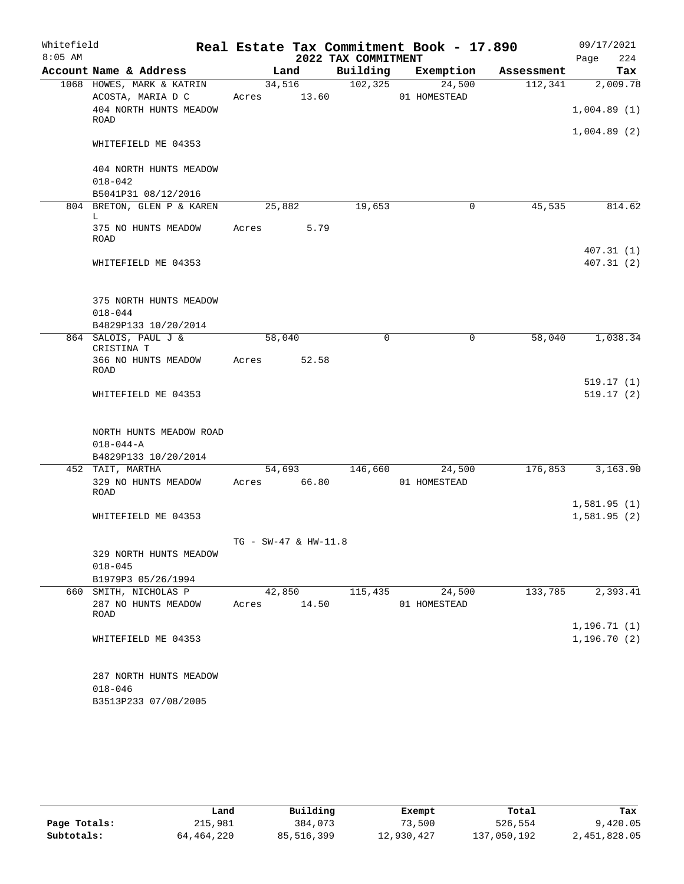# Real Estate Tax Commitment Book - 17.890

Whitefield 8:05 AM — 2022 TAX COMMITMENT — 09/17/2021

| Account Name & Address | Land | Building | Exemption | Assessment | Tax |
|---|---|---|---|---|---|
| 1068 HOWES, MARK & KATRIN | 34,516 | 102,325 | 24,500 | 112,341 | 2,009.78 |
| ACOSTA, MARIA D C | Acres 13.60 | | 01 HOMESTEAD | | |
| 404 NORTH HUNTS MEADOW ROAD | | | | | 1,004.89 (1) |
| | | | | | 1,004.89 (2) |
| WHITEFIELD ME 04353 | | | | | |
| 404 NORTH HUNTS MEADOW | | | | | |
| 018-042 | | | | | |
| B5041P31 08/12/2016 | | | | | |
| 804 BRETON, GLEN P & KAREN L | 25,882 | 19,653 | 0 | 45,535 | 814.62 |
| 375 NO HUNTS MEADOW ROAD | Acres 5.79 | | | | |
| | | | | | 407.31 (1) |
| WHITEFIELD ME 04353 | | | | | 407.31 (2) |
| 375 NORTH HUNTS MEADOW | | | | | |
| 018-044 | | | | | |
| B4829P133 10/20/2014 | | | | | |
| 864 SALOIS, PAUL J & CRISTINA T | 58,040 | 0 | 0 | 58,040 | 1,038.34 |
| 366 NO HUNTS MEADOW ROAD | Acres 52.58 | | | | |
| | | | | | 519.17 (1) |
| WHITEFIELD ME 04353 | | | | | 519.17 (2) |
| NORTH HUNTS MEADOW ROAD | | | | | |
| 018-044-A | | | | | |
| B4829P133 10/20/2014 | | | | | |
| 452 TAIT, MARTHA | 54,693 | 146,660 | 24,500 | 176,853 | 3,163.90 |
| 329 NO HUNTS MEADOW ROAD | Acres 66.80 | | 01 HOMESTEAD | | |
| | | | | | 1,581.95 (1) |
| WHITEFIELD ME 04353 | | | | | 1,581.95 (2) |
| | TG - SW-47 & HW-11.8 | | | | |
| 329 NORTH HUNTS MEADOW | | | | | |
| 018-045 | | | | | |
| B1979P3 05/26/1994 | | | | | |
| 660 SMITH, NICHOLAS P | 42,850 | 115,435 | 24,500 | 133,785 | 2,393.41 |
| 287 NO HUNTS MEADOW ROAD | Acres 14.50 | | 01 HOMESTEAD | | |
| | | | | | 1,196.71 (1) |
| WHITEFIELD ME 04353 | | | | | 1,196.70 (2) |
| 287 NORTH HUNTS MEADOW | | | | | |
| 018-046 | | | | | |
| B3513P233 07/08/2005 | | | | | |

| | Land | Building | Exempt | Total | Tax |
|---|---|---|---|---|---|
| Page Totals: | 215,981 | 384,073 | 73,500 | 526,554 | 9,420.05 |
| Subtotals: | 64,464,220 | 85,516,399 | 12,930,427 | 137,050,192 | 2,451,828.05 |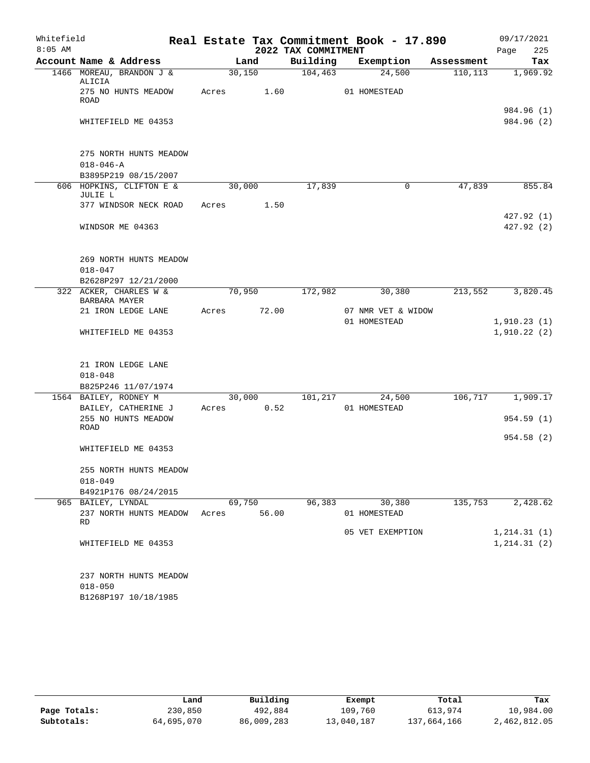Whitefield
8:05 AM

# Real Estate Tax Commitment Book - 17.890

## 2022 TAX COMMITMENT

09/17/2021
Page 225

| Account Name & Address | Land | Building | Exemption | Assessment | Tax |
|---|---|---|---|---|---|
| 1466 MOREAU, BRANDON J & ALICIA | 30,150 | 104,463 | 24,500 | 110,113 | 1,969.92 |
| 275 NO HUNTS MEADOW ROAD | Acres 1.60 | | 01 HOMESTEAD | | |
| WHITEFIELD ME 04353 | | | | | 984.96 (1) |
| | | | | | 984.96 (2) |
| 275 NORTH HUNTS MEADOW | | | | | |
| 018-046-A | | | | | |
| B3895P219 08/15/2007 | | | | | |
| 606 HOPKINS, CLIFTON E & JULIE L | 30,000 | 17,839 | 0 | 47,839 | 855.84 |
| 377 WINDSOR NECK ROAD | Acres 1.50 | | | | |
| WINDSOR ME 04363 | | | | | 427.92 (1) |
| | | | | | 427.92 (2) |
| 269 NORTH HUNTS MEADOW | | | | | |
| 018-047 | | | | | |
| B2628P297 12/21/2000 | | | | | |
| 322 ACKER, CHARLES W & BARBARA MAYER | 70,950 | 172,982 | 30,380 | 213,552 | 3,820.45 |
| 21 IRON LEDGE LANE | Acres 72.00 | | 07 NMR VET & WIDOW | | |
| | | | 01 HOMESTEAD | | 1,910.23 (1) |
| WHITEFIELD ME 04353 | | | | | 1,910.22 (2) |
| 21 IRON LEDGE LANE | | | | | |
| 018-048 | | | | | |
| B825P246 11/07/1974 | | | | | |
| 1564 BAILEY, RODNEY M | 30,000 | 101,217 | 24,500 | 106,717 | 1,909.17 |
| BAILEY, CATHERINE J | Acres 0.52 | | 01 HOMESTEAD | | |
| 255 NO HUNTS MEADOW ROAD | | | | | 954.59 (1) |
| | | | | | 954.58 (2) |
| WHITEFIELD ME 04353 | | | | | |
| 255 NORTH HUNTS MEADOW | | | | | |
| 018-049 | | | | | |
| B4921P176 08/24/2015 | | | | | |
| 965 BAILEY, LYNDAL | 69,750 | 96,383 | 30,380 | 135,753 | 2,428.62 |
| 237 NORTH HUNTS MEADOW RD | Acres 56.00 | | 01 HOMESTEAD | | |
| | | | 05 VET EXEMPTION | | 1,214.31 (1) |
| WHITEFIELD ME 04353 | | | | | 1,214.31 (2) |
| 237 NORTH HUNTS MEADOW | | | | | |
| 018-050 | | | | | |
| B1268P197 10/18/1985 | | | | | |

| | Land | Building | Exempt | Total | Tax |
|---|---|---|---|---|---|
| Page Totals: | 230,850 | 492,884 | 109,760 | 613,974 | 10,984.00 |
| Subtotals: | 64,695,070 | 86,009,283 | 13,040,187 | 137,664,166 | 2,462,812.05 |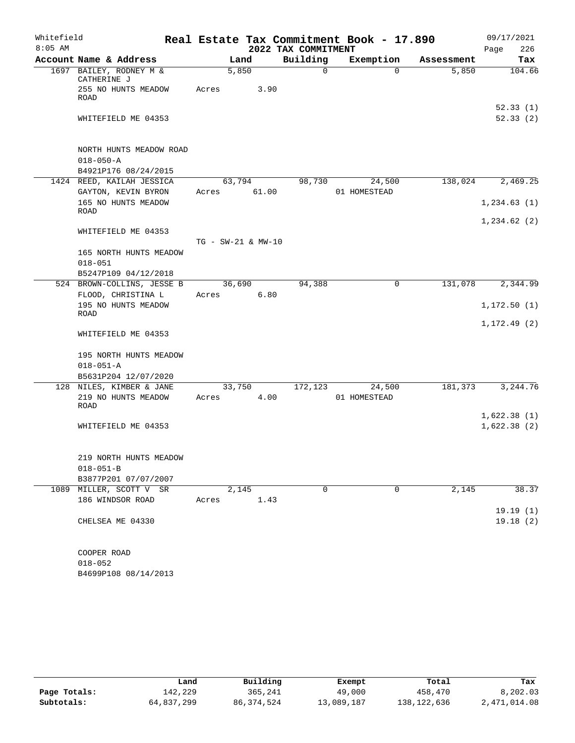Whitefield
8:05 AM

# Real Estate Tax Commitment Book - 17.890

## 2022 TAX COMMITMENT

09/17/2021
Page 226

| Account Name & Address | Land | Building | Exemption | Assessment | Tax |
|---|---|---|---|---|---|
| 1697 BAILEY, RODNEY M & CATHERINE J | 5,850 | 0 | 0 | 5,850 | 104.66 |
| 255 NO HUNTS MEADOW ROAD | Acres 3.90 | | | | |
| | | | | | 52.33 (1) |
| WHITEFIELD ME 04353 | | | | | 52.33 (2) |
| NORTH HUNTS MEADOW ROAD | | | | | |
| 018-050-A | | | | | |
| B4921P176 08/24/2015 | | | | | |
| 1424 REED, KAILAH JESSICA | 63,794 | 98,730 | 24,500 | 138,024 | 2,469.25 |
| GAYTON, KEVIN BYRON | Acres 61.00 | | 01 HOMESTEAD | | |
| 165 NO HUNTS MEADOW ROAD | | | | | 1,234.63 (1) |
| | | | | | 1,234.62 (2) |
| WHITEFIELD ME 04353 | | | | | |
| | TG - SW-21 & MW-10 | | | | |
| 165 NORTH HUNTS MEADOW | | | | | |
| 018-051 | | | | | |
| B5247P109 04/12/2018 | | | | | |
| 524 BROWN-COLLINS, JESSE B | 36,690 | 94,388 | 0 | 131,078 | 2,344.99 |
| FLOOD, CHRISTINA L | Acres 6.80 | | | | |
| 195 NO HUNTS MEADOW ROAD | | | | | 1,172.50 (1) |
| | | | | | 1,172.49 (2) |
| WHITEFIELD ME 04353 | | | | | |
| 195 NORTH HUNTS MEADOW | | | | | |
| 018-051-A | | | | | |
| B5631P204 12/07/2020 | | | | | |
| 128 NILES, KIMBER & JANE | 33,750 | 172,123 | 24,500 | 181,373 | 3,244.76 |
| 219 NO HUNTS MEADOW ROAD | Acres 4.00 | | 01 HOMESTEAD | | |
| | | | | | 1,622.38 (1) |
| WHITEFIELD ME 04353 | | | | | 1,622.38 (2) |
| 219 NORTH HUNTS MEADOW | | | | | |
| 018-051-B | | | | | |
| B3877P201 07/07/2007 | | | | | |
| 1089 MILLER, SCOTT V SR | 2,145 | 0 | 0 | 2,145 | 38.37 |
| 186 WINDSOR ROAD | Acres 1.43 | | | | |
| | | | | | 19.19 (1) |
| CHELSEA ME 04330 | | | | | 19.18 (2) |
| COOPER ROAD | | | | | |
| 018-052 | | | | | |
| B4699P108 08/14/2013 | | | | | |

| | Land | Building | Exempt | Total | Tax |
|---|---|---|---|---|---|
| Page Totals: | 142,229 | 365,241 | 49,000 | 458,470 | 8,202.03 |
| Subtotals: | 64,837,299 | 86,374,524 | 13,089,187 | 138,122,636 | 2,471,014.08 |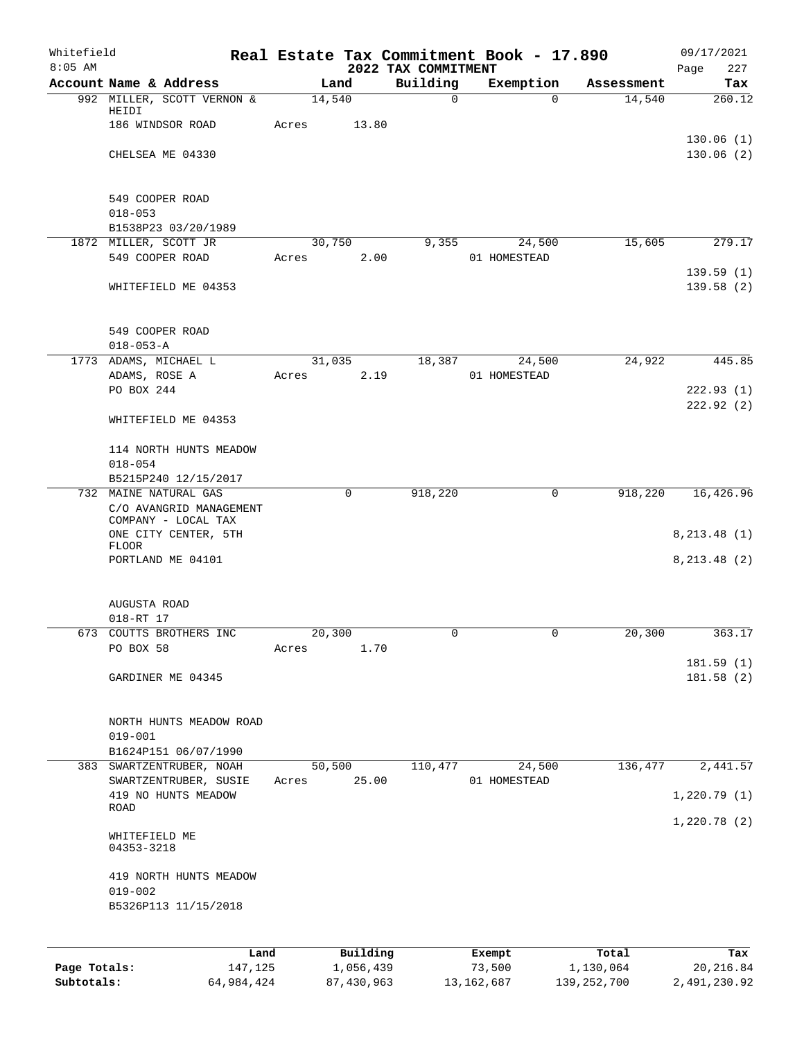Whitefield 8:05 AM

# Real Estate Tax Commitment Book - 17.890

## 2022 TAX COMMITMENT

09/17/2021

| Account Name & Address | Land | Building | Exemption | Assessment | Tax |
|---|---|---|---|---|---|
| 992 MILLER, SCOTT VERNON & HEIDI | 14,540 | 0 | 0 | 14,540 | 260.12 |
| 186 WINDSOR ROAD | Acres 13.80 | | | | |
| | | | | | 130.06 (1) |
| CHELSEA ME 04330 | | | | | 130.06 (2) |
| 549 COOPER ROAD | | | | | |
| 018-053 | | | | | |
| B1538P23 03/20/1989 | | | | | |
| 1872 MILLER, SCOTT JR | 30,750 | 9,355 | 24,500 | 15,605 | 279.17 |
| 549 COOPER ROAD | Acres 2.00 | | 01 HOMESTEAD | | |
| | | | | | 139.59 (1) |
| WHITEFIELD ME 04353 | | | | | 139.58 (2) |
| 549 COOPER ROAD | | | | | |
| 018-053-A | | | | | |
| 1773 ADAMS, MICHAEL L | 31,035 | 18,387 | 24,500 | 24,922 | 445.85 |
| ADAMS, ROSE A | Acres 2.19 | | 01 HOMESTEAD | | |
| PO BOX 244 | | | | | 222.93 (1) |
| | | | | | 222.92 (2) |
| WHITEFIELD ME 04353 | | | | | |
| 114 NORTH HUNTS MEADOW | | | | | |
| 018-054 | | | | | |
| B5215P240 12/15/2017 | | | | | |
| 732 MAINE NATURAL GAS | 0 | 918,220 | 0 | 918,220 | 16,426.96 |
| C/O AVANGRID MANAGEMENT COMPANY - LOCAL TAX | | | | | |
| ONE CITY CENTER, 5TH FLOOR | | | | | 8,213.48 (1) |
| PORTLAND ME 04101 | | | | | 8,213.48 (2) |
| AUGUSTA ROAD | | | | | |
| 018-RT 17 | | | | | |
| 673 COUTTS BROTHERS INC | 20,300 | 0 | 0 | 20,300 | 363.17 |
| PO BOX 58 | Acres 1.70 | | | | |
| | | | | | 181.59 (1) |
| GARDINER ME 04345 | | | | | 181.58 (2) |
| NORTH HUNTS MEADOW ROAD | | | | | |
| 019-001 | | | | | |
| B1624P151 06/07/1990 | | | | | |
| 383 SWARTZENTRUBER, NOAH | 50,500 | 110,477 | 24,500 | 136,477 | 2,441.57 |
| SWARTZENTRUBER, SUSIE | Acres 25.00 | | 01 HOMESTEAD | | |
| 419 NO HUNTS MEADOW ROAD | | | | | 1,220.79 (1) |
| | | | | | 1,220.78 (2) |
| WHITEFIELD ME 04353-3218 | | | | | |
| 419 NORTH HUNTS MEADOW | | | | | |
| 019-002 | | | | | |
| B5326P113 11/15/2018 | | | | | |

| | Land | Building | Exempt | Total | Tax |
|---|---|---|---|---|---|
| Page Totals: | 147,125 | 1,056,439 | 73,500 | 1,130,064 | 20,216.84 |
| Subtotals: | 64,984,424 | 87,430,963 | 13,162,687 | 139,252,700 | 2,491,230.92 |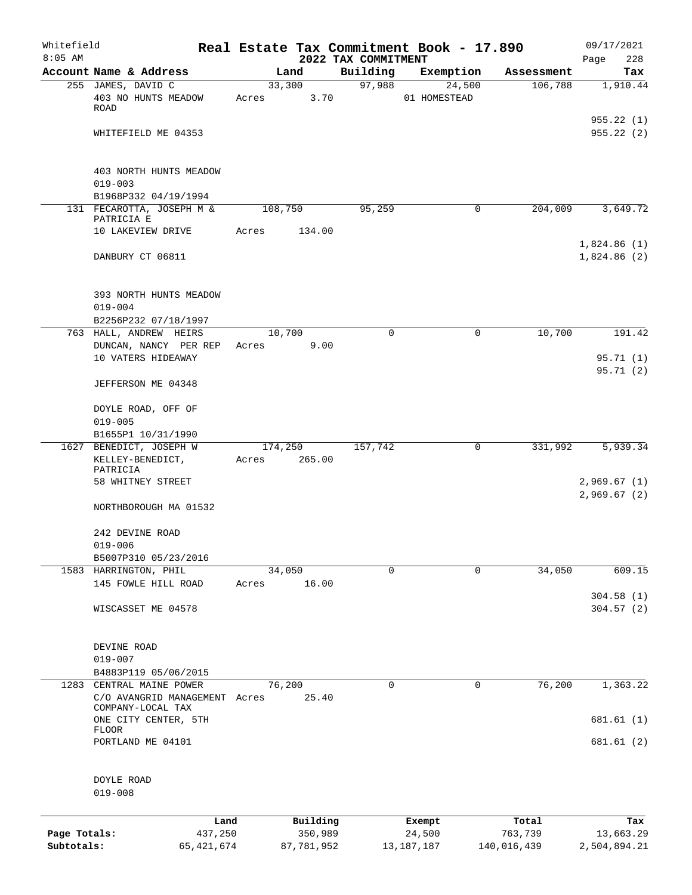Whitefield 8:05 AM

# Real Estate Tax Commitment Book - 17.890

## 2022 TAX COMMITMENT

09/17/2021

| Account Name & Address | Land | Building | Exemption | Assessment | Tax |
|---|---|---|---|---|---|
| 255 JAMES, DAVID C<br>403 NO HUNTS MEADOW ROAD<br>WHITEFIELD ME 04353<br><br>403 NORTH HUNTS MEADOW<br>019-003<br>B1968P332 04/19/1994 | 33,300<br>Acres 3.70 | 97,988 | 24,500<br>01 HOMESTEAD | 106,788 | 1,910.44<br>955.22 (1)<br>955.22 (2) |
| 131 FECAROTTA, JOSEPH M & PATRICIA E<br>10 LAKEVIEW DRIVE<br>DANBURY CT 06811<br><br>393 NORTH HUNTS MEADOW<br>019-004<br>B2256P232 07/18/1997 | 108,750<br>Acres 134.00 | 95,259 | 0 | 204,009 | 3,649.72<br>1,824.86 (1)<br>1,824.86 (2) |
| 763 HALL, ANDREW HEIRS<br>DUNCAN, NANCY PER REP<br>10 VATERS HIDEAWAY<br>JEFFERSON ME 04348<br><br>DOYLE ROAD, OFF OF<br>019-005<br>B1655P1 10/31/1990 | 10,700<br>Acres 9.00 | 0 | 0 | 10,700 | 191.42<br>95.71 (1)<br>95.71 (2) |
| 1627 BENEDICT, JOSEPH W<br>KELLEY-BENEDICT, PATRICIA<br>58 WHITNEY STREET<br>NORTHBOROUGH MA 01532<br><br>242 DEVINE ROAD<br>019-006<br>B5007P310 05/23/2016 | 174,250<br>Acres 265.00 | 157,742 | 0 | 331,992 | 5,939.34<br>2,969.67 (1)<br>2,969.67 (2) |
| 1583 HARRINGTON, PHIL<br>145 FOWLE HILL ROAD<br>WISCASSET ME 04578<br><br>DEVINE ROAD<br>019-007<br>B4883P119 05/06/2015 | 34,050<br>Acres 16.00 | 0 | 0 | 34,050 | 609.15<br>304.58 (1)<br>304.57 (2) |
| 1283 CENTRAL MAINE POWER<br>C/O AVANGRID MANAGEMENT COMPANY-LOCAL TAX<br>ONE CITY CENTER, 5TH FLOOR<br>PORTLAND ME 04101<br><br>DOYLE ROAD<br>019-008 | 76,200<br>Acres 25.40 | 0 | 0 | 76,200 | 1,363.22<br>681.61 (1)<br>681.61 (2) |

| | Land | Building | Exempt | Total | Tax |
|---|---|---|---|---|---|
| Page Totals: | 437,250 | 350,989 | 24,500 | 763,739 | 13,663.29 |
| Subtotals: | 65,421,674 | 87,781,952 | 13,187,187 | 140,016,439 | 2,504,894.21 |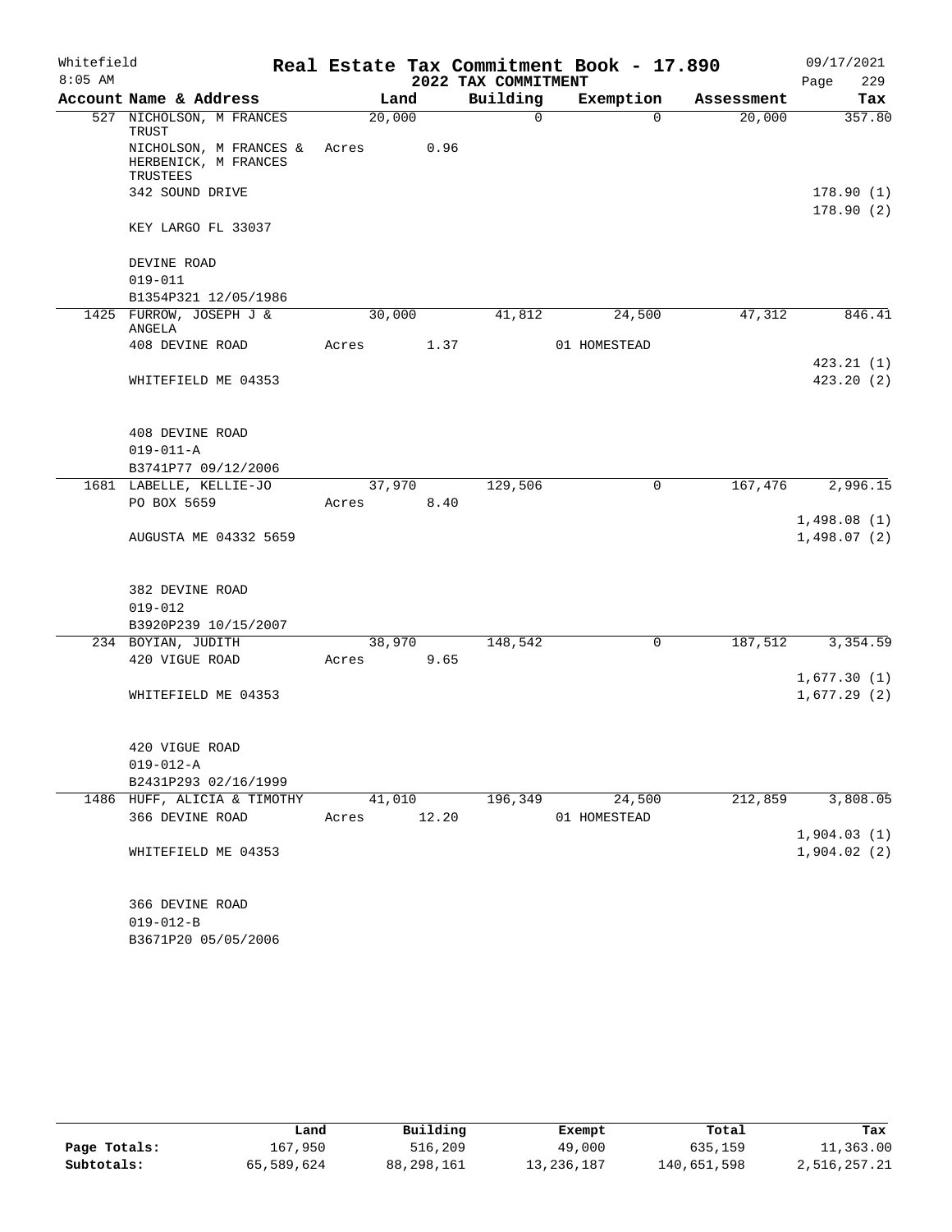# Real Estate Tax Commitment Book - 17.890

Whitefield 8:05 AM — 2022 TAX COMMITMENT — 09/17/2021

| Account Name & Address | Land | Building | Exemption | Assessment | Tax |
|---|---|---|---|---|---|
| 527 NICHOLSON, M FRANCES TRUST | 20,000 | 0 | 0 | 20,000 | 357.80 |
| NICHOLSON, M FRANCES & HERBENICK, M FRANCES TRUSTEES | Acres 0.96 | | | | |
| 342 SOUND DRIVE | | | | | 178.90 (1) |
| KEY LARGO FL 33037 | | | | | 178.90 (2) |
| DEVINE ROAD | | | | | |
| 019-011 | | | | | |
| B1354P321 12/05/1986 | | | | | |
| 1425 FURROW, JOSEPH J & ANGELA | 30,000 | 41,812 | 24,500 | 47,312 | 846.41 |
| 408 DEVINE ROAD | Acres 1.37 | | 01 HOMESTEAD | | |
| | | | | | 423.21 (1) |
| WHITEFIELD ME 04353 | | | | | 423.20 (2) |
| 408 DEVINE ROAD | | | | | |
| 019-011-A | | | | | |
| B3741P77 09/12/2006 | | | | | |
| 1681 LABELLE, KELLIE-JO | 37,970 | 129,506 | 0 | 167,476 | 2,996.15 |
| PO BOX 5659 | Acres 8.40 | | | | |
| | | | | | 1,498.08 (1) |
| AUGUSTA ME 04332 5659 | | | | | 1,498.07 (2) |
| 382 DEVINE ROAD | | | | | |
| 019-012 | | | | | |
| B3920P239 10/15/2007 | | | | | |
| 234 BOYIAN, JUDITH | 38,970 | 148,542 | 0 | 187,512 | 3,354.59 |
| 420 VIGUE ROAD | Acres 9.65 | | | | |
| | | | | | 1,677.30 (1) |
| WHITEFIELD ME 04353 | | | | | 1,677.29 (2) |
| 420 VIGUE ROAD | | | | | |
| 019-012-A | | | | | |
| B2431P293 02/16/1999 | | | | | |
| 1486 HUFF, ALICIA & TIMOTHY | 41,010 | 196,349 | 24,500 | 212,859 | 3,808.05 |
| 366 DEVINE ROAD | Acres 12.20 | | 01 HOMESTEAD | | |
| | | | | | 1,904.03 (1) |
| WHITEFIELD ME 04353 | | | | | 1,904.02 (2) |
| 366 DEVINE ROAD | | | | | |
| 019-012-B | | | | | |
| B3671P20 05/05/2006 | | | | | |

| | Land | Building | Exempt | Total | Tax |
|---|---|---|---|---|---|
| Page Totals: | 167,950 | 516,209 | 49,000 | 635,159 | 11,363.00 |
| Subtotals: | 65,589,624 | 88,298,161 | 13,236,187 | 140,651,598 | 2,516,257.21 |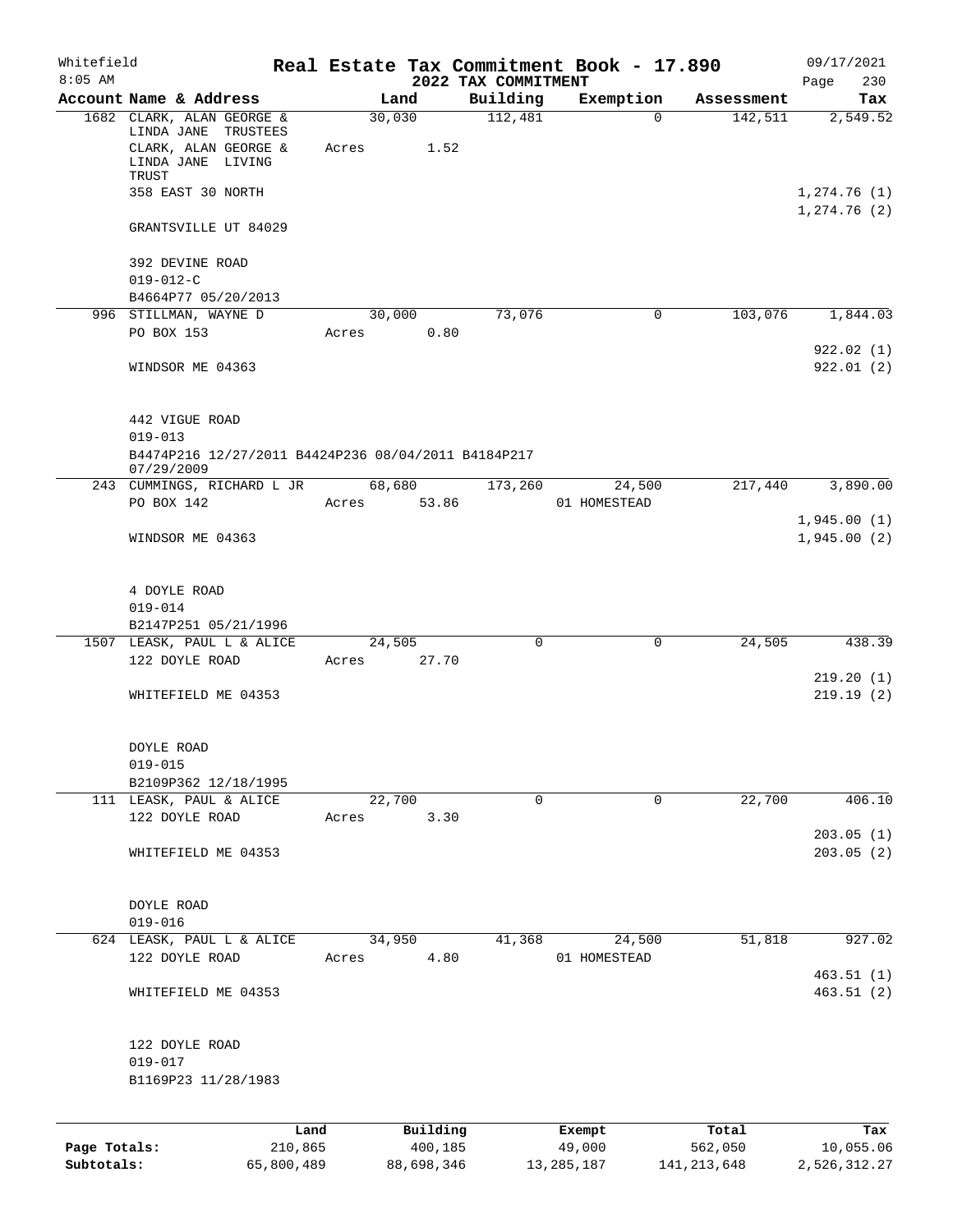Whitefield

8:05 AM

# Real Estate Tax Commitment Book - 17.890

## 2022 TAX COMMITMENT

09/17/2021

| Account Name & Address | Land | Building | Exemption | Assessment | Tax |
|---|---|---|---|---|---|
| 1682 CLARK, ALAN GEORGE & LINDA JANE TRUSTEES<br>CLARK, ALAN GEORGE & LINDA JANE LIVING TRUST<br>358 EAST 30 NORTH<br>GRANTSVILLE UT 84029<br><br>392 DEVINE ROAD<br>019-012-C<br>B4664P77 05/20/2013 | 30,030<br>Acres 1.52 | 112,481 | 0 | 142,511 | 2,549.52<br><br>1,274.76 (1)<br>1,274.76 (2) |
| 996 STILLMAN, WAYNE D<br>PO BOX 153<br>WINDSOR ME 04363<br><br>442 VIGUE ROAD<br>019-013<br>B4474P216 12/27/2011 B4424P236 08/04/2011 B4184P217 07/29/2009 | 30,000<br>Acres 0.80 | 73,076 | 0 | 103,076 | 1,844.03<br><br>922.02 (1)<br>922.01 (2) |
| 243 CUMMINGS, RICHARD L JR<br>PO BOX 142<br>WINDSOR ME 04363<br><br>4 DOYLE ROAD<br>019-014<br>B2147P251 05/21/1996 | 68,680<br>Acres 53.86 | 173,260 | 24,500<br>01 HOMESTEAD | 217,440 | 3,890.00<br><br>1,945.00 (1)<br>1,945.00 (2) |
| 1507 LEASK, PAUL L & ALICE<br>122 DOYLE ROAD<br>WHITEFIELD ME 04353<br><br>DOYLE ROAD<br>019-015<br>B2109P362 12/18/1995 | 24,505<br>Acres 27.70 | 0 | 0 | 24,505 | 438.39<br><br>219.20 (1)<br>219.19 (2) |
| 111 LEASK, PAUL & ALICE<br>122 DOYLE ROAD<br>WHITEFIELD ME 04353<br><br>DOYLE ROAD<br>019-016 | 22,700<br>Acres 3.30 | 0 | 0 | 22,700 | 406.10<br><br>203.05 (1)<br>203.05 (2) |
| 624 LEASK, PAUL L & ALICE<br>122 DOYLE ROAD<br>WHITEFIELD ME 04353<br><br>122 DOYLE ROAD<br>019-017<br>B1169P23 11/28/1983 | 34,950<br>Acres 4.80 | 41,368 | 24,500<br>01 HOMESTEAD | 51,818 | 927.02<br><br>463.51 (1)<br>463.51 (2) |

| | Land | Building | Exempt | Total | Tax |
|---|---|---|---|---|---|
| Page Totals: | 210,865 | 400,185 | 49,000 | 562,050 | 10,055.06 |
| Subtotals: | 65,800,489 | 88,698,346 | 13,285,187 | 141,213,648 | 2,526,312.27 |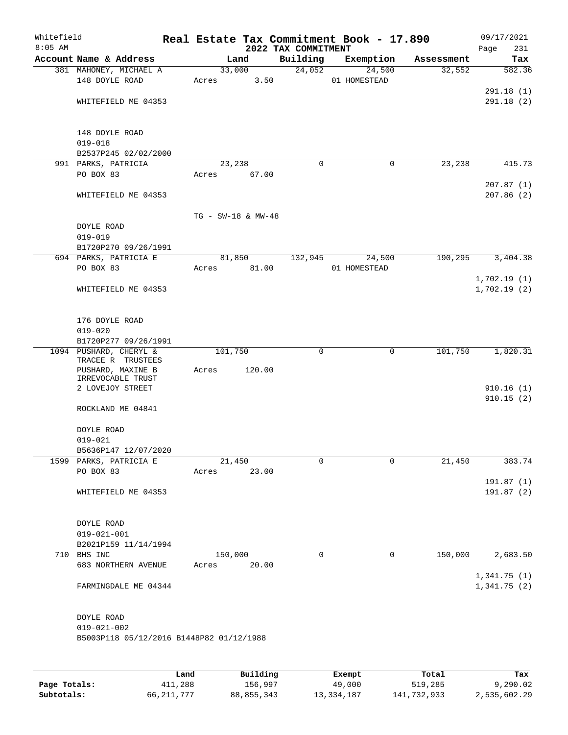Whitefield
8:05 AM

# Real Estate Tax Commitment Book - 17.890

## 2022 TAX COMMITMENT

09/17/2021

| Account Name & Address | Land | Building | Exemption | Assessment | Tax |
|---|---|---|---|---|---|
| 381 MAHONEY, MICHAEL A | 33,000 | 24,052 | 24,500 | 32,552 | 582.36 |
| 148 DOYLE ROAD | Acres 3.50 | | 01 HOMESTEAD | | |
| | | | | | 291.18 (1) |
| WHITEFIELD ME 04353 | | | | | 291.18 (2) |
| 148 DOYLE ROAD | | | | | |
| 019-018 | | | | | |
| B2537P245 02/02/2000 | | | | | |
| 991 PARKS, PATRICIA | 23,238 | 0 | 0 | 23,238 | 415.73 |
| PO BOX 83 | Acres 67.00 | | | | |
| | | | | | 207.87 (1) |
| WHITEFIELD ME 04353 | | | | | 207.86 (2) |
| | TG - SW-18 & MW-48 | | | | |
| DOYLE ROAD | | | | | |
| 019-019 | | | | | |
| B1720P270 09/26/1991 | | | | | |
| 694 PARKS, PATRICIA E | 81,850 | 132,945 | 24,500 | 190,295 | 3,404.38 |
| PO BOX 83 | Acres 81.00 | | 01 HOMESTEAD | | |
| | | | | | 1,702.19 (1) |
| WHITEFIELD ME 04353 | | | | | 1,702.19 (2) |
| 176 DOYLE ROAD | | | | | |
| 019-020 | | | | | |
| B1720P277 09/26/1991 | | | | | |
| 1094 PUSHARD, CHERYL & TRACEE R TRUSTEES | 101,750 | 0 | 0 | 101,750 | 1,820.31 |
| PUSHARD, MAXINE B IRREVOCABLE TRUST | Acres 120.00 | | | | |
| 2 LOVEJOY STREET | | | | | 910.16 (1) |
| | | | | | 910.15 (2) |
| ROCKLAND ME 04841 | | | | | |
| DOYLE ROAD | | | | | |
| 019-021 | | | | | |
| B5636P147 12/07/2020 | | | | | |
| 1599 PARKS, PATRICIA E | 21,450 | 0 | 0 | 21,450 | 383.74 |
| PO BOX 83 | Acres 23.00 | | | | |
| | | | | | 191.87 (1) |
| WHITEFIELD ME 04353 | | | | | 191.87 (2) |
| DOYLE ROAD | | | | | |
| 019-021-001 | | | | | |
| B2021P159 11/14/1994 | | | | | |
| 710 BHS INC | 150,000 | 0 | 0 | 150,000 | 2,683.50 |
| 683 NORTHERN AVENUE | Acres 20.00 | | | | |
| | | | | | 1,341.75 (1) |
| FARMINGDALE ME 04344 | | | | | 1,341.75 (2) |
| DOYLE ROAD | | | | | |
| 019-021-002 | | | | | |
| B5003P118 05/12/2016 B1448P82 01/12/1988 | | | | | |

| | Land | Building | Exempt | Total | Tax |
|---|---|---|---|---|---|
| Page Totals: | 411,288 | 156,997 | 49,000 | 519,285 | 9,290.02 |
| Subtotals: | 66,211,777 | 88,855,343 | 13,334,187 | 141,732,933 | 2,535,602.29 |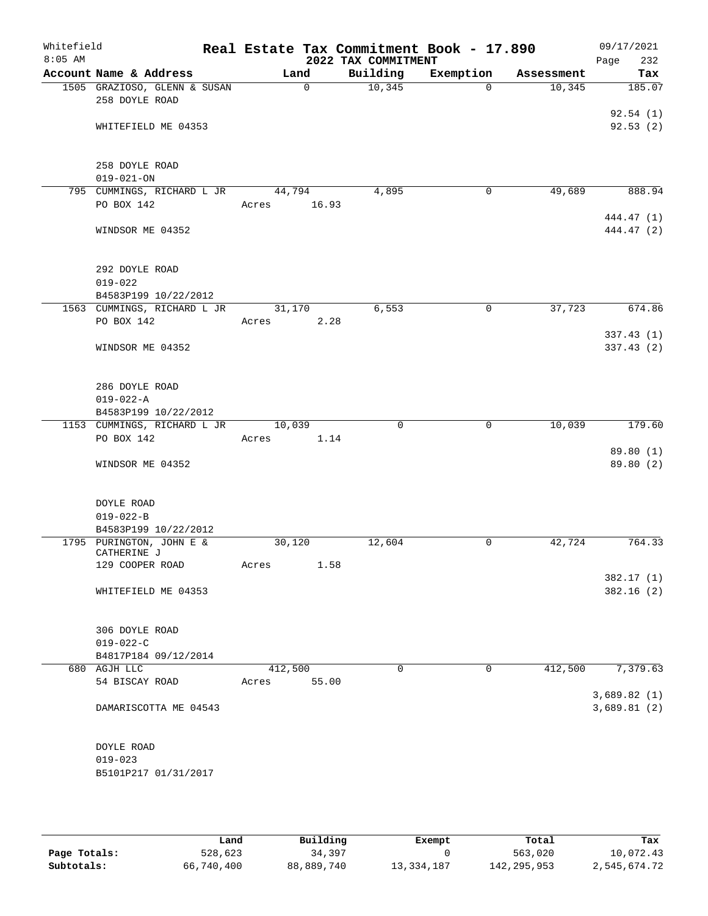Whitefield 8:05 AM

# Real Estate Tax Commitment Book - 17.890

## 2022 TAX COMMITMENT

09/17/2021 Page 232

| Account Name & Address | Land | Building | Exemption | Assessment | Tax |
|---|---|---|---|---|---|
| 1505 GRAZIOSO, GLENN & SUSAN<br>258 DOYLE ROAD<br><br>WHITEFIELD ME 04353<br><br>258 DOYLE ROAD<br>019-021-ON | 0 | 10,345 | 0 | 10,345 | 185.07<br><br>92.54 (1)<br>92.53 (2) |
| 795 CUMMINGS, RICHARD L JR<br>PO BOX 142<br><br>WINDSOR ME 04352<br><br>292 DOYLE ROAD<br>019-022<br>B4583P199 10/22/2012 | 44,794<br>Acres 16.93 | 4,895 | 0 | 49,689 | 888.94<br><br>444.47 (1)<br>444.47 (2) |
| 1563 CUMMINGS, RICHARD L JR<br>PO BOX 142<br><br>WINDSOR ME 04352<br><br>286 DOYLE ROAD<br>019-022-A<br>B4583P199 10/22/2012 | 31,170<br>Acres 2.28 | 6,553 | 0 | 37,723 | 674.86<br><br>337.43 (1)<br>337.43 (2) |
| 1153 CUMMINGS, RICHARD L JR<br>PO BOX 142<br><br>WINDSOR ME 04352<br><br>DOYLE ROAD<br>019-022-B<br>B4583P199 10/22/2012 | 10,039<br>Acres 1.14 | 0 | 0 | 10,039 | 179.60<br><br>89.80 (1)<br>89.80 (2) |
| 1795 PURINGTON, JOHN E & CATHERINE J<br>129 COOPER ROAD<br><br>WHITEFIELD ME 04353<br><br>306 DOYLE ROAD<br>019-022-C<br>B4817P184 09/12/2014 | 30,120<br>Acres 1.58 | 12,604 | 0 | 42,724 | 764.33<br><br>382.17 (1)<br>382.16 (2) |
| 680 AGJH LLC<br>54 BISCAY ROAD<br><br>DAMARISCOTTA ME 04543<br><br>DOYLE ROAD<br>019-023<br>B5101P217 01/31/2017 | 412,500<br>Acres 55.00 | 0 | 0 | 412,500 | 7,379.63<br><br>3,689.82 (1)<br>3,689.81 (2) |

| | Land | Building | Exempt | Total | Tax |
|---|---|---|---|---|---|
| **Page Totals:** | 528,623 | 34,397 | 0 | 563,020 | 10,072.43 |
| **Subtotals:** | 66,740,400 | 88,889,740 | 13,334,187 | 142,295,953 | 2,545,674.72 |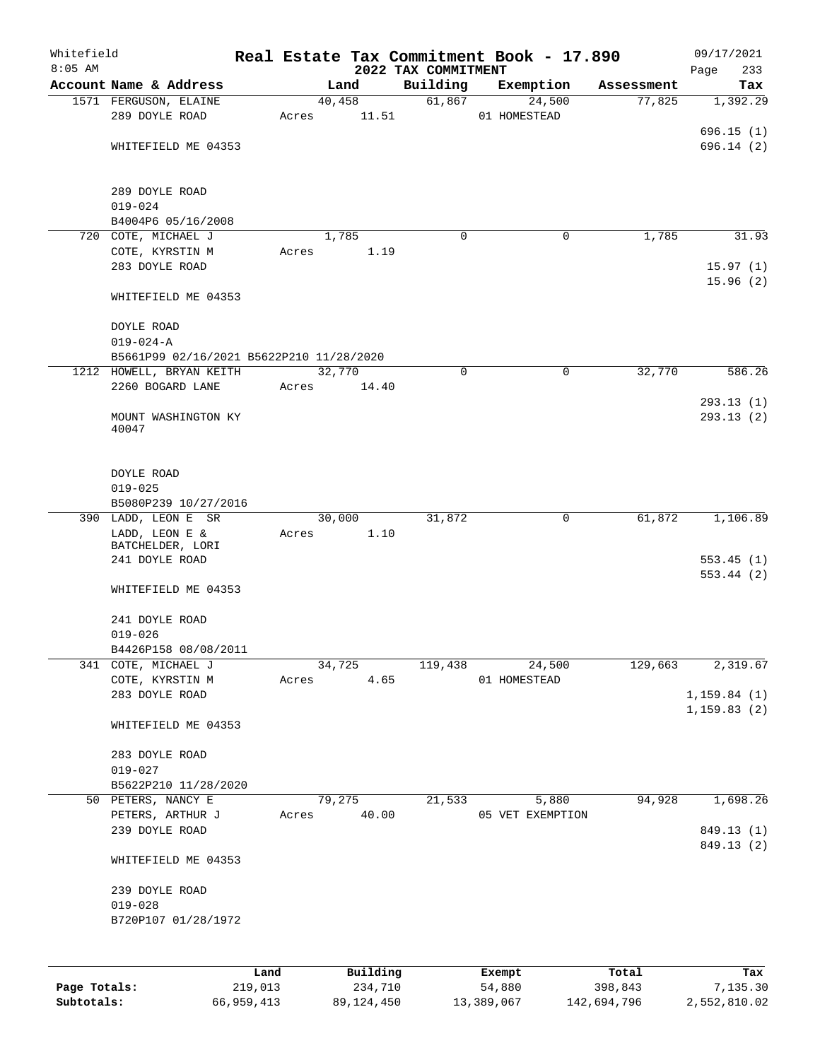Whitefield
8:05 AM

# Real Estate Tax Commitment Book - 17.890

## 2022 TAX COMMITMENT

09/17/2021

| Account Name & Address | Land | Building | Exemption | Assessment | Tax |
|---|---|---|---|---|---|
| 1571 FERGUSON, ELAINE<br>289 DOYLE ROAD<br><br>WHITEFIELD ME 04353<br><br>289 DOYLE ROAD<br>019-024<br>B4004P6 05/16/2008 | 40,458<br>Acres 11.51 | 61,867 | 24,500<br>01 HOMESTEAD | 77,825 | 1,392.29<br><br>696.15 (1)<br>696.14 (2) |
| 720 COTE, MICHAEL J<br>COTE, KYRSTIN M<br>283 DOYLE ROAD<br><br>WHITEFIELD ME 04353<br><br>DOYLE ROAD<br>019-024-A<br>B5661P99 02/16/2021 B5622P210 11/28/2020 | 1,785<br>Acres 1.19 | 0 | 0 | 1,785 | 31.93<br><br>15.97 (1)<br>15.96 (2) |
| 1212 HOWELL, BRYAN KEITH<br>2260 BOGARD LANE<br><br>MOUNT WASHINGTON KY<br>40047<br><br>DOYLE ROAD<br>019-025<br>B5080P239 10/27/2016 | 32,770<br>Acres 14.40 | 0 | 0 | 32,770 | 586.26<br><br>293.13 (1)<br>293.13 (2) |
| 390 LADD, LEON E SR<br>LADD, LEON E &<br>BATCHELDER, LORI<br>241 DOYLE ROAD<br><br>WHITEFIELD ME 04353<br><br>241 DOYLE ROAD<br>019-026<br>B4426P158 08/08/2011 | 30,000<br>Acres 1.10 | 31,872 | 0 | 61,872 | 1,106.89<br><br>553.45 (1)<br>553.44 (2) |
| 341 COTE, MICHAEL J<br>COTE, KYRSTIN M<br>283 DOYLE ROAD<br><br>WHITEFIELD ME 04353<br><br>283 DOYLE ROAD<br>019-027<br>B5622P210 11/28/2020 | 34,725<br>Acres 4.65 | 119,438 | 24,500<br>01 HOMESTEAD | 129,663 | 2,319.67<br><br>1,159.84 (1)<br>1,159.83 (2) |
| 50 PETERS, NANCY E<br>PETERS, ARTHUR J<br>239 DOYLE ROAD<br><br>WHITEFIELD ME 04353<br><br>239 DOYLE ROAD<br>019-028<br>B720P107 01/28/1972 | 79,275<br>Acres 40.00 | 21,533 | 5,880<br>05 VET EXEMPTION | 94,928 | 1,698.26<br><br>849.13 (1)<br>849.13 (2) |

| | Land | Building | Exempt | Total | Tax |
|---|---|---|---|---|---|
| Page Totals: | 219,013 | 234,710 | 54,880 | 398,843 | 7,135.30 |
| Subtotals: | 66,959,413 | 89,124,450 | 13,389,067 | 142,694,796 | 2,552,810.02 |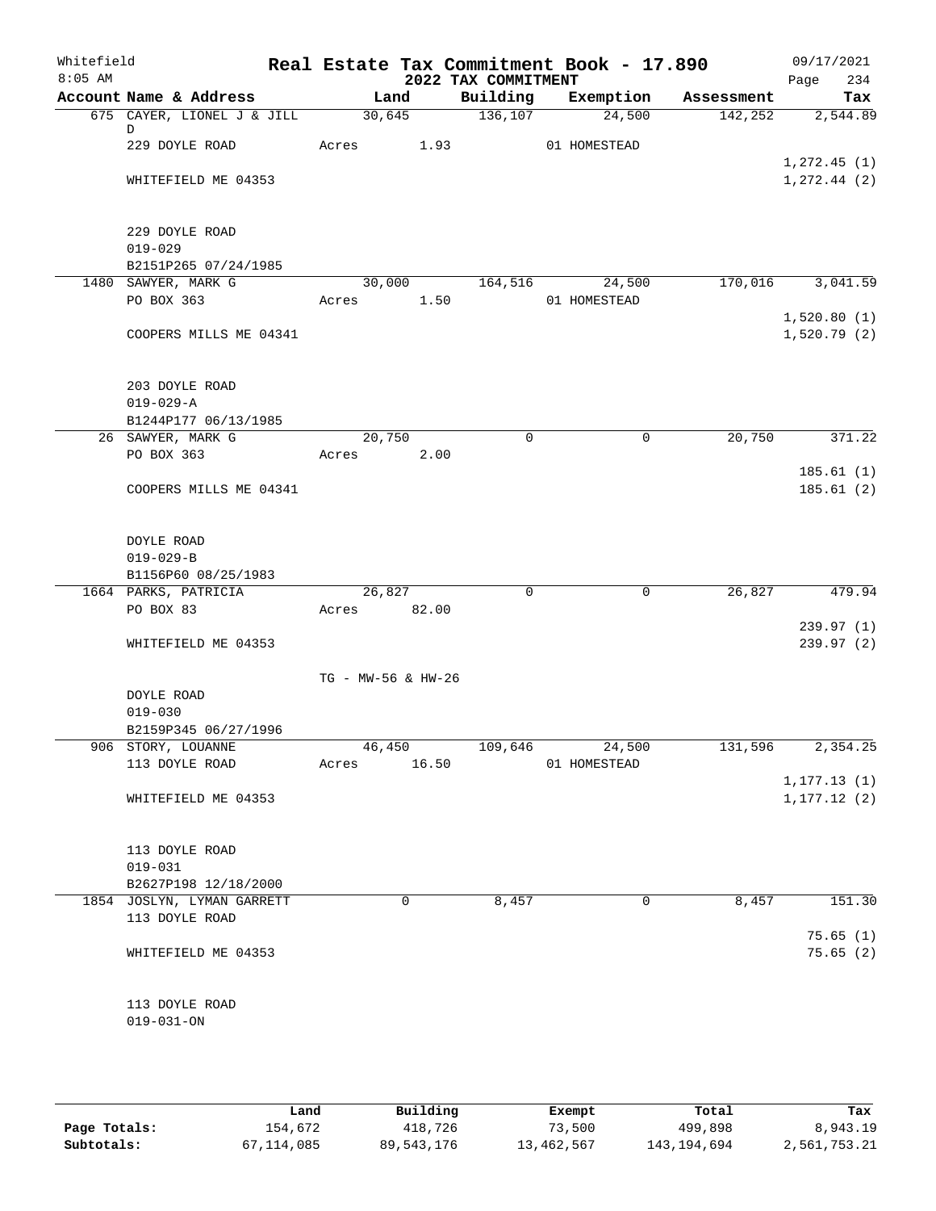Whitefield 8:05 AM

# Real Estate Tax Commitment Book - 17.890

## 2022 TAX COMMITMENT

09/17/2021 Page 234

| Account Name & Address | Land | Building | Exemption | Assessment | Tax |
|---|---|---|---|---|---|
| 675 CAYER, LIONEL J & JILL D | 30,645 | 136,107 | 24,500 | 142,252 | 2,544.89 |
| 229 DOYLE ROAD | Acres 1.93 | | 01 HOMESTEAD | | |
| | | | | | 1,272.45 (1) |
| WHITEFIELD ME 04353 | | | | | 1,272.44 (2) |
| 229 DOYLE ROAD | | | | | |
| 019-029 | | | | | |
| B2151P265 07/24/1985 | | | | | |
| 1480 SAWYER, MARK G | 30,000 | 164,516 | 24,500 | 170,016 | 3,041.59 |
| PO BOX 363 | Acres 1.50 | | 01 HOMESTEAD | | |
| | | | | | 1,520.80 (1) |
| COOPERS MILLS ME 04341 | | | | | 1,520.79 (2) |
| 203 DOYLE ROAD | | | | | |
| 019-029-A | | | | | |
| B1244P177 06/13/1985 | | | | | |
| 26 SAWYER, MARK G | 20,750 | 0 | 0 | 20,750 | 371.22 |
| PO BOX 363 | Acres 2.00 | | | | |
| | | | | | 185.61 (1) |
| COOPERS MILLS ME 04341 | | | | | 185.61 (2) |
| DOYLE ROAD | | | | | |
| 019-029-B | | | | | |
| B1156P60 08/25/1983 | | | | | |
| 1664 PARKS, PATRICIA | 26,827 | 0 | 0 | 26,827 | 479.94 |
| PO BOX 83 | Acres 82.00 | | | | |
| | | | | | 239.97 (1) |
| WHITEFIELD ME 04353 | | | | | 239.97 (2) |
| | TG - MW-56 & HW-26 | | | | |
| DOYLE ROAD | | | | | |
| 019-030 | | | | | |
| B2159P345 06/27/1996 | | | | | |
| 906 STORY, LOUANNE | 46,450 | 109,646 | 24,500 | 131,596 | 2,354.25 |
| 113 DOYLE ROAD | Acres 16.50 | | 01 HOMESTEAD | | |
| | | | | | 1,177.13 (1) |
| WHITEFIELD ME 04353 | | | | | 1,177.12 (2) |
| 113 DOYLE ROAD | | | | | |
| 019-031 | | | | | |
| B2627P198 12/18/2000 | | | | | |
| 1854 JOSLYN, LYMAN GARRETT | 0 | 8,457 | 0 | 8,457 | 151.30 |
| 113 DOYLE ROAD | | | | | |
| | | | | | 75.65 (1) |
| WHITEFIELD ME 04353 | | | | | 75.65 (2) |
| 113 DOYLE ROAD | | | | | |
| 019-031-ON | | | | | |

| | Land | Building | Exempt | Total | Tax |
|---|---|---|---|---|---|
| Page Totals: | 154,672 | 418,726 | 73,500 | 499,898 | 8,943.19 |
| Subtotals: | 67,114,085 | 89,543,176 | 13,462,567 | 143,194,694 | 2,561,753.21 |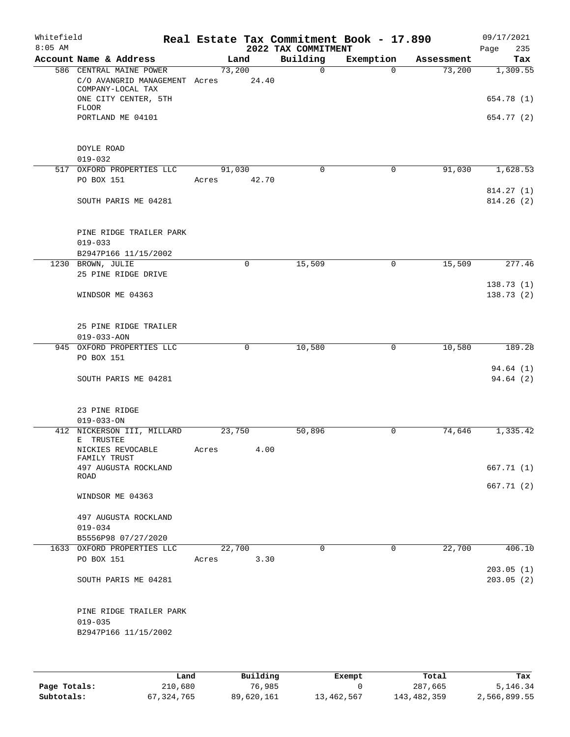# Real Estate Tax Commitment Book - 17.890

## 2022 TAX COMMITMENT

Whitefield
8:05 AM
09/17/2021

| Account Name & Address | Land | Building | Exemption | Assessment | Tax |
|---|---|---|---|---|---|
| 586 CENTRAL MAINE POWER | 73,200 | 0 | 0 | 73,200 | 1,309.55 |
| C/O AVANGRID MANAGEMENT COMPANY-LOCAL TAX | Acres 24.40 | | | | |
| ONE CITY CENTER, 5TH FLOOR | | | | | 654.78 (1) |
| PORTLAND ME 04101 | | | | | 654.77 (2) |
| DOYLE ROAD | | | | | |
| 019-032 | | | | | |
| 517 OXFORD PROPERTIES LLC | 91,030 | 0 | 0 | 91,030 | 1,628.53 |
| PO BOX 151 | Acres 42.70 | | | | |
| | | | | | 814.27 (1) |
| SOUTH PARIS ME 04281 | | | | | 814.26 (2) |
| PINE RIDGE TRAILER PARK | | | | | |
| 019-033 | | | | | |
| B2947P166 11/15/2002 | | | | | |
| 1230 BROWN, JULIE | 0 | 15,509 | 0 | 15,509 | 277.46 |
| 25 PINE RIDGE DRIVE | | | | | |
| | | | | | 138.73 (1) |
| WINDSOR ME 04363 | | | | | 138.73 (2) |
| 25 PINE RIDGE TRAILER | | | | | |
| 019-033-AON | | | | | |
| 945 OXFORD PROPERTIES LLC | 0 | 10,580 | 0 | 10,580 | 189.28 |
| PO BOX 151 | | | | | |
| | | | | | 94.64 (1) |
| SOUTH PARIS ME 04281 | | | | | 94.64 (2) |
| 23 PINE RIDGE | | | | | |
| 019-033-ON | | | | | |
| 412 NICKERSON III, MILLARD E TRUSTEE | 23,750 | 50,896 | 0 | 74,646 | 1,335.42 |
| NICKIES REVOCABLE FAMILY TRUST | Acres 4.00 | | | | |
| 497 AUGUSTA ROCKLAND ROAD | | | | | 667.71 (1) |
| | | | | | 667.71 (2) |
| WINDSOR ME 04363 | | | | | |
| 497 AUGUSTA ROCKLAND | | | | | |
| 019-034 | | | | | |
| B5556P98 07/27/2020 | | | | | |
| 1633 OXFORD PROPERTIES LLC | 22,700 | 0 | 0 | 22,700 | 406.10 |
| PO BOX 151 | Acres 3.30 | | | | |
| | | | | | 203.05 (1) |
| SOUTH PARIS ME 04281 | | | | | 203.05 (2) |
| PINE RIDGE TRAILER PARK | | | | | |
| 019-035 | | | | | |
| B2947P166 11/15/2002 | | | | | |

| | Land | Building | Exempt | Total | Tax |
|---|---|---|---|---|---|
| **Page Totals:** | 210,680 | 76,985 | 0 | 287,665 | 5,146.34 |
| **Subtotals:** | 67,324,765 | 89,620,161 | 13,462,567 | 143,482,359 | 2,566,899.55 |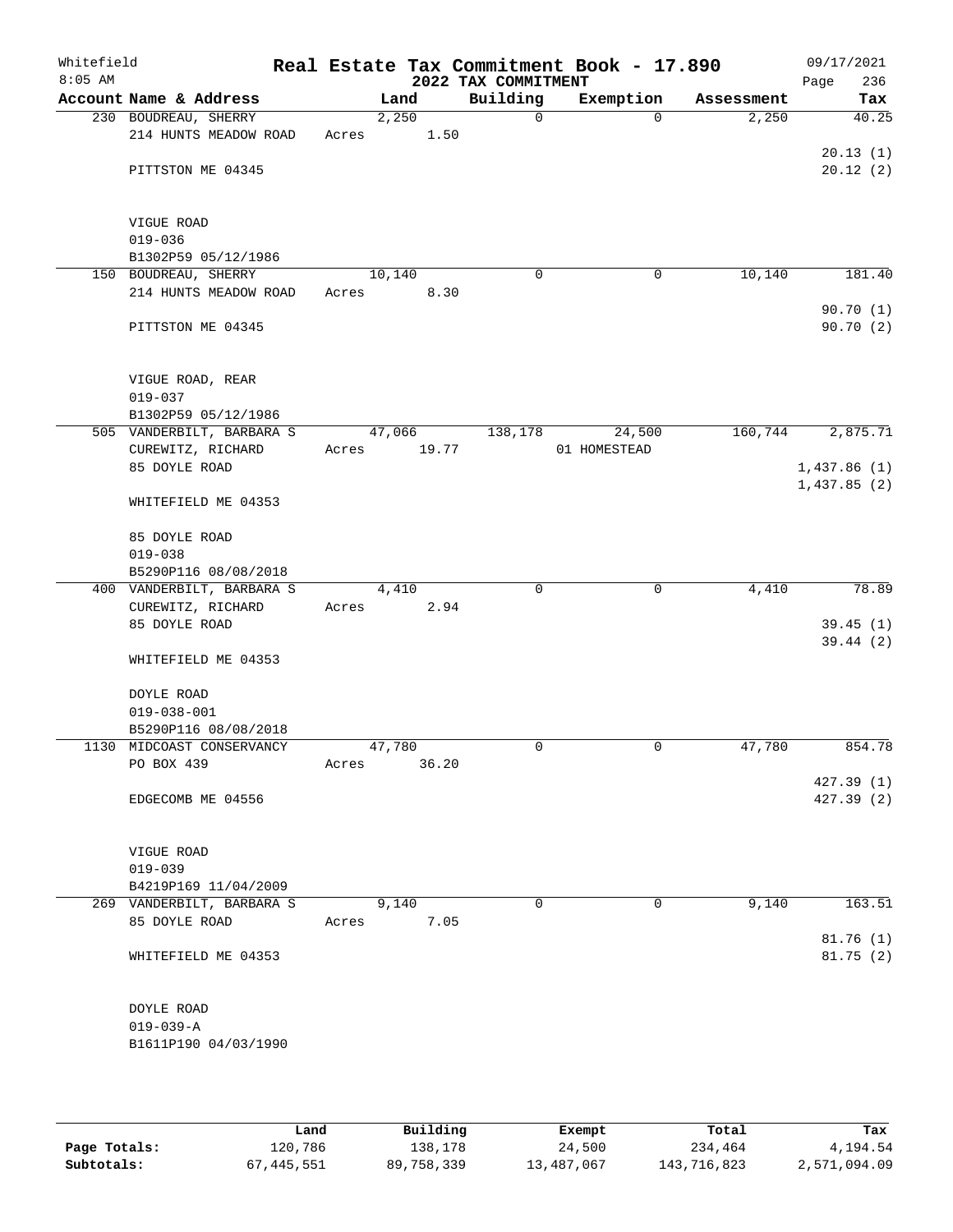Whitefield
8:05 AM

# Real Estate Tax Commitment Book - 17.890

## 2022 TAX COMMITMENT

09/17/2021

| Account Name & Address | Land | Building | Exemption | Assessment | Tax |
|---|---|---|---|---|---|
| 230 BOUDREAU, SHERRY | 2,250 | 0 | 0 | 2,250 | 40.25 |
| 214 HUNTS MEADOW ROAD | Acres 1.50 | | | | |
| | | | | | 20.13 (1) |
| PITTSTON ME 04345 | | | | | 20.12 (2) |
| VIGUE ROAD | | | | | |
| 019-036 | | | | | |
| B1302P59 05/12/1986 | | | | | |
| 150 BOUDREAU, SHERRY | 10,140 | 0 | 0 | 10,140 | 181.40 |
| 214 HUNTS MEADOW ROAD | Acres 8.30 | | | | |
| | | | | | 90.70 (1) |
| PITTSTON ME 04345 | | | | | 90.70 (2) |
| VIGUE ROAD, REAR | | | | | |
| 019-037 | | | | | |
| B1302P59 05/12/1986 | | | | | |
| 505 VANDERBILT, BARBARA S | 47,066 | 138,178 | 24,500 | 160,744 | 2,875.71 |
| CUREWITZ, RICHARD | Acres 19.77 | | 01 HOMESTEAD | | |
| 85 DOYLE ROAD | | | | | 1,437.86 (1) |
| | | | | | 1,437.85 (2) |
| WHITEFIELD ME 04353 | | | | | |
| 85 DOYLE ROAD | | | | | |
| 019-038 | | | | | |
| B5290P116 08/08/2018 | | | | | |
| 400 VANDERBILT, BARBARA S | 4,410 | 0 | 0 | 4,410 | 78.89 |
| CUREWITZ, RICHARD | Acres 2.94 | | | | |
| 85 DOYLE ROAD | | | | | 39.45 (1) |
| | | | | | 39.44 (2) |
| WHITEFIELD ME 04353 | | | | | |
| DOYLE ROAD | | | | | |
| 019-038-001 | | | | | |
| B5290P116 08/08/2018 | | | | | |
| 1130 MIDCOAST CONSERVANCY | 47,780 | 0 | 0 | 47,780 | 854.78 |
| PO BOX 439 | Acres 36.20 | | | | |
| | | | | | 427.39 (1) |
| EDGECOMB ME 04556 | | | | | 427.39 (2) |
| VIGUE ROAD | | | | | |
| 019-039 | | | | | |
| B4219P169 11/04/2009 | | | | | |
| 269 VANDERBILT, BARBARA S | 9,140 | 0 | 0 | 9,140 | 163.51 |
| 85 DOYLE ROAD | Acres 7.05 | | | | |
| | | | | | 81.76 (1) |
| WHITEFIELD ME 04353 | | | | | 81.75 (2) |
| DOYLE ROAD | | | | | |
| 019-039-A | | | | | |
| B1611P190 04/03/1990 | | | | | |

| | Land | Building | Exempt | Total | Tax |
|---|---|---|---|---|---|
| Page Totals: | 120,786 | 138,178 | 24,500 | 234,464 | 4,194.54 |
| Subtotals: | 67,445,551 | 89,758,339 | 13,487,067 | 143,716,823 | 2,571,094.09 |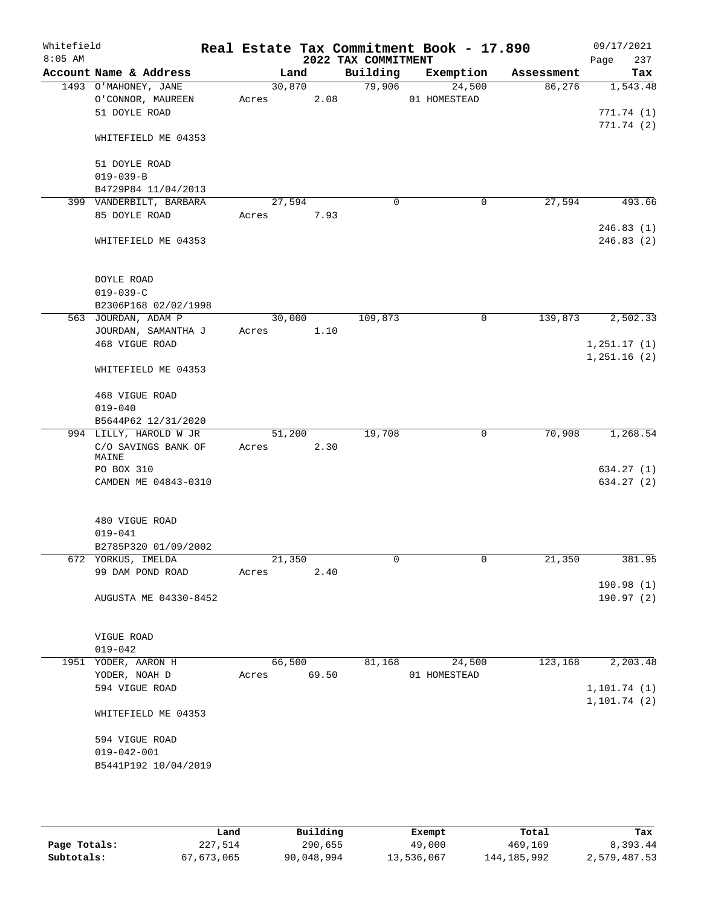Whitefield 8:05 AM

# Real Estate Tax Commitment Book - 17.890

## 2022 TAX COMMITMENT

09/17/2021

| Account Name & Address | Land | Building | Exemption | Assessment | Tax |
|---|---|---|---|---|---|
| 1493 O'MAHONEY, JANE | 30,870 | 79,906 | 24,500 | 86,276 | 1,543.48 |
| O'CONNOR, MAUREEN | Acres 2.08 | | 01 HOMESTEAD | | |
| 51 DOYLE ROAD | | | | | 771.74 (1) |
| | | | | | 771.74 (2) |
| WHITEFIELD ME 04353 | | | | | |
| 51 DOYLE ROAD | | | | | |
| 019-039-B | | | | | |
| B4729P84 11/04/2013 | | | | | |
| 399 VANDERBILT, BARBARA | 27,594 | 0 | 0 | 27,594 | 493.66 |
| 85 DOYLE ROAD | Acres 7.93 | | | | |
| | | | | | 246.83 (1) |
| WHITEFIELD ME 04353 | | | | | 246.83 (2) |
| DOYLE ROAD | | | | | |
| 019-039-C | | | | | |
| B2306P168 02/02/1998 | | | | | |
| 563 JOURDAN, ADAM P | 30,000 | 109,873 | 0 | 139,873 | 2,502.33 |
| JOURDAN, SAMANTHA J | Acres 1.10 | | | | |
| 468 VIGUE ROAD | | | | | 1,251.17 (1) |
| | | | | | 1,251.16 (2) |
| WHITEFIELD ME 04353 | | | | | |
| 468 VIGUE ROAD | | | | | |
| 019-040 | | | | | |
| B5644P62 12/31/2020 | | | | | |
| 994 LILLY, HAROLD W JR | 51,200 | 19,708 | 0 | 70,908 | 1,268.54 |
| C/O SAVINGS BANK OF MAINE | Acres 2.30 | | | | |
| PO BOX 310 | | | | | 634.27 (1) |
| CAMDEN ME 04843-0310 | | | | | 634.27 (2) |
| 480 VIGUE ROAD | | | | | |
| 019-041 | | | | | |
| B2785P320 01/09/2002 | | | | | |
| 672 YORKUS, IMELDA | 21,350 | 0 | 0 | 21,350 | 381.95 |
| 99 DAM POND ROAD | Acres 2.40 | | | | |
| | | | | | 190.98 (1) |
| AUGUSTA ME 04330-8452 | | | | | 190.97 (2) |
| VIGUE ROAD | | | | | |
| 019-042 | | | | | |
| 1951 YODER, AARON H | 66,500 | 81,168 | 24,500 | 123,168 | 2,203.48 |
| YODER, NOAH D | Acres 69.50 | | 01 HOMESTEAD | | |
| 594 VIGUE ROAD | | | | | 1,101.74 (1) |
| | | | | | 1,101.74 (2) |
| WHITEFIELD ME 04353 | | | | | |
| 594 VIGUE ROAD | | | | | |
| 019-042-001 | | | | | |
| B5441P192 10/04/2019 | | | | | |

| | Land | Building | Exempt | Total | Tax |
|---|---|---|---|---|---|
| Page Totals: | 227,514 | 290,655 | 49,000 | 469,169 | 8,393.44 |
| Subtotals: | 67,673,065 | 90,048,994 | 13,536,067 | 144,185,992 | 2,579,487.53 |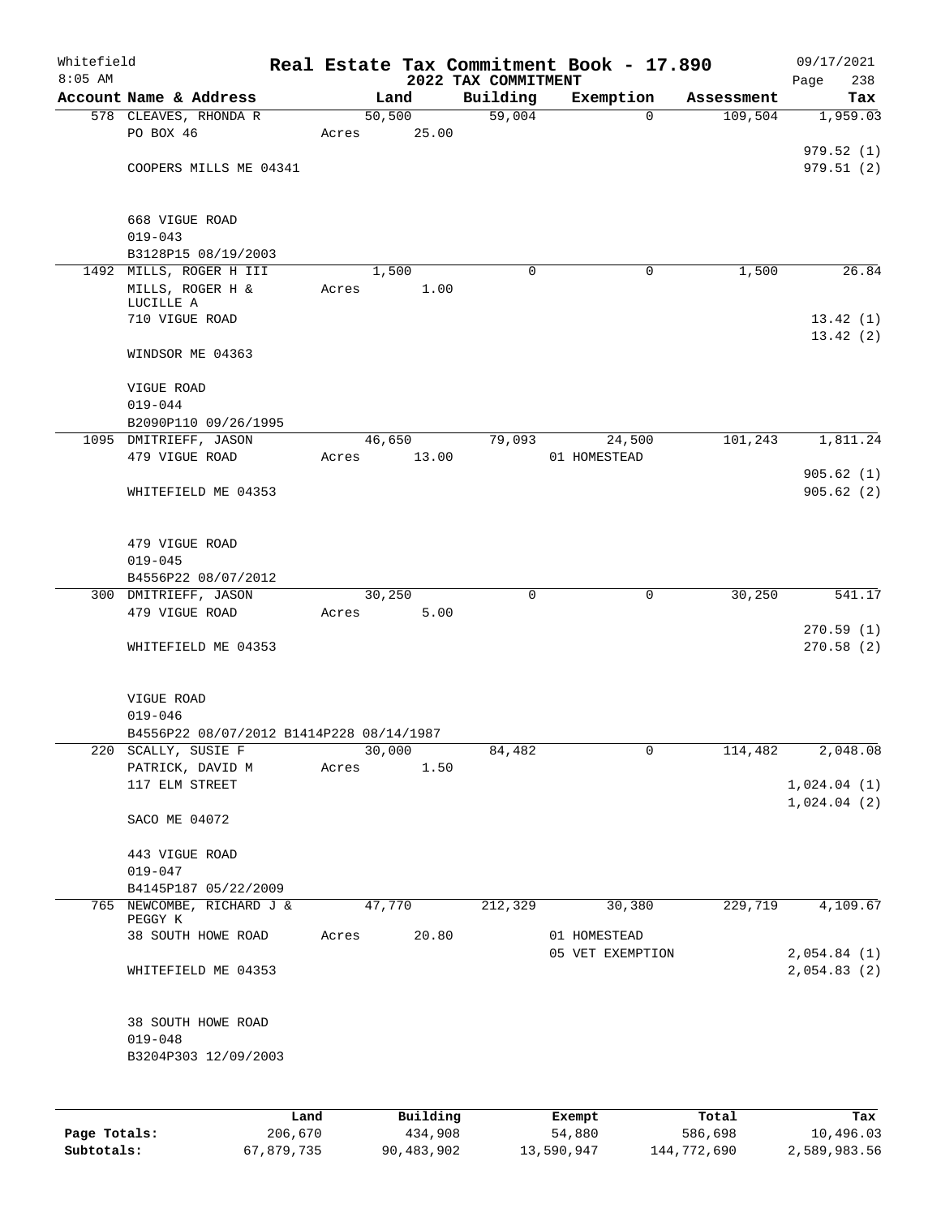# Whitefield — Real Estate Tax Commitment Book - 17.890

8:05 AM — 2022 TAX COMMITMENT — 09/17/2021

| Account Name & Address | Land | Building | Exemption | Assessment | Tax |
|---|---|---|---|---|---|
| 578 CLEAVES, RHONDA R<br>PO BOX 46<br><br>COOPERS MILLS ME 04341<br><br>668 VIGUE ROAD<br>019-043<br>B3128P15 08/19/2003 | 50,500<br>Acres 25.00 | 59,004 | 0 | 109,504 | 1,959.03<br><br>979.52 (1)<br>979.51 (2) |
| 1492 MILLS, ROGER H III<br>MILLS, ROGER H & LUCILLE A<br>710 VIGUE ROAD<br><br>WINDSOR ME 04363<br><br>VIGUE ROAD<br>019-044<br>B2090P110 09/26/1995 | 1,500<br>Acres 1.00 | 0 | 0 | 1,500 | 26.84<br><br>13.42 (1)<br>13.42 (2) |
| 1095 DMITRIEFF, JASON<br>479 VIGUE ROAD<br><br>WHITEFIELD ME 04353<br><br>479 VIGUE ROAD<br>019-045<br>B4556P22 08/07/2012 | 46,650<br>Acres 13.00 | 79,093 | 24,500<br>01 HOMESTEAD | 101,243 | 1,811.24<br><br>905.62 (1)<br>905.62 (2) |
| 300 DMITRIEFF, JASON<br>479 VIGUE ROAD<br><br>WHITEFIELD ME 04353<br><br>VIGUE ROAD<br>019-046<br>B4556P22 08/07/2012 B1414P228 08/14/1987 | 30,250<br>Acres 5.00 | 0 | 0 | 30,250 | 541.17<br><br>270.59 (1)<br>270.58 (2) |
| 220 SCALLY, SUSIE F<br>PATRICK, DAVID M<br>117 ELM STREET<br><br>SACO ME 04072<br><br>443 VIGUE ROAD<br>019-047<br>B4145P187 05/22/2009 | 30,000<br>Acres 1.50 | 84,482 | 0 | 114,482 | 2,048.08<br><br>1,024.04 (1)<br>1,024.04 (2) |
| 765 NEWCOMBE, RICHARD J & PEGGY K<br>38 SOUTH HOWE ROAD<br><br>WHITEFIELD ME 04353<br><br>38 SOUTH HOWE ROAD<br>019-048<br>B3204P303 12/09/2003 | 47,770<br>Acres 20.80 | 212,329 | 30,380<br>01 HOMESTEAD<br>05 VET EXEMPTION | 229,719 | 4,109.67<br><br>2,054.84 (1)<br>2,054.83 (2) |

| | Land | Building | Exempt | Total | Tax |
|---|---|---|---|---|---|
| Page Totals: | 206,670 | 434,908 | 54,880 | 586,698 | 10,496.03 |
| Subtotals: | 67,879,735 | 90,483,902 | 13,590,947 | 144,772,690 | 2,589,983.56 |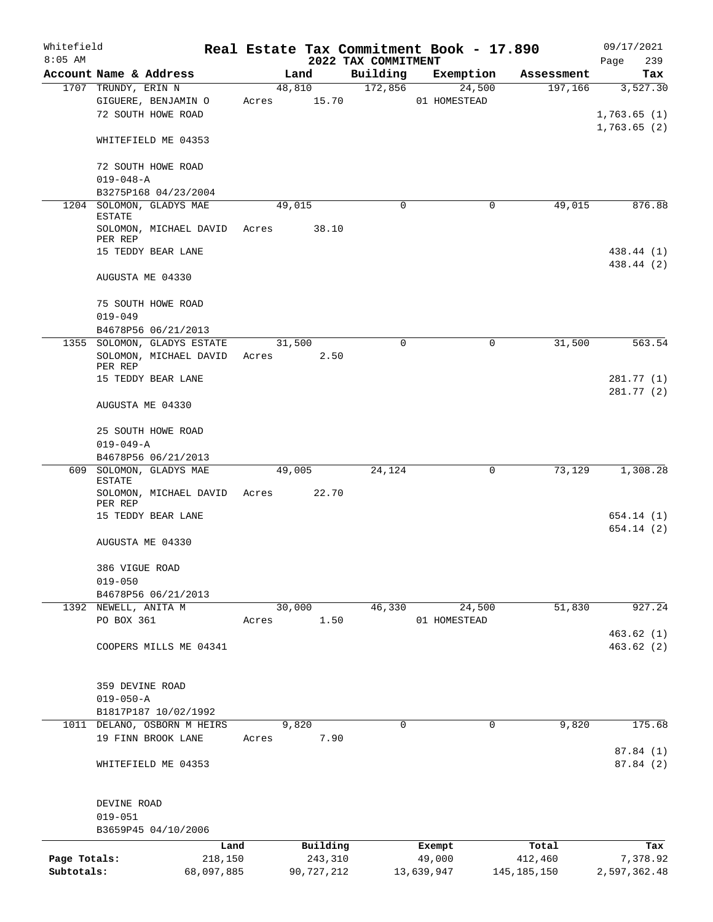Whitefield 8:05 AM

# Real Estate Tax Commitment Book - 17.890

## 2022 TAX COMMITMENT

09/17/2021 Page 239

| Account Name & Address | Land | Building | Exemption | Assessment | Tax |
|---|---|---|---|---|---|
| 1707 TRUNDY, ERIN N | 48,810 | 172,856 | 24,500 | 197,166 | 3,527.30 |
| GIGUERE, BENJAMIN O | Acres 15.70 | | 01 HOMESTEAD | | |
| 72 SOUTH HOWE ROAD | | | | | 1,763.65 (1) |
| | | | | | 1,763.65 (2) |
| WHITEFIELD ME 04353 | | | | | |
| 72 SOUTH HOWE ROAD | | | | | |
| 019-048-A | | | | | |
| B3275P168 04/23/2004 | | | | | |
| 1204 SOLOMON, GLADYS MAE ESTATE | 49,015 | 0 | 0 | 49,015 | 876.88 |
| SOLOMON, MICHAEL DAVID PER REP | Acres 38.10 | | | | |
| 15 TEDDY BEAR LANE | | | | | 438.44 (1) |
| | | | | | 438.44 (2) |
| AUGUSTA ME 04330 | | | | | |
| 75 SOUTH HOWE ROAD | | | | | |
| 019-049 | | | | | |
| B4678P56 06/21/2013 | | | | | |
| 1355 SOLOMON, GLADYS ESTATE | 31,500 | 0 | 0 | 31,500 | 563.54 |
| SOLOMON, MICHAEL DAVID PER REP | Acres 2.50 | | | | |
| 15 TEDDY BEAR LANE | | | | | 281.77 (1) |
| | | | | | 281.77 (2) |
| AUGUSTA ME 04330 | | | | | |
| 25 SOUTH HOWE ROAD | | | | | |
| 019-049-A | | | | | |
| B4678P56 06/21/2013 | | | | | |
| 609 SOLOMON, GLADYS MAE ESTATE | 49,005 | 24,124 | 0 | 73,129 | 1,308.28 |
| SOLOMON, MICHAEL DAVID PER REP | Acres 22.70 | | | | |
| 15 TEDDY BEAR LANE | | | | | 654.14 (1) |
| | | | | | 654.14 (2) |
| AUGUSTA ME 04330 | | | | | |
| 386 VIGUE ROAD | | | | | |
| 019-050 | | | | | |
| B4678P56 06/21/2013 | | | | | |
| 1392 NEWELL, ANITA M | 30,000 | 46,330 | 24,500 | 51,830 | 927.24 |
| PO BOX 361 | Acres 1.50 | | 01 HOMESTEAD | | |
| | | | | | 463.62 (1) |
| COOPERS MILLS ME 04341 | | | | | 463.62 (2) |
| 359 DEVINE ROAD | | | | | |
| 019-050-A | | | | | |
| B1817P187 10/02/1992 | | | | | |
| 1011 DELANO, OSBORN M HEIRS | 9,820 | 0 | 0 | 9,820 | 175.68 |
| 19 FINN BROOK LANE | Acres 7.90 | | | | |
| | | | | | 87.84 (1) |
| WHITEFIELD ME 04353 | | | | | 87.84 (2) |
| DEVINE ROAD | | | | | |
| 019-051 | | | | | |
| B3659P45 04/10/2006 | | | | | |

| | Land | Building | Exempt | Total | Tax |
|---|---|---|---|---|---|
| Page Totals: | 218,150 | 243,310 | 49,000 | 412,460 | 7,378.92 |
| Subtotals: | 68,097,885 | 90,727,212 | 13,639,947 | 145,185,150 | 2,597,362.48 |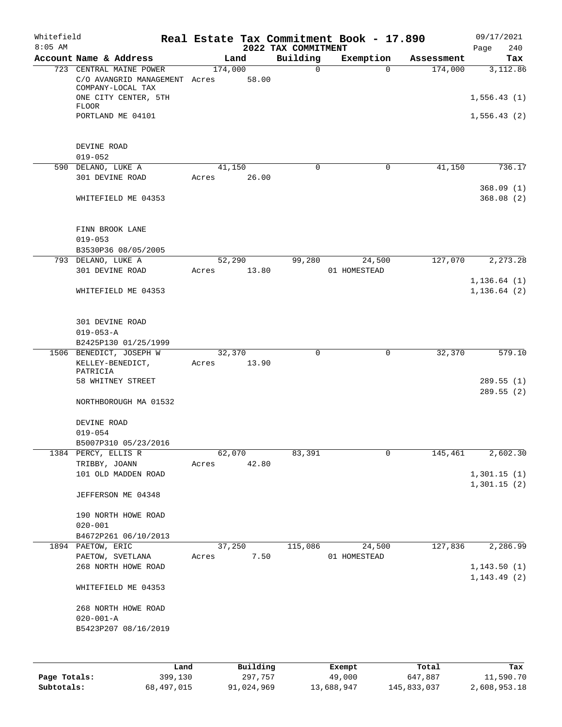Whitefield 8:05 AM

# Real Estate Tax Commitment Book - 17.890

## 2022 TAX COMMITMENT

09/17/2021

| Account Name & Address | Land | Building | Exemption | Assessment | Tax |
|---|---|---|---|---|---|
| 723 CENTRAL MAINE POWER<br>C/O AVANGRID MANAGEMENT COMPANY-LOCAL TAX<br>ONE CITY CENTER, 5TH FLOOR<br>PORTLAND ME 04101<br><br>DEVINE ROAD<br>019-052 | 174,000<br>Acres 58.00 | 0 | 0 | 174,000 | 3,112.86<br><br>1,556.43 (1)<br>1,556.43 (2) |
| 590 DELANO, LUKE A<br>301 DEVINE ROAD<br>WHITEFIELD ME 04353<br><br>FINN BROOK LANE<br>019-053<br>B3530P36 08/05/2005 | 41,150<br>Acres 26.00 | 0 | 0 | 41,150 | 736.17<br><br>368.09 (1)<br>368.08 (2) |
| 793 DELANO, LUKE A<br>301 DEVINE ROAD<br>WHITEFIELD ME 04353<br><br>301 DEVINE ROAD<br>019-053-A<br>B2425P130 01/25/1999 | 52,290<br>Acres 13.80 | 99,280 | 24,500<br>01 HOMESTEAD | 127,070 | 2,273.28<br><br>1,136.64 (1)<br>1,136.64 (2) |
| 1506 BENEDICT, JOSEPH W<br>KELLEY-BENEDICT, PATRICIA<br>58 WHITNEY STREET<br>NORTHBOROUGH MA 01532<br><br>DEVINE ROAD<br>019-054<br>B5007P310 05/23/2016 | 32,370<br>Acres 13.90 | 0 | 0 | 32,370 | 579.10<br><br>289.55 (1)<br>289.55 (2) |
| 1384 PERCY, ELLIS R<br>TRIBBY, JOANN<br>101 OLD MADDEN ROAD<br>JEFFERSON ME 04348<br><br>190 NORTH HOWE ROAD<br>020-001<br>B4672P261 06/10/2013 | 62,070<br>Acres 42.80 | 83,391 | 0 | 145,461 | 2,602.30<br><br>1,301.15 (1)<br>1,301.15 (2) |
| 1894 PAETOW, ERIC<br>PAETOW, SVETLANA<br>268 NORTH HOWE ROAD<br>WHITEFIELD ME 04353<br><br>268 NORTH HOWE ROAD<br>020-001-A<br>B5423P207 08/16/2019 | 37,250<br>Acres 7.50 | 115,086 | 24,500<br>01 HOMESTEAD | 127,836 | 2,286.99<br><br>1,143.50 (1)<br>1,143.49 (2) |

| | Land | Building | Exempt | Total | Tax |
|---|---|---|---|---|---|
| Page Totals: | 399,130 | 297,757 | 49,000 | 647,887 | 11,590.70 |
| Subtotals: | 68,497,015 | 91,024,969 | 13,688,947 | 145,833,037 | 2,608,953.18 |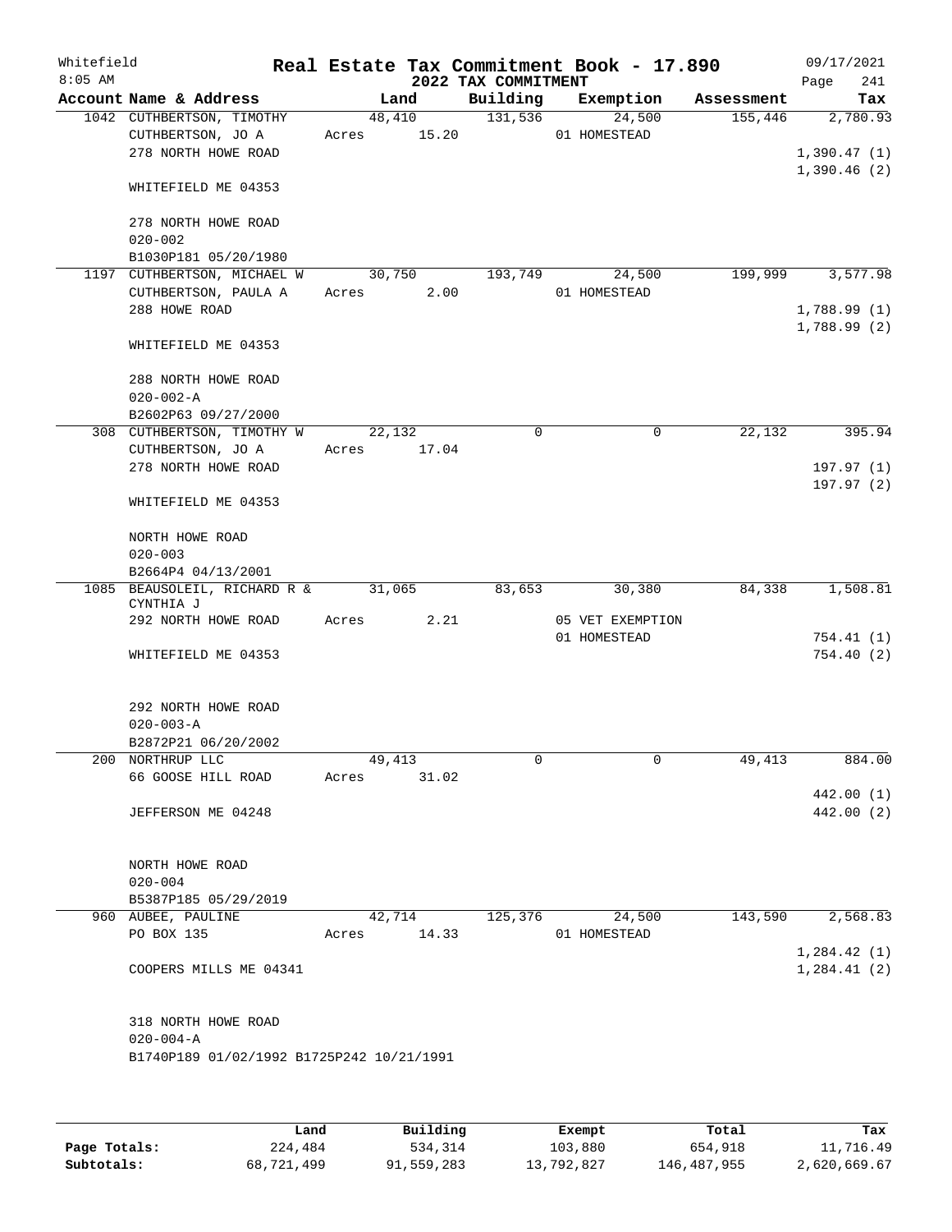Whitefield 8:05 AM

# Real Estate Tax Commitment Book - 17.890

## 2022 TAX COMMITMENT

09/17/2021

| Account Name & Address | Land | Building | Exemption | Assessment | Tax |
|---|---|---|---|---|---|
| 1042 CUTHBERTSON, TIMOTHY<br>CUTHBERTSON, JO A<br>278 NORTH HOWE ROAD<br><br>WHITEFIELD ME 04353<br><br>278 NORTH HOWE ROAD<br>020-002<br>B1030P181 05/20/1980 | 48,410<br>Acres 15.20 | 131,536 | 24,500<br>01 HOMESTEAD | 155,446 | 2,780.93<br><br>1,390.47 (1)<br>1,390.46 (2) |
| 1197 CUTHBERTSON, MICHAEL W<br>CUTHBERTSON, PAULA A<br>288 HOWE ROAD<br><br>WHITEFIELD ME 04353<br><br>288 NORTH HOWE ROAD<br>020-002-A<br>B2602P63 09/27/2000 | 30,750<br>Acres 2.00 | 193,749 | 24,500<br>01 HOMESTEAD | 199,999 | 3,577.98<br><br>1,788.99 (1)<br>1,788.99 (2) |
| 308 CUTHBERTSON, TIMOTHY W<br>CUTHBERTSON, JO A<br>278 NORTH HOWE ROAD<br><br>WHITEFIELD ME 04353<br><br>NORTH HOWE ROAD<br>020-003<br>B2664P4 04/13/2001 | 22,132<br>Acres 17.04 | 0 | 0 | 22,132 | 395.94<br><br>197.97 (1)<br>197.97 (2) |
| 1085 BEAUSOLEIL, RICHARD R &<br>CYNTHIA J<br>292 NORTH HOWE ROAD<br><br>WHITEFIELD ME 04353<br><br>292 NORTH HOWE ROAD<br>020-003-A<br>B2872P21 06/20/2002 | 31,065<br>Acres 2.21 | 83,653 | 30,380<br>05 VET EXEMPTION<br>01 HOMESTEAD | 84,338 | 1,508.81<br><br>754.41 (1)<br>754.40 (2) |
| 200 NORTHRUP LLC<br>66 GOOSE HILL ROAD<br><br>JEFFERSON ME 04248<br><br>NORTH HOWE ROAD<br>020-004<br>B5387P185 05/29/2019 | 49,413<br>Acres 31.02 | 0 | 0 | 49,413 | 884.00<br><br>442.00 (1)<br>442.00 (2) |
| 960 AUBEE, PAULINE<br>PO BOX 135<br><br>COOPERS MILLS ME 04341<br><br>318 NORTH HOWE ROAD<br>020-004-A<br>B1740P189 01/02/1992 B1725P242 10/21/1991 | 42,714<br>Acres 14.33 | 125,376 | 24,500<br>01 HOMESTEAD | 143,590 | 2,568.83<br><br>1,284.42 (1)<br>1,284.41 (2) |

| | Land | Building | Exempt | Total | Tax |
|---|---|---|---|---|---|
| Page Totals: | 224,484 | 534,314 | 103,880 | 654,918 | 11,716.49 |
| Subtotals: | 68,721,499 | 91,559,283 | 13,792,827 | 146,487,955 | 2,620,669.67 |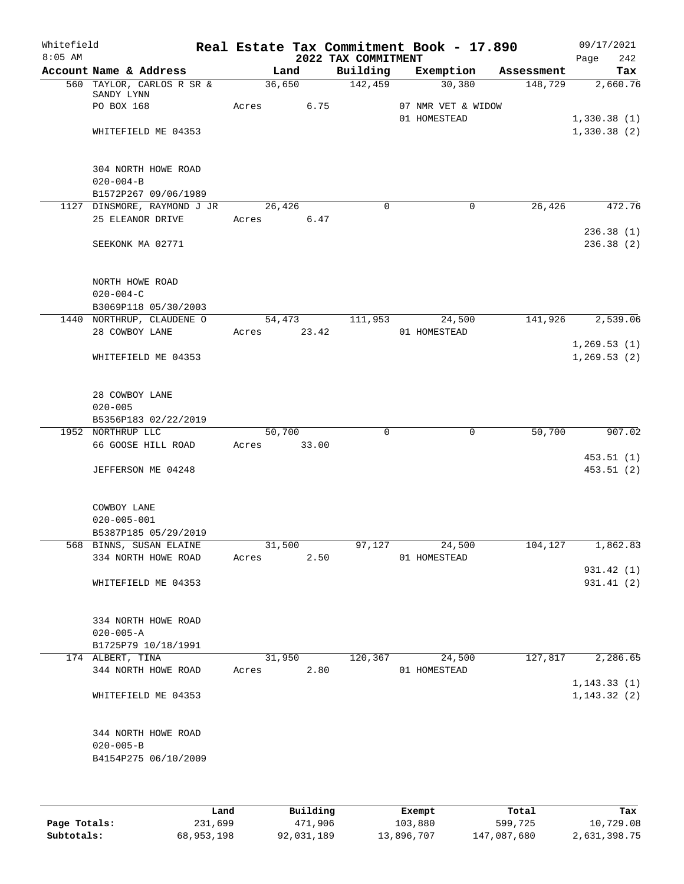Whitefield — Real Estate Tax Commitment Book - 17.890 — 09/17/2021

8:05 AM — 2022 TAX COMMITMENT

| Account Name & Address | Land | Building | Exemption | Assessment | Tax |
|---|---|---|---|---|---|
| 560 TAYLOR, CARLOS R SR & SANDY LYNN | 36,650 | 142,459 | 30,380 | 148,729 | 2,660.76 |
| PO BOX 168 | Acres 6.75 | | 07 NMR VET & WIDOW | | |
| | | | 01 HOMESTEAD | | 1,330.38 (1) |
| WHITEFIELD ME 04353 | | | | | 1,330.38 (2) |
| 304 NORTH HOWE ROAD | | | | | |
| 020-004-B | | | | | |
| B1572P267 09/06/1989 | | | | | |
| 1127 DINSMORE, RAYMOND J JR | 26,426 | 0 | 0 | 26,426 | 472.76 |
| 25 ELEANOR DRIVE | Acres 6.47 | | | | |
| | | | | | 236.38 (1) |
| SEEKONK MA 02771 | | | | | 236.38 (2) |
| NORTH HOWE ROAD | | | | | |
| 020-004-C | | | | | |
| B3069P118 05/30/2003 | | | | | |
| 1440 NORTHRUP, CLAUDENE O | 54,473 | 111,953 | 24,500 | 141,926 | 2,539.06 |
| 28 COWBOY LANE | Acres 23.42 | | 01 HOMESTEAD | | |
| | | | | | 1,269.53 (1) |
| WHITEFIELD ME 04353 | | | | | 1,269.53 (2) |
| 28 COWBOY LANE | | | | | |
| 020-005 | | | | | |
| B5356P183 02/22/2019 | | | | | |
| 1952 NORTHRUP LLC | 50,700 | 0 | 0 | 50,700 | 907.02 |
| 66 GOOSE HILL ROAD | Acres 33.00 | | | | |
| | | | | | 453.51 (1) |
| JEFFERSON ME 04248 | | | | | 453.51 (2) |
| COWBOY LANE | | | | | |
| 020-005-001 | | | | | |
| B5387P185 05/29/2019 | | | | | |
| 568 BINNS, SUSAN ELAINE | 31,500 | 97,127 | 24,500 | 104,127 | 1,862.83 |
| 334 NORTH HOWE ROAD | Acres 2.50 | | 01 HOMESTEAD | | |
| | | | | | 931.42 (1) |
| WHITEFIELD ME 04353 | | | | | 931.41 (2) |
| 334 NORTH HOWE ROAD | | | | | |
| 020-005-A | | | | | |
| B1725P79 10/18/1991 | | | | | |
| 174 ALBERT, TINA | 31,950 | 120,367 | 24,500 | 127,817 | 2,286.65 |
| 344 NORTH HOWE ROAD | Acres 2.80 | | 01 HOMESTEAD | | |
| | | | | | 1,143.33 (1) |
| WHITEFIELD ME 04353 | | | | | 1,143.32 (2) |
| 344 NORTH HOWE ROAD | | | | | |
| 020-005-B | | | | | |
| B4154P275 06/10/2009 | | | | | |

| | Land | Building | Exempt | Total | Tax |
|---|---|---|---|---|---|
| Page Totals: | 231,699 | 471,906 | 103,880 | 599,725 | 10,729.08 |
| Subtotals: | 68,953,198 | 92,031,189 | 13,896,707 | 147,087,680 | 2,631,398.75 |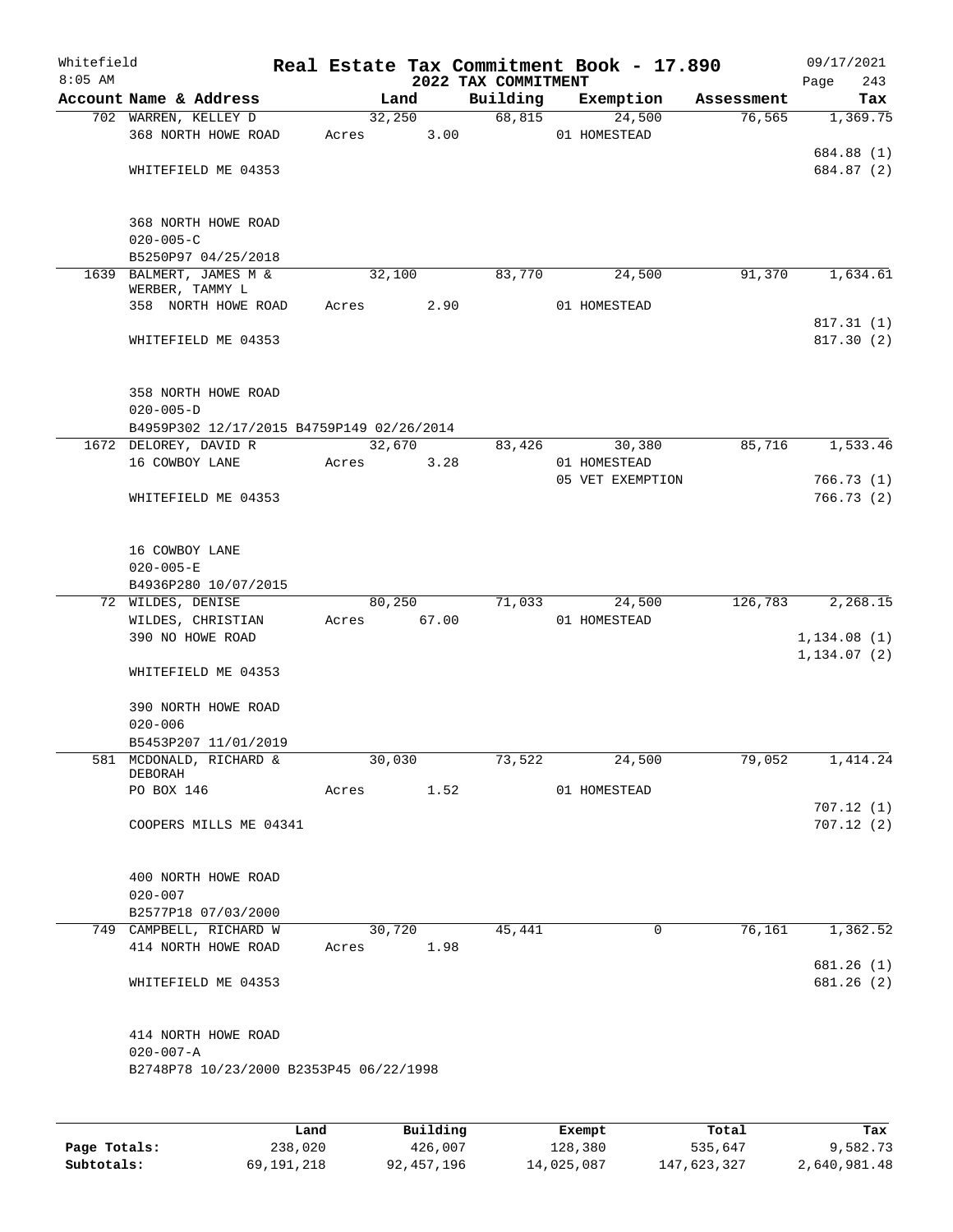Whitefield 8:05 AM

# Real Estate Tax Commitment Book - 17.890
## 2022 TAX COMMITMENT

09/17/2021

| Account Name & Address | Land | Building | Exemption | Assessment | Tax |
|---|---|---|---|---|---|
| 702 WARREN, KELLEY D<br>368 NORTH HOWE ROAD<br><br>WHITEFIELD ME 04353<br><br>368 NORTH HOWE ROAD<br>020-005-C<br>B5250P97 04/25/2018 | 32,250<br>Acres 3.00 | 68,815 | 24,500<br>01 HOMESTEAD | 76,565 | 1,369.75<br><br>684.88 (1)<br>684.87 (2) |
| 1639 BALMERT, JAMES M &<br>WERBER, TAMMY L<br>358 NORTH HOWE ROAD<br><br>WHITEFIELD ME 04353<br><br>358 NORTH HOWE ROAD<br>020-005-D<br>B4959P302 12/17/2015 B4759P149 02/26/2014 | 32,100<br>Acres 2.90 | 83,770 | 24,500<br>01 HOMESTEAD | 91,370 | 1,634.61<br><br>817.31 (1)<br>817.30 (2) |
| 1672 DELOREY, DAVID R<br>16 COWBOY LANE<br><br>WHITEFIELD ME 04353<br><br>16 COWBOY LANE<br>020-005-E<br>B4936P280 10/07/2015 | 32,670<br>Acres 3.28 | 83,426 | 30,380<br>01 HOMESTEAD<br>05 VET EXEMPTION | 85,716 | 1,533.46<br><br>766.73 (1)<br>766.73 (2) |
| 72 WILDES, DENISE<br>WILDES, CHRISTIAN<br>390 NO HOWE ROAD<br><br>WHITEFIELD ME 04353<br><br>390 NORTH HOWE ROAD<br>020-006<br>B5453P207 11/01/2019 | 80,250<br>Acres 67.00 | 71,033 | 24,500<br>01 HOMESTEAD | 126,783 | 2,268.15<br><br>1,134.08 (1)<br>1,134.07 (2) |
| 581 MCDONALD, RICHARD &<br>DEBORAH<br>PO BOX 146<br><br>COOPERS MILLS ME 04341<br><br>400 NORTH HOWE ROAD<br>020-007<br>B2577P18 07/03/2000 | 30,030<br>Acres 1.52 | 73,522 | 24,500<br>01 HOMESTEAD | 79,052 | 1,414.24<br><br>707.12 (1)<br>707.12 (2) |
| 749 CAMPBELL, RICHARD W<br>414 NORTH HOWE ROAD<br><br>WHITEFIELD ME 04353<br><br>414 NORTH HOWE ROAD<br>020-007-A<br>B2748P78 10/23/2000 B2353P45 06/22/1998 | 30,720<br>Acres 1.98 | 45,441 | 0 | 76,161 | 1,362.52<br><br>681.26 (1)<br>681.26 (2) |

| | Land | Building | Exempt | Total | Tax |
|---|---|---|---|---|---|
| Page Totals: | 238,020 | 426,007 | 128,380 | 535,647 | 9,582.73 |
| Subtotals: | 69,191,218 | 92,457,196 | 14,025,087 | 147,623,327 | 2,640,981.48 |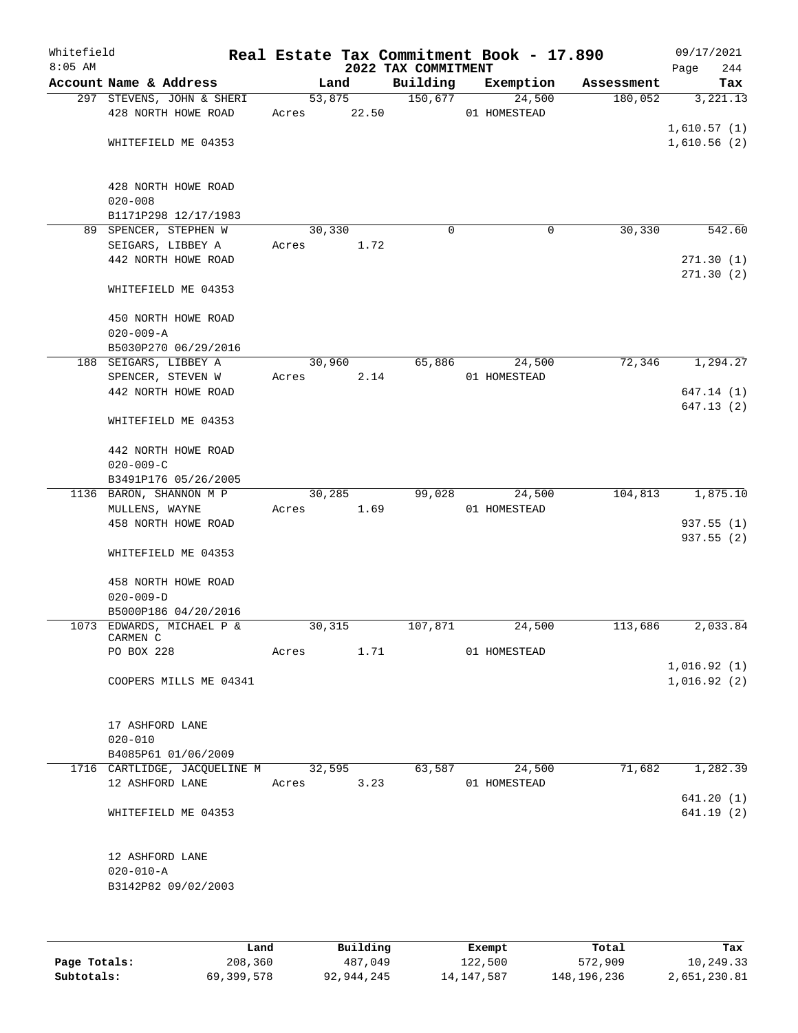Whitefield
8:05 AM

# Real Estate Tax Commitment Book - 17.890

## 2022 TAX COMMITMENT

09/17/2021
Page 244

| Account Name & Address | Land | Building | Exemption | Assessment | Tax |
|---|---|---|---|---|---|
| 297 STEVENS, JOHN & SHERI | 53,875 | 150,677 | 24,500 | 180,052 | 3,221.13 |
| 428 NORTH HOWE ROAD | Acres 22.50 | | 01 HOMESTEAD | | |
| | | | | | 1,610.57 (1) |
| WHITEFIELD ME 04353 | | | | | 1,610.56 (2) |
| 428 NORTH HOWE ROAD | | | | | |
| 020-008 | | | | | |
| B1171P298 12/17/1983 | | | | | |
| 89 SPENCER, STEPHEN W | 30,330 | 0 | 0 | 30,330 | 542.60 |
| SEIGARS, LIBBEY A | Acres 1.72 | | | | |
| 442 NORTH HOWE ROAD | | | | | 271.30 (1) |
| | | | | | 271.30 (2) |
| WHITEFIELD ME 04353 | | | | | |
| 450 NORTH HOWE ROAD | | | | | |
| 020-009-A | | | | | |
| B5030P270 06/29/2016 | | | | | |
| 188 SEIGARS, LIBBEY A | 30,960 | 65,886 | 24,500 | 72,346 | 1,294.27 |
| SPENCER, STEVEN W | Acres 2.14 | | 01 HOMESTEAD | | |
| 442 NORTH HOWE ROAD | | | | | 647.14 (1) |
| | | | | | 647.13 (2) |
| WHITEFIELD ME 04353 | | | | | |
| 442 NORTH HOWE ROAD | | | | | |
| 020-009-C | | | | | |
| B3491P176 05/26/2005 | | | | | |
| 1136 BARON, SHANNON M P | 30,285 | 99,028 | 24,500 | 104,813 | 1,875.10 |
| MULLENS, WAYNE | Acres 1.69 | | 01 HOMESTEAD | | |
| 458 NORTH HOWE ROAD | | | | | 937.55 (1) |
| | | | | | 937.55 (2) |
| WHITEFIELD ME 04353 | | | | | |
| 458 NORTH HOWE ROAD | | | | | |
| 020-009-D | | | | | |
| B5000P186 04/20/2016 | | | | | |
| 1073 EDWARDS, MICHAEL P & CARMEN C | 30,315 | 107,871 | 24,500 | 113,686 | 2,033.84 |
| PO BOX 228 | Acres 1.71 | | 01 HOMESTEAD | | |
| | | | | | 1,016.92 (1) |
| COOPERS MILLS ME 04341 | | | | | 1,016.92 (2) |
| 17 ASHFORD LANE | | | | | |
| 020-010 | | | | | |
| B4085P61 01/06/2009 | | | | | |
| 1716 CARTLIDGE, JACQUELINE M | 32,595 | 63,587 | 24,500 | 71,682 | 1,282.39 |
| 12 ASHFORD LANE | Acres 3.23 | | 01 HOMESTEAD | | |
| | | | | | 641.20 (1) |
| WHITEFIELD ME 04353 | | | | | 641.19 (2) |
| 12 ASHFORD LANE | | | | | |
| 020-010-A | | | | | |
| B3142P82 09/02/2003 | | | | | |

| | Land | Building | Exempt | Total | Tax |
|---|---|---|---|---|---|
| Page Totals: | 208,360 | 487,049 | 122,500 | 572,909 | 10,249.33 |
| Subtotals: | 69,399,578 | 92,944,245 | 14,147,587 | 148,196,236 | 2,651,230.81 |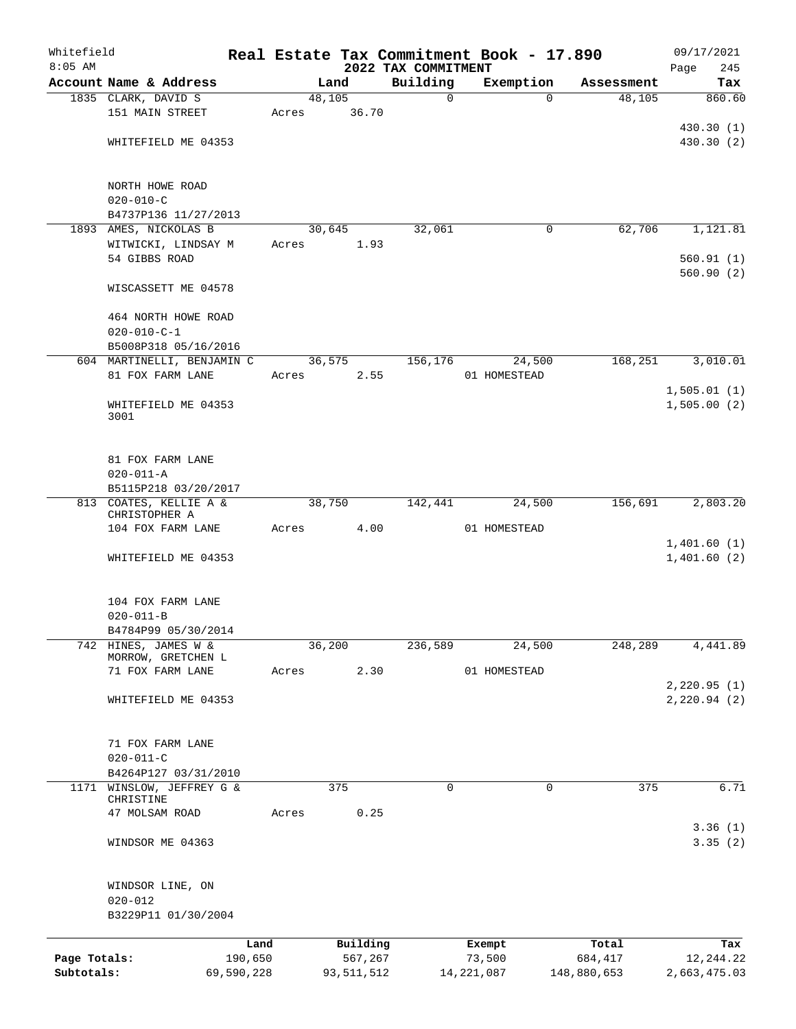Whitefield
8:05 AM

# Real Estate Tax Commitment Book - 17.890
## 2022 TAX COMMITMENT

09/17/2021

| Account Name & Address | Land | Building | Exemption | Assessment | Tax |
|---|---|---|---|---|---|
| 1835 CLARK, DAVID S | 48,105 | 0 | 0 | 48,105 | 860.60 |
| 151 MAIN STREET | Acres 36.70 | | | | |
| | | | | | 430.30 (1) |
| WHITEFIELD ME 04353 | | | | | 430.30 (2) |
| NORTH HOWE ROAD | | | | | |
| 020-010-C | | | | | |
| B4737P136 11/27/2013 | | | | | |
| 1893 AMES, NICKOLAS B | 30,645 | 32,061 | 0 | 62,706 | 1,121.81 |
| WITWICKI, LINDSAY M | Acres 1.93 | | | | |
| 54 GIBBS ROAD | | | | | 560.91 (1) |
| | | | | | 560.90 (2) |
| WISCASSETT ME 04578 | | | | | |
| 464 NORTH HOWE ROAD | | | | | |
| 020-010-C-1 | | | | | |
| B5008P318 05/16/2016 | | | | | |
| 604 MARTINELLI, BENJAMIN C | 36,575 | 156,176 | 24,500 | 168,251 | 3,010.01 |
| 81 FOX FARM LANE | Acres 2.55 | | 01 HOMESTEAD | | |
| | | | | | 1,505.01 (1) |
| WHITEFIELD ME 04353 3001 | | | | | 1,505.00 (2) |
| 81 FOX FARM LANE | | | | | |
| 020-011-A | | | | | |
| B5115P218 03/20/2017 | | | | | |
| 813 COATES, KELLIE A & CHRISTOPHER A | 38,750 | 142,441 | 24,500 | 156,691 | 2,803.20 |
| 104 FOX FARM LANE | Acres 4.00 | | 01 HOMESTEAD | | |
| | | | | | 1,401.60 (1) |
| WHITEFIELD ME 04353 | | | | | 1,401.60 (2) |
| 104 FOX FARM LANE | | | | | |
| 020-011-B | | | | | |
| B4784P99 05/30/2014 | | | | | |
| 742 HINES, JAMES W & MORROW, GRETCHEN L | 36,200 | 236,589 | 24,500 | 248,289 | 4,441.89 |
| 71 FOX FARM LANE | Acres 2.30 | | 01 HOMESTEAD | | |
| | | | | | 2,220.95 (1) |
| WHITEFIELD ME 04353 | | | | | 2,220.94 (2) |
| 71 FOX FARM LANE | | | | | |
| 020-011-C | | | | | |
| B4264P127 03/31/2010 | | | | | |
| 1171 WINSLOW, JEFFREY G & CHRISTINE | 375 | 0 | 0 | 375 | 6.71 |
| 47 MOLSAM ROAD | Acres 0.25 | | | | |
| | | | | | 3.36 (1) |
| WINDSOR ME 04363 | | | | | 3.35 (2) |
| WINDSOR LINE, ON | | | | | |
| 020-012 | | | | | |
| B3229P11 01/30/2004 | | | | | |

| | Land | Building | Exempt | Total | Tax |
|---|---|---|---|---|---|
| Page Totals: | 190,650 | 567,267 | 73,500 | 684,417 | 12,244.22 |
| Subtotals: | 69,590,228 | 93,511,512 | 14,221,087 | 148,880,653 | 2,663,475.03 |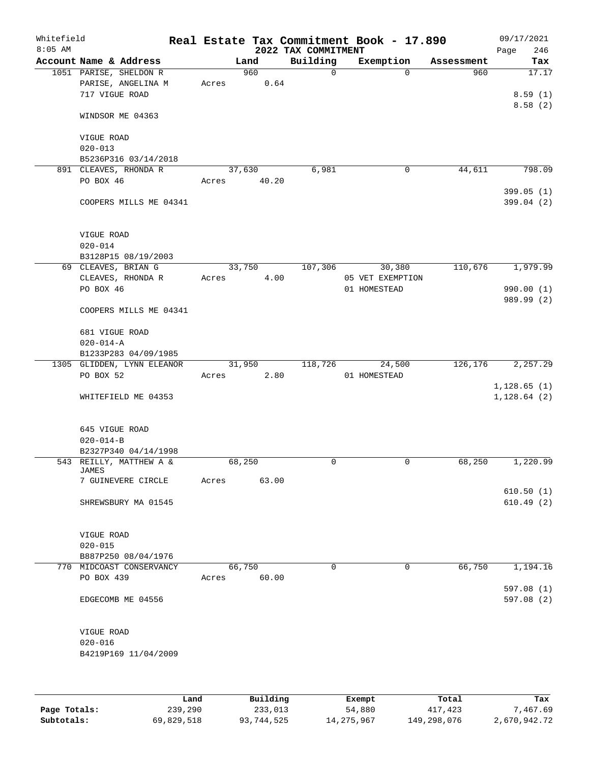Whitefield 8:05 AM

# Real Estate Tax Commitment Book - 17.890

## 2022 TAX COMMITMENT

09/17/2021

| Account Name & Address | Land | Building | Exemption | Assessment | Tax |
|---|---|---|---|---|---|
| 1051 PARISE, SHELDON R | 960 | 0 | 0 | 960 | 17.17 |
| PARISE, ANGELINA M | Acres 0.64 | | | | |
| 717 VIGUE ROAD | | | | | 8.59 (1) |
| | | | | | 8.58 (2) |
| WINDSOR ME 04363 | | | | | |
| VIGUE ROAD | | | | | |
| 020-013 | | | | | |
| B5236P316 03/14/2018 | | | | | |
| 891 CLEAVES, RHONDA R | 37,630 | 6,981 | 0 | 44,611 | 798.09 |
| PO BOX 46 | Acres 40.20 | | | | |
| | | | | | 399.05 (1) |
| COOPERS MILLS ME 04341 | | | | | 399.04 (2) |
| VIGUE ROAD | | | | | |
| 020-014 | | | | | |
| B3128P15 08/19/2003 | | | | | |
| 69 CLEAVES, BRIAN G | 33,750 | 107,306 | 30,380 | 110,676 | 1,979.99 |
| CLEAVES, RHONDA R | Acres 4.00 | | 05 VET EXEMPTION | | |
| PO BOX 46 | | | 01 HOMESTEAD | | 990.00 (1) |
| | | | | | 989.99 (2) |
| COOPERS MILLS ME 04341 | | | | | |
| 681 VIGUE ROAD | | | | | |
| 020-014-A | | | | | |
| B1233P283 04/09/1985 | | | | | |
| 1305 GLIDDEN, LYNN ELEANOR | 31,950 | 118,726 | 24,500 | 126,176 | 2,257.29 |
| PO BOX 52 | Acres 2.80 | | 01 HOMESTEAD | | |
| | | | | | 1,128.65 (1) |
| WHITEFIELD ME 04353 | | | | | 1,128.64 (2) |
| 645 VIGUE ROAD | | | | | |
| 020-014-B | | | | | |
| B2327P340 04/14/1998 | | | | | |
| 543 REILLY, MATTHEW A & JAMES | 68,250 | 0 | 0 | 68,250 | 1,220.99 |
| 7 GUINEVERE CIRCLE | Acres 63.00 | | | | |
| | | | | | 610.50 (1) |
| SHREWSBURY MA 01545 | | | | | 610.49 (2) |
| VIGUE ROAD | | | | | |
| 020-015 | | | | | |
| B887P250 08/04/1976 | | | | | |
| 770 MIDCOAST CONSERVANCY | 66,750 | 0 | 0 | 66,750 | 1,194.16 |
| PO BOX 439 | Acres 60.00 | | | | |
| | | | | | 597.08 (1) |
| EDGECOMB ME 04556 | | | | | 597.08 (2) |
| VIGUE ROAD | | | | | |
| 020-016 | | | | | |
| B4219P169 11/04/2009 | | | | | |

| | Land | Building | Exempt | Total | Tax |
|---|---|---|---|---|---|
| Page Totals: | 239,290 | 233,013 | 54,880 | 417,423 | 7,467.69 |
| Subtotals: | 69,829,518 | 93,744,525 | 14,275,967 | 149,298,076 | 2,670,942.72 |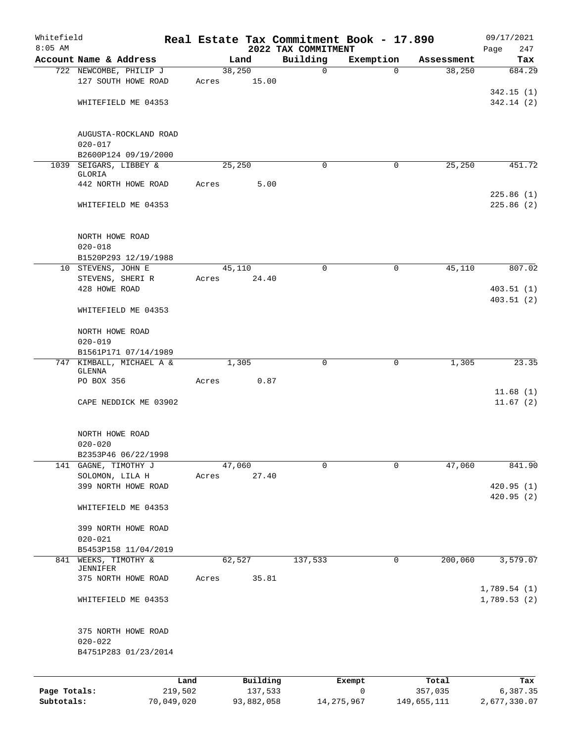Whitefield
8:05 AM

# Real Estate Tax Commitment Book - 17.890

## 2022 TAX COMMITMENT

09/17/2021
Page 247

| Account Name & Address | Land | Building | Exemption | Assessment | Tax |
|---|---|---|---|---|---|
| 722 NEWCOMBE, PHILIP J | 38,250 | 0 | 0 | 38,250 | 684.29 |
| 127 SOUTH HOWE ROAD | Acres 15.00 | | | | |
| | | | | | 342.15 (1) |
| WHITEFIELD ME 04353 | | | | | 342.14 (2) |
| AUGUSTA-ROCKLAND ROAD | | | | | |
| 020-017 | | | | | |
| B2600P124 09/19/2000 | | | | | |
| 1039 SEIGARS, LIBBEY & GLORIA | 25,250 | 0 | 0 | 25,250 | 451.72 |
| 442 NORTH HOWE ROAD | Acres 5.00 | | | | |
| | | | | | 225.86 (1) |
| WHITEFIELD ME 04353 | | | | | 225.86 (2) |
| NORTH HOWE ROAD | | | | | |
| 020-018 | | | | | |
| B1520P293 12/19/1988 | | | | | |
| 10 STEVENS, JOHN E | 45,110 | 0 | 0 | 45,110 | 807.02 |
| STEVENS, SHERI R | Acres 24.40 | | | | |
| 428 HOWE ROAD | | | | | 403.51 (1) |
| | | | | | 403.51 (2) |
| WHITEFIELD ME 04353 | | | | | |
| NORTH HOWE ROAD | | | | | |
| 020-019 | | | | | |
| B1561P171 07/14/1989 | | | | | |
| 747 KIMBALL, MICHAEL A & GLENNA | 1,305 | 0 | 0 | 1,305 | 23.35 |
| PO BOX 356 | Acres 0.87 | | | | |
| | | | | | 11.68 (1) |
| CAPE NEDDICK ME 03902 | | | | | 11.67 (2) |
| NORTH HOWE ROAD | | | | | |
| 020-020 | | | | | |
| B2353P46 06/22/1998 | | | | | |
| 141 GAGNE, TIMOTHY J | 47,060 | 0 | 0 | 47,060 | 841.90 |
| SOLOMON, LILA H | Acres 27.40 | | | | |
| 399 NORTH HOWE ROAD | | | | | 420.95 (1) |
| | | | | | 420.95 (2) |
| WHITEFIELD ME 04353 | | | | | |
| 399 NORTH HOWE ROAD | | | | | |
| 020-021 | | | | | |
| B5453P158 11/04/2019 | | | | | |
| 841 WEEKS, TIMOTHY & JENNIFER | 62,527 | 137,533 | 0 | 200,060 | 3,579.07 |
| 375 NORTH HOWE ROAD | Acres 35.81 | | | | |
| | | | | | 1,789.54 (1) |
| WHITEFIELD ME 04353 | | | | | 1,789.53 (2) |
| 375 NORTH HOWE ROAD | | | | | |
| 020-022 | | | | | |
| B4751P283 01/23/2014 | | | | | |

| | Land | Building | Exempt | Total | Tax |
|---|---|---|---|---|---|
| Page Totals: | 219,502 | 137,533 | 0 | 357,035 | 6,387.35 |
| Subtotals: | 70,049,020 | 93,882,058 | 14,275,967 | 149,655,111 | 2,677,330.07 |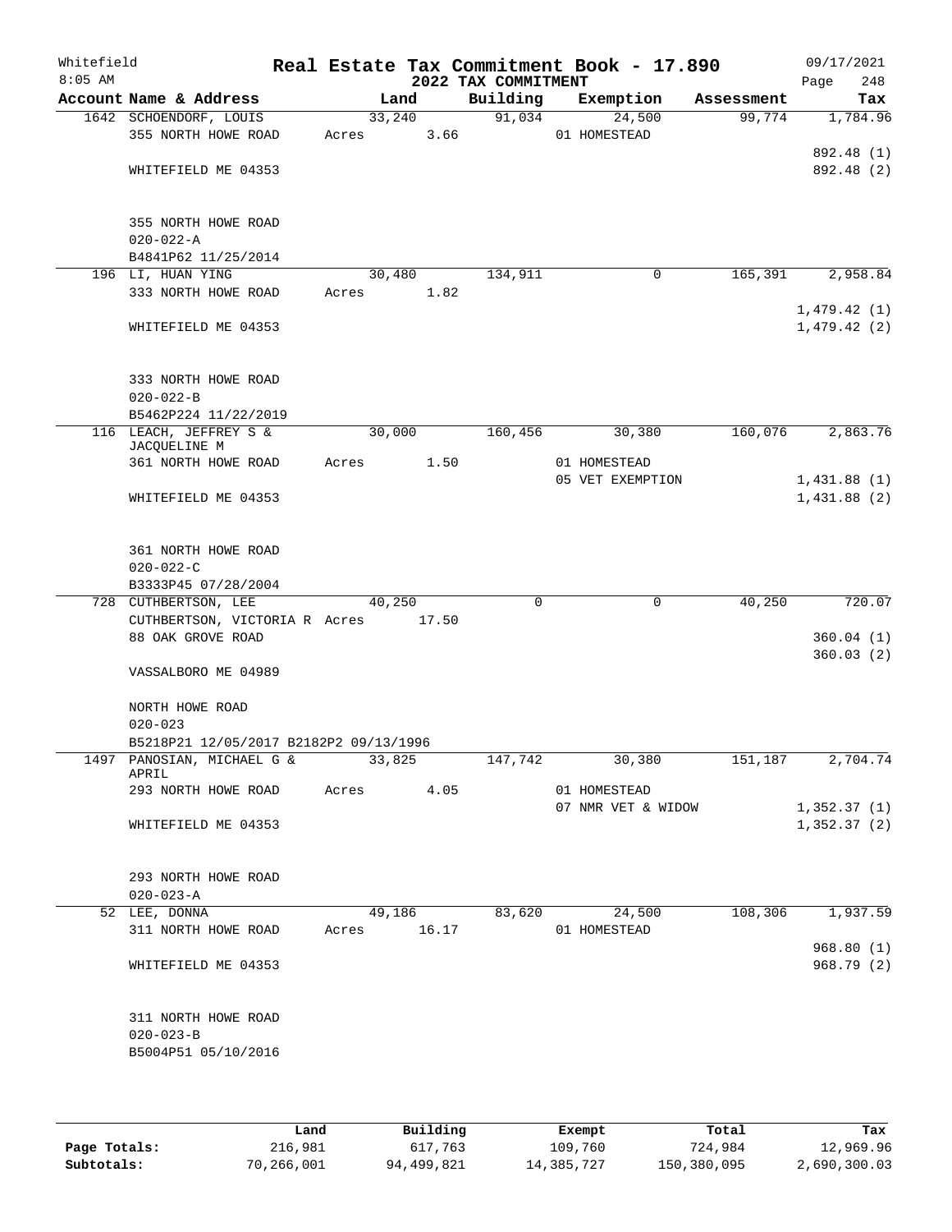# Real Estate Tax Commitment Book - 17.890

Whitefield 8:05 AM — 2022 TAX COMMITMENT — 09/17/2021

| Account | Name & Address | Land | Building | Exemption | Assessment | Tax |
|---|---|---|---|---|---|---|
| 1642 | SCHOENDORF, LOUIS | 33,240 | 91,034 | 24,500 | 99,774 | 1,784.96 |
| | 355 NORTH HOWE ROAD | Acres 3.66 | | 01 HOMESTEAD | | |
| | | | | | | 892.48 (1) |
| | WHITEFIELD ME 04353 | | | | | 892.48 (2) |
| | 355 NORTH HOWE ROAD | | | | | |
| | 020-022-A | | | | | |
| | B4841P62 11/25/2014 | | | | | |
| 196 | LI, HUAN YING | 30,480 | 134,911 | 0 | 165,391 | 2,958.84 |
| | 333 NORTH HOWE ROAD | Acres 1.82 | | | | |
| | | | | | | 1,479.42 (1) |
| | WHITEFIELD ME 04353 | | | | | 1,479.42 (2) |
| | 333 NORTH HOWE ROAD | | | | | |
| | 020-022-B | | | | | |
| | B5462P224 11/22/2019 | | | | | |
| 116 | LEACH, JEFFREY S & JACQUELINE M | 30,000 | 160,456 | 30,380 | 160,076 | 2,863.76 |
| | 361 NORTH HOWE ROAD | Acres 1.50 | | 01 HOMESTEAD | | |
| | | | | 05 VET EXEMPTION | | 1,431.88 (1) |
| | WHITEFIELD ME 04353 | | | | | 1,431.88 (2) |
| | 361 NORTH HOWE ROAD | | | | | |
| | 020-022-C | | | | | |
| | B3333P45 07/28/2004 | | | | | |
| 728 | CUTHBERTSON, LEE | 40,250 | 0 | 0 | 40,250 | 720.07 |
| | CUTHBERTSON, VICTORIA R | Acres 17.50 | | | | |
| | 88 OAK GROVE ROAD | | | | | 360.04 (1) |
| | | | | | | 360.03 (2) |
| | VASSALBORO ME 04989 | | | | | |
| | NORTH HOWE ROAD | | | | | |
| | 020-023 | | | | | |
| | B5218P21 12/05/2017 B2182P2 09/13/1996 | | | | | |
| 1497 | PANOSIAN, MICHAEL G & APRIL | 33,825 | 147,742 | 30,380 | 151,187 | 2,704.74 |
| | 293 NORTH HOWE ROAD | Acres 4.05 | | 01 HOMESTEAD | | |
| | | | | 07 NMR VET & WIDOW | | 1,352.37 (1) |
| | WHITEFIELD ME 04353 | | | | | 1,352.37 (2) |
| | 293 NORTH HOWE ROAD | | | | | |
| | 020-023-A | | | | | |
| 52 | LEE, DONNA | 49,186 | 83,620 | 24,500 | 108,306 | 1,937.59 |
| | 311 NORTH HOWE ROAD | Acres 16.17 | | 01 HOMESTEAD | | |
| | | | | | | 968.80 (1) |
| | WHITEFIELD ME 04353 | | | | | 968.79 (2) |
| | 311 NORTH HOWE ROAD | | | | | |
| | 020-023-B | | | | | |
| | B5004P51 05/10/2016 | | | | | |

| | Land | Building | Exempt | Total | Tax |
|---|---|---|---|---|---|
| Page Totals: | 216,981 | 617,763 | 109,760 | 724,984 | 12,969.96 |
| Subtotals: | 70,266,001 | 94,499,821 | 14,385,727 | 150,380,095 | 2,690,300.03 |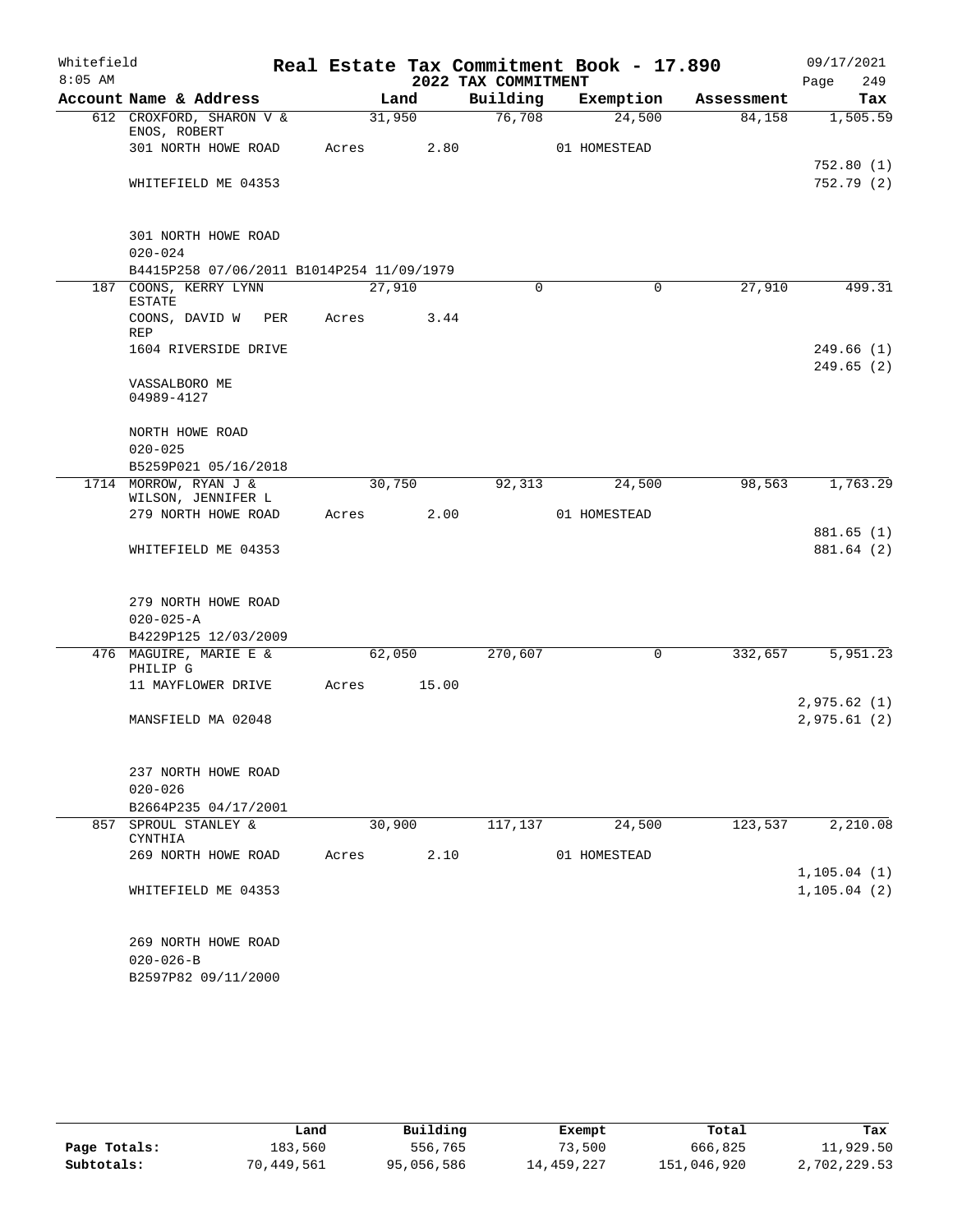# Real Estate Tax Commitment Book - 17.890

Whitefield 8:05 AM — 2022 TAX COMMITMENT — 09/17/2021

| Account Name & Address | Land | Building | Exemption | Assessment | Tax |
|---|---|---|---|---|---|
| 612 CROXFORD, SHARON V & ENOS, ROBERT | 31,950 | 76,708 | 24,500 | 84,158 | 1,505.59 |
| 301 NORTH HOWE ROAD | Acres 2.80 | | 01 HOMESTEAD | | |
| | | | | | 752.80 (1) |
| WHITEFIELD ME 04353 | | | | | 752.79 (2) |
| 301 NORTH HOWE ROAD | | | | | |
| 020-024 | | | | | |
| B4415P258 07/06/2011 B1014P254 11/09/1979 | | | | | |
| 187 COONS, KERRY LYNN ESTATE | 27,910 | 0 | 0 | 27,910 | 499.31 |
| COONS, DAVID W PER REP | Acres 3.44 | | | | |
| 1604 RIVERSIDE DRIVE | | | | | 249.66 (1) |
| | | | | | 249.65 (2) |
| VASSALBORO ME 04989-4127 | | | | | |
| NORTH HOWE ROAD | | | | | |
| 020-025 | | | | | |
| B5259P021 05/16/2018 | | | | | |
| 1714 MORROW, RYAN J & WILSON, JENNIFER L | 30,750 | 92,313 | 24,500 | 98,563 | 1,763.29 |
| 279 NORTH HOWE ROAD | Acres 2.00 | | 01 HOMESTEAD | | |
| | | | | | 881.65 (1) |
| WHITEFIELD ME 04353 | | | | | 881.64 (2) |
| 279 NORTH HOWE ROAD | | | | | |
| 020-025-A | | | | | |
| B4229P125 12/03/2009 | | | | | |
| 476 MAGUIRE, MARIE E & PHILIP G | 62,050 | 270,607 | 0 | 332,657 | 5,951.23 |
| 11 MAYFLOWER DRIVE | Acres 15.00 | | | | |
| | | | | | 2,975.62 (1) |
| MANSFIELD MA 02048 | | | | | 2,975.61 (2) |
| 237 NORTH HOWE ROAD | | | | | |
| 020-026 | | | | | |
| B2664P235 04/17/2001 | | | | | |
| 857 SPROUL STANLEY & CYNTHIA | 30,900 | 117,137 | 24,500 | 123,537 | 2,210.08 |
| 269 NORTH HOWE ROAD | Acres 2.10 | | 01 HOMESTEAD | | |
| | | | | | 1,105.04 (1) |
| WHITEFIELD ME 04353 | | | | | 1,105.04 (2) |
| 269 NORTH HOWE ROAD | | | | | |
| 020-026-B | | | | | |
| B2597P82 09/11/2000 | | | | | |

| | Land | Building | Exempt | Total | Tax |
|---|---|---|---|---|---|
| Page Totals: | 183,560 | 556,765 | 73,500 | 666,825 | 11,929.50 |
| Subtotals: | 70,449,561 | 95,056,586 | 14,459,227 | 151,046,920 | 2,702,229.53 |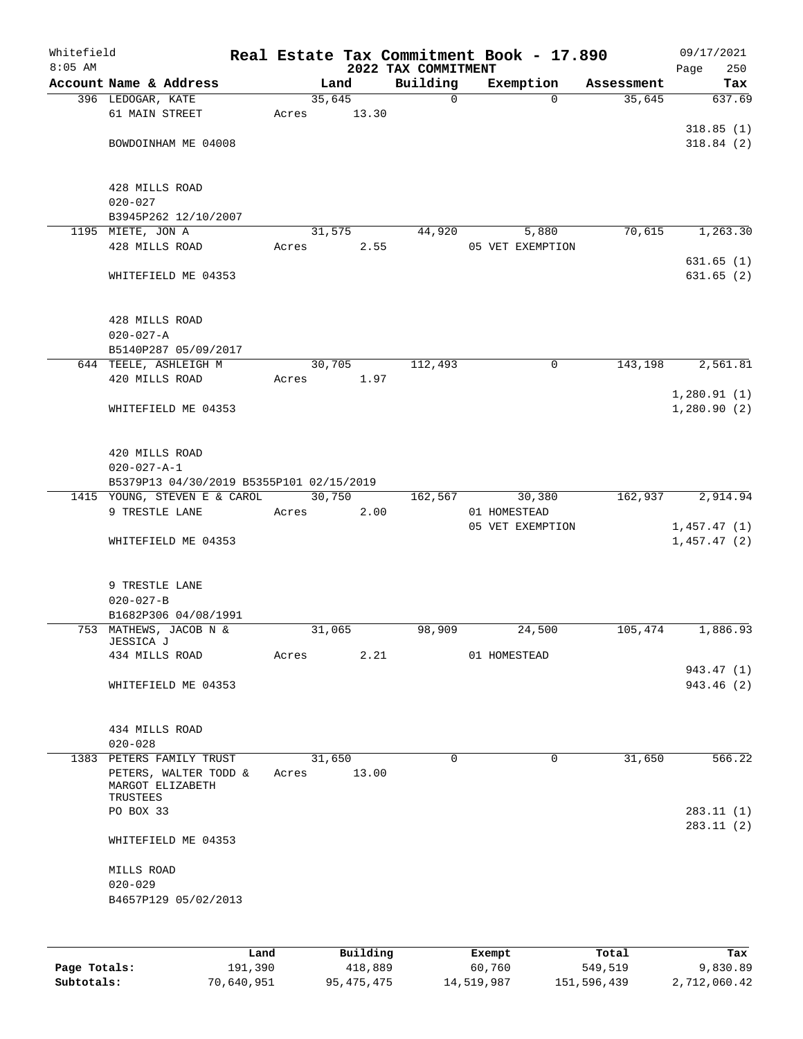Whitefield 8:05 AM

# Real Estate Tax Commitment Book - 17.890

## 2022 TAX COMMITMENT

09/17/2021

| Account Name & Address | Land | Building | Exemption | Assessment | Tax |
|---|---|---|---|---|---|
| 396 LEDOGAR, KATE<br>61 MAIN STREET<br><br>BOWDOINHAM ME 04008<br><br>428 MILLS ROAD<br>020-027<br>B3945P262 12/10/2007 | 35,645<br>Acres 13.30 | 0 | 0 | 35,645 | 637.69<br><br>318.85 (1)<br>318.84 (2) |
| 1195 MIETE, JON A<br>428 MILLS ROAD<br><br>WHITEFIELD ME 04353<br><br>428 MILLS ROAD<br>020-027-A<br>B5140P287 05/09/2017 | 31,575<br>Acres 2.55 | 44,920 | 5,880<br>05 VET EXEMPTION | 70,615 | 1,263.30<br><br>631.65 (1)<br>631.65 (2) |
| 644 TEELE, ASHLEIGH M<br>420 MILLS ROAD<br><br>WHITEFIELD ME 04353<br><br>420 MILLS ROAD<br>020-027-A-1<br>B5379P13 04/30/2019 B5355P101 02/15/2019 | 30,705<br>Acres 1.97 | 112,493 | 0 | 143,198 | 2,561.81<br><br>1,280.91 (1)<br>1,280.90 (2) |
| 1415 YOUNG, STEVEN E & CAROL<br>9 TRESTLE LANE<br><br>WHITEFIELD ME 04353<br><br>9 TRESTLE LANE<br>020-027-B<br>B1682P306 04/08/1991 | 30,750<br>Acres 2.00 | 162,567 | 30,380<br>01 HOMESTEAD<br>05 VET EXEMPTION | 162,937 | 2,914.94<br><br>1,457.47 (1)<br>1,457.47 (2) |
| 753 MATHEWS, JACOB N & JESSICA J<br>434 MILLS ROAD<br><br>WHITEFIELD ME 04353<br><br>434 MILLS ROAD<br>020-028 | 31,065<br>Acres 2.21 | 98,909 | 24,500<br>01 HOMESTEAD | 105,474 | 1,886.93<br><br>943.47 (1)<br>943.46 (2) |
| 1383 PETERS FAMILY TRUST<br>PETERS, WALTER TODD & MARGOT ELIZABETH TRUSTEES<br>PO BOX 33<br><br>WHITEFIELD ME 04353<br><br>MILLS ROAD<br>020-029<br>B4657P129 05/02/2013 | 31,650<br>Acres 13.00 | 0 | 0 | 31,650 | 566.22<br><br>283.11 (1)<br>283.11 (2) |

| | Land | Building | Exempt | Total | Tax |
|---|---|---|---|---|---|
| Page Totals: | 191,390 | 418,889 | 60,760 | 549,519 | 9,830.89 |
| Subtotals: | 70,640,951 | 95,475,475 | 14,519,987 | 151,596,439 | 2,712,060.42 |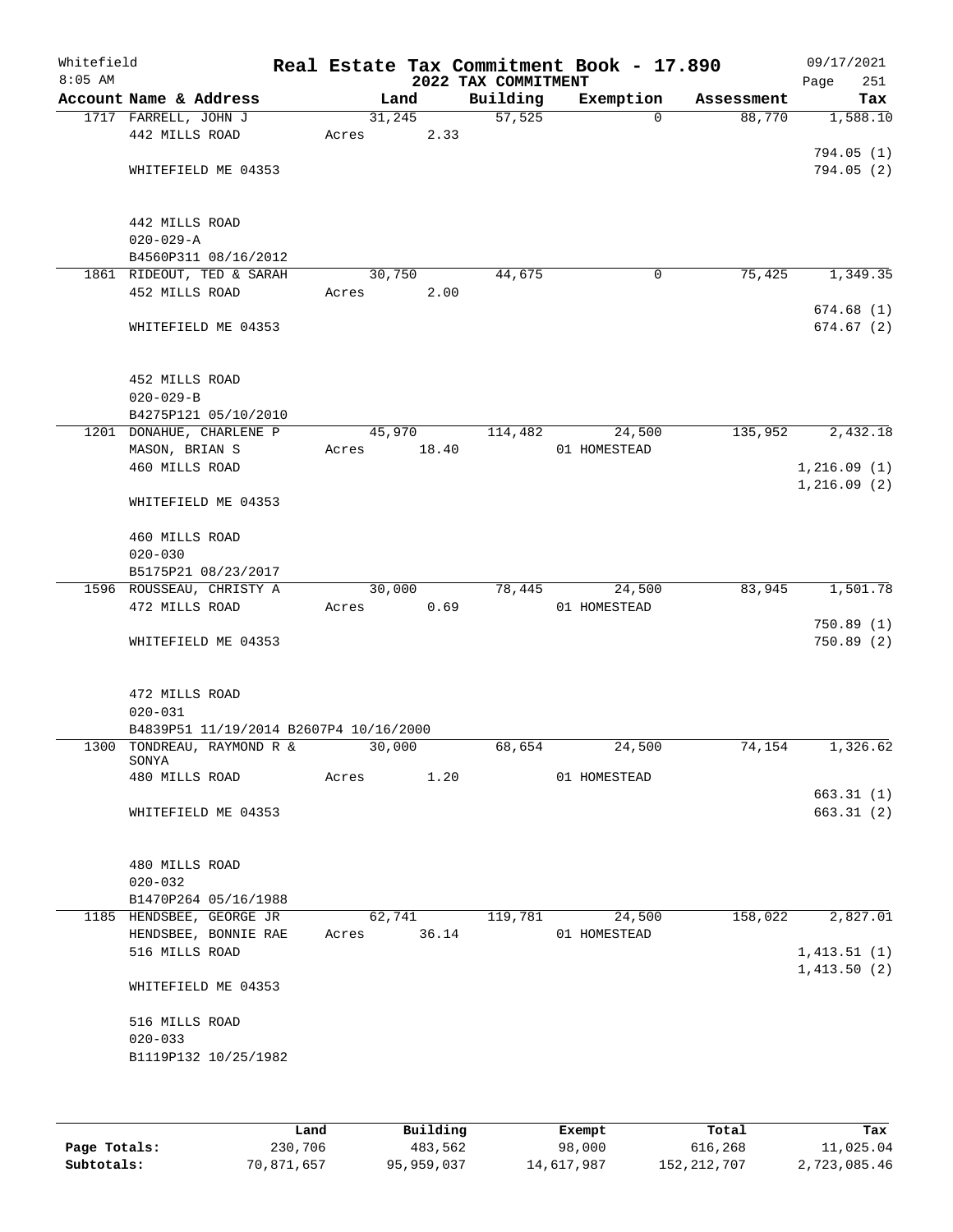Whitefield
8:05 AM

# Real Estate Tax Commitment Book - 17.890

## 2022 TAX COMMITMENT

09/17/2021
Page 251

| Account Name & Address | Land | Building | Exemption | Assessment | Tax |
|---|---|---|---|---|---|
| 1717 FARRELL, JOHN J | 31,245 | 57,525 | 0 | 88,770 | 1,588.10 |
| 442 MILLS ROAD | Acres 2.33 | | | | |
| | | | | | 794.05 (1) |
| WHITEFIELD ME 04353 | | | | | 794.05 (2) |
| 442 MILLS ROAD | | | | | |
| 020-029-A | | | | | |
| B4560P311 08/16/2012 | | | | | |
| 1861 RIDEOUT, TED & SARAH | 30,750 | 44,675 | 0 | 75,425 | 1,349.35 |
| 452 MILLS ROAD | Acres 2.00 | | | | |
| | | | | | 674.68 (1) |
| WHITEFIELD ME 04353 | | | | | 674.67 (2) |
| 452 MILLS ROAD | | | | | |
| 020-029-B | | | | | |
| B4275P121 05/10/2010 | | | | | |
| 1201 DONAHUE, CHARLENE P | 45,970 | 114,482 | 24,500 | 135,952 | 2,432.18 |
| MASON, BRIAN S | Acres 18.40 | | 01 HOMESTEAD | | |
| 460 MILLS ROAD | | | | | 1,216.09 (1) |
| | | | | | 1,216.09 (2) |
| WHITEFIELD ME 04353 | | | | | |
| 460 MILLS ROAD | | | | | |
| 020-030 | | | | | |
| B5175P21 08/23/2017 | | | | | |
| 1596 ROUSSEAU, CHRISTY A | 30,000 | 78,445 | 24,500 | 83,945 | 1,501.78 |
| 472 MILLS ROAD | Acres 0.69 | | 01 HOMESTEAD | | |
| | | | | | 750.89 (1) |
| WHITEFIELD ME 04353 | | | | | 750.89 (2) |
| 472 MILLS ROAD | | | | | |
| 020-031 | | | | | |
| B4839P51 11/19/2014 B2607P4 10/16/2000 | | | | | |
| 1300 TONDREAU, RAYMOND R & SONYA | 30,000 | 68,654 | 24,500 | 74,154 | 1,326.62 |
| 480 MILLS ROAD | Acres 1.20 | | 01 HOMESTEAD | | |
| | | | | | 663.31 (1) |
| WHITEFIELD ME 04353 | | | | | 663.31 (2) |
| 480 MILLS ROAD | | | | | |
| 020-032 | | | | | |
| B1470P264 05/16/1988 | | | | | |
| 1185 HENDSBEE, GEORGE JR | 62,741 | 119,781 | 24,500 | 158,022 | 2,827.01 |
| HENDSBEE, BONNIE RAE | Acres 36.14 | | 01 HOMESTEAD | | |
| 516 MILLS ROAD | | | | | 1,413.51 (1) |
| | | | | | 1,413.50 (2) |
| WHITEFIELD ME 04353 | | | | | |
| 516 MILLS ROAD | | | | | |
| 020-033 | | | | | |
| B1119P132 10/25/1982 | | | | | |

| | Land | Building | Exempt | Total | Tax |
|---|---|---|---|---|---|
| Page Totals: | 230,706 | 483,562 | 98,000 | 616,268 | 11,025.04 |
| Subtotals: | 70,871,657 | 95,959,037 | 14,617,987 | 152,212,707 | 2,723,085.46 |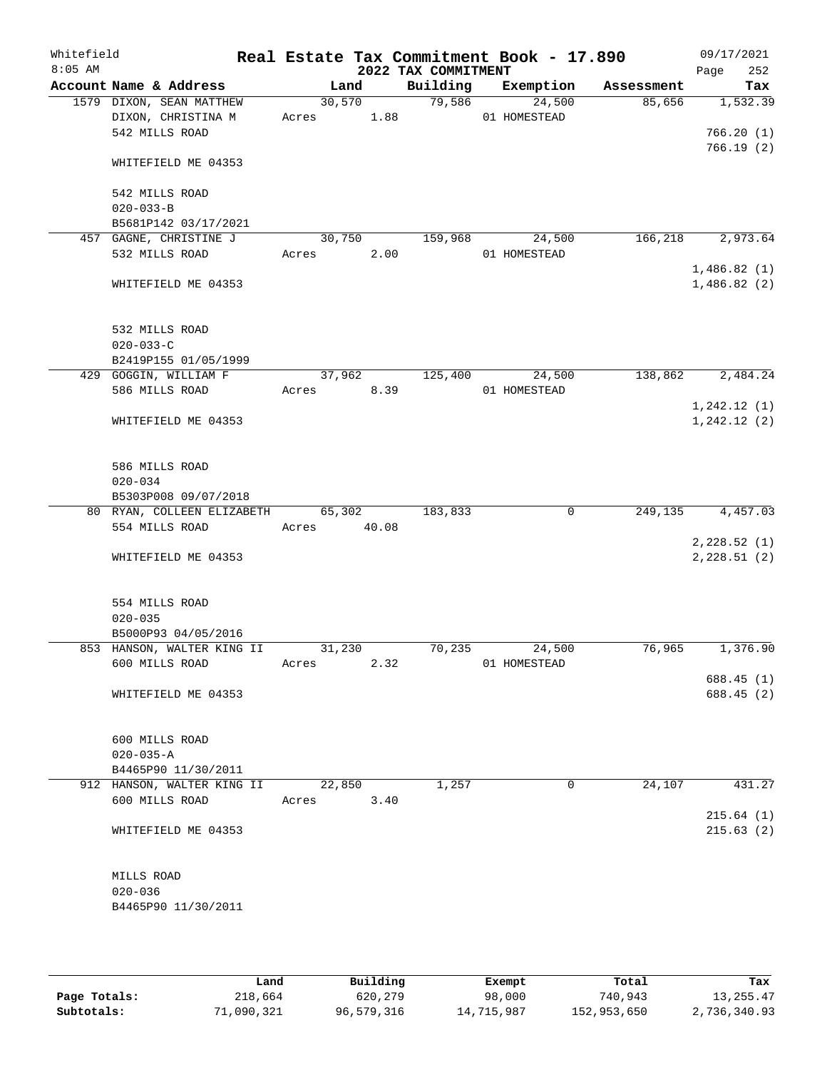Whitefield
8:05 AM

# Real Estate Tax Commitment Book - 17.890

## 2022 TAX COMMITMENT

09/17/2021
Page 252

| Account Name & Address | Land | Building | Exemption | Assessment | Tax |
|---|---|---|---|---|---|
| 1579 DIXON, SEAN MATTHEW<br>DIXON, CHRISTINA M<br>542 MILLS ROAD<br><br>WHITEFIELD ME 04353<br><br>542 MILLS ROAD<br>020-033-B<br>B5681P142 03/17/2021 | 30,570<br>Acres 1.88 | 79,586 | 24,500<br>01 HOMESTEAD | 85,656 | 1,532.39<br><br>766.20 (1)<br>766.19 (2) |
| 457 GAGNE, CHRISTINE J<br>532 MILLS ROAD<br><br>WHITEFIELD ME 04353<br><br>532 MILLS ROAD<br>020-033-C<br>B2419P155 01/05/1999 | 30,750<br>Acres 2.00 | 159,968 | 24,500<br>01 HOMESTEAD | 166,218 | 2,973.64<br><br>1,486.82 (1)<br>1,486.82 (2) |
| 429 GOGGIN, WILLIAM F<br>586 MILLS ROAD<br><br>WHITEFIELD ME 04353<br><br>586 MILLS ROAD<br>020-034<br>B5303P008 09/07/2018 | 37,962<br>Acres 8.39 | 125,400 | 24,500<br>01 HOMESTEAD | 138,862 | 2,484.24<br><br>1,242.12 (1)<br>1,242.12 (2) |
| 80 RYAN, COLLEEN ELIZABETH<br>554 MILLS ROAD<br><br>WHITEFIELD ME 04353<br><br>554 MILLS ROAD<br>020-035<br>B5000P93 04/05/2016 | 65,302<br>Acres 40.08 | 183,833 | 0 | 249,135 | 4,457.03<br><br>2,228.52 (1)<br>2,228.51 (2) |
| 853 HANSON, WALTER KING II<br>600 MILLS ROAD<br><br>WHITEFIELD ME 04353<br><br>600 MILLS ROAD<br>020-035-A<br>B4465P90 11/30/2011 | 31,230<br>Acres 2.32 | 70,235 | 24,500<br>01 HOMESTEAD | 76,965 | 1,376.90<br><br>688.45 (1)<br>688.45 (2) |
| 912 HANSON, WALTER KING II<br>600 MILLS ROAD<br><br>WHITEFIELD ME 04353<br><br>MILLS ROAD<br>020-036<br>B4465P90 11/30/2011 | 22,850<br>Acres 3.40 | 1,257 | 0 | 24,107 | 431.27<br><br>215.64 (1)<br>215.63 (2) |

| | Land | Building | Exempt | Total | Tax |
|---|---|---|---|---|---|
| Page Totals: | 218,664 | 620,279 | 98,000 | 740,943 | 13,255.47 |
| Subtotals: | 71,090,321 | 96,579,316 | 14,715,987 | 152,953,650 | 2,736,340.93 |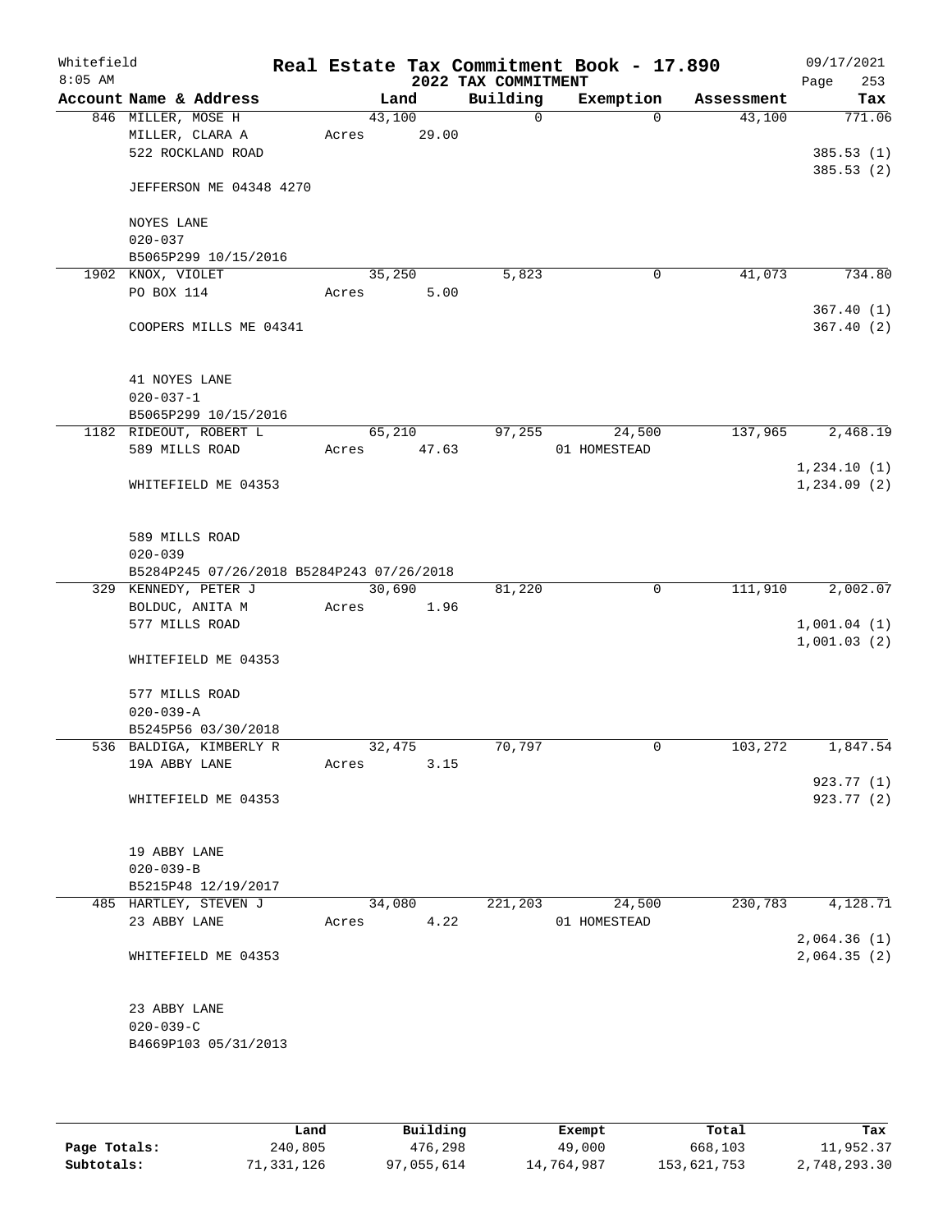Whitefield
8:05 AM

# Real Estate Tax Commitment Book - 17.890

## 2022 TAX COMMITMENT

09/17/2021
Page 253

| Account Name & Address | Land | Building | Exemption | Assessment | Tax |
|---|---|---|---|---|---|
| 846 MILLER, MOSE H | 43,100 | 0 | 0 | 43,100 | 771.06 |
| MILLER, CLARA A | Acres 29.00 | | | | |
| 522 ROCKLAND ROAD | | | | | 385.53 (1) |
| | | | | | 385.53 (2) |
| JEFFERSON ME 04348 4270 | | | | | |
| NOYES LANE | | | | | |
| 020-037 | | | | | |
| B5065P299 10/15/2016 | | | | | |
| 1902 KNOX, VIOLET | 35,250 | 5,823 | 0 | 41,073 | 734.80 |
| PO BOX 114 | Acres 5.00 | | | | |
| | | | | | 367.40 (1) |
| COOPERS MILLS ME 04341 | | | | | 367.40 (2) |
| 41 NOYES LANE | | | | | |
| 020-037-1 | | | | | |
| B5065P299 10/15/2016 | | | | | |
| 1182 RIDEOUT, ROBERT L | 65,210 | 97,255 | 24,500 | 137,965 | 2,468.19 |
| 589 MILLS ROAD | Acres 47.63 | | 01 HOMESTEAD | | |
| | | | | | 1,234.10 (1) |
| WHITEFIELD ME 04353 | | | | | 1,234.09 (2) |
| 589 MILLS ROAD | | | | | |
| 020-039 | | | | | |
| B5284P245 07/26/2018 B5284P243 07/26/2018 | | | | | |
| 329 KENNEDY, PETER J | 30,690 | 81,220 | 0 | 111,910 | 2,002.07 |
| BOLDUC, ANITA M | Acres 1.96 | | | | |
| 577 MILLS ROAD | | | | | 1,001.04 (1) |
| | | | | | 1,001.03 (2) |
| WHITEFIELD ME 04353 | | | | | |
| 577 MILLS ROAD | | | | | |
| 020-039-A | | | | | |
| B5245P56 03/30/2018 | | | | | |
| 536 BALDIGA, KIMBERLY R | 32,475 | 70,797 | 0 | 103,272 | 1,847.54 |
| 19A ABBY LANE | Acres 3.15 | | | | |
| | | | | | 923.77 (1) |
| WHITEFIELD ME 04353 | | | | | 923.77 (2) |
| 19 ABBY LANE | | | | | |
| 020-039-B | | | | | |
| B5215P48 12/19/2017 | | | | | |
| 485 HARTLEY, STEVEN J | 34,080 | 221,203 | 24,500 | 230,783 | 4,128.71 |
| 23 ABBY LANE | Acres 4.22 | | 01 HOMESTEAD | | |
| | | | | | 2,064.36 (1) |
| WHITEFIELD ME 04353 | | | | | 2,064.35 (2) |
| 23 ABBY LANE | | | | | |
| 020-039-C | | | | | |
| B4669P103 05/31/2013 | | | | | |

| | Land | Building | Exempt | Total | Tax |
|---|---|---|---|---|---|
| Page Totals: | 240,805 | 476,298 | 49,000 | 668,103 | 11,952.37 |
| Subtotals: | 71,331,126 | 97,055,614 | 14,764,987 | 153,621,753 | 2,748,293.30 |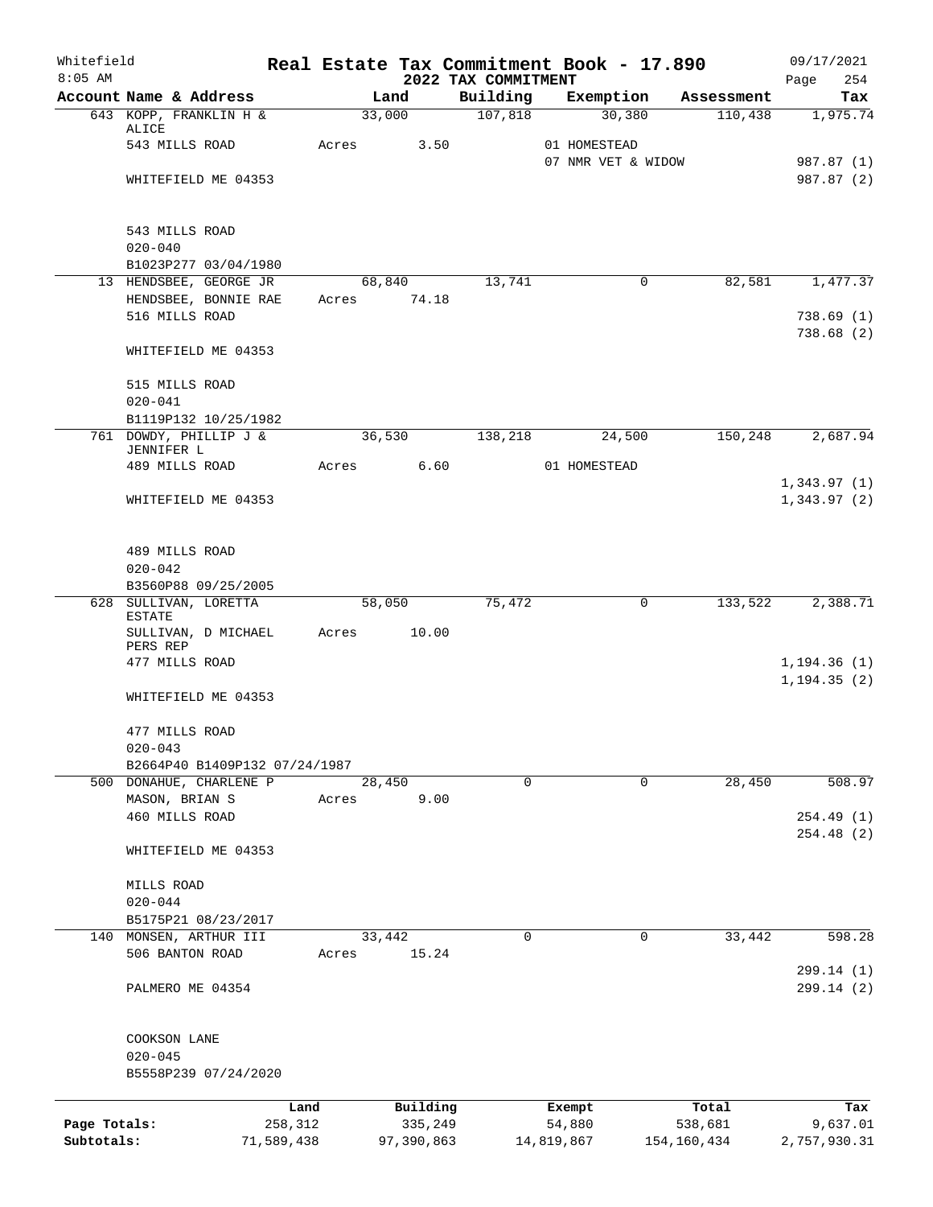Whitefield 8:05 AM

# Real Estate Tax Commitment Book - 17.890

## 2022 TAX COMMITMENT

09/17/2021 Page 254

| Account Name & Address | Land | Building | Exemption | Assessment | Tax |
|---|---|---|---|---|---|
| 643 KOPP, FRANKLIN H & ALICE | 33,000 | 107,818 | 30,380 | 110,438 | 1,975.74 |
| 543 MILLS ROAD | Acres 3.50 | | 01 HOMESTEAD | | |
| | | | 07 NMR VET & WIDOW | | 987.87 (1) |
| WHITEFIELD ME 04353 | | | | | 987.87 (2) |
| 543 MILLS ROAD | | | | | |
| 020-040 | | | | | |
| B1023P277 03/04/1980 | | | | | |
| 13 HENDSBEE, GEORGE JR | 68,840 | 13,741 | 0 | 82,581 | 1,477.37 |
| HENDSBEE, BONNIE RAE | Acres 74.18 | | | | |
| 516 MILLS ROAD | | | | | 738.69 (1) |
| | | | | | 738.68 (2) |
| WHITEFIELD ME 04353 | | | | | |
| 515 MILLS ROAD | | | | | |
| 020-041 | | | | | |
| B1119P132 10/25/1982 | | | | | |
| 761 DOWDY, PHILLIP J & JENNIFER L | 36,530 | 138,218 | 24,500 | 150,248 | 2,687.94 |
| 489 MILLS ROAD | Acres 6.60 | | 01 HOMESTEAD | | |
| | | | | | 1,343.97 (1) |
| WHITEFIELD ME 04353 | | | | | 1,343.97 (2) |
| 489 MILLS ROAD | | | | | |
| 020-042 | | | | | |
| B3560P88 09/25/2005 | | | | | |
| 628 SULLIVAN, LORETTA ESTATE | 58,050 | 75,472 | 0 | 133,522 | 2,388.71 |
| SULLIVAN, D MICHAEL PERS REP | Acres 10.00 | | | | |
| 477 MILLS ROAD | | | | | 1,194.36 (1) |
| | | | | | 1,194.35 (2) |
| WHITEFIELD ME 04353 | | | | | |
| 477 MILLS ROAD | | | | | |
| 020-043 | | | | | |
| B2664P40 B1409P132 07/24/1987 | | | | | |
| 500 DONAHUE, CHARLENE P | 28,450 | 0 | 0 | 28,450 | 508.97 |
| MASON, BRIAN S | Acres 9.00 | | | | |
| 460 MILLS ROAD | | | | | 254.49 (1) |
| | | | | | 254.48 (2) |
| WHITEFIELD ME 04353 | | | | | |
| MILLS ROAD | | | | | |
| 020-044 | | | | | |
| B5175P21 08/23/2017 | | | | | |
| 140 MONSEN, ARTHUR III | 33,442 | 0 | 0 | 33,442 | 598.28 |
| 506 BANTON ROAD | Acres 15.24 | | | | |
| | | | | | 299.14 (1) |
| PALMERO ME 04354 | | | | | 299.14 (2) |
| COOKSON LANE | | | | | |
| 020-045 | | | | | |
| B5558P239 07/24/2020 | | | | | |

| | Land | Building | Exempt | Total | Tax |
|---|---|---|---|---|---|
| Page Totals: | 258,312 | 335,249 | 54,880 | 538,681 | 9,637.01 |
| Subtotals: | 71,589,438 | 97,390,863 | 14,819,867 | 154,160,434 | 2,757,930.31 |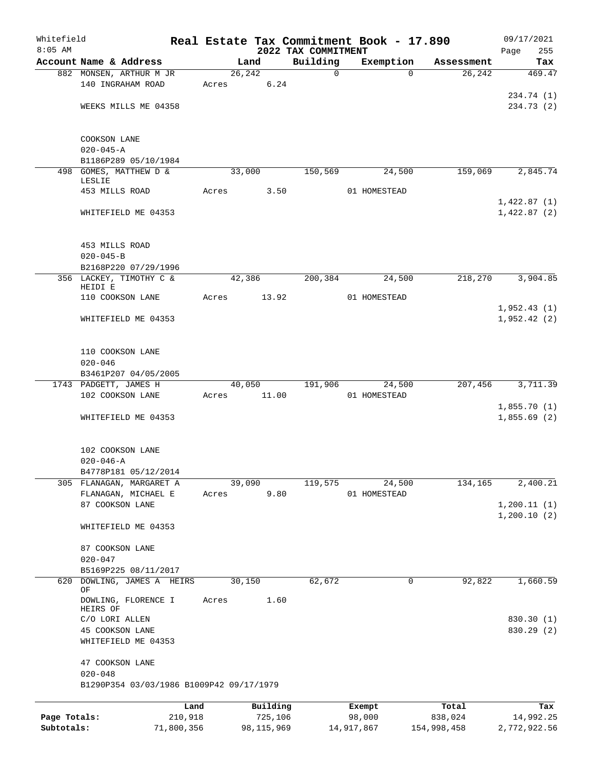Whitefield
8:05 AM

# Real Estate Tax Commitment Book - 17.890

## 2022 TAX COMMITMENT

09/17/2021
Page 255

| Account Name & Address | Land | Building | Exemption | Assessment | Tax |
|---|---|---|---|---|---|
| 882 MONSEN, ARTHUR M JR | 26,242 | 0 | 0 | 26,242 | 469.47 |
| 140 INGRAHAM ROAD | Acres 6.24 | | | | |
| | | | | | 234.74 (1) |
| WEEKS MILLS ME 04358 | | | | | 234.73 (2) |
| COOKSON LANE | | | | | |
| 020-045-A | | | | | |
| B1186P289 05/10/1984 | | | | | |
| 498 GOMES, MATTHEW D & LESLIE | 33,000 | 150,569 | 24,500 | 159,069 | 2,845.74 |
| 453 MILLS ROAD | Acres 3.50 | | 01 HOMESTEAD | | |
| | | | | | 1,422.87 (1) |
| WHITEFIELD ME 04353 | | | | | 1,422.87 (2) |
| 453 MILLS ROAD | | | | | |
| 020-045-B | | | | | |
| B2168P220 07/29/1996 | | | | | |
| 356 LACKEY, TIMOTHY C & HEIDI E | 42,386 | 200,384 | 24,500 | 218,270 | 3,904.85 |
| 110 COOKSON LANE | Acres 13.92 | | 01 HOMESTEAD | | |
| | | | | | 1,952.43 (1) |
| WHITEFIELD ME 04353 | | | | | 1,952.42 (2) |
| 110 COOKSON LANE | | | | | |
| 020-046 | | | | | |
| B3461P207 04/05/2005 | | | | | |
| 1743 PADGETT, JAMES H | 40,050 | 191,906 | 24,500 | 207,456 | 3,711.39 |
| 102 COOKSON LANE | Acres 11.00 | | 01 HOMESTEAD | | |
| | | | | | 1,855.70 (1) |
| WHITEFIELD ME 04353 | | | | | 1,855.69 (2) |
| 102 COOKSON LANE | | | | | |
| 020-046-A | | | | | |
| B4778P181 05/12/2014 | | | | | |
| 305 FLANAGAN, MARGARET A | 39,090 | 119,575 | 24,500 | 134,165 | 2,400.21 |
| FLANAGAN, MICHAEL E | Acres 9.80 | | 01 HOMESTEAD | | |
| 87 COOKSON LANE | | | | | 1,200.11 (1) |
| | | | | | 1,200.10 (2) |
| WHITEFIELD ME 04353 | | | | | |
| 87 COOKSON LANE | | | | | |
| 020-047 | | | | | |
| B5169P225 08/11/2017 | | | | | |
| 620 DOWLING, JAMES A HEIRS OF | 30,150 | 62,672 | 0 | 92,822 | 1,660.59 |
| DOWLING, FLORENCE I HEIRS OF | Acres 1.60 | | | | |
| C/O LORI ALLEN | | | | | 830.30 (1) |
| 45 COOKSON LANE | | | | | 830.29 (2) |
| WHITEFIELD ME 04353 | | | | | |
| 47 COOKSON LANE | | | | | |
| 020-048 | | | | | |
| B1290P354 03/03/1986 B1009P42 09/17/1979 | | | | | |

| | Land | Building | Exempt | Total | Tax |
|---|---|---|---|---|---|
| Page Totals: | 210,918 | 725,106 | 98,000 | 838,024 | 14,992.25 |
| Subtotals: | 71,800,356 | 98,115,969 | 14,917,867 | 154,998,458 | 2,772,922.56 |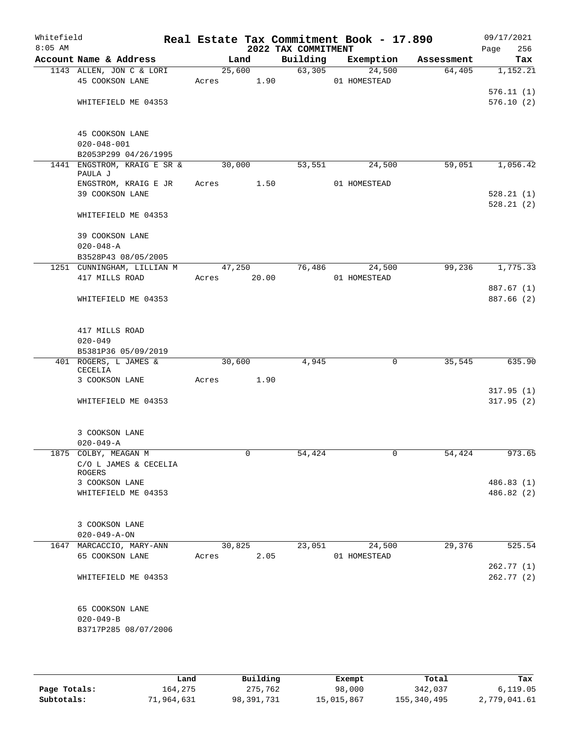Whitefield 8:05 AM

# Real Estate Tax Commitment Book - 17.890

## 2022 TAX COMMITMENT

09/17/2021

| Account Name & Address | Land | Building | Exemption | Assessment | Tax |
|---|---|---|---|---|---|
| 1143 ALLEN, JON C & LORI | 25,600 | 63,305 | 24,500 | 64,405 | 1,152.21 |
| 45 COOKSON LANE | Acres 1.90 | | 01 HOMESTEAD | | |
| | | | | | 576.11 (1) |
| WHITEFIELD ME 04353 | | | | | 576.10 (2) |
| 45 COOKSON LANE | | | | | |
| 020-048-001 | | | | | |
| B2053P299 04/26/1995 | | | | | |
| 1441 ENGSTROM, KRAIG E SR & PAULA J | 30,000 | 53,551 | 24,500 | 59,051 | 1,056.42 |
| ENGSTROM, KRAIG E JR | Acres 1.50 | | 01 HOMESTEAD | | |
| 39 COOKSON LANE | | | | | 528.21 (1) |
| | | | | | 528.21 (2) |
| WHITEFIELD ME 04353 | | | | | |
| 39 COOKSON LANE | | | | | |
| 020-048-A | | | | | |
| B3528P43 08/05/2005 | | | | | |
| 1251 CUNNINGHAM, LILLIAN M | 47,250 | 76,486 | 24,500 | 99,236 | 1,775.33 |
| 417 MILLS ROAD | Acres 20.00 | | 01 HOMESTEAD | | |
| | | | | | 887.67 (1) |
| WHITEFIELD ME 04353 | | | | | 887.66 (2) |
| 417 MILLS ROAD | | | | | |
| 020-049 | | | | | |
| B5381P36 05/09/2019 | | | | | |
| 401 ROGERS, L JAMES & CECELIA | 30,600 | 4,945 | 0 | 35,545 | 635.90 |
| 3 COOKSON LANE | Acres 1.90 | | | | |
| | | | | | 317.95 (1) |
| WHITEFIELD ME 04353 | | | | | 317.95 (2) |
| 3 COOKSON LANE | | | | | |
| 020-049-A | | | | | |
| 1875 COLBY, MEAGAN M | 0 | 54,424 | 0 | 54,424 | 973.65 |
| C/O L JAMES & CECELIA ROGERS | | | | | |
| 3 COOKSON LANE | | | | | 486.83 (1) |
| WHITEFIELD ME 04353 | | | | | 486.82 (2) |
| 3 COOKSON LANE | | | | | |
| 020-049-A-ON | | | | | |
| 1647 MARCACCIO, MARY-ANN | 30,825 | 23,051 | 24,500 | 29,376 | 525.54 |
| 65 COOKSON LANE | Acres 2.05 | | 01 HOMESTEAD | | |
| | | | | | 262.77 (1) |
| WHITEFIELD ME 04353 | | | | | 262.77 (2) |
| 65 COOKSON LANE | | | | | |
| 020-049-B | | | | | |
| B3717P285 08/07/2006 | | | | | |

| | Land | Building | Exempt | Total | Tax |
|---|---|---|---|---|---|
| Page Totals: | 164,275 | 275,762 | 98,000 | 342,037 | 6,119.05 |
| Subtotals: | 71,964,631 | 98,391,731 | 15,015,867 | 155,340,495 | 2,779,041.61 |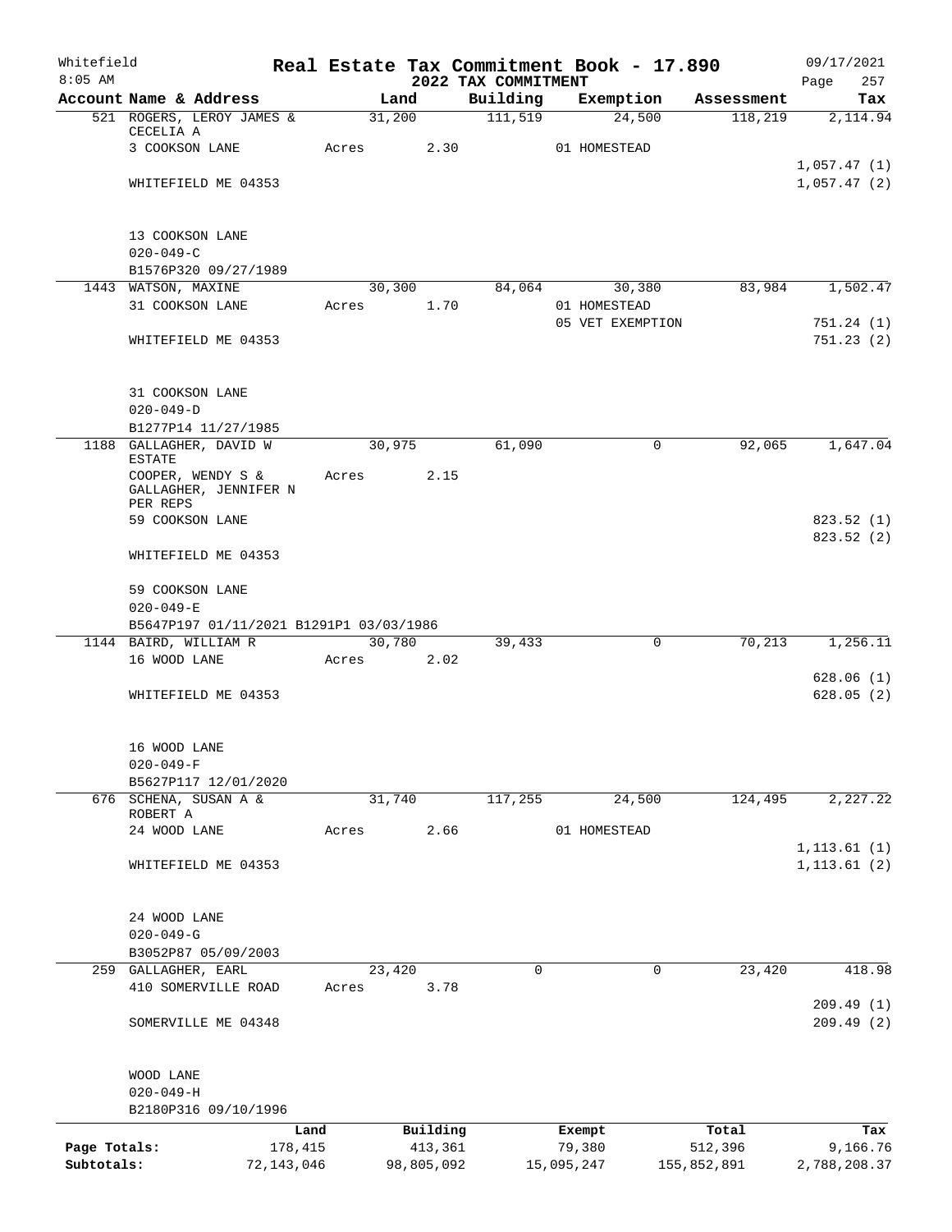# Whitefield — Real Estate Tax Commitment Book - 17.890

**2022 TAX COMMITMENT**

09/17/2021 8:05 AM

| Account | Name & Address | Land | Building | Exemption | Assessment | Tax |
|---|---|---|---|---|---|---|
| 521 | ROGERS, LEROY JAMES & CECELIA A | 31,200 | 111,519 | 24,500 | 118,219 | 2,114.94 |
| | 3 COOKSON LANE | Acres 2.30 | | 01 HOMESTEAD | | |
| | | | | | | 1,057.47 (1) |
| | WHITEFIELD ME 04353 | | | | | 1,057.47 (2) |
| | 13 COOKSON LANE | | | | | |
| | 020-049-C | | | | | |
| | B1576P320 09/27/1989 | | | | | |
| 1443 | WATSON, MAXINE | 30,300 | 84,064 | 30,380 | 83,984 | 1,502.47 |
| | 31 COOKSON LANE | Acres 1.70 | | 01 HOMESTEAD | | |
| | | | | 05 VET EXEMPTION | | 751.24 (1) |
| | WHITEFIELD ME 04353 | | | | | 751.23 (2) |
| | 31 COOKSON LANE | | | | | |
| | 020-049-D | | | | | |
| | B1277P14 11/27/1985 | | | | | |
| 1188 | GALLAGHER, DAVID W ESTATE | 30,975 | 61,090 | 0 | 92,065 | 1,647.04 |
| | COOPER, WENDY S & GALLAGHER, JENNIFER N PER REPS | Acres 2.15 | | | | |
| | 59 COOKSON LANE | | | | | 823.52 (1) |
| | | | | | | 823.52 (2) |
| | WHITEFIELD ME 04353 | | | | | |
| | 59 COOKSON LANE | | | | | |
| | 020-049-E | | | | | |
| | B5647P197 01/11/2021 B1291P1 03/03/1986 | | | | | |
| 1144 | BAIRD, WILLIAM R | 30,780 | 39,433 | 0 | 70,213 | 1,256.11 |
| | 16 WOOD LANE | Acres 2.02 | | | | |
| | | | | | | 628.06 (1) |
| | WHITEFIELD ME 04353 | | | | | 628.05 (2) |
| | 16 WOOD LANE | | | | | |
| | 020-049-F | | | | | |
| | B5627P117 12/01/2020 | | | | | |
| 676 | SCHENA, SUSAN A & ROBERT A | 31,740 | 117,255 | 24,500 | 124,495 | 2,227.22 |
| | 24 WOOD LANE | Acres 2.66 | | 01 HOMESTEAD | | |
| | | | | | | 1,113.61 (1) |
| | WHITEFIELD ME 04353 | | | | | 1,113.61 (2) |
| | 24 WOOD LANE | | | | | |
| | 020-049-G | | | | | |
| | B3052P87 05/09/2003 | | | | | |
| 259 | GALLAGHER, EARL | 23,420 | 0 | 0 | 23,420 | 418.98 |
| | 410 SOMERVILLE ROAD | Acres 3.78 | | | | |
| | | | | | | 209.49 (1) |
| | SOMERVILLE ME 04348 | | | | | 209.49 (2) |
| | WOOD LANE | | | | | |
| | 020-049-H | | | | | |
| | B2180P316 09/10/1996 | | | | | |

| | Land | Building | Exempt | Total | Tax |
|---|---|---|---|---|---|
| Page Totals: | 178,415 | 413,361 | 79,380 | 512,396 | 9,166.76 |
| Subtotals: | 72,143,046 | 98,805,092 | 15,095,247 | 155,852,891 | 2,788,208.37 |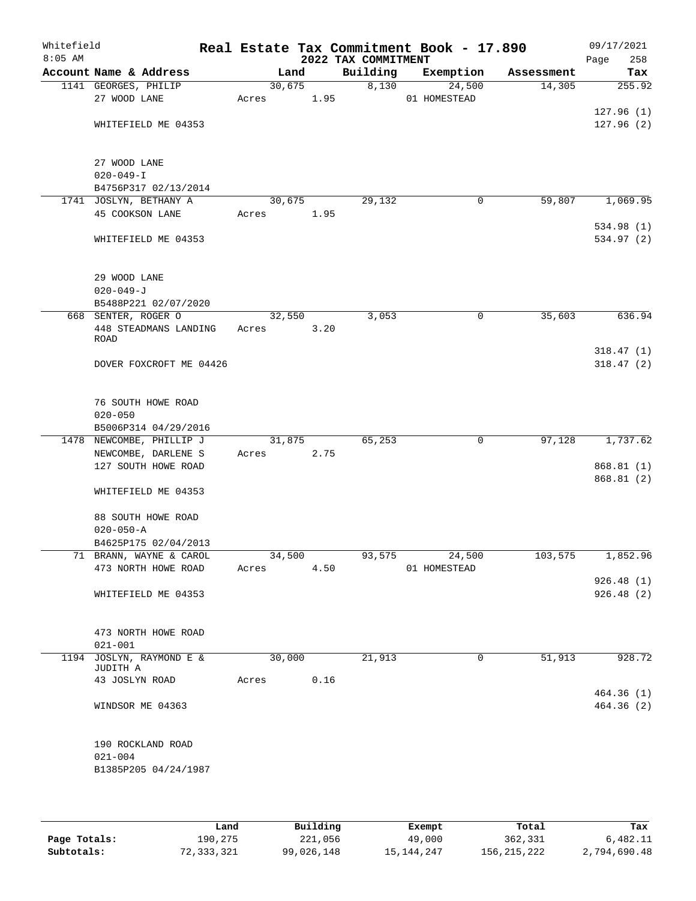# Real Estate Tax Commitment Book - 17.890

Whitefield
8:05 AM

## 2022 TAX COMMITMENT

09/17/2021

| Account Name & Address | Land | Building | Exemption | Assessment | Tax |
|---|---|---|---|---|---|
| 1141 GEORGES, PHILIP | 30,675 | 8,130 | 24,500 | 14,305 | 255.92 |
| 27 WOOD LANE | Acres 1.95 | | 01 HOMESTEAD | | |
| | | | | | 127.96 (1) |
| WHITEFIELD ME 04353 | | | | | 127.96 (2) |
| 27 WOOD LANE | | | | | |
| 020-049-I | | | | | |
| B4756P317 02/13/2014 | | | | | |
| 1741 JOSLYN, BETHANY A | 30,675 | 29,132 | 0 | 59,807 | 1,069.95 |
| 45 COOKSON LANE | Acres 1.95 | | | | |
| | | | | | 534.98 (1) |
| WHITEFIELD ME 04353 | | | | | 534.97 (2) |
| 29 WOOD LANE | | | | | |
| 020-049-J | | | | | |
| B5488P221 02/07/2020 | | | | | |
| 668 SENTER, ROGER O | 32,550 | 3,053 | 0 | 35,603 | 636.94 |
| 448 STEADMANS LANDING ROAD | Acres 3.20 | | | | |
| | | | | | 318.47 (1) |
| DOVER FOXCROFT ME 04426 | | | | | 318.47 (2) |
| 76 SOUTH HOWE ROAD | | | | | |
| 020-050 | | | | | |
| B5006P314 04/29/2016 | | | | | |
| 1478 NEWCOMBE, PHILLIP J | 31,875 | 65,253 | 0 | 97,128 | 1,737.62 |
| NEWCOMBE, DARLENE S | Acres 2.75 | | | | |
| 127 SOUTH HOWE ROAD | | | | | 868.81 (1) |
| | | | | | 868.81 (2) |
| WHITEFIELD ME 04353 | | | | | |
| 88 SOUTH HOWE ROAD | | | | | |
| 020-050-A | | | | | |
| B4625P175 02/04/2013 | | | | | |
| 71 BRANN, WAYNE & CAROL | 34,500 | 93,575 | 24,500 | 103,575 | 1,852.96 |
| 473 NORTH HOWE ROAD | Acres 4.50 | | 01 HOMESTEAD | | |
| | | | | | 926.48 (1) |
| WHITEFIELD ME 04353 | | | | | 926.48 (2) |
| 473 NORTH HOWE ROAD | | | | | |
| 021-001 | | | | | |
| 1194 JOSLYN, RAYMOND E & JUDITH A | 30,000 | 21,913 | 0 | 51,913 | 928.72 |
| 43 JOSLYN ROAD | Acres 0.16 | | | | |
| | | | | | 464.36 (1) |
| WINDSOR ME 04363 | | | | | 464.36 (2) |
| 190 ROCKLAND ROAD | | | | | |
| 021-004 | | | | | |
| B1385P205 04/24/1987 | | | | | |

| | Land | Building | Exempt | Total | Tax |
|---|---|---|---|---|---|
| Page Totals: | 190,275 | 221,056 | 49,000 | 362,331 | 6,482.11 |
| Subtotals: | 72,333,321 | 99,026,148 | 15,144,247 | 156,215,222 | 2,794,690.48 |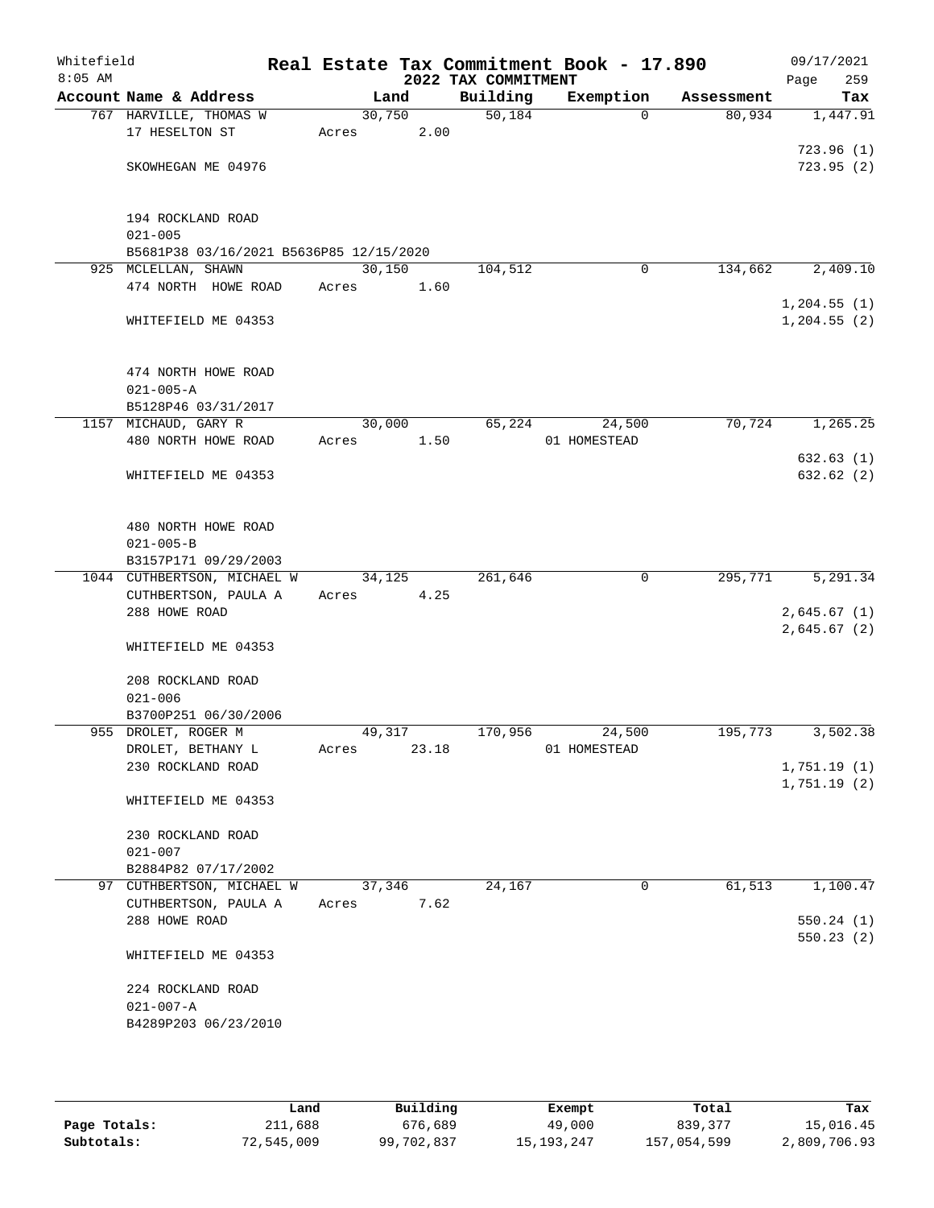Whitefield 8:05 AM

# Real Estate Tax Commitment Book - 17.890

## 2022 TAX COMMITMENT

09/17/2021 Page 259

| Account Name & Address | Land | Building | Exemption | Assessment | Tax |
|---|---|---|---|---|---|
| 767 HARVILLE, THOMAS W | 30,750 | 50,184 | 0 | 80,934 | 1,447.91 |
| 17 HESELTON ST | Acres 2.00 | | | | |
| | | | | | 723.96 (1) |
| SKOWHEGAN ME 04976 | | | | | 723.95 (2) |
| 194 ROCKLAND ROAD | | | | | |
| 021-005 | | | | | |
| B5681P38 03/16/2021 B5636P85 12/15/2020 | | | | | |
| 925 MCLELLAN, SHAWN | 30,150 | 104,512 | 0 | 134,662 | 2,409.10 |
| 474 NORTH HOWE ROAD | Acres 1.60 | | | | |
| | | | | | 1,204.55 (1) |
| WHITEFIELD ME 04353 | | | | | 1,204.55 (2) |
| 474 NORTH HOWE ROAD | | | | | |
| 021-005-A | | | | | |
| B5128P46 03/31/2017 | | | | | |
| 1157 MICHAUD, GARY R | 30,000 | 65,224 | 24,500 | 70,724 | 1,265.25 |
| 480 NORTH HOWE ROAD | Acres 1.50 | | 01 HOMESTEAD | | |
| | | | | | 632.63 (1) |
| WHITEFIELD ME 04353 | | | | | 632.62 (2) |
| 480 NORTH HOWE ROAD | | | | | |
| 021-005-B | | | | | |
| B3157P171 09/29/2003 | | | | | |
| 1044 CUTHBERTSON, MICHAEL W | 34,125 | 261,646 | 0 | 295,771 | 5,291.34 |
| CUTHBERTSON, PAULA A | Acres 4.25 | | | | |
| 288 HOWE ROAD | | | | | 2,645.67 (1) |
| | | | | | 2,645.67 (2) |
| WHITEFIELD ME 04353 | | | | | |
| 208 ROCKLAND ROAD | | | | | |
| 021-006 | | | | | |
| B3700P251 06/30/2006 | | | | | |
| 955 DROLET, ROGER M | 49,317 | 170,956 | 24,500 | 195,773 | 3,502.38 |
| DROLET, BETHANY L | Acres 23.18 | | 01 HOMESTEAD | | |
| 230 ROCKLAND ROAD | | | | | 1,751.19 (1) |
| | | | | | 1,751.19 (2) |
| WHITEFIELD ME 04353 | | | | | |
| 230 ROCKLAND ROAD | | | | | |
| 021-007 | | | | | |
| B2884P82 07/17/2002 | | | | | |
| 97 CUTHBERTSON, MICHAEL W | 37,346 | 24,167 | 0 | 61,513 | 1,100.47 |
| CUTHBERTSON, PAULA A | Acres 7.62 | | | | |
| 288 HOWE ROAD | | | | | 550.24 (1) |
| | | | | | 550.23 (2) |
| WHITEFIELD ME 04353 | | | | | |
| 224 ROCKLAND ROAD | | | | | |
| 021-007-A | | | | | |
| B4289P203 06/23/2010 | | | | | |

| | Land | Building | Exempt | Total | Tax |
|---|---|---|---|---|---|
| Page Totals: | 211,688 | 676,689 | 49,000 | 839,377 | 15,016.45 |
| Subtotals: | 72,545,009 | 99,702,837 | 15,193,247 | 157,054,599 | 2,809,706.93 |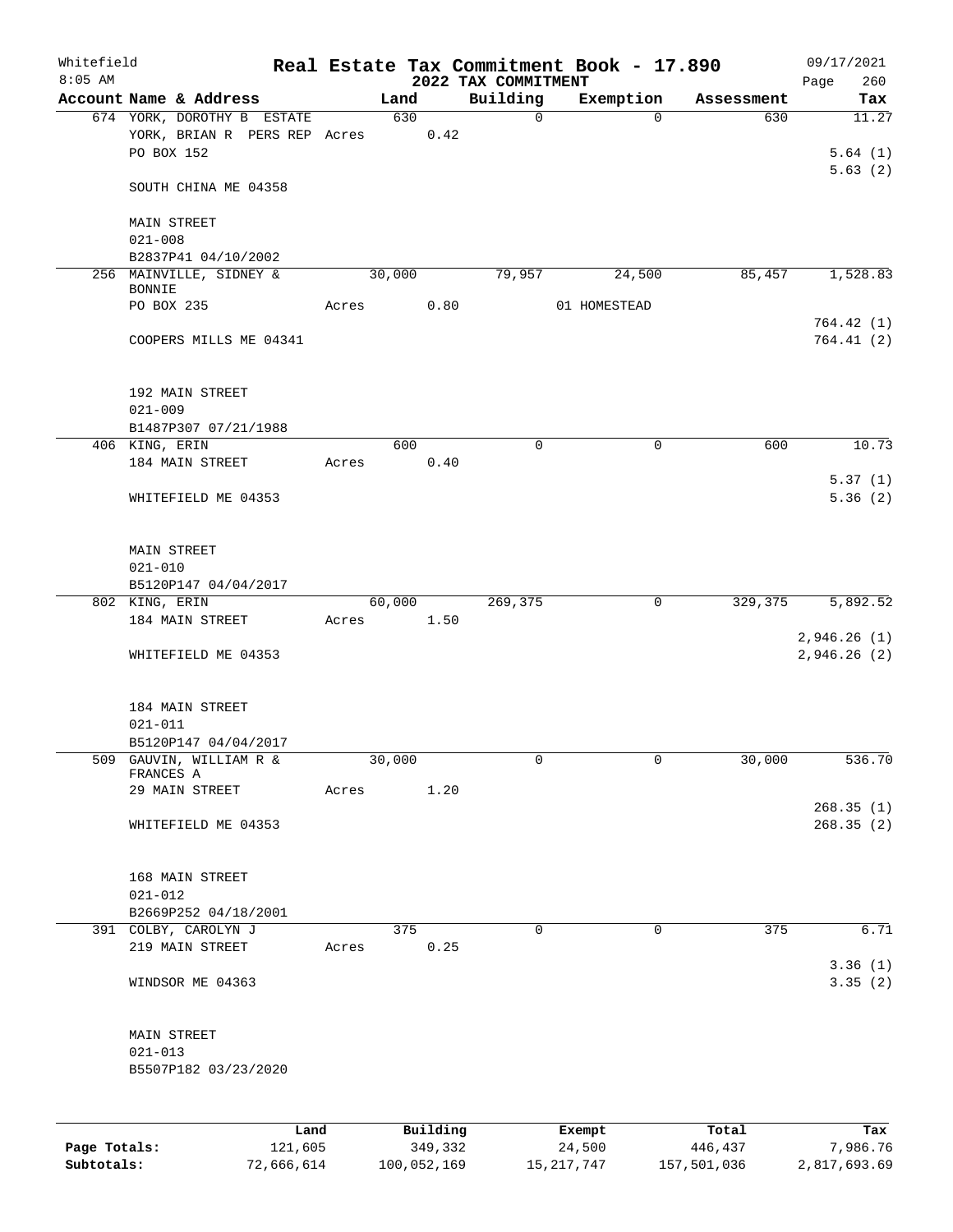Whitefield  
8:05 AM

# Real Estate Tax Commitment Book - 17.890

## 2022 TAX COMMITMENT

09/17/2021  
Page 260

| Account Name & Address | Land | Building | Exemption | Assessment | Tax |
|---|---|---|---|---|---|
| 674 YORK, DOROTHY B ESTATE | 630 | 0 | 0 | 630 | 11.27 |
| YORK, BRIAN R PERS REP Acres 0.42 | | | | | |
| PO BOX 152 | | | | | 5.64 (1) |
| | | | | | 5.63 (2) |
| SOUTH CHINA ME 04358 | | | | | |
| MAIN STREET | | | | | |
| 021-008 | | | | | |
| B2837P41 04/10/2002 | | | | | |
| 256 MAINVILLE, SIDNEY & BONNIE | 30,000 | 79,957 | 24,500 | 85,457 | 1,528.83 |
| PO BOX 235 Acres 0.80 | | | 01 HOMESTEAD | | |
| | | | | | 764.42 (1) |
| COOPERS MILLS ME 04341 | | | | | 764.41 (2) |
| 192 MAIN STREET | | | | | |
| 021-009 | | | | | |
| B1487P307 07/21/1988 | | | | | |
| 406 KING, ERIN | 600 | 0 | 0 | 600 | 10.73 |
| 184 MAIN STREET Acres 0.40 | | | | | |
| | | | | | 5.37 (1) |
| WHITEFIELD ME 04353 | | | | | 5.36 (2) |
| MAIN STREET | | | | | |
| 021-010 | | | | | |
| B5120P147 04/04/2017 | | | | | |
| 802 KING, ERIN | 60,000 | 269,375 | 0 | 329,375 | 5,892.52 |
| 184 MAIN STREET Acres 1.50 | | | | | |
| | | | | | 2,946.26 (1) |
| WHITEFIELD ME 04353 | | | | | 2,946.26 (2) |
| 184 MAIN STREET | | | | | |
| 021-011 | | | | | |
| B5120P147 04/04/2017 | | | | | |
| 509 GAUVIN, WILLIAM R & FRANCES A | 30,000 | 0 | 0 | 30,000 | 536.70 |
| 29 MAIN STREET Acres 1.20 | | | | | |
| | | | | | 268.35 (1) |
| WHITEFIELD ME 04353 | | | | | 268.35 (2) |
| 168 MAIN STREET | | | | | |
| 021-012 | | | | | |
| B2669P252 04/18/2001 | | | | | |
| 391 COLBY, CAROLYN J | 375 | 0 | 0 | 375 | 6.71 |
| 219 MAIN STREET Acres 0.25 | | | | | |
| | | | | | 3.36 (1) |
| WINDSOR ME 04363 | | | | | 3.35 (2) |
| MAIN STREET | | | | | |
| 021-013 | | | | | |
| B5507P182 03/23/2020 | | | | | |

| | Land | Building | Exempt | Total | Tax |
|---|---|---|---|---|---|
| Page Totals: | 121,605 | 349,332 | 24,500 | 446,437 | 7,986.76 |
| Subtotals: | 72,666,614 | 100,052,169 | 15,217,747 | 157,501,036 | 2,817,693.69 |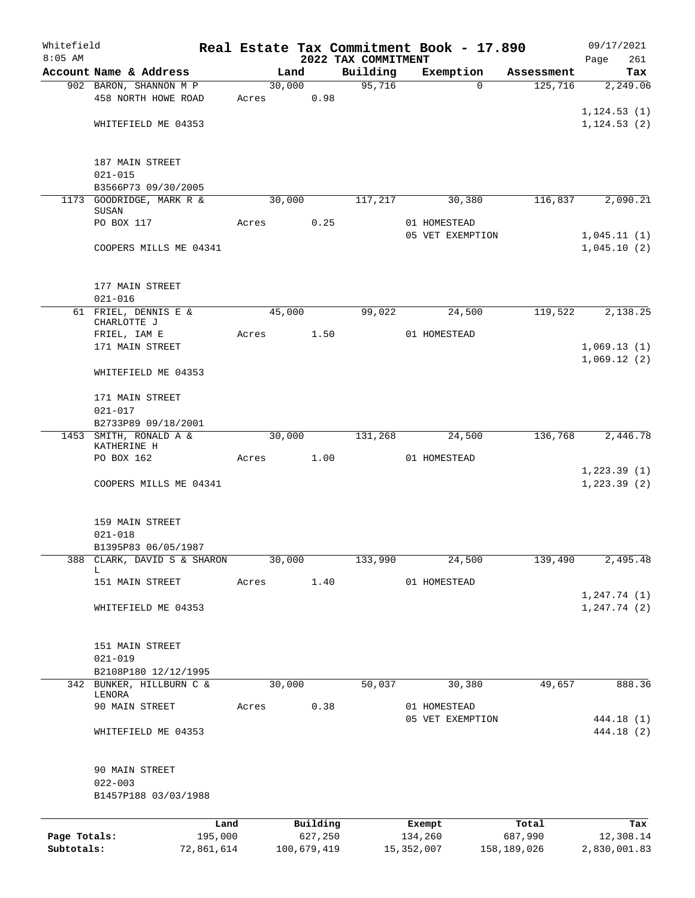Whitefield 8:05 AM

# Real Estate Tax Commitment Book - 17.890

## 2022 TAX COMMITMENT

09/17/2021

| Account Name & Address | Land | Building | Exemption | Assessment | Tax |
|---|---|---|---|---|---|
| 902 BARON, SHANNON M P | 30,000 | 95,716 | 0 | 125,716 | 2,249.06 |
| 458 NORTH HOWE ROAD | Acres 0.98 | | | | |
| WHITEFIELD ME 04353 | | | | | 1,124.53 (1) |
| | | | | | 1,124.53 (2) |
| 187 MAIN STREET | | | | | |
| 021-015 | | | | | |
| B3566P73 09/30/2005 | | | | | |
| 1173 GOODRIDGE, MARK R & SUSAN | 30,000 | 117,217 | 30,380 | 116,837 | 2,090.21 |
| PO BOX 117 | Acres 0.25 | | 01 HOMESTEAD | | |
| | | | 05 VET EXEMPTION | | 1,045.11 (1) |
| COOPERS MILLS ME 04341 | | | | | 1,045.10 (2) |
| 177 MAIN STREET | | | | | |
| 021-016 | | | | | |
| 61 FRIEL, DENNIS E & CHARLOTTE J | 45,000 | 99,022 | 24,500 | 119,522 | 2,138.25 |
| FRIEL, IAM E | Acres 1.50 | | 01 HOMESTEAD | | |
| 171 MAIN STREET | | | | | 1,069.13 (1) |
| | | | | | 1,069.12 (2) |
| WHITEFIELD ME 04353 | | | | | |
| 171 MAIN STREET | | | | | |
| 021-017 | | | | | |
| B2733P89 09/18/2001 | | | | | |
| 1453 SMITH, RONALD A & KATHERINE H | 30,000 | 131,268 | 24,500 | 136,768 | 2,446.78 |
| PO BOX 162 | Acres 1.00 | | 01 HOMESTEAD | | |
| | | | | | 1,223.39 (1) |
| COOPERS MILLS ME 04341 | | | | | 1,223.39 (2) |
| 159 MAIN STREET | | | | | |
| 021-018 | | | | | |
| B1395P83 06/05/1987 | | | | | |
| 388 CLARK, DAVID S & SHARON L | 30,000 | 133,990 | 24,500 | 139,490 | 2,495.48 |
| 151 MAIN STREET | Acres 1.40 | | 01 HOMESTEAD | | |
| | | | | | 1,247.74 (1) |
| WHITEFIELD ME 04353 | | | | | 1,247.74 (2) |
| 151 MAIN STREET | | | | | |
| 021-019 | | | | | |
| B2108P180 12/12/1995 | | | | | |
| 342 BUNKER, HILLBURN C & LENORA | 30,000 | 50,037 | 30,380 | 49,657 | 888.36 |
| 90 MAIN STREET | Acres 0.38 | | 01 HOMESTEAD | | |
| | | | 05 VET EXEMPTION | | 444.18 (1) |
| WHITEFIELD ME 04353 | | | | | 444.18 (2) |
| 90 MAIN STREET | | | | | |
| 022-003 | | | | | |
| B1457P188 03/03/1988 | | | | | |

| | Land | Building | Exempt | Total | Tax |
|---|---|---|---|---|---|
| Page Totals: | 195,000 | 627,250 | 134,260 | 687,990 | 12,308.14 |
| Subtotals: | 72,861,614 | 100,679,419 | 15,352,007 | 158,189,026 | 2,830,001.83 |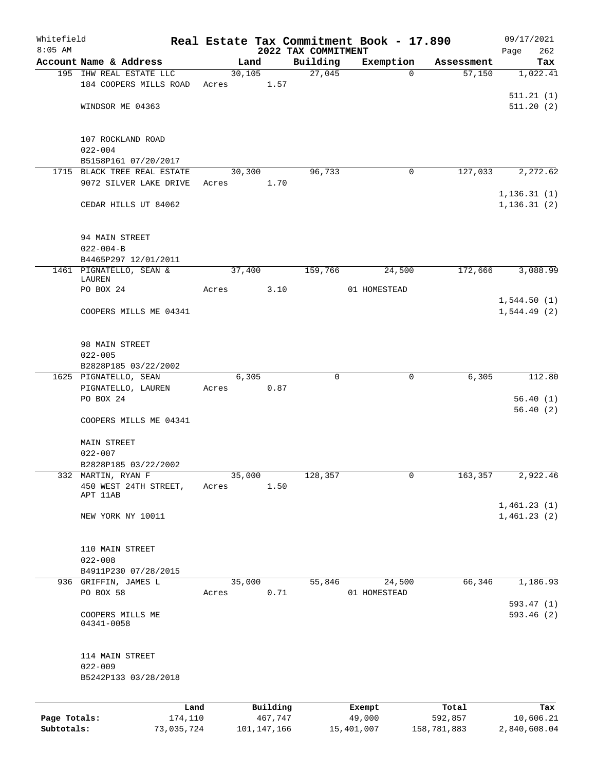Whitefield
8:05 AM

# Real Estate Tax Commitment Book - 17.890

## 2022 TAX COMMITMENT

09/17/2021

| Account Name & Address | Land | Building | Exemption | Assessment | Tax |
|---|---|---|---|---|---|
| 195 IHW REAL ESTATE LLC<br>184 COOPERS MILLS ROAD<br><br>WINDSOR ME 04363<br><br>107 ROCKLAND ROAD<br>022-004<br>B5158P161 07/20/2017 | 30,105<br>Acres 1.57 | 27,045 | 0 | 57,150 | 1,022.41<br><br>511.21 (1)<br>511.20 (2) |
| 1715 BLACK TREE REAL ESTATE<br>9072 SILVER LAKE DRIVE<br><br>CEDAR HILLS UT 84062<br><br>94 MAIN STREET<br>022-004-B<br>B4465P297 12/01/2011 | 30,300<br>Acres 1.70 | 96,733 | 0 | 127,033 | 2,272.62<br><br>1,136.31 (1)<br>1,136.31 (2) |
| 1461 PIGNATELLO, SEAN & LAUREN<br>PO BOX 24<br><br>COOPERS MILLS ME 04341<br><br>98 MAIN STREET<br>022-005<br>B2828P185 03/22/2002 | 37,400<br>Acres 3.10 | 159,766 | 24,500<br>01 HOMESTEAD | 172,666 | 3,088.99<br><br>1,544.50 (1)<br>1,544.49 (2) |
| 1625 PIGNATELLO, SEAN<br>PIGNATELLO, LAUREN<br>PO BOX 24<br><br>COOPERS MILLS ME 04341<br><br>MAIN STREET<br>022-007<br>B2828P185 03/22/2002 | 6,305<br>Acres 0.87 | 0 | 0 | 6,305 | 112.80<br><br>56.40 (1)<br>56.40 (2) |
| 332 MARTIN, RYAN F<br>450 WEST 24TH STREET, APT 11AB<br><br>NEW YORK NY 10011<br><br>110 MAIN STREET<br>022-008<br>B4911P230 07/28/2015 | 35,000<br>Acres 1.50 | 128,357 | 0 | 163,357 | 2,922.46<br><br>1,461.23 (1)<br>1,461.23 (2) |
| 936 GRIFFIN, JAMES L<br>PO BOX 58<br><br>COOPERS MILLS ME 04341-0058<br><br>114 MAIN STREET<br>022-009<br>B5242P133 03/28/2018 | 35,000<br>Acres 0.71 | 55,846 | 24,500<br>01 HOMESTEAD | 66,346 | 1,186.93<br><br>593.47 (1)<br>593.46 (2) |

| | Land | Building | Exempt | Total | Tax |
|---|---|---|---|---|---|
| Page Totals: | 174,110 | 467,747 | 49,000 | 592,857 | 10,606.21 |
| Subtotals: | 73,035,724 | 101,147,166 | 15,401,007 | 158,781,883 | 2,840,608.04 |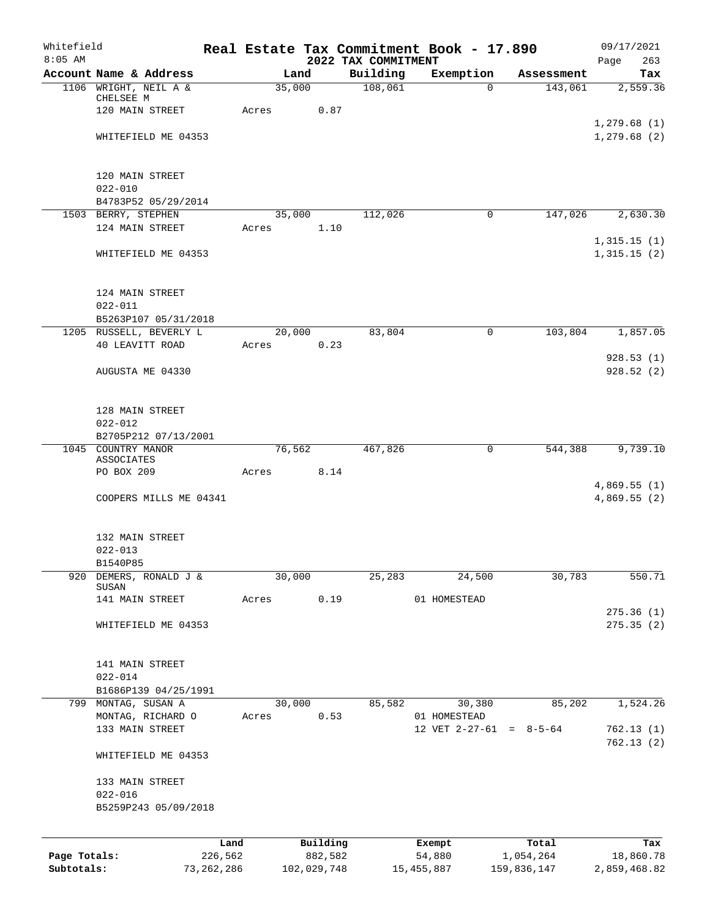Whitefield
8:05 AM

# Real Estate Tax Commitment Book - 17.890

## 2022 TAX COMMITMENT

09/17/2021

| Account Name & Address | Land | Building | Exemption | Assessment | Tax |
|---|---|---|---|---|---|
| 1106 WRIGHT, NEIL A & CHELSEE M | 35,000 | 108,061 | 0 | 143,061 | 2,559.36 |
| 120 MAIN STREET | Acres 0.87 | | | | |
| | | | | | 1,279.68 (1) |
| WHITEFIELD ME 04353 | | | | | 1,279.68 (2) |
| 120 MAIN STREET | | | | | |
| 022-010 | | | | | |
| B4783P52 05/29/2014 | | | | | |
| 1503 BERRY, STEPHEN | 35,000 | 112,026 | 0 | 147,026 | 2,630.30 |
| 124 MAIN STREET | Acres 1.10 | | | | |
| | | | | | 1,315.15 (1) |
| WHITEFIELD ME 04353 | | | | | 1,315.15 (2) |
| 124 MAIN STREET | | | | | |
| 022-011 | | | | | |
| B5263P107 05/31/2018 | | | | | |
| 1205 RUSSELL, BEVERLY L | 20,000 | 83,804 | 0 | 103,804 | 1,857.05 |
| 40 LEAVITT ROAD | Acres 0.23 | | | | |
| | | | | | 928.53 (1) |
| AUGUSTA ME 04330 | | | | | 928.52 (2) |
| 128 MAIN STREET | | | | | |
| 022-012 | | | | | |
| B2705P212 07/13/2001 | | | | | |
| 1045 COUNTRY MANOR ASSOCIATES | 76,562 | 467,826 | 0 | 544,388 | 9,739.10 |
| PO BOX 209 | Acres 8.14 | | | | |
| | | | | | 4,869.55 (1) |
| COOPERS MILLS ME 04341 | | | | | 4,869.55 (2) |
| 132 MAIN STREET | | | | | |
| 022-013 | | | | | |
| B1540P85 | | | | | |
| 920 DEMERS, RONALD J & SUSAN | 30,000 | 25,283 | 24,500 | 30,783 | 550.71 |
| 141 MAIN STREET | Acres 0.19 | | 01 HOMESTEAD | | |
| | | | | | 275.36 (1) |
| WHITEFIELD ME 04353 | | | | | 275.35 (2) |
| 141 MAIN STREET | | | | | |
| 022-014 | | | | | |
| B1686P139 04/25/1991 | | | | | |
| 799 MONTAG, SUSAN A | 30,000 | 85,582 | 30,380 | 85,202 | 1,524.26 |
| MONTAG, RICHARD O | Acres 0.53 | | 01 HOMESTEAD | | |
| 133 MAIN STREET | | | 12 VET 2-27-61 = 8-5-64 | | 762.13 (1) |
| | | | | | 762.13 (2) |
| WHITEFIELD ME 04353 | | | | | |
| 133 MAIN STREET | | | | | |
| 022-016 | | | | | |
| B5259P243 05/09/2018 | | | | | |

| | Land | Building | Exempt | Total | Tax |
|---|---|---|---|---|---|
| Page Totals: | 226,562 | 882,582 | 54,880 | 1,054,264 | 18,860.78 |
| Subtotals: | 73,262,286 | 102,029,748 | 15,455,887 | 159,836,147 | 2,859,468.82 |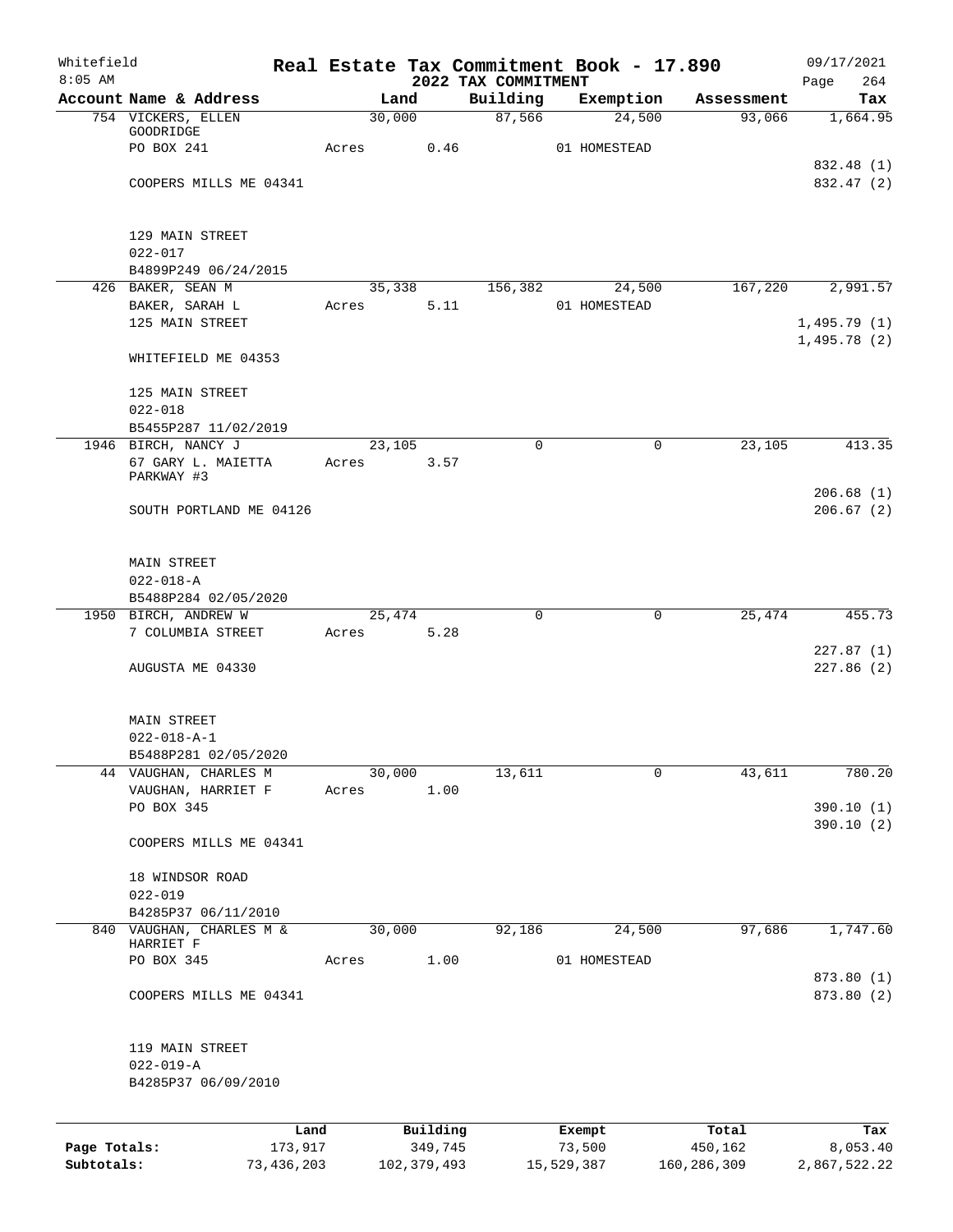Whitefield 8:05 AM

# Real Estate Tax Commitment Book - 17.890

## 2022 TAX COMMITMENT

09/17/2021

| Account Name & Address | Land | Building | Exemption | Assessment | Tax |
|---|---|---|---|---|---|
| 754 VICKERS, ELLEN GOODRIDGE | 30,000 | 87,566 | 24,500 | 93,066 | 1,664.95 |
| PO BOX 241 | Acres 0.46 | | 01 HOMESTEAD | | |
| | | | | | 832.48 (1) |
| COOPERS MILLS ME 04341 | | | | | 832.47 (2) |
| 129 MAIN STREET | | | | | |
| 022-017 | | | | | |
| B4899P249 06/24/2015 | | | | | |
| 426 BAKER, SEAN M | 35,338 | 156,382 | 24,500 | 167,220 | 2,991.57 |
| BAKER, SARAH L | Acres 5.11 | | 01 HOMESTEAD | | |
| 125 MAIN STREET | | | | | 1,495.79 (1) |
| | | | | | 1,495.78 (2) |
| WHITEFIELD ME 04353 | | | | | |
| 125 MAIN STREET | | | | | |
| 022-018 | | | | | |
| B5455P287 11/02/2019 | | | | | |
| 1946 BIRCH, NANCY J | 23,105 | 0 | 0 | 23,105 | 413.35 |
| 67 GARY L. MAIETTA PARKWAY #3 | Acres 3.57 | | | | |
| | | | | | 206.68 (1) |
| SOUTH PORTLAND ME 04126 | | | | | 206.67 (2) |
| MAIN STREET | | | | | |
| 022-018-A | | | | | |
| B5488P284 02/05/2020 | | | | | |
| 1950 BIRCH, ANDREW W | 25,474 | 0 | 0 | 25,474 | 455.73 |
| 7 COLUMBIA STREET | Acres 5.28 | | | | |
| | | | | | 227.87 (1) |
| AUGUSTA ME 04330 | | | | | 227.86 (2) |
| MAIN STREET | | | | | |
| 022-018-A-1 | | | | | |
| B5488P281 02/05/2020 | | | | | |
| 44 VAUGHAN, CHARLES M | 30,000 | 13,611 | 0 | 43,611 | 780.20 |
| VAUGHAN, HARRIET F | Acres 1.00 | | | | |
| PO BOX 345 | | | | | 390.10 (1) |
| | | | | | 390.10 (2) |
| COOPERS MILLS ME 04341 | | | | | |
| 18 WINDSOR ROAD | | | | | |
| 022-019 | | | | | |
| B4285P37 06/11/2010 | | | | | |
| 840 VAUGHAN, CHARLES M & HARRIET F | 30,000 | 92,186 | 24,500 | 97,686 | 1,747.60 |
| PO BOX 345 | Acres 1.00 | | 01 HOMESTEAD | | |
| | | | | | 873.80 (1) |
| COOPERS MILLS ME 04341 | | | | | 873.80 (2) |
| 119 MAIN STREET | | | | | |
| 022-019-A | | | | | |
| B4285P37 06/09/2010 | | | | | |

| | Land | Building | Exempt | Total | Tax |
|---|---|---|---|---|---|
| Page Totals: | 173,917 | 349,745 | 73,500 | 450,162 | 8,053.40 |
| Subtotals: | 73,436,203 | 102,379,493 | 15,529,387 | 160,286,309 | 2,867,522.22 |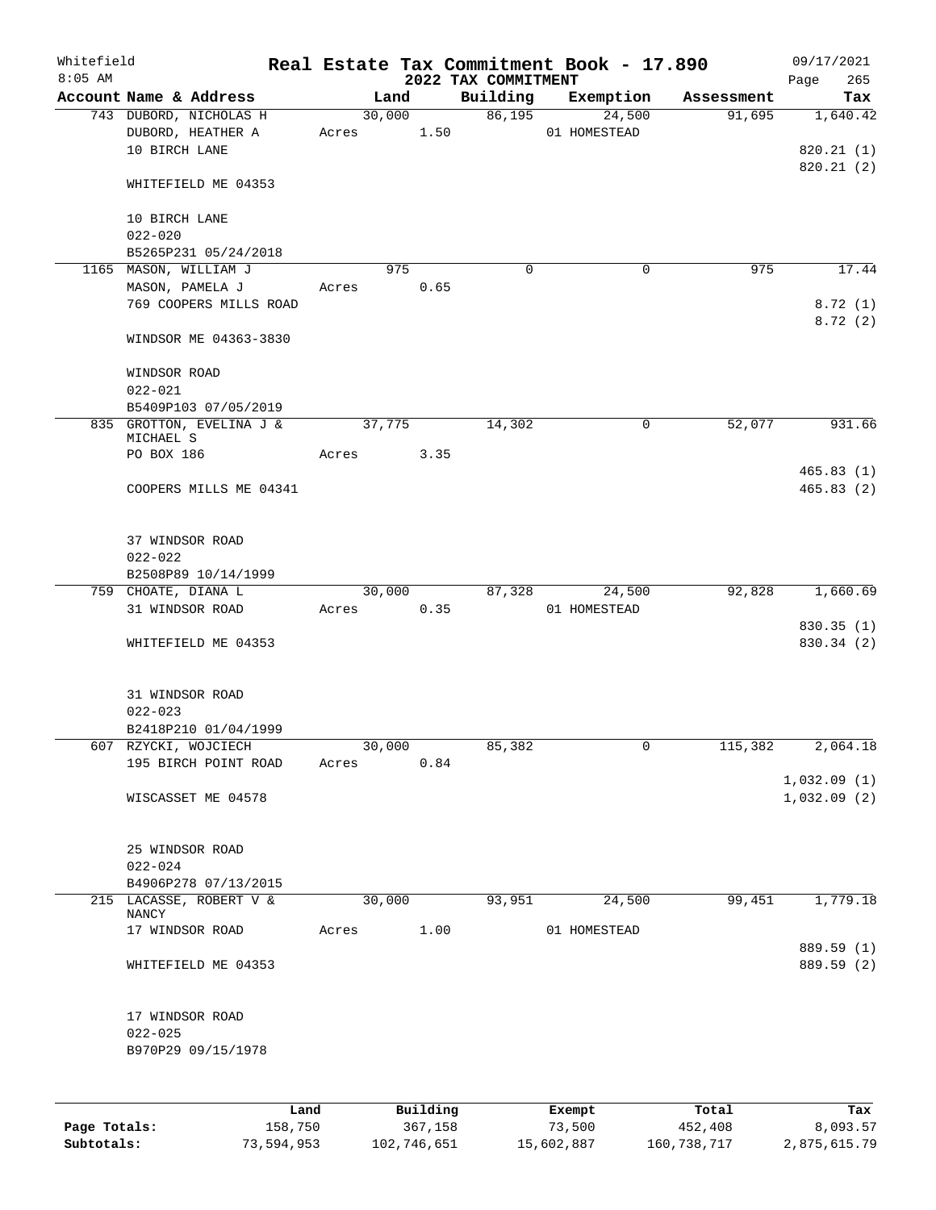Whitefield
8:05 AM

# Real Estate Tax Commitment Book - 17.890

## 2022 TAX COMMITMENT

09/17/2021

| Account Name & Address | Land | Building | Exemption | Assessment | Tax |
|---|---|---|---|---|---|
| 743 DUBORD, NICHOLAS H<br>DUBORD, HEATHER A<br>10 BIRCH LANE<br><br>WHITEFIELD ME 04353<br><br>10 BIRCH LANE<br>022-020<br>B5265P231 05/24/2018 | 30,000<br>Acres 1.50 | 86,195 | 24,500<br>01 HOMESTEAD | 91,695 | 1,640.42<br><br>820.21 (1)<br>820.21 (2) |
| 1165 MASON, WILLIAM J<br>MASON, PAMELA J<br>769 COOPERS MILLS ROAD<br><br>WINDSOR ME 04363-3830<br><br>WINDSOR ROAD<br>022-021<br>B5409P103 07/05/2019 | 975<br>Acres 0.65 | 0 | 0 | 975 | 17.44<br><br>8.72 (1)<br>8.72 (2) |
| 835 GROTTON, EVELINA J & MICHAEL S<br>PO BOX 186<br><br>COOPERS MILLS ME 04341<br><br>37 WINDSOR ROAD<br>022-022<br>B2508P89 10/14/1999 | 37,775<br>Acres 3.35 | 14,302 | 0 | 52,077 | 931.66<br><br>465.83 (1)<br>465.83 (2) |
| 759 CHOATE, DIANA L<br>31 WINDSOR ROAD<br><br>WHITEFIELD ME 04353<br><br>31 WINDSOR ROAD<br>022-023<br>B2418P210 01/04/1999 | 30,000<br>Acres 0.35 | 87,328 | 24,500<br>01 HOMESTEAD | 92,828 | 1,660.69<br><br>830.35 (1)<br>830.34 (2) |
| 607 RZYCKI, WOJCIECH<br>195 BIRCH POINT ROAD<br><br>WISCASSET ME 04578<br><br>25 WINDSOR ROAD<br>022-024<br>B4906P278 07/13/2015 | 30,000<br>Acres 0.84 | 85,382 | 0 | 115,382 | 2,064.18<br><br>1,032.09 (1)<br>1,032.09 (2) |
| 215 LACASSE, ROBERT V & NANCY<br>17 WINDSOR ROAD<br><br>WHITEFIELD ME 04353<br><br>17 WINDSOR ROAD<br>022-025<br>B970P29 09/15/1978 | 30,000<br>Acres 1.00 | 93,951 | 24,500<br>01 HOMESTEAD | 99,451 | 1,779.18<br><br>889.59 (1)<br>889.59 (2) |

| | Land | Building | Exempt | Total | Tax |
|---|---|---|---|---|---|
| Page Totals: | 158,750 | 367,158 | 73,500 | 452,408 | 8,093.57 |
| Subtotals: | 73,594,953 | 102,746,651 | 15,602,887 | 160,738,717 | 2,875,615.79 |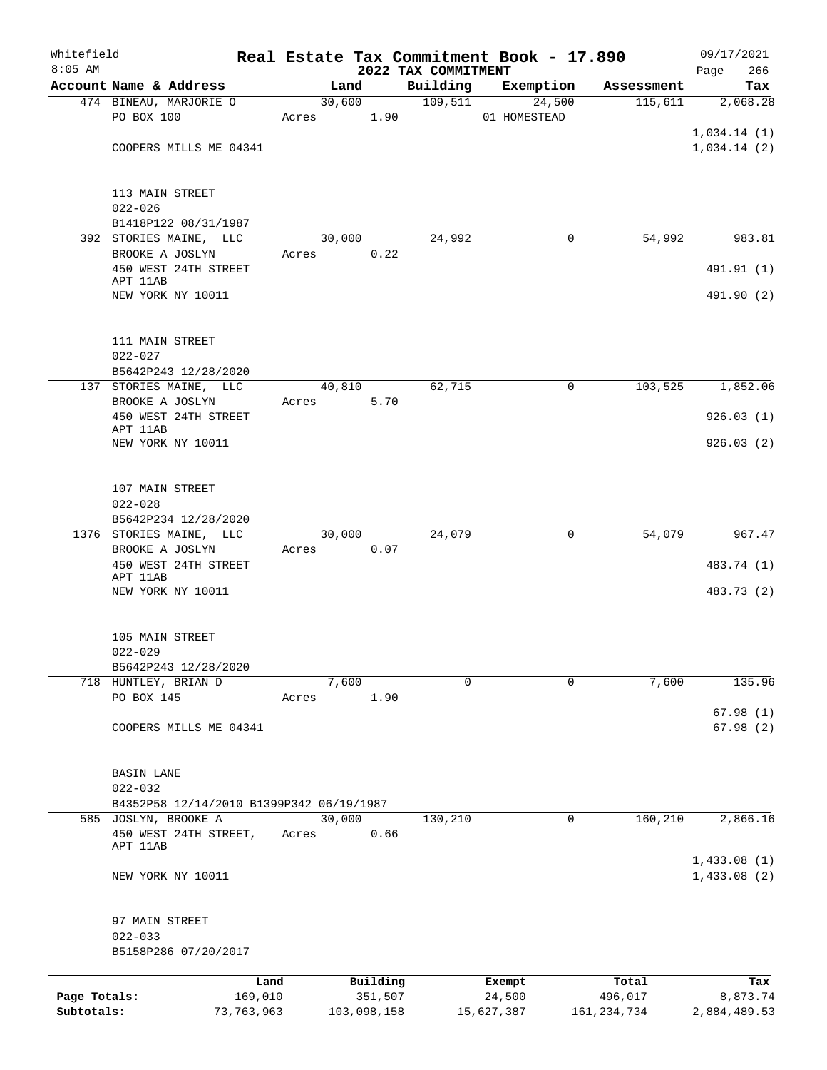Whitefield 8:05 AM

# Real Estate Tax Commitment Book - 17.890

## 2022 TAX COMMITMENT

09/17/2021

| Account Name & Address | Land | Building | Exemption | Assessment | Tax |
|---|---|---|---|---|---|
| 474 BINEAU, MARJORIE O | 30,600 | 109,511 | 24,500 | 115,611 | 2,068.28 |
| PO BOX 100 | Acres 1.90 | | 01 HOMESTEAD | | |
| | | | | | 1,034.14 (1) |
| COOPERS MILLS ME 04341 | | | | | 1,034.14 (2) |
| 113 MAIN STREET | | | | | |
| 022-026 | | | | | |
| B1418P122 08/31/1987 | | | | | |
| 392 STORIES MAINE, LLC | 30,000 | 24,992 | 0 | 54,992 | 983.81 |
| BROOKE A JOSLYN | Acres 0.22 | | | | |
| 450 WEST 24TH STREET | | | | | 491.91 (1) |
| APT 11AB | | | | | |
| NEW YORK NY 10011 | | | | | 491.90 (2) |
| 111 MAIN STREET | | | | | |
| 022-027 | | | | | |
| B5642P243 12/28/2020 | | | | | |
| 137 STORIES MAINE, LLC | 40,810 | 62,715 | 0 | 103,525 | 1,852.06 |
| BROOKE A JOSLYN | Acres 5.70 | | | | |
| 450 WEST 24TH STREET | | | | | 926.03 (1) |
| APT 11AB | | | | | |
| NEW YORK NY 10011 | | | | | 926.03 (2) |
| 107 MAIN STREET | | | | | |
| 022-028 | | | | | |
| B5642P234 12/28/2020 | | | | | |
| 1376 STORIES MAINE, LLC | 30,000 | 24,079 | 0 | 54,079 | 967.47 |
| BROOKE A JOSLYN | Acres 0.07 | | | | |
| 450 WEST 24TH STREET | | | | | 483.74 (1) |
| APT 11AB | | | | | |
| NEW YORK NY 10011 | | | | | 483.73 (2) |
| 105 MAIN STREET | | | | | |
| 022-029 | | | | | |
| B5642P243 12/28/2020 | | | | | |
| 718 HUNTLEY, BRIAN D | 7,600 | 0 | 0 | 7,600 | 135.96 |
| PO BOX 145 | Acres 1.90 | | | | |
| | | | | | 67.98 (1) |
| COOPERS MILLS ME 04341 | | | | | 67.98 (2) |
| BASIN LANE | | | | | |
| 022-032 | | | | | |
| B4352P58 12/14/2010 B1399P342 06/19/1987 | | | | | |
| 585 JOSLYN, BROOKE A | 30,000 | 130,210 | 0 | 160,210 | 2,866.16 |
| 450 WEST 24TH STREET, | Acres 0.66 | | | | |
| APT 11AB | | | | | |
| | | | | | 1,433.08 (1) |
| NEW YORK NY 10011 | | | | | 1,433.08 (2) |
| 97 MAIN STREET | | | | | |
| 022-033 | | | | | |
| B5158P286 07/20/2017 | | | | | |

| | Land | Building | Exempt | Total | Tax |
|---|---|---|---|---|---|
| Page Totals: | 169,010 | 351,507 | 24,500 | 496,017 | 8,873.74 |
| Subtotals: | 73,763,963 | 103,098,158 | 15,627,387 | 161,234,734 | 2,884,489.53 |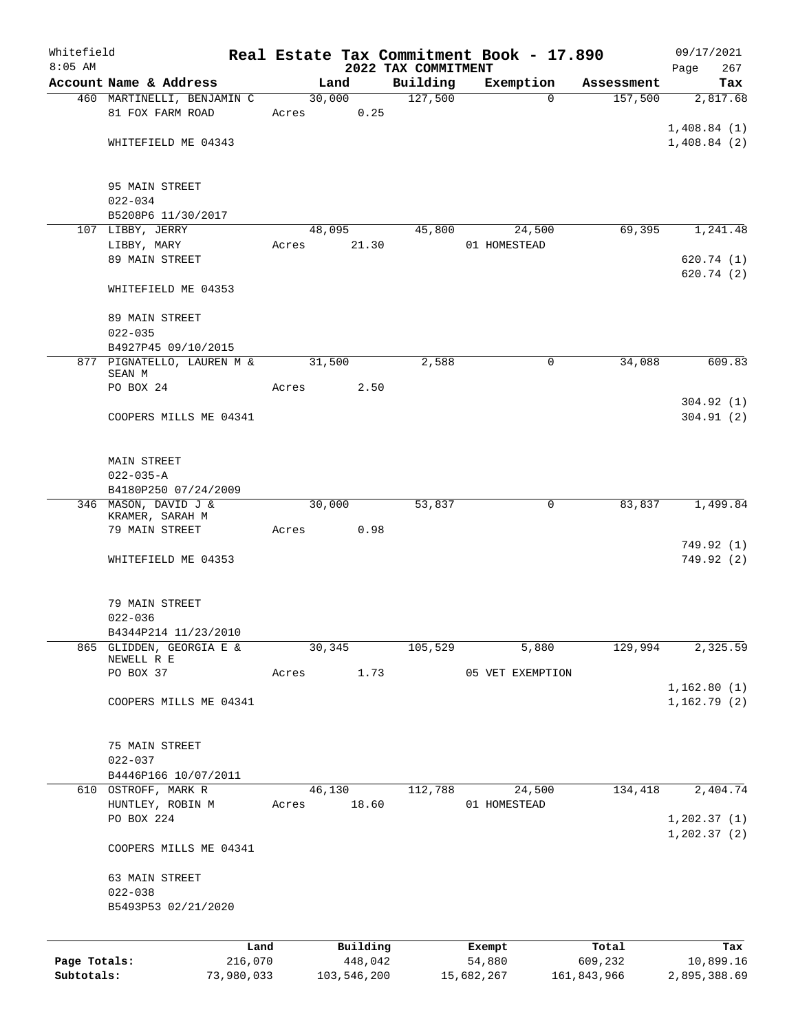Whitefield 8:05 AM

# Real Estate Tax Commitment Book - 17.890

## 2022 TAX COMMITMENT

09/17/2021

| Account Name & Address | Land | Building | Exemption | Assessment | Tax |
|---|---|---|---|---|---|
| 460 MARTINELLI, BENJAMIN C | 30,000 | 127,500 | 0 | 157,500 | 2,817.68 |
| 81 FOX FARM ROAD | Acres 0.25 | | | | |
| | | | | | 1,408.84 (1) |
| WHITEFIELD ME 04343 | | | | | 1,408.84 (2) |
| 95 MAIN STREET | | | | | |
| 022-034 | | | | | |
| B5208P6 11/30/2017 | | | | | |
| 107 LIBBY, JERRY | 48,095 | 45,800 | 24,500 | 69,395 | 1,241.48 |
| LIBBY, MARY | Acres 21.30 | | 01 HOMESTEAD | | |
| 89 MAIN STREET | | | | | 620.74 (1) |
| | | | | | 620.74 (2) |
| WHITEFIELD ME 04353 | | | | | |
| 89 MAIN STREET | | | | | |
| 022-035 | | | | | |
| B4927P45 09/10/2015 | | | | | |
| 877 PIGNATELLO, LAUREN M & SEAN M | 31,500 | 2,588 | 0 | 34,088 | 609.83 |
| PO BOX 24 | Acres 2.50 | | | | |
| | | | | | 304.92 (1) |
| COOPERS MILLS ME 04341 | | | | | 304.91 (2) |
| MAIN STREET | | | | | |
| 022-035-A | | | | | |
| B4180P250 07/24/2009 | | | | | |
| 346 MASON, DAVID J & KRAMER, SARAH M | 30,000 | 53,837 | 0 | 83,837 | 1,499.84 |
| 79 MAIN STREET | Acres 0.98 | | | | |
| | | | | | 749.92 (1) |
| WHITEFIELD ME 04353 | | | | | 749.92 (2) |
| 79 MAIN STREET | | | | | |
| 022-036 | | | | | |
| B4344P214 11/23/2010 | | | | | |
| 865 GLIDDEN, GEORGIA E & NEWELL R E | 30,345 | 105,529 | 5,880 | 129,994 | 2,325.59 |
| PO BOX 37 | Acres 1.73 | | 05 VET EXEMPTION | | |
| | | | | | 1,162.80 (1) |
| COOPERS MILLS ME 04341 | | | | | 1,162.79 (2) |
| 75 MAIN STREET | | | | | |
| 022-037 | | | | | |
| B4446P166 10/07/2011 | | | | | |
| 610 OSTROFF, MARK R | 46,130 | 112,788 | 24,500 | 134,418 | 2,404.74 |
| HUNTLEY, ROBIN M | Acres 18.60 | | 01 HOMESTEAD | | |
| PO BOX 224 | | | | | 1,202.37 (1) |
| | | | | | 1,202.37 (2) |
| COOPERS MILLS ME 04341 | | | | | |
| 63 MAIN STREET | | | | | |
| 022-038 | | | | | |
| B5493P53 02/21/2020 | | | | | |

| | Land | Building | Exempt | Total | Tax |
|---|---|---|---|---|---|
| Page Totals: | 216,070 | 448,042 | 54,880 | 609,232 | 10,899.16 |
| Subtotals: | 73,980,033 | 103,546,200 | 15,682,267 | 161,843,966 | 2,895,388.69 |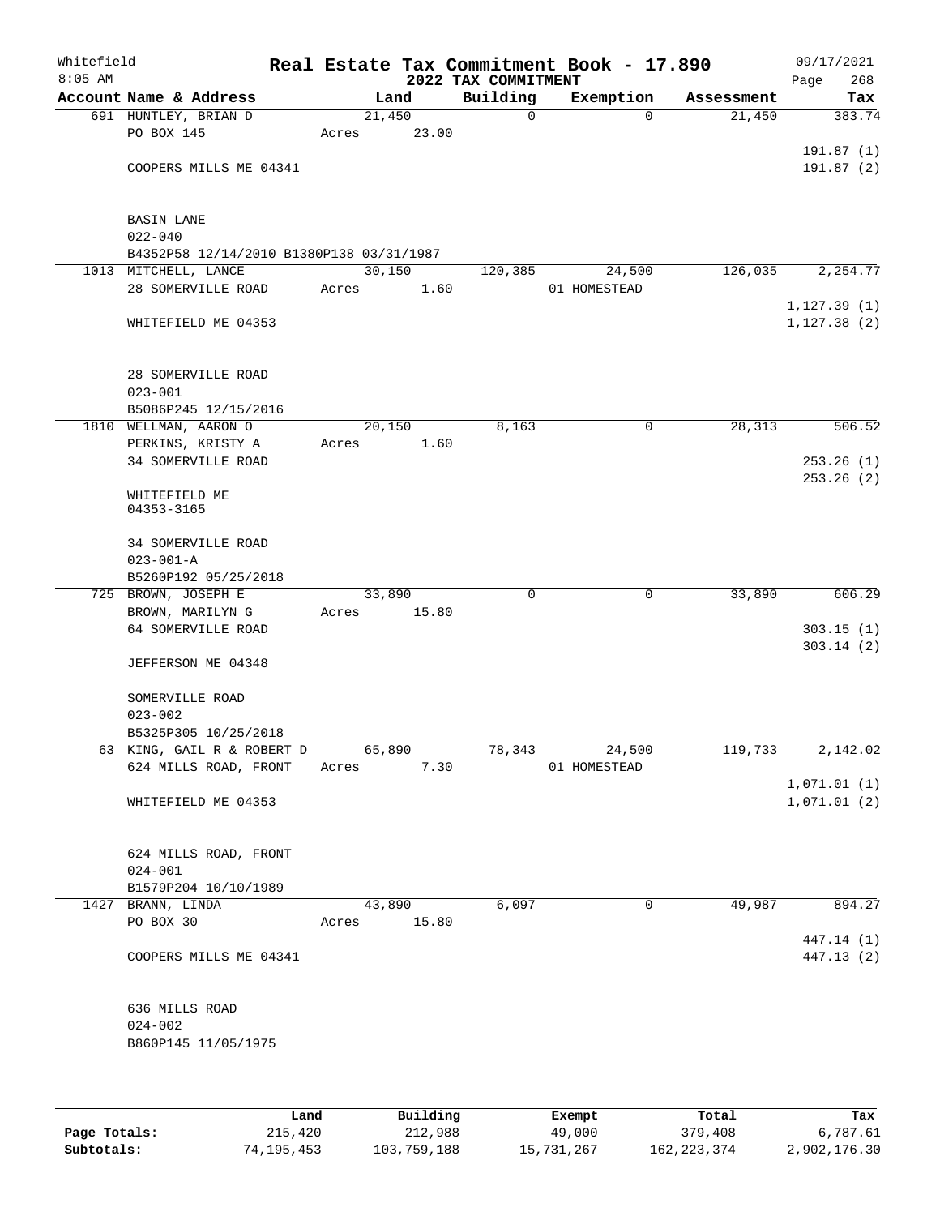Whitefield 8:05 AM

**Real Estate Tax Commitment Book - 17.890**

**2022 TAX COMMITMENT**

09/17/2021

| Account Name & Address | Land | Building | Exemption | Assessment | Tax |
|---|---|---|---|---|---|
| 691 HUNTLEY, BRIAN D | 21,450 | 0 | 0 | 21,450 | 383.74 |
| PO BOX 145 | Acres 23.00 | | | | |
| | | | | | 191.87 (1) |
| COOPERS MILLS ME 04341 | | | | | 191.87 (2) |
| BASIN LANE | | | | | |
| 022-040 | | | | | |
| B4352P58 12/14/2010 B1380P138 03/31/1987 | | | | | |
| 1013 MITCHELL, LANCE | 30,150 | 120,385 | 24,500 | 126,035 | 2,254.77 |
| 28 SOMERVILLE ROAD | Acres 1.60 | | 01 HOMESTEAD | | |
| | | | | | 1,127.39 (1) |
| WHITEFIELD ME 04353 | | | | | 1,127.38 (2) |
| 28 SOMERVILLE ROAD | | | | | |
| 023-001 | | | | | |
| B5086P245 12/15/2016 | | | | | |
| 1810 WELLMAN, AARON O | 20,150 | 8,163 | 0 | 28,313 | 506.52 |
| PERKINS, KRISTY A | Acres 1.60 | | | | |
| 34 SOMERVILLE ROAD | | | | | 253.26 (1) |
| | | | | | 253.26 (2) |
| WHITEFIELD ME 04353-3165 | | | | | |
| 34 SOMERVILLE ROAD | | | | | |
| 023-001-A | | | | | |
| B5260P192 05/25/2018 | | | | | |
| 725 BROWN, JOSEPH E | 33,890 | 0 | 0 | 33,890 | 606.29 |
| BROWN, MARILYN G | Acres 15.80 | | | | |
| 64 SOMERVILLE ROAD | | | | | 303.15 (1) |
| | | | | | 303.14 (2) |
| JEFFERSON ME 04348 | | | | | |
| SOMERVILLE ROAD | | | | | |
| 023-002 | | | | | |
| B5325P305 10/25/2018 | | | | | |
| 63 KING, GAIL R & ROBERT D | 65,890 | 78,343 | 24,500 | 119,733 | 2,142.02 |
| 624 MILLS ROAD, FRONT | Acres 7.30 | | 01 HOMESTEAD | | |
| | | | | | 1,071.01 (1) |
| WHITEFIELD ME 04353 | | | | | 1,071.01 (2) |
| 624 MILLS ROAD, FRONT | | | | | |
| 024-001 | | | | | |
| B1579P204 10/10/1989 | | | | | |
| 1427 BRANN, LINDA | 43,890 | 6,097 | 0 | 49,987 | 894.27 |
| PO BOX 30 | Acres 15.80 | | | | |
| | | | | | 447.14 (1) |
| COOPERS MILLS ME 04341 | | | | | 447.13 (2) |
| 636 MILLS ROAD | | | | | |
| 024-002 | | | | | |
| B860P145 11/05/1975 | | | | | |

| | Land | Building | Exempt | Total | Tax |
|---|---|---|---|---|---|
| **Page Totals:** | 215,420 | 212,988 | 49,000 | 379,408 | 6,787.61 |
| **Subtotals:** | 74,195,453 | 103,759,188 | 15,731,267 | 162,223,374 | 2,902,176.30 |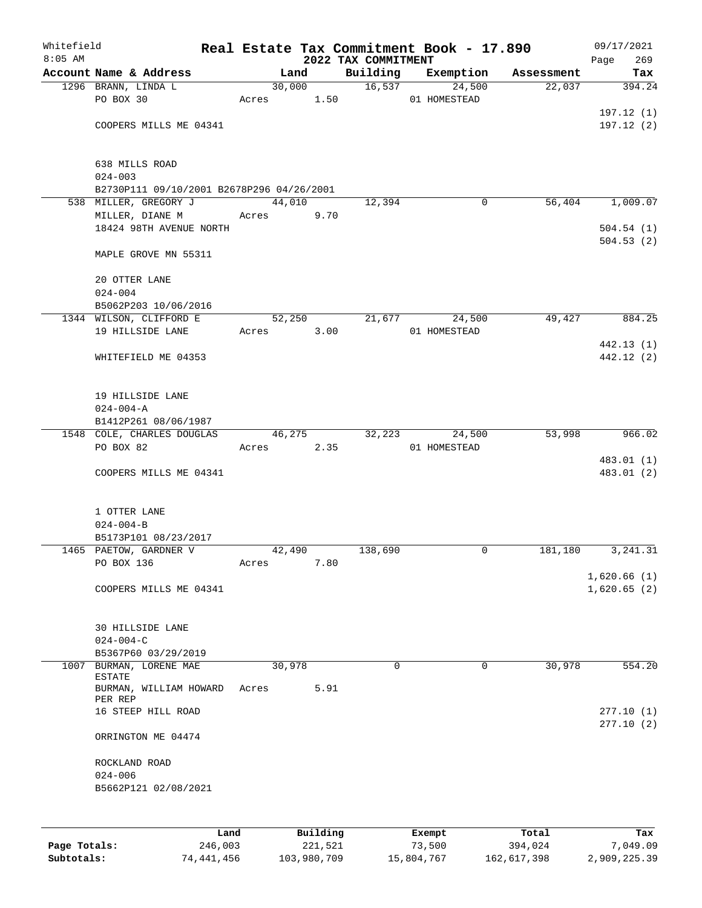# Real Estate Tax Commitment Book - 17.890

Whitefield
8:05 AM

2022 TAX COMMITMENT

09/17/2021
Page 269

| Account Name & Address | Land | Building | Exemption | Assessment | Tax |
|---|---|---|---|---|---|
| 1296 BRANN, LINDA L | 30,000 | 16,537 | 24,500 | 22,037 | 394.24 |
| PO BOX 30 | Acres 1.50 | | 01 HOMESTEAD | | |
| | | | | | 197.12 (1) |
| COOPERS MILLS ME 04341 | | | | | 197.12 (2) |
| 638 MILLS ROAD | | | | | |
| 024-003 | | | | | |
| B2730P111 09/10/2001 B2678P296 04/26/2001 | | | | | |
| 538 MILLER, GREGORY J | 44,010 | 12,394 | 0 | 56,404 | 1,009.07 |
| MILLER, DIANE M | Acres 9.70 | | | | |
| 18424 98TH AVENUE NORTH | | | | | 504.54 (1) |
| | | | | | 504.53 (2) |
| MAPLE GROVE MN 55311 | | | | | |
| 20 OTTER LANE | | | | | |
| 024-004 | | | | | |
| B5062P203 10/06/2016 | | | | | |
| 1344 WILSON, CLIFFORD E | 52,250 | 21,677 | 24,500 | 49,427 | 884.25 |
| 19 HILLSIDE LANE | Acres 3.00 | | 01 HOMESTEAD | | |
| | | | | | 442.13 (1) |
| WHITEFIELD ME 04353 | | | | | 442.12 (2) |
| 19 HILLSIDE LANE | | | | | |
| 024-004-A | | | | | |
| B1412P261 08/06/1987 | | | | | |
| 1548 COLE, CHARLES DOUGLAS | 46,275 | 32,223 | 24,500 | 53,998 | 966.02 |
| PO BOX 82 | Acres 2.35 | | 01 HOMESTEAD | | |
| | | | | | 483.01 (1) |
| COOPERS MILLS ME 04341 | | | | | 483.01 (2) |
| 1 OTTER LANE | | | | | |
| 024-004-B | | | | | |
| B5173P101 08/23/2017 | | | | | |
| 1465 PAETOW, GARDNER V | 42,490 | 138,690 | 0 | 181,180 | 3,241.31 |
| PO BOX 136 | Acres 7.80 | | | | |
| | | | | | 1,620.66 (1) |
| COOPERS MILLS ME 04341 | | | | | 1,620.65 (2) |
| 30 HILLSIDE LANE | | | | | |
| 024-004-C | | | | | |
| B5367P60 03/29/2019 | | | | | |
| 1007 BURMAN, LORENE MAE ESTATE | 30,978 | 0 | 0 | 30,978 | 554.20 |
| BURMAN, WILLIAM HOWARD PER REP | Acres 5.91 | | | | |
| 16 STEEP HILL ROAD | | | | | 277.10 (1) |
| | | | | | 277.10 (2) |
| ORRINGTON ME 04474 | | | | | |
| ROCKLAND ROAD | | | | | |
| 024-006 | | | | | |
| B5662P121 02/08/2021 | | | | | |

| | Land | Building | Exempt | Total | Tax |
|---|---|---|---|---|---|
| Page Totals: | 246,003 | 221,521 | 73,500 | 394,024 | 7,049.09 |
| Subtotals: | 74,441,456 | 103,980,709 | 15,804,767 | 162,617,398 | 2,909,225.39 |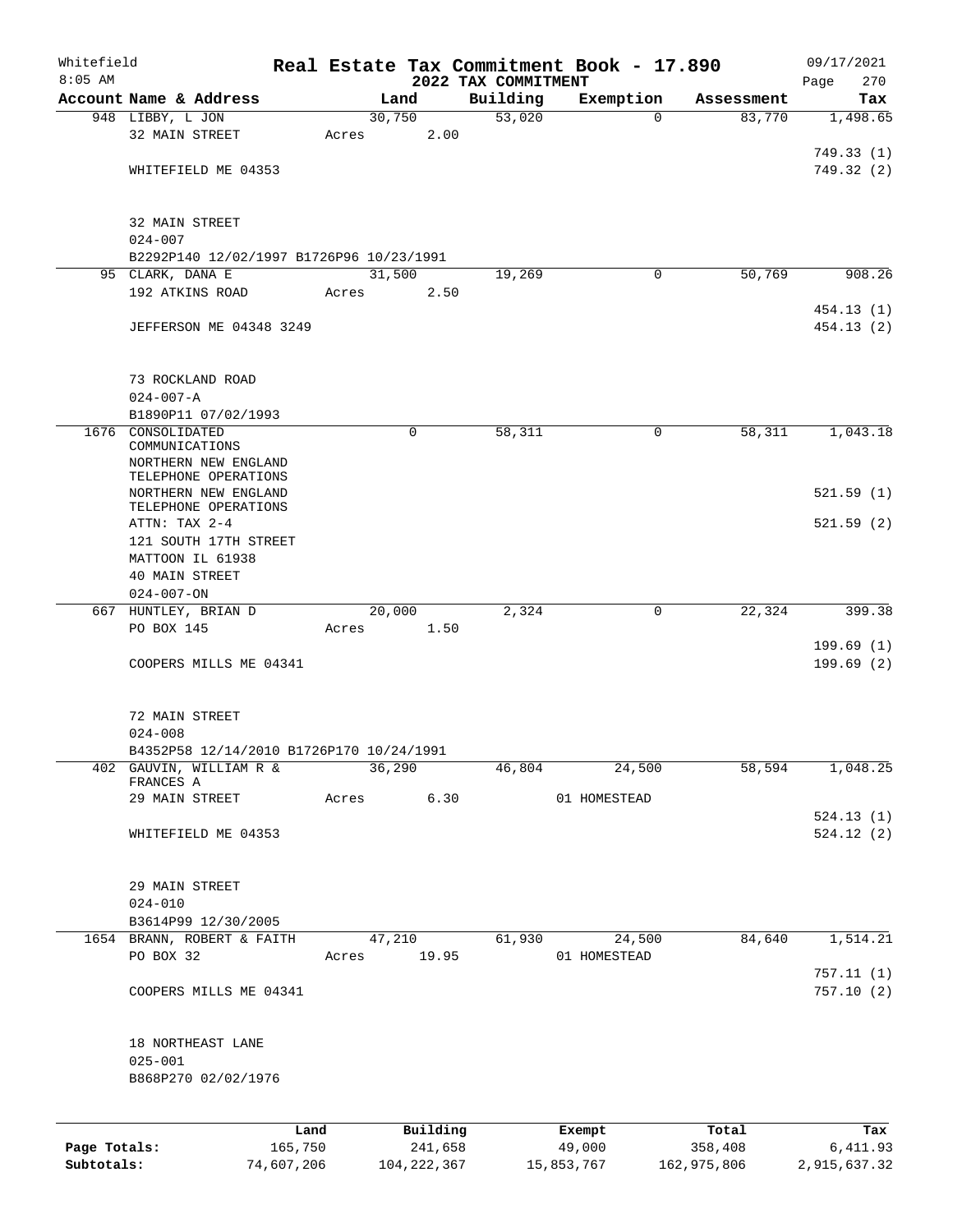# Real Estate Tax Commitment Book - 17.890

Whitefield
8:05 AM

## 2022 TAX COMMITMENT

09/17/2021

| Account Name & Address | Land | Building | Exemption | Assessment | Tax |
|---|---|---|---|---|---|
| 948 LIBBY, L JON | 30,750 | 53,020 | 0 | 83,770 | 1,498.65 |
| 32 MAIN STREET | Acres 2.00 | | | | |
| | | | | | 749.33 (1) |
| WHITEFIELD ME 04353 | | | | | 749.32 (2) |
| 32 MAIN STREET | | | | | |
| 024-007 | | | | | |
| B2292P140 12/02/1997 B1726P96 10/23/1991 | | | | | |
| 95 CLARK, DANA E | 31,500 | 19,269 | 0 | 50,769 | 908.26 |
| 192 ATKINS ROAD | Acres 2.50 | | | | |
| | | | | | 454.13 (1) |
| JEFFERSON ME 04348 3249 | | | | | 454.13 (2) |
| 73 ROCKLAND ROAD | | | | | |
| 024-007-A | | | | | |
| B1890P11 07/02/1993 | | | | | |
| 1676 CONSOLIDATED COMMUNICATIONS | 0 | 58,311 | 0 | 58,311 | 1,043.18 |
| NORTHERN NEW ENGLAND TELEPHONE OPERATIONS | | | | | |
| NORTHERN NEW ENGLAND TELEPHONE OPERATIONS | | | | | 521.59 (1) |
| ATTN: TAX 2-4 | | | | | 521.59 (2) |
| 121 SOUTH 17TH STREET | | | | | |
| MATTOON IL 61938 | | | | | |
| 40 MAIN STREET | | | | | |
| 024-007-ON | | | | | |
| 667 HUNTLEY, BRIAN D | 20,000 | 2,324 | 0 | 22,324 | 399.38 |
| PO BOX 145 | Acres 1.50 | | | | |
| | | | | | 199.69 (1) |
| COOPERS MILLS ME 04341 | | | | | 199.69 (2) |
| 72 MAIN STREET | | | | | |
| 024-008 | | | | | |
| B4352P58 12/14/2010 B1726P170 10/24/1991 | | | | | |
| 402 GAUVIN, WILLIAM R & FRANCES A | 36,290 | 46,804 | 24,500 | 58,594 | 1,048.25 |
| 29 MAIN STREET | Acres 6.30 | | 01 HOMESTEAD | | |
| | | | | | 524.13 (1) |
| WHITEFIELD ME 04353 | | | | | 524.12 (2) |
| 29 MAIN STREET | | | | | |
| 024-010 | | | | | |
| B3614P99 12/30/2005 | | | | | |
| 1654 BRANN, ROBERT & FAITH | 47,210 | 61,930 | 24,500 | 84,640 | 1,514.21 |
| PO BOX 32 | Acres 19.95 | | 01 HOMESTEAD | | |
| | | | | | 757.11 (1) |
| COOPERS MILLS ME 04341 | | | | | 757.10 (2) |
| 18 NORTHEAST LANE | | | | | |
| 025-001 | | | | | |
| B868P270 02/02/1976 | | | | | |

| | Land | Building | Exempt | Total | Tax |
|---|---|---|---|---|---|
| Page Totals: | 165,750 | 241,658 | 49,000 | 358,408 | 6,411.93 |
| Subtotals: | 74,607,206 | 104,222,367 | 15,853,767 | 162,975,806 | 2,915,637.32 |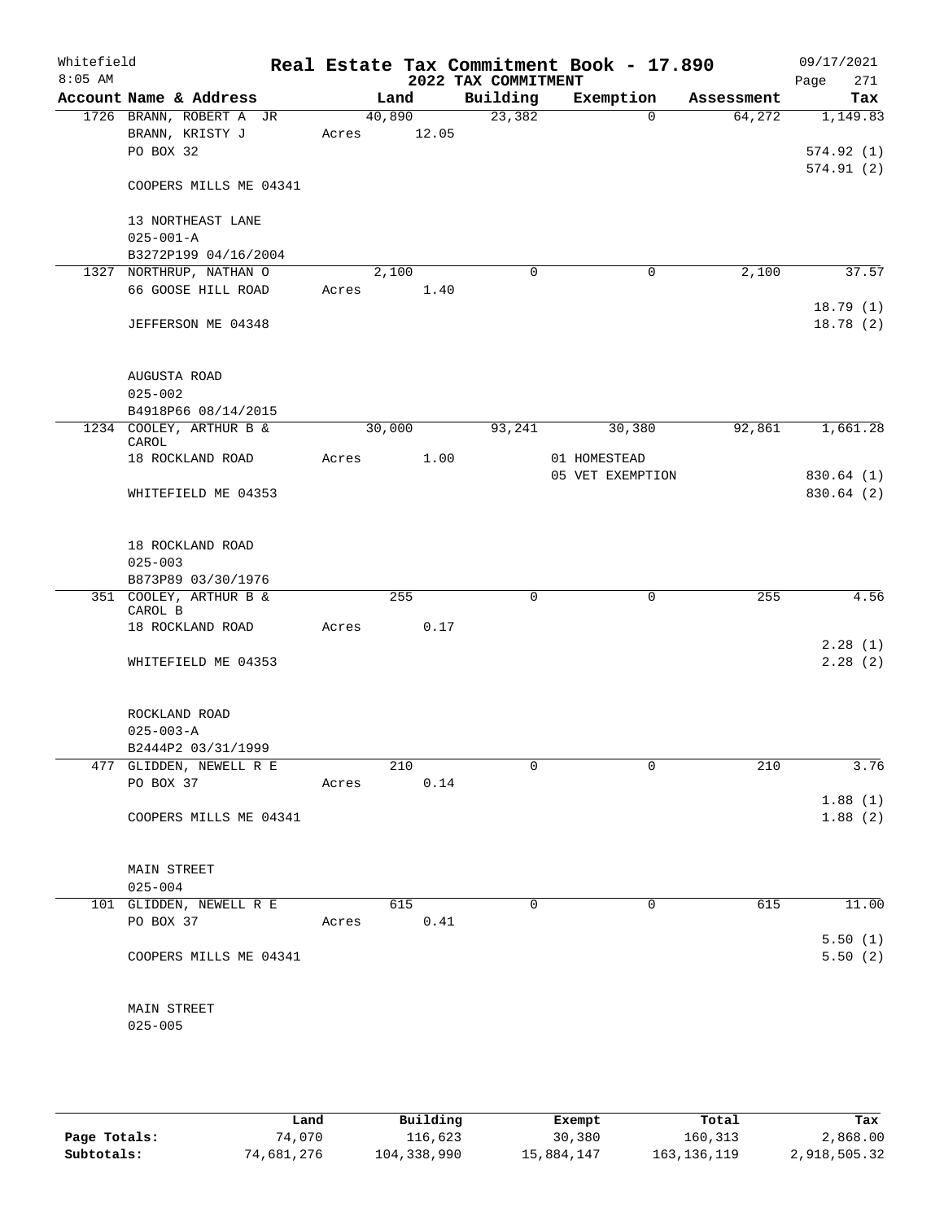# Whitefield — Real Estate Tax Commitment Book - 17.890

8:05 AM — 2022 TAX COMMITMENT — 09/17/2021

| Account | Name & Address | Land | Building | Exemption | Assessment | Tax |
|---|---|---|---|---|---|---|
| 1726 | BRANN, ROBERT A JR<br>BRANN, KRISTY J<br>PO BOX 32<br><br>COOPERS MILLS ME 04341<br><br>13 NORTHEAST LANE<br>025-001-A<br>B3272P199 04/16/2004 | 40,890<br>Acres 12.05 | 23,382 | 0 | 64,272 | 1,149.83<br><br>574.92 (1)<br>574.91 (2) |
| 1327 | NORTHRUP, NATHAN O<br>66 GOOSE HILL ROAD<br><br>JEFFERSON ME 04348<br><br>AUGUSTA ROAD<br>025-002<br>B4918P66 08/14/2015 | 2,100<br>Acres 1.40 | 0 | 0 | 2,100 | 37.57<br><br>18.79 (1)<br>18.78 (2) |
| 1234 | COOLEY, ARTHUR B & CAROL<br>18 ROCKLAND ROAD<br><br>WHITEFIELD ME 04353<br><br>18 ROCKLAND ROAD<br>025-003<br>B873P89 03/30/1976 | 30,000<br>Acres 1.00 | 93,241 | 30,380<br>01 HOMESTEAD<br>05 VET EXEMPTION | 92,861 | 1,661.28<br><br>830.64 (1)<br>830.64 (2) |
| 351 | COOLEY, ARTHUR B & CAROL B<br>18 ROCKLAND ROAD<br><br>WHITEFIELD ME 04353<br><br>ROCKLAND ROAD<br>025-003-A<br>B2444P2 03/31/1999 | 255<br>Acres 0.17 | 0 | 0 | 255 | 4.56<br><br>2.28 (1)<br>2.28 (2) |
| 477 | GLIDDEN, NEWELL R E<br>PO BOX 37<br><br>COOPERS MILLS ME 04341<br><br>MAIN STREET<br>025-004 | 210<br>Acres 0.14 | 0 | 0 | 210 | 3.76<br><br>1.88 (1)<br>1.88 (2) |
| 101 | GLIDDEN, NEWELL R E<br>PO BOX 37<br><br>COOPERS MILLS ME 04341<br><br>MAIN STREET<br>025-005 | 615<br>Acres 0.41 | 0 | 0 | 615 | 11.00<br><br>5.50 (1)<br>5.50 (2) |

| | Land | Building | Exempt | Total | Tax |
|---|---|---|---|---|---|
| Page Totals: | 74,070 | 116,623 | 30,380 | 160,313 | 2,868.00 |
| Subtotals: | 74,681,276 | 104,338,990 | 15,884,147 | 163,136,119 | 2,918,505.32 |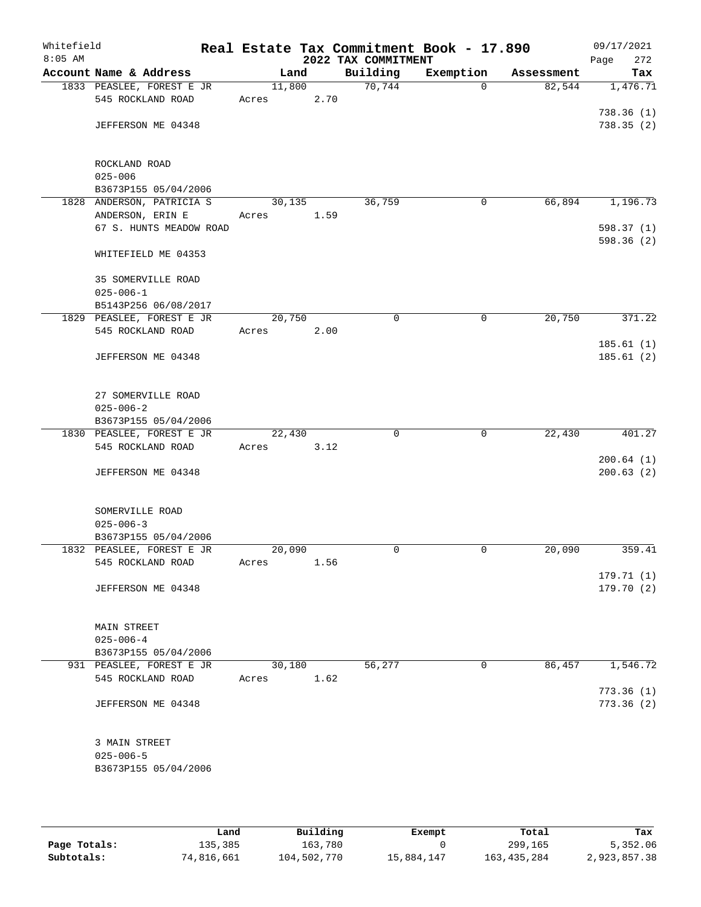Whitefield
8:05 AM

# Real Estate Tax Commitment Book - 17.890
## 2022 TAX COMMITMENT

09/17/2021
Page 272

| Account Name & Address | Land | Building | Exemption | Assessment | Tax |
|---|---|---|---|---|---|
| 1833 PEASLEE, FOREST E JR | 11,800 | 70,744 | 0 | 82,544 | 1,476.71 |
| 545 ROCKLAND ROAD | Acres 2.70 | | | | |
| | | | | | 738.36 (1) |
| JEFFERSON ME 04348 | | | | | 738.35 (2) |
| ROCKLAND ROAD | | | | | |
| 025-006 | | | | | |
| B3673P155 05/04/2006 | | | | | |
| 1828 ANDERSON, PATRICIA S | 30,135 | 36,759 | 0 | 66,894 | 1,196.73 |
| ANDERSON, ERIN E | Acres 1.59 | | | | |
| 67 S. HUNTS MEADOW ROAD | | | | | 598.37 (1) |
| | | | | | 598.36 (2) |
| WHITEFIELD ME 04353 | | | | | |
| 35 SOMERVILLE ROAD | | | | | |
| 025-006-1 | | | | | |
| B5143P256 06/08/2017 | | | | | |
| 1829 PEASLEE, FOREST E JR | 20,750 | 0 | 0 | 20,750 | 371.22 |
| 545 ROCKLAND ROAD | Acres 2.00 | | | | |
| | | | | | 185.61 (1) |
| JEFFERSON ME 04348 | | | | | 185.61 (2) |
| 27 SOMERVILLE ROAD | | | | | |
| 025-006-2 | | | | | |
| B3673P155 05/04/2006 | | | | | |
| 1830 PEASLEE, FOREST E JR | 22,430 | 0 | 0 | 22,430 | 401.27 |
| 545 ROCKLAND ROAD | Acres 3.12 | | | | |
| | | | | | 200.64 (1) |
| JEFFERSON ME 04348 | | | | | 200.63 (2) |
| SOMERVILLE ROAD | | | | | |
| 025-006-3 | | | | | |
| B3673P155 05/04/2006 | | | | | |
| 1832 PEASLEE, FOREST E JR | 20,090 | 0 | 0 | 20,090 | 359.41 |
| 545 ROCKLAND ROAD | Acres 1.56 | | | | |
| | | | | | 179.71 (1) |
| JEFFERSON ME 04348 | | | | | 179.70 (2) |
| MAIN STREET | | | | | |
| 025-006-4 | | | | | |
| B3673P155 05/04/2006 | | | | | |
| 931 PEASLEE, FOREST E JR | 30,180 | 56,277 | 0 | 86,457 | 1,546.72 |
| 545 ROCKLAND ROAD | Acres 1.62 | | | | |
| | | | | | 773.36 (1) |
| JEFFERSON ME 04348 | | | | | 773.36 (2) |
| 3 MAIN STREET | | | | | |
| 025-006-5 | | | | | |
| B3673P155 05/04/2006 | | | | | |

| | Land | Building | Exempt | Total | Tax |
|---|---|---|---|---|---|
| **Page Totals:** | 135,385 | 163,780 | 0 | 299,165 | 5,352.06 |
| **Subtotals:** | 74,816,661 | 104,502,770 | 15,884,147 | 163,435,284 | 2,923,857.38 |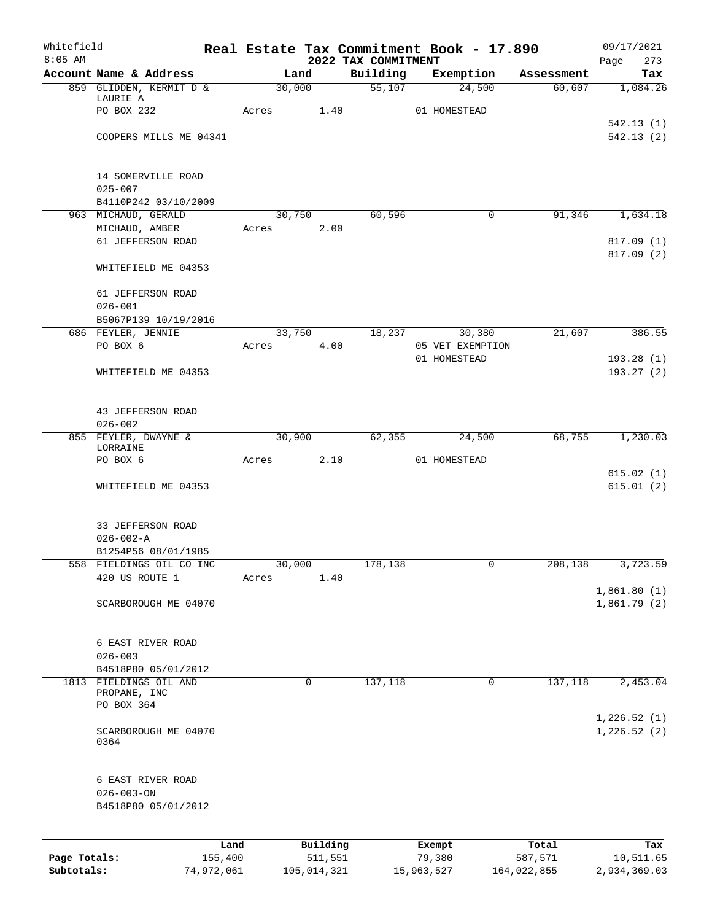Whitefield — Real Estate Tax Commitment Book - 17.890 — 09/17/2021
8:05 AM — 2022 TAX COMMITMENT — Page 273

| Account Name & Address | Land | Building | Exemption | Assessment | Tax |
|---|---|---|---|---|---|
| 859 GLIDDEN, KERMIT D & LAURIE A | 30,000 | 55,107 | 24,500 | 60,607 | 1,084.26 |
| PO BOX 232 | Acres 1.40 | | 01 HOMESTEAD | | |
| | | | | | 542.13 (1) |
| COOPERS MILLS ME 04341 | | | | | 542.13 (2) |
| 14 SOMERVILLE ROAD | | | | | |
| 025-007 | | | | | |
| B4110P242 03/10/2009 | | | | | |
| 963 MICHAUD, GERALD | 30,750 | 60,596 | 0 | 91,346 | 1,634.18 |
| MICHAUD, AMBER | Acres 2.00 | | | | |
| 61 JEFFERSON ROAD | | | | | 817.09 (1) |
| | | | | | 817.09 (2) |
| WHITEFIELD ME 04353 | | | | | |
| 61 JEFFERSON ROAD | | | | | |
| 026-001 | | | | | |
| B5067P139 10/19/2016 | | | | | |
| 686 FEYLER, JENNIE | 33,750 | 18,237 | 30,380 | 21,607 | 386.55 |
| PO BOX 6 | Acres 4.00 | | 05 VET EXEMPTION | | |
| | | | 01 HOMESTEAD | | 193.28 (1) |
| WHITEFIELD ME 04353 | | | | | 193.27 (2) |
| 43 JEFFERSON ROAD | | | | | |
| 026-002 | | | | | |
| 855 FEYLER, DWAYNE & LORRAINE | 30,900 | 62,355 | 24,500 | 68,755 | 1,230.03 |
| PO BOX 6 | Acres 2.10 | | 01 HOMESTEAD | | |
| | | | | | 615.02 (1) |
| WHITEFIELD ME 04353 | | | | | 615.01 (2) |
| 33 JEFFERSON ROAD | | | | | |
| 026-002-A | | | | | |
| B1254P56 08/01/1985 | | | | | |
| 558 FIELDINGS OIL CO INC | 30,000 | 178,138 | 0 | 208,138 | 3,723.59 |
| 420 US ROUTE 1 | Acres 1.40 | | | | |
| | | | | | 1,861.80 (1) |
| SCARBOROUGH ME 04070 | | | | | 1,861.79 (2) |
| 6 EAST RIVER ROAD | | | | | |
| 026-003 | | | | | |
| B4518P80 05/01/2012 | | | | | |
| 1813 FIELDINGS OIL AND PROPANE, INC | 0 | 137,118 | 0 | 137,118 | 2,453.04 |
| PO BOX 364 | | | | | |
| | | | | | 1,226.52 (1) |
| SCARBOROUGH ME 04070 0364 | | | | | 1,226.52 (2) |
| 6 EAST RIVER ROAD | | | | | |
| 026-003-ON | | | | | |
| B4518P80 05/01/2012 | | | | | |

| | Land | Building | Exempt | Total | Tax |
|---|---|---|---|---|---|
| Page Totals: | 155,400 | 511,551 | 79,380 | 587,571 | 10,511.65 |
| Subtotals: | 74,972,061 | 105,014,321 | 15,963,527 | 164,022,855 | 2,934,369.03 |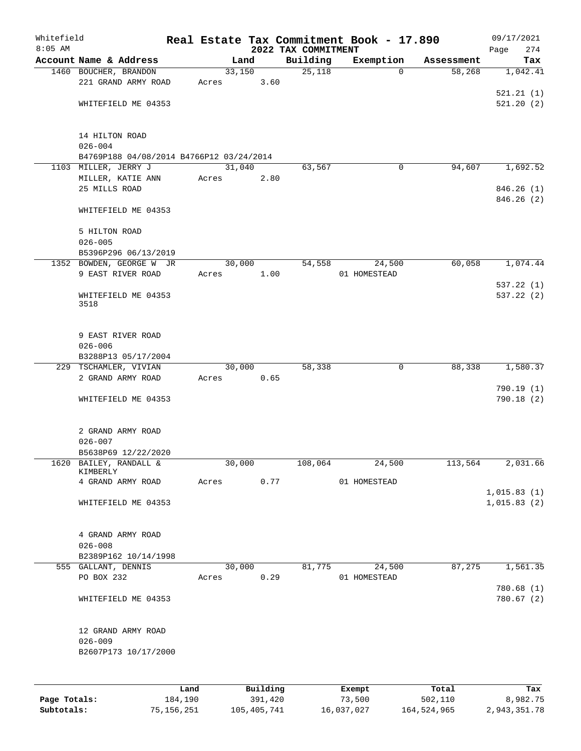Whitefield
8:05 AM

# Real Estate Tax Commitment Book - 17.890
## 2022 TAX COMMITMENT

09/17/2021
Page 274

| Account Name & Address | Land | Building | Exemption | Assessment | Tax |
|---|---|---|---|---|---|
| 1460 BOUCHER, BRANDON<br>221 GRAND ARMY ROAD<br><br>WHITEFIELD ME 04353<br><br>14 HILTON ROAD<br>026-004<br>B4769P188 04/08/2014 B4766P12 03/24/2014 | 33,150<br>Acres 3.60 | 25,118 | 0 | 58,268 | 1,042.41<br><br>521.21 (1)<br>521.20 (2) |
| 1103 MILLER, JERRY J<br>MILLER, KATIE ANN<br>25 MILLS ROAD<br><br>WHITEFIELD ME 04353<br><br>5 HILTON ROAD<br>026-005<br>B5396P296 06/13/2019 | 31,040<br>Acres 2.80 | 63,567 | 0 | 94,607 | 1,692.52<br><br>846.26 (1)<br>846.26 (2) |
| 1352 BOWDEN, GEORGE W JR<br>9 EAST RIVER ROAD<br><br>WHITEFIELD ME 04353<br>3518<br><br>9 EAST RIVER ROAD<br>026-006<br>B3288P13 05/17/2004 | 30,000<br>Acres 1.00 | 54,558 | 24,500<br>01 HOMESTEAD | 60,058 | 1,074.44<br><br>537.22 (1)<br>537.22 (2) |
| 229 TSCHAMLER, VIVIAN<br>2 GRAND ARMY ROAD<br><br>WHITEFIELD ME 04353<br><br>2 GRAND ARMY ROAD<br>026-007<br>B5638P69 12/22/2020 | 30,000<br>Acres 0.65 | 58,338 | 0 | 88,338 | 1,580.37<br><br>790.19 (1)<br>790.18 (2) |
| 1620 BAILEY, RANDALL &<br>KIMBERLY<br>4 GRAND ARMY ROAD<br><br>WHITEFIELD ME 04353<br><br>4 GRAND ARMY ROAD<br>026-008<br>B2389P162 10/14/1998 | 30,000<br>Acres 0.77 | 108,064 | 24,500<br>01 HOMESTEAD | 113,564 | 2,031.66<br><br>1,015.83 (1)<br>1,015.83 (2) |
| 555 GALLANT, DENNIS<br>PO BOX 232<br><br>WHITEFIELD ME 04353<br><br>12 GRAND ARMY ROAD<br>026-009<br>B2607P173 10/17/2000 | 30,000<br>Acres 0.29 | 81,775 | 24,500<br>01 HOMESTEAD | 87,275 | 1,561.35<br><br>780.68 (1)<br>780.67 (2) |

| | Land | Building | Exempt | Total | Tax |
|---|---|---|---|---|---|
| Page Totals: | 184,190 | 391,420 | 73,500 | 502,110 | 8,982.75 |
| Subtotals: | 75,156,251 | 105,405,741 | 16,037,027 | 164,524,965 | 2,943,351.78 |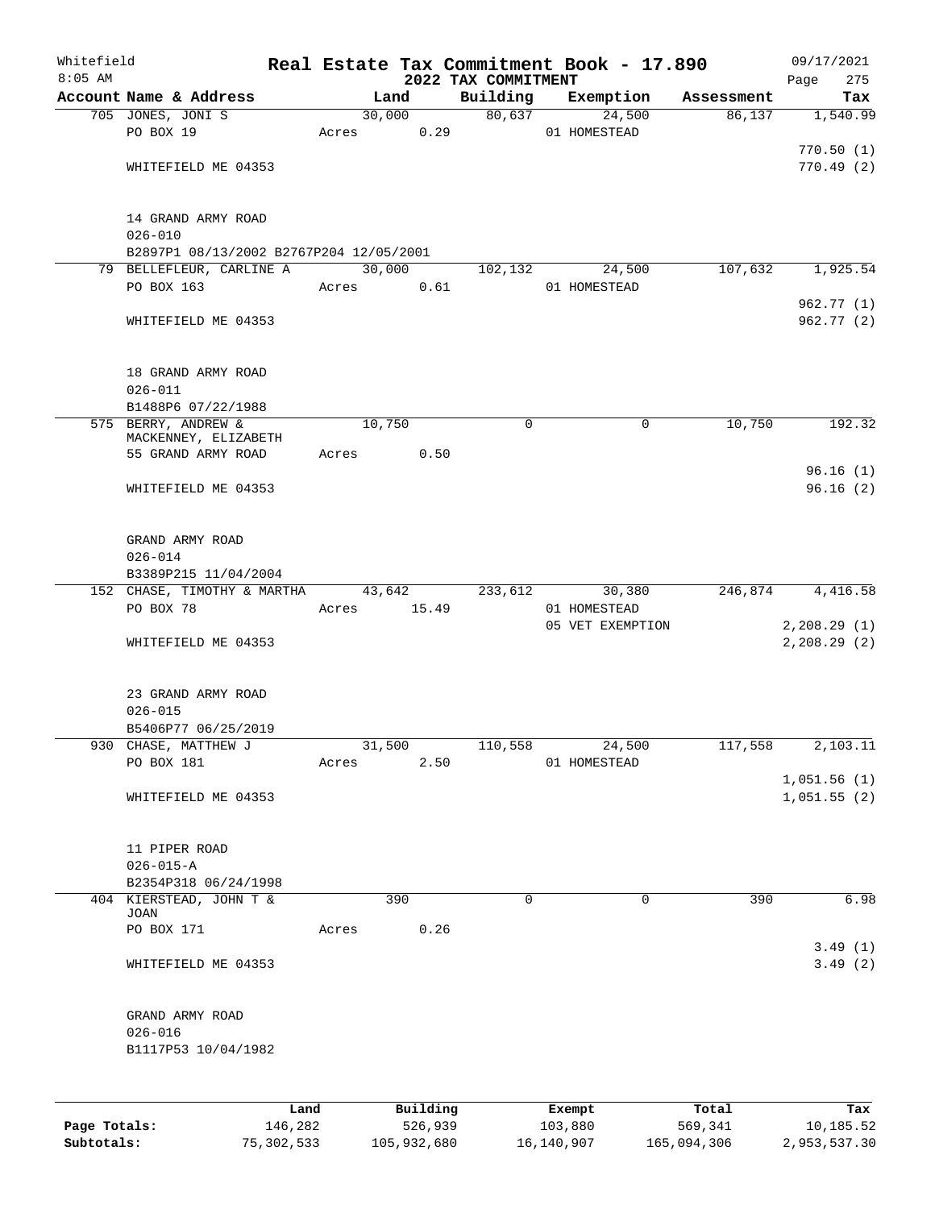Whitefield  
8:05 AM

# Real Estate Tax Commitment Book - 17.890
## 2022 TAX COMMITMENT

09/17/2021

| Account Name & Address | Land | Building | Exemption | Assessment | Tax |
|---|---|---|---|---|---|
| 705 JONES, JONI S | 30,000 | 80,637 | 24,500 | 86,137 | 1,540.99 |
| PO BOX 19 | Acres 0.29 | | 01 HOMESTEAD | | |
| | | | | | 770.50 (1) |
| WHITEFIELD ME 04353 | | | | | 770.49 (2) |
| 14 GRAND ARMY ROAD | | | | | |
| 026-010 | | | | | |
| B2897P1 08/13/2002 B2767P204 12/05/2001 | | | | | |
| 79 BELLEFLEUR, CARLINE A | 30,000 | 102,132 | 24,500 | 107,632 | 1,925.54 |
| PO BOX 163 | Acres 0.61 | | 01 HOMESTEAD | | |
| | | | | | 962.77 (1) |
| WHITEFIELD ME 04353 | | | | | 962.77 (2) |
| 18 GRAND ARMY ROAD | | | | | |
| 026-011 | | | | | |
| B1488P6 07/22/1988 | | | | | |
| 575 BERRY, ANDREW & MACKENNEY, ELIZABETH | 10,750 | 0 | 0 | 10,750 | 192.32 |
| 55 GRAND ARMY ROAD | Acres 0.50 | | | | |
| | | | | | 96.16 (1) |
| WHITEFIELD ME 04353 | | | | | 96.16 (2) |
| GRAND ARMY ROAD | | | | | |
| 026-014 | | | | | |
| B3389P215 11/04/2004 | | | | | |
| 152 CHASE, TIMOTHY & MARTHA | 43,642 | 233,612 | 30,380 | 246,874 | 4,416.58 |
| PO BOX 78 | Acres 15.49 | | 01 HOMESTEAD | | |
| | | | 05 VET EXEMPTION | | 2,208.29 (1) |
| WHITEFIELD ME 04353 | | | | | 2,208.29 (2) |
| 23 GRAND ARMY ROAD | | | | | |
| 026-015 | | | | | |
| B5406P77 06/25/2019 | | | | | |
| 930 CHASE, MATTHEW J | 31,500 | 110,558 | 24,500 | 117,558 | 2,103.11 |
| PO BOX 181 | Acres 2.50 | | 01 HOMESTEAD | | |
| | | | | | 1,051.56 (1) |
| WHITEFIELD ME 04353 | | | | | 1,051.55 (2) |
| 11 PIPER ROAD | | | | | |
| 026-015-A | | | | | |
| B2354P318 06/24/1998 | | | | | |
| 404 KIERSTEAD, JOHN T & JOAN | 390 | 0 | 0 | 390 | 6.98 |
| PO BOX 171 | Acres 0.26 | | | | |
| | | | | | 3.49 (1) |
| WHITEFIELD ME 04353 | | | | | 3.49 (2) |
| GRAND ARMY ROAD | | | | | |
| 026-016 | | | | | |
| B1117P53 10/04/1982 | | | | | |

| | Land | Building | Exempt | Total | Tax |
|---|---|---|---|---|---|
| Page Totals: | 146,282 | 526,939 | 103,880 | 569,341 | 10,185.52 |
| Subtotals: | 75,302,533 | 105,932,680 | 16,140,907 | 165,094,306 | 2,953,537.30 |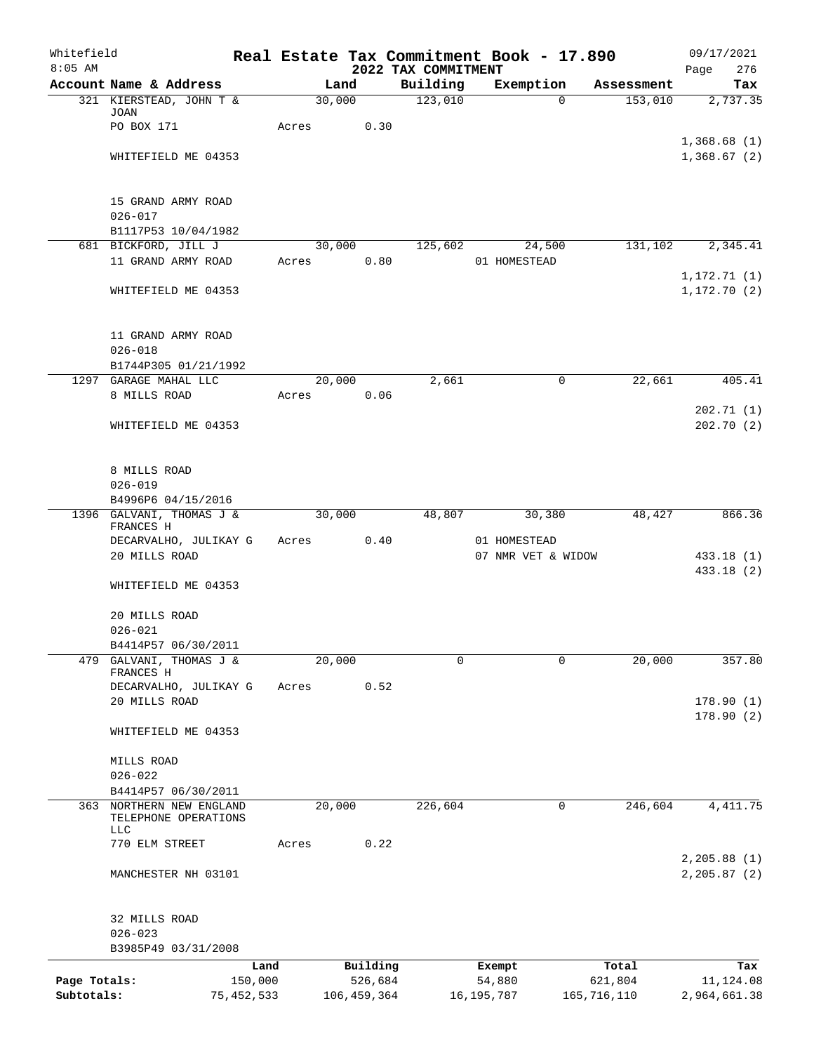Whitefield 8:05 AM

# Real Estate Tax Commitment Book - 17.890

## 2022 TAX COMMITMENT

09/17/2021 Page 276

| Account Name & Address | Land | Building | Exemption | Assessment | Tax |
|---|---|---|---|---|---|
| 321 KIERSTEAD, JOHN T & JOAN | 30,000 | 123,010 | 0 | 153,010 | 2,737.35 |
| PO BOX 171 | Acres 0.30 | | | | |
| | | | | | 1,368.68 (1) |
| WHITEFIELD ME 04353 | | | | | 1,368.67 (2) |
| 15 GRAND ARMY ROAD | | | | | |
| 026-017 | | | | | |
| B1117P53 10/04/1982 | | | | | |
| 681 BICKFORD, JILL J | 30,000 | 125,602 | 24,500 | 131,102 | 2,345.41 |
| 11 GRAND ARMY ROAD | Acres 0.80 | | 01 HOMESTEAD | | |
| | | | | | 1,172.71 (1) |
| WHITEFIELD ME 04353 | | | | | 1,172.70 (2) |
| 11 GRAND ARMY ROAD | | | | | |
| 026-018 | | | | | |
| B1744P305 01/21/1992 | | | | | |
| 1297 GARAGE MAHAL LLC | 20,000 | 2,661 | 0 | 22,661 | 405.41 |
| 8 MILLS ROAD | Acres 0.06 | | | | |
| | | | | | 202.71 (1) |
| WHITEFIELD ME 04353 | | | | | 202.70 (2) |
| 8 MILLS ROAD | | | | | |
| 026-019 | | | | | |
| B4996P6 04/15/2016 | | | | | |
| 1396 GALVANI, THOMAS J & FRANCES H | 30,000 | 48,807 | 30,380 | 48,427 | 866.36 |
| DECARVALHO, JULIKAY G | Acres 0.40 | | 01 HOMESTEAD | | |
| 20 MILLS ROAD | | | 07 NMR VET & WIDOW | | 433.18 (1) |
| | | | | | 433.18 (2) |
| WHITEFIELD ME 04353 | | | | | |
| 20 MILLS ROAD | | | | | |
| 026-021 | | | | | |
| B4414P57 06/30/2011 | | | | | |
| 479 GALVANI, THOMAS J & FRANCES H | 20,000 | 0 | 0 | 20,000 | 357.80 |
| DECARVALHO, JULIKAY G | Acres 0.52 | | | | |
| 20 MILLS ROAD | | | | | 178.90 (1) |
| | | | | | 178.90 (2) |
| WHITEFIELD ME 04353 | | | | | |
| MILLS ROAD | | | | | |
| 026-022 | | | | | |
| B4414P57 06/30/2011 | | | | | |
| 363 NORTHERN NEW ENGLAND TELEPHONE OPERATIONS LLC | 20,000 | 226,604 | 0 | 246,604 | 4,411.75 |
| 770 ELM STREET | Acres 0.22 | | | | |
| | | | | | 2,205.88 (1) |
| MANCHESTER NH 03101 | | | | | 2,205.87 (2) |
| 32 MILLS ROAD | | | | | |
| 026-023 | | | | | |
| B3985P49 03/31/2008 | | | | | |

| | Land | Building | Exempt | Total | Tax |
|---|---|---|---|---|---|
| Page Totals: | 150,000 | 526,684 | 54,880 | 621,804 | 11,124.08 |
| Subtotals: | 75,452,533 | 106,459,364 | 16,195,787 | 165,716,110 | 2,964,661.38 |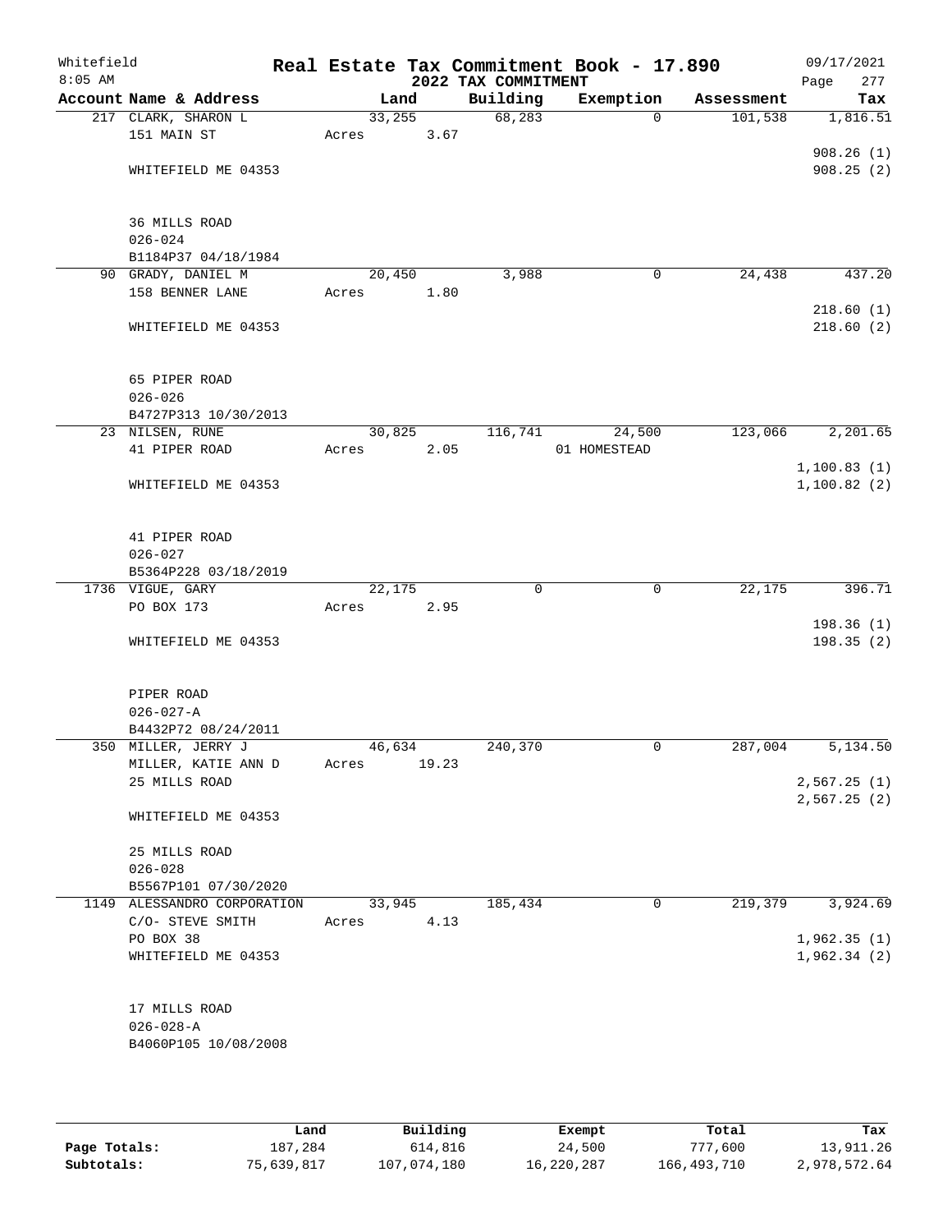Whitefield
8:05 AM

# Real Estate Tax Commitment Book - 17.890

## 2022 TAX COMMITMENT

09/17/2021

| Account Name & Address | Land | Building | Exemption | Assessment | Tax |
|---|---|---|---|---|---|
| 217 CLARK, SHARON L | 33,255 | 68,283 | 0 | 101,538 | 1,816.51 |
| 151 MAIN ST | Acres 3.67 | | | | |
| | | | | | 908.26 (1) |
| WHITEFIELD ME 04353 | | | | | 908.25 (2) |
| 36 MILLS ROAD | | | | | |
| 026-024 | | | | | |
| B1184P37 04/18/1984 | | | | | |
| 90 GRADY, DANIEL M | 20,450 | 3,988 | 0 | 24,438 | 437.20 |
| 158 BENNER LANE | Acres 1.80 | | | | |
| | | | | | 218.60 (1) |
| WHITEFIELD ME 04353 | | | | | 218.60 (2) |
| 65 PIPER ROAD | | | | | |
| 026-026 | | | | | |
| B4727P313 10/30/2013 | | | | | |
| 23 NILSEN, RUNE | 30,825 | 116,741 | 24,500 | 123,066 | 2,201.65 |
| 41 PIPER ROAD | Acres 2.05 | | 01 HOMESTEAD | | |
| | | | | | 1,100.83 (1) |
| WHITEFIELD ME 04353 | | | | | 1,100.82 (2) |
| 41 PIPER ROAD | | | | | |
| 026-027 | | | | | |
| B5364P228 03/18/2019 | | | | | |
| 1736 VIGUE, GARY | 22,175 | 0 | 0 | 22,175 | 396.71 |
| PO BOX 173 | Acres 2.95 | | | | |
| | | | | | 198.36 (1) |
| WHITEFIELD ME 04353 | | | | | 198.35 (2) |
| PIPER ROAD | | | | | |
| 026-027-A | | | | | |
| B4432P72 08/24/2011 | | | | | |
| 350 MILLER, JERRY J | 46,634 | 240,370 | 0 | 287,004 | 5,134.50 |
| MILLER, KATIE ANN D | Acres 19.23 | | | | |
| 25 MILLS ROAD | | | | | 2,567.25 (1) |
| | | | | | 2,567.25 (2) |
| WHITEFIELD ME 04353 | | | | | |
| 25 MILLS ROAD | | | | | |
| 026-028 | | | | | |
| B5567P101 07/30/2020 | | | | | |
| 1149 ALESSANDRO CORPORATION | 33,945 | 185,434 | 0 | 219,379 | 3,924.69 |
| C/O- STEVE SMITH | Acres 4.13 | | | | |
| PO BOX 38 | | | | | 1,962.35 (1) |
| WHITEFIELD ME 04353 | | | | | 1,962.34 (2) |
| 17 MILLS ROAD | | | | | |
| 026-028-A | | | | | |
| B4060P105 10/08/2008 | | | | | |

| | Land | Building | Exempt | Total | Tax |
|---|---|---|---|---|---|
| Page Totals: | 187,284 | 614,816 | 24,500 | 777,600 | 13,911.26 |
| Subtotals: | 75,639,817 | 107,074,180 | 16,220,287 | 166,493,710 | 2,978,572.64 |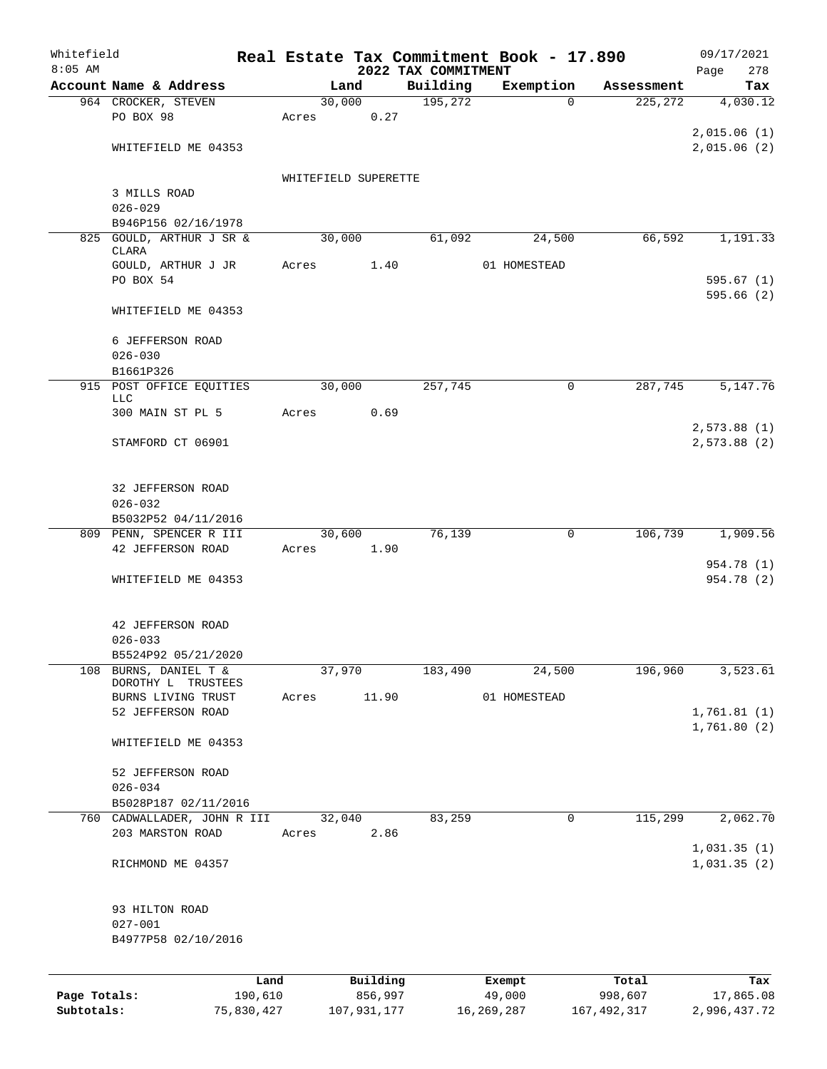Whitefield
8:05 AM

# Real Estate Tax Commitment Book - 17.890

## 2022 TAX COMMITMENT

09/17/2021

| Account Name & Address | Land | Building | Exemption | Assessment | Tax |
|---|---|---|---|---|---|
| 964 CROCKER, STEVEN | 30,000 | 195,272 | 0 | 225,272 | 4,030.12 |
| PO BOX 98 | Acres 0.27 | | | | |
| | | | | | 2,015.06 (1) |
| WHITEFIELD ME 04353 | | | | | 2,015.06 (2) |
| | WHITEFIELD SUPERETTE | | | | |
| 3 MILLS ROAD | | | | | |
| 026-029 | | | | | |
| B946P156 02/16/1978 | | | | | |
| 825 GOULD, ARTHUR J SR & CLARA | 30,000 | 61,092 | 24,500 | 66,592 | 1,191.33 |
| GOULD, ARTHUR J JR | Acres 1.40 | | 01 HOMESTEAD | | |
| PO BOX 54 | | | | | 595.67 (1) |
| | | | | | 595.66 (2) |
| WHITEFIELD ME 04353 | | | | | |
| 6 JEFFERSON ROAD | | | | | |
| 026-030 | | | | | |
| B1661P326 | | | | | |
| 915 POST OFFICE EQUITIES LLC | 30,000 | 257,745 | 0 | 287,745 | 5,147.76 |
| 300 MAIN ST PL 5 | Acres 0.69 | | | | |
| | | | | | 2,573.88 (1) |
| STAMFORD CT 06901 | | | | | 2,573.88 (2) |
| 32 JEFFERSON ROAD | | | | | |
| 026-032 | | | | | |
| B5032P52 04/11/2016 | | | | | |
| 809 PENN, SPENCER R III | 30,600 | 76,139 | 0 | 106,739 | 1,909.56 |
| 42 JEFFERSON ROAD | Acres 1.90 | | | | |
| | | | | | 954.78 (1) |
| WHITEFIELD ME 04353 | | | | | 954.78 (2) |
| 42 JEFFERSON ROAD | | | | | |
| 026-033 | | | | | |
| B5524P92 05/21/2020 | | | | | |
| 108 BURNS, DANIEL T & DOROTHY L TRUSTEES | 37,970 | 183,490 | 24,500 | 196,960 | 3,523.61 |
| BURNS LIVING TRUST | Acres 11.90 | | 01 HOMESTEAD | | |
| 52 JEFFERSON ROAD | | | | | 1,761.81 (1) |
| | | | | | 1,761.80 (2) |
| WHITEFIELD ME 04353 | | | | | |
| 52 JEFFERSON ROAD | | | | | |
| 026-034 | | | | | |
| B5028P187 02/11/2016 | | | | | |
| 760 CADWALLADER, JOHN R III | 32,040 | 83,259 | 0 | 115,299 | 2,062.70 |
| 203 MARSTON ROAD | Acres 2.86 | | | | |
| | | | | | 1,031.35 (1) |
| RICHMOND ME 04357 | | | | | 1,031.35 (2) |
| 93 HILTON ROAD | | | | | |
| 027-001 | | | | | |
| B4977P58 02/10/2016 | | | | | |

| | Land | Building | Exempt | Total | Tax |
|---|---|---|---|---|---|
| Page Totals: | 190,610 | 856,997 | 49,000 | 998,607 | 17,865.08 |
| Subtotals: | 75,830,427 | 107,931,177 | 16,269,287 | 167,492,317 | 2,996,437.72 |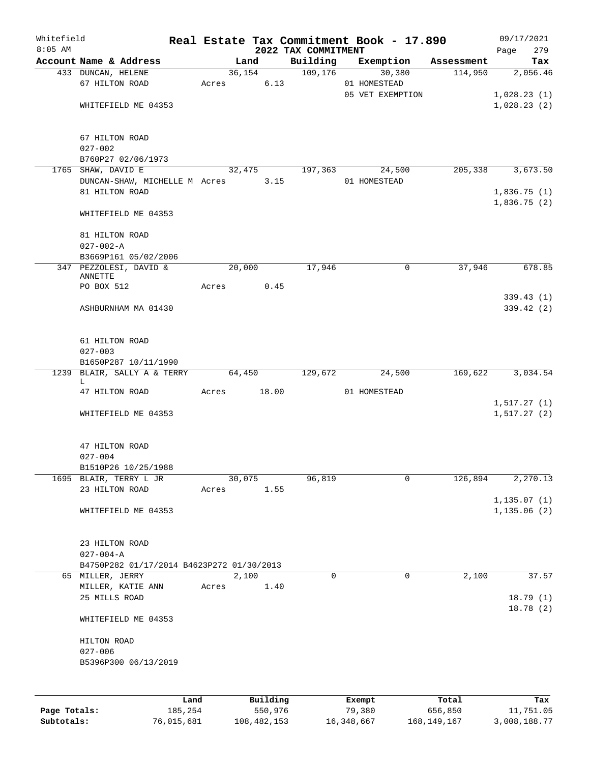Whitefield 8:05 AM

# Real Estate Tax Commitment Book - 17.890

## 2022 TAX COMMITMENT

09/17/2021 Page 279

| Account Name & Address | Land | Building | Exemption | Assessment | Tax |
|---|---|---|---|---|---|
| 433 DUNCAN, HELENE | 36,154 | 109,176 | 30,380 | 114,950 | 2,056.46 |
| 67 HILTON ROAD | Acres 6.13 | | 01 HOMESTEAD | | |
| | | | 05 VET EXEMPTION | | 1,028.23 (1) |
| WHITEFIELD ME 04353 | | | | | 1,028.23 (2) |
| 67 HILTON ROAD | | | | | |
| 027-002 | | | | | |
| B760P27 02/06/1973 | | | | | |
| 1765 SHAW, DAVID E | 32,475 | 197,363 | 24,500 | 205,338 | 3,673.50 |
| DUNCAN-SHAW, MICHELLE M | Acres 3.15 | | 01 HOMESTEAD | | |
| 81 HILTON ROAD | | | | | 1,836.75 (1) |
| | | | | | 1,836.75 (2) |
| WHITEFIELD ME 04353 | | | | | |
| 81 HILTON ROAD | | | | | |
| 027-002-A | | | | | |
| B3669P161 05/02/2006 | | | | | |
| 347 PEZZOLESI, DAVID & ANNETTE | 20,000 | 17,946 | 0 | 37,946 | 678.85 |
| PO BOX 512 | Acres 0.45 | | | | |
| | | | | | 339.43 (1) |
| ASHBURNHAM MA 01430 | | | | | 339.42 (2) |
| 61 HILTON ROAD | | | | | |
| 027-003 | | | | | |
| B1650P287 10/11/1990 | | | | | |
| 1239 BLAIR, SALLY A & TERRY L | 64,450 | 129,672 | 24,500 | 169,622 | 3,034.54 |
| 47 HILTON ROAD | Acres 18.00 | | 01 HOMESTEAD | | |
| | | | | | 1,517.27 (1) |
| WHITEFIELD ME 04353 | | | | | 1,517.27 (2) |
| 47 HILTON ROAD | | | | | |
| 027-004 | | | | | |
| B1510P26 10/25/1988 | | | | | |
| 1695 BLAIR, TERRY L JR | 30,075 | 96,819 | 0 | 126,894 | 2,270.13 |
| 23 HILTON ROAD | Acres 1.55 | | | | |
| | | | | | 1,135.07 (1) |
| WHITEFIELD ME 04353 | | | | | 1,135.06 (2) |
| 23 HILTON ROAD | | | | | |
| 027-004-A | | | | | |
| B4750P282 01/17/2014 B4623P272 01/30/2013 | | | | | |
| 65 MILLER, JERRY | 2,100 | 0 | 0 | 2,100 | 37.57 |
| MILLER, KATIE ANN | Acres 1.40 | | | | |
| 25 MILLS ROAD | | | | | 18.79 (1) |
| | | | | | 18.78 (2) |
| WHITEFIELD ME 04353 | | | | | |
| HILTON ROAD | | | | | |
| 027-006 | | | | | |
| B5396P300 06/13/2019 | | | | | |

| | Land | Building | Exempt | Total | Tax |
|---|---|---|---|---|---|
| Page Totals: | 185,254 | 550,976 | 79,380 | 656,850 | 11,751.05 |
| Subtotals: | 76,015,681 | 108,482,153 | 16,348,667 | 168,149,167 | 3,008,188.77 |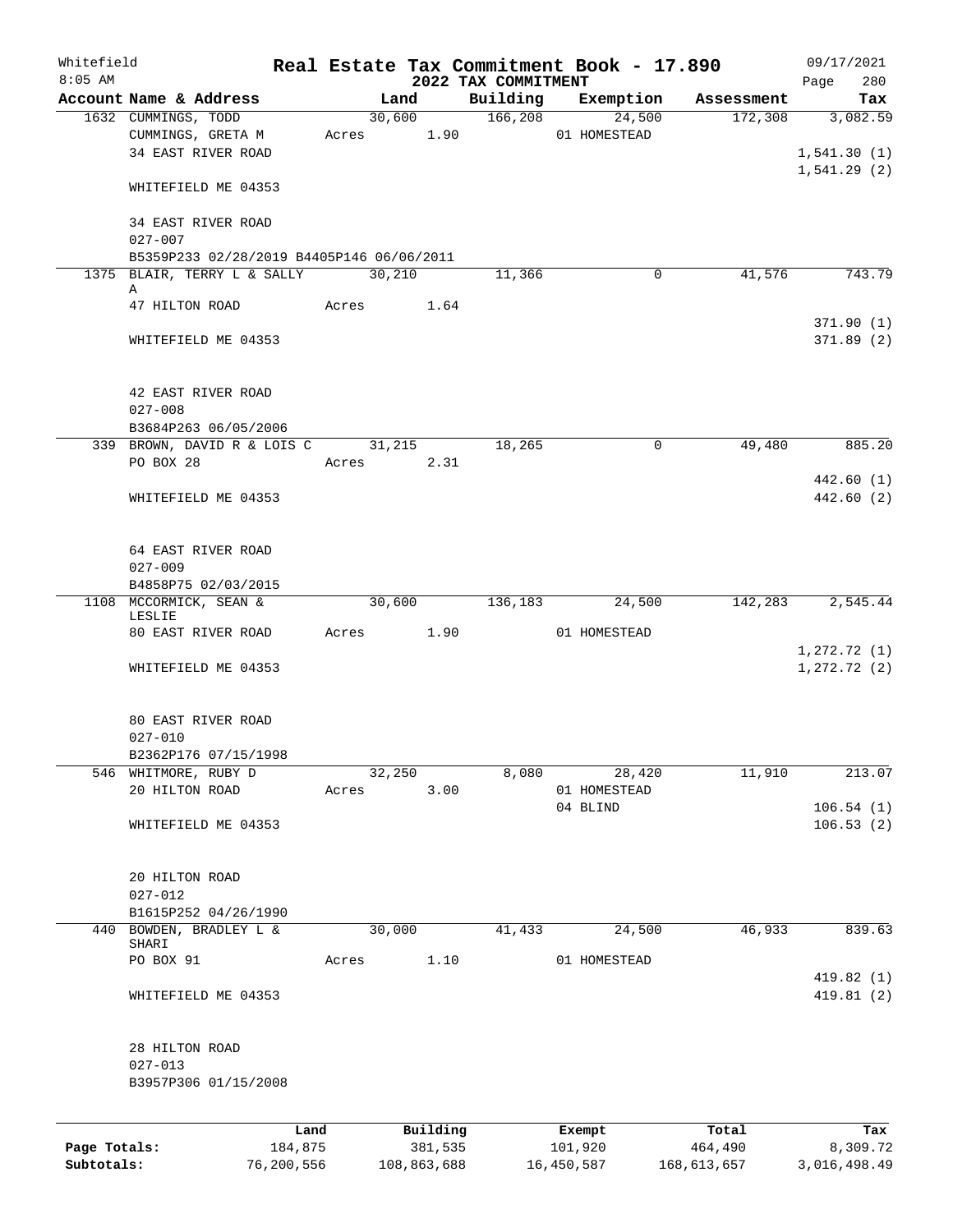Whitefield 8:05 AM

# Real Estate Tax Commitment Book - 17.890

## 2022 TAX COMMITMENT

09/17/2021

| Account Name & Address | Land | Building | Exemption | Assessment | Tax |
|---|---|---|---|---|---|
| 1632 CUMMINGS, TODD<br>CUMMINGS, GRETA M<br>34 EAST RIVER ROAD<br><br>WHITEFIELD ME 04353<br><br>34 EAST RIVER ROAD<br>027-007<br>B5359P233 02/28/2019 B4405P146 06/06/2011 | 30,600<br>Acres 1.90 | 166,208 | 24,500<br>01 HOMESTEAD | 172,308 | 3,082.59<br><br>1,541.30 (1)<br>1,541.29 (2) |
| 1375 BLAIR, TERRY L & SALLY A<br>47 HILTON ROAD<br><br>WHITEFIELD ME 04353<br><br>42 EAST RIVER ROAD<br>027-008<br>B3684P263 06/05/2006 | 30,210<br>Acres 1.64 | 11,366 | 0 | 41,576 | 743.79<br><br>371.90 (1)<br>371.89 (2) |
| 339 BROWN, DAVID R & LOIS C<br>PO BOX 28<br><br>WHITEFIELD ME 04353<br><br>64 EAST RIVER ROAD<br>027-009<br>B4858P75 02/03/2015 | 31,215<br>Acres 2.31 | 18,265 | 0 | 49,480 | 885.20<br><br>442.60 (1)<br>442.60 (2) |
| 1108 MCCORMICK, SEAN & LESLIE<br>80 EAST RIVER ROAD<br><br>WHITEFIELD ME 04353<br><br>80 EAST RIVER ROAD<br>027-010<br>B2362P176 07/15/1998 | 30,600<br>Acres 1.90 | 136,183 | 24,500<br>01 HOMESTEAD | 142,283 | 2,545.44<br><br>1,272.72 (1)<br>1,272.72 (2) |
| 546 WHITMORE, RUBY D<br>20 HILTON ROAD<br><br>WHITEFIELD ME 04353<br><br>20 HILTON ROAD<br>027-012<br>B1615P252 04/26/1990 | 32,250<br>Acres 3.00 | 8,080 | 28,420<br>01 HOMESTEAD<br>04 BLIND | 11,910 | 213.07<br><br>106.54 (1)<br>106.53 (2) |
| 440 BOWDEN, BRADLEY L & SHARI<br>PO BOX 91<br><br>WHITEFIELD ME 04353<br><br>28 HILTON ROAD<br>027-013<br>B3957P306 01/15/2008 | 30,000<br>Acres 1.10 | 41,433 | 24,500<br>01 HOMESTEAD | 46,933 | 839.63<br><br>419.82 (1)<br>419.81 (2) |

| | Land | Building | Exempt | Total | Tax |
|---|---|---|---|---|---|
| Page Totals: | 184,875 | 381,535 | 101,920 | 464,490 | 8,309.72 |
| Subtotals: | 76,200,556 | 108,863,688 | 16,450,587 | 168,613,657 | 3,016,498.49 |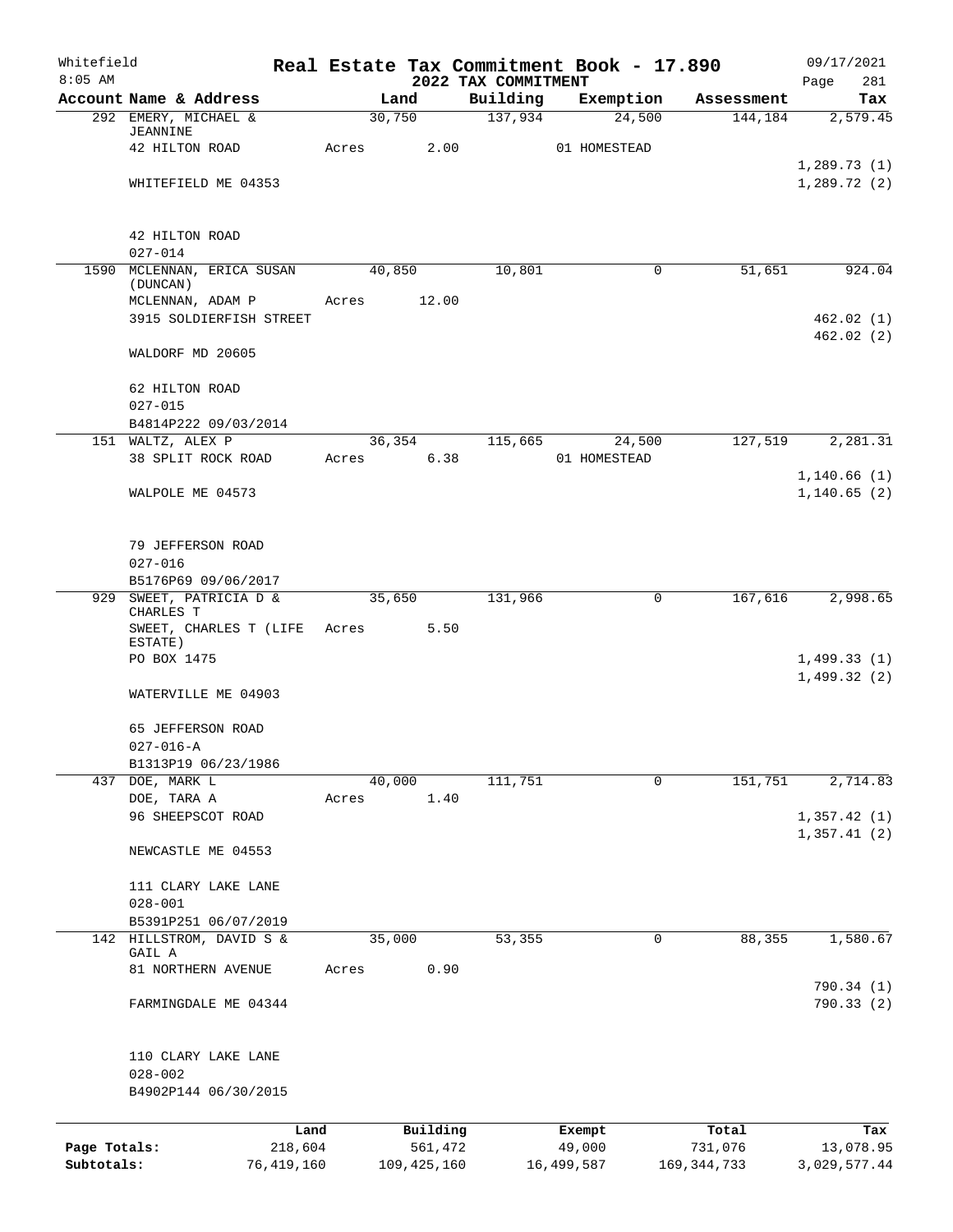Whitefield 8:05 AM

# Real Estate Tax Commitment Book - 17.890

## 2022 TAX COMMITMENT

09/17/2021 Page 281

| Account Name & Address | Land | Building | Exemption | Assessment | Tax |
|---|---|---|---|---|---|
| 292 EMERY, MICHAEL & JEANNINE | 30,750 | 137,934 | 24,500 | 144,184 | 2,579.45 |
| 42 HILTON ROAD | Acres 2.00 | | 01 HOMESTEAD | | |
| | | | | | 1,289.73 (1) |
| WHITEFIELD ME 04353 | | | | | 1,289.72 (2) |
| 42 HILTON ROAD | | | | | |
| 027-014 | | | | | |
| 1590 MCLENNAN, ERICA SUSAN (DUNCAN) | 40,850 | 10,801 | 0 | 51,651 | 924.04 |
| MCLENNAN, ADAM P | Acres 12.00 | | | | |
| 3915 SOLDIERFISH STREET | | | | | 462.02 (1) |
| | | | | | 462.02 (2) |
| WALDORF MD 20605 | | | | | |
| 62 HILTON ROAD | | | | | |
| 027-015 | | | | | |
| B4814P222 09/03/2014 | | | | | |
| 151 WALTZ, ALEX P | 36,354 | 115,665 | 24,500 | 127,519 | 2,281.31 |
| 38 SPLIT ROCK ROAD | Acres 6.38 | | 01 HOMESTEAD | | |
| | | | | | 1,140.66 (1) |
| WALPOLE ME 04573 | | | | | 1,140.65 (2) |
| 79 JEFFERSON ROAD | | | | | |
| 027-016 | | | | | |
| B5176P69 09/06/2017 | | | | | |
| 929 SWEET, PATRICIA D & CHARLES T | 35,650 | 131,966 | 0 | 167,616 | 2,998.65 |
| SWEET, CHARLES T (LIFE ESTATE) | Acres 5.50 | | | | |
| PO BOX 1475 | | | | | 1,499.33 (1) |
| | | | | | 1,499.32 (2) |
| WATERVILLE ME 04903 | | | | | |
| 65 JEFFERSON ROAD | | | | | |
| 027-016-A | | | | | |
| B1313P19 06/23/1986 | | | | | |
| 437 DOE, MARK L | 40,000 | 111,751 | 0 | 151,751 | 2,714.83 |
| DOE, TARA A | Acres 1.40 | | | | |
| 96 SHEEPSCOT ROAD | | | | | 1,357.42 (1) |
| | | | | | 1,357.41 (2) |
| NEWCASTLE ME 04553 | | | | | |
| 111 CLARY LAKE LANE | | | | | |
| 028-001 | | | | | |
| B5391P251 06/07/2019 | | | | | |
| 142 HILLSTROM, DAVID S & GAIL A | 35,000 | 53,355 | 0 | 88,355 | 1,580.67 |
| 81 NORTHERN AVENUE | Acres 0.90 | | | | |
| | | | | | 790.34 (1) |
| FARMINGDALE ME 04344 | | | | | 790.33 (2) |
| 110 CLARY LAKE LANE | | | | | |
| 028-002 | | | | | |
| B4902P144 06/30/2015 | | | | | |

| | Land | Building | Exempt | Total | Tax |
|---|---|---|---|---|---|
| Page Totals: | 218,604 | 561,472 | 49,000 | 731,076 | 13,078.95 |
| Subtotals: | 76,419,160 | 109,425,160 | 16,499,587 | 169,344,733 | 3,029,577.44 |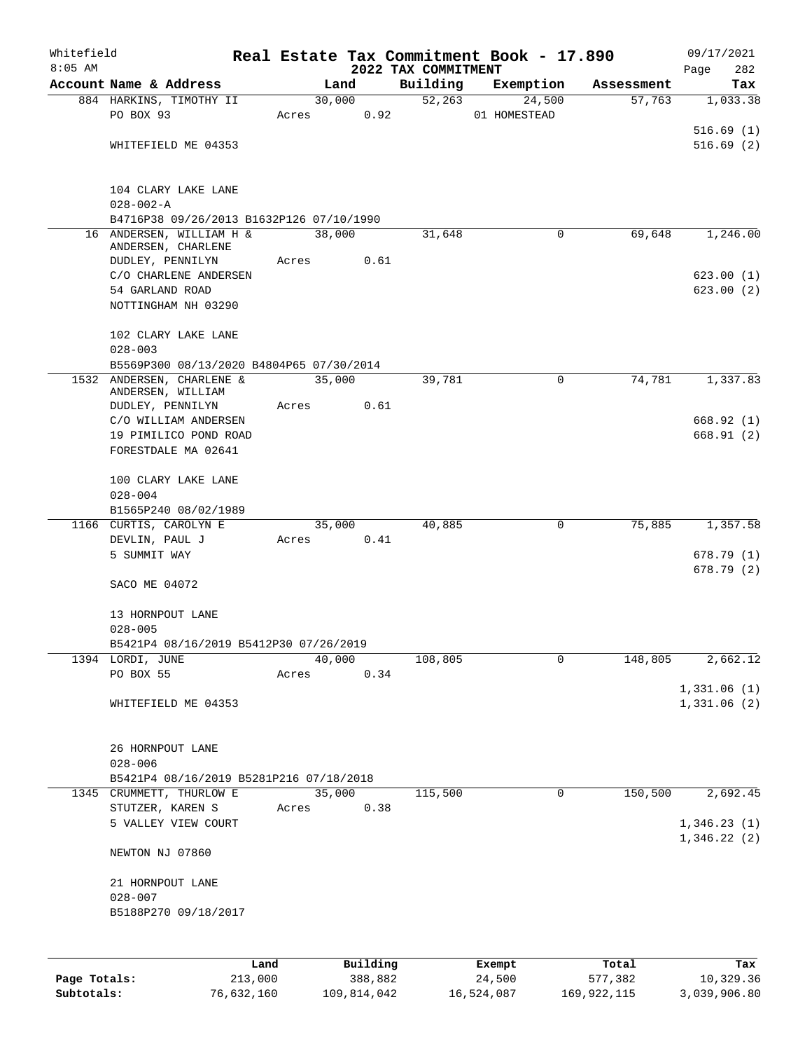# Real Estate Tax Commitment Book - 17.890

## 2022 TAX COMMITMENT

Whitefield 8:05 AM — 09/17/2021

| Account Name & Address | Land | Building | Exemption | Assessment | Tax |
|---|---|---|---|---|---|
| 884 HARKINS, TIMOTHY II<br>PO BOX 93<br><br>WHITEFIELD ME 04353<br><br>104 CLARY LAKE LANE<br>028-002-A<br>B4716P38 09/26/2013 B1632P126 07/10/1990 | 30,000<br>Acres 0.92 | 52,263 | 24,500<br>01 HOMESTEAD | 57,763 | 1,033.38<br><br>516.69 (1)<br>516.69 (2) |
| 16 ANDERSEN, WILLIAM H &<br>ANDERSEN, CHARLENE<br>DUDLEY, PENNILYN<br>C/O CHARLENE ANDERSEN<br>54 GARLAND ROAD<br>NOTTINGHAM NH 03290<br><br>102 CLARY LAKE LANE<br>028-003<br>B5569P300 08/13/2020 B4804P65 07/30/2014 | 38,000<br>Acres 0.61 | 31,648 | 0 | 69,648 | 1,246.00<br><br>623.00 (1)<br>623.00 (2) |
| 1532 ANDERSEN, CHARLENE &<br>ANDERSEN, WILLIAM<br>DUDLEY, PENNILYN<br>C/O WILLIAM ANDERSEN<br>19 PIMILICO POND ROAD<br>FORESTDALE MA 02641<br><br>100 CLARY LAKE LANE<br>028-004<br>B1565P240 08/02/1989 | 35,000<br>Acres 0.61 | 39,781 | 0 | 74,781 | 1,337.83<br><br>668.92 (1)<br>668.91 (2) |
| 1166 CURTIS, CAROLYN E<br>DEVLIN, PAUL J<br>5 SUMMIT WAY<br><br>SACO ME 04072<br><br>13 HORNPOUT LANE<br>028-005<br>B5421P4 08/16/2019 B5412P30 07/26/2019 | 35,000<br>Acres 0.41 | 40,885 | 0 | 75,885 | 1,357.58<br><br>678.79 (1)<br>678.79 (2) |
| 1394 LORDI, JUNE<br>PO BOX 55<br><br>WHITEFIELD ME 04353<br><br>26 HORNPOUT LANE<br>028-006<br>B5421P4 08/16/2019 B5281P216 07/18/2018 | 40,000<br>Acres 0.34 | 108,805 | 0 | 148,805 | 2,662.12<br><br>1,331.06 (1)<br>1,331.06 (2) |
| 1345 CRUMMETT, THURLOW E<br>STUTZER, KAREN S<br>5 VALLEY VIEW COURT<br><br>NEWTON NJ 07860<br><br>21 HORNPOUT LANE<br>028-007<br>B5188P270 09/18/2017 | 35,000<br>Acres 0.38 | 115,500 | 0 | 150,500 | 2,692.45<br><br>1,346.23 (1)<br>1,346.22 (2) |

| | Land | Building | Exempt | Total | Tax |
|---|---|---|---|---|---|
| Page Totals: | 213,000 | 388,882 | 24,500 | 577,382 | 10,329.36 |
| Subtotals: | 76,632,160 | 109,814,042 | 16,524,087 | 169,922,115 | 3,039,906.80 |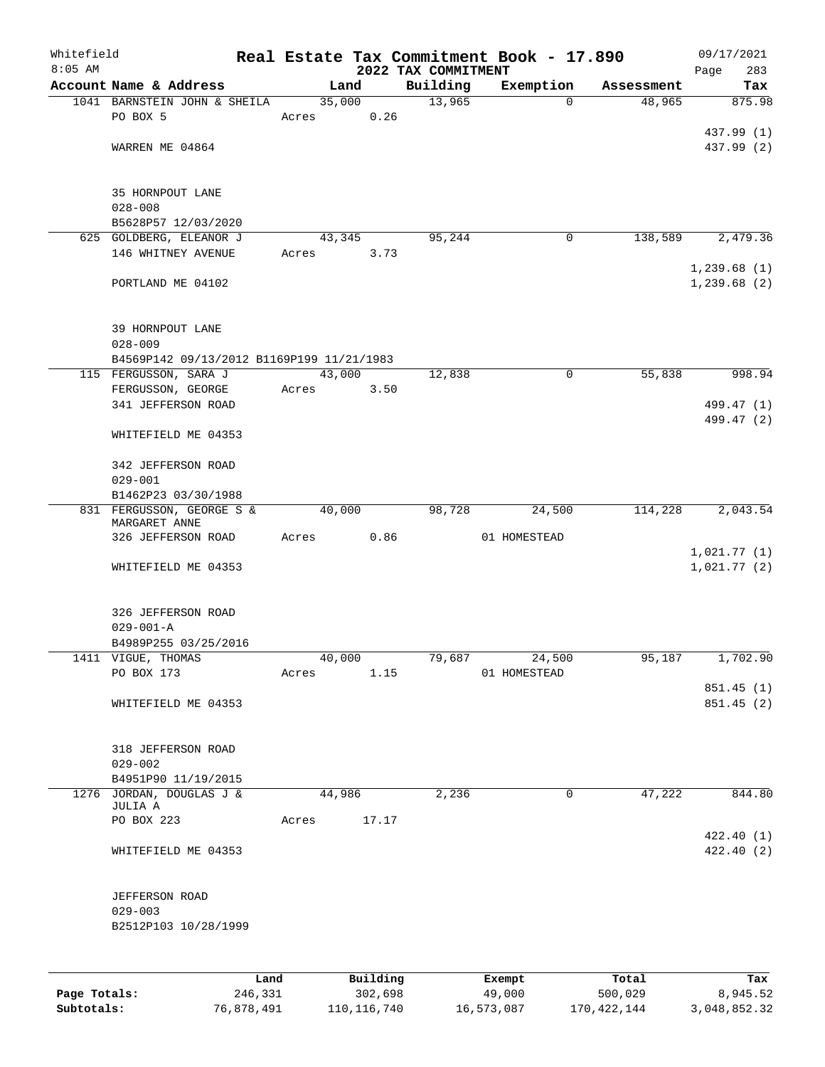# Real Estate Tax Commitment Book - 17.890

## 2022 TAX COMMITMENT

Whitefield, 8:05 AM, 09/17/2021

| Account Name & Address | Land | Building | Exemption | Assessment | Tax |
|---|---|---|---|---|---|
| 1041 BARNSTEIN JOHN & SHEILA<br>PO BOX 5<br><br>WARREN ME 04864<br><br>35 HORNPOUT LANE<br>028-008<br>B5628P57 12/03/2020 | 35,000<br>Acres 0.26 | 13,965 | 0 | 48,965 | 875.98<br><br>437.99 (1)<br>437.99 (2) |
| 625 GOLDBERG, ELEANOR J<br>146 WHITNEY AVENUE<br><br>PORTLAND ME 04102<br><br>39 HORNPOUT LANE<br>028-009<br>B4569P142 09/13/2012 B1169P199 11/21/1983 | 43,345<br>Acres 3.73 | 95,244 | 0 | 138,589 | 2,479.36<br><br>1,239.68 (1)<br>1,239.68 (2) |
| 115 FERGUSSON, SARA J<br>FERGUSSON, GEORGE<br>341 JEFFERSON ROAD<br><br>WHITEFIELD ME 04353<br><br>342 JEFFERSON ROAD<br>029-001<br>B1462P23 03/30/1988 | 43,000<br>Acres 3.50 | 12,838 | 0 | 55,838 | 998.94<br><br>499.47 (1)<br>499.47 (2) |
| 831 FERGUSSON, GEORGE S & MARGARET ANNE<br>326 JEFFERSON ROAD<br><br>WHITEFIELD ME 04353<br><br>326 JEFFERSON ROAD<br>029-001-A<br>B4989P255 03/25/2016 | 40,000<br>Acres 0.86 | 98,728 | 24,500<br>01 HOMESTEAD | 114,228 | 2,043.54<br><br>1,021.77 (1)<br>1,021.77 (2) |
| 1411 VIGUE, THOMAS<br>PO BOX 173<br><br>WHITEFIELD ME 04353<br><br>318 JEFFERSON ROAD<br>029-002<br>B4951P90 11/19/2015 | 40,000<br>Acres 1.15 | 79,687 | 24,500<br>01 HOMESTEAD | 95,187 | 1,702.90<br><br>851.45 (1)<br>851.45 (2) |
| 1276 JORDAN, DOUGLAS J & JULIA A<br>PO BOX 223<br><br>WHITEFIELD ME 04353<br><br>JEFFERSON ROAD<br>029-003<br>B2512P103 10/28/1999 | 44,986<br>Acres 17.17 | 2,236 | 0 | 47,222 | 844.80<br><br>422.40 (1)<br>422.40 (2) |

| | Land | Building | Exempt | Total | Tax |
|---|---|---|---|---|---|
| **Page Totals:** | 246,331 | 302,698 | 49,000 | 500,029 | 8,945.52 |
| **Subtotals:** | 76,878,491 | 110,116,740 | 16,573,087 | 170,422,144 | 3,048,852.32 |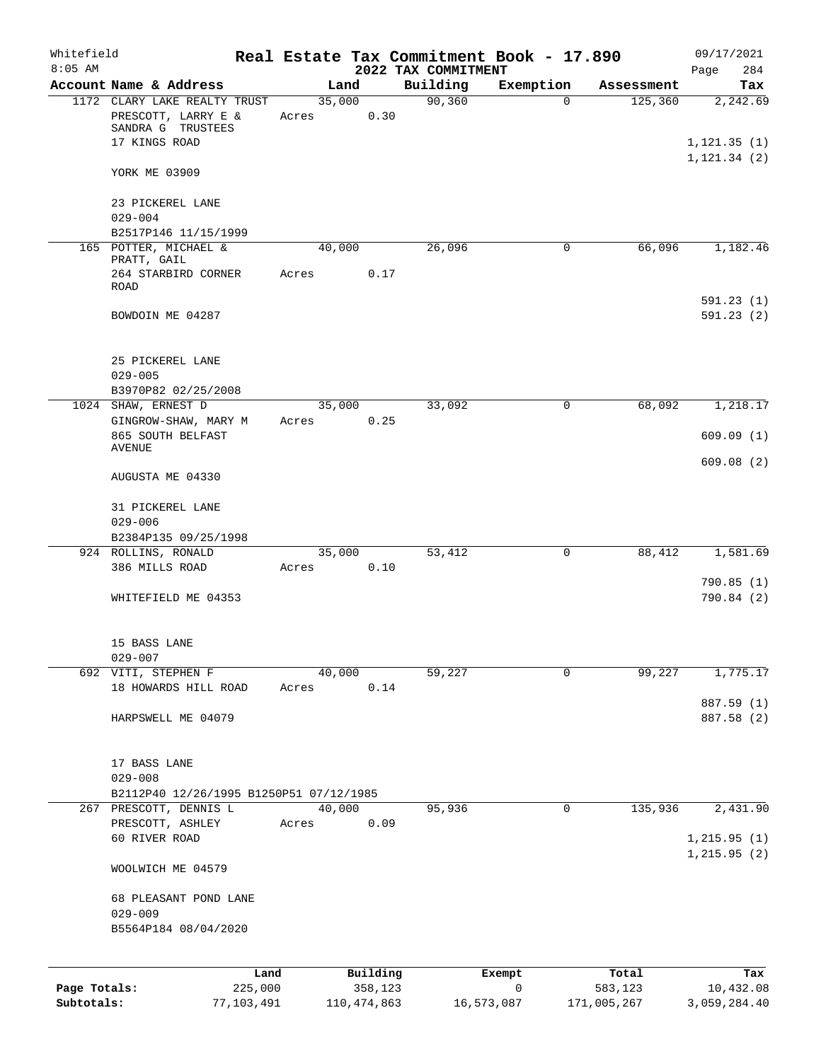Whitefield
8:05 AM

# Real Estate Tax Commitment Book - 17.890

## 2022 TAX COMMITMENT

09/17/2021
Page 284

| Account Name & Address | Land | Building | Exemption | Assessment | Tax |
|---|---|---|---|---|---|
| 1172 CLARY LAKE REALTY TRUST<br>PRESCOTT, LARRY E & SANDRA G TRUSTEES<br>17 KINGS ROAD<br><br>YORK ME 03909<br><br>23 PICKEREL LANE<br>029-004<br>B2517P146 11/15/1999 | 35,000<br>Acres 0.30 | 90,360 | 0 | 125,360 | 2,242.69<br><br>1,121.35 (1)<br>1,121.34 (2) |
| 165 POTTER, MICHAEL & PRATT, GAIL<br>264 STARBIRD CORNER ROAD<br><br>BOWDOIN ME 04287<br><br>25 PICKEREL LANE<br>029-005<br>B3970P82 02/25/2008 | 40,000<br>Acres 0.17 | 26,096 | 0 | 66,096 | 1,182.46<br><br>591.23 (1)<br>591.23 (2) |
| 1024 SHAW, ERNEST D<br>GINGROW-SHAW, MARY M<br>865 SOUTH BELFAST AVENUE<br><br>AUGUSTA ME 04330<br><br>31 PICKEREL LANE<br>029-006<br>B2384P135 09/25/1998 | 35,000<br>Acres 0.25 | 33,092 | 0 | 68,092 | 1,218.17<br><br>609.09 (1)<br>609.08 (2) |
| 924 ROLLINS, RONALD<br>386 MILLS ROAD<br><br>WHITEFIELD ME 04353<br><br>15 BASS LANE<br>029-007 | 35,000<br>Acres 0.10 | 53,412 | 0 | 88,412 | 1,581.69<br><br>790.85 (1)<br>790.84 (2) |
| 692 VITI, STEPHEN F<br>18 HOWARDS HILL ROAD<br><br>HARPSWELL ME 04079<br><br>17 BASS LANE<br>029-008<br>B2112P40 12/26/1995 B1250P51 07/12/1985 | 40,000<br>Acres 0.14 | 59,227 | 0 | 99,227 | 1,775.17<br><br>887.59 (1)<br>887.58 (2) |
| 267 PRESCOTT, DENNIS L<br>PRESCOTT, ASHLEY<br>60 RIVER ROAD<br><br>WOOLWICH ME 04579<br><br>68 PLEASANT POND LANE<br>029-009<br>B5564P184 08/04/2020 | 40,000<br>Acres 0.09 | 95,936 | 0 | 135,936 | 2,431.90<br><br>1,215.95 (1)<br>1,215.95 (2) |

| | Land | Building | Exempt | Total | Tax |
|---|---|---|---|---|---|
| Page Totals: | 225,000 | 358,123 | 0 | 583,123 | 10,432.08 |
| Subtotals: | 77,103,491 | 110,474,863 | 16,573,087 | 171,005,267 | 3,059,284.40 |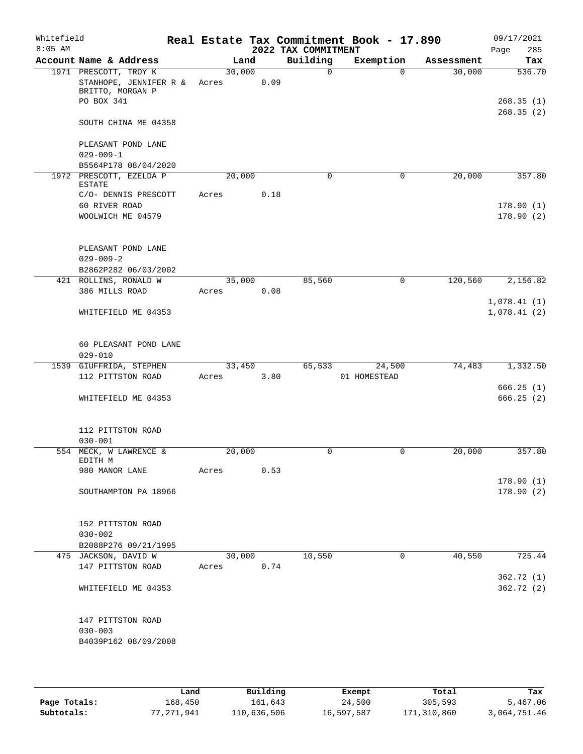Whitefield
8:05 AM

# Real Estate Tax Commitment Book - 17.890
## 2022 TAX COMMITMENT

09/17/2021
Page 285

| Account Name & Address | Land | Building | Exemption | Assessment | Tax |
|---|---|---|---|---|---|
| 1971 PRESCOTT, TROY K | 30,000 | 0 | 0 | 30,000 | 536.70 |
| STANHOPE, JENNIFER R & BRITTO, MORGAN P | Acres 0.09 | | | | |
| PO BOX 341 | | | | | 268.35 (1) |
| SOUTH CHINA ME 04358 | | | | | 268.35 (2) |
| PLEASANT POND LANE | | | | | |
| 029-009-1 | | | | | |
| B5564P178 08/04/2020 | | | | | |
| 1972 PRESCOTT, EZELDA P ESTATE | 20,000 | 0 | 0 | 20,000 | 357.80 |
| C/O- DENNIS PRESCOTT | Acres 0.18 | | | | |
| 60 RIVER ROAD | | | | | 178.90 (1) |
| WOOLWICH ME 04579 | | | | | 178.90 (2) |
| PLEASANT POND LANE | | | | | |
| 029-009-2 | | | | | |
| B2862P282 06/03/2002 | | | | | |
| 421 ROLLINS, RONALD W | 35,000 | 85,560 | 0 | 120,560 | 2,156.82 |
| 386 MILLS ROAD | Acres 0.08 | | | | |
| | | | | | 1,078.41 (1) |
| WHITEFIELD ME 04353 | | | | | 1,078.41 (2) |
| 60 PLEASANT POND LANE | | | | | |
| 029-010 | | | | | |
| 1539 GIUFFRIDA, STEPHEN | 33,450 | 65,533 | 24,500 | 74,483 | 1,332.50 |
| 112 PITTSTON ROAD | Acres 3.80 | | 01 HOMESTEAD | | |
| | | | | | 666.25 (1) |
| WHITEFIELD ME 04353 | | | | | 666.25 (2) |
| 112 PITTSTON ROAD | | | | | |
| 030-001 | | | | | |
| 554 MECK, W LAWRENCE & EDITH M | 20,000 | 0 | 0 | 20,000 | 357.80 |
| 980 MANOR LANE | Acres 0.53 | | | | |
| | | | | | 178.90 (1) |
| SOUTHAMPTON PA 18966 | | | | | 178.90 (2) |
| 152 PITTSTON ROAD | | | | | |
| 030-002 | | | | | |
| B2088P276 09/21/1995 | | | | | |
| 475 JACKSON, DAVID W | 30,000 | 10,550 | 0 | 40,550 | 725.44 |
| 147 PITTSTON ROAD | Acres 0.74 | | | | |
| | | | | | 362.72 (1) |
| WHITEFIELD ME 04353 | | | | | 362.72 (2) |
| 147 PITTSTON ROAD | | | | | |
| 030-003 | | | | | |
| B4039P162 08/09/2008 | | | | | |

| | Land | Building | Exempt | Total | Tax |
|---|---|---|---|---|---|
| Page Totals: | 168,450 | 161,643 | 24,500 | 305,593 | 5,467.06 |
| Subtotals: | 77,271,941 | 110,636,506 | 16,597,587 | 171,310,860 | 3,064,751.46 |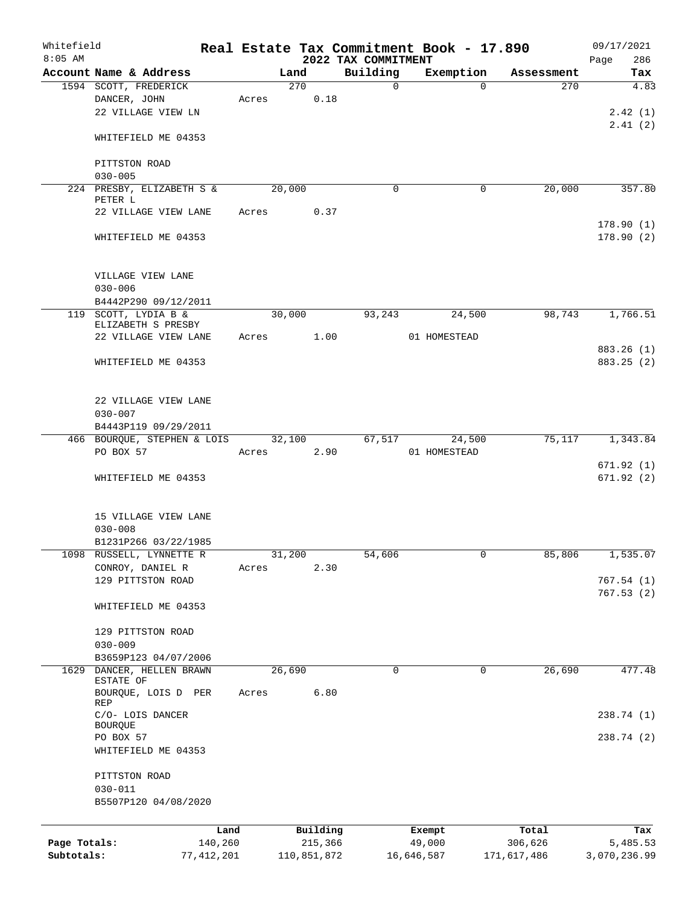# Real Estate Tax Commitment Book - 17.890

Whitefield
8:05 AM

2022 TAX COMMITMENT

09/17/2021

| Account | Name & Address | Land | | Building | Exemption | Assessment | Tax |
|---|---|---|---|---|---|---|---|
| 1594 | SCOTT, FREDERICK | 270 | | 0 | 0 | 270 | 4.83 |
| | DANCER, JOHN | Acres | 0.18 | | | | |
| | 22 VILLAGE VIEW LN | | | | | | 2.42 (1) |
| | | | | | | | 2.41 (2) |
| | WHITEFIELD ME 04353 | | | | | | |
| | PITTSTON ROAD | | | | | | |
| | 030-005 | | | | | | |
| 224 | PRESBY, ELIZABETH S & PETER L | 20,000 | | 0 | 0 | 20,000 | 357.80 |
| | 22 VILLAGE VIEW LANE | Acres | 0.37 | | | | |
| | | | | | | | 178.90 (1) |
| | WHITEFIELD ME 04353 | | | | | | 178.90 (2) |
| | VILLAGE VIEW LANE | | | | | | |
| | 030-006 | | | | | | |
| | B4442P290 09/12/2011 | | | | | | |
| 119 | SCOTT, LYDIA B & ELIZABETH S PRESBY | 30,000 | | 93,243 | 24,500 | 98,743 | 1,766.51 |
| | 22 VILLAGE VIEW LANE | Acres | 1.00 | | 01 HOMESTEAD | | |
| | | | | | | | 883.26 (1) |
| | WHITEFIELD ME 04353 | | | | | | 883.25 (2) |
| | 22 VILLAGE VIEW LANE | | | | | | |
| | 030-007 | | | | | | |
| | B4443P119 09/29/2011 | | | | | | |
| 466 | BOURQUE, STEPHEN & LOIS | 32,100 | | 67,517 | 24,500 | 75,117 | 1,343.84 |
| | PO BOX 57 | Acres | 2.90 | | 01 HOMESTEAD | | |
| | | | | | | | 671.92 (1) |
| | WHITEFIELD ME 04353 | | | | | | 671.92 (2) |
| | 15 VILLAGE VIEW LANE | | | | | | |
| | 030-008 | | | | | | |
| | B1231P266 03/22/1985 | | | | | | |
| 1098 | RUSSELL, LYNNETTE R | 31,200 | | 54,606 | 0 | 85,806 | 1,535.07 |
| | CONROY, DANIEL R | Acres | 2.30 | | | | |
| | 129 PITTSTON ROAD | | | | | | 767.54 (1) |
| | | | | | | | 767.53 (2) |
| | WHITEFIELD ME 04353 | | | | | | |
| | 129 PITTSTON ROAD | | | | | | |
| | 030-009 | | | | | | |
| | B3659P123 04/07/2006 | | | | | | |
| 1629 | DANCER, HELLEN BRAWN ESTATE OF | 26,690 | | 0 | 0 | 26,690 | 477.48 |
| | BOURQUE, LOIS D PER REP | Acres | 6.80 | | | | |
| | C/O- LOIS DANCER BOURQUE | | | | | | 238.74 (1) |
| | PO BOX 57 | | | | | | 238.74 (2) |
| | WHITEFIELD ME 04353 | | | | | | |
| | PITTSTON ROAD | | | | | | |
| | 030-011 | | | | | | |
| | B5507P120 04/08/2020 | | | | | | |

| | Land | Building | Exempt | Total | Tax |
|---|---|---|---|---|---|
| Page Totals: | 140,260 | 215,366 | 49,000 | 306,626 | 5,485.53 |
| Subtotals: | 77,412,201 | 110,851,872 | 16,646,587 | 171,617,486 | 3,070,236.99 |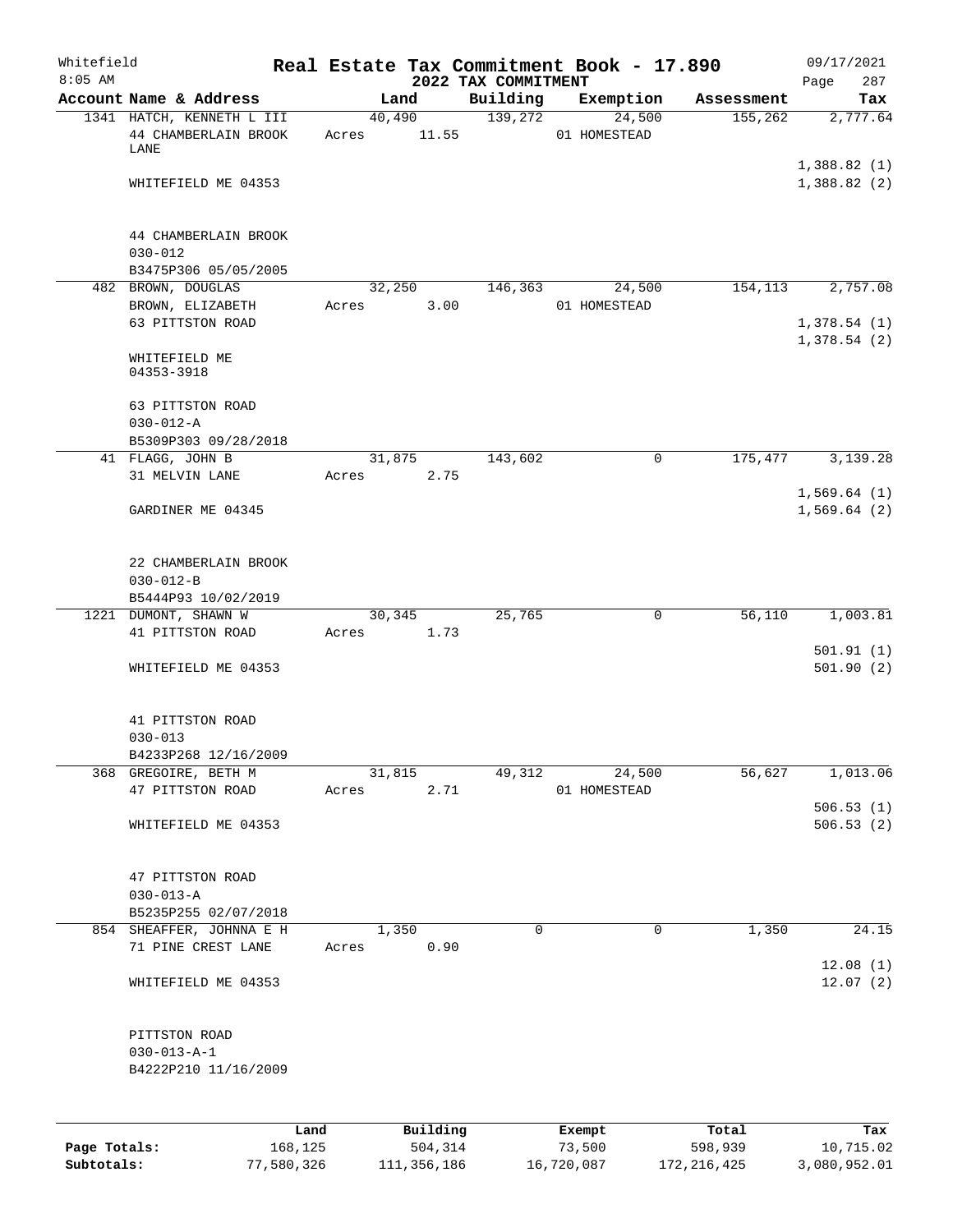Whitefield
8:05 AM

# Real Estate Tax Commitment Book - 17.890
## 2022 TAX COMMITMENT

09/17/2021
Page 287

| Account Name & Address | Land | Building | Exemption | Assessment | Tax |
|---|---|---|---|---|---|
| 1341 HATCH, KENNETH L III<br>44 CHAMBERLAIN BROOK LANE<br><br>WHITEFIELD ME 04353<br><br>44 CHAMBERLAIN BROOK<br>030-012<br>B3475P306 05/05/2005 | 40,490<br>Acres 11.55 | 139,272 | 24,500<br>01 HOMESTEAD | 155,262 | 2,777.64<br><br>1,388.82 (1)<br>1,388.82 (2) |
| 482 BROWN, DOUGLAS<br>BROWN, ELIZABETH<br>63 PITTSTON ROAD<br><br>WHITEFIELD ME 04353-3918<br><br>63 PITTSTON ROAD<br>030-012-A<br>B5309P303 09/28/2018 | 32,250<br>Acres 3.00 | 146,363 | 24,500<br>01 HOMESTEAD | 154,113 | 2,757.08<br><br>1,378.54 (1)<br>1,378.54 (2) |
| 41 FLAGG, JOHN B<br>31 MELVIN LANE<br><br>GARDINER ME 04345<br><br>22 CHAMBERLAIN BROOK<br>030-012-B<br>B5444P93 10/02/2019 | 31,875<br>Acres 2.75 | 143,602 | 0 | 175,477 | 3,139.28<br><br>1,569.64 (1)<br>1,569.64 (2) |
| 1221 DUMONT, SHAWN W<br>41 PITTSTON ROAD<br><br>WHITEFIELD ME 04353<br><br>41 PITTSTON ROAD<br>030-013<br>B4233P268 12/16/2009 | 30,345<br>Acres 1.73 | 25,765 | 0 | 56,110 | 1,003.81<br><br>501.91 (1)<br>501.90 (2) |
| 368 GREGOIRE, BETH M<br>47 PITTSTON ROAD<br><br>WHITEFIELD ME 04353<br><br>47 PITTSTON ROAD<br>030-013-A<br>B5235P255 02/07/2018 | 31,815<br>Acres 2.71 | 49,312 | 24,500<br>01 HOMESTEAD | 56,627 | 1,013.06<br><br>506.53 (1)<br>506.53 (2) |
| 854 SHEAFFER, JOHNNA E H<br>71 PINE CREST LANE<br><br>WHITEFIELD ME 04353<br><br>PITTSTON ROAD<br>030-013-A-1<br>B4222P210 11/16/2009 | 1,350<br>Acres 0.90 | 0 | 0 | 1,350 | 24.15<br><br>12.08 (1)<br>12.07 (2) |

| | Land | Building | Exempt | Total | Tax |
|---|---|---|---|---|---|
| Page Totals: | 168,125 | 504,314 | 73,500 | 598,939 | 10,715.02 |
| Subtotals: | 77,580,326 | 111,356,186 | 16,720,087 | 172,216,425 | 3,080,952.01 |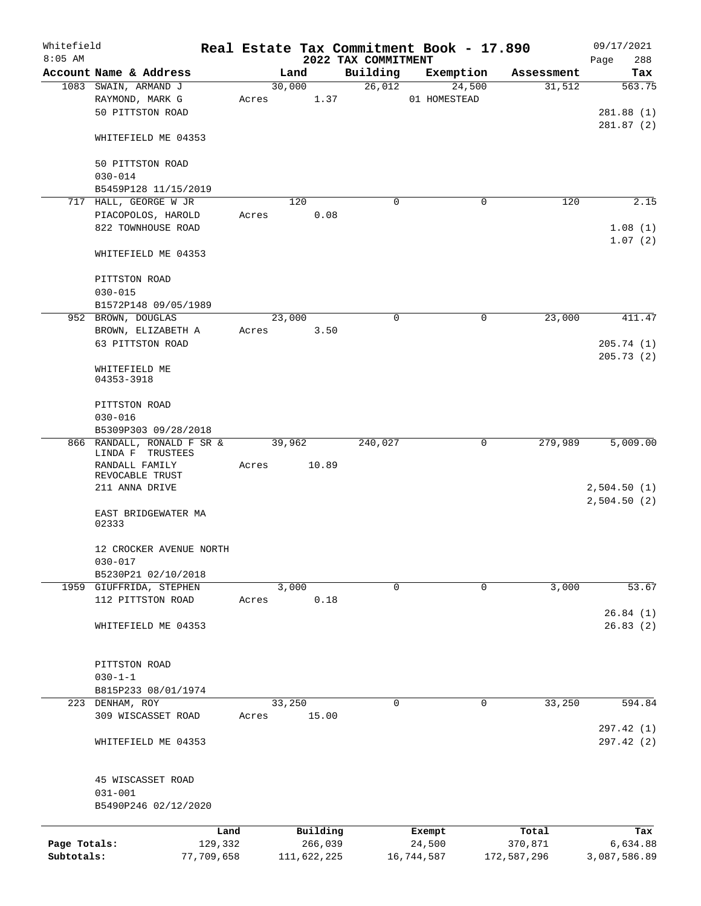Whitefield
8:05 AM

# Real Estate Tax Commitment Book - 17.890

## 2022 TAX COMMITMENT

09/17/2021

| Account Name & Address | Land | Building | Exemption | Assessment | Tax |
|---|---|---|---|---|---|
| 1083 SWAIN, ARMAND J | 30,000 | 26,012 | 24,500 | 31,512 | 563.75 |
| RAYMOND, MARK G | Acres 1.37 | | 01 HOMESTEAD | | |
| 50 PITTSTON ROAD | | | | | 281.88 (1) |
| | | | | | 281.87 (2) |
| WHITEFIELD ME 04353 | | | | | |
| 50 PITTSTON ROAD | | | | | |
| 030-014 | | | | | |
| B5459P128 11/15/2019 | | | | | |
| 717 HALL, GEORGE W JR | 120 | 0 | 0 | 120 | 2.15 |
| PIACOPOLOS, HAROLD | Acres 0.08 | | | | |
| 822 TOWNHOUSE ROAD | | | | | 1.08 (1) |
| | | | | | 1.07 (2) |
| WHITEFIELD ME 04353 | | | | | |
| PITTSTON ROAD | | | | | |
| 030-015 | | | | | |
| B1572P148 09/05/1989 | | | | | |
| 952 BROWN, DOUGLAS | 23,000 | 0 | 0 | 23,000 | 411.47 |
| BROWN, ELIZABETH A | Acres 3.50 | | | | |
| 63 PITTSTON ROAD | | | | | 205.74 (1) |
| | | | | | 205.73 (2) |
| WHITEFIELD ME 04353-3918 | | | | | |
| PITTSTON ROAD | | | | | |
| 030-016 | | | | | |
| B5309P303 09/28/2018 | | | | | |
| 866 RANDALL, RONALD F SR & LINDA F TRUSTEES | 39,962 | 240,027 | 0 | 279,989 | 5,009.00 |
| RANDALL FAMILY REVOCABLE TRUST | Acres 10.89 | | | | |
| 211 ANNA DRIVE | | | | | 2,504.50 (1) |
| | | | | | 2,504.50 (2) |
| EAST BRIDGEWATER MA 02333 | | | | | |
| 12 CROCKER AVENUE NORTH | | | | | |
| 030-017 | | | | | |
| B5230P21 02/10/2018 | | | | | |
| 1959 GIUFFRIDA, STEPHEN | 3,000 | 0 | 0 | 3,000 | 53.67 |
| 112 PITTSTON ROAD | Acres 0.18 | | | | |
| | | | | | 26.84 (1) |
| WHITEFIELD ME 04353 | | | | | 26.83 (2) |
| PITTSTON ROAD | | | | | |
| 030-1-1 | | | | | |
| B815P233 08/01/1974 | | | | | |
| 223 DENHAM, ROY | 33,250 | 0 | 0 | 33,250 | 594.84 |
| 309 WISCASSET ROAD | Acres 15.00 | | | | |
| | | | | | 297.42 (1) |
| WHITEFIELD ME 04353 | | | | | 297.42 (2) |
| 45 WISCASSET ROAD | | | | | |
| 031-001 | | | | | |
| B5490P246 02/12/2020 | | | | | |

| | Land | Building | Exempt | Total | Tax |
|---|---|---|---|---|---|
| Page Totals: | 129,332 | 266,039 | 24,500 | 370,871 | 6,634.88 |
| Subtotals: | 77,709,658 | 111,622,225 | 16,744,587 | 172,587,296 | 3,087,586.89 |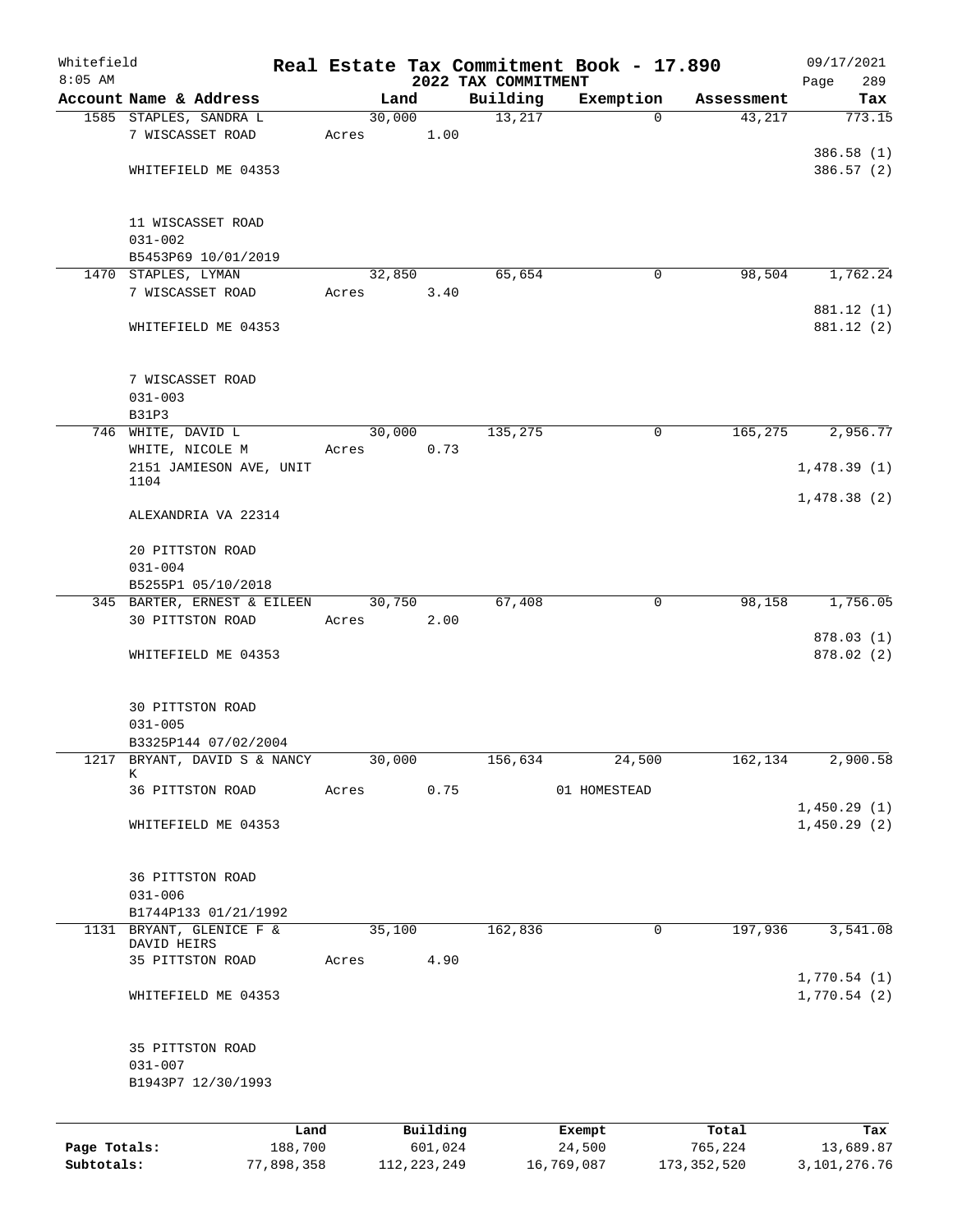Whitefield
8:05 AM

# Real Estate Tax Commitment Book - 17.890
## 2022 TAX COMMITMENT

09/17/2021

| Account Name & Address | Land | Building | Exemption | Assessment | Tax |
|---|---|---|---|---|---|
| 1585 STAPLES, SANDRA L<br>7 WISCASSET ROAD<br><br>WHITEFIELD ME 04353<br><br>11 WISCASSET ROAD<br>031-002<br>B5453P69 10/01/2019 | 30,000<br>Acres 1.00 | 13,217 | 0 | 43,217 | 773.15<br><br>386.58 (1)<br>386.57 (2) |
| 1470 STAPLES, LYMAN<br>7 WISCASSET ROAD<br><br>WHITEFIELD ME 04353<br><br>7 WISCASSET ROAD<br>031-003<br>B31P3 | 32,850<br>Acres 3.40 | 65,654 | 0 | 98,504 | 1,762.24<br><br>881.12 (1)<br>881.12 (2) |
| 746 WHITE, DAVID L<br>WHITE, NICOLE M<br>2151 JAMIESON AVE, UNIT 1104<br>ALEXANDRIA VA 22314<br><br>20 PITTSTON ROAD<br>031-004<br>B5255P1 05/10/2018 | 30,000<br>Acres 0.73 | 135,275 | 0 | 165,275 | 2,956.77<br><br>1,478.39 (1)<br>1,478.38 (2) |
| 345 BARTER, ERNEST & EILEEN<br>30 PITTSTON ROAD<br><br>WHITEFIELD ME 04353<br><br>30 PITTSTON ROAD<br>031-005<br>B3325P144 07/02/2004 | 30,750<br>Acres 2.00 | 67,408 | 0 | 98,158 | 1,756.05<br><br>878.03 (1)<br>878.02 (2) |
| 1217 BRYANT, DAVID S & NANCY K<br>36 PITTSTON ROAD<br><br>WHITEFIELD ME 04353<br><br>36 PITTSTON ROAD<br>031-006<br>B1744P133 01/21/1992 | 30,000<br>Acres 0.75 | 156,634 | 24,500<br>01 HOMESTEAD | 162,134 | 2,900.58<br><br>1,450.29 (1)<br>1,450.29 (2) |
| 1131 BRYANT, GLENICE F & DAVID HEIRS<br>35 PITTSTON ROAD<br><br>WHITEFIELD ME 04353<br><br>35 PITTSTON ROAD<br>031-007<br>B1943P7 12/30/1993 | 35,100<br>Acres 4.90 | 162,836 | 0 | 197,936 | 3,541.08<br><br>1,770.54 (1)<br>1,770.54 (2) |

| | Land | Building | Exempt | Total | Tax |
|---|---|---|---|---|---|
| Page Totals: | 188,700 | 601,024 | 24,500 | 765,224 | 13,689.87 |
| Subtotals: | 77,898,358 | 112,223,249 | 16,769,087 | 173,352,520 | 3,101,276.76 |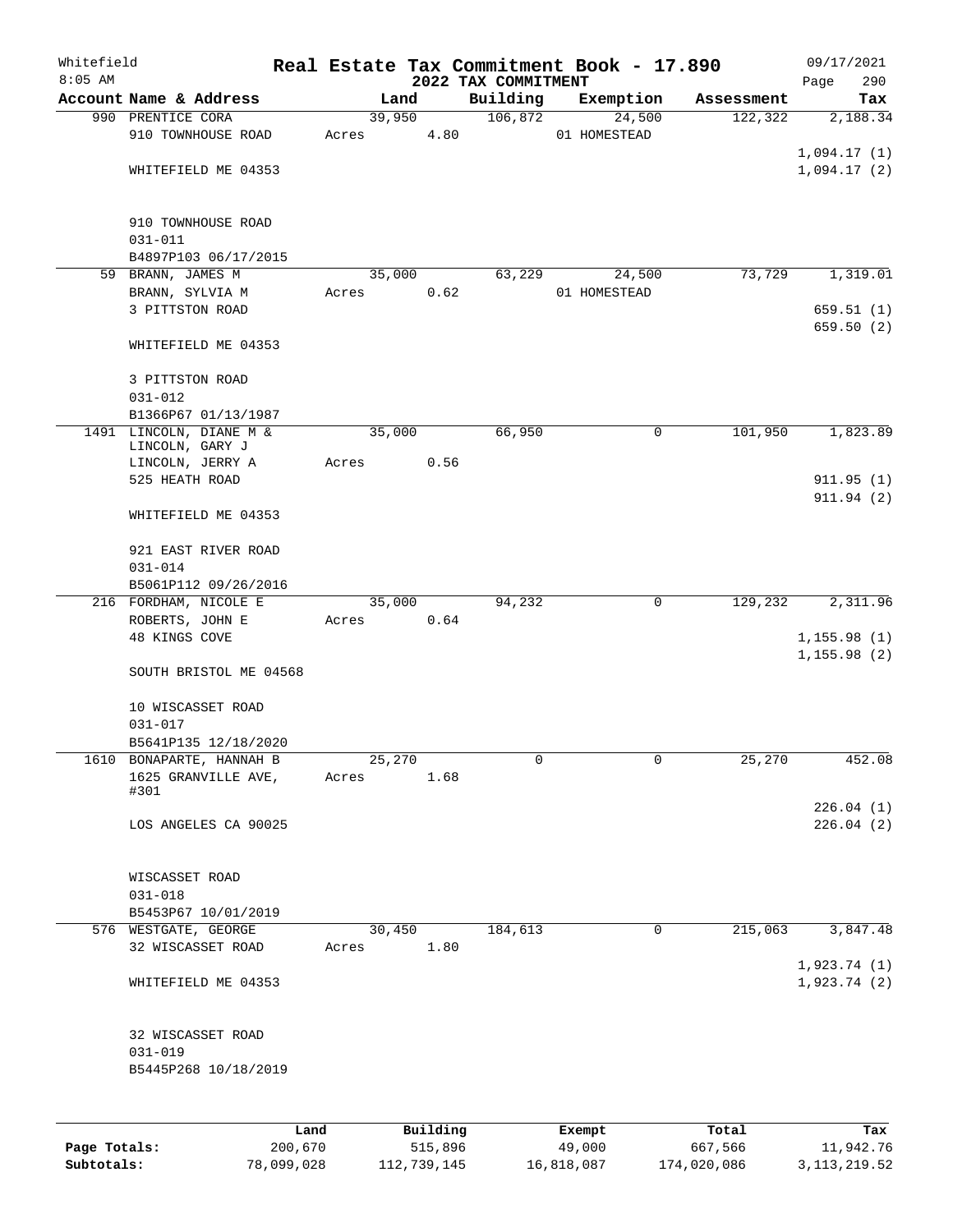Whitefield
8:05 AM

# Real Estate Tax Commitment Book - 17.890

## 2022 TAX COMMITMENT

09/17/2021

| Account Name & Address | Land | Building | Exemption | Assessment | Tax |
|---|---|---|---|---|---|
| 990 PRENTICE CORA | 39,950 | 106,872 | 24,500 | 122,322 | 2,188.34 |
| 910 TOWNHOUSE ROAD | Acres 4.80 | | 01 HOMESTEAD | | |
| | | | | | 1,094.17 (1) |
| WHITEFIELD ME 04353 | | | | | 1,094.17 (2) |
| 910 TOWNHOUSE ROAD | | | | | |
| 031-011 | | | | | |
| B4897P103 06/17/2015 | | | | | |
| 59 BRANN, JAMES M | 35,000 | 63,229 | 24,500 | 73,729 | 1,319.01 |
| BRANN, SYLVIA M | Acres 0.62 | | 01 HOMESTEAD | | |
| 3 PITTSTON ROAD | | | | | 659.51 (1) |
| | | | | | 659.50 (2) |
| WHITEFIELD ME 04353 | | | | | |
| 3 PITTSTON ROAD | | | | | |
| 031-012 | | | | | |
| B1366P67 01/13/1987 | | | | | |
| 1491 LINCOLN, DIANE M & LINCOLN, GARY J | 35,000 | 66,950 | 0 | 101,950 | 1,823.89 |
| LINCOLN, JERRY A | Acres 0.56 | | | | |
| 525 HEATH ROAD | | | | | 911.95 (1) |
| | | | | | 911.94 (2) |
| WHITEFIELD ME 04353 | | | | | |
| 921 EAST RIVER ROAD | | | | | |
| 031-014 | | | | | |
| B5061P112 09/26/2016 | | | | | |
| 216 FORDHAM, NICOLE E | 35,000 | 94,232 | 0 | 129,232 | 2,311.96 |
| ROBERTS, JOHN E | Acres 0.64 | | | | |
| 48 KINGS COVE | | | | | 1,155.98 (1) |
| | | | | | 1,155.98 (2) |
| SOUTH BRISTOL ME 04568 | | | | | |
| 10 WISCASSET ROAD | | | | | |
| 031-017 | | | | | |
| B5641P135 12/18/2020 | | | | | |
| 1610 BONAPARTE, HANNAH B | 25,270 | 0 | 0 | 25,270 | 452.08 |
| 1625 GRANVILLE AVE, #301 | Acres 1.68 | | | | |
| | | | | | 226.04 (1) |
| LOS ANGELES CA 90025 | | | | | 226.04 (2) |
| WISCASSET ROAD | | | | | |
| 031-018 | | | | | |
| B5453P67 10/01/2019 | | | | | |
| 576 WESTGATE, GEORGE | 30,450 | 184,613 | 0 | 215,063 | 3,847.48 |
| 32 WISCASSET ROAD | Acres 1.80 | | | | |
| | | | | | 1,923.74 (1) |
| WHITEFIELD ME 04353 | | | | | 1,923.74 (2) |
| 32 WISCASSET ROAD | | | | | |
| 031-019 | | | | | |
| B5445P268 10/18/2019 | | | | | |

| | Land | Building | Exempt | Total | Tax |
|---|---|---|---|---|---|
| **Page Totals:** | 200,670 | 515,896 | 49,000 | 667,566 | 11,942.76 |
| **Subtotals:** | 78,099,028 | 112,739,145 | 16,818,087 | 174,020,086 | 3,113,219.52 |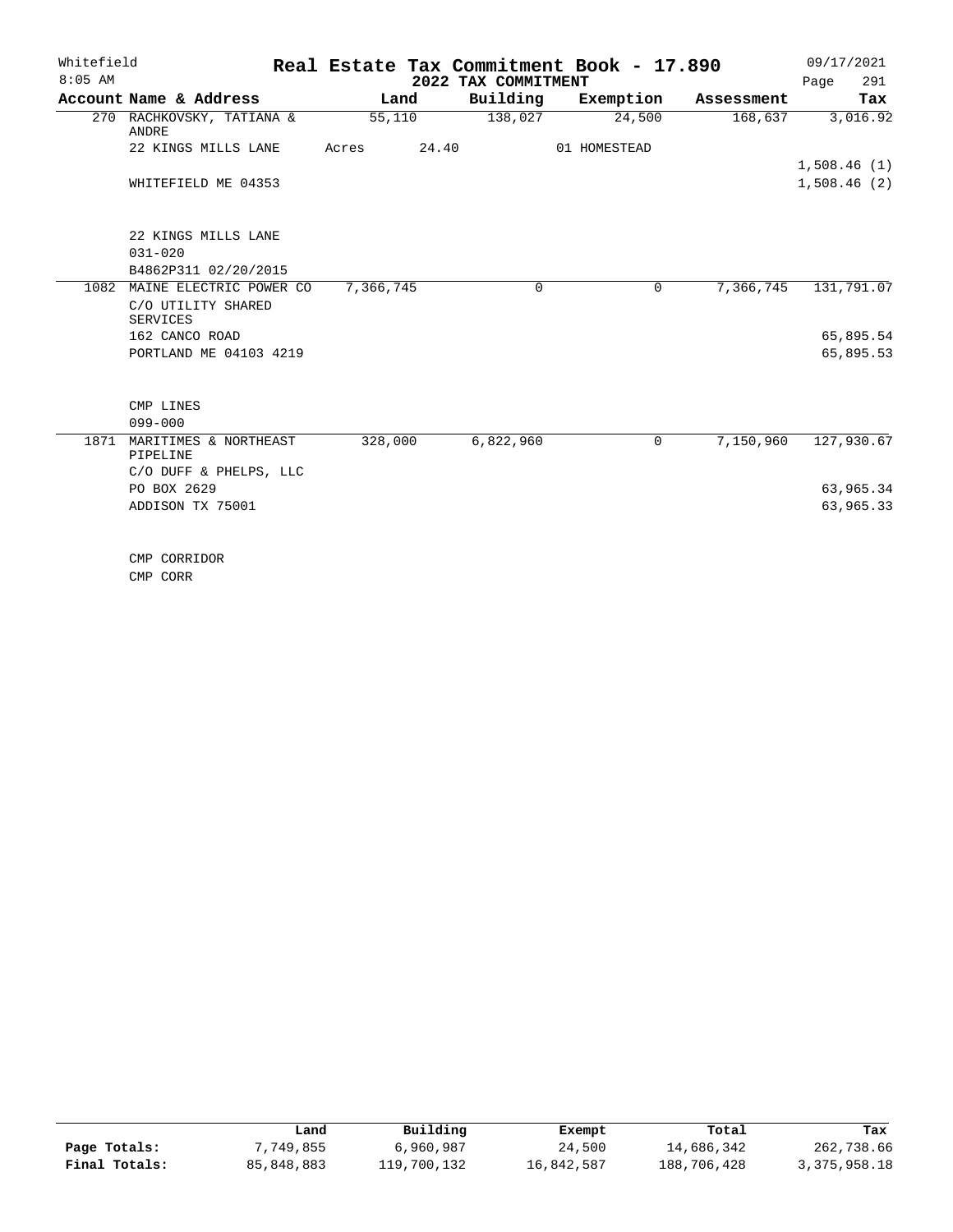Whitefield
8:05 AM

# Real Estate Tax Commitment Book - 17.890
## 2022 TAX COMMITMENT

09/17/2021

| Account Name & Address | Land | Building | Exemption | Assessment | Tax |
|---|---|---|---|---|---|
| 270 RACHKOVSKY, TATIANA & ANDRE | 55,110 | 138,027 | 24,500 | 168,637 | 3,016.92 |
| 22 KINGS MILLS LANE | Acres 24.40 | | 01 HOMESTEAD | | |
| | | | | | 1,508.46 (1) |
| WHITEFIELD ME 04353 | | | | | 1,508.46 (2) |
| 22 KINGS MILLS LANE | | | | | |
| 031-020 | | | | | |
| B4862P311 02/20/2015 | | | | | |
| 1082 MAINE ELECTRIC POWER CO | 7,366,745 | 0 | 0 | 7,366,745 | 131,791.07 |
| C/O UTILITY SHARED SERVICES | | | | | |
| 162 CANCO ROAD | | | | | 65,895.54 |
| PORTLAND ME 04103 4219 | | | | | 65,895.53 |
| CMP LINES | | | | | |
| 099-000 | | | | | |
| 1871 MARITIMES & NORTHEAST PIPELINE | 328,000 | 6,822,960 | 0 | 7,150,960 | 127,930.67 |
| C/O DUFF & PHELPS, LLC | | | | | |
| PO BOX 2629 | | | | | 63,965.34 |
| ADDISON TX 75001 | | | | | 63,965.33 |
| CMP CORRIDOR | | | | | |
| CMP CORR | | | | | |

| | Land | Building | Exempt | Total | Tax |
|---|---|---|---|---|---|
| Page Totals: | 7,749,855 | 6,960,987 | 24,500 | 14,686,342 | 262,738.66 |
| Final Totals: | 85,848,883 | 119,700,132 | 16,842,587 | 188,706,428 | 3,375,958.18 |